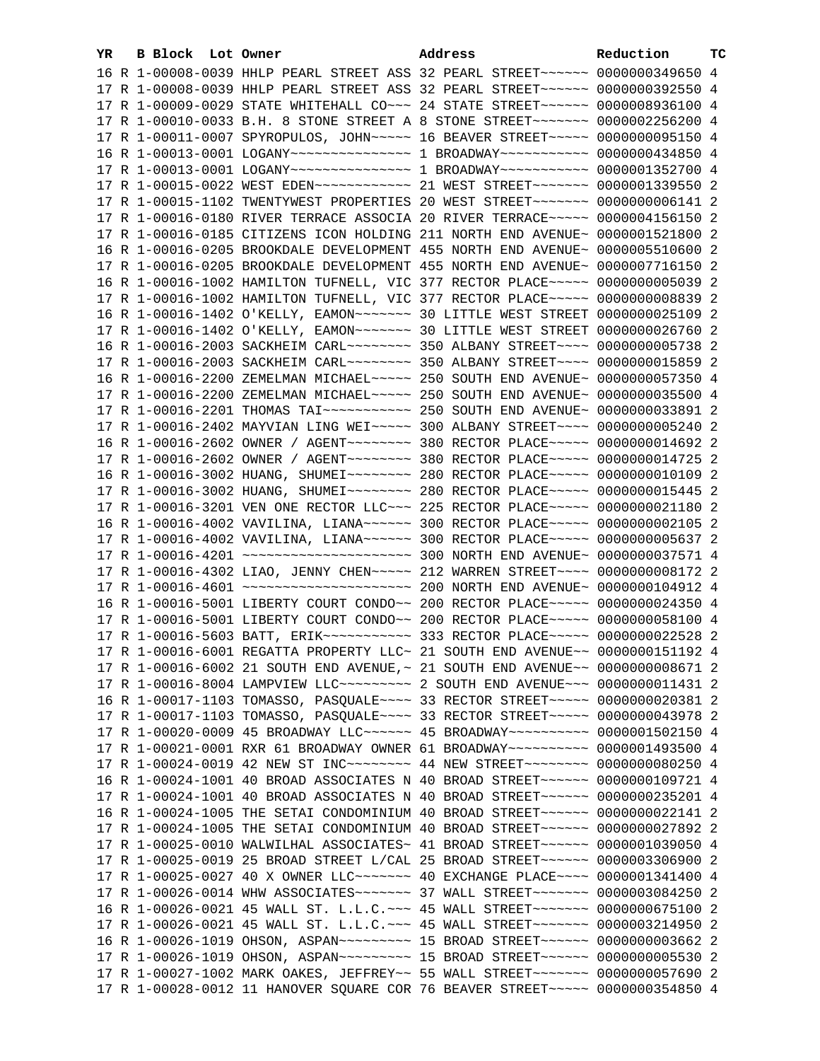| YR | B | Block | Lot | Owner | Address | Reduction | TC |
|---|---|---|---|---|---|---|---|
| 16 | R | 1-00008 | 0039 | HHLP PEARL STREET ASS | 32 PEARL STREET~~~~~~ | 0000000349650 | 4 |
| 17 | R | 1-00008 | 0039 | HHLP PEARL STREET ASS | 32 PEARL STREET~~~~~~ | 0000000392550 | 4 |
| 17 | R | 1-00009 | 0029 | STATE WHITEHALL CO~~~ | 24 STATE STREET~~~~~~ | 0000008936100 | 4 |
| 17 | R | 1-00010 | 0033 | B.H. 8 STONE STREET A | 8 STONE STREET~~~~~~~ | 0000002256200 | 4 |
| 17 | R | 1-00011 | 0007 | SPYROPULOS, JOHN~~~~~ | 16 BEAVER STREET~~~~~ | 0000000095150 | 4 |
| 16 | R | 1-00013 | 0001 | LOGANY~~~~~~~~~~~~~~~ | 1 BROADWAY~~~~~~~~~~~ | 0000000434850 | 4 |
| 17 | R | 1-00013 | 0001 | LOGANY~~~~~~~~~~~~~~~ | 1 BROADWAY~~~~~~~~~~~ | 0000001352700 | 4 |
| 17 | R | 1-00015 | 0022 | WEST EDEN~~~~~~~~~~~~ | 21 WEST STREET~~~~~~~ | 0000001339550 | 2 |
| 17 | R | 1-00015 | 1102 | TWENTYWEST PROPERTIES | 20 WEST STREET~~~~~~~ | 0000000006141 | 2 |
| 17 | R | 1-00016 | 0180 | RIVER TERRACE ASSOCIA | 20 RIVER TERRACE~~~~~ | 0000004156150 | 2 |
| 17 | R | 1-00016 | 0185 | CITIZENS ICON HOLDING | 211 NORTH END AVENUE~ | 0000001521800 | 2 |
| 16 | R | 1-00016 | 0205 | BROOKDALE DEVELOPMENT | 455 NORTH END AVENUE~ | 0000005510600 | 2 |
| 17 | R | 1-00016 | 0205 | BROOKDALE DEVELOPMENT | 455 NORTH END AVENUE~ | 0000007716150 | 2 |
| 16 | R | 1-00016 | 1002 | HAMILTON TUFNELL, VIC | 377 RECTOR PLACE~~~~~ | 0000000005039 | 2 |
| 17 | R | 1-00016 | 1002 | HAMILTON TUFNELL, VIC | 377 RECTOR PLACE~~~~~ | 0000000008839 | 2 |
| 16 | R | 1-00016 | 1402 | O'KELLY, EAMON~~~~~~~ | 30 LITTLE WEST STREET | 0000000025109 | 2 |
| 17 | R | 1-00016 | 1402 | O'KELLY, EAMON~~~~~~~ | 30 LITTLE WEST STREET | 0000000026760 | 2 |
| 16 | R | 1-00016 | 2003 | SACKHEIM CARL~~~~~~~~ | 350 ALBANY STREET~~~~ | 0000000005738 | 2 |
| 17 | R | 1-00016 | 2003 | SACKHEIM CARL~~~~~~~~ | 350 ALBANY STREET~~~~ | 0000000015859 | 2 |
| 16 | R | 1-00016 | 2200 | ZEMELMAN MICHAEL~~~~~ | 250 SOUTH END AVENUE~ | 0000000057350 | 4 |
| 17 | R | 1-00016 | 2200 | ZEMELMAN MICHAEL~~~~~ | 250 SOUTH END AVENUE~ | 0000000035500 | 4 |
| 17 | R | 1-00016 | 2201 | THOMAS TAI~~~~~~~~~~~ | 250 SOUTH END AVENUE~ | 0000000033891 | 2 |
| 17 | R | 1-00016 | 2402 | MAYVIAN LING WEI~~~~~ | 300 ALBANY STREET~~~~ | 0000000005240 | 2 |
| 16 | R | 1-00016 | 2602 | OWNER / AGENT~~~~~~~~ | 380 RECTOR PLACE~~~~~ | 0000000014692 | 2 |
| 17 | R | 1-00016 | 2602 | OWNER / AGENT~~~~~~~~ | 380 RECTOR PLACE~~~~~ | 0000000014725 | 2 |
| 16 | R | 1-00016 | 3002 | HUANG, SHUMEI~~~~~~~~ | 280 RECTOR PLACE~~~~~ | 0000000010109 | 2 |
| 17 | R | 1-00016 | 3002 | HUANG, SHUMEI~~~~~~~~ | 280 RECTOR PLACE~~~~~ | 0000000015445 | 2 |
| 17 | R | 1-00016 | 3201 | VEN ONE RECTOR LLC~~~ | 225 RECTOR PLACE~~~~~ | 0000000021180 | 2 |
| 16 | R | 1-00016 | 4002 | VAVILINA, LIANA~~~~~~ | 300 RECTOR PLACE~~~~~ | 0000000002105 | 2 |
| 17 | R | 1-00016 | 4002 | VAVILINA, LIANA~~~~~~ | 300 RECTOR PLACE~~~~~ | 0000000005637 | 2 |
| 17 | R | 1-00016 | 4201 | ~~~~~~~~~~~~~~~~~~~~~ | 300 NORTH END AVENUE~ | 0000000037571 | 4 |
| 17 | R | 1-00016 | 4302 | LIAO, JENNY CHEN~~~~~ | 212 WARREN STREET~~~~ | 0000000008172 | 2 |
| 17 | R | 1-00016 | 4601 | ~~~~~~~~~~~~~~~~~~~~~ | 200 NORTH END AVENUE~ | 0000000104912 | 4 |
| 16 | R | 1-00016 | 5001 | LIBERTY COURT CONDO~~ | 200 RECTOR PLACE~~~~~ | 0000000024350 | 4 |
| 17 | R | 1-00016 | 5001 | LIBERTY COURT CONDO~~ | 200 RECTOR PLACE~~~~~ | 0000000058100 | 4 |
| 17 | R | 1-00016 | 5603 | BATT, ERIK~~~~~~~~~~~ | 333 RECTOR PLACE~~~~~ | 0000000022528 | 2 |
| 17 | R | 1-00016 | 6001 | REGATTA PROPERTY LLC~ | 21 SOUTH END AVENUE~~ | 0000000151192 | 4 |
| 17 | R | 1-00016 | 6002 | 21 SOUTH END AVENUE,~ | 21 SOUTH END AVENUE~~ | 0000000008671 | 2 |
| 17 | R | 1-00016 | 8004 | LAMPVIEW LLC~~~~~~~~~ | 2 SOUTH END AVENUE~~~ | 0000000011431 | 2 |
| 16 | R | 1-00017 | 1103 | TOMASSO, PASQUALE~~~~ | 33 RECTOR STREET~~~~~ | 0000000020381 | 2 |
| 17 | R | 1-00017 | 1103 | TOMASSO, PASQUALE~~~~ | 33 RECTOR STREET~~~~~ | 0000000043978 | 2 |
| 17 | R | 1-00020 | 0009 | 45 BROADWAY LLC~~~~~~ | 45 BROADWAY~~~~~~~~~~ | 0000001502150 | 4 |
| 17 | R | 1-00021 | 0001 | RXR 61 BROADWAY OWNER | 61 BROADWAY~~~~~~~~~~ | 0000001493500 | 4 |
| 17 | R | 1-00024 | 0019 | 42 NEW ST INC~~~~~~~~ | 44 NEW STREET~~~~~~~~ | 0000000080250 | 4 |
| 16 | R | 1-00024 | 1001 | 40 BROAD ASSOCIATES N | 40 BROAD STREET~~~~~~ | 0000000109721 | 4 |
| 17 | R | 1-00024 | 1001 | 40 BROAD ASSOCIATES N | 40 BROAD STREET~~~~~~ | 0000000235201 | 4 |
| 16 | R | 1-00024 | 1005 | THE SETAI CONDOMINIUM | 40 BROAD STREET~~~~~~ | 0000000022141 | 2 |
| 17 | R | 1-00024 | 1005 | THE SETAI CONDOMINIUM | 40 BROAD STREET~~~~~~ | 0000000027892 | 2 |
| 17 | R | 1-00025 | 0010 | WALWILHAL ASSOCIATES~ | 41 BROAD STREET~~~~~~ | 0000001039050 | 4 |
| 17 | R | 1-00025 | 0019 | 25 BROAD STREET L/CAL | 25 BROAD STREET~~~~~~ | 0000003306900 | 2 |
| 17 | R | 1-00025 | 0027 | 40 X OWNER LLC~~~~~~~ | 40 EXCHANGE PLACE~~~~ | 0000001341400 | 4 |
| 17 | R | 1-00026 | 0014 | WHW ASSOCIATES~~~~~~~ | 37 WALL STREET~~~~~~~ | 0000003084250 | 2 |
| 16 | R | 1-00026 | 0021 | 45 WALL ST. L.L.C.~~~ | 45 WALL STREET~~~~~~~ | 0000000675100 | 2 |
| 17 | R | 1-00026 | 0021 | 45 WALL ST. L.L.C.~~~ | 45 WALL STREET~~~~~~~ | 0000003214950 | 2 |
| 16 | R | 1-00026 | 1019 | OHSON, ASPAN~~~~~~~~~ | 15 BROAD STREET~~~~~~ | 0000000003662 | 2 |
| 17 | R | 1-00026 | 1019 | OHSON, ASPAN~~~~~~~~~ | 15 BROAD STREET~~~~~~ | 0000000005530 | 2 |
| 17 | R | 1-00027 | 1002 | MARK OAKES, JEFFREY~~ | 55 WALL STREET~~~~~~~ | 0000000057690 | 2 |
| 17 | R | 1-00028 | 0012 | 11 HANOVER SQUARE COR | 76 BEAVER STREET~~~~~ | 0000000354850 | 4 |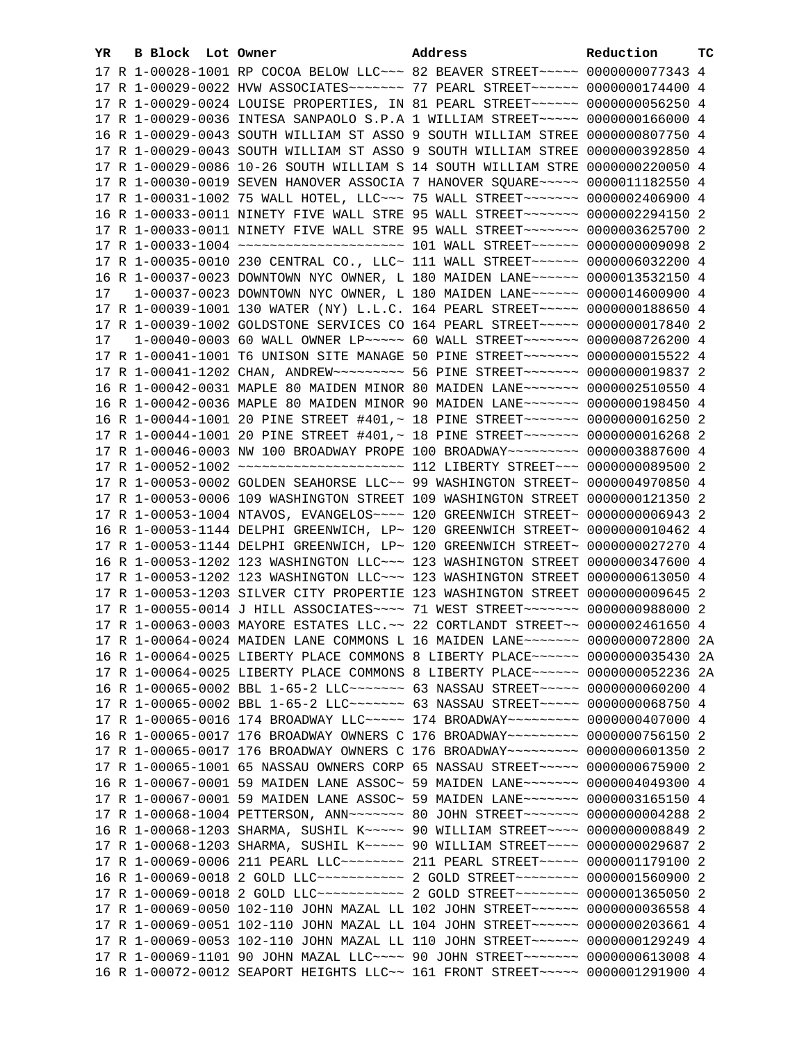| YR | B | Block | Lot | Owner | Address | Reduction | TC |
|---|---|---|---|---|---|---|---|
| 17 | R | 1-00028-1001 | | RP COCOA BELOW LLC~~~ | 82 BEAVER STREET~~~~~ | 0000000077343 | 4 |
| 17 | R | 1-00029-0022 | | HVW ASSOCIATES~~~~~~~ | 77 PEARL STREET~~~~~~ | 0000000174400 | 4 |
| 17 | R | 1-00029-0024 | | LOUISE PROPERTIES, IN | 81 PEARL STREET~~~~~~ | 0000000056250 | 4 |
| 17 | R | 1-00029-0036 | | INTESA SANPAOLO S.P.A | 1 WILLIAM STREET~~~~~ | 0000000166000 | 4 |
| 16 | R | 1-00029-0043 | | SOUTH WILLIAM ST ASSO | 9 SOUTH WILLIAM STREE | 0000000807750 | 4 |
| 17 | R | 1-00029-0043 | | SOUTH WILLIAM ST ASSO | 9 SOUTH WILLIAM STREE | 0000000392850 | 4 |
| 17 | R | 1-00029-0086 | | 10-26 SOUTH WILLIAM S | 14 SOUTH WILLIAM STRE | 0000000220050 | 4 |
| 17 | R | 1-00030-0019 | | SEVEN HANOVER ASSOCIA | 7 HANOVER SQUARE~~~~~ | 0000011182550 | 4 |
| 17 | R | 1-00031-1002 | | 75 WALL HOTEL, LLC~~~ | 75 WALL STREET~~~~~~~ | 0000002406900 | 4 |
| 16 | R | 1-00033-0011 | | NINETY FIVE WALL STRE | 95 WALL STREET~~~~~~~ | 0000002294150 | 2 |
| 17 | R | 1-00033-0011 | | NINETY FIVE WALL STRE | 95 WALL STREET~~~~~~~ | 0000003625700 | 2 |
| 17 | R | 1-00033-1004 | | ~~~~~~~~~~~~~~~~~~~~~ | 101 WALL STREET~~~~~~ | 0000000009098 | 2 |
| 17 | R | 1-00035-0010 | | 230 CENTRAL CO., LLC~ | 111 WALL STREET~~~~~~ | 0000006032200 | 4 |
| 16 | R | 1-00037-0023 | | DOWNTOWN NYC OWNER, L | 180 MAIDEN LANE~~~~~~ | 0000013532150 | 4 |
| 17 | | 1-00037-0023 | | DOWNTOWN NYC OWNER, L | 180 MAIDEN LANE~~~~~~ | 0000014600900 | 4 |
| 17 | R | 1-00039-1001 | | 130 WATER (NY) L.L.C. | 164 PEARL STREET~~~~~ | 0000000188650 | 4 |
| 17 | R | 1-00039-1002 | | GOLDSTONE SERVICES CO | 164 PEARL STREET~~~~~ | 0000000017840 | 2 |
| 17 | | 1-00040-0003 | | 60 WALL OWNER LP~~~~~ | 60 WALL STREET~~~~~~~ | 0000008726200 | 4 |
| 17 | R | 1-00041-1001 | | T6 UNISON SITE MANAGE | 50 PINE STREET~~~~~~~ | 0000000015522 | 4 |
| 17 | R | 1-00041-1202 | | CHAN, ANDREW~~~~~~~~~ | 56 PINE STREET~~~~~~~ | 0000000019837 | 2 |
| 16 | R | 1-00042-0031 | | MAPLE 80 MAIDEN MINOR | 80 MAIDEN LANE~~~~~~~ | 0000002510550 | 4 |
| 16 | R | 1-00042-0036 | | MAPLE 80 MAIDEN MINOR | 90 MAIDEN LANE~~~~~~~ | 0000000198450 | 4 |
| 16 | R | 1-00044-1001 | | 20 PINE STREET #401,~ | 18 PINE STREET~~~~~~~ | 0000000016250 | 2 |
| 17 | R | 1-00044-1001 | | 20 PINE STREET #401,~ | 18 PINE STREET~~~~~~~ | 0000000016268 | 2 |
| 17 | R | 1-00046-0003 | | NW 100 BROADWAY PROPE | 100 BROADWAY~~~~~~~~~ | 0000003887600 | 4 |
| 17 | R | 1-00052-1002 | | ~~~~~~~~~~~~~~~~~~~~~ | 112 LIBERTY STREET~~~ | 0000000089500 | 2 |
| 17 | R | 1-00053-0002 | | GOLDEN SEAHORSE LLC~~ | 99 WASHINGTON STREET~ | 0000004970850 | 4 |
| 17 | R | 1-00053-0006 | | 109 WASHINGTON STREET | 109 WASHINGTON STREET | 0000000121350 | 2 |
| 17 | R | 1-00053-1004 | | NTAVOS, EVANGELOS~~~~ | 120 GREENWICH STREET~ | 0000000006943 | 2 |
| 16 | R | 1-00053-1144 | | DELPHI GREENWICH, LP~ | 120 GREENWICH STREET~ | 0000000010462 | 4 |
| 17 | R | 1-00053-1144 | | DELPHI GREENWICH, LP~ | 120 GREENWICH STREET~ | 0000000027270 | 4 |
| 16 | R | 1-00053-1202 | | 123 WASHINGTON LLC~~~ | 123 WASHINGTON STREET | 0000000347600 | 4 |
| 17 | R | 1-00053-1202 | | 123 WASHINGTON LLC~~~ | 123 WASHINGTON STREET | 0000000613050 | 4 |
| 17 | R | 1-00053-1203 | | SILVER CITY PROPERTIE | 123 WASHINGTON STREET | 0000000009645 | 2 |
| 17 | R | 1-00055-0014 | | J HILL ASSOCIATES~~~~ | 71 WEST STREET~~~~~~~ | 0000000988000 | 2 |
| 17 | R | 1-00063-0003 | | MAYORE ESTATES LLC.~~ | 22 CORTLANDT STREET~~ | 0000002461650 | 4 |
| 17 | R | 1-00064-0024 | | MAIDEN LANE COMMONS L | 16 MAIDEN LANE~~~~~~~ | 0000000072800 | 2A |
| 16 | R | 1-00064-0025 | | LIBERTY PLACE COMMONS | 8 LIBERTY PLACE~~~~~~ | 0000000035430 | 2A |
| 17 | R | 1-00064-0025 | | LIBERTY PLACE COMMONS | 8 LIBERTY PLACE~~~~~~ | 0000000052236 | 2A |
| 16 | R | 1-00065-0002 | | BBL 1-65-2 LLC~~~~~~~ | 63 NASSAU STREET~~~~~ | 0000000060200 | 4 |
| 17 | R | 1-00065-0002 | | BBL 1-65-2 LLC~~~~~~~ | 63 NASSAU STREET~~~~~ | 0000000068750 | 4 |
| 17 | R | 1-00065-0016 | | 174 BROADWAY LLC~~~~~ | 174 BROADWAY~~~~~~~~~ | 0000000407000 | 4 |
| 16 | R | 1-00065-0017 | | 176 BROADWAY OWNERS C | 176 BROADWAY~~~~~~~~~ | 0000000756150 | 2 |
| 17 | R | 1-00065-0017 | | 176 BROADWAY OWNERS C | 176 BROADWAY~~~~~~~~~ | 0000000601350 | 2 |
| 17 | R | 1-00065-1001 | | 65 NASSAU OWNERS CORP | 65 NASSAU STREET~~~~~ | 0000000675900 | 2 |
| 16 | R | 1-00067-0001 | | 59 MAIDEN LANE ASSOC~ | 59 MAIDEN LANE~~~~~~~ | 0000004049300 | 4 |
| 17 | R | 1-00067-0001 | | 59 MAIDEN LANE ASSOC~ | 59 MAIDEN LANE~~~~~~~ | 0000003165150 | 4 |
| 17 | R | 1-00068-1004 | | PETTERSON, ANN~~~~~~~ | 80 JOHN STREET~~~~~~~ | 0000000004288 | 2 |
| 16 | R | 1-00068-1203 | | SHARMA, SUSHIL K~~~~~ | 90 WILLIAM STREET~~~~ | 0000000008849 | 2 |
| 17 | R | 1-00068-1203 | | SHARMA, SUSHIL K~~~~~ | 90 WILLIAM STREET~~~~ | 0000000029687 | 2 |
| 17 | R | 1-00069-0006 | | 211 PEARL LLC~~~~~~~~ | 211 PEARL STREET~~~~~ | 0000001179100 | 2 |
| 16 | R | 1-00069-0018 | | 2 GOLD LLC~~~~~~~~~~~ | 2 GOLD STREET~~~~~~~~ | 0000001560900 | 2 |
| 17 | R | 1-00069-0018 | | 2 GOLD LLC~~~~~~~~~~~ | 2 GOLD STREET~~~~~~~~ | 0000001365050 | 2 |
| 17 | R | 1-00069-0050 | | 102-110 JOHN MAZAL LL | 102 JOHN STREET~~~~~~ | 0000000036558 | 4 |
| 17 | R | 1-00069-0051 | | 102-110 JOHN MAZAL LL | 104 JOHN STREET~~~~~~ | 0000000203661 | 4 |
| 17 | R | 1-00069-0053 | | 102-110 JOHN MAZAL LL | 110 JOHN STREET~~~~~~ | 0000000129249 | 4 |
| 17 | R | 1-00069-1101 | | 90 JOHN MAZAL LLC~~~~ | 90 JOHN STREET~~~~~~~ | 0000000613008 | 4 |
| 16 | R | 1-00072-0012 | | SEAPORT HEIGHTS LLC~~ | 161 FRONT STREET~~~~~ | 0000001291900 | 4 |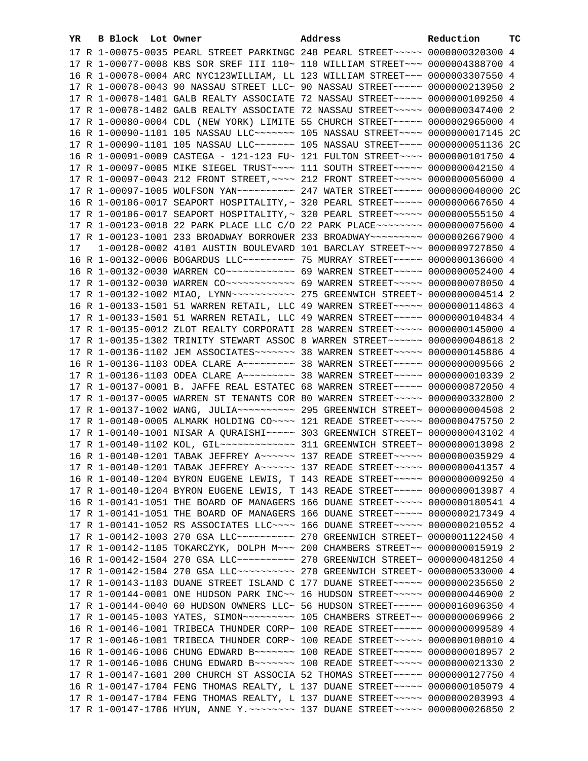| YR | B | Block | Lot | Owner | Address | Reduction | TC |
|---|---|---|---|---|---|---|---|
| 17 | R | 1-00075-0035 | | PEARL STREET PARKINGC | 248 PEARL STREET~~~~~ | 0000000320300 | 4 |
| 17 | R | 1-00077-0008 | | KBS SOR SREF III 110~ | 110 WILLIAM STREET~~~ | 0000004388700 | 4 |
| 16 | R | 1-00078-0004 | | ARC NYC123WILLIAM, LL | 123 WILLIAM STREET~~~ | 0000003307550 | 4 |
| 17 | R | 1-00078-0043 | | 90 NASSAU STREET LLC~ | 90 NASSAU STREET~~~~~ | 0000000213950 | 2 |
| 17 | R | 1-00078-1401 | | GALB REALTY ASSOCIATE | 72 NASSAU STREET~~~~~ | 0000000109250 | 4 |
| 17 | R | 1-00078-1402 | | GALB REALTY ASSOCIATE | 72 NASSAU STREET~~~~~ | 0000000347400 | 2 |
| 17 | R | 1-00080-0004 | | CDL (NEW YORK) LIMITE | 55 CHURCH STREET~~~~~ | 0000002965000 | 4 |
| 16 | R | 1-00090-1101 | | 105 NASSAU LLC~~~~~~~ | 105 NASSAU STREET~~~~ | 0000000017145 | 2C |
| 17 | R | 1-00090-1101 | | 105 NASSAU LLC~~~~~~~ | 105 NASSAU STREET~~~~ | 0000000051136 | 2C |
| 16 | R | 1-00091-0009 | | CASTEGA - 121-123 FU~ | 121 FULTON STREET~~~~ | 0000000101750 | 4 |
| 17 | R | 1-00097-0005 | | MIKE SIEGEL TRUST~~~~ | 111 SOUTH STREET~~~~~ | 0000000042150 | 4 |
| 17 | R | 1-00097-0043 | | 212 FRONT STREET,~~~~ | 212 FRONT STREET~~~~~ | 0000000056000 | 4 |
| 17 | R | 1-00097-1005 | | WOLFSON YAN~~~~~~~~~~ | 247 WATER STREET~~~~~ | 0000000040000 | 2C |
| 16 | R | 1-00106-0017 | | SEAPORT HOSPITALITY,~ | 320 PEARL STREET~~~~~ | 0000000667650 | 4 |
| 17 | R | 1-00106-0017 | | SEAPORT HOSPITALITY,~ | 320 PEARL STREET~~~~~ | 0000000555150 | 4 |
| 17 | R | 1-00123-0018 | | 22 PARK PLACE LLC C/O | 22 PARK PLACE~~~~~~~~ | 0000000075600 | 4 |
| 17 | R | 1-00123-1001 | | 233 BROADWAY BORROWER | 233 BROADWAY~~~~~~~~~ | 0000002667900 | 4 |
| 17 | | 1-00128-0002 | | 4101 AUSTIN BOULEVARD | 101 BARCLAY STREET~~~ | 0000009727850 | 4 |
| 16 | R | 1-00132-0006 | | BOGARDUS LLC~~~~~~~~~ | 75 MURRAY STREET~~~~~ | 0000000136600 | 4 |
| 16 | R | 1-00132-0030 | | WARREN CO~~~~~~~~~~~~ | 69 WARREN STREET~~~~~ | 0000000052400 | 4 |
| 17 | R | 1-00132-0030 | | WARREN CO~~~~~~~~~~~~ | 69 WARREN STREET~~~~~ | 0000000078050 | 4 |
| 17 | R | 1-00132-1002 | | MIAO, LYNN~~~~~~~~~~~ | 275 GREENWICH STREET~ | 0000000004514 | 2 |
| 16 | R | 1-00133-1501 | | 51 WARREN RETAIL, LLC | 49 WARREN STREET~~~~~ | 0000000114863 | 4 |
| 17 | R | 1-00133-1501 | | 51 WARREN RETAIL, LLC | 49 WARREN STREET~~~~~ | 0000000104834 | 4 |
| 17 | R | 1-00135-0012 | | ZLOT REALTY CORPORATI | 28 WARREN STREET~~~~~ | 0000000145000 | 4 |
| 17 | R | 1-00135-1302 | | TRINITY STEWART ASSOC | 8 WARREN STREET~~~~~~ | 0000000048618 | 2 |
| 17 | R | 1-00136-1102 | | JEM ASSOCIATES~~~~~~~ | 38 WARREN STREET~~~~~ | 0000000145886 | 4 |
| 16 | R | 1-00136-1103 | | ODEA CLARE A~~~~~~~~~ | 38 WARREN STREET~~~~~ | 0000000009566 | 2 |
| 17 | R | 1-00136-1103 | | ODEA CLARE A~~~~~~~~~ | 38 WARREN STREET~~~~~ | 0000000010339 | 2 |
| 17 | R | 1-00137-0001 | | B. JAFFE REAL ESTATEC | 68 WARREN STREET~~~~~ | 0000000872050 | 4 |
| 17 | R | 1-00137-0005 | | WARREN ST TENANTS COR | 80 WARREN STREET~~~~~ | 0000000332800 | 2 |
| 17 | R | 1-00137-1002 | | WANG, JULIA~~~~~~~~~~ | 295 GREENWICH STREET~ | 0000000004508 | 2 |
| 17 | R | 1-00140-0005 | | ALMARK HOLDING CO~~~~ | 121 READE STREET~~~~~ | 0000000475750 | 2 |
| 17 | R | 1-00140-1001 | | NISAR A QURAISHI~~~~~ | 303 GREENWICH STREET~ | 0000000043102 | 4 |
| 17 | R | 1-00140-1102 | | KOL, GIL~~~~~~~~~~~~~ | 311 GREENWICH STREET~ | 0000000013098 | 2 |
| 16 | R | 1-00140-1201 | | TABAK JEFFREY A~~~~~~ | 137 READE STREET~~~~~ | 0000000035929 | 4 |
| 17 | R | 1-00140-1201 | | TABAK JEFFREY A~~~~~~ | 137 READE STREET~~~~~ | 0000000041357 | 4 |
| 16 | R | 1-00140-1204 | | BYRON EUGENE LEWIS, T | 143 READE STREET~~~~~ | 0000000009250 | 4 |
| 17 | R | 1-00140-1204 | | BYRON EUGENE LEWIS, T | 143 READE STREET~~~~~ | 0000000013987 | 4 |
| 16 | R | 1-00141-1051 | | THE BOARD OF MANAGERS | 166 DUANE STREET~~~~~ | 0000000180541 | 4 |
| 17 | R | 1-00141-1051 | | THE BOARD OF MANAGERS | 166 DUANE STREET~~~~~ | 0000000217349 | 4 |
| 17 | R | 1-00141-1052 | | RS ASSOCIATES LLC~~~~ | 166 DUANE STREET~~~~~ | 0000000210552 | 4 |
| 17 | R | 1-00142-1003 | | 270 GSA LLC~~~~~~~~~~ | 270 GREENWICH STREET~ | 0000001122450 | 4 |
| 17 | R | 1-00142-1105 | | TOKARCZYK, DOLPH M~~~ | 200 CHAMBERS STREET~~ | 0000000015919 | 2 |
| 16 | R | 1-00142-1504 | | 270 GSA LLC~~~~~~~~~~ | 270 GREENWICH STREET~ | 0000000481250 | 4 |
| 17 | R | 1-00142-1504 | | 270 GSA LLC~~~~~~~~~~ | 270 GREENWICH STREET~ | 0000000533000 | 4 |
| 17 | R | 1-00143-1103 | | DUANE STREET ISLAND C | 177 DUANE STREET~~~~~ | 0000000235650 | 2 |
| 17 | R | 1-00144-0001 | | ONE HUDSON PARK INC~~ | 16 HUDSON STREET~~~~~ | 0000000446900 | 2 |
| 17 | R | 1-00144-0040 | | 60 HUDSON OWNERS LLC~ | 56 HUDSON STREET~~~~~ | 0000016096350 | 4 |
| 17 | R | 1-00145-1003 | | YATES, SIMON~~~~~~~~~ | 105 CHAMBERS STREET~~ | 0000000069966 | 2 |
| 16 | R | 1-00146-1001 | | TRIBECA THUNDER CORP~ | 100 READE STREET~~~~~ | 0000000099589 | 4 |
| 17 | R | 1-00146-1001 | | TRIBECA THUNDER CORP~ | 100 READE STREET~~~~~ | 0000000108010 | 4 |
| 16 | R | 1-00146-1006 | | CHUNG EDWARD B~~~~~~~ | 100 READE STREET~~~~~ | 0000000018957 | 2 |
| 17 | R | 1-00146-1006 | | CHUNG EDWARD B~~~~~~~ | 100 READE STREET~~~~~ | 0000000021330 | 2 |
| 17 | R | 1-00147-1601 | | 200 CHURCH ST ASSOCIA | 52 THOMAS STREET~~~~~ | 0000000127750 | 4 |
| 16 | R | 1-00147-1704 | | FENG THOMAS REALTY, L | 137 DUANE STREET~~~~~ | 0000000105079 | 4 |
| 17 | R | 1-00147-1704 | | FENG THOMAS REALTY, L | 137 DUANE STREET~~~~~ | 0000000203993 | 4 |
| 17 | R | 1-00147-1706 | | HYUN, ANNE Y.~~~~~~~~ | 137 DUANE STREET~~~~~ | 0000000026850 | 2 |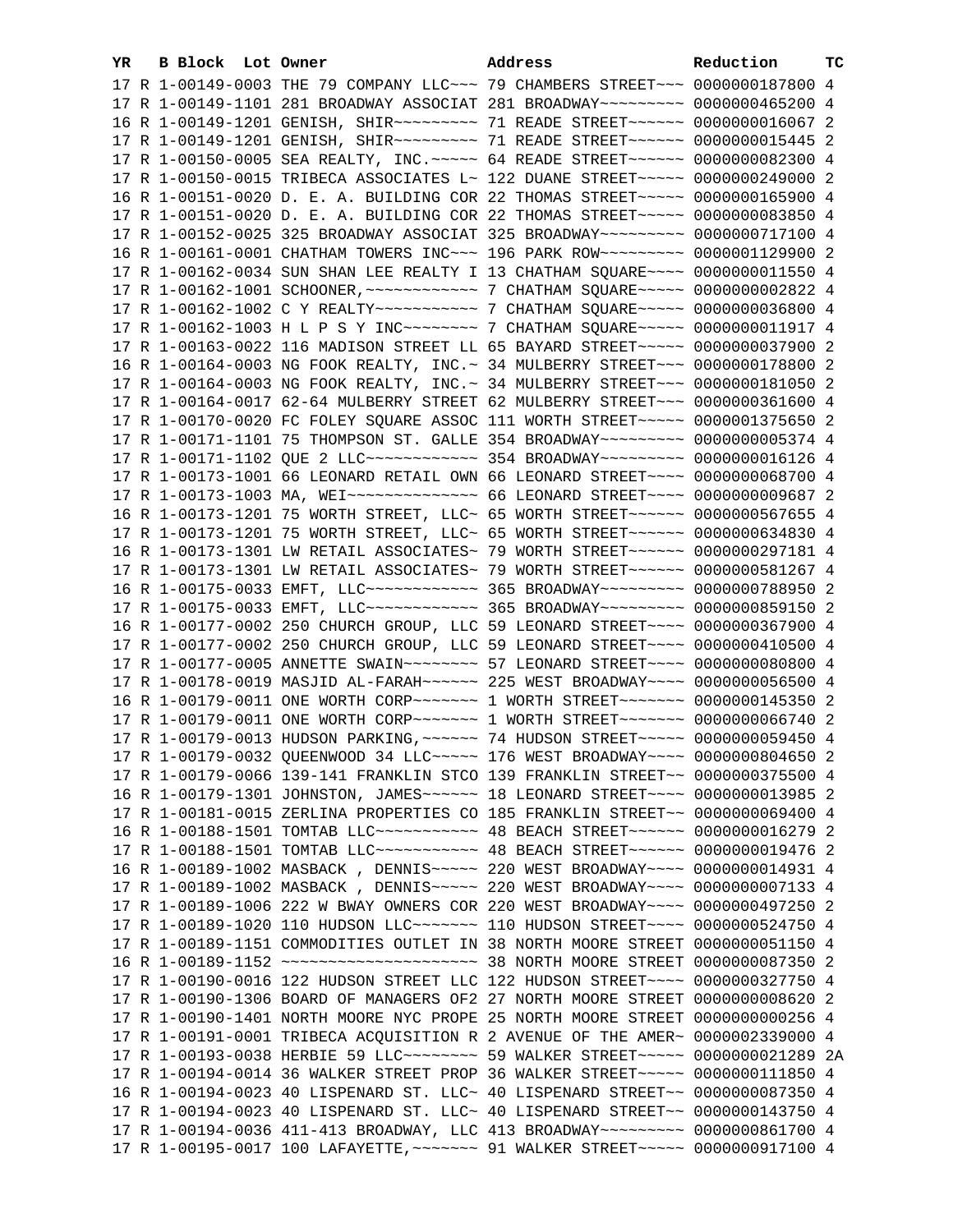| YR | B | Block | Lot | Owner | Address | Reduction | TC |
|---|---|---|---|---|---|---|---|
| 17 | R | 1-00149-0003 | | THE 79 COMPANY LLC~~~ | 79 CHAMBERS STREET~~~ | 0000000187800 | 4 |
| 17 | R | 1-00149-1101 | | 281 BROADWAY ASSOCIAT | 281 BROADWAY~~~~~~~~~ | 0000000465200 | 4 |
| 16 | R | 1-00149-1201 | | GENISH, SHIR~~~~~~~~~ | 71 READE STREET~~~~~~ | 0000000016067 | 2 |
| 17 | R | 1-00149-1201 | | GENISH, SHIR~~~~~~~~~ | 71 READE STREET~~~~~~ | 0000000015445 | 2 |
| 17 | R | 1-00150-0005 | | SEA REALTY, INC.~~~~~ | 64 READE STREET~~~~~~ | 0000000082300 | 4 |
| 17 | R | 1-00150-0015 | | TRIBECA ASSOCIATES L~ | 122 DUANE STREET~~~~~ | 0000000249000 | 2 |
| 16 | R | 1-00151-0020 | | D. E. A. BUILDING COR | 22 THOMAS STREET~~~~~ | 0000000165900 | 4 |
| 17 | R | 1-00151-0020 | | D. E. A. BUILDING COR | 22 THOMAS STREET~~~~~ | 0000000083850 | 4 |
| 17 | R | 1-00152-0025 | | 325 BROADWAY ASSOCIAT | 325 BROADWAY~~~~~~~~~ | 0000000717100 | 4 |
| 16 | R | 1-00161-0001 | | CHATHAM TOWERS INC~~~ | 196 PARK ROW~~~~~~~~~ | 0000001129900 | 2 |
| 17 | R | 1-00162-0034 | | SUN SHAN LEE REALTY I | 13 CHATHAM SQUARE~~~~ | 0000000011550 | 4 |
| 17 | R | 1-00162-1001 | | SCHOONER,~~~~~~~~~~~~ | 7 CHATHAM SQUARE~~~~~ | 0000000002822 | 4 |
| 17 | R | 1-00162-1002 | | C Y REALTY~~~~~~~~~~~ | 7 CHATHAM SQUARE~~~~~ | 0000000036800 | 4 |
| 17 | R | 1-00162-1003 | | H L P S Y INC~~~~~~~~ | 7 CHATHAM SQUARE~~~~~ | 0000000011917 | 4 |
| 17 | R | 1-00163-0022 | | 116 MADISON STREET LL | 65 BAYARD STREET~~~~~ | 0000000037900 | 2 |
| 16 | R | 1-00164-0003 | | NG FOOK REALTY, INC.~ | 34 MULBERRY STREET~~~ | 0000000178800 | 2 |
| 17 | R | 1-00164-0003 | | NG FOOK REALTY, INC.~ | 34 MULBERRY STREET~~~ | 0000000181050 | 2 |
| 17 | R | 1-00164-0017 | | 62-64 MULBERRY STREET | 62 MULBERRY STREET~~~ | 0000000361600 | 4 |
| 17 | R | 1-00170-0020 | | FC FOLEY SQUARE ASSOC | 111 WORTH STREET~~~~~ | 0000001375650 | 2 |
| 17 | R | 1-00171-1101 | | 75 THOMPSON ST. GALLE | 354 BROADWAY~~~~~~~~~ | 0000000005374 | 4 |
| 17 | R | 1-00171-1102 | | QUE 2 LLC~~~~~~~~~~~~ | 354 BROADWAY~~~~~~~~~ | 0000000016126 | 4 |
| 17 | R | 1-00173-1001 | | 66 LEONARD RETAIL OWN | 66 LEONARD STREET~~~~ | 0000000068700 | 4 |
| 17 | R | 1-00173-1003 | | MA, WEI~~~~~~~~~~~~~~ | 66 LEONARD STREET~~~~ | 0000000009687 | 2 |
| 16 | R | 1-00173-1201 | | 75 WORTH STREET, LLC~ | 65 WORTH STREET~~~~~~ | 0000000567655 | 4 |
| 17 | R | 1-00173-1201 | | 75 WORTH STREET, LLC~ | 65 WORTH STREET~~~~~~ | 0000000634830 | 4 |
| 16 | R | 1-00173-1301 | | LW RETAIL ASSOCIATES~ | 79 WORTH STREET~~~~~~ | 0000000297181 | 4 |
| 17 | R | 1-00173-1301 | | LW RETAIL ASSOCIATES~ | 79 WORTH STREET~~~~~~ | 0000000581267 | 4 |
| 16 | R | 1-00175-0033 | | EMFT, LLC~~~~~~~~~~~~ | 365 BROADWAY~~~~~~~~~ | 0000000788950 | 2 |
| 17 | R | 1-00175-0033 | | EMFT, LLC~~~~~~~~~~~~ | 365 BROADWAY~~~~~~~~~ | 0000000859150 | 2 |
| 16 | R | 1-00177-0002 | | 250 CHURCH GROUP, LLC | 59 LEONARD STREET~~~~ | 0000000367900 | 4 |
| 17 | R | 1-00177-0002 | | 250 CHURCH GROUP, LLC | 59 LEONARD STREET~~~~ | 0000000410500 | 4 |
| 17 | R | 1-00177-0005 | | ANNETTE SWAIN~~~~~~~~ | 57 LEONARD STREET~~~~ | 0000000080800 | 4 |
| 17 | R | 1-00178-0019 | | MASJID AL-FARAH~~~~~~ | 225 WEST BROADWAY~~~~ | 0000000056500 | 4 |
| 16 | R | 1-00179-0011 | | ONE WORTH CORP~~~~~~~ | 1 WORTH STREET~~~~~~~ | 0000000145350 | 2 |
| 17 | R | 1-00179-0011 | | ONE WORTH CORP~~~~~~~ | 1 WORTH STREET~~~~~~~ | 0000000066740 | 2 |
| 17 | R | 1-00179-0013 | | HUDSON PARKING,~~~~~~ | 74 HUDSON STREET~~~~~ | 0000000059450 | 4 |
| 17 | R | 1-00179-0032 | | QUEENWOOD 34 LLC~~~~~ | 176 WEST BROADWAY~~~~ | 0000000804650 | 2 |
| 17 | R | 1-00179-0066 | | 139-141 FRANKLIN STCO | 139 FRANKLIN STREET~~ | 0000000375500 | 4 |
| 16 | R | 1-00179-1301 | | JOHNSTON, JAMES~~~~~~ | 18 LEONARD STREET~~~~ | 0000000013985 | 2 |
| 17 | R | 1-00181-0015 | | ZERLINA PROPERTIES CO | 185 FRANKLIN STREET~~ | 0000000069400 | 4 |
| 16 | R | 1-00188-1501 | | TOMTAB LLC~~~~~~~~~~~ | 48 BEACH STREET~~~~~~ | 0000000016279 | 2 |
| 17 | R | 1-00188-1501 | | TOMTAB LLC~~~~~~~~~~~ | 48 BEACH STREET~~~~~~ | 0000000019476 | 2 |
| 16 | R | 1-00189-1002 | | MASBACK , DENNIS~~~~~ | 220 WEST BROADWAY~~~~ | 0000000014931 | 4 |
| 17 | R | 1-00189-1002 | | MASBACK , DENNIS~~~~~ | 220 WEST BROADWAY~~~~ | 0000000007133 | 4 |
| 17 | R | 1-00189-1006 | | 222 W BWAY OWNERS COR | 220 WEST BROADWAY~~~~ | 0000000497250 | 2 |
| 17 | R | 1-00189-1020 | | 110 HUDSON LLC~~~~~~~ | 110 HUDSON STREET~~~~ | 0000000524750 | 4 |
| 17 | R | 1-00189-1151 | | COMMODITIES OUTLET IN | 38 NORTH MOORE STREET | 0000000051150 | 4 |
| 16 | R | 1-00189-1152 | | ~~~~~~~~~~~~~~~~~~~~~ | 38 NORTH MOORE STREET | 0000000087350 | 2 |
| 17 | R | 1-00190-0016 | | 122 HUDSON STREET LLC | 122 HUDSON STREET~~~~ | 0000000327750 | 4 |
| 17 | R | 1-00190-1306 | | BOARD OF MANAGERS OF2 | 27 NORTH MOORE STREET | 0000000008620 | 2 |
| 17 | R | 1-00190-1401 | | NORTH MOORE NYC PROPE | 25 NORTH MOORE STREET | 0000000000256 | 4 |
| 17 | R | 1-00191-0001 | | TRIBECA ACQUISITION R | 2 AVENUE OF THE AMER~ | 0000002339000 | 4 |
| 17 | R | 1-00193-0038 | | HERBIE 59 LLC~~~~~~~~ | 59 WALKER STREET~~~~~ | 0000000021289 | 2A |
| 17 | R | 1-00194-0014 | | 36 WALKER STREET PROP | 36 WALKER STREET~~~~~ | 0000000111850 | 4 |
| 16 | R | 1-00194-0023 | | 40 LISPENARD ST. LLC~ | 40 LISPENARD STREET~~ | 0000000087350 | 4 |
| 17 | R | 1-00194-0023 | | 40 LISPENARD ST. LLC~ | 40 LISPENARD STREET~~ | 0000000143750 | 4 |
| 17 | R | 1-00194-0036 | | 411-413 BROADWAY, LLC | 413 BROADWAY~~~~~~~~~ | 0000000861700 | 4 |
| 17 | R | 1-00195-0017 | | 100 LAFAYETTE,~~~~~~~ | 91 WALKER STREET~~~~~ | 0000000917100 | 4 |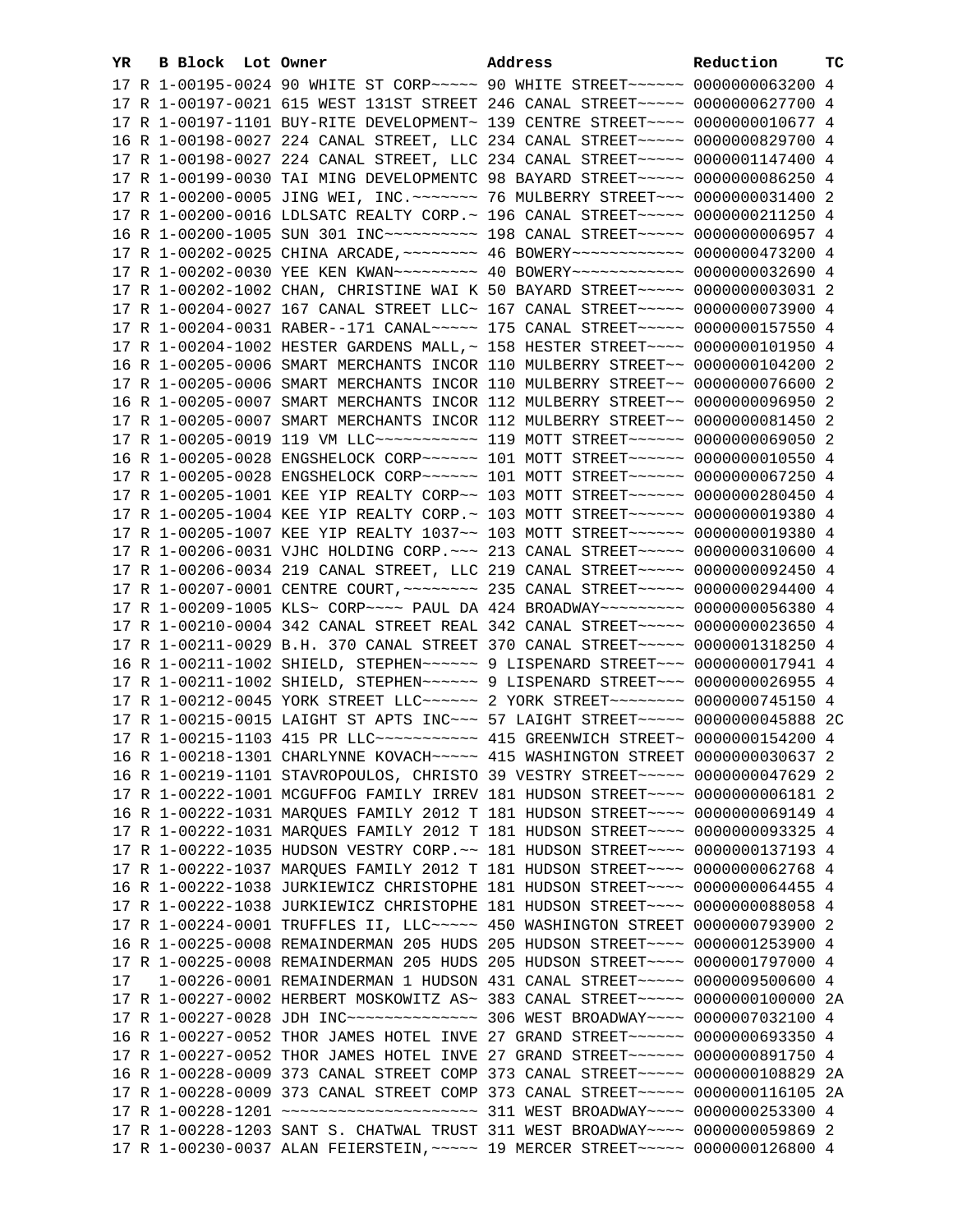| YR | B | Block | Lot | Owner | Address | Reduction | TC |
|---|---|---|---|---|---|---|---|
| 17 | R | 1-00195-0024 | | 90 WHITE ST CORP~~~~~ | 90 WHITE STREET~~~~~~ | 0000000063200 | 4 |
| 17 | R | 1-00197-0021 | | 615 WEST 131ST STREET | 246 CANAL STREET~~~~~ | 0000000627700 | 4 |
| 17 | R | 1-00197-1101 | | BUY-RITE DEVELOPMENT~ | 139 CENTRE STREET~~~~ | 0000000010677 | 4 |
| 16 | R | 1-00198-0027 | | 224 CANAL STREET, LLC | 234 CANAL STREET~~~~~ | 0000000829700 | 4 |
| 17 | R | 1-00198-0027 | | 224 CANAL STREET, LLC | 234 CANAL STREET~~~~~ | 0000001147400 | 4 |
| 17 | R | 1-00199-0030 | | TAI MING DEVELOPMENTC | 98 BAYARD STREET~~~~~ | 0000000086250 | 4 |
| 17 | R | 1-00200-0005 | | JING WEI, INC.~~~~~~~ | 76 MULBERRY STREET~~~ | 0000000031400 | 2 |
| 17 | R | 1-00200-0016 | | LDLSATC REALTY CORP.~ | 196 CANAL STREET~~~~~ | 0000000211250 | 4 |
| 16 | R | 1-00200-1005 | | SUN 301 INC~~~~~~~~~~ | 198 CANAL STREET~~~~~ | 0000000006957 | 4 |
| 17 | R | 1-00202-0025 | | CHINA ARCADE,~~~~~~~~ | 46 BOWERY~~~~~~~~~~~~ | 0000000473200 | 4 |
| 17 | R | 1-00202-0030 | | YEE KEN KWAN~~~~~~~~~ | 40 BOWERY~~~~~~~~~~~~ | 0000000032690 | 4 |
| 17 | R | 1-00202-1002 | | CHAN, CHRISTINE WAI K | 50 BAYARD STREET~~~~~ | 0000000003031 | 2 |
| 17 | R | 1-00204-0027 | | 167 CANAL STREET LLC~ | 167 CANAL STREET~~~~~ | 0000000073900 | 4 |
| 17 | R | 1-00204-0031 | | RABER--171 CANAL~~~~~ | 175 CANAL STREET~~~~~ | 0000000157550 | 4 |
| 17 | R | 1-00204-1002 | | HESTER GARDENS MALL,~ | 158 HESTER STREET~~~~ | 0000000101950 | 4 |
| 16 | R | 1-00205-0006 | | SMART MERCHANTS INCOR | 110 MULBERRY STREET~~ | 0000000104200 | 2 |
| 17 | R | 1-00205-0006 | | SMART MERCHANTS INCOR | 110 MULBERRY STREET~~ | 0000000076600 | 2 |
| 16 | R | 1-00205-0007 | | SMART MERCHANTS INCOR | 112 MULBERRY STREET~~ | 0000000096950 | 2 |
| 17 | R | 1-00205-0007 | | SMART MERCHANTS INCOR | 112 MULBERRY STREET~~ | 0000000081450 | 2 |
| 17 | R | 1-00205-0019 | | 119 VM LLC~~~~~~~~~~~ | 119 MOTT STREET~~~~~~ | 0000000069050 | 2 |
| 16 | R | 1-00205-0028 | | ENGSHELOCK CORP~~~~~~ | 101 MOTT STREET~~~~~~ | 0000000010550 | 4 |
| 17 | R | 1-00205-0028 | | ENGSHELOCK CORP~~~~~~ | 101 MOTT STREET~~~~~~ | 0000000067250 | 4 |
| 17 | R | 1-00205-1001 | | KEE YIP REALTY CORP~~ | 103 MOTT STREET~~~~~~ | 0000000280450 | 4 |
| 17 | R | 1-00205-1004 | | KEE YIP REALTY CORP.~ | 103 MOTT STREET~~~~~~ | 0000000019380 | 4 |
| 17 | R | 1-00205-1007 | | KEE YIP REALTY 1037~~ | 103 MOTT STREET~~~~~~ | 0000000019380 | 4 |
| 17 | R | 1-00206-0031 | | VJHC HOLDING CORP.~~~ | 213 CANAL STREET~~~~~ | 0000000310600 | 4 |
| 17 | R | 1-00206-0034 | | 219 CANAL STREET, LLC | 219 CANAL STREET~~~~~ | 0000000092450 | 4 |
| 17 | R | 1-00207-0001 | | CENTRE COURT,~~~~~~~~ | 235 CANAL STREET~~~~~ | 0000000294400 | 4 |
| 17 | R | 1-00209-1005 | | KLS~ CORP~~~~ PAUL DA | 424 BROADWAY~~~~~~~~~ | 0000000056380 | 4 |
| 17 | R | 1-00210-0004 | | 342 CANAL STREET REAL | 342 CANAL STREET~~~~~ | 0000000023650 | 4 |
| 17 | R | 1-00211-0029 | | B.H. 370 CANAL STREET | 370 CANAL STREET~~~~~ | 0000001318250 | 4 |
| 16 | R | 1-00211-1002 | | SHIELD, STEPHEN~~~~~~ | 9 LISPENARD STREET~~~ | 0000000017941 | 4 |
| 17 | R | 1-00211-1002 | | SHIELD, STEPHEN~~~~~~ | 9 LISPENARD STREET~~~ | 0000000026955 | 4 |
| 17 | R | 1-00212-0045 | | YORK STREET LLC~~~~~~ | 2 YORK STREET~~~~~~~~ | 0000000745150 | 4 |
| 17 | R | 1-00215-0015 | | LAIGHT ST APTS INC~~~ | 57 LAIGHT STREET~~~~~ | 0000000045888 | 2C |
| 17 | R | 1-00215-1103 | | 415 PR LLC~~~~~~~~~~~ | 415 GREENWICH STREET~ | 0000000154200 | 4 |
| 16 | R | 1-00218-1301 | | CHARLYNNE KOVACH~~~~~ | 415 WASHINGTON STREET | 0000000030637 | 2 |
| 16 | R | 1-00219-1101 | | STAVROPOULOS, CHRISTO | 39 VESTRY STREET~~~~~ | 0000000047629 | 2 |
| 17 | R | 1-00222-1001 | | MCGUFFOG FAMILY IRREV | 181 HUDSON STREET~~~~ | 0000000006181 | 2 |
| 16 | R | 1-00222-1031 | | MARQUES FAMILY 2012 T | 181 HUDSON STREET~~~~ | 0000000069149 | 4 |
| 17 | R | 1-00222-1031 | | MARQUES FAMILY 2012 T | 181 HUDSON STREET~~~~ | 0000000093325 | 4 |
| 17 | R | 1-00222-1035 | | HUDSON VESTRY CORP.~~ | 181 HUDSON STREET~~~~ | 0000000137193 | 4 |
| 17 | R | 1-00222-1037 | | MARQUES FAMILY 2012 T | 181 HUDSON STREET~~~~ | 0000000062768 | 4 |
| 16 | R | 1-00222-1038 | | JURKIEWICZ CHRISTOPHE | 181 HUDSON STREET~~~~ | 0000000064455 | 4 |
| 17 | R | 1-00222-1038 | | JURKIEWICZ CHRISTOPHE | 181 HUDSON STREET~~~~ | 0000000088058 | 4 |
| 17 | R | 1-00224-0001 | | TRUFFLES II, LLC~~~~~ | 450 WASHINGTON STREET | 0000000793900 | 2 |
| 16 | R | 1-00225-0008 | | REMAINDERMAN 205 HUDS | 205 HUDSON STREET~~~~ | 0000001253900 | 4 |
| 17 | R | 1-00225-0008 | | REMAINDERMAN 205 HUDS | 205 HUDSON STREET~~~~ | 0000001797000 | 4 |
| 17 | | 1-00226-0001 | | REMAINDERMAN 1 HUDSON | 431 CANAL STREET~~~~~ | 0000009500600 | 4 |
| 17 | R | 1-00227-0002 | | HERBERT MOSKOWITZ AS~ | 383 CANAL STREET~~~~~ | 0000000100000 | 2A |
| 17 | R | 1-00227-0028 | | JDH INC~~~~~~~~~~~~~~ | 306 WEST BROADWAY~~~~ | 0000007032100 | 4 |
| 16 | R | 1-00227-0052 | | THOR JAMES HOTEL INVE | 27 GRAND STREET~~~~~~ | 0000000693350 | 4 |
| 17 | R | 1-00227-0052 | | THOR JAMES HOTEL INVE | 27 GRAND STREET~~~~~~ | 0000000891750 | 4 |
| 16 | R | 1-00228-0009 | | 373 CANAL STREET COMP | 373 CANAL STREET~~~~~ | 0000000108829 | 2A |
| 17 | R | 1-00228-0009 | | 373 CANAL STREET COMP | 373 CANAL STREET~~~~~ | 0000000116105 | 2A |
| 17 | R | 1-00228-1201 | | ~~~~~~~~~~~~~~~~~~~~~ | 311 WEST BROADWAY~~~~ | 0000000253300 | 4 |
| 17 | R | 1-00228-1203 | | SANT S. CHATWAL TRUST | 311 WEST BROADWAY~~~~ | 0000000059869 | 2 |
| 17 | R | 1-00230-0037 | | ALAN FEIERSTEIN,~~~~~ | 19 MERCER STREET~~~~~ | 0000000126800 | 4 |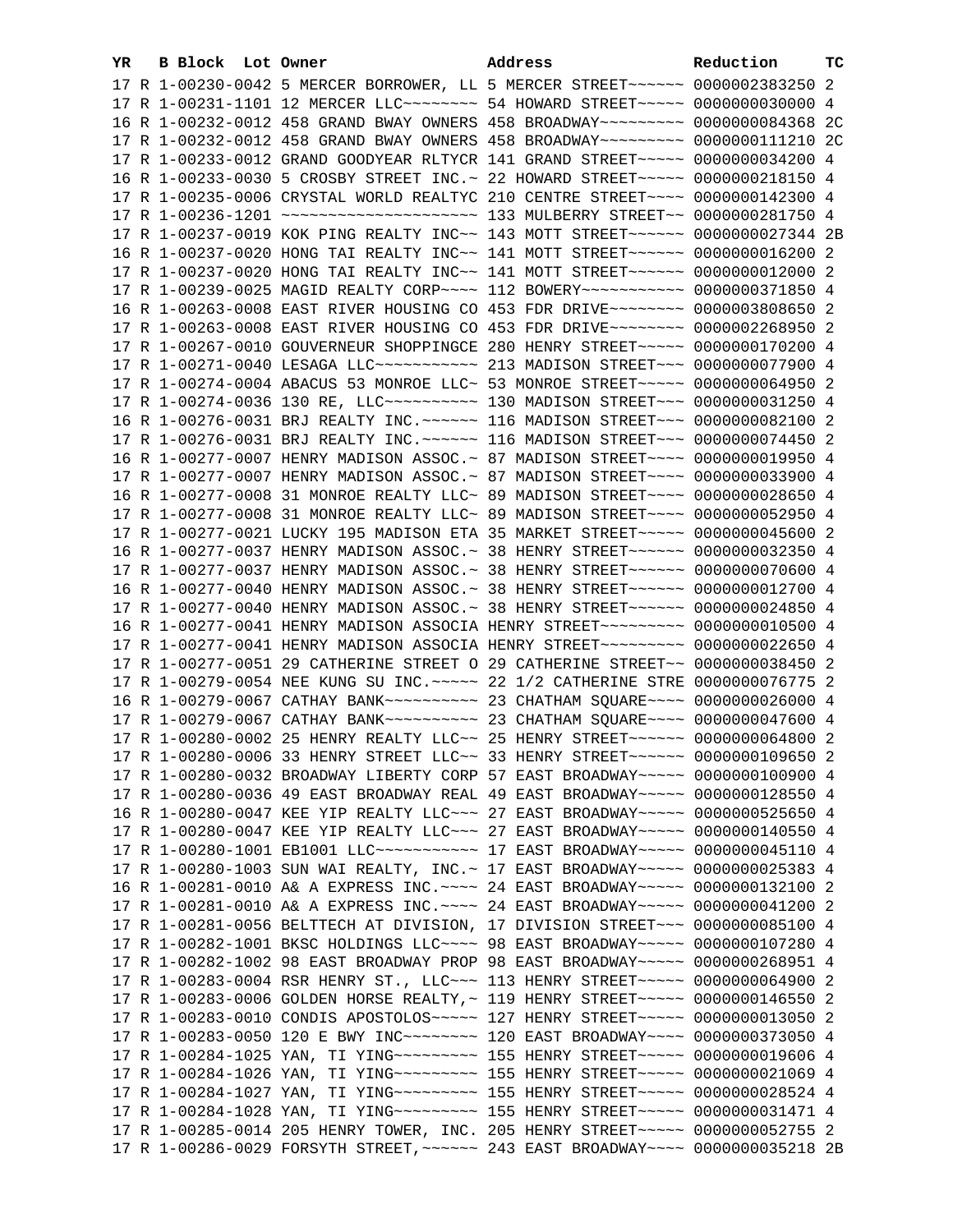| YR | B | Block | Lot | Owner | Address | Reduction | TC |
|---|---|---|---|---|---|---|---|
| 17 | R | 1-00230-0042 | | 5 MERCER BORROWER, LL | 5 MERCER STREET~~~~~~ | 0000002383250 | 2 |
| 17 | R | 1-00231-1101 | | 12 MERCER LLC~~~~~~~~ | 54 HOWARD STREET~~~~~ | 0000000030000 | 4 |
| 16 | R | 1-00232-0012 | | 458 GRAND BWAY OWNERS | 458 BROADWAY~~~~~~~~~ | 0000000084368 | 2C |
| 17 | R | 1-00232-0012 | | 458 GRAND BWAY OWNERS | 458 BROADWAY~~~~~~~~~ | 0000000111210 | 2C |
| 17 | R | 1-00233-0012 | | GRAND GOODYEAR RLTYCR | 141 GRAND STREET~~~~~ | 0000000034200 | 4 |
| 16 | R | 1-00233-0030 | | 5 CROSBY STREET INC.~ | 22 HOWARD STREET~~~~~ | 0000000218150 | 4 |
| 17 | R | 1-00235-0006 | | CRYSTAL WORLD REALTYC | 210 CENTRE STREET~~~~ | 0000000142300 | 4 |
| 17 | R | 1-00236-1201 | | ~~~~~~~~~~~~~~~~~~~~~ | 133 MULBERRY STREET~~ | 0000000281750 | 4 |
| 17 | R | 1-00237-0019 | | KOK PING REALTY INC~~ | 143 MOTT STREET~~~~~~ | 0000000027344 | 2B |
| 16 | R | 1-00237-0020 | | HONG TAI REALTY INC~~ | 141 MOTT STREET~~~~~~ | 0000000016200 | 2 |
| 17 | R | 1-00237-0020 | | HONG TAI REALTY INC~~ | 141 MOTT STREET~~~~~~ | 0000000012000 | 2 |
| 17 | R | 1-00239-0025 | | MAGID REALTY CORP~~~~ | 112 BOWERY~~~~~~~~~~~ | 0000000371850 | 4 |
| 16 | R | 1-00263-0008 | | EAST RIVER HOUSING CO | 453 FDR DRIVE~~~~~~~~ | 0000003808650 | 2 |
| 17 | R | 1-00263-0008 | | EAST RIVER HOUSING CO | 453 FDR DRIVE~~~~~~~~ | 0000002268950 | 2 |
| 17 | R | 1-00267-0010 | | GOUVERNEUR SHOPPINGCE | 280 HENRY STREET~~~~~ | 0000000170200 | 4 |
| 17 | R | 1-00271-0040 | | LESAGA LLC~~~~~~~~~~~ | 213 MADISON STREET~~~ | 0000000077900 | 4 |
| 17 | R | 1-00274-0004 | | ABACUS 53 MONROE LLC~ | 53 MONROE STREET~~~~~ | 0000000064950 | 2 |
| 17 | R | 1-00274-0036 | | 130 RE, LLC~~~~~~~~~~ | 130 MADISON STREET~~~ | 0000000031250 | 4 |
| 16 | R | 1-00276-0031 | | BRJ REALTY INC.~~~~~~ | 116 MADISON STREET~~~ | 0000000082100 | 2 |
| 17 | R | 1-00276-0031 | | BRJ REALTY INC.~~~~~~ | 116 MADISON STREET~~~ | 0000000074450 | 2 |
| 16 | R | 1-00277-0007 | | HENRY MADISON ASSOC.~ | 87 MADISON STREET~~~~ | 0000000019950 | 4 |
| 17 | R | 1-00277-0007 | | HENRY MADISON ASSOC.~ | 87 MADISON STREET~~~~ | 0000000033900 | 4 |
| 16 | R | 1-00277-0008 | | 31 MONROE REALTY LLC~ | 89 MADISON STREET~~~~ | 0000000028650 | 4 |
| 17 | R | 1-00277-0008 | | 31 MONROE REALTY LLC~ | 89 MADISON STREET~~~~ | 0000000052950 | 4 |
| 17 | R | 1-00277-0021 | | LUCKY 195 MADISON ETA | 35 MARKET STREET~~~~~ | 0000000045600 | 2 |
| 16 | R | 1-00277-0037 | | HENRY MADISON ASSOC.~ | 38 HENRY STREET~~~~~~ | 0000000032350 | 4 |
| 17 | R | 1-00277-0037 | | HENRY MADISON ASSOC.~ | 38 HENRY STREET~~~~~~ | 0000000070600 | 4 |
| 16 | R | 1-00277-0040 | | HENRY MADISON ASSOC.~ | 38 HENRY STREET~~~~~~ | 0000000012700 | 4 |
| 17 | R | 1-00277-0040 | | HENRY MADISON ASSOC.~ | 38 HENRY STREET~~~~~~ | 0000000024850 | 4 |
| 16 | R | 1-00277-0041 | | HENRY MADISON ASSOCIA | HENRY STREET~~~~~~~~~ | 0000000010500 | 4 |
| 17 | R | 1-00277-0041 | | HENRY MADISON ASSOCIA | HENRY STREET~~~~~~~~~ | 0000000022650 | 4 |
| 17 | R | 1-00277-0051 | | 29 CATHERINE STREET O | 29 CATHERINE STREET~~ | 0000000038450 | 2 |
| 17 | R | 1-00279-0054 | | NEE KUNG SU INC.~~~~~ | 22 1/2 CATHERINE STRE | 0000000076775 | 2 |
| 16 | R | 1-00279-0067 | | CATHAY BANK~~~~~~~~~~ | 23 CHATHAM SQUARE~~~~ | 0000000026000 | 4 |
| 17 | R | 1-00279-0067 | | CATHAY BANK~~~~~~~~~~ | 23 CHATHAM SQUARE~~~~ | 0000000047600 | 4 |
| 17 | R | 1-00280-0002 | | 25 HENRY REALTY LLC~~ | 25 HENRY STREET~~~~~~ | 0000000064800 | 2 |
| 17 | R | 1-00280-0006 | | 33 HENRY STREET LLC~~ | 33 HENRY STREET~~~~~~ | 0000000109650 | 2 |
| 17 | R | 1-00280-0032 | | BROADWAY LIBERTY CORP | 57 EAST BROADWAY~~~~~ | 0000000100900 | 4 |
| 17 | R | 1-00280-0036 | | 49 EAST BROADWAY REAL | 49 EAST BROADWAY~~~~~ | 0000000128550 | 4 |
| 16 | R | 1-00280-0047 | | KEE YIP REALTY LLC~~~ | 27 EAST BROADWAY~~~~~ | 0000000525650 | 4 |
| 17 | R | 1-00280-0047 | | KEE YIP REALTY LLC~~~ | 27 EAST BROADWAY~~~~~ | 0000000140550 | 4 |
| 17 | R | 1-00280-1001 | | EB1001 LLC~~~~~~~~~~~ | 17 EAST BROADWAY~~~~~ | 0000000045110 | 4 |
| 17 | R | 1-00280-1003 | | SUN WAI REALTY, INC.~ | 17 EAST BROADWAY~~~~~ | 0000000025383 | 4 |
| 16 | R | 1-00281-0010 | | A& A EXPRESS INC.~~~~ | 24 EAST BROADWAY~~~~~ | 0000000132100 | 2 |
| 17 | R | 1-00281-0010 | | A& A EXPRESS INC.~~~~ | 24 EAST BROADWAY~~~~~ | 0000000041200 | 2 |
| 17 | R | 1-00281-0056 | | BELTTECH AT DIVISION, | 17 DIVISION STREET~~~ | 0000000085100 | 4 |
| 17 | R | 1-00282-1001 | | BKSC HOLDINGS LLC~~~~ | 98 EAST BROADWAY~~~~~ | 0000000107280 | 4 |
| 17 | R | 1-00282-1002 | | 98 EAST BROADWAY PROP | 98 EAST BROADWAY~~~~~ | 0000000268951 | 4 |
| 17 | R | 1-00283-0004 | | RSR HENRY ST., LLC~~~ | 113 HENRY STREET~~~~~ | 0000000064900 | 2 |
| 17 | R | 1-00283-0006 | | GOLDEN HORSE REALTY,~ | 119 HENRY STREET~~~~~ | 0000000146550 | 2 |
| 17 | R | 1-00283-0010 | | CONDIS APOSTOLOS~~~~~ | 127 HENRY STREET~~~~~ | 0000000013050 | 2 |
| 17 | R | 1-00283-0050 | | 120 E BWY INC~~~~~~~~ | 120 EAST BROADWAY~~~~ | 0000000373050 | 4 |
| 17 | R | 1-00284-1025 | | YAN, TI YING~~~~~~~~~ | 155 HENRY STREET~~~~~ | 0000000019606 | 4 |
| 17 | R | 1-00284-1026 | | YAN, TI YING~~~~~~~~~ | 155 HENRY STREET~~~~~ | 0000000021069 | 4 |
| 17 | R | 1-00284-1027 | | YAN, TI YING~~~~~~~~~ | 155 HENRY STREET~~~~~ | 0000000028524 | 4 |
| 17 | R | 1-00284-1028 | | YAN, TI YING~~~~~~~~~ | 155 HENRY STREET~~~~~ | 0000000031471 | 4 |
| 17 | R | 1-00285-0014 | | 205 HENRY TOWER, INC. | 205 HENRY STREET~~~~~ | 0000000052755 | 2 |
| 17 | R | 1-00286-0029 | | FORSYTH STREET,~~~~~~ | 243 EAST BROADWAY~~~~ | 0000000035218 | 2B |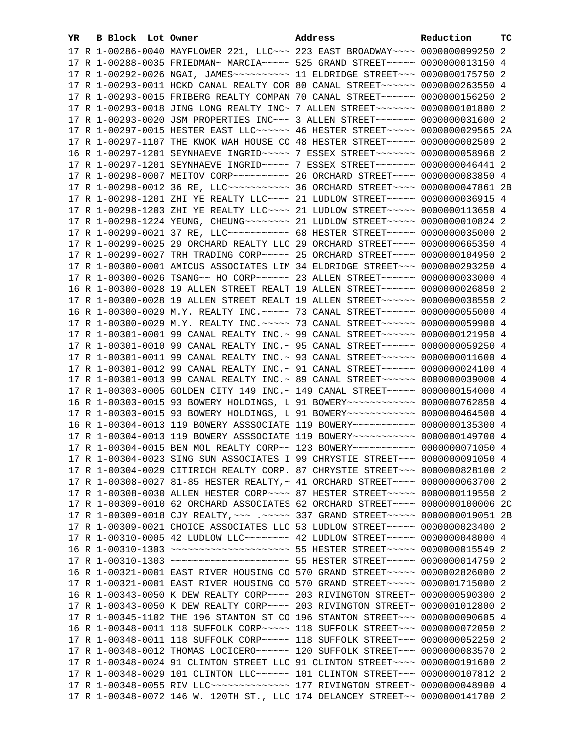| YR | B | Block | Lot | Owner | Address | Reduction | TC |
|---|---|---|---|---|---|---|---|
| 17 | R | 1-00286-0040 | | MAYFLOWER 221, LLC~~~ | 223 EAST BROADWAY~~~~ | 0000000099250 | 2 |
| 17 | R | 1-00288-0035 | | FRIEDMAN~ MARCIA~~~~~ | 525 GRAND STREET~~~~~ | 0000000013150 | 4 |
| 17 | R | 1-00292-0026 | | NGAI, JAMES~~~~~~~~~~ | 11 ELDRIDGE STREET~~~ | 0000000175750 | 2 |
| 17 | R | 1-00293-0011 | | HCKD CANAL REALTY COR | 80 CANAL STREET~~~~~~ | 0000000263550 | 4 |
| 17 | R | 1-00293-0015 | | FRIBERG REALTY COMPAN | 70 CANAL STREET~~~~~~ | 0000000156250 | 2 |
| 17 | R | 1-00293-0018 | | JING LONG REALTY INC~ | 7 ALLEN STREET~~~~~~~ | 0000000101800 | 2 |
| 17 | R | 1-00293-0020 | | JSM PROPERTIES INC~~~ | 3 ALLEN STREET~~~~~~~ | 0000000031600 | 2 |
| 17 | R | 1-00297-0015 | | HESTER EAST LLC~~~~~~ | 46 HESTER STREET~~~~~ | 0000000029565 | 2A |
| 17 | R | 1-00297-1107 | | THE KWOK WAH HOUSE CO | 48 HESTER STREET~~~~~ | 0000000002509 | 2 |
| 16 | R | 1-00297-1201 | | SEYNHAEVE INGRID~~~~~ | 7 ESSEX STREET~~~~~~~ | 0000000058968 | 2 |
| 17 | R | 1-00297-1201 | | SEYNHAEVE INGRID~~~~~ | 7 ESSEX STREET~~~~~~~ | 0000000046441 | 2 |
| 17 | R | 1-00298-0007 | | MEITOV CORP~~~~~~~~~~ | 26 ORCHARD STREET~~~~ | 0000000083850 | 4 |
| 17 | R | 1-00298-0012 | | 36 RE, LLC~~~~~~~~~~~ | 36 ORCHARD STREET~~~~ | 0000000047861 | 2B |
| 17 | R | 1-00298-1201 | | ZHI YE REALTY LLC~~~~ | 21 LUDLOW STREET~~~~~ | 0000000036915 | 4 |
| 17 | R | 1-00298-1203 | | ZHI YE REALTY LLC~~~~ | 21 LUDLOW STREET~~~~~ | 0000000113650 | 4 |
| 17 | R | 1-00298-1224 | | YEUNG, CHEUNG~~~~~~~~ | 21 LUDLOW STREET~~~~~ | 0000000010824 | 2 |
| 17 | R | 1-00299-0021 | | 37 RE, LLC~~~~~~~~~~~ | 68 HESTER STREET~~~~~ | 0000000035000 | 2 |
| 17 | R | 1-00299-0025 | | 29 ORCHARD REALTY LLC | 29 ORCHARD STREET~~~~ | 0000000665350 | 4 |
| 17 | R | 1-00299-0027 | | TRH TRADING CORP~~~~~ | 25 ORCHARD STREET~~~~ | 0000000104950 | 2 |
| 17 | R | 1-00300-0001 | | AMICUS ASSOCIATES LIM | 34 ELDRIDGE STREET~~~ | 0000000293250 | 4 |
| 17 | R | 1-00300-0026 | | TSANG~~ HO CORP~~~~~~ | 23 ALLEN STREET~~~~~~ | 0000000033000 | 4 |
| 16 | R | 1-00300-0028 | | 19 ALLEN STREET REALT | 19 ALLEN STREET~~~~~~ | 0000000026850 | 2 |
| 17 | R | 1-00300-0028 | | 19 ALLEN STREET REALT | 19 ALLEN STREET~~~~~~ | 0000000038550 | 2 |
| 16 | R | 1-00300-0029 | | M.Y. REALTY INC.~~~~~ | 73 CANAL STREET~~~~~~ | 0000000055000 | 4 |
| 17 | R | 1-00300-0029 | | M.Y. REALTY INC.~~~~~ | 73 CANAL STREET~~~~~~ | 0000000059900 | 4 |
| 17 | R | 1-00301-0001 | | 99 CANAL REALTY INC.~ | 99 CANAL STREET~~~~~~ | 0000000121950 | 4 |
| 17 | R | 1-00301-0010 | | 99 CANAL REALTY INC.~ | 95 CANAL STREET~~~~~~ | 0000000059250 | 4 |
| 17 | R | 1-00301-0011 | | 99 CANAL REALTY INC.~ | 93 CANAL STREET~~~~~~ | 0000000011600 | 4 |
| 17 | R | 1-00301-0012 | | 99 CANAL REALTY INC.~ | 91 CANAL STREET~~~~~~ | 0000000024100 | 4 |
| 17 | R | 1-00301-0013 | | 99 CANAL REALTY INC.~ | 89 CANAL STREET~~~~~~ | 0000000039000 | 4 |
| 17 | R | 1-00303-0005 | | GOLDEN CITY 149 INC.~ | 149 CANAL STREET~~~~~ | 0000000154000 | 4 |
| 16 | R | 1-00303-0015 | | 93 BOWERY HOLDINGS, L | 91 BOWERY~~~~~~~~~~~~ | 0000000762850 | 4 |
| 17 | R | 1-00303-0015 | | 93 BOWERY HOLDINGS, L | 91 BOWERY~~~~~~~~~~~~ | 0000000464500 | 4 |
| 16 | R | 1-00304-0013 | | 119 BOWERY ASSSOCIATE | 119 BOWERY~~~~~~~~~~~ | 0000000135300 | 4 |
| 17 | R | 1-00304-0013 | | 119 BOWERY ASSSOCIATE | 119 BOWERY~~~~~~~~~~~ | 0000000149700 | 4 |
| 17 | R | 1-00304-0015 | | BEN MOL REALTY CORP~~ | 123 BOWERY~~~~~~~~~~~ | 0000000071050 | 4 |
| 17 | R | 1-00304-0023 | | SING SUN ASSOCIATES I | 99 CHRYSTIE STREET~~~ | 0000000091050 | 4 |
| 17 | R | 1-00304-0029 | | CITIRICH REALTY CORP. | 87 CHRYSTIE STREET~~~ | 0000000828100 | 2 |
| 17 | R | 1-00308-0027 | | 81-85 HESTER REALTY,~ | 41 ORCHARD STREET~~~~ | 0000000063700 | 2 |
| 17 | R | 1-00308-0030 | | ALLEN HESTER CORP~~~~ | 87 HESTER STREET~~~~~ | 0000000119550 | 2 |
| 17 | R | 1-00309-0010 | | 62 ORCHARD ASSOCIATES | 62 ORCHARD STREET~~~~ | 0000000100006 | 2C |
| 17 | R | 1-00309-0018 | | CJY REALTY,~~~ .~~~~~ | 337 GRAND STREET~~~~~ | 0000000019051 | 2B |
| 17 | R | 1-00309-0021 | | CHOICE ASSOCIATES LLC | 53 LUDLOW STREET~~~~~ | 0000000023400 | 2 |
| 17 | R | 1-00310-0005 | | 42 LUDLOW LLC~~~~~~~~ | 42 LUDLOW STREET~~~~~ | 0000000048000 | 4 |
| 16 | R | 1-00310-1303 | | ~~~~~~~~~~~~~~~~~~~~~ | 55 HESTER STREET~~~~~ | 0000000015549 | 2 |
| 17 | R | 1-00310-1303 | | ~~~~~~~~~~~~~~~~~~~~~ | 55 HESTER STREET~~~~~ | 0000000014759 | 2 |
| 16 | R | 1-00321-0001 | | EAST RIVER HOUSING CO | 570 GRAND STREET~~~~~ | 0000002826000 | 2 |
| 17 | R | 1-00321-0001 | | EAST RIVER HOUSING CO | 570 GRAND STREET~~~~~ | 0000001715000 | 2 |
| 16 | R | 1-00343-0050 | | K DEW REALTY CORP~~~~ | 203 RIVINGTON STREET~ | 0000000590300 | 2 |
| 17 | R | 1-00343-0050 | | K DEW REALTY CORP~~~~ | 203 RIVINGTON STREET~ | 0000001012800 | 2 |
| 17 | R | 1-00345-1102 | | THE 196 STANTON ST CO | 196 STANTON STREET~~~ | 0000000090605 | 4 |
| 16 | R | 1-00348-0011 | | 118 SUFFOLK CORP~~~~~ | 118 SUFFOLK STREET~~~ | 0000000072050 | 2 |
| 17 | R | 1-00348-0011 | | 118 SUFFOLK CORP~~~~~ | 118 SUFFOLK STREET~~~ | 0000000052250 | 2 |
| 17 | R | 1-00348-0012 | | THOMAS LOCICERO~~~~~~ | 120 SUFFOLK STREET~~~ | 0000000083570 | 2 |
| 17 | R | 1-00348-0024 | | 91 CLINTON STREET LLC | 91 CLINTON STREET~~~~ | 0000000191600 | 2 |
| 17 | R | 1-00348-0029 | | 101 CLINTON LLC~~~~~~ | 101 CLINTON STREET~~~ | 0000000107812 | 2 |
| 17 | R | 1-00348-0055 | | RIV LLC~~~~~~~~~~~~~~ | 177 RIVINGTON STREET~ | 0000000048900 | 4 |
| 17 | R | 1-00348-0072 | | 146 W. 120TH ST., LLC | 174 DELANCEY STREET~~ | 0000000141700 | 2 |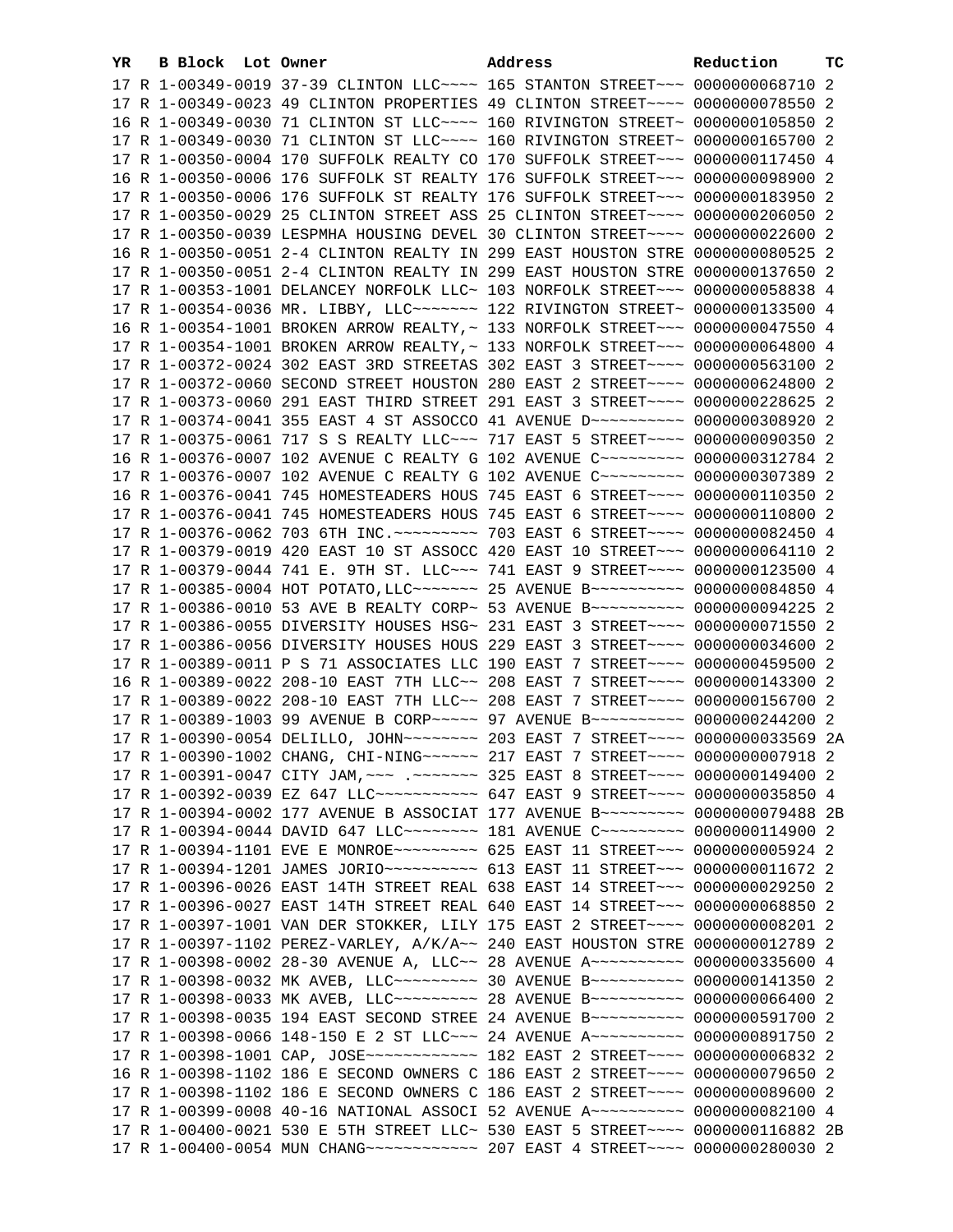| YR | B | Block | Lot | Owner | Address | Reduction | TC |
|---|---|---|---|---|---|---|---|
| 17 | R | 1-00349-0019 | | 37-39 CLINTON LLC~~~~ | 165 STANTON STREET~~~ | 0000000068710 | 2 |
| 17 | R | 1-00349-0023 | | 49 CLINTON PROPERTIES | 49 CLINTON STREET~~~~ | 0000000078550 | 2 |
| 16 | R | 1-00349-0030 | | 71 CLINTON ST LLC~~~~ | 160 RIVINGTON STREET~ | 0000000105850 | 2 |
| 17 | R | 1-00349-0030 | | 71 CLINTON ST LLC~~~~ | 160 RIVINGTON STREET~ | 0000000165700 | 2 |
| 17 | R | 1-00350-0004 | | 170 SUFFOLK REALTY CO | 170 SUFFOLK STREET~~~ | 0000000117450 | 4 |
| 16 | R | 1-00350-0006 | | 176 SUFFOLK ST REALTY | 176 SUFFOLK STREET~~~ | 0000000098900 | 2 |
| 17 | R | 1-00350-0006 | | 176 SUFFOLK ST REALTY | 176 SUFFOLK STREET~~~ | 0000000183950 | 2 |
| 17 | R | 1-00350-0029 | | 25 CLINTON STREET ASS | 25 CLINTON STREET~~~~ | 0000000206050 | 2 |
| 17 | R | 1-00350-0039 | | LESPMHA HOUSING DEVEL | 30 CLINTON STREET~~~~ | 0000000022600 | 2 |
| 16 | R | 1-00350-0051 | | 2-4 CLINTON REALTY IN | 299 EAST HOUSTON STRE | 0000000080525 | 2 |
| 17 | R | 1-00350-0051 | | 2-4 CLINTON REALTY IN | 299 EAST HOUSTON STRE | 0000000137650 | 2 |
| 17 | R | 1-00353-1001 | | DELANCEY NORFOLK LLC~ | 103 NORFOLK STREET~~~ | 0000000058838 | 4 |
| 17 | R | 1-00354-0036 | | MR. LIBBY, LLC~~~~~~~ | 122 RIVINGTON STREET~ | 0000000133500 | 4 |
| 16 | R | 1-00354-1001 | | BROKEN ARROW REALTY,~ | 133 NORFOLK STREET~~~ | 0000000047550 | 4 |
| 17 | R | 1-00354-1001 | | BROKEN ARROW REALTY,~ | 133 NORFOLK STREET~~~ | 0000000064800 | 4 |
| 17 | R | 1-00372-0024 | | 302 EAST 3RD STREETAS | 302 EAST 3 STREET~~~~ | 0000000563100 | 2 |
| 17 | R | 1-00372-0060 | | SECOND STREET HOUSTON | 280 EAST 2 STREET~~~~ | 0000000624800 | 2 |
| 17 | R | 1-00373-0060 | | 291 EAST THIRD STREET | 291 EAST 3 STREET~~~~ | 0000000228625 | 2 |
| 17 | R | 1-00374-0041 | | 355 EAST 4 ST ASSOCCO | 41 AVENUE D~~~~~~~~~~ | 0000000308920 | 2 |
| 17 | R | 1-00375-0061 | | 717 S S REALTY LLC~~~ | 717 EAST 5 STREET~~~~ | 0000000090350 | 2 |
| 16 | R | 1-00376-0007 | | 102 AVENUE C REALTY G | 102 AVENUE C~~~~~~~~~ | 0000000312784 | 2 |
| 17 | R | 1-00376-0007 | | 102 AVENUE C REALTY G | 102 AVENUE C~~~~~~~~~ | 0000000307389 | 2 |
| 16 | R | 1-00376-0041 | | 745 HOMESTEADERS HOUS | 745 EAST 6 STREET~~~~ | 0000000110350 | 2 |
| 17 | R | 1-00376-0041 | | 745 HOMESTEADERS HOUS | 745 EAST 6 STREET~~~~ | 0000000110800 | 2 |
| 17 | R | 1-00376-0062 | | 703 6TH INC.~~~~~~~~~ | 703 EAST 6 STREET~~~~ | 0000000082450 | 4 |
| 17 | R | 1-00379-0019 | | 420 EAST 10 ST ASSOCC | 420 EAST 10 STREET~~~ | 0000000064110 | 2 |
| 17 | R | 1-00379-0044 | | 741 E. 9TH ST. LLC~~~ | 741 EAST 9 STREET~~~~ | 0000000123500 | 4 |
| 17 | R | 1-00385-0004 | | HOT POTATO,LLC~~~~~~~ | 25 AVENUE B~~~~~~~~~~ | 0000000084850 | 4 |
| 17 | R | 1-00386-0010 | | 53 AVE B REALTY CORP~ | 53 AVENUE B~~~~~~~~~~ | 0000000094225 | 2 |
| 17 | R | 1-00386-0055 | | DIVERSITY HOUSES HSG~ | 231 EAST 3 STREET~~~~ | 0000000071550 | 2 |
| 17 | R | 1-00386-0056 | | DIVERSITY HOUSES HOUS | 229 EAST 3 STREET~~~~ | 0000000034600 | 2 |
| 17 | R | 1-00389-0011 | | P S 71 ASSOCIATES LLC | 190 EAST 7 STREET~~~~ | 0000000459500 | 2 |
| 16 | R | 1-00389-0022 | | 208-10 EAST 7TH LLC~~ | 208 EAST 7 STREET~~~~ | 0000000143300 | 2 |
| 17 | R | 1-00389-0022 | | 208-10 EAST 7TH LLC~~ | 208 EAST 7 STREET~~~~ | 0000000156700 | 2 |
| 17 | R | 1-00389-1003 | | 99 AVENUE B CORP~~~~~ | 97 AVENUE B~~~~~~~~~~ | 0000000244200 | 2 |
| 17 | R | 1-00390-0054 | | DELILLO, JOHN~~~~~~~~ | 203 EAST 7 STREET~~~~ | 0000000033569 | 2A |
| 17 | R | 1-00390-1002 | | CHANG, CHI-NING~~~~~~ | 217 EAST 7 STREET~~~~ | 0000000007918 | 2 |
| 17 | R | 1-00391-0047 | | CITY JAM,~~~ .~~~~~~~ | 325 EAST 8 STREET~~~~ | 0000000149400 | 2 |
| 17 | R | 1-00392-0039 | | EZ 647 LLC~~~~~~~~~~~ | 647 EAST 9 STREET~~~~ | 0000000035850 | 4 |
| 17 | R | 1-00394-0002 | | 177 AVENUE B ASSOCIAT | 177 AVENUE B~~~~~~~~~ | 0000000079488 | 2B |
| 17 | R | 1-00394-0044 | | DAVID 647 LLC~~~~~~~~ | 181 AVENUE C~~~~~~~~~ | 0000000114900 | 2 |
| 17 | R | 1-00394-1101 | | EVE E MONROE~~~~~~~~~ | 625 EAST 11 STREET~~~ | 0000000005924 | 2 |
| 17 | R | 1-00394-1201 | | JAMES JORIO~~~~~~~~~~ | 613 EAST 11 STREET~~~ | 0000000011672 | 2 |
| 17 | R | 1-00396-0026 | | EAST 14TH STREET REAL | 638 EAST 14 STREET~~~ | 0000000029250 | 2 |
| 17 | R | 1-00396-0027 | | EAST 14TH STREET REAL | 640 EAST 14 STREET~~~ | 0000000068850 | 2 |
| 17 | R | 1-00397-1001 | | VAN DER STOKKER, LILY | 175 EAST 2 STREET~~~~ | 0000000008201 | 2 |
| 17 | R | 1-00397-1102 | | PEREZ-VARLEY, A/K/A~~ | 240 EAST HOUSTON STRE | 0000000012789 | 2 |
| 17 | R | 1-00398-0002 | | 28-30 AVENUE A, LLC~~ | 28 AVENUE A~~~~~~~~~~ | 0000000335600 | 4 |
| 17 | R | 1-00398-0032 | | MK AVEB, LLC~~~~~~~~~ | 30 AVENUE B~~~~~~~~~~ | 0000000141350 | 2 |
| 17 | R | 1-00398-0033 | | MK AVEB, LLC~~~~~~~~~ | 28 AVENUE B~~~~~~~~~~ | 0000000066400 | 2 |
| 17 | R | 1-00398-0035 | | 194 EAST SECOND STREE | 24 AVENUE B~~~~~~~~~~ | 0000000591700 | 2 |
| 17 | R | 1-00398-0066 | | 148-150 E 2 ST LLC~~~ | 24 AVENUE A~~~~~~~~~~ | 0000000891750 | 2 |
| 17 | R | 1-00398-1001 | | CAP, JOSE~~~~~~~~~~~~ | 182 EAST 2 STREET~~~~ | 0000000006832 | 2 |
| 16 | R | 1-00398-1102 | | 186 E SECOND OWNERS C | 186 EAST 2 STREET~~~~ | 0000000079650 | 2 |
| 17 | R | 1-00398-1102 | | 186 E SECOND OWNERS C | 186 EAST 2 STREET~~~~ | 0000000089600 | 2 |
| 17 | R | 1-00399-0008 | | 40-16 NATIONAL ASSOCI | 52 AVENUE A~~~~~~~~~~ | 0000000082100 | 4 |
| 17 | R | 1-00400-0021 | | 530 E 5TH STREET LLC~ | 530 EAST 5 STREET~~~~ | 0000000116882 | 2B |
| 17 | R | 1-00400-0054 | | MUN CHANG~~~~~~~~~~~~ | 207 EAST 4 STREET~~~~ | 0000000280030 | 2 |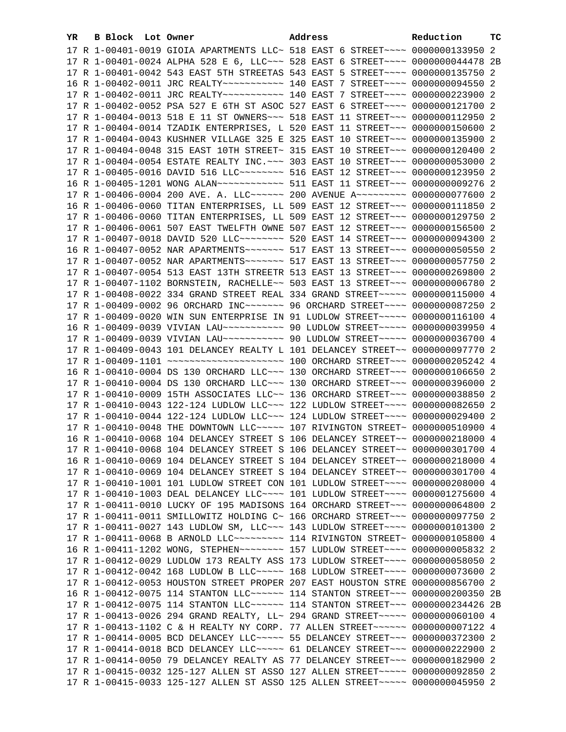| YR | B | Block | Lot | Owner | Address | Reduction | TC |
|---|---|---|---|---|---|---|---|
| 17 | R | 1-00401-0019 | | GIOIA APARTMENTS LLC~ | 518 EAST 6 STREET~~~~ | 0000000133950 | 2 |
| 17 | R | 1-00401-0024 | | ALPHA 528 E 6, LLC~~~ | 528 EAST 6 STREET~~~~ | 0000000044478 | 2B |
| 17 | R | 1-00401-0042 | | 543 EAST 5TH STREETAS | 543 EAST 5 STREET~~~~ | 0000000135750 | 2 |
| 16 | R | 1-00402-0011 | | JRC REALTY~~~~~~~~~~~ | 140 EAST 7 STREET~~~~ | 0000000094550 | 2 |
| 17 | R | 1-00402-0011 | | JRC REALTY~~~~~~~~~~~ | 140 EAST 7 STREET~~~~ | 0000000223900 | 2 |
| 17 | R | 1-00402-0052 | | PSA 527 E 6TH ST ASOC | 527 EAST 6 STREET~~~~ | 0000000121700 | 2 |
| 17 | R | 1-00404-0013 | | 518 E 11 ST OWNERS~~~ | 518 EAST 11 STREET~~~ | 0000000112950 | 2 |
| 17 | R | 1-00404-0014 | | TZADIK ENTERPRISES, L | 520 EAST 11 STREET~~~ | 0000000150600 | 2 |
| 17 | R | 1-00404-0043 | | KUSHNER VILLAGE 325 E | 325 EAST 10 STREET~~~ | 0000000135900 | 2 |
| 17 | R | 1-00404-0048 | | 315 EAST 10TH STREET~ | 315 EAST 10 STREET~~~ | 0000000120400 | 2 |
| 17 | R | 1-00404-0054 | | ESTATE REALTY INC.~~~ | 303 EAST 10 STREET~~~ | 0000000053000 | 2 |
| 17 | R | 1-00405-0016 | | DAVID 516 LLC~~~~~~~~ | 516 EAST 12 STREET~~~ | 0000000123950 | 2 |
| 16 | R | 1-00405-1201 | | WONG ALAN~~~~~~~~~~~~ | 511 EAST 11 STREET~~~ | 0000000009276 | 2 |
| 17 | R | 1-00406-0004 | | 200 AVE. A. LLC~~~~~~ | 200 AVENUE A~~~~~~~~~ | 0000000077600 | 2 |
| 16 | R | 1-00406-0060 | | TITAN ENTERPRISES, LL | 509 EAST 12 STREET~~~ | 0000000111850 | 2 |
| 17 | R | 1-00406-0060 | | TITAN ENTERPRISES, LL | 509 EAST 12 STREET~~~ | 0000000129750 | 2 |
| 17 | R | 1-00406-0061 | | 507 EAST TWELFTH OWNE | 507 EAST 12 STREET~~~ | 0000000156500 | 2 |
| 17 | R | 1-00407-0018 | | DAVID 520 LLC~~~~~~~~ | 520 EAST 14 STREET~~~ | 0000000094300 | 2 |
| 16 | R | 1-00407-0052 | | NAR APARTMENTS~~~~~~~ | 517 EAST 13 STREET~~~ | 0000000050550 | 2 |
| 17 | R | 1-00407-0052 | | NAR APARTMENTS~~~~~~~ | 517 EAST 13 STREET~~~ | 0000000057750 | 2 |
| 17 | R | 1-00407-0054 | | 513 EAST 13TH STREETR | 513 EAST 13 STREET~~~ | 0000000269800 | 2 |
| 17 | R | 1-00407-1102 | | BORNSTEIN, RACHELLE~~ | 503 EAST 13 STREET~~~ | 0000000006780 | 2 |
| 17 | R | 1-00408-0022 | | 334 GRAND STREET REAL | 334 GRAND STREET~~~~~ | 0000000115000 | 4 |
| 17 | R | 1-00409-0002 | | 96 ORCHARD INC~~~~~~~ | 96 ORCHARD STREET~~~~ | 0000000087250 | 2 |
| 17 | R | 1-00409-0020 | | WIN SUN ENTERPRISE IN | 91 LUDLOW STREET~~~~~ | 0000000116100 | 4 |
| 16 | R | 1-00409-0039 | | VIVIAN LAU~~~~~~~~~~~ | 90 LUDLOW STREET~~~~~ | 0000000039950 | 4 |
| 17 | R | 1-00409-0039 | | VIVIAN LAU~~~~~~~~~~~ | 90 LUDLOW STREET~~~~~ | 0000000036700 | 4 |
| 17 | R | 1-00409-0043 | | 101 DELANCEY REALTY L | 101 DELANCEY STREET~~ | 0000000097770 | 2 |
| 17 | R | 1-00409-1101 | | ~~~~~~~~~~~~~~~~~~~~~ | 100 ORCHARD STREET~~~ | 0000000205242 | 4 |
| 16 | R | 1-00410-0004 | | DS 130 ORCHARD LLC~~~ | 130 ORCHARD STREET~~~ | 0000000106650 | 2 |
| 17 | R | 1-00410-0004 | | DS 130 ORCHARD LLC~~~ | 130 ORCHARD STREET~~~ | 0000000396000 | 2 |
| 17 | R | 1-00410-0009 | | 15TH ASSOCIATES LLC~~ | 136 ORCHARD STREET~~~ | 0000000038850 | 2 |
| 17 | R | 1-00410-0043 | | 122-124 LUDLOW LLC~~~ | 122 LUDLOW STREET~~~~ | 0000000082650 | 2 |
| 17 | R | 1-00410-0044 | | 122-124 LUDLOW LLC~~~ | 124 LUDLOW STREET~~~~ | 0000000029400 | 2 |
| 17 | R | 1-00410-0048 | | THE DOWNTOWN LLC~~~~~ | 107 RIVINGTON STREET~ | 0000000510900 | 4 |
| 16 | R | 1-00410-0068 | | 104 DELANCEY STREET S | 106 DELANCEY STREET~~ | 0000000218000 | 4 |
| 17 | R | 1-00410-0068 | | 104 DELANCEY STREET S | 106 DELANCEY STREET~~ | 0000000301700 | 4 |
| 16 | R | 1-00410-0069 | | 104 DELANCEY STREET S | 104 DELANCEY STREET~~ | 0000000218000 | 4 |
| 17 | R | 1-00410-0069 | | 104 DELANCEY STREET S | 104 DELANCEY STREET~~ | 0000000301700 | 4 |
| 17 | R | 1-00410-1001 | | 101 LUDLOW STREET CON | 101 LUDLOW STREET~~~~ | 0000000208000 | 4 |
| 17 | R | 1-00410-1003 | | DEAL DELANCEY LLC~~~~ | 101 LUDLOW STREET~~~~ | 0000001275600 | 4 |
| 17 | R | 1-00411-0010 | | LUCKY OF 195 MADISONS | 164 ORCHARD STREET~~~ | 0000000064800 | 2 |
| 17 | R | 1-00411-0011 | | SMILLOWITZ HOLDING C~ | 166 ORCHARD STREET~~~ | 0000000097750 | 2 |
| 17 | R | 1-00411-0027 | | 143 LUDLOW SM, LLC~~~ | 143 LUDLOW STREET~~~~ | 0000000101300 | 2 |
| 17 | R | 1-00411-0068 | | B ARNOLD LLC~~~~~~~~~ | 114 RIVINGTON STREET~ | 0000000105800 | 4 |
| 16 | R | 1-00411-1202 | | WONG, STEPHEN~~~~~~~~ | 157 LUDLOW STREET~~~~ | 0000000005832 | 2 |
| 17 | R | 1-00412-0029 | | LUDLOW 173 REALTY ASS | 173 LUDLOW STREET~~~~ | 0000000058050 | 2 |
| 17 | R | 1-00412-0042 | | 168 LUDLOW B LLC~~~~~ | 168 LUDLOW STREET~~~~ | 0000000073600 | 2 |
| 17 | R | 1-00412-0053 | | HOUSTON STREET PROPER | 207 EAST HOUSTON STRE | 0000000856700 | 2 |
| 16 | R | 1-00412-0075 | | 114 STANTON LLC~~~~~~ | 114 STANTON STREET~~~ | 0000000200350 | 2B |
| 17 | R | 1-00412-0075 | | 114 STANTON LLC~~~~~~ | 114 STANTON STREET~~~ | 0000000234426 | 2B |
| 17 | R | 1-00413-0026 | | 294 GRAND REALTY, LL~ | 294 GRAND STREET~~~~~ | 0000000060100 | 4 |
| 17 | R | 1-00413-1102 | | C & H REALTY NY CORP. | 77 ALLEN STREET~~~~~~ | 0000000007122 | 4 |
| 17 | R | 1-00414-0005 | | BCD DELANCEY LLC~~~~~ | 55 DELANCEY STREET~~~ | 0000000372300 | 2 |
| 17 | R | 1-00414-0018 | | BCD DELANCEY LLC~~~~~ | 61 DELANCEY STREET~~~ | 0000000222900 | 2 |
| 17 | R | 1-00414-0050 | | 79 DELANCEY REALTY AS | 77 DELANCEY STREET~~~ | 0000000182900 | 2 |
| 17 | R | 1-00415-0032 | | 125-127 ALLEN ST ASSO | 127 ALLEN STREET~~~~~ | 0000000092850 | 2 |
| 17 | R | 1-00415-0033 | | 125-127 ALLEN ST ASSO | 125 ALLEN STREET~~~~~ | 0000000045950 | 2 |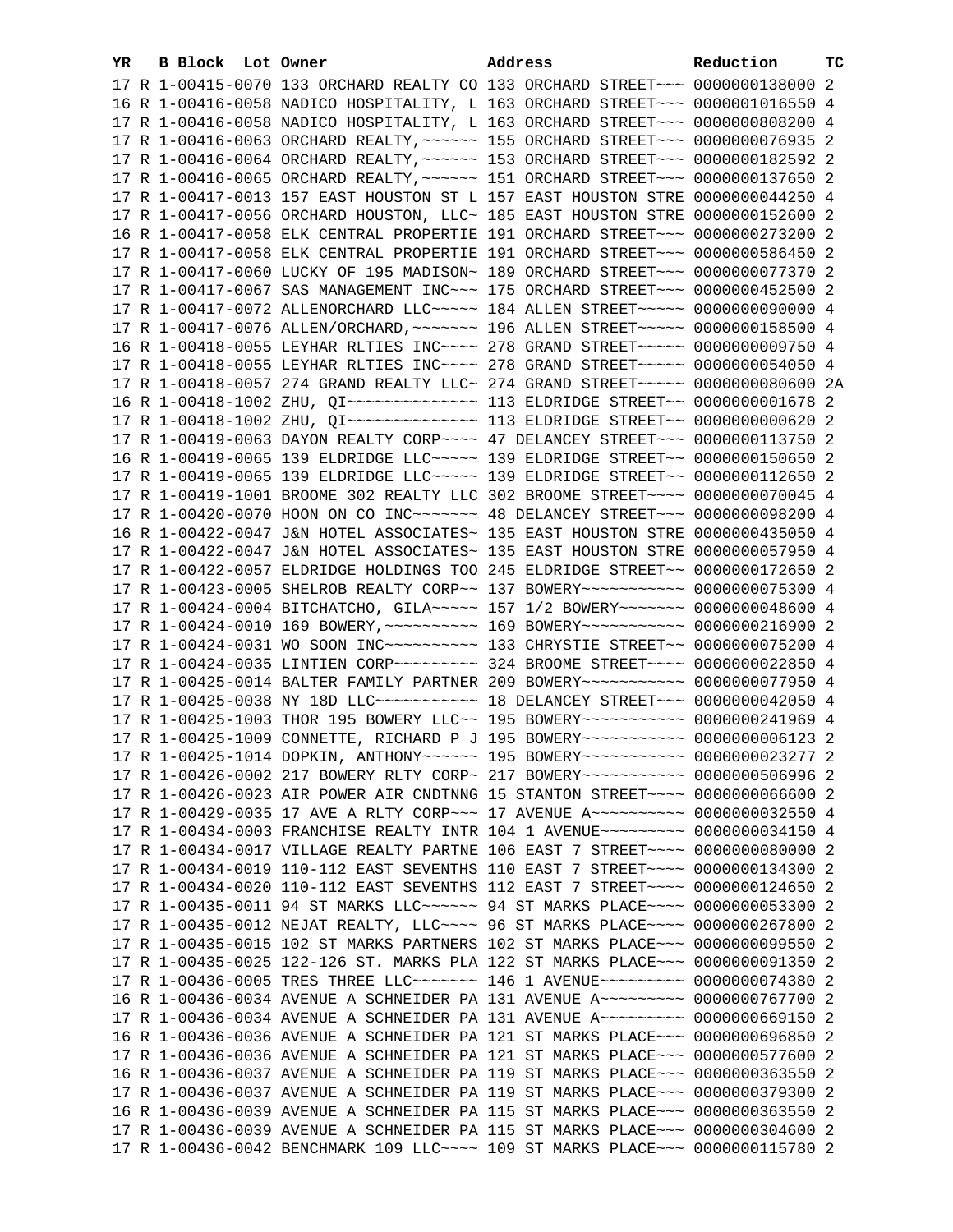| YR | B | Block | Lot | Owner | Address | Reduction | TC |
|---|---|---|---|---|---|---|---|
| 17 | R | 1-00415-0070 | | 133 ORCHARD REALTY CO | 133 ORCHARD STREET~~~ | 0000000138000 | 2 |
| 16 | R | 1-00416-0058 | | NADICO HOSPITALITY, L | 163 ORCHARD STREET~~~ | 0000001016550 | 4 |
| 17 | R | 1-00416-0058 | | NADICO HOSPITALITY, L | 163 ORCHARD STREET~~~ | 0000000808200 | 4 |
| 17 | R | 1-00416-0063 | | ORCHARD REALTY,~~~~~~ | 155 ORCHARD STREET~~~ | 0000000076935 | 2 |
| 17 | R | 1-00416-0064 | | ORCHARD REALTY,~~~~~~ | 153 ORCHARD STREET~~~ | 0000000182592 | 2 |
| 17 | R | 1-00416-0065 | | ORCHARD REALTY,~~~~~~ | 151 ORCHARD STREET~~~ | 0000000137650 | 2 |
| 17 | R | 1-00417-0013 | | 157 EAST HOUSTON ST L | 157 EAST HOUSTON STRE | 0000000044250 | 4 |
| 17 | R | 1-00417-0056 | | ORCHARD HOUSTON, LLC~ | 185 EAST HOUSTON STRE | 0000000152600 | 2 |
| 16 | R | 1-00417-0058 | | ELK CENTRAL PROPERTIE | 191 ORCHARD STREET~~~ | 0000000273200 | 2 |
| 17 | R | 1-00417-0058 | | ELK CENTRAL PROPERTIE | 191 ORCHARD STREET~~~ | 0000000586450 | 2 |
| 17 | R | 1-00417-0060 | | LUCKY OF 195 MADISON~ | 189 ORCHARD STREET~~~ | 0000000077370 | 2 |
| 17 | R | 1-00417-0067 | | SAS MANAGEMENT INC~~~ | 175 ORCHARD STREET~~~ | 0000000452500 | 2 |
| 17 | R | 1-00417-0072 | | ALLENORCHARD LLC~~~~~ | 184 ALLEN STREET~~~~~ | 0000000090000 | 4 |
| 17 | R | 1-00417-0076 | | ALLEN/ORCHARD,~~~~~~~ | 196 ALLEN STREET~~~~~ | 0000000158500 | 4 |
| 16 | R | 1-00418-0055 | | LEYHAR RLTIES INC~~~~ | 278 GRAND STREET~~~~~ | 0000000009750 | 4 |
| 17 | R | 1-00418-0055 | | LEYHAR RLTIES INC~~~~ | 278 GRAND STREET~~~~~ | 0000000054050 | 4 |
| 17 | R | 1-00418-0057 | | 274 GRAND REALTY LLC~ | 274 GRAND STREET~~~~~ | 0000000080600 | 2A |
| 16 | R | 1-00418-1002 | | ZHU, QI~~~~~~~~~~~~~~ | 113 ELDRIDGE STREET~~ | 0000000001678 | 2 |
| 17 | R | 1-00418-1002 | | ZHU, QI~~~~~~~~~~~~~~ | 113 ELDRIDGE STREET~~ | 0000000000620 | 2 |
| 17 | R | 1-00419-0063 | | DAYON REALTY CORP~~~~ | 47 DELANCEY STREET~~~ | 0000000113750 | 2 |
| 16 | R | 1-00419-0065 | | 139 ELDRIDGE LLC~~~~~ | 139 ELDRIDGE STREET~~ | 0000000150650 | 2 |
| 17 | R | 1-00419-0065 | | 139 ELDRIDGE LLC~~~~~ | 139 ELDRIDGE STREET~~ | 0000000112650 | 2 |
| 17 | R | 1-00419-1001 | | BROOME 302 REALTY LLC | 302 BROOME STREET~~~~ | 0000000070045 | 4 |
| 17 | R | 1-00420-0070 | | HOON ON CO INC~~~~~~~ | 48 DELANCEY STREET~~~ | 0000000098200 | 4 |
| 16 | R | 1-00422-0047 | | J&N HOTEL ASSOCIATES~ | 135 EAST HOUSTON STRE | 0000000435050 | 4 |
| 17 | R | 1-00422-0047 | | J&N HOTEL ASSOCIATES~ | 135 EAST HOUSTON STRE | 0000000057950 | 4 |
| 17 | R | 1-00422-0057 | | ELDRIDGE HOLDINGS TOO | 245 ELDRIDGE STREET~~ | 0000000172650 | 2 |
| 17 | R | 1-00423-0005 | | SHELROB REALTY CORP~~ | 137 BOWERY~~~~~~~~~~~ | 0000000075300 | 4 |
| 17 | R | 1-00424-0004 | | BITCHATCHO, GILA~~~~~ | 157 1/2 BOWERY~~~~~~~ | 0000000048600 | 4 |
| 17 | R | 1-00424-0010 | | 169 BOWERY,~~~~~~~~~~ | 169 BOWERY~~~~~~~~~~~ | 0000000216900 | 2 |
| 17 | R | 1-00424-0031 | | WO SOON INC~~~~~~~~~~ | 133 CHRYSTIE STREET~~ | 0000000075200 | 4 |
| 17 | R | 1-00424-0035 | | LINTIEN CORP~~~~~~~~~ | 324 BROOME STREET~~~~ | 0000000022850 | 4 |
| 17 | R | 1-00425-0014 | | BALTER FAMILY PARTNER | 209 BOWERY~~~~~~~~~~~ | 0000000077950 | 4 |
| 17 | R | 1-00425-0038 | | NY 18D LLC~~~~~~~~~~~ | 18 DELANCEY STREET~~~ | 0000000042050 | 4 |
| 17 | R | 1-00425-1003 | | THOR 195 BOWERY LLC~~ | 195 BOWERY~~~~~~~~~~~ | 0000000241969 | 4 |
| 17 | R | 1-00425-1009 | | CONNETTE, RICHARD P J | 195 BOWERY~~~~~~~~~~~ | 0000000006123 | 2 |
| 17 | R | 1-00425-1014 | | DOPKIN, ANTHONY~~~~~~ | 195 BOWERY~~~~~~~~~~~ | 0000000023277 | 2 |
| 17 | R | 1-00426-0002 | | 217 BOWERY RLTY CORP~ | 217 BOWERY~~~~~~~~~~~ | 0000000506996 | 2 |
| 17 | R | 1-00426-0023 | | AIR POWER AIR CNDTNNG | 15 STANTON STREET~~~~ | 0000000066600 | 2 |
| 17 | R | 1-00429-0035 | | 17 AVE A RLTY CORP~~~ | 17 AVENUE A~~~~~~~~~~ | 0000000032550 | 4 |
| 17 | R | 1-00434-0003 | | FRANCHISE REALTY INTR | 104 1 AVENUE~~~~~~~~~ | 0000000034150 | 4 |
| 17 | R | 1-00434-0017 | | VILLAGE REALTY PARTNE | 106 EAST 7 STREET~~~~ | 0000000080000 | 2 |
| 17 | R | 1-00434-0019 | | 110-112 EAST SEVENTHS | 110 EAST 7 STREET~~~~ | 0000000134300 | 2 |
| 17 | R | 1-00434-0020 | | 110-112 EAST SEVENTHS | 112 EAST 7 STREET~~~~ | 0000000124650 | 2 |
| 17 | R | 1-00435-0011 | | 94 ST MARKS LLC~~~~~~ | 94 ST MARKS PLACE~~~~ | 0000000053300 | 2 |
| 17 | R | 1-00435-0012 | | NEJAT REALTY, LLC~~~~ | 96 ST MARKS PLACE~~~~ | 0000000267800 | 2 |
| 17 | R | 1-00435-0015 | | 102 ST MARKS PARTNERS | 102 ST MARKS PLACE~~~ | 0000000099550 | 2 |
| 17 | R | 1-00435-0025 | | 122-126 ST. MARKS PLA | 122 ST MARKS PLACE~~~ | 0000000091350 | 2 |
| 17 | R | 1-00436-0005 | | TRES THREE LLC~~~~~~~ | 146 1 AVENUE~~~~~~~~~ | 0000000074380 | 2 |
| 16 | R | 1-00436-0034 | | AVENUE A SCHNEIDER PA | 131 AVENUE A~~~~~~~~~ | 0000000767700 | 2 |
| 17 | R | 1-00436-0034 | | AVENUE A SCHNEIDER PA | 131 AVENUE A~~~~~~~~~ | 0000000669150 | 2 |
| 16 | R | 1-00436-0036 | | AVENUE A SCHNEIDER PA | 121 ST MARKS PLACE~~~ | 0000000696850 | 2 |
| 17 | R | 1-00436-0036 | | AVENUE A SCHNEIDER PA | 121 ST MARKS PLACE~~~ | 0000000577600 | 2 |
| 16 | R | 1-00436-0037 | | AVENUE A SCHNEIDER PA | 119 ST MARKS PLACE~~~ | 0000000363550 | 2 |
| 17 | R | 1-00436-0037 | | AVENUE A SCHNEIDER PA | 119 ST MARKS PLACE~~~ | 0000000379300 | 2 |
| 16 | R | 1-00436-0039 | | AVENUE A SCHNEIDER PA | 115 ST MARKS PLACE~~~ | 0000000363550 | 2 |
| 17 | R | 1-00436-0039 | | AVENUE A SCHNEIDER PA | 115 ST MARKS PLACE~~~ | 0000000304600 | 2 |
| 17 | R | 1-00436-0042 | | BENCHMARK 109 LLC~~~~ | 109 ST MARKS PLACE~~~ | 0000000115780 | 2 |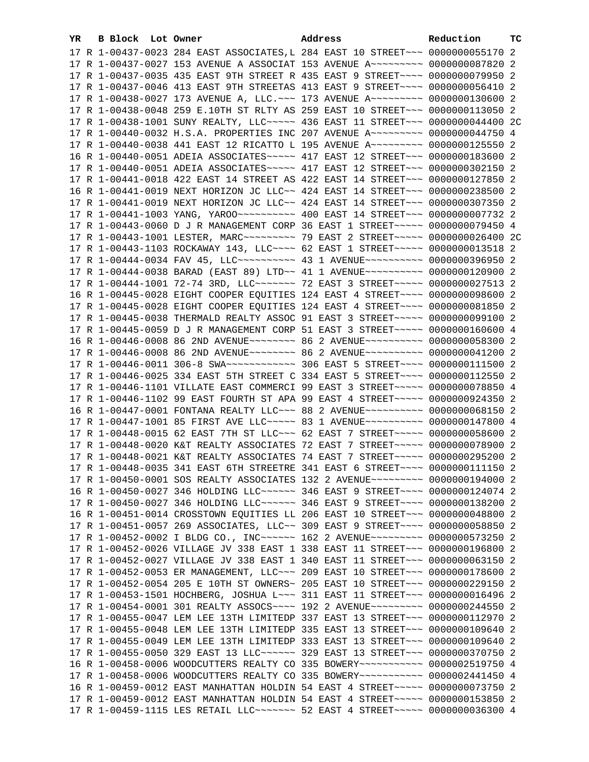| YR | B | Block | Lot | Owner | Address | Reduction | TC |
|---|---|---|---|---|---|---|---|
| 17 | R | 1-00437-0023 | | 284 EAST ASSOCIATES,L | 284 EAST 10 STREET~~~ | 0000000055170 | 2 |
| 17 | R | 1-00437-0027 | | 153 AVENUE A ASSOCIAT | 153 AVENUE A~~~~~~~~~ | 0000000087820 | 2 |
| 17 | R | 1-00437-0035 | | 435 EAST 9TH STREET R | 435 EAST 9 STREET~~~~ | 0000000079950 | 2 |
| 17 | R | 1-00437-0046 | | 413 EAST 9TH STREETAS | 413 EAST 9 STREET~~~~ | 0000000056410 | 2 |
| 17 | R | 1-00438-0027 | | 173 AVENUE A, LLC.~~~ | 173 AVENUE A~~~~~~~~~ | 0000000130600 | 2 |
| 17 | R | 1-00438-0048 | | 259 E.10TH ST RLTY AS | 259 EAST 10 STREET~~~ | 0000000113050 | 2 |
| 17 | R | 1-00438-1001 | | SUNY REALTY, LLC~~~~~ | 436 EAST 11 STREET~~~ | 0000000044400 | 2C |
| 17 | R | 1-00440-0032 | | H.S.A. PROPERTIES INC | 207 AVENUE A~~~~~~~~~ | 0000000044750 | 4 |
| 17 | R | 1-00440-0038 | | 441 EAST 12 RICATTO L | 195 AVENUE A~~~~~~~~~ | 0000000125550 | 2 |
| 16 | R | 1-00440-0051 | | ADEIA ASSOCIATES~~~~~ | 417 EAST 12 STREET~~~ | 0000000183600 | 2 |
| 17 | R | 1-00440-0051 | | ADEIA ASSOCIATES~~~~~ | 417 EAST 12 STREET~~~ | 0000000302150 | 2 |
| 17 | R | 1-00441-0018 | | 422 EAST 14 STREET AS | 422 EAST 14 STREET~~~ | 0000000127850 | 2 |
| 16 | R | 1-00441-0019 | | NEXT HORIZON JC LLC~~ | 424 EAST 14 STREET~~~ | 0000000238500 | 2 |
| 17 | R | 1-00441-0019 | | NEXT HORIZON JC LLC~~ | 424 EAST 14 STREET~~~ | 0000000307350 | 2 |
| 17 | R | 1-00441-1003 | | YANG, YAROO~~~~~~~~~~ | 400 EAST 14 STREET~~~ | 0000000007732 | 2 |
| 17 | R | 1-00443-0060 | | D J R MANAGEMENT CORP | 36 EAST 1 STREET~~~~~ | 0000000079450 | 4 |
| 17 | R | 1-00443-1001 | | LESTER, MARC~~~~~~~~~ | 79 EAST 2 STREET~~~~~ | 0000000026400 | 2C |
| 17 | R | 1-00443-1103 | | ROCKAWAY 143, LLC~~~~ | 62 EAST 1 STREET~~~~~ | 0000000013518 | 2 |
| 17 | R | 1-00444-0034 | | FAV 45, LLC~~~~~~~~~~ | 43 1 AVENUE~~~~~~~~~~ | 0000000396950 | 2 |
| 17 | R | 1-00444-0038 | | BARAD (EAST 89) LTD~~ | 41 1 AVENUE~~~~~~~~~~ | 0000000120900 | 2 |
| 17 | R | 1-00444-1001 | | 72-74 3RD, LLC~~~~~~~ | 72 EAST 3 STREET~~~~~ | 0000000027513 | 2 |
| 16 | R | 1-00445-0028 | | EIGHT COOPER EQUITIES | 124 EAST 4 STREET~~~~ | 0000000098600 | 2 |
| 17 | R | 1-00445-0028 | | EIGHT COOPER EQUITIES | 124 EAST 4 STREET~~~~ | 0000000081850 | 2 |
| 17 | R | 1-00445-0038 | | THERMALD REALTY ASSOC | 91 EAST 3 STREET~~~~~ | 0000000099100 | 2 |
| 17 | R | 1-00445-0059 | | D J R MANAGEMENT CORP | 51 EAST 3 STREET~~~~~ | 0000000160600 | 4 |
| 16 | R | 1-00446-0008 | | 86 2ND AVENUE~~~~~~~~ | 86 2 AVENUE~~~~~~~~~~ | 0000000058300 | 2 |
| 17 | R | 1-00446-0008 | | 86 2ND AVENUE~~~~~~~~ | 86 2 AVENUE~~~~~~~~~~ | 0000000041200 | 2 |
| 17 | R | 1-00446-0011 | | 306-8 SWA~~~~~~~~~~~~ | 306 EAST 5 STREET~~~~ | 0000000111500 | 2 |
| 17 | R | 1-00446-0025 | | 334 EAST 5TH STREET C | 334 EAST 5 STREET~~~~ | 0000000112550 | 2 |
| 17 | R | 1-00446-1101 | | VILLATE EAST COMMERCI | 99 EAST 3 STREET~~~~~ | 0000000078850 | 4 |
| 17 | R | 1-00446-1102 | | 99 EAST FOURTH ST APA | 99 EAST 4 STREET~~~~~ | 0000000924350 | 2 |
| 16 | R | 1-00447-0001 | | FONTANA REALTY LLC~~~ | 88 2 AVENUE~~~~~~~~~~ | 0000000068150 | 2 |
| 17 | R | 1-00447-1001 | | 85 FIRST AVE LLC~~~~~ | 83 1 AVENUE~~~~~~~~~~ | 0000000147800 | 4 |
| 17 | R | 1-00448-0015 | | 62 EAST 7TH ST LLC~~~ | 62 EAST 7 STREET~~~~~ | 0000000058600 | 2 |
| 17 | R | 1-00448-0020 | | K&T REALTY ASSOCIATES | 72 EAST 7 STREET~~~~~ | 0000000078900 | 2 |
| 17 | R | 1-00448-0021 | | K&T REALTY ASSOCIATES | 74 EAST 7 STREET~~~~~ | 0000000295200 | 2 |
| 17 | R | 1-00448-0035 | | 341 EAST 6TH STREETRE | 341 EAST 6 STREET~~~~ | 0000000111150 | 2 |
| 17 | R | 1-00450-0001 | | SOS REALTY ASSOCIATES | 132 2 AVENUE~~~~~~~~~ | 0000000194000 | 2 |
| 16 | R | 1-00450-0027 | | 346 HOLDING LLC~~~~~~ | 346 EAST 9 STREET~~~~ | 0000000124074 | 2 |
| 17 | R | 1-00450-0027 | | 346 HOLDING LLC~~~~~~ | 346 EAST 9 STREET~~~~ | 0000000138200 | 2 |
| 16 | R | 1-00451-0014 | | CROSSTOWN EQUITIES LL | 206 EAST 10 STREET~~~ | 0000000048800 | 2 |
| 17 | R | 1-00451-0057 | | 269 ASSOCIATES, LLC~~ | 309 EAST 9 STREET~~~~ | 0000000058850 | 2 |
| 17 | R | 1-00452-0002 | | I BLDG CO., INC~~~~~~ | 162 2 AVENUE~~~~~~~~~ | 0000000573250 | 2 |
| 17 | R | 1-00452-0026 | | VILLAGE JV 338 EAST 1 | 338 EAST 11 STREET~~~ | 0000000196800 | 2 |
| 17 | R | 1-00452-0027 | | VILLAGE JV 338 EAST 1 | 340 EAST 11 STREET~~~ | 0000000063150 | 2 |
| 17 | R | 1-00452-0053 | | ER MANAGEMENT, LLC~~~ | 209 EAST 10 STREET~~~ | 0000000178600 | 2 |
| 17 | R | 1-00452-0054 | | 205 E 10TH ST OWNERS~ | 205 EAST 10 STREET~~~ | 0000000229150 | 2 |
| 17 | R | 1-00453-1501 | | HOCHBERG, JOSHUA L~~~ | 311 EAST 11 STREET~~~ | 0000000016496 | 2 |
| 17 | R | 1-00454-0001 | | 301 REALTY ASSOCS~~~~ | 192 2 AVENUE~~~~~~~~~ | 0000000244550 | 2 |
| 17 | R | 1-00455-0047 | | LEM LEE 13TH LIMITEDP | 337 EAST 13 STREET~~~ | 0000000112970 | 2 |
| 17 | R | 1-00455-0048 | | LEM LEE 13TH LIMITEDP | 335 EAST 13 STREET~~~ | 0000000109640 | 2 |
| 17 | R | 1-00455-0049 | | LEM LEE 13TH LIMITEDP | 333 EAST 13 STREET~~~ | 0000000109640 | 2 |
| 17 | R | 1-00455-0050 | | 329 EAST 13 LLC~~~~~~ | 329 EAST 13 STREET~~~ | 0000000370750 | 2 |
| 16 | R | 1-00458-0006 | | WOODCUTTERS REALTY CO | 335 BOWERY~~~~~~~~~~~ | 0000002519750 | 4 |
| 17 | R | 1-00458-0006 | | WOODCUTTERS REALTY CO | 335 BOWERY~~~~~~~~~~~ | 0000002441450 | 4 |
| 16 | R | 1-00459-0012 | | EAST MANHATTAN HOLDIN | 54 EAST 4 STREET~~~~~ | 0000000073750 | 2 |
| 17 | R | 1-00459-0012 | | EAST MANHATTAN HOLDIN | 54 EAST 4 STREET~~~~~ | 0000000153850 | 2 |
| 17 | R | 1-00459-1115 | | LES RETAIL LLC~~~~~~~ | 52 EAST 4 STREET~~~~~ | 0000000036300 | 4 |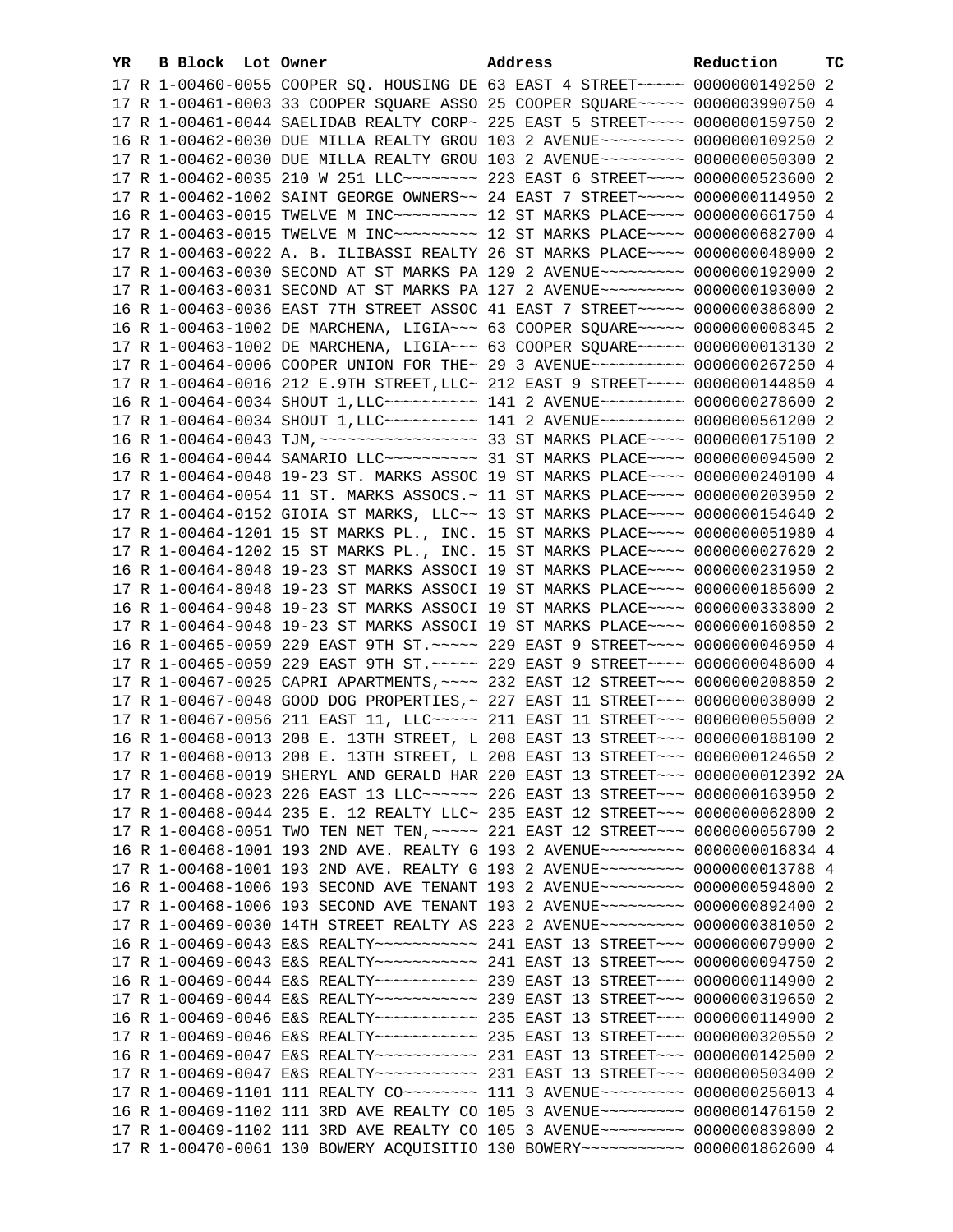| YR | B | Block | Lot | Owner | Address | Reduction | TC |
|---|---|---|---|---|---|---|---|
| 17 | R | 1-00460-0055 | | COOPER SQ. HOUSING DE | 63 EAST 4 STREET~~~~~ | 0000000149250 | 2 |
| 17 | R | 1-00461-0003 | | 33 COOPER SQUARE ASSO | 25 COOPER SQUARE~~~~~ | 0000003990750 | 4 |
| 17 | R | 1-00461-0044 | | SAELIDAB REALTY CORP~ | 225 EAST 5 STREET~~~~ | 0000000159750 | 2 |
| 16 | R | 1-00462-0030 | | DUE MILLA REALTY GROU | 103 2 AVENUE~~~~~~~~~ | 0000000109250 | 2 |
| 17 | R | 1-00462-0030 | | DUE MILLA REALTY GROU | 103 2 AVENUE~~~~~~~~~ | 0000000050300 | 2 |
| 17 | R | 1-00462-0035 | | 210 W 251 LLC~~~~~~~~ | 223 EAST 6 STREET~~~~ | 0000000523600 | 2 |
| 17 | R | 1-00462-1002 | | SAINT GEORGE OWNERS~~ | 24 EAST 7 STREET~~~~~ | 0000000114950 | 2 |
| 16 | R | 1-00463-0015 | | TWELVE M INC~~~~~~~~~ | 12 ST MARKS PLACE~~~~ | 0000000661750 | 4 |
| 17 | R | 1-00463-0015 | | TWELVE M INC~~~~~~~~~ | 12 ST MARKS PLACE~~~~ | 0000000682700 | 4 |
| 17 | R | 1-00463-0022 | | A. B. ILIBASSI REALTY | 26 ST MARKS PLACE~~~~ | 0000000048900 | 2 |
| 17 | R | 1-00463-0030 | | SECOND AT ST MARKS PA | 129 2 AVENUE~~~~~~~~~ | 0000000192900 | 2 |
| 17 | R | 1-00463-0031 | | SECOND AT ST MARKS PA | 127 2 AVENUE~~~~~~~~~ | 0000000193000 | 2 |
| 16 | R | 1-00463-0036 | | EAST 7TH STREET ASSOC | 41 EAST 7 STREET~~~~~ | 0000000386800 | 2 |
| 16 | R | 1-00463-1002 | | DE MARCHENA, LIGIA~~~ | 63 COOPER SQUARE~~~~~ | 0000000008345 | 2 |
| 17 | R | 1-00463-1002 | | DE MARCHENA, LIGIA~~~ | 63 COOPER SQUARE~~~~~ | 0000000013130 | 2 |
| 17 | R | 1-00464-0006 | | COOPER UNION FOR THE~ | 29 3 AVENUE~~~~~~~~~~ | 0000000267250 | 4 |
| 17 | R | 1-00464-0016 | | 212 E.9TH STREET,LLC~ | 212 EAST 9 STREET~~~~ | 0000000144850 | 4 |
| 16 | R | 1-00464-0034 | | SHOUT 1,LLC~~~~~~~~~~ | 141 2 AVENUE~~~~~~~~~ | 0000000278600 | 2 |
| 17 | R | 1-00464-0034 | | SHOUT 1,LLC~~~~~~~~~~ | 141 2 AVENUE~~~~~~~~~ | 0000000561200 | 2 |
| 16 | R | 1-00464-0043 | | TJM,~~~~~~~~~~~~~~~~~ | 33 ST MARKS PLACE~~~~ | 0000000175100 | 2 |
| 16 | R | 1-00464-0044 | | SAMARIO LLC~~~~~~~~~~ | 31 ST MARKS PLACE~~~~ | 0000000094500 | 2 |
| 17 | R | 1-00464-0048 | | 19-23 ST. MARKS ASSOC | 19 ST MARKS PLACE~~~~ | 0000000240100 | 4 |
| 17 | R | 1-00464-0054 | | 11 ST. MARKS ASSOCS.~ | 11 ST MARKS PLACE~~~~ | 0000000203950 | 2 |
| 17 | R | 1-00464-0152 | | GIOIA ST MARKS, LLC~~ | 13 ST MARKS PLACE~~~~ | 0000000154640 | 2 |
| 17 | R | 1-00464-1201 | | 15 ST MARKS PL., INC. | 15 ST MARKS PLACE~~~~ | 0000000051980 | 4 |
| 17 | R | 1-00464-1202 | | 15 ST MARKS PL., INC. | 15 ST MARKS PLACE~~~~ | 0000000027620 | 2 |
| 16 | R | 1-00464-8048 | | 19-23 ST MARKS ASSOCI | 19 ST MARKS PLACE~~~~ | 0000000231950 | 2 |
| 17 | R | 1-00464-8048 | | 19-23 ST MARKS ASSOCI | 19 ST MARKS PLACE~~~~ | 0000000185600 | 2 |
| 16 | R | 1-00464-9048 | | 19-23 ST MARKS ASSOCI | 19 ST MARKS PLACE~~~~ | 0000000333800 | 2 |
| 17 | R | 1-00464-9048 | | 19-23 ST MARKS ASSOCI | 19 ST MARKS PLACE~~~~ | 0000000160850 | 2 |
| 16 | R | 1-00465-0059 | | 229 EAST 9TH ST.~~~~~ | 229 EAST 9 STREET~~~~ | 0000000046950 | 4 |
| 17 | R | 1-00465-0059 | | 229 EAST 9TH ST.~~~~~ | 229 EAST 9 STREET~~~~ | 0000000048600 | 4 |
| 17 | R | 1-00467-0025 | | CAPRI APARTMENTS,~~~~ | 232 EAST 12 STREET~~~ | 0000000208850 | 2 |
| 17 | R | 1-00467-0048 | | GOOD DOG PROPERTIES,~ | 227 EAST 11 STREET~~~ | 0000000038000 | 2 |
| 17 | R | 1-00467-0056 | | 211 EAST 11, LLC~~~~~ | 211 EAST 11 STREET~~~ | 0000000055000 | 2 |
| 16 | R | 1-00468-0013 | | 208 E. 13TH STREET, L | 208 EAST 13 STREET~~~ | 0000000188100 | 2 |
| 17 | R | 1-00468-0013 | | 208 E. 13TH STREET, L | 208 EAST 13 STREET~~~ | 0000000124650 | 2 |
| 17 | R | 1-00468-0019 | | SHERYL AND GERALD HAR | 220 EAST 13 STREET~~~ | 0000000012392 | 2A |
| 17 | R | 1-00468-0023 | | 226 EAST 13 LLC~~~~~~ | 226 EAST 13 STREET~~~ | 0000000163950 | 2 |
| 17 | R | 1-00468-0044 | | 235 E. 12 REALTY LLC~ | 235 EAST 12 STREET~~~ | 0000000062800 | 2 |
| 17 | R | 1-00468-0051 | | TWO TEN NET TEN,~~~~~ | 221 EAST 12 STREET~~~ | 0000000056700 | 2 |
| 16 | R | 1-00468-1001 | | 193 2ND AVE. REALTY G | 193 2 AVENUE~~~~~~~~~ | 0000000016834 | 4 |
| 17 | R | 1-00468-1001 | | 193 2ND AVE. REALTY G | 193 2 AVENUE~~~~~~~~~ | 0000000013788 | 4 |
| 16 | R | 1-00468-1006 | | 193 SECOND AVE TENANT | 193 2 AVENUE~~~~~~~~~ | 0000000594800 | 2 |
| 17 | R | 1-00468-1006 | | 193 SECOND AVE TENANT | 193 2 AVENUE~~~~~~~~~ | 0000000892400 | 2 |
| 17 | R | 1-00469-0030 | | 14TH STREET REALTY AS | 223 2 AVENUE~~~~~~~~~ | 0000000381050 | 2 |
| 16 | R | 1-00469-0043 | | E&S REALTY~~~~~~~~~~~ | 241 EAST 13 STREET~~~ | 0000000079900 | 2 |
| 17 | R | 1-00469-0043 | | E&S REALTY~~~~~~~~~~~ | 241 EAST 13 STREET~~~ | 0000000094750 | 2 |
| 16 | R | 1-00469-0044 | | E&S REALTY~~~~~~~~~~~ | 239 EAST 13 STREET~~~ | 0000000114900 | 2 |
| 17 | R | 1-00469-0044 | | E&S REALTY~~~~~~~~~~~ | 239 EAST 13 STREET~~~ | 0000000319650 | 2 |
| 16 | R | 1-00469-0046 | | E&S REALTY~~~~~~~~~~~ | 235 EAST 13 STREET~~~ | 0000000114900 | 2 |
| 17 | R | 1-00469-0046 | | E&S REALTY~~~~~~~~~~~ | 235 EAST 13 STREET~~~ | 0000000320550 | 2 |
| 16 | R | 1-00469-0047 | | E&S REALTY~~~~~~~~~~~ | 231 EAST 13 STREET~~~ | 0000000142500 | 2 |
| 17 | R | 1-00469-0047 | | E&S REALTY~~~~~~~~~~~ | 231 EAST 13 STREET~~~ | 0000000503400 | 2 |
| 17 | R | 1-00469-1101 | | 111 REALTY CO~~~~~~~~ | 111 3 AVENUE~~~~~~~~~ | 0000000256013 | 4 |
| 16 | R | 1-00469-1102 | | 111 3RD AVE REALTY CO | 105 3 AVENUE~~~~~~~~~ | 0000001476150 | 2 |
| 17 | R | 1-00469-1102 | | 111 3RD AVE REALTY CO | 105 3 AVENUE~~~~~~~~~ | 0000000839800 | 2 |
| 17 | R | 1-00470-0061 | | 130 BOWERY ACQUISITIO | 130 BOWERY~~~~~~~~~~~ | 0000001862600 | 4 |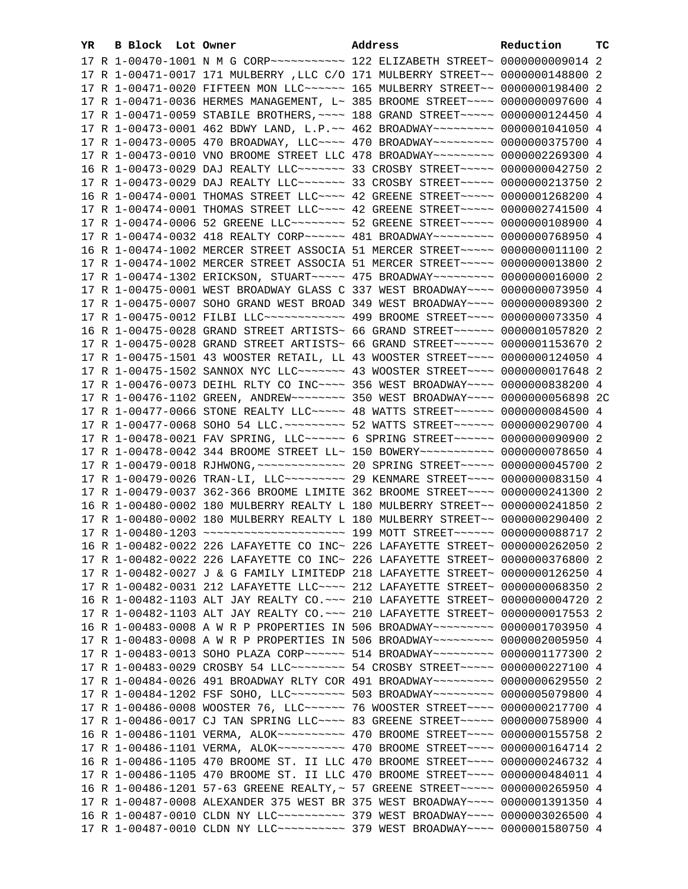| YR | B | Block | Lot | Owner | Address | Reduction | TC |
|---|---|---|---|---|---|---|---|
| 17 | R | 1-00470-1001 | | N M G CORP~~~~~~~~~~~ | 122 ELIZABETH STREET~ | 0000000009014 | 2 |
| 17 | R | 1-00471-0017 | | 171 MULBERRY ,LLC C/O | 171 MULBERRY STREET~~ | 0000000148800 | 2 |
| 17 | R | 1-00471-0020 | | FIFTEEN MON LLC~~~~~~ | 165 MULBERRY STREET~~ | 0000000198400 | 2 |
| 17 | R | 1-00471-0036 | | HERMES MANAGEMENT, L~ | 385 BROOME STREET~~~~ | 0000000097600 | 4 |
| 17 | R | 1-00471-0059 | | STABILE BROTHERS,~~~~ | 188 GRAND STREET~~~~~ | 0000000124450 | 4 |
| 17 | R | 1-00473-0001 | | 462 BDWY LAND, L.P.~~ | 462 BROADWAY~~~~~~~~~ | 0000001041050 | 4 |
| 17 | R | 1-00473-0005 | | 470 BROADWAY, LLC~~~~ | 470 BROADWAY~~~~~~~~~ | 0000000375700 | 4 |
| 17 | R | 1-00473-0010 | | VNO BROOME STREET LLC | 478 BROADWAY~~~~~~~~~ | 0000002269300 | 4 |
| 16 | R | 1-00473-0029 | | DAJ REALTY LLC~~~~~~~ | 33 CROSBY STREET~~~~~ | 0000000042750 | 2 |
| 17 | R | 1-00473-0029 | | DAJ REALTY LLC~~~~~~~ | 33 CROSBY STREET~~~~~ | 0000000213750 | 2 |
| 16 | R | 1-00474-0001 | | THOMAS STREET LLC~~~~ | 42 GREENE STREET~~~~~ | 0000001268200 | 4 |
| 17 | R | 1-00474-0001 | | THOMAS STREET LLC~~~~ | 42 GREENE STREET~~~~~ | 0000002741500 | 4 |
| 17 | R | 1-00474-0006 | | 52 GREENE LLC~~~~~~~~ | 52 GREENE STREET~~~~~ | 0000000108900 | 4 |
| 17 | R | 1-00474-0032 | | 418 REALTY CORP~~~~~~ | 481 BROADWAY~~~~~~~~~ | 0000000768950 | 4 |
| 16 | R | 1-00474-1002 | | MERCER STREET ASSOCIA | 51 MERCER STREET~~~~~ | 0000000011100 | 2 |
| 17 | R | 1-00474-1002 | | MERCER STREET ASSOCIA | 51 MERCER STREET~~~~~ | 0000000013800 | 2 |
| 17 | R | 1-00474-1302 | | ERICKSON, STUART~~~~~ | 475 BROADWAY~~~~~~~~~ | 0000000016000 | 2 |
| 17 | R | 1-00475-0001 | | WEST BROADWAY GLASS C | 337 WEST BROADWAY~~~~ | 0000000073950 | 4 |
| 17 | R | 1-00475-0007 | | SOHO GRAND WEST BROAD | 349 WEST BROADWAY~~~~ | 0000000089300 | 2 |
| 17 | R | 1-00475-0012 | | FILBI LLC~~~~~~~~~~~~ | 499 BROOME STREET~~~~ | 0000000073350 | 4 |
| 16 | R | 1-00475-0028 | | GRAND STREET ARTISTS~ | 66 GRAND STREET~~~~~~ | 0000001057820 | 2 |
| 17 | R | 1-00475-0028 | | GRAND STREET ARTISTS~ | 66 GRAND STREET~~~~~~ | 0000001153670 | 2 |
| 17 | R | 1-00475-1501 | | 43 WOOSTER RETAIL, LL | 43 WOOSTER STREET~~~~ | 0000000124050 | 4 |
| 17 | R | 1-00475-1502 | | SANNOX NYC LLC~~~~~~~ | 43 WOOSTER STREET~~~~ | 0000000017648 | 2 |
| 17 | R | 1-00476-0073 | | DEIHL RLTY CO INC~~~~ | 356 WEST BROADWAY~~~~ | 0000000838200 | 4 |
| 17 | R | 1-00476-1102 | | GREEN, ANDREW~~~~~~~~ | 350 WEST BROADWAY~~~~ | 0000000056898 | 2C |
| 17 | R | 1-00477-0066 | | STONE REALTY LLC~~~~~ | 48 WATTS STREET~~~~~~ | 0000000084500 | 4 |
| 17 | R | 1-00477-0068 | | SOHO 54 LLC.~~~~~~~~~ | 52 WATTS STREET~~~~~~ | 0000000290700 | 4 |
| 17 | R | 1-00478-0021 | | FAV SPRING, LLC~~~~~~ | 6 SPRING STREET~~~~~~ | 0000000090900 | 2 |
| 17 | R | 1-00478-0042 | | 344 BROOME STREET LL~ | 150 BOWERY~~~~~~~~~~~ | 0000000078650 | 4 |
| 17 | R | 1-00479-0018 | | RJHWONG,~~~~~~~~~~~~~ | 20 SPRING STREET~~~~~ | 0000000045700 | 2 |
| 17 | R | 1-00479-0026 | | TRAN-LI, LLC~~~~~~~~~ | 29 KENMARE STREET~~~~ | 0000000083150 | 4 |
| 17 | R | 1-00479-0037 | | 362-366 BROOME LIMITE | 362 BROOME STREET~~~~ | 0000000241300 | 2 |
| 16 | R | 1-00480-0002 | | 180 MULBERRY REALTY L | 180 MULBERRY STREET~~ | 0000000241850 | 2 |
| 17 | R | 1-00480-0002 | | 180 MULBERRY REALTY L | 180 MULBERRY STREET~~ | 0000000290400 | 2 |
| 17 | R | 1-00480-1203 | | ~~~~~~~~~~~~~~~~~~~~~ | 199 MOTT STREET~~~~~~ | 0000000088717 | 2 |
| 16 | R | 1-00482-0022 | | 226 LAFAYETTE CO INC~ | 226 LAFAYETTE STREET~ | 0000000262050 | 2 |
| 17 | R | 1-00482-0022 | | 226 LAFAYETTE CO INC~ | 226 LAFAYETTE STREET~ | 0000000376800 | 2 |
| 17 | R | 1-00482-0027 | | J & G FAMILY LIMITEDP | 218 LAFAYETTE STREET~ | 0000000126250 | 4 |
| 17 | R | 1-00482-0031 | | 212 LAFAYETTE LLC~~~~ | 212 LAFAYETTE STREET~ | 0000000068350 | 2 |
| 16 | R | 1-00482-1103 | | ALT JAY REALTY CO.~~~ | 210 LAFAYETTE STREET~ | 0000000004720 | 2 |
| 17 | R | 1-00482-1103 | | ALT JAY REALTY CO.~~~ | 210 LAFAYETTE STREET~ | 0000000017553 | 2 |
| 16 | R | 1-00483-0008 | | A W R P PROPERTIES IN | 506 BROADWAY~~~~~~~~~ | 0000001703950 | 4 |
| 17 | R | 1-00483-0008 | | A W R P PROPERTIES IN | 506 BROADWAY~~~~~~~~~ | 0000002005950 | 4 |
| 17 | R | 1-00483-0013 | | SOHO PLAZA CORP~~~~~~ | 514 BROADWAY~~~~~~~~~ | 0000001177300 | 2 |
| 17 | R | 1-00483-0029 | | CROSBY 54 LLC~~~~~~~~ | 54 CROSBY STREET~~~~~ | 0000000227100 | 4 |
| 17 | R | 1-00484-0026 | | 491 BROADWAY RLTY COR | 491 BROADWAY~~~~~~~~~ | 0000000629550 | 2 |
| 17 | R | 1-00484-1202 | | FSF SOHO, LLC~~~~~~~~ | 503 BROADWAY~~~~~~~~~ | 0000005079800 | 4 |
| 17 | R | 1-00486-0008 | | WOOSTER 76, LLC~~~~~~ | 76 WOOSTER STREET~~~~ | 0000000217700 | 4 |
| 17 | R | 1-00486-0017 | | CJ TAN SPRING LLC~~~~ | 83 GREENE STREET~~~~~ | 0000000758900 | 4 |
| 16 | R | 1-00486-1101 | | VERMA, ALOK~~~~~~~~~~ | 470 BROOME STREET~~~~ | 0000000155758 | 2 |
| 17 | R | 1-00486-1101 | | VERMA, ALOK~~~~~~~~~~ | 470 BROOME STREET~~~~ | 0000000164714 | 2 |
| 16 | R | 1-00486-1105 | | 470 BROOME ST. II LLC | 470 BROOME STREET~~~~ | 0000000246732 | 4 |
| 17 | R | 1-00486-1105 | | 470 BROOME ST. II LLC | 470 BROOME STREET~~~~ | 0000000484011 | 4 |
| 16 | R | 1-00486-1201 | | 57-63 GREENE REALTY,~ | 57 GREENE STREET~~~~~ | 0000000265950 | 4 |
| 17 | R | 1-00487-0008 | | ALEXANDER 375 WEST BR | 375 WEST BROADWAY~~~~ | 0000001391350 | 4 |
| 16 | R | 1-00487-0010 | | CLDN NY LLC~~~~~~~~~~ | 379 WEST BROADWAY~~~~ | 0000003026500 | 4 |
| 17 | R | 1-00487-0010 | | CLDN NY LLC~~~~~~~~~~ | 379 WEST BROADWAY~~~~ | 0000001580750 | 4 |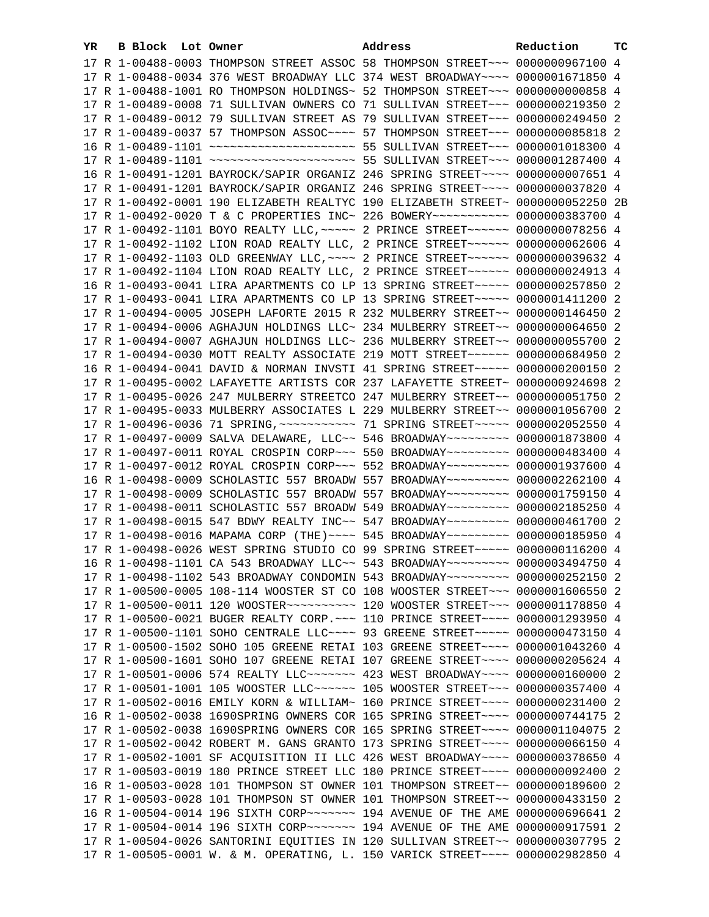| YR | B | Block | Lot | Owner | Address | Reduction | TC |
|---|---|---|---|---|---|---|---|
| 17 | R | 1-00488-0003 | | THOMPSON STREET ASSOC | 58 THOMPSON STREET~~~ | 0000000967100 | 4 |
| 17 | R | 1-00488-0034 | | 376 WEST BROADWAY LLC | 374 WEST BROADWAY~~~~ | 0000001671850 | 4 |
| 17 | R | 1-00488-1001 | | RO THOMPSON HOLDINGS~ | 52 THOMPSON STREET~~~ | 0000000000858 | 4 |
| 17 | R | 1-00489-0008 | | 71 SULLIVAN OWNERS CO | 71 SULLIVAN STREET~~~ | 0000000219350 | 2 |
| 17 | R | 1-00489-0012 | | 79 SULLIVAN STREET AS | 79 SULLIVAN STREET~~~ | 0000000249450 | 2 |
| 17 | R | 1-00489-0037 | | 57 THOMPSON ASSOC~~~~ | 57 THOMPSON STREET~~~ | 0000000085818 | 2 |
| 16 | R | 1-00489-1101 | | ~~~~~~~~~~~~~~~~~~~~~ | 55 SULLIVAN STREET~~~ | 0000001018300 | 4 |
| 17 | R | 1-00489-1101 | | ~~~~~~~~~~~~~~~~~~~~~ | 55 SULLIVAN STREET~~~ | 0000001287400 | 4 |
| 16 | R | 1-00491-1201 | | BAYROCK/SAPIR ORGANIZ | 246 SPRING STREET~~~~ | 0000000007651 | 4 |
| 17 | R | 1-00491-1201 | | BAYROCK/SAPIR ORGANIZ | 246 SPRING STREET~~~~ | 0000000037820 | 4 |
| 17 | R | 1-00492-0001 | | 190 ELIZABETH REALTYC | 190 ELIZABETH STREET~ | 0000000052250 | 2B |
| 17 | R | 1-00492-0020 | | T & C PROPERTIES INC~ | 226 BOWERY~~~~~~~~~~~ | 0000000383700 | 4 |
| 17 | R | 1-00492-1101 | | BOYO REALTY LLC,~~~~~ | 2 PRINCE STREET~~~~~~ | 0000000078256 | 4 |
| 17 | R | 1-00492-1102 | | LION ROAD REALTY LLC, | 2 PRINCE STREET~~~~~~ | 0000000062606 | 4 |
| 17 | R | 1-00492-1103 | | OLD GREENWAY LLC,~~~~ | 2 PRINCE STREET~~~~~~ | 0000000039632 | 4 |
| 17 | R | 1-00492-1104 | | LION ROAD REALTY LLC, | 2 PRINCE STREET~~~~~~ | 0000000024913 | 4 |
| 16 | R | 1-00493-0041 | | LIRA APARTMENTS CO LP | 13 SPRING STREET~~~~~ | 0000000257850 | 2 |
| 17 | R | 1-00493-0041 | | LIRA APARTMENTS CO LP | 13 SPRING STREET~~~~~ | 0000001411200 | 2 |
| 17 | R | 1-00494-0005 | | JOSEPH LAFORTE 2015 R | 232 MULBERRY STREET~~ | 0000000146450 | 2 |
| 17 | R | 1-00494-0006 | | AGHAJUN HOLDINGS LLC~ | 234 MULBERRY STREET~~ | 0000000064650 | 2 |
| 17 | R | 1-00494-0007 | | AGHAJUN HOLDINGS LLC~ | 236 MULBERRY STREET~~ | 0000000055700 | 2 |
| 17 | R | 1-00494-0030 | | MOTT REALTY ASSOCIATE | 219 MOTT STREET~~~~~~ | 0000000684950 | 2 |
| 16 | R | 1-00494-0041 | | DAVID & NORMAN INVSTI | 41 SPRING STREET~~~~~ | 0000000200150 | 2 |
| 17 | R | 1-00495-0002 | | LAFAYETTE ARTISTS COR | 237 LAFAYETTE STREET~ | 0000000924698 | 2 |
| 17 | R | 1-00495-0026 | | 247 MULBERRY STREETCO | 247 MULBERRY STREET~~ | 0000000051750 | 2 |
| 17 | R | 1-00495-0033 | | MULBERRY ASSOCIATES L | 229 MULBERRY STREET~~ | 0000001056700 | 2 |
| 17 | R | 1-00496-0036 | | 71 SPRING,~~~~~~~~~~~ | 71 SPRING STREET~~~~~ | 0000002052550 | 4 |
| 17 | R | 1-00497-0009 | | SALVA DELAWARE, LLC~~ | 546 BROADWAY~~~~~~~~~ | 0000001873800 | 4 |
| 17 | R | 1-00497-0011 | | ROYAL CROSPIN CORP~~~ | 550 BROADWAY~~~~~~~~~ | 0000000483400 | 4 |
| 17 | R | 1-00497-0012 | | ROYAL CROSPIN CORP~~~ | 552 BROADWAY~~~~~~~~~ | 0000001937600 | 4 |
| 16 | R | 1-00498-0009 | | SCHOLASTIC 557 BROADW | 557 BROADWAY~~~~~~~~~ | 0000002262100 | 4 |
| 17 | R | 1-00498-0009 | | SCHOLASTIC 557 BROADW | 557 BROADWAY~~~~~~~~~ | 0000001759150 | 4 |
| 17 | R | 1-00498-0011 | | SCHOLASTIC 557 BROADW | 549 BROADWAY~~~~~~~~~ | 0000002185250 | 4 |
| 17 | R | 1-00498-0015 | | 547 BDWY REALTY INC~~ | 547 BROADWAY~~~~~~~~~ | 0000000461700 | 2 |
| 17 | R | 1-00498-0016 | | MAPAMA CORP (THE)~~~~ | 545 BROADWAY~~~~~~~~~ | 0000000185950 | 4 |
| 17 | R | 1-00498-0026 | | WEST SPRING STUDIO CO | 99 SPRING STREET~~~~~ | 0000000116200 | 4 |
| 16 | R | 1-00498-1101 | | CA 543 BROADWAY LLC~~ | 543 BROADWAY~~~~~~~~~ | 0000003494750 | 4 |
| 17 | R | 1-00498-1102 | | 543 BROADWAY CONDOMIN | 543 BROADWAY~~~~~~~~~ | 0000000252150 | 2 |
| 17 | R | 1-00500-0005 | | 108-114 WOOSTER ST CO | 108 WOOSTER STREET~~~ | 0000001606550 | 2 |
| 17 | R | 1-00500-0011 | | 120 WOOSTER~~~~~~~~~~ | 120 WOOSTER STREET~~~ | 0000001178850 | 4 |
| 17 | R | 1-00500-0021 | | BUGER REALTY CORP.~~~ | 110 PRINCE STREET~~~~ | 0000001293950 | 4 |
| 17 | R | 1-00500-1101 | | SOHO CENTRALE LLC~~~~ | 93 GREENE STREET~~~~~ | 0000000473150 | 4 |
| 17 | R | 1-00500-1502 | | SOHO 105 GREENE RETAI | 103 GREENE STREET~~~~ | 0000001043260 | 4 |
| 17 | R | 1-00500-1601 | | SOHO 107 GREENE RETAI | 107 GREENE STREET~~~~ | 0000000205624 | 4 |
| 17 | R | 1-00501-0006 | | 574 REALTY LLC~~~~~~~ | 423 WEST BROADWAY~~~~ | 0000000160000 | 2 |
| 17 | R | 1-00501-1001 | | 105 WOOSTER LLC~~~~~~ | 105 WOOSTER STREET~~~ | 0000000357400 | 4 |
| 17 | R | 1-00502-0016 | | EMILY KORN & WILLIAM~ | 160 PRINCE STREET~~~~ | 0000000231400 | 2 |
| 16 | R | 1-00502-0038 | | 1690SPRING OWNERS COR | 165 SPRING STREET~~~~ | 0000000744175 | 2 |
| 17 | R | 1-00502-0038 | | 1690SPRING OWNERS COR | 165 SPRING STREET~~~~ | 0000001104075 | 2 |
| 17 | R | 1-00502-0042 | | ROBERT M. GANS GRANTO | 173 SPRING STREET~~~~ | 0000000066150 | 4 |
| 17 | R | 1-00502-1001 | | SF ACQUISITION II LLC | 426 WEST BROADWAY~~~~ | 0000000378650 | 4 |
| 17 | R | 1-00503-0019 | | 180 PRINCE STREET LLC | 180 PRINCE STREET~~~~ | 0000000092400 | 2 |
| 16 | R | 1-00503-0028 | | 101 THOMPSON ST OWNER | 101 THOMPSON STREET~~ | 0000000189600 | 2 |
| 17 | R | 1-00503-0028 | | 101 THOMPSON ST OWNER | 101 THOMPSON STREET~~ | 0000000433150 | 2 |
| 16 | R | 1-00504-0014 | | 196 SIXTH CORP~~~~~~~ | 194 AVENUE OF THE AME | 0000000696641 | 2 |
| 17 | R | 1-00504-0014 | | 196 SIXTH CORP~~~~~~~ | 194 AVENUE OF THE AME | 0000000917591 | 2 |
| 17 | R | 1-00504-0026 | | SANTORINI EQUITIES IN | 120 SULLIVAN STREET~~ | 0000000307795 | 2 |
| 17 | R | 1-00505-0001 | | W. & M. OPERATING, L. | 150 VARICK STREET~~~~ | 0000002982850 | 4 |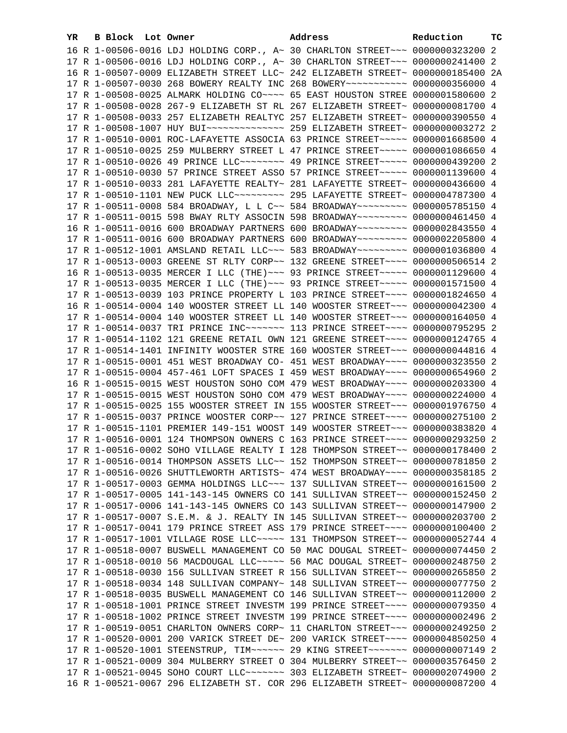| YR | B | Block | Lot | Owner | Address | Reduction | TC |
|---|---|---|---|---|---|---|---|
| 16 | R | 1-00506-0016 | | LDJ HOLDING CORP., A~ | 30 CHARLTON STREET~~~ | 0000000323200 | 2 |
| 17 | R | 1-00506-0016 | | LDJ HOLDING CORP., A~ | 30 CHARLTON STREET~~~ | 0000000241400 | 2 |
| 16 | R | 1-00507-0009 | | ELIZABETH STREET LLC~ | 242 ELIZABETH STREET~ | 0000000185400 | 2A |
| 17 | R | 1-00507-0030 | | 268 BOWERY REALTY INC | 268 BOWERY~~~~~~~~~~~ | 0000000356000 | 4 |
| 17 | R | 1-00508-0025 | | ALMARK HOLDING CO~~~~ | 65 EAST HOUSTON STREE | 0000001580600 | 2 |
| 17 | R | 1-00508-0028 | | 267-9 ELIZABETH ST RL | 267 ELIZABETH STREET~ | 0000000081700 | 4 |
| 17 | R | 1-00508-0033 | | 257 ELIZABETH REALTYC | 257 ELIZABETH STREET~ | 0000000390550 | 4 |
| 17 | R | 1-00508-1007 | | HUY BUI~~~~~~~~~~~~~~ | 259 ELIZABETH STREET~ | 0000000003272 | 2 |
| 17 | R | 1-00510-0001 | | ROC-LAFAYETTE ASSOCIA | 63 PRINCE STREET~~~~~ | 0000001668500 | 4 |
| 17 | R | 1-00510-0025 | | 259 MULBERRY STREET L | 47 PRINCE STREET~~~~~ | 0000001086650 | 4 |
| 17 | R | 1-00510-0026 | | 49 PRINCE LLC~~~~~~~~ | 49 PRINCE STREET~~~~~ | 0000000439200 | 2 |
| 17 | R | 1-00510-0030 | | 57 PRINCE STREET ASSO | 57 PRINCE STREET~~~~~ | 0000001139600 | 4 |
| 17 | R | 1-00510-0033 | | 281 LAFAYETTE REALTY~ | 281 LAFAYETTE STREET~ | 0000000436600 | 4 |
| 17 | R | 1-00510-1101 | | NEW PUCK LLC~~~~~~~~~ | 295 LAFAYETTE STREET~ | 0000004787300 | 4 |
| 17 | R | 1-00511-0008 | | 584 BROADWAY, L L C~~ | 584 BROADWAY~~~~~~~~~ | 0000005785150 | 4 |
| 17 | R | 1-00511-0015 | | 598 BWAY RLTY ASSOCIN | 598 BROADWAY~~~~~~~~~ | 0000000461450 | 4 |
| 16 | R | 1-00511-0016 | | 600 BROADWAY PARTNERS | 600 BROADWAY~~~~~~~~~ | 0000002843550 | 4 |
| 17 | R | 1-00511-0016 | | 600 BROADWAY PARTNERS | 600 BROADWAY~~~~~~~~~ | 0000002205800 | 4 |
| 17 | R | 1-00512-1001 | | AMSLAND RETAIL LLC~~~ | 583 BROADWAY~~~~~~~~~ | 0000001036800 | 4 |
| 17 | R | 1-00513-0003 | | GREENE ST RLTY CORP~~ | 132 GREENE STREET~~~~ | 0000000506514 | 2 |
| 16 | R | 1-00513-0035 | | MERCER I LLC (THE)~~~ | 93 PRINCE STREET~~~~~ | 0000001129600 | 4 |
| 17 | R | 1-00513-0035 | | MERCER I LLC (THE)~~~ | 93 PRINCE STREET~~~~~ | 0000001571500 | 4 |
| 17 | R | 1-00513-0039 | | 103 PRINCE PROPERTY L | 103 PRINCE STREET~~~~ | 0000001824650 | 4 |
| 16 | R | 1-00514-0004 | | 140 WOOSTER STREET LL | 140 WOOSTER STREET~~~ | 0000000042300 | 4 |
| 17 | R | 1-00514-0004 | | 140 WOOSTER STREET LL | 140 WOOSTER STREET~~~ | 0000000164050 | 4 |
| 17 | R | 1-00514-0037 | | TRI PRINCE INC~~~~~~~ | 113 PRINCE STREET~~~~ | 0000000795295 | 2 |
| 17 | R | 1-00514-1102 | | 121 GREENE RETAIL OWN | 121 GREENE STREET~~~~ | 0000000124765 | 4 |
| 17 | R | 1-00514-1401 | | INFINITY WOOSTER STRE | 160 WOOSTER STREET~~~ | 0000000044816 | 4 |
| 17 | R | 1-00515-0001 | | 451 WEST BROADWAY CO- | 451 WEST BROADWAY~~~~ | 0000000323550 | 2 |
| 17 | R | 1-00515-0004 | | 457-461 LOFT SPACES I | 459 WEST BROADWAY~~~~ | 0000000654960 | 2 |
| 16 | R | 1-00515-0015 | | WEST HOUSTON SOHO COM | 479 WEST BROADWAY~~~~ | 0000000203300 | 4 |
| 17 | R | 1-00515-0015 | | WEST HOUSTON SOHO COM | 479 WEST BROADWAY~~~~ | 0000000224000 | 4 |
| 17 | R | 1-00515-0025 | | 155 WOOSTER STREET IN | 155 WOOSTER STREET~~~ | 0000001976750 | 4 |
| 17 | R | 1-00515-0037 | | PRINCE WOOSTER CORP~~ | 127 PRINCE STREET~~~~ | 0000000275100 | 2 |
| 17 | R | 1-00515-1101 | | PREMIER 149-151 WOOST | 149 WOOSTER STREET~~~ | 0000000383820 | 4 |
| 17 | R | 1-00516-0001 | | 124 THOMPSON OWNERS C | 163 PRINCE STREET~~~~ | 0000000293250 | 2 |
| 17 | R | 1-00516-0002 | | SOHO VILLAGE REALTY I | 128 THOMPSON STREET~~ | 0000000178400 | 2 |
| 17 | R | 1-00516-0014 | | THOMPSON ASSETS LLC~~ | 152 THOMPSON STREET~~ | 0000000781850 | 2 |
| 17 | R | 1-00516-0026 | | SHUTTLEWORTH ARTISTS~ | 474 WEST BROADWAY~~~~ | 0000000358185 | 2 |
| 17 | R | 1-00517-0003 | | GEMMA HOLDINGS LLC~~~ | 137 SULLIVAN STREET~~ | 0000000161500 | 2 |
| 17 | R | 1-00517-0005 | | 141-143-145 OWNERS CO | 141 SULLIVAN STREET~~ | 0000000152450 | 2 |
| 17 | R | 1-00517-0006 | | 141-143-145 OWNERS CO | 143 SULLIVAN STREET~~ | 0000000147900 | 2 |
| 17 | R | 1-00517-0007 | | S.E.M. & J. REALTY IN | 145 SULLIVAN STREET~~ | 0000000203700 | 2 |
| 17 | R | 1-00517-0041 | | 179 PRINCE STREET ASS | 179 PRINCE STREET~~~~ | 0000000100400 | 2 |
| 17 | R | 1-00517-1001 | | VILLAGE ROSE LLC~~~~~ | 131 THOMPSON STREET~~ | 0000000052744 | 4 |
| 17 | R | 1-00518-0007 | | BUSWELL MANAGEMENT CO | 50 MAC DOUGAL STREET~ | 0000000074450 | 2 |
| 17 | R | 1-00518-0010 | | 56 MACDOUGAL LLC~~~~~ | 56 MAC DOUGAL STREET~ | 0000000248750 | 2 |
| 17 | R | 1-00518-0030 | | 156 SULLIVAN STREET R | 156 SULLIVAN STREET~~ | 0000000265850 | 2 |
| 17 | R | 1-00518-0034 | | 148 SULLIVAN COMPANY~ | 148 SULLIVAN STREET~~ | 0000000077750 | 2 |
| 17 | R | 1-00518-0035 | | BUSWELL MANAGEMENT CO | 146 SULLIVAN STREET~~ | 0000000112000 | 2 |
| 17 | R | 1-00518-1001 | | PRINCE STREET INVESTM | 199 PRINCE STREET~~~~ | 0000000079350 | 4 |
| 17 | R | 1-00518-1002 | | PRINCE STREET INVESTM | 199 PRINCE STREET~~~~ | 0000000002496 | 2 |
| 17 | R | 1-00519-0051 | | CHARLTON OWNERS CORP~ | 11 CHARLTON STREET~~~ | 0000000249250 | 2 |
| 17 | R | 1-00520-0001 | | 200 VARICK STREET DE~ | 200 VARICK STREET~~~~ | 0000004850250 | 4 |
| 17 | R | 1-00520-1001 | | STEENSTRUP, TIM~~~~~~ | 29 KING STREET~~~~~~~ | 0000000007149 | 2 |
| 17 | R | 1-00521-0009 | | 304 MULBERRY STREET O | 304 MULBERRY STREET~~ | 0000003576450 | 2 |
| 17 | R | 1-00521-0045 | | SOHO COURT LLC~~~~~~~ | 303 ELIZABETH STREET~ | 0000002074900 | 2 |
| 16 | R | 1-00521-0067 | | 296 ELIZABETH ST. COR | 296 ELIZABETH STREET~ | 0000000087200 | 4 |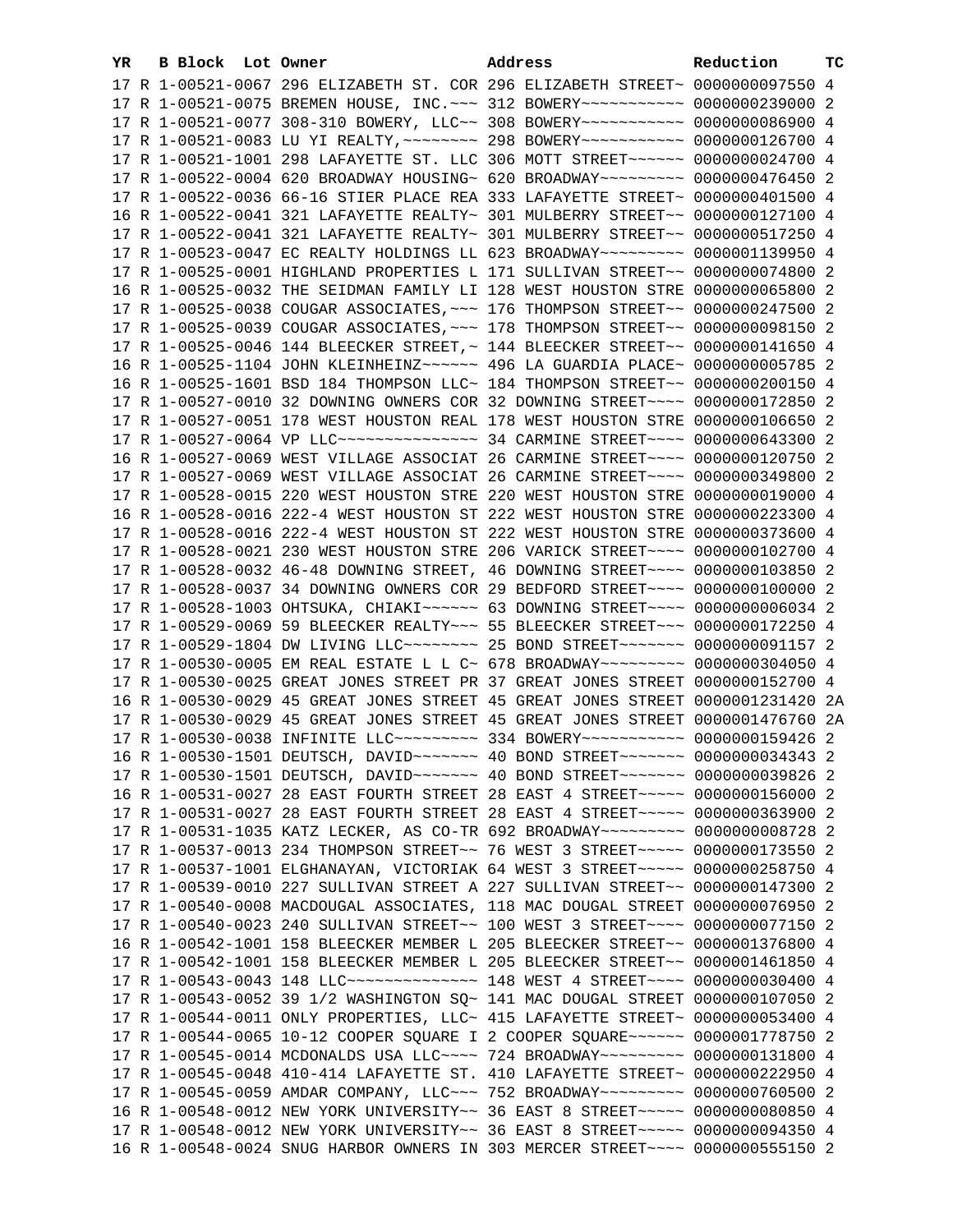| YR | B | Block | Lot | Owner | Address | Reduction | TC |
|---|---|---|---|---|---|---|---|
| 17 | R | 1-00521-0067 | | 296 ELIZABETH ST. COR | 296 ELIZABETH STREET~ | 0000000097550 | 4 |
| 17 | R | 1-00521-0075 | | BREMEN HOUSE, INC.~~~ | 312 BOWERY~~~~~~~~~~~ | 0000000239000 | 2 |
| 17 | R | 1-00521-0077 | | 308-310 BOWERY, LLC~~ | 308 BOWERY~~~~~~~~~~~ | 0000000086900 | 4 |
| 17 | R | 1-00521-0083 | | LU YI REALTY,~~~~~~~~ | 298 BOWERY~~~~~~~~~~~ | 0000000126700 | 4 |
| 17 | R | 1-00521-1001 | | 298 LAFAYETTE ST. LLC | 306 MOTT STREET~~~~~~ | 0000000024700 | 4 |
| 17 | R | 1-00522-0004 | | 620 BROADWAY HOUSING~ | 620 BROADWAY~~~~~~~~~ | 0000000476450 | 2 |
| 17 | R | 1-00522-0036 | | 66-16 STIER PLACE REA | 333 LAFAYETTE STREET~ | 0000000401500 | 4 |
| 16 | R | 1-00522-0041 | | 321 LAFAYETTE REALTY~ | 301 MULBERRY STREET~~ | 0000000127100 | 4 |
| 17 | R | 1-00522-0041 | | 321 LAFAYETTE REALTY~ | 301 MULBERRY STREET~~ | 0000000517250 | 4 |
| 17 | R | 1-00523-0047 | | EC REALTY HOLDINGS LL | 623 BROADWAY~~~~~~~~~ | 0000001139950 | 4 |
| 17 | R | 1-00525-0001 | | HIGHLAND PROPERTIES L | 171 SULLIVAN STREET~~ | 0000000074800 | 2 |
| 16 | R | 1-00525-0032 | | THE SEIDMAN FAMILY LI | 128 WEST HOUSTON STRE | 0000000065800 | 2 |
| 17 | R | 1-00525-0038 | | COUGAR ASSOCIATES,~~~ | 176 THOMPSON STREET~~ | 0000000247500 | 2 |
| 17 | R | 1-00525-0039 | | COUGAR ASSOCIATES,~~~ | 178 THOMPSON STREET~~ | 0000000098150 | 2 |
| 17 | R | 1-00525-0046 | | 144 BLEECKER STREET,~ | 144 BLEECKER STREET~~ | 0000000141650 | 4 |
| 16 | R | 1-00525-1104 | | JOHN KLEINHEINZ~~~~~~ | 496 LA GUARDIA PLACE~ | 0000000005785 | 2 |
| 16 | R | 1-00525-1601 | | BSD 184 THOMPSON LLC~ | 184 THOMPSON STREET~~ | 0000000200150 | 4 |
| 17 | R | 1-00527-0010 | | 32 DOWNING OWNERS COR | 32 DOWNING STREET~~~~ | 0000000172850 | 2 |
| 17 | R | 1-00527-0051 | | 178 WEST HOUSTON REAL | 178 WEST HOUSTON STRE | 0000000106650 | 2 |
| 17 | R | 1-00527-0064 | | VP LLC~~~~~~~~~~~~~~~ | 34 CARMINE STREET~~~~ | 0000000643300 | 2 |
| 16 | R | 1-00527-0069 | | WEST VILLAGE ASSOCIAT | 26 CARMINE STREET~~~~ | 0000000120750 | 2 |
| 17 | R | 1-00527-0069 | | WEST VILLAGE ASSOCIAT | 26 CARMINE STREET~~~~ | 0000000349800 | 2 |
| 17 | R | 1-00528-0015 | | 220 WEST HOUSTON STRE | 220 WEST HOUSTON STRE | 0000000019000 | 4 |
| 16 | R | 1-00528-0016 | | 222-4 WEST HOUSTON ST | 222 WEST HOUSTON STRE | 0000000223300 | 4 |
| 17 | R | 1-00528-0016 | | 222-4 WEST HOUSTON ST | 222 WEST HOUSTON STRE | 0000000373600 | 4 |
| 17 | R | 1-00528-0021 | | 230 WEST HOUSTON STRE | 206 VARICK STREET~~~~ | 0000000102700 | 4 |
| 17 | R | 1-00528-0032 | | 46-48 DOWNING STREET, | 46 DOWNING STREET~~~~ | 0000000103850 | 2 |
| 17 | R | 1-00528-0037 | | 34 DOWNING OWNERS COR | 29 BEDFORD STREET~~~~ | 0000000100000 | 2 |
| 17 | R | 1-00528-1003 | | OHTSUKA, CHIAKI~~~~~~ | 63 DOWNING STREET~~~~ | 0000000006034 | 2 |
| 17 | R | 1-00529-0069 | | 59 BLEECKER REALTY~~~ | 55 BLEECKER STREET~~~ | 0000000172250 | 4 |
| 17 | R | 1-00529-1804 | | DW LIVING LLC~~~~~~~~ | 25 BOND STREET~~~~~~~ | 0000000091157 | 2 |
| 17 | R | 1-00530-0005 | | EM REAL ESTATE L L C~ | 678 BROADWAY~~~~~~~~~ | 0000000304050 | 4 |
| 17 | R | 1-00530-0025 | | GREAT JONES STREET PR | 37 GREAT JONES STREET | 0000000152700 | 4 |
| 16 | R | 1-00530-0029 | | 45 GREAT JONES STREET | 45 GREAT JONES STREET | 0000001231420 | 2A |
| 17 | R | 1-00530-0029 | | 45 GREAT JONES STREET | 45 GREAT JONES STREET | 0000001476760 | 2A |
| 17 | R | 1-00530-0038 | | INFINITE LLC~~~~~~~~~ | 334 BOWERY~~~~~~~~~~~ | 0000000159426 | 2 |
| 16 | R | 1-00530-1501 | | DEUTSCH, DAVID~~~~~~~ | 40 BOND STREET~~~~~~~ | 0000000034343 | 2 |
| 17 | R | 1-00530-1501 | | DEUTSCH, DAVID~~~~~~~ | 40 BOND STREET~~~~~~~ | 0000000039826 | 2 |
| 16 | R | 1-00531-0027 | | 28 EAST FOURTH STREET | 28 EAST 4 STREET~~~~~ | 0000000156000 | 2 |
| 17 | R | 1-00531-0027 | | 28 EAST FOURTH STREET | 28 EAST 4 STREET~~~~~ | 0000000363900 | 2 |
| 17 | R | 1-00531-1035 | | KATZ LECKER, AS CO-TR | 692 BROADWAY~~~~~~~~~ | 0000000008728 | 2 |
| 17 | R | 1-00537-0013 | | 234 THOMPSON STREET~~ | 76 WEST 3 STREET~~~~~ | 0000000173550 | 2 |
| 17 | R | 1-00537-1001 | | ELGHANAYAN, VICTORIAK | 64 WEST 3 STREET~~~~~ | 0000000258750 | 4 |
| 17 | R | 1-00539-0010 | | 227 SULLIVAN STREET A | 227 SULLIVAN STREET~~ | 0000000147300 | 2 |
| 17 | R | 1-00540-0008 | | MACDOUGAL ASSOCIATES, | 118 MAC DOUGAL STREET | 0000000076950 | 2 |
| 17 | R | 1-00540-0023 | | 240 SULLIVAN STREET~~ | 100 WEST 3 STREET~~~~ | 0000000077150 | 2 |
| 16 | R | 1-00542-1001 | | 158 BLEECKER MEMBER L | 205 BLEECKER STREET~~ | 0000001376800 | 4 |
| 17 | R | 1-00542-1001 | | 158 BLEECKER MEMBER L | 205 BLEECKER STREET~~ | 0000001461850 | 4 |
| 17 | R | 1-00543-0043 | | 148 LLC~~~~~~~~~~~~~~ | 148 WEST 4 STREET~~~~ | 0000000030400 | 4 |
| 17 | R | 1-00543-0052 | | 39 1/2 WASHINGTON SQ~ | 141 MAC DOUGAL STREET | 0000000107050 | 2 |
| 17 | R | 1-00544-0011 | | ONLY PROPERTIES, LLC~ | 415 LAFAYETTE STREET~ | 0000000053400 | 4 |
| 17 | R | 1-00544-0065 | | 10-12 COOPER SQUARE I | 2 COOPER SQUARE~~~~~~ | 0000001778750 | 2 |
| 17 | R | 1-00545-0014 | | MCDONALDS USA LLC~~~~ | 724 BROADWAY~~~~~~~~~ | 0000000131800 | 4 |
| 17 | R | 1-00545-0048 | | 410-414 LAFAYETTE ST. | 410 LAFAYETTE STREET~ | 0000000222950 | 4 |
| 17 | R | 1-00545-0059 | | AMDAR COMPANY, LLC~~~ | 752 BROADWAY~~~~~~~~~ | 0000000760500 | 2 |
| 16 | R | 1-00548-0012 | | NEW YORK UNIVERSITY~~ | 36 EAST 8 STREET~~~~~ | 0000000080850 | 4 |
| 17 | R | 1-00548-0012 | | NEW YORK UNIVERSITY~~ | 36 EAST 8 STREET~~~~~ | 0000000094350 | 4 |
| 16 | R | 1-00548-0024 | | SNUG HARBOR OWNERS IN | 303 MERCER STREET~~~~ | 0000000555150 | 2 |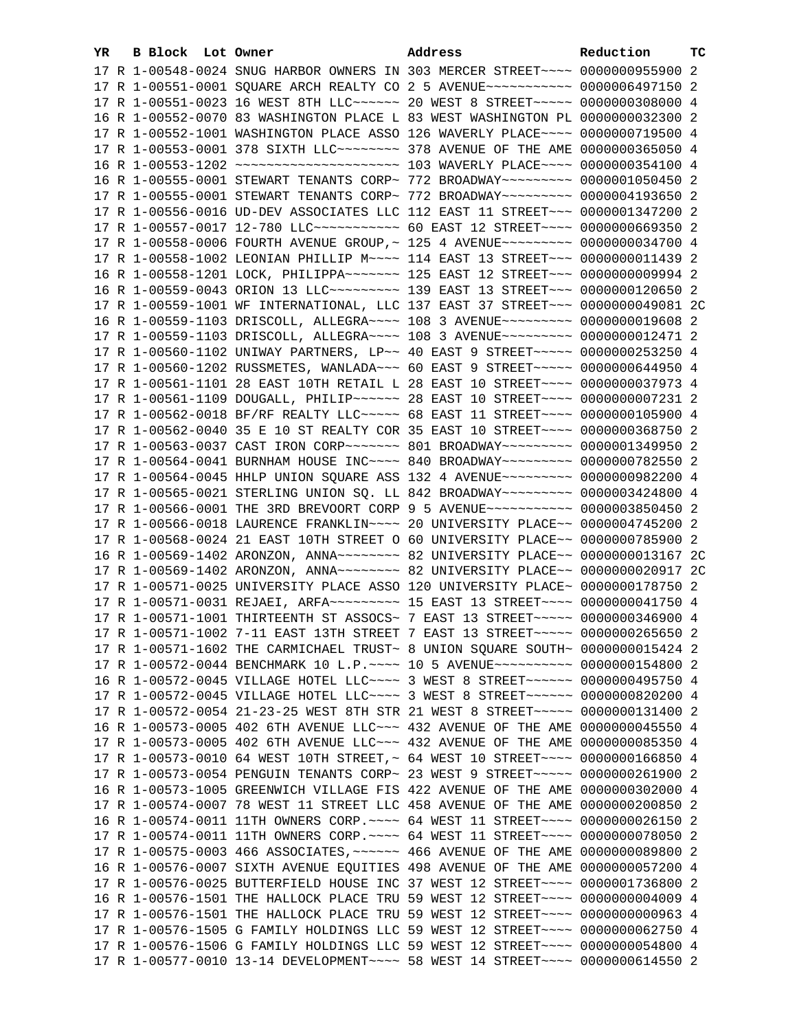| YR | B | Block | Lot | Owner | Address | Reduction | TC |
|---|---|---|---|---|---|---|---|
| 17 | R | 1-00548-0024 | | SNUG HARBOR OWNERS IN | 303 MERCER STREET~~~~ | 0000000955900 | 2 |
| 17 | R | 1-00551-0001 | | SQUARE ARCH REALTY CO | 2 5 AVENUE~~~~~~~~~~~ | 0000006497150 | 2 |
| 17 | R | 1-00551-0023 | | 16 WEST 8TH LLC~~~~~~ | 20 WEST 8 STREET~~~~~ | 0000000308000 | 4 |
| 16 | R | 1-00552-0070 | | 83 WASHINGTON PLACE L | 83 WEST WASHINGTON PL | 0000000032300 | 2 |
| 17 | R | 1-00552-1001 | | WASHINGTON PLACE ASSO | 126 WAVERLY PLACE~~~~ | 0000000719500 | 4 |
| 17 | R | 1-00553-0001 | | 378 SIXTH LLC~~~~~~~~ | 378 AVENUE OF THE AME | 0000000365050 | 4 |
| 16 | R | 1-00553-1202 | | ~~~~~~~~~~~~~~~~~~~~~ | 103 WAVERLY PLACE~~~~ | 0000000354100 | 4 |
| 16 | R | 1-00555-0001 | | STEWART TENANTS CORP~ | 772 BROADWAY~~~~~~~~~ | 0000001050450 | 2 |
| 17 | R | 1-00555-0001 | | STEWART TENANTS CORP~ | 772 BROADWAY~~~~~~~~~ | 0000004193650 | 2 |
| 17 | R | 1-00556-0016 | | UD-DEV ASSOCIATES LLC | 112 EAST 11 STREET~~~ | 0000001347200 | 2 |
| 17 | R | 1-00557-0017 | | 12-780 LLC~~~~~~~~~~~ | 60 EAST 12 STREET~~~~ | 0000000669350 | 2 |
| 17 | R | 1-00558-0006 | | FOURTH AVENUE GROUP,~ | 125 4 AVENUE~~~~~~~~~ | 0000000034700 | 4 |
| 17 | R | 1-00558-1002 | | LEONIAN PHILLIP M~~~~ | 114 EAST 13 STREET~~~ | 0000000011439 | 2 |
| 16 | R | 1-00558-1201 | | LOCK, PHILIPPA~~~~~~~ | 125 EAST 12 STREET~~~ | 0000000009994 | 2 |
| 16 | R | 1-00559-0043 | | ORION 13 LLC~~~~~~~~~ | 139 EAST 13 STREET~~~ | 0000000120650 | 2 |
| 17 | R | 1-00559-1001 | | WF INTERNATIONAL, LLC | 137 EAST 37 STREET~~~ | 0000000049081 | 2C |
| 16 | R | 1-00559-1103 | | DRISCOLL, ALLEGRA~~~~ | 108 3 AVENUE~~~~~~~~~ | 0000000019608 | 2 |
| 17 | R | 1-00559-1103 | | DRISCOLL, ALLEGRA~~~~ | 108 3 AVENUE~~~~~~~~~ | 0000000012471 | 2 |
| 17 | R | 1-00560-1102 | | UNIWAY PARTNERS, LP~~ | 40 EAST 9 STREET~~~~~ | 0000000253250 | 4 |
| 17 | R | 1-00560-1202 | | RUSSMETES, WANLADA~~~ | 60 EAST 9 STREET~~~~~ | 0000000644950 | 4 |
| 17 | R | 1-00561-1101 | | 28 EAST 10TH RETAIL L | 28 EAST 10 STREET~~~~ | 0000000037973 | 4 |
| 17 | R | 1-00561-1109 | | DOUGALL, PHILIP~~~~~~ | 28 EAST 10 STREET~~~~ | 0000000007231 | 2 |
| 17 | R | 1-00562-0018 | | BF/RF REALTY LLC~~~~~ | 68 EAST 11 STREET~~~~ | 0000000105900 | 4 |
| 17 | R | 1-00562-0040 | | 35 E 10 ST REALTY COR | 35 EAST 10 STREET~~~~ | 0000000368750 | 2 |
| 17 | R | 1-00563-0037 | | CAST IRON CORP~~~~~~~ | 801 BROADWAY~~~~~~~~~ | 0000001349950 | 2 |
| 17 | R | 1-00564-0041 | | BURNHAM HOUSE INC~~~~ | 840 BROADWAY~~~~~~~~~ | 0000000782550 | 2 |
| 17 | R | 1-00564-0045 | | HHLP UNION SQUARE ASS | 132 4 AVENUE~~~~~~~~~ | 0000000982200 | 4 |
| 17 | R | 1-00565-0021 | | STERLING UNION SQ. LL | 842 BROADWAY~~~~~~~~~ | 0000003424800 | 4 |
| 17 | R | 1-00566-0001 | | THE 3RD BREVOORT CORP | 9 5 AVENUE~~~~~~~~~~~ | 0000003850450 | 2 |
| 17 | R | 1-00566-0018 | | LAURENCE FRANKLIN~~~~ | 20 UNIVERSITY PLACE~~ | 0000004745200 | 2 |
| 17 | R | 1-00568-0024 | | 21 EAST 10TH STREET O | 60 UNIVERSITY PLACE~~ | 0000000785900 | 2 |
| 16 | R | 1-00569-1402 | | ARONZON, ANNA~~~~~~~~ | 82 UNIVERSITY PLACE~~ | 0000000013167 | 2C |
| 17 | R | 1-00569-1402 | | ARONZON, ANNA~~~~~~~~ | 82 UNIVERSITY PLACE~~ | 0000000020917 | 2C |
| 17 | R | 1-00571-0025 | | UNIVERSITY PLACE ASSO | 120 UNIVERSITY PLACE~ | 0000000178750 | 2 |
| 17 | R | 1-00571-0031 | | REJAEI, ARFA~~~~~~~~~ | 15 EAST 13 STREET~~~~ | 0000000041750 | 4 |
| 17 | R | 1-00571-1001 | | THIRTEENTH ST ASSOCS~ | 7 EAST 13 STREET~~~~~ | 0000000346900 | 4 |
| 17 | R | 1-00571-1002 | | 7-11 EAST 13TH STREET | 7 EAST 13 STREET~~~~~ | 0000000265650 | 2 |
| 17 | R | 1-00571-1602 | | THE CARMICHAEL TRUST~ | 8 UNION SQUARE SOUTH~ | 0000000015424 | 2 |
| 17 | R | 1-00572-0044 | | BENCHMARK 10 L.P.~~~~ | 10 5 AVENUE~~~~~~~~~~ | 0000000154800 | 2 |
| 16 | R | 1-00572-0045 | | VILLAGE HOTEL LLC~~~~ | 3 WEST 8 STREET~~~~~~ | 0000000495750 | 4 |
| 17 | R | 1-00572-0045 | | VILLAGE HOTEL LLC~~~~ | 3 WEST 8 STREET~~~~~~ | 0000000820200 | 4 |
| 17 | R | 1-00572-0054 | | 21-23-25 WEST 8TH STR | 21 WEST 8 STREET~~~~~ | 0000000131400 | 2 |
| 16 | R | 1-00573-0005 | | 402 6TH AVENUE LLC~~~ | 432 AVENUE OF THE AME | 0000000045550 | 4 |
| 17 | R | 1-00573-0005 | | 402 6TH AVENUE LLC~~~ | 432 AVENUE OF THE AME | 0000000085350 | 4 |
| 17 | R | 1-00573-0010 | | 64 WEST 10TH STREET,~ | 64 WEST 10 STREET~~~~ | 0000000166850 | 4 |
| 17 | R | 1-00573-0054 | | PENGUIN TENANTS CORP~ | 23 WEST 9 STREET~~~~~ | 0000000261900 | 2 |
| 16 | R | 1-00573-1005 | | GREENWICH VILLAGE FIS | 422 AVENUE OF THE AME | 0000000302000 | 4 |
| 17 | R | 1-00574-0007 | | 78 WEST 11 STREET LLC | 458 AVENUE OF THE AME | 0000000200850 | 2 |
| 16 | R | 1-00574-0011 | | 11TH OWNERS CORP.~~~~ | 64 WEST 11 STREET~~~~ | 0000000026150 | 2 |
| 17 | R | 1-00574-0011 | | 11TH OWNERS CORP.~~~~ | 64 WEST 11 STREET~~~~ | 0000000078050 | 2 |
| 17 | R | 1-00575-0003 | | 466 ASSOCIATES,~~~~~~ | 466 AVENUE OF THE AME | 0000000089800 | 2 |
| 16 | R | 1-00576-0007 | | SIXTH AVENUE EQUITIES | 498 AVENUE OF THE AME | 0000000057200 | 4 |
| 17 | R | 1-00576-0025 | | BUTTERFIELD HOUSE INC | 37 WEST 12 STREET~~~~ | 0000001736800 | 2 |
| 16 | R | 1-00576-1501 | | THE HALLOCK PLACE TRU | 59 WEST 12 STREET~~~~ | 0000000004009 | 4 |
| 17 | R | 1-00576-1501 | | THE HALLOCK PLACE TRU | 59 WEST 12 STREET~~~~ | 0000000000963 | 4 |
| 17 | R | 1-00576-1505 | | G FAMILY HOLDINGS LLC | 59 WEST 12 STREET~~~~ | 0000000062750 | 4 |
| 17 | R | 1-00576-1506 | | G FAMILY HOLDINGS LLC | 59 WEST 12 STREET~~~~ | 0000000054800 | 4 |
| 17 | R | 1-00577-0010 | | 13-14 DEVELOPMENT~~~~ | 58 WEST 14 STREET~~~~ | 0000000614550 | 2 |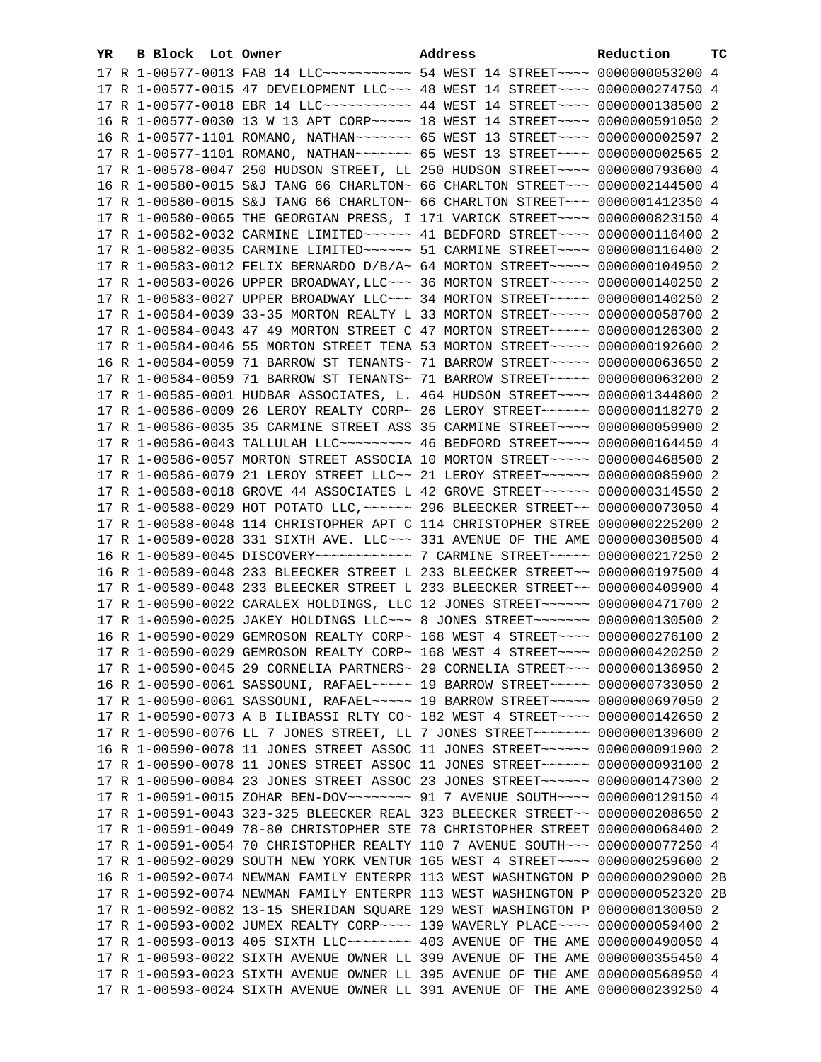| YR | B | Block | Lot | Owner | Address | Reduction | TC |
|---|---|---|---|---|---|---|---|
| 17 | R | 1-00577-0013 | | FAB 14 LLC~~~~~~~~~~~ | 54 WEST 14 STREET~~~~ | 0000000053200 | 4 |
| 17 | R | 1-00577-0015 | | 47 DEVELOPMENT LLC~~~ | 48 WEST 14 STREET~~~~ | 0000000274750 | 4 |
| 17 | R | 1-00577-0018 | | EBR 14 LLC~~~~~~~~~~~ | 44 WEST 14 STREET~~~~ | 0000000138500 | 2 |
| 16 | R | 1-00577-0030 | | 13 W 13 APT CORP~~~~~ | 18 WEST 14 STREET~~~~ | 0000000591050 | 2 |
| 16 | R | 1-00577-1101 | | ROMANO, NATHAN~~~~~~~ | 65 WEST 13 STREET~~~~ | 0000000002597 | 2 |
| 17 | R | 1-00577-1101 | | ROMANO, NATHAN~~~~~~~ | 65 WEST 13 STREET~~~~ | 0000000002565 | 2 |
| 17 | R | 1-00578-0047 | | 250 HUDSON STREET, LL | 250 HUDSON STREET~~~~ | 0000000793600 | 4 |
| 16 | R | 1-00580-0015 | | S&J TANG 66 CHARLTON~ | 66 CHARLTON STREET~~~ | 0000002144500 | 4 |
| 17 | R | 1-00580-0015 | | S&J TANG 66 CHARLTON~ | 66 CHARLTON STREET~~~ | 0000001412350 | 4 |
| 17 | R | 1-00580-0065 | | THE GEORGIAN PRESS, I | 171 VARICK STREET~~~~ | 0000000823150 | 4 |
| 17 | R | 1-00582-0032 | | CARMINE LIMITED~~~~~~ | 41 BEDFORD STREET~~~~ | 0000000116400 | 2 |
| 17 | R | 1-00582-0035 | | CARMINE LIMITED~~~~~~ | 51 CARMINE STREET~~~~ | 0000000116400 | 2 |
| 17 | R | 1-00583-0012 | | FELIX BERNARDO D/B/A~ | 64 MORTON STREET~~~~~ | 0000000104950 | 2 |
| 17 | R | 1-00583-0026 | | UPPER BROADWAY,LLC~~~ | 36 MORTON STREET~~~~~ | 0000000140250 | 2 |
| 17 | R | 1-00583-0027 | | UPPER BROADWAY LLC~~~ | 34 MORTON STREET~~~~~ | 0000000140250 | 2 |
| 17 | R | 1-00584-0039 | | 33-35 MORTON REALTY L | 33 MORTON STREET~~~~~ | 0000000058700 | 2 |
| 17 | R | 1-00584-0043 | | 47 49 MORTON STREET C | 47 MORTON STREET~~~~~ | 0000000126300 | 2 |
| 17 | R | 1-00584-0046 | | 55 MORTON STREET TENA | 53 MORTON STREET~~~~~ | 0000000192600 | 2 |
| 16 | R | 1-00584-0059 | | 71 BARROW ST TENANTS~ | 71 BARROW STREET~~~~~ | 0000000063650 | 2 |
| 17 | R | 1-00584-0059 | | 71 BARROW ST TENANTS~ | 71 BARROW STREET~~~~~ | 0000000063200 | 2 |
| 17 | R | 1-00585-0001 | | HUDBAR ASSOCIATES, L. | 464 HUDSON STREET~~~~ | 0000001344800 | 2 |
| 17 | R | 1-00586-0009 | | 26 LEROY REALTY CORP~ | 26 LEROY STREET~~~~~~ | 0000000118270 | 2 |
| 17 | R | 1-00586-0035 | | 35 CARMINE STREET ASS | 35 CARMINE STREET~~~~ | 0000000059900 | 2 |
| 17 | R | 1-00586-0043 | | TALLULAH LLC~~~~~~~~~ | 46 BEDFORD STREET~~~~ | 0000000164450 | 4 |
| 17 | R | 1-00586-0057 | | MORTON STREET ASSOCIA | 10 MORTON STREET~~~~~ | 0000000468500 | 2 |
| 17 | R | 1-00586-0079 | | 21 LEROY STREET LLC~~ | 21 LEROY STREET~~~~~~ | 0000000085900 | 2 |
| 17 | R | 1-00588-0018 | | GROVE 44 ASSOCIATES L | 42 GROVE STREET~~~~~~ | 0000000314550 | 2 |
| 17 | R | 1-00588-0029 | | HOT POTATO LLC,~~~~~~ | 296 BLEECKER STREET~~ | 0000000073050 | 4 |
| 17 | R | 1-00588-0048 | | 114 CHRISTOPHER APT C | 114 CHRISTOPHER STREE | 0000000225200 | 2 |
| 17 | R | 1-00589-0028 | | 331 SIXTH AVE. LLC~~~ | 331 AVENUE OF THE AME | 0000000308500 | 4 |
| 16 | R | 1-00589-0045 | | DISCOVERY~~~~~~~~~~~~ | 7 CARMINE STREET~~~~~ | 0000000217250 | 2 |
| 16 | R | 1-00589-0048 | | 233 BLEECKER STREET L | 233 BLEECKER STREET~~ | 0000000197500 | 4 |
| 17 | R | 1-00589-0048 | | 233 BLEECKER STREET L | 233 BLEECKER STREET~~ | 0000000409900 | 4 |
| 17 | R | 1-00590-0022 | | CARALEX HOLDINGS, LLC | 12 JONES STREET~~~~~~ | 0000000471700 | 2 |
| 17 | R | 1-00590-0025 | | JAKEY HOLDINGS LLC~~~ | 8 JONES STREET~~~~~~~ | 0000000130500 | 2 |
| 16 | R | 1-00590-0029 | | GEMROSON REALTY CORP~ | 168 WEST 4 STREET~~~~ | 0000000276100 | 2 |
| 17 | R | 1-00590-0029 | | GEMROSON REALTY CORP~ | 168 WEST 4 STREET~~~~ | 0000000420250 | 2 |
| 17 | R | 1-00590-0045 | | 29 CORNELIA PARTNERS~ | 29 CORNELIA STREET~~~ | 0000000136950 | 2 |
| 16 | R | 1-00590-0061 | | SASSOUNI, RAFAEL~~~~~ | 19 BARROW STREET~~~~~ | 0000000733050 | 2 |
| 17 | R | 1-00590-0061 | | SASSOUNI, RAFAEL~~~~~ | 19 BARROW STREET~~~~~ | 0000000697050 | 2 |
| 17 | R | 1-00590-0073 | | A B ILIBASSI RLTY CO~ | 182 WEST 4 STREET~~~~ | 0000000142650 | 2 |
| 17 | R | 1-00590-0076 | | LL 7 JONES STREET, LL | 7 JONES STREET~~~~~~~ | 0000000139600 | 2 |
| 16 | R | 1-00590-0078 | | 11 JONES STREET ASSOC | 11 JONES STREET~~~~~~ | 0000000091900 | 2 |
| 17 | R | 1-00590-0078 | | 11 JONES STREET ASSOC | 11 JONES STREET~~~~~~ | 0000000093100 | 2 |
| 17 | R | 1-00590-0084 | | 23 JONES STREET ASSOC | 23 JONES STREET~~~~~~ | 0000000147300 | 2 |
| 17 | R | 1-00591-0015 | | ZOHAR BEN-DOV~~~~~~~~ | 91 7 AVENUE SOUTH~~~~ | 0000000129150 | 4 |
| 17 | R | 1-00591-0043 | | 323-325 BLEECKER REAL | 323 BLEECKER STREET~~ | 0000000208650 | 2 |
| 17 | R | 1-00591-0049 | | 78-80 CHRISTOPHER STE | 78 CHRISTOPHER STREET | 0000000068400 | 2 |
| 17 | R | 1-00591-0054 | | 70 CHRISTOPHER REALTY | 110 7 AVENUE SOUTH~~~ | 0000000077250 | 4 |
| 17 | R | 1-00592-0029 | | SOUTH NEW YORK VENTUR | 165 WEST 4 STREET~~~~ | 0000000259600 | 2 |
| 16 | R | 1-00592-0074 | | NEWMAN FAMILY ENTERPR | 113 WEST WASHINGTON P | 0000000029000 | 2B |
| 17 | R | 1-00592-0074 | | NEWMAN FAMILY ENTERPR | 113 WEST WASHINGTON P | 0000000052320 | 2B |
| 17 | R | 1-00592-0082 | | 13-15 SHERIDAN SQUARE | 129 WEST WASHINGTON P | 0000000130050 | 2 |
| 17 | R | 1-00593-0002 | | JUMEX REALTY CORP~~~~ | 139 WAVERLY PLACE~~~~ | 0000000059400 | 2 |
| 17 | R | 1-00593-0013 | | 405 SIXTH LLC~~~~~~~~ | 403 AVENUE OF THE AME | 0000000490050 | 4 |
| 17 | R | 1-00593-0022 | | SIXTH AVENUE OWNER LL | 399 AVENUE OF THE AME | 0000000355450 | 4 |
| 17 | R | 1-00593-0023 | | SIXTH AVENUE OWNER LL | 395 AVENUE OF THE AME | 0000000568950 | 4 |
| 17 | R | 1-00593-0024 | | SIXTH AVENUE OWNER LL | 391 AVENUE OF THE AME | 0000000239250 | 4 |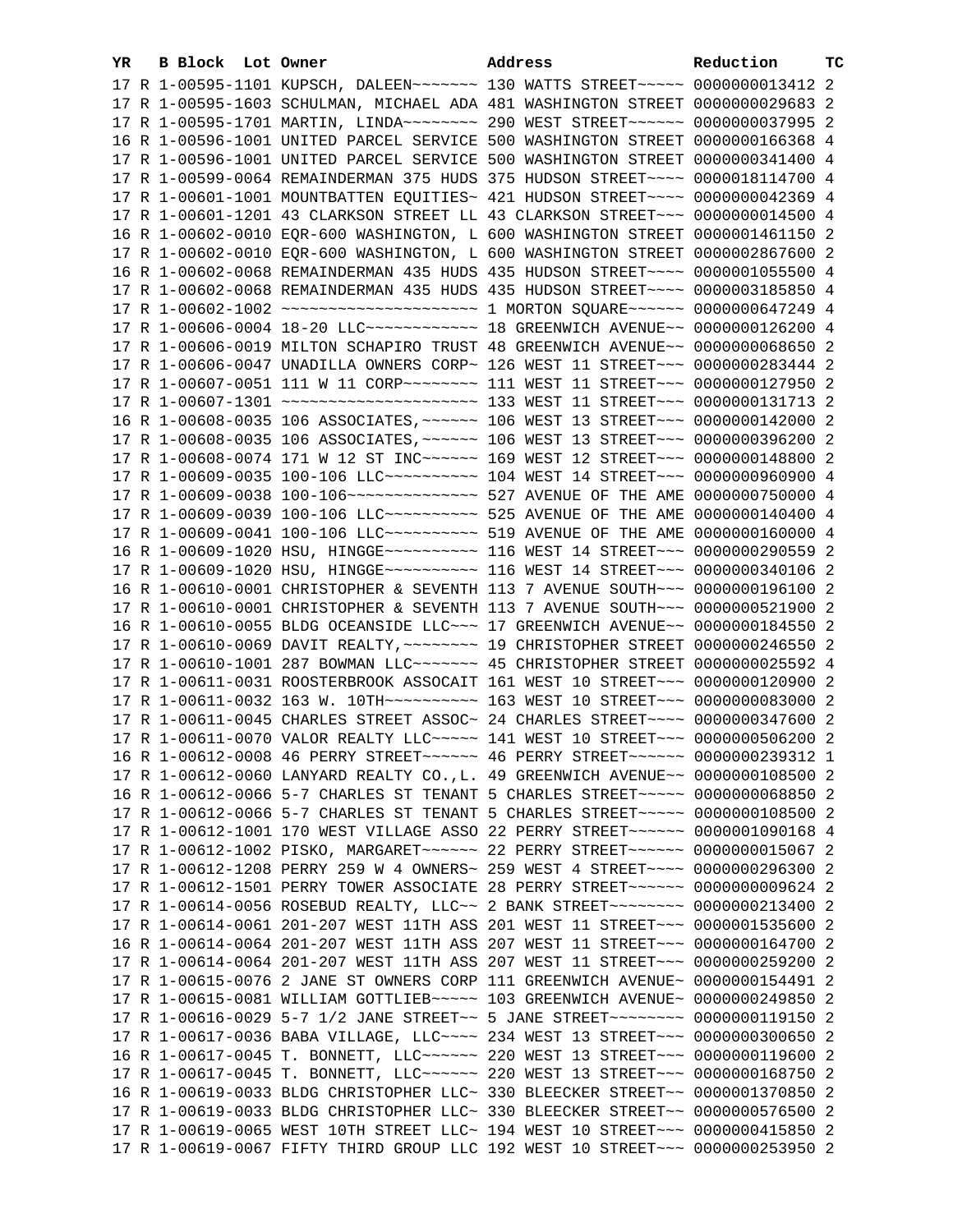| YR | B | Block | Lot | Owner | Address | Reduction | TC |
|---|---|---|---|---|---|---|---|
| 17 | R | 1-00595-1101 | | KUPSCH, DALEEN~~~~~~~ | 130 WATTS STREET~~~~~ | 0000000013412 | 2 |
| 17 | R | 1-00595-1603 | | SCHULMAN, MICHAEL ADA | 481 WASHINGTON STREET | 0000000029683 | 2 |
| 17 | R | 1-00595-1701 | | MARTIN, LINDA~~~~~~~~ | 290 WEST STREET~~~~~~ | 0000000037995 | 2 |
| 16 | R | 1-00596-1001 | | UNITED PARCEL SERVICE | 500 WASHINGTON STREET | 0000000166368 | 4 |
| 17 | R | 1-00596-1001 | | UNITED PARCEL SERVICE | 500 WASHINGTON STREET | 0000000341400 | 4 |
| 17 | R | 1-00599-0064 | | REMAINDERMAN 375 HUDS | 375 HUDSON STREET~~~~ | 0000018114700 | 4 |
| 17 | R | 1-00601-1001 | | MOUNTBATTEN EQUITIES~ | 421 HUDSON STREET~~~~ | 0000000042369 | 4 |
| 17 | R | 1-00601-1201 | | 43 CLARKSON STREET LL | 43 CLARKSON STREET~~~ | 0000000014500 | 4 |
| 16 | R | 1-00602-0010 | | EQR-600 WASHINGTON, L | 600 WASHINGTON STREET | 0000001461150 | 2 |
| 17 | R | 1-00602-0010 | | EQR-600 WASHINGTON, L | 600 WASHINGTON STREET | 0000002867600 | 2 |
| 16 | R | 1-00602-0068 | | REMAINDERMAN 435 HUDS | 435 HUDSON STREET~~~~ | 0000001055500 | 4 |
| 17 | R | 1-00602-0068 | | REMAINDERMAN 435 HUDS | 435 HUDSON STREET~~~~ | 0000003185850 | 4 |
| 17 | R | 1-00602-1002 | | ~~~~~~~~~~~~~~~~~~~~~ | 1 MORTON SQUARE~~~~~~ | 0000000647249 | 4 |
| 17 | R | 1-00606-0004 | | 18-20 LLC~~~~~~~~~~~~ | 18 GREENWICH AVENUE~~ | 0000000126200 | 4 |
| 17 | R | 1-00606-0019 | | MILTON SCHAPIRO TRUST | 48 GREENWICH AVENUE~~ | 0000000068650 | 2 |
| 17 | R | 1-00606-0047 | | UNADILLA OWNERS CORP~ | 126 WEST 11 STREET~~~ | 0000000283444 | 2 |
| 17 | R | 1-00607-0051 | | 111 W 11 CORP~~~~~~~~ | 111 WEST 11 STREET~~~ | 0000000127950 | 2 |
| 17 | R | 1-00607-1301 | | ~~~~~~~~~~~~~~~~~~~~~ | 133 WEST 11 STREET~~~ | 0000000131713 | 2 |
| 16 | R | 1-00608-0035 | | 106 ASSOCIATES,~~~~~~ | 106 WEST 13 STREET~~~ | 0000000142000 | 2 |
| 17 | R | 1-00608-0035 | | 106 ASSOCIATES,~~~~~~ | 106 WEST 13 STREET~~~ | 0000000396200 | 2 |
| 17 | R | 1-00608-0074 | | 171 W 12 ST INC~~~~~~ | 169 WEST 12 STREET~~~ | 0000000148800 | 2 |
| 17 | R | 1-00609-0035 | | 100-106 LLC~~~~~~~~~~ | 104 WEST 14 STREET~~~ | 0000000960900 | 4 |
| 17 | R | 1-00609-0038 | | 100-106~~~~~~~~~~~~~~ | 527 AVENUE OF THE AME | 0000000750000 | 4 |
| 17 | R | 1-00609-0039 | | 100-106 LLC~~~~~~~~~~ | 525 AVENUE OF THE AME | 0000000140400 | 4 |
| 17 | R | 1-00609-0041 | | 100-106 LLC~~~~~~~~~~ | 519 AVENUE OF THE AME | 0000000160000 | 4 |
| 16 | R | 1-00609-1020 | | HSU, HINGGE~~~~~~~~~~ | 116 WEST 14 STREET~~~ | 0000000290559 | 2 |
| 17 | R | 1-00609-1020 | | HSU, HINGGE~~~~~~~~~~ | 116 WEST 14 STREET~~~ | 0000000340106 | 2 |
| 16 | R | 1-00610-0001 | | CHRISTOPHER & SEVENTH | 113 7 AVENUE SOUTH~~~ | 0000000196100 | 2 |
| 17 | R | 1-00610-0001 | | CHRISTOPHER & SEVENTH | 113 7 AVENUE SOUTH~~~ | 0000000521900 | 2 |
| 16 | R | 1-00610-0055 | | BLDG OCEANSIDE LLC~~~ | 17 GREENWICH AVENUE~~ | 0000000184550 | 2 |
| 17 | R | 1-00610-0069 | | DAVIT REALTY,~~~~~~~~ | 19 CHRISTOPHER STREET | 0000000246550 | 2 |
| 17 | R | 1-00610-1001 | | 287 BOWMAN LLC~~~~~~~ | 45 CHRISTOPHER STREET | 0000000025592 | 4 |
| 17 | R | 1-00611-0031 | | ROOSTERBROOK ASSOCAIT | 161 WEST 10 STREET~~~ | 0000000120900 | 2 |
| 17 | R | 1-00611-0032 | | 163 W. 10TH~~~~~~~~~~ | 163 WEST 10 STREET~~~ | 0000000083000 | 2 |
| 17 | R | 1-00611-0045 | | CHARLES STREET ASSOC~ | 24 CHARLES STREET~~~~ | 0000000347600 | 2 |
| 17 | R | 1-00611-0070 | | VALOR REALTY LLC~~~~~ | 141 WEST 10 STREET~~~ | 0000000506200 | 2 |
| 16 | R | 1-00612-0008 | | 46 PERRY STREET~~~~~~ | 46 PERRY STREET~~~~~~ | 0000000239312 | 1 |
| 17 | R | 1-00612-0060 | | LANYARD REALTY CO.,L. | 49 GREENWICH AVENUE~~ | 0000000108500 | 2 |
| 16 | R | 1-00612-0066 | | 5-7 CHARLES ST TENANT | 5 CHARLES STREET~~~~~ | 0000000068850 | 2 |
| 17 | R | 1-00612-0066 | | 5-7 CHARLES ST TENANT | 5 CHARLES STREET~~~~~ | 0000000108500 | 2 |
| 17 | R | 1-00612-1001 | | 170 WEST VILLAGE ASSO | 22 PERRY STREET~~~~~~ | 0000001090168 | 4 |
| 17 | R | 1-00612-1002 | | PISKO, MARGARET~~~~~~ | 22 PERRY STREET~~~~~~ | 0000000015067 | 2 |
| 17 | R | 1-00612-1208 | | PERRY 259 W 4 OWNERS~ | 259 WEST 4 STREET~~~~ | 0000000296300 | 2 |
| 17 | R | 1-00612-1501 | | PERRY TOWER ASSOCIATE | 28 PERRY STREET~~~~~~ | 0000000009624 | 2 |
| 17 | R | 1-00614-0056 | | ROSEBUD REALTY, LLC~~ | 2 BANK STREET~~~~~~~~ | 0000000213400 | 2 |
| 17 | R | 1-00614-0061 | | 201-207 WEST 11TH ASS | 201 WEST 11 STREET~~~ | 0000001535600 | 2 |
| 16 | R | 1-00614-0064 | | 201-207 WEST 11TH ASS | 207 WEST 11 STREET~~~ | 0000000164700 | 2 |
| 17 | R | 1-00614-0064 | | 201-207 WEST 11TH ASS | 207 WEST 11 STREET~~~ | 0000000259200 | 2 |
| 17 | R | 1-00615-0076 | | 2 JANE ST OWNERS CORP | 111 GREENWICH AVENUE~ | 0000000154491 | 2 |
| 17 | R | 1-00615-0081 | | WILLIAM GOTTLIEB~~~~~ | 103 GREENWICH AVENUE~ | 0000000249850 | 2 |
| 17 | R | 1-00616-0029 | | 5-7 1/2 JANE STREET~~ | 5 JANE STREET~~~~~~~~ | 0000000119150 | 2 |
| 17 | R | 1-00617-0036 | | BABA VILLAGE, LLC~~~~ | 234 WEST 13 STREET~~~ | 0000000300650 | 2 |
| 16 | R | 1-00617-0045 | | T. BONNETT, LLC~~~~~~ | 220 WEST 13 STREET~~~ | 0000000119600 | 2 |
| 17 | R | 1-00617-0045 | | T. BONNETT, LLC~~~~~~ | 220 WEST 13 STREET~~~ | 0000000168750 | 2 |
| 16 | R | 1-00619-0033 | | BLDG CHRISTOPHER LLC~ | 330 BLEECKER STREET~~ | 0000001370850 | 2 |
| 17 | R | 1-00619-0033 | | BLDG CHRISTOPHER LLC~ | 330 BLEECKER STREET~~ | 0000000576500 | 2 |
| 17 | R | 1-00619-0065 | | WEST 10TH STREET LLC~ | 194 WEST 10 STREET~~~ | 0000000415850 | 2 |
| 17 | R | 1-00619-0067 | | FIFTY THIRD GROUP LLC | 192 WEST 10 STREET~~~ | 0000000253950 | 2 |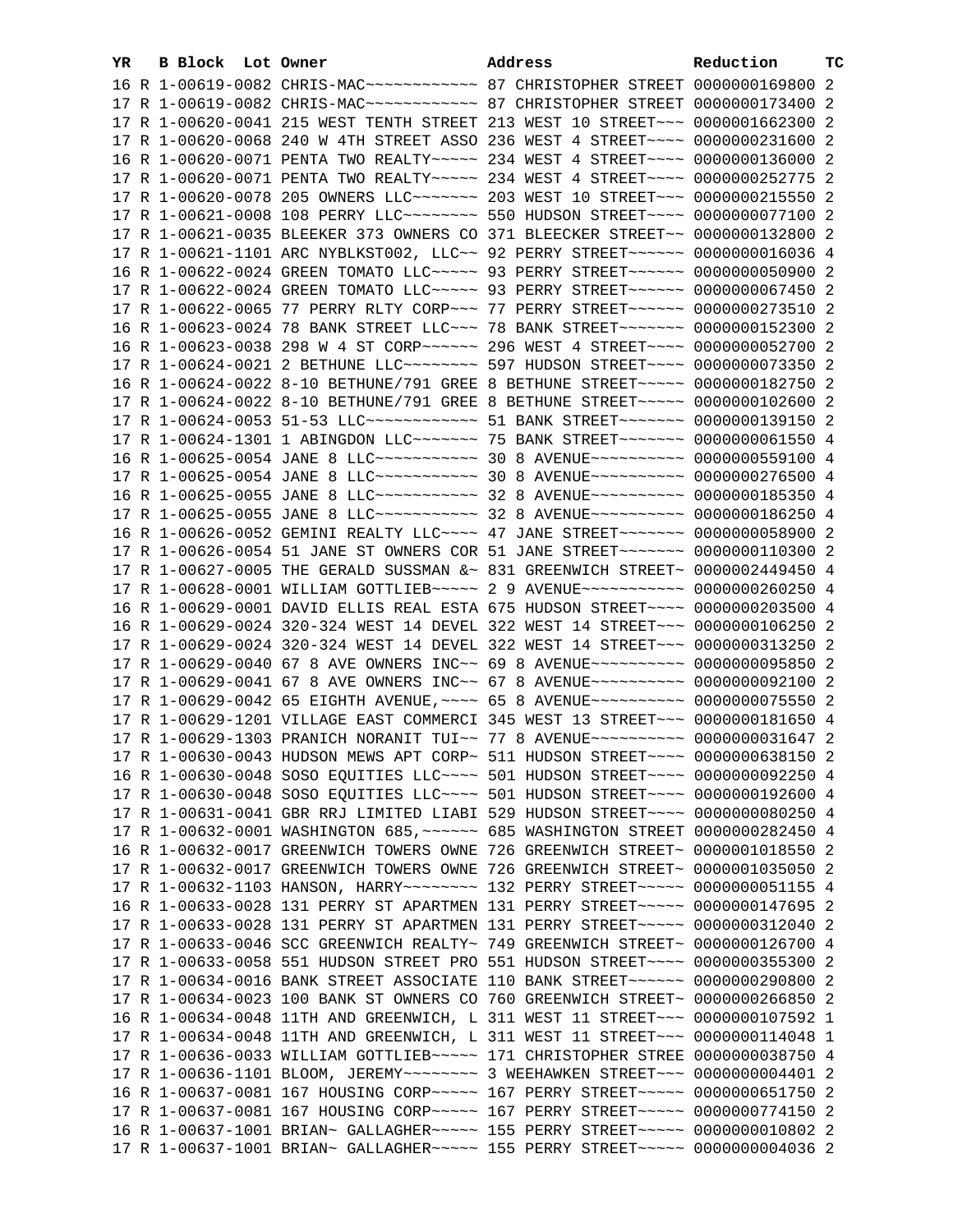| YR | B | Block | Lot | Owner | Address | Reduction | TC |
|---|---|---|---|---|---|---|---|
| 16 | R | 1-00619-0082 | | CHRIS-MAC~~~~~~~~~~~~ | 87 CHRISTOPHER STREET | 0000000169800 | 2 |
| 17 | R | 1-00619-0082 | | CHRIS-MAC~~~~~~~~~~~~ | 87 CHRISTOPHER STREET | 0000000173400 | 2 |
| 17 | R | 1-00620-0041 | | 215 WEST TENTH STREET | 213 WEST 10 STREET~~~ | 0000001662300 | 2 |
| 17 | R | 1-00620-0068 | | 240 W 4TH STREET ASSO | 236 WEST 4 STREET~~~~ | 0000000231600 | 2 |
| 16 | R | 1-00620-0071 | | PENTA TWO REALTY~~~~~ | 234 WEST 4 STREET~~~~ | 0000000136000 | 2 |
| 17 | R | 1-00620-0071 | | PENTA TWO REALTY~~~~~ | 234 WEST 4 STREET~~~~ | 0000000252775 | 2 |
| 17 | R | 1-00620-0078 | | 205 OWNERS LLC~~~~~~~ | 203 WEST 10 STREET~~~ | 0000000215550 | 2 |
| 17 | R | 1-00621-0008 | | 108 PERRY LLC~~~~~~~~ | 550 HUDSON STREET~~~~ | 0000000077100 | 2 |
| 17 | R | 1-00621-0035 | | BLEEKER 373 OWNERS CO | 371 BLEECKER STREET~~ | 0000000132800 | 2 |
| 17 | R | 1-00621-1101 | | ARC NYBLKST002, LLC~~ | 92 PERRY STREET~~~~~~ | 0000000016036 | 4 |
| 16 | R | 1-00622-0024 | | GREEN TOMATO LLC~~~~~ | 93 PERRY STREET~~~~~~ | 0000000050900 | 2 |
| 17 | R | 1-00622-0024 | | GREEN TOMATO LLC~~~~~ | 93 PERRY STREET~~~~~~ | 0000000067450 | 2 |
| 17 | R | 1-00622-0065 | | 77 PERRY RLTY CORP~~~ | 77 PERRY STREET~~~~~~ | 0000000273510 | 2 |
| 16 | R | 1-00623-0024 | | 78 BANK STREET LLC~~~ | 78 BANK STREET~~~~~~~ | 0000000152300 | 2 |
| 16 | R | 1-00623-0038 | | 298 W 4 ST CORP~~~~~~ | 296 WEST 4 STREET~~~~ | 0000000052700 | 2 |
| 17 | R | 1-00624-0021 | | 2 BETHUNE LLC~~~~~~~~ | 597 HUDSON STREET~~~~ | 0000000073350 | 2 |
| 16 | R | 1-00624-0022 | | 8-10 BETHUNE/791 GREE | 8 BETHUNE STREET~~~~~ | 0000000182750 | 2 |
| 17 | R | 1-00624-0022 | | 8-10 BETHUNE/791 GREE | 8 BETHUNE STREET~~~~~ | 0000000102600 | 2 |
| 17 | R | 1-00624-0053 | | 51-53 LLC~~~~~~~~~~~~ | 51 BANK STREET~~~~~~~ | 0000000139150 | 2 |
| 17 | R | 1-00624-1301 | | 1 ABINGDON LLC~~~~~~~ | 75 BANK STREET~~~~~~~ | 0000000061550 | 4 |
| 16 | R | 1-00625-0054 | | JANE 8 LLC~~~~~~~~~~~ | 30 8 AVENUE~~~~~~~~~~ | 0000000559100 | 4 |
| 17 | R | 1-00625-0054 | | JANE 8 LLC~~~~~~~~~~~ | 30 8 AVENUE~~~~~~~~~~ | 0000000276500 | 4 |
| 16 | R | 1-00625-0055 | | JANE 8 LLC~~~~~~~~~~~ | 32 8 AVENUE~~~~~~~~~~ | 0000000185350 | 4 |
| 17 | R | 1-00625-0055 | | JANE 8 LLC~~~~~~~~~~~ | 32 8 AVENUE~~~~~~~~~~ | 0000000186250 | 4 |
| 16 | R | 1-00626-0052 | | GEMINI REALTY LLC~~~~ | 47 JANE STREET~~~~~~~ | 0000000058900 | 2 |
| 17 | R | 1-00626-0054 | | 51 JANE ST OWNERS COR | 51 JANE STREET~~~~~~~ | 0000000110300 | 2 |
| 17 | R | 1-00627-0005 | | THE GERALD SUSSMAN &~ | 831 GREENWICH STREET~ | 0000002449450 | 4 |
| 17 | R | 1-00628-0001 | | WILLIAM GOTTLIEB~~~~~ | 2 9 AVENUE~~~~~~~~~~~ | 0000000260250 | 4 |
| 16 | R | 1-00629-0001 | | DAVID ELLIS REAL ESTA | 675 HUDSON STREET~~~~ | 0000000203500 | 4 |
| 16 | R | 1-00629-0024 | | 320-324 WEST 14 DEVEL | 322 WEST 14 STREET~~~ | 0000000106250 | 2 |
| 17 | R | 1-00629-0024 | | 320-324 WEST 14 DEVEL | 322 WEST 14 STREET~~~ | 0000000313250 | 2 |
| 17 | R | 1-00629-0040 | | 67 8 AVE OWNERS INC~~ | 69 8 AVENUE~~~~~~~~~~ | 0000000095850 | 2 |
| 17 | R | 1-00629-0041 | | 67 8 AVE OWNERS INC~~ | 67 8 AVENUE~~~~~~~~~~ | 0000000092100 | 2 |
| 17 | R | 1-00629-0042 | | 65 EIGHTH AVENUE,~~~~ | 65 8 AVENUE~~~~~~~~~~ | 0000000075550 | 2 |
| 17 | R | 1-00629-1201 | | VILLAGE EAST COMMERCI | 345 WEST 13 STREET~~~ | 0000000181650 | 4 |
| 17 | R | 1-00629-1303 | | PRANICH NORANIT TUI~~ | 77 8 AVENUE~~~~~~~~~~ | 0000000031647 | 2 |
| 17 | R | 1-00630-0043 | | HUDSON MEWS APT CORP~ | 511 HUDSON STREET~~~~ | 0000000638150 | 2 |
| 16 | R | 1-00630-0048 | | SOSO EQUITIES LLC~~~~ | 501 HUDSON STREET~~~~ | 0000000092250 | 4 |
| 17 | R | 1-00630-0048 | | SOSO EQUITIES LLC~~~~ | 501 HUDSON STREET~~~~ | 0000000192600 | 4 |
| 17 | R | 1-00631-0041 | | GBR RRJ LIMITED LIABI | 529 HUDSON STREET~~~~ | 0000000080250 | 4 |
| 17 | R | 1-00632-0001 | | WASHINGTON 685,~~~~~~ | 685 WASHINGTON STREET | 0000000282450 | 4 |
| 16 | R | 1-00632-0017 | | GREENWICH TOWERS OWNE | 726 GREENWICH STREET~ | 0000001018550 | 2 |
| 17 | R | 1-00632-0017 | | GREENWICH TOWERS OWNE | 726 GREENWICH STREET~ | 0000001035050 | 2 |
| 17 | R | 1-00632-1103 | | HANSON, HARRY~~~~~~~~ | 132 PERRY STREET~~~~~ | 0000000051155 | 4 |
| 16 | R | 1-00633-0028 | | 131 PERRY ST APARTMEN | 131 PERRY STREET~~~~~ | 0000000147695 | 2 |
| 17 | R | 1-00633-0028 | | 131 PERRY ST APARTMEN | 131 PERRY STREET~~~~~ | 0000000312040 | 2 |
| 17 | R | 1-00633-0046 | | SCC GREENWICH REALTY~ | 749 GREENWICH STREET~ | 0000000126700 | 4 |
| 17 | R | 1-00633-0058 | | 551 HUDSON STREET PRO | 551 HUDSON STREET~~~~ | 0000000355300 | 2 |
| 17 | R | 1-00634-0016 | | BANK STREET ASSOCIATE | 110 BANK STREET~~~~~~ | 0000000290800 | 2 |
| 17 | R | 1-00634-0023 | | 100 BANK ST OWNERS CO | 760 GREENWICH STREET~ | 0000000266850 | 2 |
| 16 | R | 1-00634-0048 | | 11TH AND GREENWICH, L | 311 WEST 11 STREET~~~ | 0000000107592 | 1 |
| 17 | R | 1-00634-0048 | | 11TH AND GREENWICH, L | 311 WEST 11 STREET~~~ | 0000000114048 | 1 |
| 17 | R | 1-00636-0033 | | WILLIAM GOTTLIEB~~~~~ | 171 CHRISTOPHER STREE | 0000000038750 | 4 |
| 17 | R | 1-00636-1101 | | BLOOM, JEREMY~~~~~~~~ | 3 WEEHAWKEN STREET~~~ | 0000000004401 | 2 |
| 16 | R | 1-00637-0081 | | 167 HOUSING CORP~~~~~ | 167 PERRY STREET~~~~~ | 0000000651750 | 2 |
| 17 | R | 1-00637-0081 | | 167 HOUSING CORP~~~~~ | 167 PERRY STREET~~~~~ | 0000000774150 | 2 |
| 16 | R | 1-00637-1001 | | BRIAN~ GALLAGHER~~~~~ | 155 PERRY STREET~~~~~ | 0000000010802 | 2 |
| 17 | R | 1-00637-1001 | | BRIAN~ GALLAGHER~~~~~ | 155 PERRY STREET~~~~~ | 0000000004036 | 2 |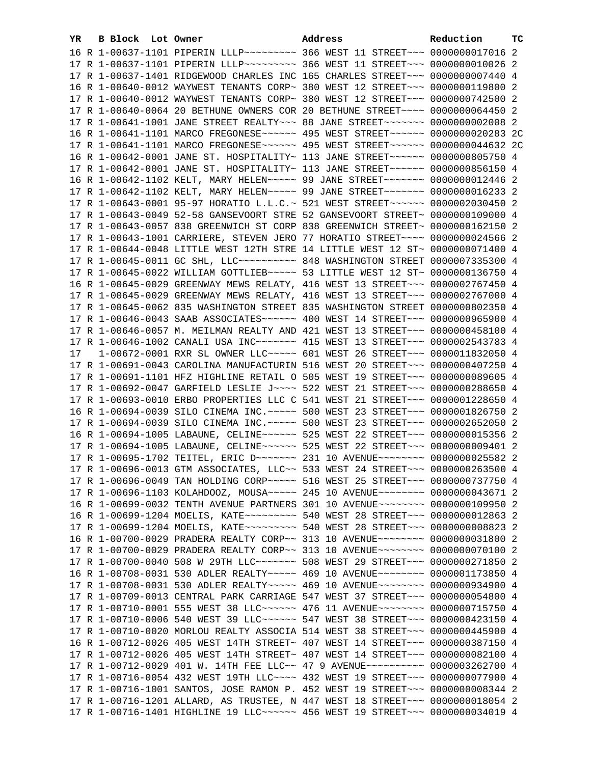| YR | B | Block | Lot | Owner | Address | Reduction | TC |
|---|---|---|---|---|---|---|---|
| 16 | R | 1-00637-1101 | | PIPERIN LLLP~~~~~~~~~ | 366 WEST 11 STREET~~~ | 0000000017016 | 2 |
| 17 | R | 1-00637-1101 | | PIPERIN LLLP~~~~~~~~~ | 366 WEST 11 STREET~~~ | 0000000010026 | 2 |
| 17 | R | 1-00637-1401 | | RIDGEWOOD CHARLES INC | 165 CHARLES STREET~~~ | 0000000007440 | 4 |
| 16 | R | 1-00640-0012 | | WAYWEST TENANTS CORP~ | 380 WEST 12 STREET~~~ | 0000000119800 | 2 |
| 17 | R | 1-00640-0012 | | WAYWEST TENANTS CORP~ | 380 WEST 12 STREET~~~ | 0000000742500 | 2 |
| 17 | R | 1-00640-0064 | | 20 BETHUNE OWNERS COR | 20 BETHUNE STREET~~~~ | 0000000064450 | 2 |
| 17 | R | 1-00641-1001 | | JANE STREET REALTY~~~ | 88 JANE STREET~~~~~~~ | 0000000002008 | 2 |
| 16 | R | 1-00641-1101 | | MARCO FREGONESE~~~~~~ | 495 WEST STREET~~~~~~ | 0000000020283 | 2C |
| 17 | R | 1-00641-1101 | | MARCO FREGONESE~~~~~~ | 495 WEST STREET~~~~~~ | 0000000044632 | 2C |
| 16 | R | 1-00642-0001 | | JANE ST. HOSPITALITY~ | 113 JANE STREET~~~~~~ | 0000000805750 | 4 |
| 17 | R | 1-00642-0001 | | JANE ST. HOSPITALITY~ | 113 JANE STREET~~~~~~ | 0000000856150 | 4 |
| 16 | R | 1-00642-1102 | | KELT, MARY HELEN~~~~~ | 99 JANE STREET~~~~~~~ | 0000000012446 | 2 |
| 17 | R | 1-00642-1102 | | KELT, MARY HELEN~~~~~ | 99 JANE STREET~~~~~~~ | 0000000016233 | 2 |
| 17 | R | 1-00643-0001 | | 95-97 HORATIO L.L.C.~ | 521 WEST STREET~~~~~~ | 0000002030450 | 2 |
| 17 | R | 1-00643-0049 | | 52-58 GANSEVOORT STRE | 52 GANSEVOORT STREET~ | 0000000109000 | 4 |
| 17 | R | 1-00643-0057 | | 838 GREENWICH ST CORP | 838 GREENWICH STREET~ | 0000000162150 | 2 |
| 17 | R | 1-00643-1001 | | CARRIERE, STEVEN JERO | 77 HORATIO STREET~~~~ | 0000000024566 | 2 |
| 17 | R | 1-00644-0048 | | LITTLE WEST 12TH STRE | 14 LITTLE WEST 12 ST~ | 0000000071400 | 4 |
| 17 | R | 1-00645-0011 | | GC SHL, LLC~~~~~~~~~~ | 848 WASHINGTON STREET | 0000007335300 | 4 |
| 17 | R | 1-00645-0022 | | WILLIAM GOTTLIEB~~~~~ | 53 LITTLE WEST 12 ST~ | 0000000136750 | 4 |
| 16 | R | 1-00645-0029 | | GREENWAY MEWS RELATY, | 416 WEST 13 STREET~~~ | 0000002767450 | 4 |
| 17 | R | 1-00645-0029 | | GREENWAY MEWS RELATY, | 416 WEST 13 STREET~~~ | 0000002767000 | 4 |
| 17 | R | 1-00645-0062 | | 835 WASHINGTON STREET | 835 WASHINGTON STREET | 0000000802350 | 4 |
| 17 | R | 1-00646-0043 | | SAAB ASSOCIATES~~~~~~ | 400 WEST 14 STREET~~~ | 0000000965900 | 4 |
| 17 | R | 1-00646-0057 | | M. MEILMAN REALTY AND | 421 WEST 13 STREET~~~ | 0000000458100 | 4 |
| 17 | R | 1-00646-1002 | | CANALI USA INC~~~~~~~ | 415 WEST 13 STREET~~~ | 0000002543783 | 4 |
| 17 | | 1-00672-0001 | | RXR SL OWNER LLC~~~~~ | 601 WEST 26 STREET~~~ | 0000011832050 | 4 |
| 17 | R | 1-00691-0043 | | CAROLINA MANUFACTURIN | 516 WEST 20 STREET~~~ | 0000000407250 | 4 |
| 17 | R | 1-00691-1101 | | HFZ HIGHLINE RETAIL O | 505 WEST 19 STREET~~~ | 0000000089605 | 4 |
| 17 | R | 1-00692-0047 | | GARFIELD LESLIE J~~~~ | 522 WEST 21 STREET~~~ | 0000000288650 | 4 |
| 17 | R | 1-00693-0010 | | ERBO PROPERTIES LLC C | 541 WEST 21 STREET~~~ | 0000001228650 | 4 |
| 16 | R | 1-00694-0039 | | SILO CINEMA INC.~~~~~ | 500 WEST 23 STREET~~~ | 0000001826750 | 2 |
| 17 | R | 1-00694-0039 | | SILO CINEMA INC.~~~~~ | 500 WEST 23 STREET~~~ | 0000002652050 | 2 |
| 16 | R | 1-00694-1005 | | LABAUNE, CELINE~~~~~~ | 525 WEST 22 STREET~~~ | 0000000015356 | 2 |
| 17 | R | 1-00694-1005 | | LABAUNE, CELINE~~~~~~ | 525 WEST 22 STREET~~~ | 0000000009401 | 2 |
| 17 | R | 1-00695-1702 | | TEITEL, ERIC D~~~~~~~ | 231 10 AVENUE~~~~~~~~ | 0000000025582 | 2 |
| 17 | R | 1-00696-0013 | | GTM ASSOCIATES, LLC~~ | 533 WEST 24 STREET~~~ | 0000000263500 | 4 |
| 17 | R | 1-00696-0049 | | TAN HOLDING CORP~~~~~ | 516 WEST 25 STREET~~~ | 0000000737750 | 4 |
| 17 | R | 1-00696-1103 | | KOLAHDOOZ, MOUSA~~~~~ | 245 10 AVENUE~~~~~~~~ | 0000000043671 | 2 |
| 16 | R | 1-00699-0032 | | TENTH AVENUE PARTNERS | 301 10 AVENUE~~~~~~~~ | 0000000109950 | 2 |
| 16 | R | 1-00699-1204 | | MOELIS, KATE~~~~~~~~~ | 540 WEST 28 STREET~~~ | 0000000012863 | 2 |
| 17 | R | 1-00699-1204 | | MOELIS, KATE~~~~~~~~~ | 540 WEST 28 STREET~~~ | 0000000008823 | 2 |
| 16 | R | 1-00700-0029 | | PRADERA REALTY CORP~~ | 313 10 AVENUE~~~~~~~~ | 0000000031800 | 2 |
| 17 | R | 1-00700-0029 | | PRADERA REALTY CORP~~ | 313 10 AVENUE~~~~~~~~ | 0000000070100 | 2 |
| 17 | R | 1-00700-0040 | | 508 W 29TH LLC~~~~~~~ | 508 WEST 29 STREET~~~ | 0000000271850 | 2 |
| 16 | R | 1-00708-0031 | | 530 ADLER REALTY~~~~~ | 469 10 AVENUE~~~~~~~~ | 0000001173850 | 4 |
| 17 | R | 1-00708-0031 | | 530 ADLER REALTY~~~~~ | 469 10 AVENUE~~~~~~~~ | 0000000934900 | 4 |
| 17 | R | 1-00709-0013 | | CENTRAL PARK CARRIAGE | 547 WEST 37 STREET~~~ | 0000000054800 | 4 |
| 17 | R | 1-00710-0001 | | 555 WEST 38 LLC~~~~~~ | 476 11 AVENUE~~~~~~~~ | 0000000715750 | 4 |
| 17 | R | 1-00710-0006 | | 540 WEST 39 LLC~~~~~~ | 547 WEST 38 STREET~~~ | 0000000423150 | 4 |
| 17 | R | 1-00710-0020 | | MORLOU REALTY ASSOCIA | 514 WEST 38 STREET~~~ | 0000000445900 | 4 |
| 16 | R | 1-00712-0026 | | 405 WEST 14TH STREET~ | 407 WEST 14 STREET~~~ | 0000000387150 | 4 |
| 17 | R | 1-00712-0026 | | 405 WEST 14TH STREET~ | 407 WEST 14 STREET~~~ | 0000000082100 | 4 |
| 17 | R | 1-00712-0029 | | 401 W. 14TH FEE LLC~~ | 47 9 AVENUE~~~~~~~~~~ | 0000003262700 | 4 |
| 17 | R | 1-00716-0054 | | 432 WEST 19TH LLC~~~~ | 432 WEST 19 STREET~~~ | 0000000077900 | 4 |
| 17 | R | 1-00716-1001 | | SANTOS, JOSE RAMON P. | 452 WEST 19 STREET~~~ | 0000000008344 | 2 |
| 17 | R | 1-00716-1201 | | ALLARD, AS TRUSTEE, N | 447 WEST 18 STREET~~~ | 0000000018054 | 2 |
| 17 | R | 1-00716-1401 | | HIGHLINE 19 LLC~~~~~~ | 456 WEST 19 STREET~~~ | 0000000034019 | 4 |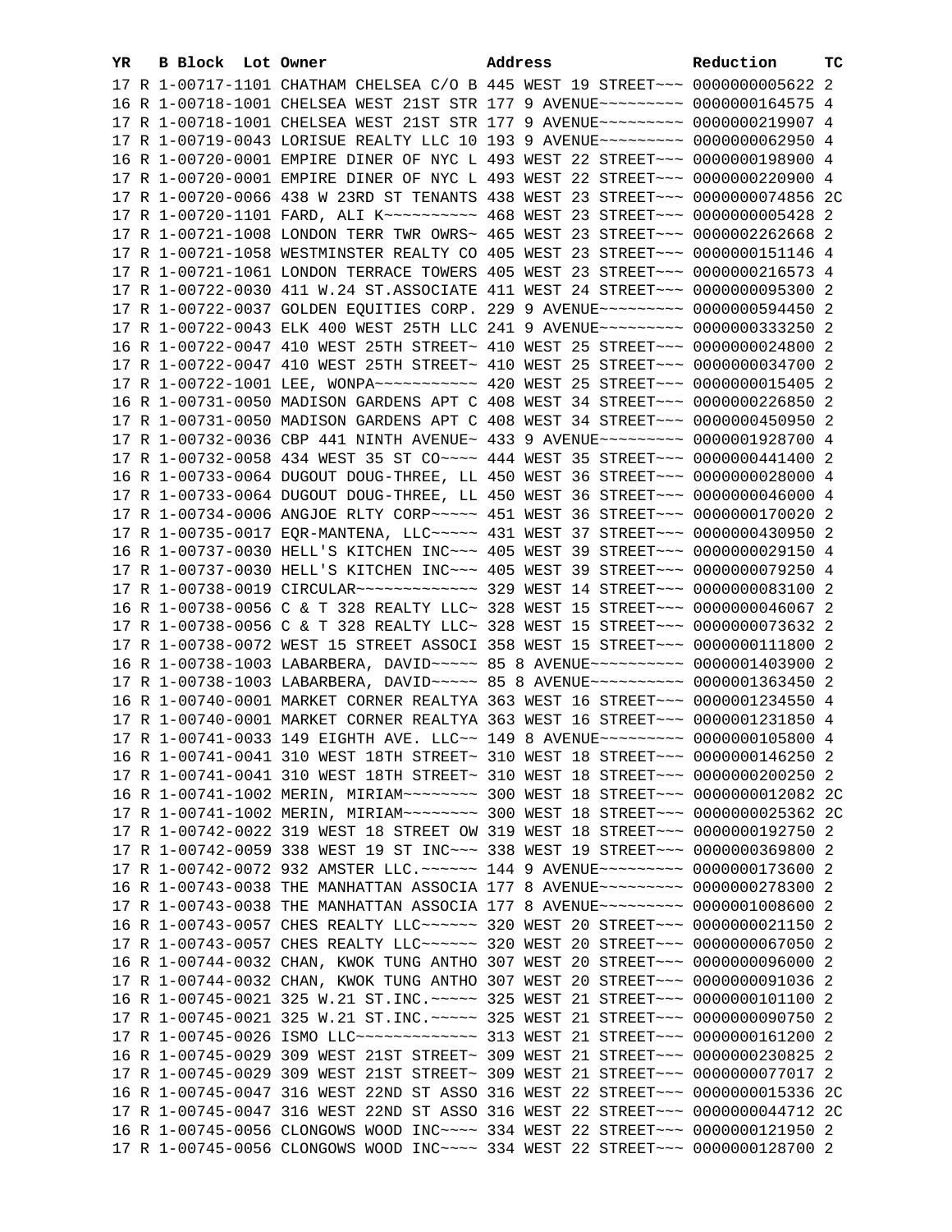| YR | B | Block | Lot | Owner | Address | Reduction | TC |
|---|---|---|---|---|---|---|---|
| 17 | R | 1-00717-1101 | | CHATHAM CHELSEA C/O B | 445 WEST 19 STREET~~~ | 0000000005622 | 2 |
| 16 | R | 1-00718-1001 | | CHELSEA WEST 21ST STR | 177 9 AVENUE~~~~~~~~~ | 0000000164575 | 4 |
| 17 | R | 1-00718-1001 | | CHELSEA WEST 21ST STR | 177 9 AVENUE~~~~~~~~~ | 0000000219907 | 4 |
| 17 | R | 1-00719-0043 | | LORISUE REALTY LLC 10 | 193 9 AVENUE~~~~~~~~~ | 0000000062950 | 4 |
| 16 | R | 1-00720-0001 | | EMPIRE DINER OF NYC L | 493 WEST 22 STREET~~~ | 0000000198900 | 4 |
| 17 | R | 1-00720-0001 | | EMPIRE DINER OF NYC L | 493 WEST 22 STREET~~~ | 0000000220900 | 4 |
| 17 | R | 1-00720-0066 | | 438 W 23RD ST TENANTS | 438 WEST 23 STREET~~~ | 0000000074856 | 2C |
| 17 | R | 1-00720-1101 | | FARD, ALI K~~~~~~~~~~ | 468 WEST 23 STREET~~~ | 0000000005428 | 2 |
| 17 | R | 1-00721-1008 | | LONDON TERR TWR OWRS~ | 465 WEST 23 STREET~~~ | 0000002262668 | 2 |
| 17 | R | 1-00721-1058 | | WESTMINSTER REALTY CO | 405 WEST 23 STREET~~~ | 0000000151146 | 4 |
| 17 | R | 1-00721-1061 | | LONDON TERRACE TOWERS | 405 WEST 23 STREET~~~ | 0000000216573 | 4 |
| 17 | R | 1-00722-0030 | | 411 W.24 ST.ASSOCIATE | 411 WEST 24 STREET~~~ | 0000000095300 | 2 |
| 17 | R | 1-00722-0037 | | GOLDEN EQUITIES CORP. | 229 9 AVENUE~~~~~~~~~ | 0000000594450 | 2 |
| 17 | R | 1-00722-0043 | | ELK 400 WEST 25TH LLC | 241 9 AVENUE~~~~~~~~~ | 0000000333250 | 2 |
| 16 | R | 1-00722-0047 | | 410 WEST 25TH STREET~ | 410 WEST 25 STREET~~~ | 0000000024800 | 2 |
| 17 | R | 1-00722-0047 | | 410 WEST 25TH STREET~ | 410 WEST 25 STREET~~~ | 0000000034700 | 2 |
| 17 | R | 1-00722-1001 | | LEE, WONPA~~~~~~~~~~~ | 420 WEST 25 STREET~~~ | 0000000015405 | 2 |
| 16 | R | 1-00731-0050 | | MADISON GARDENS APT C | 408 WEST 34 STREET~~~ | 0000000226850 | 2 |
| 17 | R | 1-00731-0050 | | MADISON GARDENS APT C | 408 WEST 34 STREET~~~ | 0000000450950 | 2 |
| 17 | R | 1-00732-0036 | | CBP 441 NINTH AVENUE~ | 433 9 AVENUE~~~~~~~~~ | 0000001928700 | 4 |
| 17 | R | 1-00732-0058 | | 434 WEST 35 ST CO~~~~ | 444 WEST 35 STREET~~~ | 0000000441400 | 2 |
| 16 | R | 1-00733-0064 | | DUGOUT DOUG-THREE, LL | 450 WEST 36 STREET~~~ | 0000000028000 | 4 |
| 17 | R | 1-00733-0064 | | DUGOUT DOUG-THREE, LL | 450 WEST 36 STREET~~~ | 0000000046000 | 4 |
| 17 | R | 1-00734-0006 | | ANGJOE RLTY CORP~~~~~ | 451 WEST 36 STREET~~~ | 0000000170020 | 2 |
| 17 | R | 1-00735-0017 | | EQR-MANTENA, LLC~~~~~ | 431 WEST 37 STREET~~~ | 0000000430950 | 2 |
| 16 | R | 1-00737-0030 | | HELL'S KITCHEN INC~~~ | 405 WEST 39 STREET~~~ | 0000000029150 | 4 |
| 17 | R | 1-00737-0030 | | HELL'S KITCHEN INC~~~ | 405 WEST 39 STREET~~~ | 0000000079250 | 4 |
| 17 | R | 1-00738-0019 | | CIRCULAR~~~~~~~~~~~~~ | 329 WEST 14 STREET~~~ | 0000000083100 | 2 |
| 16 | R | 1-00738-0056 | | C & T 328 REALTY LLC~ | 328 WEST 15 STREET~~~ | 0000000046067 | 2 |
| 17 | R | 1-00738-0056 | | C & T 328 REALTY LLC~ | 328 WEST 15 STREET~~~ | 0000000073632 | 2 |
| 17 | R | 1-00738-0072 | | WEST 15 STREET ASSOCI | 358 WEST 15 STREET~~~ | 0000000111800 | 2 |
| 16 | R | 1-00738-1003 | | LABARBERA, DAVID~~~~~ | 85 8 AVENUE~~~~~~~~~~ | 0000001403900 | 2 |
| 17 | R | 1-00738-1003 | | LABARBERA, DAVID~~~~~ | 85 8 AVENUE~~~~~~~~~~ | 0000001363450 | 2 |
| 16 | R | 1-00740-0001 | | MARKET CORNER REALTYA | 363 WEST 16 STREET~~~ | 0000001234550 | 4 |
| 17 | R | 1-00740-0001 | | MARKET CORNER REALTYA | 363 WEST 16 STREET~~~ | 0000001231850 | 4 |
| 17 | R | 1-00741-0033 | | 149 EIGHTH AVE. LLC~~ | 149 8 AVENUE~~~~~~~~~ | 0000000105800 | 4 |
| 16 | R | 1-00741-0041 | | 310 WEST 18TH STREET~ | 310 WEST 18 STREET~~~ | 0000000146250 | 2 |
| 17 | R | 1-00741-0041 | | 310 WEST 18TH STREET~ | 310 WEST 18 STREET~~~ | 0000000200250 | 2 |
| 16 | R | 1-00741-1002 | | MERIN, MIRIAM~~~~~~~~ | 300 WEST 18 STREET~~~ | 0000000012082 | 2C |
| 17 | R | 1-00741-1002 | | MERIN, MIRIAM~~~~~~~~ | 300 WEST 18 STREET~~~ | 0000000025362 | 2C |
| 17 | R | 1-00742-0022 | | 319 WEST 18 STREET OW | 319 WEST 18 STREET~~~ | 0000000192750 | 2 |
| 17 | R | 1-00742-0059 | | 338 WEST 19 ST INC~~~ | 338 WEST 19 STREET~~~ | 0000000369800 | 2 |
| 17 | R | 1-00742-0072 | | 932 AMSTER LLC.~~~~~~ | 144 9 AVENUE~~~~~~~~~ | 0000000173600 | 2 |
| 16 | R | 1-00743-0038 | | THE MANHATTAN ASSOCIA | 177 8 AVENUE~~~~~~~~~ | 0000000278300 | 2 |
| 17 | R | 1-00743-0038 | | THE MANHATTAN ASSOCIA | 177 8 AVENUE~~~~~~~~~ | 0000001008600 | 2 |
| 16 | R | 1-00743-0057 | | CHES REALTY LLC~~~~~~ | 320 WEST 20 STREET~~~ | 0000000021150 | 2 |
| 17 | R | 1-00743-0057 | | CHES REALTY LLC~~~~~~ | 320 WEST 20 STREET~~~ | 0000000067050 | 2 |
| 16 | R | 1-00744-0032 | | CHAN, KWOK TUNG ANTHO | 307 WEST 20 STREET~~~ | 0000000096000 | 2 |
| 17 | R | 1-00744-0032 | | CHAN, KWOK TUNG ANTHO | 307 WEST 20 STREET~~~ | 0000000091036 | 2 |
| 16 | R | 1-00745-0021 | | 325 W.21 ST.INC.~~~~~ | 325 WEST 21 STREET~~~ | 0000000101100 | 2 |
| 17 | R | 1-00745-0021 | | 325 W.21 ST.INC.~~~~~ | 325 WEST 21 STREET~~~ | 0000000090750 | 2 |
| 17 | R | 1-00745-0026 | | ISMO LLC~~~~~~~~~~~~~ | 313 WEST 21 STREET~~~ | 0000000161200 | 2 |
| 16 | R | 1-00745-0029 | | 309 WEST 21ST STREET~ | 309 WEST 21 STREET~~~ | 0000000230825 | 2 |
| 17 | R | 1-00745-0029 | | 309 WEST 21ST STREET~ | 309 WEST 21 STREET~~~ | 0000000077017 | 2 |
| 16 | R | 1-00745-0047 | | 316 WEST 22ND ST ASSO | 316 WEST 22 STREET~~~ | 0000000015336 | 2C |
| 17 | R | 1-00745-0047 | | 316 WEST 22ND ST ASSO | 316 WEST 22 STREET~~~ | 0000000044712 | 2C |
| 16 | R | 1-00745-0056 | | CLONGOWS WOOD INC~~~~ | 334 WEST 22 STREET~~~ | 0000000121950 | 2 |
| 17 | R | 1-00745-0056 | | CLONGOWS WOOD INC~~~~ | 334 WEST 22 STREET~~~ | 0000000128700 | 2 |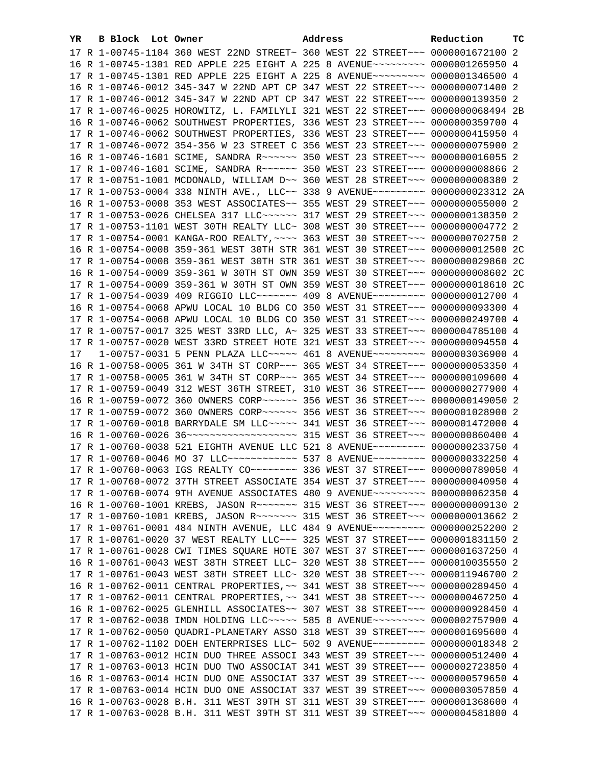| YR | B | Block | Lot | Owner | Address | Reduction | TC |
|---|---|---|---|---|---|---|---|
| 17 | R | 1-00745-1104 | | 360 WEST 22ND STREET~ | 360 WEST 22 STREET~~~ | 0000001672100 | 2 |
| 16 | R | 1-00745-1301 | | RED APPLE 225 EIGHT A | 225 8 AVENUE~~~~~~~~~ | 0000001265950 | 4 |
| 17 | R | 1-00745-1301 | | RED APPLE 225 EIGHT A | 225 8 AVENUE~~~~~~~~~ | 0000001346500 | 4 |
| 16 | R | 1-00746-0012 | | 345-347 W 22ND APT CP | 347 WEST 22 STREET~~~ | 0000000071400 | 2 |
| 17 | R | 1-00746-0012 | | 345-347 W 22ND APT CP | 347 WEST 22 STREET~~~ | 0000000139350 | 2 |
| 17 | R | 1-00746-0025 | | HOROWITZ, L. FAMILYLI | 321 WEST 22 STREET~~~ | 0000000068494 | 2B |
| 16 | R | 1-00746-0062 | | SOUTHWEST PROPERTIES, | 336 WEST 23 STREET~~~ | 0000000359700 | 4 |
| 17 | R | 1-00746-0062 | | SOUTHWEST PROPERTIES, | 336 WEST 23 STREET~~~ | 0000000415950 | 4 |
| 17 | R | 1-00746-0072 | | 354-356 W 23 STREET C | 356 WEST 23 STREET~~~ | 0000000075900 | 2 |
| 16 | R | 1-00746-1601 | | SCIME, SANDRA R~~~~~~ | 350 WEST 23 STREET~~~ | 0000000016055 | 2 |
| 17 | R | 1-00746-1601 | | SCIME, SANDRA R~~~~~~ | 350 WEST 23 STREET~~~ | 0000000008866 | 2 |
| 17 | R | 1-00751-1001 | | MCDONALD, WILLIAM D~~ | 360 WEST 28 STREET~~~ | 0000000008380 | 2 |
| 17 | R | 1-00753-0004 | | 338 NINTH AVE., LLC~~ | 338 9 AVENUE~~~~~~~~~ | 0000000023312 | 2A |
| 16 | R | 1-00753-0008 | | 353 WEST ASSOCIATES~~ | 355 WEST 29 STREET~~~ | 0000000055000 | 2 |
| 17 | R | 1-00753-0026 | | CHELSEA 317 LLC~~~~~~ | 317 WEST 29 STREET~~~ | 0000000138350 | 2 |
| 17 | R | 1-00753-1101 | | WEST 30TH REALTY LLC~ | 308 WEST 30 STREET~~~ | 0000000004772 | 2 |
| 17 | R | 1-00754-0001 | | KANGA-ROO REALTY,~~~~ | 363 WEST 30 STREET~~~ | 0000000702750 | 2 |
| 16 | R | 1-00754-0008 | | 359-361 WEST 30TH STR | 361 WEST 30 STREET~~~ | 0000000012500 | 2C |
| 17 | R | 1-00754-0008 | | 359-361 WEST 30TH STR | 361 WEST 30 STREET~~~ | 0000000029860 | 2C |
| 16 | R | 1-00754-0009 | | 359-361 W 30TH ST OWN | 359 WEST 30 STREET~~~ | 0000000008602 | 2C |
| 17 | R | 1-00754-0009 | | 359-361 W 30TH ST OWN | 359 WEST 30 STREET~~~ | 0000000018610 | 2C |
| 17 | R | 1-00754-0039 | | 409 RIGGIO LLC~~~~~~~ | 409 8 AVENUE~~~~~~~~~ | 0000000012700 | 4 |
| 16 | R | 1-00754-0068 | | APWU LOCAL 10 BLDG CO | 350 WEST 31 STREET~~~ | 0000000093300 | 4 |
| 17 | R | 1-00754-0068 | | APWU LOCAL 10 BLDG CO | 350 WEST 31 STREET~~~ | 0000000249700 | 4 |
| 17 | R | 1-00757-0017 | | 325 WEST 33RD LLC, A~ | 325 WEST 33 STREET~~~ | 0000004785100 | 4 |
| 17 | R | 1-00757-0020 | | WEST 33RD STREET HOTE | 321 WEST 33 STREET~~~ | 0000000094550 | 4 |
| 17 | | 1-00757-0031 | | 5 PENN PLAZA LLC~~~~~ | 461 8 AVENUE~~~~~~~~~ | 0000003036900 | 4 |
| 16 | R | 1-00758-0005 | | 361 W 34TH ST CORP~~~ | 365 WEST 34 STREET~~~ | 0000000053350 | 4 |
| 17 | R | 1-00758-0005 | | 361 W 34TH ST CORP~~~ | 365 WEST 34 STREET~~~ | 0000000109600 | 4 |
| 17 | R | 1-00759-0049 | | 312 WEST 36TH STREET, | 310 WEST 36 STREET~~~ | 0000000277900 | 4 |
| 16 | R | 1-00759-0072 | | 360 OWNERS CORP~~~~~~ | 356 WEST 36 STREET~~~ | 0000000149050 | 2 |
| 17 | R | 1-00759-0072 | | 360 OWNERS CORP~~~~~~ | 356 WEST 36 STREET~~~ | 0000001028900 | 2 |
| 17 | R | 1-00760-0018 | | BARRYDALE SM LLC~~~~~ | 341 WEST 36 STREET~~~ | 0000001472000 | 4 |
| 16 | R | 1-00760-0026 | | 36~~~~~~~~~~~~~~~~~~~ | 315 WEST 36 STREET~~~ | 0000000860400 | 4 |
| 17 | R | 1-00760-0038 | | 521 EIGHTH AVENUE LLC | 521 8 AVENUE~~~~~~~~~ | 0000000233750 | 4 |
| 17 | R | 1-00760-0046 | | MO 37 LLC~~~~~~~~~~~~ | 537 8 AVENUE~~~~~~~~~ | 0000000332250 | 4 |
| 17 | R | 1-00760-0063 | | IGS REALTY CO~~~~~~~~ | 336 WEST 37 STREET~~~ | 0000000789050 | 4 |
| 17 | R | 1-00760-0072 | | 37TH STREET ASSOCIATE | 354 WEST 37 STREET~~~ | 0000000040950 | 4 |
| 17 | R | 1-00760-0074 | | 9TH AVENUE ASSOCIATES | 480 9 AVENUE~~~~~~~~~ | 0000000062350 | 4 |
| 16 | R | 1-00760-1001 | | KREBS, JASON R~~~~~~~ | 315 WEST 36 STREET~~~ | 0000000009130 | 2 |
| 17 | R | 1-00760-1001 | | KREBS, JASON R~~~~~~~ | 315 WEST 36 STREET~~~ | 0000000013662 | 2 |
| 17 | R | 1-00761-0001 | | 484 NINTH AVENUE, LLC | 484 9 AVENUE~~~~~~~~~ | 0000000252200 | 2 |
| 17 | R | 1-00761-0020 | | 37 WEST REALTY LLC~~~ | 325 WEST 37 STREET~~~ | 0000001831150 | 2 |
| 17 | R | 1-00761-0028 | | CWI TIMES SQUARE HOTE | 307 WEST 37 STREET~~~ | 0000001637250 | 4 |
| 16 | R | 1-00761-0043 | | WEST 38TH STREET LLC~ | 320 WEST 38 STREET~~~ | 0000010035550 | 2 |
| 17 | R | 1-00761-0043 | | WEST 38TH STREET LLC~ | 320 WEST 38 STREET~~~ | 0000011946700 | 2 |
| 16 | R | 1-00762-0011 | | CENTRAL PROPERTIES,~~ | 341 WEST 38 STREET~~~ | 0000000289450 | 4 |
| 17 | R | 1-00762-0011 | | CENTRAL PROPERTIES,~~ | 341 WEST 38 STREET~~~ | 0000000467250 | 4 |
| 16 | R | 1-00762-0025 | | GLENHILL ASSOCIATES~~ | 307 WEST 38 STREET~~~ | 0000000928450 | 4 |
| 17 | R | 1-00762-0038 | | IMDN HOLDING LLC~~~~~ | 585 8 AVENUE~~~~~~~~~ | 0000002757900 | 4 |
| 17 | R | 1-00762-0050 | | QUADRI-PLANETARY ASSO | 318 WEST 39 STREET~~~ | 0000001695600 | 4 |
| 17 | R | 1-00762-1102 | | DOEH ENTERPRISES LLC~ | 502 9 AVENUE~~~~~~~~~ | 0000000018348 | 2 |
| 17 | R | 1-00763-0012 | | HCIN DUO THREE ASSOCI | 343 WEST 39 STREET~~~ | 0000000512400 | 4 |
| 17 | R | 1-00763-0013 | | HCIN DUO TWO ASSOCIAT | 341 WEST 39 STREET~~~ | 0000002723850 | 4 |
| 16 | R | 1-00763-0014 | | HCIN DUO ONE ASSOCIAT | 337 WEST 39 STREET~~~ | 0000000579650 | 4 |
| 17 | R | 1-00763-0014 | | HCIN DUO ONE ASSOCIAT | 337 WEST 39 STREET~~~ | 0000003057850 | 4 |
| 16 | R | 1-00763-0028 | | B.H. 311 WEST 39TH ST | 311 WEST 39 STREET~~~ | 0000001368600 | 4 |
| 17 | R | 1-00763-0028 | | B.H. 311 WEST 39TH ST | 311 WEST 39 STREET~~~ | 0000004581800 | 4 |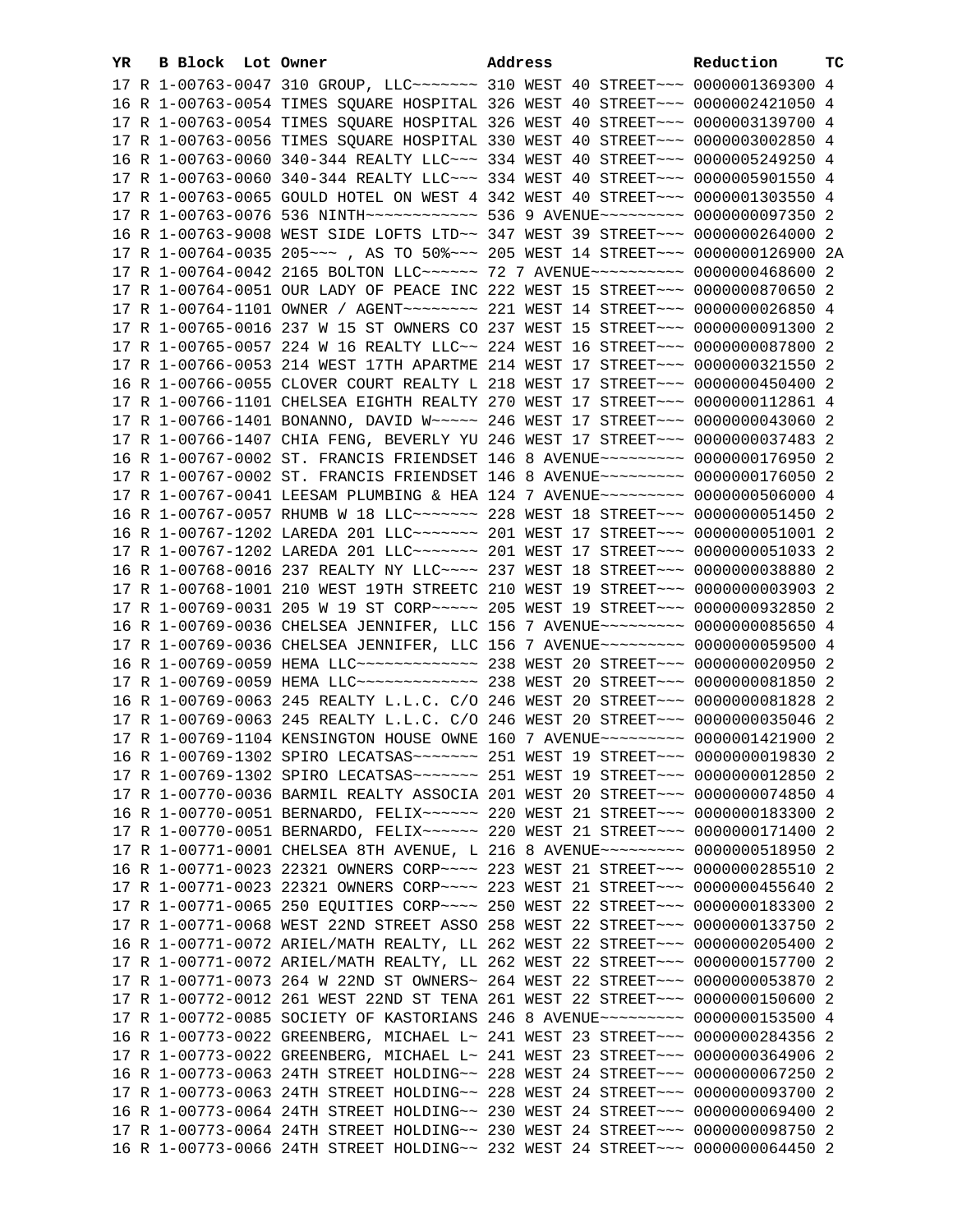| YR | B | Block | Lot | Owner | Address | Reduction | TC |
|---|---|---|---|---|---|---|---|
| 17 | R | 1-00763-0047 | | 310 GROUP, LLC~~~~~~~ | 310 WEST 40 STREET~~~ | 0000001369300 | 4 |
| 16 | R | 1-00763-0054 | | TIMES SQUARE HOSPITAL | 326 WEST 40 STREET~~~ | 0000002421050 | 4 |
| 17 | R | 1-00763-0054 | | TIMES SQUARE HOSPITAL | 326 WEST 40 STREET~~~ | 0000003139700 | 4 |
| 17 | R | 1-00763-0056 | | TIMES SQUARE HOSPITAL | 330 WEST 40 STREET~~~ | 0000003002850 | 4 |
| 16 | R | 1-00763-0060 | | 340-344 REALTY LLC~~~ | 334 WEST 40 STREET~~~ | 0000005249250 | 4 |
| 17 | R | 1-00763-0060 | | 340-344 REALTY LLC~~~ | 334 WEST 40 STREET~~~ | 0000005901550 | 4 |
| 17 | R | 1-00763-0065 | | GOULD HOTEL ON WEST 4 | 342 WEST 40 STREET~~~ | 0000001303550 | 4 |
| 17 | R | 1-00763-0076 | | 536 NINTH~~~~~~~~~~~~ | 536 9 AVENUE~~~~~~~~~ | 0000000097350 | 2 |
| 16 | R | 1-00763-9008 | | WEST SIDE LOFTS LTD~~ | 347 WEST 39 STREET~~~ | 0000000264000 | 2 |
| 17 | R | 1-00764-0035 | | 205~~~ , AS TO 50%~~~ | 205 WEST 14 STREET~~~ | 0000000126900 | 2A |
| 17 | R | 1-00764-0042 | | 2165 BOLTON LLC~~~~~~ | 72 7 AVENUE~~~~~~~~~~ | 0000000468600 | 2 |
| 17 | R | 1-00764-0051 | | OUR LADY OF PEACE INC | 222 WEST 15 STREET~~~ | 0000000870650 | 2 |
| 17 | R | 1-00764-1101 | | OWNER / AGENT~~~~~~~~ | 221 WEST 14 STREET~~~ | 0000000026850 | 4 |
| 17 | R | 1-00765-0016 | | 237 W 15 ST OWNERS CO | 237 WEST 15 STREET~~~ | 0000000091300 | 2 |
| 17 | R | 1-00765-0057 | | 224 W 16 REALTY LLC~~ | 224 WEST 16 STREET~~~ | 0000000087800 | 2 |
| 17 | R | 1-00766-0053 | | 214 WEST 17TH APARTME | 214 WEST 17 STREET~~~ | 0000000321550 | 2 |
| 16 | R | 1-00766-0055 | | CLOVER COURT REALTY L | 218 WEST 17 STREET~~~ | 0000000450400 | 2 |
| 17 | R | 1-00766-1101 | | CHELSEA EIGHTH REALTY | 270 WEST 17 STREET~~~ | 0000000112861 | 4 |
| 17 | R | 1-00766-1401 | | BONANNO, DAVID W~~~~~ | 246 WEST 17 STREET~~~ | 0000000043060 | 2 |
| 17 | R | 1-00766-1407 | | CHIA FENG, BEVERLY YU | 246 WEST 17 STREET~~~ | 0000000037483 | 2 |
| 16 | R | 1-00767-0002 | | ST. FRANCIS FRIENDSET | 146 8 AVENUE~~~~~~~~~ | 0000000176950 | 2 |
| 17 | R | 1-00767-0002 | | ST. FRANCIS FRIENDSET | 146 8 AVENUE~~~~~~~~~ | 0000000176050 | 2 |
| 17 | R | 1-00767-0041 | | LEESAM PLUMBING & HEA | 124 7 AVENUE~~~~~~~~~ | 0000000506000 | 4 |
| 16 | R | 1-00767-0057 | | RHUMB W 18 LLC~~~~~~~ | 228 WEST 18 STREET~~~ | 0000000051450 | 2 |
| 16 | R | 1-00767-1202 | | LAREDA 201 LLC~~~~~~~ | 201 WEST 17 STREET~~~ | 0000000051001 | 2 |
| 17 | R | 1-00767-1202 | | LAREDA 201 LLC~~~~~~~ | 201 WEST 17 STREET~~~ | 0000000051033 | 2 |
| 16 | R | 1-00768-0016 | | 237 REALTY NY LLC~~~~ | 237 WEST 18 STREET~~~ | 0000000038880 | 2 |
| 17 | R | 1-00768-1001 | | 210 WEST 19TH STREETC | 210 WEST 19 STREET~~~ | 0000000003903 | 2 |
| 17 | R | 1-00769-0031 | | 205 W 19 ST CORP~~~~~ | 205 WEST 19 STREET~~~ | 0000000932850 | 2 |
| 16 | R | 1-00769-0036 | | CHELSEA JENNIFER, LLC | 156 7 AVENUE~~~~~~~~~ | 0000000085650 | 4 |
| 17 | R | 1-00769-0036 | | CHELSEA JENNIFER, LLC | 156 7 AVENUE~~~~~~~~~ | 0000000059500 | 4 |
| 16 | R | 1-00769-0059 | | HEMA LLC~~~~~~~~~~~~~ | 238 WEST 20 STREET~~~ | 0000000020950 | 2 |
| 17 | R | 1-00769-0059 | | HEMA LLC~~~~~~~~~~~~~ | 238 WEST 20 STREET~~~ | 0000000081850 | 2 |
| 16 | R | 1-00769-0063 | | 245 REALTY L.L.C. C/O | 246 WEST 20 STREET~~~ | 0000000081828 | 2 |
| 17 | R | 1-00769-0063 | | 245 REALTY L.L.C. C/O | 246 WEST 20 STREET~~~ | 0000000035046 | 2 |
| 17 | R | 1-00769-1104 | | KENSINGTON HOUSE OWNE | 160 7 AVENUE~~~~~~~~~ | 0000001421900 | 2 |
| 16 | R | 1-00769-1302 | | SPIRO LECATSAS~~~~~~~ | 251 WEST 19 STREET~~~ | 0000000019830 | 2 |
| 17 | R | 1-00769-1302 | | SPIRO LECATSAS~~~~~~~ | 251 WEST 19 STREET~~~ | 0000000012850 | 2 |
| 17 | R | 1-00770-0036 | | BARMIL REALTY ASSOCIA | 201 WEST 20 STREET~~~ | 0000000074850 | 4 |
| 16 | R | 1-00770-0051 | | BERNARDO, FELIX~~~~~~ | 220 WEST 21 STREET~~~ | 0000000183300 | 2 |
| 17 | R | 1-00770-0051 | | BERNARDO, FELIX~~~~~~ | 220 WEST 21 STREET~~~ | 0000000171400 | 2 |
| 17 | R | 1-00771-0001 | | CHELSEA 8TH AVENUE, L | 216 8 AVENUE~~~~~~~~~ | 0000000518950 | 2 |
| 16 | R | 1-00771-0023 | | 22321 OWNERS CORP~~~~ | 223 WEST 21 STREET~~~ | 0000000285510 | 2 |
| 17 | R | 1-00771-0023 | | 22321 OWNERS CORP~~~~ | 223 WEST 21 STREET~~~ | 0000000455640 | 2 |
| 17 | R | 1-00771-0065 | | 250 EQUITIES CORP~~~~ | 250 WEST 22 STREET~~~ | 0000000183300 | 2 |
| 17 | R | 1-00771-0068 | | WEST 22ND STREET ASSO | 258 WEST 22 STREET~~~ | 0000000133750 | 2 |
| 16 | R | 1-00771-0072 | | ARIEL/MATH REALTY, LL | 262 WEST 22 STREET~~~ | 0000000205400 | 2 |
| 17 | R | 1-00771-0072 | | ARIEL/MATH REALTY, LL | 262 WEST 22 STREET~~~ | 0000000157700 | 2 |
| 17 | R | 1-00771-0073 | | 264 W 22ND ST OWNERS~ | 264 WEST 22 STREET~~~ | 0000000053870 | 2 |
| 17 | R | 1-00772-0012 | | 261 WEST 22ND ST TENA | 261 WEST 22 STREET~~~ | 0000000150600 | 2 |
| 17 | R | 1-00772-0085 | | SOCIETY OF KASTORIANS | 246 8 AVENUE~~~~~~~~~ | 0000000153500 | 4 |
| 16 | R | 1-00773-0022 | | GREENBERG, MICHAEL L~ | 241 WEST 23 STREET~~~ | 0000000284356 | 2 |
| 17 | R | 1-00773-0022 | | GREENBERG, MICHAEL L~ | 241 WEST 23 STREET~~~ | 0000000364906 | 2 |
| 16 | R | 1-00773-0063 | | 24TH STREET HOLDING~~ | 228 WEST 24 STREET~~~ | 0000000067250 | 2 |
| 17 | R | 1-00773-0063 | | 24TH STREET HOLDING~~ | 228 WEST 24 STREET~~~ | 0000000093700 | 2 |
| 16 | R | 1-00773-0064 | | 24TH STREET HOLDING~~ | 230 WEST 24 STREET~~~ | 0000000069400 | 2 |
| 17 | R | 1-00773-0064 | | 24TH STREET HOLDING~~ | 230 WEST 24 STREET~~~ | 0000000098750 | 2 |
| 16 | R | 1-00773-0066 | | 24TH STREET HOLDING~~ | 232 WEST 24 STREET~~~ | 0000000064450 | 2 |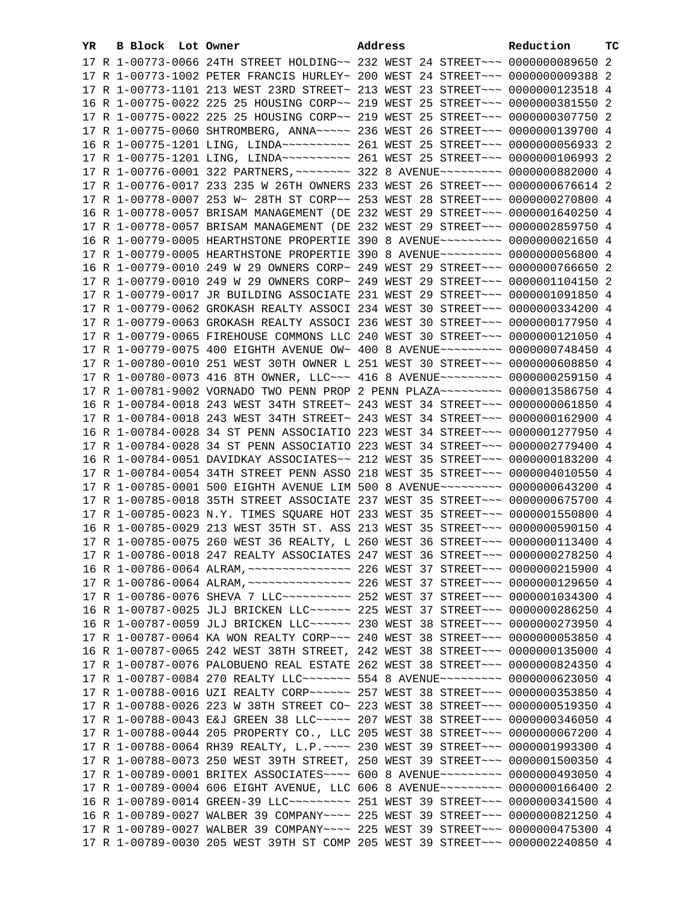| YR | B | Block | Lot | Owner | Address | Reduction | TC |
|---|---|---|---|---|---|---|---|
| 17 | R | 1-00773-0066 | | 24TH STREET HOLDING~~ | 232 WEST 24 STREET~~~ | 0000000089650 | 2 |
| 17 | R | 1-00773-1002 | | PETER FRANCIS HURLEY~ | 200 WEST 24 STREET~~~ | 0000000009388 | 2 |
| 17 | R | 1-00773-1101 | | 213 WEST 23RD STREET~ | 213 WEST 23 STREET~~~ | 0000000123518 | 4 |
| 16 | R | 1-00775-0022 | | 225 25 HOUSING CORP~~ | 219 WEST 25 STREET~~~ | 0000000381550 | 2 |
| 17 | R | 1-00775-0022 | | 225 25 HOUSING CORP~~ | 219 WEST 25 STREET~~~ | 0000000307750 | 2 |
| 17 | R | 1-00775-0060 | | SHTROMBERG, ANNA~~~~~ | 236 WEST 26 STREET~~~ | 0000000139700 | 4 |
| 16 | R | 1-00775-1201 | | LING, LINDA~~~~~~~~~~ | 261 WEST 25 STREET~~~ | 0000000056933 | 2 |
| 17 | R | 1-00775-1201 | | LING, LINDA~~~~~~~~~~ | 261 WEST 25 STREET~~~ | 0000000106993 | 2 |
| 17 | R | 1-00776-0001 | | 322 PARTNERS,~~~~~~~~ | 322 8 AVENUE~~~~~~~~~ | 0000000882000 | 4 |
| 17 | R | 1-00776-0017 | | 233 235 W 26TH OWNERS | 233 WEST 26 STREET~~~ | 0000000676614 | 2 |
| 17 | R | 1-00778-0007 | | 253 W~ 28TH ST CORP~~ | 253 WEST 28 STREET~~~ | 0000000270800 | 4 |
| 16 | R | 1-00778-0057 | | BRISAM MANAGEMENT (DE | 232 WEST 29 STREET~~~ | 0000001640250 | 4 |
| 17 | R | 1-00778-0057 | | BRISAM MANAGEMENT (DE | 232 WEST 29 STREET~~~ | 0000002859750 | 4 |
| 16 | R | 1-00779-0005 | | HEARTHSTONE PROPERTIE | 390 8 AVENUE~~~~~~~~~ | 0000000021650 | 4 |
| 17 | R | 1-00779-0005 | | HEARTHSTONE PROPERTIE | 390 8 AVENUE~~~~~~~~~ | 0000000056800 | 4 |
| 16 | R | 1-00779-0010 | | 249 W 29 OWNERS CORP~ | 249 WEST 29 STREET~~~ | 0000000766650 | 2 |
| 17 | R | 1-00779-0010 | | 249 W 29 OWNERS CORP~ | 249 WEST 29 STREET~~~ | 0000001104150 | 2 |
| 17 | R | 1-00779-0017 | | JR BUILDING ASSOCIATE | 231 WEST 29 STREET~~~ | 0000001091850 | 4 |
| 17 | R | 1-00779-0062 | | GROKASH REALTY ASSOCI | 234 WEST 30 STREET~~~ | 0000000334200 | 4 |
| 17 | R | 1-00779-0063 | | GROKASH REALTY ASSOCI | 236 WEST 30 STREET~~~ | 0000000177950 | 4 |
| 17 | R | 1-00779-0065 | | FIREHOUSE COMMONS LLC | 240 WEST 30 STREET~~~ | 0000000121050 | 4 |
| 17 | R | 1-00779-0075 | | 400 EIGHTH AVENUE OW~ | 400 8 AVENUE~~~~~~~~~ | 0000000748450 | 4 |
| 17 | R | 1-00780-0010 | | 251 WEST 30TH OWNER L | 251 WEST 30 STREET~~~ | 0000000608850 | 4 |
| 17 | R | 1-00780-0073 | | 416 8TH OWNER, LLC~~~ | 416 8 AVENUE~~~~~~~~~ | 0000000259150 | 4 |
| 17 | R | 1-00781-9002 | | VORNADO TWO PENN PROP | 2 PENN PLAZA~~~~~~~~~ | 0000013586750 | 4 |
| 16 | R | 1-00784-0018 | | 243 WEST 34TH STREET~ | 243 WEST 34 STREET~~~ | 0000000061850 | 4 |
| 17 | R | 1-00784-0018 | | 243 WEST 34TH STREET~ | 243 WEST 34 STREET~~~ | 0000000162900 | 4 |
| 16 | R | 1-00784-0028 | | 34 ST PENN ASSOCIATIO | 223 WEST 34 STREET~~~ | 0000001277950 | 4 |
| 17 | R | 1-00784-0028 | | 34 ST PENN ASSOCIATIO | 223 WEST 34 STREET~~~ | 0000002779400 | 4 |
| 16 | R | 1-00784-0051 | | DAVIDKAY ASSOCIATES~~ | 212 WEST 35 STREET~~~ | 0000000183200 | 4 |
| 17 | R | 1-00784-0054 | | 34TH STREET PENN ASSO | 218 WEST 35 STREET~~~ | 0000004010550 | 4 |
| 17 | R | 1-00785-0001 | | 500 EIGHTH AVENUE LIM | 500 8 AVENUE~~~~~~~~~ | 0000000643200 | 4 |
| 17 | R | 1-00785-0018 | | 35TH STREET ASSOCIATE | 237 WEST 35 STREET~~~ | 0000000675700 | 4 |
| 17 | R | 1-00785-0023 | | N.Y. TIMES SQUARE HOT | 233 WEST 35 STREET~~~ | 0000001550800 | 4 |
| 16 | R | 1-00785-0029 | | 213 WEST 35TH ST. ASS | 213 WEST 35 STREET~~~ | 0000000590150 | 4 |
| 17 | R | 1-00785-0075 | | 260 WEST 36 REALTY, L | 260 WEST 36 STREET~~~ | 0000000113400 | 4 |
| 17 | R | 1-00786-0018 | | 247 REALTY ASSOCIATES | 247 WEST 36 STREET~~~ | 0000000278250 | 4 |
| 16 | R | 1-00786-0064 | | ALRAM,~~~~~~~~~~~~~~~ | 226 WEST 37 STREET~~~ | 0000000215900 | 4 |
| 17 | R | 1-00786-0064 | | ALRAM,~~~~~~~~~~~~~~~ | 226 WEST 37 STREET~~~ | 0000000129650 | 4 |
| 17 | R | 1-00786-0076 | | SHEVA 7 LLC~~~~~~~~~~ | 252 WEST 37 STREET~~~ | 0000001034300 | 4 |
| 16 | R | 1-00787-0025 | | JLJ BRICKEN LLC~~~~~~ | 225 WEST 37 STREET~~~ | 0000000286250 | 4 |
| 16 | R | 1-00787-0059 | | JLJ BRICKEN LLC~~~~~~ | 230 WEST 38 STREET~~~ | 0000000273950 | 4 |
| 17 | R | 1-00787-0064 | | KA WON REALTY CORP~~~ | 240 WEST 38 STREET~~~ | 0000000053850 | 4 |
| 16 | R | 1-00787-0065 | | 242 WEST 38TH STREET, | 242 WEST 38 STREET~~~ | 0000000135000 | 4 |
| 17 | R | 1-00787-0076 | | PALOBUENO REAL ESTATE | 262 WEST 38 STREET~~~ | 0000000824350 | 4 |
| 17 | R | 1-00787-0084 | | 270 REALTY LLC~~~~~~~ | 554 8 AVENUE~~~~~~~~~ | 0000000623050 | 4 |
| 17 | R | 1-00788-0016 | | UZI REALTY CORP~~~~~~ | 257 WEST 38 STREET~~~ | 0000000353850 | 4 |
| 17 | R | 1-00788-0026 | | 223 W 38TH STREET CO~ | 223 WEST 38 STREET~~~ | 0000000519350 | 4 |
| 17 | R | 1-00788-0043 | | E&J GREEN 38 LLC~~~~~ | 207 WEST 38 STREET~~~ | 0000000346050 | 4 |
| 17 | R | 1-00788-0044 | | 205 PROPERTY CO., LLC | 205 WEST 38 STREET~~~ | 0000000067200 | 4 |
| 17 | R | 1-00788-0064 | | RH39 REALTY, L.P.~~~~ | 230 WEST 39 STREET~~~ | 0000001993300 | 4 |
| 17 | R | 1-00788-0073 | | 250 WEST 39TH STREET, | 250 WEST 39 STREET~~~ | 0000001500350 | 4 |
| 17 | R | 1-00789-0001 | | BRITEX ASSOCIATES~~~~ | 600 8 AVENUE~~~~~~~~~ | 0000000493050 | 4 |
| 17 | R | 1-00789-0004 | | 606 EIGHT AVENUE, LLC | 606 8 AVENUE~~~~~~~~~ | 0000000166400 | 2 |
| 16 | R | 1-00789-0014 | | GREEN-39 LLC~~~~~~~~~ | 251 WEST 39 STREET~~~ | 0000000341500 | 4 |
| 16 | R | 1-00789-0027 | | WALBER 39 COMPANY~~~~ | 225 WEST 39 STREET~~~ | 0000000821250 | 4 |
| 17 | R | 1-00789-0027 | | WALBER 39 COMPANY~~~~ | 225 WEST 39 STREET~~~ | 0000000475300 | 4 |
| 17 | R | 1-00789-0030 | | 205 WEST 39TH ST COMP | 205 WEST 39 STREET~~~ | 0000002240850 | 4 |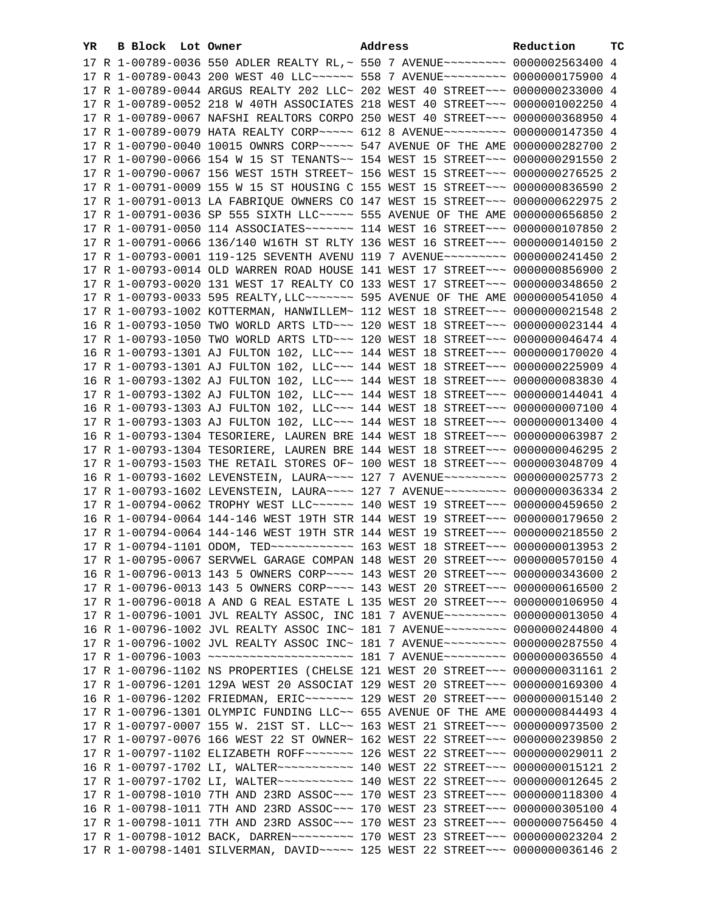| YR | B | Block | Lot | Owner | Address | Reduction | TC |
|---|---|---|---|---|---|---|---|
| 17 | R | 1-00789-0036 | | 550 ADLER REALTY RL,~ | 550 7 AVENUE~~~~~~~~~ | 0000002563400 | 4 |
| 17 | R | 1-00789-0043 | | 200 WEST 40 LLC~~~~~~ | 558 7 AVENUE~~~~~~~~~ | 0000000175900 | 4 |
| 17 | R | 1-00789-0044 | | ARGUS REALTY 202 LLC~ | 202 WEST 40 STREET~~~ | 0000000233000 | 4 |
| 17 | R | 1-00789-0052 | | 218 W 40TH ASSOCIATES | 218 WEST 40 STREET~~~ | 0000001002250 | 4 |
| 17 | R | 1-00789-0067 | | NAFSHI REALTORS CORPO | 250 WEST 40 STREET~~~ | 0000000368950 | 4 |
| 17 | R | 1-00789-0079 | | HATA REALTY CORP~~~~~ | 612 8 AVENUE~~~~~~~~~ | 0000000147350 | 4 |
| 17 | R | 1-00790-0040 | | 10015 OWNRS CORP~~~~~ | 547 AVENUE OF THE AME | 0000000282700 | 2 |
| 17 | R | 1-00790-0066 | | 154 W 15 ST TENANTS~~ | 154 WEST 15 STREET~~~ | 0000000291550 | 2 |
| 17 | R | 1-00790-0067 | | 156 WEST 15TH STREET~ | 156 WEST 15 STREET~~~ | 0000000276525 | 2 |
| 17 | R | 1-00791-0009 | | 155 W 15 ST HOUSING C | 155 WEST 15 STREET~~~ | 0000000836590 | 2 |
| 17 | R | 1-00791-0013 | | LA FABRIQUE OWNERS CO | 147 WEST 15 STREET~~~ | 0000000622975 | 2 |
| 17 | R | 1-00791-0036 | | SP 555 SIXTH LLC~~~~~ | 555 AVENUE OF THE AME | 0000000656850 | 2 |
| 17 | R | 1-00791-0050 | | 114 ASSOCIATES~~~~~~~ | 114 WEST 16 STREET~~~ | 0000000107850 | 2 |
| 17 | R | 1-00791-0066 | | 136/140 W16TH ST RLTY | 136 WEST 16 STREET~~~ | 0000000140150 | 2 |
| 17 | R | 1-00793-0001 | | 119-125 SEVENTH AVENU | 119 7 AVENUE~~~~~~~~~ | 0000000241450 | 2 |
| 17 | R | 1-00793-0014 | | OLD WARREN ROAD HOUSE | 141 WEST 17 STREET~~~ | 0000000856900 | 2 |
| 17 | R | 1-00793-0020 | | 131 WEST 17 REALTY CO | 133 WEST 17 STREET~~~ | 0000000348650 | 2 |
| 17 | R | 1-00793-0033 | | 595 REALTY,LLC~~~~~~~ | 595 AVENUE OF THE AME | 0000000541050 | 4 |
| 17 | R | 1-00793-1002 | | KOTTERMAN, HANWILLEM~ | 112 WEST 18 STREET~~~ | 0000000021548 | 2 |
| 16 | R | 1-00793-1050 | | TWO WORLD ARTS LTD~~~ | 120 WEST 18 STREET~~~ | 0000000023144 | 4 |
| 17 | R | 1-00793-1050 | | TWO WORLD ARTS LTD~~~ | 120 WEST 18 STREET~~~ | 0000000046474 | 4 |
| 16 | R | 1-00793-1301 | | AJ FULTON 102, LLC~~~ | 144 WEST 18 STREET~~~ | 0000000170020 | 4 |
| 17 | R | 1-00793-1301 | | AJ FULTON 102, LLC~~~ | 144 WEST 18 STREET~~~ | 0000000225909 | 4 |
| 16 | R | 1-00793-1302 | | AJ FULTON 102, LLC~~~ | 144 WEST 18 STREET~~~ | 0000000083830 | 4 |
| 17 | R | 1-00793-1302 | | AJ FULTON 102, LLC~~~ | 144 WEST 18 STREET~~~ | 0000000144041 | 4 |
| 16 | R | 1-00793-1303 | | AJ FULTON 102, LLC~~~ | 144 WEST 18 STREET~~~ | 0000000007100 | 4 |
| 17 | R | 1-00793-1303 | | AJ FULTON 102, LLC~~~ | 144 WEST 18 STREET~~~ | 0000000013400 | 4 |
| 16 | R | 1-00793-1304 | | TESORIERE, LAUREN BRE | 144 WEST 18 STREET~~~ | 0000000063987 | 2 |
| 17 | R | 1-00793-1304 | | TESORIERE, LAUREN BRE | 144 WEST 18 STREET~~~ | 0000000046295 | 2 |
| 17 | R | 1-00793-1503 | | THE RETAIL STORES OF~ | 100 WEST 18 STREET~~~ | 0000003048709 | 4 |
| 16 | R | 1-00793-1602 | | LEVENSTEIN, LAURA~~~~ | 127 7 AVENUE~~~~~~~~~ | 0000000025773 | 2 |
| 17 | R | 1-00793-1602 | | LEVENSTEIN, LAURA~~~~ | 127 7 AVENUE~~~~~~~~~ | 0000000036334 | 2 |
| 17 | R | 1-00794-0062 | | TROPHY WEST LLC~~~~~~ | 140 WEST 19 STREET~~~ | 0000000459650 | 2 |
| 16 | R | 1-00794-0064 | | 144-146 WEST 19TH STR | 144 WEST 19 STREET~~~ | 0000000179650 | 2 |
| 17 | R | 1-00794-0064 | | 144-146 WEST 19TH STR | 144 WEST 19 STREET~~~ | 0000000218550 | 2 |
| 17 | R | 1-00794-1101 | | ODOM, TED~~~~~~~~~~~~ | 163 WEST 18 STREET~~~ | 0000000013953 | 2 |
| 17 | R | 1-00795-0067 | | SERVWEL GARAGE COMPAN | 148 WEST 20 STREET~~~ | 0000000570150 | 4 |
| 16 | R | 1-00796-0013 | | 143 5 OWNERS CORP~~~~ | 143 WEST 20 STREET~~~ | 0000000343600 | 2 |
| 17 | R | 1-00796-0013 | | 143 5 OWNERS CORP~~~~ | 143 WEST 20 STREET~~~ | 0000000616500 | 2 |
| 17 | R | 1-00796-0018 | | A AND G REAL ESTATE L | 135 WEST 20 STREET~~~ | 0000000106950 | 4 |
| 17 | R | 1-00796-1001 | | JVL REALTY ASSOC, INC | 181 7 AVENUE~~~~~~~~~ | 0000000013050 | 4 |
| 16 | R | 1-00796-1002 | | JVL REALTY ASSOC INC~ | 181 7 AVENUE~~~~~~~~~ | 0000000244800 | 4 |
| 17 | R | 1-00796-1002 | | JVL REALTY ASSOC INC~ | 181 7 AVENUE~~~~~~~~~ | 0000000287550 | 4 |
| 17 | R | 1-00796-1003 | | ~~~~~~~~~~~~~~~~~~~~~ | 181 7 AVENUE~~~~~~~~~ | 0000000036550 | 4 |
| 17 | R | 1-00796-1102 | | NS PROPERTIES (CHELSE | 121 WEST 20 STREET~~~ | 0000000031161 | 2 |
| 17 | R | 1-00796-1201 | | 129A WEST 20 ASSOCIAT | 129 WEST 20 STREET~~~ | 0000000169300 | 4 |
| 16 | R | 1-00796-1202 | | FRIEDMAN, ERIC~~~~~~~ | 129 WEST 20 STREET~~~ | 0000000015140 | 2 |
| 17 | R | 1-00796-1301 | | OLYMPIC FUNDING LLC~~ | 655 AVENUE OF THE AME | 0000000844493 | 4 |
| 17 | R | 1-00797-0007 | | 155 W. 21ST ST. LLC~~ | 163 WEST 21 STREET~~~ | 0000000973500 | 2 |
| 17 | R | 1-00797-0076 | | 166 WEST 22 ST OWNER~ | 162 WEST 22 STREET~~~ | 0000000239850 | 2 |
| 17 | R | 1-00797-1102 | | ELIZABETH ROFF~~~~~~~ | 126 WEST 22 STREET~~~ | 0000000029011 | 2 |
| 16 | R | 1-00797-1702 | | LI, WALTER~~~~~~~~~~~ | 140 WEST 22 STREET~~~ | 0000000015121 | 2 |
| 17 | R | 1-00797-1702 | | LI, WALTER~~~~~~~~~~~ | 140 WEST 22 STREET~~~ | 0000000012645 | 2 |
| 17 | R | 1-00798-1010 | | 7TH AND 23RD ASSOC~~~ | 170 WEST 23 STREET~~~ | 0000000118300 | 4 |
| 16 | R | 1-00798-1011 | | 7TH AND 23RD ASSOC~~~ | 170 WEST 23 STREET~~~ | 0000000305100 | 4 |
| 17 | R | 1-00798-1011 | | 7TH AND 23RD ASSOC~~~ | 170 WEST 23 STREET~~~ | 0000000756450 | 4 |
| 17 | R | 1-00798-1012 | | BACK, DARREN~~~~~~~~~ | 170 WEST 23 STREET~~~ | 0000000023204 | 2 |
| 17 | R | 1-00798-1401 | | SILVERMAN, DAVID~~~~~ | 125 WEST 22 STREET~~~ | 0000000036146 | 2 |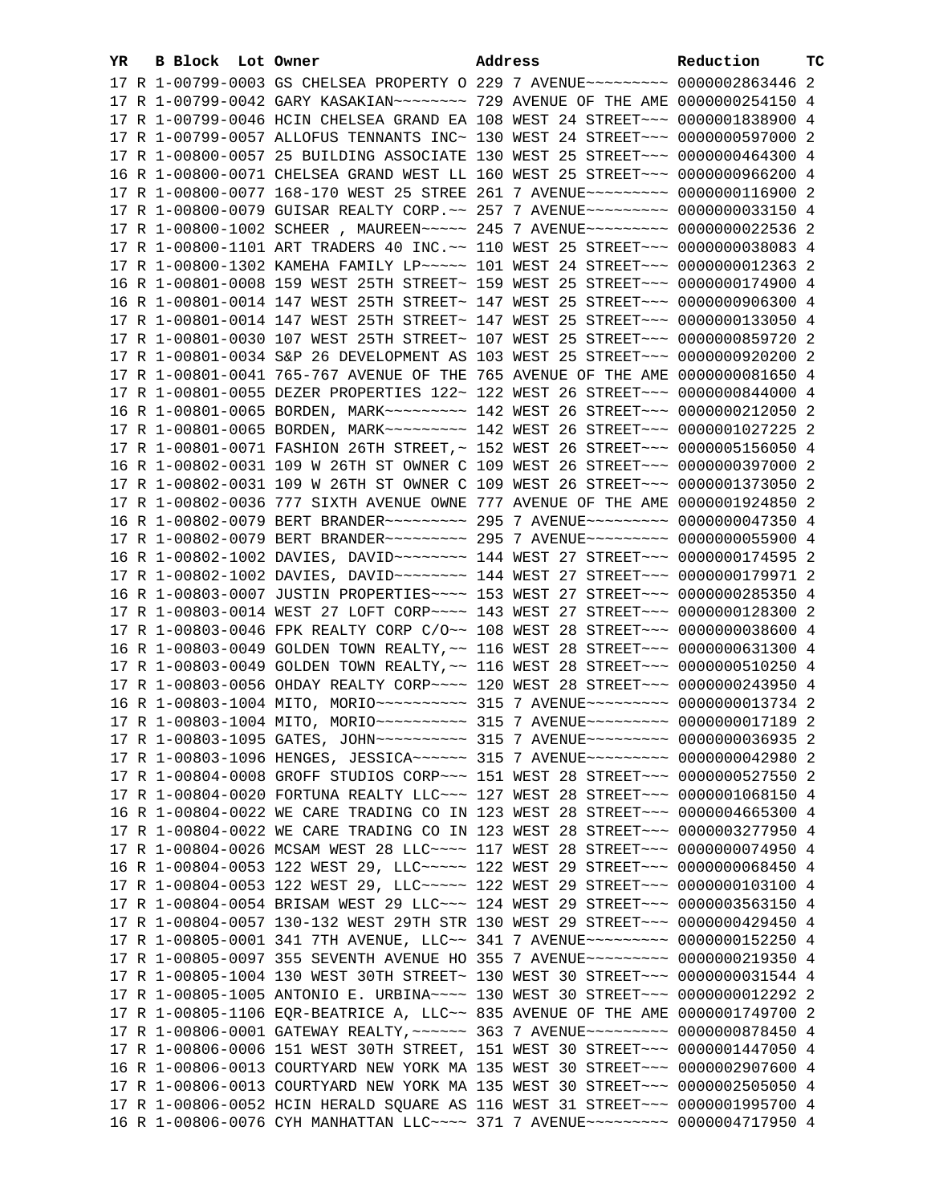| YR | B | Block | Lot | Owner | Address | Reduction | TC |
|---|---|---|---|---|---|---|---|
| 17 | R | 1-00799-0003 | | GS CHELSEA PROPERTY O | 229 7 AVENUE~~~~~~~~~ | 0000002863446 | 2 |
| 17 | R | 1-00799-0042 | | GARY KASAKIAN~~~~~~~~ | 729 AVENUE OF THE AME | 0000000254150 | 4 |
| 17 | R | 1-00799-0046 | | HCIN CHELSEA GRAND EA | 108 WEST 24 STREET~~~ | 0000001838900 | 4 |
| 17 | R | 1-00799-0057 | | ALLOFUS TENNANTS INC~ | 130 WEST 24 STREET~~~ | 0000000597000 | 2 |
| 17 | R | 1-00800-0057 | | 25 BUILDING ASSOCIATE | 130 WEST 25 STREET~~~ | 0000000464300 | 4 |
| 16 | R | 1-00800-0071 | | CHELSEA GRAND WEST LL | 160 WEST 25 STREET~~~ | 0000000966200 | 4 |
| 17 | R | 1-00800-0077 | | 168-170 WEST 25 STREE | 261 7 AVENUE~~~~~~~~~ | 0000000116900 | 2 |
| 17 | R | 1-00800-0079 | | GUISAR REALTY CORP.~~ | 257 7 AVENUE~~~~~~~~~ | 0000000033150 | 4 |
| 17 | R | 1-00800-1002 | | SCHEER , MAUREEN~~~~~ | 245 7 AVENUE~~~~~~~~~ | 0000000022536 | 2 |
| 17 | R | 1-00800-1101 | | ART TRADERS 40 INC.~~ | 110 WEST 25 STREET~~~ | 0000000038083 | 4 |
| 17 | R | 1-00800-1302 | | KAMEHA FAMILY LP~~~~~ | 101 WEST 24 STREET~~~ | 0000000012363 | 2 |
| 16 | R | 1-00801-0008 | | 159 WEST 25TH STREET~ | 159 WEST 25 STREET~~~ | 0000000174900 | 4 |
| 16 | R | 1-00801-0014 | | 147 WEST 25TH STREET~ | 147 WEST 25 STREET~~~ | 0000000906300 | 4 |
| 17 | R | 1-00801-0014 | | 147 WEST 25TH STREET~ | 147 WEST 25 STREET~~~ | 0000000133050 | 4 |
| 17 | R | 1-00801-0030 | | 107 WEST 25TH STREET~ | 107 WEST 25 STREET~~~ | 0000000859720 | 2 |
| 17 | R | 1-00801-0034 | | S&P 26 DEVELOPMENT AS | 103 WEST 25 STREET~~~ | 0000000920200 | 2 |
| 17 | R | 1-00801-0041 | | 765-767 AVENUE OF THE | 765 AVENUE OF THE AME | 0000000081650 | 4 |
| 17 | R | 1-00801-0055 | | DEZER PROPERTIES 122~ | 122 WEST 26 STREET~~~ | 0000000844000 | 4 |
| 16 | R | 1-00801-0065 | | BORDEN, MARK~~~~~~~~~ | 142 WEST 26 STREET~~~ | 0000000212050 | 2 |
| 17 | R | 1-00801-0065 | | BORDEN, MARK~~~~~~~~~ | 142 WEST 26 STREET~~~ | 0000001027225 | 2 |
| 17 | R | 1-00801-0071 | | FASHION 26TH STREET,~ | 152 WEST 26 STREET~~~ | 0000005156050 | 4 |
| 16 | R | 1-00802-0031 | | 109 W 26TH ST OWNER C | 109 WEST 26 STREET~~~ | 0000000397000 | 2 |
| 17 | R | 1-00802-0031 | | 109 W 26TH ST OWNER C | 109 WEST 26 STREET~~~ | 0000001373050 | 2 |
| 17 | R | 1-00802-0036 | | 777 SIXTH AVENUE OWNE | 777 AVENUE OF THE AME | 0000001924850 | 2 |
| 16 | R | 1-00802-0079 | | BERT BRANDER~~~~~~~~~ | 295 7 AVENUE~~~~~~~~~ | 0000000047350 | 4 |
| 17 | R | 1-00802-0079 | | BERT BRANDER~~~~~~~~~ | 295 7 AVENUE~~~~~~~~~ | 0000000055900 | 4 |
| 16 | R | 1-00802-1002 | | DAVIES, DAVID~~~~~~~~ | 144 WEST 27 STREET~~~ | 0000000174595 | 2 |
| 17 | R | 1-00802-1002 | | DAVIES, DAVID~~~~~~~~ | 144 WEST 27 STREET~~~ | 0000000179971 | 2 |
| 16 | R | 1-00803-0007 | | JUSTIN PROPERTIES~~~~ | 153 WEST 27 STREET~~~ | 0000000285350 | 4 |
| 17 | R | 1-00803-0014 | | WEST 27 LOFT CORP~~~~ | 143 WEST 27 STREET~~~ | 0000000128300 | 2 |
| 17 | R | 1-00803-0046 | | FPK REALTY CORP C/O~~ | 108 WEST 28 STREET~~~ | 0000000038600 | 4 |
| 16 | R | 1-00803-0049 | | GOLDEN TOWN REALTY,~~ | 116 WEST 28 STREET~~~ | 0000000631300 | 4 |
| 17 | R | 1-00803-0049 | | GOLDEN TOWN REALTY,~~ | 116 WEST 28 STREET~~~ | 0000000510250 | 4 |
| 17 | R | 1-00803-0056 | | OHDAY REALTY CORP~~~~ | 120 WEST 28 STREET~~~ | 0000000243950 | 4 |
| 16 | R | 1-00803-1004 | | MITO, MORIO~~~~~~~~~~ | 315 7 AVENUE~~~~~~~~~ | 0000000013734 | 2 |
| 17 | R | 1-00803-1004 | | MITO, MORIO~~~~~~~~~~ | 315 7 AVENUE~~~~~~~~~ | 0000000017189 | 2 |
| 17 | R | 1-00803-1095 | | GATES, JOHN~~~~~~~~~~ | 315 7 AVENUE~~~~~~~~~ | 0000000036935 | 2 |
| 17 | R | 1-00803-1096 | | HENGES, JESSICA~~~~~~ | 315 7 AVENUE~~~~~~~~~ | 0000000042980 | 2 |
| 17 | R | 1-00804-0008 | | GROFF STUDIOS CORP~~~ | 151 WEST 28 STREET~~~ | 0000000527550 | 2 |
| 17 | R | 1-00804-0020 | | FORTUNA REALTY LLC~~~ | 127 WEST 28 STREET~~~ | 0000001068150 | 4 |
| 16 | R | 1-00804-0022 | | WE CARE TRADING CO IN | 123 WEST 28 STREET~~~ | 0000004665300 | 4 |
| 17 | R | 1-00804-0022 | | WE CARE TRADING CO IN | 123 WEST 28 STREET~~~ | 0000003277950 | 4 |
| 17 | R | 1-00804-0026 | | MCSAM WEST 28 LLC~~~~ | 117 WEST 28 STREET~~~ | 0000000074950 | 4 |
| 16 | R | 1-00804-0053 | | 122 WEST 29, LLC~~~~~ | 122 WEST 29 STREET~~~ | 0000000068450 | 4 |
| 17 | R | 1-00804-0053 | | 122 WEST 29, LLC~~~~~ | 122 WEST 29 STREET~~~ | 0000000103100 | 4 |
| 17 | R | 1-00804-0054 | | BRISAM WEST 29 LLC~~~ | 124 WEST 29 STREET~~~ | 0000003563150 | 4 |
| 17 | R | 1-00804-0057 | | 130-132 WEST 29TH STR | 130 WEST 29 STREET~~~ | 0000000429450 | 4 |
| 17 | R | 1-00805-0001 | | 341 7TH AVENUE, LLC~~ | 341 7 AVENUE~~~~~~~~~ | 0000000152250 | 4 |
| 17 | R | 1-00805-0097 | | 355 SEVENTH AVENUE HO | 355 7 AVENUE~~~~~~~~~ | 0000000219350 | 4 |
| 17 | R | 1-00805-1004 | | 130 WEST 30TH STREET~ | 130 WEST 30 STREET~~~ | 0000000031544 | 4 |
| 17 | R | 1-00805-1005 | | ANTONIO E. URBINA~~~~ | 130 WEST 30 STREET~~~ | 0000000012292 | 2 |
| 17 | R | 1-00805-1106 | | EQR-BEATRICE A, LLC~~ | 835 AVENUE OF THE AME | 0000001749700 | 2 |
| 17 | R | 1-00806-0001 | | GATEWAY REALTY,~~~~~~ | 363 7 AVENUE~~~~~~~~~ | 0000000878450 | 4 |
| 17 | R | 1-00806-0006 | | 151 WEST 30TH STREET, | 151 WEST 30 STREET~~~ | 0000001447050 | 4 |
| 16 | R | 1-00806-0013 | | COURTYARD NEW YORK MA | 135 WEST 30 STREET~~~ | 0000002907600 | 4 |
| 17 | R | 1-00806-0013 | | COURTYARD NEW YORK MA | 135 WEST 30 STREET~~~ | 0000002505050 | 4 |
| 17 | R | 1-00806-0052 | | HCIN HERALD SQUARE AS | 116 WEST 31 STREET~~~ | 0000001995700 | 4 |
| 16 | R | 1-00806-0076 | | CYH MANHATTAN LLC~~~~ | 371 7 AVENUE~~~~~~~~~ | 0000004717950 | 4 |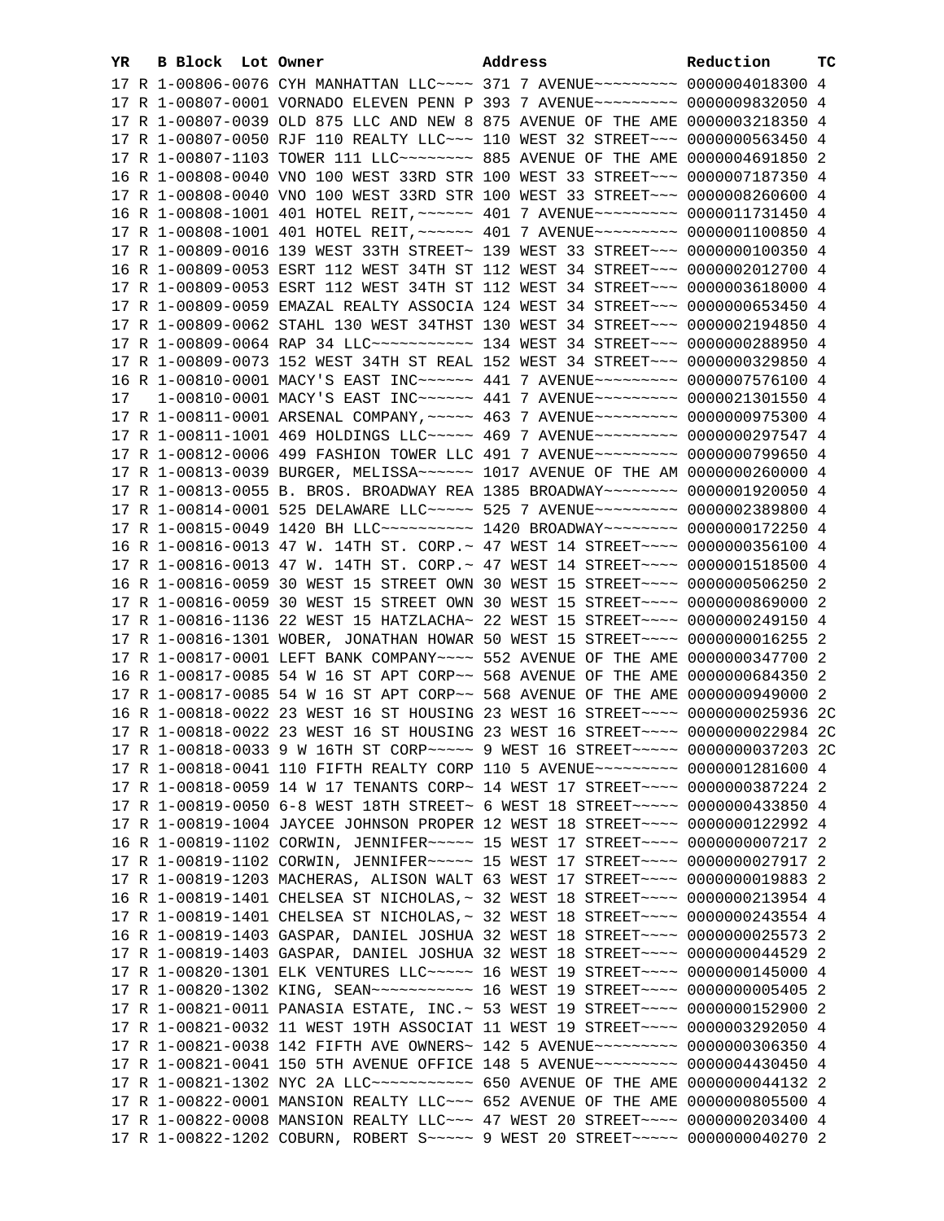| YR | B | Block | Lot | Owner | Address | Reduction | TC |
|---|---|---|---|---|---|---|---|
| 17 | R | 1-00806-0076 | | CYH MANHATTAN LLC~~~~ | 371 7 AVENUE~~~~~~~~~ | 0000004018300 | 4 |
| 17 | R | 1-00807-0001 | | VORNADO ELEVEN PENN P | 393 7 AVENUE~~~~~~~~~ | 0000009832050 | 4 |
| 17 | R | 1-00807-0039 | | OLD 875 LLC AND NEW 8 | 875 AVENUE OF THE AME | 0000003218350 | 4 |
| 17 | R | 1-00807-0050 | | RJF 110 REALTY LLC~~~ | 110 WEST 32 STREET~~~ | 0000000563450 | 4 |
| 17 | R | 1-00807-1103 | | TOWER 111 LLC~~~~~~~~ | 885 AVENUE OF THE AME | 0000004691850 | 2 |
| 16 | R | 1-00808-0040 | | VNO 100 WEST 33RD STR | 100 WEST 33 STREET~~~ | 0000007187350 | 4 |
| 17 | R | 1-00808-0040 | | VNO 100 WEST 33RD STR | 100 WEST 33 STREET~~~ | 0000008260600 | 4 |
| 16 | R | 1-00808-1001 | | 401 HOTEL REIT,~~~~~~ | 401 7 AVENUE~~~~~~~~~ | 0000011731450 | 4 |
| 17 | R | 1-00808-1001 | | 401 HOTEL REIT,~~~~~~ | 401 7 AVENUE~~~~~~~~~ | 0000001100850 | 4 |
| 17 | R | 1-00809-0016 | | 139 WEST 33TH STREET~ | 139 WEST 33 STREET~~~ | 0000000100350 | 4 |
| 16 | R | 1-00809-0053 | | ESRT 112 WEST 34TH ST | 112 WEST 34 STREET~~~ | 0000002012700 | 4 |
| 17 | R | 1-00809-0053 | | ESRT 112 WEST 34TH ST | 112 WEST 34 STREET~~~ | 0000003618000 | 4 |
| 17 | R | 1-00809-0059 | | EMAZAL REALTY ASSOCIA | 124 WEST 34 STREET~~~ | 0000000653450 | 4 |
| 17 | R | 1-00809-0062 | | STAHL 130 WEST 34THST | 130 WEST 34 STREET~~~ | 0000002194850 | 4 |
| 17 | R | 1-00809-0064 | | RAP 34 LLC~~~~~~~~~~~ | 134 WEST 34 STREET~~~ | 0000000288950 | 4 |
| 17 | R | 1-00809-0073 | | 152 WEST 34TH ST REAL | 152 WEST 34 STREET~~~ | 0000000329850 | 4 |
| 16 | R | 1-00810-0001 | | MACY'S EAST INC~~~~~~ | 441 7 AVENUE~~~~~~~~~ | 0000007576100 | 4 |
| 17 | | 1-00810-0001 | | MACY'S EAST INC~~~~~~ | 441 7 AVENUE~~~~~~~~~ | 0000021301550 | 4 |
| 17 | R | 1-00811-0001 | | ARSENAL COMPANY,~~~~~ | 463 7 AVENUE~~~~~~~~~ | 0000000975300 | 4 |
| 17 | R | 1-00811-1001 | | 469 HOLDINGS LLC~~~~~ | 469 7 AVENUE~~~~~~~~~ | 0000000297547 | 4 |
| 17 | R | 1-00812-0006 | | 499 FASHION TOWER LLC | 491 7 AVENUE~~~~~~~~~ | 0000000799650 | 4 |
| 17 | R | 1-00813-0039 | | BURGER, MELISSA~~~~~~ | 1017 AVENUE OF THE AM | 0000000260000 | 4 |
| 17 | R | 1-00813-0055 | | B. BROS. BROADWAY REA | 1385 BROADWAY~~~~~~~~ | 0000001920050 | 4 |
| 17 | R | 1-00814-0001 | | 525 DELAWARE LLC~~~~~ | 525 7 AVENUE~~~~~~~~~ | 0000002389800 | 4 |
| 17 | R | 1-00815-0049 | | 1420 BH LLC~~~~~~~~~~ | 1420 BROADWAY~~~~~~~~ | 0000000172250 | 4 |
| 16 | R | 1-00816-0013 | | 47 W. 14TH ST. CORP.~ | 47 WEST 14 STREET~~~~ | 0000000356100 | 4 |
| 17 | R | 1-00816-0013 | | 47 W. 14TH ST. CORP.~ | 47 WEST 14 STREET~~~~ | 0000001518500 | 4 |
| 16 | R | 1-00816-0059 | | 30 WEST 15 STREET OWN | 30 WEST 15 STREET~~~~ | 0000000506250 | 2 |
| 17 | R | 1-00816-0059 | | 30 WEST 15 STREET OWN | 30 WEST 15 STREET~~~~ | 0000000869000 | 2 |
| 17 | R | 1-00816-1136 | | 22 WEST 15 HATZLACHA~ | 22 WEST 15 STREET~~~~ | 0000000249150 | 4 |
| 17 | R | 1-00816-1301 | | WOBER, JONATHAN HOWAR | 50 WEST 15 STREET~~~~ | 0000000016255 | 2 |
| 17 | R | 1-00817-0001 | | LEFT BANK COMPANY~~~~ | 552 AVENUE OF THE AME | 0000000347700 | 2 |
| 16 | R | 1-00817-0085 | | 54 W 16 ST APT CORP~~ | 568 AVENUE OF THE AME | 0000000684350 | 2 |
| 17 | R | 1-00817-0085 | | 54 W 16 ST APT CORP~~ | 568 AVENUE OF THE AME | 0000000949000 | 2 |
| 16 | R | 1-00818-0022 | | 23 WEST 16 ST HOUSING | 23 WEST 16 STREET~~~~ | 0000000025936 | 2C |
| 17 | R | 1-00818-0022 | | 23 WEST 16 ST HOUSING | 23 WEST 16 STREET~~~~ | 0000000022984 | 2C |
| 17 | R | 1-00818-0033 | | 9 W 16TH ST CORP~~~~~ | 9 WEST 16 STREET~~~~~ | 0000000037203 | 2C |
| 17 | R | 1-00818-0041 | | 110 FIFTH REALTY CORP | 110 5 AVENUE~~~~~~~~~ | 0000001281600 | 4 |
| 17 | R | 1-00818-0059 | | 14 W 17 TENANTS CORP~ | 14 WEST 17 STREET~~~~ | 0000000387224 | 2 |
| 17 | R | 1-00819-0050 | | 6-8 WEST 18TH STREET~ | 6 WEST 18 STREET~~~~~ | 0000000433850 | 4 |
| 17 | R | 1-00819-1004 | | JAYCEE JOHNSON PROPER | 12 WEST 18 STREET~~~~ | 0000000122992 | 4 |
| 16 | R | 1-00819-1102 | | CORWIN, JENNIFER~~~~~ | 15 WEST 17 STREET~~~~ | 0000000007217 | 2 |
| 17 | R | 1-00819-1102 | | CORWIN, JENNIFER~~~~~ | 15 WEST 17 STREET~~~~ | 0000000027917 | 2 |
| 17 | R | 1-00819-1203 | | MACHERAS, ALISON WALT | 63 WEST 17 STREET~~~~ | 0000000019883 | 2 |
| 16 | R | 1-00819-1401 | | CHELSEA ST NICHOLAS,~ | 32 WEST 18 STREET~~~~ | 0000000213954 | 4 |
| 17 | R | 1-00819-1401 | | CHELSEA ST NICHOLAS,~ | 32 WEST 18 STREET~~~~ | 0000000243554 | 4 |
| 16 | R | 1-00819-1403 | | GASPAR, DANIEL JOSHUA | 32 WEST 18 STREET~~~~ | 0000000025573 | 2 |
| 17 | R | 1-00819-1403 | | GASPAR, DANIEL JOSHUA | 32 WEST 18 STREET~~~~ | 0000000044529 | 2 |
| 17 | R | 1-00820-1301 | | ELK VENTURES LLC~~~~~ | 16 WEST 19 STREET~~~~ | 0000000145000 | 4 |
| 17 | R | 1-00820-1302 | | KING, SEAN~~~~~~~~~~~ | 16 WEST 19 STREET~~~~ | 0000000005405 | 2 |
| 17 | R | 1-00821-0011 | | PANASIA ESTATE, INC.~ | 53 WEST 19 STREET~~~~ | 0000000152900 | 2 |
| 17 | R | 1-00821-0032 | | 11 WEST 19TH ASSOCIAT | 11 WEST 19 STREET~~~~ | 0000003292050 | 4 |
| 17 | R | 1-00821-0038 | | 142 FIFTH AVE OWNERS~ | 142 5 AVENUE~~~~~~~~~ | 0000000306350 | 4 |
| 17 | R | 1-00821-0041 | | 150 5TH AVENUE OFFICE | 148 5 AVENUE~~~~~~~~~ | 0000004430450 | 4 |
| 17 | R | 1-00821-1302 | | NYC 2A LLC~~~~~~~~~~~ | 650 AVENUE OF THE AME | 0000000044132 | 2 |
| 17 | R | 1-00822-0001 | | MANSION REALTY LLC~~~ | 652 AVENUE OF THE AME | 0000000805500 | 4 |
| 17 | R | 1-00822-0008 | | MANSION REALTY LLC~~~ | 47 WEST 20 STREET~~~~ | 0000000203400 | 4 |
| 17 | R | 1-00822-1202 | | COBURN, ROBERT S~~~~~ | 9 WEST 20 STREET~~~~~ | 0000000040270 | 2 |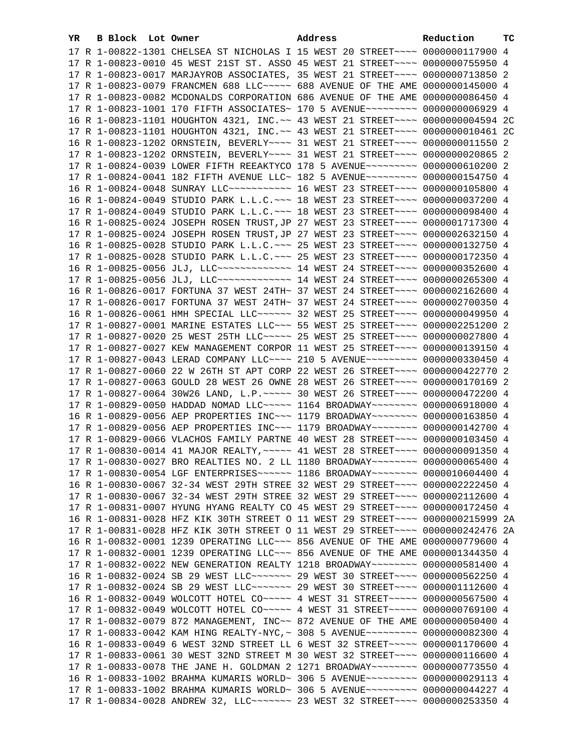| YR | B | Block | Lot | Owner | Address | Reduction | TC |
|---|---|---|---|---|---|---|---|
| 17 | R | 1-00822-1301 | | CHELSEA ST NICHOLAS I | 15 WEST 20 STREET~~~~ | 0000000117900 | 4 |
| 17 | R | 1-00823-0010 | | 45 WEST 21ST ST. ASSO | 45 WEST 21 STREET~~~~ | 0000000755950 | 4 |
| 17 | R | 1-00823-0017 | | MARJAYROB ASSOCIATES, | 35 WEST 21 STREET~~~~ | 0000000713850 | 2 |
| 17 | R | 1-00823-0079 | | FRANCMEN 688 LLC~~~~~ | 688 AVENUE OF THE AME | 0000000145000 | 4 |
| 17 | R | 1-00823-0082 | | MCDONALDS CORPORATION | 686 AVENUE OF THE AME | 0000000086450 | 4 |
| 17 | R | 1-00823-1001 | | 170 FIFTH ASSOCIATES~ | 170 5 AVENUE~~~~~~~~~ | 0000000006929 | 4 |
| 16 | R | 1-00823-1101 | | HOUGHTON 4321, INC.~~ | 43 WEST 21 STREET~~~~ | 0000000004594 | 2C |
| 17 | R | 1-00823-1101 | | HOUGHTON 4321, INC.~~ | 43 WEST 21 STREET~~~~ | 0000000010461 | 2C |
| 16 | R | 1-00823-1202 | | ORNSTEIN, BEVERLY~~~~ | 31 WEST 21 STREET~~~~ | 0000000011550 | 2 |
| 17 | R | 1-00823-1202 | | ORNSTEIN, BEVERLY~~~~ | 31 WEST 21 STREET~~~~ | 0000000020865 | 2 |
| 17 | R | 1-00824-0039 | | LOWER FIFTH REEAKTYCO | 178 5 AVENUE~~~~~~~~~ | 0000000610200 | 2 |
| 17 | R | 1-00824-0041 | | 182 FIFTH AVENUE LLC~ | 182 5 AVENUE~~~~~~~~~ | 0000000154750 | 4 |
| 16 | R | 1-00824-0048 | | SUNRAY LLC~~~~~~~~~~~ | 16 WEST 23 STREET~~~~ | 0000000105800 | 4 |
| 16 | R | 1-00824-0049 | | STUDIO PARK L.L.C.~~~ | 18 WEST 23 STREET~~~~ | 0000000037200 | 4 |
| 17 | R | 1-00824-0049 | | STUDIO PARK L.L.C.~~~ | 18 WEST 23 STREET~~~~ | 0000000098400 | 4 |
| 16 | R | 1-00825-0024 | | JOSEPH ROSEN TRUST,JP | 27 WEST 23 STREET~~~~ | 0000001717300 | 4 |
| 17 | R | 1-00825-0024 | | JOSEPH ROSEN TRUST,JP | 27 WEST 23 STREET~~~~ | 0000002632150 | 4 |
| 16 | R | 1-00825-0028 | | STUDIO PARK L.L.C.~~~ | 25 WEST 23 STREET~~~~ | 0000000132750 | 4 |
| 17 | R | 1-00825-0028 | | STUDIO PARK L.L.C.~~~ | 25 WEST 23 STREET~~~~ | 0000000172350 | 4 |
| 16 | R | 1-00825-0056 | | JLJ, LLC~~~~~~~~~~~~~ | 14 WEST 24 STREET~~~~ | 0000000352600 | 4 |
| 17 | R | 1-00825-0056 | | JLJ, LLC~~~~~~~~~~~~~ | 14 WEST 24 STREET~~~~ | 0000000265300 | 4 |
| 16 | R | 1-00826-0017 | | FORTUNA 37 WEST 24TH~ | 37 WEST 24 STREET~~~~ | 0000002162600 | 4 |
| 17 | R | 1-00826-0017 | | FORTUNA 37 WEST 24TH~ | 37 WEST 24 STREET~~~~ | 0000002700350 | 4 |
| 16 | R | 1-00826-0061 | | HMH SPECIAL LLC~~~~~~ | 32 WEST 25 STREET~~~~ | 0000000049950 | 4 |
| 17 | R | 1-00827-0001 | | MARINE ESTATES LLC~~~ | 55 WEST 25 STREET~~~~ | 0000002251200 | 2 |
| 17 | R | 1-00827-0020 | | 25 WEST 25TH LLC~~~~~ | 25 WEST 25 STREET~~~~ | 0000000027800 | 4 |
| 17 | R | 1-00827-0027 | | KEW MANAGEMENT CORPOR | 11 WEST 25 STREET~~~~ | 0000000139150 | 4 |
| 17 | R | 1-00827-0043 | | LERAD COMPANY LLC~~~~ | 210 5 AVENUE~~~~~~~~~ | 0000000330450 | 4 |
| 17 | R | 1-00827-0060 | | 22 W 26TH ST APT CORP | 22 WEST 26 STREET~~~~ | 0000000422770 | 2 |
| 17 | R | 1-00827-0063 | | GOULD 28 WEST 26 OWNE | 28 WEST 26 STREET~~~~ | 0000000170169 | 2 |
| 17 | R | 1-00827-0064 | | 30W26 LAND, L.P.~~~~~ | 30 WEST 26 STREET~~~~ | 0000000472200 | 4 |
| 17 | R | 1-00829-0050 | | HADDAD NOMAD LLC~~~~~ | 1164 BROADWAY~~~~~~~~ | 0000006918000 | 4 |
| 16 | R | 1-00829-0056 | | AEP PROPERTIES INC~~~ | 1179 BROADWAY~~~~~~~~ | 0000000163850 | 4 |
| 17 | R | 1-00829-0056 | | AEP PROPERTIES INC~~~ | 1179 BROADWAY~~~~~~~~ | 0000000142700 | 4 |
| 17 | R | 1-00829-0066 | | VLACHOS FAMILY PARTNE | 40 WEST 27 STREET~~~~ | 0000000103450 | 4 |
| 17 | R | 1-00830-0014 | | 41 MAJOR REALTY,~~~~~ | 41 WEST 28 STREET~~~~ | 0000000091350 | 4 |
| 17 | R | 1-00830-0027 | | BRO REALTIES NO. 2 LL | 1180 BROADWAY~~~~~~~~ | 0000000065400 | 4 |
| 17 | R | 1-00830-0054 | | LGF ENTERPRISES~~~~~~ | 1186 BROADWAY~~~~~~~~ | 0000010604400 | 4 |
| 16 | R | 1-00830-0067 | | 32-34 WEST 29TH STREE | 32 WEST 29 STREET~~~~ | 0000002222450 | 4 |
| 17 | R | 1-00830-0067 | | 32-34 WEST 29TH STREE | 32 WEST 29 STREET~~~~ | 0000002112600 | 4 |
| 17 | R | 1-00831-0007 | | HYUNG HYANG REALTY CO | 45 WEST 29 STREET~~~~ | 0000000172450 | 4 |
| 16 | R | 1-00831-0028 | | HFZ KIK 30TH STREET O | 11 WEST 29 STREET~~~~ | 0000000215999 | 2A |
| 17 | R | 1-00831-0028 | | HFZ KIK 30TH STREET O | 11 WEST 29 STREET~~~~ | 0000000242476 | 2A |
| 16 | R | 1-00832-0001 | | 1239 OPERATING LLC~~~ | 856 AVENUE OF THE AME | 0000000779600 | 4 |
| 17 | R | 1-00832-0001 | | 1239 OPERATING LLC~~~ | 856 AVENUE OF THE AME | 0000001344350 | 4 |
| 17 | R | 1-00832-0022 | | NEW GENERATION REALTY | 1218 BROADWAY~~~~~~~~ | 0000000581400 | 4 |
| 16 | R | 1-00832-0024 | | SB 29 WEST LLC~~~~~~~ | 29 WEST 30 STREET~~~~ | 0000000562250 | 4 |
| 17 | R | 1-00832-0024 | | SB 29 WEST LLC~~~~~~~ | 29 WEST 30 STREET~~~~ | 0000001112600 | 4 |
| 16 | R | 1-00832-0049 | | WOLCOTT HOTEL CO~~~~~ | 4 WEST 31 STREET~~~~~ | 0000000567500 | 4 |
| 17 | R | 1-00832-0049 | | WOLCOTT HOTEL CO~~~~~ | 4 WEST 31 STREET~~~~~ | 0000000769100 | 4 |
| 17 | R | 1-00832-0079 | | 872 MANAGEMENT, INC~~ | 872 AVENUE OF THE AME | 0000000050400 | 4 |
| 17 | R | 1-00833-0042 | | KAM HING REALTY-NYC,~ | 308 5 AVENUE~~~~~~~~~ | 0000000082300 | 4 |
| 16 | R | 1-00833-0049 | | 6 WEST 32ND STREET LL | 6 WEST 32 STREET~~~~~ | 0000001170600 | 4 |
| 17 | R | 1-00833-0061 | | 30 WEST 32ND STREET M | 30 WEST 32 STREET~~~~ | 0000000116600 | 4 |
| 17 | R | 1-00833-0078 | | THE JANE H. GOLDMAN 2 | 1271 BROADWAY~~~~~~~~ | 0000000773550 | 4 |
| 16 | R | 1-00833-1002 | | BRAHMA KUMARIS WORLD~ | 306 5 AVENUE~~~~~~~~~ | 0000000029113 | 4 |
| 17 | R | 1-00833-1002 | | BRAHMA KUMARIS WORLD~ | 306 5 AVENUE~~~~~~~~~ | 0000000044227 | 4 |
| 17 | R | 1-00834-0028 | | ANDREW 32, LLC~~~~~~~ | 23 WEST 32 STREET~~~~ | 0000000253350 | 4 |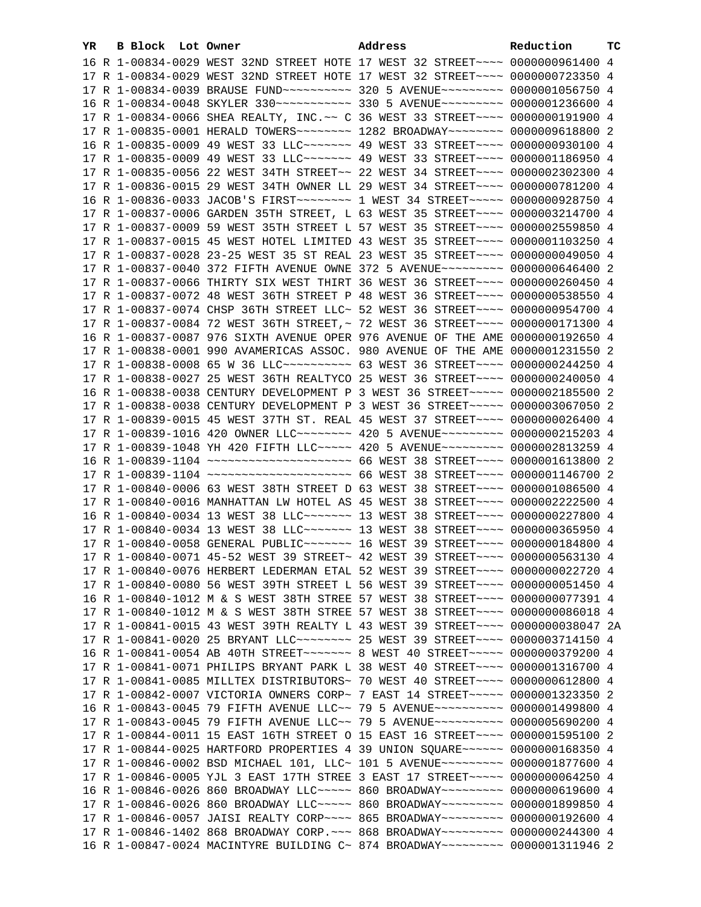| YR | B | Block | Lot | Owner | Address | Reduction | TC |
|---|---|---|---|---|---|---|---|
| 16 | R | 1-00834-0029 | | WEST 32ND STREET HOTE | 17 WEST 32 STREET~~~~ | 0000000961400 | 4 |
| 17 | R | 1-00834-0029 | | WEST 32ND STREET HOTE | 17 WEST 32 STREET~~~~ | 0000000723350 | 4 |
| 17 | R | 1-00834-0039 | | BRAUSE FUND~~~~~~~~~~ | 320 5 AVENUE~~~~~~~~~ | 0000001056750 | 4 |
| 16 | R | 1-00834-0048 | | SKYLER 330~~~~~~~~~~~ | 330 5 AVENUE~~~~~~~~~ | 0000001236600 | 4 |
| 17 | R | 1-00834-0066 | | SHEA REALTY, INC.~~ C | 36 WEST 33 STREET~~~~ | 0000000191900 | 4 |
| 17 | R | 1-00835-0001 | | HERALD TOWERS~~~~~~~~ | 1282 BROADWAY~~~~~~~~ | 0000009618800 | 2 |
| 16 | R | 1-00835-0009 | | 49 WEST 33 LLC~~~~~~~ | 49 WEST 33 STREET~~~~ | 0000000930100 | 4 |
| 17 | R | 1-00835-0009 | | 49 WEST 33 LLC~~~~~~~ | 49 WEST 33 STREET~~~~ | 0000001186950 | 4 |
| 17 | R | 1-00835-0056 | | 22 WEST 34TH STREET~~ | 22 WEST 34 STREET~~~~ | 0000002302300 | 4 |
| 17 | R | 1-00836-0015 | | 29 WEST 34TH OWNER LL | 29 WEST 34 STREET~~~~ | 0000000781200 | 4 |
| 16 | R | 1-00836-0033 | | JACOB'S FIRST~~~~~~~~ | 1 WEST 34 STREET~~~~~ | 0000000928750 | 4 |
| 17 | R | 1-00837-0006 | | GARDEN 35TH STREET, L | 63 WEST 35 STREET~~~~ | 0000003214700 | 4 |
| 17 | R | 1-00837-0009 | | 59 WEST 35TH STREET L | 57 WEST 35 STREET~~~~ | 0000002559850 | 4 |
| 17 | R | 1-00837-0015 | | 45 WEST HOTEL LIMITED | 43 WEST 35 STREET~~~~ | 0000001103250 | 4 |
| 17 | R | 1-00837-0028 | | 23-25 WEST 35 ST REAL | 23 WEST 35 STREET~~~~ | 0000000049050 | 4 |
| 17 | R | 1-00837-0040 | | 372 FIFTH AVENUE OWNE | 372 5 AVENUE~~~~~~~~~ | 0000000646400 | 2 |
| 17 | R | 1-00837-0066 | | THIRTY SIX WEST THIRT | 36 WEST 36 STREET~~~~ | 0000000260450 | 4 |
| 17 | R | 1-00837-0072 | | 48 WEST 36TH STREET P | 48 WEST 36 STREET~~~~ | 0000000538550 | 4 |
| 17 | R | 1-00837-0074 | | CHSP 36TH STREET LLC~ | 52 WEST 36 STREET~~~~ | 0000000954700 | 4 |
| 17 | R | 1-00837-0084 | | 72 WEST 36TH STREET,~ | 72 WEST 36 STREET~~~~ | 0000000171300 | 4 |
| 16 | R | 1-00837-0087 | | 976 SIXTH AVENUE OPER | 976 AVENUE OF THE AME | 0000000192650 | 4 |
| 17 | R | 1-00838-0001 | | 990 AVAMERICAS ASSOC. | 980 AVENUE OF THE AME | 0000001231550 | 2 |
| 17 | R | 1-00838-0008 | | 65 W 36 LLC~~~~~~~~~~ | 63 WEST 36 STREET~~~~ | 0000000244250 | 4 |
| 17 | R | 1-00838-0027 | | 25 WEST 36TH REALTYCO | 25 WEST 36 STREET~~~~ | 0000000240050 | 4 |
| 16 | R | 1-00838-0038 | | CENTURY DEVELOPMENT P | 3 WEST 36 STREET~~~~~ | 0000002185500 | 2 |
| 17 | R | 1-00838-0038 | | CENTURY DEVELOPMENT P | 3 WEST 36 STREET~~~~~ | 0000003067050 | 2 |
| 17 | R | 1-00839-0015 | | 45 WEST 37TH ST. REAL | 45 WEST 37 STREET~~~~ | 0000000026400 | 4 |
| 17 | R | 1-00839-1016 | | 420 OWNER LLC~~~~~~~~ | 420 5 AVENUE~~~~~~~~~ | 0000000215203 | 4 |
| 17 | R | 1-00839-1048 | | YH 420 FIFTH LLC~~~~~ | 420 5 AVENUE~~~~~~~~~ | 0000002813259 | 4 |
| 16 | R | 1-00839-1104 | | ~~~~~~~~~~~~~~~~~~~~~ | 66 WEST 38 STREET~~~~ | 0000001613800 | 2 |
| 17 | R | 1-00839-1104 | | ~~~~~~~~~~~~~~~~~~~~~ | 66 WEST 38 STREET~~~~ | 0000001146700 | 2 |
| 17 | R | 1-00840-0006 | | 63 WEST 38TH STREET D | 63 WEST 38 STREET~~~~ | 0000001086500 | 4 |
| 17 | R | 1-00840-0016 | | MANHATTAN LW HOTEL AS | 45 WEST 38 STREET~~~~ | 0000002222500 | 4 |
| 16 | R | 1-00840-0034 | | 13 WEST 38 LLC~~~~~~~ | 13 WEST 38 STREET~~~~ | 0000000227800 | 4 |
| 17 | R | 1-00840-0034 | | 13 WEST 38 LLC~~~~~~~ | 13 WEST 38 STREET~~~~ | 0000000365950 | 4 |
| 17 | R | 1-00840-0058 | | GENERAL PUBLIC~~~~~~~ | 16 WEST 39 STREET~~~~ | 0000000184800 | 4 |
| 17 | R | 1-00840-0071 | | 45-52 WEST 39 STREET~ | 42 WEST 39 STREET~~~~ | 0000000563130 | 4 |
| 17 | R | 1-00840-0076 | | HERBERT LEDERMAN ETAL | 52 WEST 39 STREET~~~~ | 0000000022720 | 4 |
| 17 | R | 1-00840-0080 | | 56 WEST 39TH STREET L | 56 WEST 39 STREET~~~~ | 0000000051450 | 4 |
| 16 | R | 1-00840-1012 | | M & S WEST 38TH STREE | 57 WEST 38 STREET~~~~ | 0000000077391 | 4 |
| 17 | R | 1-00840-1012 | | M & S WEST 38TH STREE | 57 WEST 38 STREET~~~~ | 0000000086018 | 4 |
| 17 | R | 1-00841-0015 | | 43 WEST 39TH REALTY L | 43 WEST 39 STREET~~~~ | 0000000038047 | 2A |
| 17 | R | 1-00841-0020 | | 25 BRYANT LLC~~~~~~~~ | 25 WEST 39 STREET~~~~ | 0000003714150 | 4 |
| 16 | R | 1-00841-0054 | | AB 40TH STREET~~~~~~~ | 8 WEST 40 STREET~~~~~ | 0000000379200 | 4 |
| 17 | R | 1-00841-0071 | | PHILIPS BRYANT PARK L | 38 WEST 40 STREET~~~~ | 0000001316700 | 4 |
| 17 | R | 1-00841-0085 | | MILLTEX DISTRIBUTORS~ | 70 WEST 40 STREET~~~~ | 0000000612800 | 4 |
| 17 | R | 1-00842-0007 | | VICTORIA OWNERS CORP~ | 7 EAST 14 STREET~~~~~ | 0000001323350 | 2 |
| 16 | R | 1-00843-0045 | | 79 FIFTH AVENUE LLC~~ | 79 5 AVENUE~~~~~~~~~~ | 0000001499800 | 4 |
| 17 | R | 1-00843-0045 | | 79 FIFTH AVENUE LLC~~ | 79 5 AVENUE~~~~~~~~~~ | 0000005690200 | 4 |
| 17 | R | 1-00844-0011 | | 15 EAST 16TH STREET O | 15 EAST 16 STREET~~~~ | 0000001595100 | 2 |
| 17 | R | 1-00844-0025 | | HARTFORD PROPERTIES 4 | 39 UNION SQUARE~~~~~~ | 0000000168350 | 4 |
| 17 | R | 1-00846-0002 | | BSD MICHAEL 101, LLC~ | 101 5 AVENUE~~~~~~~~~ | 0000001877600 | 4 |
| 17 | R | 1-00846-0005 | | YJL 3 EAST 17TH STREE | 3 EAST 17 STREET~~~~~ | 0000000064250 | 4 |
| 16 | R | 1-00846-0026 | | 860 BROADWAY LLC~~~~~ | 860 BROADWAY~~~~~~~~~ | 0000000619600 | 4 |
| 17 | R | 1-00846-0026 | | 860 BROADWAY LLC~~~~~ | 860 BROADWAY~~~~~~~~~ | 0000001899850 | 4 |
| 17 | R | 1-00846-0057 | | JAISI REALTY CORP~~~~ | 865 BROADWAY~~~~~~~~~ | 0000000192600 | 4 |
| 17 | R | 1-00846-1402 | | 868 BROADWAY CORP.~~~ | 868 BROADWAY~~~~~~~~~ | 0000000244300 | 4 |
| 16 | R | 1-00847-0024 | | MACINTYRE BUILDING C~ | 874 BROADWAY~~~~~~~~~ | 0000001311946 | 2 |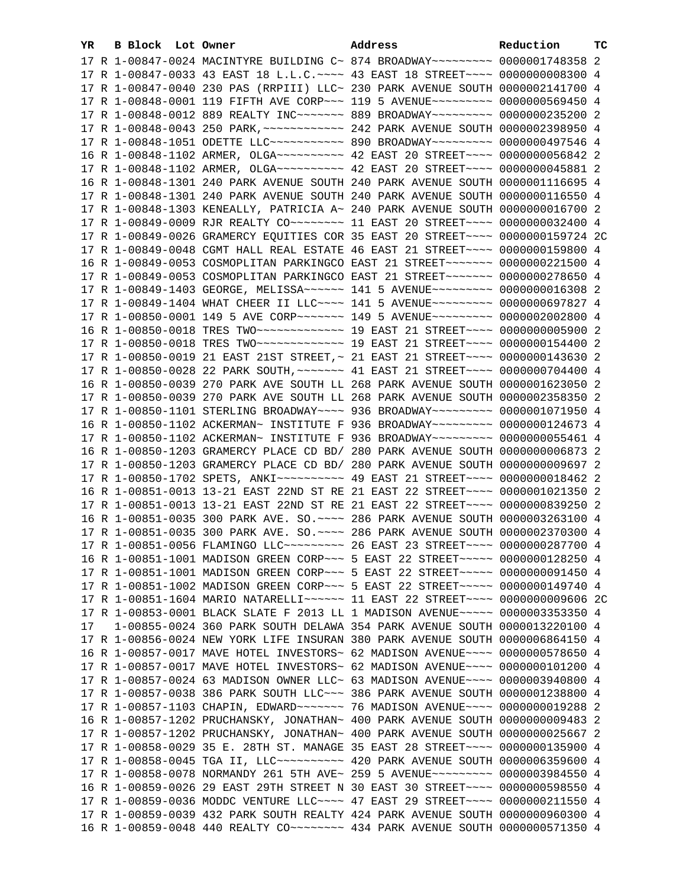| YR | B | Block | Lot | Owner | Address | Reduction | TC |
|---|---|---|---|---|---|---|---|
| 17 | R | 1-00847-0024 | | MACINTYRE BUILDING C~ | 874 BROADWAY~~~~~~~~~ | 0000001748358 | 2 |
| 17 | R | 1-00847-0033 | | 43 EAST 18 L.L.C.~~~~ | 43 EAST 18 STREET~~~~ | 0000000008300 | 4 |
| 17 | R | 1-00847-0040 | | 230 PAS (RRPIII) LLC~ | 230 PARK AVENUE SOUTH | 0000002141700 | 4 |
| 17 | R | 1-00848-0001 | | 119 FIFTH AVE CORP~~~ | 119 5 AVENUE~~~~~~~~~ | 0000000569450 | 4 |
| 17 | R | 1-00848-0012 | | 889 REALTY INC~~~~~~~ | 889 BROADWAY~~~~~~~~~ | 0000000235200 | 2 |
| 17 | R | 1-00848-0043 | | 250 PARK,~~~~~~~~~~~~ | 242 PARK AVENUE SOUTH | 0000002398950 | 4 |
| 17 | R | 1-00848-1051 | | ODETTE LLC~~~~~~~~~~~ | 890 BROADWAY~~~~~~~~~ | 0000000497546 | 4 |
| 16 | R | 1-00848-1102 | | ARMER, OLGA~~~~~~~~~~ | 42 EAST 20 STREET~~~~ | 0000000056842 | 2 |
| 17 | R | 1-00848-1102 | | ARMER, OLGA~~~~~~~~~~ | 42 EAST 20 STREET~~~~ | 0000000045881 | 2 |
| 16 | R | 1-00848-1301 | | 240 PARK AVENUE SOUTH | 240 PARK AVENUE SOUTH | 0000001116695 | 4 |
| 17 | R | 1-00848-1301 | | 240 PARK AVENUE SOUTH | 240 PARK AVENUE SOUTH | 0000000116550 | 4 |
| 17 | R | 1-00848-1303 | | KENEALLY, PATRICIA A~ | 240 PARK AVENUE SOUTH | 0000000016700 | 2 |
| 17 | R | 1-00849-0009 | | RJR REALTY CO~~~~~~~~ | 11 EAST 20 STREET~~~~ | 0000000032400 | 4 |
| 17 | R | 1-00849-0026 | | GRAMERCY EQUITIES COR | 35 EAST 20 STREET~~~~ | 0000000159724 | 2C |
| 17 | R | 1-00849-0048 | | CGMT HALL REAL ESTATE | 46 EAST 21 STREET~~~~ | 0000000159800 | 4 |
| 16 | R | 1-00849-0053 | | COSMOPLITAN PARKINGCO | EAST 21 STREET~~~~~~~ | 0000000221500 | 4 |
| 17 | R | 1-00849-0053 | | COSMOPLITAN PARKINGCO | EAST 21 STREET~~~~~~~ | 0000000278650 | 4 |
| 17 | R | 1-00849-1403 | | GEORGE, MELISSA~~~~~~ | 141 5 AVENUE~~~~~~~~~ | 0000000016308 | 2 |
| 17 | R | 1-00849-1404 | | WHAT CHEER II LLC~~~~ | 141 5 AVENUE~~~~~~~~~ | 0000000697827 | 4 |
| 17 | R | 1-00850-0001 | | 149 5 AVE CORP~~~~~~~ | 149 5 AVENUE~~~~~~~~~ | 0000002002800 | 4 |
| 16 | R | 1-00850-0018 | | TRES TWO~~~~~~~~~~~~~ | 19 EAST 21 STREET~~~~ | 0000000005900 | 2 |
| 17 | R | 1-00850-0018 | | TRES TWO~~~~~~~~~~~~~ | 19 EAST 21 STREET~~~~ | 0000000154400 | 2 |
| 17 | R | 1-00850-0019 | | 21 EAST 21ST STREET,~ | 21 EAST 21 STREET~~~~ | 0000000143630 | 2 |
| 17 | R | 1-00850-0028 | | 22 PARK SOUTH,~~~~~~~ | 41 EAST 21 STREET~~~~ | 0000000704400 | 4 |
| 16 | R | 1-00850-0039 | | 270 PARK AVE SOUTH LL | 268 PARK AVENUE SOUTH | 0000001623050 | 2 |
| 17 | R | 1-00850-0039 | | 270 PARK AVE SOUTH LL | 268 PARK AVENUE SOUTH | 0000002358350 | 2 |
| 17 | R | 1-00850-1101 | | STERLING BROADWAY~~~~ | 936 BROADWAY~~~~~~~~~ | 0000001071950 | 4 |
| 16 | R | 1-00850-1102 | | ACKERMAN~ INSTITUTE F | 936 BROADWAY~~~~~~~~~ | 0000000124673 | 4 |
| 17 | R | 1-00850-1102 | | ACKERMAN~ INSTITUTE F | 936 BROADWAY~~~~~~~~~ | 0000000055461 | 4 |
| 16 | R | 1-00850-1203 | | GRAMERCY PLACE CD BD/ | 280 PARK AVENUE SOUTH | 0000000006873 | 2 |
| 17 | R | 1-00850-1203 | | GRAMERCY PLACE CD BD/ | 280 PARK AVENUE SOUTH | 0000000009697 | 2 |
| 17 | R | 1-00850-1702 | | SPETS, ANKI~~~~~~~~~~ | 49 EAST 21 STREET~~~~ | 0000000018462 | 2 |
| 16 | R | 1-00851-0013 | | 13-21 EAST 22ND ST RE | 21 EAST 22 STREET~~~~ | 0000001021350 | 2 |
| 17 | R | 1-00851-0013 | | 13-21 EAST 22ND ST RE | 21 EAST 22 STREET~~~~ | 0000000839250 | 2 |
| 16 | R | 1-00851-0035 | | 300 PARK AVE. SO.~~~~ | 286 PARK AVENUE SOUTH | 0000003263100 | 4 |
| 17 | R | 1-00851-0035 | | 300 PARK AVE. SO.~~~~ | 286 PARK AVENUE SOUTH | 0000002370300 | 4 |
| 17 | R | 1-00851-0056 | | FLAMINGO LLC~~~~~~~~~ | 26 EAST 23 STREET~~~~ | 0000000287700 | 4 |
| 16 | R | 1-00851-1001 | | MADISON GREEN CORP~~~ | 5 EAST 22 STREET~~~~~ | 0000000128250 | 4 |
| 17 | R | 1-00851-1001 | | MADISON GREEN CORP~~~ | 5 EAST 22 STREET~~~~~ | 0000000091450 | 4 |
| 17 | R | 1-00851-1002 | | MADISON GREEN CORP~~~ | 5 EAST 22 STREET~~~~~ | 0000000149740 | 4 |
| 17 | R | 1-00851-1604 | | MARIO NATARELLI~~~~~~ | 11 EAST 22 STREET~~~~ | 0000000009606 | 2C |
| 17 | R | 1-00853-0001 | | BLACK SLATE F 2013 LL | 1 MADISON AVENUE~~~~~ | 0000003353350 | 4 |
| 17 | | 1-00855-0024 | | 360 PARK SOUTH DELAWA | 354 PARK AVENUE SOUTH | 0000013220100 | 4 |
| 17 | R | 1-00856-0024 | | NEW YORK LIFE INSURAN | 380 PARK AVENUE SOUTH | 0000006864150 | 4 |
| 16 | R | 1-00857-0017 | | MAVE HOTEL INVESTORS~ | 62 MADISON AVENUE~~~~ | 0000000578650 | 4 |
| 17 | R | 1-00857-0017 | | MAVE HOTEL INVESTORS~ | 62 MADISON AVENUE~~~~ | 0000000101200 | 4 |
| 17 | R | 1-00857-0024 | | 63 MADISON OWNER LLC~ | 63 MADISON AVENUE~~~~ | 0000003940800 | 4 |
| 17 | R | 1-00857-0038 | | 386 PARK SOUTH LLC~~~ | 386 PARK AVENUE SOUTH | 0000001238800 | 4 |
| 17 | R | 1-00857-1103 | | CHAPIN, EDWARD~~~~~~~ | 76 MADISON AVENUE~~~~ | 0000000019288 | 2 |
| 16 | R | 1-00857-1202 | | PRUCHANSKY, JONATHAN~ | 400 PARK AVENUE SOUTH | 0000000009483 | 2 |
| 17 | R | 1-00857-1202 | | PRUCHANSKY, JONATHAN~ | 400 PARK AVENUE SOUTH | 0000000025667 | 2 |
| 17 | R | 1-00858-0029 | | 35 E. 28TH ST. MANAGE | 35 EAST 28 STREET~~~~ | 0000000135900 | 4 |
| 17 | R | 1-00858-0045 | | TGA II, LLC~~~~~~~~~~ | 420 PARK AVENUE SOUTH | 0000006359600 | 4 |
| 17 | R | 1-00858-0078 | | NORMANDY 261 5TH AVE~ | 259 5 AVENUE~~~~~~~~~ | 0000003984550 | 4 |
| 16 | R | 1-00859-0026 | | 29 EAST 29TH STREET N | 30 EAST 30 STREET~~~~ | 0000000598550 | 4 |
| 17 | R | 1-00859-0036 | | MODDC VENTURE LLC~~~~ | 47 EAST 29 STREET~~~~ | 0000000211550 | 4 |
| 17 | R | 1-00859-0039 | | 432 PARK SOUTH REALTY | 424 PARK AVENUE SOUTH | 0000000960300 | 4 |
| 16 | R | 1-00859-0048 | | 440 REALTY CO~~~~~~~~ | 434 PARK AVENUE SOUTH | 0000000571350 | 4 |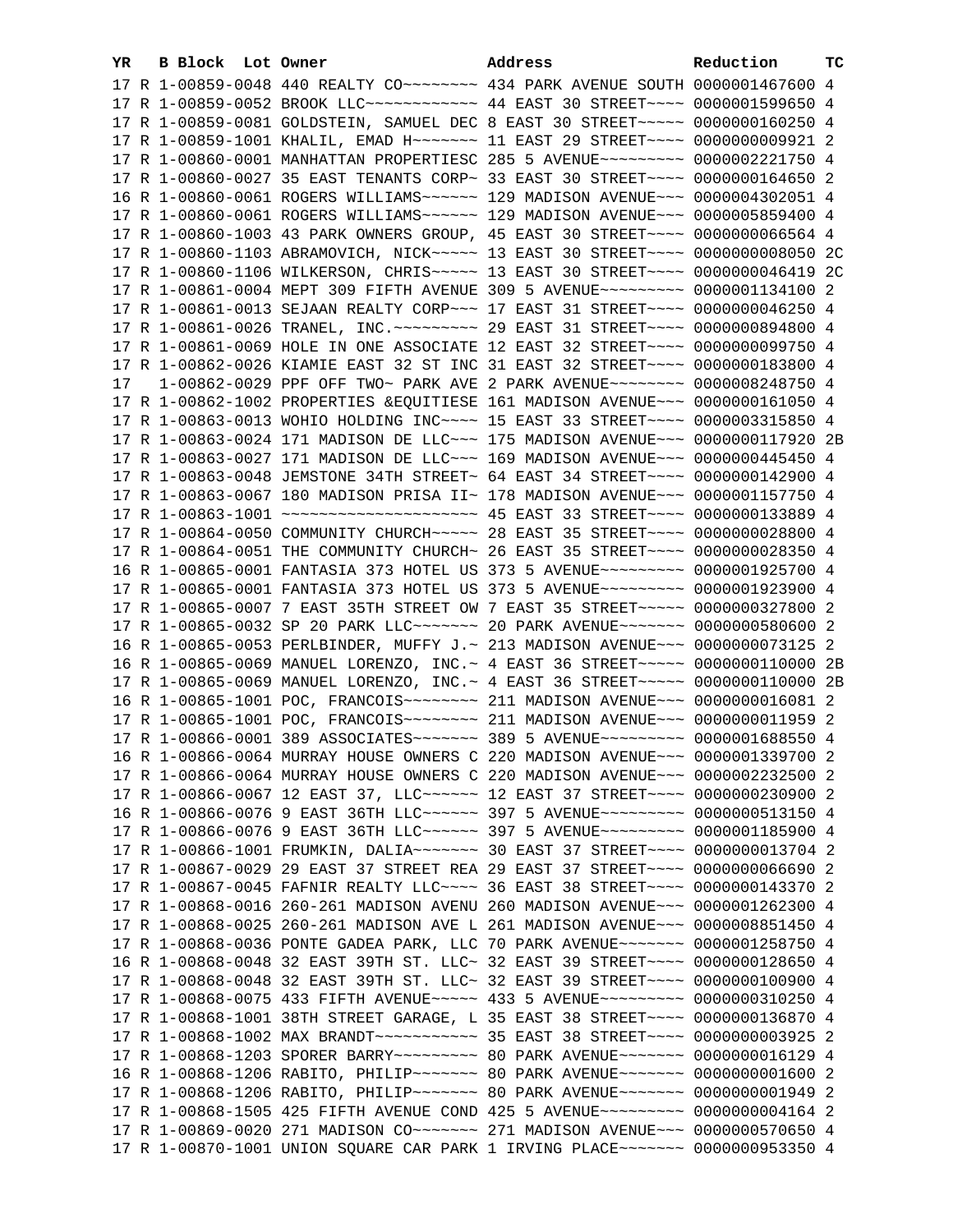| YR | B | Block | Lot | Owner | Address | Reduction | TC |
|---|---|---|---|---|---|---|---|
| 17 | R | 1-00859-0048 | | 440 REALTY CO~~~~~~~~ | 434 PARK AVENUE SOUTH | 0000001467600 | 4 |
| 17 | R | 1-00859-0052 | | BROOK LLC~~~~~~~~~~~~ | 44 EAST 30 STREET~~~~ | 0000001599650 | 4 |
| 17 | R | 1-00859-0081 | | GOLDSTEIN, SAMUEL DEC | 8 EAST 30 STREET~~~~~ | 0000000160250 | 4 |
| 17 | R | 1-00859-1001 | | KHALIL, EMAD H~~~~~~~ | 11 EAST 29 STREET~~~~ | 0000000009921 | 2 |
| 17 | R | 1-00860-0001 | | MANHATTAN PROPERTIESC | 285 5 AVENUE~~~~~~~~~ | 0000002221750 | 4 |
| 17 | R | 1-00860-0027 | | 35 EAST TENANTS CORP~ | 33 EAST 30 STREET~~~~ | 0000000164650 | 2 |
| 16 | R | 1-00860-0061 | | ROGERS WILLIAMS~~~~~~ | 129 MADISON AVENUE~~~ | 0000004302051 | 4 |
| 17 | R | 1-00860-0061 | | ROGERS WILLIAMS~~~~~~ | 129 MADISON AVENUE~~~ | 0000005859400 | 4 |
| 17 | R | 1-00860-1003 | | 43 PARK OWNERS GROUP, | 45 EAST 30 STREET~~~~ | 0000000066564 | 4 |
| 17 | R | 1-00860-1103 | | ABRAMOVICH, NICK~~~~~ | 13 EAST 30 STREET~~~~ | 0000000008050 | 2C |
| 17 | R | 1-00860-1106 | | WILKERSON, CHRIS~~~~~ | 13 EAST 30 STREET~~~~ | 0000000046419 | 2C |
| 17 | R | 1-00861-0004 | | MEPT 309 FIFTH AVENUE | 309 5 AVENUE~~~~~~~~~ | 0000001134100 | 2 |
| 17 | R | 1-00861-0013 | | SEJAAN REALTY CORP~~~ | 17 EAST 31 STREET~~~~ | 0000000046250 | 4 |
| 17 | R | 1-00861-0026 | | TRANEL, INC.~~~~~~~~~ | 29 EAST 31 STREET~~~~ | 0000000894800 | 4 |
| 17 | R | 1-00861-0069 | | HOLE IN ONE ASSOCIATE | 12 EAST 32 STREET~~~~ | 0000000099750 | 4 |
| 17 | R | 1-00862-0026 | | KIAMIE EAST 32 ST INC | 31 EAST 32 STREET~~~~ | 0000000183800 | 4 |
| 17 | | 1-00862-0029 | | PPF OFF TWO~ PARK AVE | 2 PARK AVENUE~~~~~~~~ | 0000008248750 | 4 |
| 17 | R | 1-00862-1002 | | PROPERTIES &EQUITIESE | 161 MADISON AVENUE~~~ | 0000000161050 | 4 |
| 17 | R | 1-00863-0013 | | WOHIO HOLDING INC~~~~ | 15 EAST 33 STREET~~~~ | 0000003315850 | 4 |
| 17 | R | 1-00863-0024 | | 171 MADISON DE LLC~~~ | 175 MADISON AVENUE~~~ | 0000000117920 | 2B |
| 17 | R | 1-00863-0027 | | 171 MADISON DE LLC~~~ | 169 MADISON AVENUE~~~ | 0000000445450 | 4 |
| 17 | R | 1-00863-0048 | | JEMSTONE 34TH STREET~ | 64 EAST 34 STREET~~~~ | 0000000142900 | 4 |
| 17 | R | 1-00863-0067 | | 180 MADISON PRISA II~ | 178 MADISON AVENUE~~~ | 0000001157750 | 4 |
| 17 | R | 1-00863-1001 | | ~~~~~~~~~~~~~~~~~~~~~ | 45 EAST 33 STREET~~~~ | 0000000133889 | 4 |
| 17 | R | 1-00864-0050 | | COMMUNITY CHURCH~~~~~ | 28 EAST 35 STREET~~~~ | 0000000028800 | 4 |
| 17 | R | 1-00864-0051 | | THE COMMUNITY CHURCH~ | 26 EAST 35 STREET~~~~ | 0000000028350 | 4 |
| 16 | R | 1-00865-0001 | | FANTASIA 373 HOTEL US | 373 5 AVENUE~~~~~~~~~ | 0000001925700 | 4 |
| 17 | R | 1-00865-0001 | | FANTASIA 373 HOTEL US | 373 5 AVENUE~~~~~~~~~ | 0000001923900 | 4 |
| 17 | R | 1-00865-0007 | | 7 EAST 35TH STREET OW | 7 EAST 35 STREET~~~~~ | 0000000327800 | 2 |
| 17 | R | 1-00865-0032 | | SP 20 PARK LLC~~~~~~~ | 20 PARK AVENUE~~~~~~~ | 0000000580600 | 2 |
| 16 | R | 1-00865-0053 | | PERLBINDER, MUFFY J.~ | 213 MADISON AVENUE~~~ | 0000000073125 | 2 |
| 16 | R | 1-00865-0069 | | MANUEL LORENZO, INC.~ | 4 EAST 36 STREET~~~~~ | 0000000110000 | 2B |
| 17 | R | 1-00865-0069 | | MANUEL LORENZO, INC.~ | 4 EAST 36 STREET~~~~~ | 0000000110000 | 2B |
| 16 | R | 1-00865-1001 | | POC, FRANCOIS~~~~~~~~ | 211 MADISON AVENUE~~~ | 0000000016081 | 2 |
| 17 | R | 1-00865-1001 | | POC, FRANCOIS~~~~~~~~ | 211 MADISON AVENUE~~~ | 0000000011959 | 2 |
| 17 | R | 1-00866-0001 | | 389 ASSOCIATES~~~~~~~ | 389 5 AVENUE~~~~~~~~~ | 0000001688550 | 4 |
| 16 | R | 1-00866-0064 | | MURRAY HOUSE OWNERS C | 220 MADISON AVENUE~~~ | 0000001339700 | 2 |
| 17 | R | 1-00866-0064 | | MURRAY HOUSE OWNERS C | 220 MADISON AVENUE~~~ | 0000002232500 | 2 |
| 17 | R | 1-00866-0067 | | 12 EAST 37, LLC~~~~~~ | 12 EAST 37 STREET~~~~ | 0000000230900 | 2 |
| 16 | R | 1-00866-0076 | | 9 EAST 36TH LLC~~~~~~ | 397 5 AVENUE~~~~~~~~~ | 0000000513150 | 4 |
| 17 | R | 1-00866-0076 | | 9 EAST 36TH LLC~~~~~~ | 397 5 AVENUE~~~~~~~~~ | 0000001185900 | 4 |
| 17 | R | 1-00866-1001 | | FRUMKIN, DALIA~~~~~~~ | 30 EAST 37 STREET~~~~ | 0000000013704 | 2 |
| 17 | R | 1-00867-0029 | | 29 EAST 37 STREET REA | 29 EAST 37 STREET~~~~ | 0000000066690 | 2 |
| 17 | R | 1-00867-0045 | | FAFNIR REALTY LLC~~~~ | 36 EAST 38 STREET~~~~ | 0000000143370 | 2 |
| 17 | R | 1-00868-0016 | | 260-261 MADISON AVENU | 260 MADISON AVENUE~~~ | 0000001262300 | 4 |
| 17 | R | 1-00868-0025 | | 260-261 MADISON AVE L | 261 MADISON AVENUE~~~ | 0000008851450 | 4 |
| 17 | R | 1-00868-0036 | | PONTE GADEA PARK, LLC | 70 PARK AVENUE~~~~~~~ | 0000001258750 | 4 |
| 16 | R | 1-00868-0048 | | 32 EAST 39TH ST. LLC~ | 32 EAST 39 STREET~~~~ | 0000000128650 | 4 |
| 17 | R | 1-00868-0048 | | 32 EAST 39TH ST. LLC~ | 32 EAST 39 STREET~~~~ | 0000000100900 | 4 |
| 17 | R | 1-00868-0075 | | 433 FIFTH AVENUE~~~~~ | 433 5 AVENUE~~~~~~~~~ | 0000000310250 | 4 |
| 17 | R | 1-00868-1001 | | 38TH STREET GARAGE, L | 35 EAST 38 STREET~~~~ | 0000000136870 | 4 |
| 17 | R | 1-00868-1002 | | MAX BRANDT~~~~~~~~~~~ | 35 EAST 38 STREET~~~~ | 0000000003925 | 2 |
| 17 | R | 1-00868-1203 | | SPORER BARRY~~~~~~~~~ | 80 PARK AVENUE~~~~~~~ | 0000000016129 | 4 |
| 16 | R | 1-00868-1206 | | RABITO, PHILIP~~~~~~~ | 80 PARK AVENUE~~~~~~~ | 0000000001600 | 2 |
| 17 | R | 1-00868-1206 | | RABITO, PHILIP~~~~~~~ | 80 PARK AVENUE~~~~~~~ | 0000000001949 | 2 |
| 17 | R | 1-00868-1505 | | 425 FIFTH AVENUE COND | 425 5 AVENUE~~~~~~~~~ | 0000000004164 | 2 |
| 17 | R | 1-00869-0020 | | 271 MADISON CO~~~~~~~ | 271 MADISON AVENUE~~~ | 0000000570650 | 4 |
| 17 | R | 1-00870-1001 | | UNION SQUARE CAR PARK | 1 IRVING PLACE~~~~~~~ | 0000000953350 | 4 |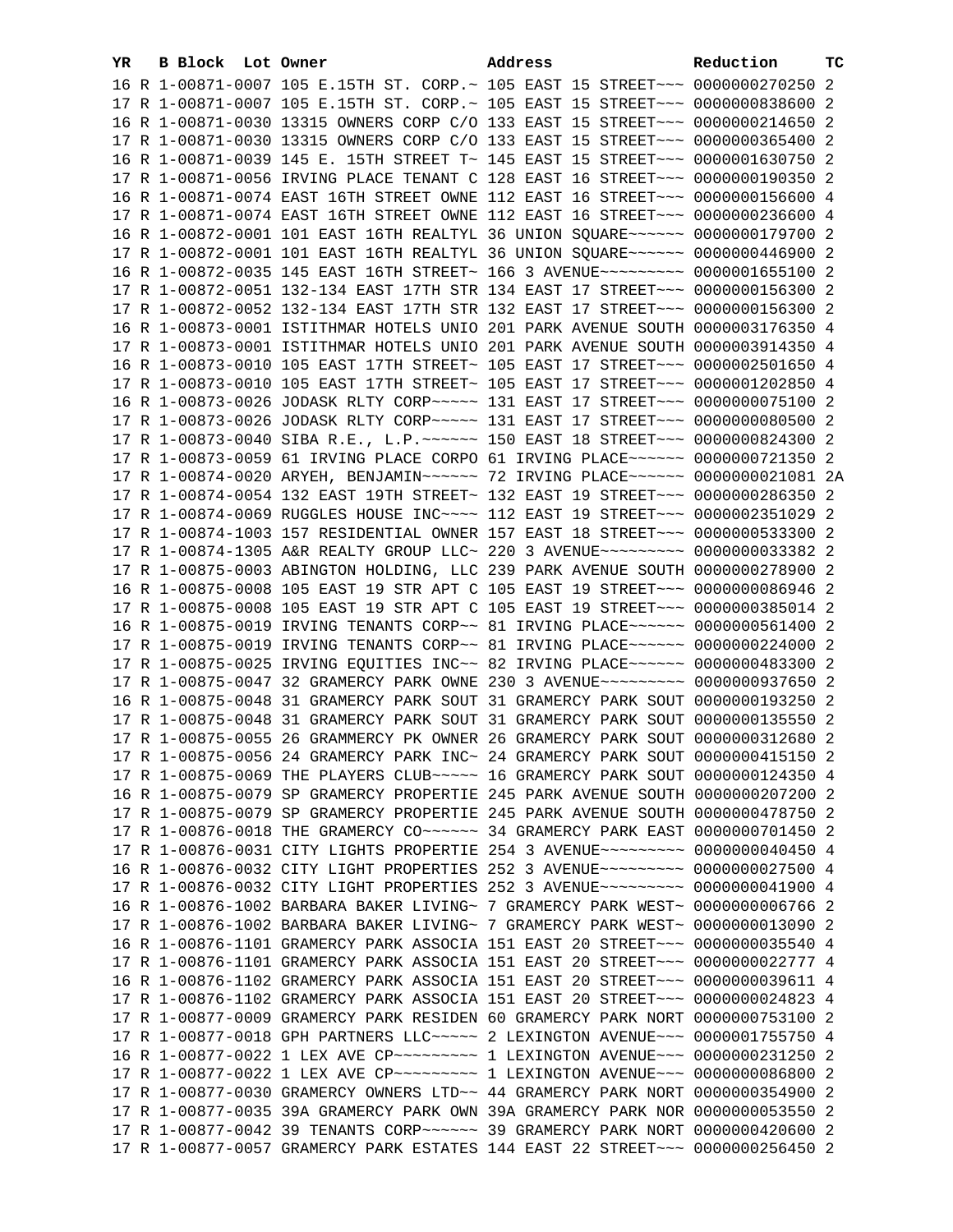| YR | B | Block | Lot | Owner | Address | Reduction | TC |
|---|---|---|---|---|---|---|---|
| 16 | R | 1-00871-0007 | | 105 E.15TH ST. CORP.~ | 105 EAST 15 STREET~~~ | 0000000270250 | 2 |
| 17 | R | 1-00871-0007 | | 105 E.15TH ST. CORP.~ | 105 EAST 15 STREET~~~ | 0000000838600 | 2 |
| 16 | R | 1-00871-0030 | | 13315 OWNERS CORP C/O | 133 EAST 15 STREET~~~ | 0000000214650 | 2 |
| 17 | R | 1-00871-0030 | | 13315 OWNERS CORP C/O | 133 EAST 15 STREET~~~ | 0000000365400 | 2 |
| 16 | R | 1-00871-0039 | | 145 E. 15TH STREET T~ | 145 EAST 15 STREET~~~ | 0000001630750 | 2 |
| 17 | R | 1-00871-0056 | | IRVING PLACE TENANT C | 128 EAST 16 STREET~~~ | 0000000190350 | 2 |
| 16 | R | 1-00871-0074 | | EAST 16TH STREET OWNE | 112 EAST 16 STREET~~~ | 0000000156600 | 4 |
| 17 | R | 1-00871-0074 | | EAST 16TH STREET OWNE | 112 EAST 16 STREET~~~ | 0000000236600 | 4 |
| 16 | R | 1-00872-0001 | | 101 EAST 16TH REALTYL | 36 UNION SQUARE~~~~~~ | 0000000179700 | 2 |
| 17 | R | 1-00872-0001 | | 101 EAST 16TH REALTYL | 36 UNION SQUARE~~~~~~ | 0000000446900 | 2 |
| 16 | R | 1-00872-0035 | | 145 EAST 16TH STREET~ | 166 3 AVENUE~~~~~~~~~ | 0000001655100 | 2 |
| 17 | R | 1-00872-0051 | | 132-134 EAST 17TH STR | 134 EAST 17 STREET~~~ | 0000000156300 | 2 |
| 17 | R | 1-00872-0052 | | 132-134 EAST 17TH STR | 132 EAST 17 STREET~~~ | 0000000156300 | 2 |
| 16 | R | 1-00873-0001 | | ISTITHMAR HOTELS UNIO | 201 PARK AVENUE SOUTH | 0000003176350 | 4 |
| 17 | R | 1-00873-0001 | | ISTITHMAR HOTELS UNIO | 201 PARK AVENUE SOUTH | 0000003914350 | 4 |
| 16 | R | 1-00873-0010 | | 105 EAST 17TH STREET~ | 105 EAST 17 STREET~~~ | 0000002501650 | 4 |
| 17 | R | 1-00873-0010 | | 105 EAST 17TH STREET~ | 105 EAST 17 STREET~~~ | 0000001202850 | 4 |
| 16 | R | 1-00873-0026 | | JODASK RLTY CORP~~~~~ | 131 EAST 17 STREET~~~ | 0000000075100 | 2 |
| 17 | R | 1-00873-0026 | | JODASK RLTY CORP~~~~~ | 131 EAST 17 STREET~~~ | 0000000080500 | 2 |
| 17 | R | 1-00873-0040 | | SIBA R.E., L.P.~~~~~~ | 150 EAST 18 STREET~~~ | 0000000824300 | 2 |
| 17 | R | 1-00873-0059 | | 61 IRVING PLACE CORPO | 61 IRVING PLACE~~~~~~ | 0000000721350 | 2 |
| 17 | R | 1-00874-0020 | | ARYEH, BENJAMIN~~~~~~ | 72 IRVING PLACE~~~~~~ | 0000000021081 | 2A |
| 17 | R | 1-00874-0054 | | 132 EAST 19TH STREET~ | 132 EAST 19 STREET~~~ | 0000000286350 | 2 |
| 17 | R | 1-00874-0069 | | RUGGLES HOUSE INC~~~~ | 112 EAST 19 STREET~~~ | 0000002351029 | 2 |
| 17 | R | 1-00874-1003 | | 157 RESIDENTIAL OWNER | 157 EAST 18 STREET~~~ | 0000000533300 | 2 |
| 17 | R | 1-00874-1305 | | A&R REALTY GROUP LLC~ | 220 3 AVENUE~~~~~~~~~ | 0000000033382 | 2 |
| 17 | R | 1-00875-0003 | | ABINGTON HOLDING, LLC | 239 PARK AVENUE SOUTH | 0000000278900 | 2 |
| 16 | R | 1-00875-0008 | | 105 EAST 19 STR APT C | 105 EAST 19 STREET~~~ | 0000000086946 | 2 |
| 17 | R | 1-00875-0008 | | 105 EAST 19 STR APT C | 105 EAST 19 STREET~~~ | 0000000385014 | 2 |
| 16 | R | 1-00875-0019 | | IRVING TENANTS CORP~~ | 81 IRVING PLACE~~~~~~ | 0000000561400 | 2 |
| 17 | R | 1-00875-0019 | | IRVING TENANTS CORP~~ | 81 IRVING PLACE~~~~~~ | 0000000224000 | 2 |
| 17 | R | 1-00875-0025 | | IRVING EQUITIES INC~~ | 82 IRVING PLACE~~~~~~ | 0000000483300 | 2 |
| 17 | R | 1-00875-0047 | | 32 GRAMERCY PARK OWNE | 230 3 AVENUE~~~~~~~~~ | 0000000937650 | 2 |
| 16 | R | 1-00875-0048 | | 31 GRAMERCY PARK SOUT | 31 GRAMERCY PARK SOUT | 0000000193250 | 2 |
| 17 | R | 1-00875-0048 | | 31 GRAMERCY PARK SOUT | 31 GRAMERCY PARK SOUT | 0000000135550 | 2 |
| 17 | R | 1-00875-0055 | | 26 GRAMMERCY PK OWNER | 26 GRAMERCY PARK SOUT | 0000000312680 | 2 |
| 17 | R | 1-00875-0056 | | 24 GRAMERCY PARK INC~ | 24 GRAMERCY PARK SOUT | 0000000415150 | 2 |
| 17 | R | 1-00875-0069 | | THE PLAYERS CLUB~~~~~ | 16 GRAMERCY PARK SOUT | 0000000124350 | 4 |
| 16 | R | 1-00875-0079 | | SP GRAMERCY PROPERTIE | 245 PARK AVENUE SOUTH | 0000000207200 | 2 |
| 17 | R | 1-00875-0079 | | SP GRAMERCY PROPERTIE | 245 PARK AVENUE SOUTH | 0000000478750 | 2 |
| 17 | R | 1-00876-0018 | | THE GRAMERCY CO~~~~~~ | 34 GRAMERCY PARK EAST | 0000000701450 | 2 |
| 17 | R | 1-00876-0031 | | CITY LIGHTS PROPERTIE | 254 3 AVENUE~~~~~~~~~ | 0000000040450 | 4 |
| 16 | R | 1-00876-0032 | | CITY LIGHT PROPERTIES | 252 3 AVENUE~~~~~~~~~ | 0000000027500 | 4 |
| 17 | R | 1-00876-0032 | | CITY LIGHT PROPERTIES | 252 3 AVENUE~~~~~~~~~ | 0000000041900 | 4 |
| 16 | R | 1-00876-1002 | | BARBARA BAKER LIVING~ | 7 GRAMERCY PARK WEST~ | 0000000006766 | 2 |
| 17 | R | 1-00876-1002 | | BARBARA BAKER LIVING~ | 7 GRAMERCY PARK WEST~ | 0000000013090 | 2 |
| 16 | R | 1-00876-1101 | | GRAMERCY PARK ASSOCIA | 151 EAST 20 STREET~~~ | 0000000035540 | 4 |
| 17 | R | 1-00876-1101 | | GRAMERCY PARK ASSOCIA | 151 EAST 20 STREET~~~ | 0000000022777 | 4 |
| 16 | R | 1-00876-1102 | | GRAMERCY PARK ASSOCIA | 151 EAST 20 STREET~~~ | 0000000039611 | 4 |
| 17 | R | 1-00876-1102 | | GRAMERCY PARK ASSOCIA | 151 EAST 20 STREET~~~ | 0000000024823 | 4 |
| 17 | R | 1-00877-0009 | | GRAMERCY PARK RESIDEN | 60 GRAMERCY PARK NORT | 0000000753100 | 2 |
| 17 | R | 1-00877-0018 | | GPH PARTNERS LLC~~~~~ | 2 LEXINGTON AVENUE~~~ | 0000001755750 | 4 |
| 16 | R | 1-00877-0022 | | 1 LEX AVE CP~~~~~~~~~ | 1 LEXINGTON AVENUE~~~ | 0000000231250 | 2 |
| 17 | R | 1-00877-0022 | | 1 LEX AVE CP~~~~~~~~~ | 1 LEXINGTON AVENUE~~~ | 0000000086800 | 2 |
| 17 | R | 1-00877-0030 | | GRAMERCY OWNERS LTD~~ | 44 GRAMERCY PARK NORT | 0000000354900 | 2 |
| 17 | R | 1-00877-0035 | | 39A GRAMERCY PARK OWN | 39A GRAMERCY PARK NOR | 0000000053550 | 2 |
| 17 | R | 1-00877-0042 | | 39 TENANTS CORP~~~~~~ | 39 GRAMERCY PARK NORT | 0000000420600 | 2 |
| 17 | R | 1-00877-0057 | | GRAMERCY PARK ESTATES | 144 EAST 22 STREET~~~ | 0000000256450 | 2 |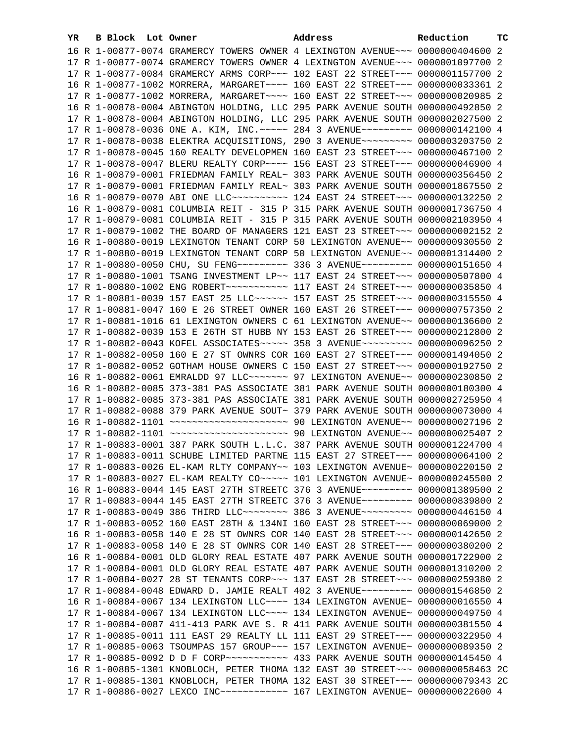| YR | B | Block | Lot | Owner | Address | Reduction | TC |
|---|---|---|---|---|---|---|---|
| 16 | R | 1-00877-0074 | | GRAMERCY TOWERS OWNER | 4 LEXINGTON AVENUE~~~ | 0000000404600 | 2 |
| 17 | R | 1-00877-0074 | | GRAMERCY TOWERS OWNER | 4 LEXINGTON AVENUE~~~ | 0000001097700 | 2 |
| 17 | R | 1-00877-0084 | | GRAMERCY ARMS CORP~~~ | 102 EAST 22 STREET~~~ | 0000001157700 | 2 |
| 16 | R | 1-00877-1002 | | MORRERA, MARGARET~~~~ | 160 EAST 22 STREET~~~ | 0000000033361 | 2 |
| 17 | R | 1-00877-1002 | | MORRERA, MARGARET~~~~ | 160 EAST 22 STREET~~~ | 0000000020985 | 2 |
| 16 | R | 1-00878-0004 | | ABINGTON HOLDING, LLC | 295 PARK AVENUE SOUTH | 0000000492850 | 2 |
| 17 | R | 1-00878-0004 | | ABINGTON HOLDING, LLC | 295 PARK AVENUE SOUTH | 0000002027500 | 2 |
| 17 | R | 1-00878-0036 | | ONE A. KIM, INC.~~~~~ | 284 3 AVENUE~~~~~~~~~ | 0000000142100 | 4 |
| 17 | R | 1-00878-0038 | | ELEKTRA ACQUISITIONS, | 290 3 AVENUE~~~~~~~~~ | 0000003203750 | 2 |
| 17 | R | 1-00878-0045 | | 160 REALTY DEVELOPMEN | 160 EAST 23 STREET~~~ | 0000000467100 | 2 |
| 17 | R | 1-00878-0047 | | BLERU REALTY CORP~~~~ | 156 EAST 23 STREET~~~ | 0000000046900 | 4 |
| 16 | R | 1-00879-0001 | | FRIEDMAN FAMILY REAL~ | 303 PARK AVENUE SOUTH | 0000000356450 | 2 |
| 17 | R | 1-00879-0001 | | FRIEDMAN FAMILY REAL~ | 303 PARK AVENUE SOUTH | 0000001867550 | 2 |
| 16 | R | 1-00879-0070 | | ABI ONE LLC~~~~~~~~~~ | 124 EAST 24 STREET~~~ | 0000000132250 | 2 |
| 16 | R | 1-00879-0081 | | COLUMBIA REIT - 315 P | 315 PARK AVENUE SOUTH | 0000001736750 | 4 |
| 17 | R | 1-00879-0081 | | COLUMBIA REIT - 315 P | 315 PARK AVENUE SOUTH | 0000002103950 | 4 |
| 17 | R | 1-00879-1002 | | THE BOARD OF MANAGERS | 121 EAST 23 STREET~~~ | 0000000002152 | 2 |
| 16 | R | 1-00880-0019 | | LEXINGTON TENANT CORP | 50 LEXINGTON AVENUE~~ | 0000000930550 | 2 |
| 17 | R | 1-00880-0019 | | LEXINGTON TENANT CORP | 50 LEXINGTON AVENUE~~ | 0000001314400 | 2 |
| 17 | R | 1-00880-0050 | | CHU, SU FENG~~~~~~~~~ | 336 3 AVENUE~~~~~~~~~ | 0000000151650 | 4 |
| 17 | R | 1-00880-1001 | | TSANG INVESTMENT LP~~ | 117 EAST 24 STREET~~~ | 0000000507800 | 4 |
| 17 | R | 1-00880-1002 | | ENG ROBERT~~~~~~~~~~~ | 117 EAST 24 STREET~~~ | 0000000035850 | 4 |
| 17 | R | 1-00881-0039 | | 157 EAST 25 LLC~~~~~~ | 157 EAST 25 STREET~~~ | 0000000315550 | 4 |
| 17 | R | 1-00881-0047 | | 160 E 26 STREET OWNER | 160 EAST 26 STREET~~~ | 0000000757350 | 2 |
| 17 | R | 1-00881-1016 | | 61 LEXINGTON OWNERS C | 61 LEXINGTON AVENUE~~ | 0000000136600 | 2 |
| 17 | R | 1-00882-0039 | | 153 E 26TH ST HUBB NY | 153 EAST 26 STREET~~~ | 0000000212800 | 2 |
| 17 | R | 1-00882-0043 | | KOFEL ASSOCIATES~~~~~ | 358 3 AVENUE~~~~~~~~~ | 0000000096250 | 2 |
| 17 | R | 1-00882-0050 | | 160 E 27 ST OWNRS COR | 160 EAST 27 STREET~~~ | 0000001494050 | 2 |
| 17 | R | 1-00882-0052 | | GOTHAM HOUSE OWNERS C | 150 EAST 27 STREET~~~ | 0000000192750 | 2 |
| 16 | R | 1-00882-0061 | | EMRALDD 97 LLC~~~~~~~ | 97 LEXINGTON AVENUE~~ | 0000000230850 | 2 |
| 16 | R | 1-00882-0085 | | 373-381 PAS ASSOCIATE | 381 PARK AVENUE SOUTH | 0000000180300 | 4 |
| 17 | R | 1-00882-0085 | | 373-381 PAS ASSOCIATE | 381 PARK AVENUE SOUTH | 0000002725950 | 4 |
| 17 | R | 1-00882-0088 | | 379 PARK AVENUE SOUT~ | 379 PARK AVENUE SOUTH | 0000000073000 | 4 |
| 16 | R | 1-00882-1101 | | ~~~~~~~~~~~~~~~~~~~~~ | 90 LEXINGTON AVENUE~~ | 0000000027196 | 2 |
| 17 | R | 1-00882-1101 | | ~~~~~~~~~~~~~~~~~~~~~ | 90 LEXINGTON AVENUE~~ | 0000000025407 | 2 |
| 17 | R | 1-00883-0001 | | 387 PARK SOUTH L.L.C. | 387 PARK AVENUE SOUTH | 0000001224700 | 4 |
| 17 | R | 1-00883-0011 | | SCHUBE LIMITED PARTNE | 115 EAST 27 STREET~~~ | 0000000064100 | 2 |
| 17 | R | 1-00883-0026 | | EL-KAM RLTY COMPANY~~ | 103 LEXINGTON AVENUE~ | 0000000220150 | 2 |
| 17 | R | 1-00883-0027 | | EL-KAM REALTY CO~~~~~ | 101 LEXINGTON AVENUE~ | 0000000245500 | 2 |
| 16 | R | 1-00883-0044 | | 145 EAST 27TH STREETC | 376 3 AVENUE~~~~~~~~~ | 0000001389500 | 2 |
| 17 | R | 1-00883-0044 | | 145 EAST 27TH STREETC | 376 3 AVENUE~~~~~~~~~ | 0000000839800 | 2 |
| 17 | R | 1-00883-0049 | | 386 THIRD LLC~~~~~~~~ | 386 3 AVENUE~~~~~~~~~ | 0000000446150 | 4 |
| 17 | R | 1-00883-0052 | | 160 EAST 28TH & 134NI | 160 EAST 28 STREET~~~ | 0000000069000 | 2 |
| 16 | R | 1-00883-0058 | | 140 E 28 ST OWNRS COR | 140 EAST 28 STREET~~~ | 0000000142650 | 2 |
| 17 | R | 1-00883-0058 | | 140 E 28 ST OWNRS COR | 140 EAST 28 STREET~~~ | 0000000380200 | 2 |
| 16 | R | 1-00884-0001 | | OLD GLORY REAL ESTATE | 407 PARK AVENUE SOUTH | 0000001722900 | 2 |
| 17 | R | 1-00884-0001 | | OLD GLORY REAL ESTATE | 407 PARK AVENUE SOUTH | 0000001310200 | 2 |
| 17 | R | 1-00884-0027 | | 28 ST TENANTS CORP~~~ | 137 EAST 28 STREET~~~ | 0000000259380 | 2 |
| 17 | R | 1-00884-0048 | | EDWARD D. JAMIE REALT | 402 3 AVENUE~~~~~~~~~ | 0000001546850 | 2 |
| 16 | R | 1-00884-0067 | | 134 LEXINGTON LLC~~~~ | 134 LEXINGTON AVENUE~ | 0000000016550 | 4 |
| 17 | R | 1-00884-0067 | | 134 LEXINGTON LLC~~~~ | 134 LEXINGTON AVENUE~ | 0000000049750 | 4 |
| 17 | R | 1-00884-0087 | | 411-413 PARK AVE S. R | 411 PARK AVENUE SOUTH | 0000000381550 | 4 |
| 17 | R | 1-00885-0011 | | 111 EAST 29 REALTY LL | 111 EAST 29 STREET~~~ | 0000000322950 | 4 |
| 17 | R | 1-00885-0063 | | TSOUMPAS 157 GROUP~~~ | 157 LEXINGTON AVENUE~ | 0000000089350 | 2 |
| 17 | R | 1-00885-0092 | | D D F CORP~~~~~~~~~~~ | 433 PARK AVENUE SOUTH | 0000000145450 | 4 |
| 16 | R | 1-00885-1301 | | KNOBLOCH, PETER THOMA | 132 EAST 30 STREET~~~ | 0000000058463 | 2C |
| 17 | R | 1-00885-1301 | | KNOBLOCH, PETER THOMA | 132 EAST 30 STREET~~~ | 0000000079343 | 2C |
| 17 | R | 1-00886-0027 | | LEXCO INC~~~~~~~~~~~~ | 167 LEXINGTON AVENUE~ | 0000000022600 | 4 |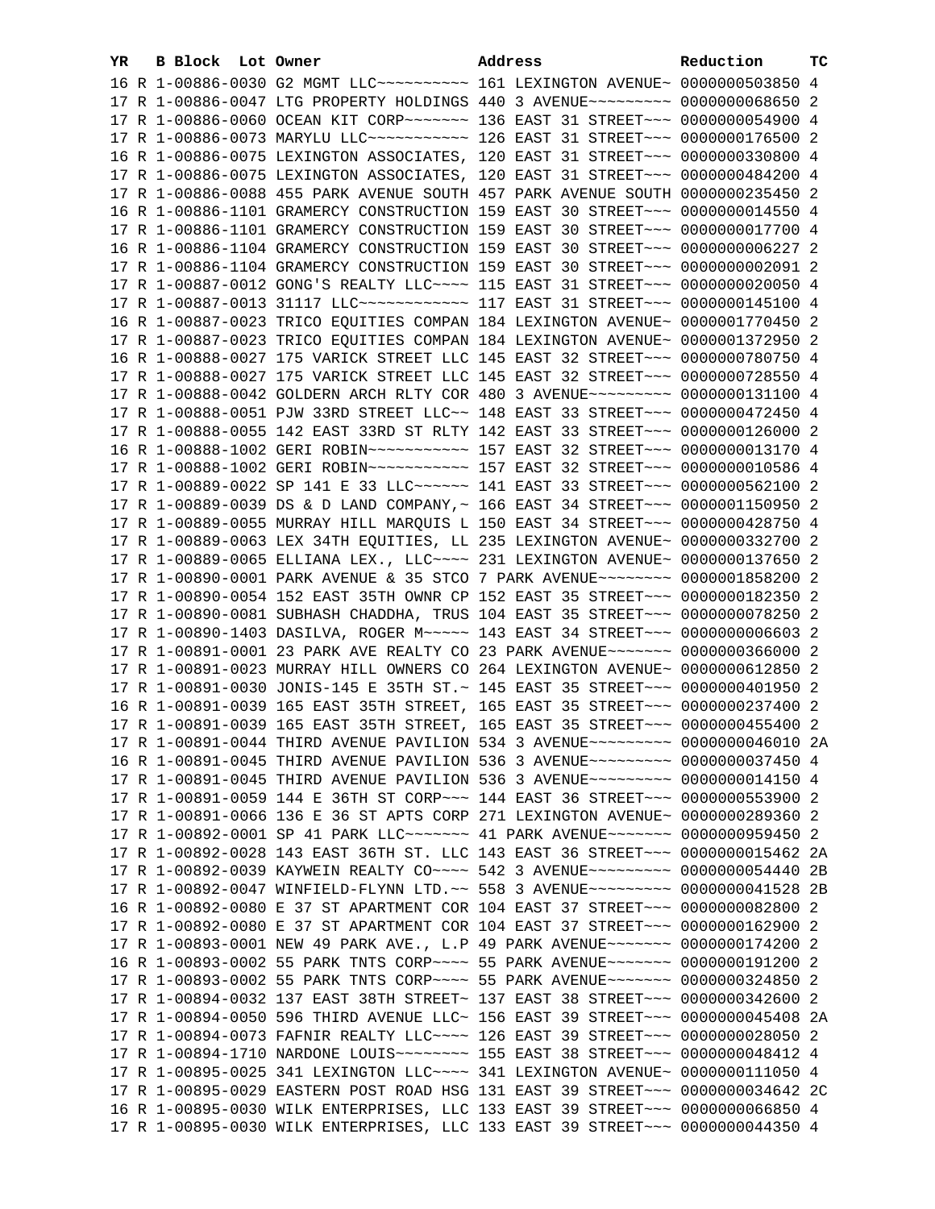| YR | B | Block | Lot | Owner | Address | Reduction | TC |
|---|---|---|---|---|---|---|---|
| 16 | R | 1-00886-0030 | | G2 MGMT LLC~~~~~~~~~~ | 161 LEXINGTON AVENUE~ | 0000000503850 | 4 |
| 17 | R | 1-00886-0047 | | LTG PROPERTY HOLDINGS | 440 3 AVENUE~~~~~~~~~ | 0000000068650 | 2 |
| 17 | R | 1-00886-0060 | | OCEAN KIT CORP~~~~~~~ | 136 EAST 31 STREET~~~ | 0000000054900 | 4 |
| 17 | R | 1-00886-0073 | | MARYLU LLC~~~~~~~~~~~ | 126 EAST 31 STREET~~~ | 0000000176500 | 2 |
| 16 | R | 1-00886-0075 | | LEXINGTON ASSOCIATES, | 120 EAST 31 STREET~~~ | 0000000330800 | 4 |
| 17 | R | 1-00886-0075 | | LEXINGTON ASSOCIATES, | 120 EAST 31 STREET~~~ | 0000000484200 | 4 |
| 17 | R | 1-00886-0088 | | 455 PARK AVENUE SOUTH | 457 PARK AVENUE SOUTH | 0000000235450 | 2 |
| 16 | R | 1-00886-1101 | | GRAMERCY CONSTRUCTION | 159 EAST 30 STREET~~~ | 0000000014550 | 4 |
| 17 | R | 1-00886-1101 | | GRAMERCY CONSTRUCTION | 159 EAST 30 STREET~~~ | 0000000017700 | 4 |
| 16 | R | 1-00886-1104 | | GRAMERCY CONSTRUCTION | 159 EAST 30 STREET~~~ | 0000000006227 | 2 |
| 17 | R | 1-00886-1104 | | GRAMERCY CONSTRUCTION | 159 EAST 30 STREET~~~ | 0000000002091 | 2 |
| 17 | R | 1-00887-0012 | | GONG'S REALTY LLC~~~~ | 115 EAST 31 STREET~~~ | 0000000020050 | 4 |
| 17 | R | 1-00887-0013 | | 31117 LLC~~~~~~~~~~~~ | 117 EAST 31 STREET~~~ | 0000000145100 | 4 |
| 16 | R | 1-00887-0023 | | TRICO EQUITIES COMPAN | 184 LEXINGTON AVENUE~ | 0000001770450 | 2 |
| 17 | R | 1-00887-0023 | | TRICO EQUITIES COMPAN | 184 LEXINGTON AVENUE~ | 0000001372950 | 2 |
| 16 | R | 1-00888-0027 | | 175 VARICK STREET LLC | 145 EAST 32 STREET~~~ | 0000000780750 | 4 |
| 17 | R | 1-00888-0027 | | 175 VARICK STREET LLC | 145 EAST 32 STREET~~~ | 0000000728550 | 4 |
| 17 | R | 1-00888-0042 | | GOLDERN ARCH RLTY COR | 480 3 AVENUE~~~~~~~~~ | 0000000131100 | 4 |
| 17 | R | 1-00888-0051 | | PJW 33RD STREET LLC~~ | 148 EAST 33 STREET~~~ | 0000000472450 | 4 |
| 17 | R | 1-00888-0055 | | 142 EAST 33RD ST RLTY | 142 EAST 33 STREET~~~ | 0000000126000 | 2 |
| 16 | R | 1-00888-1002 | | GERI ROBIN~~~~~~~~~~~ | 157 EAST 32 STREET~~~ | 0000000013170 | 4 |
| 17 | R | 1-00888-1002 | | GERI ROBIN~~~~~~~~~~~ | 157 EAST 32 STREET~~~ | 0000000010586 | 4 |
| 17 | R | 1-00889-0022 | | SP 141 E 33 LLC~~~~~~ | 141 EAST 33 STREET~~~ | 0000000562100 | 2 |
| 17 | R | 1-00889-0039 | | DS & D LAND COMPANY,~ | 166 EAST 34 STREET~~~ | 0000001150950 | 2 |
| 17 | R | 1-00889-0055 | | MURRAY HILL MARQUIS L | 150 EAST 34 STREET~~~ | 0000000428750 | 4 |
| 17 | R | 1-00889-0063 | | LEX 34TH EQUITIES, LL | 235 LEXINGTON AVENUE~ | 0000000332700 | 2 |
| 17 | R | 1-00889-0065 | | ELLIANA LEX., LLC~~~~ | 231 LEXINGTON AVENUE~ | 0000000137650 | 2 |
| 17 | R | 1-00890-0001 | | PARK AVENUE & 35 STCO | 7 PARK AVENUE~~~~~~~~ | 0000001858200 | 2 |
| 17 | R | 1-00890-0054 | | 152 EAST 35TH OWNR CP | 152 EAST 35 STREET~~~ | 0000000182350 | 2 |
| 17 | R | 1-00890-0081 | | SUBHASH CHADDHA, TRUS | 104 EAST 35 STREET~~~ | 0000000078250 | 2 |
| 17 | R | 1-00890-1403 | | DASILVA, ROGER M~~~~~ | 143 EAST 34 STREET~~~ | 0000000006603 | 2 |
| 17 | R | 1-00891-0001 | | 23 PARK AVE REALTY CO | 23 PARK AVENUE~~~~~~~ | 0000000366000 | 2 |
| 17 | R | 1-00891-0023 | | MURRAY HILL OWNERS CO | 264 LEXINGTON AVENUE~ | 0000000612850 | 2 |
| 17 | R | 1-00891-0030 | | JONIS-145 E 35TH ST.~ | 145 EAST 35 STREET~~~ | 0000000401950 | 2 |
| 16 | R | 1-00891-0039 | | 165 EAST 35TH STREET, | 165 EAST 35 STREET~~~ | 0000000237400 | 2 |
| 17 | R | 1-00891-0039 | | 165 EAST 35TH STREET, | 165 EAST 35 STREET~~~ | 0000000455400 | 2 |
| 17 | R | 1-00891-0044 | | THIRD AVENUE PAVILION | 534 3 AVENUE~~~~~~~~~ | 0000000046010 | 2A |
| 16 | R | 1-00891-0045 | | THIRD AVENUE PAVILION | 536 3 AVENUE~~~~~~~~~ | 0000000037450 | 4 |
| 17 | R | 1-00891-0045 | | THIRD AVENUE PAVILION | 536 3 AVENUE~~~~~~~~~ | 0000000014150 | 4 |
| 17 | R | 1-00891-0059 | | 144 E 36TH ST CORP~~~ | 144 EAST 36 STREET~~~ | 0000000553900 | 2 |
| 17 | R | 1-00891-0066 | | 136 E 36 ST APTS CORP | 271 LEXINGTON AVENUE~ | 0000000289360 | 2 |
| 17 | R | 1-00892-0001 | | SP 41 PARK LLC~~~~~~~ | 41 PARK AVENUE~~~~~~~ | 0000000959450 | 2 |
| 17 | R | 1-00892-0028 | | 143 EAST 36TH ST. LLC | 143 EAST 36 STREET~~~ | 0000000015462 | 2A |
| 17 | R | 1-00892-0039 | | KAYWEIN REALTY CO~~~~ | 542 3 AVENUE~~~~~~~~~ | 0000000054440 | 2B |
| 17 | R | 1-00892-0047 | | WINFIELD-FLYNN LTD.~~ | 558 3 AVENUE~~~~~~~~~ | 0000000041528 | 2B |
| 16 | R | 1-00892-0080 | | E 37 ST APARTMENT COR | 104 EAST 37 STREET~~~ | 0000000082800 | 2 |
| 17 | R | 1-00892-0080 | | E 37 ST APARTMENT COR | 104 EAST 37 STREET~~~ | 0000000162900 | 2 |
| 17 | R | 1-00893-0001 | | NEW 49 PARK AVE., L.P | 49 PARK AVENUE~~~~~~~ | 0000000174200 | 2 |
| 16 | R | 1-00893-0002 | | 55 PARK TNTS CORP~~~~ | 55 PARK AVENUE~~~~~~~ | 0000000191200 | 2 |
| 17 | R | 1-00893-0002 | | 55 PARK TNTS CORP~~~~ | 55 PARK AVENUE~~~~~~~ | 0000000324850 | 2 |
| 17 | R | 1-00894-0032 | | 137 EAST 38TH STREET~ | 137 EAST 38 STREET~~~ | 0000000342600 | 2 |
| 17 | R | 1-00894-0050 | | 596 THIRD AVENUE LLC~ | 156 EAST 39 STREET~~~ | 0000000045408 | 2A |
| 17 | R | 1-00894-0073 | | FAFNIR REALTY LLC~~~~ | 126 EAST 39 STREET~~~ | 0000000028050 | 2 |
| 17 | R | 1-00894-1710 | | NARDONE LOUIS~~~~~~~~ | 155 EAST 38 STREET~~~ | 0000000048412 | 4 |
| 17 | R | 1-00895-0025 | | 341 LEXINGTON LLC~~~~ | 341 LEXINGTON AVENUE~ | 0000000111050 | 4 |
| 17 | R | 1-00895-0029 | | EASTERN POST ROAD HSG | 131 EAST 39 STREET~~~ | 0000000034642 | 2C |
| 16 | R | 1-00895-0030 | | WILK ENTERPRISES, LLC | 133 EAST 39 STREET~~~ | 0000000066850 | 4 |
| 17 | R | 1-00895-0030 | | WILK ENTERPRISES, LLC | 133 EAST 39 STREET~~~ | 0000000044350 | 4 |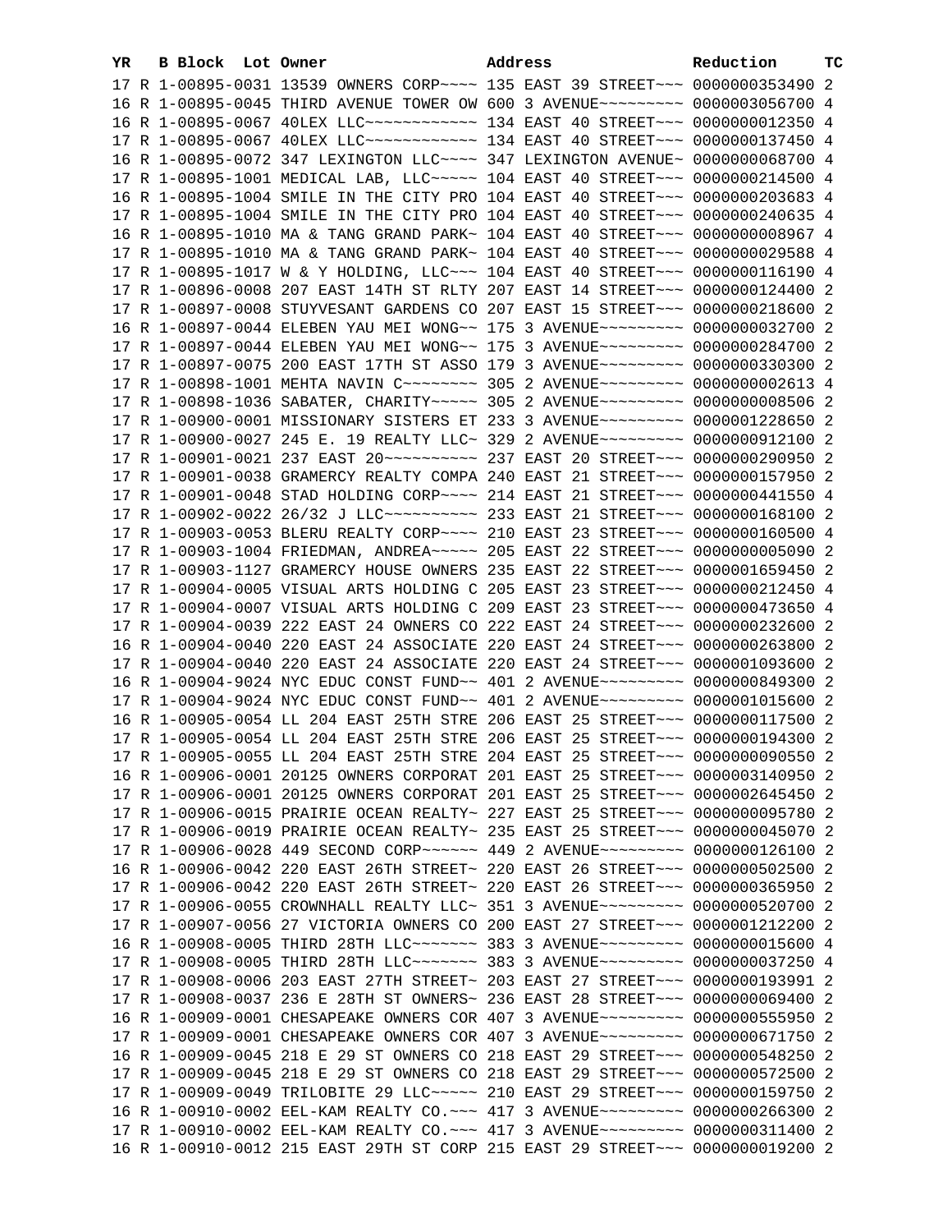| YR | B | Block | Lot | Owner | Address | Reduction | TC |
|---|---|---|---|---|---|---|---|
| 17 | R | 1-00895-0031 | | 13539 OWNERS CORP~~~~ | 135 EAST 39 STREET~~~ | 0000000353490 | 2 |
| 16 | R | 1-00895-0045 | | THIRD AVENUE TOWER OW | 600 3 AVENUE~~~~~~~~~ | 0000003056700 | 4 |
| 16 | R | 1-00895-0067 | | 40LEX LLC~~~~~~~~~~~~ | 134 EAST 40 STREET~~~ | 0000000012350 | 4 |
| 17 | R | 1-00895-0067 | | 40LEX LLC~~~~~~~~~~~~ | 134 EAST 40 STREET~~~ | 0000000137450 | 4 |
| 16 | R | 1-00895-0072 | | 347 LEXINGTON LLC~~~~ | 347 LEXINGTON AVENUE~ | 0000000068700 | 4 |
| 17 | R | 1-00895-1001 | | MEDICAL LAB, LLC~~~~~ | 104 EAST 40 STREET~~~ | 0000000214500 | 4 |
| 16 | R | 1-00895-1004 | | SMILE IN THE CITY PRO | 104 EAST 40 STREET~~~ | 0000000203683 | 4 |
| 17 | R | 1-00895-1004 | | SMILE IN THE CITY PRO | 104 EAST 40 STREET~~~ | 0000000240635 | 4 |
| 16 | R | 1-00895-1010 | | MA & TANG GRAND PARK~ | 104 EAST 40 STREET~~~ | 0000000008967 | 4 |
| 17 | R | 1-00895-1010 | | MA & TANG GRAND PARK~ | 104 EAST 40 STREET~~~ | 0000000029588 | 4 |
| 17 | R | 1-00895-1017 | | W & Y HOLDING, LLC~~~ | 104 EAST 40 STREET~~~ | 0000000116190 | 4 |
| 17 | R | 1-00896-0008 | | 207 EAST 14TH ST RLTY | 207 EAST 14 STREET~~~ | 0000000124400 | 2 |
| 17 | R | 1-00897-0008 | | STUYVESANT GARDENS CO | 207 EAST 15 STREET~~~ | 0000000218600 | 2 |
| 16 | R | 1-00897-0044 | | ELEBEN YAU MEI WONG~~ | 175 3 AVENUE~~~~~~~~~ | 0000000032700 | 2 |
| 17 | R | 1-00897-0044 | | ELEBEN YAU MEI WONG~~ | 175 3 AVENUE~~~~~~~~~ | 0000000284700 | 2 |
| 17 | R | 1-00897-0075 | | 200 EAST 17TH ST ASSO | 179 3 AVENUE~~~~~~~~~ | 0000000330300 | 2 |
| 17 | R | 1-00898-1001 | | MEHTA NAVIN C~~~~~~~~ | 305 2 AVENUE~~~~~~~~~ | 0000000002613 | 4 |
| 17 | R | 1-00898-1036 | | SABATER, CHARITY~~~~~ | 305 2 AVENUE~~~~~~~~~ | 0000000008506 | 2 |
| 17 | R | 1-00900-0001 | | MISSIONARY SISTERS ET | 233 3 AVENUE~~~~~~~~~ | 0000001228650 | 2 |
| 17 | R | 1-00900-0027 | | 245 E. 19 REALTY LLC~ | 329 2 AVENUE~~~~~~~~~ | 0000000912100 | 2 |
| 17 | R | 1-00901-0021 | | 237 EAST 20~~~~~~~~~~ | 237 EAST 20 STREET~~~ | 0000000290950 | 2 |
| 17 | R | 1-00901-0038 | | GRAMERCY REALTY COMPA | 240 EAST 21 STREET~~~ | 0000000157950 | 2 |
| 17 | R | 1-00901-0048 | | STAD HOLDING CORP~~~~ | 214 EAST 21 STREET~~~ | 0000000441550 | 4 |
| 17 | R | 1-00902-0022 | | 26/32 J LLC~~~~~~~~~~ | 233 EAST 21 STREET~~~ | 0000000168100 | 2 |
| 17 | R | 1-00903-0053 | | BLERU REALTY CORP~~~~ | 210 EAST 23 STREET~~~ | 0000000160500 | 4 |
| 17 | R | 1-00903-1004 | | FRIEDMAN, ANDREA~~~~~ | 205 EAST 22 STREET~~~ | 0000000005090 | 2 |
| 17 | R | 1-00903-1127 | | GRAMERCY HOUSE OWNERS | 235 EAST 22 STREET~~~ | 0000001659450 | 2 |
| 17 | R | 1-00904-0005 | | VISUAL ARTS HOLDING C | 205 EAST 23 STREET~~~ | 0000000212450 | 4 |
| 17 | R | 1-00904-0007 | | VISUAL ARTS HOLDING C | 209 EAST 23 STREET~~~ | 0000000473650 | 4 |
| 17 | R | 1-00904-0039 | | 222 EAST 24 OWNERS CO | 222 EAST 24 STREET~~~ | 0000000232600 | 2 |
| 16 | R | 1-00904-0040 | | 220 EAST 24 ASSOCIATE | 220 EAST 24 STREET~~~ | 0000000263800 | 2 |
| 17 | R | 1-00904-0040 | | 220 EAST 24 ASSOCIATE | 220 EAST 24 STREET~~~ | 0000001093600 | 2 |
| 16 | R | 1-00904-9024 | | NYC EDUC CONST FUND~~ | 401 2 AVENUE~~~~~~~~~ | 0000000849300 | 2 |
| 17 | R | 1-00904-9024 | | NYC EDUC CONST FUND~~ | 401 2 AVENUE~~~~~~~~~ | 0000001015600 | 2 |
| 16 | R | 1-00905-0054 | | LL 204 EAST 25TH STRE | 206 EAST 25 STREET~~~ | 0000000117500 | 2 |
| 17 | R | 1-00905-0054 | | LL 204 EAST 25TH STRE | 206 EAST 25 STREET~~~ | 0000000194300 | 2 |
| 17 | R | 1-00905-0055 | | LL 204 EAST 25TH STRE | 204 EAST 25 STREET~~~ | 0000000090550 | 2 |
| 16 | R | 1-00906-0001 | | 20125 OWNERS CORPORAT | 201 EAST 25 STREET~~~ | 0000003140950 | 2 |
| 17 | R | 1-00906-0001 | | 20125 OWNERS CORPORAT | 201 EAST 25 STREET~~~ | 0000002645450 | 2 |
| 17 | R | 1-00906-0015 | | PRAIRIE OCEAN REALTY~ | 227 EAST 25 STREET~~~ | 0000000095780 | 2 |
| 17 | R | 1-00906-0019 | | PRAIRIE OCEAN REALTY~ | 235 EAST 25 STREET~~~ | 0000000045070 | 2 |
| 17 | R | 1-00906-0028 | | 449 SECOND CORP~~~~~~ | 449 2 AVENUE~~~~~~~~~ | 0000000126100 | 2 |
| 16 | R | 1-00906-0042 | | 220 EAST 26TH STREET~ | 220 EAST 26 STREET~~~ | 0000000502500 | 2 |
| 17 | R | 1-00906-0042 | | 220 EAST 26TH STREET~ | 220 EAST 26 STREET~~~ | 0000000365950 | 2 |
| 17 | R | 1-00906-0055 | | CROWNHALL REALTY LLC~ | 351 3 AVENUE~~~~~~~~~ | 0000000520700 | 2 |
| 17 | R | 1-00907-0056 | | 27 VICTORIA OWNERS CO | 200 EAST 27 STREET~~~ | 0000001212200 | 2 |
| 16 | R | 1-00908-0005 | | THIRD 28TH LLC~~~~~~~ | 383 3 AVENUE~~~~~~~~~ | 0000000015600 | 4 |
| 17 | R | 1-00908-0005 | | THIRD 28TH LLC~~~~~~~ | 383 3 AVENUE~~~~~~~~~ | 0000000037250 | 4 |
| 17 | R | 1-00908-0006 | | 203 EAST 27TH STREET~ | 203 EAST 27 STREET~~~ | 0000000193991 | 2 |
| 17 | R | 1-00908-0037 | | 236 E 28TH ST OWNERS~ | 236 EAST 28 STREET~~~ | 0000000069400 | 2 |
| 16 | R | 1-00909-0001 | | CHESAPEAKE OWNERS COR | 407 3 AVENUE~~~~~~~~~ | 0000000555950 | 2 |
| 17 | R | 1-00909-0001 | | CHESAPEAKE OWNERS COR | 407 3 AVENUE~~~~~~~~~ | 0000000671750 | 2 |
| 16 | R | 1-00909-0045 | | 218 E 29 ST OWNERS CO | 218 EAST 29 STREET~~~ | 0000000548250 | 2 |
| 17 | R | 1-00909-0045 | | 218 E 29 ST OWNERS CO | 218 EAST 29 STREET~~~ | 0000000572500 | 2 |
| 17 | R | 1-00909-0049 | | TRILOBITE 29 LLC~~~~~ | 210 EAST 29 STREET~~~ | 0000000159750 | 2 |
| 16 | R | 1-00910-0002 | | EEL-KAM REALTY CO.~~~ | 417 3 AVENUE~~~~~~~~~ | 0000000266300 | 2 |
| 17 | R | 1-00910-0002 | | EEL-KAM REALTY CO.~~~ | 417 3 AVENUE~~~~~~~~~ | 0000000311400 | 2 |
| 16 | R | 1-00910-0012 | | 215 EAST 29TH ST CORP | 215 EAST 29 STREET~~~ | 0000000019200 | 2 |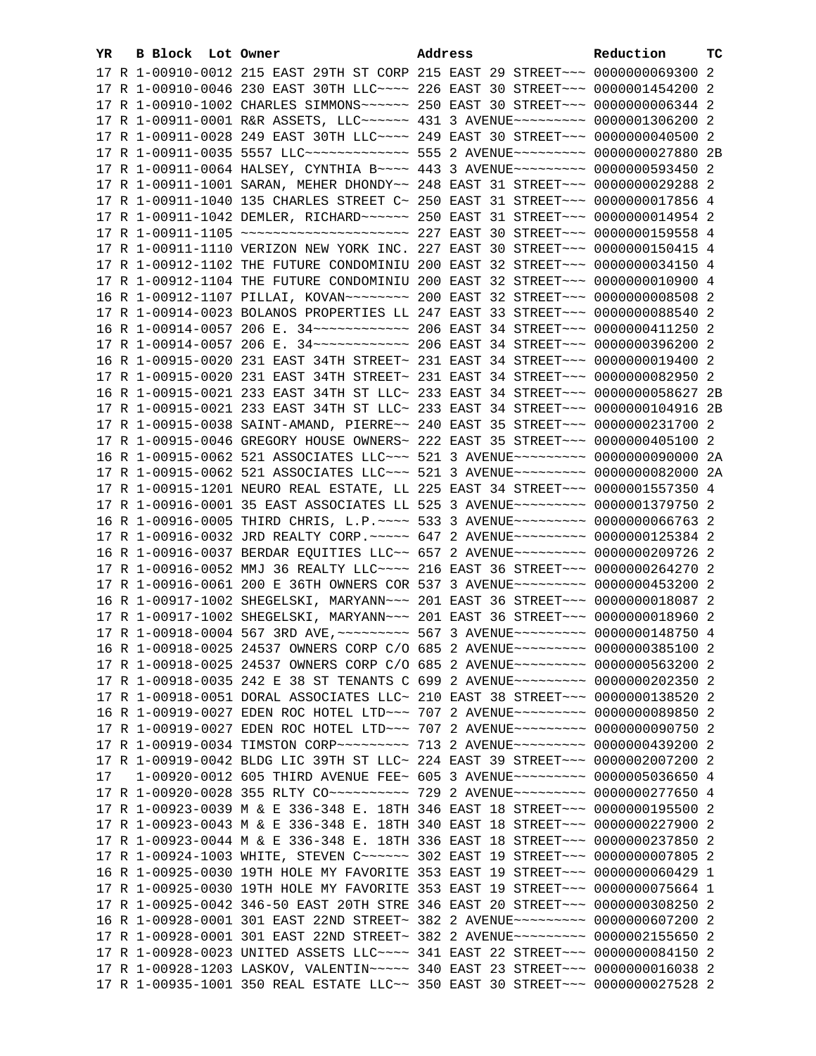| YR | B | Block | Lot | Owner | Address | Reduction | TC |
|---|---|---|---|---|---|---|---|
| 17 | R | 1-00910-0012 | | 215 EAST 29TH ST CORP | 215 EAST 29 STREET~~~ | 0000000069300 | 2 |
| 17 | R | 1-00910-0046 | | 230 EAST 30TH LLC~~~~ | 226 EAST 30 STREET~~~ | 0000001454200 | 2 |
| 17 | R | 1-00910-1002 | | CHARLES SIMMONS~~~~~~ | 250 EAST 30 STREET~~~ | 0000000006344 | 2 |
| 17 | R | 1-00911-0001 | | R&R ASSETS, LLC~~~~~~ | 431 3 AVENUE~~~~~~~~~ | 0000001306200 | 2 |
| 17 | R | 1-00911-0028 | | 249 EAST 30TH LLC~~~~ | 249 EAST 30 STREET~~~ | 0000000040500 | 2 |
| 17 | R | 1-00911-0035 | | 5557 LLC~~~~~~~~~~~~~ | 555 2 AVENUE~~~~~~~~~ | 0000000027880 | 2B |
| 17 | R | 1-00911-0064 | | HALSEY, CYNTHIA B~~~~ | 443 3 AVENUE~~~~~~~~~ | 0000000593450 | 2 |
| 17 | R | 1-00911-1001 | | SARAN, MEHER DHONDY~~ | 248 EAST 31 STREET~~~ | 0000000029288 | 2 |
| 17 | R | 1-00911-1040 | | 135 CHARLES STREET C~ | 250 EAST 31 STREET~~~ | 0000000017856 | 4 |
| 17 | R | 1-00911-1042 | | DEMLER, RICHARD~~~~~~ | 250 EAST 31 STREET~~~ | 0000000014954 | 2 |
| 17 | R | 1-00911-1105 | | ~~~~~~~~~~~~~~~~~~~~~ | 227 EAST 30 STREET~~~ | 0000000159558 | 4 |
| 17 | R | 1-00911-1110 | | VERIZON NEW YORK INC. | 227 EAST 30 STREET~~~ | 0000000150415 | 4 |
| 17 | R | 1-00912-1102 | | THE FUTURE CONDOMINIU | 200 EAST 32 STREET~~~ | 0000000034150 | 4 |
| 17 | R | 1-00912-1104 | | THE FUTURE CONDOMINIU | 200 EAST 32 STREET~~~ | 0000000010900 | 4 |
| 16 | R | 1-00912-1107 | | PILLAI, KOVAN~~~~~~~~ | 200 EAST 32 STREET~~~ | 0000000008508 | 2 |
| 17 | R | 1-00914-0023 | | BOLANOS PROPERTIES LL | 247 EAST 33 STREET~~~ | 0000000088540 | 2 |
| 16 | R | 1-00914-0057 | | 206 E. 34~~~~~~~~~~~~ | 206 EAST 34 STREET~~~ | 0000000411250 | 2 |
| 17 | R | 1-00914-0057 | | 206 E. 34~~~~~~~~~~~~ | 206 EAST 34 STREET~~~ | 0000000396200 | 2 |
| 16 | R | 1-00915-0020 | | 231 EAST 34TH STREET~ | 231 EAST 34 STREET~~~ | 0000000019400 | 2 |
| 17 | R | 1-00915-0020 | | 231 EAST 34TH STREET~ | 231 EAST 34 STREET~~~ | 0000000082950 | 2 |
| 16 | R | 1-00915-0021 | | 233 EAST 34TH ST LLC~ | 233 EAST 34 STREET~~~ | 0000000058627 | 2B |
| 17 | R | 1-00915-0021 | | 233 EAST 34TH ST LLC~ | 233 EAST 34 STREET~~~ | 0000000104916 | 2B |
| 17 | R | 1-00915-0038 | | SAINT-AMAND, PIERRE~~ | 240 EAST 35 STREET~~~ | 0000000231700 | 2 |
| 17 | R | 1-00915-0046 | | GREGORY HOUSE OWNERS~ | 222 EAST 35 STREET~~~ | 0000000405100 | 2 |
| 16 | R | 1-00915-0062 | | 521 ASSOCIATES LLC~~~ | 521 3 AVENUE~~~~~~~~~ | 0000000090000 | 2A |
| 17 | R | 1-00915-0062 | | 521 ASSOCIATES LLC~~~ | 521 3 AVENUE~~~~~~~~~ | 0000000082000 | 2A |
| 17 | R | 1-00915-1201 | | NEURO REAL ESTATE, LL | 225 EAST 34 STREET~~~ | 0000001557350 | 4 |
| 17 | R | 1-00916-0001 | | 35 EAST ASSOCIATES LL | 525 3 AVENUE~~~~~~~~~ | 0000001379750 | 2 |
| 16 | R | 1-00916-0005 | | THIRD CHRIS, L.P.~~~~ | 533 3 AVENUE~~~~~~~~~ | 0000000066763 | 2 |
| 17 | R | 1-00916-0032 | | JRD REALTY CORP.~~~~~ | 647 2 AVENUE~~~~~~~~~ | 0000000125384 | 2 |
| 16 | R | 1-00916-0037 | | BERDAR EQUITIES LLC~~ | 657 2 AVENUE~~~~~~~~~ | 0000000209726 | 2 |
| 17 | R | 1-00916-0052 | | MMJ 36 REALTY LLC~~~~ | 216 EAST 36 STREET~~~ | 0000000264270 | 2 |
| 17 | R | 1-00916-0061 | | 200 E 36TH OWNERS COR | 537 3 AVENUE~~~~~~~~~ | 0000000453200 | 2 |
| 16 | R | 1-00917-1002 | | SHEGELSKI, MARYANN~~~ | 201 EAST 36 STREET~~~ | 0000000018087 | 2 |
| 17 | R | 1-00917-1002 | | SHEGELSKI, MARYANN~~~ | 201 EAST 36 STREET~~~ | 0000000018960 | 2 |
| 17 | R | 1-00918-0004 | | 567 3RD AVE,~~~~~~~~~ | 567 3 AVENUE~~~~~~~~~ | 0000000148750 | 4 |
| 16 | R | 1-00918-0025 | | 24537 OWNERS CORP C/O | 685 2 AVENUE~~~~~~~~~ | 0000000385100 | 2 |
| 17 | R | 1-00918-0025 | | 24537 OWNERS CORP C/O | 685 2 AVENUE~~~~~~~~~ | 0000000563200 | 2 |
| 17 | R | 1-00918-0035 | | 242 E 38 ST TENANTS C | 699 2 AVENUE~~~~~~~~~ | 0000000202350 | 2 |
| 17 | R | 1-00918-0051 | | DORAL ASSOCIATES LLC~ | 210 EAST 38 STREET~~~ | 0000000138520 | 2 |
| 16 | R | 1-00919-0027 | | EDEN ROC HOTEL LTD~~~ | 707 2 AVENUE~~~~~~~~~ | 0000000089850 | 2 |
| 17 | R | 1-00919-0027 | | EDEN ROC HOTEL LTD~~~ | 707 2 AVENUE~~~~~~~~~ | 0000000090750 | 2 |
| 17 | R | 1-00919-0034 | | TIMSTON CORP~~~~~~~~~ | 713 2 AVENUE~~~~~~~~~ | 0000000439200 | 2 |
| 17 | R | 1-00919-0042 | | BLDG LIC 39TH ST LLC~ | 224 EAST 39 STREET~~~ | 0000002007200 | 2 |
| 17 | | 1-00920-0012 | | 605 THIRD AVENUE FEE~ | 605 3 AVENUE~~~~~~~~~ | 0000005036650 | 4 |
| 17 | R | 1-00920-0028 | | 355 RLTY CO~~~~~~~~~~ | 729 2 AVENUE~~~~~~~~~ | 0000000277650 | 4 |
| 17 | R | 1-00923-0039 | | M & E 336-348 E. 18TH | 346 EAST 18 STREET~~~ | 0000000195500 | 2 |
| 17 | R | 1-00923-0043 | | M & E 336-348 E. 18TH | 340 EAST 18 STREET~~~ | 0000000227900 | 2 |
| 17 | R | 1-00923-0044 | | M & E 336-348 E. 18TH | 336 EAST 18 STREET~~~ | 0000000237850 | 2 |
| 17 | R | 1-00924-1003 | | WHITE, STEVEN C~~~~~~ | 302 EAST 19 STREET~~~ | 0000000007805 | 2 |
| 16 | R | 1-00925-0030 | | 19TH HOLE MY FAVORITE | 353 EAST 19 STREET~~~ | 0000000060429 | 1 |
| 17 | R | 1-00925-0030 | | 19TH HOLE MY FAVORITE | 353 EAST 19 STREET~~~ | 0000000075664 | 1 |
| 17 | R | 1-00925-0042 | | 346-50 EAST 20TH STRE | 346 EAST 20 STREET~~~ | 0000000308250 | 2 |
| 16 | R | 1-00928-0001 | | 301 EAST 22ND STREET~ | 382 2 AVENUE~~~~~~~~~ | 0000000607200 | 2 |
| 17 | R | 1-00928-0001 | | 301 EAST 22ND STREET~ | 382 2 AVENUE~~~~~~~~~ | 0000002155650 | 2 |
| 17 | R | 1-00928-0023 | | UNITED ASSETS LLC~~~~ | 341 EAST 22 STREET~~~ | 0000000084150 | 2 |
| 17 | R | 1-00928-1203 | | LASKOV, VALENTIN~~~~~ | 340 EAST 23 STREET~~~ | 0000000016038 | 2 |
| 17 | R | 1-00935-1001 | | 350 REAL ESTATE LLC~~ | 350 EAST 30 STREET~~~ | 0000000027528 | 2 |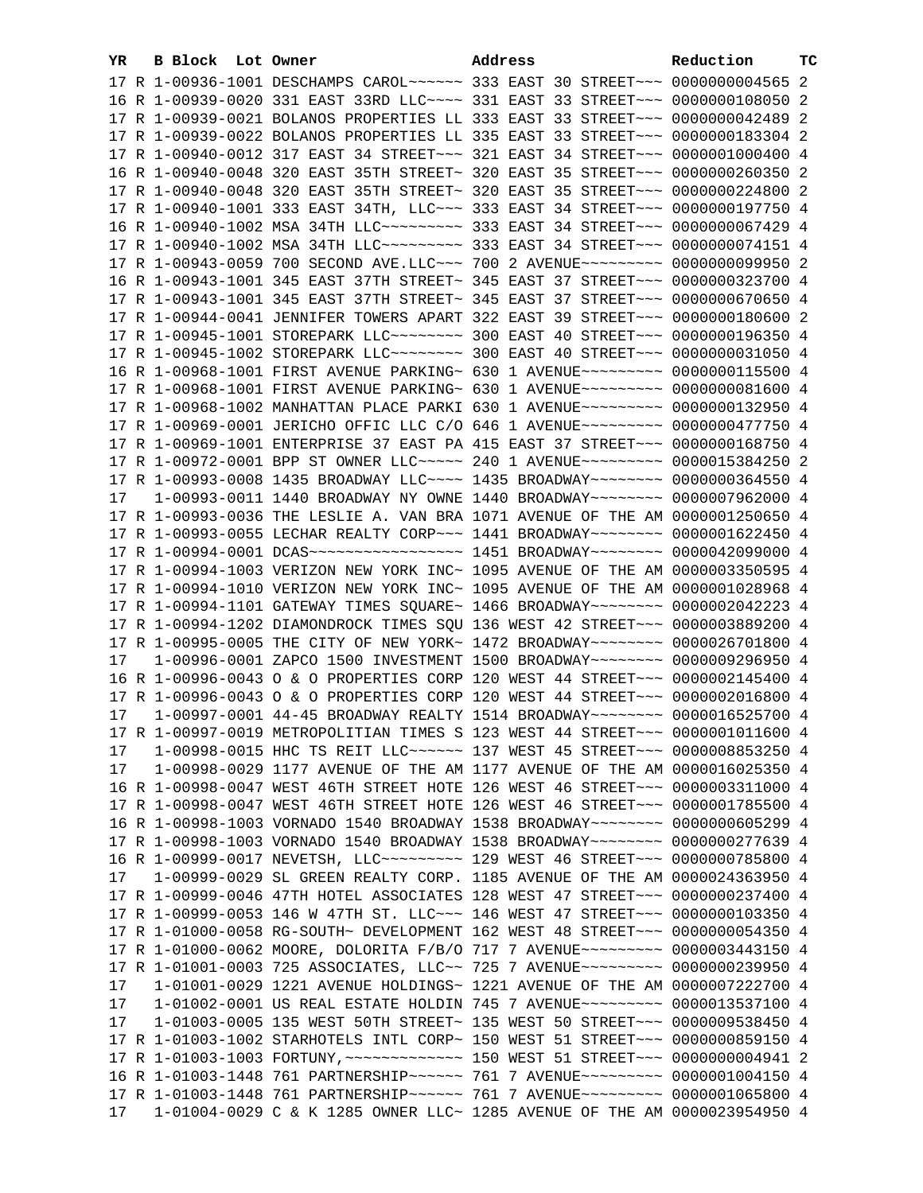| YR | B | Block | Lot | Owner | Address | Reduction | TC |
|---|---|---|---|---|---|---|---|
| 17 | R | 1-00936-1001 | | DESCHAMPS CAROL~~~~~~ | 333 EAST 30 STREET~~~ | 0000000004565 | 2 |
| 16 | R | 1-00939-0020 | | 331 EAST 33RD LLC~~~~ | 331 EAST 33 STREET~~~ | 0000000108050 | 2 |
| 17 | R | 1-00939-0021 | | BOLANOS PROPERTIES LL | 333 EAST 33 STREET~~~ | 0000000042489 | 2 |
| 17 | R | 1-00939-0022 | | BOLANOS PROPERTIES LL | 335 EAST 33 STREET~~~ | 0000000183304 | 2 |
| 17 | R | 1-00940-0012 | | 317 EAST 34 STREET~~~ | 321 EAST 34 STREET~~~ | 0000001000400 | 4 |
| 16 | R | 1-00940-0048 | | 320 EAST 35TH STREET~ | 320 EAST 35 STREET~~~ | 0000000260350 | 2 |
| 17 | R | 1-00940-0048 | | 320 EAST 35TH STREET~ | 320 EAST 35 STREET~~~ | 0000000224800 | 2 |
| 17 | R | 1-00940-1001 | | 333 EAST 34TH, LLC~~~ | 333 EAST 34 STREET~~~ | 0000000197750 | 4 |
| 16 | R | 1-00940-1002 | | MSA 34TH LLC~~~~~~~~~ | 333 EAST 34 STREET~~~ | 0000000067429 | 4 |
| 17 | R | 1-00940-1002 | | MSA 34TH LLC~~~~~~~~~ | 333 EAST 34 STREET~~~ | 0000000074151 | 4 |
| 17 | R | 1-00943-0059 | | 700 SECOND AVE.LLC~~~ | 700 2 AVENUE~~~~~~~~~ | 0000000099950 | 2 |
| 16 | R | 1-00943-1001 | | 345 EAST 37TH STREET~ | 345 EAST 37 STREET~~~ | 0000000323700 | 4 |
| 17 | R | 1-00943-1001 | | 345 EAST 37TH STREET~ | 345 EAST 37 STREET~~~ | 0000000670650 | 4 |
| 17 | R | 1-00944-0041 | | JENNIFER TOWERS APART | 322 EAST 39 STREET~~~ | 0000000180600 | 2 |
| 17 | R | 1-00945-1001 | | STOREPARK LLC~~~~~~~~ | 300 EAST 40 STREET~~~ | 0000000196350 | 4 |
| 17 | R | 1-00945-1002 | | STOREPARK LLC~~~~~~~~ | 300 EAST 40 STREET~~~ | 0000000031050 | 4 |
| 16 | R | 1-00968-1001 | | FIRST AVENUE PARKING~ | 630 1 AVENUE~~~~~~~~~ | 0000000115500 | 4 |
| 17 | R | 1-00968-1001 | | FIRST AVENUE PARKING~ | 630 1 AVENUE~~~~~~~~~ | 0000000081600 | 4 |
| 17 | R | 1-00968-1002 | | MANHATTAN PLACE PARKI | 630 1 AVENUE~~~~~~~~~ | 0000000132950 | 4 |
| 17 | R | 1-00969-0001 | | JERICHO OFFIC LLC C/O | 646 1 AVENUE~~~~~~~~~ | 0000000477750 | 4 |
| 17 | R | 1-00969-1001 | | ENTERPRISE 37 EAST PA | 415 EAST 37 STREET~~~ | 0000000168750 | 4 |
| 17 | R | 1-00972-0001 | | BPP ST OWNER LLC~~~~~ | 240 1 AVENUE~~~~~~~~~ | 0000015384250 | 2 |
| 17 | R | 1-00993-0008 | | 1435 BROADWAY LLC~~~~ | 1435 BROADWAY~~~~~~~~ | 0000000364550 | 4 |
| 17 | | 1-00993-0011 | | 1440 BROADWAY NY OWNE | 1440 BROADWAY~~~~~~~~ | 0000007962000 | 4 |
| 17 | R | 1-00993-0036 | | THE LESLIE A. VAN BRA | 1071 AVENUE OF THE AM | 0000001250650 | 4 |
| 17 | R | 1-00993-0055 | | LECHAR REALTY CORP~~~ | 1441 BROADWAY~~~~~~~~ | 0000001622450 | 4 |
| 17 | R | 1-00994-0001 | | DCAS~~~~~~~~~~~~~~~~~ | 1451 BROADWAY~~~~~~~~ | 0000042099000 | 4 |
| 17 | R | 1-00994-1003 | | VERIZON NEW YORK INC~ | 1095 AVENUE OF THE AM | 0000003350595 | 4 |
| 17 | R | 1-00994-1010 | | VERIZON NEW YORK INC~ | 1095 AVENUE OF THE AM | 0000001028968 | 4 |
| 17 | R | 1-00994-1101 | | GATEWAY TIMES SQUARE~ | 1466 BROADWAY~~~~~~~~ | 0000002042223 | 4 |
| 17 | R | 1-00994-1202 | | DIAMONDROCK TIMES SQU | 136 WEST 42 STREET~~~ | 0000003889200 | 4 |
| 17 | R | 1-00995-0005 | | THE CITY OF NEW YORK~ | 1472 BROADWAY~~~~~~~~ | 0000026701800 | 4 |
| 17 | | 1-00996-0001 | | ZAPCO 1500 INVESTMENT | 1500 BROADWAY~~~~~~~~ | 0000009296950 | 4 |
| 16 | R | 1-00996-0043 | | O & O PROPERTIES CORP | 120 WEST 44 STREET~~~ | 0000002145400 | 4 |
| 17 | R | 1-00996-0043 | | O & O PROPERTIES CORP | 120 WEST 44 STREET~~~ | 0000002016800 | 4 |
| 17 | | 1-00997-0001 | | 44-45 BROADWAY REALTY | 1514 BROADWAY~~~~~~~~ | 0000016525700 | 4 |
| 17 | R | 1-00997-0019 | | METROPOLITIAN TIMES S | 123 WEST 44 STREET~~~ | 0000001011600 | 4 |
| 17 | | 1-00998-0015 | | HHC TS REIT LLC~~~~~~ | 137 WEST 45 STREET~~~ | 0000008853250 | 4 |
| 17 | | 1-00998-0029 | | 1177 AVENUE OF THE AM | 1177 AVENUE OF THE AM | 0000016025350 | 4 |
| 16 | R | 1-00998-0047 | | WEST 46TH STREET HOTE | 126 WEST 46 STREET~~~ | 0000003311000 | 4 |
| 17 | R | 1-00998-0047 | | WEST 46TH STREET HOTE | 126 WEST 46 STREET~~~ | 0000001785500 | 4 |
| 16 | R | 1-00998-1003 | | VORNADO 1540 BROADWAY | 1538 BROADWAY~~~~~~~~ | 0000000605299 | 4 |
| 17 | R | 1-00998-1003 | | VORNADO 1540 BROADWAY | 1538 BROADWAY~~~~~~~~ | 0000000277639 | 4 |
| 16 | R | 1-00999-0017 | | NEVETSH, LLC~~~~~~~~~ | 129 WEST 46 STREET~~~ | 0000000785800 | 4 |
| 17 | | 1-00999-0029 | | SL GREEN REALTY CORP. | 1185 AVENUE OF THE AM | 0000024363950 | 4 |
| 17 | R | 1-00999-0046 | | 47TH HOTEL ASSOCIATES | 128 WEST 47 STREET~~~ | 0000000237400 | 4 |
| 17 | R | 1-00999-0053 | | 146 W 47TH ST. LLC~~~ | 146 WEST 47 STREET~~~ | 0000000103350 | 4 |
| 17 | R | 1-01000-0058 | | RG-SOUTH~ DEVELOPMENT | 162 WEST 48 STREET~~~ | 0000000054350 | 4 |
| 17 | R | 1-01000-0062 | | MOORE, DOLORITA F/B/O | 717 7 AVENUE~~~~~~~~~ | 0000003443150 | 4 |
| 17 | R | 1-01001-0003 | | 725 ASSOCIATES, LLC~~ | 725 7 AVENUE~~~~~~~~~ | 0000000239950 | 4 |
| 17 | | 1-01001-0029 | | 1221 AVENUE HOLDINGS~ | 1221 AVENUE OF THE AM | 0000007222700 | 4 |
| 17 | | 1-01002-0001 | | US REAL ESTATE HOLDIN | 745 7 AVENUE~~~~~~~~~ | 0000013537100 | 4 |
| 17 | | 1-01003-0005 | | 135 WEST 50TH STREET~ | 135 WEST 50 STREET~~~ | 0000009538450 | 4 |
| 17 | R | 1-01003-1002 | | STARHOTELS INTL CORP~ | 150 WEST 51 STREET~~~ | 0000000859150 | 4 |
| 17 | R | 1-01003-1003 | | FORTUNY,~~~~~~~~~~~~~ | 150 WEST 51 STREET~~~ | 0000000004941 | 2 |
| 16 | R | 1-01003-1448 | | 761 PARTNERSHIP~~~~~~ | 761 7 AVENUE~~~~~~~~~ | 0000001004150 | 4 |
| 17 | R | 1-01003-1448 | | 761 PARTNERSHIP~~~~~~ | 761 7 AVENUE~~~~~~~~~ | 0000001065800 | 4 |
| 17 | | 1-01004-0029 | | C & K 1285 OWNER LLC~ | 1285 AVENUE OF THE AM | 0000023954950 | 4 |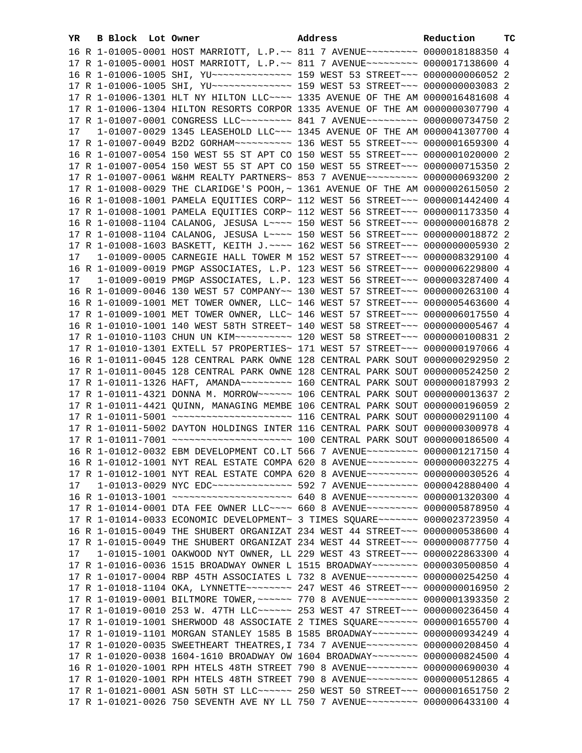| YR | B | Block | Lot | Owner | Address | Reduction | TC |
|---|---|---|---|---|---|---|---|
| 16 | R | 1-01005-0001 | | HOST MARRIOTT, L.P.~~ | 811 7 AVENUE~~~~~~~~~ | 0000018188350 | 4 |
| 17 | R | 1-01005-0001 | | HOST MARRIOTT, L.P.~~ | 811 7 AVENUE~~~~~~~~~ | 0000017138600 | 4 |
| 16 | R | 1-01006-1005 | | SHI, YU~~~~~~~~~~~~~~ | 159 WEST 53 STREET~~~ | 0000000006052 | 2 |
| 17 | R | 1-01006-1005 | | SHI, YU~~~~~~~~~~~~~~ | 159 WEST 53 STREET~~~ | 0000000003083 | 2 |
| 17 | R | 1-01006-1301 | | HLT NY HILTON LLC~~~~ | 1335 AVENUE OF THE AM | 0000016481608 | 4 |
| 17 | R | 1-01006-1304 | | HILTON RESORTS CORPOR | 1335 AVENUE OF THE AM | 0000000307790 | 4 |
| 17 | R | 1-01007-0001 | | CONGRESS LLC~~~~~~~~~ | 841 7 AVENUE~~~~~~~~~ | 0000000734750 | 2 |
| 17 | | 1-01007-0029 | | 1345 LEASEHOLD LLC~~~ | 1345 AVENUE OF THE AM | 0000041307700 | 4 |
| 17 | R | 1-01007-0049 | | B2D2 GORHAM~~~~~~~~~~ | 136 WEST 55 STREET~~~ | 0000001659300 | 4 |
| 16 | R | 1-01007-0054 | | 150 WEST 55 ST APT CO | 150 WEST 55 STREET~~~ | 0000001020000 | 2 |
| 17 | R | 1-01007-0054 | | 150 WEST 55 ST APT CO | 150 WEST 55 STREET~~~ | 0000000715350 | 2 |
| 17 | R | 1-01007-0061 | | W&HM REALTY PARTNERS~ | 853 7 AVENUE~~~~~~~~~ | 0000000693200 | 2 |
| 17 | R | 1-01008-0029 | | THE CLARIDGE'S POOH,~ | 1361 AVENUE OF THE AM | 0000002615050 | 2 |
| 16 | R | 1-01008-1001 | | PAMELA EQUITIES CORP~ | 112 WEST 56 STREET~~~ | 0000001442400 | 4 |
| 17 | R | 1-01008-1001 | | PAMELA EQUITIES CORP~ | 112 WEST 56 STREET~~~ | 0000001173350 | 4 |
| 16 | R | 1-01008-1104 | | CALANOG, JESUSA L~~~~ | 150 WEST 56 STREET~~~ | 0000000016878 | 2 |
| 17 | R | 1-01008-1104 | | CALANOG, JESUSA L~~~~ | 150 WEST 56 STREET~~~ | 0000000018872 | 2 |
| 17 | R | 1-01008-1603 | | BASKETT, KEITH J.~~~~ | 162 WEST 56 STREET~~~ | 0000000005930 | 2 |
| 17 | | 1-01009-0005 | | CARNEGIE HALL TOWER M | 152 WEST 57 STREET~~~ | 0000008329100 | 4 |
| 16 | R | 1-01009-0019 | | PMGP ASSOCIATES, L.P. | 123 WEST 56 STREET~~~ | 0000006229800 | 4 |
| 17 | | 1-01009-0019 | | PMGP ASSOCIATES, L.P. | 123 WEST 56 STREET~~~ | 0000003287400 | 4 |
| 16 | R | 1-01009-0046 | | 130 WEST 57 COMPANY~~ | 130 WEST 57 STREET~~~ | 0000000263100 | 4 |
| 16 | R | 1-01009-1001 | | MET TOWER OWNER, LLC~ | 146 WEST 57 STREET~~~ | 0000005463600 | 4 |
| 17 | R | 1-01009-1001 | | MET TOWER OWNER, LLC~ | 146 WEST 57 STREET~~~ | 0000006017550 | 4 |
| 16 | R | 1-01010-1001 | | 140 WEST 58TH STREET~ | 140 WEST 58 STREET~~~ | 0000000005467 | 4 |
| 17 | R | 1-01010-1103 | | CHUN UN KIM~~~~~~~~~~ | 120 WEST 58 STREET~~~ | 0000000100831 | 2 |
| 17 | R | 1-01010-1301 | | EXTELL 57 PROPERTIES~ | 171 WEST 57 STREET~~~ | 0000000197066 | 4 |
| 16 | R | 1-01011-0045 | | 128 CENTRAL PARK OWNE | 128 CENTRAL PARK SOUT | 0000000292950 | 2 |
| 17 | R | 1-01011-0045 | | 128 CENTRAL PARK OWNE | 128 CENTRAL PARK SOUT | 0000000524250 | 2 |
| 17 | R | 1-01011-1326 | | HAFT, AMANDA~~~~~~~~~ | 160 CENTRAL PARK SOUT | 0000000187993 | 2 |
| 17 | R | 1-01011-4321 | | DONNA M. MORROW~~~~~~ | 106 CENTRAL PARK SOUT | 0000000013637 | 2 |
| 17 | R | 1-01011-4421 | | QUINN, MANAGING MEMBE | 106 CENTRAL PARK SOUT | 0000000196059 | 2 |
| 17 | R | 1-01011-5001 | | ~~~~~~~~~~~~~~~~~~~~~ | 116 CENTRAL PARK SOUT | 0000000291100 | 4 |
| 17 | R | 1-01011-5002 | | DAYTON HOLDINGS INTER | 116 CENTRAL PARK SOUT | 0000000300978 | 4 |
| 17 | R | 1-01011-7001 | | ~~~~~~~~~~~~~~~~~~~~~ | 100 CENTRAL PARK SOUT | 0000000186500 | 4 |
| 16 | R | 1-01012-0032 | | EBM DEVELOPMENT CO.LT | 566 7 AVENUE~~~~~~~~~ | 0000001217150 | 4 |
| 16 | R | 1-01012-1001 | | NYT REAL ESTATE COMPA | 620 8 AVENUE~~~~~~~~~ | 0000000032275 | 4 |
| 17 | R | 1-01012-1001 | | NYT REAL ESTATE COMPA | 620 8 AVENUE~~~~~~~~~ | 0000000030526 | 4 |
| 17 | | 1-01013-0029 | | NYC EDC~~~~~~~~~~~~~~ | 592 7 AVENUE~~~~~~~~~ | 0000042880400 | 4 |
| 16 | R | 1-01013-1001 | | ~~~~~~~~~~~~~~~~~~~~~ | 640 8 AVENUE~~~~~~~~~ | 0000001320300 | 4 |
| 17 | R | 1-01014-0001 | | DTA FEE OWNER LLC~~~~ | 660 8 AVENUE~~~~~~~~~ | 0000005878950 | 4 |
| 17 | R | 1-01014-0033 | | ECONOMIC DEVELOPMENT~ | 3 TIMES SQUARE~~~~~~~ | 0000023723950 | 4 |
| 16 | R | 1-01015-0049 | | THE SHUBERT ORGANIZAT | 234 WEST 44 STREET~~~ | 0000000538600 | 4 |
| 17 | R | 1-01015-0049 | | THE SHUBERT ORGANIZAT | 234 WEST 44 STREET~~~ | 0000000877750 | 4 |
| 17 | | 1-01015-1001 | | OAKWOOD NYT OWNER, LL | 229 WEST 43 STREET~~~ | 0000022863300 | 4 |
| 17 | R | 1-01016-0036 | | 1515 BROADWAY OWNER L | 1515 BROADWAY~~~~~~~~ | 0000030500850 | 4 |
| 17 | R | 1-01017-0004 | | RBP 45TH ASSOCIATES L | 732 8 AVENUE~~~~~~~~~ | 0000000254250 | 4 |
| 17 | R | 1-01018-1104 | | OKA, LYNNETTE~~~~~~~~ | 247 WEST 46 STREET~~~ | 0000000016950 | 2 |
| 17 | R | 1-01019-0001 | | BILTMORE TOWER,~~~~~~ | 770 8 AVENUE~~~~~~~~~ | 0000001393350 | 2 |
| 17 | R | 1-01019-0010 | | 253 W. 47TH LLC~~~~~~ | 253 WEST 47 STREET~~~ | 0000000236450 | 4 |
| 17 | R | 1-01019-1001 | | SHERWOOD 48 ASSOCIATE | 2 TIMES SQUARE~~~~~~~ | 0000001655700 | 4 |
| 17 | R | 1-01019-1101 | | MORGAN STANLEY 1585 B | 1585 BROADWAY~~~~~~~~ | 0000000934249 | 4 |
| 17 | R | 1-01020-0035 | | SWEETHEART THEATRES,I | 734 7 AVENUE~~~~~~~~~ | 0000000208450 | 4 |
| 17 | R | 1-01020-0038 | | 1604-1610 BROADWAY OW | 1604 BROADWAY~~~~~~~~ | 0000000824500 | 4 |
| 16 | R | 1-01020-1001 | | RPH HTELS 48TH STREET | 790 8 AVENUE~~~~~~~~~ | 0000000690030 | 4 |
| 17 | R | 1-01020-1001 | | RPH HTELS 48TH STREET | 790 8 AVENUE~~~~~~~~~ | 0000000512865 | 4 |
| 17 | R | 1-01021-0001 | | ASN 50TH ST LLC~~~~~~ | 250 WEST 50 STREET~~~ | 0000001651750 | 2 |
| 17 | R | 1-01021-0026 | | 750 SEVENTH AVE NY LL | 750 7 AVENUE~~~~~~~~~ | 0000006433100 | 4 |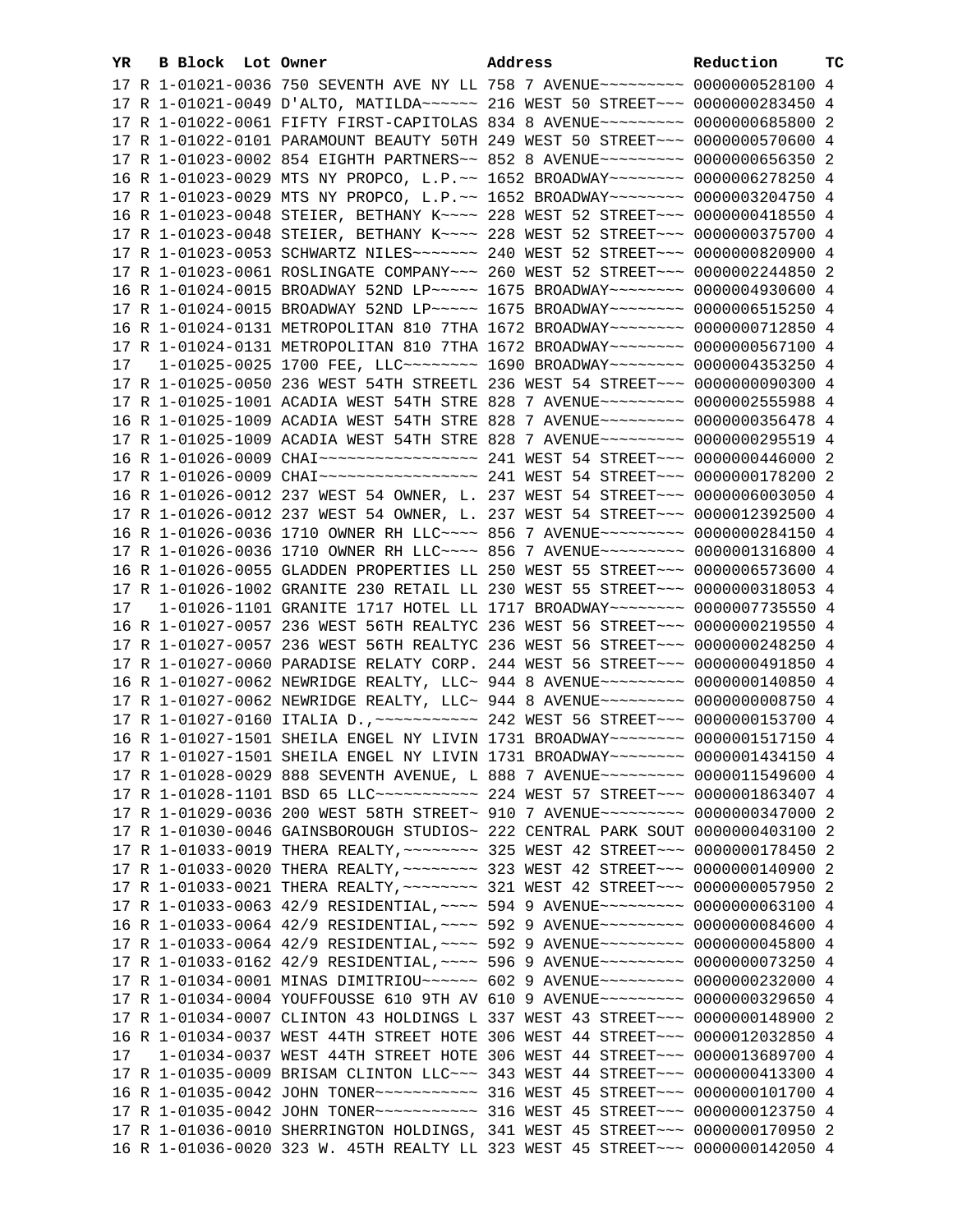| YR | B | Block | Lot | Owner | Address | Reduction | TC |
|---|---|---|---|---|---|---|---|
| 17 | R | 1-01021-0036 | | 750 SEVENTH AVE NY LL | 758 7 AVENUE~~~~~~~~~ | 0000000528100 | 4 |
| 17 | R | 1-01021-0049 | | D'ALTO, MATILDA~~~~~~ | 216 WEST 50 STREET~~~ | 0000000283450 | 4 |
| 17 | R | 1-01022-0061 | | FIFTY FIRST-CAPITOLAS | 834 8 AVENUE~~~~~~~~~ | 0000000685800 | 2 |
| 17 | R | 1-01022-0101 | | PARAMOUNT BEAUTY 50TH | 249 WEST 50 STREET~~~ | 0000000570600 | 4 |
| 17 | R | 1-01023-0002 | | 854 EIGHTH PARTNERS~~ | 852 8 AVENUE~~~~~~~~~ | 0000000656350 | 2 |
| 16 | R | 1-01023-0029 | | MTS NY PROPCO, L.P.~~ | 1652 BROADWAY~~~~~~~~ | 0000006278250 | 4 |
| 17 | R | 1-01023-0029 | | MTS NY PROPCO, L.P.~~ | 1652 BROADWAY~~~~~~~~ | 0000003204750 | 4 |
| 16 | R | 1-01023-0048 | | STEIER, BETHANY K~~~~ | 228 WEST 52 STREET~~~ | 0000000418550 | 4 |
| 17 | R | 1-01023-0048 | | STEIER, BETHANY K~~~~ | 228 WEST 52 STREET~~~ | 0000000375700 | 4 |
| 17 | R | 1-01023-0053 | | SCHWARTZ NILES~~~~~~~ | 240 WEST 52 STREET~~~ | 0000000820900 | 4 |
| 17 | R | 1-01023-0061 | | ROSLINGATE COMPANY~~~ | 260 WEST 52 STREET~~~ | 0000002244850 | 2 |
| 16 | R | 1-01024-0015 | | BROADWAY 52ND LP~~~~~ | 1675 BROADWAY~~~~~~~~ | 0000004930600 | 4 |
| 17 | R | 1-01024-0015 | | BROADWAY 52ND LP~~~~~ | 1675 BROADWAY~~~~~~~~ | 0000006515250 | 4 |
| 16 | R | 1-01024-0131 | | METROPOLITAN 810 7THA | 1672 BROADWAY~~~~~~~~ | 0000000712850 | 4 |
| 17 | R | 1-01024-0131 | | METROPOLITAN 810 7THA | 1672 BROADWAY~~~~~~~~ | 0000000567100 | 4 |
| 17 | | 1-01025-0025 | | 1700 FEE, LLC~~~~~~~~ | 1690 BROADWAY~~~~~~~~ | 0000004353250 | 4 |
| 17 | R | 1-01025-0050 | | 236 WEST 54TH STREETL | 236 WEST 54 STREET~~~ | 0000000090300 | 4 |
| 17 | R | 1-01025-1001 | | ACADIA WEST 54TH STRE | 828 7 AVENUE~~~~~~~~~ | 0000002555988 | 4 |
| 16 | R | 1-01025-1009 | | ACADIA WEST 54TH STRE | 828 7 AVENUE~~~~~~~~~ | 0000000356478 | 4 |
| 17 | R | 1-01025-1009 | | ACADIA WEST 54TH STRE | 828 7 AVENUE~~~~~~~~~ | 0000000295519 | 4 |
| 16 | R | 1-01026-0009 | | CHAI~~~~~~~~~~~~~~~~~ | 241 WEST 54 STREET~~~ | 0000000446000 | 2 |
| 17 | R | 1-01026-0009 | | CHAI~~~~~~~~~~~~~~~~~ | 241 WEST 54 STREET~~~ | 0000000178200 | 2 |
| 16 | R | 1-01026-0012 | | 237 WEST 54 OWNER, L. | 237 WEST 54 STREET~~~ | 0000006003050 | 4 |
| 17 | R | 1-01026-0012 | | 237 WEST 54 OWNER, L. | 237 WEST 54 STREET~~~ | 0000012392500 | 4 |
| 16 | R | 1-01026-0036 | | 1710 OWNER RH LLC~~~~ | 856 7 AVENUE~~~~~~~~~ | 0000000284150 | 4 |
| 17 | R | 1-01026-0036 | | 1710 OWNER RH LLC~~~~ | 856 7 AVENUE~~~~~~~~~ | 0000001316800 | 4 |
| 16 | R | 1-01026-0055 | | GLADDEN PROPERTIES LL | 250 WEST 55 STREET~~~ | 0000006573600 | 4 |
| 17 | R | 1-01026-1002 | | GRANITE 230 RETAIL LL | 230 WEST 55 STREET~~~ | 0000000318053 | 4 |
| 17 | | 1-01026-1101 | | GRANITE 1717 HOTEL LL | 1717 BROADWAY~~~~~~~~ | 0000007735550 | 4 |
| 16 | R | 1-01027-0057 | | 236 WEST 56TH REALTYC | 236 WEST 56 STREET~~~ | 0000000219550 | 4 |
| 17 | R | 1-01027-0057 | | 236 WEST 56TH REALTYC | 236 WEST 56 STREET~~~ | 0000000248250 | 4 |
| 17 | R | 1-01027-0060 | | PARADISE RELATY CORP. | 244 WEST 56 STREET~~~ | 0000000491850 | 4 |
| 16 | R | 1-01027-0062 | | NEWRIDGE REALTY, LLC~ | 944 8 AVENUE~~~~~~~~~ | 0000000140850 | 4 |
| 17 | R | 1-01027-0062 | | NEWRIDGE REALTY, LLC~ | 944 8 AVENUE~~~~~~~~~ | 0000000008750 | 4 |
| 17 | R | 1-01027-0160 | | ITALIA D.,~~~~~~~~~~~ | 242 WEST 56 STREET~~~ | 0000000153700 | 4 |
| 16 | R | 1-01027-1501 | | SHEILA ENGEL NY LIVIN | 1731 BROADWAY~~~~~~~~ | 0000001517150 | 4 |
| 17 | R | 1-01027-1501 | | SHEILA ENGEL NY LIVIN | 1731 BROADWAY~~~~~~~~ | 0000001434150 | 4 |
| 17 | R | 1-01028-0029 | | 888 SEVENTH AVENUE, L | 888 7 AVENUE~~~~~~~~~ | 0000011549600 | 4 |
| 17 | R | 1-01028-1101 | | BSD 65 LLC~~~~~~~~~~~ | 224 WEST 57 STREET~~~ | 0000001863407 | 4 |
| 17 | R | 1-01029-0036 | | 200 WEST 58TH STREET~ | 910 7 AVENUE~~~~~~~~~ | 0000000347000 | 2 |
| 17 | R | 1-01030-0046 | | GAINSBOROUGH STUDIOS~ | 222 CENTRAL PARK SOUT | 0000000403100 | 2 |
| 17 | R | 1-01033-0019 | | THERA REALTY,~~~~~~~~ | 325 WEST 42 STREET~~~ | 0000000178450 | 2 |
| 17 | R | 1-01033-0020 | | THERA REALTY,~~~~~~~~ | 323 WEST 42 STREET~~~ | 0000000140900 | 2 |
| 17 | R | 1-01033-0021 | | THERA REALTY,~~~~~~~~ | 321 WEST 42 STREET~~~ | 0000000057950 | 2 |
| 17 | R | 1-01033-0063 | | 42/9 RESIDENTIAL,~~~~ | 594 9 AVENUE~~~~~~~~~ | 0000000063100 | 4 |
| 16 | R | 1-01033-0064 | | 42/9 RESIDENTIAL,~~~~ | 592 9 AVENUE~~~~~~~~~ | 0000000084600 | 4 |
| 17 | R | 1-01033-0064 | | 42/9 RESIDENTIAL,~~~~ | 592 9 AVENUE~~~~~~~~~ | 0000000045800 | 4 |
| 17 | R | 1-01033-0162 | | 42/9 RESIDENTIAL,~~~~ | 596 9 AVENUE~~~~~~~~~ | 0000000073250 | 4 |
| 17 | R | 1-01034-0001 | | MINAS DIMITRIOU~~~~~~ | 602 9 AVENUE~~~~~~~~~ | 0000000232000 | 4 |
| 17 | R | 1-01034-0004 | | YOUFFOUSSE 610 9TH AV | 610 9 AVENUE~~~~~~~~~ | 0000000329650 | 4 |
| 17 | R | 1-01034-0007 | | CLINTON 43 HOLDINGS L | 337 WEST 43 STREET~~~ | 0000000148900 | 2 |
| 16 | R | 1-01034-0037 | | WEST 44TH STREET HOTE | 306 WEST 44 STREET~~~ | 0000012032850 | 4 |
| 17 | | 1-01034-0037 | | WEST 44TH STREET HOTE | 306 WEST 44 STREET~~~ | 0000013689700 | 4 |
| 17 | R | 1-01035-0009 | | BRISAM CLINTON LLC~~~ | 343 WEST 44 STREET~~~ | 0000000413300 | 4 |
| 16 | R | 1-01035-0042 | | JOHN TONER~~~~~~~~~~~ | 316 WEST 45 STREET~~~ | 0000000101700 | 4 |
| 17 | R | 1-01035-0042 | | JOHN TONER~~~~~~~~~~~ | 316 WEST 45 STREET~~~ | 0000000123750 | 4 |
| 17 | R | 1-01036-0010 | | SHERRINGTON HOLDINGS, | 341 WEST 45 STREET~~~ | 0000000170950 | 2 |
| 16 | R | 1-01036-0020 | | 323 W. 45TH REALTY LL | 323 WEST 45 STREET~~~ | 0000000142050 | 4 |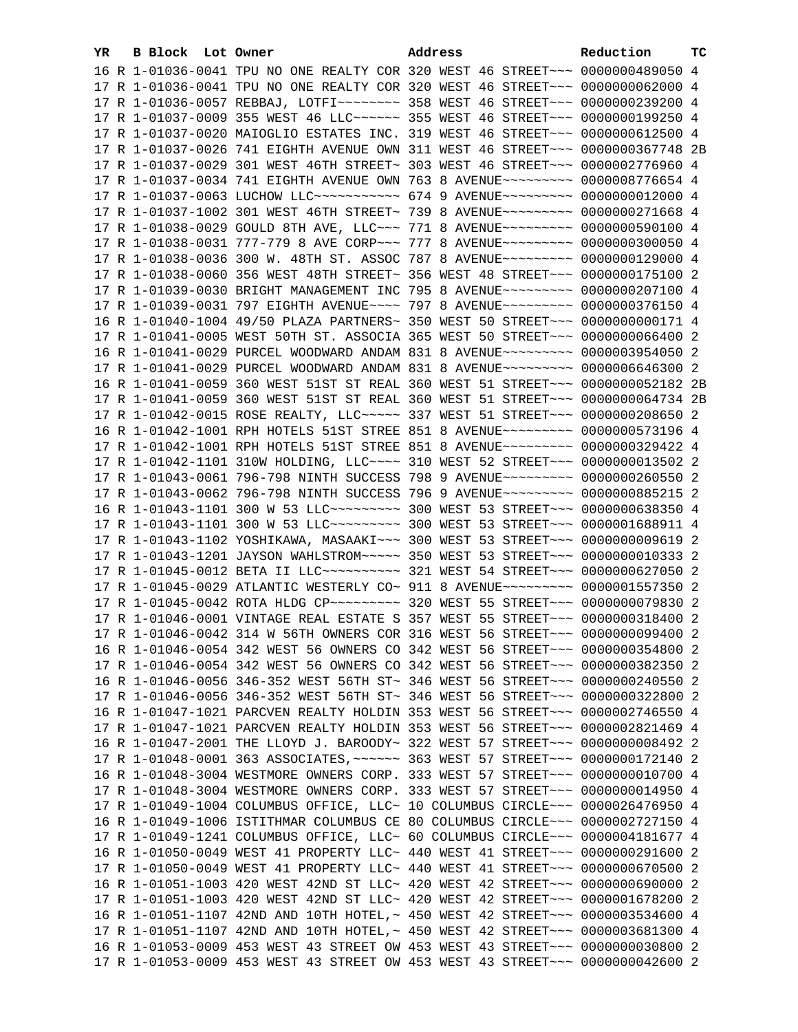| YR | B | Block | Lot | Owner | Address | Reduction | TC |
|---|---|---|---|---|---|---|---|
| 16 | R | 1-01036-0041 | | TPU NO ONE REALTY COR | 320 WEST 46 STREET~~~ | 0000000489050 | 4 |
| 17 | R | 1-01036-0041 | | TPU NO ONE REALTY COR | 320 WEST 46 STREET~~~ | 0000000062000 | 4 |
| 17 | R | 1-01036-0057 | | REBBAJ, LOTFI~~~~~~~~ | 358 WEST 46 STREET~~~ | 0000000239200 | 4 |
| 17 | R | 1-01037-0009 | | 355 WEST 46 LLC~~~~~~ | 355 WEST 46 STREET~~~ | 0000000199250 | 4 |
| 17 | R | 1-01037-0020 | | MAIOGLIO ESTATES INC. | 319 WEST 46 STREET~~~ | 0000000612500 | 4 |
| 17 | R | 1-01037-0026 | | 741 EIGHTH AVENUE OWN | 311 WEST 46 STREET~~~ | 0000000367748 | 2B |
| 17 | R | 1-01037-0029 | | 301 WEST 46TH STREET~ | 303 WEST 46 STREET~~~ | 0000002776960 | 4 |
| 17 | R | 1-01037-0034 | | 741 EIGHTH AVENUE OWN | 763 8 AVENUE~~~~~~~~~ | 0000008776654 | 4 |
| 17 | R | 1-01037-0063 | | LUCHOW LLC~~~~~~~~~~~ | 674 9 AVENUE~~~~~~~~~ | 0000000012000 | 4 |
| 17 | R | 1-01037-1002 | | 301 WEST 46TH STREET~ | 739 8 AVENUE~~~~~~~~~ | 0000000271668 | 4 |
| 17 | R | 1-01038-0029 | | GOULD 8TH AVE, LLC~~~ | 771 8 AVENUE~~~~~~~~~ | 0000000590100 | 4 |
| 17 | R | 1-01038-0031 | | 777-779 8 AVE CORP~~~ | 777 8 AVENUE~~~~~~~~~ | 0000000300050 | 4 |
| 17 | R | 1-01038-0036 | | 300 W. 48TH ST. ASSOC | 787 8 AVENUE~~~~~~~~~ | 0000000129000 | 4 |
| 17 | R | 1-01038-0060 | | 356 WEST 48TH STREET~ | 356 WEST 48 STREET~~~ | 0000000175100 | 2 |
| 17 | R | 1-01039-0030 | | BRIGHT MANAGEMENT INC | 795 8 AVENUE~~~~~~~~~ | 0000000207100 | 4 |
| 17 | R | 1-01039-0031 | | 797 EIGHTH AVENUE~~~~ | 797 8 AVENUE~~~~~~~~~ | 0000000376150 | 4 |
| 16 | R | 1-01040-1004 | | 49/50 PLAZA PARTNERS~ | 350 WEST 50 STREET~~~ | 0000000000171 | 4 |
| 17 | R | 1-01041-0005 | | WEST 50TH ST. ASSOCIA | 365 WEST 50 STREET~~~ | 0000000066400 | 2 |
| 16 | R | 1-01041-0029 | | PURCEL WOODWARD ANDAM | 831 8 AVENUE~~~~~~~~~ | 0000003954050 | 2 |
| 17 | R | 1-01041-0029 | | PURCEL WOODWARD ANDAM | 831 8 AVENUE~~~~~~~~~ | 0000006646300 | 2 |
| 16 | R | 1-01041-0059 | | 360 WEST 51ST ST REAL | 360 WEST 51 STREET~~~ | 0000000052182 | 2B |
| 17 | R | 1-01041-0059 | | 360 WEST 51ST ST REAL | 360 WEST 51 STREET~~~ | 0000000064734 | 2B |
| 17 | R | 1-01042-0015 | | ROSE REALTY, LLC~~~~~ | 337 WEST 51 STREET~~~ | 0000000208650 | 2 |
| 16 | R | 1-01042-1001 | | RPH HOTELS 51ST STREE | 851 8 AVENUE~~~~~~~~~ | 0000000573196 | 4 |
| 17 | R | 1-01042-1001 | | RPH HOTELS 51ST STREE | 851 8 AVENUE~~~~~~~~~ | 0000000329422 | 4 |
| 17 | R | 1-01042-1101 | | 310W HOLDING, LLC~~~~ | 310 WEST 52 STREET~~~ | 0000000013502 | 2 |
| 17 | R | 1-01043-0061 | | 796-798 NINTH SUCCESS | 798 9 AVENUE~~~~~~~~~ | 0000000260550 | 2 |
| 17 | R | 1-01043-0062 | | 796-798 NINTH SUCCESS | 796 9 AVENUE~~~~~~~~~ | 0000000885215 | 2 |
| 16 | R | 1-01043-1101 | | 300 W 53 LLC~~~~~~~~~ | 300 WEST 53 STREET~~~ | 0000000638350 | 4 |
| 17 | R | 1-01043-1101 | | 300 W 53 LLC~~~~~~~~~ | 300 WEST 53 STREET~~~ | 0000001688911 | 4 |
| 17 | R | 1-01043-1102 | | YOSHIKAWA, MASAAKI~~~ | 300 WEST 53 STREET~~~ | 0000000009619 | 2 |
| 17 | R | 1-01043-1201 | | JAYSON WAHLSTROM~~~~~ | 350 WEST 53 STREET~~~ | 0000000010333 | 2 |
| 17 | R | 1-01045-0012 | | BETA II LLC~~~~~~~~~~ | 321 WEST 54 STREET~~~ | 0000000627050 | 2 |
| 17 | R | 1-01045-0029 | | ATLANTIC WESTERLY CO~ | 911 8 AVENUE~~~~~~~~~ | 0000001557350 | 2 |
| 17 | R | 1-01045-0042 | | ROTA HLDG CP~~~~~~~~~ | 320 WEST 55 STREET~~~ | 0000000079830 | 2 |
| 17 | R | 1-01046-0001 | | VINTAGE REAL ESTATE S | 357 WEST 55 STREET~~~ | 0000000318400 | 2 |
| 17 | R | 1-01046-0042 | | 314 W 56TH OWNERS COR | 316 WEST 56 STREET~~~ | 0000000099400 | 2 |
| 16 | R | 1-01046-0054 | | 342 WEST 56 OWNERS CO | 342 WEST 56 STREET~~~ | 0000000354800 | 2 |
| 17 | R | 1-01046-0054 | | 342 WEST 56 OWNERS CO | 342 WEST 56 STREET~~~ | 0000000382350 | 2 |
| 16 | R | 1-01046-0056 | | 346-352 WEST 56TH ST~ | 346 WEST 56 STREET~~~ | 0000000240550 | 2 |
| 17 | R | 1-01046-0056 | | 346-352 WEST 56TH ST~ | 346 WEST 56 STREET~~~ | 0000000322800 | 2 |
| 16 | R | 1-01047-1021 | | PARCVEN REALTY HOLDIN | 353 WEST 56 STREET~~~ | 0000002746550 | 4 |
| 17 | R | 1-01047-1021 | | PARCVEN REALTY HOLDIN | 353 WEST 56 STREET~~~ | 0000002821469 | 4 |
| 16 | R | 1-01047-2001 | | THE LLOYD J. BAROODY~ | 322 WEST 57 STREET~~~ | 0000000008492 | 2 |
| 17 | R | 1-01048-0001 | | 363 ASSOCIATES,~~~~~~ | 363 WEST 57 STREET~~~ | 0000000172140 | 2 |
| 16 | R | 1-01048-3004 | | WESTMORE OWNERS CORP. | 333 WEST 57 STREET~~~ | 0000000010700 | 4 |
| 17 | R | 1-01048-3004 | | WESTMORE OWNERS CORP. | 333 WEST 57 STREET~~~ | 0000000014950 | 4 |
| 17 | R | 1-01049-1004 | | COLUMBUS OFFICE, LLC~ | 10 COLUMBUS CIRCLE~~~ | 0000026476950 | 4 |
| 16 | R | 1-01049-1006 | | ISTITHMAR COLUMBUS CE | 80 COLUMBUS CIRCLE~~~ | 0000002727150 | 4 |
| 17 | R | 1-01049-1241 | | COLUMBUS OFFICE, LLC~ | 60 COLUMBUS CIRCLE~~~ | 0000004181677 | 4 |
| 16 | R | 1-01050-0049 | | WEST 41 PROPERTY LLC~ | 440 WEST 41 STREET~~~ | 0000000291600 | 2 |
| 17 | R | 1-01050-0049 | | WEST 41 PROPERTY LLC~ | 440 WEST 41 STREET~~~ | 0000000670500 | 2 |
| 16 | R | 1-01051-1003 | | 420 WEST 42ND ST LLC~ | 420 WEST 42 STREET~~~ | 0000000690000 | 2 |
| 17 | R | 1-01051-1003 | | 420 WEST 42ND ST LLC~ | 420 WEST 42 STREET~~~ | 0000001678200 | 2 |
| 16 | R | 1-01051-1107 | | 42ND AND 10TH HOTEL,~ | 450 WEST 42 STREET~~~ | 0000003534600 | 4 |
| 17 | R | 1-01051-1107 | | 42ND AND 10TH HOTEL,~ | 450 WEST 42 STREET~~~ | 0000003681300 | 4 |
| 16 | R | 1-01053-0009 | | 453 WEST 43 STREET OW | 453 WEST 43 STREET~~~ | 0000000030800 | 2 |
| 17 | R | 1-01053-0009 | | 453 WEST 43 STREET OW | 453 WEST 43 STREET~~~ | 0000000042600 | 2 |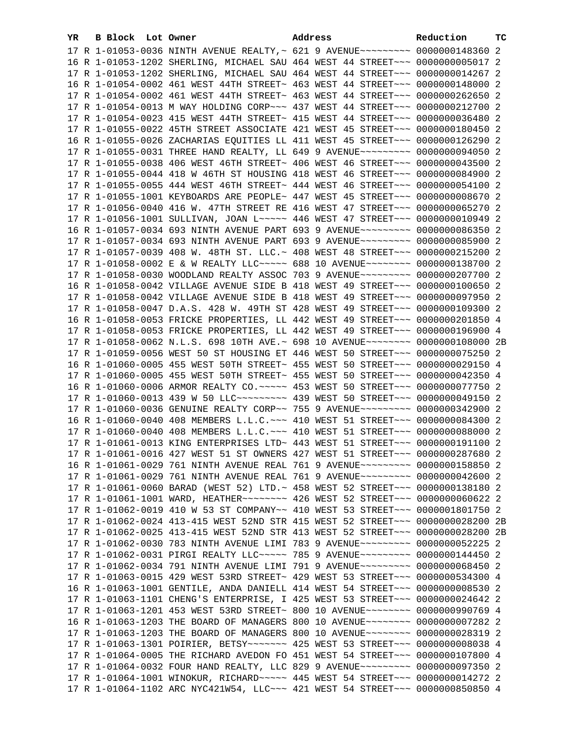| YR | B | Block | Lot | Owner | Address | Reduction | TC |
|---|---|---|---|---|---|---|---|
| 17 | R | 1-01053-0036 | | NINTH AVENUE REALTY,~ | 621 9 AVENUE~~~~~~~~~ | 0000000148360 | 2 |
| 16 | R | 1-01053-1202 | | SHERLING, MICHAEL SAU | 464 WEST 44 STREET~~~ | 0000000005017 | 2 |
| 17 | R | 1-01053-1202 | | SHERLING, MICHAEL SAU | 464 WEST 44 STREET~~~ | 0000000014267 | 2 |
| 16 | R | 1-01054-0002 | | 461 WEST 44TH STREET~ | 463 WEST 44 STREET~~~ | 0000000148000 | 2 |
| 17 | R | 1-01054-0002 | | 461 WEST 44TH STREET~ | 463 WEST 44 STREET~~~ | 0000000262650 | 2 |
| 17 | R | 1-01054-0013 | | M WAY HOLDING CORP~~~ | 437 WEST 44 STREET~~~ | 0000000212700 | 2 |
| 17 | R | 1-01054-0023 | | 415 WEST 44TH STREET~ | 415 WEST 44 STREET~~~ | 0000000036480 | 2 |
| 17 | R | 1-01055-0022 | | 45TH STREET ASSOCIATE | 421 WEST 45 STREET~~~ | 0000000180450 | 2 |
| 16 | R | 1-01055-0026 | | ZACHARIAS EQUITIES LL | 411 WEST 45 STREET~~~ | 0000000126290 | 2 |
| 17 | R | 1-01055-0031 | | THREE HAND REALTY, LL | 649 9 AVENUE~~~~~~~~~ | 0000000094050 | 2 |
| 17 | R | 1-01055-0038 | | 406 WEST 46TH STREET~ | 406 WEST 46 STREET~~~ | 0000000043500 | 2 |
| 17 | R | 1-01055-0044 | | 418 W 46TH ST HOUSING | 418 WEST 46 STREET~~~ | 0000000084900 | 2 |
| 17 | R | 1-01055-0055 | | 444 WEST 46TH STREET~ | 444 WEST 46 STREET~~~ | 0000000054100 | 2 |
| 17 | R | 1-01055-1001 | | KEYBOARDS ARE PEOPLE~ | 447 WEST 45 STREET~~~ | 0000000008670 | 2 |
| 17 | R | 1-01056-0040 | | 416 W. 47TH STREET RE | 416 WEST 47 STREET~~~ | 0000000065270 | 2 |
| 17 | R | 1-01056-1001 | | SULLIVAN, JOAN L~~~~~ | 446 WEST 47 STREET~~~ | 0000000010949 | 2 |
| 16 | R | 1-01057-0034 | | 693 NINTH AVENUE PART | 693 9 AVENUE~~~~~~~~~ | 0000000086350 | 2 |
| 17 | R | 1-01057-0034 | | 693 NINTH AVENUE PART | 693 9 AVENUE~~~~~~~~~ | 0000000085900 | 2 |
| 17 | R | 1-01057-0039 | | 408 W. 48TH ST. LLC.~ | 408 WEST 48 STREET~~~ | 0000000215200 | 2 |
| 17 | R | 1-01058-0002 | | E & W REALTY LLC~~~~~ | 688 10 AVENUE~~~~~~~~ | 0000000138700 | 2 |
| 17 | R | 1-01058-0030 | | WOODLAND REALTY ASSOC | 703 9 AVENUE~~~~~~~~~ | 0000000207700 | 2 |
| 16 | R | 1-01058-0042 | | VILLAGE AVENUE SIDE B | 418 WEST 49 STREET~~~ | 0000000100650 | 2 |
| 17 | R | 1-01058-0042 | | VILLAGE AVENUE SIDE B | 418 WEST 49 STREET~~~ | 0000000097950 | 2 |
| 17 | R | 1-01058-0047 | | D.A.S. 428 W. 49TH ST | 428 WEST 49 STREET~~~ | 0000000109300 | 2 |
| 16 | R | 1-01058-0053 | | FRICKE PROPERTIES, LL | 442 WEST 49 STREET~~~ | 0000000201850 | 4 |
| 17 | R | 1-01058-0053 | | FRICKE PROPERTIES, LL | 442 WEST 49 STREET~~~ | 0000000196900 | 4 |
| 17 | R | 1-01058-0062 | | N.L.S. 698 10TH AVE.~ | 698 10 AVENUE~~~~~~~~ | 0000000108000 | 2B |
| 17 | R | 1-01059-0056 | | WEST 50 ST HOUSING ET | 446 WEST 50 STREET~~~ | 0000000075250 | 2 |
| 16 | R | 1-01060-0005 | | 455 WEST 50TH STREET~ | 455 WEST 50 STREET~~~ | 0000000029150 | 4 |
| 17 | R | 1-01060-0005 | | 455 WEST 50TH STREET~ | 455 WEST 50 STREET~~~ | 0000000042350 | 4 |
| 16 | R | 1-01060-0006 | | ARMOR REALTY CO.~~~~~ | 453 WEST 50 STREET~~~ | 0000000077750 | 2 |
| 17 | R | 1-01060-0013 | | 439 W 50 LLC~~~~~~~~~ | 439 WEST 50 STREET~~~ | 0000000049150 | 2 |
| 17 | R | 1-01060-0036 | | GENUINE REALTY CORP~~ | 755 9 AVENUE~~~~~~~~~ | 0000000342900 | 2 |
| 16 | R | 1-01060-0040 | | 408 MEMBERS L.L.C.~~~ | 410 WEST 51 STREET~~~ | 0000000084300 | 2 |
| 17 | R | 1-01060-0040 | | 408 MEMBERS L.L.C.~~~ | 410 WEST 51 STREET~~~ | 0000000088000 | 2 |
| 17 | R | 1-01061-0013 | | KING ENTERPRISES LTD~ | 443 WEST 51 STREET~~~ | 0000000191100 | 2 |
| 17 | R | 1-01061-0016 | | 427 WEST 51 ST OWNERS | 427 WEST 51 STREET~~~ | 0000000287680 | 2 |
| 16 | R | 1-01061-0029 | | 761 NINTH AVENUE REAL | 761 9 AVENUE~~~~~~~~~ | 0000000158850 | 2 |
| 17 | R | 1-01061-0029 | | 761 NINTH AVENUE REAL | 761 9 AVENUE~~~~~~~~~ | 0000000042600 | 2 |
| 17 | R | 1-01061-0060 | | BARAD (WEST 52) LTD.~ | 458 WEST 52 STREET~~~ | 0000000138180 | 2 |
| 17 | R | 1-01061-1001 | | WARD, HEATHER~~~~~~~~ | 426 WEST 52 STREET~~~ | 0000000060622 | 2 |
| 17 | R | 1-01062-0019 | | 410 W 53 ST COMPANY~~ | 410 WEST 53 STREET~~~ | 0000001801750 | 2 |
| 17 | R | 1-01062-0024 | | 413-415 WEST 52ND STR | 415 WEST 52 STREET~~~ | 0000000028200 | 2B |
| 17 | R | 1-01062-0025 | | 413-415 WEST 52ND STR | 413 WEST 52 STREET~~~ | 0000000028200 | 2B |
| 17 | R | 1-01062-0030 | | 783 NINTH AVENUE LIMI | 783 9 AVENUE~~~~~~~~~ | 0000000052225 | 2 |
| 17 | R | 1-01062-0031 | | PIRGI REALTY LLC~~~~~ | 785 9 AVENUE~~~~~~~~~ | 0000000144450 | 2 |
| 17 | R | 1-01062-0034 | | 791 NINTH AVENUE LIMI | 791 9 AVENUE~~~~~~~~~ | 0000000068450 | 2 |
| 17 | R | 1-01063-0015 | | 429 WEST 53RD STREET~ | 429 WEST 53 STREET~~~ | 0000000534300 | 4 |
| 16 | R | 1-01063-1001 | | GENTILE, ANDA DANIELL | 414 WEST 54 STREET~~~ | 0000000008530 | 2 |
| 17 | R | 1-01063-1101 | | CHENG'S ENTERPRISE, I | 425 WEST 53 STREET~~~ | 0000000024642 | 2 |
| 17 | R | 1-01063-1201 | | 453 WEST 53RD STREET~ | 800 10 AVENUE~~~~~~~~ | 0000000990769 | 4 |
| 16 | R | 1-01063-1203 | | THE BOARD OF MANAGERS | 800 10 AVENUE~~~~~~~~ | 0000000007282 | 2 |
| 17 | R | 1-01063-1203 | | THE BOARD OF MANAGERS | 800 10 AVENUE~~~~~~~~ | 0000000028319 | 2 |
| 17 | R | 1-01063-1301 | | POIRIER, BETSY~~~~~~~ | 425 WEST 53 STREET~~~ | 0000000008038 | 4 |
| 17 | R | 1-01064-0005 | | THE RICHARD AVEDON FO | 451 WEST 54 STREET~~~ | 0000000107800 | 4 |
| 17 | R | 1-01064-0032 | | FOUR HAND REALTY, LLC | 829 9 AVENUE~~~~~~~~~ | 0000000097350 | 2 |
| 17 | R | 1-01064-1001 | | WINOKUR, RICHARD~~~~~ | 445 WEST 54 STREET~~~ | 0000000014272 | 2 |
| 17 | R | 1-01064-1102 | | ARC NYC421W54, LLC~~~ | 421 WEST 54 STREET~~~ | 0000000850850 | 4 |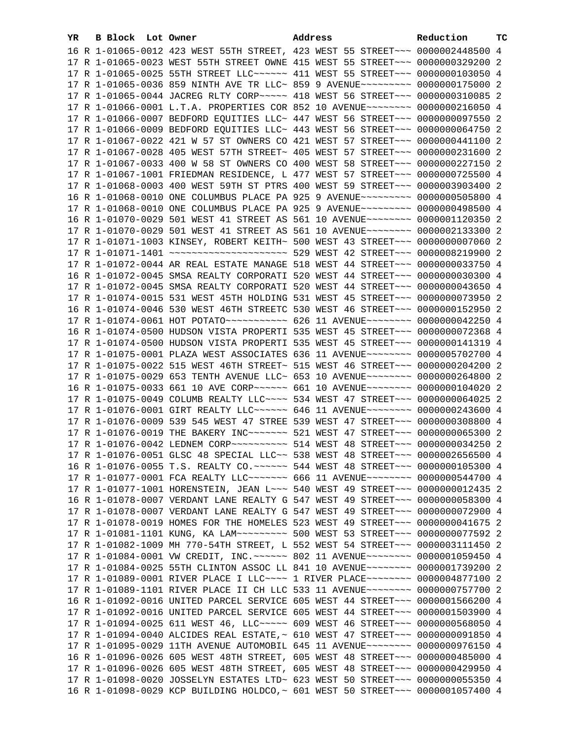| YR | B | Block | Lot | Owner | Address | Reduction | TC |
|---|---|---|---|---|---|---|---|
| 16 | R | 1-01065-0012 | | 423 WEST 55TH STREET, | 423 WEST 55 STREET~~~ | 0000002448500 | 4 |
| 17 | R | 1-01065-0023 | | WEST 55TH STREET OWNE | 415 WEST 55 STREET~~~ | 0000000329200 | 2 |
| 17 | R | 1-01065-0025 | | 55TH STREET LLC~~~~~~ | 411 WEST 55 STREET~~~ | 0000000103050 | 4 |
| 17 | R | 1-01065-0036 | | 859 NINTH AVE TR LLC~ | 859 9 AVENUE~~~~~~~~~ | 0000000175000 | 2 |
| 17 | R | 1-01065-0044 | | JACREG RLTY CORP~~~~~ | 418 WEST 56 STREET~~~ | 0000000310085 | 2 |
| 17 | R | 1-01066-0001 | | L.T.A. PROPERTIES COR | 852 10 AVENUE~~~~~~~~ | 0000000216050 | 4 |
| 17 | R | 1-01066-0007 | | BEDFORD EQUITIES LLC~ | 447 WEST 56 STREET~~~ | 0000000097550 | 2 |
| 17 | R | 1-01066-0009 | | BEDFORD EQUITIES LLC~ | 443 WEST 56 STREET~~~ | 0000000064750 | 2 |
| 17 | R | 1-01067-0022 | | 421 W 57 ST OWNERS CO | 421 WEST 57 STREET~~~ | 0000000441100 | 2 |
| 17 | R | 1-01067-0028 | | 405 WEST 57TH STREET~ | 405 WEST 57 STREET~~~ | 0000000231600 | 2 |
| 17 | R | 1-01067-0033 | | 400 W 58 ST OWNERS CO | 400 WEST 58 STREET~~~ | 0000000227150 | 2 |
| 17 | R | 1-01067-1001 | | FRIEDMAN RESIDENCE, L | 477 WEST 57 STREET~~~ | 0000000725500 | 4 |
| 17 | R | 1-01068-0003 | | 400 WEST 59TH ST PTRS | 400 WEST 59 STREET~~~ | 0000003903400 | 2 |
| 16 | R | 1-01068-0010 | | ONE COLUMBUS PLACE PA | 925 9 AVENUE~~~~~~~~~ | 0000000505800 | 4 |
| 17 | R | 1-01068-0010 | | ONE COLUMBUS PLACE PA | 925 9 AVENUE~~~~~~~~~ | 0000000498500 | 4 |
| 16 | R | 1-01070-0029 | | 501 WEST 41 STREET AS | 561 10 AVENUE~~~~~~~~ | 0000001120350 | 2 |
| 17 | R | 1-01070-0029 | | 501 WEST 41 STREET AS | 561 10 AVENUE~~~~~~~~ | 0000002133300 | 2 |
| 17 | R | 1-01071-1003 | | KINSEY, ROBERT KEITH~ | 500 WEST 43 STREET~~~ | 0000000007060 | 2 |
| 17 | R | 1-01071-1401 | | ~~~~~~~~~~~~~~~~~~~~~ | 529 WEST 42 STREET~~~ | 0000008219900 | 2 |
| 17 | R | 1-01072-0044 | | AR REAL ESTATE MANAGE | 518 WEST 44 STREET~~~ | 0000000033750 | 4 |
| 16 | R | 1-01072-0045 | | SMSA REALTY CORPORATI | 520 WEST 44 STREET~~~ | 0000000030300 | 4 |
| 17 | R | 1-01072-0045 | | SMSA REALTY CORPORATI | 520 WEST 44 STREET~~~ | 0000000043650 | 4 |
| 17 | R | 1-01074-0015 | | 531 WEST 45TH HOLDING | 531 WEST 45 STREET~~~ | 0000000073950 | 2 |
| 16 | R | 1-01074-0046 | | 530 WEST 46TH STREETC | 530 WEST 46 STREET~~~ | 0000000152950 | 2 |
| 17 | R | 1-01074-0061 | | HOT POTATO~~~~~~~~~~~ | 626 11 AVENUE~~~~~~~~ | 0000000042250 | 4 |
| 16 | R | 1-01074-0500 | | HUDSON VISTA PROPERTI | 535 WEST 45 STREET~~~ | 0000000072368 | 4 |
| 17 | R | 1-01074-0500 | | HUDSON VISTA PROPERTI | 535 WEST 45 STREET~~~ | 0000000141319 | 4 |
| 17 | R | 1-01075-0001 | | PLAZA WEST ASSOCIATES | 636 11 AVENUE~~~~~~~~ | 0000005702700 | 4 |
| 17 | R | 1-01075-0022 | | 515 WEST 46TH STREET~ | 515 WEST 46 STREET~~~ | 0000000204200 | 2 |
| 17 | R | 1-01075-0029 | | 653 TENTH AVENUE LLC~ | 653 10 AVENUE~~~~~~~~ | 0000000264800 | 2 |
| 16 | R | 1-01075-0033 | | 661 10 AVE CORP~~~~~~ | 661 10 AVENUE~~~~~~~~ | 0000000104020 | 2 |
| 17 | R | 1-01075-0049 | | COLUMB REALTY LLC~~~~ | 534 WEST 47 STREET~~~ | 0000000064025 | 2 |
| 17 | R | 1-01076-0001 | | GIRT REALTY LLC~~~~~~ | 646 11 AVENUE~~~~~~~~ | 0000000243600 | 4 |
| 17 | R | 1-01076-0009 | | 539 545 WEST 47 STREE | 539 WEST 47 STREET~~~ | 0000000308800 | 4 |
| 17 | R | 1-01076-0019 | | THE BAKERY INC~~~~~~~ | 521 WEST 47 STREET~~~ | 0000000065300 | 2 |
| 17 | R | 1-01076-0042 | | LEDNEM CORP~~~~~~~~~~ | 514 WEST 48 STREET~~~ | 0000000034250 | 2 |
| 17 | R | 1-01076-0051 | | GLSC 48 SPECIAL LLC~~ | 538 WEST 48 STREET~~~ | 0000002656500 | 4 |
| 16 | R | 1-01076-0055 | | T.S. REALTY CO.~~~~~~ | 544 WEST 48 STREET~~~ | 0000000105300 | 4 |
| 17 | R | 1-01077-0001 | | FCA REALTY LLC~~~~~~~ | 666 11 AVENUE~~~~~~~~ | 0000000544700 | 4 |
| 17 | R | 1-01077-1001 | | HORENSTEIN, JEAN L~~~ | 540 WEST 49 STREET~~~ | 0000000012435 | 2 |
| 16 | R | 1-01078-0007 | | VERDANT LANE REALTY G | 547 WEST 49 STREET~~~ | 0000000058300 | 4 |
| 17 | R | 1-01078-0007 | | VERDANT LANE REALTY G | 547 WEST 49 STREET~~~ | 0000000072900 | 4 |
| 17 | R | 1-01078-0019 | | HOMES FOR THE HOMELES | 523 WEST 49 STREET~~~ | 0000000041675 | 2 |
| 17 | R | 1-01081-1101 | | KUNG, KA LAM~~~~~~~~~ | 500 WEST 53 STREET~~~ | 0000000077592 | 2 |
| 17 | R | 1-01082-1009 | | MH 770-54TH STREET, L | 552 WEST 54 STREET~~~ | 0000003111450 | 2 |
| 17 | R | 1-01084-0001 | | VW CREDIT, INC.~~~~~~ | 802 11 AVENUE~~~~~~~~ | 0000001059450 | 4 |
| 17 | R | 1-01084-0025 | | 55TH CLINTON ASSOC LL | 841 10 AVENUE~~~~~~~~ | 0000001739200 | 2 |
| 17 | R | 1-01089-0001 | | RIVER PLACE I LLC~~~~ | 1 RIVER PLACE~~~~~~~~ | 0000004877100 | 2 |
| 17 | R | 1-01089-1101 | | RIVER PLACE II CH LLC | 533 11 AVENUE~~~~~~~~ | 0000000757700 | 2 |
| 16 | R | 1-01092-0016 | | UNITED PARCEL SERVICE | 605 WEST 44 STREET~~~ | 0000001566200 | 4 |
| 17 | R | 1-01092-0016 | | UNITED PARCEL SERVICE | 605 WEST 44 STREET~~~ | 0000001503900 | 4 |
| 17 | R | 1-01094-0025 | | 611 WEST 46, LLC~~~~~ | 609 WEST 46 STREET~~~ | 0000000568050 | 4 |
| 17 | R | 1-01094-0040 | | ALCIDES REAL ESTATE,~ | 610 WEST 47 STREET~~~ | 0000000091850 | 4 |
| 17 | R | 1-01095-0029 | | 11TH AVENUE AUTOMOBIL | 645 11 AVENUE~~~~~~~~ | 0000000976150 | 4 |
| 16 | R | 1-01096-0026 | | 605 WEST 48TH STREET, | 605 WEST 48 STREET~~~ | 0000000485000 | 4 |
| 17 | R | 1-01096-0026 | | 605 WEST 48TH STREET, | 605 WEST 48 STREET~~~ | 0000000429950 | 4 |
| 17 | R | 1-01098-0020 | | JOSSELYN ESTATES LTD~ | 623 WEST 50 STREET~~~ | 0000000055350 | 4 |
| 16 | R | 1-01098-0029 | | KCP BUILDING HOLDCO,~ | 601 WEST 50 STREET~~~ | 0000001057400 | 4 |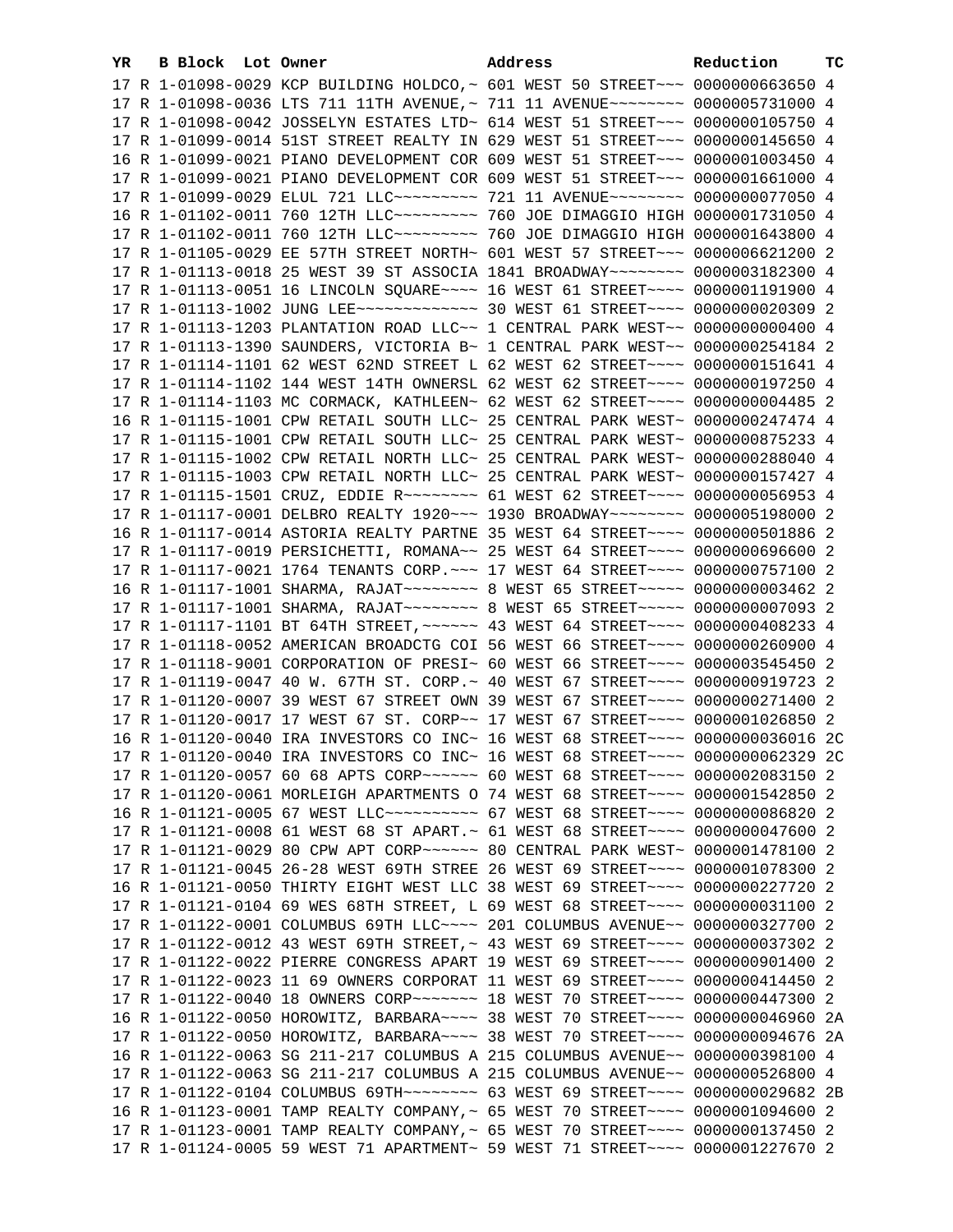| YR | B | Block | Lot | Owner | Address | Reduction | TC |
|---|---|---|---|---|---|---|---|
| 17 | R | 1-01098-0029 | | KCP BUILDING HOLDCO,~ | 601 WEST 50 STREET~~~ | 0000000663650 | 4 |
| 17 | R | 1-01098-0036 | | LTS 711 11TH AVENUE,~ | 711 11 AVENUE~~~~~~~~ | 0000005731000 | 4 |
| 17 | R | 1-01098-0042 | | JOSSELYN ESTATES LTD~ | 614 WEST 51 STREET~~~ | 0000000105750 | 4 |
| 17 | R | 1-01099-0014 | | 51ST STREET REALTY IN | 629 WEST 51 STREET~~~ | 0000000145650 | 4 |
| 16 | R | 1-01099-0021 | | PIANO DEVELOPMENT COR | 609 WEST 51 STREET~~~ | 0000001003450 | 4 |
| 17 | R | 1-01099-0021 | | PIANO DEVELOPMENT COR | 609 WEST 51 STREET~~~ | 0000001661000 | 4 |
| 17 | R | 1-01099-0029 | | ELUL 721 LLC~~~~~~~~~ | 721 11 AVENUE~~~~~~~~ | 0000000077050 | 4 |
| 16 | R | 1-01102-0011 | | 760 12TH LLC~~~~~~~~~ | 760 JOE DIMAGGIO HIGH | 0000001731050 | 4 |
| 17 | R | 1-01102-0011 | | 760 12TH LLC~~~~~~~~~ | 760 JOE DIMAGGIO HIGH | 0000001643800 | 4 |
| 17 | R | 1-01105-0029 | | EE 57TH STREET NORTH~ | 601 WEST 57 STREET~~~ | 0000006621200 | 2 |
| 17 | R | 1-01113-0018 | | 25 WEST 39 ST ASSOCIA | 1841 BROADWAY~~~~~~~~ | 0000003182300 | 4 |
| 17 | R | 1-01113-0051 | | 16 LINCOLN SQUARE~~~~ | 16 WEST 61 STREET~~~~ | 0000001191900 | 4 |
| 17 | R | 1-01113-1002 | | JUNG LEE~~~~~~~~~~~~~ | 30 WEST 61 STREET~~~~ | 0000000020309 | 2 |
| 17 | R | 1-01113-1203 | | PLANTATION ROAD LLC~~ | 1 CENTRAL PARK WEST~~ | 0000000000400 | 4 |
| 17 | R | 1-01113-1390 | | SAUNDERS, VICTORIA B~ | 1 CENTRAL PARK WEST~~ | 0000000254184 | 2 |
| 17 | R | 1-01114-1101 | | 62 WEST 62ND STREET L | 62 WEST 62 STREET~~~~ | 0000000151641 | 4 |
| 17 | R | 1-01114-1102 | | 144 WEST 14TH OWNERSL | 62 WEST 62 STREET~~~~ | 0000000197250 | 4 |
| 17 | R | 1-01114-1103 | | MC CORMACK, KATHLEEN~ | 62 WEST 62 STREET~~~~ | 0000000004485 | 2 |
| 16 | R | 1-01115-1001 | | CPW RETAIL SOUTH LLC~ | 25 CENTRAL PARK WEST~ | 0000000247474 | 4 |
| 17 | R | 1-01115-1001 | | CPW RETAIL SOUTH LLC~ | 25 CENTRAL PARK WEST~ | 0000000875233 | 4 |
| 17 | R | 1-01115-1002 | | CPW RETAIL NORTH LLC~ | 25 CENTRAL PARK WEST~ | 0000000288040 | 4 |
| 17 | R | 1-01115-1003 | | CPW RETAIL NORTH LLC~ | 25 CENTRAL PARK WEST~ | 0000000157427 | 4 |
| 17 | R | 1-01115-1501 | | CRUZ, EDDIE R~~~~~~~~ | 61 WEST 62 STREET~~~~ | 0000000056953 | 4 |
| 17 | R | 1-01117-0001 | | DELBRO REALTY 1920~~~ | 1930 BROADWAY~~~~~~~~ | 0000005198000 | 2 |
| 16 | R | 1-01117-0014 | | ASTORIA REALTY PARTNE | 35 WEST 64 STREET~~~~ | 0000000501886 | 2 |
| 17 | R | 1-01117-0019 | | PERSICHETTI, ROMANA~~ | 25 WEST 64 STREET~~~~ | 0000000696600 | 2 |
| 17 | R | 1-01117-0021 | | 1764 TENANTS CORP.~~~ | 17 WEST 64 STREET~~~~ | 0000000757100 | 2 |
| 16 | R | 1-01117-1001 | | SHARMA, RAJAT~~~~~~~~ | 8 WEST 65 STREET~~~~~ | 0000000003462 | 2 |
| 17 | R | 1-01117-1001 | | SHARMA, RAJAT~~~~~~~~ | 8 WEST 65 STREET~~~~~ | 0000000007093 | 2 |
| 17 | R | 1-01117-1101 | | BT 64TH STREET,~~~~~~ | 43 WEST 64 STREET~~~~ | 0000000408233 | 4 |
| 17 | R | 1-01118-0052 | | AMERICAN BROADCTG COI | 56 WEST 66 STREET~~~~ | 0000000260900 | 4 |
| 17 | R | 1-01118-9001 | | CORPORATION OF PRESI~ | 60 WEST 66 STREET~~~~ | 0000003545450 | 2 |
| 17 | R | 1-01119-0047 | | 40 W. 67TH ST. CORP.~ | 40 WEST 67 STREET~~~~ | 0000000919723 | 2 |
| 17 | R | 1-01120-0007 | | 39 WEST 67 STREET OWN | 39 WEST 67 STREET~~~~ | 0000000271400 | 2 |
| 17 | R | 1-01120-0017 | | 17 WEST 67 ST. CORP~~ | 17 WEST 67 STREET~~~~ | 0000001026850 | 2 |
| 16 | R | 1-01120-0040 | | IRA INVESTORS CO INC~ | 16 WEST 68 STREET~~~~ | 0000000036016 | 2C |
| 17 | R | 1-01120-0040 | | IRA INVESTORS CO INC~ | 16 WEST 68 STREET~~~~ | 0000000062329 | 2C |
| 17 | R | 1-01120-0057 | | 60 68 APTS CORP~~~~~~ | 60 WEST 68 STREET~~~~ | 0000002083150 | 2 |
| 17 | R | 1-01120-0061 | | MORLEIGH APARTMENTS O | 74 WEST 68 STREET~~~~ | 0000001542850 | 2 |
| 16 | R | 1-01121-0005 | | 67 WEST LLC~~~~~~~~~~ | 67 WEST 68 STREET~~~~ | 0000000086820 | 2 |
| 17 | R | 1-01121-0008 | | 61 WEST 68 ST APART.~ | 61 WEST 68 STREET~~~~ | 0000000047600 | 2 |
| 17 | R | 1-01121-0029 | | 80 CPW APT CORP~~~~~~ | 80 CENTRAL PARK WEST~ | 0000001478100 | 2 |
| 17 | R | 1-01121-0045 | | 26-28 WEST 69TH STREE | 26 WEST 69 STREET~~~~ | 0000001078300 | 2 |
| 16 | R | 1-01121-0050 | | THIRTY EIGHT WEST LLC | 38 WEST 69 STREET~~~~ | 0000000227720 | 2 |
| 17 | R | 1-01121-0104 | | 69 WES 68TH STREET, L | 69 WEST 68 STREET~~~~ | 0000000031100 | 2 |
| 17 | R | 1-01122-0001 | | COLUMBUS 69TH LLC~~~~ | 201 COLUMBUS AVENUE~~ | 0000000327700 | 2 |
| 17 | R | 1-01122-0012 | | 43 WEST 69TH STREET,~ | 43 WEST 69 STREET~~~~ | 0000000037302 | 2 |
| 17 | R | 1-01122-0022 | | PIERRE CONGRESS APART | 19 WEST 69 STREET~~~~ | 0000000901400 | 2 |
| 17 | R | 1-01122-0023 | | 11 69 OWNERS CORPORAT | 11 WEST 69 STREET~~~~ | 0000000414450 | 2 |
| 17 | R | 1-01122-0040 | | 18 OWNERS CORP~~~~~~~ | 18 WEST 70 STREET~~~~ | 0000000447300 | 2 |
| 16 | R | 1-01122-0050 | | HOROWITZ, BARBARA~~~~ | 38 WEST 70 STREET~~~~ | 0000000046960 | 2A |
| 17 | R | 1-01122-0050 | | HOROWITZ, BARBARA~~~~ | 38 WEST 70 STREET~~~~ | 0000000094676 | 2A |
| 16 | R | 1-01122-0063 | | SG 211-217 COLUMBUS A | 215 COLUMBUS AVENUE~~ | 0000000398100 | 4 |
| 17 | R | 1-01122-0063 | | SG 211-217 COLUMBUS A | 215 COLUMBUS AVENUE~~ | 0000000526800 | 4 |
| 17 | R | 1-01122-0104 | | COLUMBUS 69TH~~~~~~~~ | 63 WEST 69 STREET~~~~ | 0000000029682 | 2B |
| 16 | R | 1-01123-0001 | | TAMP REALTY COMPANY,~ | 65 WEST 70 STREET~~~~ | 0000001094600 | 2 |
| 17 | R | 1-01123-0001 | | TAMP REALTY COMPANY,~ | 65 WEST 70 STREET~~~~ | 0000000137450 | 2 |
| 17 | R | 1-01124-0005 | | 59 WEST 71 APARTMENT~ | 59 WEST 71 STREET~~~~ | 0000001227670 | 2 |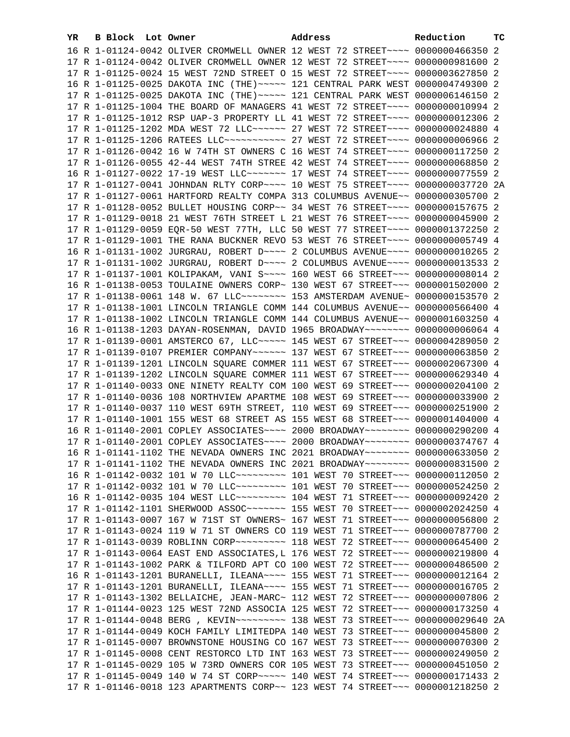| YR | B | Block | Lot | Owner | Address | Reduction | TC |
|---|---|---|---|---|---|---|---|
| 16 | R | 1-01124-0042 | | OLIVER CROMWELL OWNER | 12 WEST 72 STREET~~~~ | 0000000466350 | 2 |
| 17 | R | 1-01124-0042 | | OLIVER CROMWELL OWNER | 12 WEST 72 STREET~~~~ | 0000000981600 | 2 |
| 17 | R | 1-01125-0024 | | 15 WEST 72ND STREET O | 15 WEST 72 STREET~~~~ | 0000003627850 | 2 |
| 16 | R | 1-01125-0025 | | DAKOTA INC (THE)~~~~~ | 121 CENTRAL PARK WEST | 0000004749300 | 2 |
| 17 | R | 1-01125-0025 | | DAKOTA INC (THE)~~~~~ | 121 CENTRAL PARK WEST | 0000006146150 | 2 |
| 17 | R | 1-01125-1004 | | THE BOARD OF MANAGERS | 41 WEST 72 STREET~~~~ | 0000000010994 | 2 |
| 17 | R | 1-01125-1012 | | RSP UAP-3 PROPERTY LL | 41 WEST 72 STREET~~~~ | 0000000012306 | 2 |
| 17 | R | 1-01125-1202 | | MDA WEST 72 LLC~~~~~~ | 27 WEST 72 STREET~~~~ | 0000000024880 | 4 |
| 17 | R | 1-01125-1206 | | RATEES LLC~~~~~~~~~~~ | 27 WEST 72 STREET~~~~ | 0000000006966 | 2 |
| 17 | R | 1-01126-0042 | | 16 W 74TH ST OWNERS C | 16 WEST 74 STREET~~~~ | 0000000117250 | 2 |
| 17 | R | 1-01126-0055 | | 42-44 WEST 74TH STREE | 42 WEST 74 STREET~~~~ | 0000000068850 | 2 |
| 16 | R | 1-01127-0022 | | 17-19 WEST LLC~~~~~~~ | 17 WEST 74 STREET~~~~ | 0000000077559 | 2 |
| 17 | R | 1-01127-0041 | | JOHNDAN RLTY CORP~~~~ | 10 WEST 75 STREET~~~~ | 0000000037720 | 2A |
| 17 | R | 1-01127-0061 | | HARTFORD REALTY COMPA | 313 COLUMBUS AVENUE~~ | 0000000305700 | 2 |
| 17 | R | 1-01128-0052 | | BULLET HOUSING CORP~~ | 34 WEST 76 STREET~~~~ | 0000000157675 | 2 |
| 17 | R | 1-01129-0018 | | 21 WEST 76TH STREET L | 21 WEST 76 STREET~~~~ | 0000000045900 | 2 |
| 17 | R | 1-01129-0059 | | EQR-50 WEST 77TH, LLC | 50 WEST 77 STREET~~~~ | 0000001372250 | 2 |
| 17 | R | 1-01129-1001 | | THE RANA BUCKNER REVO | 53 WEST 76 STREET~~~~ | 0000000005749 | 4 |
| 16 | R | 1-01131-1002 | | JURGRAU, ROBERT D~~~~ | 2 COLUMBUS AVENUE~~~~ | 0000000010265 | 2 |
| 17 | R | 1-01131-1002 | | JURGRAU, ROBERT D~~~~ | 2 COLUMBUS AVENUE~~~~ | 0000000013533 | 2 |
| 17 | R | 1-01137-1001 | | KOLIPAKAM, VANI S~~~~ | 160 WEST 66 STREET~~~ | 0000000008014 | 2 |
| 16 | R | 1-01138-0053 | | TOULAINE OWNERS CORP~ | 130 WEST 67 STREET~~~ | 0000001502000 | 2 |
| 17 | R | 1-01138-0061 | | 148 W. 67 LLC~~~~~~~~ | 153 AMSTERDAM AVENUE~ | 0000000153570 | 2 |
| 17 | R | 1-01138-1001 | | LINCOLN TRIANGLE COMM | 144 COLUMBUS AVENUE~~ | 0000000566400 | 4 |
| 17 | R | 1-01138-1002 | | LINCOLN TRIANGLE COMM | 144 COLUMBUS AVENUE~~ | 0000001603250 | 4 |
| 16 | R | 1-01138-1203 | | DAYAN-ROSENMAN, DAVID | 1965 BROADWAY~~~~~~~~ | 0000000006064 | 4 |
| 17 | R | 1-01139-0001 | | AMSTERCO 67, LLC~~~~~ | 145 WEST 67 STREET~~~ | 0000004289050 | 2 |
| 17 | R | 1-01139-0107 | | PREMIER COMPANY~~~~~~ | 137 WEST 67 STREET~~~ | 0000000063850 | 2 |
| 17 | R | 1-01139-1201 | | LINCOLN SQUARE COMMER | 111 WEST 67 STREET~~~ | 0000002067300 | 4 |
| 17 | R | 1-01139-1202 | | LINCOLN SQUARE COMMER | 111 WEST 67 STREET~~~ | 0000000629340 | 4 |
| 17 | R | 1-01140-0033 | | ONE NINETY REALTY COM | 100 WEST 69 STREET~~~ | 0000000204100 | 2 |
| 17 | R | 1-01140-0036 | | 108 NORTHVIEW APARTME | 108 WEST 69 STREET~~~ | 0000000033900 | 2 |
| 17 | R | 1-01140-0037 | | 110 WEST 69TH STREET, | 110 WEST 69 STREET~~~ | 0000000251900 | 2 |
| 17 | R | 1-01140-1001 | | 155 WEST 68 STREET AS | 155 WEST 68 STREET~~~ | 0000001404000 | 4 |
| 16 | R | 1-01140-2001 | | COPLEY ASSOCIATES~~~~ | 2000 BROADWAY~~~~~~~~ | 0000000290200 | 4 |
| 17 | R | 1-01140-2001 | | COPLEY ASSOCIATES~~~~ | 2000 BROADWAY~~~~~~~~ | 0000000374767 | 4 |
| 16 | R | 1-01141-1102 | | THE NEVADA OWNERS INC | 2021 BROADWAY~~~~~~~~ | 0000000633050 | 2 |
| 17 | R | 1-01141-1102 | | THE NEVADA OWNERS INC | 2021 BROADWAY~~~~~~~~ | 0000000831500 | 2 |
| 16 | R | 1-01142-0032 | | 101 W 70 LLC~~~~~~~~~ | 101 WEST 70 STREET~~~ | 0000000112050 | 2 |
| 17 | R | 1-01142-0032 | | 101 W 70 LLC~~~~~~~~~ | 101 WEST 70 STREET~~~ | 0000000524250 | 2 |
| 16 | R | 1-01142-0035 | | 104 WEST LLC~~~~~~~~~ | 104 WEST 71 STREET~~~ | 0000000092420 | 2 |
| 17 | R | 1-01142-1101 | | SHERWOOD ASSOC~~~~~~~ | 155 WEST 70 STREET~~~ | 0000002024250 | 4 |
| 17 | R | 1-01143-0007 | | 167 W 71ST ST OWNERS~ | 167 WEST 71 STREET~~~ | 0000000056800 | 2 |
| 17 | R | 1-01143-0024 | | 119 W 71 ST OWNERS CO | 119 WEST 71 STREET~~~ | 0000000787700 | 2 |
| 17 | R | 1-01143-0039 | | ROBLINN CORP~~~~~~~~~ | 118 WEST 72 STREET~~~ | 0000000645400 | 2 |
| 17 | R | 1-01143-0064 | | EAST END ASSOCIATES,L | 176 WEST 72 STREET~~~ | 0000000219800 | 4 |
| 17 | R | 1-01143-1002 | | PARK & TILFORD APT CO | 100 WEST 72 STREET~~~ | 0000000486500 | 2 |
| 16 | R | 1-01143-1201 | | BURANELLI, ILEANA~~~~ | 155 WEST 71 STREET~~~ | 0000000012164 | 2 |
| 17 | R | 1-01143-1201 | | BURANELLI, ILEANA~~~~ | 155 WEST 71 STREET~~~ | 0000000016705 | 2 |
| 17 | R | 1-01143-1302 | | BELLAICHE, JEAN-MARC~ | 112 WEST 72 STREET~~~ | 0000000007806 | 2 |
| 17 | R | 1-01144-0023 | | 125 WEST 72ND ASSOCIA | 125 WEST 72 STREET~~~ | 0000000173250 | 4 |
| 17 | R | 1-01144-0048 | | BERG , KEVIN~~~~~~~~~ | 138 WEST 73 STREET~~~ | 0000000029640 | 2A |
| 17 | R | 1-01144-0049 | | KOCH FAMILY LIMITEDPA | 140 WEST 73 STREET~~~ | 0000000045800 | 2 |
| 17 | R | 1-01145-0007 | | BROWNSTONE HOUSING CO | 167 WEST 73 STREET~~~ | 0000000070300 | 2 |
| 17 | R | 1-01145-0008 | | CENT RESTORCO LTD INT | 163 WEST 73 STREET~~~ | 0000000249050 | 2 |
| 17 | R | 1-01145-0029 | | 105 W 73RD OWNERS COR | 105 WEST 73 STREET~~~ | 0000000451050 | 2 |
| 17 | R | 1-01145-0049 | | 140 W 74 ST CORP~~~~~ | 140 WEST 74 STREET~~~ | 0000000171433 | 2 |
| 17 | R | 1-01146-0018 | | 123 APARTMENTS CORP~~ | 123 WEST 74 STREET~~~ | 0000001218250 | 2 |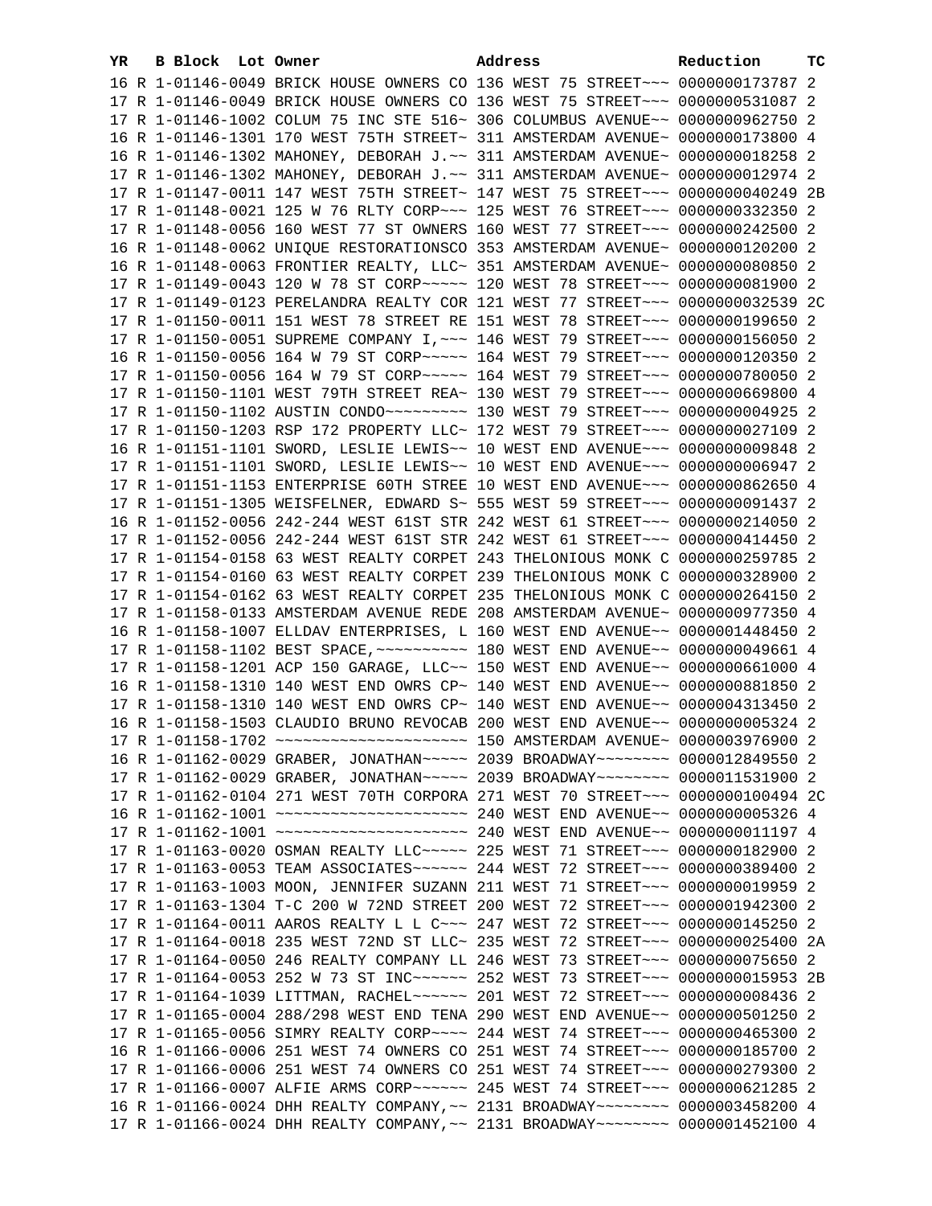| YR | B | Block | Lot | Owner | Address | Reduction | TC |
|---|---|---|---|---|---|---|---|
| 16 | R | 1-01146-0049 | | BRICK HOUSE OWNERS CO | 136 WEST 75 STREET~~~ | 0000000173787 | 2 |
| 17 | R | 1-01146-0049 | | BRICK HOUSE OWNERS CO | 136 WEST 75 STREET~~~ | 0000000531087 | 2 |
| 17 | R | 1-01146-1002 | | COLUM 75 INC STE 516~ | 306 COLUMBUS AVENUE~~ | 0000000962750 | 2 |
| 16 | R | 1-01146-1301 | | 170 WEST 75TH STREET~ | 311 AMSTERDAM AVENUE~ | 0000000173800 | 4 |
| 16 | R | 1-01146-1302 | | MAHONEY, DEBORAH J.~~ | 311 AMSTERDAM AVENUE~ | 0000000018258 | 2 |
| 17 | R | 1-01146-1302 | | MAHONEY, DEBORAH J.~~ | 311 AMSTERDAM AVENUE~ | 0000000012974 | 2 |
| 17 | R | 1-01147-0011 | | 147 WEST 75TH STREET~ | 147 WEST 75 STREET~~~ | 0000000040249 | 2B |
| 17 | R | 1-01148-0021 | | 125 W 76 RLTY CORP~~~ | 125 WEST 76 STREET~~~ | 0000000332350 | 2 |
| 17 | R | 1-01148-0056 | | 160 WEST 77 ST OWNERS | 160 WEST 77 STREET~~~ | 0000000242500 | 2 |
| 16 | R | 1-01148-0062 | | UNIQUE RESTORATIONSCO | 353 AMSTERDAM AVENUE~ | 0000000120200 | 2 |
| 16 | R | 1-01148-0063 | | FRONTIER REALTY, LLC~ | 351 AMSTERDAM AVENUE~ | 0000000080850 | 2 |
| 17 | R | 1-01149-0043 | | 120 W 78 ST CORP~~~~~ | 120 WEST 78 STREET~~~ | 0000000081900 | 2 |
| 17 | R | 1-01149-0123 | | PERELANDRA REALTY COR | 121 WEST 77 STREET~~~ | 0000000032539 | 2C |
| 17 | R | 1-01150-0011 | | 151 WEST 78 STREET RE | 151 WEST 78 STREET~~~ | 0000000199650 | 2 |
| 17 | R | 1-01150-0051 | | SUPREME COMPANY I,~~~ | 146 WEST 79 STREET~~~ | 0000000156050 | 2 |
| 16 | R | 1-01150-0056 | | 164 W 79 ST CORP~~~~~ | 164 WEST 79 STREET~~~ | 0000000120350 | 2 |
| 17 | R | 1-01150-0056 | | 164 W 79 ST CORP~~~~~ | 164 WEST 79 STREET~~~ | 0000000780050 | 2 |
| 17 | R | 1-01150-1101 | | WEST 79TH STREET REA~ | 130 WEST 79 STREET~~~ | 0000000669800 | 4 |
| 17 | R | 1-01150-1102 | | AUSTIN CONDO~~~~~~~~~ | 130 WEST 79 STREET~~~ | 0000000004925 | 2 |
| 17 | R | 1-01150-1203 | | RSP 172 PROPERTY LLC~ | 172 WEST 79 STREET~~~ | 0000000027109 | 2 |
| 16 | R | 1-01151-1101 | | SWORD, LESLIE LEWIS~~ | 10 WEST END AVENUE~~~ | 0000000009848 | 2 |
| 17 | R | 1-01151-1101 | | SWORD, LESLIE LEWIS~~ | 10 WEST END AVENUE~~~ | 0000000006947 | 2 |
| 17 | R | 1-01151-1153 | | ENTERPRISE 60TH STREE | 10 WEST END AVENUE~~~ | 0000000862650 | 4 |
| 17 | R | 1-01151-1305 | | WEISFELNER, EDWARD S~ | 555 WEST 59 STREET~~~ | 0000000091437 | 2 |
| 16 | R | 1-01152-0056 | | 242-244 WEST 61ST STR | 242 WEST 61 STREET~~~ | 0000000214050 | 2 |
| 17 | R | 1-01152-0056 | | 242-244 WEST 61ST STR | 242 WEST 61 STREET~~~ | 0000000414450 | 2 |
| 17 | R | 1-01154-0158 | | 63 WEST REALTY CORPET | 243 THELONIOUS MONK C | 0000000259785 | 2 |
| 17 | R | 1-01154-0160 | | 63 WEST REALTY CORPET | 239 THELONIOUS MONK C | 0000000328900 | 2 |
| 17 | R | 1-01154-0162 | | 63 WEST REALTY CORPET | 235 THELONIOUS MONK C | 0000000264150 | 2 |
| 17 | R | 1-01158-0133 | | AMSTERDAM AVENUE REDE | 208 AMSTERDAM AVENUE~ | 0000000977350 | 4 |
| 16 | R | 1-01158-1007 | | ELLDAV ENTERPRISES, L | 160 WEST END AVENUE~~ | 0000001448450 | 2 |
| 17 | R | 1-01158-1102 | | BEST SPACE,~~~~~~~~~~ | 180 WEST END AVENUE~~ | 0000000049661 | 4 |
| 17 | R | 1-01158-1201 | | ACP 150 GARAGE, LLC~~ | 150 WEST END AVENUE~~ | 0000000661000 | 4 |
| 16 | R | 1-01158-1310 | | 140 WEST END OWRS CP~ | 140 WEST END AVENUE~~ | 0000000881850 | 2 |
| 17 | R | 1-01158-1310 | | 140 WEST END OWRS CP~ | 140 WEST END AVENUE~~ | 0000004313450 | 2 |
| 16 | R | 1-01158-1503 | | CLAUDIO BRUNO REVOCAB | 200 WEST END AVENUE~~ | 0000000005324 | 2 |
| 17 | R | 1-01158-1702 | | ~~~~~~~~~~~~~~~~~~~~~ | 150 AMSTERDAM AVENUE~ | 0000003976900 | 2 |
| 16 | R | 1-01162-0029 | | GRABER, JONATHAN~~~~~ | 2039 BROADWAY~~~~~~~~ | 0000012849550 | 2 |
| 17 | R | 1-01162-0029 | | GRABER, JONATHAN~~~~~ | 2039 BROADWAY~~~~~~~~ | 0000011531900 | 2 |
| 17 | R | 1-01162-0104 | | 271 WEST 70TH CORPORA | 271 WEST 70 STREET~~~ | 0000000100494 | 2C |
| 16 | R | 1-01162-1001 | | ~~~~~~~~~~~~~~~~~~~~~ | 240 WEST END AVENUE~~ | 0000000005326 | 4 |
| 17 | R | 1-01162-1001 | | ~~~~~~~~~~~~~~~~~~~~~ | 240 WEST END AVENUE~~ | 0000000011197 | 4 |
| 17 | R | 1-01163-0020 | | OSMAN REALTY LLC~~~~~ | 225 WEST 71 STREET~~~ | 0000000182900 | 2 |
| 17 | R | 1-01163-0053 | | TEAM ASSOCIATES~~~~~~ | 244 WEST 72 STREET~~~ | 0000000389400 | 2 |
| 17 | R | 1-01163-1003 | | MOON, JENNIFER SUZANN | 211 WEST 71 STREET~~~ | 0000000019959 | 2 |
| 17 | R | 1-01163-1304 | | T-C 200 W 72ND STREET | 200 WEST 72 STREET~~~ | 0000001942300 | 2 |
| 17 | R | 1-01164-0011 | | AAROS REALTY L L C~~~ | 247 WEST 72 STREET~~~ | 0000000145250 | 2 |
| 17 | R | 1-01164-0018 | | 235 WEST 72ND ST LLC~ | 235 WEST 72 STREET~~~ | 0000000025400 | 2A |
| 17 | R | 1-01164-0050 | | 246 REALTY COMPANY LL | 246 WEST 73 STREET~~~ | 0000000075650 | 2 |
| 17 | R | 1-01164-0053 | | 252 W 73 ST INC~~~~~~ | 252 WEST 73 STREET~~~ | 0000000015953 | 2B |
| 17 | R | 1-01164-1039 | | LITTMAN, RACHEL~~~~~~ | 201 WEST 72 STREET~~~ | 0000000008436 | 2 |
| 17 | R | 1-01165-0004 | | 288/298 WEST END TENA | 290 WEST END AVENUE~~ | 0000000501250 | 2 |
| 17 | R | 1-01165-0056 | | SIMRY REALTY CORP~~~~ | 244 WEST 74 STREET~~~ | 0000000465300 | 2 |
| 16 | R | 1-01166-0006 | | 251 WEST 74 OWNERS CO | 251 WEST 74 STREET~~~ | 0000000185700 | 2 |
| 17 | R | 1-01166-0006 | | 251 WEST 74 OWNERS CO | 251 WEST 74 STREET~~~ | 0000000279300 | 2 |
| 17 | R | 1-01166-0007 | | ALFIE ARMS CORP~~~~~~ | 245 WEST 74 STREET~~~ | 0000000621285 | 2 |
| 16 | R | 1-01166-0024 | | DHH REALTY COMPANY,~~ | 2131 BROADWAY~~~~~~~~ | 0000003458200 | 4 |
| 17 | R | 1-01166-0024 | | DHH REALTY COMPANY,~~ | 2131 BROADWAY~~~~~~~~ | 0000001452100 | 4 |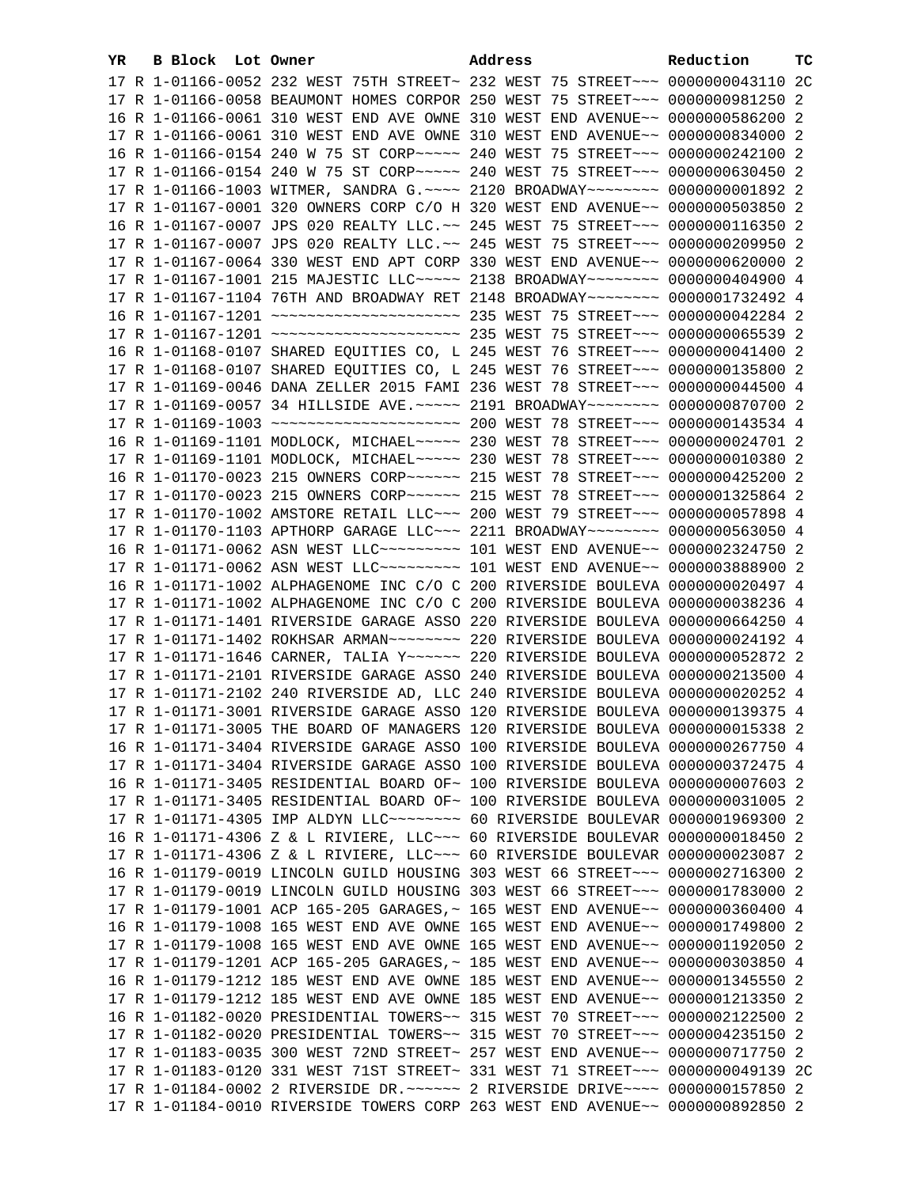| YR | B | Block | Lot | Owner | Address | Reduction | TC |
|---|---|---|---|---|---|---|---|
| 17 | R | 1-01166-0052 | | 232 WEST 75TH STREET~ | 232 WEST 75 STREET~~~ | 0000000043110 | 2C |
| 17 | R | 1-01166-0058 | | BEAUMONT HOMES CORPOR | 250 WEST 75 STREET~~~ | 0000000981250 | 2 |
| 16 | R | 1-01166-0061 | | 310 WEST END AVE OWNE | 310 WEST END AVENUE~~ | 0000000586200 | 2 |
| 17 | R | 1-01166-0061 | | 310 WEST END AVE OWNE | 310 WEST END AVENUE~~ | 0000000834000 | 2 |
| 16 | R | 1-01166-0154 | | 240 W 75 ST CORP~~~~~ | 240 WEST 75 STREET~~~ | 0000000242100 | 2 |
| 17 | R | 1-01166-0154 | | 240 W 75 ST CORP~~~~~ | 240 WEST 75 STREET~~~ | 0000000630450 | 2 |
| 17 | R | 1-01166-1003 | | WITMER, SANDRA G.~~~~ | 2120 BROADWAY~~~~~~~~ | 0000000001892 | 2 |
| 17 | R | 1-01167-0001 | | 320 OWNERS CORP C/O H | 320 WEST END AVENUE~~ | 0000000503850 | 2 |
| 16 | R | 1-01167-0007 | | JPS 020 REALTY LLC.~~ | 245 WEST 75 STREET~~~ | 0000000116350 | 2 |
| 17 | R | 1-01167-0007 | | JPS 020 REALTY LLC.~~ | 245 WEST 75 STREET~~~ | 0000000209950 | 2 |
| 17 | R | 1-01167-0064 | | 330 WEST END APT CORP | 330 WEST END AVENUE~~ | 0000000620000 | 2 |
| 17 | R | 1-01167-1001 | | 215 MAJESTIC LLC~~~~~ | 2138 BROADWAY~~~~~~~~ | 0000000404900 | 4 |
| 17 | R | 1-01167-1104 | | 76TH AND BROADWAY RET | 2148 BROADWAY~~~~~~~~ | 0000001732492 | 4 |
| 16 | R | 1-01167-1201 | | ~~~~~~~~~~~~~~~~~~~~~ | 235 WEST 75 STREET~~~ | 0000000042284 | 2 |
| 17 | R | 1-01167-1201 | | ~~~~~~~~~~~~~~~~~~~~~ | 235 WEST 75 STREET~~~ | 0000000065539 | 2 |
| 16 | R | 1-01168-0107 | | SHARED EQUITIES CO, L | 245 WEST 76 STREET~~~ | 0000000041400 | 2 |
| 17 | R | 1-01168-0107 | | SHARED EQUITIES CO, L | 245 WEST 76 STREET~~~ | 0000000135800 | 2 |
| 17 | R | 1-01169-0046 | | DANA ZELLER 2015 FAMI | 236 WEST 78 STREET~~~ | 0000000044500 | 4 |
| 17 | R | 1-01169-0057 | | 34 HILLSIDE AVE.~~~~~ | 2191 BROADWAY~~~~~~~~ | 0000000870700 | 2 |
| 17 | R | 1-01169-1003 | | ~~~~~~~~~~~~~~~~~~~~~ | 200 WEST 78 STREET~~~ | 0000000143534 | 4 |
| 16 | R | 1-01169-1101 | | MODLOCK, MICHAEL~~~~~ | 230 WEST 78 STREET~~~ | 0000000024701 | 2 |
| 17 | R | 1-01169-1101 | | MODLOCK, MICHAEL~~~~~ | 230 WEST 78 STREET~~~ | 0000000010380 | 2 |
| 16 | R | 1-01170-0023 | | 215 OWNERS CORP~~~~~~ | 215 WEST 78 STREET~~~ | 0000000425200 | 2 |
| 17 | R | 1-01170-0023 | | 215 OWNERS CORP~~~~~~ | 215 WEST 78 STREET~~~ | 0000001325864 | 2 |
| 17 | R | 1-01170-1002 | | AMSTORE RETAIL LLC~~~ | 200 WEST 79 STREET~~~ | 0000000057898 | 4 |
| 17 | R | 1-01170-1103 | | APTHORP GARAGE LLC~~~ | 2211 BROADWAY~~~~~~~~ | 0000000563050 | 4 |
| 16 | R | 1-01171-0062 | | ASN WEST LLC~~~~~~~~~ | 101 WEST END AVENUE~~ | 0000002324750 | 2 |
| 17 | R | 1-01171-0062 | | ASN WEST LLC~~~~~~~~~ | 101 WEST END AVENUE~~ | 0000003888900 | 2 |
| 16 | R | 1-01171-1002 | | ALPHAGENOME INC C/O C | 200 RIVERSIDE BOULEVA | 0000000020497 | 4 |
| 17 | R | 1-01171-1002 | | ALPHAGENOME INC C/O C | 200 RIVERSIDE BOULEVA | 0000000038236 | 4 |
| 17 | R | 1-01171-1401 | | RIVERSIDE GARAGE ASSO | 220 RIVERSIDE BOULEVA | 0000000664250 | 4 |
| 17 | R | 1-01171-1402 | | ROKHSAR ARMAN~~~~~~~~ | 220 RIVERSIDE BOULEVA | 0000000024192 | 4 |
| 17 | R | 1-01171-1646 | | CARNER, TALIA Y~~~~~~ | 220 RIVERSIDE BOULEVA | 0000000052872 | 2 |
| 17 | R | 1-01171-2101 | | RIVERSIDE GARAGE ASSO | 240 RIVERSIDE BOULEVA | 0000000213500 | 4 |
| 17 | R | 1-01171-2102 | | 240 RIVERSIDE AD, LLC | 240 RIVERSIDE BOULEVA | 0000000020252 | 4 |
| 17 | R | 1-01171-3001 | | RIVERSIDE GARAGE ASSO | 120 RIVERSIDE BOULEVA | 0000000139375 | 4 |
| 17 | R | 1-01171-3005 | | THE BOARD OF MANAGERS | 120 RIVERSIDE BOULEVA | 0000000015338 | 2 |
| 16 | R | 1-01171-3404 | | RIVERSIDE GARAGE ASSO | 100 RIVERSIDE BOULEVA | 0000000267750 | 4 |
| 17 | R | 1-01171-3404 | | RIVERSIDE GARAGE ASSO | 100 RIVERSIDE BOULEVA | 0000000372475 | 4 |
| 16 | R | 1-01171-3405 | | RESIDENTIAL BOARD OF~ | 100 RIVERSIDE BOULEVA | 0000000007603 | 2 |
| 17 | R | 1-01171-3405 | | RESIDENTIAL BOARD OF~ | 100 RIVERSIDE BOULEVA | 0000000031005 | 2 |
| 17 | R | 1-01171-4305 | | IMP ALDYN LLC~~~~~~~~ | 60 RIVERSIDE BOULEVAR | 0000001969300 | 2 |
| 16 | R | 1-01171-4306 | | Z & L RIVIERE, LLC~~~ | 60 RIVERSIDE BOULEVAR | 0000000018450 | 2 |
| 17 | R | 1-01171-4306 | | Z & L RIVIERE, LLC~~~ | 60 RIVERSIDE BOULEVAR | 0000000023087 | 2 |
| 16 | R | 1-01179-0019 | | LINCOLN GUILD HOUSING | 303 WEST 66 STREET~~~ | 0000002716300 | 2 |
| 17 | R | 1-01179-0019 | | LINCOLN GUILD HOUSING | 303 WEST 66 STREET~~~ | 0000001783000 | 2 |
| 17 | R | 1-01179-1001 | | ACP 165-205 GARAGES,~ | 165 WEST END AVENUE~~ | 0000000360400 | 4 |
| 16 | R | 1-01179-1008 | | 165 WEST END AVE OWNE | 165 WEST END AVENUE~~ | 0000001749800 | 2 |
| 17 | R | 1-01179-1008 | | 165 WEST END AVE OWNE | 165 WEST END AVENUE~~ | 0000001192050 | 2 |
| 17 | R | 1-01179-1201 | | ACP 165-205 GARAGES,~ | 185 WEST END AVENUE~~ | 0000000303850 | 4 |
| 16 | R | 1-01179-1212 | | 185 WEST END AVE OWNE | 185 WEST END AVENUE~~ | 0000001345550 | 2 |
| 17 | R | 1-01179-1212 | | 185 WEST END AVE OWNE | 185 WEST END AVENUE~~ | 0000001213350 | 2 |
| 16 | R | 1-01182-0020 | | PRESIDENTIAL TOWERS~~ | 315 WEST 70 STREET~~~ | 0000002122500 | 2 |
| 17 | R | 1-01182-0020 | | PRESIDENTIAL TOWERS~~ | 315 WEST 70 STREET~~~ | 0000004235150 | 2 |
| 17 | R | 1-01183-0035 | | 300 WEST 72ND STREET~ | 257 WEST END AVENUE~~ | 0000000717750 | 2 |
| 17 | R | 1-01183-0120 | | 331 WEST 71ST STREET~ | 331 WEST 71 STREET~~~ | 0000000049139 | 2C |
| 17 | R | 1-01184-0002 | | 2 RIVERSIDE DR.~~~~~~ | 2 RIVERSIDE DRIVE~~~~ | 0000000157850 | 2 |
| 17 | R | 1-01184-0010 | | RIVERSIDE TOWERS CORP | 263 WEST END AVENUE~~ | 0000000892850 | 2 |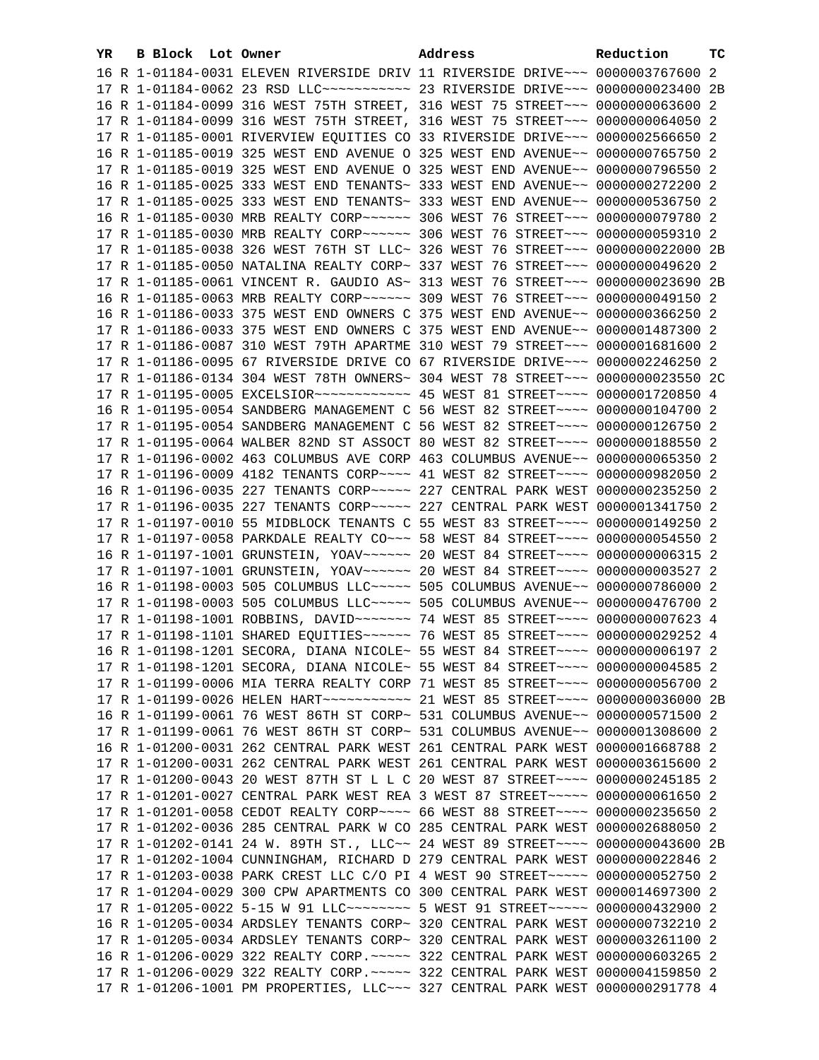| YR | B | Block | Lot | Owner | Address | Reduction | TC |
|---|---|---|---|---|---|---|---|
| 16 | R | 1-01184-0031 | | ELEVEN RIVERSIDE DRIV | 11 RIVERSIDE DRIVE~~~ | 0000003767600 | 2 |
| 17 | R | 1-01184-0062 | | 23 RSD LLC~~~~~~~~~~~ | 23 RIVERSIDE DRIVE~~~ | 0000000023400 | 2B |
| 16 | R | 1-01184-0099 | | 316 WEST 75TH STREET, | 316 WEST 75 STREET~~~ | 0000000063600 | 2 |
| 17 | R | 1-01184-0099 | | 316 WEST 75TH STREET, | 316 WEST 75 STREET~~~ | 0000000064050 | 2 |
| 17 | R | 1-01185-0001 | | RIVERVIEW EQUITIES CO | 33 RIVERSIDE DRIVE~~~ | 0000002566650 | 2 |
| 16 | R | 1-01185-0019 | | 325 WEST END AVENUE O | 325 WEST END AVENUE~~ | 0000000765750 | 2 |
| 17 | R | 1-01185-0019 | | 325 WEST END AVENUE O | 325 WEST END AVENUE~~ | 0000000796550 | 2 |
| 16 | R | 1-01185-0025 | | 333 WEST END TENANTS~ | 333 WEST END AVENUE~~ | 0000000272200 | 2 |
| 17 | R | 1-01185-0025 | | 333 WEST END TENANTS~ | 333 WEST END AVENUE~~ | 0000000536750 | 2 |
| 16 | R | 1-01185-0030 | | MRB REALTY CORP~~~~~~ | 306 WEST 76 STREET~~~ | 0000000079780 | 2 |
| 17 | R | 1-01185-0030 | | MRB REALTY CORP~~~~~~ | 306 WEST 76 STREET~~~ | 0000000059310 | 2 |
| 17 | R | 1-01185-0038 | | 326 WEST 76TH ST LLC~ | 326 WEST 76 STREET~~~ | 0000000022000 | 2B |
| 17 | R | 1-01185-0050 | | NATALINA REALTY CORP~ | 337 WEST 76 STREET~~~ | 0000000049620 | 2 |
| 17 | R | 1-01185-0061 | | VINCENT R. GAUDIO AS~ | 313 WEST 76 STREET~~~ | 0000000023690 | 2B |
| 16 | R | 1-01185-0063 | | MRB REALTY CORP~~~~~~ | 309 WEST 76 STREET~~~ | 0000000049150 | 2 |
| 16 | R | 1-01186-0033 | | 375 WEST END OWNERS C | 375 WEST END AVENUE~~ | 0000000366250 | 2 |
| 17 | R | 1-01186-0033 | | 375 WEST END OWNERS C | 375 WEST END AVENUE~~ | 0000001487300 | 2 |
| 17 | R | 1-01186-0087 | | 310 WEST 79TH APARTME | 310 WEST 79 STREET~~~ | 0000001681600 | 2 |
| 17 | R | 1-01186-0095 | | 67 RIVERSIDE DRIVE CO | 67 RIVERSIDE DRIVE~~~ | 0000002246250 | 2 |
| 17 | R | 1-01186-0134 | | 304 WEST 78TH OWNERS~ | 304 WEST 78 STREET~~~ | 0000000023550 | 2C |
| 17 | R | 1-01195-0005 | | EXCELSIOR~~~~~~~~~~~~ | 45 WEST 81 STREET~~~~ | 0000001720850 | 4 |
| 16 | R | 1-01195-0054 | | SANDBERG MANAGEMENT C | 56 WEST 82 STREET~~~~ | 0000000104700 | 2 |
| 17 | R | 1-01195-0054 | | SANDBERG MANAGEMENT C | 56 WEST 82 STREET~~~~ | 0000000126750 | 2 |
| 17 | R | 1-01195-0064 | | WALBER 82ND ST ASSOCT | 80 WEST 82 STREET~~~~ | 0000000188550 | 2 |
| 17 | R | 1-01196-0002 | | 463 COLUMBUS AVE CORP | 463 COLUMBUS AVENUE~~ | 0000000065350 | 2 |
| 17 | R | 1-01196-0009 | | 4182 TENANTS CORP~~~~ | 41 WEST 82 STREET~~~~ | 0000000982050 | 2 |
| 16 | R | 1-01196-0035 | | 227 TENANTS CORP~~~~~ | 227 CENTRAL PARK WEST | 0000000235250 | 2 |
| 17 | R | 1-01196-0035 | | 227 TENANTS CORP~~~~~ | 227 CENTRAL PARK WEST | 0000001341750 | 2 |
| 17 | R | 1-01197-0010 | | 55 MIDBLOCK TENANTS C | 55 WEST 83 STREET~~~~ | 0000000149250 | 2 |
| 17 | R | 1-01197-0058 | | PARKDALE REALTY CO~~~ | 58 WEST 84 STREET~~~~ | 0000000054550 | 2 |
| 16 | R | 1-01197-1001 | | GRUNSTEIN, YOAV~~~~~~ | 20 WEST 84 STREET~~~~ | 0000000006315 | 2 |
| 17 | R | 1-01197-1001 | | GRUNSTEIN, YOAV~~~~~~ | 20 WEST 84 STREET~~~~ | 0000000003527 | 2 |
| 16 | R | 1-01198-0003 | | 505 COLUMBUS LLC~~~~~ | 505 COLUMBUS AVENUE~~ | 0000000786000 | 2 |
| 17 | R | 1-01198-0003 | | 505 COLUMBUS LLC~~~~~ | 505 COLUMBUS AVENUE~~ | 0000000476700 | 2 |
| 17 | R | 1-01198-1001 | | ROBBINS, DAVID~~~~~~~ | 74 WEST 85 STREET~~~~ | 0000000007623 | 4 |
| 17 | R | 1-01198-1101 | | SHARED EQUITIES~~~~~~ | 76 WEST 85 STREET~~~~ | 0000000029252 | 4 |
| 16 | R | 1-01198-1201 | | SECORA, DIANA NICOLE~ | 55 WEST 84 STREET~~~~ | 0000000006197 | 2 |
| 17 | R | 1-01198-1201 | | SECORA, DIANA NICOLE~ | 55 WEST 84 STREET~~~~ | 0000000004585 | 2 |
| 17 | R | 1-01199-0006 | | MIA TERRA REALTY CORP | 71 WEST 85 STREET~~~~ | 0000000056700 | 2 |
| 17 | R | 1-01199-0026 | | HELEN HART~~~~~~~~~~~ | 21 WEST 85 STREET~~~~ | 0000000036000 | 2B |
| 16 | R | 1-01199-0061 | | 76 WEST 86TH ST CORP~ | 531 COLUMBUS AVENUE~~ | 0000000571500 | 2 |
| 17 | R | 1-01199-0061 | | 76 WEST 86TH ST CORP~ | 531 COLUMBUS AVENUE~~ | 0000001308600 | 2 |
| 16 | R | 1-01200-0031 | | 262 CENTRAL PARK WEST | 261 CENTRAL PARK WEST | 0000001668788 | 2 |
| 17 | R | 1-01200-0031 | | 262 CENTRAL PARK WEST | 261 CENTRAL PARK WEST | 0000003615600 | 2 |
| 17 | R | 1-01200-0043 | | 20 WEST 87TH ST L L C | 20 WEST 87 STREET~~~~ | 0000000245185 | 2 |
| 17 | R | 1-01201-0027 | | CENTRAL PARK WEST REA | 3 WEST 87 STREET~~~~~ | 0000000061650 | 2 |
| 17 | R | 1-01201-0058 | | CEDOT REALTY CORP~~~~ | 66 WEST 88 STREET~~~~ | 0000000235650 | 2 |
| 17 | R | 1-01202-0036 | | 285 CENTRAL PARK W CO | 285 CENTRAL PARK WEST | 0000002688050 | 2 |
| 17 | R | 1-01202-0141 | | 24 W. 89TH ST., LLC~~ | 24 WEST 89 STREET~~~~ | 0000000043600 | 2B |
| 17 | R | 1-01202-1004 | | CUNNINGHAM, RICHARD D | 279 CENTRAL PARK WEST | 0000000022846 | 2 |
| 17 | R | 1-01203-0038 | | PARK CREST LLC C/O PI | 4 WEST 90 STREET~~~~~ | 0000000052750 | 2 |
| 17 | R | 1-01204-0029 | | 300 CPW APARTMENTS CO | 300 CENTRAL PARK WEST | 0000014697300 | 2 |
| 17 | R | 1-01205-0022 | | 5-15 W 91 LLC~~~~~~~~ | 5 WEST 91 STREET~~~~~ | 0000000432900 | 2 |
| 16 | R | 1-01205-0034 | | ARDSLEY TENANTS CORP~ | 320 CENTRAL PARK WEST | 0000000732210 | 2 |
| 17 | R | 1-01205-0034 | | ARDSLEY TENANTS CORP~ | 320 CENTRAL PARK WEST | 0000003261100 | 2 |
| 16 | R | 1-01206-0029 | | 322 REALTY CORP.~~~~~ | 322 CENTRAL PARK WEST | 0000000603265 | 2 |
| 17 | R | 1-01206-0029 | | 322 REALTY CORP.~~~~~ | 322 CENTRAL PARK WEST | 0000004159850 | 2 |
| 17 | R | 1-01206-1001 | | PM PROPERTIES, LLC~~~ | 327 CENTRAL PARK WEST | 0000000291778 | 4 |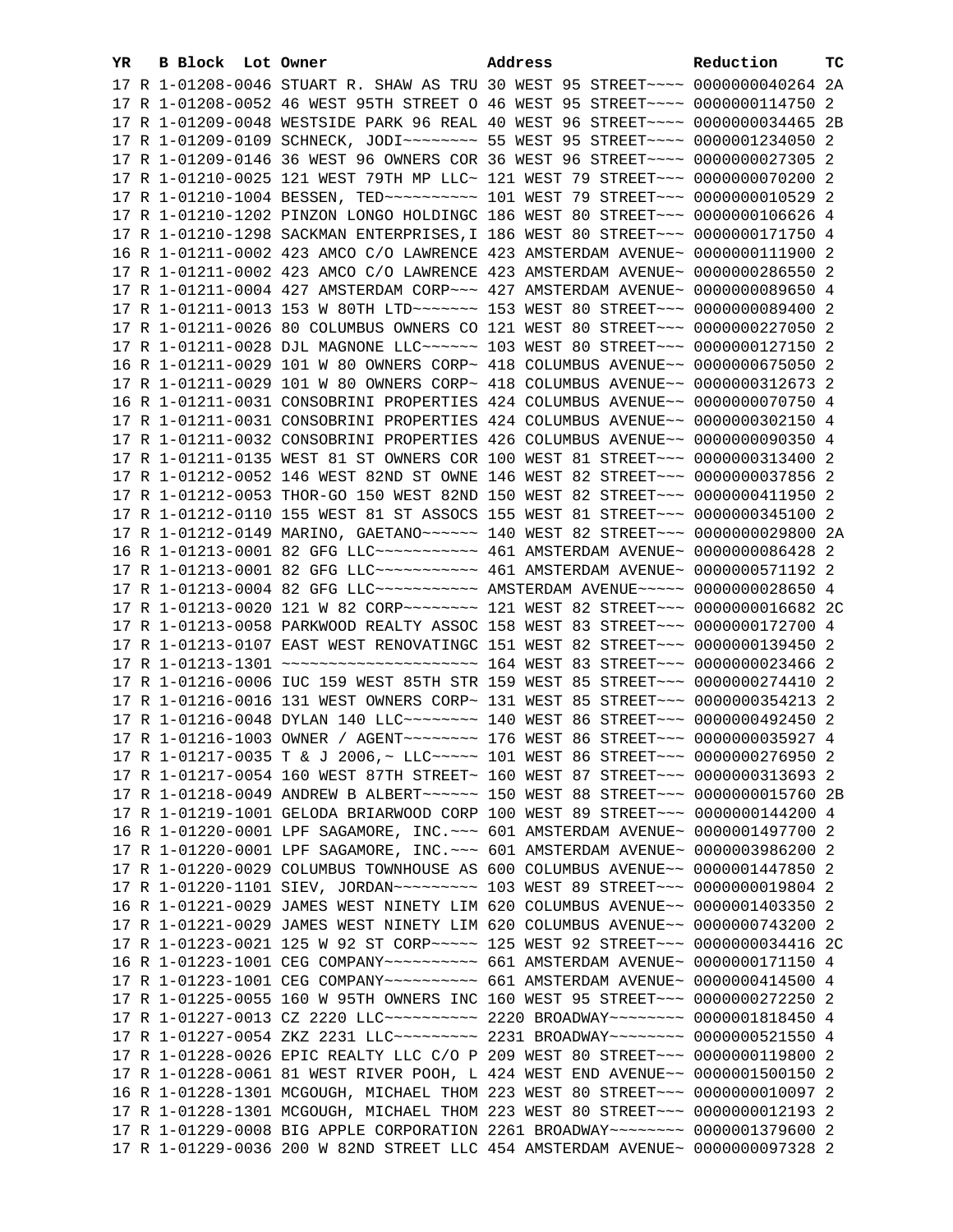| YR | B | Block | Lot | Owner | Address | Reduction | TC |
|---|---|---|---|---|---|---|---|
| 17 | R | 1-01208-0046 | | STUART R. SHAW AS TRU | 30 WEST 95 STREET~~~~ | 0000000040264 | 2A |
| 17 | R | 1-01208-0052 | | 46 WEST 95TH STREET O | 46 WEST 95 STREET~~~~ | 0000000114750 | 2 |
| 17 | R | 1-01209-0048 | | WESTSIDE PARK 96 REAL | 40 WEST 96 STREET~~~~ | 0000000034465 | 2B |
| 17 | R | 1-01209-0109 | | SCHNECK, JODI~~~~~~~~ | 55 WEST 95 STREET~~~~ | 0000001234050 | 2 |
| 17 | R | 1-01209-0146 | | 36 WEST 96 OWNERS COR | 36 WEST 96 STREET~~~~ | 0000000027305 | 2 |
| 17 | R | 1-01210-0025 | | 121 WEST 79TH MP LLC~ | 121 WEST 79 STREET~~~ | 0000000070200 | 2 |
| 17 | R | 1-01210-1004 | | BESSEN, TED~~~~~~~~~~ | 101 WEST 79 STREET~~~ | 0000000010529 | 2 |
| 17 | R | 1-01210-1202 | | PINZON LONGO HOLDINGC | 186 WEST 80 STREET~~~ | 0000000106626 | 4 |
| 17 | R | 1-01210-1298 | | SACKMAN ENTERPRISES,I | 186 WEST 80 STREET~~~ | 0000000171750 | 4 |
| 16 | R | 1-01211-0002 | | 423 AMCO C/O LAWRENCE | 423 AMSTERDAM AVENUE~ | 0000000111900 | 2 |
| 17 | R | 1-01211-0002 | | 423 AMCO C/O LAWRENCE | 423 AMSTERDAM AVENUE~ | 0000000286550 | 2 |
| 17 | R | 1-01211-0004 | | 427 AMSTERDAM CORP~~~ | 427 AMSTERDAM AVENUE~ | 0000000089650 | 4 |
| 17 | R | 1-01211-0013 | | 153 W 80TH LTD~~~~~~~ | 153 WEST 80 STREET~~~ | 0000000089400 | 2 |
| 17 | R | 1-01211-0026 | | 80 COLUMBUS OWNERS CO | 121 WEST 80 STREET~~~ | 0000000227050 | 2 |
| 17 | R | 1-01211-0028 | | DJL MAGNONE LLC~~~~~~ | 103 WEST 80 STREET~~~ | 0000000127150 | 2 |
| 16 | R | 1-01211-0029 | | 101 W 80 OWNERS CORP~ | 418 COLUMBUS AVENUE~~ | 0000000675050 | 2 |
| 17 | R | 1-01211-0029 | | 101 W 80 OWNERS CORP~ | 418 COLUMBUS AVENUE~~ | 0000000312673 | 2 |
| 16 | R | 1-01211-0031 | | CONSOBRINI PROPERTIES | 424 COLUMBUS AVENUE~~ | 0000000070750 | 4 |
| 17 | R | 1-01211-0031 | | CONSOBRINI PROPERTIES | 424 COLUMBUS AVENUE~~ | 0000000302150 | 4 |
| 17 | R | 1-01211-0032 | | CONSOBRINI PROPERTIES | 426 COLUMBUS AVENUE~~ | 0000000090350 | 4 |
| 17 | R | 1-01211-0135 | | WEST 81 ST OWNERS COR | 100 WEST 81 STREET~~~ | 0000000313400 | 2 |
| 17 | R | 1-01212-0052 | | 146 WEST 82ND ST OWNE | 146 WEST 82 STREET~~~ | 0000000037856 | 2 |
| 17 | R | 1-01212-0053 | | THOR-GO 150 WEST 82ND | 150 WEST 82 STREET~~~ | 0000000411950 | 2 |
| 17 | R | 1-01212-0110 | | 155 WEST 81 ST ASSOCS | 155 WEST 81 STREET~~~ | 0000000345100 | 2 |
| 17 | R | 1-01212-0149 | | MARINO, GAETANO~~~~~~ | 140 WEST 82 STREET~~~ | 0000000029800 | 2A |
| 16 | R | 1-01213-0001 | | 82 GFG LLC~~~~~~~~~~~ | 461 AMSTERDAM AVENUE~ | 0000000086428 | 2 |
| 17 | R | 1-01213-0001 | | 82 GFG LLC~~~~~~~~~~~ | 461 AMSTERDAM AVENUE~ | 0000000571192 | 2 |
| 17 | R | 1-01213-0004 | | 82 GFG LLC~~~~~~~~~~~ | AMSTERDAM AVENUE~~~~~ | 0000000028650 | 4 |
| 17 | R | 1-01213-0020 | | 121 W 82 CORP~~~~~~~~ | 121 WEST 82 STREET~~~ | 0000000016682 | 2C |
| 17 | R | 1-01213-0058 | | PARKWOOD REALTY ASSOC | 158 WEST 83 STREET~~~ | 0000000172700 | 4 |
| 17 | R | 1-01213-0107 | | EAST WEST RENOVATINGC | 151 WEST 82 STREET~~~ | 0000000139450 | 2 |
| 17 | R | 1-01213-1301 | | ~~~~~~~~~~~~~~~~~~~~~ | 164 WEST 83 STREET~~~ | 0000000023466 | 2 |
| 17 | R | 1-01216-0006 | | IUC 159 WEST 85TH STR | 159 WEST 85 STREET~~~ | 0000000274410 | 2 |
| 17 | R | 1-01216-0016 | | 131 WEST OWNERS CORP~ | 131 WEST 85 STREET~~~ | 0000000354213 | 2 |
| 17 | R | 1-01216-0048 | | DYLAN 140 LLC~~~~~~~~ | 140 WEST 86 STREET~~~ | 0000000492450 | 2 |
| 17 | R | 1-01216-1003 | | OWNER / AGENT~~~~~~~~ | 176 WEST 86 STREET~~~ | 0000000035927 | 4 |
| 17 | R | 1-01217-0035 | | T & J 2006,~ LLC~~~~~ | 101 WEST 86 STREET~~~ | 0000000276950 | 2 |
| 17 | R | 1-01217-0054 | | 160 WEST 87TH STREET~ | 160 WEST 87 STREET~~~ | 0000000313693 | 2 |
| 17 | R | 1-01218-0049 | | ANDREW B ALBERT~~~~~~ | 150 WEST 88 STREET~~~ | 0000000015760 | 2B |
| 17 | R | 1-01219-1001 | | GELODA BRIARWOOD CORP | 100 WEST 89 STREET~~~ | 0000000144200 | 4 |
| 16 | R | 1-01220-0001 | | LPF SAGAMORE, INC.~~~ | 601 AMSTERDAM AVENUE~ | 0000001497700 | 2 |
| 17 | R | 1-01220-0001 | | LPF SAGAMORE, INC.~~~ | 601 AMSTERDAM AVENUE~ | 0000003986200 | 2 |
| 17 | R | 1-01220-0029 | | COLUMBUS TOWNHOUSE AS | 600 COLUMBUS AVENUE~~ | 0000001447850 | 2 |
| 17 | R | 1-01220-1101 | | SIEV, JORDAN~~~~~~~~~ | 103 WEST 89 STREET~~~ | 0000000019804 | 2 |
| 16 | R | 1-01221-0029 | | JAMES WEST NINETY LIM | 620 COLUMBUS AVENUE~~ | 0000001403350 | 2 |
| 17 | R | 1-01221-0029 | | JAMES WEST NINETY LIM | 620 COLUMBUS AVENUE~~ | 0000000743200 | 2 |
| 17 | R | 1-01223-0021 | | 125 W 92 ST CORP~~~~~ | 125 WEST 92 STREET~~~ | 0000000034416 | 2C |
| 16 | R | 1-01223-1001 | | CEG COMPANY~~~~~~~~~~ | 661 AMSTERDAM AVENUE~ | 0000000171150 | 4 |
| 17 | R | 1-01223-1001 | | CEG COMPANY~~~~~~~~~~ | 661 AMSTERDAM AVENUE~ | 0000000414500 | 4 |
| 17 | R | 1-01225-0055 | | 160 W 95TH OWNERS INC | 160 WEST 95 STREET~~~ | 0000000272250 | 2 |
| 17 | R | 1-01227-0013 | | CZ 2220 LLC~~~~~~~~~~ | 2220 BROADWAY~~~~~~~~ | 0000001818450 | 4 |
| 17 | R | 1-01227-0054 | | ZKZ 2231 LLC~~~~~~~~~ | 2231 BROADWAY~~~~~~~~ | 0000000521550 | 4 |
| 17 | R | 1-01228-0026 | | EPIC REALTY LLC C/O P | 209 WEST 80 STREET~~~ | 0000000119800 | 2 |
| 17 | R | 1-01228-0061 | | 81 WEST RIVER POOH, L | 424 WEST END AVENUE~~ | 0000001500150 | 2 |
| 16 | R | 1-01228-1301 | | MCGOUGH, MICHAEL THOM | 223 WEST 80 STREET~~~ | 0000000010097 | 2 |
| 17 | R | 1-01228-1301 | | MCGOUGH, MICHAEL THOM | 223 WEST 80 STREET~~~ | 0000000012193 | 2 |
| 17 | R | 1-01229-0008 | | BIG APPLE CORPORATION | 2261 BROADWAY~~~~~~~~ | 0000001379600 | 2 |
| 17 | R | 1-01229-0036 | | 200 W 82ND STREET LLC | 454 AMSTERDAM AVENUE~ | 0000000097328 | 2 |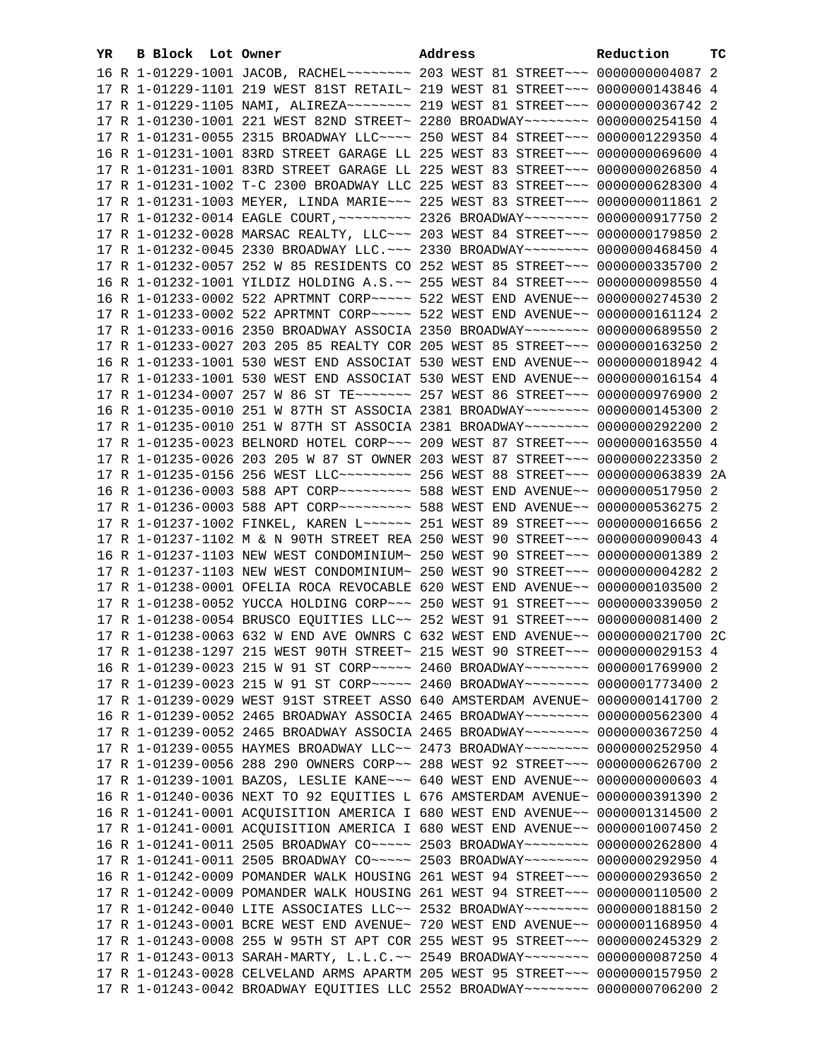| YR | B | Block | Lot | Owner | Address | Reduction | TC |
|---|---|---|---|---|---|---|---|
| 16 | R | 1-01229-1001 | | JACOB, RACHEL~~~~~~~~ | 203 WEST 81 STREET~~~ | 0000000004087 | 2 |
| 17 | R | 1-01229-1101 | | 219 WEST 81ST RETAIL~ | 219 WEST 81 STREET~~~ | 0000000143846 | 4 |
| 17 | R | 1-01229-1105 | | NAMI, ALIREZA~~~~~~~~ | 219 WEST 81 STREET~~~ | 0000000036742 | 2 |
| 17 | R | 1-01230-1001 | | 221 WEST 82ND STREET~ | 2280 BROADWAY~~~~~~~~ | 0000000254150 | 4 |
| 17 | R | 1-01231-0055 | | 2315 BROADWAY LLC~~~~ | 250 WEST 84 STREET~~~ | 0000001229350 | 4 |
| 16 | R | 1-01231-1001 | | 83RD STREET GARAGE LL | 225 WEST 83 STREET~~~ | 0000000069600 | 4 |
| 17 | R | 1-01231-1001 | | 83RD STREET GARAGE LL | 225 WEST 83 STREET~~~ | 0000000026850 | 4 |
| 17 | R | 1-01231-1002 | | T-C 2300 BROADWAY LLC | 225 WEST 83 STREET~~~ | 0000000628300 | 4 |
| 17 | R | 1-01231-1003 | | MEYER, LINDA MARIE~~~ | 225 WEST 83 STREET~~~ | 0000000011861 | 2 |
| 17 | R | 1-01232-0014 | | EAGLE COURT,~~~~~~~~~ | 2326 BROADWAY~~~~~~~~ | 0000000917750 | 2 |
| 17 | R | 1-01232-0028 | | MARSAC REALTY, LLC~~~ | 203 WEST 84 STREET~~~ | 0000000179850 | 2 |
| 17 | R | 1-01232-0045 | | 2330 BROADWAY LLC.~~~ | 2330 BROADWAY~~~~~~~~ | 0000000468450 | 4 |
| 17 | R | 1-01232-0057 | | 252 W 85 RESIDENTS CO | 252 WEST 85 STREET~~~ | 0000000335700 | 2 |
| 16 | R | 1-01232-1001 | | YILDIZ HOLDING A.S.~~ | 255 WEST 84 STREET~~~ | 0000000098550 | 4 |
| 16 | R | 1-01233-0002 | | 522 APRTMNT CORP~~~~~ | 522 WEST END AVENUE~~ | 0000000274530 | 2 |
| 17 | R | 1-01233-0002 | | 522 APRTMNT CORP~~~~~ | 522 WEST END AVENUE~~ | 0000000161124 | 2 |
| 17 | R | 1-01233-0016 | | 2350 BROADWAY ASSOCIA | 2350 BROADWAY~~~~~~~~ | 0000000689550 | 2 |
| 17 | R | 1-01233-0027 | | 203 205 85 REALTY COR | 205 WEST 85 STREET~~~ | 0000000163250 | 2 |
| 16 | R | 1-01233-1001 | | 530 WEST END ASSOCIAT | 530 WEST END AVENUE~~ | 0000000018942 | 4 |
| 17 | R | 1-01233-1001 | | 530 WEST END ASSOCIAT | 530 WEST END AVENUE~~ | 0000000016154 | 4 |
| 17 | R | 1-01234-0007 | | 257 W 86 ST TE~~~~~~~ | 257 WEST 86 STREET~~~ | 0000000976900 | 2 |
| 16 | R | 1-01235-0010 | | 251 W 87TH ST ASSOCIA | 2381 BROADWAY~~~~~~~~ | 0000000145300 | 2 |
| 17 | R | 1-01235-0010 | | 251 W 87TH ST ASSOCIA | 2381 BROADWAY~~~~~~~~ | 0000000292200 | 2 |
| 17 | R | 1-01235-0023 | | BELNORD HOTEL CORP~~~ | 209 WEST 87 STREET~~~ | 0000000163550 | 4 |
| 17 | R | 1-01235-0026 | | 203 205 W 87 ST OWNER | 203 WEST 87 STREET~~~ | 0000000223350 | 2 |
| 17 | R | 1-01235-0156 | | 256 WEST LLC~~~~~~~~~ | 256 WEST 88 STREET~~~ | 0000000063839 | 2A |
| 16 | R | 1-01236-0003 | | 588 APT CORP~~~~~~~~~ | 588 WEST END AVENUE~~ | 0000000517950 | 2 |
| 17 | R | 1-01236-0003 | | 588 APT CORP~~~~~~~~~ | 588 WEST END AVENUE~~ | 0000000536275 | 2 |
| 17 | R | 1-01237-1002 | | FINKEL, KAREN L~~~~~~ | 251 WEST 89 STREET~~~ | 0000000016656 | 2 |
| 17 | R | 1-01237-1102 | | M & N 90TH STREET REA | 250 WEST 90 STREET~~~ | 0000000090043 | 4 |
| 16 | R | 1-01237-1103 | | NEW WEST CONDOMINIUM~ | 250 WEST 90 STREET~~~ | 0000000001389 | 2 |
| 17 | R | 1-01237-1103 | | NEW WEST CONDOMINIUM~ | 250 WEST 90 STREET~~~ | 0000000004282 | 2 |
| 17 | R | 1-01238-0001 | | OFELIA ROCA REVOCABLE | 620 WEST END AVENUE~~ | 0000000103500 | 2 |
| 17 | R | 1-01238-0052 | | YUCCA HOLDING CORP~~~ | 250 WEST 91 STREET~~~ | 0000000339050 | 2 |
| 17 | R | 1-01238-0054 | | BRUSCO EQUITIES LLC~~ | 252 WEST 91 STREET~~~ | 0000000081400 | 2 |
| 17 | R | 1-01238-0063 | | 632 W END AVE OWNRS C | 632 WEST END AVENUE~~ | 0000000021700 | 2C |
| 17 | R | 1-01238-1297 | | 215 WEST 90TH STREET~ | 215 WEST 90 STREET~~~ | 0000000029153 | 4 |
| 16 | R | 1-01239-0023 | | 215 W 91 ST CORP~~~~~ | 2460 BROADWAY~~~~~~~~ | 0000001769900 | 2 |
| 17 | R | 1-01239-0023 | | 215 W 91 ST CORP~~~~~ | 2460 BROADWAY~~~~~~~~ | 0000001773400 | 2 |
| 17 | R | 1-01239-0029 | | WEST 91ST STREET ASSO | 640 AMSTERDAM AVENUE~ | 0000000141700 | 2 |
| 16 | R | 1-01239-0052 | | 2465 BROADWAY ASSOCIA | 2465 BROADWAY~~~~~~~~ | 0000000562300 | 4 |
| 17 | R | 1-01239-0052 | | 2465 BROADWAY ASSOCIA | 2465 BROADWAY~~~~~~~~ | 0000000367250 | 4 |
| 17 | R | 1-01239-0055 | | HAYMES BROADWAY LLC~~ | 2473 BROADWAY~~~~~~~~ | 0000000252950 | 4 |
| 17 | R | 1-01239-0056 | | 288 290 OWNERS CORP~~ | 288 WEST 92 STREET~~~ | 0000000626700 | 2 |
| 17 | R | 1-01239-1001 | | BAZOS, LESLIE KANE~~~ | 640 WEST END AVENUE~~ | 0000000000603 | 4 |
| 16 | R | 1-01240-0036 | | NEXT TO 92 EQUITIES L | 676 AMSTERDAM AVENUE~ | 0000000391390 | 2 |
| 16 | R | 1-01241-0001 | | ACQUISITION AMERICA I | 680 WEST END AVENUE~~ | 0000001314500 | 2 |
| 17 | R | 1-01241-0001 | | ACQUISITION AMERICA I | 680 WEST END AVENUE~~ | 0000001007450 | 2 |
| 16 | R | 1-01241-0011 | | 2505 BROADWAY CO~~~~~ | 2503 BROADWAY~~~~~~~~ | 0000000262800 | 4 |
| 17 | R | 1-01241-0011 | | 2505 BROADWAY CO~~~~~ | 2503 BROADWAY~~~~~~~~ | 0000000292950 | 4 |
| 16 | R | 1-01242-0009 | | POMANDER WALK HOUSING | 261 WEST 94 STREET~~~ | 0000000293650 | 2 |
| 17 | R | 1-01242-0009 | | POMANDER WALK HOUSING | 261 WEST 94 STREET~~~ | 0000000110500 | 2 |
| 17 | R | 1-01242-0040 | | LITE ASSOCIATES LLC~~ | 2532 BROADWAY~~~~~~~~ | 0000000188150 | 2 |
| 17 | R | 1-01243-0001 | | BCRE WEST END AVENUE~ | 720 WEST END AVENUE~~ | 0000001168950 | 4 |
| 17 | R | 1-01243-0008 | | 255 W 95TH ST APT COR | 255 WEST 95 STREET~~~ | 0000000245329 | 2 |
| 17 | R | 1-01243-0013 | | SARAH-MARTY, L.L.C.~~ | 2549 BROADWAY~~~~~~~~ | 0000000087250 | 4 |
| 17 | R | 1-01243-0028 | | CELVELAND ARMS APARTM | 205 WEST 95 STREET~~~ | 0000000157950 | 2 |
| 17 | R | 1-01243-0042 | | BROADWAY EQUITIES LLC | 2552 BROADWAY~~~~~~~~ | 0000000706200 | 2 |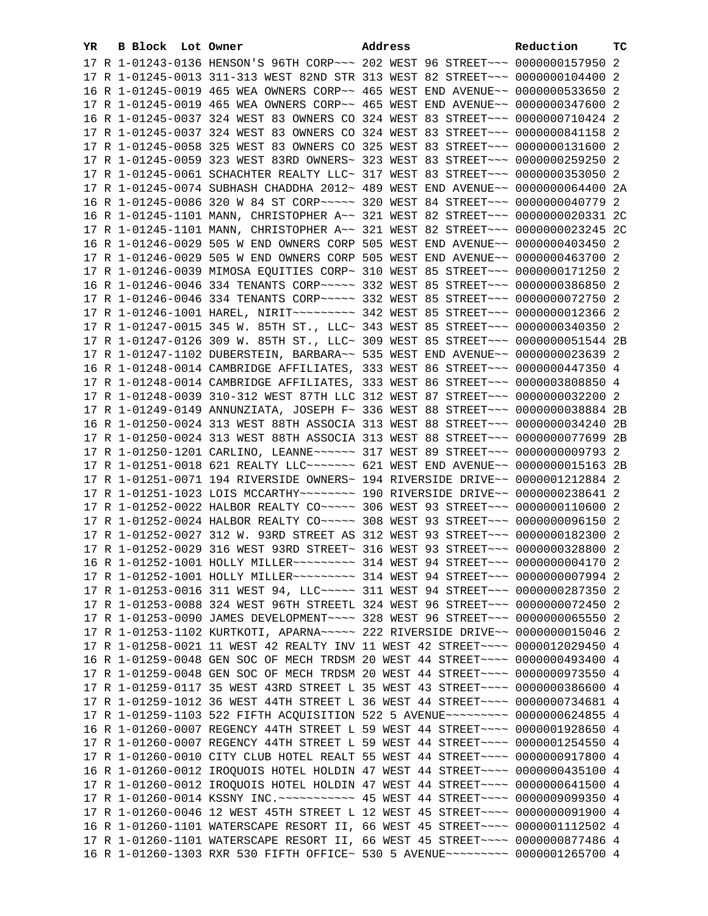| YR | B | Block | Lot | Owner | Address | Reduction | TC |
|---|---|---|---|---|---|---|---|
| 17 | R | 1-01243-0136 | | HENSON'S 96TH CORP~~~ | 202 WEST 96 STREET~~~ | 0000000157950 | 2 |
| 17 | R | 1-01245-0013 | | 311-313 WEST 82ND STR | 313 WEST 82 STREET~~~ | 0000000104400 | 2 |
| 16 | R | 1-01245-0019 | | 465 WEA OWNERS CORP~~ | 465 WEST END AVENUE~~ | 0000000533650 | 2 |
| 17 | R | 1-01245-0019 | | 465 WEA OWNERS CORP~~ | 465 WEST END AVENUE~~ | 0000000347600 | 2 |
| 16 | R | 1-01245-0037 | | 324 WEST 83 OWNERS CO | 324 WEST 83 STREET~~~ | 0000000710424 | 2 |
| 17 | R | 1-01245-0037 | | 324 WEST 83 OWNERS CO | 324 WEST 83 STREET~~~ | 0000000841158 | 2 |
| 17 | R | 1-01245-0058 | | 325 WEST 83 OWNERS CO | 325 WEST 83 STREET~~~ | 0000000131600 | 2 |
| 17 | R | 1-01245-0059 | | 323 WEST 83RD OWNERS~ | 323 WEST 83 STREET~~~ | 0000000259250 | 2 |
| 17 | R | 1-01245-0061 | | SCHACHTER REALTY LLC~ | 317 WEST 83 STREET~~~ | 0000000353050 | 2 |
| 17 | R | 1-01245-0074 | | SUBHASH CHADDHA 2012~ | 489 WEST END AVENUE~~ | 0000000064400 | 2A |
| 16 | R | 1-01245-0086 | | 320 W 84 ST CORP~~~~~ | 320 WEST 84 STREET~~~ | 0000000040779 | 2 |
| 16 | R | 1-01245-1101 | | MANN, CHRISTOPHER A~~ | 321 WEST 82 STREET~~~ | 0000000020331 | 2C |
| 17 | R | 1-01245-1101 | | MANN, CHRISTOPHER A~~ | 321 WEST 82 STREET~~~ | 0000000023245 | 2C |
| 16 | R | 1-01246-0029 | | 505 W END OWNERS CORP | 505 WEST END AVENUE~~ | 0000000403450 | 2 |
| 17 | R | 1-01246-0029 | | 505 W END OWNERS CORP | 505 WEST END AVENUE~~ | 0000000463700 | 2 |
| 17 | R | 1-01246-0039 | | MIMOSA EQUITIES CORP~ | 310 WEST 85 STREET~~~ | 0000000171250 | 2 |
| 16 | R | 1-01246-0046 | | 334 TENANTS CORP~~~~~ | 332 WEST 85 STREET~~~ | 0000000386850 | 2 |
| 17 | R | 1-01246-0046 | | 334 TENANTS CORP~~~~~ | 332 WEST 85 STREET~~~ | 0000000072750 | 2 |
| 17 | R | 1-01246-1001 | | HAREL, NIRIT~~~~~~~~~ | 342 WEST 85 STREET~~~ | 0000000012366 | 2 |
| 17 | R | 1-01247-0015 | | 345 W. 85TH ST., LLC~ | 343 WEST 85 STREET~~~ | 0000000340350 | 2 |
| 17 | R | 1-01247-0126 | | 309 W. 85TH ST., LLC~ | 309 WEST 85 STREET~~~ | 0000000051544 | 2B |
| 17 | R | 1-01247-1102 | | DUBERSTEIN, BARBARA~~ | 535 WEST END AVENUE~~ | 0000000023639 | 2 |
| 16 | R | 1-01248-0014 | | CAMBRIDGE AFFILIATES, | 333 WEST 86 STREET~~~ | 0000000447350 | 4 |
| 17 | R | 1-01248-0014 | | CAMBRIDGE AFFILIATES, | 333 WEST 86 STREET~~~ | 0000003808850 | 4 |
| 17 | R | 1-01248-0039 | | 310-312 WEST 87TH LLC | 312 WEST 87 STREET~~~ | 0000000032200 | 2 |
| 17 | R | 1-01249-0149 | | ANNUNZIATA, JOSEPH F~ | 336 WEST 88 STREET~~~ | 0000000038884 | 2B |
| 16 | R | 1-01250-0024 | | 313 WEST 88TH ASSOCIA | 313 WEST 88 STREET~~~ | 0000000034240 | 2B |
| 17 | R | 1-01250-0024 | | 313 WEST 88TH ASSOCIA | 313 WEST 88 STREET~~~ | 0000000077699 | 2B |
| 17 | R | 1-01250-1201 | | CARLINO, LEANNE~~~~~~ | 317 WEST 89 STREET~~~ | 0000000009793 | 2 |
| 17 | R | 1-01251-0018 | | 621 REALTY LLC~~~~~~~ | 621 WEST END AVENUE~~ | 0000000015163 | 2B |
| 17 | R | 1-01251-0071 | | 194 RIVERSIDE OWNERS~ | 194 RIVERSIDE DRIVE~~ | 0000001212884 | 2 |
| 17 | R | 1-01251-1023 | | LOIS MCCARTHY~~~~~~~~ | 190 RIVERSIDE DRIVE~~ | 0000000238641 | 2 |
| 17 | R | 1-01252-0022 | | HALBOR REALTY CO~~~~~ | 306 WEST 93 STREET~~~ | 0000000110600 | 2 |
| 17 | R | 1-01252-0024 | | HALBOR REALTY CO~~~~~ | 308 WEST 93 STREET~~~ | 0000000096150 | 2 |
| 17 | R | 1-01252-0027 | | 312 W. 93RD STREET AS | 312 WEST 93 STREET~~~ | 0000000182300 | 2 |
| 17 | R | 1-01252-0029 | | 316 WEST 93RD STREET~ | 316 WEST 93 STREET~~~ | 0000000328800 | 2 |
| 16 | R | 1-01252-1001 | | HOLLY MILLER~~~~~~~~~ | 314 WEST 94 STREET~~~ | 0000000004170 | 2 |
| 17 | R | 1-01252-1001 | | HOLLY MILLER~~~~~~~~~ | 314 WEST 94 STREET~~~ | 0000000007994 | 2 |
| 17 | R | 1-01253-0016 | | 311 WEST 94, LLC~~~~~ | 311 WEST 94 STREET~~~ | 0000000287350 | 2 |
| 17 | R | 1-01253-0088 | | 324 WEST 96TH STREETL | 324 WEST 96 STREET~~~ | 0000000072450 | 2 |
| 17 | R | 1-01253-0090 | | JAMES DEVELOPMENT~~~~ | 328 WEST 96 STREET~~~ | 0000000065550 | 2 |
| 17 | R | 1-01253-1102 | | KURTKOTI, APARNA~~~~~ | 222 RIVERSIDE DRIVE~~ | 0000000015046 | 2 |
| 17 | R | 1-01258-0021 | | 11 WEST 42 REALTY INV | 11 WEST 42 STREET~~~~ | 0000012029450 | 4 |
| 16 | R | 1-01259-0048 | | GEN SOC OF MECH TRDSM | 20 WEST 44 STREET~~~~ | 0000000493400 | 4 |
| 17 | R | 1-01259-0048 | | GEN SOC OF MECH TRDSM | 20 WEST 44 STREET~~~~ | 0000000973550 | 4 |
| 17 | R | 1-01259-0117 | | 35 WEST 43RD STREET L | 35 WEST 43 STREET~~~~ | 0000000386600 | 4 |
| 17 | R | 1-01259-1012 | | 36 WEST 44TH STREET L | 36 WEST 44 STREET~~~~ | 0000000734681 | 4 |
| 17 | R | 1-01259-1103 | | 522 FIFTH ACQUISITION | 522 5 AVENUE~~~~~~~~~ | 0000000624855 | 4 |
| 16 | R | 1-01260-0007 | | REGENCY 44TH STREET L | 59 WEST 44 STREET~~~~ | 0000001928650 | 4 |
| 17 | R | 1-01260-0007 | | REGENCY 44TH STREET L | 59 WEST 44 STREET~~~~ | 0000001254550 | 4 |
| 17 | R | 1-01260-0010 | | CITY CLUB HOTEL REALT | 55 WEST 44 STREET~~~~ | 0000000917800 | 4 |
| 16 | R | 1-01260-0012 | | IROQUOIS HOTEL HOLDIN | 47 WEST 44 STREET~~~~ | 0000000435100 | 4 |
| 17 | R | 1-01260-0012 | | IROQUOIS HOTEL HOLDIN | 47 WEST 44 STREET~~~~ | 0000000641500 | 4 |
| 17 | R | 1-01260-0014 | | KSSNY INC.~~~~~~~~~~~ | 45 WEST 44 STREET~~~~ | 0000009099350 | 4 |
| 17 | R | 1-01260-0046 | | 12 WEST 45TH STREET L | 12 WEST 45 STREET~~~~ | 0000000091900 | 4 |
| 16 | R | 1-01260-1101 | | WATERSCAPE RESORT II, | 66 WEST 45 STREET~~~~ | 0000001112502 | 4 |
| 17 | R | 1-01260-1101 | | WATERSCAPE RESORT II, | 66 WEST 45 STREET~~~~ | 0000000877486 | 4 |
| 16 | R | 1-01260-1303 | | RXR 530 FIFTH OFFICE~ | 530 5 AVENUE~~~~~~~~~ | 0000001265700 | 4 |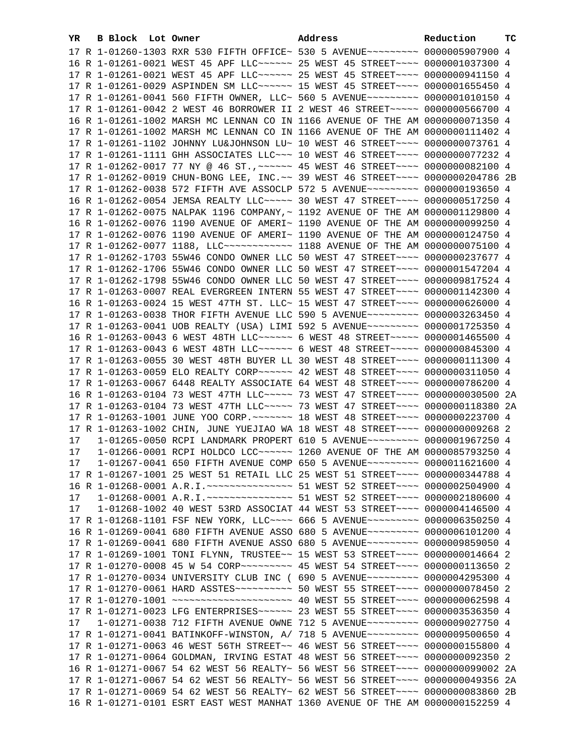| YR | B | Block | Lot | Owner | Address | Reduction | TC |
|---|---|---|---|---|---|---|---|
| 17 | R | 1-01260-1303 | | RXR 530 FIFTH OFFICE~ | 530 5 AVENUE~~~~~~~~~ | 0000005907900 | 4 |
| 16 | R | 1-01261-0021 | | WEST 45 APF LLC~~~~~~ | 25 WEST 45 STREET~~~~ | 0000001037300 | 4 |
| 17 | R | 1-01261-0021 | | WEST 45 APF LLC~~~~~~ | 25 WEST 45 STREET~~~~ | 0000000941150 | 4 |
| 17 | R | 1-01261-0029 | | ASPINDEN SM LLC~~~~~~ | 15 WEST 45 STREET~~~~ | 0000001655450 | 4 |
| 17 | R | 1-01261-0041 | | 560 FIFTH OWNER, LLC~ | 560 5 AVENUE~~~~~~~~~ | 0000001010150 | 4 |
| 17 | R | 1-01261-0042 | | 2 WEST 46 BORROWER II | 2 WEST 46 STREET~~~~~ | 0000000566700 | 4 |
| 16 | R | 1-01261-1002 | | MARSH MC LENNAN CO IN | 1166 AVENUE OF THE AM | 0000000071350 | 4 |
| 17 | R | 1-01261-1002 | | MARSH MC LENNAN CO IN | 1166 AVENUE OF THE AM | 0000000111402 | 4 |
| 17 | R | 1-01261-1102 | | JOHNNY LU&JOHNSON LU~ | 10 WEST 46 STREET~~~~ | 0000000073761 | 4 |
| 17 | R | 1-01261-1111 | | GHH ASSOCIATES LLC~~~ | 10 WEST 46 STREET~~~~ | 0000000077232 | 4 |
| 17 | R | 1-01262-0017 | | 77 NY @ 46 ST.,~~~~~~ | 45 WEST 46 STREET~~~~ | 0000000082100 | 4 |
| 17 | R | 1-01262-0019 | | CHUN-BONG LEE, INC.~~ | 39 WEST 46 STREET~~~~ | 0000000204786 | 2B |
| 17 | R | 1-01262-0038 | | 572 FIFTH AVE ASSOCLP | 572 5 AVENUE~~~~~~~~~ | 0000000193650 | 4 |
| 16 | R | 1-01262-0054 | | JEMSA REALTY LLC~~~~~ | 30 WEST 47 STREET~~~~ | 0000000517250 | 4 |
| 17 | R | 1-01262-0075 | | NALPAK 1196 COMPANY,~ | 1192 AVENUE OF THE AM | 0000001129800 | 4 |
| 16 | R | 1-01262-0076 | | 1190 AVENUE OF AMERI~ | 1190 AVENUE OF THE AM | 0000000099250 | 4 |
| 17 | R | 1-01262-0076 | | 1190 AVENUE OF AMERI~ | 1190 AVENUE OF THE AM | 0000000124750 | 4 |
| 17 | R | 1-01262-0077 | | 1188, LLC~~~~~~~~~~~~ | 1188 AVENUE OF THE AM | 0000000075100 | 4 |
| 17 | R | 1-01262-1703 | | 55W46 CONDO OWNER LLC | 50 WEST 47 STREET~~~~ | 0000000237677 | 4 |
| 17 | R | 1-01262-1706 | | 55W46 CONDO OWNER LLC | 50 WEST 47 STREET~~~~ | 0000001547204 | 4 |
| 17 | R | 1-01262-1798 | | 55W46 CONDO OWNER LLC | 50 WEST 47 STREET~~~~ | 0000009817524 | 4 |
| 17 | R | 1-01263-0007 | | REAL EVERGREEN INTERN | 55 WEST 47 STREET~~~~ | 0000001142300 | 4 |
| 16 | R | 1-01263-0024 | | 15 WEST 47TH ST. LLC~ | 15 WEST 47 STREET~~~~ | 0000000626000 | 4 |
| 17 | R | 1-01263-0038 | | THOR FIFTH AVENUE LLC | 590 5 AVENUE~~~~~~~~~ | 0000003263450 | 4 |
| 17 | R | 1-01263-0041 | | UOB REALTY (USA) LIMI | 592 5 AVENUE~~~~~~~~~ | 0000001725350 | 4 |
| 16 | R | 1-01263-0043 | | 6 WEST 48TH LLC~~~~~~ | 6 WEST 48 STREET~~~~~ | 0000001465500 | 4 |
| 17 | R | 1-01263-0043 | | 6 WEST 48TH LLC~~~~~~ | 6 WEST 48 STREET~~~~~ | 0000000845300 | 4 |
| 17 | R | 1-01263-0055 | | 30 WEST 48TH BUYER LL | 30 WEST 48 STREET~~~~ | 0000000111300 | 4 |
| 17 | R | 1-01263-0059 | | ELO REALTY CORP~~~~~~ | 42 WEST 48 STREET~~~~ | 0000000311050 | 4 |
| 17 | R | 1-01263-0067 | | 6448 REALTY ASSOCIATE | 64 WEST 48 STREET~~~~ | 0000000786200 | 4 |
| 16 | R | 1-01263-0104 | | 73 WEST 47TH LLC~~~~~ | 73 WEST 47 STREET~~~~ | 0000000030500 | 2A |
| 17 | R | 1-01263-0104 | | 73 WEST 47TH LLC~~~~~ | 73 WEST 47 STREET~~~~ | 0000000118380 | 2A |
| 17 | R | 1-01263-1001 | | JUNE YOO CORP.~~~~~~~ | 18 WEST 48 STREET~~~~ | 0000000223700 | 4 |
| 17 | R | 1-01263-1002 | | CHIN, JUNE YUEJIAO WA | 18 WEST 48 STREET~~~~ | 0000000009268 | 2 |
| 17 | | 1-01265-0050 | | RCPI LANDMARK PROPERT | 610 5 AVENUE~~~~~~~~~ | 0000001967250 | 4 |
| 17 | | 1-01266-0001 | | RCPI HOLDCO LCC~~~~~~ | 1260 AVENUE OF THE AM | 0000085793250 | 4 |
| 17 | | 1-01267-0041 | | 650 FIFTH AVENUE COMP | 650 5 AVENUE~~~~~~~~~ | 0000011621600 | 4 |
| 17 | R | 1-01267-1001 | | 25 WEST 51 RETAIL LLC | 25 WEST 51 STREET~~~~ | 0000000344788 | 4 |
| 16 | R | 1-01268-0001 | | A.R.I.~~~~~~~~~~~~~~~ | 51 WEST 52 STREET~~~~ | 0000002504900 | 4 |
| 17 | | 1-01268-0001 | | A.R.I.~~~~~~~~~~~~~~~ | 51 WEST 52 STREET~~~~ | 0000002180600 | 4 |
| 17 | | 1-01268-1002 | | 40 WEST 53RD ASSOCIAT | 44 WEST 53 STREET~~~~ | 0000004146500 | 4 |
| 17 | R | 1-01268-1101 | | FSF NEW YORK, LLC~~~~ | 666 5 AVENUE~~~~~~~~~ | 0000006350250 | 4 |
| 16 | R | 1-01269-0041 | | 680 FIFTH AVENUE ASSO | 680 5 AVENUE~~~~~~~~~ | 0000006101200 | 4 |
| 17 | R | 1-01269-0041 | | 680 FIFTH AVENUE ASSO | 680 5 AVENUE~~~~~~~~~ | 0000009859050 | 4 |
| 17 | R | 1-01269-1001 | | TONI FLYNN, TRUSTEE~~ | 15 WEST 53 STREET~~~~ | 0000000014664 | 2 |
| 17 | R | 1-01270-0008 | | 45 W 54 CORP~~~~~~~~~ | 45 WEST 54 STREET~~~~ | 0000000113650 | 2 |
| 17 | R | 1-01270-0034 | | UNIVERSITY CLUB INC ( | 690 5 AVENUE~~~~~~~~~ | 0000004295300 | 4 |
| 17 | R | 1-01270-0061 | | HARD ASSTES~~~~~~~~~~ | 50 WEST 55 STREET~~~~ | 0000000078450 | 2 |
| 17 | R | 1-01270-1001 | | ~~~~~~~~~~~~~~~~~~~~~ | 40 WEST 55 STREET~~~~ | 0000000062598 | 4 |
| 17 | R | 1-01271-0023 | | LFG ENTERPRISES~~~~~~ | 23 WEST 55 STREET~~~~ | 0000003536350 | 4 |
| 17 | | 1-01271-0038 | | 712 FIFTH AVENUE OWNE | 712 5 AVENUE~~~~~~~~~ | 0000009027750 | 4 |
| 17 | R | 1-01271-0041 | | BATINKOFF-WINSTON, A/ | 718 5 AVENUE~~~~~~~~~ | 0000009500650 | 4 |
| 17 | R | 1-01271-0063 | | 46 WEST 56TH STREET~~ | 46 WEST 56 STREET~~~~ | 0000000155800 | 4 |
| 17 | R | 1-01271-0064 | | GOLDMAN, IRVING ESTAT | 48 WEST 56 STREET~~~~ | 0000000092350 | 2 |
| 16 | R | 1-01271-0067 | | 54 62 WEST 56 REALTY~ | 56 WEST 56 STREET~~~~ | 0000000099002 | 2A |
| 17 | R | 1-01271-0067 | | 54 62 WEST 56 REALTY~ | 56 WEST 56 STREET~~~~ | 0000000049356 | 2A |
| 17 | R | 1-01271-0069 | | 54 62 WEST 56 REALTY~ | 62 WEST 56 STREET~~~~ | 0000000083860 | 2B |
| 16 | R | 1-01271-0101 | | ESRT EAST WEST MANHAT | 1360 AVENUE OF THE AM | 0000000152259 | 4 |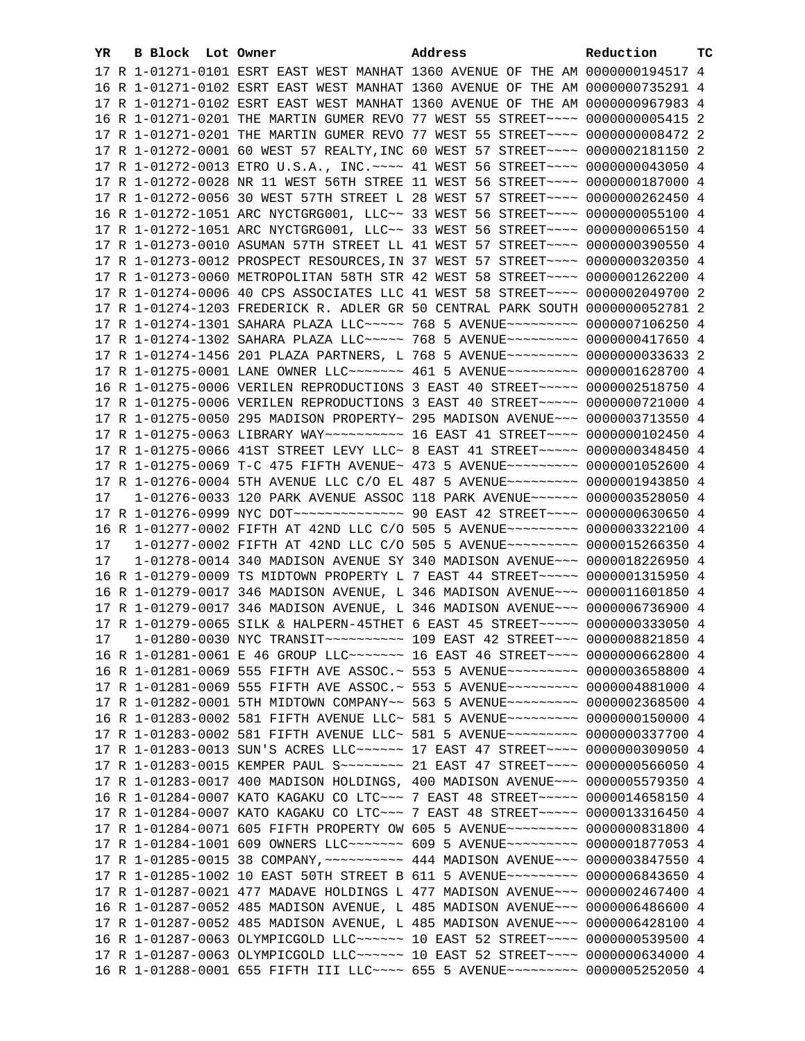| YR | B | Block | Lot | Owner | Address | Reduction | TC |
|---|---|---|---|---|---|---|---|
| 17 | R | 1-01271-0101 | | ESRT EAST WEST MANHAT | 1360 AVENUE OF THE AM | 0000000194517 | 4 |
| 16 | R | 1-01271-0102 | | ESRT EAST WEST MANHAT | 1360 AVENUE OF THE AM | 0000000735291 | 4 |
| 17 | R | 1-01271-0102 | | ESRT EAST WEST MANHAT | 1360 AVENUE OF THE AM | 0000000967983 | 4 |
| 16 | R | 1-01271-0201 | | THE MARTIN GUMER REVO | 77 WEST 55 STREET~~~~ | 0000000005415 | 2 |
| 17 | R | 1-01271-0201 | | THE MARTIN GUMER REVO | 77 WEST 55 STREET~~~~ | 0000000008472 | 2 |
| 17 | R | 1-01272-0001 | | 60 WEST 57 REALTY,INC | 60 WEST 57 STREET~~~~ | 0000002181150 | 2 |
| 17 | R | 1-01272-0013 | | ETRO U.S.A., INC.~~~~ | 41 WEST 56 STREET~~~~ | 0000000043050 | 4 |
| 17 | R | 1-01272-0028 | | NR 11 WEST 56TH STREE | 11 WEST 56 STREET~~~~ | 0000000187000 | 4 |
| 17 | R | 1-01272-0056 | | 30 WEST 57TH STREET L | 28 WEST 57 STREET~~~~ | 0000000262450 | 4 |
| 16 | R | 1-01272-1051 | | ARC NYCTGRG001, LLC~~ | 33 WEST 56 STREET~~~~ | 0000000055100 | 4 |
| 17 | R | 1-01272-1051 | | ARC NYCTGRG001, LLC~~ | 33 WEST 56 STREET~~~~ | 0000000065150 | 4 |
| 17 | R | 1-01273-0010 | | ASUMAN 57TH STREET LL | 41 WEST 57 STREET~~~~ | 0000000390550 | 4 |
| 17 | R | 1-01273-0012 | | PROSPECT RESOURCES,IN | 37 WEST 57 STREET~~~~ | 0000000320350 | 4 |
| 17 | R | 1-01273-0060 | | METROPOLITAN 58TH STR | 42 WEST 58 STREET~~~~ | 0000001262200 | 4 |
| 17 | R | 1-01274-0006 | | 40 CPS ASSOCIATES LLC | 41 WEST 58 STREET~~~~ | 0000002049700 | 2 |
| 17 | R | 1-01274-1203 | | FREDERICK R. ADLER GR | 50 CENTRAL PARK SOUTH | 0000000052781 | 2 |
| 17 | R | 1-01274-1301 | | SAHARA PLAZA LLC~~~~~ | 768 5 AVENUE~~~~~~~~~ | 0000007106250 | 4 |
| 17 | R | 1-01274-1302 | | SAHARA PLAZA LLC~~~~~ | 768 5 AVENUE~~~~~~~~~ | 0000000417650 | 4 |
| 17 | R | 1-01274-1456 | | 201 PLAZA PARTNERS, L | 768 5 AVENUE~~~~~~~~~ | 0000000033633 | 2 |
| 17 | R | 1-01275-0001 | | LANE OWNER LLC~~~~~~~ | 461 5 AVENUE~~~~~~~~~ | 0000001628700 | 4 |
| 16 | R | 1-01275-0006 | | VERILEN REPRODUCTIONS | 3 EAST 40 STREET~~~~~ | 0000002518750 | 4 |
| 17 | R | 1-01275-0006 | | VERILEN REPRODUCTIONS | 3 EAST 40 STREET~~~~~ | 0000000721000 | 4 |
| 17 | R | 1-01275-0050 | | 295 MADISON PROPERTY~ | 295 MADISON AVENUE~~~ | 0000003713550 | 4 |
| 17 | R | 1-01275-0063 | | LIBRARY WAY~~~~~~~~~~ | 16 EAST 41 STREET~~~~ | 0000000102450 | 4 |
| 17 | R | 1-01275-0066 | | 41ST STREET LEVY LLC~ | 8 EAST 41 STREET~~~~~ | 0000000348450 | 4 |
| 17 | R | 1-01275-0069 | | T-C 475 FIFTH AVENUE~ | 473 5 AVENUE~~~~~~~~~ | 0000001052600 | 4 |
| 17 | R | 1-01276-0004 | | 5TH AVENUE LLC C/O EL | 487 5 AVENUE~~~~~~~~~ | 0000001943850 | 4 |
| 17 | | 1-01276-0033 | | 120 PARK AVENUE ASSOC | 118 PARK AVENUE~~~~~~ | 0000003528050 | 4 |
| 17 | R | 1-01276-0999 | | NYC DOT~~~~~~~~~~~~~~ | 90 EAST 42 STREET~~~~ | 0000000630650 | 4 |
| 16 | R | 1-01277-0002 | | FIFTH AT 42ND LLC C/O | 505 5 AVENUE~~~~~~~~~ | 0000003322100 | 4 |
| 17 | | 1-01277-0002 | | FIFTH AT 42ND LLC C/O | 505 5 AVENUE~~~~~~~~~ | 0000015266350 | 4 |
| 17 | | 1-01278-0014 | | 340 MADISON AVENUE SY | 340 MADISON AVENUE~~~ | 0000018226950 | 4 |
| 16 | R | 1-01279-0009 | | TS MIDTOWN PROPERTY L | 7 EAST 44 STREET~~~~~ | 0000001315950 | 4 |
| 16 | R | 1-01279-0017 | | 346 MADISON AVENUE, L | 346 MADISON AVENUE~~~ | 0000011601850 | 4 |
| 17 | R | 1-01279-0017 | | 346 MADISON AVENUE, L | 346 MADISON AVENUE~~~ | 0000006736900 | 4 |
| 17 | R | 1-01279-0065 | | SILK & HALPERN-45THET | 6 EAST 45 STREET~~~~~ | 0000000333050 | 4 |
| 17 | | 1-01280-0030 | | NYC TRANSIT~~~~~~~~~~ | 109 EAST 42 STREET~~~ | 0000008821850 | 4 |
| 16 | R | 1-01281-0061 | | E 46 GROUP LLC~~~~~~~ | 16 EAST 46 STREET~~~~ | 0000000662800 | 4 |
| 16 | R | 1-01281-0069 | | 555 FIFTH AVE ASSOC.~ | 553 5 AVENUE~~~~~~~~~ | 0000003658800 | 4 |
| 17 | R | 1-01281-0069 | | 555 FIFTH AVE ASSOC.~ | 553 5 AVENUE~~~~~~~~~ | 0000004881000 | 4 |
| 17 | R | 1-01282-0001 | | 5TH MIDTOWN COMPANY~~ | 563 5 AVENUE~~~~~~~~~ | 0000002368500 | 4 |
| 16 | R | 1-01283-0002 | | 581 FIFTH AVENUE LLC~ | 581 5 AVENUE~~~~~~~~~ | 0000000150000 | 4 |
| 17 | R | 1-01283-0002 | | 581 FIFTH AVENUE LLC~ | 581 5 AVENUE~~~~~~~~~ | 0000000337700 | 4 |
| 17 | R | 1-01283-0013 | | SUN'S ACRES LLC~~~~~~ | 17 EAST 47 STREET~~~~ | 0000000309050 | 4 |
| 17 | R | 1-01283-0015 | | KEMPER PAUL S~~~~~~~~ | 21 EAST 47 STREET~~~~ | 0000000566050 | 4 |
| 17 | R | 1-01283-0017 | | 400 MADISON HOLDINGS, | 400 MADISON AVENUE~~~ | 0000005579350 | 4 |
| 16 | R | 1-01284-0007 | | KATO KAGAKU CO LTC~~~ | 7 EAST 48 STREET~~~~~ | 0000014658150 | 4 |
| 17 | R | 1-01284-0007 | | KATO KAGAKU CO LTC~~~ | 7 EAST 48 STREET~~~~~ | 0000013316450 | 4 |
| 17 | R | 1-01284-0071 | | 605 FIFTH PROPERTY OW | 605 5 AVENUE~~~~~~~~~ | 0000000831800 | 4 |
| 17 | R | 1-01284-1001 | | 609 OWNERS LLC~~~~~~~ | 609 5 AVENUE~~~~~~~~~ | 0000001877053 | 4 |
| 17 | R | 1-01285-0015 | | 38 COMPANY,~~~~~~~~~~ | 444 MADISON AVENUE~~~ | 0000003847550 | 4 |
| 17 | R | 1-01285-1002 | | 10 EAST 50TH STREET B | 611 5 AVENUE~~~~~~~~~ | 0000006843650 | 4 |
| 17 | R | 1-01287-0021 | | 477 MADAVE HOLDINGS L | 477 MADISON AVENUE~~~ | 0000002467400 | 4 |
| 16 | R | 1-01287-0052 | | 485 MADISON AVENUE, L | 485 MADISON AVENUE~~~ | 0000006486600 | 4 |
| 17 | R | 1-01287-0052 | | 485 MADISON AVENUE, L | 485 MADISON AVENUE~~~ | 0000006428100 | 4 |
| 16 | R | 1-01287-0063 | | OLYMPICGOLD LLC~~~~~~ | 10 EAST 52 STREET~~~~ | 0000000539500 | 4 |
| 17 | R | 1-01287-0063 | | OLYMPICGOLD LLC~~~~~~ | 10 EAST 52 STREET~~~~ | 0000000634000 | 4 |
| 16 | R | 1-01288-0001 | | 655 FIFTH III LLC~~~~ | 655 5 AVENUE~~~~~~~~~ | 0000005252050 | 4 |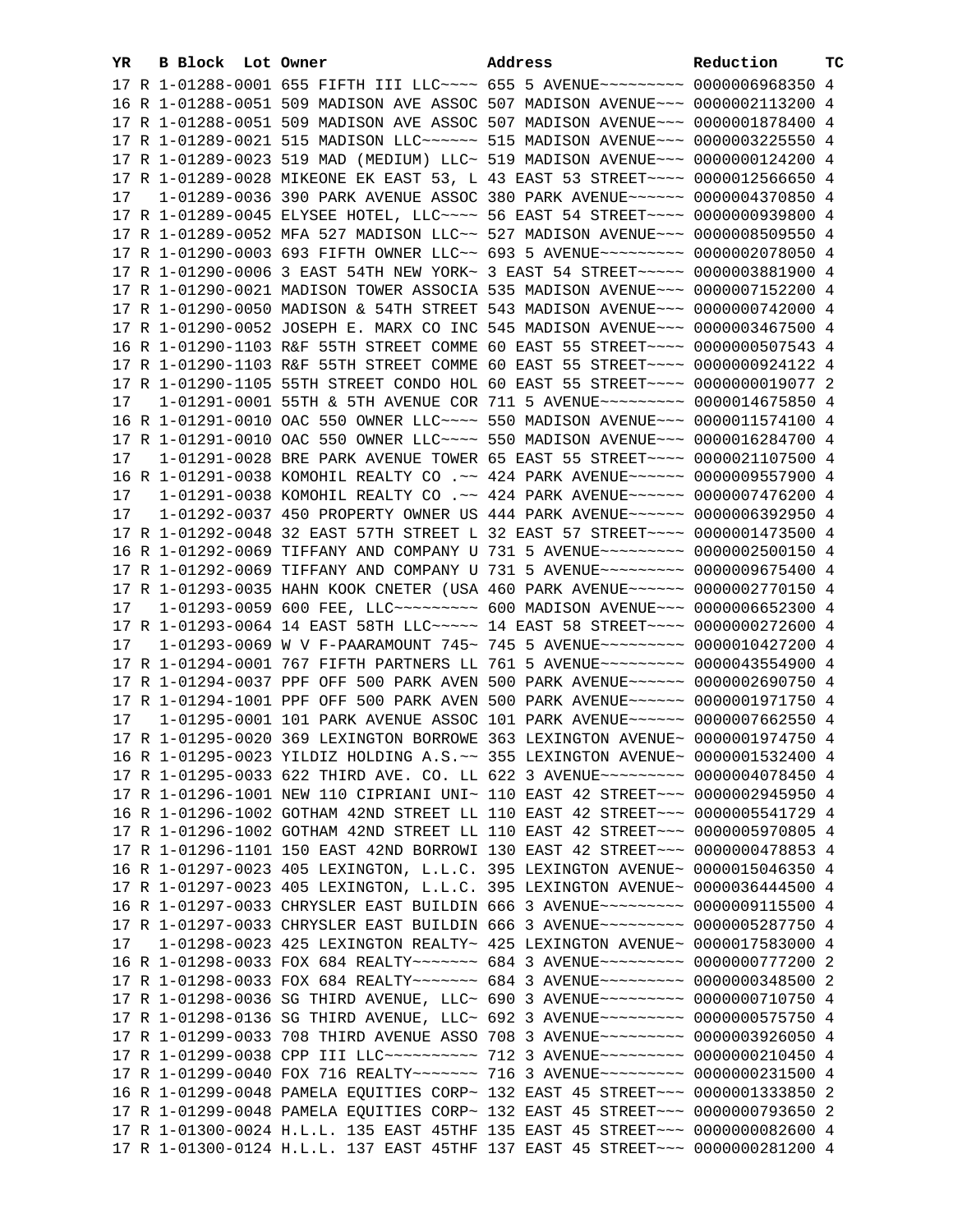| YR | | B Block | Lot | Owner | Address | Reduction | TC |
|---|---|---|---|---|---|---|---|
| 17 | R | 1-01288-0001 | | 655 FIFTH III LLC~~~~ | 655 5 AVENUE~~~~~~~~~ | 0000006968350 | 4 |
| 16 | R | 1-01288-0051 | | 509 MADISON AVE ASSOC | 507 MADISON AVENUE~~~ | 0000002113200 | 4 |
| 17 | R | 1-01288-0051 | | 509 MADISON AVE ASSOC | 507 MADISON AVENUE~~~ | 0000001878400 | 4 |
| 17 | R | 1-01289-0021 | | 515 MADISON LLC~~~~~~ | 515 MADISON AVENUE~~~ | 0000003225550 | 4 |
| 17 | R | 1-01289-0023 | | 519 MAD (MEDIUM) LLC~ | 519 MADISON AVENUE~~~ | 0000000124200 | 4 |
| 17 | R | 1-01289-0028 | | MIKEONE EK EAST 53, L | 43 EAST 53 STREET~~~~ | 0000012566650 | 4 |
| 17 | | 1-01289-0036 | | 390 PARK AVENUE ASSOC | 380 PARK AVENUE~~~~~~ | 0000004370850 | 4 |
| 17 | R | 1-01289-0045 | | ELYSEE HOTEL, LLC~~~~ | 56 EAST 54 STREET~~~~ | 0000000939800 | 4 |
| 17 | R | 1-01289-0052 | | MFA 527 MADISON LLC~~ | 527 MADISON AVENUE~~~ | 0000008509550 | 4 |
| 17 | R | 1-01290-0003 | | 693 FIFTH OWNER LLC~~ | 693 5 AVENUE~~~~~~~~~ | 0000002078050 | 4 |
| 17 | R | 1-01290-0006 | | 3 EAST 54TH NEW YORK~ | 3 EAST 54 STREET~~~~~ | 0000003881900 | 4 |
| 17 | R | 1-01290-0021 | | MADISON TOWER ASSOCIA | 535 MADISON AVENUE~~~ | 0000007152200 | 4 |
| 17 | R | 1-01290-0050 | | MADISON & 54TH STREET | 543 MADISON AVENUE~~~ | 0000000742000 | 4 |
| 17 | R | 1-01290-0052 | | JOSEPH E. MARX CO INC | 545 MADISON AVENUE~~~ | 0000003467500 | 4 |
| 16 | R | 1-01290-1103 | | R&F 55TH STREET COMME | 60 EAST 55 STREET~~~~ | 0000000507543 | 4 |
| 17 | R | 1-01290-1103 | | R&F 55TH STREET COMME | 60 EAST 55 STREET~~~~ | 0000000924122 | 4 |
| 17 | R | 1-01290-1105 | | 55TH STREET CONDO HOL | 60 EAST 55 STREET~~~~ | 0000000019077 | 2 |
| 17 | | 1-01291-0001 | | 55TH & 5TH AVENUE COR | 711 5 AVENUE~~~~~~~~~ | 0000014675850 | 4 |
| 16 | R | 1-01291-0010 | | OAC 550 OWNER LLC~~~~ | 550 MADISON AVENUE~~~ | 0000011574100 | 4 |
| 17 | R | 1-01291-0010 | | OAC 550 OWNER LLC~~~~ | 550 MADISON AVENUE~~~ | 0000016284700 | 4 |
| 17 | | 1-01291-0028 | | BRE PARK AVENUE TOWER | 65 EAST 55 STREET~~~~ | 0000021107500 | 4 |
| 16 | R | 1-01291-0038 | | KOMOHIL REALTY CO .~~ | 424 PARK AVENUE~~~~~~ | 0000009557900 | 4 |
| 17 | | 1-01291-0038 | | KOMOHIL REALTY CO .~~ | 424 PARK AVENUE~~~~~~ | 0000007476200 | 4 |
| 17 | | 1-01292-0037 | | 450 PROPERTY OWNER US | 444 PARK AVENUE~~~~~~ | 0000006392950 | 4 |
| 17 | R | 1-01292-0048 | | 32 EAST 57TH STREET L | 32 EAST 57 STREET~~~~ | 0000001473500 | 4 |
| 16 | R | 1-01292-0069 | | TIFFANY AND COMPANY U | 731 5 AVENUE~~~~~~~~~ | 0000002500150 | 4 |
| 17 | R | 1-01292-0069 | | TIFFANY AND COMPANY U | 731 5 AVENUE~~~~~~~~~ | 0000009675400 | 4 |
| 17 | R | 1-01293-0035 | | HAHN KOOK CNETER (USA | 460 PARK AVENUE~~~~~~ | 0000002770150 | 4 |
| 17 | | 1-01293-0059 | | 600 FEE, LLC~~~~~~~~~ | 600 MADISON AVENUE~~~ | 0000006652300 | 4 |
| 17 | R | 1-01293-0064 | | 14 EAST 58TH LLC~~~~~ | 14 EAST 58 STREET~~~~ | 0000000272600 | 4 |
| 17 | | 1-01293-0069 | | W V F-PAARAMOUNT 745~ | 745 5 AVENUE~~~~~~~~~ | 0000010427200 | 4 |
| 17 | R | 1-01294-0001 | | 767 FIFTH PARTNERS LL | 761 5 AVENUE~~~~~~~~~ | 0000043554900 | 4 |
| 17 | R | 1-01294-0037 | | PPF OFF 500 PARK AVEN | 500 PARK AVENUE~~~~~~ | 0000002690750 | 4 |
| 17 | R | 1-01294-1001 | | PPF OFF 500 PARK AVEN | 500 PARK AVENUE~~~~~~ | 0000001971750 | 4 |
| 17 | | 1-01295-0001 | | 101 PARK AVENUE ASSOC | 101 PARK AVENUE~~~~~~ | 0000007662550 | 4 |
| 17 | R | 1-01295-0020 | | 369 LEXINGTON BORROWE | 363 LEXINGTON AVENUE~ | 0000001974750 | 4 |
| 16 | R | 1-01295-0023 | | YILDIZ HOLDING A.S.~~ | 355 LEXINGTON AVENUE~ | 0000001532400 | 4 |
| 17 | R | 1-01295-0033 | | 622 THIRD AVE. CO. LL | 622 3 AVENUE~~~~~~~~~ | 0000004078450 | 4 |
| 17 | R | 1-01296-1001 | | NEW 110 CIPRIANI UNI~ | 110 EAST 42 STREET~~~ | 0000002945950 | 4 |
| 16 | R | 1-01296-1002 | | GOTHAM 42ND STREET LL | 110 EAST 42 STREET~~~ | 0000005541729 | 4 |
| 17 | R | 1-01296-1002 | | GOTHAM 42ND STREET LL | 110 EAST 42 STREET~~~ | 0000005970805 | 4 |
| 17 | R | 1-01296-1101 | | 150 EAST 42ND BORROWI | 130 EAST 42 STREET~~~ | 0000000478853 | 4 |
| 16 | R | 1-01297-0023 | | 405 LEXINGTON, L.L.C. | 395 LEXINGTON AVENUE~ | 0000015046350 | 4 |
| 17 | R | 1-01297-0023 | | 405 LEXINGTON, L.L.C. | 395 LEXINGTON AVENUE~ | 0000036444500 | 4 |
| 16 | R | 1-01297-0033 | | CHRYSLER EAST BUILDIN | 666 3 AVENUE~~~~~~~~~ | 0000009115500 | 4 |
| 17 | R | 1-01297-0033 | | CHRYSLER EAST BUILDIN | 666 3 AVENUE~~~~~~~~~ | 0000005287750 | 4 |
| 17 | | 1-01298-0023 | | 425 LEXINGTON REALTY~ | 425 LEXINGTON AVENUE~ | 0000017583000 | 4 |
| 16 | R | 1-01298-0033 | | FOX 684 REALTY~~~~~~~ | 684 3 AVENUE~~~~~~~~~ | 0000000777200 | 2 |
| 17 | R | 1-01298-0033 | | FOX 684 REALTY~~~~~~~ | 684 3 AVENUE~~~~~~~~~ | 0000000348500 | 2 |
| 17 | R | 1-01298-0036 | | SG THIRD AVENUE, LLC~ | 690 3 AVENUE~~~~~~~~~ | 0000000710750 | 4 |
| 17 | R | 1-01298-0136 | | SG THIRD AVENUE, LLC~ | 692 3 AVENUE~~~~~~~~~ | 0000000575750 | 4 |
| 17 | R | 1-01299-0033 | | 708 THIRD AVENUE ASSO | 708 3 AVENUE~~~~~~~~~ | 0000003926050 | 4 |
| 17 | R | 1-01299-0038 | | CPP III LLC~~~~~~~~~~ | 712 3 AVENUE~~~~~~~~~ | 0000000210450 | 4 |
| 17 | R | 1-01299-0040 | | FOX 716 REALTY~~~~~~~ | 716 3 AVENUE~~~~~~~~~ | 0000000231500 | 4 |
| 16 | R | 1-01299-0048 | | PAMELA EQUITIES CORP~ | 132 EAST 45 STREET~~~ | 0000001333850 | 2 |
| 17 | R | 1-01299-0048 | | PAMELA EQUITIES CORP~ | 132 EAST 45 STREET~~~ | 0000000793650 | 2 |
| 17 | R | 1-01300-0024 | | H.L.L. 135 EAST 45THF | 135 EAST 45 STREET~~~ | 0000000082600 | 4 |
| 17 | R | 1-01300-0124 | | H.L.L. 137 EAST 45THF | 137 EAST 45 STREET~~~ | 0000000281200 | 4 |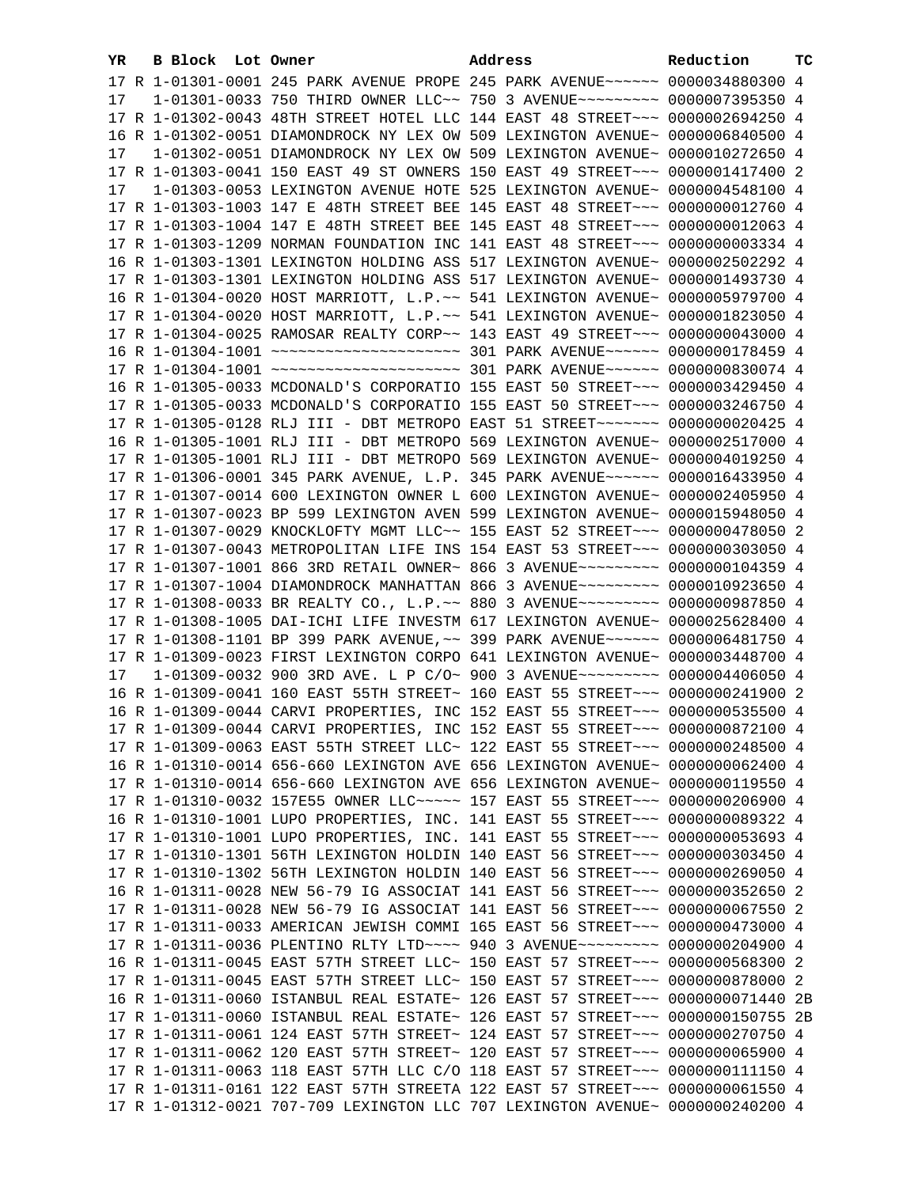| YR | B | Block | Lot | Owner | Address | Reduction | TC |
|---|---|---|---|---|---|---|---|
| 17 | R | 1-01301-0001 | | 245 PARK AVENUE PROPE | 245 PARK AVENUE~~~~~~ | 0000034880300 | 4 |
| 17 | | 1-01301-0033 | | 750 THIRD OWNER LLC~~ | 750 3 AVENUE~~~~~~~~~ | 0000007395350 | 4 |
| 17 | R | 1-01302-0043 | | 48TH STREET HOTEL LLC | 144 EAST 48 STREET~~~ | 0000002694250 | 4 |
| 16 | R | 1-01302-0051 | | DIAMONDROCK NY LEX OW | 509 LEXINGTON AVENUE~ | 0000006840500 | 4 |
| 17 | | 1-01302-0051 | | DIAMONDROCK NY LEX OW | 509 LEXINGTON AVENUE~ | 0000010272650 | 4 |
| 17 | R | 1-01303-0041 | | 150 EAST 49 ST OWNERS | 150 EAST 49 STREET~~~ | 0000001417400 | 2 |
| 17 | | 1-01303-0053 | | LEXINGTON AVENUE HOTE | 525 LEXINGTON AVENUE~ | 0000004548100 | 4 |
| 17 | R | 1-01303-1003 | | 147 E 48TH STREET BEE | 145 EAST 48 STREET~~~ | 0000000012760 | 4 |
| 17 | R | 1-01303-1004 | | 147 E 48TH STREET BEE | 145 EAST 48 STREET~~~ | 0000000012063 | 4 |
| 17 | R | 1-01303-1209 | | NORMAN FOUNDATION INC | 141 EAST 48 STREET~~~ | 0000000003334 | 4 |
| 16 | R | 1-01303-1301 | | LEXINGTON HOLDING ASS | 517 LEXINGTON AVENUE~ | 0000002502292 | 4 |
| 17 | R | 1-01303-1301 | | LEXINGTON HOLDING ASS | 517 LEXINGTON AVENUE~ | 0000001493730 | 4 |
| 16 | R | 1-01304-0020 | | HOST MARRIOTT, L.P.~~ | 541 LEXINGTON AVENUE~ | 0000005979700 | 4 |
| 17 | R | 1-01304-0020 | | HOST MARRIOTT, L.P.~~ | 541 LEXINGTON AVENUE~ | 0000001823050 | 4 |
| 17 | R | 1-01304-0025 | | RAMOSAR REALTY CORP~~ | 143 EAST 49 STREET~~~ | 0000000043000 | 4 |
| 16 | R | 1-01304-1001 | | ~~~~~~~~~~~~~~~~~~~~~ | 301 PARK AVENUE~~~~~~ | 0000000178459 | 4 |
| 17 | R | 1-01304-1001 | | ~~~~~~~~~~~~~~~~~~~~~ | 301 PARK AVENUE~~~~~~ | 0000000830074 | 4 |
| 16 | R | 1-01305-0033 | | MCDONALD'S CORPORATIO | 155 EAST 50 STREET~~~ | 0000003429450 | 4 |
| 17 | R | 1-01305-0033 | | MCDONALD'S CORPORATIO | 155 EAST 50 STREET~~~ | 0000003246750 | 4 |
| 17 | R | 1-01305-0128 | | RLJ III - DBT METROPO | EAST 51 STREET~~~~~~~ | 0000000020425 | 4 |
| 16 | R | 1-01305-1001 | | RLJ III - DBT METROPO | 569 LEXINGTON AVENUE~ | 0000002517000 | 4 |
| 17 | R | 1-01305-1001 | | RLJ III - DBT METROPO | 569 LEXINGTON AVENUE~ | 0000004019250 | 4 |
| 17 | R | 1-01306-0001 | | 345 PARK AVENUE, L.P. | 345 PARK AVENUE~~~~~~ | 0000016433950 | 4 |
| 17 | R | 1-01307-0014 | | 600 LEXINGTON OWNER L | 600 LEXINGTON AVENUE~ | 0000002405950 | 4 |
| 17 | R | 1-01307-0023 | | BP 599 LEXINGTON AVEN | 599 LEXINGTON AVENUE~ | 0000015948050 | 4 |
| 17 | R | 1-01307-0029 | | KNOCKLOFTY MGMT LLC~~ | 155 EAST 52 STREET~~~ | 0000000478050 | 2 |
| 17 | R | 1-01307-0043 | | METROPOLITAN LIFE INS | 154 EAST 53 STREET~~~ | 0000000303050 | 4 |
| 17 | R | 1-01307-1001 | | 866 3RD RETAIL OWNER~ | 866 3 AVENUE~~~~~~~~~ | 0000000104359 | 4 |
| 17 | R | 1-01307-1004 | | DIAMONDROCK MANHATTAN | 866 3 AVENUE~~~~~~~~~ | 0000010923650 | 4 |
| 17 | R | 1-01308-0033 | | BR REALTY CO., L.P.~~ | 880 3 AVENUE~~~~~~~~~ | 0000000987850 | 4 |
| 17 | R | 1-01308-1005 | | DAI-ICHI LIFE INVESTM | 617 LEXINGTON AVENUE~ | 0000025628400 | 4 |
| 17 | R | 1-01308-1101 | | BP 399 PARK AVENUE,~~ | 399 PARK AVENUE~~~~~~ | 0000006481750 | 4 |
| 17 | R | 1-01309-0023 | | FIRST LEXINGTON CORPO | 641 LEXINGTON AVENUE~ | 0000003448700 | 4 |
| 17 | | 1-01309-0032 | | 900 3RD AVE. L P C/O~ | 900 3 AVENUE~~~~~~~~~ | 0000004406050 | 4 |
| 16 | R | 1-01309-0041 | | 160 EAST 55TH STREET~ | 160 EAST 55 STREET~~~ | 0000000241900 | 2 |
| 16 | R | 1-01309-0044 | | CARVI PROPERTIES, INC | 152 EAST 55 STREET~~~ | 0000000535500 | 4 |
| 17 | R | 1-01309-0044 | | CARVI PROPERTIES, INC | 152 EAST 55 STREET~~~ | 0000000872100 | 4 |
| 17 | R | 1-01309-0063 | | EAST 55TH STREET LLC~ | 122 EAST 55 STREET~~~ | 0000000248500 | 4 |
| 16 | R | 1-01310-0014 | | 656-660 LEXINGTON AVE | 656 LEXINGTON AVENUE~ | 0000000062400 | 4 |
| 17 | R | 1-01310-0014 | | 656-660 LEXINGTON AVE | 656 LEXINGTON AVENUE~ | 0000000119550 | 4 |
| 17 | R | 1-01310-0032 | | 157E55 OWNER LLC~~~~~ | 157 EAST 55 STREET~~~ | 0000000206900 | 4 |
| 16 | R | 1-01310-1001 | | LUPO PROPERTIES, INC. | 141 EAST 55 STREET~~~ | 0000000089322 | 4 |
| 17 | R | 1-01310-1001 | | LUPO PROPERTIES, INC. | 141 EAST 55 STREET~~~ | 0000000053693 | 4 |
| 17 | R | 1-01310-1301 | | 56TH LEXINGTON HOLDIN | 140 EAST 56 STREET~~~ | 0000000303450 | 4 |
| 17 | R | 1-01310-1302 | | 56TH LEXINGTON HOLDIN | 140 EAST 56 STREET~~~ | 0000000269050 | 4 |
| 16 | R | 1-01311-0028 | | NEW 56-79 IG ASSOCIAT | 141 EAST 56 STREET~~~ | 0000000352650 | 2 |
| 17 | R | 1-01311-0028 | | NEW 56-79 IG ASSOCIAT | 141 EAST 56 STREET~~~ | 0000000067550 | 2 |
| 17 | R | 1-01311-0033 | | AMERICAN JEWISH COMMI | 165 EAST 56 STREET~~~ | 0000000473000 | 4 |
| 17 | R | 1-01311-0036 | | PLENTINO RLTY LTD~~~~ | 940 3 AVENUE~~~~~~~~~ | 0000000204900 | 4 |
| 16 | R | 1-01311-0045 | | EAST 57TH STREET LLC~ | 150 EAST 57 STREET~~~ | 0000000568300 | 2 |
| 17 | R | 1-01311-0045 | | EAST 57TH STREET LLC~ | 150 EAST 57 STREET~~~ | 0000000878000 | 2 |
| 16 | R | 1-01311-0060 | | ISTANBUL REAL ESTATE~ | 126 EAST 57 STREET~~~ | 0000000071440 | 2B |
| 17 | R | 1-01311-0060 | | ISTANBUL REAL ESTATE~ | 126 EAST 57 STREET~~~ | 0000000150755 | 2B |
| 17 | R | 1-01311-0061 | | 124 EAST 57TH STREET~ | 124 EAST 57 STREET~~~ | 0000000270750 | 4 |
| 17 | R | 1-01311-0062 | | 120 EAST 57TH STREET~ | 120 EAST 57 STREET~~~ | 0000000065900 | 4 |
| 17 | R | 1-01311-0063 | | 118 EAST 57TH LLC C/O | 118 EAST 57 STREET~~~ | 0000000111150 | 4 |
| 17 | R | 1-01311-0161 | | 122 EAST 57TH STREETA | 122 EAST 57 STREET~~~ | 0000000061550 | 4 |
| 17 | R | 1-01312-0021 | | 707-709 LEXINGTON LLC | 707 LEXINGTON AVENUE~ | 0000000240200 | 4 |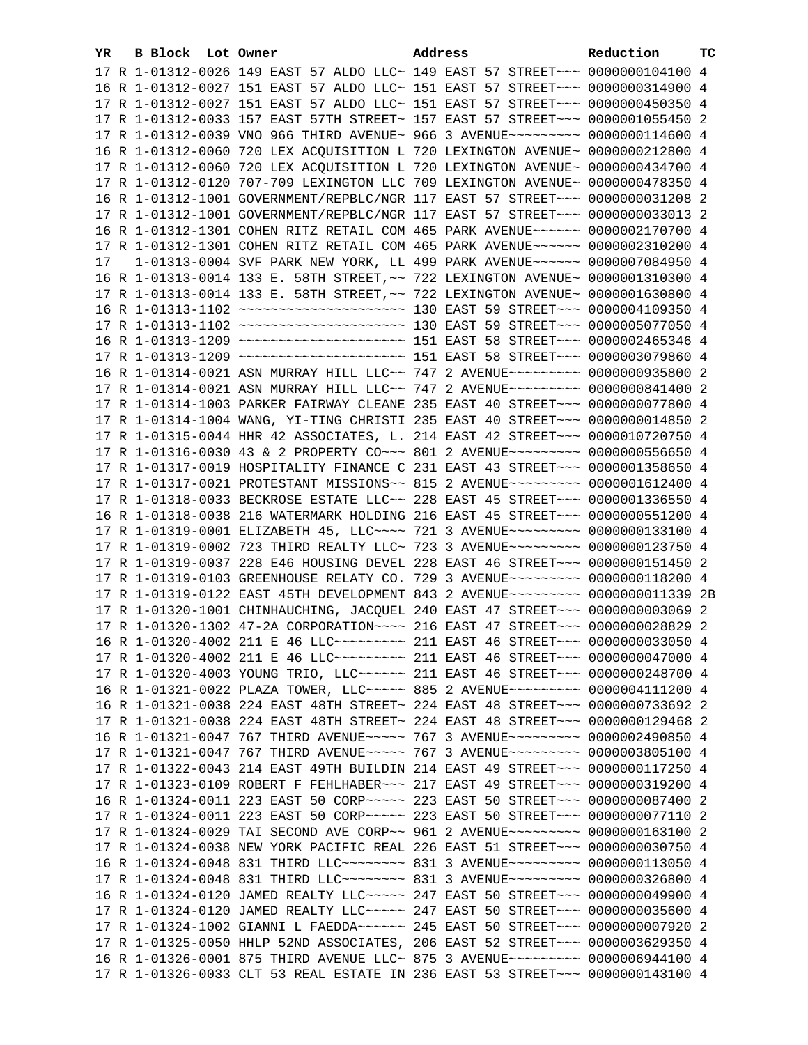| YR | | B Block | Lot | Owner | Address | Reduction | TC |
|---|---|---|---|---|---|---|---|
| 17 | R | 1-01312-0026 | | 149 EAST 57 ALDO LLC~ | 149 EAST 57 STREET~~~ | 0000000104100 | 4 |
| 16 | R | 1-01312-0027 | | 151 EAST 57 ALDO LLC~ | 151 EAST 57 STREET~~~ | 0000000314900 | 4 |
| 17 | R | 1-01312-0027 | | 151 EAST 57 ALDO LLC~ | 151 EAST 57 STREET~~~ | 0000000450350 | 4 |
| 17 | R | 1-01312-0033 | | 157 EAST 57TH STREET~ | 157 EAST 57 STREET~~~ | 0000001055450 | 2 |
| 17 | R | 1-01312-0039 | | VNO 966 THIRD AVENUE~ | 966 3 AVENUE~~~~~~~~~ | 0000000114600 | 4 |
| 16 | R | 1-01312-0060 | | 720 LEX ACQUISITION L | 720 LEXINGTON AVENUE~ | 0000000212800 | 4 |
| 17 | R | 1-01312-0060 | | 720 LEX ACQUISITION L | 720 LEXINGTON AVENUE~ | 0000000434700 | 4 |
| 17 | R | 1-01312-0120 | | 707-709 LEXINGTON LLC | 709 LEXINGTON AVENUE~ | 0000000478350 | 4 |
| 16 | R | 1-01312-1001 | | GOVERNMENT/REPBLC/NGR | 117 EAST 57 STREET~~~ | 0000000031208 | 2 |
| 17 | R | 1-01312-1001 | | GOVERNMENT/REPBLC/NGR | 117 EAST 57 STREET~~~ | 0000000033013 | 2 |
| 16 | R | 1-01312-1301 | | COHEN RITZ RETAIL COM | 465 PARK AVENUE~~~~~~ | 0000002170700 | 4 |
| 17 | R | 1-01312-1301 | | COHEN RITZ RETAIL COM | 465 PARK AVENUE~~~~~~ | 0000002310200 | 4 |
| 17 | | 1-01313-0004 | | SVF PARK NEW YORK, LL | 499 PARK AVENUE~~~~~~ | 0000007084950 | 4 |
| 16 | R | 1-01313-0014 | | 133 E. 58TH STREET,~~ | 722 LEXINGTON AVENUE~ | 0000001310300 | 4 |
| 17 | R | 1-01313-0014 | | 133 E. 58TH STREET,~~ | 722 LEXINGTON AVENUE~ | 0000001630800 | 4 |
| 16 | R | 1-01313-1102 | | ~~~~~~~~~~~~~~~~~~~~~ | 130 EAST 59 STREET~~~ | 0000004109350 | 4 |
| 17 | R | 1-01313-1102 | | ~~~~~~~~~~~~~~~~~~~~~ | 130 EAST 59 STREET~~~ | 0000005077050 | 4 |
| 16 | R | 1-01313-1209 | | ~~~~~~~~~~~~~~~~~~~~~ | 151 EAST 58 STREET~~~ | 0000002465346 | 4 |
| 17 | R | 1-01313-1209 | | ~~~~~~~~~~~~~~~~~~~~~ | 151 EAST 58 STREET~~~ | 0000003079860 | 4 |
| 16 | R | 1-01314-0021 | | ASN MURRAY HILL LLC~~ | 747 2 AVENUE~~~~~~~~~ | 0000000935800 | 2 |
| 17 | R | 1-01314-0021 | | ASN MURRAY HILL LLC~~ | 747 2 AVENUE~~~~~~~~~ | 0000000841400 | 2 |
| 17 | R | 1-01314-1003 | | PARKER FAIRWAY CLEANE | 235 EAST 40 STREET~~~ | 0000000077800 | 4 |
| 17 | R | 1-01314-1004 | | WANG, YI-TING CHRISTI | 235 EAST 40 STREET~~~ | 0000000014850 | 2 |
| 17 | R | 1-01315-0044 | | HHR 42 ASSOCIATES, L. | 214 EAST 42 STREET~~~ | 0000010720750 | 4 |
| 17 | R | 1-01316-0030 | | 43 & 2 PROPERTY CO~~~ | 801 2 AVENUE~~~~~~~~~ | 0000000556650 | 4 |
| 17 | R | 1-01317-0019 | | HOSPITALITY FINANCE C | 231 EAST 43 STREET~~~ | 0000001358650 | 4 |
| 17 | R | 1-01317-0021 | | PROTESTANT MISSIONS~~ | 815 2 AVENUE~~~~~~~~~ | 0000001612400 | 4 |
| 17 | R | 1-01318-0033 | | BECKROSE ESTATE LLC~~ | 228 EAST 45 STREET~~~ | 0000001336550 | 4 |
| 16 | R | 1-01318-0038 | | 216 WATERMARK HOLDING | 216 EAST 45 STREET~~~ | 0000000551200 | 4 |
| 17 | R | 1-01319-0001 | | ELIZABETH 45, LLC~~~~ | 721 3 AVENUE~~~~~~~~~ | 0000000133100 | 4 |
| 17 | R | 1-01319-0002 | | 723 THIRD REALTY LLC~ | 723 3 AVENUE~~~~~~~~~ | 0000000123750 | 4 |
| 17 | R | 1-01319-0037 | | 228 E46 HOUSING DEVEL | 228 EAST 46 STREET~~~ | 0000000151450 | 2 |
| 17 | R | 1-01319-0103 | | GREENHOUSE RELATY CO. | 729 3 AVENUE~~~~~~~~~ | 0000000118200 | 4 |
| 17 | R | 1-01319-0122 | | EAST 45TH DEVELOPMENT | 843 2 AVENUE~~~~~~~~~ | 0000000011339 | 2B |
| 17 | R | 1-01320-1001 | | CHINHAUCHING, JACQUEL | 240 EAST 47 STREET~~~ | 0000000003069 | 2 |
| 17 | R | 1-01320-1302 | | 47-2A CORPORATION~~~~ | 216 EAST 47 STREET~~~ | 0000000028829 | 2 |
| 16 | R | 1-01320-4002 | | 211 E 46 LLC~~~~~~~~~ | 211 EAST 46 STREET~~~ | 0000000033050 | 4 |
| 17 | R | 1-01320-4002 | | 211 E 46 LLC~~~~~~~~~ | 211 EAST 46 STREET~~~ | 0000000047000 | 4 |
| 17 | R | 1-01320-4003 | | YOUNG TRIO, LLC~~~~~~ | 211 EAST 46 STREET~~~ | 0000000248700 | 4 |
| 16 | R | 1-01321-0022 | | PLAZA TOWER, LLC~~~~~ | 885 2 AVENUE~~~~~~~~~ | 0000004111200 | 4 |
| 16 | R | 1-01321-0038 | | 224 EAST 48TH STREET~ | 224 EAST 48 STREET~~~ | 0000000733692 | 2 |
| 17 | R | 1-01321-0038 | | 224 EAST 48TH STREET~ | 224 EAST 48 STREET~~~ | 0000000129468 | 2 |
| 16 | R | 1-01321-0047 | | 767 THIRD AVENUE~~~~~ | 767 3 AVENUE~~~~~~~~~ | 0000002490850 | 4 |
| 17 | R | 1-01321-0047 | | 767 THIRD AVENUE~~~~~ | 767 3 AVENUE~~~~~~~~~ | 0000003805100 | 4 |
| 17 | R | 1-01322-0043 | | 214 EAST 49TH BUILDIN | 214 EAST 49 STREET~~~ | 0000000117250 | 4 |
| 17 | R | 1-01323-0109 | | ROBERT F FEHLHABER~~~ | 217 EAST 49 STREET~~~ | 0000000319200 | 4 |
| 16 | R | 1-01324-0011 | | 223 EAST 50 CORP~~~~~ | 223 EAST 50 STREET~~~ | 0000000087400 | 2 |
| 17 | R | 1-01324-0011 | | 223 EAST 50 CORP~~~~~ | 223 EAST 50 STREET~~~ | 0000000077110 | 2 |
| 17 | R | 1-01324-0029 | | TAI SECOND AVE CORP~~ | 961 2 AVENUE~~~~~~~~~ | 0000000163100 | 2 |
| 17 | R | 1-01324-0038 | | NEW YORK PACIFIC REAL | 226 EAST 51 STREET~~~ | 0000000030750 | 4 |
| 16 | R | 1-01324-0048 | | 831 THIRD LLC~~~~~~~~ | 831 3 AVENUE~~~~~~~~~ | 0000000113050 | 4 |
| 17 | R | 1-01324-0048 | | 831 THIRD LLC~~~~~~~~ | 831 3 AVENUE~~~~~~~~~ | 0000000326800 | 4 |
| 16 | R | 1-01324-0120 | | JAMED REALTY LLC~~~~~ | 247 EAST 50 STREET~~~ | 0000000049900 | 4 |
| 17 | R | 1-01324-0120 | | JAMED REALTY LLC~~~~~ | 247 EAST 50 STREET~~~ | 0000000035600 | 4 |
| 17 | R | 1-01324-1002 | | GIANNI L FAEDDA~~~~~~ | 245 EAST 50 STREET~~~ | 0000000007920 | 2 |
| 17 | R | 1-01325-0050 | | HHLP 52ND ASSOCIATES, | 206 EAST 52 STREET~~~ | 0000003629350 | 4 |
| 16 | R | 1-01326-0001 | | 875 THIRD AVENUE LLC~ | 875 3 AVENUE~~~~~~~~~ | 0000006944100 | 4 |
| 17 | R | 1-01326-0033 | | CLT 53 REAL ESTATE IN | 236 EAST 53 STREET~~~ | 0000000143100 | 4 |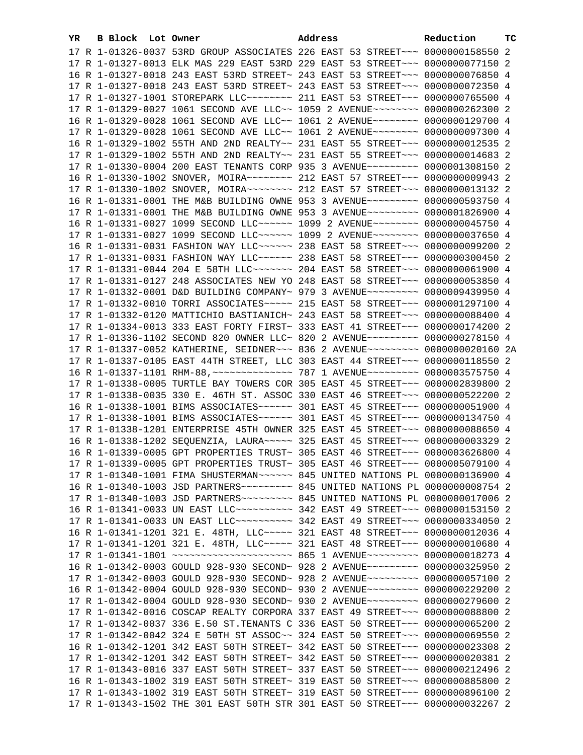| YR | B | Block | Lot | Owner | Address | Reduction | TC |
|---|---|---|---|---|---|---|---|
| 17 | R | 1-01326-0037 | | 53RD GROUP ASSOCIATES | 226 EAST 53 STREET~~~ | 0000000158550 | 2 |
| 17 | R | 1-01327-0013 | | ELK MAS 229 EAST 53RD | 229 EAST 53 STREET~~~ | 0000000077150 | 2 |
| 16 | R | 1-01327-0018 | | 243 EAST 53RD STREET~ | 243 EAST 53 STREET~~~ | 0000000076850 | 4 |
| 17 | R | 1-01327-0018 | | 243 EAST 53RD STREET~ | 243 EAST 53 STREET~~~ | 0000000072350 | 4 |
| 17 | R | 1-01327-1001 | | STOREPARK LLC~~~~~~~~ | 211 EAST 53 STREET~~~ | 0000000765500 | 4 |
| 17 | R | 1-01329-0027 | | 1061 SECOND AVE LLC~~ | 1059 2 AVENUE~~~~~~~~ | 0000000262300 | 2 |
| 16 | R | 1-01329-0028 | | 1061 SECOND AVE LLC~~ | 1061 2 AVENUE~~~~~~~~ | 0000000129700 | 4 |
| 17 | R | 1-01329-0028 | | 1061 SECOND AVE LLC~~ | 1061 2 AVENUE~~~~~~~~ | 0000000097300 | 4 |
| 16 | R | 1-01329-1002 | | 55TH AND 2ND REALTY~~ | 231 EAST 55 STREET~~~ | 0000000012535 | 2 |
| 17 | R | 1-01329-1002 | | 55TH AND 2ND REALTY~~ | 231 EAST 55 STREET~~~ | 0000000014683 | 2 |
| 17 | R | 1-01330-0004 | | 200 EAST TENANTS CORP | 935 3 AVENUE~~~~~~~~~ | 0000001308150 | 2 |
| 16 | R | 1-01330-1002 | | SNOVER, MOIRA~~~~~~~~ | 212 EAST 57 STREET~~~ | 0000000009943 | 2 |
| 17 | R | 1-01330-1002 | | SNOVER, MOIRA~~~~~~~~ | 212 EAST 57 STREET~~~ | 0000000013132 | 2 |
| 16 | R | 1-01331-0001 | | THE M&B BUILDING OWNE | 953 3 AVENUE~~~~~~~~~ | 0000000593750 | 4 |
| 17 | R | 1-01331-0001 | | THE M&B BUILDING OWNE | 953 3 AVENUE~~~~~~~~~ | 0000001826900 | 4 |
| 16 | R | 1-01331-0027 | | 1099 SECOND LLC~~~~~~ | 1099 2 AVENUE~~~~~~~~ | 0000000045750 | 4 |
| 17 | R | 1-01331-0027 | | 1099 SECOND LLC~~~~~~ | 1099 2 AVENUE~~~~~~~~ | 0000000037650 | 4 |
| 16 | R | 1-01331-0031 | | FASHION WAY LLC~~~~~~ | 238 EAST 58 STREET~~~ | 0000000099200 | 2 |
| 17 | R | 1-01331-0031 | | FASHION WAY LLC~~~~~~ | 238 EAST 58 STREET~~~ | 0000000300450 | 2 |
| 17 | R | 1-01331-0044 | | 204 E 58TH LLC~~~~~~~ | 204 EAST 58 STREET~~~ | 0000000061900 | 4 |
| 17 | R | 1-01331-0127 | | 248 ASSOCIATES NEW YO | 248 EAST 58 STREET~~~ | 0000000053850 | 4 |
| 17 | R | 1-01332-0001 | | D&D BUILDING COMPANY~ | 979 3 AVENUE~~~~~~~~~ | 0000009439950 | 4 |
| 17 | R | 1-01332-0010 | | TORRI ASSOCIATES~~~~~ | 215 EAST 58 STREET~~~ | 0000001297100 | 4 |
| 17 | R | 1-01332-0120 | | MATTICHIO BASTIANICH~ | 243 EAST 58 STREET~~~ | 0000000088400 | 4 |
| 17 | R | 1-01334-0013 | | 333 EAST FORTY FIRST~ | 333 EAST 41 STREET~~~ | 0000000174200 | 2 |
| 17 | R | 1-01336-1102 | | SECOND 820 OWNER LLC~ | 820 2 AVENUE~~~~~~~~~ | 0000000278150 | 4 |
| 17 | R | 1-01337-0052 | | KATHERINE, SEIDNER~~~ | 836 2 AVENUE~~~~~~~~~ | 0000000020160 | 2A |
| 17 | R | 1-01337-0105 | | EAST 44TH STREET, LLC | 303 EAST 44 STREET~~~ | 0000000118550 | 2 |
| 16 | R | 1-01337-1101 | | RHM-88,~~~~~~~~~~~~~~ | 787 1 AVENUE~~~~~~~~~ | 0000003575750 | 4 |
| 17 | R | 1-01338-0005 | | TURTLE BAY TOWERS COR | 305 EAST 45 STREET~~~ | 0000002839800 | 2 |
| 17 | R | 1-01338-0035 | | 330 E. 46TH ST. ASSOC | 330 EAST 46 STREET~~~ | 0000000522200 | 2 |
| 16 | R | 1-01338-1001 | | BIMS ASSOCIATES~~~~~~ | 301 EAST 45 STREET~~~ | 0000000051900 | 4 |
| 17 | R | 1-01338-1001 | | BIMS ASSOCIATES~~~~~~ | 301 EAST 45 STREET~~~ | 0000000134750 | 4 |
| 17 | R | 1-01338-1201 | | ENTERPRISE 45TH OWNER | 325 EAST 45 STREET~~~ | 0000000088650 | 4 |
| 16 | R | 1-01338-1202 | | SEQUENZIA, LAURA~~~~~ | 325 EAST 45 STREET~~~ | 0000000003329 | 2 |
| 16 | R | 1-01339-0005 | | GPT PROPERTIES TRUST~ | 305 EAST 46 STREET~~~ | 0000003626800 | 4 |
| 17 | R | 1-01339-0005 | | GPT PROPERTIES TRUST~ | 305 EAST 46 STREET~~~ | 0000005079100 | 4 |
| 17 | R | 1-01340-1001 | | FIMA SHUSTERMAN~~~~~~ | 845 UNITED NATIONS PL | 0000000136900 | 4 |
| 16 | R | 1-01340-1003 | | JSD PARTNERS~~~~~~~~~ | 845 UNITED NATIONS PL | 0000000008754 | 2 |
| 17 | R | 1-01340-1003 | | JSD PARTNERS~~~~~~~~~ | 845 UNITED NATIONS PL | 0000000017006 | 2 |
| 16 | R | 1-01341-0033 | | UN EAST LLC~~~~~~~~~~ | 342 EAST 49 STREET~~~ | 0000000153150 | 2 |
| 17 | R | 1-01341-0033 | | UN EAST LLC~~~~~~~~~~ | 342 EAST 49 STREET~~~ | 0000000334050 | 2 |
| 16 | R | 1-01341-1201 | | 321 E. 48TH, LLC~~~~~ | 321 EAST 48 STREET~~~ | 0000000012036 | 4 |
| 17 | R | 1-01341-1201 | | 321 E. 48TH, LLC~~~~~ | 321 EAST 48 STREET~~~ | 0000000010680 | 4 |
| 17 | R | 1-01341-1801 | | ~~~~~~~~~~~~~~~~~~~~~ | 865 1 AVENUE~~~~~~~~~ | 0000000018273 | 4 |
| 16 | R | 1-01342-0003 | | GOULD 928-930 SECOND~ | 928 2 AVENUE~~~~~~~~~ | 0000000325950 | 2 |
| 17 | R | 1-01342-0003 | | GOULD 928-930 SECOND~ | 928 2 AVENUE~~~~~~~~~ | 0000000057100 | 2 |
| 16 | R | 1-01342-0004 | | GOULD 928-930 SECOND~ | 930 2 AVENUE~~~~~~~~~ | 0000000229200 | 2 |
| 17 | R | 1-01342-0004 | | GOULD 928-930 SECOND~ | 930 2 AVENUE~~~~~~~~~ | 0000000279600 | 2 |
| 17 | R | 1-01342-0016 | | COSCAP REALTY CORPORA | 337 EAST 49 STREET~~~ | 0000000088800 | 2 |
| 17 | R | 1-01342-0037 | | 336 E.50 ST.TENANTS C | 336 EAST 50 STREET~~~ | 0000000065200 | 2 |
| 17 | R | 1-01342-0042 | | 324 E 50TH ST ASSOC~~ | 324 EAST 50 STREET~~~ | 0000000069550 | 2 |
| 16 | R | 1-01342-1201 | | 342 EAST 50TH STREET~ | 342 EAST 50 STREET~~~ | 0000000023308 | 2 |
| 17 | R | 1-01342-1201 | | 342 EAST 50TH STREET~ | 342 EAST 50 STREET~~~ | 0000000020381 | 2 |
| 17 | R | 1-01343-0016 | | 337 EAST 50TH STREET~ | 337 EAST 50 STREET~~~ | 0000000212496 | 2 |
| 16 | R | 1-01343-1002 | | 319 EAST 50TH STREET~ | 319 EAST 50 STREET~~~ | 0000000885800 | 2 |
| 17 | R | 1-01343-1002 | | 319 EAST 50TH STREET~ | 319 EAST 50 STREET~~~ | 0000000896100 | 2 |
| 17 | R | 1-01343-1502 | | THE 301 EAST 50TH STR | 301 EAST 50 STREET~~~ | 0000000032267 | 2 |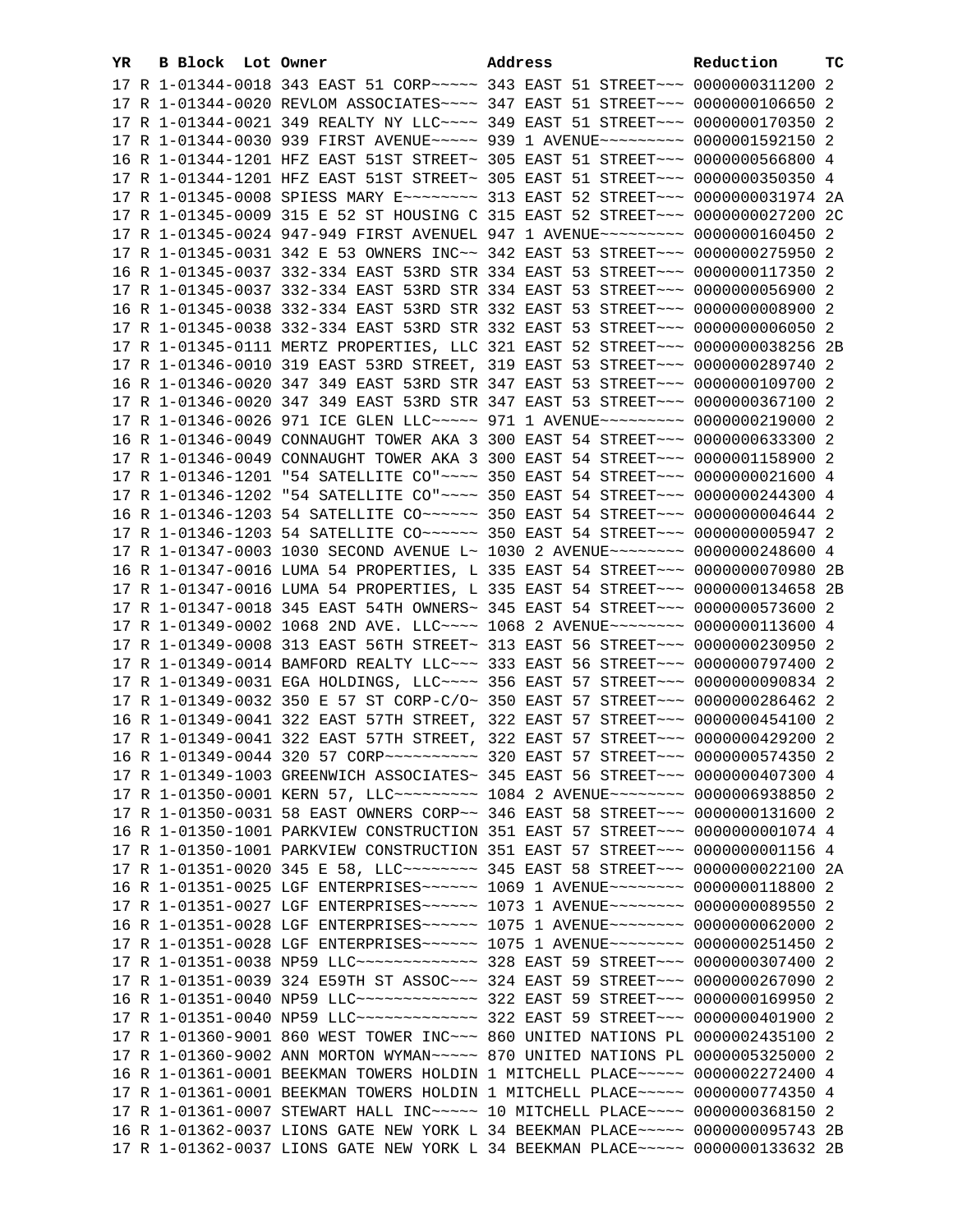| YR | B | Block | Lot | Owner | Address | Reduction | TC |
|---|---|---|---|---|---|---|---|
| 17 | R | 1-01344-0018 | | 343 EAST 51 CORP~~~~~ | 343 EAST 51 STREET~~~ | 0000000311200 | 2 |
| 17 | R | 1-01344-0020 | | REVLOM ASSOCIATES~~~~ | 347 EAST 51 STREET~~~ | 0000000106650 | 2 |
| 17 | R | 1-01344-0021 | | 349 REALTY NY LLC~~~~ | 349 EAST 51 STREET~~~ | 0000000170350 | 2 |
| 17 | R | 1-01344-0030 | | 939 FIRST AVENUE~~~~~ | 939 1 AVENUE~~~~~~~~~ | 0000001592150 | 2 |
| 16 | R | 1-01344-1201 | | HFZ EAST 51ST STREET~ | 305 EAST 51 STREET~~~ | 0000000566800 | 4 |
| 17 | R | 1-01344-1201 | | HFZ EAST 51ST STREET~ | 305 EAST 51 STREET~~~ | 0000000350350 | 4 |
| 17 | R | 1-01345-0008 | | SPIESS MARY E~~~~~~~~ | 313 EAST 52 STREET~~~ | 0000000031974 | 2A |
| 17 | R | 1-01345-0009 | | 315 E 52 ST HOUSING C | 315 EAST 52 STREET~~~ | 0000000027200 | 2C |
| 17 | R | 1-01345-0024 | | 947-949 FIRST AVENUEL | 947 1 AVENUE~~~~~~~~~ | 0000000160450 | 2 |
| 17 | R | 1-01345-0031 | | 342 E 53 OWNERS INC~~ | 342 EAST 53 STREET~~~ | 0000000275950 | 2 |
| 16 | R | 1-01345-0037 | | 332-334 EAST 53RD STR | 334 EAST 53 STREET~~~ | 0000000117350 | 2 |
| 17 | R | 1-01345-0037 | | 332-334 EAST 53RD STR | 334 EAST 53 STREET~~~ | 0000000056900 | 2 |
| 16 | R | 1-01345-0038 | | 332-334 EAST 53RD STR | 332 EAST 53 STREET~~~ | 0000000008900 | 2 |
| 17 | R | 1-01345-0038 | | 332-334 EAST 53RD STR | 332 EAST 53 STREET~~~ | 0000000006050 | 2 |
| 17 | R | 1-01345-0111 | | MERTZ PROPERTIES, LLC | 321 EAST 52 STREET~~~ | 0000000038256 | 2B |
| 17 | R | 1-01346-0010 | | 319 EAST 53RD STREET, | 319 EAST 53 STREET~~~ | 0000000289740 | 2 |
| 16 | R | 1-01346-0020 | | 347 349 EAST 53RD STR | 347 EAST 53 STREET~~~ | 0000000109700 | 2 |
| 17 | R | 1-01346-0020 | | 347 349 EAST 53RD STR | 347 EAST 53 STREET~~~ | 0000000367100 | 2 |
| 17 | R | 1-01346-0026 | | 971 ICE GLEN LLC~~~~~ | 971 1 AVENUE~~~~~~~~~ | 0000000219000 | 2 |
| 16 | R | 1-01346-0049 | | CONNAUGHT TOWER AKA 3 | 300 EAST 54 STREET~~~ | 0000000633300 | 2 |
| 17 | R | 1-01346-0049 | | CONNAUGHT TOWER AKA 3 | 300 EAST 54 STREET~~~ | 0000001158900 | 2 |
| 17 | R | 1-01346-1201 | | "54 SATELLITE CO"~~~~ | 350 EAST 54 STREET~~~ | 0000000021600 | 4 |
| 17 | R | 1-01346-1202 | | "54 SATELLITE CO"~~~~ | 350 EAST 54 STREET~~~ | 0000000244300 | 4 |
| 16 | R | 1-01346-1203 | | 54 SATELLITE CO~~~~~~ | 350 EAST 54 STREET~~~ | 0000000004644 | 2 |
| 17 | R | 1-01346-1203 | | 54 SATELLITE CO~~~~~~ | 350 EAST 54 STREET~~~ | 0000000005947 | 2 |
| 17 | R | 1-01347-0003 | | 1030 SECOND AVENUE L~ | 1030 2 AVENUE~~~~~~~~ | 0000000248600 | 4 |
| 16 | R | 1-01347-0016 | | LUMA 54 PROPERTIES, L | 335 EAST 54 STREET~~~ | 0000000070980 | 2B |
| 17 | R | 1-01347-0016 | | LUMA 54 PROPERTIES, L | 335 EAST 54 STREET~~~ | 0000000134658 | 2B |
| 17 | R | 1-01347-0018 | | 345 EAST 54TH OWNERS~ | 345 EAST 54 STREET~~~ | 0000000573600 | 2 |
| 17 | R | 1-01349-0002 | | 1068 2ND AVE. LLC~~~~ | 1068 2 AVENUE~~~~~~~~ | 0000000113600 | 4 |
| 17 | R | 1-01349-0008 | | 313 EAST 56TH STREET~ | 313 EAST 56 STREET~~~ | 0000000230950 | 2 |
| 17 | R | 1-01349-0014 | | BAMFORD REALTY LLC~~~ | 333 EAST 56 STREET~~~ | 0000000797400 | 2 |
| 17 | R | 1-01349-0031 | | EGA HOLDINGS, LLC~~~~ | 356 EAST 57 STREET~~~ | 0000000090834 | 2 |
| 17 | R | 1-01349-0032 | | 350 E 57 ST CORP-C/O~ | 350 EAST 57 STREET~~~ | 0000000286462 | 2 |
| 16 | R | 1-01349-0041 | | 322 EAST 57TH STREET, | 322 EAST 57 STREET~~~ | 0000000454100 | 2 |
| 17 | R | 1-01349-0041 | | 322 EAST 57TH STREET, | 322 EAST 57 STREET~~~ | 0000000429200 | 2 |
| 16 | R | 1-01349-0044 | | 320 57 CORP~~~~~~~~~~ | 320 EAST 57 STREET~~~ | 0000000574350 | 2 |
| 17 | R | 1-01349-1003 | | GREENWICH ASSOCIATES~ | 345 EAST 56 STREET~~~ | 0000000407300 | 4 |
| 17 | R | 1-01350-0001 | | KERN 57, LLC~~~~~~~~~ | 1084 2 AVENUE~~~~~~~~ | 0000006938850 | 2 |
| 17 | R | 1-01350-0031 | | 58 EAST OWNERS CORP~~ | 346 EAST 58 STREET~~~ | 0000000131600 | 2 |
| 16 | R | 1-01350-1001 | | PARKVIEW CONSTRUCTION | 351 EAST 57 STREET~~~ | 0000000001074 | 4 |
| 17 | R | 1-01350-1001 | | PARKVIEW CONSTRUCTION | 351 EAST 57 STREET~~~ | 0000000001156 | 4 |
| 17 | R | 1-01351-0020 | | 345 E 58, LLC~~~~~~~~ | 345 EAST 58 STREET~~~ | 0000000022100 | 2A |
| 16 | R | 1-01351-0025 | | LGF ENTERPRISES~~~~~~ | 1069 1 AVENUE~~~~~~~~ | 0000000118800 | 2 |
| 17 | R | 1-01351-0027 | | LGF ENTERPRISES~~~~~~ | 1073 1 AVENUE~~~~~~~~ | 0000000089550 | 2 |
| 16 | R | 1-01351-0028 | | LGF ENTERPRISES~~~~~~ | 1075 1 AVENUE~~~~~~~~ | 0000000062000 | 2 |
| 17 | R | 1-01351-0028 | | LGF ENTERPRISES~~~~~~ | 1075 1 AVENUE~~~~~~~~ | 0000000251450 | 2 |
| 17 | R | 1-01351-0038 | | NP59 LLC~~~~~~~~~~~~~ | 328 EAST 59 STREET~~~ | 0000000307400 | 2 |
| 17 | R | 1-01351-0039 | | 324 E59TH ST ASSOC~~~ | 324 EAST 59 STREET~~~ | 0000000267090 | 2 |
| 16 | R | 1-01351-0040 | | NP59 LLC~~~~~~~~~~~~~ | 322 EAST 59 STREET~~~ | 0000000169950 | 2 |
| 17 | R | 1-01351-0040 | | NP59 LLC~~~~~~~~~~~~~ | 322 EAST 59 STREET~~~ | 0000000401900 | 2 |
| 17 | R | 1-01360-9001 | | 860 WEST TOWER INC~~~ | 860 UNITED NATIONS PL | 0000002435100 | 2 |
| 17 | R | 1-01360-9002 | | ANN MORTON WYMAN~~~~~ | 870 UNITED NATIONS PL | 0000005325000 | 2 |
| 16 | R | 1-01361-0001 | | BEEKMAN TOWERS HOLDIN | 1 MITCHELL PLACE~~~~~ | 0000002272400 | 4 |
| 17 | R | 1-01361-0001 | | BEEKMAN TOWERS HOLDIN | 1 MITCHELL PLACE~~~~~ | 0000000774350 | 4 |
| 17 | R | 1-01361-0007 | | STEWART HALL INC~~~~~ | 10 MITCHELL PLACE~~~~ | 0000000368150 | 2 |
| 16 | R | 1-01362-0037 | | LIONS GATE NEW YORK L | 34 BEEKMAN PLACE~~~~~ | 0000000095743 | 2B |
| 17 | R | 1-01362-0037 | | LIONS GATE NEW YORK L | 34 BEEKMAN PLACE~~~~~ | 0000000133632 | 2B |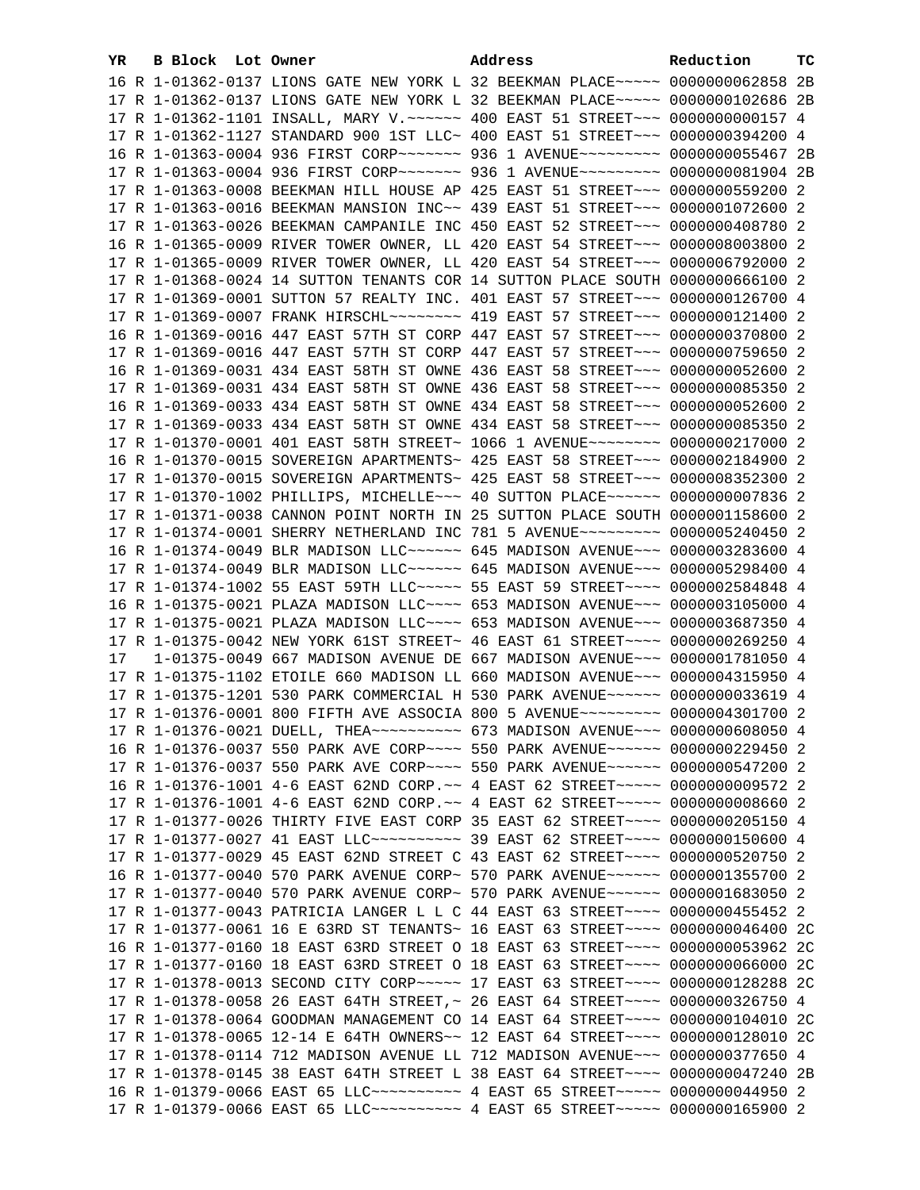| YR | B | Block | Lot | Owner | Address | Reduction | TC |
|---|---|---|---|---|---|---|---|
| 16 | R | 1-01362-0137 | | LIONS GATE NEW YORK L | 32 BEEKMAN PLACE~~~~~ | 0000000062858 | 2B |
| 17 | R | 1-01362-0137 | | LIONS GATE NEW YORK L | 32 BEEKMAN PLACE~~~~~ | 0000000102686 | 2B |
| 17 | R | 1-01362-1101 | | INSALL, MARY V.~~~~~~ | 400 EAST 51 STREET~~~ | 0000000000157 | 4 |
| 17 | R | 1-01362-1127 | | STANDARD 900 1ST LLC~ | 400 EAST 51 STREET~~~ | 0000000394200 | 4 |
| 16 | R | 1-01363-0004 | | 936 FIRST CORP~~~~~~~ | 936 1 AVENUE~~~~~~~~~ | 0000000055467 | 2B |
| 17 | R | 1-01363-0004 | | 936 FIRST CORP~~~~~~~ | 936 1 AVENUE~~~~~~~~~ | 0000000081904 | 2B |
| 17 | R | 1-01363-0008 | | BEEKMAN HILL HOUSE AP | 425 EAST 51 STREET~~~ | 0000000559200 | 2 |
| 17 | R | 1-01363-0016 | | BEEKMAN MANSION INC~~ | 439 EAST 51 STREET~~~ | 0000001072600 | 2 |
| 17 | R | 1-01363-0026 | | BEEKMAN CAMPANILE INC | 450 EAST 52 STREET~~~ | 0000000408780 | 2 |
| 16 | R | 1-01365-0009 | | RIVER TOWER OWNER, LL | 420 EAST 54 STREET~~~ | 0000008003800 | 2 |
| 17 | R | 1-01365-0009 | | RIVER TOWER OWNER, LL | 420 EAST 54 STREET~~~ | 0000006792000 | 2 |
| 17 | R | 1-01368-0024 | | 14 SUTTON TENANTS COR | 14 SUTTON PLACE SOUTH | 0000000666100 | 2 |
| 17 | R | 1-01369-0001 | | SUTTON 57 REALTY INC. | 401 EAST 57 STREET~~~ | 0000000126700 | 4 |
| 17 | R | 1-01369-0007 | | FRANK HIRSCHL~~~~~~~~ | 419 EAST 57 STREET~~~ | 0000000121400 | 2 |
| 16 | R | 1-01369-0016 | | 447 EAST 57TH ST CORP | 447 EAST 57 STREET~~~ | 0000000370800 | 2 |
| 17 | R | 1-01369-0016 | | 447 EAST 57TH ST CORP | 447 EAST 57 STREET~~~ | 0000000759650 | 2 |
| 16 | R | 1-01369-0031 | | 434 EAST 58TH ST OWNE | 436 EAST 58 STREET~~~ | 0000000052600 | 2 |
| 17 | R | 1-01369-0031 | | 434 EAST 58TH ST OWNE | 436 EAST 58 STREET~~~ | 0000000085350 | 2 |
| 16 | R | 1-01369-0033 | | 434 EAST 58TH ST OWNE | 434 EAST 58 STREET~~~ | 0000000052600 | 2 |
| 17 | R | 1-01369-0033 | | 434 EAST 58TH ST OWNE | 434 EAST 58 STREET~~~ | 0000000085350 | 2 |
| 17 | R | 1-01370-0001 | | 401 EAST 58TH STREET~ | 1066 1 AVENUE~~~~~~~~ | 0000000217000 | 2 |
| 16 | R | 1-01370-0015 | | SOVEREIGN APARTMENTS~ | 425 EAST 58 STREET~~~ | 0000002184900 | 2 |
| 17 | R | 1-01370-0015 | | SOVEREIGN APARTMENTS~ | 425 EAST 58 STREET~~~ | 0000008352300 | 2 |
| 17 | R | 1-01370-1002 | | PHILLIPS, MICHELLE~~~ | 40 SUTTON PLACE~~~~~~ | 0000000007836 | 2 |
| 17 | R | 1-01371-0038 | | CANNON POINT NORTH IN | 25 SUTTON PLACE SOUTH | 0000001158600 | 2 |
| 17 | R | 1-01374-0001 | | SHERRY NETHERLAND INC | 781 5 AVENUE~~~~~~~~~ | 0000005240450 | 2 |
| 16 | R | 1-01374-0049 | | BLR MADISON LLC~~~~~~ | 645 MADISON AVENUE~~~ | 0000003283600 | 4 |
| 17 | R | 1-01374-0049 | | BLR MADISON LLC~~~~~~ | 645 MADISON AVENUE~~~ | 0000005298400 | 4 |
| 17 | R | 1-01374-1002 | | 55 EAST 59TH LLC~~~~~ | 55 EAST 59 STREET~~~~ | 0000002584848 | 4 |
| 16 | R | 1-01375-0021 | | PLAZA MADISON LLC~~~~ | 653 MADISON AVENUE~~~ | 0000003105000 | 4 |
| 17 | R | 1-01375-0021 | | PLAZA MADISON LLC~~~~ | 653 MADISON AVENUE~~~ | 0000003687350 | 4 |
| 17 | R | 1-01375-0042 | | NEW YORK 61ST STREET~ | 46 EAST 61 STREET~~~~ | 0000000269250 | 4 |
| 17 | | 1-01375-0049 | | 667 MADISON AVENUE DE | 667 MADISON AVENUE~~~ | 0000001781050 | 4 |
| 17 | R | 1-01375-1102 | | ETOILE 660 MADISON LL | 660 MADISON AVENUE~~~ | 0000004315950 | 4 |
| 17 | R | 1-01375-1201 | | 530 PARK COMMERCIAL H | 530 PARK AVENUE~~~~~~ | 0000000033619 | 4 |
| 17 | R | 1-01376-0001 | | 800 FIFTH AVE ASSOCIA | 800 5 AVENUE~~~~~~~~~ | 0000004301700 | 2 |
| 17 | R | 1-01376-0021 | | DUELL, THEA~~~~~~~~~~ | 673 MADISON AVENUE~~~ | 0000000608050 | 4 |
| 16 | R | 1-01376-0037 | | 550 PARK AVE CORP~~~~ | 550 PARK AVENUE~~~~~~ | 0000000229450 | 2 |
| 17 | R | 1-01376-0037 | | 550 PARK AVE CORP~~~~ | 550 PARK AVENUE~~~~~~ | 0000000547200 | 2 |
| 16 | R | 1-01376-1001 | | 4-6 EAST 62ND CORP.~~ | 4 EAST 62 STREET~~~~~ | 0000000009572 | 2 |
| 17 | R | 1-01376-1001 | | 4-6 EAST 62ND CORP.~~ | 4 EAST 62 STREET~~~~~ | 0000000008660 | 2 |
| 17 | R | 1-01377-0026 | | THIRTY FIVE EAST CORP | 35 EAST 62 STREET~~~~ | 0000000205150 | 4 |
| 17 | R | 1-01377-0027 | | 41 EAST LLC~~~~~~~~~~ | 39 EAST 62 STREET~~~~ | 0000000150600 | 4 |
| 17 | R | 1-01377-0029 | | 45 EAST 62ND STREET C | 43 EAST 62 STREET~~~~ | 0000000520750 | 2 |
| 16 | R | 1-01377-0040 | | 570 PARK AVENUE CORP~ | 570 PARK AVENUE~~~~~~ | 0000001355700 | 2 |
| 17 | R | 1-01377-0040 | | 570 PARK AVENUE CORP~ | 570 PARK AVENUE~~~~~~ | 0000001683050 | 2 |
| 17 | R | 1-01377-0043 | | PATRICIA LANGER L L C | 44 EAST 63 STREET~~~~ | 0000000455452 | 2 |
| 17 | R | 1-01377-0061 | | 16 E 63RD ST TENANTS~ | 16 EAST 63 STREET~~~~ | 0000000046400 | 2C |
| 16 | R | 1-01377-0160 | | 18 EAST 63RD STREET O | 18 EAST 63 STREET~~~~ | 0000000053962 | 2C |
| 17 | R | 1-01377-0160 | | 18 EAST 63RD STREET O | 18 EAST 63 STREET~~~~ | 0000000066000 | 2C |
| 17 | R | 1-01378-0013 | | SECOND CITY CORP~~~~~ | 17 EAST 63 STREET~~~~ | 0000000128288 | 2C |
| 17 | R | 1-01378-0058 | | 26 EAST 64TH STREET,~ | 26 EAST 64 STREET~~~~ | 0000000326750 | 4 |
| 17 | R | 1-01378-0064 | | GOODMAN MANAGEMENT CO | 14 EAST 64 STREET~~~~ | 0000000104010 | 2C |
| 17 | R | 1-01378-0065 | | 12-14 E 64TH OWNERS~~ | 12 EAST 64 STREET~~~~ | 0000000128010 | 2C |
| 17 | R | 1-01378-0114 | | 712 MADISON AVENUE LL | 712 MADISON AVENUE~~~ | 0000000377650 | 4 |
| 17 | R | 1-01378-0145 | | 38 EAST 64TH STREET L | 38 EAST 64 STREET~~~~ | 0000000047240 | 2B |
| 16 | R | 1-01379-0066 | | EAST 65 LLC~~~~~~~~~~ | 4 EAST 65 STREET~~~~~ | 0000000044950 | 2 |
| 17 | R | 1-01379-0066 | | EAST 65 LLC~~~~~~~~~~ | 4 EAST 65 STREET~~~~~ | 0000000165900 | 2 |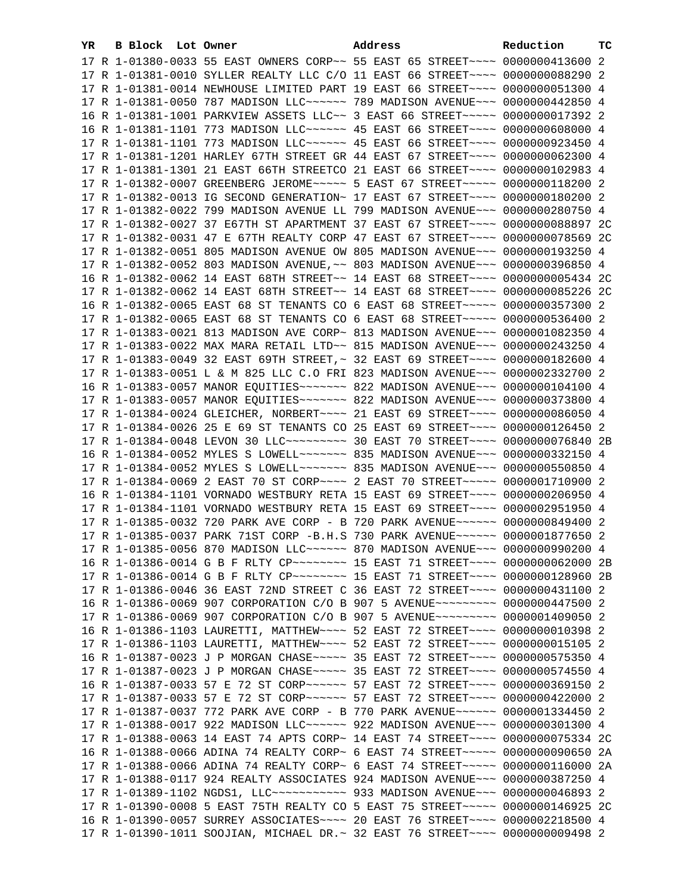| YR | B | Block | Lot | Owner | Address | Reduction | TC |
|---|---|---|---|---|---|---|---|
| 17 | R | 1-01380-0033 | | 55 EAST OWNERS CORP~~ | 55 EAST 65 STREET~~~~ | 0000000413600 | 2 |
| 17 | R | 1-01381-0010 | | SYLLER REALTY LLC C/O | 11 EAST 66 STREET~~~~ | 0000000088290 | 2 |
| 17 | R | 1-01381-0014 | | NEWHOUSE LIMITED PART | 19 EAST 66 STREET~~~~ | 0000000051300 | 4 |
| 17 | R | 1-01381-0050 | | 787 MADISON LLC~~~~~~ | 789 MADISON AVENUE~~~ | 0000000442850 | 4 |
| 16 | R | 1-01381-1001 | | PARKVIEW ASSETS LLC~~ | 3 EAST 66 STREET~~~~~ | 0000000017392 | 2 |
| 16 | R | 1-01381-1101 | | 773 MADISON LLC~~~~~~ | 45 EAST 66 STREET~~~~ | 0000000608000 | 4 |
| 17 | R | 1-01381-1101 | | 773 MADISON LLC~~~~~~ | 45 EAST 66 STREET~~~~ | 0000000923450 | 4 |
| 17 | R | 1-01381-1201 | | HARLEY 67TH STREET GR | 44 EAST 67 STREET~~~~ | 0000000062300 | 4 |
| 17 | R | 1-01381-1301 | | 21 EAST 66TH STREETCO | 21 EAST 66 STREET~~~~ | 0000000102983 | 4 |
| 17 | R | 1-01382-0007 | | GREENBERG JEROME~~~~~ | 5 EAST 67 STREET~~~~~ | 0000000118200 | 2 |
| 17 | R | 1-01382-0013 | | IG SECOND GENERATION~ | 17 EAST 67 STREET~~~~ | 0000000180200 | 2 |
| 17 | R | 1-01382-0022 | | 799 MADISON AVENUE LL | 799 MADISON AVENUE~~~ | 0000000280750 | 4 |
| 17 | R | 1-01382-0027 | | 37 E67TH ST APARTMENT | 37 EAST 67 STREET~~~~ | 0000000088897 | 2C |
| 17 | R | 1-01382-0031 | | 47 E 67TH REALTY CORP | 47 EAST 67 STREET~~~~ | 0000000078569 | 2C |
| 17 | R | 1-01382-0051 | | 805 MADISON AVENUE OW | 805 MADISON AVENUE~~~ | 0000000193250 | 4 |
| 17 | R | 1-01382-0052 | | 803 MADISON AVENUE,~~ | 803 MADISON AVENUE~~~ | 0000000396850 | 4 |
| 16 | R | 1-01382-0062 | | 14 EAST 68TH STREET~~ | 14 EAST 68 STREET~~~~ | 0000000005434 | 2C |
| 17 | R | 1-01382-0062 | | 14 EAST 68TH STREET~~ | 14 EAST 68 STREET~~~~ | 0000000085226 | 2C |
| 16 | R | 1-01382-0065 | | EAST 68 ST TENANTS CO | 6 EAST 68 STREET~~~~~ | 0000000357300 | 2 |
| 17 | R | 1-01382-0065 | | EAST 68 ST TENANTS CO | 6 EAST 68 STREET~~~~~ | 0000000536400 | 2 |
| 17 | R | 1-01383-0021 | | 813 MADISON AVE CORP~ | 813 MADISON AVENUE~~~ | 0000001082350 | 4 |
| 17 | R | 1-01383-0022 | | MAX MARA RETAIL LTD~~ | 815 MADISON AVENUE~~~ | 0000000243250 | 4 |
| 17 | R | 1-01383-0049 | | 32 EAST 69TH STREET,~ | 32 EAST 69 STREET~~~~ | 0000000182600 | 4 |
| 17 | R | 1-01383-0051 | | L & M 825 LLC C.O FRI | 823 MADISON AVENUE~~~ | 0000002332700 | 2 |
| 16 | R | 1-01383-0057 | | MANOR EQUITIES~~~~~~~ | 822 MADISON AVENUE~~~ | 0000000104100 | 4 |
| 17 | R | 1-01383-0057 | | MANOR EQUITIES~~~~~~~ | 822 MADISON AVENUE~~~ | 0000000373800 | 4 |
| 17 | R | 1-01384-0024 | | GLEICHER, NORBERT~~~~ | 21 EAST 69 STREET~~~~ | 0000000086050 | 4 |
| 17 | R | 1-01384-0026 | | 25 E 69 ST TENANTS CO | 25 EAST 69 STREET~~~~ | 0000000126450 | 2 |
| 17 | R | 1-01384-0048 | | LEVON 30 LLC~~~~~~~~~ | 30 EAST 70 STREET~~~~ | 0000000076840 | 2B |
| 16 | R | 1-01384-0052 | | MYLES S LOWELL~~~~~~~ | 835 MADISON AVENUE~~~ | 0000000332150 | 4 |
| 17 | R | 1-01384-0052 | | MYLES S LOWELL~~~~~~~ | 835 MADISON AVENUE~~~ | 0000000550850 | 4 |
| 17 | R | 1-01384-0069 | | 2 EAST 70 ST CORP~~~~ | 2 EAST 70 STREET~~~~~ | 0000001710900 | 2 |
| 16 | R | 1-01384-1101 | | VORNADO WESTBURY RETA | 15 EAST 69 STREET~~~~ | 0000000206950 | 4 |
| 17 | R | 1-01384-1101 | | VORNADO WESTBURY RETA | 15 EAST 69 STREET~~~~ | 0000002951950 | 4 |
| 17 | R | 1-01385-0032 | | 720 PARK AVE CORP - B | 720 PARK AVENUE~~~~~~ | 0000000849400 | 2 |
| 17 | R | 1-01385-0037 | | PARK 71ST CORP -B.H.S | 730 PARK AVENUE~~~~~~ | 0000001877650 | 2 |
| 17 | R | 1-01385-0056 | | 870 MADISON LLC~~~~~~ | 870 MADISON AVENUE~~~ | 0000000990200 | 4 |
| 16 | R | 1-01386-0014 | | G B F RLTY CP~~~~~~~~ | 15 EAST 71 STREET~~~~ | 0000000062000 | 2B |
| 17 | R | 1-01386-0014 | | G B F RLTY CP~~~~~~~~ | 15 EAST 71 STREET~~~~ | 0000000128960 | 2B |
| 17 | R | 1-01386-0046 | | 36 EAST 72ND STREET C | 36 EAST 72 STREET~~~~ | 0000000431100 | 2 |
| 16 | R | 1-01386-0069 | | 907 CORPORATION C/O B | 907 5 AVENUE~~~~~~~~~ | 0000000447500 | 2 |
| 17 | R | 1-01386-0069 | | 907 CORPORATION C/O B | 907 5 AVENUE~~~~~~~~~ | 0000001409050 | 2 |
| 16 | R | 1-01386-1103 | | LAURETTI, MATTHEW~~~~ | 52 EAST 72 STREET~~~~ | 0000000010398 | 2 |
| 17 | R | 1-01386-1103 | | LAURETTI, MATTHEW~~~~ | 52 EAST 72 STREET~~~~ | 0000000015105 | 2 |
| 16 | R | 1-01387-0023 | | J P MORGAN CHASE~~~~~ | 35 EAST 72 STREET~~~~ | 0000000575350 | 4 |
| 17 | R | 1-01387-0023 | | J P MORGAN CHASE~~~~~ | 35 EAST 72 STREET~~~~ | 0000000574550 | 4 |
| 16 | R | 1-01387-0033 | | 57 E 72 ST CORP~~~~~~ | 57 EAST 72 STREET~~~~ | 0000000369150 | 2 |
| 17 | R | 1-01387-0033 | | 57 E 72 ST CORP~~~~~~ | 57 EAST 72 STREET~~~~ | 0000000422000 | 2 |
| 17 | R | 1-01387-0037 | | 772 PARK AVE CORP - B | 770 PARK AVENUE~~~~~~ | 0000001334450 | 2 |
| 17 | R | 1-01388-0017 | | 922 MADISON LLC~~~~~~ | 922 MADISON AVENUE~~~ | 0000000301300 | 4 |
| 17 | R | 1-01388-0063 | | 14 EAST 74 APTS CORP~ | 14 EAST 74 STREET~~~~ | 0000000075334 | 2C |
| 16 | R | 1-01388-0066 | | ADINA 74 REALTY CORP~ | 6 EAST 74 STREET~~~~~ | 0000000090650 | 2A |
| 17 | R | 1-01388-0066 | | ADINA 74 REALTY CORP~ | 6 EAST 74 STREET~~~~~ | 0000000116000 | 2A |
| 17 | R | 1-01388-0117 | | 924 REALTY ASSOCIATES | 924 MADISON AVENUE~~~ | 0000000387250 | 4 |
| 17 | R | 1-01389-1102 | | NGDS1, LLC~~~~~~~~~~~ | 933 MADISON AVENUE~~~ | 0000000046893 | 2 |
| 17 | R | 1-01390-0008 | | 5 EAST 75TH REALTY CO | 5 EAST 75 STREET~~~~~ | 0000000146925 | 2C |
| 16 | R | 1-01390-0057 | | SURREY ASSOCIATES~~~~ | 20 EAST 76 STREET~~~~ | 0000002218500 | 4 |
| 17 | R | 1-01390-1011 | | SOOJIAN, MICHAEL DR.~ | 32 EAST 76 STREET~~~~ | 0000000009498 | 2 |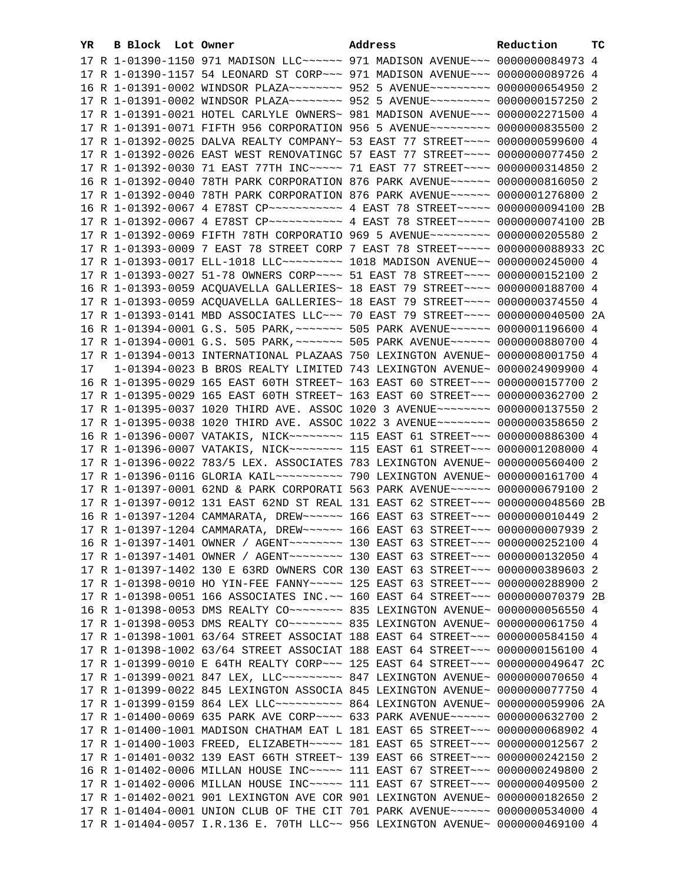| YR | B | Block | Lot | Owner | Address | Reduction | TC |
|---|---|---|---|---|---|---|---|
| 17 | R | 1-01390-1150 | | 971 MADISON LLC~~~~~~ | 971 MADISON AVENUE~~~ | 0000000084973 | 4 |
| 17 | R | 1-01390-1157 | | 54 LEONARD ST CORP~~~ | 971 MADISON AVENUE~~~ | 0000000089726 | 4 |
| 16 | R | 1-01391-0002 | | WINDSOR PLAZA~~~~~~~~ | 952 5 AVENUE~~~~~~~~~ | 0000000654950 | 2 |
| 17 | R | 1-01391-0002 | | WINDSOR PLAZA~~~~~~~~ | 952 5 AVENUE~~~~~~~~~ | 0000000157250 | 2 |
| 17 | R | 1-01391-0021 | | HOTEL CARLYLE OWNERS~ | 981 MADISON AVENUE~~~ | 0000002271500 | 4 |
| 17 | R | 1-01391-0071 | | FIFTH 956 CORPORATION | 956 5 AVENUE~~~~~~~~~ | 0000000835500 | 2 |
| 17 | R | 1-01392-0025 | | DALVA REALTY COMPANY~ | 53 EAST 77 STREET~~~~ | 0000000599600 | 4 |
| 17 | R | 1-01392-0026 | | EAST WEST RENOVATINGC | 57 EAST 77 STREET~~~~ | 0000000077450 | 2 |
| 17 | R | 1-01392-0030 | | 71 EAST 77TH INC~~~~~ | 71 EAST 77 STREET~~~~ | 0000000314850 | 2 |
| 16 | R | 1-01392-0040 | | 78TH PARK CORPORATION | 876 PARK AVENUE~~~~~~ | 0000000816050 | 2 |
| 17 | R | 1-01392-0040 | | 78TH PARK CORPORATION | 876 PARK AVENUE~~~~~~ | 0000001276800 | 2 |
| 16 | R | 1-01392-0067 | | 4 E78ST CP~~~~~~~~~~~ | 4 EAST 78 STREET~~~~~ | 0000000094100 | 2B |
| 17 | R | 1-01392-0067 | | 4 E78ST CP~~~~~~~~~~~ | 4 EAST 78 STREET~~~~~ | 0000000074100 | 2B |
| 17 | R | 1-01392-0069 | | FIFTH 78TH CORPORATIO | 969 5 AVENUE~~~~~~~~~ | 0000000205580 | 2 |
| 17 | R | 1-01393-0009 | | 7 EAST 78 STREET CORP | 7 EAST 78 STREET~~~~~ | 0000000088933 | 2C |
| 17 | R | 1-01393-0017 | | ELL-1018 LLC~~~~~~~~~ | 1018 MADISON AVENUE~~ | 0000000245000 | 4 |
| 17 | R | 1-01393-0027 | | 51-78 OWNERS CORP~~~~ | 51 EAST 78 STREET~~~~ | 0000000152100 | 2 |
| 16 | R | 1-01393-0059 | | ACQUAVELLA GALLERIES~ | 18 EAST 79 STREET~~~~ | 0000000188700 | 4 |
| 17 | R | 1-01393-0059 | | ACQUAVELLA GALLERIES~ | 18 EAST 79 STREET~~~~ | 0000000374550 | 4 |
| 17 | R | 1-01393-0141 | | MBD ASSOCIATES LLC~~~ | 70 EAST 79 STREET~~~~ | 0000000040500 | 2A |
| 16 | R | 1-01394-0001 | | G.S. 505 PARK,~~~~~~~ | 505 PARK AVENUE~~~~~~ | 0000001196600 | 4 |
| 17 | R | 1-01394-0001 | | G.S. 505 PARK,~~~~~~~ | 505 PARK AVENUE~~~~~~ | 0000000880700 | 4 |
| 17 | R | 1-01394-0013 | | INTERNATIONAL PLAZAAS | 750 LEXINGTON AVENUE~ | 0000008001750 | 4 |
| 17 | | 1-01394-0023 | | B BROS REALTY LIMITED | 743 LEXINGTON AVENUE~ | 0000024909900 | 4 |
| 16 | R | 1-01395-0029 | | 165 EAST 60TH STREET~ | 163 EAST 60 STREET~~~ | 0000000157700 | 2 |
| 17 | R | 1-01395-0029 | | 165 EAST 60TH STREET~ | 163 EAST 60 STREET~~~ | 0000000362700 | 2 |
| 17 | R | 1-01395-0037 | | 1020 THIRD AVE. ASSOC | 1020 3 AVENUE~~~~~~~~ | 0000000137550 | 2 |
| 17 | R | 1-01395-0038 | | 1020 THIRD AVE. ASSOC | 1022 3 AVENUE~~~~~~~~ | 0000000358650 | 2 |
| 16 | R | 1-01396-0007 | | VATAKIS, NICK~~~~~~~~ | 115 EAST 61 STREET~~~ | 0000000886300 | 4 |
| 17 | R | 1-01396-0007 | | VATAKIS, NICK~~~~~~~~ | 115 EAST 61 STREET~~~ | 0000001208000 | 4 |
| 17 | R | 1-01396-0022 | | 783/5 LEX. ASSOCIATES | 783 LEXINGTON AVENUE~ | 0000000560400 | 2 |
| 17 | R | 1-01396-0116 | | GLORIA KAIL~~~~~~~~~~ | 790 LEXINGTON AVENUE~ | 0000000161700 | 4 |
| 17 | R | 1-01397-0001 | | 62ND & PARK CORPORATI | 563 PARK AVENUE~~~~~~ | 0000000679100 | 2 |
| 17 | R | 1-01397-0012 | | 131 EAST 62ND ST REAL | 131 EAST 62 STREET~~~ | 0000000048560 | 2B |
| 16 | R | 1-01397-1204 | | CAMMARATA, DREW~~~~~~ | 166 EAST 63 STREET~~~ | 0000000010449 | 2 |
| 17 | R | 1-01397-1204 | | CAMMARATA, DREW~~~~~~ | 166 EAST 63 STREET~~~ | 0000000007939 | 2 |
| 16 | R | 1-01397-1401 | | OWNER / AGENT~~~~~~~~ | 130 EAST 63 STREET~~~ | 0000000252100 | 4 |
| 17 | R | 1-01397-1401 | | OWNER / AGENT~~~~~~~~ | 130 EAST 63 STREET~~~ | 0000000132050 | 4 |
| 17 | R | 1-01397-1402 | | 130 E 63RD OWNERS COR | 130 EAST 63 STREET~~~ | 0000000389603 | 2 |
| 17 | R | 1-01398-0010 | | HO YIN-FEE FANNY~~~~~ | 125 EAST 63 STREET~~~ | 0000000288900 | 2 |
| 17 | R | 1-01398-0051 | | 166 ASSOCIATES INC.~~ | 160 EAST 64 STREET~~~ | 0000000070379 | 2B |
| 16 | R | 1-01398-0053 | | DMS REALTY CO~~~~~~~~ | 835 LEXINGTON AVENUE~ | 0000000056550 | 4 |
| 17 | R | 1-01398-0053 | | DMS REALTY CO~~~~~~~~ | 835 LEXINGTON AVENUE~ | 0000000061750 | 4 |
| 17 | R | 1-01398-1001 | | 63/64 STREET ASSOCIAT | 188 EAST 64 STREET~~~ | 0000000584150 | 4 |
| 17 | R | 1-01398-1002 | | 63/64 STREET ASSOCIAT | 188 EAST 64 STREET~~~ | 0000000156100 | 4 |
| 17 | R | 1-01399-0010 | | E 64TH REALTY CORP~~~ | 125 EAST 64 STREET~~~ | 0000000049647 | 2C |
| 17 | R | 1-01399-0021 | | 847 LEX, LLC~~~~~~~~~ | 847 LEXINGTON AVENUE~ | 0000000070650 | 4 |
| 17 | R | 1-01399-0022 | | 845 LEXINGTON ASSOCIA | 845 LEXINGTON AVENUE~ | 0000000077750 | 4 |
| 17 | R | 1-01399-0159 | | 864 LEX LLC~~~~~~~~~~ | 864 LEXINGTON AVENUE~ | 0000000059906 | 2A |
| 17 | R | 1-01400-0069 | | 635 PARK AVE CORP~~~~ | 633 PARK AVENUE~~~~~~ | 0000000632700 | 2 |
| 17 | R | 1-01400-1001 | | MADISON CHATHAM EAT L | 181 EAST 65 STREET~~~ | 0000000068902 | 4 |
| 17 | R | 1-01400-1003 | | FREED, ELIZABETH~~~~~ | 181 EAST 65 STREET~~~ | 0000000012567 | 2 |
| 17 | R | 1-01401-0032 | | 139 EAST 66TH STREET~ | 139 EAST 66 STREET~~~ | 0000000242150 | 2 |
| 16 | R | 1-01402-0006 | | MILLAN HOUSE INC~~~~~ | 111 EAST 67 STREET~~~ | 0000000249800 | 2 |
| 17 | R | 1-01402-0006 | | MILLAN HOUSE INC~~~~~ | 111 EAST 67 STREET~~~ | 0000000409500 | 2 |
| 17 | R | 1-01402-0021 | | 901 LEXINGTON AVE COR | 901 LEXINGTON AVENUE~ | 0000000182650 | 2 |
| 17 | R | 1-01404-0001 | | UNION CLUB OF THE CIT | 701 PARK AVENUE~~~~~~ | 0000000534000 | 4 |
| 17 | R | 1-01404-0057 | | I.R.136 E. 70TH LLC~~ | 956 LEXINGTON AVENUE~ | 0000000469100 | 4 |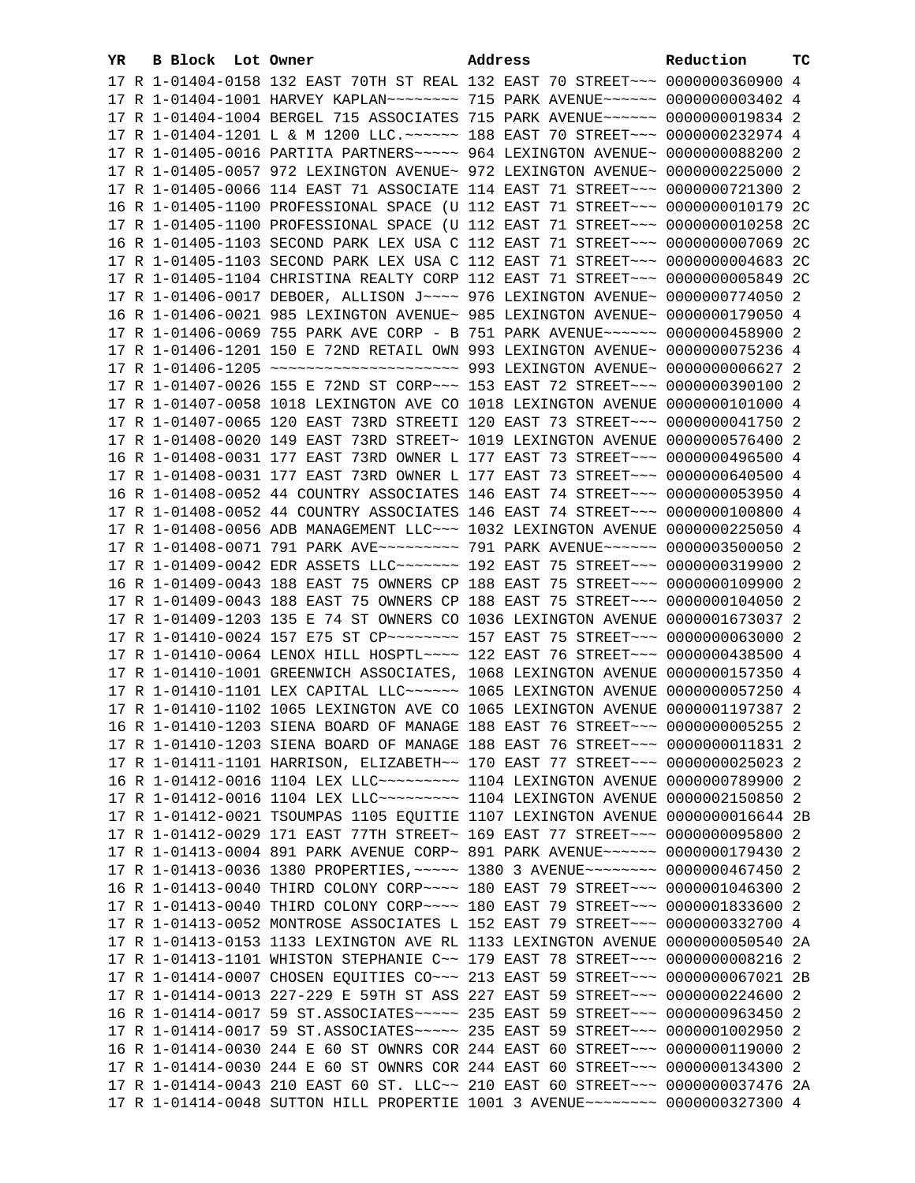| YR | B | Block | Lot | Owner | Address | Reduction | TC |
|---|---|---|---|---|---|---|---|
| 17 | R | 1-01404-0158 | | 132 EAST 70TH ST REAL | 132 EAST 70 STREET~~~ | 0000000360900 | 4 |
| 17 | R | 1-01404-1001 | | HARVEY KAPLAN~~~~~~~~ | 715 PARK AVENUE~~~~~~ | 0000000003402 | 4 |
| 17 | R | 1-01404-1004 | | BERGEL 715 ASSOCIATES | 715 PARK AVENUE~~~~~~ | 0000000019834 | 2 |
| 17 | R | 1-01404-1201 | | L & M 1200 LLC.~~~~~~ | 188 EAST 70 STREET~~~ | 0000000232974 | 4 |
| 17 | R | 1-01405-0016 | | PARTITA PARTNERS~~~~~ | 964 LEXINGTON AVENUE~ | 0000000088200 | 2 |
| 17 | R | 1-01405-0057 | | 972 LEXINGTON AVENUE~ | 972 LEXINGTON AVENUE~ | 0000000225000 | 2 |
| 17 | R | 1-01405-0066 | | 114 EAST 71 ASSOCIATE | 114 EAST 71 STREET~~~ | 0000000721300 | 2 |
| 16 | R | 1-01405-1100 | | PROFESSIONAL SPACE (U | 112 EAST 71 STREET~~~ | 0000000010179 | 2C |
| 17 | R | 1-01405-1100 | | PROFESSIONAL SPACE (U | 112 EAST 71 STREET~~~ | 0000000010258 | 2C |
| 16 | R | 1-01405-1103 | | SECOND PARK LEX USA C | 112 EAST 71 STREET~~~ | 0000000007069 | 2C |
| 17 | R | 1-01405-1103 | | SECOND PARK LEX USA C | 112 EAST 71 STREET~~~ | 0000000004683 | 2C |
| 17 | R | 1-01405-1104 | | CHRISTINA REALTY CORP | 112 EAST 71 STREET~~~ | 0000000005849 | 2C |
| 17 | R | 1-01406-0017 | | DEBOER, ALLISON J~~~~ | 976 LEXINGTON AVENUE~ | 0000000774050 | 2 |
| 16 | R | 1-01406-0021 | | 985 LEXINGTON AVENUE~ | 985 LEXINGTON AVENUE~ | 0000000179050 | 4 |
| 17 | R | 1-01406-0069 | | 755 PARK AVE CORP - B | 751 PARK AVENUE~~~~~~ | 0000000458900 | 2 |
| 17 | R | 1-01406-1201 | | 150 E 72ND RETAIL OWN | 993 LEXINGTON AVENUE~ | 0000000075236 | 4 |
| 17 | R | 1-01406-1205 | | ~~~~~~~~~~~~~~~~~~~~~ | 993 LEXINGTON AVENUE~ | 0000000006627 | 2 |
| 17 | R | 1-01407-0026 | | 155 E 72ND ST CORP~~~ | 153 EAST 72 STREET~~~ | 0000000390100 | 2 |
| 17 | R | 1-01407-0058 | | 1018 LEXINGTON AVE CO | 1018 LEXINGTON AVENUE | 0000000101000 | 4 |
| 17 | R | 1-01407-0065 | | 120 EAST 73RD STREETI | 120 EAST 73 STREET~~~ | 0000000041750 | 2 |
| 17 | R | 1-01408-0020 | | 149 EAST 73RD STREET~ | 1019 LEXINGTON AVENUE | 0000000576400 | 2 |
| 16 | R | 1-01408-0031 | | 177 EAST 73RD OWNER L | 177 EAST 73 STREET~~~ | 0000000496500 | 4 |
| 17 | R | 1-01408-0031 | | 177 EAST 73RD OWNER L | 177 EAST 73 STREET~~~ | 0000000640500 | 4 |
| 16 | R | 1-01408-0052 | | 44 COUNTRY ASSOCIATES | 146 EAST 74 STREET~~~ | 0000000053950 | 4 |
| 17 | R | 1-01408-0052 | | 44 COUNTRY ASSOCIATES | 146 EAST 74 STREET~~~ | 0000000100800 | 4 |
| 17 | R | 1-01408-0056 | | ADB MANAGEMENT LLC~~~ | 1032 LEXINGTON AVENUE | 0000000225050 | 4 |
| 17 | R | 1-01408-0071 | | 791 PARK AVE~~~~~~~~~ | 791 PARK AVENUE~~~~~~ | 0000003500050 | 2 |
| 17 | R | 1-01409-0042 | | EDR ASSETS LLC~~~~~~~ | 192 EAST 75 STREET~~~ | 0000000319900 | 2 |
| 16 | R | 1-01409-0043 | | 188 EAST 75 OWNERS CP | 188 EAST 75 STREET~~~ | 0000000109900 | 2 |
| 17 | R | 1-01409-0043 | | 188 EAST 75 OWNERS CP | 188 EAST 75 STREET~~~ | 0000000104050 | 2 |
| 17 | R | 1-01409-1203 | | 135 E 74 ST OWNERS CO | 1036 LEXINGTON AVENUE | 0000001673037 | 2 |
| 17 | R | 1-01410-0024 | | 157 E75 ST CP~~~~~~~~ | 157 EAST 75 STREET~~~ | 0000000063000 | 2 |
| 17 | R | 1-01410-0064 | | LENOX HILL HOSPTL~~~~ | 122 EAST 76 STREET~~~ | 0000000438500 | 4 |
| 17 | R | 1-01410-1001 | | GREENWICH ASSOCIATES, | 1068 LEXINGTON AVENUE | 0000000157350 | 4 |
| 17 | R | 1-01410-1101 | | LEX CAPITAL LLC~~~~~~ | 1065 LEXINGTON AVENUE | 0000000057250 | 4 |
| 17 | R | 1-01410-1102 | | 1065 LEXINGTON AVE CO | 1065 LEXINGTON AVENUE | 0000001197387 | 2 |
| 16 | R | 1-01410-1203 | | SIENA BOARD OF MANAGE | 188 EAST 76 STREET~~~ | 0000000005255 | 2 |
| 17 | R | 1-01410-1203 | | SIENA BOARD OF MANAGE | 188 EAST 76 STREET~~~ | 0000000011831 | 2 |
| 17 | R | 1-01411-1101 | | HARRISON, ELIZABETH~~ | 170 EAST 77 STREET~~~ | 0000000025023 | 2 |
| 16 | R | 1-01412-0016 | | 1104 LEX LLC~~~~~~~~~ | 1104 LEXINGTON AVENUE | 0000000789900 | 2 |
| 17 | R | 1-01412-0016 | | 1104 LEX LLC~~~~~~~~~ | 1104 LEXINGTON AVENUE | 0000002150850 | 2 |
| 17 | R | 1-01412-0021 | | TSOUMPAS 1105 EQUITIE | 1107 LEXINGTON AVENUE | 0000000016644 | 2B |
| 17 | R | 1-01412-0029 | | 171 EAST 77TH STREET~ | 169 EAST 77 STREET~~~ | 0000000095800 | 2 |
| 17 | R | 1-01413-0004 | | 891 PARK AVENUE CORP~ | 891 PARK AVENUE~~~~~~ | 0000000179430 | 2 |
| 17 | R | 1-01413-0036 | | 1380 PROPERTIES,~~~~~ | 1380 3 AVENUE~~~~~~~~ | 0000000467450 | 2 |
| 16 | R | 1-01413-0040 | | THIRD COLONY CORP~~~~ | 180 EAST 79 STREET~~~ | 0000001046300 | 2 |
| 17 | R | 1-01413-0040 | | THIRD COLONY CORP~~~~ | 180 EAST 79 STREET~~~ | 0000001833600 | 2 |
| 17 | R | 1-01413-0052 | | MONTROSE ASSOCIATES L | 152 EAST 79 STREET~~~ | 0000000332700 | 4 |
| 17 | R | 1-01413-0153 | | 1133 LEXINGTON AVE RL | 1133 LEXINGTON AVENUE | 0000000050540 | 2A |
| 17 | R | 1-01413-1101 | | WHISTON STEPHANIE C~~ | 179 EAST 78 STREET~~~ | 0000000008216 | 2 |
| 17 | R | 1-01414-0007 | | CHOSEN EQUITIES CO~~~ | 213 EAST 59 STREET~~~ | 0000000067021 | 2B |
| 17 | R | 1-01414-0013 | | 227-229 E 59TH ST ASS | 227 EAST 59 STREET~~~ | 0000000224600 | 2 |
| 16 | R | 1-01414-0017 | | 59 ST.ASSOCIATES~~~~~ | 235 EAST 59 STREET~~~ | 0000000963450 | 2 |
| 17 | R | 1-01414-0017 | | 59 ST.ASSOCIATES~~~~~ | 235 EAST 59 STREET~~~ | 0000001002950 | 2 |
| 16 | R | 1-01414-0030 | | 244 E 60 ST OWNRS COR | 244 EAST 60 STREET~~~ | 0000000119000 | 2 |
| 17 | R | 1-01414-0030 | | 244 E 60 ST OWNRS COR | 244 EAST 60 STREET~~~ | 0000000134300 | 2 |
| 17 | R | 1-01414-0043 | | 210 EAST 60 ST. LLC~~ | 210 EAST 60 STREET~~~ | 0000000037476 | 2A |
| 17 | R | 1-01414-0048 | | SUTTON HILL PROPERTIE | 1001 3 AVENUE~~~~~~~~ | 0000000327300 | 4 |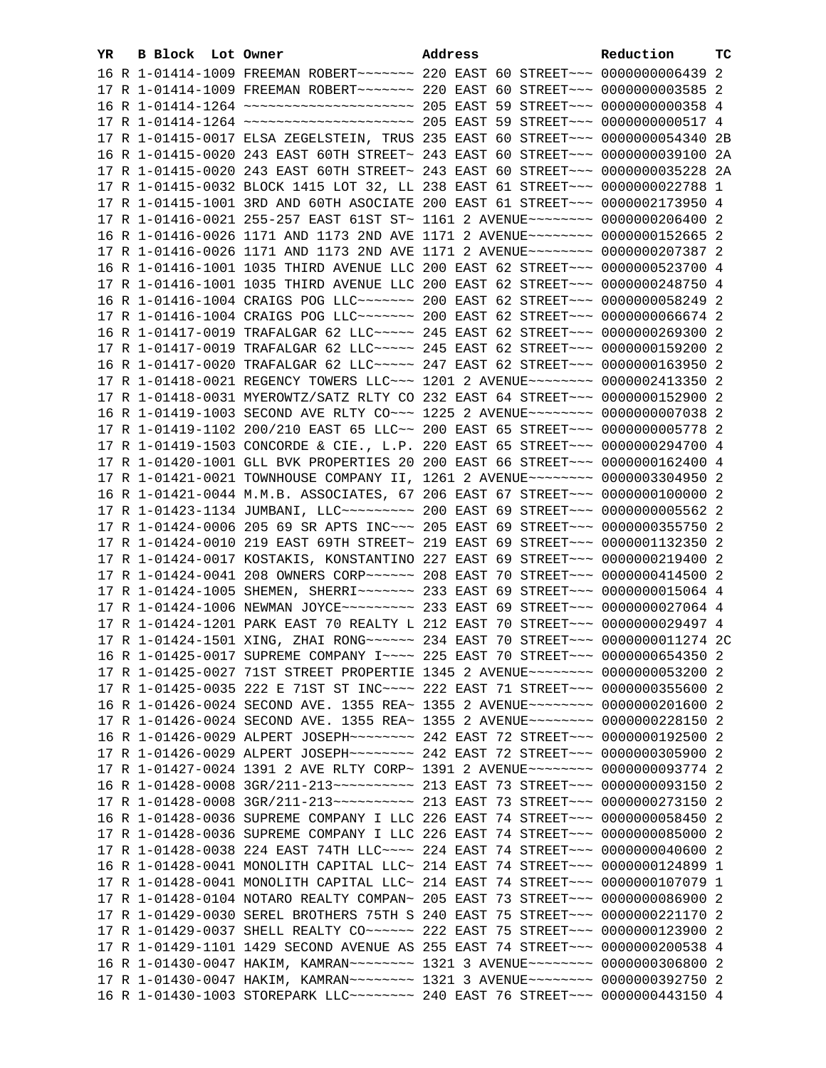| YR | B | Block | Lot | Owner | Address | Reduction | TC |
|---|---|---|---|---|---|---|---|
| 16 | R | 1-01414-1009 | | FREEMAN ROBERT~~~~~~~ | 220 EAST 60 STREET~~~ | 0000000006439 | 2 |
| 17 | R | 1-01414-1009 | | FREEMAN ROBERT~~~~~~~ | 220 EAST 60 STREET~~~ | 0000000003585 | 2 |
| 16 | R | 1-01414-1264 | | ~~~~~~~~~~~~~~~~~~~~~ | 205 EAST 59 STREET~~~ | 0000000000358 | 4 |
| 17 | R | 1-01414-1264 | | ~~~~~~~~~~~~~~~~~~~~~ | 205 EAST 59 STREET~~~ | 0000000000517 | 4 |
| 17 | R | 1-01415-0017 | | ELSA ZEGELSTEIN, TRUS | 235 EAST 60 STREET~~~ | 0000000054340 | 2B |
| 16 | R | 1-01415-0020 | | 243 EAST 60TH STREET~ | 243 EAST 60 STREET~~~ | 0000000039100 | 2A |
| 17 | R | 1-01415-0020 | | 243 EAST 60TH STREET~ | 243 EAST 60 STREET~~~ | 0000000035228 | 2A |
| 17 | R | 1-01415-0032 | | BLOCK 1415 LOT 32, LL | 238 EAST 61 STREET~~~ | 0000000022788 | 1 |
| 17 | R | 1-01415-1001 | | 3RD AND 60TH ASOCIATE | 200 EAST 61 STREET~~~ | 0000002173950 | 4 |
| 17 | R | 1-01416-0021 | | 255-257 EAST 61ST ST~ | 1161 2 AVENUE~~~~~~~~ | 0000000206400 | 2 |
| 16 | R | 1-01416-0026 | | 1171 AND 1173 2ND AVE | 1171 2 AVENUE~~~~~~~~ | 0000000152665 | 2 |
| 17 | R | 1-01416-0026 | | 1171 AND 1173 2ND AVE | 1171 2 AVENUE~~~~~~~~ | 0000000207387 | 2 |
| 16 | R | 1-01416-1001 | | 1035 THIRD AVENUE LLC | 200 EAST 62 STREET~~~ | 0000000523700 | 4 |
| 17 | R | 1-01416-1001 | | 1035 THIRD AVENUE LLC | 200 EAST 62 STREET~~~ | 0000000248750 | 4 |
| 16 | R | 1-01416-1004 | | CRAIGS POG LLC~~~~~~~ | 200 EAST 62 STREET~~~ | 0000000058249 | 2 |
| 17 | R | 1-01416-1004 | | CRAIGS POG LLC~~~~~~~ | 200 EAST 62 STREET~~~ | 0000000066674 | 2 |
| 16 | R | 1-01417-0019 | | TRAFALGAR 62 LLC~~~~~ | 245 EAST 62 STREET~~~ | 0000000269300 | 2 |
| 17 | R | 1-01417-0019 | | TRAFALGAR 62 LLC~~~~~ | 245 EAST 62 STREET~~~ | 0000000159200 | 2 |
| 16 | R | 1-01417-0020 | | TRAFALGAR 62 LLC~~~~~ | 247 EAST 62 STREET~~~ | 0000000163950 | 2 |
| 17 | R | 1-01418-0021 | | REGENCY TOWERS LLC~~~ | 1201 2 AVENUE~~~~~~~~ | 0000002413350 | 2 |
| 17 | R | 1-01418-0031 | | MYEROWTZ/SATZ RLTY CO | 232 EAST 64 STREET~~~ | 0000000152900 | 2 |
| 16 | R | 1-01419-1003 | | SECOND AVE RLTY CO~~~ | 1225 2 AVENUE~~~~~~~~ | 0000000007038 | 2 |
| 17 | R | 1-01419-1102 | | 200/210 EAST 65 LLC~~ | 200 EAST 65 STREET~~~ | 0000000005778 | 2 |
| 17 | R | 1-01419-1503 | | CONCORDE & CIE., L.P. | 220 EAST 65 STREET~~~ | 0000000294700 | 4 |
| 17 | R | 1-01420-1001 | | GLL BVK PROPERTIES 20 | 200 EAST 66 STREET~~~ | 0000000162400 | 4 |
| 17 | R | 1-01421-0021 | | TOWNHOUSE COMPANY II, | 1261 2 AVENUE~~~~~~~~ | 0000003304950 | 2 |
| 16 | R | 1-01421-0044 | | M.M.B. ASSOCIATES, 67 | 206 EAST 67 STREET~~~ | 0000000100000 | 2 |
| 17 | R | 1-01423-1134 | | JUMBANI, LLC~~~~~~~~~ | 200 EAST 69 STREET~~~ | 0000000005562 | 2 |
| 17 | R | 1-01424-0006 | | 205 69 SR APTS INC~~~ | 205 EAST 69 STREET~~~ | 0000000355750 | 2 |
| 17 | R | 1-01424-0010 | | 219 EAST 69TH STREET~ | 219 EAST 69 STREET~~~ | 0000001132350 | 2 |
| 17 | R | 1-01424-0017 | | KOSTAKIS, KONSTANTINO | 227 EAST 69 STREET~~~ | 0000000219400 | 2 |
| 17 | R | 1-01424-0041 | | 208 OWNERS CORP~~~~~~ | 208 EAST 70 STREET~~~ | 0000000414500 | 2 |
| 17 | R | 1-01424-1005 | | SHEMEN, SHERRI~~~~~~~ | 233 EAST 69 STREET~~~ | 0000000015064 | 4 |
| 17 | R | 1-01424-1006 | | NEWMAN JOYCE~~~~~~~~~ | 233 EAST 69 STREET~~~ | 0000000027064 | 4 |
| 17 | R | 1-01424-1201 | | PARK EAST 70 REALTY L | 212 EAST 70 STREET~~~ | 0000000029497 | 4 |
| 17 | R | 1-01424-1501 | | XING, ZHAI RONG~~~~~~ | 234 EAST 70 STREET~~~ | 0000000011274 | 2C |
| 16 | R | 1-01425-0017 | | SUPREME COMPANY I~~~~ | 225 EAST 70 STREET~~~ | 0000000654350 | 2 |
| 17 | R | 1-01425-0027 | | 71ST STREET PROPERTIE | 1345 2 AVENUE~~~~~~~~ | 0000000053200 | 2 |
| 17 | R | 1-01425-0035 | | 222 E 71ST ST INC~~~~ | 222 EAST 71 STREET~~~ | 0000000355600 | 2 |
| 16 | R | 1-01426-0024 | | SECOND AVE. 1355 REA~ | 1355 2 AVENUE~~~~~~~~ | 0000000201600 | 2 |
| 17 | R | 1-01426-0024 | | SECOND AVE. 1355 REA~ | 1355 2 AVENUE~~~~~~~~ | 0000000228150 | 2 |
| 16 | R | 1-01426-0029 | | ALPERT JOSEPH~~~~~~~~ | 242 EAST 72 STREET~~~ | 0000000192500 | 2 |
| 17 | R | 1-01426-0029 | | ALPERT JOSEPH~~~~~~~~ | 242 EAST 72 STREET~~~ | 0000000305900 | 2 |
| 17 | R | 1-01427-0024 | | 1391 2 AVE RLTY CORP~ | 1391 2 AVENUE~~~~~~~~ | 0000000093774 | 2 |
| 16 | R | 1-01428-0008 | | 3GR/211-213~~~~~~~~~~ | 213 EAST 73 STREET~~~ | 0000000093150 | 2 |
| 17 | R | 1-01428-0008 | | 3GR/211-213~~~~~~~~~~ | 213 EAST 73 STREET~~~ | 0000000273150 | 2 |
| 16 | R | 1-01428-0036 | | SUPREME COMPANY I LLC | 226 EAST 74 STREET~~~ | 0000000058450 | 2 |
| 17 | R | 1-01428-0036 | | SUPREME COMPANY I LLC | 226 EAST 74 STREET~~~ | 0000000085000 | 2 |
| 17 | R | 1-01428-0038 | | 224 EAST 74TH LLC~~~~ | 224 EAST 74 STREET~~~ | 0000000040600 | 2 |
| 16 | R | 1-01428-0041 | | MONOLITH CAPITAL LLC~ | 214 EAST 74 STREET~~~ | 0000000124899 | 1 |
| 17 | R | 1-01428-0041 | | MONOLITH CAPITAL LLC~ | 214 EAST 74 STREET~~~ | 0000000107079 | 1 |
| 17 | R | 1-01428-0104 | | NOTARO REALTY COMPAN~ | 205 EAST 73 STREET~~~ | 0000000086900 | 2 |
| 17 | R | 1-01429-0030 | | SEREL BROTHERS 75TH S | 240 EAST 75 STREET~~~ | 0000000221170 | 2 |
| 17 | R | 1-01429-0037 | | SHELL REALTY CO~~~~~~ | 222 EAST 75 STREET~~~ | 0000000123900 | 2 |
| 17 | R | 1-01429-1101 | | 1429 SECOND AVENUE AS | 255 EAST 74 STREET~~~ | 0000000200538 | 4 |
| 16 | R | 1-01430-0047 | | HAKIM, KAMRAN~~~~~~~~ | 1321 3 AVENUE~~~~~~~~ | 0000000306800 | 2 |
| 17 | R | 1-01430-0047 | | HAKIM, KAMRAN~~~~~~~~ | 1321 3 AVENUE~~~~~~~~ | 0000000392750 | 2 |
| 16 | R | 1-01430-1003 | | STOREPARK LLC~~~~~~~~ | 240 EAST 76 STREET~~~ | 0000000443150 | 4 |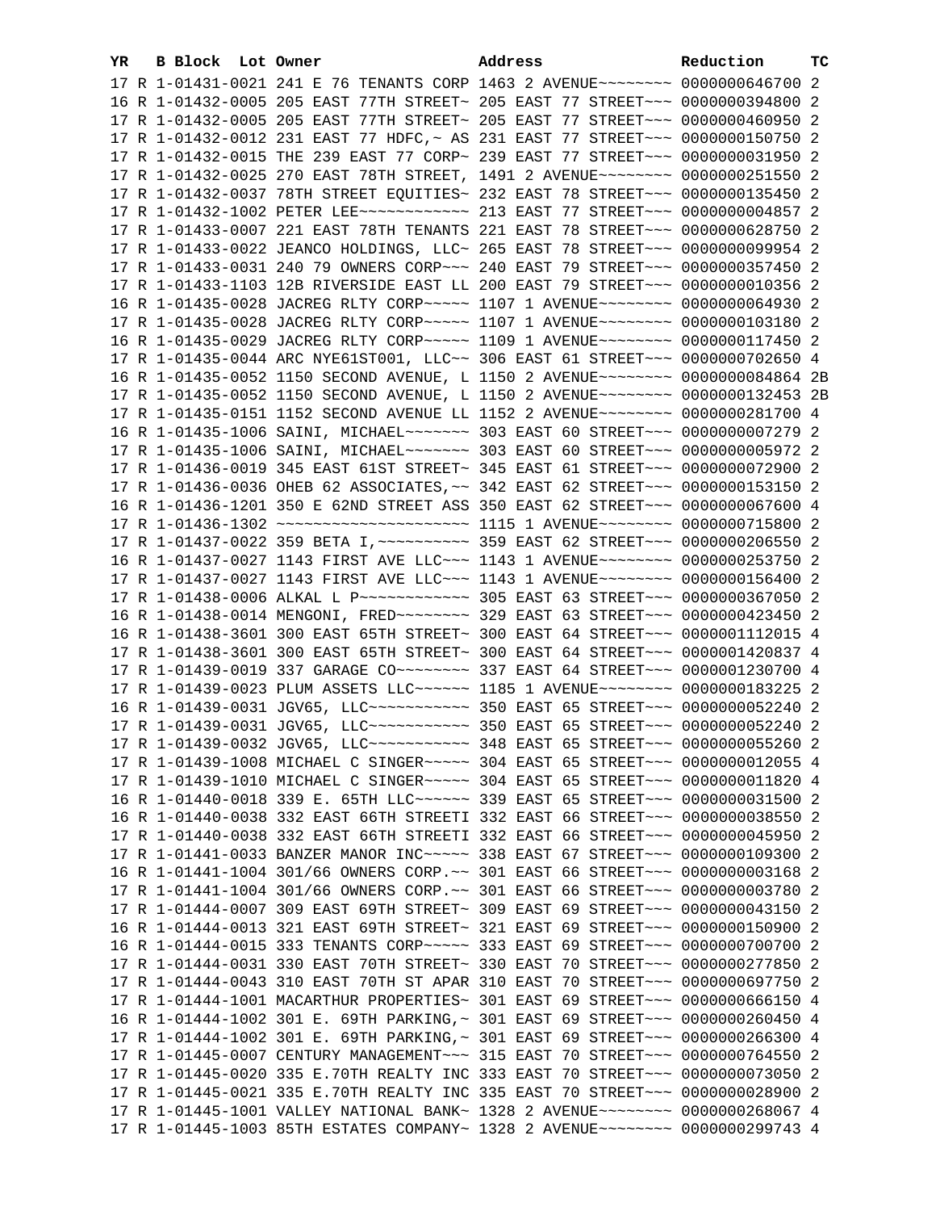| YR | B | Block | Lot | Owner | Address | Reduction | TC |
|---|---|---|---|---|---|---|---|
| 17 | R | 1-01431-0021 | | 241 E 76 TENANTS CORP | 1463 2 AVENUE~~~~~~~~ | 0000000646700 | 2 |
| 16 | R | 1-01432-0005 | | 205 EAST 77TH STREET~ | 205 EAST 77 STREET~~~ | 0000000394800 | 2 |
| 17 | R | 1-01432-0005 | | 205 EAST 77TH STREET~ | 205 EAST 77 STREET~~~ | 0000000460950 | 2 |
| 17 | R | 1-01432-0012 | | 231 EAST 77 HDFC,~ AS | 231 EAST 77 STREET~~~ | 0000000150750 | 2 |
| 17 | R | 1-01432-0015 | | THE 239 EAST 77 CORP~ | 239 EAST 77 STREET~~~ | 0000000031950 | 2 |
| 17 | R | 1-01432-0025 | | 270 EAST 78TH STREET, | 1491 2 AVENUE~~~~~~~~ | 0000000251550 | 2 |
| 17 | R | 1-01432-0037 | | 78TH STREET EQUITIES~ | 232 EAST 78 STREET~~~ | 0000000135450 | 2 |
| 17 | R | 1-01432-1002 | | PETER LEE~~~~~~~~~~~~ | 213 EAST 77 STREET~~~ | 0000000004857 | 2 |
| 17 | R | 1-01433-0007 | | 221 EAST 78TH TENANTS | 221 EAST 78 STREET~~~ | 0000000628750 | 2 |
| 17 | R | 1-01433-0022 | | JEANCO HOLDINGS, LLC~ | 265 EAST 78 STREET~~~ | 0000000099954 | 2 |
| 17 | R | 1-01433-0031 | | 240 79 OWNERS CORP~~~ | 240 EAST 79 STREET~~~ | 0000000357450 | 2 |
| 17 | R | 1-01433-1103 | | 12B RIVERSIDE EAST LL | 200 EAST 79 STREET~~~ | 0000000010356 | 2 |
| 16 | R | 1-01435-0028 | | JACREG RLTY CORP~~~~~ | 1107 1 AVENUE~~~~~~~~ | 0000000064930 | 2 |
| 17 | R | 1-01435-0028 | | JACREG RLTY CORP~~~~~ | 1107 1 AVENUE~~~~~~~~ | 0000000103180 | 2 |
| 16 | R | 1-01435-0029 | | JACREG RLTY CORP~~~~~ | 1109 1 AVENUE~~~~~~~~ | 0000000117450 | 2 |
| 17 | R | 1-01435-0044 | | ARC NYE61ST001, LLC~~ | 306 EAST 61 STREET~~~ | 0000000702650 | 4 |
| 16 | R | 1-01435-0052 | | 1150 SECOND AVENUE, L | 1150 2 AVENUE~~~~~~~~ | 0000000084864 | 2B |
| 17 | R | 1-01435-0052 | | 1150 SECOND AVENUE, L | 1150 2 AVENUE~~~~~~~~ | 0000000132453 | 2B |
| 17 | R | 1-01435-0151 | | 1152 SECOND AVENUE LL | 1152 2 AVENUE~~~~~~~~ | 0000000281700 | 4 |
| 16 | R | 1-01435-1006 | | SAINI, MICHAEL~~~~~~~ | 303 EAST 60 STREET~~~ | 0000000007279 | 2 |
| 17 | R | 1-01435-1006 | | SAINI, MICHAEL~~~~~~~ | 303 EAST 60 STREET~~~ | 0000000005972 | 2 |
| 17 | R | 1-01436-0019 | | 345 EAST 61ST STREET~ | 345 EAST 61 STREET~~~ | 0000000072900 | 2 |
| 17 | R | 1-01436-0036 | | OHEB 62 ASSOCIATES,~~ | 342 EAST 62 STREET~~~ | 0000000153150 | 2 |
| 16 | R | 1-01436-1201 | | 350 E 62ND STREET ASS | 350 EAST 62 STREET~~~ | 0000000067600 | 4 |
| 17 | R | 1-01436-1302 | | ~~~~~~~~~~~~~~~~~~~~~ | 1115 1 AVENUE~~~~~~~~ | 0000000715800 | 2 |
| 17 | R | 1-01437-0022 | | 359 BETA I,~~~~~~~~~~ | 359 EAST 62 STREET~~~ | 0000000206550 | 2 |
| 16 | R | 1-01437-0027 | | 1143 FIRST AVE LLC~~~ | 1143 1 AVENUE~~~~~~~~ | 0000000253750 | 2 |
| 17 | R | 1-01437-0027 | | 1143 FIRST AVE LLC~~~ | 1143 1 AVENUE~~~~~~~~ | 0000000156400 | 2 |
| 17 | R | 1-01438-0006 | | ALKAL L P~~~~~~~~~~~~ | 305 EAST 63 STREET~~~ | 0000000367050 | 2 |
| 16 | R | 1-01438-0014 | | MENGONI, FRED~~~~~~~~ | 329 EAST 63 STREET~~~ | 0000000423450 | 2 |
| 16 | R | 1-01438-3601 | | 300 EAST 65TH STREET~ | 300 EAST 64 STREET~~~ | 0000001112015 | 4 |
| 17 | R | 1-01438-3601 | | 300 EAST 65TH STREET~ | 300 EAST 64 STREET~~~ | 0000001420837 | 4 |
| 17 | R | 1-01439-0019 | | 337 GARAGE CO~~~~~~~~ | 337 EAST 64 STREET~~~ | 0000001230700 | 4 |
| 17 | R | 1-01439-0023 | | PLUM ASSETS LLC~~~~~~ | 1185 1 AVENUE~~~~~~~~ | 0000000183225 | 2 |
| 16 | R | 1-01439-0031 | | JGV65, LLC~~~~~~~~~~~ | 350 EAST 65 STREET~~~ | 0000000052240 | 2 |
| 17 | R | 1-01439-0031 | | JGV65, LLC~~~~~~~~~~~ | 350 EAST 65 STREET~~~ | 0000000052240 | 2 |
| 17 | R | 1-01439-0032 | | JGV65, LLC~~~~~~~~~~~ | 348 EAST 65 STREET~~~ | 0000000055260 | 2 |
| 17 | R | 1-01439-1008 | | MICHAEL C SINGER~~~~~ | 304 EAST 65 STREET~~~ | 0000000012055 | 4 |
| 17 | R | 1-01439-1010 | | MICHAEL C SINGER~~~~~ | 304 EAST 65 STREET~~~ | 0000000011820 | 4 |
| 16 | R | 1-01440-0018 | | 339 E. 65TH LLC~~~~~~ | 339 EAST 65 STREET~~~ | 0000000031500 | 2 |
| 16 | R | 1-01440-0038 | | 332 EAST 66TH STREETI | 332 EAST 66 STREET~~~ | 0000000038550 | 2 |
| 17 | R | 1-01440-0038 | | 332 EAST 66TH STREETI | 332 EAST 66 STREET~~~ | 0000000045950 | 2 |
| 17 | R | 1-01441-0033 | | BANZER MANOR INC~~~~~ | 338 EAST 67 STREET~~~ | 0000000109300 | 2 |
| 16 | R | 1-01441-1004 | | 301/66 OWNERS CORP.~~ | 301 EAST 66 STREET~~~ | 0000000003168 | 2 |
| 17 | R | 1-01441-1004 | | 301/66 OWNERS CORP.~~ | 301 EAST 66 STREET~~~ | 0000000003780 | 2 |
| 17 | R | 1-01444-0007 | | 309 EAST 69TH STREET~ | 309 EAST 69 STREET~~~ | 0000000043150 | 2 |
| 16 | R | 1-01444-0013 | | 321 EAST 69TH STREET~ | 321 EAST 69 STREET~~~ | 0000000150900 | 2 |
| 16 | R | 1-01444-0015 | | 333 TENANTS CORP~~~~~ | 333 EAST 69 STREET~~~ | 0000000700700 | 2 |
| 17 | R | 1-01444-0031 | | 330 EAST 70TH STREET~ | 330 EAST 70 STREET~~~ | 0000000277850 | 2 |
| 17 | R | 1-01444-0043 | | 310 EAST 70TH ST APAR | 310 EAST 70 STREET~~~ | 0000000697750 | 2 |
| 17 | R | 1-01444-1001 | | MACARTHUR PROPERTIES~ | 301 EAST 69 STREET~~~ | 0000000666150 | 4 |
| 16 | R | 1-01444-1002 | | 301 E. 69TH PARKING,~ | 301 EAST 69 STREET~~~ | 0000000260450 | 4 |
| 17 | R | 1-01444-1002 | | 301 E. 69TH PARKING,~ | 301 EAST 69 STREET~~~ | 0000000266300 | 4 |
| 17 | R | 1-01445-0007 | | CENTURY MANAGEMENT~~~ | 315 EAST 70 STREET~~~ | 0000000764550 | 2 |
| 17 | R | 1-01445-0020 | | 335 E.70TH REALTY INC | 333 EAST 70 STREET~~~ | 0000000073050 | 2 |
| 17 | R | 1-01445-0021 | | 335 E.70TH REALTY INC | 335 EAST 70 STREET~~~ | 0000000028900 | 2 |
| 17 | R | 1-01445-1001 | | VALLEY NATIONAL BANK~ | 1328 2 AVENUE~~~~~~~~ | 0000000268067 | 4 |
| 17 | R | 1-01445-1003 | | 85TH ESTATES COMPANY~ | 1328 2 AVENUE~~~~~~~~ | 0000000299743 | 4 |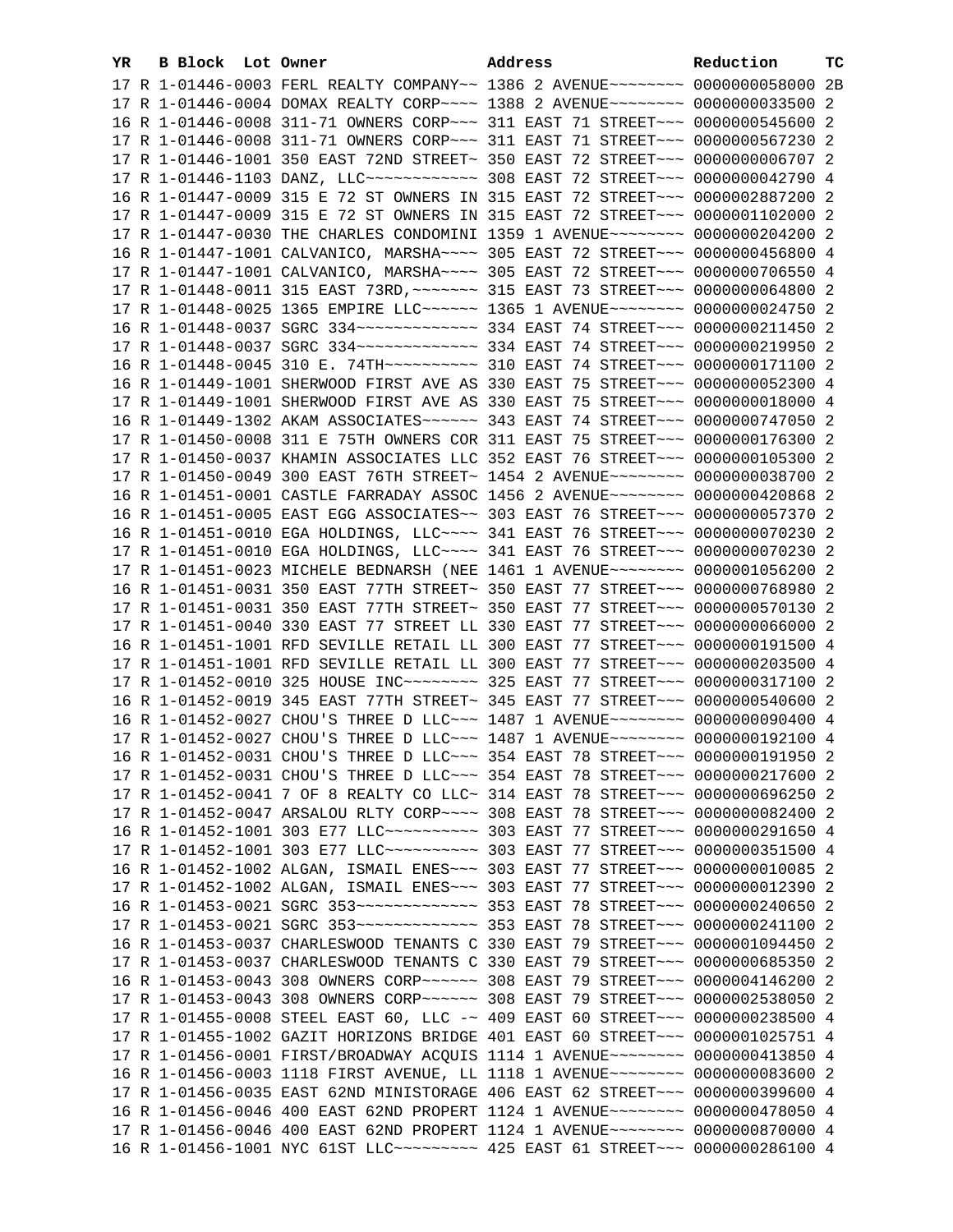| YR | B | Block | Lot | Owner | Address | Reduction | TC |
|---|---|---|---|---|---|---|---|
| 17 | R | 1-01446-0003 | | FERL REALTY COMPANY~~ | 1386 2 AVENUE~~~~~~~~ | 0000000058000 | 2B |
| 17 | R | 1-01446-0004 | | DOMAX REALTY CORP~~~~ | 1388 2 AVENUE~~~~~~~~ | 0000000033500 | 2 |
| 16 | R | 1-01446-0008 | | 311-71 OWNERS CORP~~~ | 311 EAST 71 STREET~~~ | 0000000545600 | 2 |
| 17 | R | 1-01446-0008 | | 311-71 OWNERS CORP~~~ | 311 EAST 71 STREET~~~ | 0000000567230 | 2 |
| 17 | R | 1-01446-1001 | | 350 EAST 72ND STREET~ | 350 EAST 72 STREET~~~ | 0000000006707 | 2 |
| 17 | R | 1-01446-1103 | | DANZ, LLC~~~~~~~~~~~~ | 308 EAST 72 STREET~~~ | 0000000042790 | 4 |
| 16 | R | 1-01447-0009 | | 315 E 72 ST OWNERS IN | 315 EAST 72 STREET~~~ | 0000002887200 | 2 |
| 17 | R | 1-01447-0009 | | 315 E 72 ST OWNERS IN | 315 EAST 72 STREET~~~ | 0000001102000 | 2 |
| 17 | R | 1-01447-0030 | | THE CHARLES CONDOMINI | 1359 1 AVENUE~~~~~~~~ | 0000000204200 | 2 |
| 16 | R | 1-01447-1001 | | CALVANICO, MARSHA~~~~ | 305 EAST 72 STREET~~~ | 0000000456800 | 4 |
| 17 | R | 1-01447-1001 | | CALVANICO, MARSHA~~~~ | 305 EAST 72 STREET~~~ | 0000000706550 | 4 |
| 17 | R | 1-01448-0011 | | 315 EAST 73RD,~~~~~~~ | 315 EAST 73 STREET~~~ | 0000000064800 | 2 |
| 17 | R | 1-01448-0025 | | 1365 EMPIRE LLC~~~~~~ | 1365 1 AVENUE~~~~~~~~ | 0000000024750 | 2 |
| 16 | R | 1-01448-0037 | | SGRC 334~~~~~~~~~~~~~ | 334 EAST 74 STREET~~~ | 0000000211450 | 2 |
| 17 | R | 1-01448-0037 | | SGRC 334~~~~~~~~~~~~~ | 334 EAST 74 STREET~~~ | 0000000219950 | 2 |
| 16 | R | 1-01448-0045 | | 310 E. 74TH~~~~~~~~~~ | 310 EAST 74 STREET~~~ | 0000000171100 | 2 |
| 16 | R | 1-01449-1001 | | SHERWOOD FIRST AVE AS | 330 EAST 75 STREET~~~ | 0000000052300 | 4 |
| 17 | R | 1-01449-1001 | | SHERWOOD FIRST AVE AS | 330 EAST 75 STREET~~~ | 0000000018000 | 4 |
| 16 | R | 1-01449-1302 | | AKAM ASSOCIATES~~~~~~ | 343 EAST 74 STREET~~~ | 0000000747050 | 2 |
| 17 | R | 1-01450-0008 | | 311 E 75TH OWNERS COR | 311 EAST 75 STREET~~~ | 0000000176300 | 2 |
| 17 | R | 1-01450-0037 | | KHAMIN ASSOCIATES LLC | 352 EAST 76 STREET~~~ | 0000000105300 | 2 |
| 17 | R | 1-01450-0049 | | 300 EAST 76TH STREET~ | 1454 2 AVENUE~~~~~~~~ | 0000000038700 | 2 |
| 16 | R | 1-01451-0001 | | CASTLE FARRADAY ASSOC | 1456 2 AVENUE~~~~~~~~ | 0000000420868 | 2 |
| 16 | R | 1-01451-0005 | | EAST EGG ASSOCIATES~~ | 303 EAST 76 STREET~~~ | 0000000057370 | 2 |
| 16 | R | 1-01451-0010 | | EGA HOLDINGS, LLC~~~~ | 341 EAST 76 STREET~~~ | 0000000070230 | 2 |
| 17 | R | 1-01451-0010 | | EGA HOLDINGS, LLC~~~~ | 341 EAST 76 STREET~~~ | 0000000070230 | 2 |
| 17 | R | 1-01451-0023 | | MICHELE BEDNARSH (NEE | 1461 1 AVENUE~~~~~~~~ | 0000001056200 | 2 |
| 16 | R | 1-01451-0031 | | 350 EAST 77TH STREET~ | 350 EAST 77 STREET~~~ | 0000000768980 | 2 |
| 17 | R | 1-01451-0031 | | 350 EAST 77TH STREET~ | 350 EAST 77 STREET~~~ | 0000000570130 | 2 |
| 17 | R | 1-01451-0040 | | 330 EAST 77 STREET LL | 330 EAST 77 STREET~~~ | 0000000066000 | 2 |
| 16 | R | 1-01451-1001 | | RFD SEVILLE RETAIL LL | 300 EAST 77 STREET~~~ | 0000000191500 | 4 |
| 17 | R | 1-01451-1001 | | RFD SEVILLE RETAIL LL | 300 EAST 77 STREET~~~ | 0000000203500 | 4 |
| 17 | R | 1-01452-0010 | | 325 HOUSE INC~~~~~~~~ | 325 EAST 77 STREET~~~ | 0000000317100 | 2 |
| 16 | R | 1-01452-0019 | | 345 EAST 77TH STREET~ | 345 EAST 77 STREET~~~ | 0000000540600 | 2 |
| 16 | R | 1-01452-0027 | | CHOU'S THREE D LLC~~~ | 1487 1 AVENUE~~~~~~~~ | 0000000090400 | 4 |
| 17 | R | 1-01452-0027 | | CHOU'S THREE D LLC~~~ | 1487 1 AVENUE~~~~~~~~ | 0000000192100 | 4 |
| 16 | R | 1-01452-0031 | | CHOU'S THREE D LLC~~~ | 354 EAST 78 STREET~~~ | 0000000191950 | 2 |
| 17 | R | 1-01452-0031 | | CHOU'S THREE D LLC~~~ | 354 EAST 78 STREET~~~ | 0000000217600 | 2 |
| 17 | R | 1-01452-0041 | | 7 OF 8 REALTY CO LLC~ | 314 EAST 78 STREET~~~ | 0000000696250 | 2 |
| 17 | R | 1-01452-0047 | | ARSALOU RLTY CORP~~~~ | 308 EAST 78 STREET~~~ | 0000000082400 | 2 |
| 16 | R | 1-01452-1001 | | 303 E77 LLC~~~~~~~~~~ | 303 EAST 77 STREET~~~ | 0000000291650 | 4 |
| 17 | R | 1-01452-1001 | | 303 E77 LLC~~~~~~~~~~ | 303 EAST 77 STREET~~~ | 0000000351500 | 4 |
| 16 | R | 1-01452-1002 | | ALGAN, ISMAIL ENES~~~ | 303 EAST 77 STREET~~~ | 0000000010085 | 2 |
| 17 | R | 1-01452-1002 | | ALGAN, ISMAIL ENES~~~ | 303 EAST 77 STREET~~~ | 0000000012390 | 2 |
| 16 | R | 1-01453-0021 | | SGRC 353~~~~~~~~~~~~~ | 353 EAST 78 STREET~~~ | 0000000240650 | 2 |
| 17 | R | 1-01453-0021 | | SGRC 353~~~~~~~~~~~~~ | 353 EAST 78 STREET~~~ | 0000000241100 | 2 |
| 16 | R | 1-01453-0037 | | CHARLESWOOD TENANTS C | 330 EAST 79 STREET~~~ | 0000001094450 | 2 |
| 17 | R | 1-01453-0037 | | CHARLESWOOD TENANTS C | 330 EAST 79 STREET~~~ | 0000000685350 | 2 |
| 16 | R | 1-01453-0043 | | 308 OWNERS CORP~~~~~~ | 308 EAST 79 STREET~~~ | 0000004146200 | 2 |
| 17 | R | 1-01453-0043 | | 308 OWNERS CORP~~~~~~ | 308 EAST 79 STREET~~~ | 0000002538050 | 2 |
| 17 | R | 1-01455-0008 | | STEEL EAST 60, LLC -~ | 409 EAST 60 STREET~~~ | 0000000238500 | 4 |
| 17 | R | 1-01455-1002 | | GAZIT HORIZONS BRIDGE | 401 EAST 60 STREET~~~ | 0000001025751 | 4 |
| 17 | R | 1-01456-0001 | | FIRST/BROADWAY ACQUIS | 1114 1 AVENUE~~~~~~~~ | 0000000413850 | 4 |
| 16 | R | 1-01456-0003 | | 1118 FIRST AVENUE, LL | 1118 1 AVENUE~~~~~~~~ | 0000000083600 | 2 |
| 17 | R | 1-01456-0035 | | EAST 62ND MINISTORAGE | 406 EAST 62 STREET~~~ | 0000000399600 | 4 |
| 16 | R | 1-01456-0046 | | 400 EAST 62ND PROPERT | 1124 1 AVENUE~~~~~~~~ | 0000000478050 | 4 |
| 17 | R | 1-01456-0046 | | 400 EAST 62ND PROPERT | 1124 1 AVENUE~~~~~~~~ | 0000000870000 | 4 |
| 16 | R | 1-01456-1001 | | NYC 61ST LLC~~~~~~~~~ | 425 EAST 61 STREET~~~ | 0000000286100 | 4 |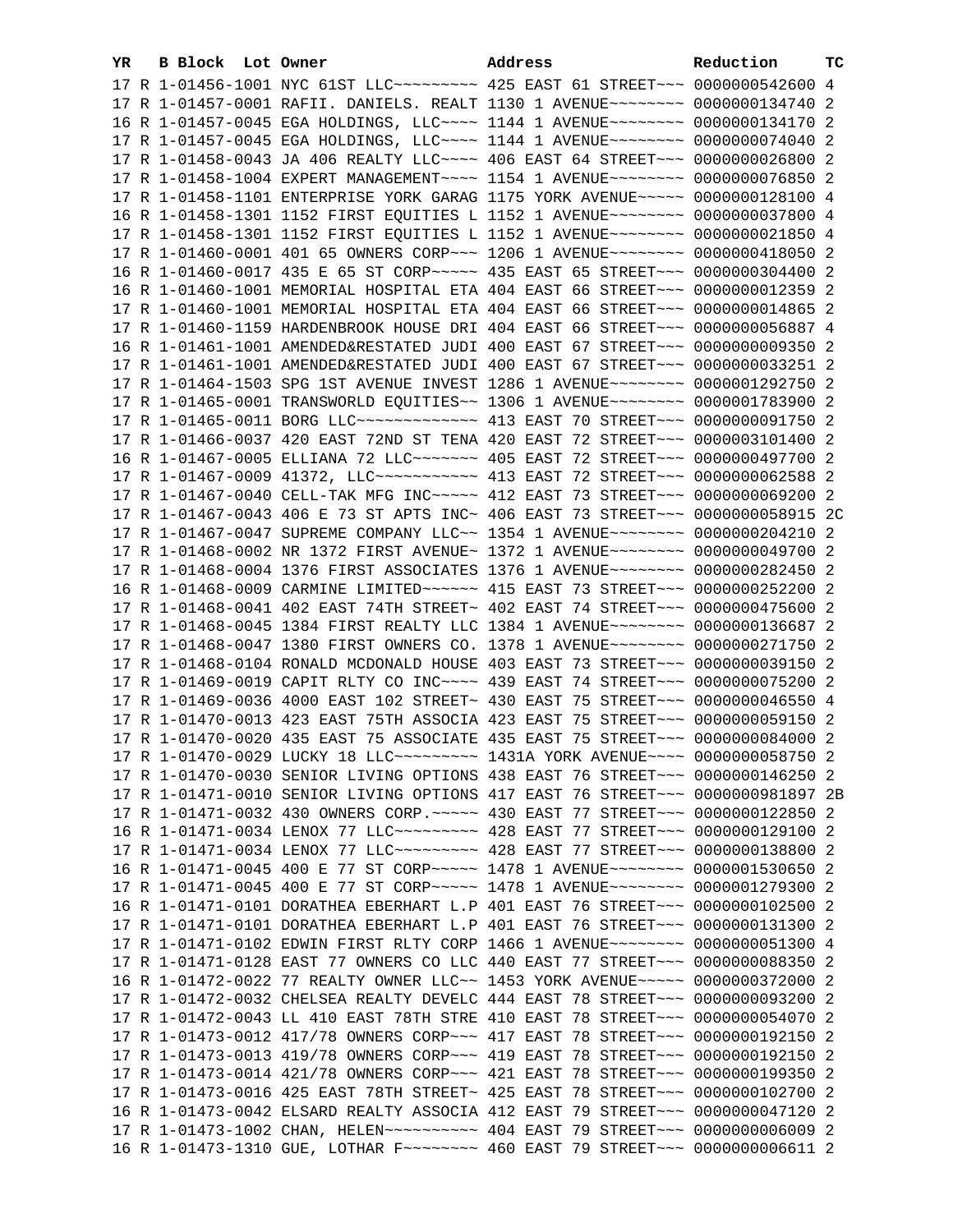| YR | B | Block | Lot | Owner | Address | Reduction | TC |
|---|---|---|---|---|---|---|---|
| 17 | R | 1-01456-1001 | | NYC 61ST LLC~~~~~~~~~ | 425 EAST 61 STREET~~~ | 0000000542600 | 4 |
| 17 | R | 1-01457-0001 | | RAFII. DANIELS. REALT | 1130 1 AVENUE~~~~~~~~ | 0000000134740 | 2 |
| 16 | R | 1-01457-0045 | | EGA HOLDINGS, LLC~~~~ | 1144 1 AVENUE~~~~~~~~ | 0000000134170 | 2 |
| 17 | R | 1-01457-0045 | | EGA HOLDINGS, LLC~~~~ | 1144 1 AVENUE~~~~~~~~ | 0000000074040 | 2 |
| 17 | R | 1-01458-0043 | | JA 406 REALTY LLC~~~~ | 406 EAST 64 STREET~~~ | 0000000026800 | 2 |
| 17 | R | 1-01458-1004 | | EXPERT MANAGEMENT~~~~ | 1154 1 AVENUE~~~~~~~~ | 0000000076850 | 2 |
| 17 | R | 1-01458-1101 | | ENTERPRISE YORK GARAG | 1175 YORK AVENUE~~~~~ | 0000000128100 | 4 |
| 16 | R | 1-01458-1301 | | 1152 FIRST EQUITIES L | 1152 1 AVENUE~~~~~~~~ | 0000000037800 | 4 |
| 17 | R | 1-01458-1301 | | 1152 FIRST EQUITIES L | 1152 1 AVENUE~~~~~~~~ | 0000000021850 | 4 |
| 17 | R | 1-01460-0001 | | 401 65 OWNERS CORP~~~ | 1206 1 AVENUE~~~~~~~~ | 0000000418050 | 2 |
| 16 | R | 1-01460-0017 | | 435 E 65 ST CORP~~~~~ | 435 EAST 65 STREET~~~ | 0000000304400 | 2 |
| 16 | R | 1-01460-1001 | | MEMORIAL HOSPITAL ETA | 404 EAST 66 STREET~~~ | 0000000012359 | 2 |
| 17 | R | 1-01460-1001 | | MEMORIAL HOSPITAL ETA | 404 EAST 66 STREET~~~ | 0000000014865 | 2 |
| 17 | R | 1-01460-1159 | | HARDENBROOK HOUSE DRI | 404 EAST 66 STREET~~~ | 0000000056887 | 4 |
| 16 | R | 1-01461-1001 | | AMENDED&RESTATED JUDI | 400 EAST 67 STREET~~~ | 0000000009350 | 2 |
| 17 | R | 1-01461-1001 | | AMENDED&RESTATED JUDI | 400 EAST 67 STREET~~~ | 0000000033251 | 2 |
| 17 | R | 1-01464-1503 | | SPG 1ST AVENUE INVEST | 1286 1 AVENUE~~~~~~~~ | 0000001292750 | 2 |
| 17 | R | 1-01465-0001 | | TRANSWORLD EQUITIES~~ | 1306 1 AVENUE~~~~~~~~ | 0000001783900 | 2 |
| 17 | R | 1-01465-0011 | | BORG LLC~~~~~~~~~~~~~ | 413 EAST 70 STREET~~~ | 0000000091750 | 2 |
| 17 | R | 1-01466-0037 | | 420 EAST 72ND ST TENA | 420 EAST 72 STREET~~~ | 0000003101400 | 2 |
| 16 | R | 1-01467-0005 | | ELLIANA 72 LLC~~~~~~~ | 405 EAST 72 STREET~~~ | 0000000497700 | 2 |
| 17 | R | 1-01467-0009 | | 41372, LLC~~~~~~~~~~~ | 413 EAST 72 STREET~~~ | 0000000062588 | 2 |
| 17 | R | 1-01467-0040 | | CELL-TAK MFG INC~~~~~ | 412 EAST 73 STREET~~~ | 0000000069200 | 2 |
| 17 | R | 1-01467-0043 | | 406 E 73 ST APTS INC~ | 406 EAST 73 STREET~~~ | 0000000058915 | 2C |
| 17 | R | 1-01467-0047 | | SUPREME COMPANY LLC~~ | 1354 1 AVENUE~~~~~~~~ | 0000000204210 | 2 |
| 17 | R | 1-01468-0002 | | NR 1372 FIRST AVENUE~ | 1372 1 AVENUE~~~~~~~~ | 0000000049700 | 2 |
| 17 | R | 1-01468-0004 | | 1376 FIRST ASSOCIATES | 1376 1 AVENUE~~~~~~~~ | 0000000282450 | 2 |
| 16 | R | 1-01468-0009 | | CARMINE LIMITED~~~~~~ | 415 EAST 73 STREET~~~ | 0000000252200 | 2 |
| 17 | R | 1-01468-0041 | | 402 EAST 74TH STREET~ | 402 EAST 74 STREET~~~ | 0000000475600 | 2 |
| 17 | R | 1-01468-0045 | | 1384 FIRST REALTY LLC | 1384 1 AVENUE~~~~~~~~ | 0000000136687 | 2 |
| 17 | R | 1-01468-0047 | | 1380 FIRST OWNERS CO. | 1378 1 AVENUE~~~~~~~~ | 0000000271750 | 2 |
| 17 | R | 1-01468-0104 | | RONALD MCDONALD HOUSE | 403 EAST 73 STREET~~~ | 0000000039150 | 2 |
| 17 | R | 1-01469-0019 | | CAPIT RLTY CO INC~~~~ | 439 EAST 74 STREET~~~ | 0000000075200 | 2 |
| 17 | R | 1-01469-0036 | | 4000 EAST 102 STREET~ | 430 EAST 75 STREET~~~ | 0000000046550 | 4 |
| 17 | R | 1-01470-0013 | | 423 EAST 75TH ASSOCIA | 423 EAST 75 STREET~~~ | 0000000059150 | 2 |
| 17 | R | 1-01470-0020 | | 435 EAST 75 ASSOCIATE | 435 EAST 75 STREET~~~ | 0000000084000 | 2 |
| 17 | R | 1-01470-0029 | | LUCKY 18 LLC~~~~~~~~~ | 1431A YORK AVENUE~~~~ | 0000000058750 | 2 |
| 17 | R | 1-01470-0030 | | SENIOR LIVING OPTIONS | 438 EAST 76 STREET~~~ | 0000000146250 | 2 |
| 17 | R | 1-01471-0010 | | SENIOR LIVING OPTIONS | 417 EAST 76 STREET~~~ | 0000000981897 | 2B |
| 17 | R | 1-01471-0032 | | 430 OWNERS CORP.~~~~~ | 430 EAST 77 STREET~~~ | 0000000122850 | 2 |
| 16 | R | 1-01471-0034 | | LENOX 77 LLC~~~~~~~~~ | 428 EAST 77 STREET~~~ | 0000000129100 | 2 |
| 17 | R | 1-01471-0034 | | LENOX 77 LLC~~~~~~~~~ | 428 EAST 77 STREET~~~ | 0000000138800 | 2 |
| 16 | R | 1-01471-0045 | | 400 E 77 ST CORP~~~~~ | 1478 1 AVENUE~~~~~~~~ | 0000001530650 | 2 |
| 17 | R | 1-01471-0045 | | 400 E 77 ST CORP~~~~~ | 1478 1 AVENUE~~~~~~~~ | 0000001279300 | 2 |
| 16 | R | 1-01471-0101 | | DORATHEA EBERHART L.P | 401 EAST 76 STREET~~~ | 0000000102500 | 2 |
| 17 | R | 1-01471-0101 | | DORATHEA EBERHART L.P | 401 EAST 76 STREET~~~ | 0000000131300 | 2 |
| 17 | R | 1-01471-0102 | | EDWIN FIRST RLTY CORP | 1466 1 AVENUE~~~~~~~~ | 0000000051300 | 4 |
| 17 | R | 1-01471-0128 | | EAST 77 OWNERS CO LLC | 440 EAST 77 STREET~~~ | 0000000088350 | 2 |
| 16 | R | 1-01472-0022 | | 77 REALTY OWNER LLC~~ | 1453 YORK AVENUE~~~~~ | 0000000372000 | 2 |
| 17 | R | 1-01472-0032 | | CHELSEA REALTY DEVELC | 444 EAST 78 STREET~~~ | 0000000093200 | 2 |
| 17 | R | 1-01472-0043 | | LL 410 EAST 78TH STRE | 410 EAST 78 STREET~~~ | 0000000054070 | 2 |
| 17 | R | 1-01473-0012 | | 417/78 OWNERS CORP~~~ | 417 EAST 78 STREET~~~ | 0000000192150 | 2 |
| 17 | R | 1-01473-0013 | | 419/78 OWNERS CORP~~~ | 419 EAST 78 STREET~~~ | 0000000192150 | 2 |
| 17 | R | 1-01473-0014 | | 421/78 OWNERS CORP~~~ | 421 EAST 78 STREET~~~ | 0000000199350 | 2 |
| 17 | R | 1-01473-0016 | | 425 EAST 78TH STREET~ | 425 EAST 78 STREET~~~ | 0000000102700 | 2 |
| 16 | R | 1-01473-0042 | | ELSARD REALTY ASSOCIA | 412 EAST 79 STREET~~~ | 0000000047120 | 2 |
| 17 | R | 1-01473-1002 | | CHAN, HELEN~~~~~~~~~~ | 404 EAST 79 STREET~~~ | 0000000006009 | 2 |
| 16 | R | 1-01473-1310 | | GUE, LOTHAR F~~~~~~~~ | 460 EAST 79 STREET~~~ | 0000000006611 | 2 |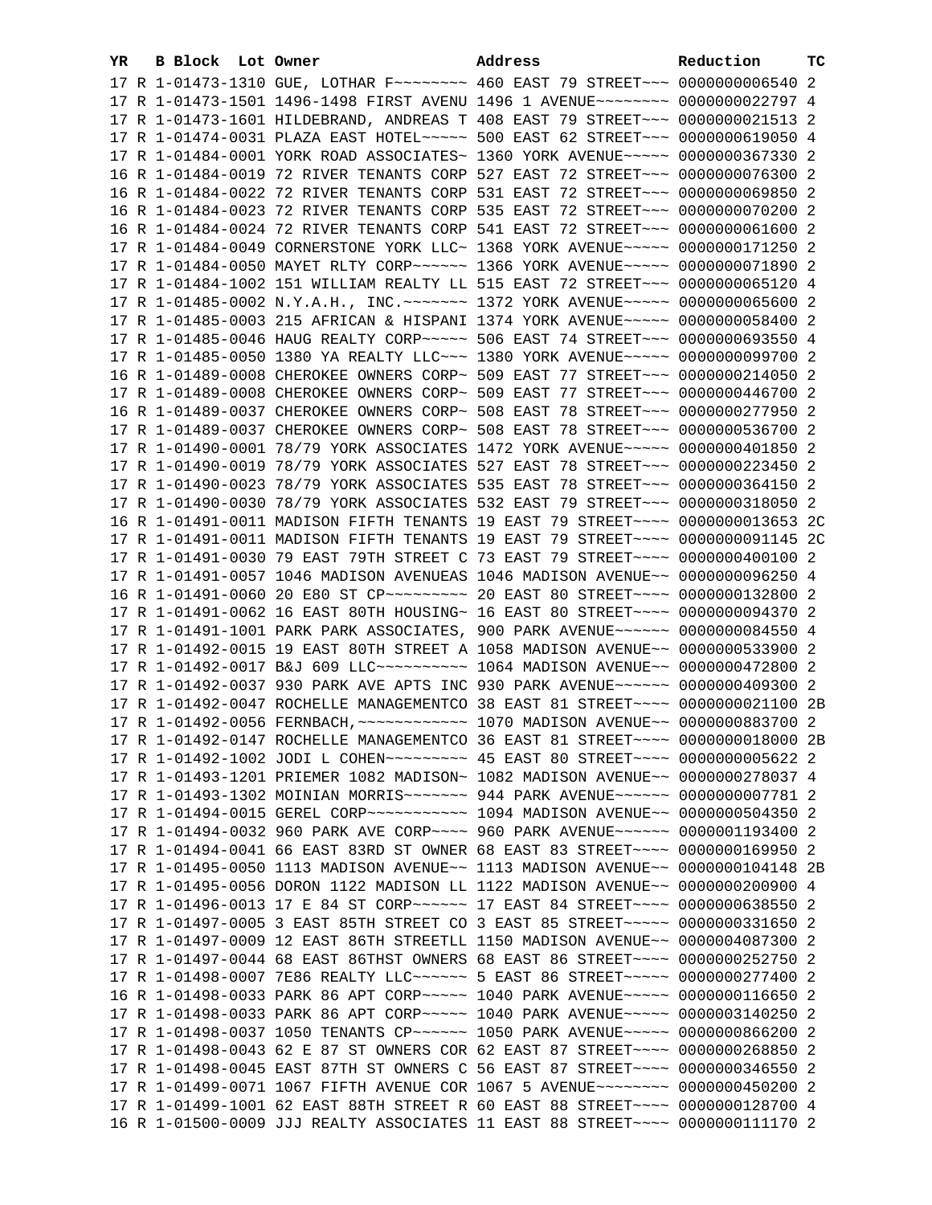| YR | B | Block | Lot | Owner | Address | Reduction | TC |
|---|---|---|---|---|---|---|---|
| 17 | R | 1-01473-1310 | | GUE, LOTHAR F~~~~~~~~ | 460 EAST 79 STREET~~~ | 0000000006540 | 2 |
| 17 | R | 1-01473-1501 | | 1496-1498 FIRST AVENU | 1496 1 AVENUE~~~~~~~~ | 0000000022797 | 4 |
| 17 | R | 1-01473-1601 | | HILDEBRAND, ANDREAS T | 408 EAST 79 STREET~~~ | 0000000021513 | 2 |
| 17 | R | 1-01474-0031 | | PLAZA EAST HOTEL~~~~~ | 500 EAST 62 STREET~~~ | 0000000619050 | 4 |
| 17 | R | 1-01484-0001 | | YORK ROAD ASSOCIATES~ | 1360 YORK AVENUE~~~~~ | 0000000367330 | 2 |
| 16 | R | 1-01484-0019 | | 72 RIVER TENANTS CORP | 527 EAST 72 STREET~~~ | 0000000076300 | 2 |
| 16 | R | 1-01484-0022 | | 72 RIVER TENANTS CORP | 531 EAST 72 STREET~~~ | 0000000069850 | 2 |
| 16 | R | 1-01484-0023 | | 72 RIVER TENANTS CORP | 535 EAST 72 STREET~~~ | 0000000070200 | 2 |
| 16 | R | 1-01484-0024 | | 72 RIVER TENANTS CORP | 541 EAST 72 STREET~~~ | 0000000061600 | 2 |
| 17 | R | 1-01484-0049 | | CORNERSTONE YORK LLC~ | 1368 YORK AVENUE~~~~~ | 0000000171250 | 2 |
| 17 | R | 1-01484-0050 | | MAYET RLTY CORP~~~~~~ | 1366 YORK AVENUE~~~~~ | 0000000071890 | 2 |
| 17 | R | 1-01484-1002 | | 151 WILLIAM REALTY LL | 515 EAST 72 STREET~~~ | 0000000065120 | 4 |
| 17 | R | 1-01485-0002 | | N.Y.A.H., INC.~~~~~~~ | 1372 YORK AVENUE~~~~~ | 0000000065600 | 2 |
| 17 | R | 1-01485-0003 | | 215 AFRICAN & HISPANI | 1374 YORK AVENUE~~~~~ | 0000000058400 | 2 |
| 17 | R | 1-01485-0046 | | HAUG REALTY CORP~~~~~ | 506 EAST 74 STREET~~~ | 0000000693550 | 4 |
| 17 | R | 1-01485-0050 | | 1380 YA REALTY LLC~~~ | 1380 YORK AVENUE~~~~~ | 0000000099700 | 2 |
| 16 | R | 1-01489-0008 | | CHEROKEE OWNERS CORP~ | 509 EAST 77 STREET~~~ | 0000000214050 | 2 |
| 17 | R | 1-01489-0008 | | CHEROKEE OWNERS CORP~ | 509 EAST 77 STREET~~~ | 0000000446700 | 2 |
| 16 | R | 1-01489-0037 | | CHEROKEE OWNERS CORP~ | 508 EAST 78 STREET~~~ | 0000000277950 | 2 |
| 17 | R | 1-01489-0037 | | CHEROKEE OWNERS CORP~ | 508 EAST 78 STREET~~~ | 0000000536700 | 2 |
| 17 | R | 1-01490-0001 | | 78/79 YORK ASSOCIATES | 1472 YORK AVENUE~~~~~ | 0000000401850 | 2 |
| 17 | R | 1-01490-0019 | | 78/79 YORK ASSOCIATES | 527 EAST 78 STREET~~~ | 0000000223450 | 2 |
| 17 | R | 1-01490-0023 | | 78/79 YORK ASSOCIATES | 535 EAST 78 STREET~~~ | 0000000364150 | 2 |
| 17 | R | 1-01490-0030 | | 78/79 YORK ASSOCIATES | 532 EAST 79 STREET~~~ | 0000000318050 | 2 |
| 16 | R | 1-01491-0011 | | MADISON FIFTH TENANTS | 19 EAST 79 STREET~~~~ | 0000000013653 | 2C |
| 17 | R | 1-01491-0011 | | MADISON FIFTH TENANTS | 19 EAST 79 STREET~~~~ | 0000000091145 | 2C |
| 17 | R | 1-01491-0030 | | 79 EAST 79TH STREET C | 73 EAST 79 STREET~~~~ | 0000000400100 | 2 |
| 17 | R | 1-01491-0057 | | 1046 MADISON AVENUEAS | 1046 MADISON AVENUE~~ | 0000000096250 | 4 |
| 16 | R | 1-01491-0060 | | 20 E80 ST CP~~~~~~~~~ | 20 EAST 80 STREET~~~~ | 0000000132800 | 2 |
| 17 | R | 1-01491-0062 | | 16 EAST 80TH HOUSING~ | 16 EAST 80 STREET~~~~ | 0000000094370 | 2 |
| 17 | R | 1-01491-1001 | | PARK PARK ASSOCIATES, | 900 PARK AVENUE~~~~~~ | 0000000084550 | 4 |
| 17 | R | 1-01492-0015 | | 19 EAST 80TH STREET A | 1058 MADISON AVENUE~~ | 0000000533900 | 2 |
| 17 | R | 1-01492-0017 | | B&J 609 LLC~~~~~~~~~~ | 1064 MADISON AVENUE~~ | 0000000472800 | 2 |
| 17 | R | 1-01492-0037 | | 930 PARK AVE APTS INC | 930 PARK AVENUE~~~~~~ | 0000000409300 | 2 |
| 17 | R | 1-01492-0047 | | ROCHELLE MANAGEMENTCO | 38 EAST 81 STREET~~~~ | 0000000021100 | 2B |
| 17 | R | 1-01492-0056 | | FERNBACH,~~~~~~~~~~~~ | 1070 MADISON AVENUE~~ | 0000000883700 | 2 |
| 17 | R | 1-01492-0147 | | ROCHELLE MANAGEMENTCO | 36 EAST 81 STREET~~~~ | 0000000018000 | 2B |
| 17 | R | 1-01492-1002 | | JODI L COHEN~~~~~~~~~ | 45 EAST 80 STREET~~~~ | 0000000005622 | 2 |
| 17 | R | 1-01493-1201 | | PRIEMER 1082 MADISON~ | 1082 MADISON AVENUE~~ | 0000000278037 | 4 |
| 17 | R | 1-01493-1302 | | MOINIAN MORRIS~~~~~~~ | 944 PARK AVENUE~~~~~~ | 0000000007781 | 2 |
| 17 | R | 1-01494-0015 | | GEREL CORP~~~~~~~~~~~ | 1094 MADISON AVENUE~~ | 0000000504350 | 2 |
| 17 | R | 1-01494-0032 | | 960 PARK AVE CORP~~~~ | 960 PARK AVENUE~~~~~~ | 0000001193400 | 2 |
| 17 | R | 1-01494-0041 | | 66 EAST 83RD ST OWNER | 68 EAST 83 STREET~~~~ | 0000000169950 | 2 |
| 17 | R | 1-01495-0050 | | 1113 MADISON AVENUE~~ | 1113 MADISON AVENUE~~ | 0000000104148 | 2B |
| 17 | R | 1-01495-0056 | | DORON 1122 MADISON LL | 1122 MADISON AVENUE~~ | 0000000200900 | 4 |
| 17 | R | 1-01496-0013 | | 17 E 84 ST CORP~~~~~~ | 17 EAST 84 STREET~~~~ | 0000000638550 | 2 |
| 17 | R | 1-01497-0005 | | 3 EAST 85TH STREET CO | 3 EAST 85 STREET~~~~~ | 0000000331650 | 2 |
| 17 | R | 1-01497-0009 | | 12 EAST 86TH STREETLL | 1150 MADISON AVENUE~~ | 0000004087300 | 2 |
| 17 | R | 1-01497-0044 | | 68 EAST 86THST OWNERS | 68 EAST 86 STREET~~~~ | 0000000252750 | 2 |
| 17 | R | 1-01498-0007 | | 7E86 REALTY LLC~~~~~~ | 5 EAST 86 STREET~~~~~ | 0000000277400 | 2 |
| 16 | R | 1-01498-0033 | | PARK 86 APT CORP~~~~~ | 1040 PARK AVENUE~~~~~ | 0000000116650 | 2 |
| 17 | R | 1-01498-0033 | | PARK 86 APT CORP~~~~~ | 1040 PARK AVENUE~~~~~ | 0000003140250 | 2 |
| 17 | R | 1-01498-0037 | | 1050 TENANTS CP~~~~~~ | 1050 PARK AVENUE~~~~~ | 0000000866200 | 2 |
| 17 | R | 1-01498-0043 | | 62 E 87 ST OWNERS COR | 62 EAST 87 STREET~~~~ | 0000000268850 | 2 |
| 17 | R | 1-01498-0045 | | EAST 87TH ST OWNERS C | 56 EAST 87 STREET~~~~ | 0000000346550 | 2 |
| 17 | R | 1-01499-0071 | | 1067 FIFTH AVENUE COR | 1067 5 AVENUE~~~~~~~~ | 0000000450200 | 2 |
| 17 | R | 1-01499-1001 | | 62 EAST 88TH STREET R | 60 EAST 88 STREET~~~~ | 0000000128700 | 4 |
| 16 | R | 1-01500-0009 | | JJJ REALTY ASSOCIATES | 11 EAST 88 STREET~~~~ | 0000000111170 | 2 |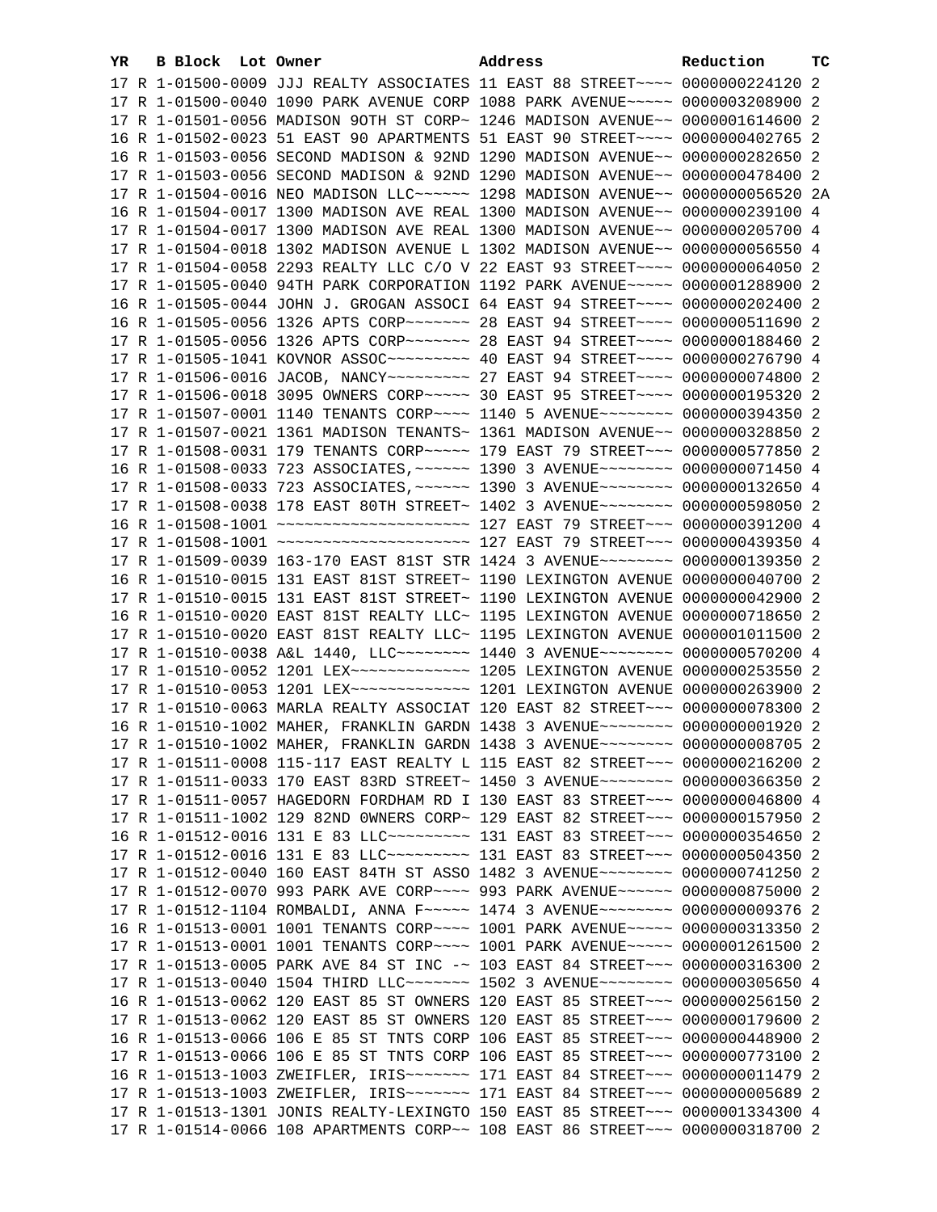| YR | B | Block | Lot | Owner | Address | Reduction | TC |
|---|---|---|---|---|---|---|---|
| 17 | R | 1-01500-0009 | | JJJ REALTY ASSOCIATES | 11 EAST 88 STREET~~~~ | 0000000224120 | 2 |
| 17 | R | 1-01500-0040 | | 1090 PARK AVENUE CORP | 1088 PARK AVENUE~~~~~ | 0000003208900 | 2 |
| 17 | R | 1-01501-0056 | | MADISON 9OTH ST CORP~ | 1246 MADISON AVENUE~~ | 0000001614600 | 2 |
| 16 | R | 1-01502-0023 | | 51 EAST 90 APARTMENTS | 51 EAST 90 STREET~~~~ | 0000000402765 | 2 |
| 16 | R | 1-01503-0056 | | SECOND MADISON & 92ND | 1290 MADISON AVENUE~~ | 0000000282650 | 2 |
| 17 | R | 1-01503-0056 | | SECOND MADISON & 92ND | 1290 MADISON AVENUE~~ | 0000000478400 | 2 |
| 17 | R | 1-01504-0016 | | NEO MADISON LLC~~~~~~ | 1298 MADISON AVENUE~~ | 0000000056520 | 2A |
| 16 | R | 1-01504-0017 | | 1300 MADISON AVE REAL | 1300 MADISON AVENUE~~ | 0000000239100 | 4 |
| 17 | R | 1-01504-0017 | | 1300 MADISON AVE REAL | 1300 MADISON AVENUE~~ | 0000000205700 | 4 |
| 17 | R | 1-01504-0018 | | 1302 MADISON AVENUE L | 1302 MADISON AVENUE~~ | 0000000056550 | 4 |
| 17 | R | 1-01504-0058 | | 2293 REALTY LLC C/O V | 22 EAST 93 STREET~~~~ | 0000000064050 | 2 |
| 17 | R | 1-01505-0040 | | 94TH PARK CORPORATION | 1192 PARK AVENUE~~~~~ | 0000001288900 | 2 |
| 16 | R | 1-01505-0044 | | JOHN J. GROGAN ASSOCI | 64 EAST 94 STREET~~~~ | 0000000202400 | 2 |
| 16 | R | 1-01505-0056 | | 1326 APTS CORP~~~~~~~ | 28 EAST 94 STREET~~~~ | 0000000511690 | 2 |
| 17 | R | 1-01505-0056 | | 1326 APTS CORP~~~~~~~ | 28 EAST 94 STREET~~~~ | 0000000188460 | 2 |
| 17 | R | 1-01505-1041 | | KOVNOR ASSOC~~~~~~~~~ | 40 EAST 94 STREET~~~~ | 0000000276790 | 4 |
| 17 | R | 1-01506-0016 | | JACOB, NANCY~~~~~~~~~ | 27 EAST 94 STREET~~~~ | 0000000074800 | 2 |
| 17 | R | 1-01506-0018 | | 3095 OWNERS CORP~~~~~ | 30 EAST 95 STREET~~~~ | 0000000195320 | 2 |
| 17 | R | 1-01507-0001 | | 1140 TENANTS CORP~~~~ | 1140 5 AVENUE~~~~~~~~ | 0000000394350 | 2 |
| 17 | R | 1-01507-0021 | | 1361 MADISON TENANTS~ | 1361 MADISON AVENUE~~ | 0000000328850 | 2 |
| 17 | R | 1-01508-0031 | | 179 TENANTS CORP~~~~~ | 179 EAST 79 STREET~~~ | 0000000577850 | 2 |
| 16 | R | 1-01508-0033 | | 723 ASSOCIATES,~~~~~~ | 1390 3 AVENUE~~~~~~~~ | 0000000071450 | 4 |
| 17 | R | 1-01508-0033 | | 723 ASSOCIATES,~~~~~~ | 1390 3 AVENUE~~~~~~~~ | 0000000132650 | 4 |
| 17 | R | 1-01508-0038 | | 178 EAST 80TH STREET~ | 1402 3 AVENUE~~~~~~~~ | 0000000598050 | 2 |
| 16 | R | 1-01508-1001 | | ~~~~~~~~~~~~~~~~~~~~~ | 127 EAST 79 STREET~~~ | 0000000391200 | 4 |
| 17 | R | 1-01508-1001 | | ~~~~~~~~~~~~~~~~~~~~~ | 127 EAST 79 STREET~~~ | 0000000439350 | 4 |
| 17 | R | 1-01509-0039 | | 163-170 EAST 81ST STR | 1424 3 AVENUE~~~~~~~~ | 0000000139350 | 2 |
| 16 | R | 1-01510-0015 | | 131 EAST 81ST STREET~ | 1190 LEXINGTON AVENUE | 0000000040700 | 2 |
| 17 | R | 1-01510-0015 | | 131 EAST 81ST STREET~ | 1190 LEXINGTON AVENUE | 0000000042900 | 2 |
| 16 | R | 1-01510-0020 | | EAST 81ST REALTY LLC~ | 1195 LEXINGTON AVENUE | 0000000718650 | 2 |
| 17 | R | 1-01510-0020 | | EAST 81ST REALTY LLC~ | 1195 LEXINGTON AVENUE | 0000001011500 | 2 |
| 17 | R | 1-01510-0038 | | A&L 1440, LLC~~~~~~~~ | 1440 3 AVENUE~~~~~~~~ | 0000000570200 | 4 |
| 17 | R | 1-01510-0052 | | 1201 LEX~~~~~~~~~~~~~ | 1205 LEXINGTON AVENUE | 0000000253550 | 2 |
| 17 | R | 1-01510-0053 | | 1201 LEX~~~~~~~~~~~~~ | 1201 LEXINGTON AVENUE | 0000000263900 | 2 |
| 17 | R | 1-01510-0063 | | MARLA REALTY ASSOCIAT | 120 EAST 82 STREET~~~ | 0000000078300 | 2 |
| 16 | R | 1-01510-1002 | | MAHER, FRANKLIN GARDN | 1438 3 AVENUE~~~~~~~~ | 0000000001920 | 2 |
| 17 | R | 1-01510-1002 | | MAHER, FRANKLIN GARDN | 1438 3 AVENUE~~~~~~~~ | 0000000008705 | 2 |
| 17 | R | 1-01511-0008 | | 115-117 EAST REALTY L | 115 EAST 82 STREET~~~ | 0000000216200 | 2 |
| 17 | R | 1-01511-0033 | | 170 EAST 83RD STREET~ | 1450 3 AVENUE~~~~~~~~ | 0000000366350 | 2 |
| 17 | R | 1-01511-0057 | | HAGEDORN FORDHAM RD I | 130 EAST 83 STREET~~~ | 0000000046800 | 4 |
| 17 | R | 1-01511-1002 | | 129 82ND 0WNERS CORP~ | 129 EAST 82 STREET~~~ | 0000000157950 | 2 |
| 16 | R | 1-01512-0016 | | 131 E 83 LLC~~~~~~~~~ | 131 EAST 83 STREET~~~ | 0000000354650 | 2 |
| 17 | R | 1-01512-0016 | | 131 E 83 LLC~~~~~~~~~ | 131 EAST 83 STREET~~~ | 0000000504350 | 2 |
| 17 | R | 1-01512-0040 | | 160 EAST 84TH ST ASSO | 1482 3 AVENUE~~~~~~~~ | 0000000741250 | 2 |
| 17 | R | 1-01512-0070 | | 993 PARK AVE CORP~~~~ | 993 PARK AVENUE~~~~~~ | 0000000875000 | 2 |
| 17 | R | 1-01512-1104 | | ROMBALDI, ANNA F~~~~~ | 1474 3 AVENUE~~~~~~~~ | 0000000009376 | 2 |
| 16 | R | 1-01513-0001 | | 1001 TENANTS CORP~~~~ | 1001 PARK AVENUE~~~~~ | 0000000313350 | 2 |
| 17 | R | 1-01513-0001 | | 1001 TENANTS CORP~~~~ | 1001 PARK AVENUE~~~~~ | 0000001261500 | 2 |
| 17 | R | 1-01513-0005 | | PARK AVE 84 ST INC -~ | 103 EAST 84 STREET~~~ | 0000000316300 | 2 |
| 17 | R | 1-01513-0040 | | 1504 THIRD LLC~~~~~~~ | 1502 3 AVENUE~~~~~~~~ | 0000000305650 | 4 |
| 16 | R | 1-01513-0062 | | 120 EAST 85 ST OWNERS | 120 EAST 85 STREET~~~ | 0000000256150 | 2 |
| 17 | R | 1-01513-0062 | | 120 EAST 85 ST OWNERS | 120 EAST 85 STREET~~~ | 0000000179600 | 2 |
| 16 | R | 1-01513-0066 | | 106 E 85 ST TNTS CORP | 106 EAST 85 STREET~~~ | 0000000448900 | 2 |
| 17 | R | 1-01513-0066 | | 106 E 85 ST TNTS CORP | 106 EAST 85 STREET~~~ | 0000000773100 | 2 |
| 16 | R | 1-01513-1003 | | ZWEIFLER, IRIS~~~~~~~ | 171 EAST 84 STREET~~~ | 0000000011479 | 2 |
| 17 | R | 1-01513-1003 | | ZWEIFLER, IRIS~~~~~~~ | 171 EAST 84 STREET~~~ | 0000000005689 | 2 |
| 17 | R | 1-01513-1301 | | JONIS REALTY-LEXINGTO | 150 EAST 85 STREET~~~ | 0000001334300 | 4 |
| 17 | R | 1-01514-0066 | | 108 APARTMENTS CORP~~ | 108 EAST 86 STREET~~~ | 0000000318700 | 2 |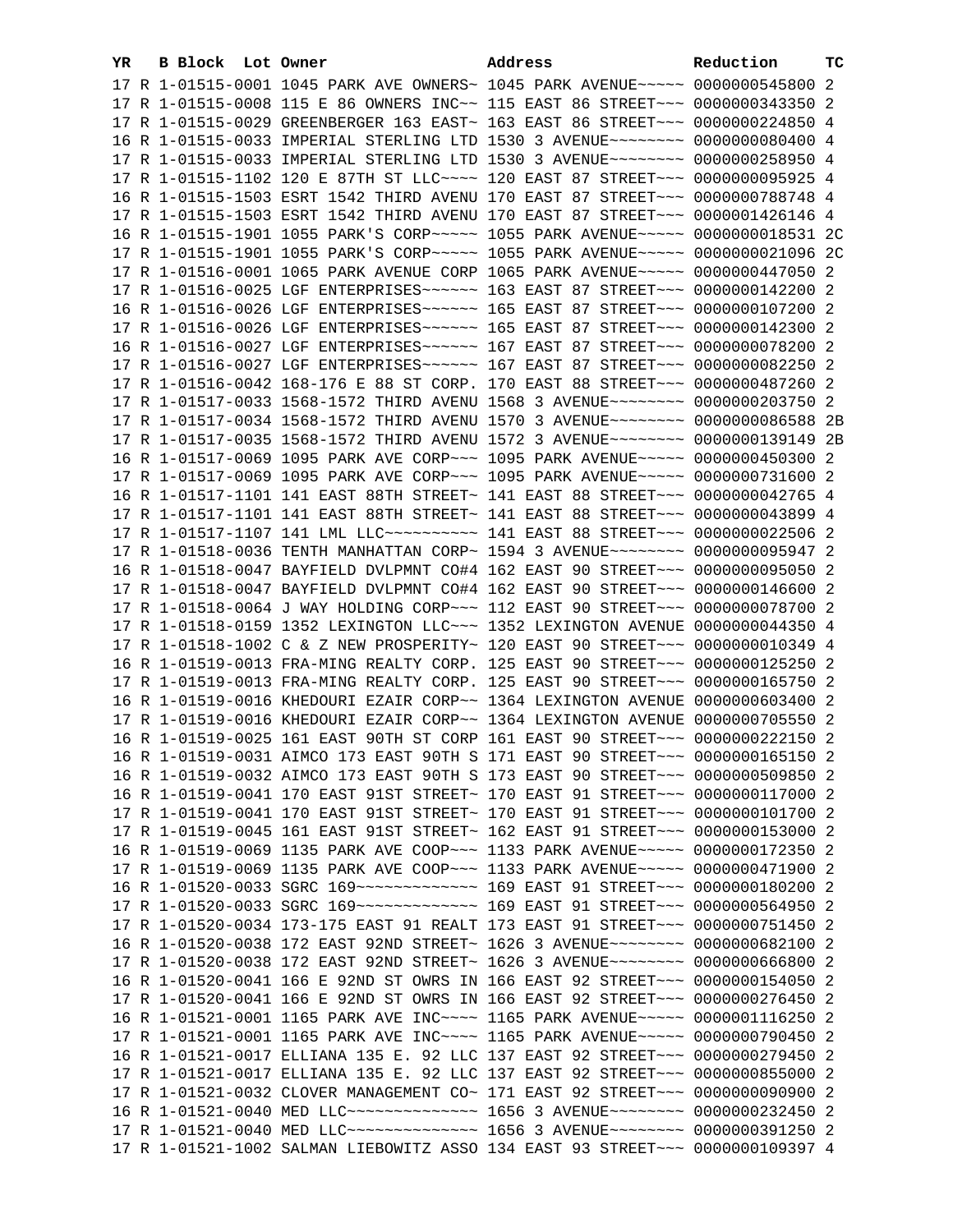| YR | B | Block | Lot | Owner | Address | Reduction | TC |
|---|---|---|---|---|---|---|---|
| 17 | R | 1-01515-0001 | | 1045 PARK AVE OWNERS~ | 1045 PARK AVENUE~~~~~ | 0000000545800 | 2 |
| 17 | R | 1-01515-0008 | | 115 E 86 OWNERS INC~~ | 115 EAST 86 STREET~~~ | 0000000343350 | 2 |
| 17 | R | 1-01515-0029 | | GREENBERGER 163 EAST~ | 163 EAST 86 STREET~~~ | 0000000224850 | 4 |
| 16 | R | 1-01515-0033 | | IMPERIAL STERLING LTD | 1530 3 AVENUE~~~~~~~~ | 0000000080400 | 4 |
| 17 | R | 1-01515-0033 | | IMPERIAL STERLING LTD | 1530 3 AVENUE~~~~~~~~ | 0000000258950 | 4 |
| 17 | R | 1-01515-1102 | | 120 E 87TH ST LLC~~~~ | 120 EAST 87 STREET~~~ | 0000000095925 | 4 |
| 16 | R | 1-01515-1503 | | ESRT 1542 THIRD AVENU | 170 EAST 87 STREET~~~ | 0000000788748 | 4 |
| 17 | R | 1-01515-1503 | | ESRT 1542 THIRD AVENU | 170 EAST 87 STREET~~~ | 0000001426146 | 4 |
| 16 | R | 1-01515-1901 | | 1055 PARK'S CORP~~~~~ | 1055 PARK AVENUE~~~~~ | 0000000018531 | 2C |
| 17 | R | 1-01515-1901 | | 1055 PARK'S CORP~~~~~ | 1055 PARK AVENUE~~~~~ | 0000000021096 | 2C |
| 17 | R | 1-01516-0001 | | 1065 PARK AVENUE CORP | 1065 PARK AVENUE~~~~~ | 0000000447050 | 2 |
| 17 | R | 1-01516-0025 | | LGF ENTERPRISES~~~~~~ | 163 EAST 87 STREET~~~ | 0000000142200 | 2 |
| 16 | R | 1-01516-0026 | | LGF ENTERPRISES~~~~~~ | 165 EAST 87 STREET~~~ | 0000000107200 | 2 |
| 17 | R | 1-01516-0026 | | LGF ENTERPRISES~~~~~~ | 165 EAST 87 STREET~~~ | 0000000142300 | 2 |
| 16 | R | 1-01516-0027 | | LGF ENTERPRISES~~~~~~ | 167 EAST 87 STREET~~~ | 0000000078200 | 2 |
| 17 | R | 1-01516-0027 | | LGF ENTERPRISES~~~~~~ | 167 EAST 87 STREET~~~ | 0000000082250 | 2 |
| 17 | R | 1-01516-0042 | | 168-176 E 88 ST CORP. | 170 EAST 88 STREET~~~ | 0000000487260 | 2 |
| 17 | R | 1-01517-0033 | | 1568-1572 THIRD AVENU | 1568 3 AVENUE~~~~~~~~ | 0000000203750 | 2 |
| 17 | R | 1-01517-0034 | | 1568-1572 THIRD AVENU | 1570 3 AVENUE~~~~~~~~ | 0000000086588 | 2B |
| 17 | R | 1-01517-0035 | | 1568-1572 THIRD AVENU | 1572 3 AVENUE~~~~~~~~ | 0000000139149 | 2B |
| 16 | R | 1-01517-0069 | | 1095 PARK AVE CORP~~~ | 1095 PARK AVENUE~~~~~ | 0000000450300 | 2 |
| 17 | R | 1-01517-0069 | | 1095 PARK AVE CORP~~~ | 1095 PARK AVENUE~~~~~ | 0000000731600 | 2 |
| 16 | R | 1-01517-1101 | | 141 EAST 88TH STREET~ | 141 EAST 88 STREET~~~ | 0000000042765 | 4 |
| 17 | R | 1-01517-1101 | | 141 EAST 88TH STREET~ | 141 EAST 88 STREET~~~ | 0000000043899 | 4 |
| 17 | R | 1-01517-1107 | | 141 LML LLC~~~~~~~~~~ | 141 EAST 88 STREET~~~ | 0000000022506 | 2 |
| 17 | R | 1-01518-0036 | | TENTH MANHATTAN CORP~ | 1594 3 AVENUE~~~~~~~~ | 0000000095947 | 2 |
| 16 | R | 1-01518-0047 | | BAYFIELD DVLPMNT CO#4 | 162 EAST 90 STREET~~~ | 0000000095050 | 2 |
| 17 | R | 1-01518-0047 | | BAYFIELD DVLPMNT CO#4 | 162 EAST 90 STREET~~~ | 0000000146600 | 2 |
| 17 | R | 1-01518-0064 | | J WAY HOLDING CORP~~~ | 112 EAST 90 STREET~~~ | 0000000078700 | 2 |
| 17 | R | 1-01518-0159 | | 1352 LEXINGTON LLC~~~ | 1352 LEXINGTON AVENUE | 0000000044350 | 4 |
| 17 | R | 1-01518-1002 | | C & Z NEW PROSPERITY~ | 120 EAST 90 STREET~~~ | 0000000010349 | 4 |
| 16 | R | 1-01519-0013 | | FRA-MING REALTY CORP. | 125 EAST 90 STREET~~~ | 0000000125250 | 2 |
| 17 | R | 1-01519-0013 | | FRA-MING REALTY CORP. | 125 EAST 90 STREET~~~ | 0000000165750 | 2 |
| 16 | R | 1-01519-0016 | | KHEDOURI EZAIR CORP~~ | 1364 LEXINGTON AVENUE | 0000000603400 | 2 |
| 17 | R | 1-01519-0016 | | KHEDOURI EZAIR CORP~~ | 1364 LEXINGTON AVENUE | 0000000705550 | 2 |
| 16 | R | 1-01519-0025 | | 161 EAST 90TH ST CORP | 161 EAST 90 STREET~~~ | 0000000222150 | 2 |
| 16 | R | 1-01519-0031 | | AIMCO 173 EAST 90TH S | 171 EAST 90 STREET~~~ | 0000000165150 | 2 |
| 16 | R | 1-01519-0032 | | AIMCO 173 EAST 90TH S | 173 EAST 90 STREET~~~ | 0000000509850 | 2 |
| 16 | R | 1-01519-0041 | | 170 EAST 91ST STREET~ | 170 EAST 91 STREET~~~ | 0000000117000 | 2 |
| 17 | R | 1-01519-0041 | | 170 EAST 91ST STREET~ | 170 EAST 91 STREET~~~ | 0000000101700 | 2 |
| 17 | R | 1-01519-0045 | | 161 EAST 91ST STREET~ | 162 EAST 91 STREET~~~ | 0000000153000 | 2 |
| 16 | R | 1-01519-0069 | | 1135 PARK AVE COOP~~~ | 1133 PARK AVENUE~~~~~ | 0000000172350 | 2 |
| 17 | R | 1-01519-0069 | | 1135 PARK AVE COOP~~~ | 1133 PARK AVENUE~~~~~ | 0000000471900 | 2 |
| 16 | R | 1-01520-0033 | | SGRC 169~~~~~~~~~~~~~ | 169 EAST 91 STREET~~~ | 0000000180200 | 2 |
| 17 | R | 1-01520-0033 | | SGRC 169~~~~~~~~~~~~~ | 169 EAST 91 STREET~~~ | 0000000564950 | 2 |
| 17 | R | 1-01520-0034 | | 173-175 EAST 91 REALT | 173 EAST 91 STREET~~~ | 0000000751450 | 2 |
| 16 | R | 1-01520-0038 | | 172 EAST 92ND STREET~ | 1626 3 AVENUE~~~~~~~~ | 0000000682100 | 2 |
| 17 | R | 1-01520-0038 | | 172 EAST 92ND STREET~ | 1626 3 AVENUE~~~~~~~~ | 0000000666800 | 2 |
| 16 | R | 1-01520-0041 | | 166 E 92ND ST OWRS IN | 166 EAST 92 STREET~~~ | 0000000154050 | 2 |
| 17 | R | 1-01520-0041 | | 166 E 92ND ST OWRS IN | 166 EAST 92 STREET~~~ | 0000000276450 | 2 |
| 16 | R | 1-01521-0001 | | 1165 PARK AVE INC~~~~ | 1165 PARK AVENUE~~~~~ | 0000001116250 | 2 |
| 17 | R | 1-01521-0001 | | 1165 PARK AVE INC~~~~ | 1165 PARK AVENUE~~~~~ | 0000000790450 | 2 |
| 16 | R | 1-01521-0017 | | ELLIANA 135 E. 92 LLC | 137 EAST 92 STREET~~~ | 0000000279450 | 2 |
| 17 | R | 1-01521-0017 | | ELLIANA 135 E. 92 LLC | 137 EAST 92 STREET~~~ | 0000000855000 | 2 |
| 17 | R | 1-01521-0032 | | CLOVER MANAGEMENT CO~ | 171 EAST 92 STREET~~~ | 0000000090900 | 2 |
| 16 | R | 1-01521-0040 | | MED LLC~~~~~~~~~~~~~~ | 1656 3 AVENUE~~~~~~~~ | 0000000232450 | 2 |
| 17 | R | 1-01521-0040 | | MED LLC~~~~~~~~~~~~~~ | 1656 3 AVENUE~~~~~~~~ | 0000000391250 | 2 |
| 17 | R | 1-01521-1002 | | SALMAN LIEBOWITZ ASSO | 134 EAST 93 STREET~~~ | 0000000109397 | 4 |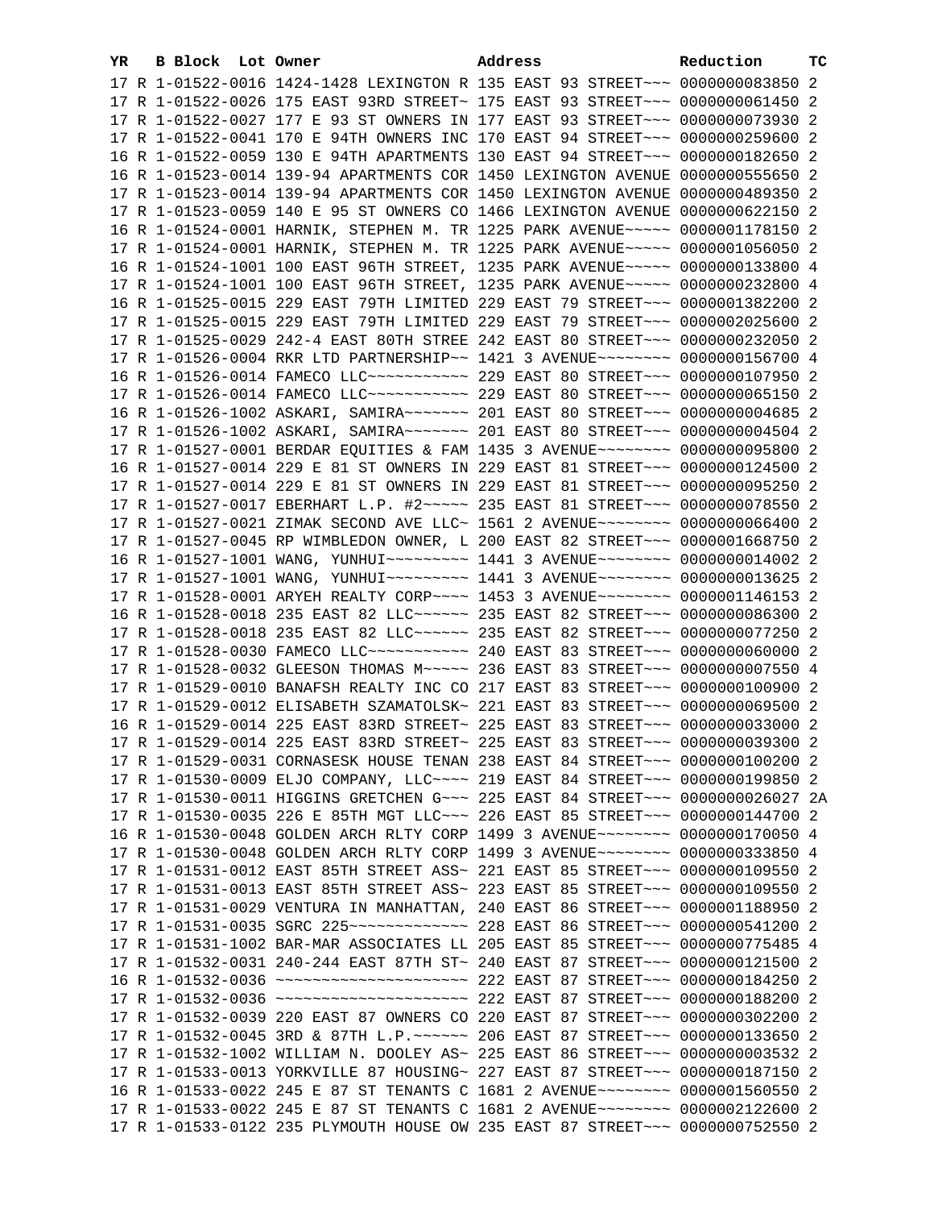| YR | B | Block | Lot | Owner | Address | Reduction | TC |
|---|---|---|---|---|---|---|---|
| 17 | R | 1-01522-0016 | | 1424-1428 LEXINGTON R | 135 EAST 93 STREET~~~ | 0000000083850 | 2 |
| 17 | R | 1-01522-0026 | | 175 EAST 93RD STREET~ | 175 EAST 93 STREET~~~ | 0000000061450 | 2 |
| 17 | R | 1-01522-0027 | | 177 E 93 ST OWNERS IN | 177 EAST 93 STREET~~~ | 0000000073930 | 2 |
| 17 | R | 1-01522-0041 | | 170 E 94TH OWNERS INC | 170 EAST 94 STREET~~~ | 0000000259600 | 2 |
| 16 | R | 1-01522-0059 | | 130 E 94TH APARTMENTS | 130 EAST 94 STREET~~~ | 0000000182650 | 2 |
| 16 | R | 1-01523-0014 | | 139-94 APARTMENTS COR | 1450 LEXINGTON AVENUE | 0000000555650 | 2 |
| 17 | R | 1-01523-0014 | | 139-94 APARTMENTS COR | 1450 LEXINGTON AVENUE | 0000000489350 | 2 |
| 17 | R | 1-01523-0059 | | 140 E 95 ST OWNERS CO | 1466 LEXINGTON AVENUE | 0000000622150 | 2 |
| 16 | R | 1-01524-0001 | | HARNIK, STEPHEN M. TR | 1225 PARK AVENUE~~~~~ | 0000001178150 | 2 |
| 17 | R | 1-01524-0001 | | HARNIK, STEPHEN M. TR | 1225 PARK AVENUE~~~~~ | 0000001056050 | 2 |
| 16 | R | 1-01524-1001 | | 100 EAST 96TH STREET, | 1235 PARK AVENUE~~~~~ | 0000000133800 | 4 |
| 17 | R | 1-01524-1001 | | 100 EAST 96TH STREET, | 1235 PARK AVENUE~~~~~ | 0000000232800 | 4 |
| 16 | R | 1-01525-0015 | | 229 EAST 79TH LIMITED | 229 EAST 79 STREET~~~ | 0000001382200 | 2 |
| 17 | R | 1-01525-0015 | | 229 EAST 79TH LIMITED | 229 EAST 79 STREET~~~ | 0000002025600 | 2 |
| 17 | R | 1-01525-0029 | | 242-4 EAST 80TH STREE | 242 EAST 80 STREET~~~ | 0000000232050 | 2 |
| 17 | R | 1-01526-0004 | | RKR LTD PARTNERSHIP~~ | 1421 3 AVENUE~~~~~~~~ | 0000000156700 | 4 |
| 16 | R | 1-01526-0014 | | FAMECO LLC~~~~~~~~~~~ | 229 EAST 80 STREET~~~ | 0000000107950 | 2 |
| 17 | R | 1-01526-0014 | | FAMECO LLC~~~~~~~~~~~ | 229 EAST 80 STREET~~~ | 0000000065150 | 2 |
| 16 | R | 1-01526-1002 | | ASKARI, SAMIRA~~~~~~~ | 201 EAST 80 STREET~~~ | 0000000004685 | 2 |
| 17 | R | 1-01526-1002 | | ASKARI, SAMIRA~~~~~~~ | 201 EAST 80 STREET~~~ | 0000000004504 | 2 |
| 17 | R | 1-01527-0001 | | BERDAR EQUITIES & FAM | 1435 3 AVENUE~~~~~~~~ | 0000000095800 | 2 |
| 16 | R | 1-01527-0014 | | 229 E 81 ST OWNERS IN | 229 EAST 81 STREET~~~ | 0000000124500 | 2 |
| 17 | R | 1-01527-0014 | | 229 E 81 ST OWNERS IN | 229 EAST 81 STREET~~~ | 0000000095250 | 2 |
| 17 | R | 1-01527-0017 | | EBERHART L.P. #2~~~~~ | 235 EAST 81 STREET~~~ | 0000000078550 | 2 |
| 17 | R | 1-01527-0021 | | ZIMAK SECOND AVE LLC~ | 1561 2 AVENUE~~~~~~~~ | 0000000066400 | 2 |
| 17 | R | 1-01527-0045 | | RP WIMBLEDON OWNER, L | 200 EAST 82 STREET~~~ | 0000001668750 | 2 |
| 16 | R | 1-01527-1001 | | WANG, YUNHUI~~~~~~~~~ | 1441 3 AVENUE~~~~~~~~ | 0000000014002 | 2 |
| 17 | R | 1-01527-1001 | | WANG, YUNHUI~~~~~~~~~ | 1441 3 AVENUE~~~~~~~~ | 0000000013625 | 2 |
| 17 | R | 1-01528-0001 | | ARYEH REALTY CORP~~~~ | 1453 3 AVENUE~~~~~~~~ | 0000001146153 | 2 |
| 16 | R | 1-01528-0018 | | 235 EAST 82 LLC~~~~~~ | 235 EAST 82 STREET~~~ | 0000000086300 | 2 |
| 17 | R | 1-01528-0018 | | 235 EAST 82 LLC~~~~~~ | 235 EAST 82 STREET~~~ | 0000000077250 | 2 |
| 17 | R | 1-01528-0030 | | FAMECO LLC~~~~~~~~~~~ | 240 EAST 83 STREET~~~ | 0000000060000 | 2 |
| 17 | R | 1-01528-0032 | | GLEESON THOMAS M~~~~~ | 236 EAST 83 STREET~~~ | 0000000007550 | 4 |
| 17 | R | 1-01529-0010 | | BANAFSH REALTY INC CO | 217 EAST 83 STREET~~~ | 0000000100900 | 2 |
| 17 | R | 1-01529-0012 | | ELISABETH SZAMATOLSK~ | 221 EAST 83 STREET~~~ | 0000000069500 | 2 |
| 16 | R | 1-01529-0014 | | 225 EAST 83RD STREET~ | 225 EAST 83 STREET~~~ | 0000000033000 | 2 |
| 17 | R | 1-01529-0014 | | 225 EAST 83RD STREET~ | 225 EAST 83 STREET~~~ | 0000000039300 | 2 |
| 17 | R | 1-01529-0031 | | CORNASESK HOUSE TENAN | 238 EAST 84 STREET~~~ | 0000000100200 | 2 |
| 17 | R | 1-01530-0009 | | ELJO COMPANY, LLC~~~~ | 219 EAST 84 STREET~~~ | 0000000199850 | 2 |
| 17 | R | 1-01530-0011 | | HIGGINS GRETCHEN G~~~ | 225 EAST 84 STREET~~~ | 0000000026027 | 2A |
| 17 | R | 1-01530-0035 | | 226 E 85TH MGT LLC~~~ | 226 EAST 85 STREET~~~ | 0000000144700 | 2 |
| 16 | R | 1-01530-0048 | | GOLDEN ARCH RLTY CORP | 1499 3 AVENUE~~~~~~~~ | 0000000170050 | 4 |
| 17 | R | 1-01530-0048 | | GOLDEN ARCH RLTY CORP | 1499 3 AVENUE~~~~~~~~ | 0000000333850 | 4 |
| 17 | R | 1-01531-0012 | | EAST 85TH STREET ASS~ | 221 EAST 85 STREET~~~ | 0000000109550 | 2 |
| 17 | R | 1-01531-0013 | | EAST 85TH STREET ASS~ | 223 EAST 85 STREET~~~ | 0000000109550 | 2 |
| 17 | R | 1-01531-0029 | | VENTURA IN MANHATTAN, | 240 EAST 86 STREET~~~ | 0000001188950 | 2 |
| 17 | R | 1-01531-0035 | | SGRC 225~~~~~~~~~~~~~ | 228 EAST 86 STREET~~~ | 0000000541200 | 2 |
| 17 | R | 1-01531-1002 | | BAR-MAR ASSOCIATES LL | 205 EAST 85 STREET~~~ | 0000000775485 | 4 |
| 17 | R | 1-01532-0031 | | 240-244 EAST 87TH ST~ | 240 EAST 87 STREET~~~ | 0000000121500 | 2 |
| 16 | R | 1-01532-0036 | | ~~~~~~~~~~~~~~~~~~~~~ | 222 EAST 87 STREET~~~ | 0000000184250 | 2 |
| 17 | R | 1-01532-0036 | | ~~~~~~~~~~~~~~~~~~~~~ | 222 EAST 87 STREET~~~ | 0000000188200 | 2 |
| 17 | R | 1-01532-0039 | | 220 EAST 87 OWNERS CO | 220 EAST 87 STREET~~~ | 0000000302200 | 2 |
| 17 | R | 1-01532-0045 | | 3RD & 87TH L.P.~~~~~~ | 206 EAST 87 STREET~~~ | 0000000133650 | 2 |
| 17 | R | 1-01532-1002 | | WILLIAM N. DOOLEY AS~ | 225 EAST 86 STREET~~~ | 0000000003532 | 2 |
| 17 | R | 1-01533-0013 | | YORKVILLE 87 HOUSING~ | 227 EAST 87 STREET~~~ | 0000000187150 | 2 |
| 16 | R | 1-01533-0022 | | 245 E 87 ST TENANTS C | 1681 2 AVENUE~~~~~~~~ | 0000001560550 | 2 |
| 17 | R | 1-01533-0022 | | 245 E 87 ST TENANTS C | 1681 2 AVENUE~~~~~~~~ | 0000002122600 | 2 |
| 17 | R | 1-01533-0122 | | 235 PLYMOUTH HOUSE OW | 235 EAST 87 STREET~~~ | 0000000752550 | 2 |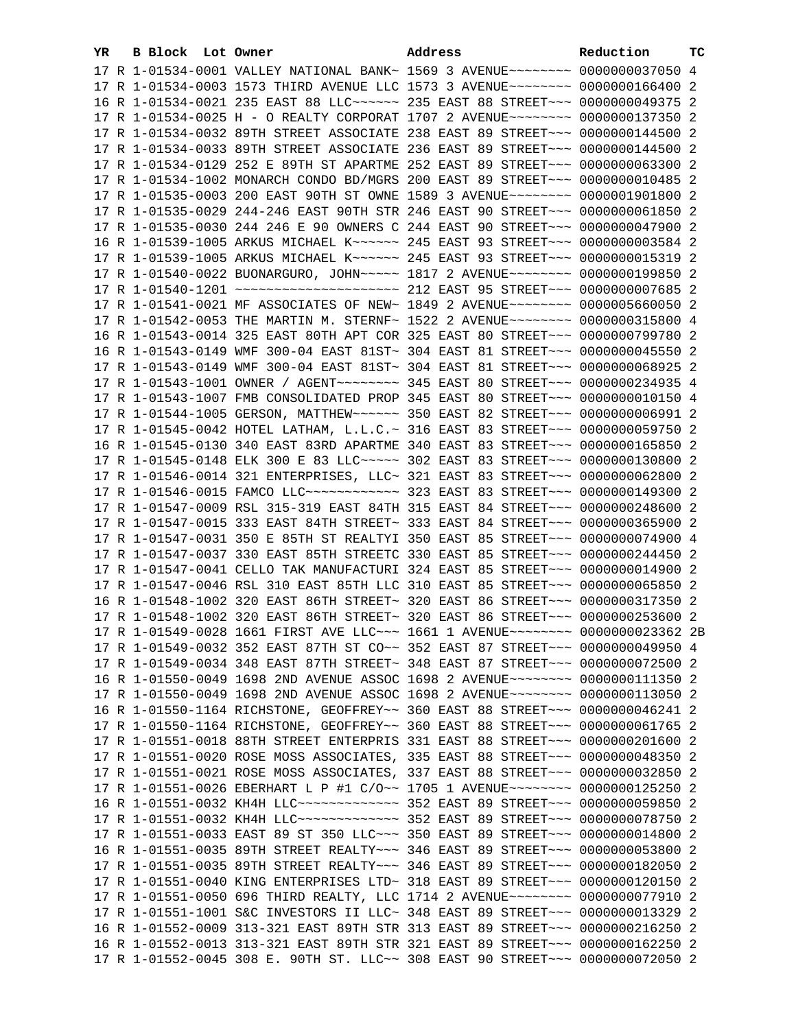| YR | B | Block | Lot | Owner | Address | Reduction | TC |
|---|---|---|---|---|---|---|---|
| 17 | R | 1-01534-0001 | | VALLEY NATIONAL BANK~ | 1569 3 AVENUE~~~~~~~~ | 0000000037050 | 4 |
| 17 | R | 1-01534-0003 | | 1573 THIRD AVENUE LLC | 1573 3 AVENUE~~~~~~~~ | 0000000166400 | 2 |
| 16 | R | 1-01534-0021 | | 235 EAST 88 LLC~~~~~~ | 235 EAST 88 STREET~~~ | 0000000049375 | 2 |
| 17 | R | 1-01534-0025 | | H - O REALTY CORPORAT | 1707 2 AVENUE~~~~~~~~ | 0000000137350 | 2 |
| 17 | R | 1-01534-0032 | | 89TH STREET ASSOCIATE | 238 EAST 89 STREET~~~ | 0000000144500 | 2 |
| 17 | R | 1-01534-0033 | | 89TH STREET ASSOCIATE | 236 EAST 89 STREET~~~ | 0000000144500 | 2 |
| 17 | R | 1-01534-0129 | | 252 E 89TH ST APARTME | 252 EAST 89 STREET~~~ | 0000000063300 | 2 |
| 17 | R | 1-01534-1002 | | MONARCH CONDO BD/MGRS | 200 EAST 89 STREET~~~ | 0000000010485 | 2 |
| 17 | R | 1-01535-0003 | | 200 EAST 90TH ST OWNE | 1589 3 AVENUE~~~~~~~~ | 0000001901800 | 2 |
| 17 | R | 1-01535-0029 | | 244-246 EAST 90TH STR | 246 EAST 90 STREET~~~ | 0000000061850 | 2 |
| 17 | R | 1-01535-0030 | | 244 246 E 90 OWNERS C | 244 EAST 90 STREET~~~ | 0000000047900 | 2 |
| 16 | R | 1-01539-1005 | | ARKUS MICHAEL K~~~~~~ | 245 EAST 93 STREET~~~ | 0000000003584 | 2 |
| 17 | R | 1-01539-1005 | | ARKUS MICHAEL K~~~~~~ | 245 EAST 93 STREET~~~ | 0000000015319 | 2 |
| 17 | R | 1-01540-0022 | | BUONARGURO, JOHN~~~~~ | 1817 2 AVENUE~~~~~~~~ | 0000000199850 | 2 |
| 17 | R | 1-01540-1201 | | ~~~~~~~~~~~~~~~~~~~~~ | 212 EAST 95 STREET~~~ | 0000000007685 | 2 |
| 17 | R | 1-01541-0021 | | MF ASSOCIATES OF NEW~ | 1849 2 AVENUE~~~~~~~~ | 0000005660050 | 2 |
| 17 | R | 1-01542-0053 | | THE MARTIN M. STERNF~ | 1522 2 AVENUE~~~~~~~~ | 0000000315800 | 4 |
| 16 | R | 1-01543-0014 | | 325 EAST 80TH APT COR | 325 EAST 80 STREET~~~ | 0000000799780 | 2 |
| 16 | R | 1-01543-0149 | | WMF 300-04 EAST 81ST~ | 304 EAST 81 STREET~~~ | 0000000045550 | 2 |
| 17 | R | 1-01543-0149 | | WMF 300-04 EAST 81ST~ | 304 EAST 81 STREET~~~ | 0000000068925 | 2 |
| 17 | R | 1-01543-1001 | | OWNER / AGENT~~~~~~~~ | 345 EAST 80 STREET~~~ | 0000000234935 | 4 |
| 17 | R | 1-01543-1007 | | FMB CONSOLIDATED PROP | 345 EAST 80 STREET~~~ | 0000000010150 | 4 |
| 17 | R | 1-01544-1005 | | GERSON, MATTHEW~~~~~~ | 350 EAST 82 STREET~~~ | 0000000006991 | 2 |
| 17 | R | 1-01545-0042 | | HOTEL LATHAM, L.L.C.~ | 316 EAST 83 STREET~~~ | 0000000059750 | 2 |
| 16 | R | 1-01545-0130 | | 340 EAST 83RD APARTME | 340 EAST 83 STREET~~~ | 0000000165850 | 2 |
| 17 | R | 1-01545-0148 | | ELK 300 E 83 LLC~~~~~ | 302 EAST 83 STREET~~~ | 0000000130800 | 2 |
| 17 | R | 1-01546-0014 | | 321 ENTERPRISES, LLC~ | 321 EAST 83 STREET~~~ | 0000000062800 | 2 |
| 17 | R | 1-01546-0015 | | FAMCO LLC~~~~~~~~~~~~ | 323 EAST 83 STREET~~~ | 0000000149300 | 2 |
| 17 | R | 1-01547-0009 | | RSL 315-319 EAST 84TH | 315 EAST 84 STREET~~~ | 0000000248600 | 2 |
| 17 | R | 1-01547-0015 | | 333 EAST 84TH STREET~ | 333 EAST 84 STREET~~~ | 0000000365900 | 2 |
| 17 | R | 1-01547-0031 | | 350 E 85TH ST REALTYI | 350 EAST 85 STREET~~~ | 0000000074900 | 4 |
| 17 | R | 1-01547-0037 | | 330 EAST 85TH STREETC | 330 EAST 85 STREET~~~ | 0000000244450 | 2 |
| 17 | R | 1-01547-0041 | | CELLO TAK MANUFACTURI | 324 EAST 85 STREET~~~ | 0000000014900 | 2 |
| 17 | R | 1-01547-0046 | | RSL 310 EAST 85TH LLC | 310 EAST 85 STREET~~~ | 0000000065850 | 2 |
| 16 | R | 1-01548-1002 | | 320 EAST 86TH STREET~ | 320 EAST 86 STREET~~~ | 0000000317350 | 2 |
| 17 | R | 1-01548-1002 | | 320 EAST 86TH STREET~ | 320 EAST 86 STREET~~~ | 0000000253600 | 2 |
| 17 | R | 1-01549-0028 | | 1661 FIRST AVE LLC~~~ | 1661 1 AVENUE~~~~~~~~ | 0000000023362 | 2B |
| 17 | R | 1-01549-0032 | | 352 EAST 87TH ST CO~~ | 352 EAST 87 STREET~~~ | 0000000049950 | 4 |
| 17 | R | 1-01549-0034 | | 348 EAST 87TH STREET~ | 348 EAST 87 STREET~~~ | 0000000072500 | 2 |
| 16 | R | 1-01550-0049 | | 1698 2ND AVENUE ASSOC | 1698 2 AVENUE~~~~~~~~ | 0000000111350 | 2 |
| 17 | R | 1-01550-0049 | | 1698 2ND AVENUE ASSOC | 1698 2 AVENUE~~~~~~~~ | 0000000113050 | 2 |
| 16 | R | 1-01550-1164 | | RICHSTONE, GEOFFREY~~ | 360 EAST 88 STREET~~~ | 0000000046241 | 2 |
| 17 | R | 1-01550-1164 | | RICHSTONE, GEOFFREY~~ | 360 EAST 88 STREET~~~ | 0000000061765 | 2 |
| 17 | R | 1-01551-0018 | | 88TH STREET ENTERPRIS | 331 EAST 88 STREET~~~ | 0000000201600 | 2 |
| 17 | R | 1-01551-0020 | | ROSE MOSS ASSOCIATES, | 335 EAST 88 STREET~~~ | 0000000048350 | 2 |
| 17 | R | 1-01551-0021 | | ROSE MOSS ASSOCIATES, | 337 EAST 88 STREET~~~ | 0000000032850 | 2 |
| 17 | R | 1-01551-0026 | | EBERHART L P #1 C/O~~ | 1705 1 AVENUE~~~~~~~~ | 0000000125250 | 2 |
| 16 | R | 1-01551-0032 | | KH4H LLC~~~~~~~~~~~~~ | 352 EAST 89 STREET~~~ | 0000000059850 | 2 |
| 17 | R | 1-01551-0032 | | KH4H LLC~~~~~~~~~~~~~ | 352 EAST 89 STREET~~~ | 0000000078750 | 2 |
| 17 | R | 1-01551-0033 | | EAST 89 ST 350 LLC~~~ | 350 EAST 89 STREET~~~ | 0000000014800 | 2 |
| 16 | R | 1-01551-0035 | | 89TH STREET REALTY~~~ | 346 EAST 89 STREET~~~ | 0000000053800 | 2 |
| 17 | R | 1-01551-0035 | | 89TH STREET REALTY~~~ | 346 EAST 89 STREET~~~ | 0000000182050 | 2 |
| 17 | R | 1-01551-0040 | | KING ENTERPRISES LTD~ | 318 EAST 89 STREET~~~ | 0000000120150 | 2 |
| 17 | R | 1-01551-0050 | | 696 THIRD REALTY, LLC | 1714 2 AVENUE~~~~~~~~ | 0000000077910 | 2 |
| 17 | R | 1-01551-1001 | | S&C INVESTORS II LLC~ | 348 EAST 89 STREET~~~ | 0000000013329 | 2 |
| 16 | R | 1-01552-0009 | | 313-321 EAST 89TH STR | 313 EAST 89 STREET~~~ | 0000000216250 | 2 |
| 16 | R | 1-01552-0013 | | 313-321 EAST 89TH STR | 321 EAST 89 STREET~~~ | 0000000162250 | 2 |
| 17 | R | 1-01552-0045 | | 308 E. 90TH ST. LLC~~ | 308 EAST 90 STREET~~~ | 0000000072050 | 2 |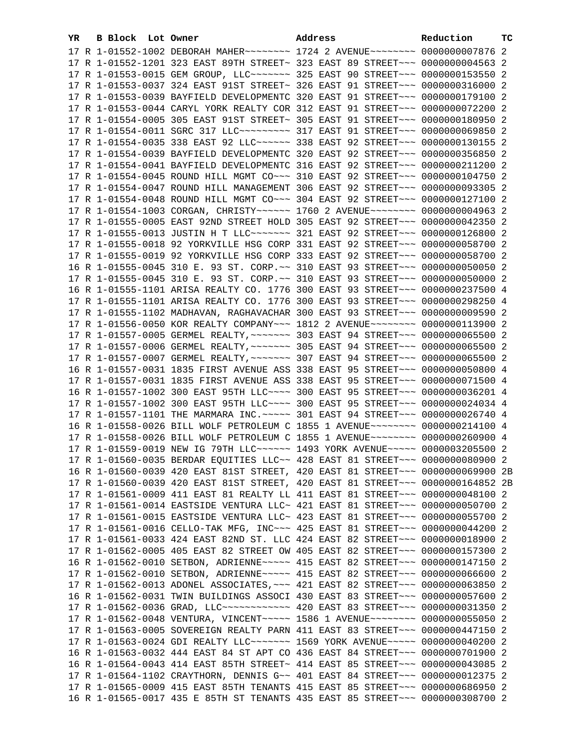| YR | B | Block | Lot | Owner | Address | Reduction | TC |
|---|---|---|---|---|---|---|---|
| 17 | R | 1-01552-1002 | | DEBORAH MAHER~~~~~~~~ | 1724 2 AVENUE~~~~~~~~ | 0000000007876 | 2 |
| 17 | R | 1-01552-1201 | | 323 EAST 89TH STREET~ | 323 EAST 89 STREET~~~ | 0000000004563 | 2 |
| 17 | R | 1-01553-0015 | | GEM GROUP, LLC~~~~~~~ | 325 EAST 90 STREET~~~ | 0000000153550 | 2 |
| 17 | R | 1-01553-0037 | | 324 EAST 91ST STREET~ | 326 EAST 91 STREET~~~ | 0000000316000 | 2 |
| 17 | R | 1-01553-0039 | | BAYFIELD DEVELOPMENTC | 320 EAST 91 STREET~~~ | 0000000179100 | 2 |
| 17 | R | 1-01553-0044 | | CARYL YORK REALTY COR | 312 EAST 91 STREET~~~ | 0000000072200 | 2 |
| 17 | R | 1-01554-0005 | | 305 EAST 91ST STREET~ | 305 EAST 91 STREET~~~ | 0000000180950 | 2 |
| 17 | R | 1-01554-0011 | | SGRC 317 LLC~~~~~~~~~ | 317 EAST 91 STREET~~~ | 0000000069850 | 2 |
| 17 | R | 1-01554-0035 | | 338 EAST 92 LLC~~~~~~ | 338 EAST 92 STREET~~~ | 0000000130155 | 2 |
| 17 | R | 1-01554-0039 | | BAYFIELD DEVELOPMENTC | 320 EAST 92 STREET~~~ | 0000000356850 | 2 |
| 17 | R | 1-01554-0041 | | BAYFIELD DEVELOPMENTC | 316 EAST 92 STREET~~~ | 0000000211200 | 2 |
| 17 | R | 1-01554-0045 | | ROUND HILL MGMT CO~~~ | 310 EAST 92 STREET~~~ | 0000000104750 | 2 |
| 17 | R | 1-01554-0047 | | ROUND HILL MANAGEMENT | 306 EAST 92 STREET~~~ | 0000000093305 | 2 |
| 17 | R | 1-01554-0048 | | ROUND HILL MGMT CO~~~ | 304 EAST 92 STREET~~~ | 0000000127100 | 2 |
| 17 | R | 1-01554-1003 | | CORGAN, CHRISTY~~~~~~ | 1760 2 AVENUE~~~~~~~~ | 0000000004963 | 2 |
| 17 | R | 1-01555-0005 | | EAST 92ND STREET HOLD | 305 EAST 92 STREET~~~ | 0000000042350 | 2 |
| 17 | R | 1-01555-0013 | | JUSTIN H T LLC~~~~~~~ | 321 EAST 92 STREET~~~ | 0000000126800 | 2 |
| 17 | R | 1-01555-0018 | | 92 YORKVILLE HSG CORP | 331 EAST 92 STREET~~~ | 0000000058700 | 2 |
| 17 | R | 1-01555-0019 | | 92 YORKVILLE HSG CORP | 333 EAST 92 STREET~~~ | 0000000058700 | 2 |
| 16 | R | 1-01555-0045 | | 310 E. 93 ST. CORP.~~ | 310 EAST 93 STREET~~~ | 0000000050050 | 2 |
| 17 | R | 1-01555-0045 | | 310 E. 93 ST. CORP.~~ | 310 EAST 93 STREET~~~ | 0000000050000 | 2 |
| 16 | R | 1-01555-1101 | | ARISA REALTY CO. 1776 | 300 EAST 93 STREET~~~ | 0000000237500 | 4 |
| 17 | R | 1-01555-1101 | | ARISA REALTY CO. 1776 | 300 EAST 93 STREET~~~ | 0000000298250 | 4 |
| 17 | R | 1-01555-1102 | | MADHAVAN, RAGHAVACHAR | 300 EAST 93 STREET~~~ | 0000000009590 | 2 |
| 17 | R | 1-01556-0050 | | KOR REALTY COMPANY~~~ | 1812 2 AVENUE~~~~~~~~ | 0000000113900 | 2 |
| 17 | R | 1-01557-0005 | | GERMEL REALTY,~~~~~~~ | 303 EAST 94 STREET~~~ | 0000000065500 | 2 |
| 17 | R | 1-01557-0006 | | GERMEL REALTY,~~~~~~~ | 305 EAST 94 STREET~~~ | 0000000065500 | 2 |
| 17 | R | 1-01557-0007 | | GERMEL REALTY,~~~~~~~ | 307 EAST 94 STREET~~~ | 0000000065500 | 2 |
| 16 | R | 1-01557-0031 | | 1835 FIRST AVENUE ASS | 338 EAST 95 STREET~~~ | 0000000050800 | 4 |
| 17 | R | 1-01557-0031 | | 1835 FIRST AVENUE ASS | 338 EAST 95 STREET~~~ | 0000000071500 | 4 |
| 16 | R | 1-01557-1002 | | 300 EAST 95TH LLC~~~~ | 300 EAST 95 STREET~~~ | 0000000036201 | 4 |
| 17 | R | 1-01557-1002 | | 300 EAST 95TH LLC~~~~ | 300 EAST 95 STREET~~~ | 0000000024034 | 4 |
| 17 | R | 1-01557-1101 | | THE MARMARA INC.~~~~~ | 301 EAST 94 STREET~~~ | 0000000026740 | 4 |
| 16 | R | 1-01558-0026 | | BILL WOLF PETROLEUM C | 1855 1 AVENUE~~~~~~~~ | 0000000214100 | 4 |
| 17 | R | 1-01558-0026 | | BILL WOLF PETROLEUM C | 1855 1 AVENUE~~~~~~~~ | 0000000260900 | 4 |
| 17 | R | 1-01559-0019 | | NEW IG 79TH LLC~~~~~~ | 1493 YORK AVENUE~~~~~ | 0000003205500 | 2 |
| 17 | R | 1-01560-0035 | | BERDAR EQUITIES LLC~~ | 428 EAST 81 STREET~~~ | 0000000080900 | 2 |
| 16 | R | 1-01560-0039 | | 420 EAST 81ST STREET, | 420 EAST 81 STREET~~~ | 0000000069900 | 2B |
| 17 | R | 1-01560-0039 | | 420 EAST 81ST STREET, | 420 EAST 81 STREET~~~ | 0000000164852 | 2B |
| 17 | R | 1-01561-0009 | | 411 EAST 81 REALTY LL | 411 EAST 81 STREET~~~ | 0000000048100 | 2 |
| 17 | R | 1-01561-0014 | | EASTSIDE VENTURA LLC~ | 421 EAST 81 STREET~~~ | 0000000050700 | 2 |
| 17 | R | 1-01561-0015 | | EASTSIDE VENTURA LLC~ | 423 EAST 81 STREET~~~ | 0000000055700 | 2 |
| 17 | R | 1-01561-0016 | | CELLO-TAK MFG, INC~~~ | 425 EAST 81 STREET~~~ | 0000000044200 | 2 |
| 17 | R | 1-01561-0033 | | 424 EAST 82ND ST. LLC | 424 EAST 82 STREET~~~ | 0000000018900 | 2 |
| 17 | R | 1-01562-0005 | | 405 EAST 82 STREET OW | 405 EAST 82 STREET~~~ | 0000000157300 | 2 |
| 16 | R | 1-01562-0010 | | SETBON, ADRIENNE~~~~~ | 415 EAST 82 STREET~~~ | 0000000147150 | 2 |
| 17 | R | 1-01562-0010 | | SETBON, ADRIENNE~~~~~ | 415 EAST 82 STREET~~~ | 0000000066600 | 2 |
| 17 | R | 1-01562-0013 | | ADONEL ASSOCIATES,~~~ | 421 EAST 82 STREET~~~ | 0000000063850 | 2 |
| 16 | R | 1-01562-0031 | | TWIN BUILDINGS ASSOCI | 430 EAST 83 STREET~~~ | 0000000057600 | 2 |
| 17 | R | 1-01562-0036 | | GRAD, LLC~~~~~~~~~~~~ | 420 EAST 83 STREET~~~ | 0000000031350 | 2 |
| 17 | R | 1-01562-0048 | | VENTURA, VINCENT~~~~~ | 1586 1 AVENUE~~~~~~~~ | 0000000055050 | 2 |
| 17 | R | 1-01563-0005 | | SOVEREIGN REALTY PARN | 411 EAST 83 STREET~~~ | 0000000447150 | 2 |
| 17 | R | 1-01563-0024 | | GDI REALTY LLC~~~~~~~ | 1569 YORK AVENUE~~~~~ | 0000000040200 | 2 |
| 16 | R | 1-01563-0032 | | 444 EAST 84 ST APT CO | 436 EAST 84 STREET~~~ | 0000000701900 | 2 |
| 16 | R | 1-01564-0043 | | 414 EAST 85TH STREET~ | 414 EAST 85 STREET~~~ | 0000000043085 | 2 |
| 17 | R | 1-01564-1102 | | CRAYTHORN, DENNIS G~~ | 401 EAST 84 STREET~~~ | 0000000012375 | 2 |
| 17 | R | 1-01565-0009 | | 415 EAST 85TH TENANTS | 415 EAST 85 STREET~~~ | 0000000686950 | 2 |
| 16 | R | 1-01565-0017 | | 435 E 85TH ST TENANTS | 435 EAST 85 STREET~~~ | 0000000308700 | 2 |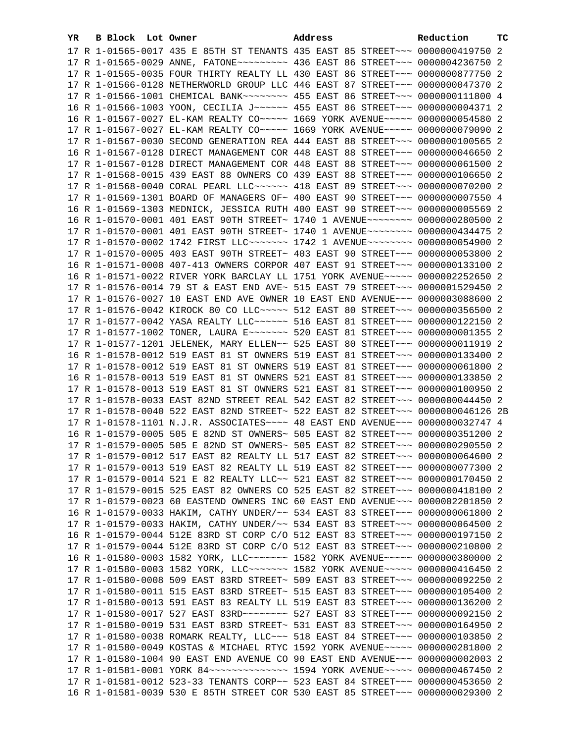| YR | B | Block | Lot | Owner | Address | Reduction | TC |
|---|---|---|---|---|---|---|---|
| 17 | R | 1-01565-0017 | | 435 E 85TH ST TENANTS | 435 EAST 85 STREET~~~ | 0000000419750 | 2 |
| 17 | R | 1-01565-0029 | | ANNE, FATONE~~~~~~~~~ | 436 EAST 86 STREET~~~ | 0000004236750 | 2 |
| 17 | R | 1-01565-0035 | | FOUR THIRTY REALTY LL | 430 EAST 86 STREET~~~ | 0000000877750 | 2 |
| 17 | R | 1-01566-0128 | | NETHERWORLD GROUP LLC | 446 EAST 87 STREET~~~ | 0000000047370 | 2 |
| 17 | R | 1-01566-1001 | | CHEMICAL BANK~~~~~~~~ | 455 EAST 86 STREET~~~ | 0000000111800 | 4 |
| 16 | R | 1-01566-1003 | | YOON, CECILIA J~~~~~~ | 455 EAST 86 STREET~~~ | 0000000004371 | 2 |
| 16 | R | 1-01567-0027 | | EL-KAM REALTY CO~~~~~ | 1669 YORK AVENUE~~~~~ | 0000000054580 | 2 |
| 17 | R | 1-01567-0027 | | EL-KAM REALTY CO~~~~~ | 1669 YORK AVENUE~~~~~ | 0000000079090 | 2 |
| 17 | R | 1-01567-0030 | | SECOND GENERATION REA | 444 EAST 88 STREET~~~ | 0000000100565 | 2 |
| 16 | R | 1-01567-0128 | | DIRECT MANAGEMENT COR | 448 EAST 88 STREET~~~ | 0000000046650 | 2 |
| 17 | R | 1-01567-0128 | | DIRECT MANAGEMENT COR | 448 EAST 88 STREET~~~ | 0000000061500 | 2 |
| 17 | R | 1-01568-0015 | | 439 EAST 88 OWNERS CO | 439 EAST 88 STREET~~~ | 0000000106650 | 2 |
| 17 | R | 1-01568-0040 | | CORAL PEARL LLC~~~~~~ | 418 EAST 89 STREET~~~ | 0000000070200 | 2 |
| 17 | R | 1-01569-1301 | | BOARD OF MANAGERS OF~ | 400 EAST 90 STREET~~~ | 0000000007550 | 4 |
| 16 | R | 1-01569-1303 | | MEDNICK, JESSICA RUTH | 400 EAST 90 STREET~~~ | 0000000005569 | 2 |
| 16 | R | 1-01570-0001 | | 401 EAST 90TH STREET~ | 1740 1 AVENUE~~~~~~~~ | 0000000280500 | 2 |
| 17 | R | 1-01570-0001 | | 401 EAST 90TH STREET~ | 1740 1 AVENUE~~~~~~~~ | 0000000434475 | 2 |
| 17 | R | 1-01570-0002 | | 1742 FIRST LLC~~~~~~~ | 1742 1 AVENUE~~~~~~~~ | 0000000054900 | 2 |
| 17 | R | 1-01570-0005 | | 403 EAST 90TH STREET~ | 403 EAST 90 STREET~~~ | 0000000053800 | 2 |
| 16 | R | 1-01571-0008 | | 407-413 OWNERS CORPOR | 407 EAST 91 STREET~~~ | 0000000133100 | 2 |
| 16 | R | 1-01571-0022 | | RIVER YORK BARCLAY LL | 1751 YORK AVENUE~~~~~ | 0000002252650 | 2 |
| 17 | R | 1-01576-0014 | | 79 ST & EAST END AVE~ | 515 EAST 79 STREET~~~ | 0000001529450 | 2 |
| 17 | R | 1-01576-0027 | | 10 EAST END AVE OWNER | 10 EAST END AVENUE~~~ | 0000003088600 | 2 |
| 17 | R | 1-01576-0042 | | KIROCK 80 CO LLC~~~~~ | 512 EAST 80 STREET~~~ | 0000000356500 | 2 |
| 17 | R | 1-01577-0042 | | YASA REALTY LLC~~~~~~ | 516 EAST 81 STREET~~~ | 0000000122150 | 2 |
| 17 | R | 1-01577-1002 | | TONER, LAURA E~~~~~~~ | 520 EAST 81 STREET~~~ | 0000000001355 | 2 |
| 17 | R | 1-01577-1201 | | JELENEK, MARY ELLEN~~ | 525 EAST 80 STREET~~~ | 0000000011919 | 2 |
| 16 | R | 1-01578-0012 | | 519 EAST 81 ST OWNERS | 519 EAST 81 STREET~~~ | 0000000133400 | 2 |
| 17 | R | 1-01578-0012 | | 519 EAST 81 ST OWNERS | 519 EAST 81 STREET~~~ | 0000000061800 | 2 |
| 16 | R | 1-01578-0013 | | 519 EAST 81 ST OWNERS | 521 EAST 81 STREET~~~ | 0000000133850 | 2 |
| 17 | R | 1-01578-0013 | | 519 EAST 81 ST OWNERS | 521 EAST 81 STREET~~~ | 0000000100950 | 2 |
| 17 | R | 1-01578-0033 | | EAST 82ND STREET REAL | 542 EAST 82 STREET~~~ | 0000000044450 | 2 |
| 17 | R | 1-01578-0040 | | 522 EAST 82ND STREET~ | 522 EAST 82 STREET~~~ | 0000000046126 | 2B |
| 17 | R | 1-01578-1101 | | N.J.R. ASSOCIATES~~~~ | 48 EAST END AVENUE~~~ | 0000000032747 | 4 |
| 16 | R | 1-01579-0005 | | 505 E 82ND ST OWNERS~ | 505 EAST 82 STREET~~~ | 0000000351200 | 2 |
| 17 | R | 1-01579-0005 | | 505 E 82ND ST OWNERS~ | 505 EAST 82 STREET~~~ | 0000000290550 | 2 |
| 17 | R | 1-01579-0012 | | 517 EAST 82 REALTY LL | 517 EAST 82 STREET~~~ | 0000000064600 | 2 |
| 17 | R | 1-01579-0013 | | 519 EAST 82 REALTY LL | 519 EAST 82 STREET~~~ | 0000000077300 | 2 |
| 17 | R | 1-01579-0014 | | 521 E 82 REALTY LLC~~ | 521 EAST 82 STREET~~~ | 0000000170450 | 2 |
| 17 | R | 1-01579-0015 | | 525 EAST 82 OWNERS CO | 525 EAST 82 STREET~~~ | 0000000418100 | 2 |
| 17 | R | 1-01579-0023 | | 60 EASTEND OWNERS INC | 60 EAST END AVENUE~~~ | 0000002201850 | 2 |
| 16 | R | 1-01579-0033 | | HAKIM, CATHY UNDER/~~ | 534 EAST 83 STREET~~~ | 0000000061800 | 2 |
| 17 | R | 1-01579-0033 | | HAKIM, CATHY UNDER/~~ | 534 EAST 83 STREET~~~ | 0000000064500 | 2 |
| 16 | R | 1-01579-0044 | | 512E 83RD ST CORP C/O | 512 EAST 83 STREET~~~ | 0000000197150 | 2 |
| 17 | R | 1-01579-0044 | | 512E 83RD ST CORP C/O | 512 EAST 83 STREET~~~ | 0000000210800 | 2 |
| 16 | R | 1-01580-0003 | | 1582 YORK, LLC~~~~~~~ | 1582 YORK AVENUE~~~~~ | 0000000380000 | 2 |
| 17 | R | 1-01580-0003 | | 1582 YORK, LLC~~~~~~~ | 1582 YORK AVENUE~~~~~ | 0000000416450 | 2 |
| 17 | R | 1-01580-0008 | | 509 EAST 83RD STREET~ | 509 EAST 83 STREET~~~ | 0000000092250 | 2 |
| 17 | R | 1-01580-0011 | | 515 EAST 83RD STREET~ | 515 EAST 83 STREET~~~ | 0000000105400 | 2 |
| 17 | R | 1-01580-0013 | | 591 EAST 83 REALTY LL | 519 EAST 83 STREET~~~ | 0000000136200 | 2 |
| 17 | R | 1-01580-0017 | | 527 EAST 83RD~~~~~~~~ | 527 EAST 83 STREET~~~ | 0000000092150 | 2 |
| 17 | R | 1-01580-0019 | | 531 EAST 83RD STREET~ | 531 EAST 83 STREET~~~ | 0000000164950 | 2 |
| 17 | R | 1-01580-0038 | | ROMARK REALTY, LLC~~~ | 518 EAST 84 STREET~~~ | 0000000103850 | 2 |
| 17 | R | 1-01580-0049 | | KOSTAS & MICHAEL RTYC | 1592 YORK AVENUE~~~~~ | 0000000281800 | 2 |
| 17 | R | 1-01580-1004 | | 90 EAST END AVENUE CO | 90 EAST END AVENUE~~~ | 0000000002003 | 2 |
| 17 | R | 1-01581-0001 | | YORK 84~~~~~~~~~~~~~~ | 1594 YORK AVENUE~~~~~ | 0000000467450 | 2 |
| 17 | R | 1-01581-0012 | | 523-33 TENANTS CORP~~ | 523 EAST 84 STREET~~~ | 0000000453650 | 2 |
| 16 | R | 1-01581-0039 | | 530 E 85TH STREET COR | 530 EAST 85 STREET~~~ | 0000000029300 | 2 |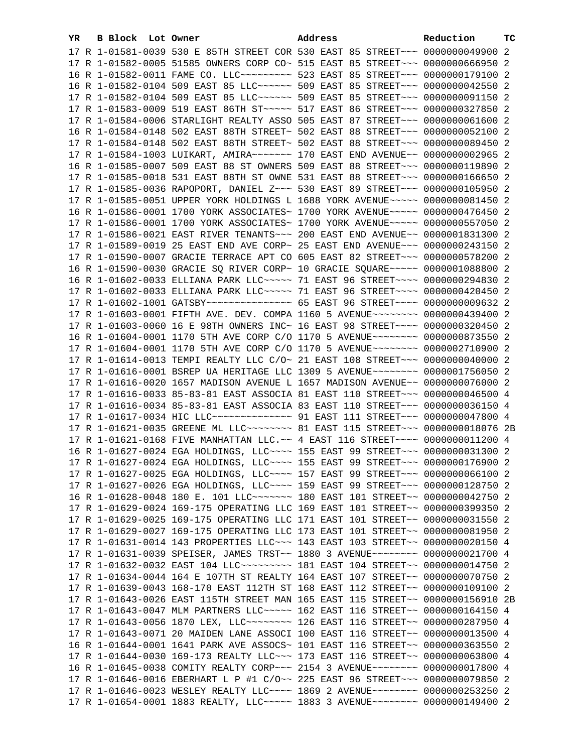| YR | B | Block | Lot | Owner | Address | Reduction | TC |
|---|---|---|---|---|---|---|---|
| 17 | R | 1-01581-0039 | | 530 E 85TH STREET COR | 530 EAST 85 STREET~~~ | 0000000049900 | 2 |
| 17 | R | 1-01582-0005 | | 51585 OWNERS CORP CO~ | 515 EAST 85 STREET~~~ | 0000000666950 | 2 |
| 16 | R | 1-01582-0011 | | FAME CO. LLC~~~~~~~~~ | 523 EAST 85 STREET~~~ | 0000000179100 | 2 |
| 16 | R | 1-01582-0104 | | 509 EAST 85 LLC~~~~~~ | 509 EAST 85 STREET~~~ | 0000000042550 | 2 |
| 17 | R | 1-01582-0104 | | 509 EAST 85 LLC~~~~~~ | 509 EAST 85 STREET~~~ | 0000000091150 | 2 |
| 17 | R | 1-01583-0009 | | 519 EAST 86TH ST~~~~~ | 517 EAST 86 STREET~~~ | 0000000327850 | 2 |
| 17 | R | 1-01584-0006 | | STARLIGHT REALTY ASSO | 505 EAST 87 STREET~~~ | 0000000061600 | 2 |
| 16 | R | 1-01584-0148 | | 502 EAST 88TH STREET~ | 502 EAST 88 STREET~~~ | 0000000052100 | 2 |
| 17 | R | 1-01584-0148 | | 502 EAST 88TH STREET~ | 502 EAST 88 STREET~~~ | 0000000089450 | 2 |
| 17 | R | 1-01584-1003 | | LUIKART, AMIRA~~~~~~~ | 170 EAST END AVENUE~~ | 0000000002965 | 2 |
| 16 | R | 1-01585-0007 | | 509 EAST 88 ST OWNERS | 509 EAST 88 STREET~~~ | 0000000119890 | 2 |
| 17 | R | 1-01585-0018 | | 531 EAST 88TH ST OWNE | 531 EAST 88 STREET~~~ | 0000000166650 | 2 |
| 17 | R | 1-01585-0036 | | RAPOPORT, DANIEL Z~~~ | 530 EAST 89 STREET~~~ | 0000000105950 | 2 |
| 17 | R | 1-01585-0051 | | UPPER YORK HOLDINGS L | 1688 YORK AVENUE~~~~~ | 0000000081450 | 2 |
| 16 | R | 1-01586-0001 | | 1700 YORK ASSOCIATES~ | 1700 YORK AVENUE~~~~~ | 0000000476450 | 2 |
| 17 | R | 1-01586-0001 | | 1700 YORK ASSOCIATES~ | 1700 YORK AVENUE~~~~~ | 0000000557050 | 2 |
| 17 | R | 1-01586-0021 | | EAST RIVER TENANTS~~~ | 200 EAST END AVENUE~~ | 0000001831300 | 2 |
| 17 | R | 1-01589-0019 | | 25 EAST END AVE CORP~ | 25 EAST END AVENUE~~~ | 0000000243150 | 2 |
| 17 | R | 1-01590-0007 | | GRACIE TERRACE APT CO | 605 EAST 82 STREET~~~ | 0000000578200 | 2 |
| 16 | R | 1-01590-0030 | | GRACIE SQ RIVER CORP~ | 10 GRACIE SQUARE~~~~~ | 0000001088800 | 2 |
| 16 | R | 1-01602-0033 | | ELLIANA PARK LLC~~~~~ | 71 EAST 96 STREET~~~~ | 0000000294830 | 2 |
| 17 | R | 1-01602-0033 | | ELLIANA PARK LLC~~~~~ | 71 EAST 96 STREET~~~~ | 0000000420450 | 2 |
| 17 | R | 1-01602-1001 | | GATSBY~~~~~~~~~~~~~~~ | 65 EAST 96 STREET~~~~ | 0000000009632 | 2 |
| 17 | R | 1-01603-0001 | | FIFTH AVE. DEV. COMPA | 1160 5 AVENUE~~~~~~~~ | 0000000439400 | 2 |
| 17 | R | 1-01603-0060 | | 16 E 98TH OWNERS INC~ | 16 EAST 98 STREET~~~~ | 0000000320450 | 2 |
| 16 | R | 1-01604-0001 | | 1170 5TH AVE CORP C/O | 1170 5 AVENUE~~~~~~~~ | 0000000873550 | 2 |
| 17 | R | 1-01604-0001 | | 1170 5TH AVE CORP C/O | 1170 5 AVENUE~~~~~~~~ | 0000002710900 | 2 |
| 17 | R | 1-01614-0013 | | TEMPI REALTY LLC C/O~ | 21 EAST 108 STREET~~~ | 0000000040000 | 2 |
| 17 | R | 1-01616-0001 | | BSREP UA HERITAGE LLC | 1309 5 AVENUE~~~~~~~~ | 0000001756050 | 2 |
| 17 | R | 1-01616-0020 | | 1657 MADISON AVENUE L | 1657 MADISON AVENUE~~ | 0000000076000 | 2 |
| 17 | R | 1-01616-0033 | | 85-83-81 EAST ASSOCIA | 81 EAST 110 STREET~~~ | 0000000046500 | 4 |
| 17 | R | 1-01616-0034 | | 85-83-81 EAST ASSOCIA | 83 EAST 110 STREET~~~ | 0000000036150 | 4 |
| 17 | R | 1-01617-0034 | | HIC LLC~~~~~~~~~~~~~~ | 91 EAST 111 STREET~~~ | 0000000047800 | 4 |
| 17 | R | 1-01621-0035 | | GREENE ML LLC~~~~~~~~ | 81 EAST 115 STREET~~~ | 0000000018076 | 2B |
| 17 | R | 1-01621-0168 | | FIVE MANHATTAN LLC.~~ | 4 EAST 116 STREET~~~~ | 0000000011200 | 4 |
| 16 | R | 1-01627-0024 | | EGA HOLDINGS, LLC~~~~ | 155 EAST 99 STREET~~~ | 0000000031300 | 2 |
| 17 | R | 1-01627-0024 | | EGA HOLDINGS, LLC~~~~ | 155 EAST 99 STREET~~~ | 0000000176900 | 2 |
| 17 | R | 1-01627-0025 | | EGA HOLDINGS, LLC~~~~ | 157 EAST 99 STREET~~~ | 0000000066100 | 2 |
| 17 | R | 1-01627-0026 | | EGA HOLDINGS, LLC~~~~ | 159 EAST 99 STREET~~~ | 0000000128750 | 2 |
| 16 | R | 1-01628-0048 | | 180 E. 101 LLC~~~~~~~ | 180 EAST 101 STREET~~ | 0000000042750 | 2 |
| 17 | R | 1-01629-0024 | | 169-175 OPERATING LLC | 169 EAST 101 STREET~~ | 0000000399350 | 2 |
| 17 | R | 1-01629-0025 | | 169-175 OPERATING LLC | 171 EAST 101 STREET~~ | 0000000031550 | 2 |
| 17 | R | 1-01629-0027 | | 169-175 OPERATING LLC | 173 EAST 101 STREET~~ | 0000000081950 | 2 |
| 17 | R | 1-01631-0014 | | 143 PROPERTIES LLC~~~ | 143 EAST 103 STREET~~ | 0000000020150 | 4 |
| 17 | R | 1-01631-0039 | | SPEISER, JAMES TRST~~ | 1880 3 AVENUE~~~~~~~~ | 0000000021700 | 4 |
| 17 | R | 1-01632-0032 | | EAST 104 LLC~~~~~~~~~ | 181 EAST 104 STREET~~ | 0000000014750 | 2 |
| 17 | R | 1-01634-0044 | | 164 E 107TH ST REALTY | 164 EAST 107 STREET~~ | 0000000070750 | 2 |
| 17 | R | 1-01639-0043 | | 168-170 EAST 112TH ST | 168 EAST 112 STREET~~ | 0000000109100 | 2 |
| 17 | R | 1-01643-0026 | | EAST 115TH STREET MAN | 165 EAST 115 STREET~~ | 0000000156910 | 2B |
| 17 | R | 1-01643-0047 | | MLM PARTNERS LLC~~~~~ | 162 EAST 116 STREET~~ | 0000000164150 | 4 |
| 17 | R | 1-01643-0056 | | 1870 LEX, LLC~~~~~~~~ | 126 EAST 116 STREET~~ | 0000000287950 | 4 |
| 17 | R | 1-01643-0071 | | 20 MAIDEN LANE ASSOCI | 100 EAST 116 STREET~~ | 0000000013500 | 4 |
| 16 | R | 1-01644-0001 | | 1641 PARK AVE ASSOCS~ | 101 EAST 116 STREET~~ | 0000000363550 | 2 |
| 17 | R | 1-01644-0030 | | 169-173 REALTY LLC~~~ | 173 EAST 116 STREET~~ | 0000000063800 | 4 |
| 16 | R | 1-01645-0038 | | COMITY REALTY CORP~~~ | 2154 3 AVENUE~~~~~~~~ | 0000000017800 | 4 |
| 17 | R | 1-01646-0016 | | EBERHART L P #1 C/O~~ | 225 EAST 96 STREET~~~ | 0000000079850 | 2 |
| 17 | R | 1-01646-0023 | | WESLEY REALTY LLC~~~~ | 1869 2 AVENUE~~~~~~~~ | 0000000253250 | 2 |
| 17 | R | 1-01654-0001 | | 1883 REALTY, LLC~~~~~ | 1883 3 AVENUE~~~~~~~~ | 0000000149400 | 2 |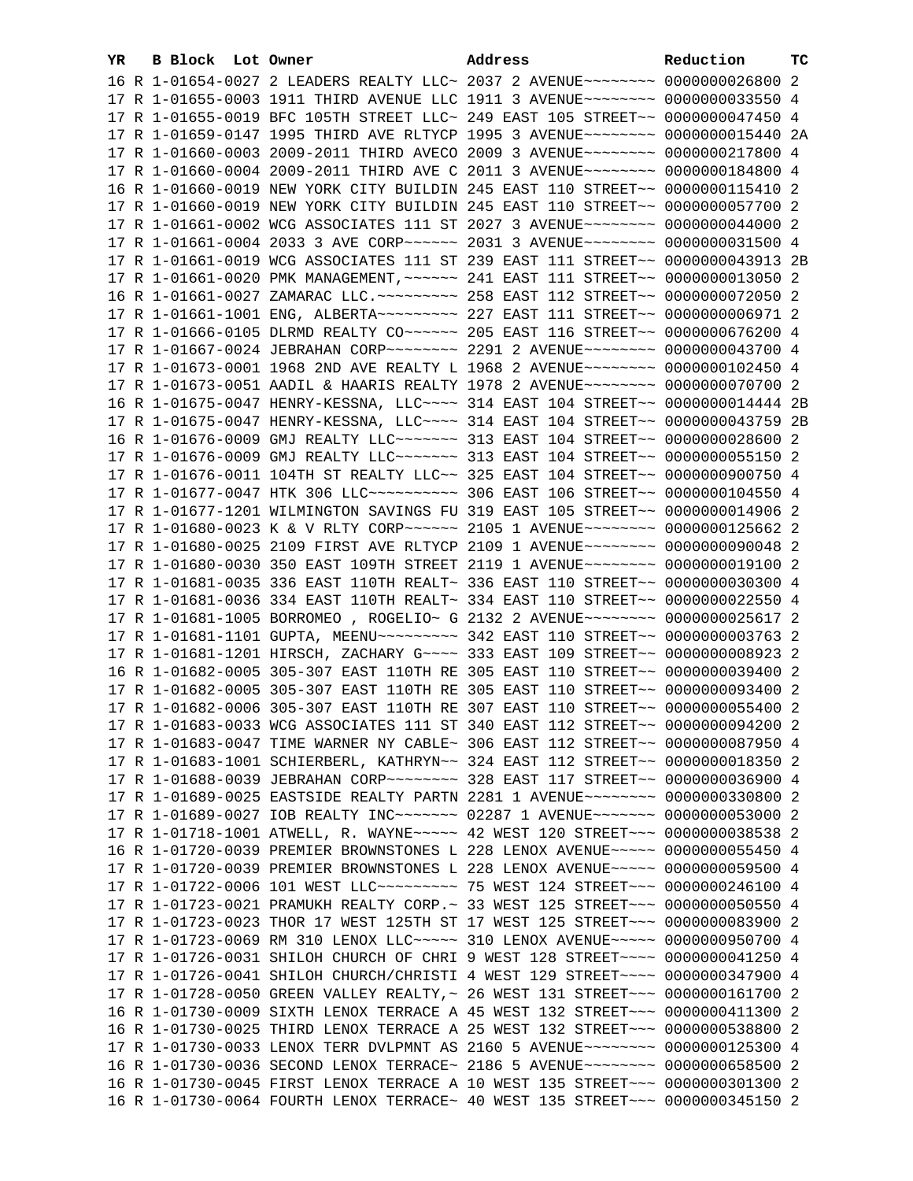| YR | B | Block | Lot | Owner | Address | Reduction | TC |
|---|---|---|---|---|---|---|---|
| 16 | R | 1-01654-0027 | | 2 LEADERS REALTY LLC~ | 2037 2 AVENUE~~~~~~~~ | 0000000026800 | 2 |
| 17 | R | 1-01655-0003 | | 1911 THIRD AVENUE LLC | 1911 3 AVENUE~~~~~~~~ | 0000000033550 | 4 |
| 17 | R | 1-01655-0019 | | BFC 105TH STREET LLC~ | 249 EAST 105 STREET~~ | 0000000047450 | 4 |
| 17 | R | 1-01659-0147 | | 1995 THIRD AVE RLTYCP | 1995 3 AVENUE~~~~~~~~ | 0000000015440 | 2A |
| 17 | R | 1-01660-0003 | | 2009-2011 THIRD AVECO | 2009 3 AVENUE~~~~~~~~ | 0000000217800 | 4 |
| 17 | R | 1-01660-0004 | | 2009-2011 THIRD AVE C | 2011 3 AVENUE~~~~~~~~ | 0000000184800 | 4 |
| 16 | R | 1-01660-0019 | | NEW YORK CITY BUILDIN | 245 EAST 110 STREET~~ | 0000000115410 | 2 |
| 17 | R | 1-01660-0019 | | NEW YORK CITY BUILDIN | 245 EAST 110 STREET~~ | 0000000057700 | 2 |
| 17 | R | 1-01661-0002 | | WCG ASSOCIATES 111 ST | 2027 3 AVENUE~~~~~~~~ | 0000000044000 | 2 |
| 17 | R | 1-01661-0004 | | 2033 3 AVE CORP~~~~~~ | 2031 3 AVENUE~~~~~~~~ | 0000000031500 | 4 |
| 17 | R | 1-01661-0019 | | WCG ASSOCIATES 111 ST | 239 EAST 111 STREET~~ | 0000000043913 | 2B |
| 17 | R | 1-01661-0020 | | PMK MANAGEMENT,~~~~~~ | 241 EAST 111 STREET~~ | 0000000013050 | 2 |
| 16 | R | 1-01661-0027 | | ZAMARAC LLC.~~~~~~~~~ | 258 EAST 112 STREET~~ | 0000000072050 | 2 |
| 17 | R | 1-01661-1001 | | ENG, ALBERTA~~~~~~~~~ | 227 EAST 111 STREET~~ | 0000000006971 | 2 |
| 17 | R | 1-01666-0105 | | DLRMD REALTY CO~~~~~~ | 205 EAST 116 STREET~~ | 0000000676200 | 4 |
| 17 | R | 1-01667-0024 | | JEBRAHAN CORP~~~~~~~~ | 2291 2 AVENUE~~~~~~~~ | 0000000043700 | 4 |
| 17 | R | 1-01673-0001 | | 1968 2ND AVE REALTY L | 1968 2 AVENUE~~~~~~~~ | 0000000102450 | 4 |
| 17 | R | 1-01673-0051 | | AADIL & HAARIS REALTY | 1978 2 AVENUE~~~~~~~~ | 0000000070700 | 2 |
| 16 | R | 1-01675-0047 | | HENRY-KESSNA, LLC~~~~ | 314 EAST 104 STREET~~ | 0000000014444 | 2B |
| 17 | R | 1-01675-0047 | | HENRY-KESSNA, LLC~~~~ | 314 EAST 104 STREET~~ | 0000000043759 | 2B |
| 16 | R | 1-01676-0009 | | GMJ REALTY LLC~~~~~~~ | 313 EAST 104 STREET~~ | 0000000028600 | 2 |
| 17 | R | 1-01676-0009 | | GMJ REALTY LLC~~~~~~~ | 313 EAST 104 STREET~~ | 0000000055150 | 2 |
| 17 | R | 1-01676-0011 | | 104TH ST REALTY LLC~~ | 325 EAST 104 STREET~~ | 0000000900750 | 4 |
| 17 | R | 1-01677-0047 | | HTK 306 LLC~~~~~~~~~~ | 306 EAST 106 STREET~~ | 0000000104550 | 4 |
| 17 | R | 1-01677-1201 | | WILMINGTON SAVINGS FU | 319 EAST 105 STREET~~ | 0000000014906 | 2 |
| 17 | R | 1-01680-0023 | | K & V RLTY CORP~~~~~~ | 2105 1 AVENUE~~~~~~~~ | 0000000125662 | 2 |
| 17 | R | 1-01680-0025 | | 2109 FIRST AVE RLTYCP | 2109 1 AVENUE~~~~~~~~ | 0000000090048 | 2 |
| 17 | R | 1-01680-0030 | | 350 EAST 109TH STREET | 2119 1 AVENUE~~~~~~~~ | 0000000019100 | 2 |
| 17 | R | 1-01681-0035 | | 336 EAST 110TH REALT~ | 336 EAST 110 STREET~~ | 0000000030300 | 4 |
| 17 | R | 1-01681-0036 | | 334 EAST 110TH REALT~ | 334 EAST 110 STREET~~ | 0000000022550 | 4 |
| 17 | R | 1-01681-1005 | | BORROMEO , ROGELIO~ G | 2132 2 AVENUE~~~~~~~~ | 0000000025617 | 2 |
| 17 | R | 1-01681-1101 | | GUPTA, MEENU~~~~~~~~~ | 342 EAST 110 STREET~~ | 0000000003763 | 2 |
| 17 | R | 1-01681-1201 | | HIRSCH, ZACHARY G~~~~ | 333 EAST 109 STREET~~ | 0000000008923 | 2 |
| 16 | R | 1-01682-0005 | | 305-307 EAST 110TH RE | 305 EAST 110 STREET~~ | 0000000039400 | 2 |
| 17 | R | 1-01682-0005 | | 305-307 EAST 110TH RE | 305 EAST 110 STREET~~ | 0000000093400 | 2 |
| 17 | R | 1-01682-0006 | | 305-307 EAST 110TH RE | 307 EAST 110 STREET~~ | 0000000055400 | 2 |
| 17 | R | 1-01683-0033 | | WCG ASSOCIATES 111 ST | 340 EAST 112 STREET~~ | 0000000094200 | 2 |
| 17 | R | 1-01683-0047 | | TIME WARNER NY CABLE~ | 306 EAST 112 STREET~~ | 0000000087950 | 4 |
| 17 | R | 1-01683-1001 | | SCHIERBERL, KATHRYN~~ | 324 EAST 112 STREET~~ | 0000000018350 | 2 |
| 17 | R | 1-01688-0039 | | JEBRAHAN CORP~~~~~~~~ | 328 EAST 117 STREET~~ | 0000000036900 | 4 |
| 17 | R | 1-01689-0025 | | EASTSIDE REALTY PARTN | 2281 1 AVENUE~~~~~~~~ | 0000000330800 | 2 |
| 17 | R | 1-01689-0027 | | IOB REALTY INC~~~~~~~ | 02287 1 AVENUE~~~~~~~ | 0000000053000 | 2 |
| 17 | R | 1-01718-1001 | | ATWELL, R. WAYNE~~~~~ | 42 WEST 120 STREET~~~ | 0000000038538 | 2 |
| 16 | R | 1-01720-0039 | | PREMIER BROWNSTONES L | 228 LENOX AVENUE~~~~~ | 0000000055450 | 4 |
| 17 | R | 1-01720-0039 | | PREMIER BROWNSTONES L | 228 LENOX AVENUE~~~~~ | 0000000059500 | 4 |
| 17 | R | 1-01722-0006 | | 101 WEST LLC~~~~~~~~~ | 75 WEST 124 STREET~~~ | 0000000246100 | 4 |
| 17 | R | 1-01723-0021 | | PRAMUKH REALTY CORP.~ | 33 WEST 125 STREET~~~ | 0000000050550 | 4 |
| 17 | R | 1-01723-0023 | | THOR 17 WEST 125TH ST | 17 WEST 125 STREET~~~ | 0000000083900 | 2 |
| 17 | R | 1-01723-0069 | | RM 310 LENOX LLC~~~~~ | 310 LENOX AVENUE~~~~~ | 0000000950700 | 4 |
| 17 | R | 1-01726-0031 | | SHILOH CHURCH OF CHRI | 9 WEST 128 STREET~~~~ | 0000000041250 | 4 |
| 17 | R | 1-01726-0041 | | SHILOH CHURCH/CHRISTI | 4 WEST 129 STREET~~~~ | 0000000347900 | 4 |
| 17 | R | 1-01728-0050 | | GREEN VALLEY REALTY,~ | 26 WEST 131 STREET~~~ | 0000000161700 | 2 |
| 16 | R | 1-01730-0009 | | SIXTH LENOX TERRACE A | 45 WEST 132 STREET~~~ | 0000000411300 | 2 |
| 16 | R | 1-01730-0025 | | THIRD LENOX TERRACE A | 25 WEST 132 STREET~~~ | 0000000538800 | 2 |
| 17 | R | 1-01730-0033 | | LENOX TERR DVLPMNT AS | 2160 5 AVENUE~~~~~~~~ | 0000000125300 | 4 |
| 16 | R | 1-01730-0036 | | SECOND LENOX TERRACE~ | 2186 5 AVENUE~~~~~~~~ | 0000000658500 | 2 |
| 16 | R | 1-01730-0045 | | FIRST LENOX TERRACE A | 10 WEST 135 STREET~~~ | 0000000301300 | 2 |
| 16 | R | 1-01730-0064 | | FOURTH LENOX TERRACE~ | 40 WEST 135 STREET~~~ | 0000000345150 | 2 |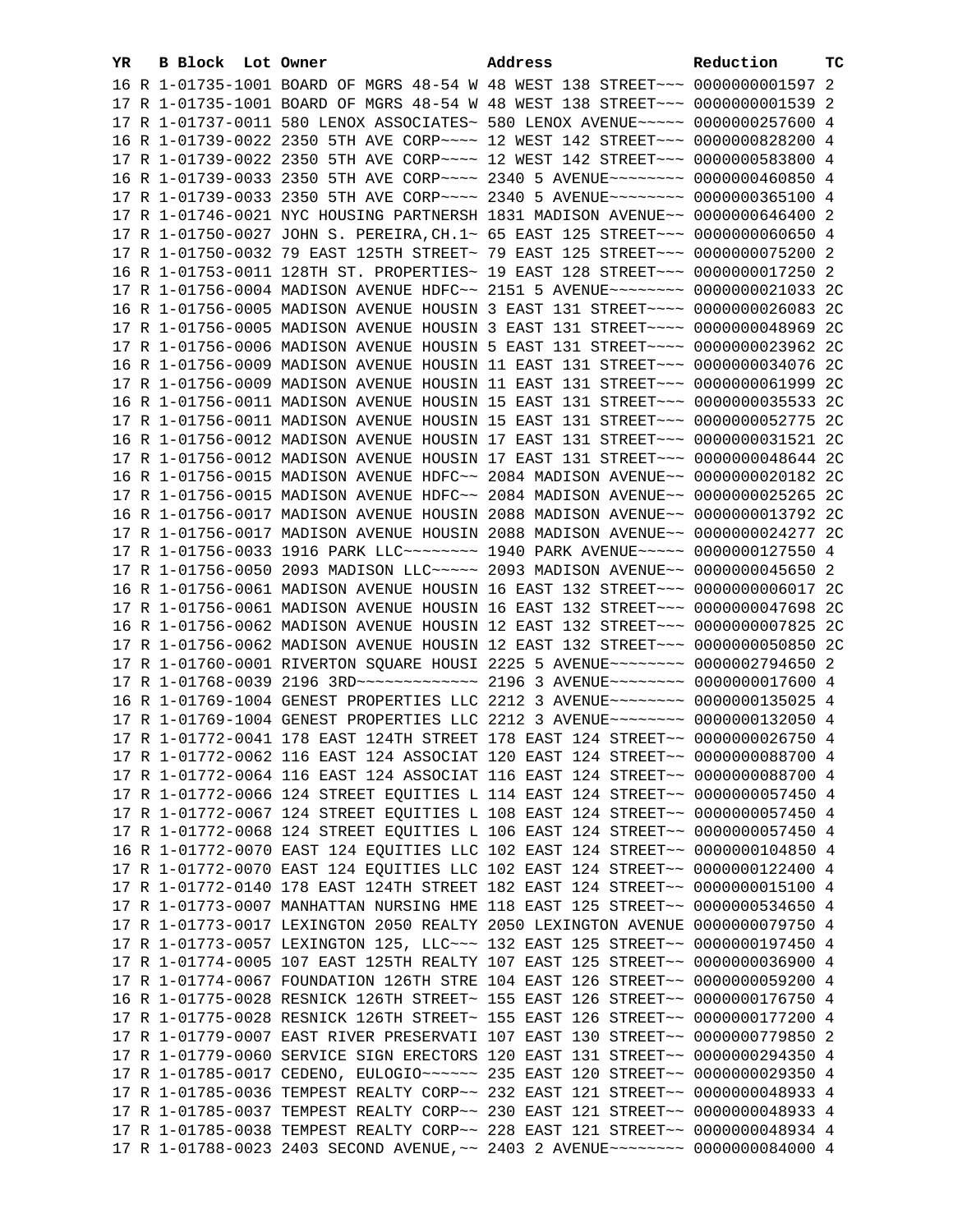| YR | B | Block | Lot | Owner | Address | Reduction | TC |
|---|---|---|---|---|---|---|---|
| 16 | R | 1-01735-1001 | | BOARD OF MGRS 48-54 W | 48 WEST 138 STREET~~~ | 0000000001597 | 2 |
| 17 | R | 1-01735-1001 | | BOARD OF MGRS 48-54 W | 48 WEST 138 STREET~~~ | 0000000001539 | 2 |
| 17 | R | 1-01737-0011 | | 580 LENOX ASSOCIATES~ | 580 LENOX AVENUE~~~~~ | 0000000257600 | 4 |
| 16 | R | 1-01739-0022 | | 2350 5TH AVE CORP~~~~ | 12 WEST 142 STREET~~~ | 0000000828200 | 4 |
| 17 | R | 1-01739-0022 | | 2350 5TH AVE CORP~~~~ | 12 WEST 142 STREET~~~ | 0000000583800 | 4 |
| 16 | R | 1-01739-0033 | | 2350 5TH AVE CORP~~~~ | 2340 5 AVENUE~~~~~~~~ | 0000000460850 | 4 |
| 17 | R | 1-01739-0033 | | 2350 5TH AVE CORP~~~~ | 2340 5 AVENUE~~~~~~~~ | 0000000365100 | 4 |
| 17 | R | 1-01746-0021 | | NYC HOUSING PARTNERSH | 1831 MADISON AVENUE~~ | 0000000646400 | 2 |
| 17 | R | 1-01750-0027 | | JOHN S. PEREIRA,CH.1~ | 65 EAST 125 STREET~~~ | 0000000060650 | 4 |
| 17 | R | 1-01750-0032 | | 79 EAST 125TH STREET~ | 79 EAST 125 STREET~~~ | 0000000075200 | 2 |
| 16 | R | 1-01753-0011 | | 128TH ST. PROPERTIES~ | 19 EAST 128 STREET~~~ | 0000000017250 | 2 |
| 17 | R | 1-01756-0004 | | MADISON AVENUE HDFC~~ | 2151 5 AVENUE~~~~~~~~ | 0000000021033 | 2C |
| 16 | R | 1-01756-0005 | | MADISON AVENUE HOUSIN | 3 EAST 131 STREET~~~~ | 0000000026083 | 2C |
| 17 | R | 1-01756-0005 | | MADISON AVENUE HOUSIN | 3 EAST 131 STREET~~~~ | 0000000048969 | 2C |
| 17 | R | 1-01756-0006 | | MADISON AVENUE HOUSIN | 5 EAST 131 STREET~~~~ | 0000000023962 | 2C |
| 16 | R | 1-01756-0009 | | MADISON AVENUE HOUSIN | 11 EAST 131 STREET~~~ | 0000000034076 | 2C |
| 17 | R | 1-01756-0009 | | MADISON AVENUE HOUSIN | 11 EAST 131 STREET~~~ | 0000000061999 | 2C |
| 16 | R | 1-01756-0011 | | MADISON AVENUE HOUSIN | 15 EAST 131 STREET~~~ | 0000000035533 | 2C |
| 17 | R | 1-01756-0011 | | MADISON AVENUE HOUSIN | 15 EAST 131 STREET~~~ | 0000000052775 | 2C |
| 16 | R | 1-01756-0012 | | MADISON AVENUE HOUSIN | 17 EAST 131 STREET~~~ | 0000000031521 | 2C |
| 17 | R | 1-01756-0012 | | MADISON AVENUE HOUSIN | 17 EAST 131 STREET~~~ | 0000000048644 | 2C |
| 16 | R | 1-01756-0015 | | MADISON AVENUE HDFC~~ | 2084 MADISON AVENUE~~ | 0000000020182 | 2C |
| 17 | R | 1-01756-0015 | | MADISON AVENUE HDFC~~ | 2084 MADISON AVENUE~~ | 0000000025265 | 2C |
| 16 | R | 1-01756-0017 | | MADISON AVENUE HOUSIN | 2088 MADISON AVENUE~~ | 0000000013792 | 2C |
| 17 | R | 1-01756-0017 | | MADISON AVENUE HOUSIN | 2088 MADISON AVENUE~~ | 0000000024277 | 2C |
| 17 | R | 1-01756-0033 | | 1916 PARK LLC~~~~~~~~ | 1940 PARK AVENUE~~~~~ | 0000000127550 | 4 |
| 17 | R | 1-01756-0050 | | 2093 MADISON LLC~~~~~ | 2093 MADISON AVENUE~~ | 0000000045650 | 2 |
| 16 | R | 1-01756-0061 | | MADISON AVENUE HOUSIN | 16 EAST 132 STREET~~~ | 0000000006017 | 2C |
| 17 | R | 1-01756-0061 | | MADISON AVENUE HOUSIN | 16 EAST 132 STREET~~~ | 0000000047698 | 2C |
| 16 | R | 1-01756-0062 | | MADISON AVENUE HOUSIN | 12 EAST 132 STREET~~~ | 0000000007825 | 2C |
| 17 | R | 1-01756-0062 | | MADISON AVENUE HOUSIN | 12 EAST 132 STREET~~~ | 0000000050850 | 2C |
| 17 | R | 1-01760-0001 | | RIVERTON SQUARE HOUSI | 2225 5 AVENUE~~~~~~~~ | 0000002794650 | 2 |
| 17 | R | 1-01768-0039 | | 2196 3RD~~~~~~~~~~~~~ | 2196 3 AVENUE~~~~~~~~ | 0000000017600 | 4 |
| 16 | R | 1-01769-1004 | | GENEST PROPERTIES LLC | 2212 3 AVENUE~~~~~~~~ | 0000000135025 | 4 |
| 17 | R | 1-01769-1004 | | GENEST PROPERTIES LLC | 2212 3 AVENUE~~~~~~~~ | 0000000132050 | 4 |
| 17 | R | 1-01772-0041 | | 178 EAST 124TH STREET | 178 EAST 124 STREET~~ | 0000000026750 | 4 |
| 17 | R | 1-01772-0062 | | 116 EAST 124 ASSOCIAT | 120 EAST 124 STREET~~ | 0000000088700 | 4 |
| 17 | R | 1-01772-0064 | | 116 EAST 124 ASSOCIAT | 116 EAST 124 STREET~~ | 0000000088700 | 4 |
| 17 | R | 1-01772-0066 | | 124 STREET EQUITIES L | 114 EAST 124 STREET~~ | 0000000057450 | 4 |
| 17 | R | 1-01772-0067 | | 124 STREET EQUITIES L | 108 EAST 124 STREET~~ | 0000000057450 | 4 |
| 17 | R | 1-01772-0068 | | 124 STREET EQUITIES L | 106 EAST 124 STREET~~ | 0000000057450 | 4 |
| 16 | R | 1-01772-0070 | | EAST 124 EQUITIES LLC | 102 EAST 124 STREET~~ | 0000000104850 | 4 |
| 17 | R | 1-01772-0070 | | EAST 124 EQUITIES LLC | 102 EAST 124 STREET~~ | 0000000122400 | 4 |
| 17 | R | 1-01772-0140 | | 178 EAST 124TH STREET | 182 EAST 124 STREET~~ | 0000000015100 | 4 |
| 17 | R | 1-01773-0007 | | MANHATTAN NURSING HME | 118 EAST 125 STREET~~ | 0000000534650 | 4 |
| 17 | R | 1-01773-0017 | | LEXINGTON 2050 REALTY | 2050 LEXINGTON AVENUE | 0000000079750 | 4 |
| 17 | R | 1-01773-0057 | | LEXINGTON 125, LLC~~~ | 132 EAST 125 STREET~~ | 0000000197450 | 4 |
| 17 | R | 1-01774-0005 | | 107 EAST 125TH REALTY | 107 EAST 125 STREET~~ | 0000000036900 | 4 |
| 17 | R | 1-01774-0067 | | FOUNDATION 126TH STRE | 104 EAST 126 STREET~~ | 0000000059200 | 4 |
| 16 | R | 1-01775-0028 | | RESNICK 126TH STREET~ | 155 EAST 126 STREET~~ | 0000000176750 | 4 |
| 17 | R | 1-01775-0028 | | RESNICK 126TH STREET~ | 155 EAST 126 STREET~~ | 0000000177200 | 4 |
| 17 | R | 1-01779-0007 | | EAST RIVER PRESERVATI | 107 EAST 130 STREET~~ | 0000000779850 | 2 |
| 17 | R | 1-01779-0060 | | SERVICE SIGN ERECTORS | 120 EAST 131 STREET~~ | 0000000294350 | 4 |
| 17 | R | 1-01785-0017 | | CEDENO, EULOGIO~~~~~~ | 235 EAST 120 STREET~~ | 0000000029350 | 4 |
| 17 | R | 1-01785-0036 | | TEMPEST REALTY CORP~~ | 232 EAST 121 STREET~~ | 0000000048933 | 4 |
| 17 | R | 1-01785-0037 | | TEMPEST REALTY CORP~~ | 230 EAST 121 STREET~~ | 0000000048933 | 4 |
| 17 | R | 1-01785-0038 | | TEMPEST REALTY CORP~~ | 228 EAST 121 STREET~~ | 0000000048934 | 4 |
| 17 | R | 1-01788-0023 | | 2403 SECOND AVENUE,~~ | 2403 2 AVENUE~~~~~~~~ | 0000000084000 | 4 |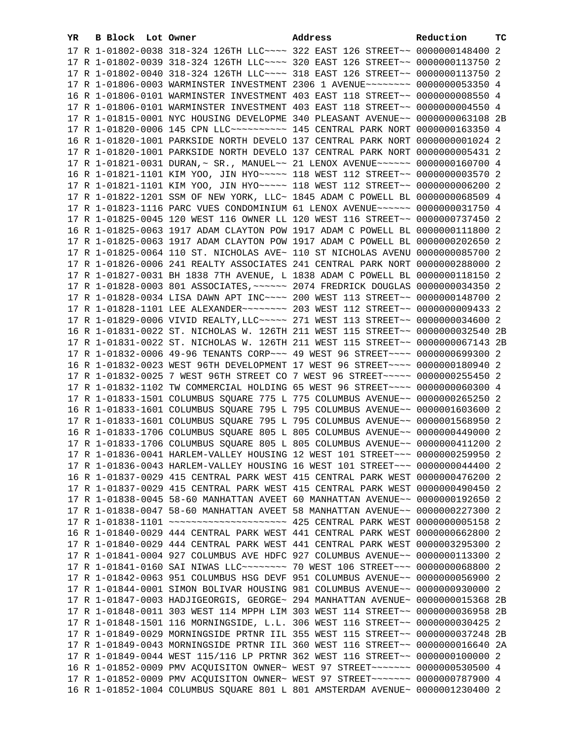| YR | B | Block | Lot | Owner | Address | Reduction | TC |
|---|---|---|---|---|---|---|---|
| 17 | R | 1-01802-0038 | | 318-324 126TH LLC~~~~ | 322 EAST 126 STREET~~ | 0000000148400 | 2 |
| 17 | R | 1-01802-0039 | | 318-324 126TH LLC~~~~ | 320 EAST 126 STREET~~ | 0000000113750 | 2 |
| 17 | R | 1-01802-0040 | | 318-324 126TH LLC~~~~ | 318 EAST 126 STREET~~ | 0000000113750 | 2 |
| 17 | R | 1-01806-0003 | | WARMINSTER INVESTMENT | 2306 1 AVENUE~~~~~~~~ | 0000000053350 | 4 |
| 16 | R | 1-01806-0101 | | WARMINSTER INVESTMENT | 403 EAST 118 STREET~~ | 0000000008550 | 4 |
| 17 | R | 1-01806-0101 | | WARMINSTER INVESTMENT | 403 EAST 118 STREET~~ | 0000000004550 | 4 |
| 17 | R | 1-01815-0001 | | NYC HOUSING DEVELOPME | 340 PLEASANT AVENUE~~ | 0000000063108 | 2B |
| 17 | R | 1-01820-0006 | | 145 CPN LLC~~~~~~~~~~ | 145 CENTRAL PARK NORT | 0000000163350 | 4 |
| 16 | R | 1-01820-1001 | | PARKSIDE NORTH DEVELO | 137 CENTRAL PARK NORT | 0000000001024 | 2 |
| 17 | R | 1-01820-1001 | | PARKSIDE NORTH DEVELO | 137 CENTRAL PARK NORT | 0000000005431 | 2 |
| 17 | R | 1-01821-0031 | | DURAN,~ SR., MANUEL~~ | 21 LENOX AVENUE~~~~~~ | 0000000160700 | 4 |
| 16 | R | 1-01821-1101 | | KIM YOO, JIN HYO~~~~~ | 118 WEST 112 STREET~~ | 0000000003570 | 2 |
| 17 | R | 1-01821-1101 | | KIM YOO, JIN HYO~~~~~ | 118 WEST 112 STREET~~ | 0000000006200 | 2 |
| 17 | R | 1-01822-1201 | | SSM OF NEW YORK, LLC~ | 1845 ADAM C POWELL BL | 0000000068509 | 4 |
| 17 | R | 1-01823-1116 | | PARC VUES CONDOMINIUM | 61 LENOX AVENUE~~~~~~ | 0000000031750 | 4 |
| 17 | R | 1-01825-0045 | | 120 WEST 116 OWNER LL | 120 WEST 116 STREET~~ | 0000000737450 | 2 |
| 16 | R | 1-01825-0063 | | 1917 ADAM CLAYTON POW | 1917 ADAM C POWELL BL | 0000000111800 | 2 |
| 17 | R | 1-01825-0063 | | 1917 ADAM CLAYTON POW | 1917 ADAM C POWELL BL | 0000000202650 | 2 |
| 17 | R | 1-01825-0064 | | 110 ST. NICHOLAS AVE~ | 110 ST NICHOLAS AVENU | 0000000085700 | 2 |
| 17 | R | 1-01826-0006 | | 241 REALTY ASSOCIATES | 241 CENTRAL PARK NORT | 0000000288000 | 2 |
| 17 | R | 1-01827-0031 | | BH 1838 7TH AVENUE, L | 1838 ADAM C POWELL BL | 0000000118150 | 2 |
| 17 | R | 1-01828-0003 | | 801 ASSOCIATES,~~~~~~ | 2074 FREDRICK DOUGLAS | 0000000034350 | 2 |
| 17 | R | 1-01828-0034 | | LISA DAWN APT INC~~~~ | 200 WEST 113 STREET~~ | 0000000148700 | 2 |
| 17 | R | 1-01828-1101 | | LEE ALEXANDER~~~~~~~~ | 203 WEST 112 STREET~~ | 0000000009433 | 2 |
| 17 | R | 1-01829-0006 | | VIVID REALTY,LLC~~~~~ | 271 WEST 113 STREET~~ | 0000000034600 | 2 |
| 16 | R | 1-01831-0022 | | ST. NICHOLAS W. 126TH | 211 WEST 115 STREET~~ | 0000000032540 | 2B |
| 17 | R | 1-01831-0022 | | ST. NICHOLAS W. 126TH | 211 WEST 115 STREET~~ | 0000000067143 | 2B |
| 17 | R | 1-01832-0006 | | 49-96 TENANTS CORP~~~ | 49 WEST 96 STREET~~~~ | 0000000699300 | 2 |
| 16 | R | 1-01832-0023 | | WEST 96TH DEVELOPMENT | 17 WEST 96 STREET~~~~ | 0000000180940 | 2 |
| 17 | R | 1-01832-0025 | | 7 WEST 96TH STREET CO | 7 WEST 96 STREET~~~~~ | 0000000255450 | 2 |
| 17 | R | 1-01832-1102 | | TW COMMERCIAL HOLDING | 65 WEST 96 STREET~~~~ | 0000000060300 | 4 |
| 17 | R | 1-01833-1501 | | COLUMBUS SQUARE 775 L | 775 COLUMBUS AVENUE~~ | 0000000265250 | 2 |
| 16 | R | 1-01833-1601 | | COLUMBUS SQUARE 795 L | 795 COLUMBUS AVENUE~~ | 0000001603600 | 2 |
| 17 | R | 1-01833-1601 | | COLUMBUS SQUARE 795 L | 795 COLUMBUS AVENUE~~ | 0000001568950 | 2 |
| 16 | R | 1-01833-1706 | | COLUMBUS SQUARE 805 L | 805 COLUMBUS AVENUE~~ | 0000000449000 | 2 |
| 17 | R | 1-01833-1706 | | COLUMBUS SQUARE 805 L | 805 COLUMBUS AVENUE~~ | 0000000411200 | 2 |
| 17 | R | 1-01836-0041 | | HARLEM-VALLEY HOUSING | 12 WEST 101 STREET~~~ | 0000000259950 | 2 |
| 17 | R | 1-01836-0043 | | HARLEM-VALLEY HOUSING | 16 WEST 101 STREET~~~ | 0000000044400 | 2 |
| 16 | R | 1-01837-0029 | | 415 CENTRAL PARK WEST | 415 CENTRAL PARK WEST | 0000000476200 | 2 |
| 17 | R | 1-01837-0029 | | 415 CENTRAL PARK WEST | 415 CENTRAL PARK WEST | 0000000490450 | 2 |
| 17 | R | 1-01838-0045 | | 58-60 MANHATTAN AVEET | 60 MANHATTAN AVENUE~~ | 0000000192650 | 2 |
| 17 | R | 1-01838-0047 | | 58-60 MANHATTAN AVEET | 58 MANHATTAN AVENUE~~ | 0000000227300 | 2 |
| 17 | R | 1-01838-1101 | | ~~~~~~~~~~~~~~~~~~~~~ | 425 CENTRAL PARK WEST | 0000000005158 | 2 |
| 16 | R | 1-01840-0029 | | 444 CENTRAL PARK WEST | 441 CENTRAL PARK WEST | 0000000662800 | 2 |
| 17 | R | 1-01840-0029 | | 444 CENTRAL PARK WEST | 441 CENTRAL PARK WEST | 0000003295300 | 2 |
| 17 | R | 1-01841-0004 | | 927 COLUMBUS AVE HDFC | 927 COLUMBUS AVENUE~~ | 0000000113300 | 2 |
| 17 | R | 1-01841-0160 | | SAI NIWAS LLC~~~~~~~~ | 70 WEST 106 STREET~~~ | 0000000068800 | 2 |
| 17 | R | 1-01842-0063 | | 951 COLUMBUS HSG DEVF | 951 COLUMBUS AVENUE~~ | 0000000056900 | 2 |
| 17 | R | 1-01844-0001 | | SIMON BOLIVAR HOUSING | 981 COLUMBUS AVENUE~~ | 0000000930000 | 2 |
| 17 | R | 1-01847-0003 | | HADJIGEORGIS, GEORGE~ | 294 MANHATTAN AVENUE~ | 0000000015368 | 2B |
| 17 | R | 1-01848-0011 | | 303 WEST 114 MPPH LIM | 303 WEST 114 STREET~~ | 0000000036958 | 2B |
| 17 | R | 1-01848-1501 | | 116 MORNINGSIDE, L.L. | 306 WEST 116 STREET~~ | 0000000030425 | 2 |
| 17 | R | 1-01849-0029 | | MORNINGSIDE PRTNR IIL | 355 WEST 115 STREET~~ | 0000000037248 | 2B |
| 17 | R | 1-01849-0043 | | MORNINGSIDE PRTNR IIL | 360 WEST 116 STREET~~ | 0000000016640 | 2A |
| 17 | R | 1-01849-0044 | | WEST 115/116 LP PRTNR | 362 WEST 116 STREET~~ | 0000000100000 | 2 |
| 16 | R | 1-01852-0009 | | PMV ACQUISITON OWNER~ | WEST 97 STREET~~~~~~~ | 0000000530500 | 4 |
| 17 | R | 1-01852-0009 | | PMV ACQUISITON OWNER~ | WEST 97 STREET~~~~~~~ | 0000000787900 | 4 |
| 16 | R | 1-01852-1004 | | COLUMBUS SQUARE 801 L | 801 AMSTERDAM AVENUE~ | 0000001230400 | 2 |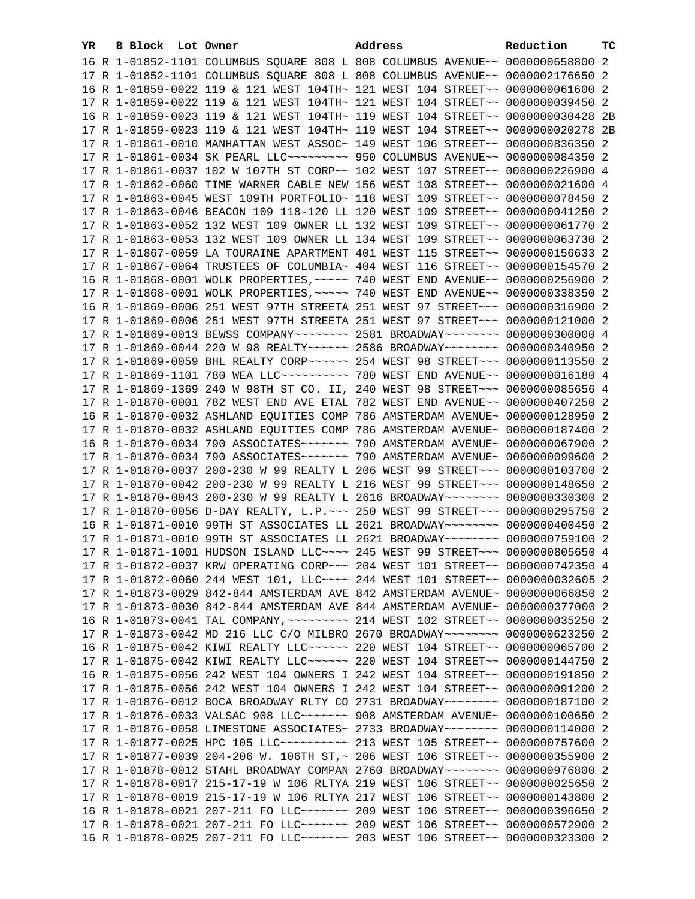| YR | B | Block | Lot | Owner | Address | Reduction | TC |
|---|---|---|---|---|---|---|---|
| 16 | R | 1-01852-1101 | | COLUMBUS SQUARE 808 L | 808 COLUMBUS AVENUE~~ | 0000000658800 | 2 |
| 17 | R | 1-01852-1101 | | COLUMBUS SQUARE 808 L | 808 COLUMBUS AVENUE~~ | 0000002176650 | 2 |
| 16 | R | 1-01859-0022 | | 119 & 121 WEST 104TH~ | 121 WEST 104 STREET~~ | 0000000061600 | 2 |
| 17 | R | 1-01859-0022 | | 119 & 121 WEST 104TH~ | 121 WEST 104 STREET~~ | 0000000039450 | 2 |
| 16 | R | 1-01859-0023 | | 119 & 121 WEST 104TH~ | 119 WEST 104 STREET~~ | 0000000030428 | 2B |
| 17 | R | 1-01859-0023 | | 119 & 121 WEST 104TH~ | 119 WEST 104 STREET~~ | 0000000020278 | 2B |
| 17 | R | 1-01861-0010 | | MANHATTAN WEST ASSOC~ | 149 WEST 106 STREET~~ | 0000000836350 | 2 |
| 17 | R | 1-01861-0034 | | SK PEARL LLC~~~~~~~~~ | 950 COLUMBUS AVENUE~~ | 0000000084350 | 2 |
| 17 | R | 1-01861-0037 | | 102 W 107TH ST CORP~~ | 102 WEST 107 STREET~~ | 0000000226900 | 4 |
| 17 | R | 1-01862-0060 | | TIME WARNER CABLE NEW | 156 WEST 108 STREET~~ | 0000000021600 | 4 |
| 17 | R | 1-01863-0045 | | WEST 109TH PORTFOLIO~ | 118 WEST 109 STREET~~ | 0000000078450 | 2 |
| 17 | R | 1-01863-0046 | | BEACON 109 118-120 LL | 120 WEST 109 STREET~~ | 0000000041250 | 2 |
| 17 | R | 1-01863-0052 | | 132 WEST 109 OWNER LL | 132 WEST 109 STREET~~ | 0000000061770 | 2 |
| 17 | R | 1-01863-0053 | | 132 WEST 109 OWNER LL | 134 WEST 109 STREET~~ | 0000000063730 | 2 |
| 17 | R | 1-01867-0059 | | LA TOURAINE APARTMENT | 401 WEST 115 STREET~~ | 0000000156633 | 2 |
| 17 | R | 1-01867-0064 | | TRUSTEES OF COLUMBIA~ | 404 WEST 116 STREET~~ | 0000000154570 | 2 |
| 16 | R | 1-01868-0001 | | WOLK PROPERTIES,~~~~~ | 740 WEST END AVENUE~~ | 0000000256900 | 2 |
| 17 | R | 1-01868-0001 | | WOLK PROPERTIES,~~~~~ | 740 WEST END AVENUE~~ | 0000000338350 | 2 |
| 16 | R | 1-01869-0006 | | 251 WEST 97TH STREETA | 251 WEST 97 STREET~~~ | 0000000316900 | 2 |
| 17 | R | 1-01869-0006 | | 251 WEST 97TH STREETA | 251 WEST 97 STREET~~~ | 0000000121000 | 2 |
| 17 | R | 1-01869-0013 | | BEWSS COMPANY~~~~~~~~ | 2581 BROADWAY~~~~~~~~ | 0000000300000 | 4 |
| 17 | R | 1-01869-0044 | | 220 W 98 REALTY~~~~~~ | 2586 BROADWAY~~~~~~~~ | 0000000340950 | 2 |
| 17 | R | 1-01869-0059 | | BHL REALTY CORP~~~~~~ | 254 WEST 98 STREET~~~ | 0000000113550 | 2 |
| 17 | R | 1-01869-1101 | | 780 WEA LLC~~~~~~~~~~ | 780 WEST END AVENUE~~ | 0000000016180 | 4 |
| 17 | R | 1-01869-1369 | | 240 W 98TH ST CO. II, | 240 WEST 98 STREET~~~ | 0000000085656 | 4 |
| 17 | R | 1-01870-0001 | | 782 WEST END AVE ETAL | 782 WEST END AVENUE~~ | 0000000407250 | 2 |
| 16 | R | 1-01870-0032 | | ASHLAND EQUITIES COMP | 786 AMSTERDAM AVENUE~ | 0000000128950 | 2 |
| 17 | R | 1-01870-0032 | | ASHLAND EQUITIES COMP | 786 AMSTERDAM AVENUE~ | 0000000187400 | 2 |
| 16 | R | 1-01870-0034 | | 790 ASSOCIATES~~~~~~~ | 790 AMSTERDAM AVENUE~ | 0000000067900 | 2 |
| 17 | R | 1-01870-0034 | | 790 ASSOCIATES~~~~~~~ | 790 AMSTERDAM AVENUE~ | 0000000099600 | 2 |
| 17 | R | 1-01870-0037 | | 200-230 W 99 REALTY L | 206 WEST 99 STREET~~~ | 0000000103700 | 2 |
| 17 | R | 1-01870-0042 | | 200-230 W 99 REALTY L | 216 WEST 99 STREET~~~ | 0000000148650 | 2 |
| 17 | R | 1-01870-0043 | | 200-230 W 99 REALTY L | 2616 BROADWAY~~~~~~~~ | 0000000330300 | 2 |
| 17 | R | 1-01870-0056 | | D-DAY REALTY, L.P.~~~ | 250 WEST 99 STREET~~~ | 0000000295750 | 2 |
| 16 | R | 1-01871-0010 | | 99TH ST ASSOCIATES LL | 2621 BROADWAY~~~~~~~~ | 0000000400450 | 2 |
| 17 | R | 1-01871-0010 | | 99TH ST ASSOCIATES LL | 2621 BROADWAY~~~~~~~~ | 0000000759100 | 2 |
| 17 | R | 1-01871-1001 | | HUDSON ISLAND LLC~~~~ | 245 WEST 99 STREET~~~ | 0000000805650 | 4 |
| 17 | R | 1-01872-0037 | | KRW OPERATING CORP~~~ | 204 WEST 101 STREET~~ | 0000000742350 | 4 |
| 17 | R | 1-01872-0060 | | 244 WEST 101, LLC~~~~ | 244 WEST 101 STREET~~ | 0000000032605 | 2 |
| 17 | R | 1-01873-0029 | | 842-844 AMSTERDAM AVE | 842 AMSTERDAM AVENUE~ | 0000000066850 | 2 |
| 17 | R | 1-01873-0030 | | 842-844 AMSTERDAM AVE | 844 AMSTERDAM AVENUE~ | 0000000377000 | 2 |
| 16 | R | 1-01873-0041 | | TAL COMPANY,~~~~~~~~~ | 214 WEST 102 STREET~~ | 0000000035250 | 2 |
| 17 | R | 1-01873-0042 | | MD 216 LLC C/O MILBRO | 2670 BROADWAY~~~~~~~~ | 0000000623250 | 2 |
| 16 | R | 1-01875-0042 | | KIWI REALTY LLC~~~~~~ | 220 WEST 104 STREET~~ | 0000000065700 | 2 |
| 17 | R | 1-01875-0042 | | KIWI REALTY LLC~~~~~~ | 220 WEST 104 STREET~~ | 0000000144750 | 2 |
| 16 | R | 1-01875-0056 | | 242 WEST 104 OWNERS I | 242 WEST 104 STREET~~ | 0000000191850 | 2 |
| 17 | R | 1-01875-0056 | | 242 WEST 104 OWNERS I | 242 WEST 104 STREET~~ | 0000000091200 | 2 |
| 17 | R | 1-01876-0012 | | BOCA BROADWAY RLTY CO | 2731 BROADWAY~~~~~~~~ | 0000000187100 | 2 |
| 17 | R | 1-01876-0033 | | VALSAC 908 LLC~~~~~~~ | 908 AMSTERDAM AVENUE~ | 0000000100650 | 2 |
| 17 | R | 1-01876-0058 | | LIMESTONE ASSOCIATES~ | 2733 BROADWAY~~~~~~~~ | 0000000114000 | 2 |
| 17 | R | 1-01877-0025 | | HPC 105 LLC~~~~~~~~~~ | 213 WEST 105 STREET~~ | 0000000757600 | 2 |
| 17 | R | 1-01877-0039 | | 204-206 W. 106TH ST,~ | 206 WEST 106 STREET~~ | 0000000355900 | 2 |
| 17 | R | 1-01878-0012 | | STAHL BROADWAY COMPAN | 2760 BROADWAY~~~~~~~~ | 0000000976800 | 2 |
| 17 | R | 1-01878-0017 | | 215-17-19 W 106 RLTYA | 219 WEST 106 STREET~~ | 0000000025650 | 2 |
| 17 | R | 1-01878-0019 | | 215-17-19 W 106 RLTYA | 217 WEST 106 STREET~~ | 0000000143800 | 2 |
| 16 | R | 1-01878-0021 | | 207-211 FO LLC~~~~~~~ | 209 WEST 106 STREET~~ | 0000000396650 | 2 |
| 17 | R | 1-01878-0021 | | 207-211 FO LLC~~~~~~~ | 209 WEST 106 STREET~~ | 0000000572900 | 2 |
| 16 | R | 1-01878-0025 | | 207-211 FO LLC~~~~~~~ | 203 WEST 106 STREET~~ | 0000000323300 | 2 |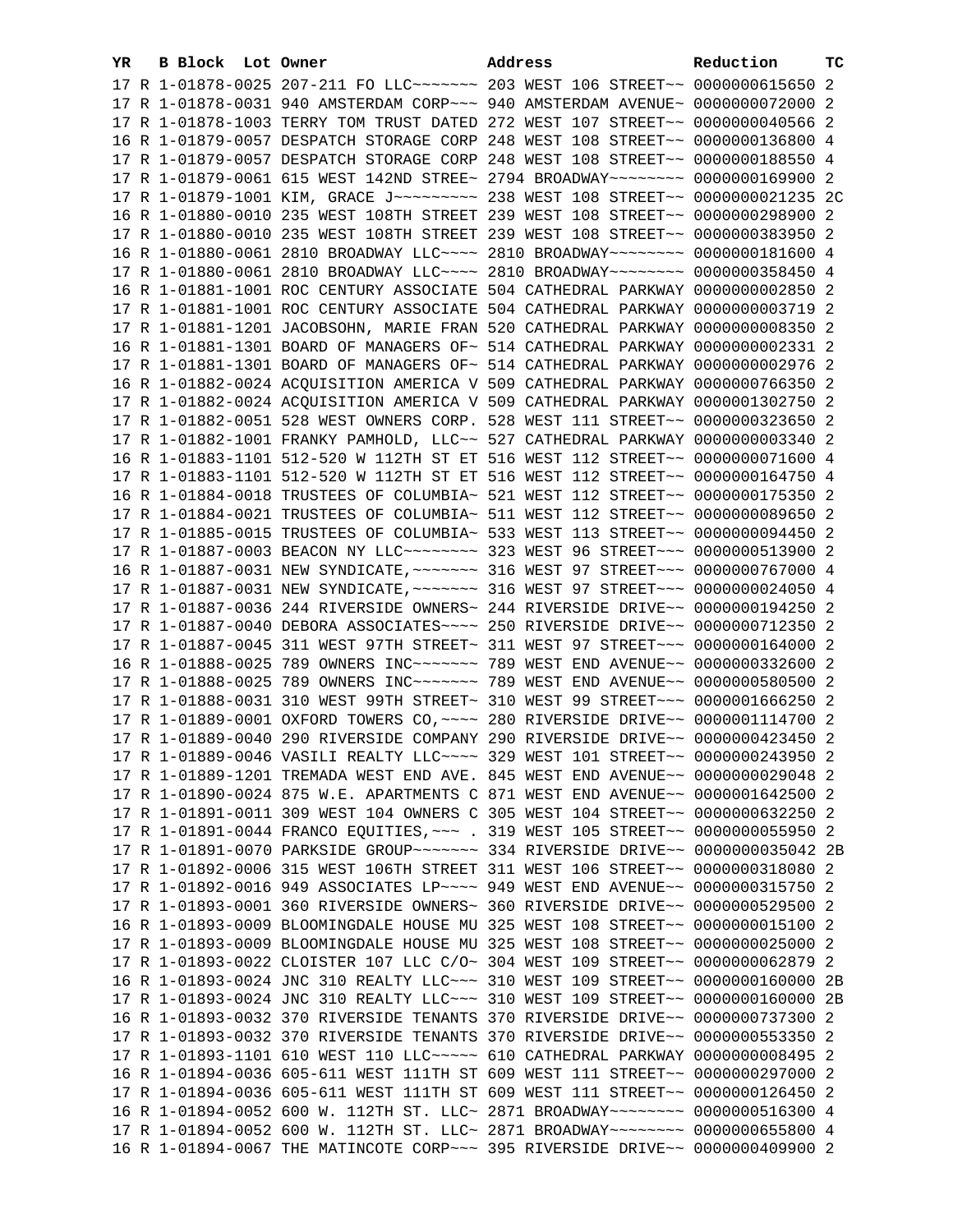| YR | B Block | Lot | Owner | Address | Reduction | TC |
|---|---|---|---|---|---|---|
| 17 | R 1-01878-0025 | | 207-211 FO LLC~~~~~~~ | 203 WEST 106 STREET~~ | 0000000615650 | 2 |
| 17 | R 1-01878-0031 | | 940 AMSTERDAM CORP~~~ | 940 AMSTERDAM AVENUE~ | 0000000072000 | 2 |
| 17 | R 1-01878-1003 | | TERRY TOM TRUST DATED | 272 WEST 107 STREET~~ | 0000000040566 | 2 |
| 16 | R 1-01879-0057 | | DESPATCH STORAGE CORP | 248 WEST 108 STREET~~ | 0000000136800 | 4 |
| 17 | R 1-01879-0057 | | DESPATCH STORAGE CORP | 248 WEST 108 STREET~~ | 0000000188550 | 4 |
| 17 | R 1-01879-0061 | | 615 WEST 142ND STREE~ | 2794 BROADWAY~~~~~~~~ | 0000000169900 | 2 |
| 17 | R 1-01879-1001 | | KIM, GRACE J~~~~~~~~~ | 238 WEST 108 STREET~~ | 0000000021235 | 2C |
| 16 | R 1-01880-0010 | | 235 WEST 108TH STREET | 239 WEST 108 STREET~~ | 0000000298900 | 2 |
| 17 | R 1-01880-0010 | | 235 WEST 108TH STREET | 239 WEST 108 STREET~~ | 0000000383950 | 2 |
| 16 | R 1-01880-0061 | | 2810 BROADWAY LLC~~~~ | 2810 BROADWAY~~~~~~~~ | 0000000181600 | 4 |
| 17 | R 1-01880-0061 | | 2810 BROADWAY LLC~~~~ | 2810 BROADWAY~~~~~~~~ | 0000000358450 | 4 |
| 16 | R 1-01881-1001 | | ROC CENTURY ASSOCIATE | 504 CATHEDRAL PARKWAY | 0000000002850 | 2 |
| 17 | R 1-01881-1001 | | ROC CENTURY ASSOCIATE | 504 CATHEDRAL PARKWAY | 0000000003719 | 2 |
| 17 | R 1-01881-1201 | | JACOBSOHN, MARIE FRAN | 520 CATHEDRAL PARKWAY | 0000000008350 | 2 |
| 16 | R 1-01881-1301 | | BOARD OF MANAGERS OF~ | 514 CATHEDRAL PARKWAY | 0000000002331 | 2 |
| 17 | R 1-01881-1301 | | BOARD OF MANAGERS OF~ | 514 CATHEDRAL PARKWAY | 0000000002976 | 2 |
| 16 | R 1-01882-0024 | | ACQUISITION AMERICA V | 509 CATHEDRAL PARKWAY | 0000000766350 | 2 |
| 17 | R 1-01882-0024 | | ACQUISITION AMERICA V | 509 CATHEDRAL PARKWAY | 0000001302750 | 2 |
| 17 | R 1-01882-0051 | | 528 WEST OWNERS CORP. | 528 WEST 111 STREET~~ | 0000000323650 | 2 |
| 17 | R 1-01882-1001 | | FRANKY PAMHOLD, LLC~~ | 527 CATHEDRAL PARKWAY | 0000000003340 | 2 |
| 16 | R 1-01883-1101 | | 512-520 W 112TH ST ET | 516 WEST 112 STREET~~ | 0000000071600 | 4 |
| 17 | R 1-01883-1101 | | 512-520 W 112TH ST ET | 516 WEST 112 STREET~~ | 0000000164750 | 4 |
| 16 | R 1-01884-0018 | | TRUSTEES OF COLUMBIA~ | 521 WEST 112 STREET~~ | 0000000175350 | 2 |
| 17 | R 1-01884-0021 | | TRUSTEES OF COLUMBIA~ | 511 WEST 112 STREET~~ | 0000000089650 | 2 |
| 17 | R 1-01885-0015 | | TRUSTEES OF COLUMBIA~ | 533 WEST 113 STREET~~ | 0000000094450 | 2 |
| 17 | R 1-01887-0003 | | BEACON NY LLC~~~~~~~~ | 323 WEST 96 STREET~~~ | 0000000513900 | 2 |
| 16 | R 1-01887-0031 | | NEW SYNDICATE,~~~~~~~ | 316 WEST 97 STREET~~~ | 0000000767000 | 4 |
| 17 | R 1-01887-0031 | | NEW SYNDICATE,~~~~~~~ | 316 WEST 97 STREET~~~ | 0000000024050 | 4 |
| 17 | R 1-01887-0036 | | 244 RIVERSIDE OWNERS~ | 244 RIVERSIDE DRIVE~~ | 0000000194250 | 2 |
| 17 | R 1-01887-0040 | | DEBORA ASSOCIATES~~~~ | 250 RIVERSIDE DRIVE~~ | 0000000712350 | 2 |
| 17 | R 1-01887-0045 | | 311 WEST 97TH STREET~ | 311 WEST 97 STREET~~~ | 0000000164000 | 2 |
| 16 | R 1-01888-0025 | | 789 OWNERS INC~~~~~~~ | 789 WEST END AVENUE~~ | 0000000332600 | 2 |
| 17 | R 1-01888-0025 | | 789 OWNERS INC~~~~~~~ | 789 WEST END AVENUE~~ | 0000000580500 | 2 |
| 17 | R 1-01888-0031 | | 310 WEST 99TH STREET~ | 310 WEST 99 STREET~~~ | 0000001666250 | 2 |
| 17 | R 1-01889-0001 | | OXFORD TOWERS CO,~~~~ | 280 RIVERSIDE DRIVE~~ | 0000001114700 | 2 |
| 17 | R 1-01889-0040 | | 290 RIVERSIDE COMPANY | 290 RIVERSIDE DRIVE~~ | 0000000423450 | 2 |
| 17 | R 1-01889-0046 | | VASILI REALTY LLC~~~~ | 329 WEST 101 STREET~~ | 0000000243950 | 2 |
| 17 | R 1-01889-1201 | | TREMADA WEST END AVE. | 845 WEST END AVENUE~~ | 0000000029048 | 2 |
| 17 | R 1-01890-0024 | | 875 W.E. APARTMENTS C | 871 WEST END AVENUE~~ | 0000001642500 | 2 |
| 17 | R 1-01891-0011 | | 309 WEST 104 OWNERS C | 305 WEST 104 STREET~~ | 0000000632250 | 2 |
| 17 | R 1-01891-0044 | | FRANCO EQUITIES,~~~ . | 319 WEST 105 STREET~~ | 0000000055950 | 2 |
| 17 | R 1-01891-0070 | | PARKSIDE GROUP~~~~~~~ | 334 RIVERSIDE DRIVE~~ | 0000000035042 | 2B |
| 17 | R 1-01892-0006 | | 315 WEST 106TH STREET | 311 WEST 106 STREET~~ | 0000000318080 | 2 |
| 17 | R 1-01892-0016 | | 949 ASSOCIATES LP~~~~ | 949 WEST END AVENUE~~ | 0000000315750 | 2 |
| 17 | R 1-01893-0001 | | 360 RIVERSIDE OWNERS~ | 360 RIVERSIDE DRIVE~~ | 0000000529500 | 2 |
| 16 | R 1-01893-0009 | | BLOOMINGDALE HOUSE MU | 325 WEST 108 STREET~~ | 0000000015100 | 2 |
| 17 | R 1-01893-0009 | | BLOOMINGDALE HOUSE MU | 325 WEST 108 STREET~~ | 0000000025000 | 2 |
| 17 | R 1-01893-0022 | | CLOISTER 107 LLC C/O~ | 304 WEST 109 STREET~~ | 0000000062879 | 2 |
| 16 | R 1-01893-0024 | | JNC 310 REALTY LLC~~~ | 310 WEST 109 STREET~~ | 0000000160000 | 2B |
| 17 | R 1-01893-0024 | | JNC 310 REALTY LLC~~~ | 310 WEST 109 STREET~~ | 0000000160000 | 2B |
| 16 | R 1-01893-0032 | | 370 RIVERSIDE TENANTS | 370 RIVERSIDE DRIVE~~ | 0000000737300 | 2 |
| 17 | R 1-01893-0032 | | 370 RIVERSIDE TENANTS | 370 RIVERSIDE DRIVE~~ | 0000000553350 | 2 |
| 17 | R 1-01893-1101 | | 610 WEST 110 LLC~~~~~ | 610 CATHEDRAL PARKWAY | 0000000008495 | 2 |
| 16 | R 1-01894-0036 | | 605-611 WEST 111TH ST | 609 WEST 111 STREET~~ | 0000000297000 | 2 |
| 17 | R 1-01894-0036 | | 605-611 WEST 111TH ST | 609 WEST 111 STREET~~ | 0000000126450 | 2 |
| 16 | R 1-01894-0052 | | 600 W. 112TH ST. LLC~ | 2871 BROADWAY~~~~~~~~ | 0000000516300 | 4 |
| 17 | R 1-01894-0052 | | 600 W. 112TH ST. LLC~ | 2871 BROADWAY~~~~~~~~ | 0000000655800 | 4 |
| 16 | R 1-01894-0067 | | THE MATINCOTE CORP~~~ | 395 RIVERSIDE DRIVE~~ | 0000000409900 | 2 |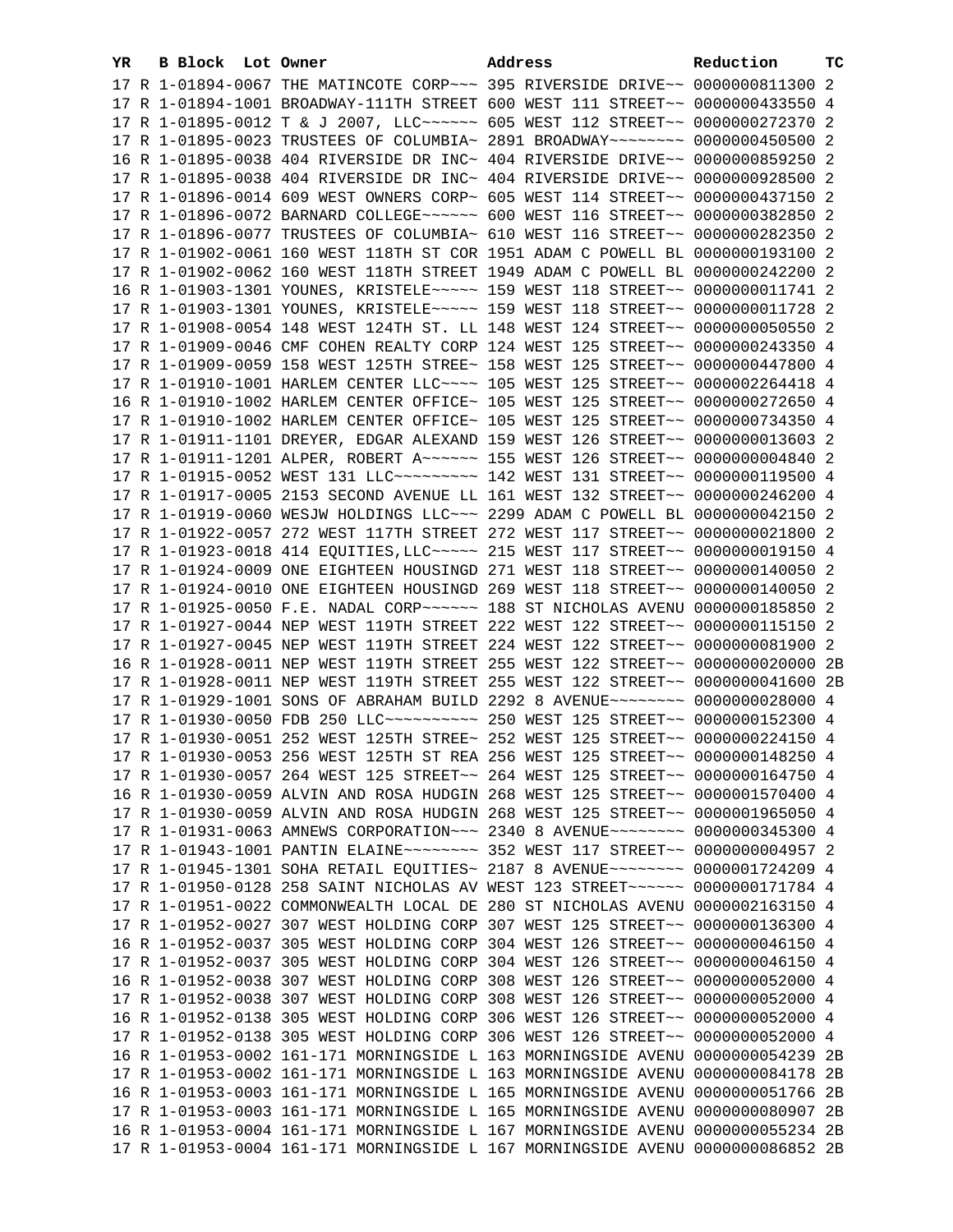| YR | B | Block | Lot | Owner | Address | Reduction | TC |
|---|---|---|---|---|---|---|---|
| 17 | R | 1-01894-0067 | | THE MATINCOTE CORP~~~ | 395 RIVERSIDE DRIVE~~ | 0000000811300 | 2 |
| 17 | R | 1-01894-1001 | | BROADWAY-111TH STREET | 600 WEST 111 STREET~~ | 0000000433550 | 4 |
| 17 | R | 1-01895-0012 | | T & J 2007, LLC~~~~~~ | 605 WEST 112 STREET~~ | 0000000272370 | 2 |
| 17 | R | 1-01895-0023 | | TRUSTEES OF COLUMBIA~ | 2891 BROADWAY~~~~~~~~ | 0000000450500 | 2 |
| 16 | R | 1-01895-0038 | | 404 RIVERSIDE DR INC~ | 404 RIVERSIDE DRIVE~~ | 0000000859250 | 2 |
| 17 | R | 1-01895-0038 | | 404 RIVERSIDE DR INC~ | 404 RIVERSIDE DRIVE~~ | 0000000928500 | 2 |
| 17 | R | 1-01896-0014 | | 609 WEST OWNERS CORP~ | 605 WEST 114 STREET~~ | 0000000437150 | 2 |
| 17 | R | 1-01896-0072 | | BARNARD COLLEGE~~~~~~ | 600 WEST 116 STREET~~ | 0000000382850 | 2 |
| 17 | R | 1-01896-0077 | | TRUSTEES OF COLUMBIA~ | 610 WEST 116 STREET~~ | 0000000282350 | 2 |
| 17 | R | 1-01902-0061 | | 160 WEST 118TH ST COR | 1951 ADAM C POWELL BL | 0000000193100 | 2 |
| 17 | R | 1-01902-0062 | | 160 WEST 118TH STREET | 1949 ADAM C POWELL BL | 0000000242200 | 2 |
| 16 | R | 1-01903-1301 | | YOUNES, KRISTELE~~~~~ | 159 WEST 118 STREET~~ | 0000000011741 | 2 |
| 17 | R | 1-01903-1301 | | YOUNES, KRISTELE~~~~~ | 159 WEST 118 STREET~~ | 0000000011728 | 2 |
| 17 | R | 1-01908-0054 | | 148 WEST 124TH ST. LL | 148 WEST 124 STREET~~ | 0000000050550 | 2 |
| 17 | R | 1-01909-0046 | | CMF COHEN REALTY CORP | 124 WEST 125 STREET~~ | 0000000243350 | 4 |
| 17 | R | 1-01909-0059 | | 158 WEST 125TH STREE~ | 158 WEST 125 STREET~~ | 0000000447800 | 4 |
| 17 | R | 1-01910-1001 | | HARLEM CENTER LLC~~~~ | 105 WEST 125 STREET~~ | 0000002264418 | 4 |
| 16 | R | 1-01910-1002 | | HARLEM CENTER OFFICE~ | 105 WEST 125 STREET~~ | 0000000272650 | 4 |
| 17 | R | 1-01910-1002 | | HARLEM CENTER OFFICE~ | 105 WEST 125 STREET~~ | 0000000734350 | 4 |
| 17 | R | 1-01911-1101 | | DREYER, EDGAR ALEXAND | 159 WEST 126 STREET~~ | 0000000013603 | 2 |
| 17 | R | 1-01911-1201 | | ALPER, ROBERT A~~~~~~ | 155 WEST 126 STREET~~ | 0000000004840 | 2 |
| 17 | R | 1-01915-0052 | | WEST 131 LLC~~~~~~~~~ | 142 WEST 131 STREET~~ | 0000000119500 | 4 |
| 17 | R | 1-01917-0005 | | 2153 SECOND AVENUE LL | 161 WEST 132 STREET~~ | 0000000246200 | 4 |
| 17 | R | 1-01919-0060 | | WESJW HOLDINGS LLC~~~ | 2299 ADAM C POWELL BL | 0000000042150 | 2 |
| 17 | R | 1-01922-0057 | | 272 WEST 117TH STREET | 272 WEST 117 STREET~~ | 0000000021800 | 2 |
| 17 | R | 1-01923-0018 | | 414 EQUITIES,LLC~~~~~ | 215 WEST 117 STREET~~ | 0000000019150 | 4 |
| 17 | R | 1-01924-0009 | | ONE EIGHTEEN HOUSINGD | 271 WEST 118 STREET~~ | 0000000140050 | 2 |
| 17 | R | 1-01924-0010 | | ONE EIGHTEEN HOUSINGD | 269 WEST 118 STREET~~ | 0000000140050 | 2 |
| 17 | R | 1-01925-0050 | | F.E. NADAL CORP~~~~~~ | 188 ST NICHOLAS AVENU | 0000000185850 | 2 |
| 17 | R | 1-01927-0044 | | NEP WEST 119TH STREET | 222 WEST 122 STREET~~ | 0000000115150 | 2 |
| 17 | R | 1-01927-0045 | | NEP WEST 119TH STREET | 224 WEST 122 STREET~~ | 0000000081900 | 2 |
| 16 | R | 1-01928-0011 | | NEP WEST 119TH STREET | 255 WEST 122 STREET~~ | 0000000020000 | 2B |
| 17 | R | 1-01928-0011 | | NEP WEST 119TH STREET | 255 WEST 122 STREET~~ | 0000000041600 | 2B |
| 17 | R | 1-01929-1001 | | SONS OF ABRAHAM BUILD | 2292 8 AVENUE~~~~~~~~ | 0000000028000 | 4 |
| 17 | R | 1-01930-0050 | | FDB 250 LLC~~~~~~~~~~ | 250 WEST 125 STREET~~ | 0000000152300 | 4 |
| 17 | R | 1-01930-0051 | | 252 WEST 125TH STREE~ | 252 WEST 125 STREET~~ | 0000000224150 | 4 |
| 17 | R | 1-01930-0053 | | 256 WEST 125TH ST REA | 256 WEST 125 STREET~~ | 0000000148250 | 4 |
| 17 | R | 1-01930-0057 | | 264 WEST 125 STREET~~ | 264 WEST 125 STREET~~ | 0000000164750 | 4 |
| 16 | R | 1-01930-0059 | | ALVIN AND ROSA HUDGIN | 268 WEST 125 STREET~~ | 0000001570400 | 4 |
| 17 | R | 1-01930-0059 | | ALVIN AND ROSA HUDGIN | 268 WEST 125 STREET~~ | 0000001965050 | 4 |
| 17 | R | 1-01931-0063 | | AMNEWS CORPORATION~~~ | 2340 8 AVENUE~~~~~~~~ | 0000000345300 | 4 |
| 17 | R | 1-01943-1001 | | PANTIN ELAINE~~~~~~~~ | 352 WEST 117 STREET~~ | 0000000004957 | 2 |
| 17 | R | 1-01945-1301 | | SOHA RETAIL EQUITIES~ | 2187 8 AVENUE~~~~~~~~ | 0000001724209 | 4 |
| 17 | R | 1-01950-0128 | | 258 SAINT NICHOLAS AV | WEST 123 STREET~~~~~~ | 0000000171784 | 4 |
| 17 | R | 1-01951-0022 | | COMMONWEALTH LOCAL DE | 280 ST NICHOLAS AVENU | 0000002163150 | 4 |
| 17 | R | 1-01952-0027 | | 307 WEST HOLDING CORP | 307 WEST 125 STREET~~ | 0000000136300 | 4 |
| 16 | R | 1-01952-0037 | | 305 WEST HOLDING CORP | 304 WEST 126 STREET~~ | 0000000046150 | 4 |
| 17 | R | 1-01952-0037 | | 305 WEST HOLDING CORP | 304 WEST 126 STREET~~ | 0000000046150 | 4 |
| 16 | R | 1-01952-0038 | | 307 WEST HOLDING CORP | 308 WEST 126 STREET~~ | 0000000052000 | 4 |
| 17 | R | 1-01952-0038 | | 307 WEST HOLDING CORP | 308 WEST 126 STREET~~ | 0000000052000 | 4 |
| 16 | R | 1-01952-0138 | | 305 WEST HOLDING CORP | 306 WEST 126 STREET~~ | 0000000052000 | 4 |
| 17 | R | 1-01952-0138 | | 305 WEST HOLDING CORP | 306 WEST 126 STREET~~ | 0000000052000 | 4 |
| 16 | R | 1-01953-0002 | | 161-171 MORNINGSIDE L | 163 MORNINGSIDE AVENU | 0000000054239 | 2B |
| 17 | R | 1-01953-0002 | | 161-171 MORNINGSIDE L | 163 MORNINGSIDE AVENU | 0000000084178 | 2B |
| 16 | R | 1-01953-0003 | | 161-171 MORNINGSIDE L | 165 MORNINGSIDE AVENU | 0000000051766 | 2B |
| 17 | R | 1-01953-0003 | | 161-171 MORNINGSIDE L | 165 MORNINGSIDE AVENU | 0000000080907 | 2B |
| 16 | R | 1-01953-0004 | | 161-171 MORNINGSIDE L | 167 MORNINGSIDE AVENU | 0000000055234 | 2B |
| 17 | R | 1-01953-0004 | | 161-171 MORNINGSIDE L | 167 MORNINGSIDE AVENU | 0000000086852 | 2B |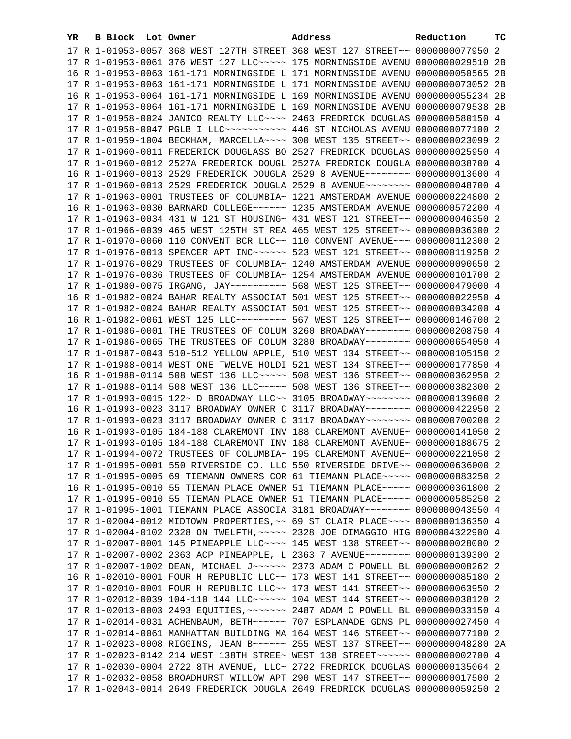| YR | B | Block | Lot | Owner | Address | Reduction | TC |
|---|---|---|---|---|---|---|---|
| 17 | R | 1-01953-0057 | | 368 WEST 127TH STREET | 368 WEST 127 STREET~~ | 0000000077950 | 2 |
| 17 | R | 1-01953-0061 | | 376 WEST 127 LLC~~~~~ | 175 MORNINGSIDE AVENU | 0000000029510 | 2B |
| 16 | R | 1-01953-0063 | | 161-171 MORNINGSIDE L | 171 MORNINGSIDE AVENU | 0000000050565 | 2B |
| 17 | R | 1-01953-0063 | | 161-171 MORNINGSIDE L | 171 MORNINGSIDE AVENU | 0000000073052 | 2B |
| 16 | R | 1-01953-0064 | | 161-171 MORNINGSIDE L | 169 MORNINGSIDE AVENU | 0000000055234 | 2B |
| 17 | R | 1-01953-0064 | | 161-171 MORNINGSIDE L | 169 MORNINGSIDE AVENU | 0000000079538 | 2B |
| 17 | R | 1-01958-0024 | | JANICO REALTY LLC~~~~ | 2463 FREDRICK DOUGLAS | 0000000580150 | 4 |
| 17 | R | 1-01958-0047 | | PGLB I LLC~~~~~~~~~~~ | 446 ST NICHOLAS AVENU | 0000000077100 | 2 |
| 17 | R | 1-01959-1004 | | BECKHAM, MARCELLA~~~~ | 300 WEST 135 STREET~~ | 0000000023099 | 2 |
| 17 | R | 1-01960-0011 | | FREDERICK DOUGLASS BO | 2527 FREDRICK DOUGLAS | 0000000025950 | 4 |
| 17 | R | 1-01960-0012 | | 2527A FREDERICK DOUGL | 2527A FREDRICK DOUGLA | 0000000038700 | 4 |
| 16 | R | 1-01960-0013 | | 2529 FREDERICK DOUGLA | 2529 8 AVENUE~~~~~~~~ | 0000000013600 | 4 |
| 17 | R | 1-01960-0013 | | 2529 FREDERICK DOUGLA | 2529 8 AVENUE~~~~~~~~ | 0000000048700 | 4 |
| 17 | R | 1-01963-0001 | | TRUSTEES OF COLUMBIA~ | 1221 AMSTERDAM AVENUE | 0000000224800 | 2 |
| 16 | R | 1-01963-0030 | | BARNARD COLLEGE~~~~~~ | 1235 AMSTERDAM AVENUE | 0000000572200 | 4 |
| 17 | R | 1-01963-0034 | | 431 W 121 ST HOUSING~ | 431 WEST 121 STREET~~ | 0000000046350 | 2 |
| 17 | R | 1-01966-0039 | | 465 WEST 125TH ST REA | 465 WEST 125 STREET~~ | 0000000036300 | 2 |
| 17 | R | 1-01970-0060 | | 110 CONVENT BCR LLC~~ | 110 CONVENT AVENUE~~~ | 0000000112300 | 2 |
| 17 | R | 1-01976-0013 | | SPENCER APT INC~~~~~~ | 523 WEST 121 STREET~~ | 0000000119250 | 2 |
| 17 | R | 1-01976-0029 | | TRUSTEES OF COLUMBIA~ | 1240 AMSTERDAM AVENUE | 0000000090650 | 2 |
| 17 | R | 1-01976-0036 | | TRUSTEES OF COLUMBIA~ | 1254 AMSTERDAM AVENUE | 0000000101700 | 2 |
| 17 | R | 1-01980-0075 | | IRGANG, JAY~~~~~~~~~~ | 568 WEST 125 STREET~~ | 0000000479000 | 4 |
| 16 | R | 1-01982-0024 | | BAHAR REALTY ASSOCIAT | 501 WEST 125 STREET~~ | 0000000022950 | 4 |
| 17 | R | 1-01982-0024 | | BAHAR REALTY ASSOCIAT | 501 WEST 125 STREET~~ | 0000000034200 | 4 |
| 16 | R | 1-01982-0061 | | WEST 125 LLC~~~~~~~~~ | 567 WEST 125 STREET~~ | 0000000146700 | 2 |
| 17 | R | 1-01986-0001 | | THE TRUSTEES OF COLUM | 3260 BROADWAY~~~~~~~~ | 0000000208750 | 4 |
| 17 | R | 1-01986-0065 | | THE TRUSTEES OF COLUM | 3280 BROADWAY~~~~~~~~ | 0000000654050 | 4 |
| 17 | R | 1-01987-0043 | | 510-512 YELLOW APPLE, | 510 WEST 134 STREET~~ | 0000000105150 | 2 |
| 17 | R | 1-01988-0014 | | WEST ONE TWELVE HOLDI | 521 WEST 134 STREET~~ | 0000000177850 | 4 |
| 16 | R | 1-01988-0114 | | 508 WEST 136 LLC~~~~~ | 508 WEST 136 STREET~~ | 0000000362950 | 2 |
| 17 | R | 1-01988-0114 | | 508 WEST 136 LLC~~~~~ | 508 WEST 136 STREET~~ | 0000000382300 | 2 |
| 17 | R | 1-01993-0015 | | 122~ D BROADWAY LLC~~ | 3105 BROADWAY~~~~~~~~ | 0000000139600 | 2 |
| 16 | R | 1-01993-0023 | | 3117 BROADWAY OWNER C | 3117 BROADWAY~~~~~~~~ | 0000000422950 | 2 |
| 17 | R | 1-01993-0023 | | 3117 BROADWAY OWNER C | 3117 BROADWAY~~~~~~~~ | 0000000700200 | 2 |
| 16 | R | 1-01993-0105 | | 184-188 CLAREMONT INV | 188 CLAREMONT AVENUE~ | 0000000141050 | 2 |
| 17 | R | 1-01993-0105 | | 184-188 CLAREMONT INV | 188 CLAREMONT AVENUE~ | 0000000188675 | 2 |
| 17 | R | 1-01994-0072 | | TRUSTEES OF COLUMBIA~ | 195 CLAREMONT AVENUE~ | 0000000221050 | 2 |
| 17 | R | 1-01995-0001 | | 550 RIVERSIDE CO. LLC | 550 RIVERSIDE DRIVE~~ | 0000000636000 | 2 |
| 17 | R | 1-01995-0005 | | 69 TIEMANN OWNERS COR | 61 TIEMANN PLACE~~~~~ | 0000000883250 | 2 |
| 16 | R | 1-01995-0010 | | 55 TIEMAN PLACE OWNER | 51 TIEMANN PLACE~~~~~ | 0000000361800 | 2 |
| 17 | R | 1-01995-0010 | | 55 TIEMAN PLACE OWNER | 51 TIEMANN PLACE~~~~~ | 0000000585250 | 2 |
| 17 | R | 1-01995-1001 | | TIEMANN PLACE ASSOCIA | 3181 BROADWAY~~~~~~~~ | 0000000043550 | 4 |
| 17 | R | 1-02004-0012 | | MIDTOWN PROPERTIES,~~ | 69 ST CLAIR PLACE~~~~ | 0000000136350 | 4 |
| 17 | R | 1-02004-0102 | | 2328 ON TWELFTH,~~~~~ | 2328 JOE DIMAGGIO HIG | 0000004322900 | 4 |
| 17 | R | 1-02007-0001 | | 145 PINEAPPLE LLC~~~~ | 145 WEST 138 STREET~~ | 0000000028000 | 2 |
| 17 | R | 1-02007-0002 | | 2363 ACP PINEAPPLE, L | 2363 7 AVENUE~~~~~~~~ | 0000000139300 | 2 |
| 17 | R | 1-02007-1002 | | DEAN, MICHAEL J~~~~~~ | 2373 ADAM C POWELL BL | 0000000008262 | 2 |
| 16 | R | 1-02010-0001 | | FOUR H REPUBLIC LLC~~ | 173 WEST 141 STREET~~ | 0000000085180 | 2 |
| 17 | R | 1-02010-0001 | | FOUR H REPUBLIC LLC~~ | 173 WEST 141 STREET~~ | 0000000063950 | 2 |
| 17 | R | 1-02012-0039 | | 104-110 144 LLC~~~~~~ | 104 WEST 144 STREET~~ | 0000000038120 | 2 |
| 17 | R | 1-02013-0003 | | 2493 EQUITIES,~~~~~~~ | 2487 ADAM C POWELL BL | 0000000033150 | 4 |
| 17 | R | 1-02014-0031 | | ACHENBAUM, BETH~~~~~~ | 707 ESPLANADE GDNS PL | 0000000027450 | 4 |
| 17 | R | 1-02014-0061 | | MANHATTAN BUILDING MA | 164 WEST 146 STREET~~ | 0000000077100 | 2 |
| 17 | R | 1-02023-0008 | | RIGGINS, JEAN B~~~~~~ | 255 WEST 137 STREET~~ | 0000000048280 | 2A |
| 17 | R | 1-02023-0142 | | 214 WEST 138TH STREE~ | WEST 138 STREET~~~~~~ | 0000000002700 | 4 |
| 17 | R | 1-02030-0004 | | 2722 8TH AVENUE, LLC~ | 2722 FREDRICK DOUGLAS | 0000000135064 | 2 |
| 17 | R | 1-02032-0058 | | BROADHURST WILLOW APT | 290 WEST 147 STREET~~ | 0000000017500 | 2 |
| 17 | R | 1-02043-0014 | | 2649 FREDERICK DOUGLA | 2649 FREDRICK DOUGLAS | 0000000059250 | 2 |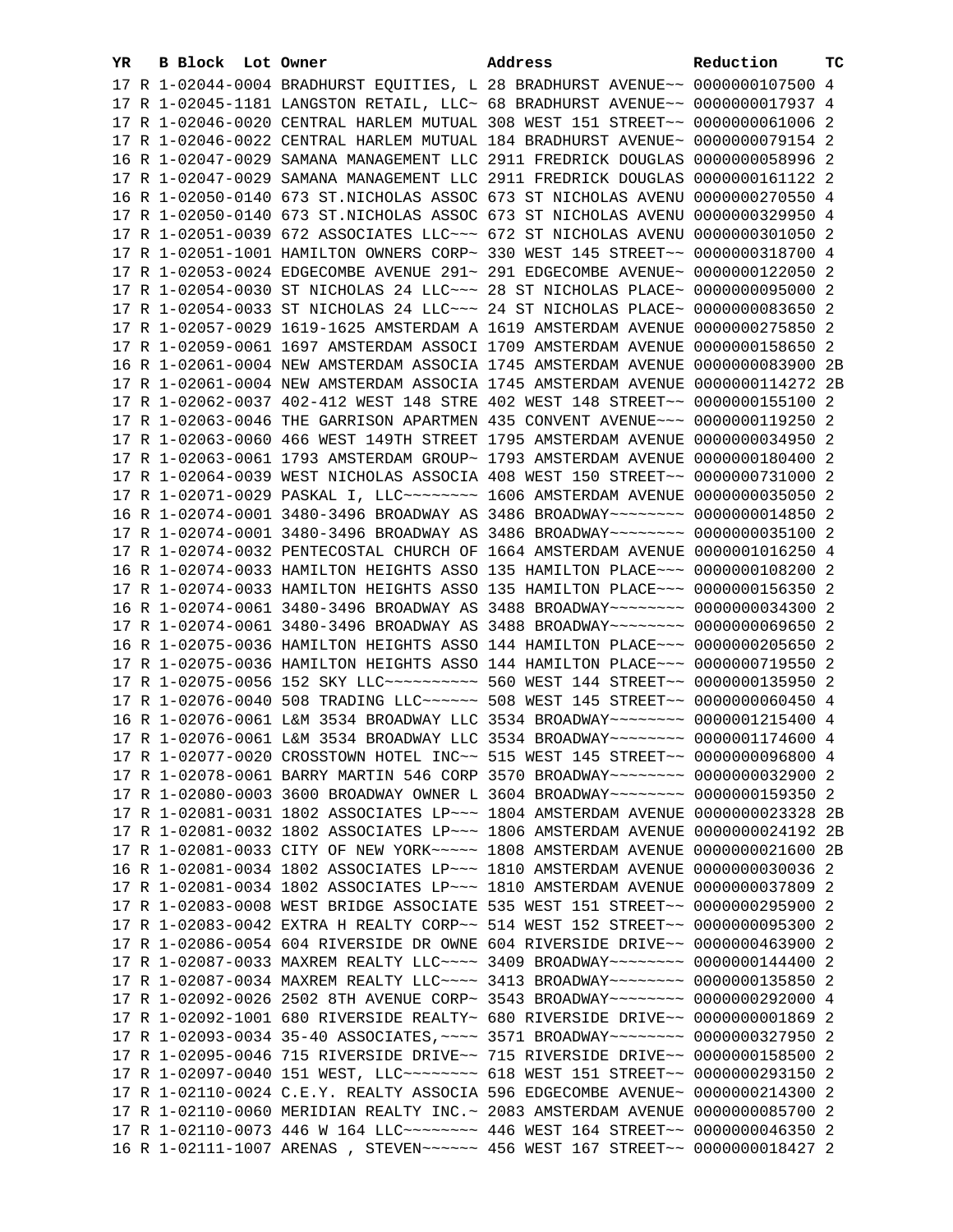| YR | B | Block | Lot | Owner | Address | Reduction | TC |
|---|---|---|---|---|---|---|---|
| 17 | R | 1-02044-0004 | | BRADHURST EQUITIES, L | 28 BRADHURST AVENUE~~ | 0000000107500 | 4 |
| 17 | R | 1-02045-1181 | | LANGSTON RETAIL, LLC~ | 68 BRADHURST AVENUE~~ | 0000000017937 | 4 |
| 17 | R | 1-02046-0020 | | CENTRAL HARLEM MUTUAL | 308 WEST 151 STREET~~ | 0000000061006 | 2 |
| 17 | R | 1-02046-0022 | | CENTRAL HARLEM MUTUAL | 184 BRADHURST AVENUE~ | 0000000079154 | 2 |
| 16 | R | 1-02047-0029 | | SAMANA MANAGEMENT LLC | 2911 FREDRICK DOUGLAS | 0000000058996 | 2 |
| 17 | R | 1-02047-0029 | | SAMANA MANAGEMENT LLC | 2911 FREDRICK DOUGLAS | 0000000161122 | 2 |
| 16 | R | 1-02050-0140 | | 673 ST.NICHOLAS ASSOC | 673 ST NICHOLAS AVENU | 0000000270550 | 4 |
| 17 | R | 1-02050-0140 | | 673 ST.NICHOLAS ASSOC | 673 ST NICHOLAS AVENU | 0000000329950 | 4 |
| 17 | R | 1-02051-0039 | | 672 ASSOCIATES LLC~~~ | 672 ST NICHOLAS AVENU | 0000000301050 | 2 |
| 17 | R | 1-02051-1001 | | HAMILTON OWNERS CORP~ | 330 WEST 145 STREET~~ | 0000000318700 | 4 |
| 17 | R | 1-02053-0024 | | EDGECOMBE AVENUE 291~ | 291 EDGECOMBE AVENUE~ | 0000000122050 | 2 |
| 17 | R | 1-02054-0030 | | ST NICHOLAS 24 LLC~~~ | 28 ST NICHOLAS PLACE~ | 0000000095000 | 2 |
| 17 | R | 1-02054-0033 | | ST NICHOLAS 24 LLC~~~ | 24 ST NICHOLAS PLACE~ | 0000000083650 | 2 |
| 17 | R | 1-02057-0029 | | 1619-1625 AMSTERDAM A | 1619 AMSTERDAM AVENUE | 0000000275850 | 2 |
| 17 | R | 1-02059-0061 | | 1697 AMSTERDAM ASSOCI | 1709 AMSTERDAM AVENUE | 0000000158650 | 2 |
| 16 | R | 1-02061-0004 | | NEW AMSTERDAM ASSOCIA | 1745 AMSTERDAM AVENUE | 0000000083900 | 2B |
| 17 | R | 1-02061-0004 | | NEW AMSTERDAM ASSOCIA | 1745 AMSTERDAM AVENUE | 0000000114272 | 2B |
| 17 | R | 1-02062-0037 | | 402-412 WEST 148 STRE | 402 WEST 148 STREET~~ | 0000000155100 | 2 |
| 17 | R | 1-02063-0046 | | THE GARRISON APARTMEN | 435 CONVENT AVENUE~~~ | 0000000119250 | 2 |
| 17 | R | 1-02063-0060 | | 466 WEST 149TH STREET | 1795 AMSTERDAM AVENUE | 0000000034950 | 2 |
| 17 | R | 1-02063-0061 | | 1793 AMSTERDAM GROUP~ | 1793 AMSTERDAM AVENUE | 0000000180400 | 2 |
| 17 | R | 1-02064-0039 | | WEST NICHOLAS ASSOCIA | 408 WEST 150 STREET~~ | 0000000731000 | 2 |
| 17 | R | 1-02071-0029 | | PASKAL I, LLC~~~~~~~~ | 1606 AMSTERDAM AVENUE | 0000000035050 | 2 |
| 16 | R | 1-02074-0001 | | 3480-3496 BROADWAY AS | 3486 BROADWAY~~~~~~~~ | 0000000014850 | 2 |
| 17 | R | 1-02074-0001 | | 3480-3496 BROADWAY AS | 3486 BROADWAY~~~~~~~~ | 0000000035100 | 2 |
| 17 | R | 1-02074-0032 | | PENTECOSTAL CHURCH OF | 1664 AMSTERDAM AVENUE | 0000001016250 | 4 |
| 16 | R | 1-02074-0033 | | HAMILTON HEIGHTS ASSO | 135 HAMILTON PLACE~~~ | 0000000108200 | 2 |
| 17 | R | 1-02074-0033 | | HAMILTON HEIGHTS ASSO | 135 HAMILTON PLACE~~~ | 0000000156350 | 2 |
| 16 | R | 1-02074-0061 | | 3480-3496 BROADWAY AS | 3488 BROADWAY~~~~~~~~ | 0000000034300 | 2 |
| 17 | R | 1-02074-0061 | | 3480-3496 BROADWAY AS | 3488 BROADWAY~~~~~~~~ | 0000000069650 | 2 |
| 16 | R | 1-02075-0036 | | HAMILTON HEIGHTS ASSO | 144 HAMILTON PLACE~~~ | 0000000205650 | 2 |
| 17 | R | 1-02075-0036 | | HAMILTON HEIGHTS ASSO | 144 HAMILTON PLACE~~~ | 0000000719550 | 2 |
| 17 | R | 1-02075-0056 | | 152 SKY LLC~~~~~~~~~~ | 560 WEST 144 STREET~~ | 0000000135950 | 2 |
| 17 | R | 1-02076-0040 | | 508 TRADING LLC~~~~~~ | 508 WEST 145 STREET~~ | 0000000060450 | 4 |
| 16 | R | 1-02076-0061 | | L&M 3534 BROADWAY LLC | 3534 BROADWAY~~~~~~~~ | 0000001215400 | 4 |
| 17 | R | 1-02076-0061 | | L&M 3534 BROADWAY LLC | 3534 BROADWAY~~~~~~~~ | 0000001174600 | 4 |
| 17 | R | 1-02077-0020 | | CROSSTOWN HOTEL INC~~ | 515 WEST 145 STREET~~ | 0000000096800 | 4 |
| 17 | R | 1-02078-0061 | | BARRY MARTIN 546 CORP | 3570 BROADWAY~~~~~~~~ | 0000000032900 | 2 |
| 17 | R | 1-02080-0003 | | 3600 BROADWAY OWNER L | 3604 BROADWAY~~~~~~~~ | 0000000159350 | 2 |
| 17 | R | 1-02081-0031 | | 1802 ASSOCIATES LP~~~ | 1804 AMSTERDAM AVENUE | 0000000023328 | 2B |
| 17 | R | 1-02081-0032 | | 1802 ASSOCIATES LP~~~ | 1806 AMSTERDAM AVENUE | 0000000024192 | 2B |
| 17 | R | 1-02081-0033 | | CITY OF NEW YORK~~~~~ | 1808 AMSTERDAM AVENUE | 0000000021600 | 2B |
| 16 | R | 1-02081-0034 | | 1802 ASSOCIATES LP~~~ | 1810 AMSTERDAM AVENUE | 0000000030036 | 2 |
| 17 | R | 1-02081-0034 | | 1802 ASSOCIATES LP~~~ | 1810 AMSTERDAM AVENUE | 0000000037809 | 2 |
| 17 | R | 1-02083-0008 | | WEST BRIDGE ASSOCIATE | 535 WEST 151 STREET~~ | 0000000295900 | 2 |
| 17 | R | 1-02083-0042 | | EXTRA H REALTY CORP~~ | 514 WEST 152 STREET~~ | 0000000095300 | 2 |
| 17 | R | 1-02086-0054 | | 604 RIVERSIDE DR OWNE | 604 RIVERSIDE DRIVE~~ | 0000000463900 | 2 |
| 17 | R | 1-02087-0033 | | MAXREM REALTY LLC~~~~ | 3409 BROADWAY~~~~~~~~ | 0000000144400 | 2 |
| 17 | R | 1-02087-0034 | | MAXREM REALTY LLC~~~~ | 3413 BROADWAY~~~~~~~~ | 0000000135850 | 2 |
| 17 | R | 1-02092-0026 | | 2502 8TH AVENUE CORP~ | 3543 BROADWAY~~~~~~~~ | 0000000292000 | 4 |
| 17 | R | 1-02092-1001 | | 680 RIVERSIDE REALTY~ | 680 RIVERSIDE DRIVE~~ | 0000000001869 | 2 |
| 17 | R | 1-02093-0034 | | 35-40 ASSOCIATES,~~~~ | 3571 BROADWAY~~~~~~~~ | 0000000327950 | 2 |
| 17 | R | 1-02095-0046 | | 715 RIVERSIDE DRIVE~~ | 715 RIVERSIDE DRIVE~~ | 0000000158500 | 2 |
| 17 | R | 1-02097-0040 | | 151 WEST, LLC~~~~~~~~ | 618 WEST 151 STREET~~ | 0000000293150 | 2 |
| 17 | R | 1-02110-0024 | | C.E.Y. REALTY ASSOCIA | 596 EDGECOMBE AVENUE~ | 0000000214300 | 2 |
| 17 | R | 1-02110-0060 | | MERIDIAN REALTY INC.~ | 2083 AMSTERDAM AVENUE | 0000000085700 | 2 |
| 17 | R | 1-02110-0073 | | 446 W 164 LLC~~~~~~~~ | 446 WEST 164 STREET~~ | 0000000046350 | 2 |
| 16 | R | 1-02111-1007 | | ARENAS , STEVEN~~~~~~ | 456 WEST 167 STREET~~ | 0000000018427 | 2 |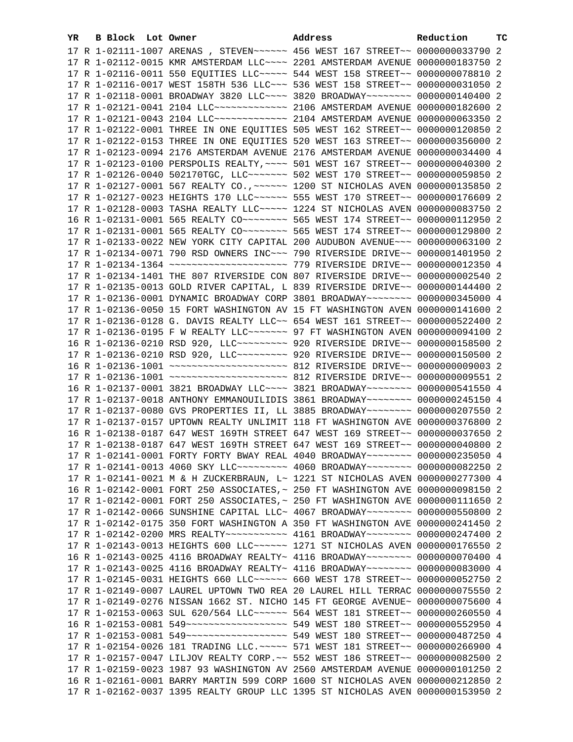| YR | B | Block | Lot | Owner | Address | Reduction | TC |
|---|---|---|---|---|---|---|---|
| 17 | R | 1-02111-1007 | | ARENAS , STEVEN~~~~~~ | 456 WEST 167 STREET~~ | 0000000033790 | 2 |
| 17 | R | 1-02112-0015 | | KMR AMSTERDAM LLC~~~~ | 2201 AMSTERDAM AVENUE | 0000000183750 | 2 |
| 17 | R | 1-02116-0011 | | 550 EQUITIES LLC~~~~~ | 544 WEST 158 STREET~~ | 0000000078810 | 2 |
| 17 | R | 1-02116-0017 | | WEST 158TH 536 LLC~~~ | 536 WEST 158 STREET~~ | 0000000031050 | 2 |
| 17 | R | 1-02118-0001 | | BROADWAY 3820 LLC~~~~ | 3820 BROADWAY~~~~~~~~ | 0000000140400 | 2 |
| 17 | R | 1-02121-0041 | | 2104 LLC~~~~~~~~~~~~~ | 2106 AMSTERDAM AVENUE | 0000000182600 | 2 |
| 17 | R | 1-02121-0043 | | 2104 LLC~~~~~~~~~~~~~ | 2104 AMSTERDAM AVENUE | 0000000063350 | 2 |
| 17 | R | 1-02122-0001 | | THREE IN ONE EQUITIES | 505 WEST 162 STREET~~ | 0000000120850 | 2 |
| 17 | R | 1-02122-0153 | | THREE IN ONE EQUITIES | 520 WEST 163 STREET~~ | 0000000356000 | 2 |
| 17 | R | 1-02123-0094 | | 2176 AMSTERDAM AVENUE | 2176 AMSTERDAM AVENUE | 0000000034400 | 4 |
| 17 | R | 1-02123-0100 | | PERSPOLIS REALTY,~~~~ | 501 WEST 167 STREET~~ | 0000000040300 | 2 |
| 17 | R | 1-02126-0040 | | 502170TGC, LLC~~~~~~~ | 502 WEST 170 STREET~~ | 0000000059850 | 2 |
| 17 | R | 1-02127-0001 | | 567 REALTY CO.,~~~~~~ | 1200 ST NICHOLAS AVEN | 0000000135850 | 2 |
| 17 | R | 1-02127-0023 | | HEIGHTS 170 LLC~~~~~~ | 555 WEST 170 STREET~~ | 0000000176609 | 2 |
| 17 | R | 1-02128-0003 | | TASHA REALTY LLC~~~~~ | 1224 ST NICHOLAS AVEN | 0000000083750 | 2 |
| 16 | R | 1-02131-0001 | | 565 REALTY CO~~~~~~~~ | 565 WEST 174 STREET~~ | 0000000112950 | 2 |
| 17 | R | 1-02131-0001 | | 565 REALTY CO~~~~~~~~ | 565 WEST 174 STREET~~ | 0000000129800 | 2 |
| 17 | R | 1-02133-0022 | | NEW YORK CITY CAPITAL | 200 AUDUBON AVENUE~~~ | 0000000063100 | 2 |
| 17 | R | 1-02134-0071 | | 790 RSD OWNERS INC~~~ | 790 RIVERSIDE DRIVE~~ | 0000001401950 | 2 |
| 17 | R | 1-02134-1364 | | ~~~~~~~~~~~~~~~~~~~~~ | 779 RIVERSIDE DRIVE~~ | 0000000012350 | 4 |
| 17 | R | 1-02134-1401 | | THE 807 RIVERSIDE CON | 807 RIVERSIDE DRIVE~~ | 0000000002540 | 2 |
| 17 | R | 1-02135-0013 | | GOLD RIVER CAPITAL, L | 839 RIVERSIDE DRIVE~~ | 0000000144400 | 2 |
| 17 | R | 1-02136-0001 | | DYNAMIC BROADWAY CORP | 3801 BROADWAY~~~~~~~~ | 0000000345000 | 4 |
| 17 | R | 1-02136-0050 | | 15 FORT WASHINGTON AV | 15 FT WASHINGTON AVEN | 0000000141600 | 2 |
| 17 | R | 1-02136-0128 | | G. DAVIS REALTY LLC~~ | 654 WEST 161 STREET~~ | 0000000522400 | 2 |
| 17 | R | 1-02136-0195 | | F W REALTY LLC~~~~~~~ | 97 FT WASHINGTON AVEN | 0000000094100 | 2 |
| 16 | R | 1-02136-0210 | | RSD 920, LLC~~~~~~~~~ | 920 RIVERSIDE DRIVE~~ | 0000000158500 | 2 |
| 17 | R | 1-02136-0210 | | RSD 920, LLC~~~~~~~~~ | 920 RIVERSIDE DRIVE~~ | 0000000150500 | 2 |
| 16 | R | 1-02136-1001 | | ~~~~~~~~~~~~~~~~~~~~~ | 812 RIVERSIDE DRIVE~~ | 0000000009003 | 2 |
| 17 | R | 1-02136-1001 | | ~~~~~~~~~~~~~~~~~~~~~ | 812 RIVERSIDE DRIVE~~ | 0000000009551 | 2 |
| 16 | R | 1-02137-0001 | | 3821 BROADWAY LLC~~~~ | 3821 BROADWAY~~~~~~~~ | 0000000541550 | 4 |
| 17 | R | 1-02137-0018 | | ANTHONY EMMANOUILIDIS | 3861 BROADWAY~~~~~~~~ | 0000000245150 | 4 |
| 17 | R | 1-02137-0080 | | GVS PROPERTIES II, LL | 3885 BROADWAY~~~~~~~~ | 0000000207550 | 2 |
| 17 | R | 1-02137-0157 | | UPTOWN REALTY UNLIMIT | 118 FT WASHINGTON AVE | 0000000376800 | 2 |
| 16 | R | 1-02138-0187 | | 647 WEST 169TH STREET | 647 WEST 169 STREET~~ | 0000000037650 | 2 |
| 17 | R | 1-02138-0187 | | 647 WEST 169TH STREET | 647 WEST 169 STREET~~ | 0000000040800 | 2 |
| 17 | R | 1-02141-0001 | | FORTY FORTY BWAY REAL | 4040 BROADWAY~~~~~~~~ | 0000000235050 | 4 |
| 17 | R | 1-02141-0013 | | 4060 SKY LLC~~~~~~~~~ | 4060 BROADWAY~~~~~~~~ | 0000000082250 | 2 |
| 17 | R | 1-02141-0021 | | M & H ZUCKERBRAUN, L~ | 1221 ST NICHOLAS AVEN | 0000000277300 | 4 |
| 16 | R | 1-02142-0001 | | FORT 250 ASSOCIATES,~ | 250 FT WASHINGTON AVE | 0000000098150 | 2 |
| 17 | R | 1-02142-0001 | | FORT 250 ASSOCIATES,~ | 250 FT WASHINGTON AVE | 0000000111650 | 2 |
| 17 | R | 1-02142-0066 | | SUNSHINE CAPITAL LLC~ | 4067 BROADWAY~~~~~~~~ | 0000000550800 | 2 |
| 17 | R | 1-02142-0175 | | 350 FORT WASHINGTON A | 350 FT WASHINGTON AVE | 0000000241450 | 2 |
| 17 | R | 1-02142-0200 | | MRS REALTY~~~~~~~~~~~ | 4161 BROADWAY~~~~~~~~ | 0000000247400 | 2 |
| 17 | R | 1-02143-0013 | | HEIGHTS 600 LLC~~~~~~ | 1271 ST NICHOLAS AVEN | 0000000176550 | 2 |
| 16 | R | 1-02143-0025 | | 4116 BROADWAY REALTY~ | 4116 BROADWAY~~~~~~~~ | 0000000070400 | 4 |
| 17 | R | 1-02143-0025 | | 4116 BROADWAY REALTY~ | 4116 BROADWAY~~~~~~~~ | 0000000083000 | 4 |
| 17 | R | 1-02145-0031 | | HEIGHTS 660 LLC~~~~~~ | 660 WEST 178 STREET~~ | 0000000052750 | 2 |
| 17 | R | 1-02149-0007 | | LAUREL UPTOWN TWO REA | 20 LAUREL HILL TERRAC | 0000000075550 | 2 |
| 17 | R | 1-02149-0276 | | NISSAN 1662 ST. NICHO | 145 FT GEORGE AVENUE~ | 0000000075600 | 4 |
| 17 | R | 1-02153-0063 | | SUL 620/564 LLC~~~~~~ | 564 WEST 181 STREET~~ | 0000000260550 | 4 |
| 16 | R | 1-02153-0081 | | 549~~~~~~~~~~~~~~~~~~ | 549 WEST 180 STREET~~ | 0000000552950 | 4 |
| 17 | R | 1-02153-0081 | | 549~~~~~~~~~~~~~~~~~~ | 549 WEST 180 STREET~~ | 0000000487250 | 4 |
| 17 | R | 1-02154-0026 | | 181 TRADING LLC.~~~~~ | 571 WEST 181 STREET~~ | 0000000266900 | 4 |
| 17 | R | 1-02157-0047 | | LILJOV REALTY CORP.~~ | 552 WEST 186 STREET~~ | 0000000082500 | 2 |
| 17 | R | 1-02159-0023 | | 1987 93 WASHINGTON AV | 2560 AMSTERDAM AVENUE | 0000000101250 | 2 |
| 16 | R | 1-02161-0001 | | BARRY MARTIN 599 CORP | 1600 ST NICHOLAS AVEN | 0000000212850 | 2 |
| 17 | R | 1-02162-0037 | | 1395 REALTY GROUP LLC | 1395 ST NICHOLAS AVEN | 0000000153950 | 2 |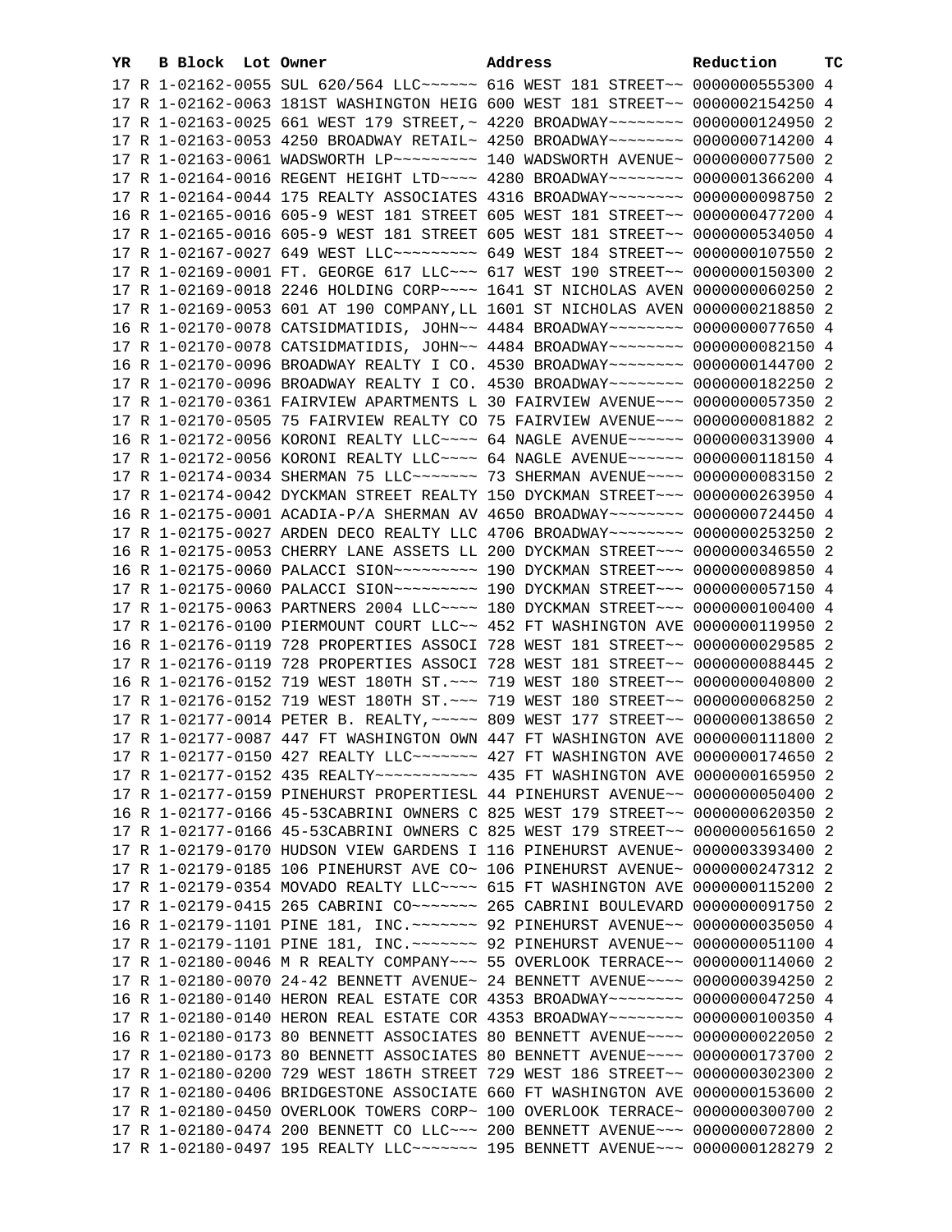| YR | B | Block | Lot | Owner | Address | Reduction | TC |
|---|---|---|---|---|---|---|---|
| 17 | R | 1-02162-0055 | | SUL 620/564 LLC~~~~~~ | 616 WEST 181 STREET~~ | 0000000555300 | 4 |
| 17 | R | 1-02162-0063 | | 181ST WASHINGTON HEIG | 600 WEST 181 STREET~~ | 0000002154250 | 4 |
| 17 | R | 1-02163-0025 | | 661 WEST 179 STREET,~ | 4220 BROADWAY~~~~~~~~ | 0000000124950 | 2 |
| 17 | R | 1-02163-0053 | | 4250 BROADWAY RETAIL~ | 4250 BROADWAY~~~~~~~~ | 0000000714200 | 4 |
| 17 | R | 1-02163-0061 | | WADSWORTH LP~~~~~~~~~ | 140 WADSWORTH AVENUE~ | 0000000077500 | 2 |
| 17 | R | 1-02164-0016 | | REGENT HEIGHT LTD~~~~ | 4280 BROADWAY~~~~~~~~ | 0000001366200 | 4 |
| 17 | R | 1-02164-0044 | | 175 REALTY ASSOCIATES | 4316 BROADWAY~~~~~~~~ | 0000000098750 | 2 |
| 16 | R | 1-02165-0016 | | 605-9 WEST 181 STREET | 605 WEST 181 STREET~~ | 0000000477200 | 4 |
| 17 | R | 1-02165-0016 | | 605-9 WEST 181 STREET | 605 WEST 181 STREET~~ | 0000000534050 | 4 |
| 17 | R | 1-02167-0027 | | 649 WEST LLC~~~~~~~~~ | 649 WEST 184 STREET~~ | 0000000107550 | 2 |
| 17 | R | 1-02169-0001 | | FT. GEORGE 617 LLC~~~ | 617 WEST 190 STREET~~ | 0000000150300 | 2 |
| 17 | R | 1-02169-0018 | | 2246 HOLDING CORP~~~~ | 1641 ST NICHOLAS AVEN | 0000000060250 | 2 |
| 17 | R | 1-02169-0053 | | 601 AT 190 COMPANY,LL | 1601 ST NICHOLAS AVEN | 0000000218850 | 2 |
| 16 | R | 1-02170-0078 | | CATSIDMATIDIS, JOHN~~ | 4484 BROADWAY~~~~~~~~ | 0000000077650 | 4 |
| 17 | R | 1-02170-0078 | | CATSIDMATIDIS, JOHN~~ | 4484 BROADWAY~~~~~~~~ | 0000000082150 | 4 |
| 16 | R | 1-02170-0096 | | BROADWAY REALTY I CO. | 4530 BROADWAY~~~~~~~~ | 0000000144700 | 2 |
| 17 | R | 1-02170-0096 | | BROADWAY REALTY I CO. | 4530 BROADWAY~~~~~~~~ | 0000000182250 | 2 |
| 17 | R | 1-02170-0361 | | FAIRVIEW APARTMENTS L | 30 FAIRVIEW AVENUE~~~ | 0000000057350 | 2 |
| 17 | R | 1-02170-0505 | | 75 FAIRVIEW REALTY CO | 75 FAIRVIEW AVENUE~~~ | 0000000081882 | 2 |
| 16 | R | 1-02172-0056 | | KORONI REALTY LLC~~~~ | 64 NAGLE AVENUE~~~~~~ | 0000000313900 | 4 |
| 17 | R | 1-02172-0056 | | KORONI REALTY LLC~~~~ | 64 NAGLE AVENUE~~~~~~ | 0000000118150 | 4 |
| 17 | R | 1-02174-0034 | | SHERMAN 75 LLC~~~~~~~ | 73 SHERMAN AVENUE~~~~ | 0000000083150 | 2 |
| 17 | R | 1-02174-0042 | | DYCKMAN STREET REALTY | 150 DYCKMAN STREET~~~ | 0000000263950 | 4 |
| 16 | R | 1-02175-0001 | | ACADIA-P/A SHERMAN AV | 4650 BROADWAY~~~~~~~~ | 0000000724450 | 4 |
| 17 | R | 1-02175-0027 | | ARDEN DECO REALTY LLC | 4706 BROADWAY~~~~~~~~ | 0000000253250 | 2 |
| 16 | R | 1-02175-0053 | | CHERRY LANE ASSETS LL | 200 DYCKMAN STREET~~~ | 0000000346550 | 2 |
| 16 | R | 1-02175-0060 | | PALACCI SION~~~~~~~~~ | 190 DYCKMAN STREET~~~ | 0000000089850 | 4 |
| 17 | R | 1-02175-0060 | | PALACCI SION~~~~~~~~~ | 190 DYCKMAN STREET~~~ | 0000000057150 | 4 |
| 17 | R | 1-02175-0063 | | PARTNERS 2004 LLC~~~~ | 180 DYCKMAN STREET~~~ | 0000000100400 | 4 |
| 17 | R | 1-02176-0100 | | PIERMOUNT COURT LLC~~ | 452 FT WASHINGTON AVE | 0000000119950 | 2 |
| 16 | R | 1-02176-0119 | | 728 PROPERTIES ASSOCI | 728 WEST 181 STREET~~ | 0000000029585 | 2 |
| 17 | R | 1-02176-0119 | | 728 PROPERTIES ASSOCI | 728 WEST 181 STREET~~ | 0000000088445 | 2 |
| 16 | R | 1-02176-0152 | | 719 WEST 180TH ST.~~~ | 719 WEST 180 STREET~~ | 0000000040800 | 2 |
| 17 | R | 1-02176-0152 | | 719 WEST 180TH ST.~~~ | 719 WEST 180 STREET~~ | 0000000068250 | 2 |
| 17 | R | 1-02177-0014 | | PETER B. REALTY,~~~~~ | 809 WEST 177 STREET~~ | 0000000138650 | 2 |
| 17 | R | 1-02177-0087 | | 447 FT WASHINGTON OWN | 447 FT WASHINGTON AVE | 0000000111800 | 2 |
| 17 | R | 1-02177-0150 | | 427 REALTY LLC~~~~~~~ | 427 FT WASHINGTON AVE | 0000000174650 | 2 |
| 17 | R | 1-02177-0152 | | 435 REALTY~~~~~~~~~~~ | 435 FT WASHINGTON AVE | 0000000165950 | 2 |
| 17 | R | 1-02177-0159 | | PINEHURST PROPERTIESL | 44 PINEHURST AVENUE~~ | 0000000050400 | 2 |
| 16 | R | 1-02177-0166 | | 45-53CABRINI OWNERS C | 825 WEST 179 STREET~~ | 0000000620350 | 2 |
| 17 | R | 1-02177-0166 | | 45-53CABRINI OWNERS C | 825 WEST 179 STREET~~ | 0000000561650 | 2 |
| 17 | R | 1-02179-0170 | | HUDSON VIEW GARDENS I | 116 PINEHURST AVENUE~ | 0000003393400 | 2 |
| 17 | R | 1-02179-0185 | | 106 PINEHURST AVE CO~ | 106 PINEHURST AVENUE~ | 0000000247312 | 2 |
| 17 | R | 1-02179-0354 | | MOVADO REALTY LLC~~~~ | 615 FT WASHINGTON AVE | 0000000115200 | 2 |
| 17 | R | 1-02179-0415 | | 265 CABRINI CO~~~~~~~ | 265 CABRINI BOULEVARD | 0000000091750 | 2 |
| 16 | R | 1-02179-1101 | | PINE 181, INC.~~~~~~~ | 92 PINEHURST AVENUE~~ | 0000000035050 | 4 |
| 17 | R | 1-02179-1101 | | PINE 181, INC.~~~~~~~ | 92 PINEHURST AVENUE~~ | 0000000051100 | 4 |
| 17 | R | 1-02180-0046 | | M R REALTY COMPANY~~~ | 55 OVERLOOK TERRACE~~ | 0000000114060 | 2 |
| 17 | R | 1-02180-0070 | | 24-42 BENNETT AVENUE~ | 24 BENNETT AVENUE~~~~ | 0000000394250 | 2 |
| 16 | R | 1-02180-0140 | | HERON REAL ESTATE COR | 4353 BROADWAY~~~~~~~~ | 0000000047250 | 4 |
| 17 | R | 1-02180-0140 | | HERON REAL ESTATE COR | 4353 BROADWAY~~~~~~~~ | 0000000100350 | 4 |
| 16 | R | 1-02180-0173 | | 80 BENNETT ASSOCIATES | 80 BENNETT AVENUE~~~~ | 0000000022050 | 2 |
| 17 | R | 1-02180-0173 | | 80 BENNETT ASSOCIATES | 80 BENNETT AVENUE~~~~ | 0000000173700 | 2 |
| 17 | R | 1-02180-0200 | | 729 WEST 186TH STREET | 729 WEST 186 STREET~~ | 0000000302300 | 2 |
| 17 | R | 1-02180-0406 | | BRIDGESTONE ASSOCIATE | 660 FT WASHINGTON AVE | 0000000153600 | 2 |
| 17 | R | 1-02180-0450 | | OVERLOOK TOWERS CORP~ | 100 OVERLOOK TERRACE~ | 0000000300700 | 2 |
| 17 | R | 1-02180-0474 | | 200 BENNETT CO LLC~~~ | 200 BENNETT AVENUE~~~ | 0000000072800 | 2 |
| 17 | R | 1-02180-0497 | | 195 REALTY LLC~~~~~~~ | 195 BENNETT AVENUE~~~ | 0000000128279 | 2 |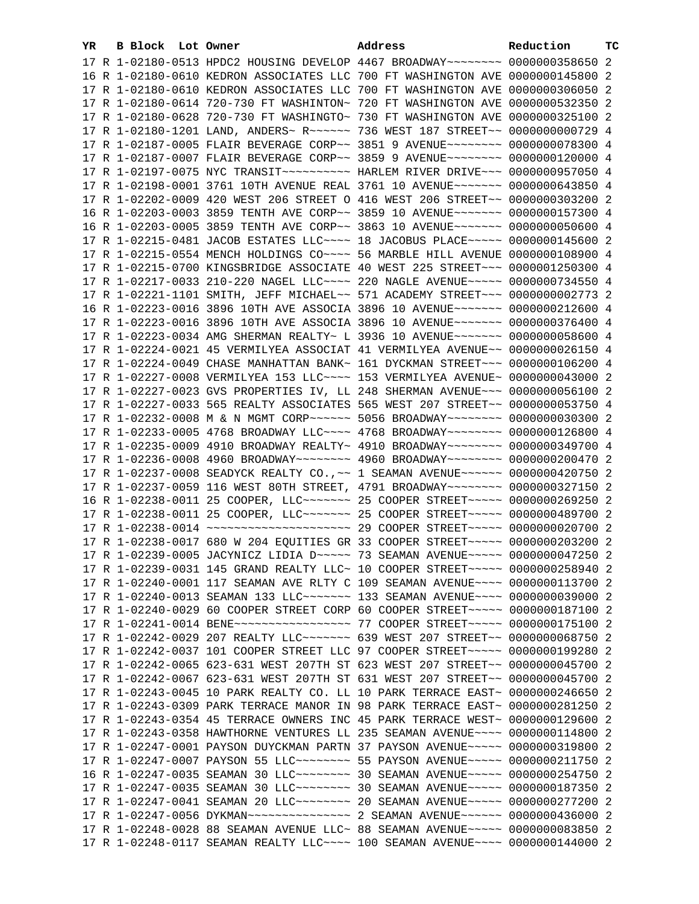| YR | B | Block | Lot | Owner | Address | Reduction | TC |
|---|---|---|---|---|---|---|---|
| 17 | R | 1-02180-0513 | | HPDC2 HOUSING DEVELOP | 4467 BROADWAY~~~~~~~~ | 0000000358650 | 2 |
| 16 | R | 1-02180-0610 | | KEDRON ASSOCIATES LLC | 700 FT WASHINGTON AVE | 0000000145800 | 2 |
| 17 | R | 1-02180-0610 | | KEDRON ASSOCIATES LLC | 700 FT WASHINGTON AVE | 0000000306050 | 2 |
| 17 | R | 1-02180-0614 | | 720-730 FT WASHINTON~ | 720 FT WASHINGTON AVE | 0000000532350 | 2 |
| 17 | R | 1-02180-0628 | | 720-730 FT WASHINGTO~ | 730 FT WASHINGTON AVE | 0000000325100 | 2 |
| 17 | R | 1-02180-1201 | | LAND, ANDERS~ R~~~~~~ | 736 WEST 187 STREET~~ | 0000000000729 | 4 |
| 17 | R | 1-02187-0005 | | FLAIR BEVERAGE CORP~~ | 3851 9 AVENUE~~~~~~~~ | 0000000078300 | 4 |
| 17 | R | 1-02187-0007 | | FLAIR BEVERAGE CORP~~ | 3859 9 AVENUE~~~~~~~~ | 0000000120000 | 4 |
| 17 | R | 1-02197-0075 | | NYC TRANSIT~~~~~~~~~~ | HARLEM RIVER DRIVE~~~ | 0000000957050 | 4 |
| 17 | R | 1-02198-0001 | | 3761 10TH AVENUE REAL | 3761 10 AVENUE~~~~~~~ | 0000000643850 | 4 |
| 17 | R | 1-02202-0009 | | 420 WEST 206 STREET O | 416 WEST 206 STREET~~ | 0000000303200 | 2 |
| 16 | R | 1-02203-0003 | | 3859 TENTH AVE CORP~~ | 3859 10 AVENUE~~~~~~~ | 0000000157300 | 4 |
| 16 | R | 1-02203-0005 | | 3859 TENTH AVE CORP~~ | 3863 10 AVENUE~~~~~~~ | 0000000050600 | 4 |
| 17 | R | 1-02215-0481 | | JACOB ESTATES LLC~~~~ | 18 JACOBUS PLACE~~~~~ | 0000000145600 | 2 |
| 17 | R | 1-02215-0554 | | MENCH HOLDINGS CO~~~~ | 56 MARBLE HILL AVENUE | 0000000108900 | 4 |
| 17 | R | 1-02215-0700 | | KINGSBRIDGE ASSOCIATE | 40 WEST 225 STREET~~~ | 0000001250300 | 4 |
| 17 | R | 1-02217-0033 | | 210-220 NAGEL LLC~~~~ | 220 NAGLE AVENUE~~~~~ | 0000000734550 | 4 |
| 17 | R | 1-02221-1101 | | SMITH, JEFF MICHAEL~~ | 571 ACADEMY STREET~~~ | 0000000002773 | 2 |
| 16 | R | 1-02223-0016 | | 3896 10TH AVE ASSOCIA | 3896 10 AVENUE~~~~~~~ | 0000000212600 | 4 |
| 17 | R | 1-02223-0016 | | 3896 10TH AVE ASSOCIA | 3896 10 AVENUE~~~~~~~ | 0000000376400 | 4 |
| 17 | R | 1-02223-0034 | | AMG SHERMAN REALTY~ L | 3936 10 AVENUE~~~~~~~ | 0000000058600 | 4 |
| 17 | R | 1-02224-0021 | | 45 VERMILYEA ASSOCIAT | 41 VERMILYEA AVENUE~~ | 0000000026150 | 4 |
| 17 | R | 1-02224-0049 | | CHASE MANHATTAN BANK~ | 161 DYCKMAN STREET~~~ | 0000000106200 | 4 |
| 17 | R | 1-02227-0008 | | VERMILYEA 153 LLC~~~~ | 153 VERMILYEA AVENUE~ | 0000000043000 | 2 |
| 17 | R | 1-02227-0023 | | GVS PROPERTIES IV, LL | 248 SHERMAN AVENUE~~~ | 0000000056100 | 2 |
| 17 | R | 1-02227-0033 | | 565 REALTY ASSOCIATES | 565 WEST 207 STREET~~ | 0000000053750 | 4 |
| 17 | R | 1-02232-0008 | | M & N MGMT CORP~~~~~~ | 5056 BROADWAY~~~~~~~~ | 0000000030300 | 2 |
| 17 | R | 1-02233-0005 | | 4768 BROADWAY LLC~~~~ | 4768 BROADWAY~~~~~~~~ | 0000000126800 | 4 |
| 17 | R | 1-02235-0009 | | 4910 BROADWAY REALTY~ | 4910 BROADWAY~~~~~~~~ | 0000000349700 | 4 |
| 17 | R | 1-02236-0008 | | 4960 BROADWAY~~~~~~~~ | 4960 BROADWAY~~~~~~~~ | 0000000200470 | 2 |
| 17 | R | 1-02237-0008 | | SEADYCK REALTY CO.,~~ | 1 SEAMAN AVENUE~~~~~~ | 0000000420750 | 2 |
| 17 | R | 1-02237-0059 | | 116 WEST 80TH STREET, | 4791 BROADWAY~~~~~~~~ | 0000000327150 | 2 |
| 16 | R | 1-02238-0011 | | 25 COOPER, LLC~~~~~~~ | 25 COOPER STREET~~~~~ | 0000000269250 | 2 |
| 17 | R | 1-02238-0011 | | 25 COOPER, LLC~~~~~~~ | 25 COOPER STREET~~~~~ | 0000000489700 | 2 |
| 17 | R | 1-02238-0014 | | ~~~~~~~~~~~~~~~~~~~~~ | 29 COOPER STREET~~~~~ | 0000000020700 | 2 |
| 17 | R | 1-02238-0017 | | 680 W 204 EQUITIES GR | 33 COOPER STREET~~~~~ | 0000000203200 | 2 |
| 17 | R | 1-02239-0005 | | JACYNICZ LIDIA D~~~~~ | 73 SEAMAN AVENUE~~~~~ | 0000000047250 | 2 |
| 17 | R | 1-02239-0031 | | 145 GRAND REALTY LLC~ | 10 COOPER STREET~~~~~ | 0000000258940 | 2 |
| 17 | R | 1-02240-0001 | | 117 SEAMAN AVE RLTY C | 109 SEAMAN AVENUE~~~~ | 0000000113700 | 2 |
| 17 | R | 1-02240-0013 | | SEAMAN 133 LLC~~~~~~~ | 133 SEAMAN AVENUE~~~~ | 0000000039000 | 2 |
| 17 | R | 1-02240-0029 | | 60 COOPER STREET CORP | 60 COOPER STREET~~~~~ | 0000000187100 | 2 |
| 17 | R | 1-02241-0014 | | BENE~~~~~~~~~~~~~~~~~ | 77 COOPER STREET~~~~~ | 0000000175100 | 2 |
| 17 | R | 1-02242-0029 | | 207 REALTY LLC~~~~~~~ | 639 WEST 207 STREET~~ | 0000000068750 | 2 |
| 17 | R | 1-02242-0037 | | 101 COOPER STREET LLC | 97 COOPER STREET~~~~~ | 0000000199280 | 2 |
| 17 | R | 1-02242-0065 | | 623-631 WEST 207TH ST | 623 WEST 207 STREET~~ | 0000000045700 | 2 |
| 17 | R | 1-02242-0067 | | 623-631 WEST 207TH ST | 631 WEST 207 STREET~~ | 0000000045700 | 2 |
| 17 | R | 1-02243-0045 | | 10 PARK REALTY CO. LL | 10 PARK TERRACE EAST~ | 0000000246650 | 2 |
| 17 | R | 1-02243-0309 | | PARK TERRACE MANOR IN | 98 PARK TERRACE EAST~ | 0000000281250 | 2 |
| 17 | R | 1-02243-0354 | | 45 TERRACE OWNERS INC | 45 PARK TERRACE WEST~ | 0000000129600 | 2 |
| 17 | R | 1-02243-0358 | | HAWTHORNE VENTURES LL | 235 SEAMAN AVENUE~~~~ | 0000000114800 | 2 |
| 17 | R | 1-02247-0001 | | PAYSON DUYCKMAN PARTN | 37 PAYSON AVENUE~~~~~ | 0000000319800 | 2 |
| 17 | R | 1-02247-0007 | | PAYSON 55 LLC~~~~~~~~ | 55 PAYSON AVENUE~~~~~ | 0000000211750 | 2 |
| 16 | R | 1-02247-0035 | | SEAMAN 30 LLC~~~~~~~~ | 30 SEAMAN AVENUE~~~~~ | 0000000254750 | 2 |
| 17 | R | 1-02247-0035 | | SEAMAN 30 LLC~~~~~~~~ | 30 SEAMAN AVENUE~~~~~ | 0000000187350 | 2 |
| 17 | R | 1-02247-0041 | | SEAMAN 20 LLC~~~~~~~~ | 20 SEAMAN AVENUE~~~~~ | 0000000277200 | 2 |
| 17 | R | 1-02247-0056 | | DYKMAN~~~~~~~~~~~~~~~ | 2 SEAMAN AVENUE~~~~~~ | 0000000436000 | 2 |
| 17 | R | 1-02248-0028 | | 88 SEAMAN AVENUE LLC~ | 88 SEAMAN AVENUE~~~~~ | 0000000083850 | 2 |
| 17 | R | 1-02248-0117 | | SEAMAN REALTY LLC~~~~ | 100 SEAMAN AVENUE~~~~ | 0000000144000 | 2 |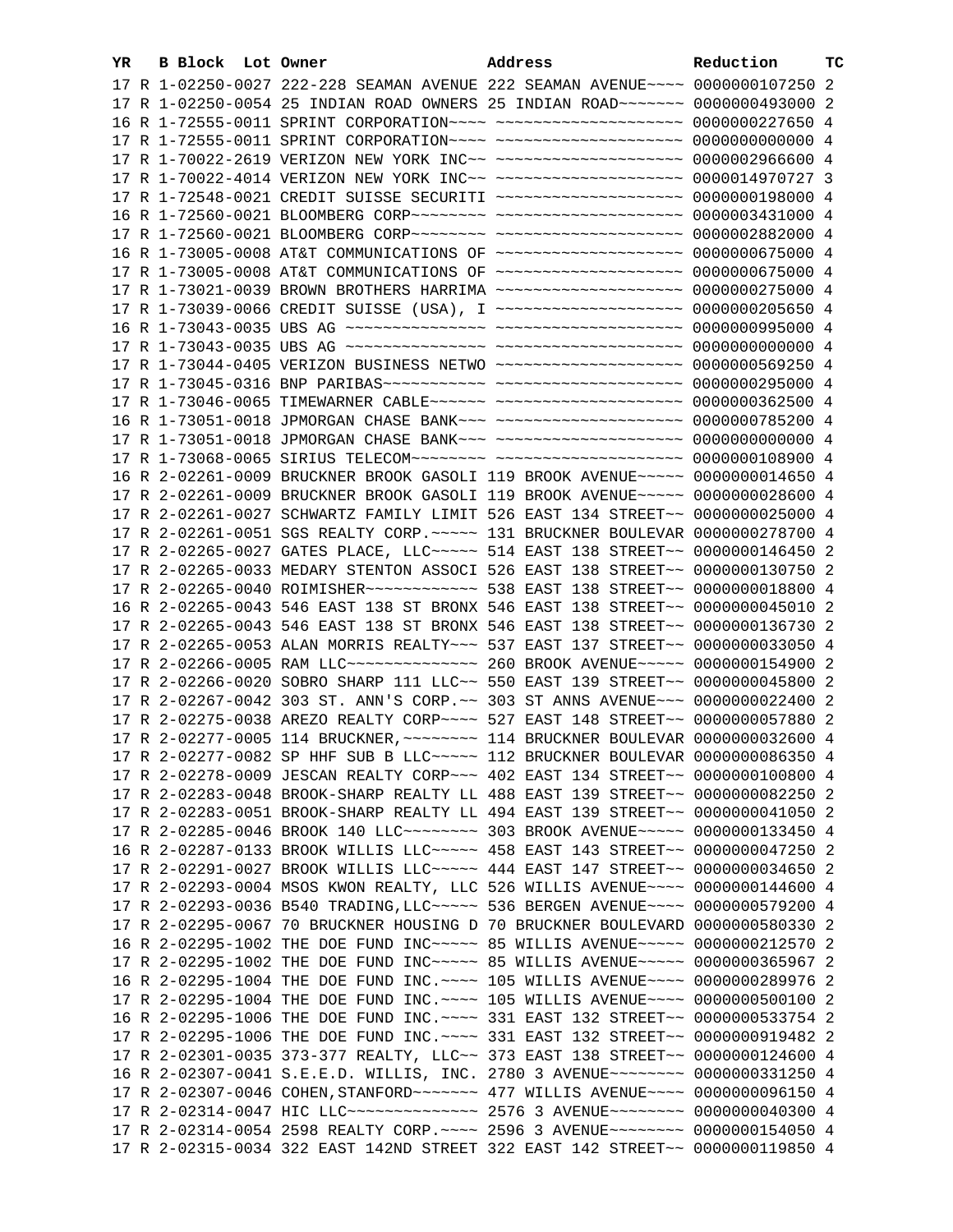| YR | B | Block | Lot | Owner | Address | Reduction | TC |
|---|---|---|---|---|---|---|---|
| 17 | R | 1-02250-0027 | | 222-228 SEAMAN AVENUE | 222 SEAMAN AVENUE~~~~ | 0000000107250 | 2 |
| 17 | R | 1-02250-0054 | | 25 INDIAN ROAD OWNERS | 25 INDIAN ROAD~~~~~~~ | 0000000493000 | 2 |
| 16 | R | 1-72555-0011 | | SPRINT CORPORATION~~~~ | ~~~~~~~~~~~~~~~~~~~~ | 0000000227650 | 4 |
| 17 | R | 1-72555-0011 | | SPRINT CORPORATION~~~~ | ~~~~~~~~~~~~~~~~~~~~ | 0000000000000 | 4 |
| 17 | R | 1-70022-2619 | | VERIZON NEW YORK INC~~ | ~~~~~~~~~~~~~~~~~~~~ | 0000002966600 | 4 |
| 17 | R | 1-70022-4014 | | VERIZON NEW YORK INC~~ | ~~~~~~~~~~~~~~~~~~~~ | 0000014970727 | 3 |
| 17 | R | 1-72548-0021 | | CREDIT SUISSE SECURITI | ~~~~~~~~~~~~~~~~~~~~ | 0000000198000 | 4 |
| 16 | R | 1-72560-0021 | | BLOOMBERG CORP~~~~~~~~ | ~~~~~~~~~~~~~~~~~~~~ | 0000003431000 | 4 |
| 17 | R | 1-72560-0021 | | BLOOMBERG CORP~~~~~~~~ | ~~~~~~~~~~~~~~~~~~~~ | 0000002882000 | 4 |
| 16 | R | 1-73005-0008 | | AT&T COMMUNICATIONS OF | ~~~~~~~~~~~~~~~~~~~~ | 0000000675000 | 4 |
| 17 | R | 1-73005-0008 | | AT&T COMMUNICATIONS OF | ~~~~~~~~~~~~~~~~~~~~ | 0000000675000 | 4 |
| 17 | R | 1-73021-0039 | | BROWN BROTHERS HARRIMA | ~~~~~~~~~~~~~~~~~~~~ | 0000000275000 | 4 |
| 17 | R | 1-73039-0066 | | CREDIT SUISSE (USA), I | ~~~~~~~~~~~~~~~~~~~~ | 0000000205650 | 4 |
| 16 | R | 1-73043-0035 | | UBS AG ~~~~~~~~~~~~~~~ | ~~~~~~~~~~~~~~~~~~~~ | 0000000995000 | 4 |
| 17 | R | 1-73043-0035 | | UBS AG ~~~~~~~~~~~~~~~ | ~~~~~~~~~~~~~~~~~~~~ | 0000000000000 | 4 |
| 17 | R | 1-73044-0405 | | VERIZON BUSINESS NETWO | ~~~~~~~~~~~~~~~~~~~~ | 0000000569250 | 4 |
| 17 | R | 1-73045-0316 | | BNP PARIBAS~~~~~~~~~~~ | ~~~~~~~~~~~~~~~~~~~~ | 0000000295000 | 4 |
| 17 | R | 1-73046-0065 | | TIMEWARNER CABLE~~~~~~ | ~~~~~~~~~~~~~~~~~~~~ | 0000000362500 | 4 |
| 16 | R | 1-73051-0018 | | JPMORGAN CHASE BANK~~~ | ~~~~~~~~~~~~~~~~~~~~ | 0000000785200 | 4 |
| 17 | R | 1-73051-0018 | | JPMORGAN CHASE BANK~~~ | ~~~~~~~~~~~~~~~~~~~~ | 0000000000000 | 4 |
| 17 | R | 1-73068-0065 | | SIRIUS TELECOM~~~~~~~~ | ~~~~~~~~~~~~~~~~~~~~ | 0000000108900 | 4 |
| 16 | R | 2-02261-0009 | | BRUCKNER BROOK GASOLI | 119 BROOK AVENUE~~~~~ | 0000000014650 | 4 |
| 17 | R | 2-02261-0009 | | BRUCKNER BROOK GASOLI | 119 BROOK AVENUE~~~~~ | 0000000028600 | 4 |
| 17 | R | 2-02261-0027 | | SCHWARTZ FAMILY LIMIT | 526 EAST 134 STREET~~ | 0000000025000 | 4 |
| 17 | R | 2-02261-0051 | | SGS REALTY CORP.~~~~~ | 131 BRUCKNER BOULEVAR | 0000000278700 | 4 |
| 17 | R | 2-02265-0027 | | GATES PLACE, LLC~~~~~ | 514 EAST 138 STREET~~ | 0000000146450 | 2 |
| 17 | R | 2-02265-0033 | | MEDARY STENTON ASSOCI | 526 EAST 138 STREET~~ | 0000000130750 | 2 |
| 17 | R | 2-02265-0040 | | ROIMISHER~~~~~~~~~~~~ | 538 EAST 138 STREET~~ | 0000000018800 | 4 |
| 16 | R | 2-02265-0043 | | 546 EAST 138 ST BRONX | 546 EAST 138 STREET~~ | 0000000045010 | 2 |
| 17 | R | 2-02265-0043 | | 546 EAST 138 ST BRONX | 546 EAST 138 STREET~~ | 0000000136730 | 2 |
| 17 | R | 2-02265-0053 | | ALAN MORRIS REALTY~~~ | 537 EAST 137 STREET~~ | 0000000033050 | 4 |
| 17 | R | 2-02266-0005 | | RAM LLC~~~~~~~~~~~~~~ | 260 BROOK AVENUE~~~~~ | 0000000154900 | 2 |
| 17 | R | 2-02266-0020 | | SOBRO SHARP 111 LLC~~ | 550 EAST 139 STREET~~ | 0000000045800 | 2 |
| 17 | R | 2-02267-0042 | | 303 ST. ANN'S CORP.~~ | 303 ST ANNS AVENUE~~~ | 0000000022400 | 2 |
| 17 | R | 2-02275-0038 | | AREZO REALTY CORP~~~~ | 527 EAST 148 STREET~~ | 0000000057880 | 2 |
| 17 | R | 2-02277-0005 | | 114 BRUCKNER,~~~~~~~~ | 114 BRUCKNER BOULEVAR | 0000000032600 | 4 |
| 17 | R | 2-02277-0082 | | SP HHF SUB B LLC~~~~~ | 112 BRUCKNER BOULEVAR | 0000000086350 | 4 |
| 17 | R | 2-02278-0009 | | JESCAN REALTY CORP~~~ | 402 EAST 134 STREET~~ | 0000000100800 | 4 |
| 17 | R | 2-02283-0048 | | BROOK-SHARP REALTY LL | 488 EAST 139 STREET~~ | 0000000082250 | 2 |
| 17 | R | 2-02283-0051 | | BROOK-SHARP REALTY LL | 494 EAST 139 STREET~~ | 0000000041050 | 2 |
| 17 | R | 2-02285-0046 | | BROOK 140 LLC~~~~~~~~ | 303 BROOK AVENUE~~~~~ | 0000000133450 | 4 |
| 16 | R | 2-02287-0133 | | BROOK WILLIS LLC~~~~~ | 458 EAST 143 STREET~~ | 0000000047250 | 2 |
| 17 | R | 2-02291-0027 | | BROOK WILLIS LLC~~~~~ | 444 EAST 147 STREET~~ | 0000000034650 | 2 |
| 17 | R | 2-02293-0004 | | MSOS KWON REALTY, LLC | 526 WILLIS AVENUE~~~~ | 0000000144600 | 4 |
| 17 | R | 2-02293-0036 | | B540 TRADING,LLC~~~~~ | 536 BERGEN AVENUE~~~~ | 0000000579200 | 4 |
| 17 | R | 2-02295-0067 | | 70 BRUCKNER HOUSING D | 70 BRUCKNER BOULEVARD | 0000000580330 | 2 |
| 16 | R | 2-02295-1002 | | THE DOE FUND INC~~~~~ | 85 WILLIS AVENUE~~~~~ | 0000000212570 | 2 |
| 17 | R | 2-02295-1002 | | THE DOE FUND INC~~~~~ | 85 WILLIS AVENUE~~~~~ | 0000000365967 | 2 |
| 16 | R | 2-02295-1004 | | THE DOE FUND INC.~~~~ | 105 WILLIS AVENUE~~~~ | 0000000289976 | 2 |
| 17 | R | 2-02295-1004 | | THE DOE FUND INC.~~~~ | 105 WILLIS AVENUE~~~~ | 0000000500100 | 2 |
| 16 | R | 2-02295-1006 | | THE DOE FUND INC.~~~~ | 331 EAST 132 STREET~~ | 0000000533754 | 2 |
| 17 | R | 2-02295-1006 | | THE DOE FUND INC.~~~~ | 331 EAST 132 STREET~~ | 0000000919482 | 2 |
| 17 | R | 2-02301-0035 | | 373-377 REALTY, LLC~~ | 373 EAST 138 STREET~~ | 0000000124600 | 4 |
| 16 | R | 2-02307-0041 | | S.E.E.D. WILLIS, INC. | 2780 3 AVENUE~~~~~~~~ | 0000000331250 | 4 |
| 17 | R | 2-02307-0046 | | COHEN,STANFORD~~~~~~~ | 477 WILLIS AVENUE~~~~ | 0000000096150 | 4 |
| 17 | R | 2-02314-0047 | | HIC LLC~~~~~~~~~~~~~~ | 2576 3 AVENUE~~~~~~~~ | 0000000040300 | 4 |
| 17 | R | 2-02314-0054 | | 2598 REALTY CORP.~~~~ | 2596 3 AVENUE~~~~~~~~ | 0000000154050 | 4 |
| 17 | R | 2-02315-0034 | | 322 EAST 142ND STREET | 322 EAST 142 STREET~~ | 0000000119850 | 4 |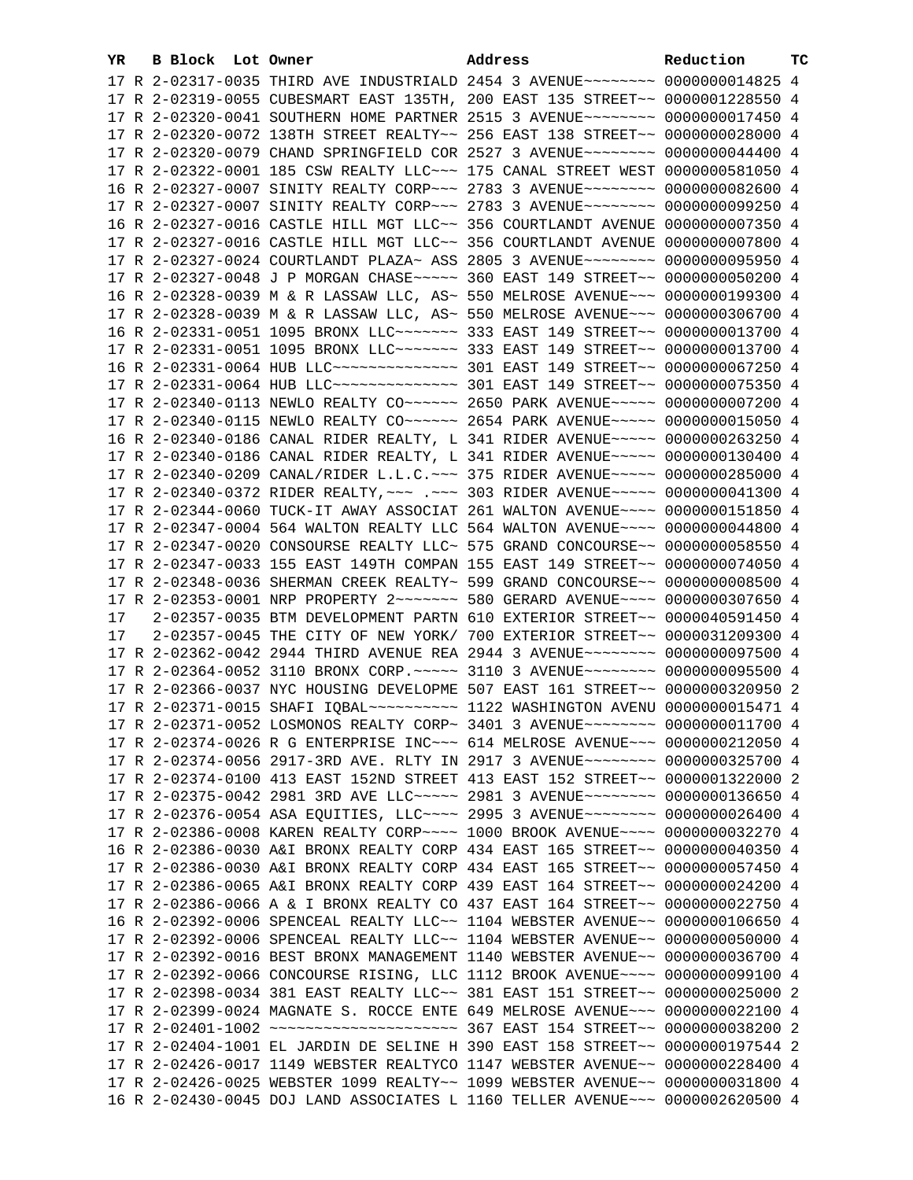| YR | B | Block | Lot | Owner | Address | Reduction | TC |
|---|---|---|---|---|---|---|---|
| 17 | R | 2-02317-0035 | | THIRD AVE INDUSTRIALD | 2454 3 AVENUE~~~~~~~~ | 0000000014825 | 4 |
| 17 | R | 2-02319-0055 | | CUBESMART EAST 135TH, | 200 EAST 135 STREET~~ | 0000001228550 | 4 |
| 17 | R | 2-02320-0041 | | SOUTHERN HOME PARTNER | 2515 3 AVENUE~~~~~~~~ | 0000000017450 | 4 |
| 17 | R | 2-02320-0072 | | 138TH STREET REALTY~~ | 256 EAST 138 STREET~~ | 0000000028000 | 4 |
| 17 | R | 2-02320-0079 | | CHAND SPRINGFIELD COR | 2527 3 AVENUE~~~~~~~~ | 0000000044400 | 4 |
| 17 | R | 2-02322-0001 | | 185 CSW REALTY LLC~~~ | 175 CANAL STREET WEST | 0000000581050 | 4 |
| 16 | R | 2-02327-0007 | | SINITY REALTY CORP~~~ | 2783 3 AVENUE~~~~~~~~ | 0000000082600 | 4 |
| 17 | R | 2-02327-0007 | | SINITY REALTY CORP~~~ | 2783 3 AVENUE~~~~~~~~ | 0000000099250 | 4 |
| 16 | R | 2-02327-0016 | | CASTLE HILL MGT LLC~~ | 356 COURTLANDT AVENUE | 0000000007350 | 4 |
| 17 | R | 2-02327-0016 | | CASTLE HILL MGT LLC~~ | 356 COURTLANDT AVENUE | 0000000007800 | 4 |
| 17 | R | 2-02327-0024 | | COURTLANDT PLAZA~ ASS | 2805 3 AVENUE~~~~~~~~ | 0000000095950 | 4 |
| 17 | R | 2-02327-0048 | | J P MORGAN CHASE~~~~~ | 360 EAST 149 STREET~~ | 0000000050200 | 4 |
| 16 | R | 2-02328-0039 | | M & R LASSAW LLC, AS~ | 550 MELROSE AVENUE~~~ | 0000000199300 | 4 |
| 17 | R | 2-02328-0039 | | M & R LASSAW LLC, AS~ | 550 MELROSE AVENUE~~~ | 0000000306700 | 4 |
| 16 | R | 2-02331-0051 | | 1095 BRONX LLC~~~~~~~ | 333 EAST 149 STREET~~ | 0000000013700 | 4 |
| 17 | R | 2-02331-0051 | | 1095 BRONX LLC~~~~~~~ | 333 EAST 149 STREET~~ | 0000000013700 | 4 |
| 16 | R | 2-02331-0064 | | HUB LLC~~~~~~~~~~~~~~ | 301 EAST 149 STREET~~ | 0000000067250 | 4 |
| 17 | R | 2-02331-0064 | | HUB LLC~~~~~~~~~~~~~~ | 301 EAST 149 STREET~~ | 0000000075350 | 4 |
| 17 | R | 2-02340-0113 | | NEWLO REALTY CO~~~~~~ | 2650 PARK AVENUE~~~~~ | 0000000007200 | 4 |
| 17 | R | 2-02340-0115 | | NEWLO REALTY CO~~~~~~ | 2654 PARK AVENUE~~~~~ | 0000000015050 | 4 |
| 16 | R | 2-02340-0186 | | CANAL RIDER REALTY, L | 341 RIDER AVENUE~~~~~ | 0000000263250 | 4 |
| 17 | R | 2-02340-0186 | | CANAL RIDER REALTY, L | 341 RIDER AVENUE~~~~~ | 0000000130400 | 4 |
| 17 | R | 2-02340-0209 | | CANAL/RIDER L.L.C.~~~ | 375 RIDER AVENUE~~~~~ | 0000000285000 | 4 |
| 17 | R | 2-02340-0372 | | RIDER REALTY,~~~ .~~~ | 303 RIDER AVENUE~~~~~ | 0000000041300 | 4 |
| 17 | R | 2-02344-0060 | | TUCK-IT AWAY ASSOCIAT | 261 WALTON AVENUE~~~~ | 0000000151850 | 4 |
| 17 | R | 2-02347-0004 | | 564 WALTON REALTY LLC | 564 WALTON AVENUE~~~~ | 0000000044800 | 4 |
| 17 | R | 2-02347-0020 | | CONSOURSE REALTY LLC~ | 575 GRAND CONCOURSE~~ | 0000000058550 | 4 |
| 17 | R | 2-02347-0033 | | 155 EAST 149TH COMPAN | 155 EAST 149 STREET~~ | 0000000074050 | 4 |
| 17 | R | 2-02348-0036 | | SHERMAN CREEK REALTY~ | 599 GRAND CONCOURSE~~ | 0000000008500 | 4 |
| 17 | R | 2-02353-0001 | | NRP PROPERTY 2~~~~~~~ | 580 GERARD AVENUE~~~~ | 0000000307650 | 4 |
| 17 | | 2-02357-0035 | | BTM DEVELOPMENT PARTN | 610 EXTERIOR STREET~~ | 0000040591450 | 4 |
| 17 | | 2-02357-0045 | | THE CITY OF NEW YORK/ | 700 EXTERIOR STREET~~ | 0000031209300 | 4 |
| 17 | R | 2-02362-0042 | | 2944 THIRD AVENUE REA | 2944 3 AVENUE~~~~~~~~ | 0000000097500 | 4 |
| 17 | R | 2-02364-0052 | | 3110 BRONX CORP.~~~~~ | 3110 3 AVENUE~~~~~~~~ | 0000000095500 | 4 |
| 17 | R | 2-02366-0037 | | NYC HOUSING DEVELOPME | 507 EAST 161 STREET~~ | 0000000320950 | 2 |
| 17 | R | 2-02371-0015 | | SHAFI IQBAL~~~~~~~~~~ | 1122 WASHINGTON AVENU | 0000000015471 | 4 |
| 17 | R | 2-02371-0052 | | LOSMONOS REALTY CORP~ | 3401 3 AVENUE~~~~~~~~ | 0000000011700 | 4 |
| 17 | R | 2-02374-0026 | | R G ENTERPRISE INC~~~ | 614 MELROSE AVENUE~~~ | 0000000212050 | 4 |
| 17 | R | 2-02374-0056 | | 2917-3RD AVE. RLTY IN | 2917 3 AVENUE~~~~~~~~ | 0000000325700 | 4 |
| 17 | R | 2-02374-0100 | | 413 EAST 152ND STREET | 413 EAST 152 STREET~~ | 0000001322000 | 2 |
| 17 | R | 2-02375-0042 | | 2981 3RD AVE LLC~~~~~ | 2981 3 AVENUE~~~~~~~~ | 0000000136650 | 4 |
| 17 | R | 2-02376-0054 | | ASA EQUITIES, LLC~~~~ | 2995 3 AVENUE~~~~~~~~ | 0000000026400 | 4 |
| 17 | R | 2-02386-0008 | | KAREN REALTY CORP~~~~ | 1000 BROOK AVENUE~~~~ | 0000000032270 | 4 |
| 16 | R | 2-02386-0030 | | A&I BRONX REALTY CORP | 434 EAST 165 STREET~~ | 0000000040350 | 4 |
| 17 | R | 2-02386-0030 | | A&I BRONX REALTY CORP | 434 EAST 165 STREET~~ | 0000000057450 | 4 |
| 17 | R | 2-02386-0065 | | A&I BRONX REALTY CORP | 439 EAST 164 STREET~~ | 0000000024200 | 4 |
| 17 | R | 2-02386-0066 | | A & I BRONX REALTY CO | 437 EAST 164 STREET~~ | 0000000022750 | 4 |
| 16 | R | 2-02392-0006 | | SPENCEAL REALTY LLC~~ | 1104 WEBSTER AVENUE~~ | 0000000106650 | 4 |
| 17 | R | 2-02392-0006 | | SPENCEAL REALTY LLC~~ | 1104 WEBSTER AVENUE~~ | 0000000050000 | 4 |
| 17 | R | 2-02392-0016 | | BEST BRONX MANAGEMENT | 1140 WEBSTER AVENUE~~ | 0000000036700 | 4 |
| 17 | R | 2-02392-0066 | | CONCOURSE RISING, LLC | 1112 BROOK AVENUE~~~~ | 0000000099100 | 4 |
| 17 | R | 2-02398-0034 | | 381 EAST REALTY LLC~~ | 381 EAST 151 STREET~~ | 0000000025000 | 2 |
| 17 | R | 2-02399-0024 | | MAGNATE S. ROCCE ENTE | 649 MELROSE AVENUE~~~ | 0000000022100 | 4 |
| 17 | R | 2-02401-1002 | | ~~~~~~~~~~~~~~~~~~~~~ | 367 EAST 154 STREET~~ | 0000000038200 | 2 |
| 17 | R | 2-02404-1001 | | EL JARDIN DE SELINE H | 390 EAST 158 STREET~~ | 0000000197544 | 2 |
| 17 | R | 2-02426-0017 | | 1149 WEBSTER REALTYCO | 1147 WEBSTER AVENUE~~ | 0000000228400 | 4 |
| 17 | R | 2-02426-0025 | | WEBSTER 1099 REALTY~~ | 1099 WEBSTER AVENUE~~ | 0000000031800 | 4 |
| 16 | R | 2-02430-0045 | | DOJ LAND ASSOCIATES L | 1160 TELLER AVENUE~~~ | 0000002620500 | 4 |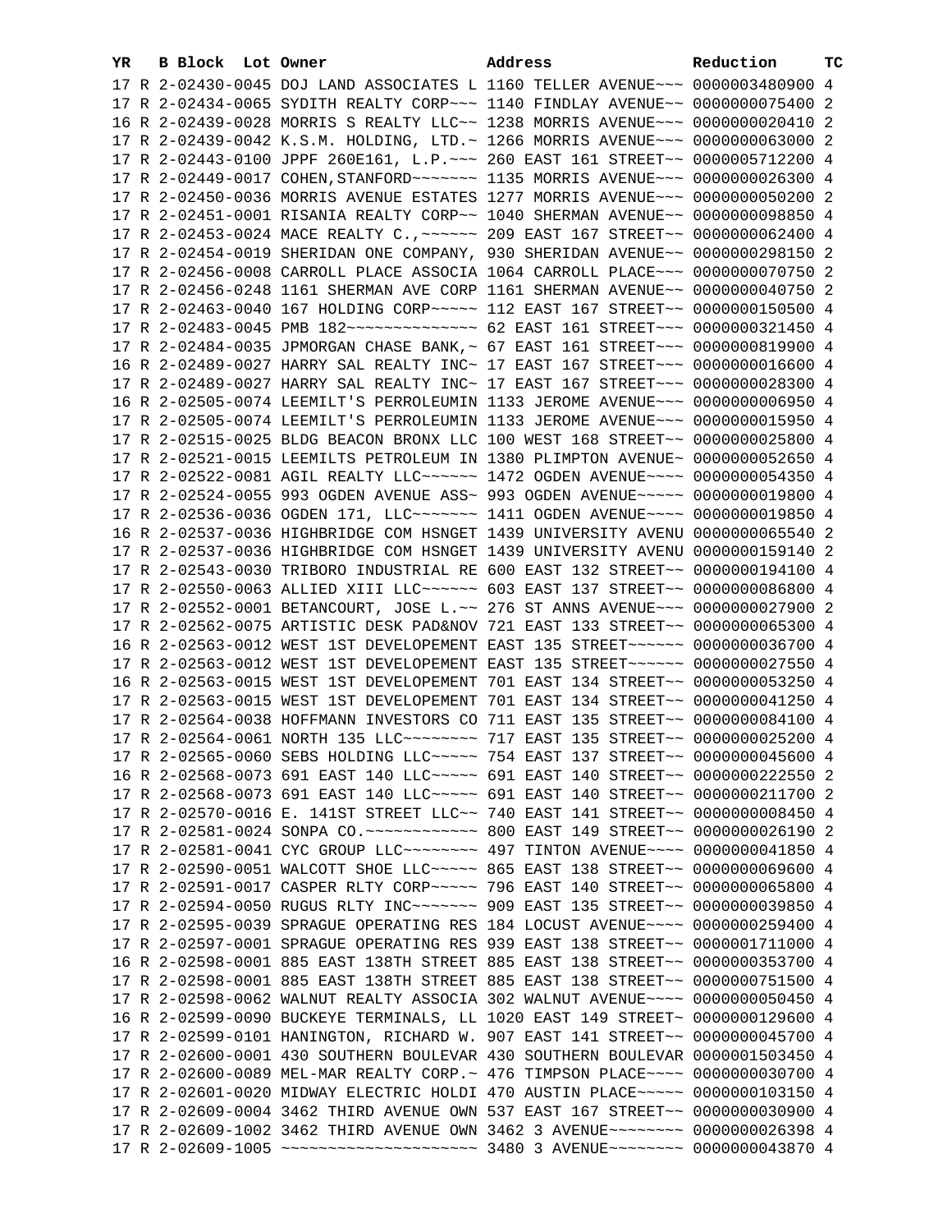| YR | B | Block | Lot | Owner | Address | Reduction | TC |
|---|---|---|---|---|---|---|---|
| 17 | R | 2-02430-0045 | | DOJ LAND ASSOCIATES L | 1160 TELLER AVENUE~~~ | 0000003480900 | 4 |
| 17 | R | 2-02434-0065 | | SYDITH REALTY CORP~~~ | 1140 FINDLAY AVENUE~~ | 0000000075400 | 2 |
| 16 | R | 2-02439-0028 | | MORRIS S REALTY LLC~~ | 1238 MORRIS AVENUE~~~ | 0000000020410 | 2 |
| 17 | R | 2-02439-0042 | | K.S.M. HOLDING, LTD.~ | 1266 MORRIS AVENUE~~~ | 0000000063000 | 2 |
| 17 | R | 2-02443-0100 | | JPPF 260E161, L.P.~~~ | 260 EAST 161 STREET~~ | 0000005712200 | 4 |
| 17 | R | 2-02449-0017 | | COHEN,STANFORD~~~~~~~ | 1135 MORRIS AVENUE~~~ | 0000000026300 | 4 |
| 17 | R | 2-02450-0036 | | MORRIS AVENUE ESTATES | 1277 MORRIS AVENUE~~~ | 0000000050200 | 2 |
| 17 | R | 2-02451-0001 | | RISANIA REALTY CORP~~ | 1040 SHERMAN AVENUE~~ | 0000000098850 | 4 |
| 17 | R | 2-02453-0024 | | MACE REALTY C.,~~~~~~ | 209 EAST 167 STREET~~ | 0000000062400 | 4 |
| 17 | R | 2-02454-0019 | | SHERIDAN ONE COMPANY, | 930 SHERIDAN AVENUE~~ | 0000000298150 | 2 |
| 17 | R | 2-02456-0008 | | CARROLL PLACE ASSOCIA | 1064 CARROLL PLACE~~~ | 0000000070750 | 2 |
| 17 | R | 2-02456-0248 | | 1161 SHERMAN AVE CORP | 1161 SHERMAN AVENUE~~ | 0000000040750 | 2 |
| 17 | R | 2-02463-0040 | | 167 HOLDING CORP~~~~~ | 112 EAST 167 STREET~~ | 0000000150500 | 4 |
| 17 | R | 2-02483-0045 | | PMB 182~~~~~~~~~~~~~~ | 62 EAST 161 STREET~~~ | 0000000321450 | 4 |
| 17 | R | 2-02484-0035 | | JPMORGAN CHASE BANK,~ | 67 EAST 161 STREET~~~ | 0000000819900 | 4 |
| 16 | R | 2-02489-0027 | | HARRY SAL REALTY INC~ | 17 EAST 167 STREET~~~ | 0000000016600 | 4 |
| 17 | R | 2-02489-0027 | | HARRY SAL REALTY INC~ | 17 EAST 167 STREET~~~ | 0000000028300 | 4 |
| 16 | R | 2-02505-0074 | | LEEMILT'S PERROLEUMIN | 1133 JEROME AVENUE~~~ | 0000000006950 | 4 |
| 17 | R | 2-02505-0074 | | LEEMILT'S PERROLEUMIN | 1133 JEROME AVENUE~~~ | 0000000015950 | 4 |
| 17 | R | 2-02515-0025 | | BLDG BEACON BRONX LLC | 100 WEST 168 STREET~~ | 0000000025800 | 4 |
| 17 | R | 2-02521-0015 | | LEEMILTS PETROLEUM IN | 1380 PLIMPTON AVENUE~ | 0000000052650 | 4 |
| 17 | R | 2-02522-0081 | | AGIL REALTY LLC~~~~~~ | 1472 OGDEN AVENUE~~~~ | 0000000054350 | 4 |
| 17 | R | 2-02524-0055 | | 993 OGDEN AVENUE ASS~ | 993 OGDEN AVENUE~~~~~ | 0000000019800 | 4 |
| 17 | R | 2-02536-0036 | | OGDEN 171, LLC~~~~~~~ | 1411 OGDEN AVENUE~~~~ | 0000000019850 | 4 |
| 16 | R | 2-02537-0036 | | HIGHBRIDGE COM HSNGET | 1439 UNIVERSITY AVENU | 0000000065540 | 2 |
| 17 | R | 2-02537-0036 | | HIGHBRIDGE COM HSNGET | 1439 UNIVERSITY AVENU | 0000000159140 | 2 |
| 17 | R | 2-02543-0030 | | TRIBORO INDUSTRIAL RE | 600 EAST 132 STREET~~ | 0000000194100 | 4 |
| 17 | R | 2-02550-0063 | | ALLIED XIII LLC~~~~~~ | 603 EAST 137 STREET~~ | 0000000086800 | 4 |
| 17 | R | 2-02552-0001 | | BETANCOURT, JOSE L.~~ | 276 ST ANNS AVENUE~~~ | 0000000027900 | 2 |
| 17 | R | 2-02562-0075 | | ARTISTIC DESK PAD&NOV | 721 EAST 133 STREET~~ | 0000000065300 | 4 |
| 16 | R | 2-02563-0012 | | WEST 1ST DEVELOPEMENT | EAST 135 STREET~~~~~~ | 0000000036700 | 4 |
| 17 | R | 2-02563-0012 | | WEST 1ST DEVELOPEMENT | EAST 135 STREET~~~~~~ | 0000000027550 | 4 |
| 16 | R | 2-02563-0015 | | WEST 1ST DEVELOPEMENT | 701 EAST 134 STREET~~ | 0000000053250 | 4 |
| 17 | R | 2-02563-0015 | | WEST 1ST DEVELOPEMENT | 701 EAST 134 STREET~~ | 0000000041250 | 4 |
| 17 | R | 2-02564-0038 | | HOFFMANN INVESTORS CO | 711 EAST 135 STREET~~ | 0000000084100 | 4 |
| 17 | R | 2-02564-0061 | | NORTH 135 LLC~~~~~~~~ | 717 EAST 135 STREET~~ | 0000000025200 | 4 |
| 17 | R | 2-02565-0060 | | SEBS HOLDING LLC~~~~~ | 754 EAST 137 STREET~~ | 0000000045600 | 4 |
| 16 | R | 2-02568-0073 | | 691 EAST 140 LLC~~~~~ | 691 EAST 140 STREET~~ | 0000000222550 | 2 |
| 17 | R | 2-02568-0073 | | 691 EAST 140 LLC~~~~~ | 691 EAST 140 STREET~~ | 0000000211700 | 2 |
| 17 | R | 2-02570-0016 | | E. 141ST STREET LLC~~ | 740 EAST 141 STREET~~ | 0000000008450 | 4 |
| 17 | R | 2-02581-0024 | | SONPA CO.~~~~~~~~~~~~ | 800 EAST 149 STREET~~ | 0000000026190 | 2 |
| 17 | R | 2-02581-0041 | | CYC GROUP LLC~~~~~~~~ | 497 TINTON AVENUE~~~~ | 0000000041850 | 4 |
| 17 | R | 2-02590-0051 | | WALCOTT SHOE LLC~~~~~ | 865 EAST 138 STREET~~ | 0000000069600 | 4 |
| 17 | R | 2-02591-0017 | | CASPER RLTY CORP~~~~~ | 796 EAST 140 STREET~~ | 0000000065800 | 4 |
| 17 | R | 2-02594-0050 | | RUGUS RLTY INC~~~~~~~ | 909 EAST 135 STREET~~ | 0000000039850 | 4 |
| 17 | R | 2-02595-0039 | | SPRAGUE OPERATING RES | 184 LOCUST AVENUE~~~~ | 0000000259400 | 4 |
| 17 | R | 2-02597-0001 | | SPRAGUE OPERATING RES | 939 EAST 138 STREET~~ | 0000001711000 | 4 |
| 16 | R | 2-02598-0001 | | 885 EAST 138TH STREET | 885 EAST 138 STREET~~ | 0000000353700 | 4 |
| 17 | R | 2-02598-0001 | | 885 EAST 138TH STREET | 885 EAST 138 STREET~~ | 0000000751500 | 4 |
| 17 | R | 2-02598-0062 | | WALNUT REALTY ASSOCIA | 302 WALNUT AVENUE~~~~ | 0000000050450 | 4 |
| 16 | R | 2-02599-0090 | | BUCKEYE TERMINALS, LL | 1020 EAST 149 STREET~ | 0000000129600 | 4 |
| 17 | R | 2-02599-0101 | | HANINGTON, RICHARD W. | 907 EAST 141 STREET~~ | 0000000045700 | 4 |
| 17 | R | 2-02600-0001 | | 430 SOUTHERN BOULEVAR | 430 SOUTHERN BOULEVAR | 0000001503450 | 4 |
| 17 | R | 2-02600-0089 | | MEL-MAR REALTY CORP.~ | 476 TIMPSON PLACE~~~~ | 0000000030700 | 4 |
| 17 | R | 2-02601-0020 | | MIDWAY ELECTRIC HOLDI | 470 AUSTIN PLACE~~~~~ | 0000000103150 | 4 |
| 17 | R | 2-02609-0004 | | 3462 THIRD AVENUE OWN | 537 EAST 167 STREET~~ | 0000000030900 | 4 |
| 17 | R | 2-02609-1002 | | 3462 THIRD AVENUE OWN | 3462 3 AVENUE~~~~~~~~ | 0000000026398 | 4 |
| 17 | R | 2-02609-1005 | | ~~~~~~~~~~~~~~~~~~~~~ | 3480 3 AVENUE~~~~~~~~ | 0000000043870 | 4 |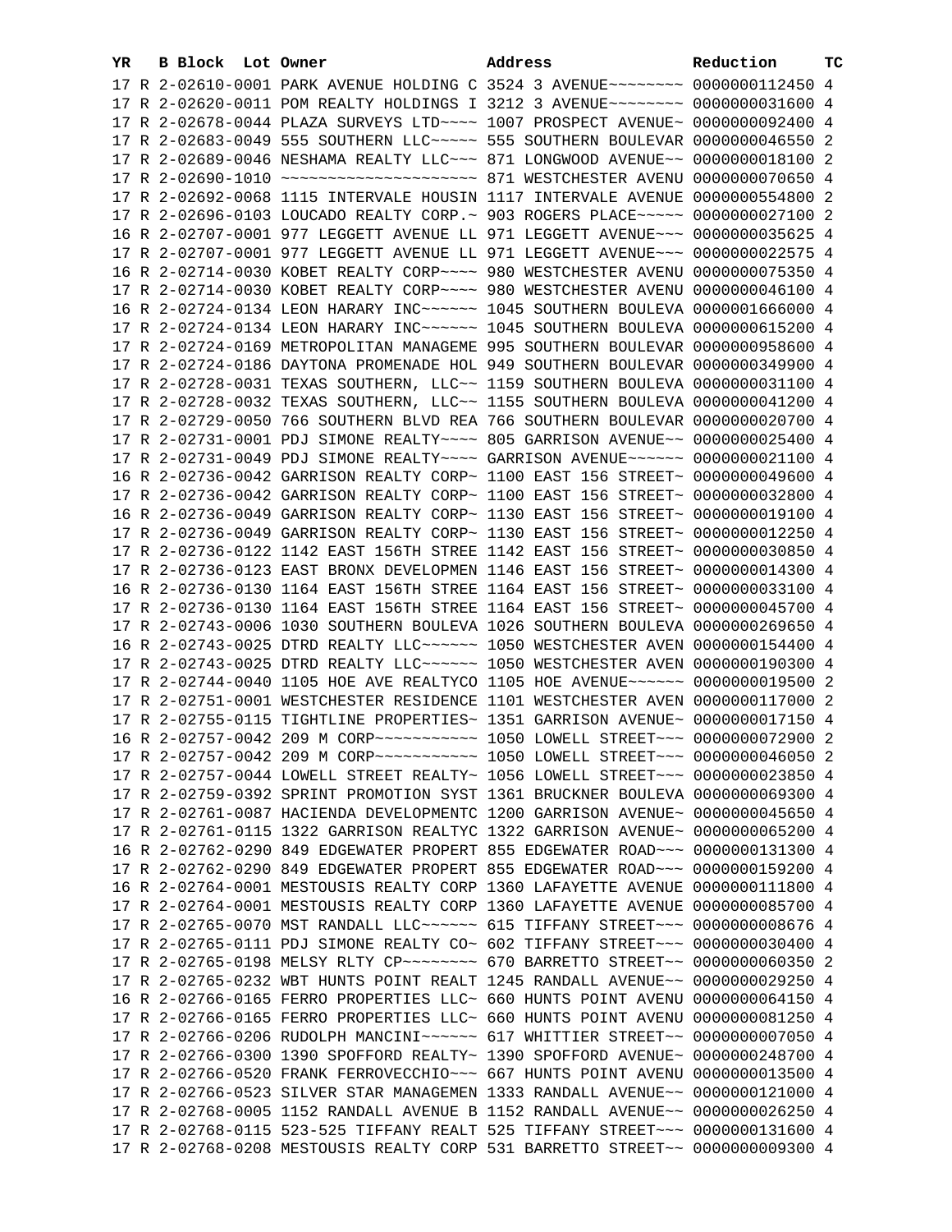| YR | B | Block | Lot | Owner | Address | Reduction | TC |
|---|---|---|---|---|---|---|---|
| 17 | R | 2-02610-0001 | | PARK AVENUE HOLDING C | 3524 3 AVENUE~~~~~~~~ | 0000000112450 | 4 |
| 17 | R | 2-02620-0011 | | POM REALTY HOLDINGS I | 3212 3 AVENUE~~~~~~~~ | 0000000031600 | 4 |
| 17 | R | 2-02678-0044 | | PLAZA SURVEYS LTD~~~~ | 1007 PROSPECT AVENUE~ | 0000000092400 | 4 |
| 17 | R | 2-02683-0049 | | 555 SOUTHERN LLC~~~~~ | 555 SOUTHERN BOULEVAR | 0000000046550 | 2 |
| 17 | R | 2-02689-0046 | | NESHAMA REALTY LLC~~~ | 871 LONGWOOD AVENUE~~ | 0000000018100 | 2 |
| 17 | R | 2-02690-1010 | | ~~~~~~~~~~~~~~~~~~~~ | 871 WESTCHESTER AVENU | 0000000070650 | 4 |
| 17 | R | 2-02692-0068 | | 1115 INTERVALE HOUSIN | 1117 INTERVALE AVENUE | 0000000554800 | 2 |
| 17 | R | 2-02696-0103 | | LOUCADO REALTY CORP.~ | 903 ROGERS PLACE~~~~~ | 0000000027100 | 2 |
| 16 | R | 2-02707-0001 | | 977 LEGGETT AVENUE LL | 971 LEGGETT AVENUE~~~ | 0000000035625 | 4 |
| 17 | R | 2-02707-0001 | | 977 LEGGETT AVENUE LL | 971 LEGGETT AVENUE~~~ | 0000000022575 | 4 |
| 16 | R | 2-02714-0030 | | KOBET REALTY CORP~~~~ | 980 WESTCHESTER AVENU | 0000000075350 | 4 |
| 17 | R | 2-02714-0030 | | KOBET REALTY CORP~~~~ | 980 WESTCHESTER AVENU | 0000000046100 | 4 |
| 16 | R | 2-02724-0134 | | LEON HARARY INC~~~~~~ | 1045 SOUTHERN BOULEVA | 0000001666000 | 4 |
| 17 | R | 2-02724-0134 | | LEON HARARY INC~~~~~~ | 1045 SOUTHERN BOULEVA | 0000000615200 | 4 |
| 17 | R | 2-02724-0169 | | METROPOLITAN MANAGEME | 995 SOUTHERN BOULEVAR | 0000000958600 | 4 |
| 17 | R | 2-02724-0186 | | DAYTONA PROMENADE HOL | 949 SOUTHERN BOULEVAR | 0000000349900 | 4 |
| 17 | R | 2-02728-0031 | | TEXAS SOUTHERN, LLC~~ | 1159 SOUTHERN BOULEVA | 0000000031100 | 4 |
| 17 | R | 2-02728-0032 | | TEXAS SOUTHERN, LLC~~ | 1155 SOUTHERN BOULEVA | 0000000041200 | 4 |
| 17 | R | 2-02729-0050 | | 766 SOUTHERN BLVD REA | 766 SOUTHERN BOULEVAR | 0000000020700 | 4 |
| 17 | R | 2-02731-0001 | | PDJ SIMONE REALTY~~~~ | 805 GARRISON AVENUE~~ | 0000000025400 | 4 |
| 17 | R | 2-02731-0049 | | PDJ SIMONE REALTY~~~~ | GARRISON AVENUE~~~~~~ | 0000000021100 | 4 |
| 16 | R | 2-02736-0042 | | GARRISON REALTY CORP~ | 1100 EAST 156 STREET~ | 0000000049600 | 4 |
| 17 | R | 2-02736-0042 | | GARRISON REALTY CORP~ | 1100 EAST 156 STREET~ | 0000000032800 | 4 |
| 16 | R | 2-02736-0049 | | GARRISON REALTY CORP~ | 1130 EAST 156 STREET~ | 0000000019100 | 4 |
| 17 | R | 2-02736-0049 | | GARRISON REALTY CORP~ | 1130 EAST 156 STREET~ | 0000000012250 | 4 |
| 17 | R | 2-02736-0122 | | 1142 EAST 156TH STREE | 1142 EAST 156 STREET~ | 0000000030850 | 4 |
| 17 | R | 2-02736-0123 | | EAST BRONX DEVELOPMEN | 1146 EAST 156 STREET~ | 0000000014300 | 4 |
| 16 | R | 2-02736-0130 | | 1164 EAST 156TH STREE | 1164 EAST 156 STREET~ | 0000000033100 | 4 |
| 17 | R | 2-02736-0130 | | 1164 EAST 156TH STREE | 1164 EAST 156 STREET~ | 0000000045700 | 4 |
| 17 | R | 2-02743-0006 | | 1030 SOUTHERN BOULEVA | 1026 SOUTHERN BOULEVA | 0000000269650 | 4 |
| 16 | R | 2-02743-0025 | | DTRD REALTY LLC~~~~~~ | 1050 WESTCHESTER AVEN | 0000000154400 | 4 |
| 17 | R | 2-02743-0025 | | DTRD REALTY LLC~~~~~~ | 1050 WESTCHESTER AVEN | 0000000190300 | 4 |
| 17 | R | 2-02744-0040 | | 1105 HOE AVE REALTYCO | 1105 HOE AVENUE~~~~~~ | 0000000019500 | 2 |
| 17 | R | 2-02751-0001 | | WESTCHESTER RESIDENCE | 1101 WESTCHESTER AVEN | 0000000117000 | 2 |
| 17 | R | 2-02755-0115 | | TIGHTLINE PROPERTIES~ | 1351 GARRISON AVENUE~ | 0000000017150 | 4 |
| 16 | R | 2-02757-0042 | | 209 M CORP~~~~~~~~~~~ | 1050 LOWELL STREET~~~ | 0000000072900 | 2 |
| 17 | R | 2-02757-0042 | | 209 M CORP~~~~~~~~~~~ | 1050 LOWELL STREET~~~ | 0000000046050 | 2 |
| 17 | R | 2-02757-0044 | | LOWELL STREET REALTY~ | 1056 LOWELL STREET~~~ | 0000000023850 | 4 |
| 17 | R | 2-02759-0392 | | SPRINT PROMOTION SYST | 1361 BRUCKNER BOULEVA | 0000000069300 | 4 |
| 17 | R | 2-02761-0087 | | HACIENDA DEVELOPMENTC | 1200 GARRISON AVENUE~ | 0000000045650 | 4 |
| 17 | R | 2-02761-0115 | | 1322 GARRISON REALTYC | 1322 GARRISON AVENUE~ | 0000000065200 | 4 |
| 16 | R | 2-02762-0290 | | 849 EDGEWATER PROPERT | 855 EDGEWATER ROAD~~~ | 0000000131300 | 4 |
| 17 | R | 2-02762-0290 | | 849 EDGEWATER PROPERT | 855 EDGEWATER ROAD~~~ | 0000000159200 | 4 |
| 16 | R | 2-02764-0001 | | MESTOUSIS REALTY CORP | 1360 LAFAYETTE AVENUE | 0000000111800 | 4 |
| 17 | R | 2-02764-0001 | | MESTOUSIS REALTY CORP | 1360 LAFAYETTE AVENUE | 0000000085700 | 4 |
| 17 | R | 2-02765-0070 | | MST RANDALL LLC~~~~~~ | 615 TIFFANY STREET~~~ | 0000000008676 | 4 |
| 17 | R | 2-02765-0111 | | PDJ SIMONE REALTY CO~ | 602 TIFFANY STREET~~~ | 0000000030400 | 4 |
| 17 | R | 2-02765-0198 | | MELSY RLTY CP~~~~~~~~ | 670 BARRETTO STREET~~ | 0000000060350 | 2 |
| 17 | R | 2-02765-0232 | | WBT HUNTS POINT REALT | 1245 RANDALL AVENUE~~ | 0000000029250 | 4 |
| 16 | R | 2-02766-0165 | | FERRO PROPERTIES LLC~ | 660 HUNTS POINT AVENU | 0000000064150 | 4 |
| 17 | R | 2-02766-0165 | | FERRO PROPERTIES LLC~ | 660 HUNTS POINT AVENU | 0000000081250 | 4 |
| 17 | R | 2-02766-0206 | | RUDOLPH MANCINI~~~~~~ | 617 WHITTIER STREET~~ | 0000000007050 | 4 |
| 17 | R | 2-02766-0300 | | 1390 SPOFFORD REALTY~ | 1390 SPOFFORD AVENUE~ | 0000000248700 | 4 |
| 17 | R | 2-02766-0520 | | FRANK FERROVECCHIO~~~ | 667 HUNTS POINT AVENU | 0000000013500 | 4 |
| 17 | R | 2-02766-0523 | | SILVER STAR MANAGEMEN | 1333 RANDALL AVENUE~~ | 0000000121000 | 4 |
| 17 | R | 2-02768-0005 | | 1152 RANDALL AVENUE B | 1152 RANDALL AVENUE~~ | 0000000026250 | 4 |
| 17 | R | 2-02768-0115 | | 523-525 TIFFANY REALT | 525 TIFFANY STREET~~~ | 0000000131600 | 4 |
| 17 | R | 2-02768-0208 | | MESTOUSIS REALTY CORP | 531 BARRETTO STREET~~ | 0000000009300 | 4 |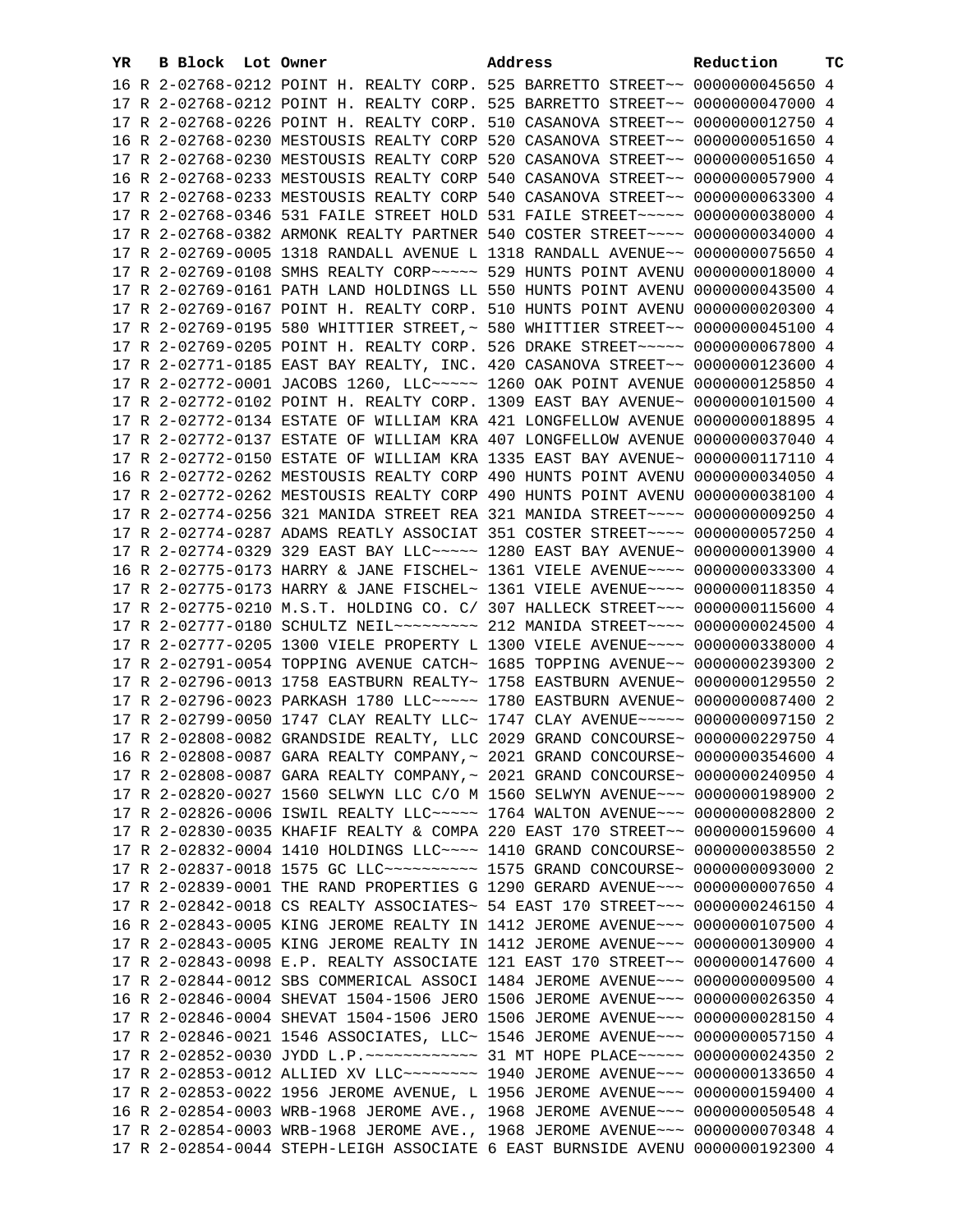| YR | B | Block | Lot | Owner | Address | Reduction | TC |
|---|---|---|---|---|---|---|---|
| 16 | R | 2-02768-0212 | | POINT H. REALTY CORP. | 525 BARRETTO STREET~~ | 0000000045650 | 4 |
| 17 | R | 2-02768-0212 | | POINT H. REALTY CORP. | 525 BARRETTO STREET~~ | 0000000047000 | 4 |
| 17 | R | 2-02768-0226 | | POINT H. REALTY CORP. | 510 CASANOVA STREET~~ | 0000000012750 | 4 |
| 16 | R | 2-02768-0230 | | MESTOUSIS REALTY CORP | 520 CASANOVA STREET~~ | 0000000051650 | 4 |
| 17 | R | 2-02768-0230 | | MESTOUSIS REALTY CORP | 520 CASANOVA STREET~~ | 0000000051650 | 4 |
| 16 | R | 2-02768-0233 | | MESTOUSIS REALTY CORP | 540 CASANOVA STREET~~ | 0000000057900 | 4 |
| 17 | R | 2-02768-0233 | | MESTOUSIS REALTY CORP | 540 CASANOVA STREET~~ | 0000000063300 | 4 |
| 17 | R | 2-02768-0346 | | 531 FAILE STREET HOLD | 531 FAILE STREET~~~~~ | 0000000038000 | 4 |
| 17 | R | 2-02768-0382 | | ARMONK REALTY PARTNER | 540 COSTER STREET~~~~ | 0000000034000 | 4 |
| 17 | R | 2-02769-0005 | | 1318 RANDALL AVENUE L | 1318 RANDALL AVENUE~~ | 0000000075650 | 4 |
| 17 | R | 2-02769-0108 | | SMHS REALTY CORP~~~~~ | 529 HUNTS POINT AVENU | 0000000018000 | 4 |
| 17 | R | 2-02769-0161 | | PATH LAND HOLDINGS LL | 550 HUNTS POINT AVENU | 0000000043500 | 4 |
| 17 | R | 2-02769-0167 | | POINT H. REALTY CORP. | 510 HUNTS POINT AVENU | 0000000020300 | 4 |
| 17 | R | 2-02769-0195 | | 580 WHITTIER STREET,~ | 580 WHITTIER STREET~~ | 0000000045100 | 4 |
| 17 | R | 2-02769-0205 | | POINT H. REALTY CORP. | 526 DRAKE STREET~~~~~ | 0000000067800 | 4 |
| 17 | R | 2-02771-0185 | | EAST BAY REALTY, INC. | 420 CASANOVA STREET~~ | 0000000123600 | 4 |
| 17 | R | 2-02772-0001 | | JACOBS 1260, LLC~~~~~ | 1260 OAK POINT AVENUE | 0000000125850 | 4 |
| 17 | R | 2-02772-0102 | | POINT H. REALTY CORP. | 1309 EAST BAY AVENUE~ | 0000000101500 | 4 |
| 17 | R | 2-02772-0134 | | ESTATE OF WILLIAM KRA | 421 LONGFELLOW AVENUE | 0000000018895 | 4 |
| 17 | R | 2-02772-0137 | | ESTATE OF WILLIAM KRA | 407 LONGFELLOW AVENUE | 0000000037040 | 4 |
| 17 | R | 2-02772-0150 | | ESTATE OF WILLIAM KRA | 1335 EAST BAY AVENUE~ | 0000000117110 | 4 |
| 16 | R | 2-02772-0262 | | MESTOUSIS REALTY CORP | 490 HUNTS POINT AVENU | 0000000034050 | 4 |
| 17 | R | 2-02772-0262 | | MESTOUSIS REALTY CORP | 490 HUNTS POINT AVENU | 0000000038100 | 4 |
| 17 | R | 2-02774-0256 | | 321 MANIDA STREET REA | 321 MANIDA STREET~~~~ | 0000000009250 | 4 |
| 17 | R | 2-02774-0287 | | ADAMS REATLY ASSOCIAT | 351 COSTER STREET~~~~ | 0000000057250 | 4 |
| 17 | R | 2-02774-0329 | | 329 EAST BAY LLC~~~~~ | 1280 EAST BAY AVENUE~ | 0000000013900 | 4 |
| 16 | R | 2-02775-0173 | | HARRY & JANE FISCHEL~ | 1361 VIELE AVENUE~~~~ | 0000000033300 | 4 |
| 17 | R | 2-02775-0173 | | HARRY & JANE FISCHEL~ | 1361 VIELE AVENUE~~~~ | 0000000118350 | 4 |
| 17 | R | 2-02775-0210 | | M.S.T. HOLDING CO. C/ | 307 HALLECK STREET~~~ | 0000000115600 | 4 |
| 17 | R | 2-02777-0180 | | SCHULTZ NEIL~~~~~~~~~ | 212 MANIDA STREET~~~~ | 0000000024500 | 4 |
| 17 | R | 2-02777-0205 | | 1300 VIELE PROPERTY L | 1300 VIELE AVENUE~~~~ | 0000000338000 | 4 |
| 17 | R | 2-02791-0054 | | TOPPING AVENUE CATCH~ | 1685 TOPPING AVENUE~~ | 0000000239300 | 2 |
| 17 | R | 2-02796-0013 | | 1758 EASTBURN REALTY~ | 1758 EASTBURN AVENUE~ | 0000000129550 | 2 |
| 17 | R | 2-02796-0023 | | PARKASH 1780 LLC~~~~~ | 1780 EASTBURN AVENUE~ | 0000000087400 | 2 |
| 17 | R | 2-02799-0050 | | 1747 CLAY REALTY LLC~ | 1747 CLAY AVENUE~~~~~ | 0000000097150 | 2 |
| 17 | R | 2-02808-0082 | | GRANDSIDE REALTY, LLC | 2029 GRAND CONCOURSE~ | 0000000229750 | 4 |
| 16 | R | 2-02808-0087 | | GARA REALTY COMPANY,~ | 2021 GRAND CONCOURSE~ | 0000000354600 | 4 |
| 17 | R | 2-02808-0087 | | GARA REALTY COMPANY,~ | 2021 GRAND CONCOURSE~ | 0000000240950 | 4 |
| 17 | R | 2-02820-0027 | | 1560 SELWYN LLC C/O M | 1560 SELWYN AVENUE~~~ | 0000000198900 | 2 |
| 17 | R | 2-02826-0006 | | ISWIL REALTY LLC~~~~~ | 1764 WALTON AVENUE~~~ | 0000000082800 | 2 |
| 17 | R | 2-02830-0035 | | KHAFIF REALTY & COMPA | 220 EAST 170 STREET~~ | 0000000159600 | 4 |
| 17 | R | 2-02832-0004 | | 1410 HOLDINGS LLC~~~~ | 1410 GRAND CONCOURSE~ | 0000000038550 | 2 |
| 17 | R | 2-02837-0018 | | 1575 GC LLC~~~~~~~~~~ | 1575 GRAND CONCOURSE~ | 0000000093000 | 2 |
| 17 | R | 2-02839-0001 | | THE RAND PROPERTIES G | 1290 GERARD AVENUE~~~ | 0000000007650 | 4 |
| 17 | R | 2-02842-0018 | | CS REALTY ASSOCIATES~ | 54 EAST 170 STREET~~~ | 0000000246150 | 4 |
| 16 | R | 2-02843-0005 | | KING JEROME REALTY IN | 1412 JEROME AVENUE~~~ | 0000000107500 | 4 |
| 17 | R | 2-02843-0005 | | KING JEROME REALTY IN | 1412 JEROME AVENUE~~~ | 0000000130900 | 4 |
| 17 | R | 2-02843-0098 | | E.P. REALTY ASSOCIATE | 121 EAST 170 STREET~~ | 0000000147600 | 4 |
| 17 | R | 2-02844-0012 | | SBS COMMERICAL ASSOCI | 1484 JEROME AVENUE~~~ | 0000000009500 | 4 |
| 16 | R | 2-02846-0004 | | SHEVAT 1504-1506 JERO | 1506 JEROME AVENUE~~~ | 0000000026350 | 4 |
| 17 | R | 2-02846-0004 | | SHEVAT 1504-1506 JERO | 1506 JEROME AVENUE~~~ | 0000000028150 | 4 |
| 17 | R | 2-02846-0021 | | 1546 ASSOCIATES, LLC~ | 1546 JEROME AVENUE~~~ | 0000000057150 | 4 |
| 17 | R | 2-02852-0030 | | JYDD L.P.~~~~~~~~~~~~ | 31 MT HOPE PLACE~~~~~ | 0000000024350 | 2 |
| 17 | R | 2-02853-0012 | | ALLIED XV LLC~~~~~~~~ | 1940 JEROME AVENUE~~~ | 0000000133650 | 4 |
| 17 | R | 2-02853-0022 | | 1956 JEROME AVENUE, L | 1956 JEROME AVENUE~~~ | 0000000159400 | 4 |
| 16 | R | 2-02854-0003 | | WRB-1968 JEROME AVE., | 1968 JEROME AVENUE~~~ | 0000000050548 | 4 |
| 17 | R | 2-02854-0003 | | WRB-1968 JEROME AVE., | 1968 JEROME AVENUE~~~ | 0000000070348 | 4 |
| 17 | R | 2-02854-0044 | | STEPH-LEIGH ASSOCIATE | 6 EAST BURNSIDE AVENU | 0000000192300 | 4 |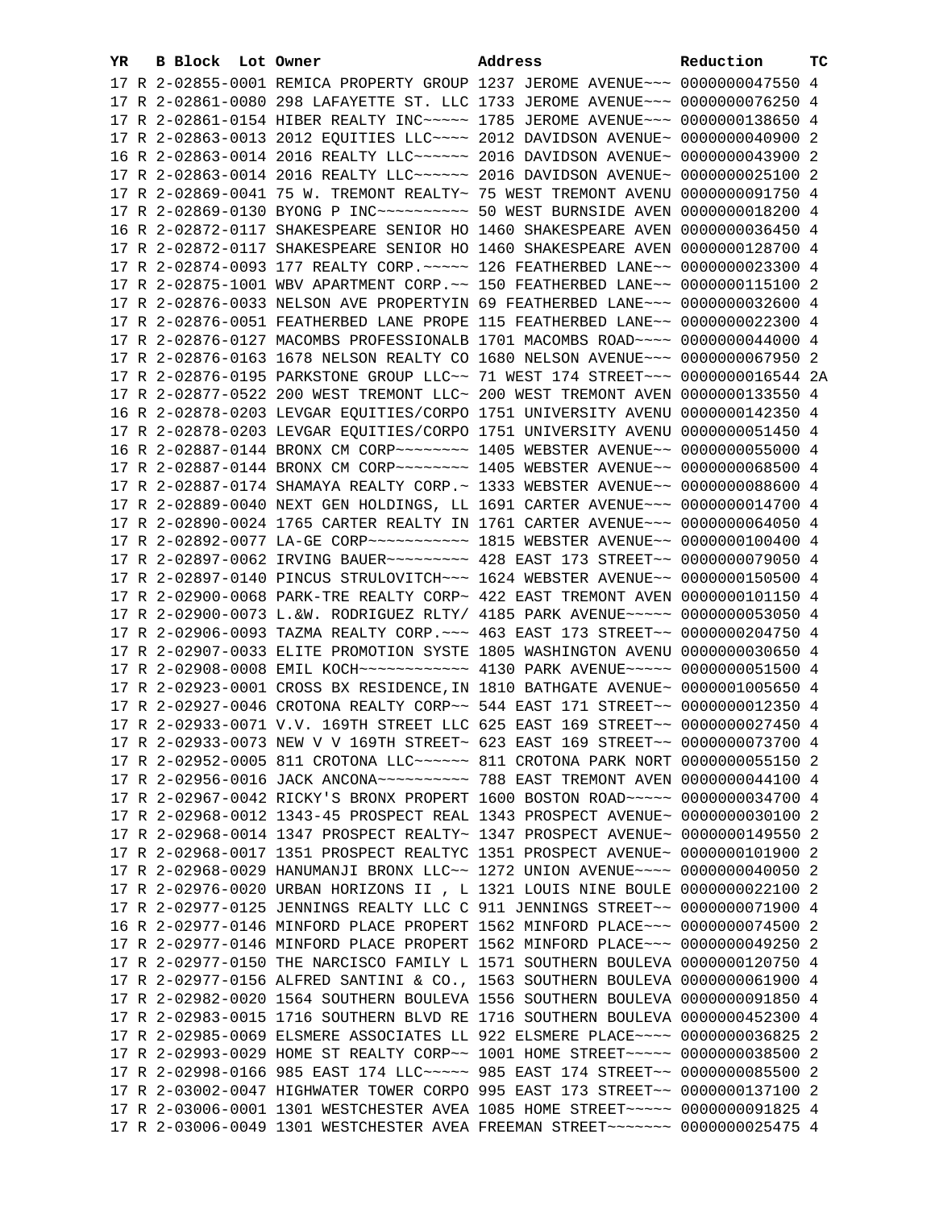| YR | B | Block | Lot | Owner | Address | Reduction | TC |
|---|---|---|---|---|---|---|---|
| 17 | R | 2-02855-0001 | | REMICA PROPERTY GROUP | 1237 JEROME AVENUE~~~ | 0000000047550 | 4 |
| 17 | R | 2-02861-0080 | | 298 LAFAYETTE ST. LLC | 1733 JEROME AVENUE~~~ | 0000000076250 | 4 |
| 17 | R | 2-02861-0154 | | HIBER REALTY INC~~~~~ | 1785 JEROME AVENUE~~~ | 0000000138650 | 4 |
| 17 | R | 2-02863-0013 | | 2012 EQUITIES LLC~~~~ | 2012 DAVIDSON AVENUE~ | 0000000040900 | 2 |
| 16 | R | 2-02863-0014 | | 2016 REALTY LLC~~~~~~ | 2016 DAVIDSON AVENUE~ | 0000000043900 | 2 |
| 17 | R | 2-02863-0014 | | 2016 REALTY LLC~~~~~~ | 2016 DAVIDSON AVENUE~ | 0000000025100 | 2 |
| 17 | R | 2-02869-0041 | | 75 W. TREMONT REALTY~ | 75 WEST TREMONT AVENU | 0000000091750 | 4 |
| 17 | R | 2-02869-0130 | | BYONG P INC~~~~~~~~~~ | 50 WEST BURNSIDE AVEN | 0000000018200 | 4 |
| 16 | R | 2-02872-0117 | | SHAKESPEARE SENIOR HO | 1460 SHAKESPEARE AVEN | 0000000036450 | 4 |
| 17 | R | 2-02872-0117 | | SHAKESPEARE SENIOR HO | 1460 SHAKESPEARE AVEN | 0000000128700 | 4 |
| 17 | R | 2-02874-0093 | | 177 REALTY CORP.~~~~~ | 126 FEATHERBED LANE~~ | 0000000023300 | 4 |
| 17 | R | 2-02875-1001 | | WBV APARTMENT CORP.~~ | 150 FEATHERBED LANE~~ | 0000000115100 | 2 |
| 17 | R | 2-02876-0033 | | NELSON AVE PROPERTYIN | 69 FEATHERBED LANE~~~ | 0000000032600 | 4 |
| 17 | R | 2-02876-0051 | | FEATHERBED LANE PROPE | 115 FEATHERBED LANE~~ | 0000000022300 | 4 |
| 17 | R | 2-02876-0127 | | MACOMBS PROFESSIONALB | 1701 MACOMBS ROAD~~~~ | 0000000044000 | 4 |
| 17 | R | 2-02876-0163 | | 1678 NELSON REALTY CO | 1680 NELSON AVENUE~~~ | 0000000067950 | 2 |
| 17 | R | 2-02876-0195 | | PARKSTONE GROUP LLC~~ | 71 WEST 174 STREET~~~ | 0000000016544 | 2A |
| 17 | R | 2-02877-0522 | | 200 WEST TREMONT LLC~ | 200 WEST TREMONT AVEN | 0000000133550 | 4 |
| 16 | R | 2-02878-0203 | | LEVGAR EQUITIES/CORPO | 1751 UNIVERSITY AVENU | 0000000142350 | 4 |
| 17 | R | 2-02878-0203 | | LEVGAR EQUITIES/CORPO | 1751 UNIVERSITY AVENU | 0000000051450 | 4 |
| 16 | R | 2-02887-0144 | | BRONX CM CORP~~~~~~~~ | 1405 WEBSTER AVENUE~~ | 0000000055000 | 4 |
| 17 | R | 2-02887-0144 | | BRONX CM CORP~~~~~~~~ | 1405 WEBSTER AVENUE~~ | 0000000068500 | 4 |
| 17 | R | 2-02887-0174 | | SHAMAYA REALTY CORP.~ | 1333 WEBSTER AVENUE~~ | 0000000088600 | 4 |
| 17 | R | 2-02889-0040 | | NEXT GEN HOLDINGS, LL | 1691 CARTER AVENUE~~~ | 0000000014700 | 4 |
| 17 | R | 2-02890-0024 | | 1765 CARTER REALTY IN | 1761 CARTER AVENUE~~~ | 0000000064050 | 4 |
| 17 | R | 2-02892-0077 | | LA-GE CORP~~~~~~~~~~~ | 1815 WEBSTER AVENUE~~ | 0000000100400 | 4 |
| 17 | R | 2-02897-0062 | | IRVING BAUER~~~~~~~~~ | 428 EAST 173 STREET~~ | 0000000079050 | 4 |
| 17 | R | 2-02897-0140 | | PINCUS STRULOVITCH~~~ | 1624 WEBSTER AVENUE~~ | 0000000150500 | 4 |
| 17 | R | 2-02900-0068 | | PARK-TRE REALTY CORP~ | 422 EAST TREMONT AVEN | 0000000101150 | 4 |
| 17 | R | 2-02900-0073 | | L.&W. RODRIGUEZ RLTY/ | 4185 PARK AVENUE~~~~~ | 0000000053050 | 4 |
| 17 | R | 2-02906-0093 | | TAZMA REALTY CORP.~~~ | 463 EAST 173 STREET~~ | 0000000204750 | 4 |
| 17 | R | 2-02907-0033 | | ELITE PROMOTION SYSTE | 1805 WASHINGTON AVENU | 0000000030650 | 4 |
| 17 | R | 2-02908-0008 | | EMIL KOCH~~~~~~~~~~~~ | 4130 PARK AVENUE~~~~~ | 0000000051500 | 4 |
| 17 | R | 2-02923-0001 | | CROSS BX RESIDENCE,IN | 1810 BATHGATE AVENUE~ | 0000001005650 | 4 |
| 17 | R | 2-02927-0046 | | CROTONA REALTY CORP~~ | 544 EAST 171 STREET~~ | 0000000012350 | 4 |
| 17 | R | 2-02933-0071 | | V.V. 169TH STREET LLC | 625 EAST 169 STREET~~ | 0000000027450 | 4 |
| 17 | R | 2-02933-0073 | | NEW V V 169TH STREET~ | 623 EAST 169 STREET~~ | 0000000073700 | 4 |
| 17 | R | 2-02952-0005 | | 811 CROTONA LLC~~~~~~ | 811 CROTONA PARK NORT | 0000000055150 | 2 |
| 17 | R | 2-02956-0016 | | JACK ANCONA~~~~~~~~~~ | 788 EAST TREMONT AVEN | 0000000044100 | 4 |
| 17 | R | 2-02967-0042 | | RICKY'S BRONX PROPERT | 1600 BOSTON ROAD~~~~~ | 0000000034700 | 4 |
| 17 | R | 2-02968-0012 | | 1343-45 PROSPECT REAL | 1343 PROSPECT AVENUE~ | 0000000030100 | 2 |
| 17 | R | 2-02968-0014 | | 1347 PROSPECT REALTY~ | 1347 PROSPECT AVENUE~ | 0000000149550 | 2 |
| 17 | R | 2-02968-0017 | | 1351 PROSPECT REALTYC | 1351 PROSPECT AVENUE~ | 0000000101900 | 2 |
| 17 | R | 2-02968-0029 | | HANUMANJI BRONX LLC~~ | 1272 UNION AVENUE~~~~ | 0000000040050 | 2 |
| 17 | R | 2-02976-0020 | | URBAN HORIZONS II , L | 1321 LOUIS NINE BOULE | 0000000022100 | 2 |
| 17 | R | 2-02977-0125 | | JENNINGS REALTY LLC C | 911 JENNINGS STREET~~ | 0000000071900 | 4 |
| 16 | R | 2-02977-0146 | | MINFORD PLACE PROPERT | 1562 MINFORD PLACE~~~ | 0000000074500 | 2 |
| 17 | R | 2-02977-0146 | | MINFORD PLACE PROPERT | 1562 MINFORD PLACE~~~ | 0000000049250 | 2 |
| 17 | R | 2-02977-0150 | | THE NARCISCO FAMILY L | 1571 SOUTHERN BOULEVA | 0000000120750 | 4 |
| 17 | R | 2-02977-0156 | | ALFRED SANTINI & CO., | 1563 SOUTHERN BOULEVA | 0000000061900 | 4 |
| 17 | R | 2-02982-0020 | | 1564 SOUTHERN BOULEVA | 1556 SOUTHERN BOULEVA | 0000000091850 | 4 |
| 17 | R | 2-02983-0015 | | 1716 SOUTHERN BLVD RE | 1716 SOUTHERN BOULEVA | 0000000452300 | 4 |
| 17 | R | 2-02985-0069 | | ELSMERE ASSOCIATES LL | 922 ELSMERE PLACE~~~~ | 0000000036825 | 2 |
| 17 | R | 2-02993-0029 | | HOME ST REALTY CORP~~ | 1001 HOME STREET~~~~~ | 0000000038500 | 2 |
| 17 | R | 2-02998-0166 | | 985 EAST 174 LLC~~~~~ | 985 EAST 174 STREET~~ | 0000000085500 | 2 |
| 17 | R | 2-03002-0047 | | HIGHWATER TOWER CORPO | 995 EAST 173 STREET~~ | 0000000137100 | 2 |
| 17 | R | 2-03006-0001 | | 1301 WESTCHESTER AVEA | 1085 HOME STREET~~~~~ | 0000000091825 | 4 |
| 17 | R | 2-03006-0049 | | 1301 WESTCHESTER AVEA | FREEMAN STREET~~~~~~~ | 0000000025475 | 4 |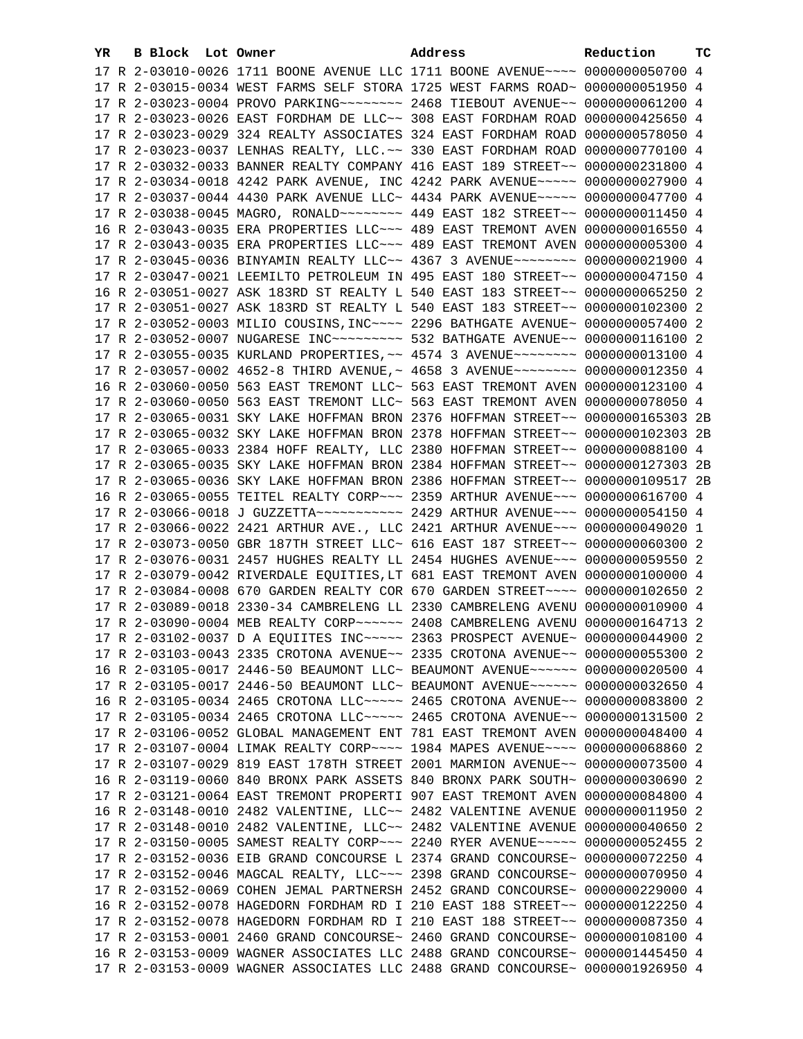| YR | B | Block | Lot | Owner | Address | Reduction | TC |
|---|---|---|---|---|---|---|---|
| 17 | R | 2-03010-0026 | | 1711 BOONE AVENUE LLC | 1711 BOONE AVENUE~~~~ | 0000000050700 | 4 |
| 17 | R | 2-03015-0034 | | WEST FARMS SELF STORA | 1725 WEST FARMS ROAD~ | 0000000051950 | 4 |
| 17 | R | 2-03023-0004 | | PROVO PARKING~~~~~~~~ | 2468 TIEBOUT AVENUE~~ | 0000000061200 | 4 |
| 17 | R | 2-03023-0026 | | EAST FORDHAM DE LLC~~ | 308 EAST FORDHAM ROAD | 0000000425650 | 4 |
| 17 | R | 2-03023-0029 | | 324 REALTY ASSOCIATES | 324 EAST FORDHAM ROAD | 0000000578050 | 4 |
| 17 | R | 2-03023-0037 | | LENHAS REALTY, LLC.~~ | 330 EAST FORDHAM ROAD | 0000000770100 | 4 |
| 17 | R | 2-03032-0033 | | BANNER REALTY COMPANY | 416 EAST 189 STREET~~ | 0000000231800 | 4 |
| 17 | R | 2-03034-0018 | | 4242 PARK AVENUE, INC | 4242 PARK AVENUE~~~~~ | 0000000027900 | 4 |
| 17 | R | 2-03037-0044 | | 4430 PARK AVENUE LLC~ | 4434 PARK AVENUE~~~~~ | 0000000047700 | 4 |
| 17 | R | 2-03038-0045 | | MAGRO, RONALD~~~~~~~~ | 449 EAST 182 STREET~~ | 0000000011450 | 4 |
| 16 | R | 2-03043-0035 | | ERA PROPERTIES LLC~~~ | 489 EAST TREMONT AVEN | 0000000016550 | 4 |
| 17 | R | 2-03043-0035 | | ERA PROPERTIES LLC~~~ | 489 EAST TREMONT AVEN | 0000000005300 | 4 |
| 17 | R | 2-03045-0036 | | BINYAMIN REALTY LLC~~ | 4367 3 AVENUE~~~~~~~~ | 0000000021900 | 4 |
| 17 | R | 2-03047-0021 | | LEEMILTO PETROLEUM IN | 495 EAST 180 STREET~~ | 0000000047150 | 4 |
| 16 | R | 2-03051-0027 | | ASK 183RD ST REALTY L | 540 EAST 183 STREET~~ | 0000000065250 | 2 |
| 17 | R | 2-03051-0027 | | ASK 183RD ST REALTY L | 540 EAST 183 STREET~~ | 0000000102300 | 2 |
| 17 | R | 2-03052-0003 | | MILIO COUSINS,INC~~~~ | 2296 BATHGATE AVENUE~ | 0000000057400 | 2 |
| 17 | R | 2-03052-0007 | | NUGARESE INC~~~~~~~~~ | 532 BATHGATE AVENUE~~ | 0000000116100 | 2 |
| 17 | R | 2-03055-0035 | | KURLAND PROPERTIES,~~ | 4574 3 AVENUE~~~~~~~~ | 0000000013100 | 4 |
| 17 | R | 2-03057-0002 | | 4652-8 THIRD AVENUE,~ | 4658 3 AVENUE~~~~~~~~ | 0000000012350 | 4 |
| 16 | R | 2-03060-0050 | | 563 EAST TREMONT LLC~ | 563 EAST TREMONT AVEN | 0000000123100 | 4 |
| 17 | R | 2-03060-0050 | | 563 EAST TREMONT LLC~ | 563 EAST TREMONT AVEN | 0000000078050 | 4 |
| 17 | R | 2-03065-0031 | | SKY LAKE HOFFMAN BRON | 2376 HOFFMAN STREET~~ | 0000000165303 | 2B |
| 17 | R | 2-03065-0032 | | SKY LAKE HOFFMAN BRON | 2378 HOFFMAN STREET~~ | 0000000102303 | 2B |
| 17 | R | 2-03065-0033 | | 2384 HOFF REALTY, LLC | 2380 HOFFMAN STREET~~ | 0000000088100 | 4 |
| 17 | R | 2-03065-0035 | | SKY LAKE HOFFMAN BRON | 2384 HOFFMAN STREET~~ | 0000000127303 | 2B |
| 17 | R | 2-03065-0036 | | SKY LAKE HOFFMAN BRON | 2386 HOFFMAN STREET~~ | 0000000109517 | 2B |
| 16 | R | 2-03065-0055 | | TEITEL REALTY CORP~~~ | 2359 ARTHUR AVENUE~~~ | 0000000616700 | 4 |
| 17 | R | 2-03066-0018 | | J GUZZETTA~~~~~~~~~~~ | 2429 ARTHUR AVENUE~~~ | 0000000054150 | 4 |
| 17 | R | 2-03066-0022 | | 2421 ARTHUR AVE., LLC | 2421 ARTHUR AVENUE~~~ | 0000000049020 | 1 |
| 17 | R | 2-03073-0050 | | GBR 187TH STREET LLC~ | 616 EAST 187 STREET~~ | 0000000060300 | 2 |
| 17 | R | 2-03076-0031 | | 2457 HUGHES REALTY LL | 2454 HUGHES AVENUE~~~ | 0000000059550 | 2 |
| 17 | R | 2-03079-0042 | | RIVERDALE EQUITIES,LT | 681 EAST TREMONT AVEN | 0000000100000 | 4 |
| 17 | R | 2-03084-0008 | | 670 GARDEN REALTY COR | 670 GARDEN STREET~~~~ | 0000000102650 | 2 |
| 17 | R | 2-03089-0018 | | 2330-34 CAMBRELENG LL | 2330 CAMBRELENG AVENU | 0000000010900 | 4 |
| 17 | R | 2-03090-0004 | | MEB REALTY CORP~~~~~~ | 2408 CAMBRELENG AVENU | 0000000164713 | 2 |
| 17 | R | 2-03102-0037 | | D A EQUIITES INC~~~~~ | 2363 PROSPECT AVENUE~ | 0000000044900 | 2 |
| 17 | R | 2-03103-0043 | | 2335 CROTONA AVENUE~~ | 2335 CROTONA AVENUE~~ | 0000000055300 | 2 |
| 16 | R | 2-03105-0017 | | 2446-50 BEAUMONT LLC~ | BEAUMONT AVENUE~~~~~~ | 0000000020500 | 4 |
| 17 | R | 2-03105-0017 | | 2446-50 BEAUMONT LLC~ | BEAUMONT AVENUE~~~~~~ | 0000000032650 | 4 |
| 16 | R | 2-03105-0034 | | 2465 CROTONA LLC~~~~~ | 2465 CROTONA AVENUE~~ | 0000000083800 | 2 |
| 17 | R | 2-03105-0034 | | 2465 CROTONA LLC~~~~~ | 2465 CROTONA AVENUE~~ | 0000000131500 | 2 |
| 17 | R | 2-03106-0052 | | GLOBAL MANAGEMENT ENT | 781 EAST TREMONT AVEN | 0000000048400 | 4 |
| 17 | R | 2-03107-0004 | | LIMAK REALTY CORP~~~~ | 1984 MAPES AVENUE~~~~ | 0000000068860 | 2 |
| 17 | R | 2-03107-0029 | | 819 EAST 178TH STREET | 2001 MARMION AVENUE~~ | 0000000073500 | 4 |
| 16 | R | 2-03119-0060 | | 840 BRONX PARK ASSETS | 840 BRONX PARK SOUTH~ | 0000000030690 | 2 |
| 17 | R | 2-03121-0064 | | EAST TREMONT PROPERTI | 907 EAST TREMONT AVEN | 0000000084800 | 4 |
| 16 | R | 2-03148-0010 | | 2482 VALENTINE, LLC~~ | 2482 VALENTINE AVENUE | 0000000011950 | 2 |
| 17 | R | 2-03148-0010 | | 2482 VALENTINE, LLC~~ | 2482 VALENTINE AVENUE | 0000000040650 | 2 |
| 17 | R | 2-03150-0005 | | SAMEST REALTY CORP~~~ | 2240 RYER AVENUE~~~~~ | 0000000052455 | 2 |
| 17 | R | 2-03152-0036 | | EIB GRAND CONCOURSE L | 2374 GRAND CONCOURSE~ | 0000000072250 | 4 |
| 17 | R | 2-03152-0046 | | MAGCAL REALTY, LLC~~~ | 2398 GRAND CONCOURSE~ | 0000000070950 | 4 |
| 17 | R | 2-03152-0069 | | COHEN JEMAL PARTNERSH | 2452 GRAND CONCOURSE~ | 0000000229000 | 4 |
| 16 | R | 2-03152-0078 | | HAGEDORN FORDHAM RD I | 210 EAST 188 STREET~~ | 0000000122250 | 4 |
| 17 | R | 2-03152-0078 | | HAGEDORN FORDHAM RD I | 210 EAST 188 STREET~~ | 0000000087350 | 4 |
| 17 | R | 2-03153-0001 | | 2460 GRAND CONCOURSE~ | 2460 GRAND CONCOURSE~ | 0000000108100 | 4 |
| 16 | R | 2-03153-0009 | | WAGNER ASSOCIATES LLC | 2488 GRAND CONCOURSE~ | 0000001445450 | 4 |
| 17 | R | 2-03153-0009 | | WAGNER ASSOCIATES LLC | 2488 GRAND CONCOURSE~ | 0000001926950 | 4 |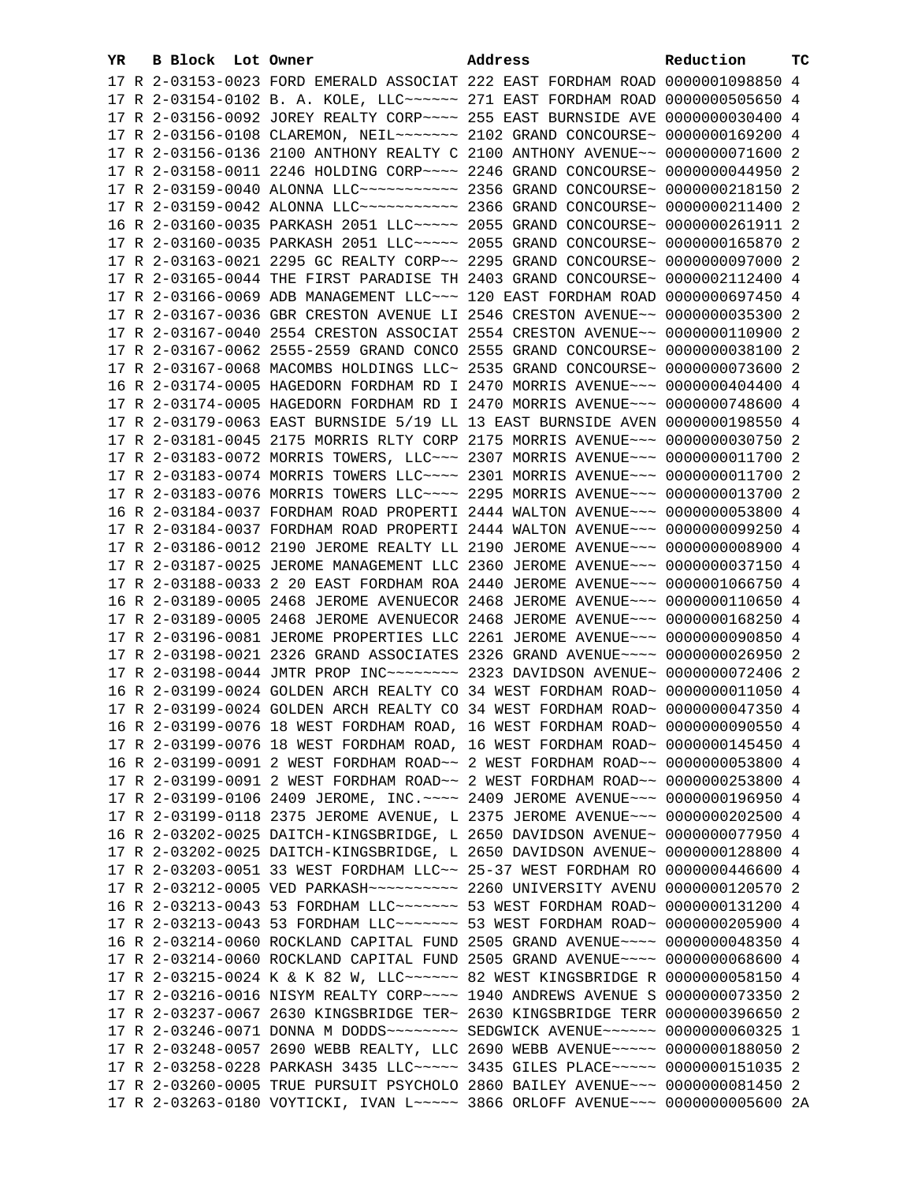| YR | B | Block | Lot | Owner | Address | Reduction | TC |
|---|---|---|---|---|---|---|---|
| 17 | R | 2-03153-0023 | | FORD EMERALD ASSOCIAT | 222 EAST FORDHAM ROAD | 0000001098850 | 4 |
| 17 | R | 2-03154-0102 | | B. A. KOLE, LLC~~~~~~ | 271 EAST FORDHAM ROAD | 0000000505650 | 4 |
| 17 | R | 2-03156-0092 | | JOREY REALTY CORP~~~~ | 255 EAST BURNSIDE AVE | 0000000030400 | 4 |
| 17 | R | 2-03156-0108 | | CLAREMON, NEIL~~~~~~~ | 2102 GRAND CONCOURSE~ | 0000000169200 | 4 |
| 17 | R | 2-03156-0136 | | 2100 ANTHONY REALTY C | 2100 ANTHONY AVENUE~~ | 0000000071600 | 2 |
| 17 | R | 2-03158-0011 | | 2246 HOLDING CORP~~~~ | 2246 GRAND CONCOURSE~ | 0000000044950 | 2 |
| 17 | R | 2-03159-0040 | | ALONNA LLC~~~~~~~~~~~ | 2356 GRAND CONCOURSE~ | 0000000218150 | 2 |
| 17 | R | 2-03159-0042 | | ALONNA LLC~~~~~~~~~~~ | 2366 GRAND CONCOURSE~ | 0000000211400 | 2 |
| 16 | R | 2-03160-0035 | | PARKASH 2051 LLC~~~~~ | 2055 GRAND CONCOURSE~ | 0000000261911 | 2 |
| 17 | R | 2-03160-0035 | | PARKASH 2051 LLC~~~~~ | 2055 GRAND CONCOURSE~ | 0000000165870 | 2 |
| 17 | R | 2-03163-0021 | | 2295 GC REALTY CORP~~ | 2295 GRAND CONCOURSE~ | 0000000097000 | 2 |
| 17 | R | 2-03165-0044 | | THE FIRST PARADISE TH | 2403 GRAND CONCOURSE~ | 0000002112400 | 4 |
| 17 | R | 2-03166-0069 | | ADB MANAGEMENT LLC~~~ | 120 EAST FORDHAM ROAD | 0000000697450 | 4 |
| 17 | R | 2-03167-0036 | | GBR CRESTON AVENUE LI | 2546 CRESTON AVENUE~~ | 0000000035300 | 2 |
| 17 | R | 2-03167-0040 | | 2554 CRESTON ASSOCIAT | 2554 CRESTON AVENUE~~ | 0000000110900 | 2 |
| 17 | R | 2-03167-0062 | | 2555-2559 GRAND CONCO | 2555 GRAND CONCOURSE~ | 0000000038100 | 2 |
| 17 | R | 2-03167-0068 | | MACOMBS HOLDINGS LLC~ | 2535 GRAND CONCOURSE~ | 0000000073600 | 2 |
| 16 | R | 2-03174-0005 | | HAGEDORN FORDHAM RD I | 2470 MORRIS AVENUE~~~ | 0000000404400 | 4 |
| 17 | R | 2-03174-0005 | | HAGEDORN FORDHAM RD I | 2470 MORRIS AVENUE~~~ | 0000000748600 | 4 |
| 17 | R | 2-03179-0063 | | EAST BURNSIDE 5/19 LL | 13 EAST BURNSIDE AVEN | 0000000198550 | 4 |
| 17 | R | 2-03181-0045 | | 2175 MORRIS RLTY CORP | 2175 MORRIS AVENUE~~~ | 0000000030750 | 2 |
| 17 | R | 2-03183-0072 | | MORRIS TOWERS, LLC~~~ | 2307 MORRIS AVENUE~~~ | 0000000011700 | 2 |
| 17 | R | 2-03183-0074 | | MORRIS TOWERS LLC~~~~ | 2301 MORRIS AVENUE~~~ | 0000000011700 | 2 |
| 17 | R | 2-03183-0076 | | MORRIS TOWERS LLC~~~~ | 2295 MORRIS AVENUE~~~ | 0000000013700 | 2 |
| 16 | R | 2-03184-0037 | | FORDHAM ROAD PROPERTI | 2444 WALTON AVENUE~~~ | 0000000053800 | 4 |
| 17 | R | 2-03184-0037 | | FORDHAM ROAD PROPERTI | 2444 WALTON AVENUE~~~ | 0000000099250 | 4 |
| 17 | R | 2-03186-0012 | | 2190 JEROME REALTY LL | 2190 JEROME AVENUE~~~ | 0000000008900 | 4 |
| 17 | R | 2-03187-0025 | | JEROME MANAGEMENT LLC | 2360 JEROME AVENUE~~~ | 0000000037150 | 4 |
| 17 | R | 2-03188-0033 | | 2 20 EAST FORDHAM ROA | 2440 JEROME AVENUE~~~ | 0000001066750 | 4 |
| 16 | R | 2-03189-0005 | | 2468 JEROME AVENUECOR | 2468 JEROME AVENUE~~~ | 0000000110650 | 4 |
| 17 | R | 2-03189-0005 | | 2468 JEROME AVENUECOR | 2468 JEROME AVENUE~~~ | 0000000168250 | 4 |
| 17 | R | 2-03196-0081 | | JEROME PROPERTIES LLC | 2261 JEROME AVENUE~~~ | 0000000090850 | 4 |
| 17 | R | 2-03198-0021 | | 2326 GRAND ASSOCIATES | 2326 GRAND AVENUE~~~~ | 0000000026950 | 2 |
| 17 | R | 2-03198-0044 | | JMTR PROP INC~~~~~~~~ | 2323 DAVIDSON AVENUE~ | 0000000072406 | 2 |
| 16 | R | 2-03199-0024 | | GOLDEN ARCH REALTY CO | 34 WEST FORDHAM ROAD~ | 0000000011050 | 4 |
| 17 | R | 2-03199-0024 | | GOLDEN ARCH REALTY CO | 34 WEST FORDHAM ROAD~ | 0000000047350 | 4 |
| 16 | R | 2-03199-0076 | | 18 WEST FORDHAM ROAD, | 16 WEST FORDHAM ROAD~ | 0000000090550 | 4 |
| 17 | R | 2-03199-0076 | | 18 WEST FORDHAM ROAD, | 16 WEST FORDHAM ROAD~ | 0000000145450 | 4 |
| 16 | R | 2-03199-0091 | | 2 WEST FORDHAM ROAD~~ | 2 WEST FORDHAM ROAD~~ | 0000000053800 | 4 |
| 17 | R | 2-03199-0091 | | 2 WEST FORDHAM ROAD~~ | 2 WEST FORDHAM ROAD~~ | 0000000253800 | 4 |
| 17 | R | 2-03199-0106 | | 2409 JEROME, INC.~~~~ | 2409 JEROME AVENUE~~~ | 0000000196950 | 4 |
| 17 | R | 2-03199-0118 | | 2375 JEROME AVENUE, L | 2375 JEROME AVENUE~~~ | 0000000202500 | 4 |
| 16 | R | 2-03202-0025 | | DAITCH-KINGSBRIDGE, L | 2650 DAVIDSON AVENUE~ | 0000000077950 | 4 |
| 17 | R | 2-03202-0025 | | DAITCH-KINGSBRIDGE, L | 2650 DAVIDSON AVENUE~ | 0000000128800 | 4 |
| 17 | R | 2-03203-0051 | | 33 WEST FORDHAM LLC~~ | 25-37 WEST FORDHAM RO | 0000000446600 | 4 |
| 17 | R | 2-03212-0005 | | VED PARKASH~~~~~~~~~~ | 2260 UNIVERSITY AVENU | 0000000120570 | 2 |
| 16 | R | 2-03213-0043 | | 53 FORDHAM LLC~~~~~~~ | 53 WEST FORDHAM ROAD~ | 0000000131200 | 4 |
| 17 | R | 2-03213-0043 | | 53 FORDHAM LLC~~~~~~~ | 53 WEST FORDHAM ROAD~ | 0000000205900 | 4 |
| 16 | R | 2-03214-0060 | | ROCKLAND CAPITAL FUND | 2505 GRAND AVENUE~~~~ | 0000000048350 | 4 |
| 17 | R | 2-03214-0060 | | ROCKLAND CAPITAL FUND | 2505 GRAND AVENUE~~~~ | 0000000068600 | 4 |
| 17 | R | 2-03215-0024 | | K & K 82 W, LLC~~~~~~ | 82 WEST KINGSBRIDGE R | 0000000058150 | 4 |
| 17 | R | 2-03216-0016 | | NISYM REALTY CORP~~~~ | 1940 ANDREWS AVENUE S | 0000000073350 | 2 |
| 17 | R | 2-03237-0067 | | 2630 KINGSBRIDGE TER~ | 2630 KINGSBRIDGE TERR | 0000000396650 | 2 |
| 17 | R | 2-03246-0071 | | DONNA M DODDS~~~~~~~~ | SEDGWICK AVENUE~~~~~~ | 0000000060325 | 1 |
| 17 | R | 2-03248-0057 | | 2690 WEBB REALTY, LLC | 2690 WEBB AVENUE~~~~~ | 0000000188050 | 2 |
| 17 | R | 2-03258-0228 | | PARKASH 3435 LLC~~~~~ | 3435 GILES PLACE~~~~~ | 0000000151035 | 2 |
| 17 | R | 2-03260-0005 | | TRUE PURSUIT PSYCHOLO | 2860 BAILEY AVENUE~~~ | 0000000081450 | 2 |
| 17 | R | 2-03263-0180 | | VOYTICKI, IVAN L~~~~~ | 3866 ORLOFF AVENUE~~~ | 0000000005600 | 2A |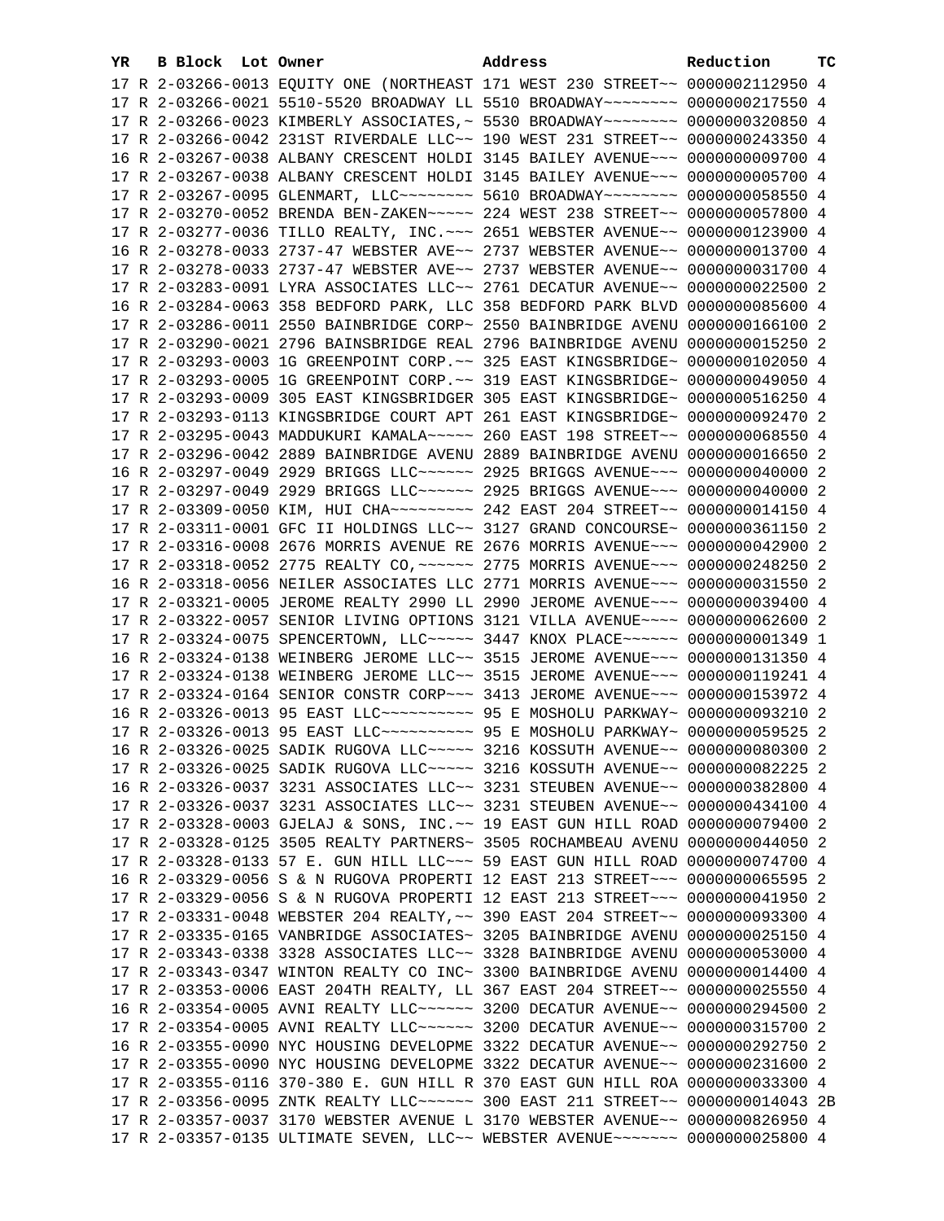| YR | B | Block | Lot | Owner | Address | Reduction | TC |
|---|---|---|---|---|---|---|---|
| 17 | R | 2-03266-0013 | | EQUITY ONE (NORTHEAST | 171 WEST 230 STREET~~ | 0000002112950 | 4 |
| 17 | R | 2-03266-0021 | | 5510-5520 BROADWAY LL | 5510 BROADWAY~~~~~~~~ | 0000000217550 | 4 |
| 17 | R | 2-03266-0023 | | KIMBERLY ASSOCIATES,~ | 5530 BROADWAY~~~~~~~~ | 0000000320850 | 4 |
| 17 | R | 2-03266-0042 | | 231ST RIVERDALE LLC~~ | 190 WEST 231 STREET~~ | 0000000243350 | 4 |
| 16 | R | 2-03267-0038 | | ALBANY CRESCENT HOLDI | 3145 BAILEY AVENUE~~~ | 0000000009700 | 4 |
| 17 | R | 2-03267-0038 | | ALBANY CRESCENT HOLDI | 3145 BAILEY AVENUE~~~ | 0000000005700 | 4 |
| 17 | R | 2-03267-0095 | | GLENMART, LLC~~~~~~~~ | 5610 BROADWAY~~~~~~~~ | 0000000058550 | 4 |
| 17 | R | 2-03270-0052 | | BRENDA BEN-ZAKEN~~~~~ | 224 WEST 238 STREET~~ | 0000000057800 | 4 |
| 17 | R | 2-03277-0036 | | TILLO REALTY, INC.~~~ | 2651 WEBSTER AVENUE~~ | 0000000123900 | 4 |
| 16 | R | 2-03278-0033 | | 2737-47 WEBSTER AVE~~ | 2737 WEBSTER AVENUE~~ | 0000000013700 | 4 |
| 17 | R | 2-03278-0033 | | 2737-47 WEBSTER AVE~~ | 2737 WEBSTER AVENUE~~ | 0000000031700 | 4 |
| 17 | R | 2-03283-0091 | | LYRA ASSOCIATES LLC~~ | 2761 DECATUR AVENUE~~ | 0000000022500 | 2 |
| 16 | R | 2-03284-0063 | | 358 BEDFORD PARK, LLC | 358 BEDFORD PARK BLVD | 0000000085600 | 4 |
| 17 | R | 2-03286-0011 | | 2550 BAINBRIDGE CORP~ | 2550 BAINBRIDGE AVENU | 0000000166100 | 2 |
| 17 | R | 2-03290-0021 | | 2796 BAINSBRIDGE REAL | 2796 BAINBRIDGE AVENU | 0000000015250 | 2 |
| 17 | R | 2-03293-0003 | | 1G GREENPOINT CORP.~~ | 325 EAST KINGSBRIDGE~ | 0000000102050 | 4 |
| 17 | R | 2-03293-0005 | | 1G GREENPOINT CORP.~~ | 319 EAST KINGSBRIDGE~ | 0000000049050 | 4 |
| 17 | R | 2-03293-0009 | | 305 EAST KINGSBRIDGER | 305 EAST KINGSBRIDGE~ | 0000000516250 | 4 |
| 17 | R | 2-03293-0113 | | KINGSBRIDGE COURT APT | 261 EAST KINGSBRIDGE~ | 0000000092470 | 2 |
| 17 | R | 2-03295-0043 | | MADDUKURI KAMALA~~~~~ | 260 EAST 198 STREET~~ | 0000000068550 | 4 |
| 17 | R | 2-03296-0042 | | 2889 BAINBRIDGE AVENU | 2889 BAINBRIDGE AVENU | 0000000016650 | 2 |
| 16 | R | 2-03297-0049 | | 2929 BRIGGS LLC~~~~~~ | 2925 BRIGGS AVENUE~~~ | 0000000040000 | 2 |
| 17 | R | 2-03297-0049 | | 2929 BRIGGS LLC~~~~~~ | 2925 BRIGGS AVENUE~~~ | 0000000040000 | 2 |
| 17 | R | 2-03309-0050 | | KIM, HUI CHA~~~~~~~~~ | 242 EAST 204 STREET~~ | 0000000014150 | 4 |
| 17 | R | 2-03311-0001 | | GFC II HOLDINGS LLC~~ | 3127 GRAND CONCOURSE~ | 0000000361150 | 2 |
| 17 | R | 2-03316-0008 | | 2676 MORRIS AVENUE RE | 2676 MORRIS AVENUE~~~ | 0000000042900 | 2 |
| 17 | R | 2-03318-0052 | | 2775 REALTY CO,~~~~~~ | 2775 MORRIS AVENUE~~~ | 0000000248250 | 2 |
| 16 | R | 2-03318-0056 | | NEILER ASSOCIATES LLC | 2771 MORRIS AVENUE~~~ | 0000000031550 | 2 |
| 17 | R | 2-03321-0005 | | JEROME REALTY 2990 LL | 2990 JEROME AVENUE~~~ | 0000000039400 | 4 |
| 17 | R | 2-03322-0057 | | SENIOR LIVING OPTIONS | 3121 VILLA AVENUE~~~~ | 0000000062600 | 2 |
| 17 | R | 2-03324-0075 | | SPENCERTOWN, LLC~~~~~ | 3447 KNOX PLACE~~~~~~ | 0000000001349 | 1 |
| 16 | R | 2-03324-0138 | | WEINBERG JEROME LLC~~ | 3515 JEROME AVENUE~~~ | 0000000131350 | 4 |
| 17 | R | 2-03324-0138 | | WEINBERG JEROME LLC~~ | 3515 JEROME AVENUE~~~ | 0000000119241 | 4 |
| 17 | R | 2-03324-0164 | | SENIOR CONSTR CORP~~~ | 3413 JEROME AVENUE~~~ | 0000000153972 | 4 |
| 16 | R | 2-03326-0013 | | 95 EAST LLC~~~~~~~~~~ | 95 E MOSHOLU PARKWAY~ | 0000000093210 | 2 |
| 17 | R | 2-03326-0013 | | 95 EAST LLC~~~~~~~~~~ | 95 E MOSHOLU PARKWAY~ | 0000000059525 | 2 |
| 16 | R | 2-03326-0025 | | SADIK RUGOVA LLC~~~~~ | 3216 KOSSUTH AVENUE~~ | 0000000080300 | 2 |
| 17 | R | 2-03326-0025 | | SADIK RUGOVA LLC~~~~~ | 3216 KOSSUTH AVENUE~~ | 0000000082225 | 2 |
| 16 | R | 2-03326-0037 | | 3231 ASSOCIATES LLC~~ | 3231 STEUBEN AVENUE~~ | 0000000382800 | 4 |
| 17 | R | 2-03326-0037 | | 3231 ASSOCIATES LLC~~ | 3231 STEUBEN AVENUE~~ | 0000000434100 | 4 |
| 17 | R | 2-03328-0003 | | GJELAJ & SONS, INC.~~ | 19 EAST GUN HILL ROAD | 0000000079400 | 2 |
| 17 | R | 2-03328-0125 | | 3505 REALTY PARTNERS~ | 3505 ROCHAMBEAU AVENU | 0000000044050 | 2 |
| 17 | R | 2-03328-0133 | | 57 E. GUN HILL LLC~~~ | 59 EAST GUN HILL ROAD | 0000000074700 | 4 |
| 16 | R | 2-03329-0056 | | S & N RUGOVA PROPERTI | 12 EAST 213 STREET~~~ | 0000000065595 | 2 |
| 17 | R | 2-03329-0056 | | S & N RUGOVA PROPERTI | 12 EAST 213 STREET~~~ | 0000000041950 | 2 |
| 17 | R | 2-03331-0048 | | WEBSTER 204 REALTY,~~ | 390 EAST 204 STREET~~ | 0000000093300 | 4 |
| 17 | R | 2-03335-0165 | | VANBRIDGE ASSOCIATES~ | 3205 BAINBRIDGE AVENU | 0000000025150 | 4 |
| 17 | R | 2-03343-0338 | | 3328 ASSOCIATES LLC~~ | 3328 BAINBRIDGE AVENU | 0000000053000 | 4 |
| 17 | R | 2-03343-0347 | | WINTON REALTY CO INC~ | 3300 BAINBRIDGE AVENU | 0000000014400 | 4 |
| 17 | R | 2-03353-0006 | | EAST 204TH REALTY, LL | 367 EAST 204 STREET~~ | 0000000025550 | 4 |
| 16 | R | 2-03354-0005 | | AVNI REALTY LLC~~~~~~ | 3200 DECATUR AVENUE~~ | 0000000294500 | 2 |
| 17 | R | 2-03354-0005 | | AVNI REALTY LLC~~~~~~ | 3200 DECATUR AVENUE~~ | 0000000315700 | 2 |
| 16 | R | 2-03355-0090 | | NYC HOUSING DEVELOPME | 3322 DECATUR AVENUE~~ | 0000000292750 | 2 |
| 17 | R | 2-03355-0090 | | NYC HOUSING DEVELOPME | 3322 DECATUR AVENUE~~ | 0000000231600 | 2 |
| 17 | R | 2-03355-0116 | | 370-380 E. GUN HILL R | 370 EAST GUN HILL ROA | 0000000033300 | 4 |
| 17 | R | 2-03356-0095 | | ZNTK REALTY LLC~~~~~~ | 300 EAST 211 STREET~~ | 0000000014043 | 2B |
| 17 | R | 2-03357-0037 | | 3170 WEBSTER AVENUE L | 3170 WEBSTER AVENUE~~ | 0000000826950 | 4 |
| 17 | R | 2-03357-0135 | | ULTIMATE SEVEN, LLC~~ | WEBSTER AVENUE~~~~~~~ | 0000000025800 | 4 |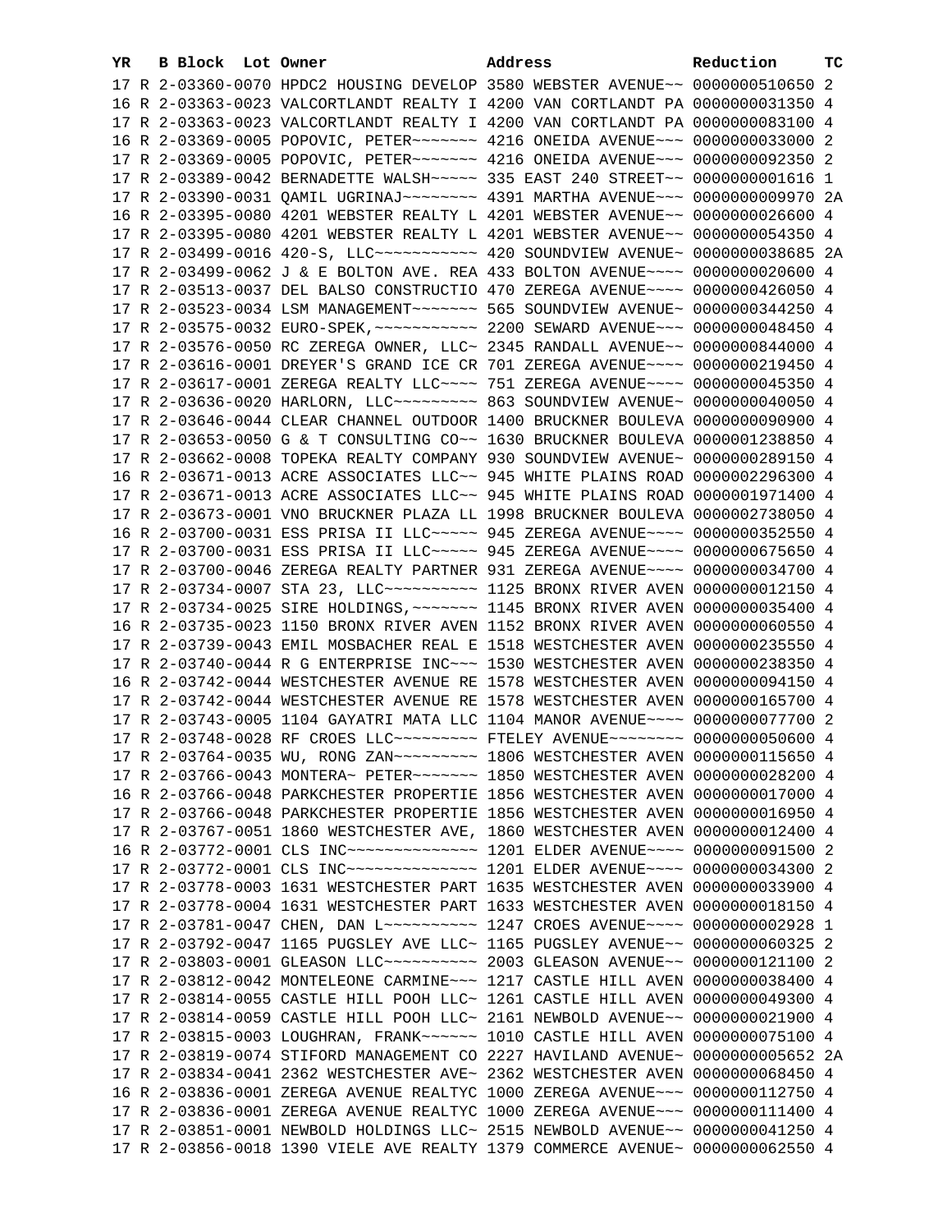| YR | B | Block | Lot | Owner | Address | Reduction | TC |
|---|---|---|---|---|---|---|---|
| 17 | R | 2-03360-0070 | | HPDC2 HOUSING DEVELOP | 3580 WEBSTER AVENUE~~ | 0000000510650 | 2 |
| 16 | R | 2-03363-0023 | | VALCORTLANDT REALTY I | 4200 VAN CORTLANDT PA | 0000000031350 | 4 |
| 17 | R | 2-03363-0023 | | VALCORTLANDT REALTY I | 4200 VAN CORTLANDT PA | 0000000083100 | 4 |
| 16 | R | 2-03369-0005 | | POPOVIC, PETER~~~~~~~ | 4216 ONEIDA AVENUE~~~ | 0000000033000 | 2 |
| 17 | R | 2-03369-0005 | | POPOVIC, PETER~~~~~~~ | 4216 ONEIDA AVENUE~~~ | 0000000092350 | 2 |
| 17 | R | 2-03389-0042 | | BERNADETTE WALSH~~~~~ | 335 EAST 240 STREET~~ | 0000000001616 | 1 |
| 17 | R | 2-03390-0031 | | QAMIL UGRINAJ~~~~~~~~ | 4391 MARTHA AVENUE~~~ | 0000000009970 | 2A |
| 16 | R | 2-03395-0080 | | 4201 WEBSTER REALTY L | 4201 WEBSTER AVENUE~~ | 0000000026600 | 4 |
| 17 | R | 2-03395-0080 | | 4201 WEBSTER REALTY L | 4201 WEBSTER AVENUE~~ | 0000000054350 | 4 |
| 17 | R | 2-03499-0016 | | 420-S, LLC~~~~~~~~~~~ | 420 SOUNDVIEW AVENUE~ | 0000000038685 | 2A |
| 17 | R | 2-03499-0062 | | J & E BOLTON AVE. REA | 433 BOLTON AVENUE~~~~ | 0000000020600 | 4 |
| 17 | R | 2-03513-0037 | | DEL BALSO CONSTRUCTIO | 470 ZEREGA AVENUE~~~~ | 0000000426050 | 4 |
| 17 | R | 2-03523-0034 | | LSM MANAGEMENT~~~~~~~ | 565 SOUNDVIEW AVENUE~ | 0000000344250 | 4 |
| 17 | R | 2-03575-0032 | | EURO-SPEK,~~~~~~~~~~~ | 2200 SEWARD AVENUE~~~ | 0000000048450 | 4 |
| 17 | R | 2-03576-0050 | | RC ZEREGA OWNER, LLC~ | 2345 RANDALL AVENUE~~ | 0000000844000 | 4 |
| 17 | R | 2-03616-0001 | | DREYER'S GRAND ICE CR | 701 ZEREGA AVENUE~~~~ | 0000000219450 | 4 |
| 17 | R | 2-03617-0001 | | ZEREGA REALTY LLC~~~~ | 751 ZEREGA AVENUE~~~~ | 0000000045350 | 4 |
| 17 | R | 2-03636-0020 | | HARLORN, LLC~~~~~~~~~ | 863 SOUNDVIEW AVENUE~ | 0000000040050 | 4 |
| 17 | R | 2-03646-0044 | | CLEAR CHANNEL OUTDOOR | 1400 BRUCKNER BOULEVA | 0000000090900 | 4 |
| 17 | R | 2-03653-0050 | | G & T CONSULTING CO~~ | 1630 BRUCKNER BOULEVA | 0000001238850 | 4 |
| 17 | R | 2-03662-0008 | | TOPEKA REALTY COMPANY | 930 SOUNDVIEW AVENUE~ | 0000000289150 | 4 |
| 16 | R | 2-03671-0013 | | ACRE ASSOCIATES LLC~~ | 945 WHITE PLAINS ROAD | 0000002296300 | 4 |
| 17 | R | 2-03671-0013 | | ACRE ASSOCIATES LLC~~ | 945 WHITE PLAINS ROAD | 0000001971400 | 4 |
| 17 | R | 2-03673-0001 | | VNO BRUCKNER PLAZA LL | 1998 BRUCKNER BOULEVA | 0000002738050 | 4 |
| 16 | R | 2-03700-0031 | | ESS PRISA II LLC~~~~~ | 945 ZEREGA AVENUE~~~~ | 0000000352550 | 4 |
| 17 | R | 2-03700-0031 | | ESS PRISA II LLC~~~~~ | 945 ZEREGA AVENUE~~~~ | 0000000675650 | 4 |
| 17 | R | 2-03700-0046 | | ZEREGA REALTY PARTNER | 931 ZEREGA AVENUE~~~~ | 0000000034700 | 4 |
| 17 | R | 2-03734-0007 | | STA 23, LLC~~~~~~~~~~ | 1125 BRONX RIVER AVEN | 0000000012150 | 4 |
| 17 | R | 2-03734-0025 | | SIRE HOLDINGS,~~~~~~~ | 1145 BRONX RIVER AVEN | 0000000035400 | 4 |
| 16 | R | 2-03735-0023 | | 1150 BRONX RIVER AVEN | 1152 BRONX RIVER AVEN | 0000000060550 | 4 |
| 17 | R | 2-03739-0043 | | EMIL MOSBACHER REAL E | 1518 WESTCHESTER AVEN | 0000000235550 | 4 |
| 17 | R | 2-03740-0044 | | R G ENTERPRISE INC~~~ | 1530 WESTCHESTER AVEN | 0000000238350 | 4 |
| 16 | R | 2-03742-0044 | | WESTCHESTER AVENUE RE | 1578 WESTCHESTER AVEN | 0000000094150 | 4 |
| 17 | R | 2-03742-0044 | | WESTCHESTER AVENUE RE | 1578 WESTCHESTER AVEN | 0000000165700 | 4 |
| 17 | R | 2-03743-0005 | | 1104 GAYATRI MATA LLC | 1104 MANOR AVENUE~~~~ | 0000000077700 | 2 |
| 17 | R | 2-03748-0028 | | RF CROES LLC~~~~~~~~~ | FTELEY AVENUE~~~~~~~~ | 0000000050600 | 4 |
| 17 | R | 2-03764-0035 | | WU, RONG ZAN~~~~~~~~~ | 1806 WESTCHESTER AVEN | 0000000115650 | 4 |
| 17 | R | 2-03766-0043 | | MONTERA~ PETER~~~~~~~ | 1850 WESTCHESTER AVEN | 0000000028200 | 4 |
| 16 | R | 2-03766-0048 | | PARKCHESTER PROPERTIE | 1856 WESTCHESTER AVEN | 0000000017000 | 4 |
| 17 | R | 2-03766-0048 | | PARKCHESTER PROPERTIE | 1856 WESTCHESTER AVEN | 0000000016950 | 4 |
| 17 | R | 2-03767-0051 | | 1860 WESTCHESTER AVE, | 1860 WESTCHESTER AVEN | 0000000012400 | 4 |
| 16 | R | 2-03772-0001 | | CLS INC~~~~~~~~~~~~~~ | 1201 ELDER AVENUE~~~~ | 0000000091500 | 2 |
| 17 | R | 2-03772-0001 | | CLS INC~~~~~~~~~~~~~~ | 1201 ELDER AVENUE~~~~ | 0000000034300 | 2 |
| 17 | R | 2-03778-0003 | | 1631 WESTCHESTER PART | 1635 WESTCHESTER AVEN | 0000000033900 | 4 |
| 17 | R | 2-03778-0004 | | 1631 WESTCHESTER PART | 1633 WESTCHESTER AVEN | 0000000018150 | 4 |
| 17 | R | 2-03781-0047 | | CHEN, DAN L~~~~~~~~~~ | 1247 CROES AVENUE~~~~ | 0000000002928 | 1 |
| 17 | R | 2-03792-0047 | | 1165 PUGSLEY AVE LLC~ | 1165 PUGSLEY AVENUE~~ | 0000000060325 | 2 |
| 17 | R | 2-03803-0001 | | GLEASON LLC~~~~~~~~~~ | 2003 GLEASON AVENUE~~ | 0000000121100 | 2 |
| 17 | R | 2-03812-0042 | | MONTELEONE CARMINE~~~ | 1217 CASTLE HILL AVEN | 0000000038400 | 4 |
| 17 | R | 2-03814-0055 | | CASTLE HILL POOH LLC~ | 1261 CASTLE HILL AVEN | 0000000049300 | 4 |
| 17 | R | 2-03814-0059 | | CASTLE HILL POOH LLC~ | 2161 NEWBOLD AVENUE~~ | 0000000021900 | 4 |
| 17 | R | 2-03815-0003 | | LOUGHRAN, FRANK~~~~~~ | 1010 CASTLE HILL AVEN | 0000000075100 | 4 |
| 17 | R | 2-03819-0074 | | STIFORD MANAGEMENT CO | 2227 HAVILAND AVENUE~ | 0000000005652 | 2A |
| 17 | R | 2-03834-0041 | | 2362 WESTCHESTER AVE~ | 2362 WESTCHESTER AVEN | 0000000068450 | 4 |
| 16 | R | 2-03836-0001 | | ZEREGA AVENUE REALTYC | 1000 ZEREGA AVENUE~~~ | 0000000112750 | 4 |
| 17 | R | 2-03836-0001 | | ZEREGA AVENUE REALTYC | 1000 ZEREGA AVENUE~~~ | 0000000111400 | 4 |
| 17 | R | 2-03851-0001 | | NEWBOLD HOLDINGS LLC~ | 2515 NEWBOLD AVENUE~~ | 0000000041250 | 4 |
| 17 | R | 2-03856-0018 | | 1390 VIELE AVE REALTY | 1379 COMMERCE AVENUE~ | 0000000062550 | 4 |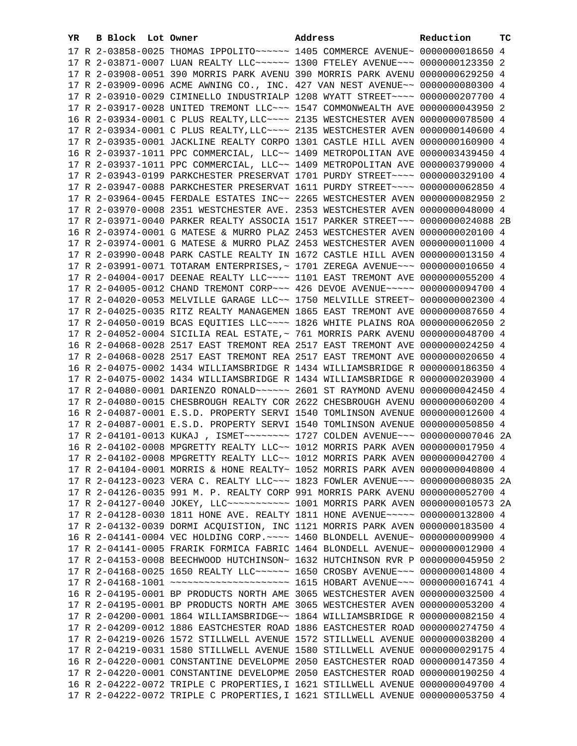| YR | B | Block | Lot | Owner | Address | Reduction | TC |
|---|---|---|---|---|---|---|---|
| 17 | R | 2-03858-0025 | | THOMAS IPPOLITO~~~~~~ | 1405 COMMERCE AVENUE~ | 0000000018650 | 4 |
| 17 | R | 2-03871-0007 | | LUAN REALTY LLC~~~~~~ | 1300 FTELEY AVENUE~~~ | 0000000123350 | 2 |
| 17 | R | 2-03908-0051 | | 390 MORRIS PARK AVENU | 390 MORRIS PARK AVENU | 0000000629250 | 4 |
| 17 | R | 2-03909-0096 | | ACME AWNING CO., INC. | 427 VAN NEST AVENUE~~ | 0000000080300 | 4 |
| 17 | R | 2-03910-0029 | | CIMINELLO INDUSTRIALP | 1208 WYATT STREET~~~~ | 0000000207700 | 4 |
| 17 | R | 2-03917-0028 | | UNITED TREMONT LLC~~~ | 1547 COMMONWEALTH AVE | 0000000043950 | 2 |
| 16 | R | 2-03934-0001 | | C PLUS REALTY,LLC~~~~ | 2135 WESTCHESTER AVEN | 0000000078500 | 4 |
| 17 | R | 2-03934-0001 | | C PLUS REALTY,LLC~~~~ | 2135 WESTCHESTER AVEN | 0000000140600 | 4 |
| 17 | R | 2-03935-0001 | | JACKLINE REALTY CORPO | 1301 CASTLE HILL AVEN | 0000000160900 | 4 |
| 16 | R | 2-03937-1011 | | PPC COMMERCIAL, LLC~~ | 1409 METROPOLITAN AVE | 0000003439450 | 4 |
| 17 | R | 2-03937-1011 | | PPC COMMERCIAL, LLC~~ | 1409 METROPOLITAN AVE | 0000003799000 | 4 |
| 17 | R | 2-03943-0199 | | PARKCHESTER PRESERVAT | 1701 PURDY STREET~~~~ | 0000000329100 | 4 |
| 17 | R | 2-03947-0088 | | PARKCHESTER PRESERVAT | 1611 PURDY STREET~~~~ | 0000000062850 | 4 |
| 17 | R | 2-03964-0045 | | FERDALE ESTATES INC~~ | 2265 WESTCHESTER AVEN | 0000000082950 | 2 |
| 17 | R | 2-03970-0008 | | 2351 WESTCHESTER AVE. | 2353 WESTCHESTER AVEN | 0000000048000 | 4 |
| 17 | R | 2-03971-0040 | | PARKER REALTY ASSOCIA | 1517 PARKER STREET~~~ | 0000000024088 | 2B |
| 16 | R | 2-03974-0001 | | G MATESE & MURRO PLAZ | 2453 WESTCHESTER AVEN | 0000000020100 | 4 |
| 17 | R | 2-03974-0001 | | G MATESE & MURRO PLAZ | 2453 WESTCHESTER AVEN | 0000000011000 | 4 |
| 17 | R | 2-03990-0048 | | PARK CASTLE REALTY IN | 1672 CASTLE HILL AVEN | 0000000013150 | 4 |
| 17 | R | 2-03991-0071 | | TOTARAM ENTERPRISES,~ | 1701 ZEREGA AVENUE~~~ | 0000000010650 | 4 |
| 17 | R | 2-04004-0017 | | DEENAE REALTY LLC~~~~ | 1101 EAST TREMONT AVE | 0000000055200 | 4 |
| 17 | R | 2-04005-0012 | | CHAND TREMONT CORP~~~ | 426 DEVOE AVENUE~~~~~ | 0000000094700 | 4 |
| 17 | R | 2-04020-0053 | | MELVILLE GARAGE LLC~~ | 1750 MELVILLE STREET~ | 0000000002300 | 4 |
| 17 | R | 2-04025-0035 | | RITZ REALTY MANAGEMEN | 1865 EAST TREMONT AVE | 0000000087650 | 4 |
| 17 | R | 2-04050-0019 | | BCAS EQUITIES LLC~~~~ | 1826 WHITE PLAINS ROA | 0000000062050 | 2 |
| 17 | R | 2-04052-0004 | | SICILIA REAL ESTATE,~ | 761 MORRIS PARK AVENU | 0000000048700 | 4 |
| 16 | R | 2-04068-0028 | | 2517 EAST TREMONT REA | 2517 EAST TREMONT AVE | 0000000024250 | 4 |
| 17 | R | 2-04068-0028 | | 2517 EAST TREMONT REA | 2517 EAST TREMONT AVE | 0000000020650 | 4 |
| 16 | R | 2-04075-0002 | | 1434 WILLIAMSBRIDGE R | 1434 WILLIAMSBRIDGE R | 0000000186350 | 4 |
| 17 | R | 2-04075-0002 | | 1434 WILLIAMSBRIDGE R | 1434 WILLIAMSBRIDGE R | 0000000203900 | 4 |
| 17 | R | 2-04080-0001 | | DARIENZO RONALD~~~~~~ | 2601 ST RAYMOND AVENU | 0000000042450 | 4 |
| 17 | R | 2-04080-0015 | | CHESBROUGH REALTY COR | 2622 CHESBROUGH AVENU | 0000000060200 | 4 |
| 16 | R | 2-04087-0001 | | E.S.D. PROPERTY SERVI | 1540 TOMLINSON AVENUE | 0000000012600 | 4 |
| 17 | R | 2-04087-0001 | | E.S.D. PROPERTY SERVI | 1540 TOMLINSON AVENUE | 0000000050850 | 4 |
| 17 | R | 2-04101-0013 | | KUKAJ , ISMET~~~~~~~~ | 1727 COLDEN AVENUE~~~ | 0000000007046 | 2A |
| 16 | R | 2-04102-0008 | | MPGRETTY REALTY LLC~~ | 1012 MORRIS PARK AVEN | 0000000017950 | 4 |
| 17 | R | 2-04102-0008 | | MPGRETTY REALTY LLC~~ | 1012 MORRIS PARK AVEN | 0000000042700 | 4 |
| 17 | R | 2-04104-0001 | | MORRIS & HONE REALTY~ | 1052 MORRIS PARK AVEN | 0000000040800 | 4 |
| 17 | R | 2-04123-0023 | | VERA C. REALTY LLC~~~ | 1823 FOWLER AVENUE~~~ | 0000000008035 | 2A |
| 17 | R | 2-04126-0035 | | 991 M. P. REALTY CORP | 991 MORRIS PARK AVENU | 0000000052700 | 4 |
| 17 | R | 2-04127-0040 | | JOKEY, LLC~~~~~~~~~~~ | 1001 MORRIS PARK AVEN | 0000000010573 | 2A |
| 17 | R | 2-04128-0030 | | 1811 HONE AVE. REALTY | 1811 HONE AVENUE~~~~~ | 0000000132800 | 4 |
| 17 | R | 2-04132-0039 | | DORMI ACQUISTION, INC | 1121 MORRIS PARK AVEN | 0000000183500 | 4 |
| 16 | R | 2-04141-0004 | | VEC HOLDING CORP.~~~~ | 1460 BLONDELL AVENUE~ | 0000000009900 | 4 |
| 17 | R | 2-04141-0005 | | FRARIK FORMICA FABRIC | 1464 BLONDELL AVENUE~ | 0000000012900 | 4 |
| 17 | R | 2-04153-0008 | | BEECHWOOD HUTCHINSON~ | 1632 HUTCHINSON RVR P | 0000000045950 | 2 |
| 17 | R | 2-04168-0025 | | 1650 REALTY LLC~~~~~~ | 1650 CROSBY AVENUE~~~ | 0000000014800 | 4 |
| 17 | R | 2-04168-1001 | | ~~~~~~~~~~~~~~~~~~~~~ | 1615 HOBART AVENUE~~~ | 0000000016741 | 4 |
| 16 | R | 2-04195-0001 | | BP PRODUCTS NORTH AME | 3065 WESTCHESTER AVEN | 0000000032500 | 4 |
| 17 | R | 2-04195-0001 | | BP PRODUCTS NORTH AME | 3065 WESTCHESTER AVEN | 0000000053200 | 4 |
| 17 | R | 2-04200-0001 | | 1864 WILLIAMSBRIDGE~~ | 1864 WILLIAMSBRIDGE R | 0000000082150 | 4 |
| 17 | R | 2-04209-0012 | | 1886 EASTCHESTER ROAD | 1886 EASTCHESTER ROAD | 0000000274750 | 4 |
| 17 | R | 2-04219-0026 | | 1572 STILLWELL AVENUE | 1572 STILLWELL AVENUE | 0000000038200 | 4 |
| 17 | R | 2-04219-0031 | | 1580 STILLWELL AVENUE | 1580 STILLWELL AVENUE | 0000000029175 | 4 |
| 16 | R | 2-04220-0001 | | CONSTANTINE DEVELOPME | 2050 EASTCHESTER ROAD | 0000000147350 | 4 |
| 17 | R | 2-04220-0001 | | CONSTANTINE DEVELOPME | 2050 EASTCHESTER ROAD | 0000000190250 | 4 |
| 16 | R | 2-04222-0072 | | TRIPLE C PROPERTIES,I | 1621 STILLWELL AVENUE | 0000000049700 | 4 |
| 17 | R | 2-04222-0072 | | TRIPLE C PROPERTIES,I | 1621 STILLWELL AVENUE | 0000000053750 | 4 |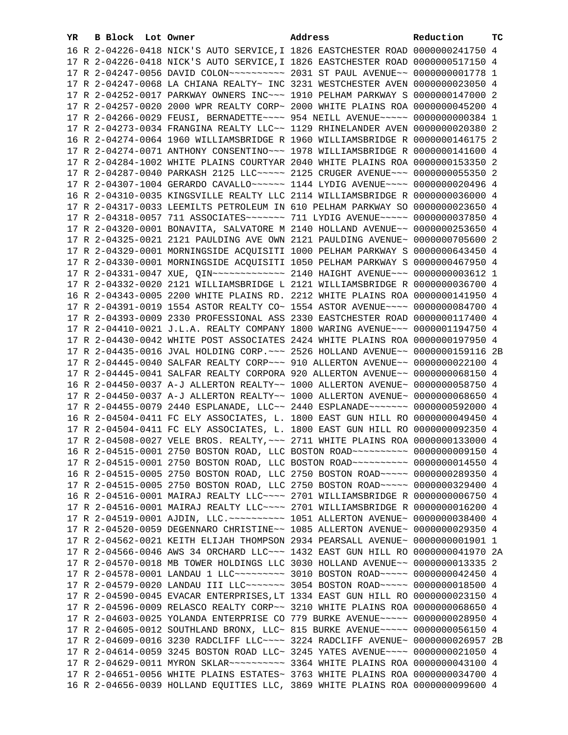| YR | B | Block | Lot | Owner | Address | Reduction | TC |
|---|---|---|---|---|---|---|---|
| 16 | R | 2-04226-0418 | | NICK'S AUTO SERVICE,I | 1826 EASTCHESTER ROAD | 0000000241750 | 4 |
| 17 | R | 2-04226-0418 | | NICK'S AUTO SERVICE,I | 1826 EASTCHESTER ROAD | 0000000517150 | 4 |
| 17 | R | 2-04247-0056 | | DAVID COLON~~~~~~~~~~ | 2031 ST PAUL AVENUE~~ | 0000000001778 | 1 |
| 17 | R | 2-04247-0068 | | LA CHIANA REALTY~ INC | 3231 WESTCHESTER AVEN | 0000000023050 | 4 |
| 17 | R | 2-04252-0017 | | PARKWAY OWNERS INC~~~ | 1910 PELHAM PARKWAY S | 0000000147000 | 2 |
| 17 | R | 2-04257-0020 | | 2000 WPR REALTY CORP~ | 2000 WHITE PLAINS ROA | 0000000045200 | 4 |
| 17 | R | 2-04266-0029 | | FEUSI, BERNADETTE~~~~ | 954 NEILL AVENUE~~~~~ | 0000000000384 | 1 |
| 17 | R | 2-04273-0034 | | FRANGINA REALTY LLC~~ | 1129 RHINELANDER AVEN | 0000000020380 | 2 |
| 16 | R | 2-04274-0064 | | 1960 WILLIAMSBRIDGE R | 1960 WILLIAMSBRIDGE R | 0000000146175 | 2 |
| 17 | R | 2-04274-0071 | | ANTHONY CONSENTINO~~~ | 1978 WILLIAMSBRIDGE R | 0000000141600 | 4 |
| 17 | R | 2-04284-1002 | | WHITE PLAINS COURTYAR | 2040 WHITE PLAINS ROA | 0000000153350 | 2 |
| 17 | R | 2-04287-0040 | | PARKASH 2125 LLC~~~~~ | 2125 CRUGER AVENUE~~~ | 0000000055350 | 2 |
| 17 | R | 2-04307-1004 | | GERARDO CAVALLO~~~~~~ | 1144 LYDIG AVENUE~~~~ | 0000000020496 | 4 |
| 16 | R | 2-04310-0035 | | KINGSVILLE REALTY LLC | 2114 WILLIAMSBRIDGE R | 0000000036000 | 4 |
| 17 | R | 2-04317-0033 | | LEEMILTS PETROLEUM IN | 610 PELHAM PARKWAY SO | 0000000023650 | 4 |
| 17 | R | 2-04318-0057 | | 711 ASSOCIATES~~~~~~~ | 711 LYDIG AVENUE~~~~~ | 0000000037850 | 4 |
| 17 | R | 2-04320-0001 | | BONAVITA, SALVATORE M | 2140 HOLLAND AVENUE~~ | 0000000253650 | 4 |
| 17 | R | 2-04325-0021 | | 2121 PAULDING AVE OWN | 2121 PAULDING AVENUE~ | 0000000705600 | 2 |
| 17 | R | 2-04329-0001 | | MORNINGSIDE ACQUISITI | 1000 PELHAM PARKWAY S | 0000000643450 | 4 |
| 17 | R | 2-04330-0001 | | MORNINGSIDE ACQUISITI | 1050 PELHAM PARKWAY S | 0000000467950 | 4 |
| 17 | R | 2-04331-0047 | | XUE, QIN~~~~~~~~~~~~~ | 2140 HAIGHT AVENUE~~~ | 0000000003612 | 1 |
| 17 | R | 2-04332-0020 | | 2121 WILLIAMSBRIDGE L | 2121 WILLIAMSBRIDGE R | 0000000036700 | 4 |
| 16 | R | 2-04343-0005 | | 2200 WHITE PLAINS RD. | 2212 WHITE PLAINS ROA | 0000000141950 | 4 |
| 17 | R | 2-04391-0019 | | 1554 ASTOR REALTY CO~ | 1554 ASTOR AVENUE~~~~ | 0000000084700 | 4 |
| 17 | R | 2-04393-0009 | | 2330 PROFESSIONAL ASS | 2330 EASTCHESTER ROAD | 0000000117400 | 4 |
| 17 | R | 2-04410-0021 | | J.L.A. REALTY COMPANY | 1800 WARING AVENUE~~~ | 0000001194750 | 4 |
| 17 | R | 2-04430-0042 | | WHITE POST ASSOCIATES | 2424 WHITE PLAINS ROA | 0000000197950 | 4 |
| 17 | R | 2-04435-0016 | | JVAL HOLDING CORP.~~~ | 2526 HOLLAND AVENUE~~ | 0000000159116 | 2B |
| 17 | R | 2-04445-0040 | | SALFAR REALTY CORP~~~ | 910 ALLERTON AVENUE~~ | 0000000022100 | 4 |
| 17 | R | 2-04445-0041 | | SALFAR REALTY CORPORA | 920 ALLERTON AVENUE~~ | 0000000068150 | 4 |
| 16 | R | 2-04450-0037 | | A-J ALLERTON REALTY~~ | 1000 ALLERTON AVENUE~ | 0000000058750 | 4 |
| 17 | R | 2-04450-0037 | | A-J ALLERTON REALTY~~ | 1000 ALLERTON AVENUE~ | 0000000068650 | 4 |
| 17 | R | 2-04455-0079 | | 2440 ESPLANADE, LLC~~ | 2440 ESPLANADE~~~~~~~ | 0000000592000 | 4 |
| 16 | R | 2-04504-0411 | | FC ELY ASSOCIATES, L. | 1800 EAST GUN HILL RO | 0000000049450 | 4 |
| 17 | R | 2-04504-0411 | | FC ELY ASSOCIATES, L. | 1800 EAST GUN HILL RO | 0000000092350 | 4 |
| 17 | R | 2-04508-0027 | | VELE BROS. REALTY,~~~ | 2711 WHITE PLAINS ROA | 0000000133000 | 4 |
| 16 | R | 2-04515-0001 | | 2750 BOSTON ROAD, LLC | BOSTON ROAD~~~~~~~~~~ | 0000000009150 | 4 |
| 17 | R | 2-04515-0001 | | 2750 BOSTON ROAD, LLC | BOSTON ROAD~~~~~~~~~~ | 0000000014550 | 4 |
| 16 | R | 2-04515-0005 | | 2750 BOSTON ROAD, LLC | 2750 BOSTON ROAD~~~~~ | 0000000289350 | 4 |
| 17 | R | 2-04515-0005 | | 2750 BOSTON ROAD, LLC | 2750 BOSTON ROAD~~~~~ | 0000000329400 | 4 |
| 16 | R | 2-04516-0001 | | MAIRAJ REALTY LLC~~~~ | 2701 WILLIAMSBRIDGE R | 0000000006750 | 4 |
| 17 | R | 2-04516-0001 | | MAIRAJ REALTY LLC~~~~ | 2701 WILLIAMSBRIDGE R | 0000000016200 | 4 |
| 17 | R | 2-04519-0001 | | AJDIN, LLC.~~~~~~~~~~ | 1051 ALLERTON AVENUE~ | 0000000038400 | 4 |
| 17 | R | 2-04520-0059 | | DEGENNARO CHRISTINE~~ | 1085 ALLERTON AVENUE~ | 0000000029350 | 4 |
| 17 | R | 2-04562-0021 | | KEITH ELIJAH THOMPSON | 2934 PEARSALL AVENUE~ | 0000000001901 | 1 |
| 17 | R | 2-04566-0046 | | AWS 34 ORCHARD LLC~~~ | 1432 EAST GUN HILL RO | 0000000041970 | 2A |
| 17 | R | 2-04570-0018 | | MB TOWER HOLDINGS LLC | 3030 HOLLAND AVENUE~~ | 0000000013335 | 2 |
| 17 | R | 2-04578-0001 | | LANDAU 1 LLC~~~~~~~~~ | 3010 BOSTON ROAD~~~~~ | 0000000042450 | 4 |
| 17 | R | 2-04579-0020 | | LANDAU III LLC~~~~~~~ | 3054 BOSTON ROAD~~~~~ | 0000000018500 | 4 |
| 17 | R | 2-04590-0045 | | EVACAR ENTERPRISES,LT | 1334 EAST GUN HILL RO | 0000000023150 | 4 |
| 17 | R | 2-04596-0009 | | RELASCO REALTY CORP~~ | 3210 WHITE PLAINS ROA | 0000000068650 | 4 |
| 17 | R | 2-04603-0025 | | YOLANDA ENTERPRISE CO | 779 BURKE AVENUE~~~~~ | 0000000028950 | 4 |
| 17 | R | 2-04605-0012 | | SOUTHLAND BRONX, LLC~ | 815 BURKE AVENUE~~~~~ | 0000000056150 | 4 |
| 17 | R | 2-04609-0016 | | 3230 RADCLIFF LLC~~~~ | 3224 RADCLIFF AVENUE~ | 0000000026957 | 2B |
| 17 | R | 2-04614-0059 | | 3245 BOSTON ROAD LLC~ | 3245 YATES AVENUE~~~~ | 0000000021050 | 4 |
| 17 | R | 2-04629-0011 | | MYRON SKLAR~~~~~~~~~~ | 3364 WHITE PLAINS ROA | 0000000043100 | 4 |
| 17 | R | 2-04651-0056 | | WHITE PLAINS ESTATES~ | 3763 WHITE PLAINS ROA | 0000000034700 | 4 |
| 16 | R | 2-04656-0039 | | HOLLAND EQUITIES LLC, | 3869 WHITE PLAINS ROA | 0000000099600 | 4 |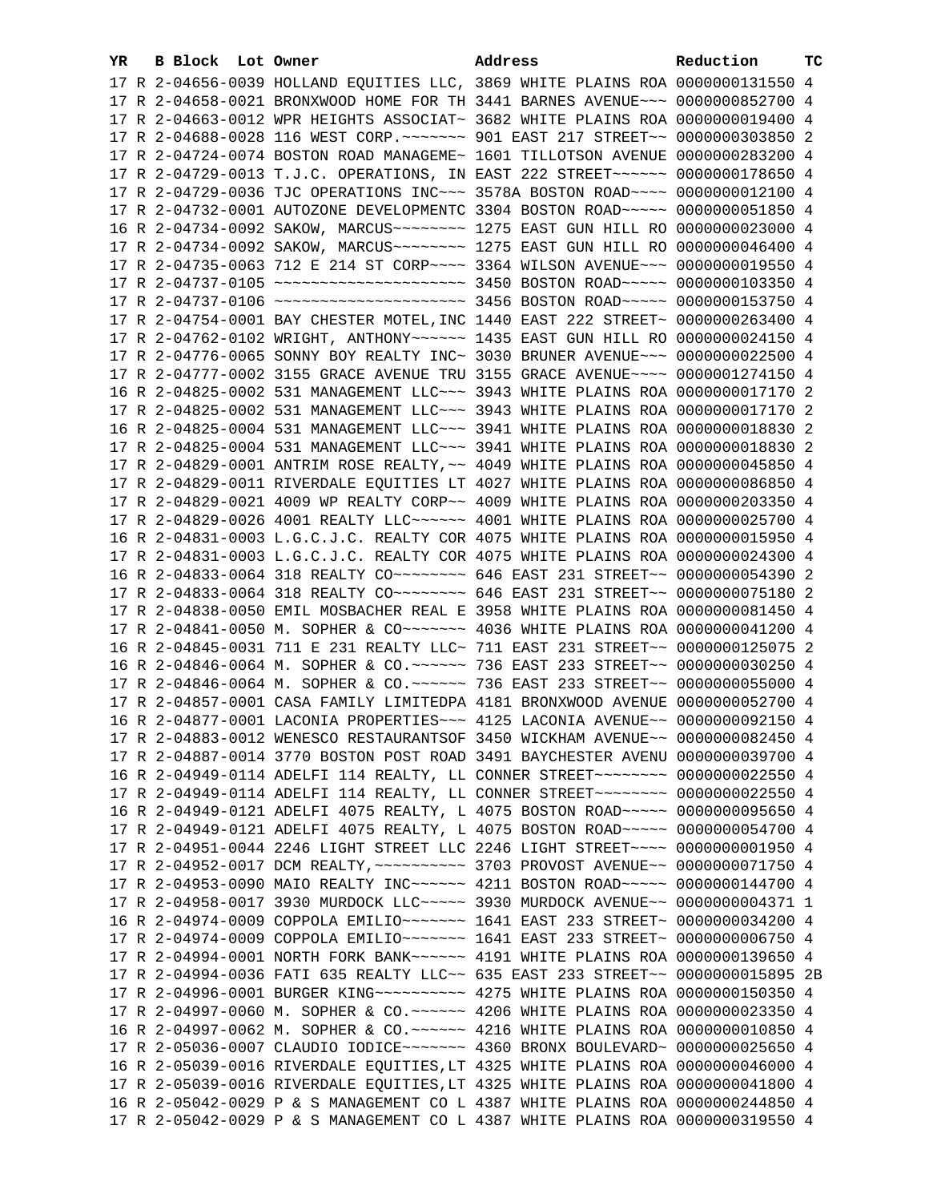| YR | B | Block | Lot | Owner | Address | Reduction | TC |
|---|---|---|---|---|---|---|---|
| 17 | R | 2-04656-0039 | | HOLLAND EQUITIES LLC, | 3869 WHITE PLAINS ROA | 0000000131550 | 4 |
| 17 | R | 2-04658-0021 | | BRONXWOOD HOME FOR TH | 3441 BARNES AVENUE~~~ | 0000000852700 | 4 |
| 17 | R | 2-04663-0012 | | WPR HEIGHTS ASSOCIAT~ | 3682 WHITE PLAINS ROA | 0000000019400 | 4 |
| 17 | R | 2-04688-0028 | | 116 WEST CORP.~~~~~~~ | 901 EAST 217 STREET~~ | 0000000303850 | 2 |
| 17 | R | 2-04724-0074 | | BOSTON ROAD MANAGEME~ | 1601 TILLOTSON AVENUE | 0000000283200 | 4 |
| 17 | R | 2-04729-0013 | | T.J.C. OPERATIONS, IN | EAST 222 STREET~~~~~~ | 0000000178650 | 4 |
| 17 | R | 2-04729-0036 | | TJC OPERATIONS INC~~~ | 3578A BOSTON ROAD~~~~ | 0000000012100 | 4 |
| 17 | R | 2-04732-0001 | | AUTOZONE DEVELOPMENTC | 3304 BOSTON ROAD~~~~~ | 0000000051850 | 4 |
| 16 | R | 2-04734-0092 | | SAKOW, MARCUS~~~~~~~~ | 1275 EAST GUN HILL RO | 0000000023000 | 4 |
| 17 | R | 2-04734-0092 | | SAKOW, MARCUS~~~~~~~~ | 1275 EAST GUN HILL RO | 0000000046400 | 4 |
| 17 | R | 2-04735-0063 | | 712 E 214 ST CORP~~~~ | 3364 WILSON AVENUE~~~ | 0000000019550 | 4 |
| 17 | R | 2-04737-0105 | | ~~~~~~~~~~~~~~~~~~~~~ | 3450 BOSTON ROAD~~~~~ | 0000000103350 | 4 |
| 17 | R | 2-04737-0106 | | ~~~~~~~~~~~~~~~~~~~~~ | 3456 BOSTON ROAD~~~~~ | 0000000153750 | 4 |
| 17 | R | 2-04754-0001 | | BAY CHESTER MOTEL,INC | 1440 EAST 222 STREET~ | 0000000263400 | 4 |
| 17 | R | 2-04762-0102 | | WRIGHT, ANTHONY~~~~~~ | 1435 EAST GUN HILL RO | 0000000024150 | 4 |
| 17 | R | 2-04776-0065 | | SONNY BOY REALTY INC~ | 3030 BRUNER AVENUE~~~ | 0000000022500 | 4 |
| 17 | R | 2-04777-0002 | | 3155 GRACE AVENUE TRU | 3155 GRACE AVENUE~~~~ | 0000001274150 | 4 |
| 16 | R | 2-04825-0002 | | 531 MANAGEMENT LLC~~~ | 3943 WHITE PLAINS ROA | 0000000017170 | 2 |
| 17 | R | 2-04825-0002 | | 531 MANAGEMENT LLC~~~ | 3943 WHITE PLAINS ROA | 0000000017170 | 2 |
| 16 | R | 2-04825-0004 | | 531 MANAGEMENT LLC~~~ | 3941 WHITE PLAINS ROA | 0000000018830 | 2 |
| 17 | R | 2-04825-0004 | | 531 MANAGEMENT LLC~~~ | 3941 WHITE PLAINS ROA | 0000000018830 | 2 |
| 17 | R | 2-04829-0001 | | ANTRIM ROSE REALTY,~~ | 4049 WHITE PLAINS ROA | 0000000045850 | 4 |
| 17 | R | 2-04829-0011 | | RIVERDALE EQUITIES LT | 4027 WHITE PLAINS ROA | 0000000086850 | 4 |
| 17 | R | 2-04829-0021 | | 4009 WP REALTY CORP~~ | 4009 WHITE PLAINS ROA | 0000000203350 | 4 |
| 17 | R | 2-04829-0026 | | 4001 REALTY LLC~~~~~~ | 4001 WHITE PLAINS ROA | 0000000025700 | 4 |
| 16 | R | 2-04831-0003 | | L.G.C.J.C. REALTY COR | 4075 WHITE PLAINS ROA | 0000000015950 | 4 |
| 17 | R | 2-04831-0003 | | L.G.C.J.C. REALTY COR | 4075 WHITE PLAINS ROA | 0000000024300 | 4 |
| 16 | R | 2-04833-0064 | | 318 REALTY CO~~~~~~~~ | 646 EAST 231 STREET~~ | 0000000054390 | 2 |
| 17 | R | 2-04833-0064 | | 318 REALTY CO~~~~~~~~ | 646 EAST 231 STREET~~ | 0000000075180 | 2 |
| 17 | R | 2-04838-0050 | | EMIL MOSBACHER REAL E | 3958 WHITE PLAINS ROA | 0000000081450 | 4 |
| 17 | R | 2-04841-0050 | | M. SOPHER & CO~~~~~~~ | 4036 WHITE PLAINS ROA | 0000000041200 | 4 |
| 16 | R | 2-04845-0031 | | 711 E 231 REALTY LLC~ | 711 EAST 231 STREET~~ | 0000000125075 | 2 |
| 16 | R | 2-04846-0064 | | M. SOPHER & CO.~~~~~~ | 736 EAST 233 STREET~~ | 0000000030250 | 4 |
| 17 | R | 2-04846-0064 | | M. SOPHER & CO.~~~~~~ | 736 EAST 233 STREET~~ | 0000000055000 | 4 |
| 17 | R | 2-04857-0001 | | CASA FAMILY LIMITEDPA | 4181 BRONXWOOD AVENUE | 0000000052700 | 4 |
| 16 | R | 2-04877-0001 | | LACONIA PROPERTIES~~~ | 4125 LACONIA AVENUE~~ | 0000000092150 | 4 |
| 17 | R | 2-04883-0012 | | WENESCO RESTAURANTSOF | 3450 WICKHAM AVENUE~~ | 0000000082450 | 4 |
| 17 | R | 2-04887-0014 | | 3770 BOSTON POST ROAD | 3491 BAYCHESTER AVENU | 0000000039700 | 4 |
| 16 | R | 2-04949-0114 | | ADELFI 114 REALTY, LL | CONNER STREET~~~~~~~~ | 0000000022550 | 4 |
| 17 | R | 2-04949-0114 | | ADELFI 114 REALTY, LL | CONNER STREET~~~~~~~~ | 0000000022550 | 4 |
| 16 | R | 2-04949-0121 | | ADELFI 4075 REALTY, L | 4075 BOSTON ROAD~~~~~ | 0000000095650 | 4 |
| 17 | R | 2-04949-0121 | | ADELFI 4075 REALTY, L | 4075 BOSTON ROAD~~~~~ | 0000000054700 | 4 |
| 17 | R | 2-04951-0044 | | 2246 LIGHT STREET LLC | 2246 LIGHT STREET~~~~ | 0000000001950 | 4 |
| 17 | R | 2-04952-0017 | | DCM REALTY,~~~~~~~~~~ | 3703 PROVOST AVENUE~~ | 0000000071750 | 4 |
| 17 | R | 2-04953-0090 | | MAIO REALTY INC~~~~~~ | 4211 BOSTON ROAD~~~~~ | 0000000144700 | 4 |
| 17 | R | 2-04958-0017 | | 3930 MURDOCK LLC~~~~~ | 3930 MURDOCK AVENUE~~ | 0000000004371 | 1 |
| 16 | R | 2-04974-0009 | | COPPOLA EMILIO~~~~~~~ | 1641 EAST 233 STREET~ | 0000000034200 | 4 |
| 17 | R | 2-04974-0009 | | COPPOLA EMILIO~~~~~~~ | 1641 EAST 233 STREET~ | 0000000006750 | 4 |
| 17 | R | 2-04994-0001 | | NORTH FORK BANK~~~~~~ | 4191 WHITE PLAINS ROA | 0000000139650 | 4 |
| 17 | R | 2-04994-0036 | | FATI 635 REALTY LLC~~ | 635 EAST 233 STREET~~ | 0000000015895 | 2B |
| 17 | R | 2-04996-0001 | | BURGER KING~~~~~~~~~~ | 4275 WHITE PLAINS ROA | 0000000150350 | 4 |
| 17 | R | 2-04997-0060 | | M. SOPHER & CO.~~~~~~ | 4206 WHITE PLAINS ROA | 0000000023350 | 4 |
| 16 | R | 2-04997-0062 | | M. SOPHER & CO.~~~~~~ | 4216 WHITE PLAINS ROA | 0000000010850 | 4 |
| 17 | R | 2-05036-0007 | | CLAUDIO IODICE~~~~~~~ | 4360 BRONX BOULEVARD~ | 0000000025650 | 4 |
| 16 | R | 2-05039-0016 | | RIVERDALE EQUITIES,LT | 4325 WHITE PLAINS ROA | 0000000046000 | 4 |
| 17 | R | 2-05039-0016 | | RIVERDALE EQUITIES,LT | 4325 WHITE PLAINS ROA | 0000000041800 | 4 |
| 16 | R | 2-05042-0029 | | P & S MANAGEMENT CO L | 4387 WHITE PLAINS ROA | 0000000244850 | 4 |
| 17 | R | 2-05042-0029 | | P & S MANAGEMENT CO L | 4387 WHITE PLAINS ROA | 0000000319550 | 4 |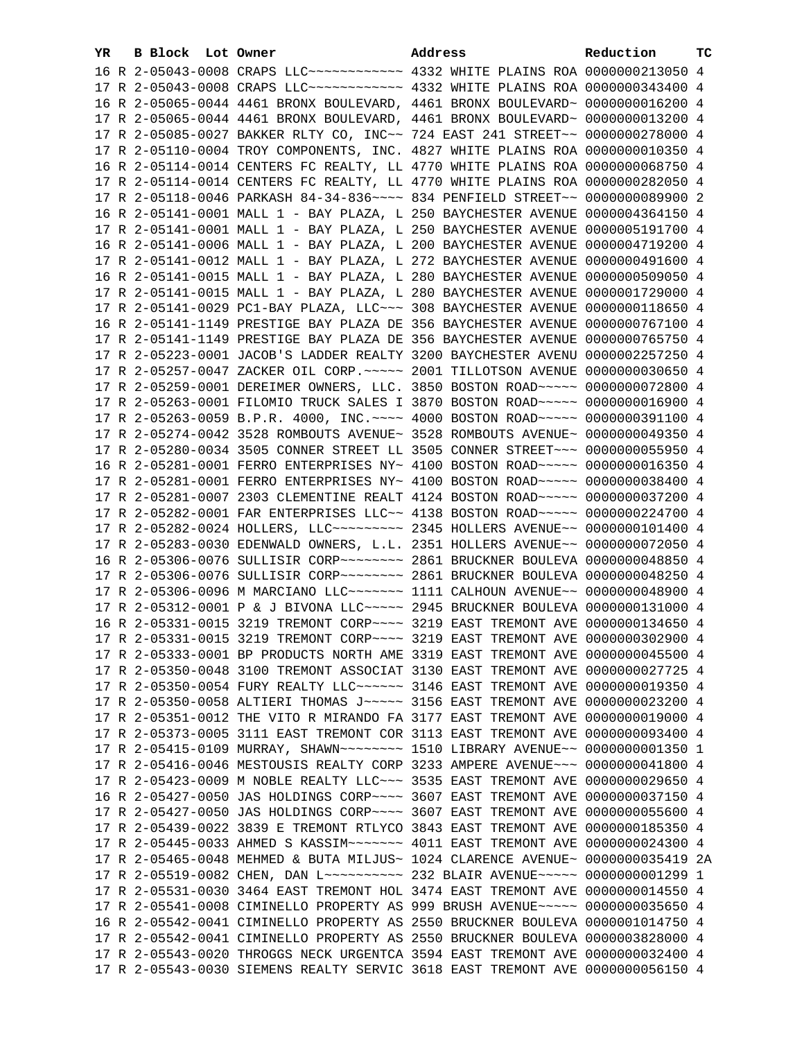| YR | B | Block | Lot | Owner | Address | Reduction | TC |
|---|---|---|---|---|---|---|---|
| 16 | R | 2-05043-0008 | | CRAPS LLC~~~~~~~~~~~~ | 4332 WHITE PLAINS ROA | 0000000213050 | 4 |
| 17 | R | 2-05043-0008 | | CRAPS LLC~~~~~~~~~~~~ | 4332 WHITE PLAINS ROA | 0000000343400 | 4 |
| 16 | R | 2-05065-0044 | | 4461 BRONX BOULEVARD, | 4461 BRONX BOULEVARD~ | 0000000016200 | 4 |
| 17 | R | 2-05065-0044 | | 4461 BRONX BOULEVARD, | 4461 BRONX BOULEVARD~ | 0000000013200 | 4 |
| 17 | R | 2-05085-0027 | | BAKKER RLTY CO, INC~~ | 724 EAST 241 STREET~~ | 0000000278000 | 4 |
| 17 | R | 2-05110-0004 | | TROY COMPONENTS, INC. | 4827 WHITE PLAINS ROA | 0000000010350 | 4 |
| 16 | R | 2-05114-0014 | | CENTERS FC REALTY, LL | 4770 WHITE PLAINS ROA | 0000000068750 | 4 |
| 17 | R | 2-05114-0014 | | CENTERS FC REALTY, LL | 4770 WHITE PLAINS ROA | 0000000282050 | 4 |
| 17 | R | 2-05118-0046 | | PARKASH 84-34-836~~~~ | 834 PENFIELD STREET~~ | 0000000089900 | 2 |
| 16 | R | 2-05141-0001 | | MALL 1 - BAY PLAZA, L | 250 BAYCHESTER AVENUE | 0000004364150 | 4 |
| 17 | R | 2-05141-0001 | | MALL 1 - BAY PLAZA, L | 250 BAYCHESTER AVENUE | 0000005191700 | 4 |
| 16 | R | 2-05141-0006 | | MALL 1 - BAY PLAZA, L | 200 BAYCHESTER AVENUE | 0000004719200 | 4 |
| 17 | R | 2-05141-0012 | | MALL 1 - BAY PLAZA, L | 272 BAYCHESTER AVENUE | 0000000491600 | 4 |
| 16 | R | 2-05141-0015 | | MALL 1 - BAY PLAZA, L | 280 BAYCHESTER AVENUE | 0000000509050 | 4 |
| 17 | R | 2-05141-0015 | | MALL 1 - BAY PLAZA, L | 280 BAYCHESTER AVENUE | 0000001729000 | 4 |
| 17 | R | 2-05141-0029 | | PC1-BAY PLAZA, LLC~~~ | 308 BAYCHESTER AVENUE | 0000000118650 | 4 |
| 16 | R | 2-05141-1149 | | PRESTIGE BAY PLAZA DE | 356 BAYCHESTER AVENUE | 0000000767100 | 4 |
| 17 | R | 2-05141-1149 | | PRESTIGE BAY PLAZA DE | 356 BAYCHESTER AVENUE | 0000000765750 | 4 |
| 17 | R | 2-05223-0001 | | JACOB'S LADDER REALTY | 3200 BAYCHESTER AVENU | 0000002257250 | 4 |
| 17 | R | 2-05257-0047 | | ZACKER OIL CORP.~~~~~ | 2001 TILLOTSON AVENUE | 0000000030650 | 4 |
| 17 | R | 2-05259-0001 | | DEREIMER OWNERS, LLC. | 3850 BOSTON ROAD~~~~~ | 0000000072800 | 4 |
| 17 | R | 2-05263-0001 | | FILOMIO TRUCK SALES I | 3870 BOSTON ROAD~~~~~ | 0000000016900 | 4 |
| 17 | R | 2-05263-0059 | | B.P.R. 4000, INC.~~~~ | 4000 BOSTON ROAD~~~~~ | 0000000391100 | 4 |
| 17 | R | 2-05274-0042 | | 3528 ROMBOUTS AVENUE~ | 3528 ROMBOUTS AVENUE~ | 0000000049350 | 4 |
| 17 | R | 2-05280-0034 | | 3505 CONNER STREET LL | 3505 CONNER STREET~~~ | 0000000055950 | 4 |
| 16 | R | 2-05281-0001 | | FERRO ENTERPRISES NY~ | 4100 BOSTON ROAD~~~~~ | 0000000016350 | 4 |
| 17 | R | 2-05281-0001 | | FERRO ENTERPRISES NY~ | 4100 BOSTON ROAD~~~~~ | 0000000038400 | 4 |
| 17 | R | 2-05281-0007 | | 2303 CLEMENTINE REALT | 4124 BOSTON ROAD~~~~~ | 0000000037200 | 4 |
| 17 | R | 2-05282-0001 | | FAR ENTERPRISES LLC~~ | 4138 BOSTON ROAD~~~~~ | 0000000224700 | 4 |
| 17 | R | 2-05282-0024 | | HOLLERS, LLC~~~~~~~~~ | 2345 HOLLERS AVENUE~~ | 0000000101400 | 4 |
| 17 | R | 2-05283-0030 | | EDENWALD OWNERS, L.L. | 2351 HOLLERS AVENUE~~ | 0000000072050 | 4 |
| 16 | R | 2-05306-0076 | | SULLISIR CORP~~~~~~~~ | 2861 BRUCKNER BOULEVA | 0000000048850 | 4 |
| 17 | R | 2-05306-0076 | | SULLISIR CORP~~~~~~~~ | 2861 BRUCKNER BOULEVA | 0000000048250 | 4 |
| 17 | R | 2-05306-0096 | | M MARCIANO LLC~~~~~~~ | 1111 CALHOUN AVENUE~~ | 0000000048900 | 4 |
| 17 | R | 2-05312-0001 | | P & J BIVONA LLC~~~~~ | 2945 BRUCKNER BOULEVA | 0000000131000 | 4 |
| 16 | R | 2-05331-0015 | | 3219 TREMONT CORP~~~~ | 3219 EAST TREMONT AVE | 0000000134650 | 4 |
| 17 | R | 2-05331-0015 | | 3219 TREMONT CORP~~~~ | 3219 EAST TREMONT AVE | 0000000302900 | 4 |
| 17 | R | 2-05333-0001 | | BP PRODUCTS NORTH AME | 3319 EAST TREMONT AVE | 0000000045500 | 4 |
| 17 | R | 2-05350-0048 | | 3100 TREMONT ASSOCIAT | 3130 EAST TREMONT AVE | 0000000027725 | 4 |
| 17 | R | 2-05350-0054 | | FURY REALTY LLC~~~~~~ | 3146 EAST TREMONT AVE | 0000000019350 | 4 |
| 17 | R | 2-05350-0058 | | ALTIERI THOMAS J~~~~~ | 3156 EAST TREMONT AVE | 0000000023200 | 4 |
| 17 | R | 2-05351-0012 | | THE VITO R MIRANDO FA | 3177 EAST TREMONT AVE | 0000000019000 | 4 |
| 17 | R | 2-05373-0005 | | 3111 EAST TREMONT COR | 3113 EAST TREMONT AVE | 0000000093400 | 4 |
| 17 | R | 2-05415-0109 | | MURRAY, SHAWN~~~~~~~~ | 1510 LIBRARY AVENUE~~ | 0000000001350 | 1 |
| 17 | R | 2-05416-0046 | | MESTOUSIS REALTY CORP | 3233 AMPERE AVENUE~~~ | 0000000041800 | 4 |
| 17 | R | 2-05423-0009 | | M NOBLE REALTY LLC~~~ | 3535 EAST TREMONT AVE | 0000000029650 | 4 |
| 16 | R | 2-05427-0050 | | JAS HOLDINGS CORP~~~~ | 3607 EAST TREMONT AVE | 0000000037150 | 4 |
| 17 | R | 2-05427-0050 | | JAS HOLDINGS CORP~~~~ | 3607 EAST TREMONT AVE | 0000000055600 | 4 |
| 17 | R | 2-05439-0022 | | 3839 E TREMONT RTLYCO | 3843 EAST TREMONT AVE | 0000000185350 | 4 |
| 17 | R | 2-05445-0033 | | AHMED S KASSIM~~~~~~~ | 4011 EAST TREMONT AVE | 0000000024300 | 4 |
| 17 | R | 2-05465-0048 | | MEHMED & BUTA MILJUS~ | 1024 CLARENCE AVENUE~ | 0000000035419 | 2A |
| 17 | R | 2-05519-0082 | | CHEN, DAN L~~~~~~~~~~ | 232 BLAIR AVENUE~~~~~ | 0000000001299 | 1 |
| 17 | R | 2-05531-0030 | | 3464 EAST TREMONT HOL | 3474 EAST TREMONT AVE | 0000000014550 | 4 |
| 17 | R | 2-05541-0008 | | CIMINELLO PROPERTY AS | 999 BRUSH AVENUE~~~~~ | 0000000035650 | 4 |
| 16 | R | 2-05542-0041 | | CIMINELLO PROPERTY AS | 2550 BRUCKNER BOULEVA | 0000001014750 | 4 |
| 17 | R | 2-05542-0041 | | CIMINELLO PROPERTY AS | 2550 BRUCKNER BOULEVA | 0000003828000 | 4 |
| 17 | R | 2-05543-0020 | | THROGGS NECK URGENTCA | 3594 EAST TREMONT AVE | 0000000032400 | 4 |
| 17 | R | 2-05543-0030 | | SIEMENS REALTY SERVIC | 3618 EAST TREMONT AVE | 0000000056150 | 4 |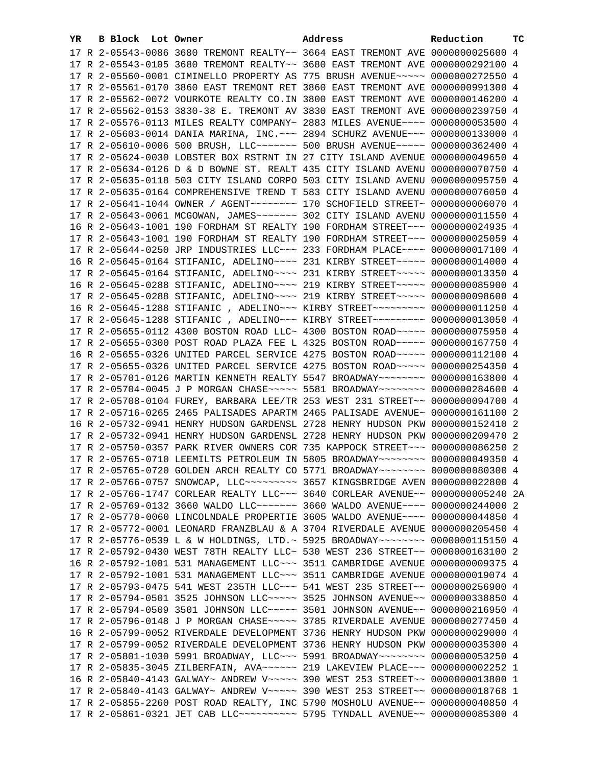| YR | B | Block | Lot | Owner | Address | Reduction | TC |
|---|---|---|---|---|---|---|---|
| 17 | R | 2-05543-0086 | | 3680 TREMONT REALTY~~ | 3664 EAST TREMONT AVE | 0000000025600 | 4 |
| 17 | R | 2-05543-0105 | | 3680 TREMONT REALTY~~ | 3680 EAST TREMONT AVE | 0000000292100 | 4 |
| 17 | R | 2-05560-0001 | | CIMINELLO PROPERTY AS | 775 BRUSH AVENUE~~~~~ | 0000000272550 | 4 |
| 17 | R | 2-05561-0170 | | 3860 EAST TREMONT RET | 3860 EAST TREMONT AVE | 0000000991300 | 4 |
| 17 | R | 2-05562-0072 | | VOURKOTE REALTY CO.IN | 3800 EAST TREMONT AVE | 0000000146200 | 4 |
| 17 | R | 2-05562-0153 | | 3830-38 E. TREMONT AV | 3830 EAST TREMONT AVE | 0000000239750 | 4 |
| 17 | R | 2-05576-0113 | | MILES REALTY COMPANY~ | 2883 MILES AVENUE~~~~ | 0000000053500 | 4 |
| 17 | R | 2-05603-0014 | | DANIA MARINA, INC.~~~ | 2894 SCHURZ AVENUE~~~ | 0000000133000 | 4 |
| 17 | R | 2-05610-0006 | | 500 BRUSH, LLC~~~~~~~ | 500 BRUSH AVENUE~~~~~ | 0000000362400 | 4 |
| 17 | R | 2-05624-0030 | | LOBSTER BOX RSTRNT IN | 27 CITY ISLAND AVENUE | 0000000049650 | 4 |
| 17 | R | 2-05634-0126 | | D & D BOWNE ST. REALT | 435 CITY ISLAND AVENU | 0000000070750 | 4 |
| 17 | R | 2-05635-0118 | | 503 CITY ISLAND CORPO | 503 CITY ISLAND AVENU | 0000000095750 | 4 |
| 17 | R | 2-05635-0164 | | COMPREHENSIVE TREND T | 583 CITY ISLAND AVENU | 0000000076050 | 4 |
| 17 | R | 2-05641-1044 | | OWNER / AGENT~~~~~~~~ | 170 SCHOFIELD STREET~ | 0000000006070 | 4 |
| 17 | R | 2-05643-0061 | | MCGOWAN, JAMES~~~~~~~ | 302 CITY ISLAND AVENU | 0000000011550 | 4 |
| 16 | R | 2-05643-1001 | | 190 FORDHAM ST REALTY | 190 FORDHAM STREET~~~ | 0000000024935 | 4 |
| 17 | R | 2-05643-1001 | | 190 FORDHAM ST REALTY | 190 FORDHAM STREET~~~ | 0000000025059 | 4 |
| 17 | R | 2-05644-0250 | | JRP INDUSTRIES LLC~~~ | 233 FORDHAM PLACE~~~~ | 0000000017100 | 4 |
| 16 | R | 2-05645-0164 | | STIFANIC, ADELINO~~~~ | 231 KIRBY STREET~~~~~ | 0000000014000 | 4 |
| 17 | R | 2-05645-0164 | | STIFANIC, ADELINO~~~~ | 231 KIRBY STREET~~~~~ | 0000000013350 | 4 |
| 16 | R | 2-05645-0288 | | STIFANIC, ADELINO~~~~ | 219 KIRBY STREET~~~~~ | 0000000085900 | 4 |
| 17 | R | 2-05645-0288 | | STIFANIC, ADELINO~~~~ | 219 KIRBY STREET~~~~~ | 0000000098600 | 4 |
| 16 | R | 2-05645-1288 | | STIFANIC , ADELINO~~~ | KIRBY STREET~~~~~~~~~ | 0000000011250 | 4 |
| 17 | R | 2-05645-1288 | | STIFANIC , ADELINO~~~ | KIRBY STREET~~~~~~~~~ | 0000000013050 | 4 |
| 17 | R | 2-05655-0112 | | 4300 BOSTON ROAD LLC~ | 4300 BOSTON ROAD~~~~~ | 0000000075950 | 4 |
| 17 | R | 2-05655-0300 | | POST ROAD PLAZA FEE L | 4325 BOSTON ROAD~~~~~ | 0000000167750 | 4 |
| 16 | R | 2-05655-0326 | | UNITED PARCEL SERVICE | 4275 BOSTON ROAD~~~~~ | 0000000112100 | 4 |
| 17 | R | 2-05655-0326 | | UNITED PARCEL SERVICE | 4275 BOSTON ROAD~~~~~ | 0000000254350 | 4 |
| 17 | R | 2-05701-0126 | | MARTIN KENNETH REALTY | 5547 BROADWAY~~~~~~~~ | 0000000163800 | 4 |
| 17 | R | 2-05704-0045 | | J P MORGAN CHASE~~~~~ | 5581 BROADWAY~~~~~~~~ | 0000000284600 | 4 |
| 17 | R | 2-05708-0104 | | FUREY, BARBARA LEE/TR | 253 WEST 231 STREET~~ | 0000000094700 | 4 |
| 17 | R | 2-05716-0265 | | 2465 PALISADES APARTM | 2465 PALISADE AVENUE~ | 0000000161100 | 2 |
| 16 | R | 2-05732-0941 | | HENRY HUDSON GARDENSL | 2728 HENRY HUDSON PKW | 0000000152410 | 2 |
| 17 | R | 2-05732-0941 | | HENRY HUDSON GARDENSL | 2728 HENRY HUDSON PKW | 0000000209470 | 2 |
| 17 | R | 2-05750-0357 | | PARK RIVER OWNERS COR | 735 KAPPOCK STREET~~~ | 0000000086250 | 2 |
| 17 | R | 2-05765-0710 | | LEEMILTS PETROLEUM IN | 5805 BROADWAY~~~~~~~~ | 0000000049350 | 4 |
| 17 | R | 2-05765-0720 | | GOLDEN ARCH REALTY CO | 5771 BROADWAY~~~~~~~~ | 0000000080300 | 4 |
| 17 | R | 2-05766-0757 | | SNOWCAP, LLC~~~~~~~~~ | 3657 KINGSBRIDGE AVEN | 0000000022800 | 4 |
| 17 | R | 2-05766-1747 | | CORLEAR REALTY LLC~~~ | 3640 CORLEAR AVENUE~~ | 0000000005240 | 2A |
| 17 | R | 2-05769-0132 | | 3660 WALDO LLC~~~~~~~ | 3660 WALDO AVENUE~~~~ | 0000000244000 | 2 |
| 17 | R | 2-05770-0060 | | LINCOLNDALE PROPERTIE | 3605 WALDO AVENUE~~~~ | 0000000044850 | 4 |
| 17 | R | 2-05772-0001 | | LEONARD FRANZBLAU & A | 3704 RIVERDALE AVENUE | 0000000205450 | 4 |
| 17 | R | 2-05776-0539 | | L & W HOLDINGS, LTD.~ | 5925 BROADWAY~~~~~~~~ | 0000000115150 | 4 |
| 17 | R | 2-05792-0430 | | WEST 78TH REALTY LLC~ | 530 WEST 236 STREET~~ | 0000000163100 | 2 |
| 16 | R | 2-05792-1001 | | 531 MANAGEMENT LLC~~~ | 3511 CAMBRIDGE AVENUE | 0000000009375 | 4 |
| 17 | R | 2-05792-1001 | | 531 MANAGEMENT LLC~~~ | 3511 CAMBRIDGE AVENUE | 0000000019074 | 4 |
| 17 | R | 2-05793-0475 | | 541 WEST 235TH LLC~~~ | 541 WEST 235 STREET~~ | 0000000256900 | 4 |
| 17 | R | 2-05794-0501 | | 3525 JOHNSON LLC~~~~~ | 3525 JOHNSON AVENUE~~ | 0000000338850 | 4 |
| 17 | R | 2-05794-0509 | | 3501 JOHNSON LLC~~~~~ | 3501 JOHNSON AVENUE~~ | 0000000216950 | 4 |
| 17 | R | 2-05796-0148 | | J P MORGAN CHASE~~~~~ | 3785 RIVERDALE AVENUE | 0000000277450 | 4 |
| 16 | R | 2-05799-0052 | | RIVERDALE DEVELOPMENT | 3736 HENRY HUDSON PKW | 0000000029000 | 4 |
| 17 | R | 2-05799-0052 | | RIVERDALE DEVELOPMENT | 3736 HENRY HUDSON PKW | 0000000035300 | 4 |
| 17 | R | 2-05801-1030 | | 5991 BROADWAY, LLC~~~ | 5991 BROADWAY~~~~~~~~ | 0000000053250 | 4 |
| 17 | R | 2-05835-3045 | | ZILBERFAIN, AVA~~~~~~ | 219 LAKEVIEW PLACE~~~ | 0000000002252 | 1 |
| 16 | R | 2-05840-4143 | | GALWAY~ ANDREW V~~~~~ | 390 WEST 253 STREET~~ | 0000000013800 | 1 |
| 17 | R | 2-05840-4143 | | GALWAY~ ANDREW V~~~~~ | 390 WEST 253 STREET~~ | 0000000018768 | 1 |
| 17 | R | 2-05855-2260 | | POST ROAD REALTY, INC | 5790 MOSHOLU AVENUE~~ | 0000000040850 | 4 |
| 17 | R | 2-05861-0321 | | JET CAB LLC~~~~~~~~~~ | 5795 TYNDALL AVENUE~~ | 0000000085300 | 4 |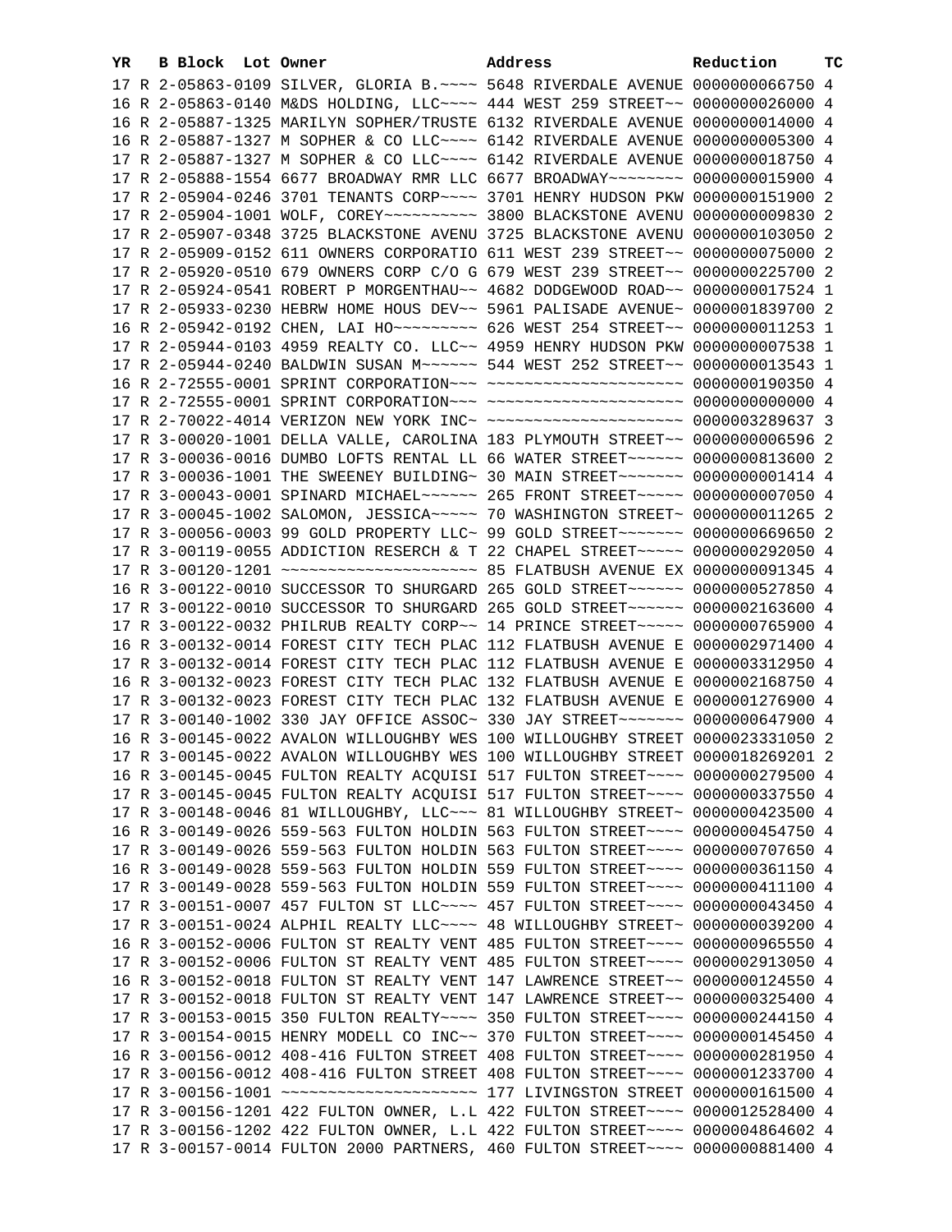| YR | | B Block | Lot | Owner | Address | Reduction | TC |
|---|---|---|---|---|---|---|---|
| 17 | R | 2-05863-0109 | | SILVER, GLORIA B.~~~~ | 5648 RIVERDALE AVENUE | 0000000066750 | 4 |
| 16 | R | 2-05863-0140 | | M&DS HOLDING, LLC~~~~ | 444 WEST 259 STREET~~ | 0000000026000 | 4 |
| 16 | R | 2-05887-1325 | | MARILYN SOPHER/TRUSTE | 6132 RIVERDALE AVENUE | 0000000014000 | 4 |
| 16 | R | 2-05887-1327 | | M SOPHER & CO LLC~~~~ | 6142 RIVERDALE AVENUE | 0000000005300 | 4 |
| 17 | R | 2-05887-1327 | | M SOPHER & CO LLC~~~~ | 6142 RIVERDALE AVENUE | 0000000018750 | 4 |
| 17 | R | 2-05888-1554 | | 6677 BROADWAY RMR LLC | 6677 BROADWAY~~~~~~~~ | 0000000015900 | 4 |
| 17 | R | 2-05904-0246 | | 3701 TENANTS CORP~~~~ | 3701 HENRY HUDSON PKW | 0000000151900 | 2 |
| 17 | R | 2-05904-1001 | | WOLF, COREY~~~~~~~~~~ | 3800 BLACKSTONE AVENU | 0000000009830 | 2 |
| 17 | R | 2-05907-0348 | | 3725 BLACKSTONE AVENU | 3725 BLACKSTONE AVENU | 0000000103050 | 2 |
| 17 | R | 2-05909-0152 | | 611 OWNERS CORPORATIO | 611 WEST 239 STREET~~ | 0000000075000 | 2 |
| 17 | R | 2-05920-0510 | | 679 OWNERS CORP C/O G | 679 WEST 239 STREET~~ | 0000000225700 | 2 |
| 17 | R | 2-05924-0541 | | ROBERT P MORGENTHAU~~ | 4682 DODGEWOOD ROAD~~ | 0000000017524 | 1 |
| 17 | R | 2-05933-0230 | | HEBRW HOME HOUS DEV~~ | 5961 PALISADE AVENUE~ | 0000001839700 | 2 |
| 16 | R | 2-05942-0192 | | CHEN, LAI HO~~~~~~~~~ | 626 WEST 254 STREET~~ | 0000000011253 | 1 |
| 17 | R | 2-05944-0103 | | 4959 REALTY CO. LLC~~ | 4959 HENRY HUDSON PKW | 0000000007538 | 1 |
| 17 | R | 2-05944-0240 | | BALDWIN SUSAN M~~~~~~ | 544 WEST 252 STREET~~ | 0000000013543 | 1 |
| 16 | R | 2-72555-0001 | | SPRINT CORPORATION~~~ | ~~~~~~~~~~~~~~~~~~~~~ | 0000000190350 | 4 |
| 17 | R | 2-72555-0001 | | SPRINT CORPORATION~~~ | ~~~~~~~~~~~~~~~~~~~~~ | 0000000000000 | 4 |
| 17 | R | 2-70022-4014 | | VERIZON NEW YORK INC~ | ~~~~~~~~~~~~~~~~~~~~~ | 0000003289637 | 3 |
| 17 | R | 3-00020-1001 | | DELLA VALLE, CAROLINA | 183 PLYMOUTH STREET~~ | 0000000006596 | 2 |
| 17 | R | 3-00036-0016 | | DUMBO LOFTS RENTAL LL | 66 WATER STREET~~~~~~ | 0000000813600 | 2 |
| 17 | R | 3-00036-1001 | | THE SWEENEY BUILDING~ | 30 MAIN STREET~~~~~~~ | 0000000001414 | 4 |
| 17 | R | 3-00043-0001 | | SPINARD MICHAEL~~~~~~ | 265 FRONT STREET~~~~~ | 0000000007050 | 4 |
| 17 | R | 3-00045-1002 | | SALOMON, JESSICA~~~~~ | 70 WASHINGTON STREET~ | 0000000011265 | 2 |
| 17 | R | 3-00056-0003 | | 99 GOLD PROPERTY LLC~ | 99 GOLD STREET~~~~~~~ | 0000000669650 | 2 |
| 17 | R | 3-00119-0055 | | ADDICTION RESERCH & T | 22 CHAPEL STREET~~~~~ | 0000000292050 | 4 |
| 17 | R | 3-00120-1201 | | ~~~~~~~~~~~~~~~~~~~~~ | 85 FLATBUSH AVENUE EX | 0000000091345 | 4 |
| 16 | R | 3-00122-0010 | | SUCCESSOR TO SHURGARD | 265 GOLD STREET~~~~~~ | 0000000527850 | 4 |
| 17 | R | 3-00122-0010 | | SUCCESSOR TO SHURGARD | 265 GOLD STREET~~~~~~ | 0000002163600 | 4 |
| 17 | R | 3-00122-0032 | | PHILRUB REALTY CORP~~ | 14 PRINCE STREET~~~~~ | 0000000765900 | 4 |
| 16 | R | 3-00132-0014 | | FOREST CITY TECH PLAC | 112 FLATBUSH AVENUE E | 0000002971400 | 4 |
| 17 | R | 3-00132-0014 | | FOREST CITY TECH PLAC | 112 FLATBUSH AVENUE E | 0000003312950 | 4 |
| 16 | R | 3-00132-0023 | | FOREST CITY TECH PLAC | 132 FLATBUSH AVENUE E | 0000002168750 | 4 |
| 17 | R | 3-00132-0023 | | FOREST CITY TECH PLAC | 132 FLATBUSH AVENUE E | 0000001276900 | 4 |
| 17 | R | 3-00140-1002 | | 330 JAY OFFICE ASSOC~ | 330 JAY STREET~~~~~~~ | 0000000647900 | 4 |
| 16 | R | 3-00145-0022 | | AVALON WILLOUGHBY WES | 100 WILLOUGHBY STREET | 0000023331050 | 2 |
| 17 | R | 3-00145-0022 | | AVALON WILLOUGHBY WES | 100 WILLOUGHBY STREET | 0000018269201 | 2 |
| 16 | R | 3-00145-0045 | | FULTON REALTY ACQUISI | 517 FULTON STREET~~~~ | 0000000279500 | 4 |
| 17 | R | 3-00145-0045 | | FULTON REALTY ACQUISI | 517 FULTON STREET~~~~ | 0000000337550 | 4 |
| 17 | R | 3-00148-0046 | | 81 WILLOUGHBY, LLC~~~ | 81 WILLOUGHBY STREET~ | 0000000423500 | 4 |
| 16 | R | 3-00149-0026 | | 559-563 FULTON HOLDIN | 563 FULTON STREET~~~~ | 0000000454750 | 4 |
| 17 | R | 3-00149-0026 | | 559-563 FULTON HOLDIN | 563 FULTON STREET~~~~ | 0000000707650 | 4 |
| 16 | R | 3-00149-0028 | | 559-563 FULTON HOLDIN | 559 FULTON STREET~~~~ | 0000000361150 | 4 |
| 17 | R | 3-00149-0028 | | 559-563 FULTON HOLDIN | 559 FULTON STREET~~~~ | 0000000411100 | 4 |
| 17 | R | 3-00151-0007 | | 457 FULTON ST LLC~~~~ | 457 FULTON STREET~~~~ | 0000000043450 | 4 |
| 17 | R | 3-00151-0024 | | ALPHIL REALTY LLC~~~~ | 48 WILLOUGHBY STREET~ | 0000000039200 | 4 |
| 16 | R | 3-00152-0006 | | FULTON ST REALTY VENT | 485 FULTON STREET~~~~ | 0000000965550 | 4 |
| 17 | R | 3-00152-0006 | | FULTON ST REALTY VENT | 485 FULTON STREET~~~~ | 0000002913050 | 4 |
| 16 | R | 3-00152-0018 | | FULTON ST REALTY VENT | 147 LAWRENCE STREET~~ | 0000000124550 | 4 |
| 17 | R | 3-00152-0018 | | FULTON ST REALTY VENT | 147 LAWRENCE STREET~~ | 0000000325400 | 4 |
| 17 | R | 3-00153-0015 | | 350 FULTON REALTY~~~~ | 350 FULTON STREET~~~~ | 0000000244150 | 4 |
| 17 | R | 3-00154-0015 | | HENRY MODELL CO INC~~ | 370 FULTON STREET~~~~ | 0000000145450 | 4 |
| 16 | R | 3-00156-0012 | | 408-416 FULTON STREET | 408 FULTON STREET~~~~ | 0000000281950 | 4 |
| 17 | R | 3-00156-0012 | | 408-416 FULTON STREET | 408 FULTON STREET~~~~ | 0000001233700 | 4 |
| 17 | R | 3-00156-1001 | | ~~~~~~~~~~~~~~~~~~~~~ | 177 LIVINGSTON STREET | 0000000161500 | 4 |
| 17 | R | 3-00156-1201 | | 422 FULTON OWNER, L.L | 422 FULTON STREET~~~~ | 0000012528400 | 4 |
| 17 | R | 3-00156-1202 | | 422 FULTON OWNER, L.L | 422 FULTON STREET~~~~ | 0000004864602 | 4 |
| 17 | R | 3-00157-0014 | | FULTON 2000 PARTNERS, | 460 FULTON STREET~~~~ | 0000000881400 | 4 |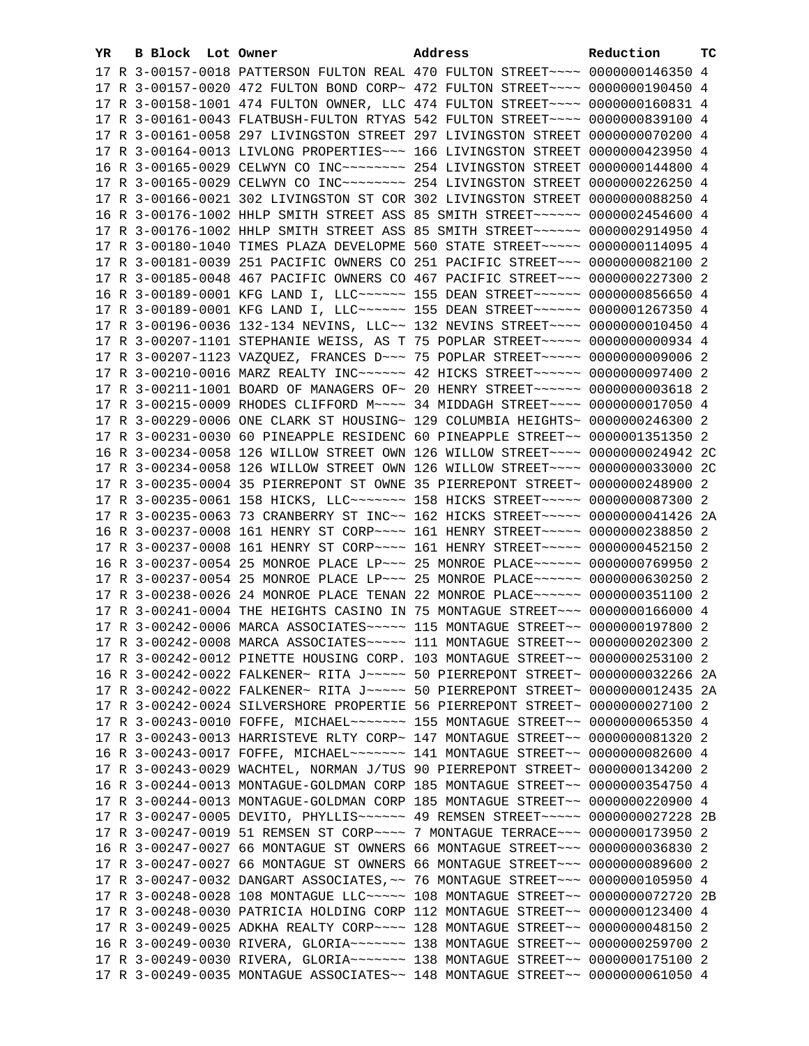| YR | B | Block | Lot | Owner | Address | Reduction | TC |
|---|---|---|---|---|---|---|---|
| 17 | R | 3-00157-0018 | | PATTERSON FULTON REAL | 470 FULTON STREET~~~~ | 0000000146350 | 4 |
| 17 | R | 3-00157-0020 | | 472 FULTON BOND CORP~ | 472 FULTON STREET~~~~ | 0000000190450 | 4 |
| 17 | R | 3-00158-1001 | | 474 FULTON OWNER, LLC | 474 FULTON STREET~~~~ | 0000000160831 | 4 |
| 17 | R | 3-00161-0043 | | FLATBUSH-FULTON RTYAS | 542 FULTON STREET~~~~ | 0000000839100 | 4 |
| 17 | R | 3-00161-0058 | | 297 LIVINGSTON STREET | 297 LIVINGSTON STREET | 0000000070200 | 4 |
| 17 | R | 3-00164-0013 | | LIVLONG PROPERTIES~~~ | 166 LIVINGSTON STREET | 0000000423950 | 4 |
| 16 | R | 3-00165-0029 | | CELWYN CO INC~~~~~~~~ | 254 LIVINGSTON STREET | 0000000144800 | 4 |
| 17 | R | 3-00165-0029 | | CELWYN CO INC~~~~~~~~ | 254 LIVINGSTON STREET | 0000000226250 | 4 |
| 17 | R | 3-00166-0021 | | 302 LIVINGSTON ST COR | 302 LIVINGSTON STREET | 0000000088250 | 4 |
| 16 | R | 3-00176-1002 | | HHLP SMITH STREET ASS | 85 SMITH STREET~~~~~~ | 0000002454600 | 4 |
| 17 | R | 3-00176-1002 | | HHLP SMITH STREET ASS | 85 SMITH STREET~~~~~~ | 0000002914950 | 4 |
| 17 | R | 3-00180-1040 | | TIMES PLAZA DEVELOPME | 560 STATE STREET~~~~~ | 0000000114095 | 4 |
| 17 | R | 3-00181-0039 | | 251 PACIFIC OWNERS CO | 251 PACIFIC STREET~~~ | 0000000082100 | 2 |
| 17 | R | 3-00185-0048 | | 467 PACIFIC OWNERS CO | 467 PACIFIC STREET~~~ | 0000000227300 | 2 |
| 16 | R | 3-00189-0001 | | KFG LAND I, LLC~~~~~~ | 155 DEAN STREET~~~~~~ | 0000000856650 | 4 |
| 17 | R | 3-00189-0001 | | KFG LAND I, LLC~~~~~~ | 155 DEAN STREET~~~~~~ | 0000001267350 | 4 |
| 17 | R | 3-00196-0036 | | 132-134 NEVINS, LLC~~ | 132 NEVINS STREET~~~~ | 0000000010450 | 4 |
| 17 | R | 3-00207-1101 | | STEPHANIE WEISS, AS T | 75 POPLAR STREET~~~~~ | 0000000000934 | 4 |
| 17 | R | 3-00207-1123 | | VAZQUEZ, FRANCES D~~~ | 75 POPLAR STREET~~~~~ | 0000000009006 | 2 |
| 17 | R | 3-00210-0016 | | MARZ REALTY INC~~~~~~ | 42 HICKS STREET~~~~~~ | 0000000097400 | 2 |
| 17 | R | 3-00211-1001 | | BOARD OF MANAGERS OF~ | 20 HENRY STREET~~~~~~ | 0000000003618 | 2 |
| 17 | R | 3-00215-0009 | | RHODES CLIFFORD M~~~~ | 34 MIDDAGH STREET~~~~ | 0000000017050 | 4 |
| 17 | R | 3-00229-0006 | | ONE CLARK ST HOUSING~ | 129 COLUMBIA HEIGHTS~ | 0000000246300 | 2 |
| 17 | R | 3-00231-0030 | | 60 PINEAPPLE RESIDENC | 60 PINEAPPLE STREET~~ | 0000001351350 | 2 |
| 16 | R | 3-00234-0058 | | 126 WILLOW STREET OWN | 126 WILLOW STREET~~~~ | 0000000024942 | 2C |
| 17 | R | 3-00234-0058 | | 126 WILLOW STREET OWN | 126 WILLOW STREET~~~~ | 0000000033000 | 2C |
| 17 | R | 3-00235-0004 | | 35 PIERREPONT ST OWNE | 35 PIERREPONT STREET~ | 0000000248900 | 2 |
| 17 | R | 3-00235-0061 | | 158 HICKS, LLC~~~~~~~ | 158 HICKS STREET~~~~~ | 0000000087300 | 2 |
| 17 | R | 3-00235-0063 | | 73 CRANBERRY ST INC~~ | 162 HICKS STREET~~~~~ | 0000000041426 | 2A |
| 16 | R | 3-00237-0008 | | 161 HENRY ST CORP~~~~ | 161 HENRY STREET~~~~~ | 0000000238850 | 2 |
| 17 | R | 3-00237-0008 | | 161 HENRY ST CORP~~~~ | 161 HENRY STREET~~~~~ | 0000000452150 | 2 |
| 16 | R | 3-00237-0054 | | 25 MONROE PLACE LP~~~ | 25 MONROE PLACE~~~~~~ | 0000000769950 | 2 |
| 17 | R | 3-00237-0054 | | 25 MONROE PLACE LP~~~ | 25 MONROE PLACE~~~~~~ | 0000000630250 | 2 |
| 17 | R | 3-00238-0026 | | 24 MONROE PLACE TENAN | 22 MONROE PLACE~~~~~~ | 0000000351100 | 2 |
| 17 | R | 3-00241-0004 | | THE HEIGHTS CASINO IN | 75 MONTAGUE STREET~~~ | 0000000166000 | 4 |
| 17 | R | 3-00242-0006 | | MARCA ASSOCIATES~~~~~ | 115 MONTAGUE STREET~~ | 0000000197800 | 2 |
| 17 | R | 3-00242-0008 | | MARCA ASSOCIATES~~~~~ | 111 MONTAGUE STREET~~ | 0000000202300 | 2 |
| 17 | R | 3-00242-0012 | | PINETTE HOUSING CORP. | 103 MONTAGUE STREET~~ | 0000000253100 | 2 |
| 16 | R | 3-00242-0022 | | FALKENER~ RITA J~~~~~ | 50 PIERREPONT STREET~ | 0000000032266 | 2A |
| 17 | R | 3-00242-0022 | | FALKENER~ RITA J~~~~~ | 50 PIERREPONT STREET~ | 0000000012435 | 2A |
| 17 | R | 3-00242-0024 | | SILVERSHORE PROPERTIE | 56 PIERREPONT STREET~ | 0000000027100 | 2 |
| 17 | R | 3-00243-0010 | | FOFFE, MICHAEL~~~~~~~ | 155 MONTAGUE STREET~~ | 0000000065350 | 4 |
| 17 | R | 3-00243-0013 | | HARRISTEVE RLTY CORP~ | 147 MONTAGUE STREET~~ | 0000000081320 | 2 |
| 16 | R | 3-00243-0017 | | FOFFE, MICHAEL~~~~~~~ | 141 MONTAGUE STREET~~ | 0000000082600 | 4 |
| 17 | R | 3-00243-0029 | | WACHTEL, NORMAN J/TUS | 90 PIERREPONT STREET~ | 0000000134200 | 2 |
| 16 | R | 3-00244-0013 | | MONTAGUE-GOLDMAN CORP | 185 MONTAGUE STREET~~ | 0000000354750 | 4 |
| 17 | R | 3-00244-0013 | | MONTAGUE-GOLDMAN CORP | 185 MONTAGUE STREET~~ | 0000000220900 | 4 |
| 17 | R | 3-00247-0005 | | DEVITO, PHYLLIS~~~~~~ | 49 REMSEN STREET~~~~~ | 0000000027228 | 2B |
| 17 | R | 3-00247-0019 | | 51 REMSEN ST CORP~~~~ | 7 MONTAGUE TERRACE~~~ | 0000000173950 | 2 |
| 16 | R | 3-00247-0027 | | 66 MONTAGUE ST OWNERS | 66 MONTAGUE STREET~~~ | 0000000036830 | 2 |
| 17 | R | 3-00247-0027 | | 66 MONTAGUE ST OWNERS | 66 MONTAGUE STREET~~~ | 0000000089600 | 2 |
| 17 | R | 3-00247-0032 | | DANGART ASSOCIATES,~~ | 76 MONTAGUE STREET~~~ | 0000000105950 | 4 |
| 17 | R | 3-00248-0028 | | 108 MONTAGUE LLC~~~~~ | 108 MONTAGUE STREET~~ | 0000000072720 | 2B |
| 17 | R | 3-00248-0030 | | PATRICIA HOLDING CORP | 112 MONTAGUE STREET~~ | 0000000123400 | 4 |
| 17 | R | 3-00249-0025 | | ADKHA REALTY CORP~~~~ | 128 MONTAGUE STREET~~ | 0000000048150 | 2 |
| 16 | R | 3-00249-0030 | | RIVERA, GLORIA~~~~~~~ | 138 MONTAGUE STREET~~ | 0000000259700 | 2 |
| 17 | R | 3-00249-0030 | | RIVERA, GLORIA~~~~~~~ | 138 MONTAGUE STREET~~ | 0000000175100 | 2 |
| 17 | R | 3-00249-0035 | | MONTAGUE ASSOCIATES~~ | 148 MONTAGUE STREET~~ | 0000000061050 | 4 |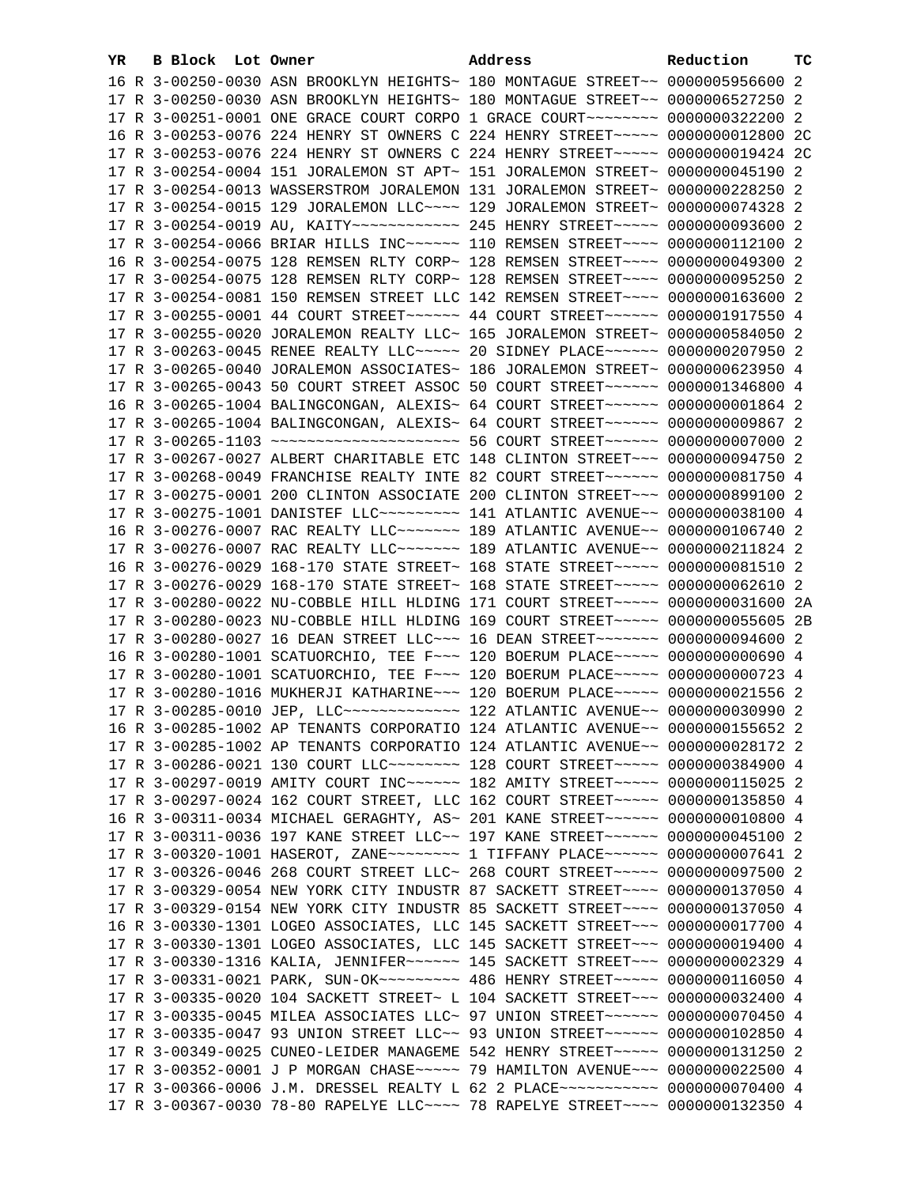| YR | B | Block | Lot | Owner | Address | Reduction | TC |
|---|---|---|---|---|---|---|---|
| 16 | R | 3-00250-0030 | | ASN BROOKLYN HEIGHTS~ | 180 MONTAGUE STREET~~ | 0000005956600 | 2 |
| 17 | R | 3-00250-0030 | | ASN BROOKLYN HEIGHTS~ | 180 MONTAGUE STREET~~ | 0000006527250 | 2 |
| 17 | R | 3-00251-0001 | | ONE GRACE COURT CORPO | 1 GRACE COURT~~~~~~~~ | 0000000322200 | 2 |
| 16 | R | 3-00253-0076 | | 224 HENRY ST OWNERS C | 224 HENRY STREET~~~~~ | 0000000012800 | 2C |
| 17 | R | 3-00253-0076 | | 224 HENRY ST OWNERS C | 224 HENRY STREET~~~~~ | 0000000019424 | 2C |
| 17 | R | 3-00254-0004 | | 151 JORALEMON ST APT~ | 151 JORALEMON STREET~ | 0000000045190 | 2 |
| 17 | R | 3-00254-0013 | | WASSERSTROM JORALEMON | 131 JORALEMON STREET~ | 0000000228250 | 2 |
| 17 | R | 3-00254-0015 | | 129 JORALEMON LLC~~~~ | 129 JORALEMON STREET~ | 0000000074328 | 2 |
| 17 | R | 3-00254-0019 | | AU, KAITY~~~~~~~~~~~~ | 245 HENRY STREET~~~~~ | 0000000093600 | 2 |
| 17 | R | 3-00254-0066 | | BRIAR HILLS INC~~~~~~ | 110 REMSEN STREET~~~~ | 0000000112100 | 2 |
| 16 | R | 3-00254-0075 | | 128 REMSEN RLTY CORP~ | 128 REMSEN STREET~~~~ | 0000000049300 | 2 |
| 17 | R | 3-00254-0075 | | 128 REMSEN RLTY CORP~ | 128 REMSEN STREET~~~~ | 0000000095250 | 2 |
| 17 | R | 3-00254-0081 | | 150 REMSEN STREET LLC | 142 REMSEN STREET~~~~ | 0000000163600 | 2 |
| 17 | R | 3-00255-0001 | | 44 COURT STREET~~~~~~ | 44 COURT STREET~~~~~~ | 0000001917550 | 4 |
| 17 | R | 3-00255-0020 | | JORALEMON REALTY LLC~ | 165 JORALEMON STREET~ | 0000000584050 | 2 |
| 17 | R | 3-00263-0045 | | RENEE REALTY LLC~~~~~ | 20 SIDNEY PLACE~~~~~~ | 0000000207950 | 2 |
| 17 | R | 3-00265-0040 | | JORALEMON ASSOCIATES~ | 186 JORALEMON STREET~ | 0000000623950 | 4 |
| 17 | R | 3-00265-0043 | | 50 COURT STREET ASSOC | 50 COURT STREET~~~~~~ | 0000001346800 | 4 |
| 16 | R | 3-00265-1004 | | BALINGCONGAN, ALEXIS~ | 64 COURT STREET~~~~~~ | 0000000001864 | 2 |
| 17 | R | 3-00265-1004 | | BALINGCONGAN, ALEXIS~ | 64 COURT STREET~~~~~~ | 0000000009867 | 2 |
| 17 | R | 3-00265-1103 | | ~~~~~~~~~~~~~~~~~~~~~ | 56 COURT STREET~~~~~~ | 0000000007000 | 2 |
| 17 | R | 3-00267-0027 | | ALBERT CHARITABLE ETC | 148 CLINTON STREET~~~ | 0000000094750 | 2 |
| 17 | R | 3-00268-0049 | | FRANCHISE REALTY INTE | 82 COURT STREET~~~~~~ | 0000000081750 | 4 |
| 17 | R | 3-00275-0001 | | 200 CLINTON ASSOCIATE | 200 CLINTON STREET~~~ | 0000000899100 | 2 |
| 17 | R | 3-00275-1001 | | DANISTEF LLC~~~~~~~~~ | 141 ATLANTIC AVENUE~~ | 0000000038100 | 4 |
| 16 | R | 3-00276-0007 | | RAC REALTY LLC~~~~~~~ | 189 ATLANTIC AVENUE~~ | 0000000106740 | 2 |
| 17 | R | 3-00276-0007 | | RAC REALTY LLC~~~~~~~ | 189 ATLANTIC AVENUE~~ | 0000000211824 | 2 |
| 16 | R | 3-00276-0029 | | 168-170 STATE STREET~ | 168 STATE STREET~~~~~ | 0000000081510 | 2 |
| 17 | R | 3-00276-0029 | | 168-170 STATE STREET~ | 168 STATE STREET~~~~~ | 0000000062610 | 2 |
| 17 | R | 3-00280-0022 | | NU-COBBLE HILL HLDING | 171 COURT STREET~~~~~ | 0000000031600 | 2A |
| 17 | R | 3-00280-0023 | | NU-COBBLE HILL HLDING | 169 COURT STREET~~~~~ | 0000000055605 | 2B |
| 17 | R | 3-00280-0027 | | 16 DEAN STREET LLC~~~ | 16 DEAN STREET~~~~~~~ | 0000000094600 | 2 |
| 16 | R | 3-00280-1001 | | SCATUORCHIO, TEE F~~~ | 120 BOERUM PLACE~~~~~ | 0000000000690 | 4 |
| 17 | R | 3-00280-1001 | | SCATUORCHIO, TEE F~~~ | 120 BOERUM PLACE~~~~~ | 0000000000723 | 4 |
| 17 | R | 3-00280-1016 | | MUKHERJI KATHARINE~~~ | 120 BOERUM PLACE~~~~~ | 0000000021556 | 2 |
| 17 | R | 3-00285-0010 | | JEP, LLC~~~~~~~~~~~~~ | 122 ATLANTIC AVENUE~~ | 0000000030990 | 2 |
| 16 | R | 3-00285-1002 | | AP TENANTS CORPORATIO | 124 ATLANTIC AVENUE~~ | 0000000155652 | 2 |
| 17 | R | 3-00285-1002 | | AP TENANTS CORPORATIO | 124 ATLANTIC AVENUE~~ | 0000000028172 | 2 |
| 17 | R | 3-00286-0021 | | 130 COURT LLC~~~~~~~~ | 128 COURT STREET~~~~~ | 0000000384900 | 4 |
| 17 | R | 3-00297-0019 | | AMITY COURT INC~~~~~~ | 182 AMITY STREET~~~~~ | 0000000115025 | 2 |
| 17 | R | 3-00297-0024 | | 162 COURT STREET, LLC | 162 COURT STREET~~~~~ | 0000000135850 | 4 |
| 16 | R | 3-00311-0034 | | MICHAEL GERAGHTY, AS~ | 201 KANE STREET~~~~~~ | 0000000010800 | 4 |
| 17 | R | 3-00311-0036 | | 197 KANE STREET LLC~~ | 197 KANE STREET~~~~~~ | 0000000045100 | 2 |
| 17 | R | 3-00320-1001 | | HASEROT, ZANE~~~~~~~~ | 1 TIFFANY PLACE~~~~~~ | 0000000007641 | 2 |
| 17 | R | 3-00326-0046 | | 268 COURT STREET LLC~ | 268 COURT STREET~~~~~ | 0000000097500 | 2 |
| 17 | R | 3-00329-0054 | | NEW YORK CITY INDUSTR | 87 SACKETT STREET~~~~ | 0000000137050 | 4 |
| 17 | R | 3-00329-0154 | | NEW YORK CITY INDUSTR | 85 SACKETT STREET~~~~ | 0000000137050 | 4 |
| 16 | R | 3-00330-1301 | | LOGEO ASSOCIATES, LLC | 145 SACKETT STREET~~~ | 0000000017700 | 4 |
| 17 | R | 3-00330-1301 | | LOGEO ASSOCIATES, LLC | 145 SACKETT STREET~~~ | 0000000019400 | 4 |
| 17 | R | 3-00330-1316 | | KALIA, JENNIFER~~~~~~ | 145 SACKETT STREET~~~ | 0000000002329 | 4 |
| 17 | R | 3-00331-0021 | | PARK, SUN-OK~~~~~~~~~ | 486 HENRY STREET~~~~~ | 0000000116050 | 4 |
| 17 | R | 3-00335-0020 | | 104 SACKETT STREET~ L | 104 SACKETT STREET~~~ | 0000000032400 | 4 |
| 17 | R | 3-00335-0045 | | MILEA ASSOCIATES LLC~ | 97 UNION STREET~~~~~~ | 0000000070450 | 4 |
| 17 | R | 3-00335-0047 | | 93 UNION STREET LLC~~ | 93 UNION STREET~~~~~~ | 0000000102850 | 4 |
| 17 | R | 3-00349-0025 | | CUNEO-LEIDER MANAGEME | 542 HENRY STREET~~~~~ | 0000000131250 | 2 |
| 17 | R | 3-00352-0001 | | J P MORGAN CHASE~~~~~ | 79 HAMILTON AVENUE~~~ | 0000000022500 | 4 |
| 17 | R | 3-00366-0006 | | J.M. DRESSEL REALTY L | 62 2 PLACE~~~~~~~~~~~ | 0000000070400 | 4 |
| 17 | R | 3-00367-0030 | | 78-80 RAPELYE LLC~~~~ | 78 RAPELYE STREET~~~~ | 0000000132350 | 4 |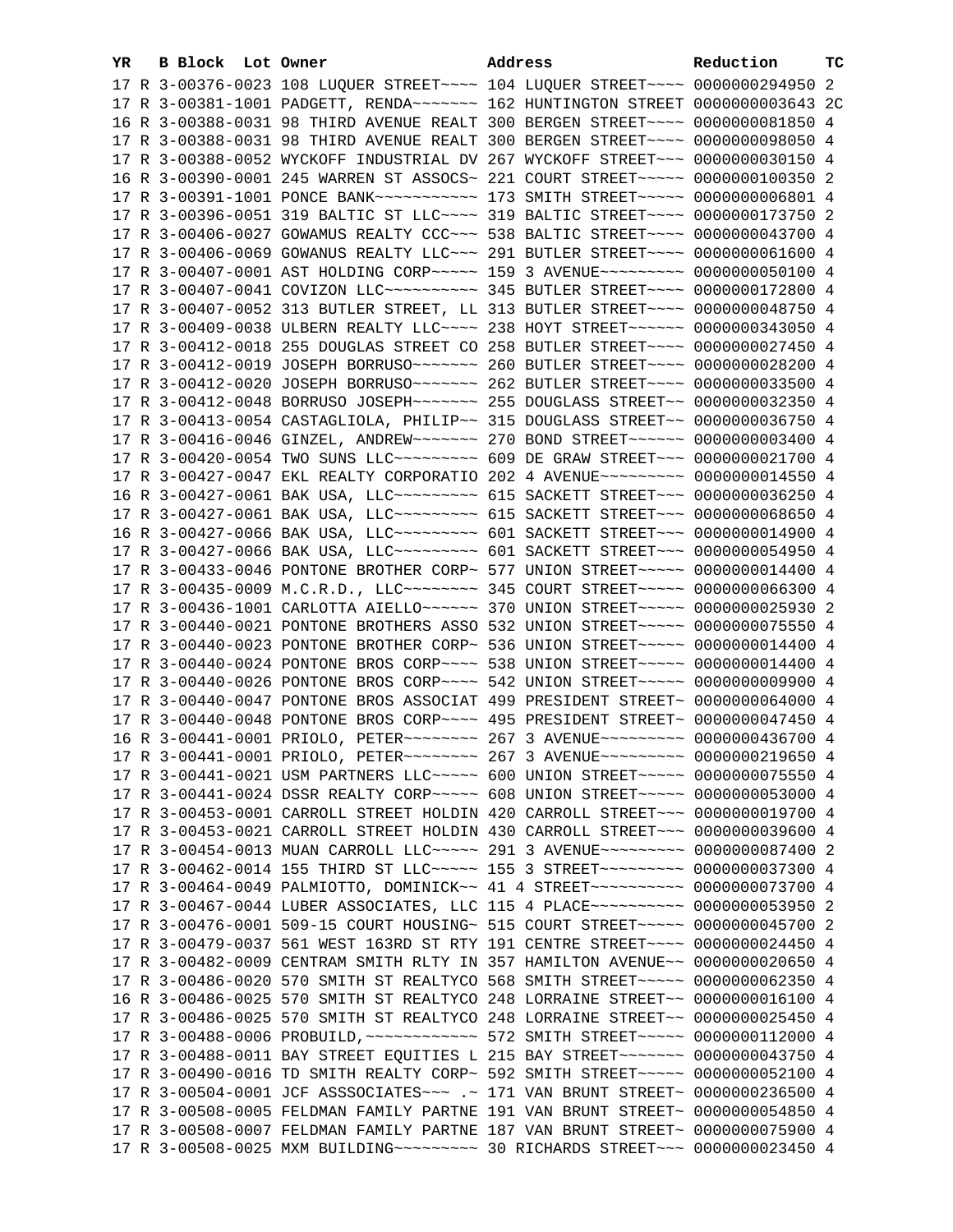| YR | B | Block | Lot | Owner | Address | Reduction | TC |
|---|---|---|---|---|---|---|---|
| 17 | R | 3-00376-0023 | | 108 LUQUER STREET~~~~ | 104 LUQUER STREET~~~~ | 0000000294950 | 2 |
| 17 | R | 3-00381-1001 | | PADGETT, RENDA~~~~~~~ | 162 HUNTINGTON STREET | 0000000003643 | 2C |
| 16 | R | 3-00388-0031 | | 98 THIRD AVENUE REALT | 300 BERGEN STREET~~~~ | 0000000081850 | 4 |
| 17 | R | 3-00388-0031 | | 98 THIRD AVENUE REALT | 300 BERGEN STREET~~~~ | 0000000098050 | 4 |
| 17 | R | 3-00388-0052 | | WYCKOFF INDUSTRIAL DV | 267 WYCKOFF STREET~~~ | 0000000030150 | 4 |
| 16 | R | 3-00390-0001 | | 245 WARREN ST ASSOCS~ | 221 COURT STREET~~~~~ | 0000000100350 | 2 |
| 17 | R | 3-00391-1001 | | PONCE BANK~~~~~~~~~~~ | 173 SMITH STREET~~~~~ | 0000000006801 | 4 |
| 17 | R | 3-00396-0051 | | 319 BALTIC ST LLC~~~~ | 319 BALTIC STREET~~~~ | 0000000173750 | 2 |
| 17 | R | 3-00406-0027 | | GOWAMUS REALTY CCC~~~ | 538 BALTIC STREET~~~~ | 0000000043700 | 4 |
| 17 | R | 3-00406-0069 | | GOWANUS REALTY LLC~~~ | 291 BUTLER STREET~~~~ | 0000000061600 | 4 |
| 17 | R | 3-00407-0001 | | AST HOLDING CORP~~~~~ | 159 3 AVENUE~~~~~~~~~ | 0000000050100 | 4 |
| 17 | R | 3-00407-0041 | | COVIZON LLC~~~~~~~~~~ | 345 BUTLER STREET~~~~ | 0000000172800 | 4 |
| 17 | R | 3-00407-0052 | | 313 BUTLER STREET, LL | 313 BUTLER STREET~~~~ | 0000000048750 | 4 |
| 17 | R | 3-00409-0038 | | ULBERN REALTY LLC~~~~ | 238 HOYT STREET~~~~~~ | 0000000343050 | 4 |
| 17 | R | 3-00412-0018 | | 255 DOUGLAS STREET CO | 258 BUTLER STREET~~~~ | 0000000027450 | 4 |
| 17 | R | 3-00412-0019 | | JOSEPH BORRUSO~~~~~~~ | 260 BUTLER STREET~~~~ | 0000000028200 | 4 |
| 17 | R | 3-00412-0020 | | JOSEPH BORRUSO~~~~~~~ | 262 BUTLER STREET~~~~ | 0000000033500 | 4 |
| 17 | R | 3-00412-0048 | | BORRUSO JOSEPH~~~~~~~ | 255 DOUGLASS STREET~~ | 0000000032350 | 4 |
| 17 | R | 3-00413-0054 | | CASTAGLIOLA, PHILIP~~ | 315 DOUGLASS STREET~~ | 0000000036750 | 4 |
| 17 | R | 3-00416-0046 | | GINZEL, ANDREW~~~~~~~ | 270 BOND STREET~~~~~~ | 0000000003400 | 4 |
| 17 | R | 3-00420-0054 | | TWO SUNS LLC~~~~~~~~~ | 609 DE GRAW STREET~~~ | 0000000021700 | 4 |
| 17 | R | 3-00427-0047 | | EKL REALTY CORPORATIO | 202 4 AVENUE~~~~~~~~~ | 0000000014550 | 4 |
| 16 | R | 3-00427-0061 | | BAK USA, LLC~~~~~~~~~ | 615 SACKETT STREET~~~ | 0000000036250 | 4 |
| 17 | R | 3-00427-0061 | | BAK USA, LLC~~~~~~~~~ | 615 SACKETT STREET~~~ | 0000000068650 | 4 |
| 16 | R | 3-00427-0066 | | BAK USA, LLC~~~~~~~~~ | 601 SACKETT STREET~~~ | 0000000014900 | 4 |
| 17 | R | 3-00427-0066 | | BAK USA, LLC~~~~~~~~~ | 601 SACKETT STREET~~~ | 0000000054950 | 4 |
| 17 | R | 3-00433-0046 | | PONTONE BROTHER CORP~ | 577 UNION STREET~~~~~ | 0000000014400 | 4 |
| 17 | R | 3-00435-0009 | | M.C.R.D., LLC~~~~~~~~ | 345 COURT STREET~~~~~ | 0000000066300 | 4 |
| 17 | R | 3-00436-1001 | | CARLOTTA AIELLO~~~~~~ | 370 UNION STREET~~~~~ | 0000000025930 | 2 |
| 17 | R | 3-00440-0021 | | PONTONE BROTHERS ASSO | 532 UNION STREET~~~~~ | 0000000075550 | 4 |
| 17 | R | 3-00440-0023 | | PONTONE BROTHER CORP~ | 536 UNION STREET~~~~~ | 0000000014400 | 4 |
| 17 | R | 3-00440-0024 | | PONTONE BROS CORP~~~~ | 538 UNION STREET~~~~~ | 0000000014400 | 4 |
| 17 | R | 3-00440-0026 | | PONTONE BROS CORP~~~~ | 542 UNION STREET~~~~~ | 0000000009900 | 4 |
| 17 | R | 3-00440-0047 | | PONTONE BROS ASSOCIAT | 499 PRESIDENT STREET~ | 0000000064000 | 4 |
| 17 | R | 3-00440-0048 | | PONTONE BROS CORP~~~~ | 495 PRESIDENT STREET~ | 0000000047450 | 4 |
| 16 | R | 3-00441-0001 | | PRIOLO, PETER~~~~~~~~ | 267 3 AVENUE~~~~~~~~~ | 0000000436700 | 4 |
| 17 | R | 3-00441-0001 | | PRIOLO, PETER~~~~~~~~ | 267 3 AVENUE~~~~~~~~~ | 0000000219650 | 4 |
| 17 | R | 3-00441-0021 | | USM PARTNERS LLC~~~~~ | 600 UNION STREET~~~~~ | 0000000075550 | 4 |
| 17 | R | 3-00441-0024 | | DSSR REALTY CORP~~~~~ | 608 UNION STREET~~~~~ | 0000000053000 | 4 |
| 17 | R | 3-00453-0001 | | CARROLL STREET HOLDIN | 420 CARROLL STREET~~~ | 0000000019700 | 4 |
| 17 | R | 3-00453-0021 | | CARROLL STREET HOLDIN | 430 CARROLL STREET~~~ | 0000000039600 | 4 |
| 17 | R | 3-00454-0013 | | MUAN CARROLL LLC~~~~~ | 291 3 AVENUE~~~~~~~~~ | 0000000087400 | 2 |
| 17 | R | 3-00462-0014 | | 155 THIRD ST LLC~~~~~ | 155 3 STREET~~~~~~~~~ | 0000000037300 | 4 |
| 17 | R | 3-00464-0049 | | PALMIOTTO, DOMINICK~~ | 41 4 STREET~~~~~~~~~~ | 0000000073700 | 4 |
| 17 | R | 3-00467-0044 | | LUBER ASSOCIATES, LLC | 115 4 PLACE~~~~~~~~~~ | 0000000053950 | 2 |
| 17 | R | 3-00476-0001 | | 509-15 COURT HOUSING~ | 515 COURT STREET~~~~~ | 0000000045700 | 2 |
| 17 | R | 3-00479-0037 | | 561 WEST 163RD ST RTY | 191 CENTRE STREET~~~~ | 0000000024450 | 4 |
| 17 | R | 3-00482-0009 | | CENTRAM SMITH RLTY IN | 357 HAMILTON AVENUE~~ | 0000000020650 | 4 |
| 17 | R | 3-00486-0020 | | 570 SMITH ST REALTYCO | 568 SMITH STREET~~~~~ | 0000000062350 | 4 |
| 16 | R | 3-00486-0025 | | 570 SMITH ST REALTYCO | 248 LORRAINE STREET~~ | 0000000016100 | 4 |
| 17 | R | 3-00486-0025 | | 570 SMITH ST REALTYCO | 248 LORRAINE STREET~~ | 0000000025450 | 4 |
| 17 | R | 3-00488-0006 | | PROBUILD,~~~~~~~~~~~~ | 572 SMITH STREET~~~~~ | 0000000112000 | 4 |
| 17 | R | 3-00488-0011 | | BAY STREET EQUITIES L | 215 BAY STREET~~~~~~~ | 0000000043750 | 4 |
| 17 | R | 3-00490-0016 | | TD SMITH REALTY CORP~ | 592 SMITH STREET~~~~~ | 0000000052100 | 4 |
| 17 | R | 3-00504-0001 | | JCF ASSSOCIATES~~~ .~ | 171 VAN BRUNT STREET~ | 0000000236500 | 4 |
| 17 | R | 3-00508-0005 | | FELDMAN FAMILY PARTNE | 191 VAN BRUNT STREET~ | 0000000054850 | 4 |
| 17 | R | 3-00508-0007 | | FELDMAN FAMILY PARTNE | 187 VAN BRUNT STREET~ | 0000000075900 | 4 |
| 17 | R | 3-00508-0025 | | MXM BUILDING~~~~~~~~~ | 30 RICHARDS STREET~~~ | 0000000023450 | 4 |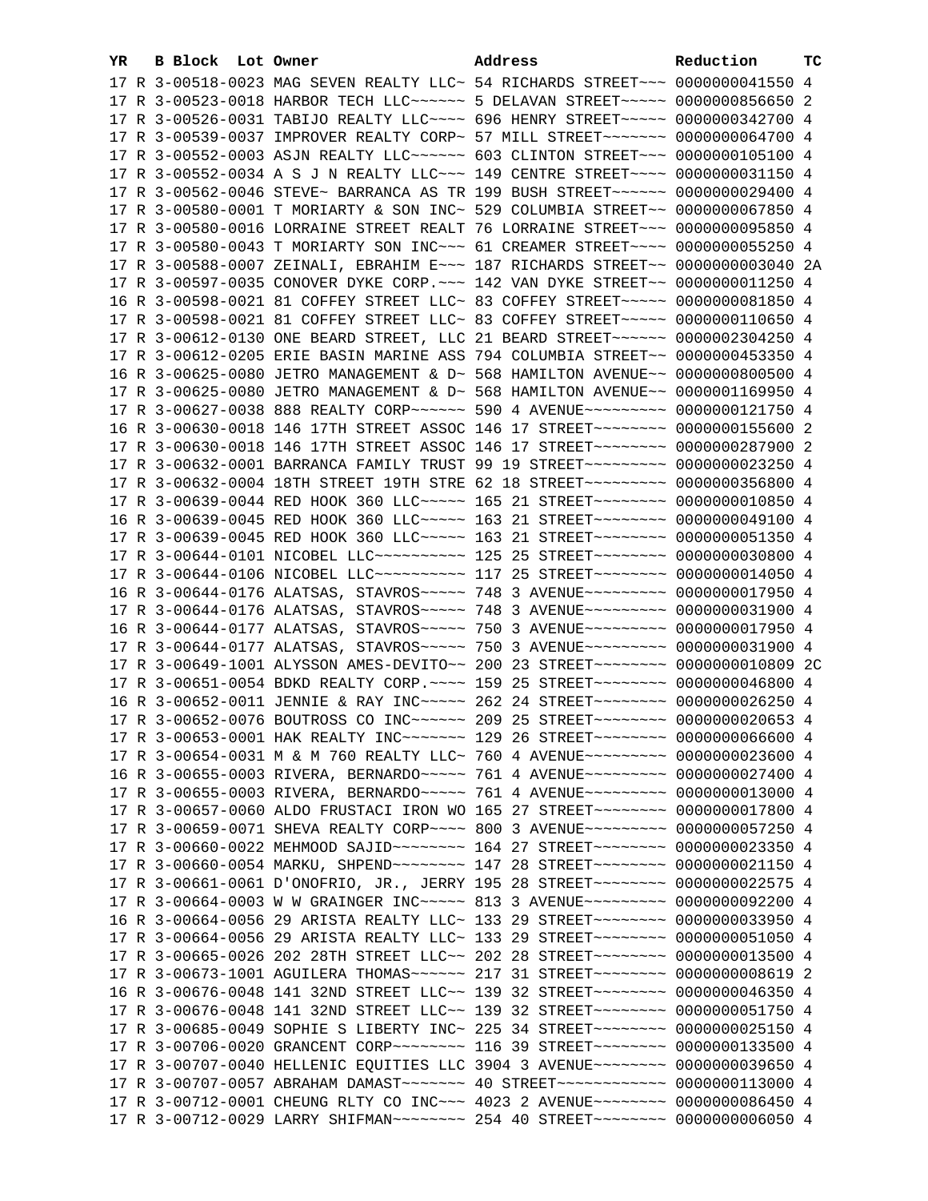| YR | B | Block | Lot | Owner | Address | Reduction | TC |
|---|---|---|---|---|---|---|---|
| 17 | R | 3-00518-0023 | | MAG SEVEN REALTY LLC~ | 54 RICHARDS STREET~~~ | 0000000041550 | 4 |
| 17 | R | 3-00523-0018 | | HARBOR TECH LLC~~~~~~ | 5 DELAVAN STREET~~~~~ | 0000000856650 | 2 |
| 17 | R | 3-00526-0031 | | TABIJO REALTY LLC~~~~ | 696 HENRY STREET~~~~~ | 0000000342700 | 4 |
| 17 | R | 3-00539-0037 | | IMPROVER REALTY CORP~ | 57 MILL STREET~~~~~~~ | 0000000064700 | 4 |
| 17 | R | 3-00552-0003 | | ASJN REALTY LLC~~~~~~ | 603 CLINTON STREET~~~ | 0000000105100 | 4 |
| 17 | R | 3-00552-0034 | | A S J N REALTY LLC~~~ | 149 CENTRE STREET~~~~ | 0000000031150 | 4 |
| 17 | R | 3-00562-0046 | | STEVE~ BARRANCA AS TR | 199 BUSH STREET~~~~~~ | 0000000029400 | 4 |
| 17 | R | 3-00580-0001 | | T MORIARTY & SON INC~ | 529 COLUMBIA STREET~~ | 0000000067850 | 4 |
| 17 | R | 3-00580-0016 | | LORRAINE STREET REALT | 76 LORRAINE STREET~~~ | 0000000095850 | 4 |
| 17 | R | 3-00580-0043 | | T MORIARTY SON INC~~~ | 61 CREAMER STREET~~~~ | 0000000055250 | 4 |
| 17 | R | 3-00588-0007 | | ZEINALI, EBRAHIM E~~~ | 187 RICHARDS STREET~~ | 0000000003040 | 2A |
| 17 | R | 3-00597-0035 | | CONOVER DYKE CORP.~~~ | 142 VAN DYKE STREET~~ | 0000000011250 | 4 |
| 16 | R | 3-00598-0021 | | 81 COFFEY STREET LLC~ | 83 COFFEY STREET~~~~~ | 0000000081850 | 4 |
| 17 | R | 3-00598-0021 | | 81 COFFEY STREET LLC~ | 83 COFFEY STREET~~~~~ | 0000000110650 | 4 |
| 17 | R | 3-00612-0130 | | ONE BEARD STREET, LLC | 21 BEARD STREET~~~~~~ | 0000002304250 | 4 |
| 17 | R | 3-00612-0205 | | ERIE BASIN MARINE ASS | 794 COLUMBIA STREET~~ | 0000000453350 | 4 |
| 16 | R | 3-00625-0080 | | JETRO MANAGEMENT & D~ | 568 HAMILTON AVENUE~~ | 0000000800500 | 4 |
| 17 | R | 3-00625-0080 | | JETRO MANAGEMENT & D~ | 568 HAMILTON AVENUE~~ | 0000001169950 | 4 |
| 17 | R | 3-00627-0038 | | 888 REALTY CORP~~~~~~ | 590 4 AVENUE~~~~~~~~~ | 0000000121750 | 4 |
| 16 | R | 3-00630-0018 | | 146 17TH STREET ASSOC | 146 17 STREET~~~~~~~~ | 0000000155600 | 2 |
| 17 | R | 3-00630-0018 | | 146 17TH STREET ASSOC | 146 17 STREET~~~~~~~~ | 0000000287900 | 2 |
| 17 | R | 3-00632-0001 | | BARRANCA FAMILY TRUST | 99 19 STREET~~~~~~~~~ | 0000000023250 | 4 |
| 17 | R | 3-00632-0004 | | 18TH STREET 19TH STRE | 62 18 STREET~~~~~~~~~ | 0000000356800 | 4 |
| 17 | R | 3-00639-0044 | | RED HOOK 360 LLC~~~~~ | 165 21 STREET~~~~~~~~ | 0000000010850 | 4 |
| 16 | R | 3-00639-0045 | | RED HOOK 360 LLC~~~~~ | 163 21 STREET~~~~~~~~ | 0000000049100 | 4 |
| 17 | R | 3-00639-0045 | | RED HOOK 360 LLC~~~~~ | 163 21 STREET~~~~~~~~ | 0000000051350 | 4 |
| 17 | R | 3-00644-0101 | | NICOBEL LLC~~~~~~~~~~ | 125 25 STREET~~~~~~~~ | 0000000030800 | 4 |
| 17 | R | 3-00644-0106 | | NICOBEL LLC~~~~~~~~~~ | 117 25 STREET~~~~~~~~ | 0000000014050 | 4 |
| 16 | R | 3-00644-0176 | | ALATSAS, STAVROS~~~~~ | 748 3 AVENUE~~~~~~~~~ | 0000000017950 | 4 |
| 17 | R | 3-00644-0176 | | ALATSAS, STAVROS~~~~~ | 748 3 AVENUE~~~~~~~~~ | 0000000031900 | 4 |
| 16 | R | 3-00644-0177 | | ALATSAS, STAVROS~~~~~ | 750 3 AVENUE~~~~~~~~~ | 0000000017950 | 4 |
| 17 | R | 3-00644-0177 | | ALATSAS, STAVROS~~~~~ | 750 3 AVENUE~~~~~~~~~ | 0000000031900 | 4 |
| 17 | R | 3-00649-1001 | | ALYSSON AMES-DEVITO~~ | 200 23 STREET~~~~~~~~ | 0000000010809 | 2C |
| 17 | R | 3-00651-0054 | | BDKD REALTY CORP.~~~~ | 159 25 STREET~~~~~~~~ | 0000000046800 | 4 |
| 16 | R | 3-00652-0011 | | JENNIE & RAY INC~~~~~ | 262 24 STREET~~~~~~~~ | 0000000026250 | 4 |
| 17 | R | 3-00652-0076 | | BOUTROSS CO INC~~~~~~ | 209 25 STREET~~~~~~~~ | 0000000020653 | 4 |
| 17 | R | 3-00653-0001 | | HAK REALTY INC~~~~~~~ | 129 26 STREET~~~~~~~~ | 0000000066600 | 4 |
| 17 | R | 3-00654-0031 | | M & M 760 REALTY LLC~ | 760 4 AVENUE~~~~~~~~~ | 0000000023600 | 4 |
| 16 | R | 3-00655-0003 | | RIVERA, BERNARDO~~~~~ | 761 4 AVENUE~~~~~~~~~ | 0000000027400 | 4 |
| 17 | R | 3-00655-0003 | | RIVERA, BERNARDO~~~~~ | 761 4 AVENUE~~~~~~~~~ | 0000000013000 | 4 |
| 17 | R | 3-00657-0060 | | ALDO FRUSTACI IRON WO | 165 27 STREET~~~~~~~~ | 0000000017800 | 4 |
| 17 | R | 3-00659-0071 | | SHEVA REALTY CORP~~~~ | 800 3 AVENUE~~~~~~~~~ | 0000000057250 | 4 |
| 17 | R | 3-00660-0022 | | MEHMOOD SAJID~~~~~~~~ | 164 27 STREET~~~~~~~~ | 0000000023350 | 4 |
| 17 | R | 3-00660-0054 | | MARKU, SHPEND~~~~~~~~ | 147 28 STREET~~~~~~~~ | 0000000021150 | 4 |
| 17 | R | 3-00661-0061 | | D'ONOFRIO, JR., JERRY | 195 28 STREET~~~~~~~~ | 0000000022575 | 4 |
| 17 | R | 3-00664-0003 | | W W GRAINGER INC~~~~~ | 813 3 AVENUE~~~~~~~~~ | 0000000092200 | 4 |
| 16 | R | 3-00664-0056 | | 29 ARISTA REALTY LLC~ | 133 29 STREET~~~~~~~~ | 0000000033950 | 4 |
| 17 | R | 3-00664-0056 | | 29 ARISTA REALTY LLC~ | 133 29 STREET~~~~~~~~ | 0000000051050 | 4 |
| 17 | R | 3-00665-0026 | | 202 28TH STREET LLC~~ | 202 28 STREET~~~~~~~~ | 0000000013500 | 4 |
| 17 | R | 3-00673-1001 | | AGUILERA THOMAS~~~~~~ | 217 31 STREET~~~~~~~~ | 0000000008619 | 2 |
| 16 | R | 3-00676-0048 | | 141 32ND STREET LLC~~ | 139 32 STREET~~~~~~~~ | 0000000046350 | 4 |
| 17 | R | 3-00676-0048 | | 141 32ND STREET LLC~~ | 139 32 STREET~~~~~~~~ | 0000000051750 | 4 |
| 17 | R | 3-00685-0049 | | SOPHIE S LIBERTY INC~ | 225 34 STREET~~~~~~~~ | 0000000025150 | 4 |
| 17 | R | 3-00706-0020 | | GRANCENT CORP~~~~~~~~ | 116 39 STREET~~~~~~~~ | 0000000133500 | 4 |
| 17 | R | 3-00707-0040 | | HELLENIC EQUITIES LLC | 3904 3 AVENUE~~~~~~~~ | 0000000039650 | 4 |
| 17 | R | 3-00707-0057 | | ABRAHAM DAMAST~~~~~~~ | 40 STREET~~~~~~~~~~~~ | 0000000113000 | 4 |
| 17 | R | 3-00712-0001 | | CHEUNG RLTY CO INC~~~ | 4023 2 AVENUE~~~~~~~~ | 0000000086450 | 4 |
| 17 | R | 3-00712-0029 | | LARRY SHIFMAN~~~~~~~~ | 254 40 STREET~~~~~~~~ | 0000000006050 | 4 |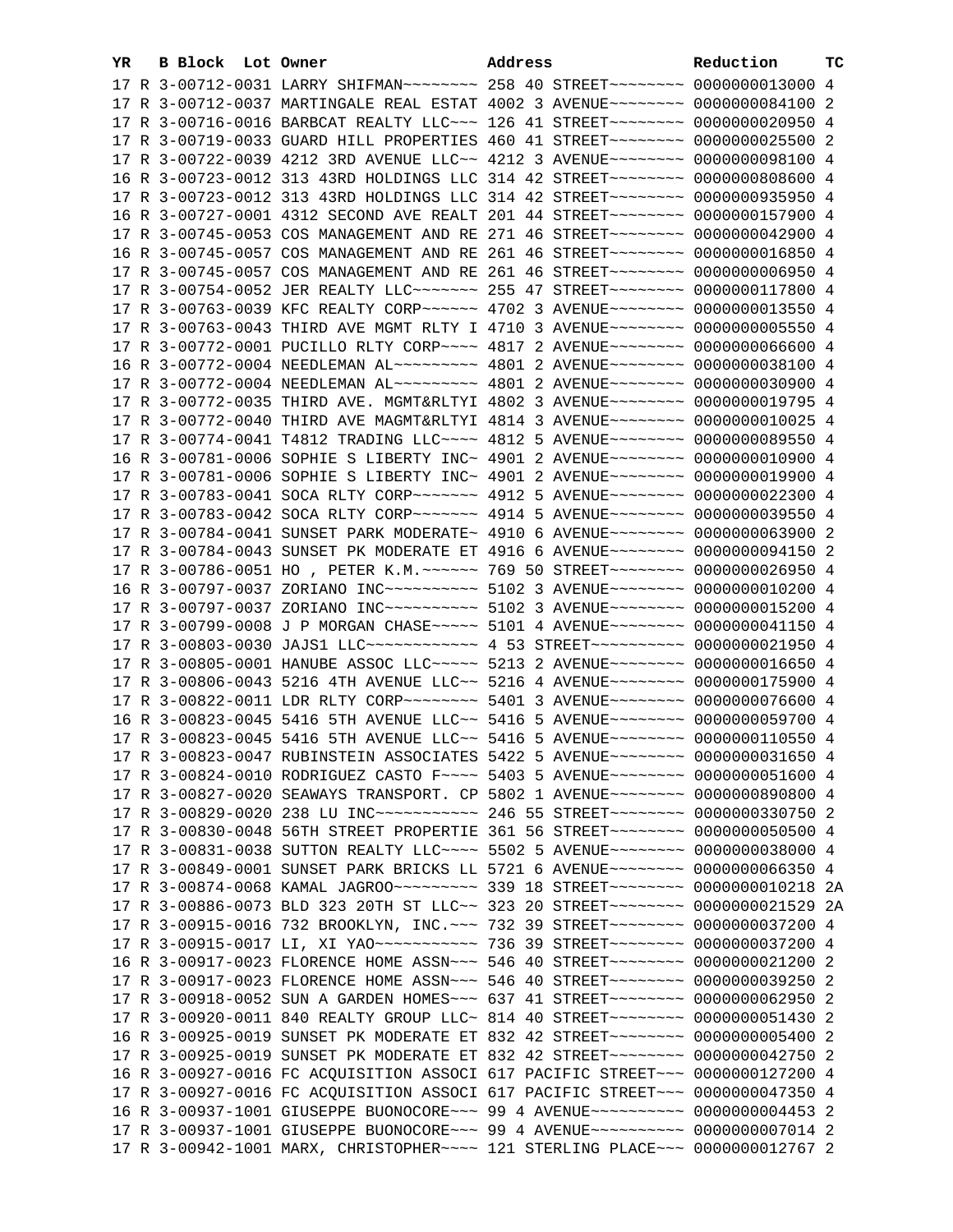| YR | B | Block | Lot | Owner | Address | Reduction | TC |
|---|---|---|---|---|---|---|---|
| 17 | R | 3-00712-0031 | | LARRY SHIFMAN~~~~~~~~ | 258 40 STREET~~~~~~~~ | 0000000013000 | 4 |
| 17 | R | 3-00712-0037 | | MARTINGALE REAL ESTAT | 4002 3 AVENUE~~~~~~~~ | 0000000084100 | 2 |
| 17 | R | 3-00716-0016 | | BARBCAT REALTY LLC~~~ | 126 41 STREET~~~~~~~~ | 0000000020950 | 4 |
| 17 | R | 3-00719-0033 | | GUARD HILL PROPERTIES | 460 41 STREET~~~~~~~~ | 0000000025500 | 2 |
| 17 | R | 3-00722-0039 | | 4212 3RD AVENUE LLC~~ | 4212 3 AVENUE~~~~~~~~ | 0000000098100 | 4 |
| 16 | R | 3-00723-0012 | | 313 43RD HOLDINGS LLC | 314 42 STREET~~~~~~~~ | 0000000808600 | 4 |
| 17 | R | 3-00723-0012 | | 313 43RD HOLDINGS LLC | 314 42 STREET~~~~~~~~ | 0000000935950 | 4 |
| 16 | R | 3-00727-0001 | | 4312 SECOND AVE REALT | 201 44 STREET~~~~~~~~ | 0000000157900 | 4 |
| 17 | R | 3-00745-0053 | | COS MANAGEMENT AND RE | 271 46 STREET~~~~~~~~ | 0000000042900 | 4 |
| 16 | R | 3-00745-0057 | | COS MANAGEMENT AND RE | 261 46 STREET~~~~~~~~ | 0000000016850 | 4 |
| 17 | R | 3-00745-0057 | | COS MANAGEMENT AND RE | 261 46 STREET~~~~~~~~ | 0000000006950 | 4 |
| 17 | R | 3-00754-0052 | | JER REALTY LLC~~~~~~~ | 255 47 STREET~~~~~~~~ | 0000000117800 | 4 |
| 17 | R | 3-00763-0039 | | KFC REALTY CORP~~~~~~ | 4702 3 AVENUE~~~~~~~~ | 0000000013550 | 4 |
| 17 | R | 3-00763-0043 | | THIRD AVE MGMT RLTY I | 4710 3 AVENUE~~~~~~~~ | 0000000005550 | 4 |
| 17 | R | 3-00772-0001 | | PUCILLO RLTY CORP~~~~ | 4817 2 AVENUE~~~~~~~~ | 0000000066600 | 4 |
| 16 | R | 3-00772-0004 | | NEEDLEMAN AL~~~~~~~~~ | 4801 2 AVENUE~~~~~~~~ | 0000000038100 | 4 |
| 17 | R | 3-00772-0004 | | NEEDLEMAN AL~~~~~~~~~ | 4801 2 AVENUE~~~~~~~~ | 0000000030900 | 4 |
| 17 | R | 3-00772-0035 | | THIRD AVE. MGMT&RLTYI | 4802 3 AVENUE~~~~~~~~ | 0000000019795 | 4 |
| 17 | R | 3-00772-0040 | | THIRD AVE MAGMT&RLTYI | 4814 3 AVENUE~~~~~~~~ | 0000000010025 | 4 |
| 17 | R | 3-00774-0041 | | T4812 TRADING LLC~~~~ | 4812 5 AVENUE~~~~~~~~ | 0000000089550 | 4 |
| 16 | R | 3-00781-0006 | | SOPHIE S LIBERTY INC~ | 4901 2 AVENUE~~~~~~~~ | 0000000010900 | 4 |
| 17 | R | 3-00781-0006 | | SOPHIE S LIBERTY INC~ | 4901 2 AVENUE~~~~~~~~ | 0000000019900 | 4 |
| 17 | R | 3-00783-0041 | | SOCA RLTY CORP~~~~~~~ | 4912 5 AVENUE~~~~~~~~ | 0000000022300 | 4 |
| 17 | R | 3-00783-0042 | | SOCA RLTY CORP~~~~~~~ | 4914 5 AVENUE~~~~~~~~ | 0000000039550 | 4 |
| 17 | R | 3-00784-0041 | | SUNSET PARK MODERATE~ | 4910 6 AVENUE~~~~~~~~ | 0000000063900 | 2 |
| 17 | R | 3-00784-0043 | | SUNSET PK MODERATE ET | 4916 6 AVENUE~~~~~~~~ | 0000000094150 | 2 |
| 17 | R | 3-00786-0051 | | HO , PETER K.M.~~~~~~ | 769 50 STREET~~~~~~~~ | 0000000026950 | 4 |
| 16 | R | 3-00797-0037 | | ZORIANO INC~~~~~~~~~~ | 5102 3 AVENUE~~~~~~~~ | 0000000010200 | 4 |
| 17 | R | 3-00797-0037 | | ZORIANO INC~~~~~~~~~~ | 5102 3 AVENUE~~~~~~~~ | 0000000015200 | 4 |
| 17 | R | 3-00799-0008 | | J P MORGAN CHASE~~~~~ | 5101 4 AVENUE~~~~~~~~ | 0000000041150 | 4 |
| 17 | R | 3-00803-0030 | | JAJS1 LLC~~~~~~~~~~~~ | 4 53 STREET~~~~~~~~~~ | 0000000021950 | 4 |
| 17 | R | 3-00805-0001 | | HANUBE ASSOC LLC~~~~~ | 5213 2 AVENUE~~~~~~~~ | 0000000016650 | 4 |
| 17 | R | 3-00806-0043 | | 5216 4TH AVENUE LLC~~ | 5216 4 AVENUE~~~~~~~~ | 0000000175900 | 4 |
| 17 | R | 3-00822-0011 | | LDR RLTY CORP~~~~~~~~ | 5401 3 AVENUE~~~~~~~~ | 0000000076600 | 4 |
| 16 | R | 3-00823-0045 | | 5416 5TH AVENUE LLC~~ | 5416 5 AVENUE~~~~~~~~ | 0000000059700 | 4 |
| 17 | R | 3-00823-0045 | | 5416 5TH AVENUE LLC~~ | 5416 5 AVENUE~~~~~~~~ | 0000000110550 | 4 |
| 17 | R | 3-00823-0047 | | RUBINSTEIN ASSOCIATES | 5422 5 AVENUE~~~~~~~~ | 0000000031650 | 4 |
| 17 | R | 3-00824-0010 | | RODRIGUEZ CASTO F~~~~ | 5403 5 AVENUE~~~~~~~~ | 0000000051600 | 4 |
| 17 | R | 3-00827-0020 | | SEAWAYS TRANSPORT. CP | 5802 1 AVENUE~~~~~~~~ | 0000000890800 | 4 |
| 17 | R | 3-00829-0020 | | 238 LU INC~~~~~~~~~~~ | 246 55 STREET~~~~~~~~ | 0000000330750 | 2 |
| 17 | R | 3-00830-0048 | | 56TH STREET PROPERTIE | 361 56 STREET~~~~~~~~ | 0000000050500 | 4 |
| 17 | R | 3-00831-0038 | | SUTTON REALTY LLC~~~~ | 5502 5 AVENUE~~~~~~~~ | 0000000038000 | 4 |
| 17 | R | 3-00849-0001 | | SUNSET PARK BRICKS LL | 5721 6 AVENUE~~~~~~~~ | 0000000066350 | 4 |
| 17 | R | 3-00874-0068 | | KAMAL JAGROO~~~~~~~~~ | 339 18 STREET~~~~~~~~ | 0000000010218 | 2A |
| 17 | R | 3-00886-0073 | | BLD 323 20TH ST LLC~~ | 323 20 STREET~~~~~~~~ | 0000000021529 | 2A |
| 17 | R | 3-00915-0016 | | 732 BROOKLYN, INC.~~~ | 732 39 STREET~~~~~~~~ | 0000000037200 | 4 |
| 17 | R | 3-00915-0017 | | LI, XI YAO~~~~~~~~~~~ | 736 39 STREET~~~~~~~~ | 0000000037200 | 4 |
| 16 | R | 3-00917-0023 | | FLORENCE HOME ASSN~~~ | 546 40 STREET~~~~~~~~ | 0000000021200 | 2 |
| 17 | R | 3-00917-0023 | | FLORENCE HOME ASSN~~~ | 546 40 STREET~~~~~~~~ | 0000000039250 | 2 |
| 17 | R | 3-00918-0052 | | SUN A GARDEN HOMES~~~ | 637 41 STREET~~~~~~~~ | 0000000062950 | 2 |
| 17 | R | 3-00920-0011 | | 840 REALTY GROUP LLC~ | 814 40 STREET~~~~~~~~ | 0000000051430 | 2 |
| 16 | R | 3-00925-0019 | | SUNSET PK MODERATE ET | 832 42 STREET~~~~~~~~ | 0000000005400 | 2 |
| 17 | R | 3-00925-0019 | | SUNSET PK MODERATE ET | 832 42 STREET~~~~~~~~ | 0000000042750 | 2 |
| 16 | R | 3-00927-0016 | | FC ACQUISITION ASSOCI | 617 PACIFIC STREET~~~ | 0000000127200 | 4 |
| 17 | R | 3-00927-0016 | | FC ACQUISITION ASSOCI | 617 PACIFIC STREET~~~ | 0000000047350 | 4 |
| 16 | R | 3-00937-1001 | | GIUSEPPE BUONOCORE~~~ | 99 4 AVENUE~~~~~~~~~~ | 0000000004453 | 2 |
| 17 | R | 3-00937-1001 | | GIUSEPPE BUONOCORE~~~ | 99 4 AVENUE~~~~~~~~~~ | 0000000007014 | 2 |
| 17 | R | 3-00942-1001 | | MARX, CHRISTOPHER~~~~ | 121 STERLING PLACE~~~ | 0000000012767 | 2 |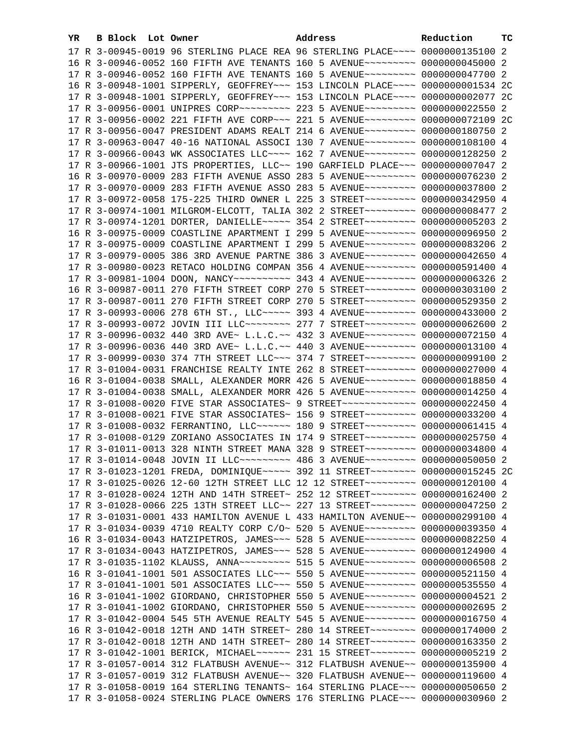| YR | B | Block | Lot | Owner | Address | Reduction | TC |
|---|---|---|---|---|---|---|---|
| 17 | R | 3-00945-0019 | | 96 STERLING PLACE REA | 96 STERLING PLACE~~~~ | 0000000135100 | 2 |
| 16 | R | 3-00946-0052 | | 160 FIFTH AVE TENANTS | 160 5 AVENUE~~~~~~~~~ | 0000000045000 | 2 |
| 17 | R | 3-00946-0052 | | 160 FIFTH AVE TENANTS | 160 5 AVENUE~~~~~~~~~ | 0000000047700 | 2 |
| 16 | R | 3-00948-1001 | | SIPPERLY, GEOFFREY~~~ | 153 LINCOLN PLACE~~~~ | 0000000001534 | 2C |
| 17 | R | 3-00948-1001 | | SIPPERLY, GEOFFREY~~~ | 153 LINCOLN PLACE~~~~ | 0000000002077 | 2C |
| 17 | R | 3-00956-0001 | | UNIPRES CORP~~~~~~~~~ | 223 5 AVENUE~~~~~~~~~ | 0000000022550 | 2 |
| 17 | R | 3-00956-0002 | | 221 FIFTH AVE CORP~~~ | 221 5 AVENUE~~~~~~~~~ | 0000000072109 | 2C |
| 17 | R | 3-00956-0047 | | PRESIDENT ADAMS REALT | 214 6 AVENUE~~~~~~~~~ | 0000000180750 | 2 |
| 17 | R | 3-00963-0047 | | 40-16 NATIONAL ASSOCI | 130 7 AVENUE~~~~~~~~~ | 0000000108100 | 4 |
| 17 | R | 3-00966-0043 | | WK ASSOCIATES LLC~~~~ | 162 7 AVENUE~~~~~~~~~ | 0000000128250 | 2 |
| 17 | R | 3-00966-1001 | | JTS PROPERTIES, LLC~~ | 190 GARFIELD PLACE~~~ | 0000000007047 | 2 |
| 16 | R | 3-00970-0009 | | 283 FIFTH AVENUE ASSO | 283 5 AVENUE~~~~~~~~~ | 0000000076230 | 2 |
| 17 | R | 3-00970-0009 | | 283 FIFTH AVENUE ASSO | 283 5 AVENUE~~~~~~~~~ | 0000000037800 | 2 |
| 17 | R | 3-00972-0058 | | 175-225 THIRD OWNER L | 225 3 STREET~~~~~~~~~ | 0000000342950 | 4 |
| 17 | R | 3-00974-1001 | | MILGROM-ELCOTT, TALIA | 302 2 STREET~~~~~~~~~ | 0000000008477 | 2 |
| 17 | R | 3-00974-1201 | | DORTER, DANIELLE~~~~~ | 354 2 STREET~~~~~~~~~ | 0000000005203 | 2 |
| 16 | R | 3-00975-0009 | | COASTLINE APARTMENT I | 299 5 AVENUE~~~~~~~~~ | 0000000096950 | 2 |
| 17 | R | 3-00975-0009 | | COASTLINE APARTMENT I | 299 5 AVENUE~~~~~~~~~ | 0000000083206 | 2 |
| 17 | R | 3-00979-0005 | | 386 3RD AVENUE PARTNE | 386 3 AVENUE~~~~~~~~~ | 0000000042650 | 4 |
| 17 | R | 3-00980-0023 | | RETACO HOLDING COMPAN | 356 4 AVENUE~~~~~~~~~ | 0000000591400 | 4 |
| 17 | R | 3-00981-1004 | | DOON, NANCY~~~~~~~~~~ | 343 4 AVENUE~~~~~~~~~ | 0000000006326 | 2 |
| 16 | R | 3-00987-0011 | | 270 FIFTH STREET CORP | 270 5 STREET~~~~~~~~~ | 0000000303100 | 2 |
| 17 | R | 3-00987-0011 | | 270 FIFTH STREET CORP | 270 5 STREET~~~~~~~~~ | 0000000529350 | 2 |
| 17 | R | 3-00993-0006 | | 278 6TH ST., LLC~~~~~ | 393 4 AVENUE~~~~~~~~~ | 0000000433000 | 2 |
| 17 | R | 3-00993-0072 | | JOVIN III LLC~~~~~~~~ | 277 7 STREET~~~~~~~~~ | 0000000062600 | 2 |
| 17 | R | 3-00996-0032 | | 440 3RD AVE~ L.L.C.~~ | 432 3 AVENUE~~~~~~~~~ | 0000000072150 | 4 |
| 17 | R | 3-00996-0036 | | 440 3RD AVE~ L.L.C.~~ | 440 3 AVENUE~~~~~~~~~ | 0000000013100 | 4 |
| 17 | R | 3-00999-0030 | | 374 7TH STREET LLC~~~ | 374 7 STREET~~~~~~~~~ | 0000000099100 | 2 |
| 17 | R | 3-01004-0031 | | FRANCHISE REALTY INTE | 262 8 STREET~~~~~~~~~ | 0000000027000 | 4 |
| 16 | R | 3-01004-0038 | | SMALL, ALEXANDER MORR | 426 5 AVENUE~~~~~~~~~ | 0000000018850 | 4 |
| 17 | R | 3-01004-0038 | | SMALL, ALEXANDER MORR | 426 5 AVENUE~~~~~~~~~ | 0000000014250 | 4 |
| 17 | R | 3-01008-0020 | | FIVE STAR ASSOCIATES~ | 9 STREET~~~~~~~~~~~~~ | 0000000022450 | 4 |
| 17 | R | 3-01008-0021 | | FIVE STAR ASSOCIATES~ | 156 9 STREET~~~~~~~~~ | 0000000033200 | 4 |
| 17 | R | 3-01008-0032 | | FERRANTINO, LLC~~~~~~ | 180 9 STREET~~~~~~~~~ | 0000000061415 | 4 |
| 17 | R | 3-01008-0129 | | ZORIANO ASSOCIATES IN | 174 9 STREET~~~~~~~~~ | 0000000025750 | 4 |
| 17 | R | 3-01011-0013 | | 328 NINTH STREET MANA | 328 9 STREET~~~~~~~~~ | 0000000034800 | 4 |
| 17 | R | 3-01014-0048 | | JOVIN II LLC~~~~~~~~~ | 486 3 AVENUE~~~~~~~~~ | 0000000050050 | 2 |
| 17 | R | 3-01023-1201 | | FREDA, DOMINIQUE~~~~~ | 392 11 STREET~~~~~~~~ | 0000000015245 | 2C |
| 17 | R | 3-01025-0026 | | 12-60 12TH STREET LLC | 12 12 STREET~~~~~~~~~ | 0000000120100 | 4 |
| 17 | R | 3-01028-0024 | | 12TH AND 14TH STREET~ | 252 12 STREET~~~~~~~~ | 0000000162400 | 2 |
| 17 | R | 3-01028-0066 | | 225 13TH STREET LLC~~ | 227 13 STREET~~~~~~~~ | 0000000047250 | 2 |
| 17 | R | 3-01031-0001 | | 433 HAMILTON AVENUE L | 433 HAMILTON AVENUE~~ | 0000000299100 | 4 |
| 17 | R | 3-01034-0039 | | 4710 REALTY CORP C/O~ | 520 5 AVENUE~~~~~~~~~ | 0000000039350 | 4 |
| 16 | R | 3-01034-0043 | | HATZIPETROS, JAMES~~~ | 528 5 AVENUE~~~~~~~~~ | 0000000082250 | 4 |
| 17 | R | 3-01034-0043 | | HATZIPETROS, JAMES~~~ | 528 5 AVENUE~~~~~~~~~ | 0000000124900 | 4 |
| 17 | R | 3-01035-1102 | | KLAUSS, ANNA~~~~~~~~~ | 515 5 AVENUE~~~~~~~~~ | 0000000006508 | 2 |
| 16 | R | 3-01041-1001 | | 501 ASSOCIATES LLC~~~ | 550 5 AVENUE~~~~~~~~~ | 0000000521150 | 4 |
| 17 | R | 3-01041-1001 | | 501 ASSOCIATES LLC~~~ | 550 5 AVENUE~~~~~~~~~ | 0000000535550 | 4 |
| 16 | R | 3-01041-1002 | | GIORDANO, CHRISTOPHER | 550 5 AVENUE~~~~~~~~~ | 0000000004521 | 2 |
| 17 | R | 3-01041-1002 | | GIORDANO, CHRISTOPHER | 550 5 AVENUE~~~~~~~~~ | 0000000002695 | 2 |
| 17 | R | 3-01042-0004 | | 545 5TH AVENUE REALTY | 545 5 AVENUE~~~~~~~~~ | 0000000016750 | 4 |
| 16 | R | 3-01042-0018 | | 12TH AND 14TH STREET~ | 280 14 STREET~~~~~~~~ | 0000000174000 | 2 |
| 17 | R | 3-01042-0018 | | 12TH AND 14TH STREET~ | 280 14 STREET~~~~~~~~ | 0000000163350 | 2 |
| 17 | R | 3-01042-1001 | | BERICK, MICHAEL~~~~~~ | 231 15 STREET~~~~~~~~ | 0000000005219 | 2 |
| 17 | R | 3-01057-0014 | | 312 FLATBUSH AVENUE~~ | 312 FLATBUSH AVENUE~~ | 0000000135900 | 4 |
| 17 | R | 3-01057-0019 | | 312 FLATBUSH AVENUE~~ | 320 FLATBUSH AVENUE~~ | 0000000119600 | 4 |
| 17 | R | 3-01058-0019 | | 164 STERLING TENANTS~ | 164 STERLING PLACE~~~ | 0000000050650 | 2 |
| 17 | R | 3-01058-0024 | | STERLING PLACE OWNERS | 176 STERLING PLACE~~~ | 0000000030960 | 2 |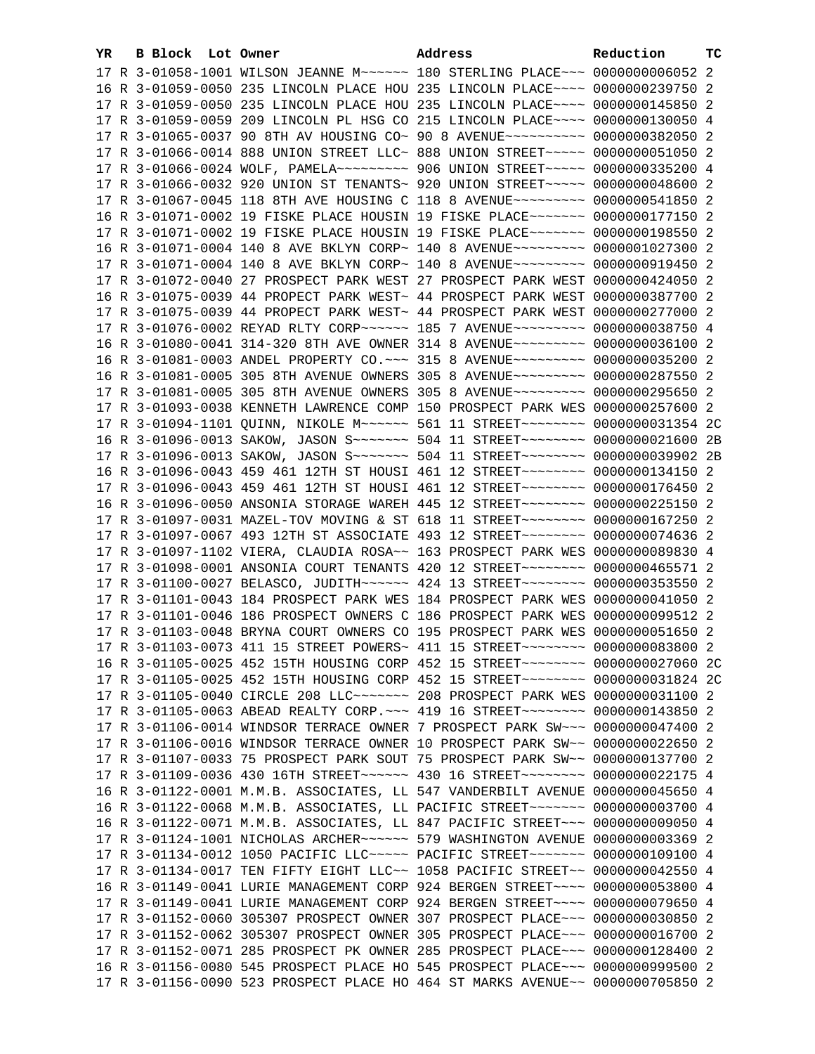| YR | B | Block | Lot | Owner | Address | Reduction | TC |
|---|---|---|---|---|---|---|---|
| 17 | R | 3-01058-1001 | | WILSON JEANNE M~~~~~~ | 180 STERLING PLACE~~~ | 0000000006052 | 2 |
| 16 | R | 3-01059-0050 | | 235 LINCOLN PLACE HOU | 235 LINCOLN PLACE~~~~ | 0000000239750 | 2 |
| 17 | R | 3-01059-0050 | | 235 LINCOLN PLACE HOU | 235 LINCOLN PLACE~~~~ | 0000000145850 | 2 |
| 17 | R | 3-01059-0059 | | 209 LINCOLN PL HSG CO | 215 LINCOLN PLACE~~~~ | 0000000130050 | 4 |
| 17 | R | 3-01065-0037 | | 90 8TH AV HOUSING CO~ | 90 8 AVENUE~~~~~~~~~~ | 0000000382050 | 2 |
| 17 | R | 3-01066-0014 | | 888 UNION STREET LLC~ | 888 UNION STREET~~~~~ | 0000000051050 | 2 |
| 17 | R | 3-01066-0024 | | WOLF, PAMELA~~~~~~~~~ | 906 UNION STREET~~~~~ | 0000000335200 | 4 |
| 17 | R | 3-01066-0032 | | 920 UNION ST TENANTS~ | 920 UNION STREET~~~~~ | 0000000048600 | 2 |
| 17 | R | 3-01067-0045 | | 118 8TH AVE HOUSING C | 118 8 AVENUE~~~~~~~~~ | 0000000541850 | 2 |
| 16 | R | 3-01071-0002 | | 19 FISKE PLACE HOUSIN | 19 FISKE PLACE~~~~~~~ | 0000000177150 | 2 |
| 17 | R | 3-01071-0002 | | 19 FISKE PLACE HOUSIN | 19 FISKE PLACE~~~~~~~ | 0000000198550 | 2 |
| 16 | R | 3-01071-0004 | | 140 8 AVE BKLYN CORP~ | 140 8 AVENUE~~~~~~~~~ | 0000001027300 | 2 |
| 17 | R | 3-01071-0004 | | 140 8 AVE BKLYN CORP~ | 140 8 AVENUE~~~~~~~~~ | 0000000919450 | 2 |
| 17 | R | 3-01072-0040 | | 27 PROSPECT PARK WEST | 27 PROSPECT PARK WEST | 0000000424050 | 2 |
| 16 | R | 3-01075-0039 | | 44 PROSPECT PARK WEST~ | 44 PROSPECT PARK WEST | 0000000387700 | 2 |
| 17 | R | 3-01075-0039 | | 44 PROSPECT PARK WEST~ | 44 PROSPECT PARK WEST | 0000000277000 | 2 |
| 17 | R | 3-01076-0002 | | REYAD RLTY CORP~~~~~~ | 185 7 AVENUE~~~~~~~~~ | 0000000038750 | 4 |
| 16 | R | 3-01080-0041 | | 314-320 8TH AVE OWNER | 314 8 AVENUE~~~~~~~~~ | 0000000036100 | 2 |
| 16 | R | 3-01081-0003 | | ANDEL PROPERTY CO.~~~ | 315 8 AVENUE~~~~~~~~~ | 0000000035200 | 2 |
| 16 | R | 3-01081-0005 | | 305 8TH AVENUE OWNERS | 305 8 AVENUE~~~~~~~~~ | 0000000287550 | 2 |
| 17 | R | 3-01081-0005 | | 305 8TH AVENUE OWNERS | 305 8 AVENUE~~~~~~~~~ | 0000000295650 | 2 |
| 17 | R | 3-01093-0038 | | KENNETH LAWRENCE COMP | 150 PROSPECT PARK WES | 0000000257600 | 2 |
| 17 | R | 3-01094-1101 | | QUINN, NIKOLE M~~~~~~ | 561 11 STREET~~~~~~~~ | 0000000031354 | 2C |
| 16 | R | 3-01096-0013 | | SAKOW, JASON S~~~~~~~ | 504 11 STREET~~~~~~~~ | 0000000021600 | 2B |
| 17 | R | 3-01096-0013 | | SAKOW, JASON S~~~~~~~ | 504 11 STREET~~~~~~~~ | 0000000039902 | 2B |
| 16 | R | 3-01096-0043 | | 459 461 12TH ST HOUSI | 461 12 STREET~~~~~~~~ | 0000000134150 | 2 |
| 17 | R | 3-01096-0043 | | 459 461 12TH ST HOUSI | 461 12 STREET~~~~~~~~ | 0000000176450 | 2 |
| 16 | R | 3-01096-0050 | | ANSONIA STORAGE WAREH | 445 12 STREET~~~~~~~~ | 0000000225150 | 2 |
| 17 | R | 3-01097-0031 | | MAZEL-TOV MOVING & ST | 618 11 STREET~~~~~~~~ | 0000000167250 | 2 |
| 17 | R | 3-01097-0067 | | 493 12TH ST ASSOCIATE | 493 12 STREET~~~~~~~~ | 0000000074636 | 2 |
| 17 | R | 3-01097-1102 | | VIERA, CLAUDIA ROSA~~ | 163 PROSPECT PARK WES | 0000000089830 | 4 |
| 17 | R | 3-01098-0001 | | ANSONIA COURT TENANTS | 420 12 STREET~~~~~~~~ | 0000000465571 | 2 |
| 17 | R | 3-01100-0027 | | BELASCO, JUDITH~~~~~~ | 424 13 STREET~~~~~~~~ | 0000000353550 | 2 |
| 17 | R | 3-01101-0043 | | 184 PROSPECT PARK WES | 184 PROSPECT PARK WES | 0000000041050 | 2 |
| 17 | R | 3-01101-0046 | | 186 PROSPECT OWNERS C | 186 PROSPECT PARK WES | 0000000099512 | 2 |
| 17 | R | 3-01103-0048 | | BRYNA COURT OWNERS CO | 195 PROSPECT PARK WES | 0000000051650 | 2 |
| 17 | R | 3-01103-0073 | | 411 15 STREET POWERS~ | 411 15 STREET~~~~~~~~ | 0000000083800 | 2 |
| 16 | R | 3-01105-0025 | | 452 15TH HOUSING CORP | 452 15 STREET~~~~~~~~ | 0000000027060 | 2C |
| 17 | R | 3-01105-0025 | | 452 15TH HOUSING CORP | 452 15 STREET~~~~~~~~ | 0000000031824 | 2C |
| 17 | R | 3-01105-0040 | | CIRCLE 208 LLC~~~~~~~ | 208 PROSPECT PARK WES | 0000000031100 | 2 |
| 17 | R | 3-01105-0063 | | ABEAD REALTY CORP.~~~ | 419 16 STREET~~~~~~~~ | 0000000143850 | 2 |
| 17 | R | 3-01106-0014 | | WINDSOR TERRACE OWNER | 7 PROSPECT PARK SW~~~ | 0000000047400 | 2 |
| 17 | R | 3-01106-0016 | | WINDSOR TERRACE OWNER | 10 PROSPECT PARK SW~~ | 0000000022650 | 2 |
| 17 | R | 3-01107-0033 | | 75 PROSPECT PARK SOUT | 75 PROSPECT PARK SW~~ | 0000000137700 | 2 |
| 17 | R | 3-01109-0036 | | 430 16TH STREET~~~~~~ | 430 16 STREET~~~~~~~~ | 0000000022175 | 4 |
| 16 | R | 3-01122-0001 | | M.M.B. ASSOCIATES, LL | 547 VANDERBILT AVENUE | 0000000045650 | 4 |
| 16 | R | 3-01122-0068 | | M.M.B. ASSOCIATES, LL | PACIFIC STREET~~~~~~~ | 0000000003700 | 4 |
| 16 | R | 3-01122-0071 | | M.M.B. ASSOCIATES, LL | 847 PACIFIC STREET~~~ | 0000000009050 | 4 |
| 17 | R | 3-01124-1001 | | NICHOLAS ARCHER~~~~~~ | 579 WASHINGTON AVENUE | 0000000003369 | 2 |
| 17 | R | 3-01134-0012 | | 1050 PACIFIC LLC~~~~~ | PACIFIC STREET~~~~~~~ | 0000000109100 | 4 |
| 17 | R | 3-01134-0017 | | TEN FIFTY EIGHT LLC~~ | 1058 PACIFIC STREET~~ | 0000000042550 | 4 |
| 16 | R | 3-01149-0041 | | LURIE MANAGEMENT CORP | 924 BERGEN STREET~~~~ | 0000000053800 | 4 |
| 17 | R | 3-01149-0041 | | LURIE MANAGEMENT CORP | 924 BERGEN STREET~~~~ | 0000000079650 | 4 |
| 17 | R | 3-01152-0060 | | 305307 PROSPECT OWNER | 307 PROSPECT PLACE~~~ | 0000000030850 | 2 |
| 17 | R | 3-01152-0062 | | 305307 PROSPECT OWNER | 305 PROSPECT PLACE~~~ | 0000000016700 | 2 |
| 17 | R | 3-01152-0071 | | 285 PROSPECT PK OWNER | 285 PROSPECT PLACE~~~ | 0000000128400 | 2 |
| 16 | R | 3-01156-0080 | | 545 PROSPECT PLACE HO | 545 PROSPECT PLACE~~~ | 0000000999500 | 2 |
| 17 | R | 3-01156-0090 | | 523 PROSPECT PLACE HO | 464 ST MARKS AVENUE~~ | 0000000705850 | 2 |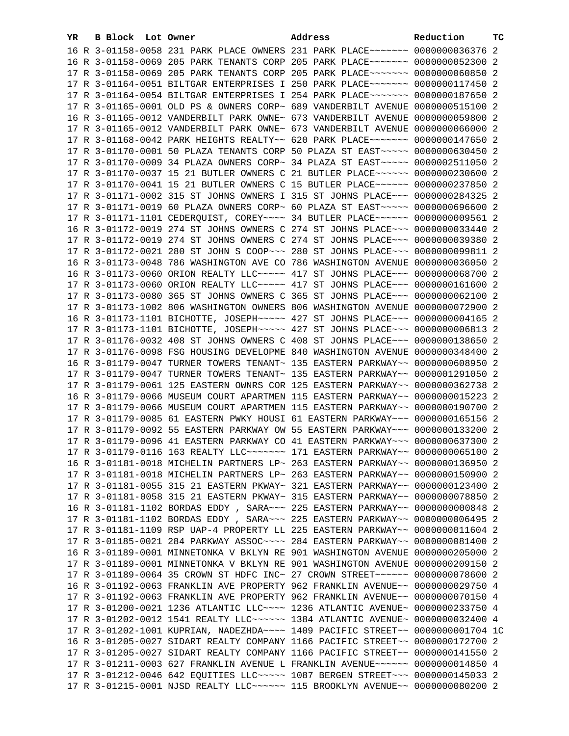| YR | B | Block | Lot | Owner | Address | Reduction | TC |
|---|---|---|---|---|---|---|---|
| 16 | R | 3-01158-0058 | | 231 PARK PLACE OWNERS | 231 PARK PLACE~~~~~~~ | 0000000036376 | 2 |
| 16 | R | 3-01158-0069 | | 205 PARK TENANTS CORP | 205 PARK PLACE~~~~~~~ | 0000000052300 | 2 |
| 17 | R | 3-01158-0069 | | 205 PARK TENANTS CORP | 205 PARK PLACE~~~~~~~ | 0000000060850 | 2 |
| 17 | R | 3-01164-0051 | | BILTGAR ENTERPRISES I | 250 PARK PLACE~~~~~~~ | 0000000117450 | 2 |
| 17 | R | 3-01164-0054 | | BILTGAR ENTERPRISES I | 254 PARK PLACE~~~~~~~ | 0000000187650 | 2 |
| 17 | R | 3-01165-0001 | | OLD PS & OWNERS CORP~ | 689 VANDERBILT AVENUE | 0000000515100 | 2 |
| 16 | R | 3-01165-0012 | | VANDERBILT PARK OWNE~ | 673 VANDERBILT AVENUE | 0000000059800 | 2 |
| 17 | R | 3-01165-0012 | | VANDERBILT PARK OWNE~ | 673 VANDERBILT AVENUE | 0000000066000 | 2 |
| 17 | R | 3-01168-0042 | | PARK HEIGHTS REALTY~~ | 620 PARK PLACE~~~~~~~ | 0000000147650 | 2 |
| 17 | R | 3-01170-0001 | | 50 PLAZA TENANTS CORP | 50 PLAZA ST EAST~~~~~ | 0000000630450 | 2 |
| 17 | R | 3-01170-0009 | | 34 PLAZA OWNERS CORP~ | 34 PLAZA ST EAST~~~~~ | 0000002511050 | 2 |
| 17 | R | 3-01170-0037 | | 15 21 BUTLER OWNERS C | 21 BUTLER PLACE~~~~~~ | 0000000230600 | 2 |
| 17 | R | 3-01170-0041 | | 15 21 BUTLER OWNERS C | 15 BUTLER PLACE~~~~~~ | 0000000237850 | 2 |
| 17 | R | 3-01171-0002 | | 315 ST JOHNS OWNERS I | 315 ST JOHNS PLACE~~~ | 0000000284325 | 2 |
| 17 | R | 3-01171-0019 | | 60 PLAZA OWNERS CORP~ | 60 PLAZA ST EAST~~~~~ | 0000000696600 | 2 |
| 17 | R | 3-01171-1101 | | CEDERQUIST, COREY~~~~ | 34 BUTLER PLACE~~~~~~ | 0000000009561 | 2 |
| 16 | R | 3-01172-0019 | | 274 ST JOHNS OWNERS C | 274 ST JOHNS PLACE~~~ | 0000000033440 | 2 |
| 17 | R | 3-01172-0019 | | 274 ST JOHNS OWNERS C | 274 ST JOHNS PLACE~~~ | 0000000039380 | 2 |
| 17 | R | 3-01172-0021 | | 280 ST JOHN S COOP~~~ | 280 ST JOHNS PLACE~~~ | 0000000099811 | 2 |
| 16 | R | 3-01173-0048 | | 786 WASHINGTON AVE CO | 786 WASHINGTON AVENUE | 0000000036050 | 2 |
| 16 | R | 3-01173-0060 | | ORION REALTY LLC~~~~~ | 417 ST JOHNS PLACE~~~ | 0000000068700 | 2 |
| 17 | R | 3-01173-0060 | | ORION REALTY LLC~~~~~ | 417 ST JOHNS PLACE~~~ | 0000000161600 | 2 |
| 17 | R | 3-01173-0080 | | 365 ST JOHNS OWNERS C | 365 ST JOHNS PLACE~~~ | 0000000062100 | 2 |
| 17 | R | 3-01173-1002 | | 806 WASHINGTON OWNERS | 806 WASHINGTON AVENUE | 0000000072900 | 2 |
| 16 | R | 3-01173-1101 | | BICHOTTE, JOSEPH~~~~~ | 427 ST JOHNS PLACE~~~ | 0000000004165 | 2 |
| 17 | R | 3-01173-1101 | | BICHOTTE, JOSEPH~~~~~ | 427 ST JOHNS PLACE~~~ | 0000000006813 | 2 |
| 17 | R | 3-01176-0032 | | 408 ST JOHNS OWNERS C | 408 ST JOHNS PLACE~~~ | 0000000138650 | 2 |
| 17 | R | 3-01176-0098 | | FSG HOUSING DEVELOPME | 840 WASHINGTON AVENUE | 0000000348400 | 2 |
| 16 | R | 3-01179-0047 | | TURNER TOWERS TENANT~ | 135 EASTERN PARKWAY~~ | 0000000608950 | 2 |
| 17 | R | 3-01179-0047 | | TURNER TOWERS TENANT~ | 135 EASTERN PARKWAY~~ | 0000001291050 | 2 |
| 17 | R | 3-01179-0061 | | 125 EASTERN OWNRS COR | 125 EASTERN PARKWAY~~ | 0000000362738 | 2 |
| 16 | R | 3-01179-0066 | | MUSEUM COURT APARTMEN | 115 EASTERN PARKWAY~~ | 0000000015223 | 2 |
| 17 | R | 3-01179-0066 | | MUSEUM COURT APARTMEN | 115 EASTERN PARKWAY~~ | 0000000190700 | 2 |
| 17 | R | 3-01179-0085 | | 61 EASTERN PWKY HOUSI | 61 EASTERN PARKWAY~~~ | 0000000165156 | 2 |
| 17 | R | 3-01179-0092 | | 55 EASTERN PARKWAY OW | 55 EASTERN PARKWAY~~~ | 0000000133200 | 2 |
| 17 | R | 3-01179-0096 | | 41 EASTERN PARKWAY CO | 41 EASTERN PARKWAY~~~ | 0000000637300 | 2 |
| 17 | R | 3-01179-0116 | | 163 REALTY LLC~~~~~~~ | 171 EASTERN PARKWAY~~ | 0000000065100 | 2 |
| 16 | R | 3-01181-0018 | | MICHELIN PARTNERS LP~ | 263 EASTERN PARKWAY~~ | 0000000136950 | 2 |
| 17 | R | 3-01181-0018 | | MICHELIN PARTNERS LP~ | 263 EASTERN PARKWAY~~ | 0000000150900 | 2 |
| 17 | R | 3-01181-0055 | | 315 21 EASTERN PKWAY~ | 321 EASTERN PARKWAY~~ | 0000000123400 | 2 |
| 17 | R | 3-01181-0058 | | 315 21 EASTERN PKWAY~ | 315 EASTERN PARKWAY~~ | 0000000078850 | 2 |
| 16 | R | 3-01181-1102 | | BORDAS EDDY , SARA~~~ | 225 EASTERN PARKWAY~~ | 0000000000848 | 2 |
| 17 | R | 3-01181-1102 | | BORDAS EDDY , SARA~~~ | 225 EASTERN PARKWAY~~ | 0000000006495 | 2 |
| 17 | R | 3-01181-1109 | | RSP UAP-4 PROPERTY LL | 225 EASTERN PARKWAY~~ | 0000000011604 | 2 |
| 17 | R | 3-01185-0021 | | 284 PARKWAY ASSOC~~~~ | 284 EASTERN PARKWAY~~ | 0000000081400 | 2 |
| 16 | R | 3-01189-0001 | | MINNETONKA V BKLYN RE | 901 WASHINGTON AVENUE | 0000000205000 | 2 |
| 17 | R | 3-01189-0001 | | MINNETONKA V BKLYN RE | 901 WASHINGTON AVENUE | 0000000209150 | 2 |
| 17 | R | 3-01189-0064 | | 35 CROWN ST HDFC INC~ | 27 CROWN STREET~~~~~~ | 0000000078600 | 2 |
| 16 | R | 3-01192-0063 | | FRANKLIN AVE PROPERTY | 962 FRANKLIN AVENUE~~ | 0000000029750 | 4 |
| 17 | R | 3-01192-0063 | | FRANKLIN AVE PROPERTY | 962 FRANKLIN AVENUE~~ | 0000000070150 | 4 |
| 17 | R | 3-01200-0021 | | 1236 ATLANTIC LLC~~~~ | 1236 ATLANTIC AVENUE~ | 0000000233750 | 4 |
| 17 | R | 3-01202-0012 | | 1541 REALTY LLC~~~~~~ | 1384 ATLANTIC AVENUE~ | 0000000032400 | 4 |
| 17 | R | 3-01202-1001 | | KUPRIAN, NADEZHDA~~~~ | 1409 PACIFIC STREET~~ | 0000000001704 | 1C |
| 16 | R | 3-01205-0027 | | SIDART REALTY COMPANY | 1166 PACIFIC STREET~~ | 0000000172700 | 2 |
| 17 | R | 3-01205-0027 | | SIDART REALTY COMPANY | 1166 PACIFIC STREET~~ | 0000000141550 | 2 |
| 17 | R | 3-01211-0003 | | 627 FRANKLIN AVENUE L | FRANKLIN AVENUE~~~~~~ | 0000000014850 | 4 |
| 17 | R | 3-01212-0046 | | 642 EQUITIES LLC~~~~~ | 1087 BERGEN STREET~~~ | 0000000145033 | 2 |
| 17 | R | 3-01215-0001 | | NJSD REALTY LLC~~~~~~ | 115 BROOKLYN AVENUE~~ | 0000000080200 | 2 |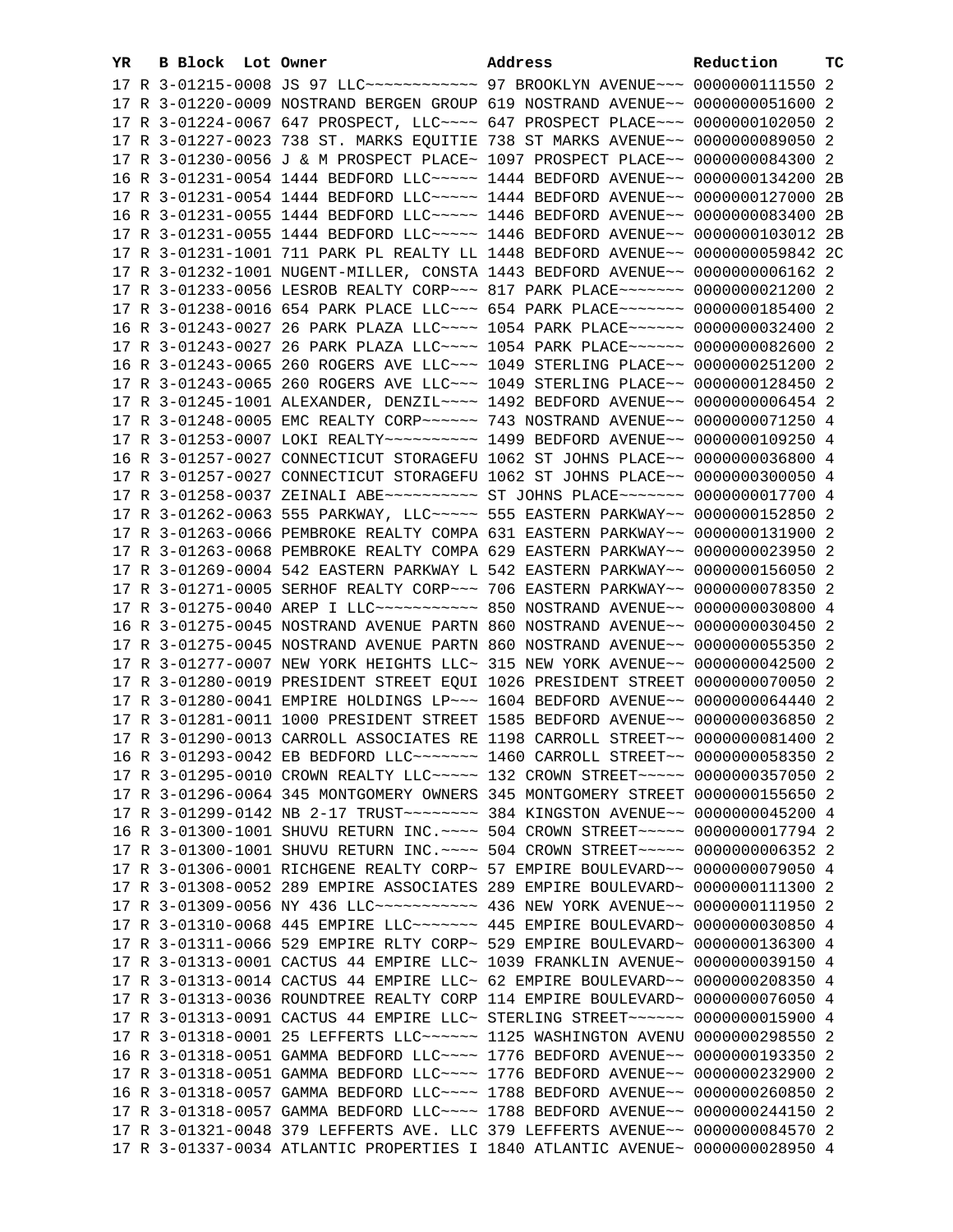| YR | B | Block | Lot | Owner | Address | Reduction | TC |
|---|---|---|---|---|---|---|---|
| 17 | R | 3-01215-0008 | | JS 97 LLC~~~~~~~~~~~~ | 97 BROOKLYN AVENUE~~~ | 0000000111550 | 2 |
| 17 | R | 3-01220-0009 | | NOSTRAND BERGEN GROUP | 619 NOSTRAND AVENUE~~ | 0000000051600 | 2 |
| 17 | R | 3-01224-0067 | | 647 PROSPECT, LLC~~~~ | 647 PROSPECT PLACE~~~ | 0000000102050 | 2 |
| 17 | R | 3-01227-0023 | | 738 ST. MARKS EQUITIE | 738 ST MARKS AVENUE~~ | 0000000089050 | 2 |
| 17 | R | 3-01230-0056 | | J & M PROSPECT PLACE~ | 1097 PROSPECT PLACE~~ | 0000000084300 | 2 |
| 16 | R | 3-01231-0054 | | 1444 BEDFORD LLC~~~~~ | 1444 BEDFORD AVENUE~~ | 0000000134200 | 2B |
| 17 | R | 3-01231-0054 | | 1444 BEDFORD LLC~~~~~ | 1444 BEDFORD AVENUE~~ | 0000000127000 | 2B |
| 16 | R | 3-01231-0055 | | 1444 BEDFORD LLC~~~~~ | 1446 BEDFORD AVENUE~~ | 0000000083400 | 2B |
| 17 | R | 3-01231-0055 | | 1444 BEDFORD LLC~~~~~ | 1446 BEDFORD AVENUE~~ | 0000000103012 | 2B |
| 17 | R | 3-01231-1001 | | 711 PARK PL REALTY LL | 1448 BEDFORD AVENUE~~ | 0000000059842 | 2C |
| 17 | R | 3-01232-1001 | | NUGENT-MILLER, CONSTA | 1443 BEDFORD AVENUE~~ | 0000000006162 | 2 |
| 17 | R | 3-01233-0056 | | LESROB REALTY CORP~~~ | 817 PARK PLACE~~~~~~~ | 0000000021200 | 2 |
| 17 | R | 3-01238-0016 | | 654 PARK PLACE LLC~~~ | 654 PARK PLACE~~~~~~~ | 0000000185400 | 2 |
| 16 | R | 3-01243-0027 | | 26 PARK PLAZA LLC~~~~ | 1054 PARK PLACE~~~~~~ | 0000000032400 | 2 |
| 17 | R | 3-01243-0027 | | 26 PARK PLAZA LLC~~~~ | 1054 PARK PLACE~~~~~~ | 0000000082600 | 2 |
| 16 | R | 3-01243-0065 | | 260 ROGERS AVE LLC~~~ | 1049 STERLING PLACE~~ | 0000000251200 | 2 |
| 17 | R | 3-01243-0065 | | 260 ROGERS AVE LLC~~~ | 1049 STERLING PLACE~~ | 0000000128450 | 2 |
| 17 | R | 3-01245-1001 | | ALEXANDER, DENZIL~~~~ | 1492 BEDFORD AVENUE~~ | 0000000006454 | 2 |
| 17 | R | 3-01248-0005 | | EMC REALTY CORP~~~~~~ | 743 NOSTRAND AVENUE~~ | 0000000071250 | 4 |
| 17 | R | 3-01253-0007 | | LOKI REALTY~~~~~~~~~~ | 1499 BEDFORD AVENUE~~ | 0000000109250 | 4 |
| 16 | R | 3-01257-0027 | | CONNECTICUT STORAGEFU | 1062 ST JOHNS PLACE~~ | 0000000036800 | 4 |
| 17 | R | 3-01257-0027 | | CONNECTICUT STORAGEFU | 1062 ST JOHNS PLACE~~ | 0000000300050 | 4 |
| 17 | R | 3-01258-0037 | | ZEINALI ABE~~~~~~~~~~ | ST JOHNS PLACE~~~~~~~ | 0000000017700 | 4 |
| 17 | R | 3-01262-0063 | | 555 PARKWAY, LLC~~~~~ | 555 EASTERN PARKWAY~~ | 0000000152850 | 2 |
| 17 | R | 3-01263-0066 | | PEMBROKE REALTY COMPA | 631 EASTERN PARKWAY~~ | 0000000131900 | 2 |
| 17 | R | 3-01263-0068 | | PEMBROKE REALTY COMPA | 629 EASTERN PARKWAY~~ | 0000000023950 | 2 |
| 17 | R | 3-01269-0004 | | 542 EASTERN PARKWAY L | 542 EASTERN PARKWAY~~ | 0000000156050 | 2 |
| 17 | R | 3-01271-0005 | | SERHOF REALTY CORP~~~ | 706 EASTERN PARKWAY~~ | 0000000078350 | 2 |
| 17 | R | 3-01275-0040 | | AREP I LLC~~~~~~~~~~~ | 850 NOSTRAND AVENUE~~ | 0000000030800 | 4 |
| 16 | R | 3-01275-0045 | | NOSTRAND AVENUE PARTN | 860 NOSTRAND AVENUE~~ | 0000000030450 | 2 |
| 17 | R | 3-01275-0045 | | NOSTRAND AVENUE PARTN | 860 NOSTRAND AVENUE~~ | 0000000055350 | 2 |
| 17 | R | 3-01277-0007 | | NEW YORK HEIGHTS LLC~ | 315 NEW YORK AVENUE~~ | 0000000042500 | 2 |
| 17 | R | 3-01280-0019 | | PRESIDENT STREET EQUI | 1026 PRESIDENT STREET | 0000000070050 | 2 |
| 17 | R | 3-01280-0041 | | EMPIRE HOLDINGS LP~~~ | 1604 BEDFORD AVENUE~~ | 0000000064440 | 2 |
| 17 | R | 3-01281-0011 | | 1000 PRESIDENT STREET | 1585 BEDFORD AVENUE~~ | 0000000036850 | 2 |
| 17 | R | 3-01290-0013 | | CARROLL ASSOCIATES RE | 1198 CARROLL STREET~~ | 0000000081400 | 2 |
| 16 | R | 3-01293-0042 | | EB BEDFORD LLC~~~~~~~ | 1460 CARROLL STREET~~ | 0000000058350 | 2 |
| 17 | R | 3-01295-0010 | | CROWN REALTY LLC~~~~~ | 132 CROWN STREET~~~~~ | 0000000357050 | 2 |
| 17 | R | 3-01296-0064 | | 345 MONTGOMERY OWNERS | 345 MONTGOMERY STREET | 0000000155650 | 2 |
| 17 | R | 3-01299-0142 | | NB 2-17 TRUST~~~~~~~~ | 384 KINGSTON AVENUE~~ | 0000000045200 | 4 |
| 16 | R | 3-01300-1001 | | SHUVU RETURN INC.~~~~ | 504 CROWN STREET~~~~~ | 0000000017794 | 2 |
| 17 | R | 3-01300-1001 | | SHUVU RETURN INC.~~~~ | 504 CROWN STREET~~~~~ | 0000000006352 | 2 |
| 17 | R | 3-01306-0001 | | RICHGENE REALTY CORP~ | 57 EMPIRE BOULEVARD~~ | 0000000079050 | 4 |
| 17 | R | 3-01308-0052 | | 289 EMPIRE ASSOCIATES | 289 EMPIRE BOULEVARD~ | 0000000111300 | 2 |
| 17 | R | 3-01309-0056 | | NY 436 LLC~~~~~~~~~~~ | 436 NEW YORK AVENUE~~ | 0000000111950 | 2 |
| 17 | R | 3-01310-0068 | | 445 EMPIRE LLC~~~~~~~ | 445 EMPIRE BOULEVARD~ | 0000000030850 | 4 |
| 17 | R | 3-01311-0066 | | 529 EMPIRE RLTY CORP~ | 529 EMPIRE BOULEVARD~ | 0000000136300 | 4 |
| 17 | R | 3-01313-0001 | | CACTUS 44 EMPIRE LLC~ | 1039 FRANKLIN AVENUE~ | 0000000039150 | 4 |
| 17 | R | 3-01313-0014 | | CACTUS 44 EMPIRE LLC~ | 62 EMPIRE BOULEVARD~~ | 0000000208350 | 4 |
| 17 | R | 3-01313-0036 | | ROUNDTREE REALTY CORP | 114 EMPIRE BOULEVARD~ | 0000000076050 | 4 |
| 17 | R | 3-01313-0091 | | CACTUS 44 EMPIRE LLC~ | STERLING STREET~~~~~~ | 0000000015900 | 4 |
| 17 | R | 3-01318-0001 | | 25 LEFFERTS LLC~~~~~~ | 1125 WASHINGTON AVENU | 0000000298550 | 2 |
| 16 | R | 3-01318-0051 | | GAMMA BEDFORD LLC~~~~ | 1776 BEDFORD AVENUE~~ | 0000000193350 | 2 |
| 17 | R | 3-01318-0051 | | GAMMA BEDFORD LLC~~~~ | 1776 BEDFORD AVENUE~~ | 0000000232900 | 2 |
| 16 | R | 3-01318-0057 | | GAMMA BEDFORD LLC~~~~ | 1788 BEDFORD AVENUE~~ | 0000000260850 | 2 |
| 17 | R | 3-01318-0057 | | GAMMA BEDFORD LLC~~~~ | 1788 BEDFORD AVENUE~~ | 0000000244150 | 2 |
| 17 | R | 3-01321-0048 | | 379 LEFFERTS AVE. LLC | 379 LEFFERTS AVENUE~~ | 0000000084570 | 2 |
| 17 | R | 3-01337-0034 | | ATLANTIC PROPERTIES I | 1840 ATLANTIC AVENUE~ | 0000000028950 | 4 |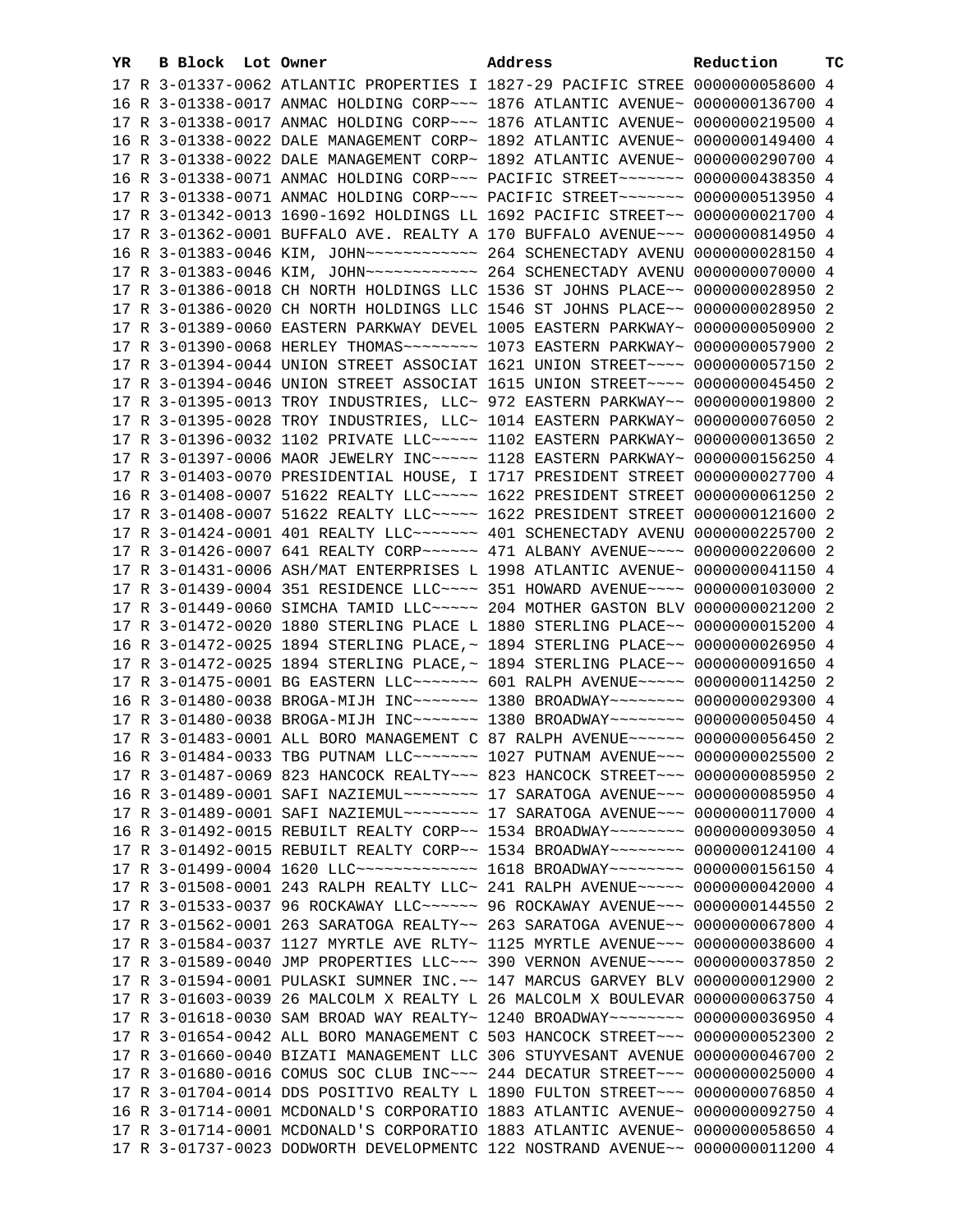| YR | B | Block | Lot | Owner | Address | Reduction | TC |
|---|---|---|---|---|---|---|---|
| 17 | R | 3-01337-0062 | | ATLANTIC PROPERTIES I | 1827-29 PACIFIC STREE | 0000000058600 | 4 |
| 16 | R | 3-01338-0017 | | ANMAC HOLDING CORP~~~ | 1876 ATLANTIC AVENUE~ | 0000000136700 | 4 |
| 17 | R | 3-01338-0017 | | ANMAC HOLDING CORP~~~ | 1876 ATLANTIC AVENUE~ | 0000000219500 | 4 |
| 16 | R | 3-01338-0022 | | DALE MANAGEMENT CORP~ | 1892 ATLANTIC AVENUE~ | 0000000149400 | 4 |
| 17 | R | 3-01338-0022 | | DALE MANAGEMENT CORP~ | 1892 ATLANTIC AVENUE~ | 0000000290700 | 4 |
| 16 | R | 3-01338-0071 | | ANMAC HOLDING CORP~~~ | PACIFIC STREET~~~~~~~ | 0000000438350 | 4 |
| 17 | R | 3-01338-0071 | | ANMAC HOLDING CORP~~~ | PACIFIC STREET~~~~~~~ | 0000000513950 | 4 |
| 17 | R | 3-01342-0013 | | 1690-1692 HOLDINGS LL | 1692 PACIFIC STREET~~ | 0000000021700 | 4 |
| 17 | R | 3-01362-0001 | | BUFFALO AVE. REALTY A | 170 BUFFALO AVENUE~~~ | 0000000814950 | 4 |
| 16 | R | 3-01383-0046 | | KIM, JOHN~~~~~~~~~~~~ | 264 SCHENECTADY AVENU | 0000000028150 | 4 |
| 17 | R | 3-01383-0046 | | KIM, JOHN~~~~~~~~~~~~ | 264 SCHENECTADY AVENU | 0000000070000 | 4 |
| 17 | R | 3-01386-0018 | | CH NORTH HOLDINGS LLC | 1536 ST JOHNS PLACE~~ | 0000000028950 | 2 |
| 17 | R | 3-01386-0020 | | CH NORTH HOLDINGS LLC | 1546 ST JOHNS PLACE~~ | 0000000028950 | 2 |
| 17 | R | 3-01389-0060 | | EASTERN PARKWAY DEVEL | 1005 EASTERN PARKWAY~ | 0000000050900 | 2 |
| 17 | R | 3-01390-0068 | | HERLEY THOMAS~~~~~~~~ | 1073 EASTERN PARKWAY~ | 0000000057900 | 2 |
| 17 | R | 3-01394-0044 | | UNION STREET ASSOCIAT | 1621 UNION STREET~~~~ | 0000000057150 | 2 |
| 17 | R | 3-01394-0046 | | UNION STREET ASSOCIAT | 1615 UNION STREET~~~~ | 0000000045450 | 2 |
| 17 | R | 3-01395-0013 | | TROY INDUSTRIES, LLC~ | 972 EASTERN PARKWAY~~ | 0000000019800 | 2 |
| 17 | R | 3-01395-0028 | | TROY INDUSTRIES, LLC~ | 1014 EASTERN PARKWAY~ | 0000000076050 | 2 |
| 17 | R | 3-01396-0032 | | 1102 PRIVATE LLC~~~~~ | 1102 EASTERN PARKWAY~ | 0000000013650 | 2 |
| 17 | R | 3-01397-0006 | | MAOR JEWELRY INC~~~~~ | 1128 EASTERN PARKWAY~ | 0000000156250 | 4 |
| 17 | R | 3-01403-0070 | | PRESIDENTIAL HOUSE, I | 1717 PRESIDENT STREET | 0000000027700 | 4 |
| 16 | R | 3-01408-0007 | | 51622 REALTY LLC~~~~~ | 1622 PRESIDENT STREET | 0000000061250 | 2 |
| 17 | R | 3-01408-0007 | | 51622 REALTY LLC~~~~~ | 1622 PRESIDENT STREET | 0000000121600 | 2 |
| 17 | R | 3-01424-0001 | | 401 REALTY LLC~~~~~~~ | 401 SCHENECTADY AVENU | 0000000225700 | 2 |
| 17 | R | 3-01426-0007 | | 641 REALTY CORP~~~~~~ | 471 ALBANY AVENUE~~~~ | 0000000220600 | 2 |
| 17 | R | 3-01431-0006 | | ASH/MAT ENTERPRISES L | 1998 ATLANTIC AVENUE~ | 0000000041150 | 4 |
| 17 | R | 3-01439-0004 | | 351 RESIDENCE LLC~~~~ | 351 HOWARD AVENUE~~~~ | 0000000103000 | 2 |
| 17 | R | 3-01449-0060 | | SIMCHA TAMID LLC~~~~~ | 204 MOTHER GASTON BLV | 0000000021200 | 2 |
| 17 | R | 3-01472-0020 | | 1880 STERLING PLACE L | 1880 STERLING PLACE~~ | 0000000015200 | 4 |
| 16 | R | 3-01472-0025 | | 1894 STERLING PLACE,~ | 1894 STERLING PLACE~~ | 0000000026950 | 4 |
| 17 | R | 3-01472-0025 | | 1894 STERLING PLACE,~ | 1894 STERLING PLACE~~ | 0000000091650 | 4 |
| 17 | R | 3-01475-0001 | | BG EASTERN LLC~~~~~~~ | 601 RALPH AVENUE~~~~~ | 0000000114250 | 2 |
| 16 | R | 3-01480-0038 | | BROGA-MIJH INC~~~~~~~ | 1380 BROADWAY~~~~~~~~ | 0000000029300 | 4 |
| 17 | R | 3-01480-0038 | | BROGA-MIJH INC~~~~~~~ | 1380 BROADWAY~~~~~~~~ | 0000000050450 | 4 |
| 17 | R | 3-01483-0001 | | ALL BORO MANAGEMENT C | 87 RALPH AVENUE~~~~~~ | 0000000056450 | 2 |
| 16 | R | 3-01484-0033 | | TBG PUTNAM LLC~~~~~~~ | 1027 PUTNAM AVENUE~~~ | 0000000025500 | 2 |
| 17 | R | 3-01487-0069 | | 823 HANCOCK REALTY~~~ | 823 HANCOCK STREET~~~ | 0000000085950 | 2 |
| 16 | R | 3-01489-0001 | | SAFI NAZIEMUL~~~~~~~~ | 17 SARATOGA AVENUE~~~ | 0000000085950 | 4 |
| 17 | R | 3-01489-0001 | | SAFI NAZIEMUL~~~~~~~~ | 17 SARATOGA AVENUE~~~ | 0000000117000 | 4 |
| 16 | R | 3-01492-0015 | | REBUILT REALTY CORP~~ | 1534 BROADWAY~~~~~~~~ | 0000000093050 | 4 |
| 17 | R | 3-01492-0015 | | REBUILT REALTY CORP~~ | 1534 BROADWAY~~~~~~~~ | 0000000124100 | 4 |
| 17 | R | 3-01499-0004 | | 1620 LLC~~~~~~~~~~~~~ | 1618 BROADWAY~~~~~~~~ | 0000000156150 | 4 |
| 17 | R | 3-01508-0001 | | 243 RALPH REALTY LLC~ | 241 RALPH AVENUE~~~~~ | 0000000042000 | 4 |
| 17 | R | 3-01533-0037 | | 96 ROCKAWAY LLC~~~~~~ | 96 ROCKAWAY AVENUE~~~ | 0000000144550 | 2 |
| 17 | R | 3-01562-0001 | | 263 SARATOGA REALTY~~ | 263 SARATOGA AVENUE~~ | 0000000067800 | 4 |
| 17 | R | 3-01584-0037 | | 1127 MYRTLE AVE RLTY~ | 1125 MYRTLE AVENUE~~~ | 0000000038600 | 4 |
| 17 | R | 3-01589-0040 | | JMP PROPERTIES LLC~~~ | 390 VERNON AVENUE~~~~ | 0000000037850 | 2 |
| 17 | R | 3-01594-0001 | | PULASKI SUMNER INC.~~ | 147 MARCUS GARVEY BLV | 0000000012900 | 2 |
| 17 | R | 3-01603-0039 | | 26 MALCOLM X REALTY L | 26 MALCOLM X BOULEVAR | 0000000063750 | 4 |
| 17 | R | 3-01618-0030 | | SAM BROAD WAY REALTY~ | 1240 BROADWAY~~~~~~~~ | 0000000036950 | 4 |
| 17 | R | 3-01654-0042 | | ALL BORO MANAGEMENT C | 503 HANCOCK STREET~~~ | 0000000052300 | 2 |
| 17 | R | 3-01660-0040 | | BIZATI MANAGEMENT LLC | 306 STUYVESANT AVENUE | 0000000046700 | 2 |
| 17 | R | 3-01680-0016 | | COMUS SOC CLUB INC~~~ | 244 DECATUR STREET~~~ | 0000000025000 | 4 |
| 17 | R | 3-01704-0014 | | DDS POSITIVO REALTY L | 1890 FULTON STREET~~~ | 0000000076850 | 4 |
| 16 | R | 3-01714-0001 | | MCDONALD'S CORPORATIO | 1883 ATLANTIC AVENUE~ | 0000000092750 | 4 |
| 17 | R | 3-01714-0001 | | MCDONALD'S CORPORATIO | 1883 ATLANTIC AVENUE~ | 0000000058650 | 4 |
| 17 | R | 3-01737-0023 | | DODWORTH DEVELOPMENTC | 122 NOSTRAND AVENUE~~ | 0000000011200 | 4 |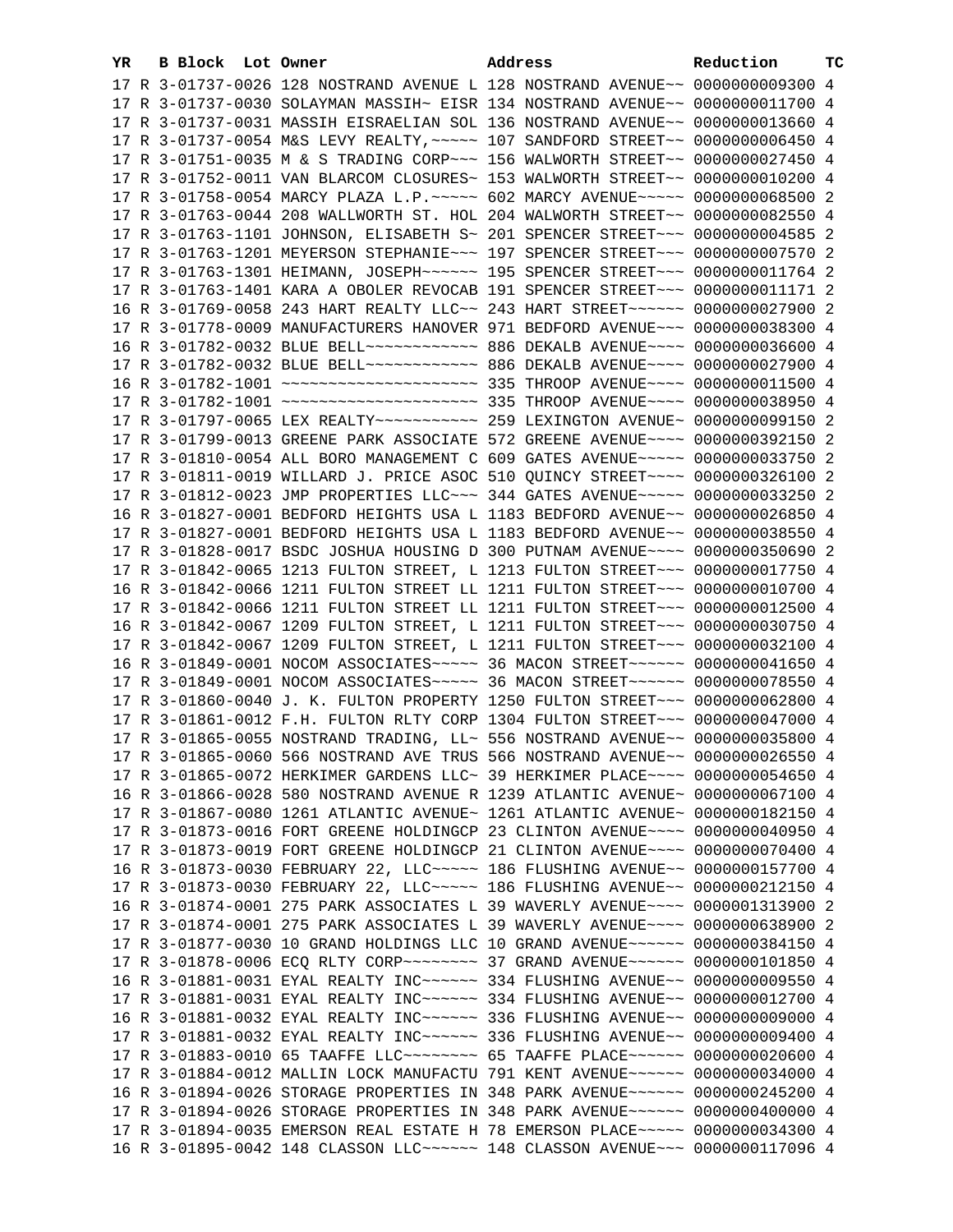| YR | B | Block | Lot | Owner | Address | Reduction | TC |
|---|---|---|---|---|---|---|---|
| 17 | R | 3-01737-0026 | | 128 NOSTRAND AVENUE L | 128 NOSTRAND AVENUE~~ | 0000000009300 | 4 |
| 17 | R | 3-01737-0030 | | SOLAYMAN MASSIH~ EISR | 134 NOSTRAND AVENUE~~ | 0000000011700 | 4 |
| 17 | R | 3-01737-0031 | | MASSIH EISRAELIAN SOL | 136 NOSTRAND AVENUE~~ | 0000000013660 | 4 |
| 17 | R | 3-01737-0054 | | M&S LEVY REALTY,~~~~~ | 107 SANDFORD STREET~~ | 0000000006450 | 4 |
| 17 | R | 3-01751-0035 | | M & S TRADING CORP~~~ | 156 WALWORTH STREET~~ | 0000000027450 | 4 |
| 17 | R | 3-01752-0011 | | VAN BLARCOM CLOSURES~ | 153 WALWORTH STREET~~ | 0000000010200 | 4 |
| 17 | R | 3-01758-0054 | | MARCY PLAZA L.P.~~~~~ | 602 MARCY AVENUE~~~~~ | 0000000068500 | 2 |
| 17 | R | 3-01763-0044 | | 208 WALLWORTH ST. HOL | 204 WALWORTH STREET~~ | 0000000082550 | 4 |
| 17 | R | 3-01763-1101 | | JOHNSON, ELISABETH S~ | 201 SPENCER STREET~~~ | 0000000004585 | 2 |
| 17 | R | 3-01763-1201 | | MEYERSON STEPHANIE~~~ | 197 SPENCER STREET~~~ | 0000000007570 | 2 |
| 17 | R | 3-01763-1301 | | HEIMANN, JOSEPH~~~~~~ | 195 SPENCER STREET~~~ | 0000000011764 | 2 |
| 17 | R | 3-01763-1401 | | KARA A OBOLER REVOCAB | 191 SPENCER STREET~~~ | 0000000011171 | 2 |
| 16 | R | 3-01769-0058 | | 243 HART REALTY LLC~~ | 243 HART STREET~~~~~~ | 0000000027900 | 2 |
| 17 | R | 3-01778-0009 | | MANUFACTURERS HANOVER | 971 BEDFORD AVENUE~~~ | 0000000038300 | 4 |
| 16 | R | 3-01782-0032 | | BLUE BELL~~~~~~~~~~~~ | 886 DEKALB AVENUE~~~~ | 0000000036600 | 4 |
| 17 | R | 3-01782-0032 | | BLUE BELL~~~~~~~~~~~~ | 886 DEKALB AVENUE~~~~ | 0000000027900 | 4 |
| 16 | R | 3-01782-1001 | | ~~~~~~~~~~~~~~~~~~~~~ | 335 THROOP AVENUE~~~~ | 0000000011500 | 4 |
| 17 | R | 3-01782-1001 | | ~~~~~~~~~~~~~~~~~~~~~ | 335 THROOP AVENUE~~~~ | 0000000038950 | 4 |
| 17 | R | 3-01797-0065 | | LEX REALTY~~~~~~~~~~~ | 259 LEXINGTON AVENUE~ | 0000000099150 | 2 |
| 17 | R | 3-01799-0013 | | GREENE PARK ASSOCIATE | 572 GREENE AVENUE~~~~ | 0000000392150 | 2 |
| 17 | R | 3-01810-0054 | | ALL BORO MANAGEMENT C | 609 GATES AVENUE~~~~~ | 0000000033750 | 2 |
| 17 | R | 3-01811-0019 | | WILLARD J. PRICE ASOC | 510 QUINCY STREET~~~~ | 0000000326100 | 2 |
| 17 | R | 3-01812-0023 | | JMP PROPERTIES LLC~~~ | 344 GATES AVENUE~~~~~ | 0000000033250 | 2 |
| 16 | R | 3-01827-0001 | | BEDFORD HEIGHTS USA L | 1183 BEDFORD AVENUE~~ | 0000000026850 | 4 |
| 17 | R | 3-01827-0001 | | BEDFORD HEIGHTS USA L | 1183 BEDFORD AVENUE~~ | 0000000038550 | 4 |
| 17 | R | 3-01828-0017 | | BSDC JOSHUA HOUSING D | 300 PUTNAM AVENUE~~~~ | 0000000350690 | 2 |
| 17 | R | 3-01842-0065 | | 1213 FULTON STREET, L | 1213 FULTON STREET~~~ | 0000000017750 | 4 |
| 16 | R | 3-01842-0066 | | 1211 FULTON STREET LL | 1211 FULTON STREET~~~ | 0000000010700 | 4 |
| 17 | R | 3-01842-0066 | | 1211 FULTON STREET LL | 1211 FULTON STREET~~~ | 0000000012500 | 4 |
| 16 | R | 3-01842-0067 | | 1209 FULTON STREET, L | 1211 FULTON STREET~~~ | 0000000030750 | 4 |
| 17 | R | 3-01842-0067 | | 1209 FULTON STREET, L | 1211 FULTON STREET~~~ | 0000000032100 | 4 |
| 16 | R | 3-01849-0001 | | NOCOM ASSOCIATES~~~~~ | 36 MACON STREET~~~~~~ | 0000000041650 | 4 |
| 17 | R | 3-01849-0001 | | NOCOM ASSOCIATES~~~~~ | 36 MACON STREET~~~~~~ | 0000000078550 | 4 |
| 17 | R | 3-01860-0040 | | J. K. FULTON PROPERTY | 1250 FULTON STREET~~~ | 0000000062800 | 4 |
| 17 | R | 3-01861-0012 | | F.H. FULTON RLTY CORP | 1304 FULTON STREET~~~ | 0000000047000 | 4 |
| 17 | R | 3-01865-0055 | | NOSTRAND TRADING, LL~ | 556 NOSTRAND AVENUE~~ | 0000000035800 | 4 |
| 17 | R | 3-01865-0060 | | 566 NOSTRAND AVE TRUS | 566 NOSTRAND AVENUE~~ | 0000000026550 | 4 |
| 17 | R | 3-01865-0072 | | HERKIMER GARDENS LLC~ | 39 HERKIMER PLACE~~~~ | 0000000054650 | 4 |
| 16 | R | 3-01866-0028 | | 580 NOSTRAND AVENUE R | 1239 ATLANTIC AVENUE~ | 0000000067100 | 4 |
| 17 | R | 3-01867-0080 | | 1261 ATLANTIC AVENUE~ | 1261 ATLANTIC AVENUE~ | 0000000182150 | 4 |
| 17 | R | 3-01873-0016 | | FORT GREENE HOLDINGCP | 23 CLINTON AVENUE~~~~ | 0000000040950 | 4 |
| 17 | R | 3-01873-0019 | | FORT GREENE HOLDINGCP | 21 CLINTON AVENUE~~~~ | 0000000070400 | 4 |
| 16 | R | 3-01873-0030 | | FEBRUARY 22, LLC~~~~~ | 186 FLUSHING AVENUE~~ | 0000000157700 | 4 |
| 17 | R | 3-01873-0030 | | FEBRUARY 22, LLC~~~~~ | 186 FLUSHING AVENUE~~ | 0000000212150 | 4 |
| 16 | R | 3-01874-0001 | | 275 PARK ASSOCIATES L | 39 WAVERLY AVENUE~~~~ | 0000001313900 | 2 |
| 17 | R | 3-01874-0001 | | 275 PARK ASSOCIATES L | 39 WAVERLY AVENUE~~~~ | 0000000638900 | 2 |
| 17 | R | 3-01877-0030 | | 10 GRAND HOLDINGS LLC | 10 GRAND AVENUE~~~~~~ | 0000000384150 | 4 |
| 17 | R | 3-01878-0006 | | ECQ RLTY CORP~~~~~~~~ | 37 GRAND AVENUE~~~~~~ | 0000000101850 | 4 |
| 16 | R | 3-01881-0031 | | EYAL REALTY INC~~~~~~ | 334 FLUSHING AVENUE~~ | 0000000009550 | 4 |
| 17 | R | 3-01881-0031 | | EYAL REALTY INC~~~~~~ | 334 FLUSHING AVENUE~~ | 0000000012700 | 4 |
| 16 | R | 3-01881-0032 | | EYAL REALTY INC~~~~~~ | 336 FLUSHING AVENUE~~ | 0000000009000 | 4 |
| 17 | R | 3-01881-0032 | | EYAL REALTY INC~~~~~~ | 336 FLUSHING AVENUE~~ | 0000000009400 | 4 |
| 17 | R | 3-01883-0010 | | 65 TAAFFE LLC~~~~~~~~ | 65 TAAFFE PLACE~~~~~~ | 0000000020600 | 4 |
| 17 | R | 3-01884-0012 | | MALLIN LOCK MANUFACTU | 791 KENT AVENUE~~~~~~ | 0000000034000 | 4 |
| 16 | R | 3-01894-0026 | | STORAGE PROPERTIES IN | 348 PARK AVENUE~~~~~~ | 0000000245200 | 4 |
| 17 | R | 3-01894-0026 | | STORAGE PROPERTIES IN | 348 PARK AVENUE~~~~~~ | 0000000400000 | 4 |
| 17 | R | 3-01894-0035 | | EMERSON REAL ESTATE H | 78 EMERSON PLACE~~~~~ | 0000000034300 | 4 |
| 16 | R | 3-01895-0042 | | 148 CLASSON LLC~~~~~~ | 148 CLASSON AVENUE~~~ | 0000000117096 | 4 |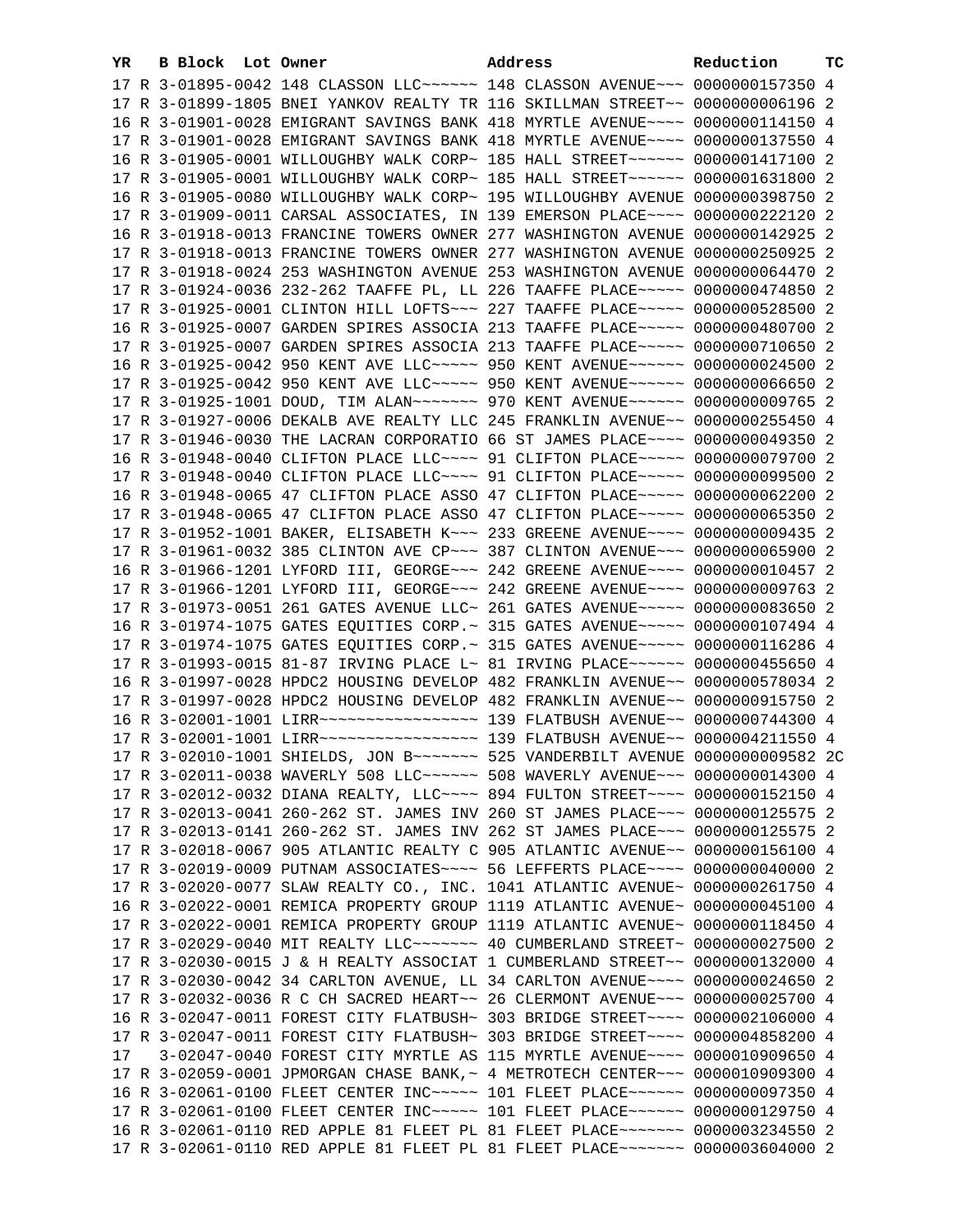| YR | B | Block | Lot | Owner | Address | Reduction | TC |
|---|---|---|---|---|---|---|---|
| 17 | R | 3-01895-0042 | | 148 CLASSON LLC~~~~~~ | 148 CLASSON AVENUE~~~ | 0000000157350 | 4 |
| 17 | R | 3-01899-1805 | | BNEI YANKOV REALTY TR | 116 SKILLMAN STREET~~ | 0000000006196 | 2 |
| 16 | R | 3-01901-0028 | | EMIGRANT SAVINGS BANK | 418 MYRTLE AVENUE~~~~ | 0000000114150 | 4 |
| 17 | R | 3-01901-0028 | | EMIGRANT SAVINGS BANK | 418 MYRTLE AVENUE~~~~ | 0000000137550 | 4 |
| 16 | R | 3-01905-0001 | | WILLOUGHBY WALK CORP~ | 185 HALL STREET~~~~~~ | 0000001417100 | 2 |
| 17 | R | 3-01905-0001 | | WILLOUGHBY WALK CORP~ | 185 HALL STREET~~~~~~ | 0000001631800 | 2 |
| 16 | R | 3-01905-0080 | | WILLOUGHBY WALK CORP~ | 195 WILLOUGHBY AVENUE | 0000000398750 | 2 |
| 17 | R | 3-01909-0011 | | CARSAL ASSOCIATES, IN | 139 EMERSON PLACE~~~~ | 0000000222120 | 2 |
| 16 | R | 3-01918-0013 | | FRANCINE TOWERS OWNER | 277 WASHINGTON AVENUE | 0000000142925 | 2 |
| 17 | R | 3-01918-0013 | | FRANCINE TOWERS OWNER | 277 WASHINGTON AVENUE | 0000000250925 | 2 |
| 17 | R | 3-01918-0024 | | 253 WASHINGTON AVENUE | 253 WASHINGTON AVENUE | 0000000064470 | 2 |
| 17 | R | 3-01924-0036 | | 232-262 TAAFFE PL, LL | 226 TAAFFE PLACE~~~~~ | 0000000474850 | 2 |
| 17 | R | 3-01925-0001 | | CLINTON HILL LOFTS~~~ | 227 TAAFFE PLACE~~~~~ | 0000000528500 | 2 |
| 16 | R | 3-01925-0007 | | GARDEN SPIRES ASSOCIA | 213 TAAFFE PLACE~~~~~ | 0000000480700 | 2 |
| 17 | R | 3-01925-0007 | | GARDEN SPIRES ASSOCIA | 213 TAAFFE PLACE~~~~~ | 0000000710650 | 2 |
| 16 | R | 3-01925-0042 | | 950 KENT AVE LLC~~~~~ | 950 KENT AVENUE~~~~~~ | 0000000024500 | 2 |
| 17 | R | 3-01925-0042 | | 950 KENT AVE LLC~~~~~ | 950 KENT AVENUE~~~~~~ | 0000000066650 | 2 |
| 17 | R | 3-01925-1001 | | DOUD, TIM ALAN~~~~~~~ | 970 KENT AVENUE~~~~~~ | 0000000009765 | 2 |
| 17 | R | 3-01927-0006 | | DEKALB AVE REALTY LLC | 245 FRANKLIN AVENUE~~ | 0000000255450 | 4 |
| 17 | R | 3-01946-0030 | | THE LACRAN CORPORATIO | 66 ST JAMES PLACE~~~~ | 0000000049350 | 2 |
| 16 | R | 3-01948-0040 | | CLIFTON PLACE LLC~~~~ | 91 CLIFTON PLACE~~~~~ | 0000000079700 | 2 |
| 17 | R | 3-01948-0040 | | CLIFTON PLACE LLC~~~~ | 91 CLIFTON PLACE~~~~~ | 0000000099500 | 2 |
| 16 | R | 3-01948-0065 | | 47 CLIFTON PLACE ASSO | 47 CLIFTON PLACE~~~~~ | 0000000062200 | 2 |
| 17 | R | 3-01948-0065 | | 47 CLIFTON PLACE ASSO | 47 CLIFTON PLACE~~~~~ | 0000000065350 | 2 |
| 17 | R | 3-01952-1001 | | BAKER, ELISABETH K~~~ | 233 GREENE AVENUE~~~~ | 0000000009435 | 2 |
| 17 | R | 3-01961-0032 | | 385 CLINTON AVE CP~~~ | 387 CLINTON AVENUE~~~ | 0000000065900 | 2 |
| 16 | R | 3-01966-1201 | | LYFORD III, GEORGE~~~ | 242 GREENE AVENUE~~~~ | 0000000010457 | 2 |
| 17 | R | 3-01966-1201 | | LYFORD III, GEORGE~~~ | 242 GREENE AVENUE~~~~ | 0000000009763 | 2 |
| 17 | R | 3-01973-0051 | | 261 GATES AVENUE LLC~ | 261 GATES AVENUE~~~~~ | 0000000083650 | 2 |
| 16 | R | 3-01974-1075 | | GATES EQUITIES CORP.~ | 315 GATES AVENUE~~~~~ | 0000000107494 | 4 |
| 17 | R | 3-01974-1075 | | GATES EQUITIES CORP.~ | 315 GATES AVENUE~~~~~ | 0000000116286 | 4 |
| 17 | R | 3-01993-0015 | | 81-87 IRVING PLACE L~ | 81 IRVING PLACE~~~~~~ | 0000000455650 | 4 |
| 16 | R | 3-01997-0028 | | HPDC2 HOUSING DEVELOP | 482 FRANKLIN AVENUE~~ | 0000000578034 | 2 |
| 17 | R | 3-01997-0028 | | HPDC2 HOUSING DEVELOP | 482 FRANKLIN AVENUE~~ | 0000000915750 | 2 |
| 16 | R | 3-02001-1001 | | LIRR~~~~~~~~~~~~~~~~~ | 139 FLATBUSH AVENUE~~ | 0000000744300 | 4 |
| 17 | R | 3-02001-1001 | | LIRR~~~~~~~~~~~~~~~~~ | 139 FLATBUSH AVENUE~~ | 0000004211550 | 4 |
| 17 | R | 3-02010-1001 | | SHIELDS, JON B~~~~~~~ | 525 VANDERBILT AVENUE | 0000000009582 | 2C |
| 17 | R | 3-02011-0038 | | WAVERLY 508 LLC~~~~~~ | 508 WAVERLY AVENUE~~~ | 0000000014300 | 4 |
| 17 | R | 3-02012-0032 | | DIANA REALTY, LLC~~~~ | 894 FULTON STREET~~~~ | 0000000152150 | 4 |
| 17 | R | 3-02013-0041 | | 260-262 ST. JAMES INV | 260 ST JAMES PLACE~~~ | 0000000125575 | 2 |
| 17 | R | 3-02013-0141 | | 260-262 ST. JAMES INV | 262 ST JAMES PLACE~~~ | 0000000125575 | 2 |
| 17 | R | 3-02018-0067 | | 905 ATLANTIC REALTY C | 905 ATLANTIC AVENUE~~ | 0000000156100 | 4 |
| 17 | R | 3-02019-0009 | | PUTNAM ASSOCIATES~~~~ | 56 LEFFERTS PLACE~~~~ | 0000000040000 | 2 |
| 17 | R | 3-02020-0077 | | SLAW REALTY CO., INC. | 1041 ATLANTIC AVENUE~ | 0000000261750 | 4 |
| 16 | R | 3-02022-0001 | | REMICA PROPERTY GROUP | 1119 ATLANTIC AVENUE~ | 0000000045100 | 4 |
| 17 | R | 3-02022-0001 | | REMICA PROPERTY GROUP | 1119 ATLANTIC AVENUE~ | 0000000118450 | 4 |
| 17 | R | 3-02029-0040 | | MIT REALTY LLC~~~~~~~ | 40 CUMBERLAND STREET~ | 0000000027500 | 2 |
| 17 | R | 3-02030-0015 | | J & H REALTY ASSOCIAT | 1 CUMBERLAND STREET~~ | 0000000132000 | 4 |
| 17 | R | 3-02030-0042 | | 34 CARLTON AVENUE, LL | 34 CARLTON AVENUE~~~~ | 0000000024650 | 2 |
| 17 | R | 3-02032-0036 | | R C CH SACRED HEART~~ | 26 CLERMONT AVENUE~~~ | 0000000025700 | 4 |
| 16 | R | 3-02047-0011 | | FOREST CITY FLATBUSH~ | 303 BRIDGE STREET~~~~ | 0000002106000 | 4 |
| 17 | R | 3-02047-0011 | | FOREST CITY FLATBUSH~ | 303 BRIDGE STREET~~~~ | 0000004858200 | 4 |
| 17 | | 3-02047-0040 | | FOREST CITY MYRTLE AS | 115 MYRTLE AVENUE~~~~ | 0000010909650 | 4 |
| 17 | R | 3-02059-0001 | | JPMORGAN CHASE BANK,~ | 4 METROTECH CENTER~~~ | 0000010909300 | 4 |
| 16 | R | 3-02061-0100 | | FLEET CENTER INC~~~~~ | 101 FLEET PLACE~~~~~~ | 0000000097350 | 4 |
| 17 | R | 3-02061-0100 | | FLEET CENTER INC~~~~~ | 101 FLEET PLACE~~~~~~ | 0000000129750 | 4 |
| 16 | R | 3-02061-0110 | | RED APPLE 81 FLEET PL | 81 FLEET PLACE~~~~~~~ | 0000003234550 | 2 |
| 17 | R | 3-02061-0110 | | RED APPLE 81 FLEET PL | 81 FLEET PLACE~~~~~~~ | 0000003604000 | 2 |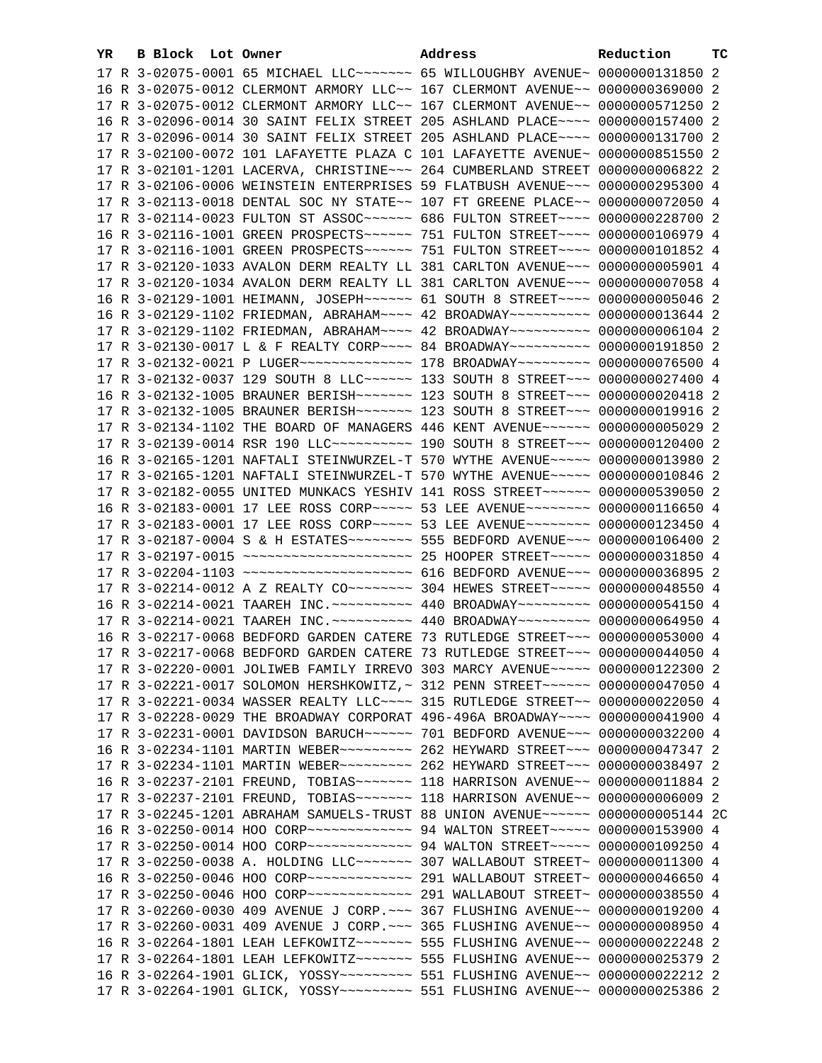| YR | B | Block | Lot | Owner | Address | Reduction | TC |
|---|---|---|---|---|---|---|---|
| 17 | R | 3-02075-0001 | | 65 MICHAEL LLC~~~~~~~ | 65 WILLOUGHBY AVENUE~ | 0000000131850 | 2 |
| 16 | R | 3-02075-0012 | | CLERMONT ARMORY LLC~~ | 167 CLERMONT AVENUE~~ | 0000000369000 | 2 |
| 17 | R | 3-02075-0012 | | CLERMONT ARMORY LLC~~ | 167 CLERMONT AVENUE~~ | 0000000571250 | 2 |
| 16 | R | 3-02096-0014 | | 30 SAINT FELIX STREET | 205 ASHLAND PLACE~~~~ | 0000000157400 | 2 |
| 17 | R | 3-02096-0014 | | 30 SAINT FELIX STREET | 205 ASHLAND PLACE~~~~ | 0000000131700 | 2 |
| 17 | R | 3-02100-0072 | | 101 LAFAYETTE PLAZA C | 101 LAFAYETTE AVENUE~ | 0000000851550 | 2 |
| 17 | R | 3-02101-1201 | | LACERVA, CHRISTINE~~~ | 264 CUMBERLAND STREET | 0000000006822 | 2 |
| 17 | R | 3-02106-0006 | | WEINSTEIN ENTERPRISES | 59 FLATBUSH AVENUE~~~ | 0000000295300 | 4 |
| 17 | R | 3-02113-0018 | | DENTAL SOC NY STATE~~ | 107 FT GREENE PLACE~~ | 0000000072050 | 4 |
| 17 | R | 3-02114-0023 | | FULTON ST ASSOC~~~~~~ | 686 FULTON STREET~~~~ | 0000000228700 | 2 |
| 16 | R | 3-02116-1001 | | GREEN PROSPECTS~~~~~~ | 751 FULTON STREET~~~~ | 0000000106979 | 4 |
| 17 | R | 3-02116-1001 | | GREEN PROSPECTS~~~~~~ | 751 FULTON STREET~~~~ | 0000000101852 | 4 |
| 17 | R | 3-02120-1033 | | AVALON DERM REALTY LL | 381 CARLTON AVENUE~~~ | 0000000005901 | 4 |
| 17 | R | 3-02120-1034 | | AVALON DERM REALTY LL | 381 CARLTON AVENUE~~~ | 0000000007058 | 4 |
| 16 | R | 3-02129-1001 | | HEIMANN, JOSEPH~~~~~~ | 61 SOUTH 8 STREET~~~~ | 0000000005046 | 2 |
| 16 | R | 3-02129-1102 | | FRIEDMAN, ABRAHAM~~~~ | 42 BROADWAY~~~~~~~~~~ | 0000000013644 | 2 |
| 17 | R | 3-02129-1102 | | FRIEDMAN, ABRAHAM~~~~ | 42 BROADWAY~~~~~~~~~~ | 0000000006104 | 2 |
| 17 | R | 3-02130-0017 | | L & F REALTY CORP~~~~ | 84 BROADWAY~~~~~~~~~~ | 0000000191850 | 2 |
| 17 | R | 3-02132-0021 | | P LUGER~~~~~~~~~~~~~~ | 178 BROADWAY~~~~~~~~~ | 0000000076500 | 4 |
| 17 | R | 3-02132-0037 | | 129 SOUTH 8 LLC~~~~~~ | 133 SOUTH 8 STREET~~~ | 0000000027400 | 4 |
| 16 | R | 3-02132-1005 | | BRAUNER BERISH~~~~~~~ | 123 SOUTH 8 STREET~~~ | 0000000020418 | 2 |
| 17 | R | 3-02132-1005 | | BRAUNER BERISH~~~~~~~ | 123 SOUTH 8 STREET~~~ | 0000000019916 | 2 |
| 17 | R | 3-02134-1102 | | THE BOARD OF MANAGERS | 446 KENT AVENUE~~~~~~ | 0000000005029 | 2 |
| 17 | R | 3-02139-0014 | | RSR 190 LLC~~~~~~~~~~ | 190 SOUTH 8 STREET~~~ | 0000000120400 | 2 |
| 16 | R | 3-02165-1201 | | NAFTALI STEINWURZEL-T | 570 WYTHE AVENUE~~~~~ | 0000000013980 | 2 |
| 17 | R | 3-02165-1201 | | NAFTALI STEINWURZEL-T | 570 WYTHE AVENUE~~~~~ | 0000000010846 | 2 |
| 17 | R | 3-02182-0055 | | UNITED MUNKACS YESHIV | 141 ROSS STREET~~~~~~ | 0000000539050 | 2 |
| 16 | R | 3-02183-0001 | | 17 LEE ROSS CORP~~~~~ | 53 LEE AVENUE~~~~~~~~ | 0000000116650 | 4 |
| 17 | R | 3-02183-0001 | | 17 LEE ROSS CORP~~~~~ | 53 LEE AVENUE~~~~~~~~ | 0000000123450 | 4 |
| 17 | R | 3-02187-0004 | | S & H ESTATES~~~~~~~~ | 555 BEDFORD AVENUE~~~ | 0000000106400 | 2 |
| 17 | R | 3-02197-0015 | | ~~~~~~~~~~~~~~~~~~~~~ | 25 HOOPER STREET~~~~~ | 0000000031850 | 4 |
| 17 | R | 3-02204-1103 | | ~~~~~~~~~~~~~~~~~~~~~ | 616 BEDFORD AVENUE~~~ | 0000000036895 | 2 |
| 17 | R | 3-02214-0012 | | A Z REALTY CO~~~~~~~~ | 304 HEWES STREET~~~~~ | 0000000048550 | 4 |
| 16 | R | 3-02214-0021 | | TAAREH INC.~~~~~~~~~~ | 440 BROADWAY~~~~~~~~~ | 0000000054150 | 4 |
| 17 | R | 3-02214-0021 | | TAAREH INC.~~~~~~~~~~ | 440 BROADWAY~~~~~~~~~ | 0000000064950 | 4 |
| 16 | R | 3-02217-0068 | | BEDFORD GARDEN CATERE | 73 RUTLEDGE STREET~~~ | 0000000053000 | 4 |
| 17 | R | 3-02217-0068 | | BEDFORD GARDEN CATERE | 73 RUTLEDGE STREET~~~ | 0000000044050 | 4 |
| 17 | R | 3-02220-0001 | | JOLIWEB FAMILY IRREVO | 303 MARCY AVENUE~~~~~ | 0000000122300 | 2 |
| 17 | R | 3-02221-0017 | | SOLOMON HERSHKOWITZ,~ | 312 PENN STREET~~~~~~ | 0000000047050 | 4 |
| 17 | R | 3-02221-0034 | | WASSER REALTY LLC~~~~ | 315 RUTLEDGE STREET~~ | 0000000022050 | 4 |
| 17 | R | 3-02228-0029 | | THE BROADWAY CORPORAT | 496-496A BROADWAY~~~~ | 0000000041900 | 4 |
| 17 | R | 3-02231-0001 | | DAVIDSON BARUCH~~~~~~ | 701 BEDFORD AVENUE~~~ | 0000000032200 | 4 |
| 16 | R | 3-02234-1101 | | MARTIN WEBER~~~~~~~~~ | 262 HEYWARD STREET~~~ | 0000000047347 | 2 |
| 17 | R | 3-02234-1101 | | MARTIN WEBER~~~~~~~~~ | 262 HEYWARD STREET~~~ | 0000000038497 | 2 |
| 16 | R | 3-02237-2101 | | FREUND, TOBIAS~~~~~~~ | 118 HARRISON AVENUE~~ | 0000000011884 | 2 |
| 17 | R | 3-02237-2101 | | FREUND, TOBIAS~~~~~~~ | 118 HARRISON AVENUE~~ | 0000000006009 | 2 |
| 17 | R | 3-02245-1201 | | ABRAHAM SAMUELS-TRUST | 88 UNION AVENUE~~~~~~ | 0000000005144 | 2C |
| 16 | R | 3-02250-0014 | | HOO CORP~~~~~~~~~~~~~ | 94 WALTON STREET~~~~~ | 0000000153900 | 4 |
| 17 | R | 3-02250-0014 | | HOO CORP~~~~~~~~~~~~~ | 94 WALTON STREET~~~~~ | 0000000109250 | 4 |
| 17 | R | 3-02250-0038 | | A. HOLDING LLC~~~~~~~ | 307 WALLABOUT STREET~ | 0000000011300 | 4 |
| 16 | R | 3-02250-0046 | | HOO CORP~~~~~~~~~~~~~ | 291 WALLABOUT STREET~ | 0000000046650 | 4 |
| 17 | R | 3-02250-0046 | | HOO CORP~~~~~~~~~~~~~ | 291 WALLABOUT STREET~ | 0000000038550 | 4 |
| 17 | R | 3-02260-0030 | | 409 AVENUE J CORP.~~~ | 367 FLUSHING AVENUE~~ | 0000000019200 | 4 |
| 17 | R | 3-02260-0031 | | 409 AVENUE J CORP.~~~ | 365 FLUSHING AVENUE~~ | 0000000008950 | 4 |
| 16 | R | 3-02264-1801 | | LEAH LEFKOWITZ~~~~~~~ | 555 FLUSHING AVENUE~~ | 0000000022248 | 2 |
| 17 | R | 3-02264-1801 | | LEAH LEFKOWITZ~~~~~~~ | 555 FLUSHING AVENUE~~ | 0000000025379 | 2 |
| 16 | R | 3-02264-1901 | | GLICK, YOSSY~~~~~~~~~ | 551 FLUSHING AVENUE~~ | 0000000022212 | 2 |
| 17 | R | 3-02264-1901 | | GLICK, YOSSY~~~~~~~~~ | 551 FLUSHING AVENUE~~ | 0000000025386 | 2 |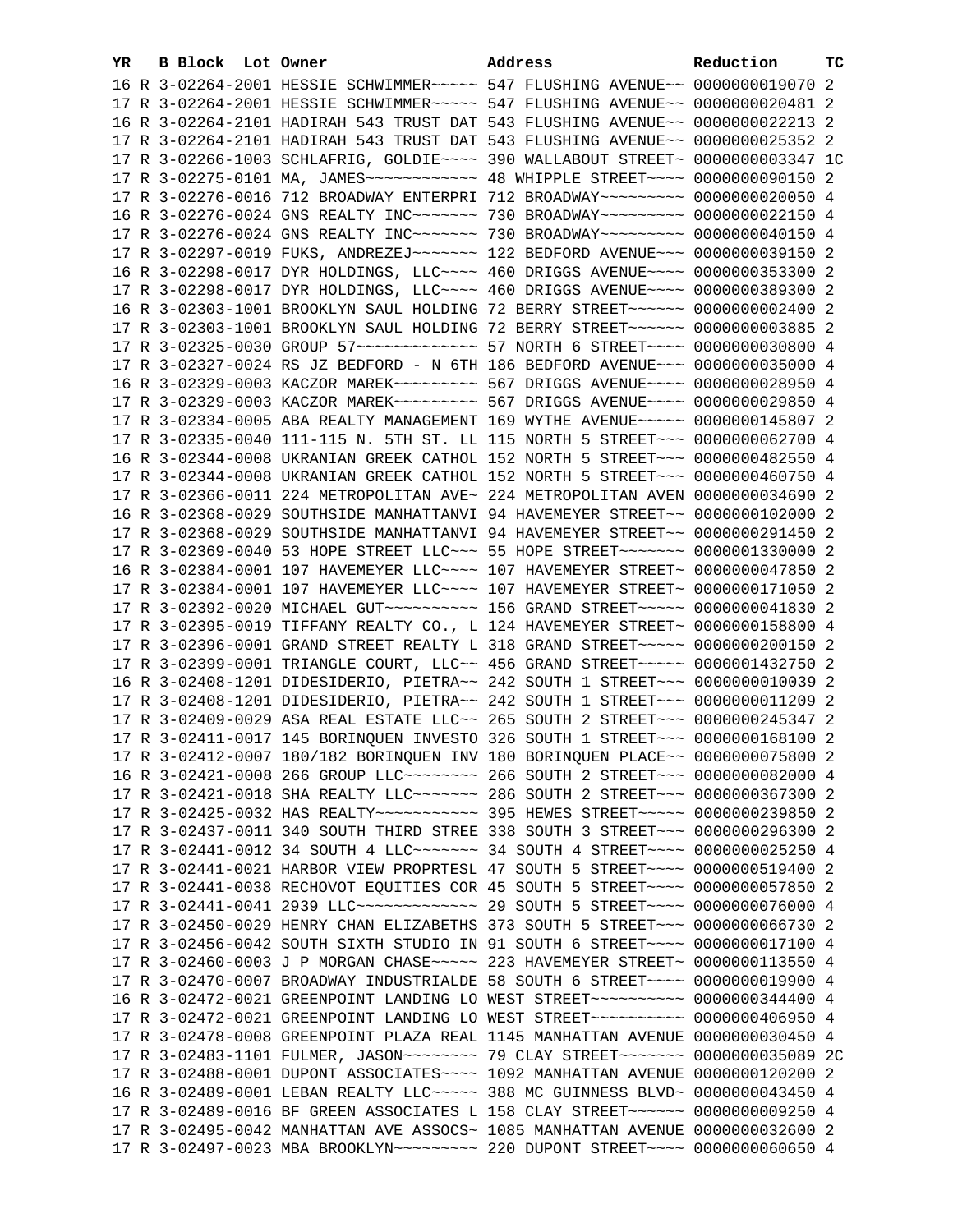| YR | B | Block | Lot | Owner | Address | Reduction | TC |
|---|---|---|---|---|---|---|---|
| 16 | R | 3-02264-2001 | | HESSIE SCHWIMMER~~~~~ | 547 FLUSHING AVENUE~~ | 0000000019070 | 2 |
| 17 | R | 3-02264-2001 | | HESSIE SCHWIMMER~~~~~ | 547 FLUSHING AVENUE~~ | 0000000020481 | 2 |
| 16 | R | 3-02264-2101 | | HADIRAH 543 TRUST DAT | 543 FLUSHING AVENUE~~ | 0000000022213 | 2 |
| 17 | R | 3-02264-2101 | | HADIRAH 543 TRUST DAT | 543 FLUSHING AVENUE~~ | 0000000025352 | 2 |
| 17 | R | 3-02266-1003 | | SCHLAFRIG, GOLDIE~~~~ | 390 WALLABOUT STREET~ | 0000000003347 | 1C |
| 17 | R | 3-02275-0101 | | MA, JAMES~~~~~~~~~~~~ | 48 WHIPPLE STREET~~~~ | 0000000090150 | 2 |
| 17 | R | 3-02276-0016 | | 712 BROADWAY ENTERPRI | 712 BROADWAY~~~~~~~~~ | 0000000020050 | 4 |
| 16 | R | 3-02276-0024 | | GNS REALTY INC~~~~~~~ | 730 BROADWAY~~~~~~~~~ | 0000000022150 | 4 |
| 17 | R | 3-02276-0024 | | GNS REALTY INC~~~~~~~ | 730 BROADWAY~~~~~~~~~ | 0000000040150 | 4 |
| 17 | R | 3-02297-0019 | | FUKS, ANDREZEJ~~~~~~~ | 122 BEDFORD AVENUE~~~ | 0000000039150 | 2 |
| 16 | R | 3-02298-0017 | | DYR HOLDINGS, LLC~~~~ | 460 DRIGGS AVENUE~~~~ | 0000000353300 | 2 |
| 17 | R | 3-02298-0017 | | DYR HOLDINGS, LLC~~~~ | 460 DRIGGS AVENUE~~~~ | 0000000389300 | 2 |
| 16 | R | 3-02303-1001 | | BROOKLYN SAUL HOLDING | 72 BERRY STREET~~~~~~ | 0000000002400 | 2 |
| 17 | R | 3-02303-1001 | | BROOKLYN SAUL HOLDING | 72 BERRY STREET~~~~~~ | 0000000003885 | 2 |
| 17 | R | 3-02325-0030 | | GROUP 57~~~~~~~~~~~~~ | 57 NORTH 6 STREET~~~~ | 0000000030800 | 4 |
| 17 | R | 3-02327-0024 | | RS JZ BEDFORD - N 6TH | 186 BEDFORD AVENUE~~~ | 0000000035000 | 4 |
| 16 | R | 3-02329-0003 | | KACZOR MAREK~~~~~~~~~ | 567 DRIGGS AVENUE~~~~ | 0000000028950 | 4 |
| 17 | R | 3-02329-0003 | | KACZOR MAREK~~~~~~~~~ | 567 DRIGGS AVENUE~~~~ | 0000000029850 | 4 |
| 17 | R | 3-02334-0005 | | ABA REALTY MANAGEMENT | 169 WYTHE AVENUE~~~~~ | 0000000145807 | 2 |
| 17 | R | 3-02335-0040 | | 111-115 N. 5TH ST. LL | 115 NORTH 5 STREET~~~ | 0000000062700 | 4 |
| 16 | R | 3-02344-0008 | | UKRANIAN GREEK CATHOL | 152 NORTH 5 STREET~~~ | 0000000482550 | 4 |
| 17 | R | 3-02344-0008 | | UKRANIAN GREEK CATHOL | 152 NORTH 5 STREET~~~ | 0000000460750 | 4 |
| 17 | R | 3-02366-0011 | | 224 METROPOLITAN AVE~ | 224 METROPOLITAN AVEN | 0000000034690 | 2 |
| 16 | R | 3-02368-0029 | | SOUTHSIDE MANHATTANVI | 94 HAVEMEYER STREET~~ | 0000000102000 | 2 |
| 17 | R | 3-02368-0029 | | SOUTHSIDE MANHATTANVI | 94 HAVEMEYER STREET~~ | 0000000291450 | 2 |
| 17 | R | 3-02369-0040 | | 53 HOPE STREET LLC~~~ | 55 HOPE STREET~~~~~~~ | 0000001330000 | 2 |
| 16 | R | 3-02384-0001 | | 107 HAVEMEYER LLC~~~~ | 107 HAVEMEYER STREET~ | 0000000047850 | 2 |
| 17 | R | 3-02384-0001 | | 107 HAVEMEYER LLC~~~~ | 107 HAVEMEYER STREET~ | 0000000171050 | 2 |
| 17 | R | 3-02392-0020 | | MICHAEL GUT~~~~~~~~~~ | 156 GRAND STREET~~~~~ | 0000000041830 | 2 |
| 17 | R | 3-02395-0019 | | TIFFANY REALTY CO., L | 124 HAVEMEYER STREET~ | 0000000158800 | 4 |
| 17 | R | 3-02396-0001 | | GRAND STREET REALTY L | 318 GRAND STREET~~~~~ | 0000000200150 | 2 |
| 17 | R | 3-02399-0001 | | TRIANGLE COURT, LLC~~ | 456 GRAND STREET~~~~~ | 0000001432750 | 2 |
| 16 | R | 3-02408-1201 | | DIDESIDERIO, PIETRA~~ | 242 SOUTH 1 STREET~~~ | 0000000010039 | 2 |
| 17 | R | 3-02408-1201 | | DIDESIDERIO, PIETRA~~ | 242 SOUTH 1 STREET~~~ | 0000000011209 | 2 |
| 17 | R | 3-02409-0029 | | ASA REAL ESTATE LLC~~ | 265 SOUTH 2 STREET~~~ | 0000000245347 | 2 |
| 17 | R | 3-02411-0017 | | 145 BORINQUEN INVESTO | 326 SOUTH 1 STREET~~~ | 0000000168100 | 2 |
| 17 | R | 3-02412-0007 | | 180/182 BORINQUEN INV | 180 BORINQUEN PLACE~~ | 0000000075800 | 2 |
| 16 | R | 3-02421-0008 | | 266 GROUP LLC~~~~~~~~ | 266 SOUTH 2 STREET~~~ | 0000000082000 | 4 |
| 17 | R | 3-02421-0018 | | SHA REALTY LLC~~~~~~~ | 286 SOUTH 2 STREET~~~ | 0000000367300 | 2 |
| 17 | R | 3-02425-0032 | | HAS REALTY~~~~~~~~~~~ | 395 HEWES STREET~~~~~ | 0000000239850 | 2 |
| 17 | R | 3-02437-0011 | | 340 SOUTH THIRD STREE | 338 SOUTH 3 STREET~~~ | 0000000296300 | 2 |
| 17 | R | 3-02441-0012 | | 34 SOUTH 4 LLC~~~~~~~ | 34 SOUTH 4 STREET~~~~ | 0000000025250 | 4 |
| 17 | R | 3-02441-0021 | | HARBOR VIEW PROPRTESL | 47 SOUTH 5 STREET~~~~ | 0000000519400 | 2 |
| 17 | R | 3-02441-0038 | | RECHOVOT EQUITIES COR | 45 SOUTH 5 STREET~~~~ | 0000000057850 | 2 |
| 17 | R | 3-02441-0041 | | 2939 LLC~~~~~~~~~~~~~ | 29 SOUTH 5 STREET~~~~ | 0000000076000 | 4 |
| 17 | R | 3-02450-0029 | | HENRY CHAN ELIZABETHS | 373 SOUTH 5 STREET~~~ | 0000000066730 | 2 |
| 17 | R | 3-02456-0042 | | SOUTH SIXTH STUDIO IN | 91 SOUTH 6 STREET~~~~ | 0000000017100 | 4 |
| 17 | R | 3-02460-0003 | | J P MORGAN CHASE~~~~~ | 223 HAVEMEYER STREET~ | 0000000113550 | 4 |
| 17 | R | 3-02470-0007 | | BROADWAY INDUSTRIALDE | 58 SOUTH 6 STREET~~~~ | 0000000019900 | 4 |
| 16 | R | 3-02472-0021 | | GREENPOINT LANDING LO | WEST STREET~~~~~~~~~~ | 0000000344400 | 4 |
| 17 | R | 3-02472-0021 | | GREENPOINT LANDING LO | WEST STREET~~~~~~~~~~ | 0000000406950 | 4 |
| 17 | R | 3-02478-0008 | | GREENPOINT PLAZA REAL | 1145 MANHATTAN AVENUE | 0000000030450 | 4 |
| 17 | R | 3-02483-1101 | | FULMER, JASON~~~~~~~~ | 79 CLAY STREET~~~~~~~ | 0000000035089 | 2C |
| 17 | R | 3-02488-0001 | | DUPONT ASSOCIATES~~~~ | 1092 MANHATTAN AVENUE | 0000000120200 | 2 |
| 16 | R | 3-02489-0001 | | LEBAN REALTY LLC~~~~~ | 388 MC GUINNESS BLVD~ | 0000000043450 | 4 |
| 17 | R | 3-02489-0016 | | BF GREEN ASSOCIATES L | 158 CLAY STREET~~~~~~ | 0000000009250 | 4 |
| 17 | R | 3-02495-0042 | | MANHATTAN AVE ASSOCS~ | 1085 MANHATTAN AVENUE | 0000000032600 | 2 |
| 17 | R | 3-02497-0023 | | MBA BROOKLYN~~~~~~~~~ | 220 DUPONT STREET~~~~ | 0000000060650 | 4 |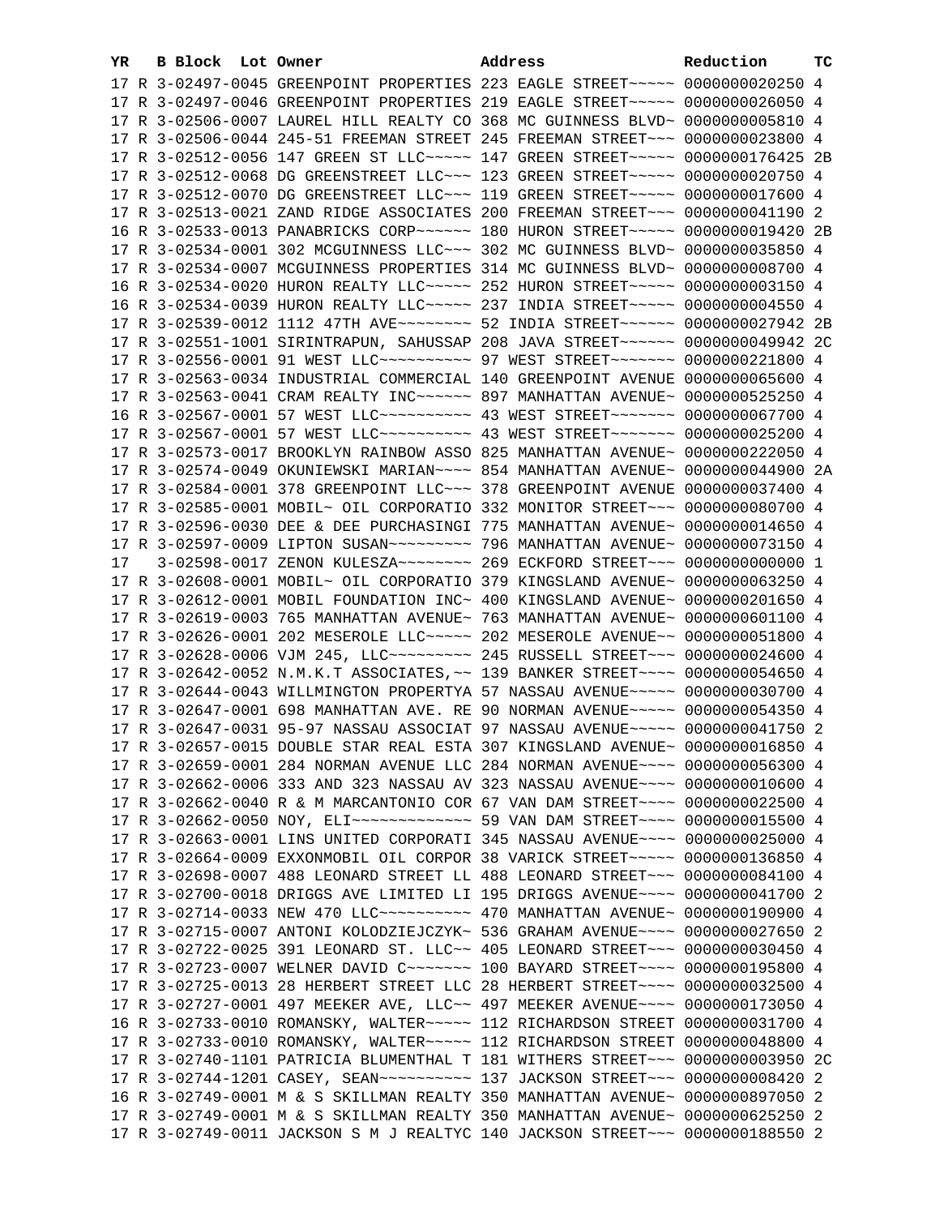| YR | B | Block | Lot | Owner | Address | Reduction | TC |
|---|---|---|---|---|---|---|---|
| 17 | R | 3-02497-0045 | | GREENPOINT PROPERTIES | 223 EAGLE STREET~~~~~ | 0000000020250 | 4 |
| 17 | R | 3-02497-0046 | | GREENPOINT PROPERTIES | 219 EAGLE STREET~~~~~ | 0000000026050 | 4 |
| 17 | R | 3-02506-0007 | | LAUREL HILL REALTY CO | 368 MC GUINNESS BLVD~ | 0000000005810 | 4 |
| 17 | R | 3-02506-0044 | | 245-51 FREEMAN STREET | 245 FREEMAN STREET~~~ | 0000000023800 | 4 |
| 17 | R | 3-02512-0056 | | 147 GREEN ST LLC~~~~~ | 147 GREEN STREET~~~~~ | 0000000176425 | 2B |
| 17 | R | 3-02512-0068 | | DG GREENSTREET LLC~~~ | 123 GREEN STREET~~~~~ | 0000000020750 | 4 |
| 17 | R | 3-02512-0070 | | DG GREENSTREET LLC~~~ | 119 GREEN STREET~~~~~ | 0000000017600 | 4 |
| 17 | R | 3-02513-0021 | | ZAND RIDGE ASSOCIATES | 200 FREEMAN STREET~~~ | 0000000041190 | 2 |
| 16 | R | 3-02533-0013 | | PANABRICKS CORP~~~~~~ | 180 HURON STREET~~~~~ | 0000000019420 | 2B |
| 17 | R | 3-02534-0001 | | 302 MCGUINNESS LLC~~~ | 302 MC GUINNESS BLVD~ | 0000000035850 | 4 |
| 17 | R | 3-02534-0007 | | MCGUINNESS PROPERTIES | 314 MC GUINNESS BLVD~ | 0000000008700 | 4 |
| 16 | R | 3-02534-0020 | | HURON REALTY LLC~~~~~ | 252 HURON STREET~~~~~ | 0000000003150 | 4 |
| 16 | R | 3-02534-0039 | | HURON REALTY LLC~~~~~ | 237 INDIA STREET~~~~~ | 0000000004550 | 4 |
| 17 | R | 3-02539-0012 | | 1112 47TH AVE~~~~~~~~ | 52 INDIA STREET~~~~~~ | 0000000027942 | 2B |
| 17 | R | 3-02551-1001 | | SIRINTRAPUN, SAHUSSAP | 208 JAVA STREET~~~~~~ | 0000000049942 | 2C |
| 17 | R | 3-02556-0001 | | 91 WEST LLC~~~~~~~~~~ | 97 WEST STREET~~~~~~~ | 0000000221800 | 4 |
| 17 | R | 3-02563-0034 | | INDUSTRIAL COMMERCIAL | 140 GREENPOINT AVENUE | 0000000065600 | 4 |
| 17 | R | 3-02563-0041 | | CRAM REALTY INC~~~~~~ | 897 MANHATTAN AVENUE~ | 0000000525250 | 4 |
| 16 | R | 3-02567-0001 | | 57 WEST LLC~~~~~~~~~~ | 43 WEST STREET~~~~~~~ | 0000000067700 | 4 |
| 17 | R | 3-02567-0001 | | 57 WEST LLC~~~~~~~~~~ | 43 WEST STREET~~~~~~~ | 0000000025200 | 4 |
| 17 | R | 3-02573-0017 | | BROOKLYN RAINBOW ASSO | 825 MANHATTAN AVENUE~ | 0000000222050 | 4 |
| 17 | R | 3-02574-0049 | | OKUNIEWSKI MARIAN~~~~ | 854 MANHATTAN AVENUE~ | 0000000044900 | 2A |
| 17 | R | 3-02584-0001 | | 378 GREENPOINT LLC~~~ | 378 GREENPOINT AVENUE | 0000000037400 | 4 |
| 17 | R | 3-02585-0001 | | MOBIL~ OIL CORPORATIO | 332 MONITOR STREET~~~ | 0000000080700 | 4 |
| 17 | R | 3-02596-0030 | | DEE & DEE PURCHASINGI | 775 MANHATTAN AVENUE~ | 0000000014650 | 4 |
| 17 | R | 3-02597-0009 | | LIPTON SUSAN~~~~~~~~~ | 796 MANHATTAN AVENUE~ | 0000000073150 | 4 |
| 17 | | 3-02598-0017 | | ZENON KULESZA~~~~~~~~ | 269 ECKFORD STREET~~~ | 0000000000000 | 1 |
| 17 | R | 3-02608-0001 | | MOBIL~ OIL CORPORATIO | 379 KINGSLAND AVENUE~ | 0000000063250 | 4 |
| 17 | R | 3-02612-0001 | | MOBIL FOUNDATION INC~ | 400 KINGSLAND AVENUE~ | 0000000201650 | 4 |
| 17 | R | 3-02619-0003 | | 765 MANHATTAN AVENUE~ | 763 MANHATTAN AVENUE~ | 0000000601100 | 4 |
| 17 | R | 3-02626-0001 | | 202 MESEROLE LLC~~~~~ | 202 MESEROLE AVENUE~~ | 0000000051800 | 4 |
| 17 | R | 3-02628-0006 | | VJM 245, LLC~~~~~~~~~ | 245 RUSSELL STREET~~~ | 0000000024600 | 4 |
| 17 | R | 3-02642-0052 | | N.M.K.T ASSOCIATES,~~ | 139 BANKER STREET~~~~ | 0000000054650 | 4 |
| 17 | R | 3-02644-0043 | | WILLMINGTON PROPERTYA | 57 NASSAU AVENUE~~~~~ | 0000000030700 | 4 |
| 17 | R | 3-02647-0001 | | 698 MANHATTAN AVE. RE | 90 NORMAN AVENUE~~~~~ | 0000000054350 | 4 |
| 17 | R | 3-02647-0031 | | 95-97 NASSAU ASSOCIAT | 97 NASSAU AVENUE~~~~~ | 0000000041750 | 2 |
| 17 | R | 3-02657-0015 | | DOUBLE STAR REAL ESTA | 307 KINGSLAND AVENUE~ | 0000000016850 | 4 |
| 17 | R | 3-02659-0001 | | 284 NORMAN AVENUE LLC | 284 NORMAN AVENUE~~~~ | 0000000056300 | 4 |
| 17 | R | 3-02662-0006 | | 333 AND 323 NASSAU AV | 323 NASSAU AVENUE~~~~ | 0000000010600 | 4 |
| 17 | R | 3-02662-0040 | | R & M MARCANTONIO COR | 67 VAN DAM STREET~~~~ | 0000000022500 | 4 |
| 17 | R | 3-02662-0050 | | NOY, ELI~~~~~~~~~~~~~ | 59 VAN DAM STREET~~~~ | 0000000015500 | 4 |
| 17 | R | 3-02663-0001 | | LINS UNITED CORPORATI | 345 NASSAU AVENUE~~~~ | 0000000025000 | 4 |
| 17 | R | 3-02664-0009 | | EXXONMOBIL OIL CORPOR | 38 VARICK STREET~~~~~ | 0000000136850 | 4 |
| 17 | R | 3-02698-0007 | | 488 LEONARD STREET LL | 488 LEONARD STREET~~~ | 0000000084100 | 4 |
| 17 | R | 3-02700-0018 | | DRIGGS AVE LIMITED LI | 195 DRIGGS AVENUE~~~~ | 0000000041700 | 2 |
| 17 | R | 3-02714-0033 | | NEW 470 LLC~~~~~~~~~~ | 470 MANHATTAN AVENUE~ | 0000000190900 | 4 |
| 17 | R | 3-02715-0007 | | ANTONI KOLODZIEJCZYK~ | 536 GRAHAM AVENUE~~~~ | 0000000027650 | 2 |
| 17 | R | 3-02722-0025 | | 391 LEONARD ST. LLC~~ | 405 LEONARD STREET~~~ | 0000000030450 | 4 |
| 17 | R | 3-02723-0007 | | WELNER DAVID C~~~~~~~ | 100 BAYARD STREET~~~~ | 0000000195800 | 4 |
| 17 | R | 3-02725-0013 | | 28 HERBERT STREET LLC | 28 HERBERT STREET~~~~ | 0000000032500 | 4 |
| 17 | R | 3-02727-0001 | | 497 MEEKER AVE, LLC~~ | 497 MEEKER AVENUE~~~~ | 0000000173050 | 4 |
| 16 | R | 3-02733-0010 | | ROMANSKY, WALTER~~~~~ | 112 RICHARDSON STREET | 0000000031700 | 4 |
| 17 | R | 3-02733-0010 | | ROMANSKY, WALTER~~~~~ | 112 RICHARDSON STREET | 0000000048800 | 4 |
| 17 | R | 3-02740-1101 | | PATRICIA BLUMENTHAL T | 181 WITHERS STREET~~~ | 0000000003950 | 2C |
| 17 | R | 3-02744-1201 | | CASEY, SEAN~~~~~~~~~~ | 137 JACKSON STREET~~~ | 0000000008420 | 2 |
| 16 | R | 3-02749-0001 | | M & S SKILLMAN REALTY | 350 MANHATTAN AVENUE~ | 0000000897050 | 2 |
| 17 | R | 3-02749-0001 | | M & S SKILLMAN REALTY | 350 MANHATTAN AVENUE~ | 0000000625250 | 2 |
| 17 | R | 3-02749-0011 | | JACKSON S M J REALTYC | 140 JACKSON STREET~~~ | 0000000188550 | 2 |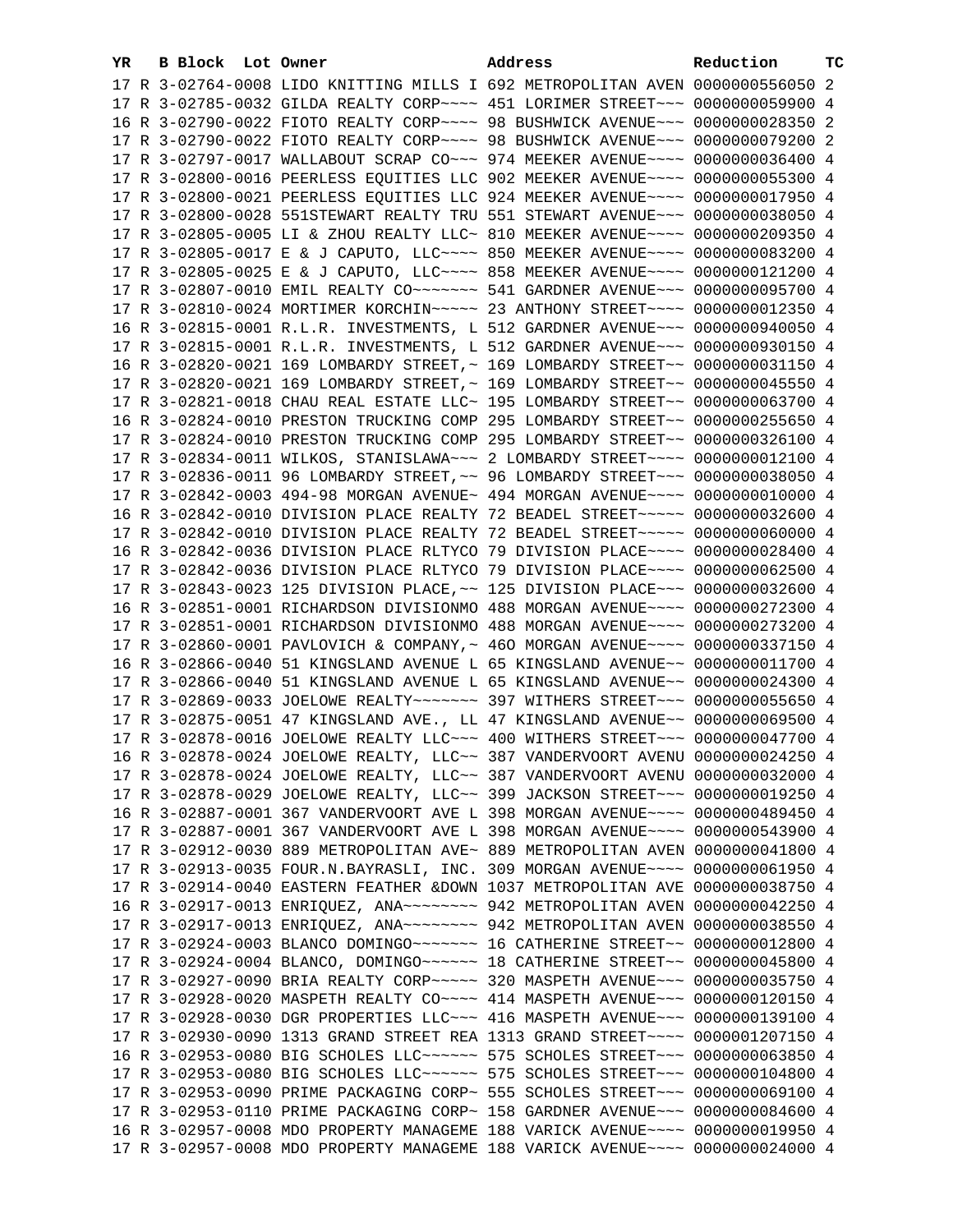| YR | B | Block | Lot | Owner | Address | Reduction | TC |
|---|---|---|---|---|---|---|---|
| 17 | R | 3-02764-0008 | | LIDO KNITTING MILLS I | 692 METROPOLITAN AVEN | 0000000556050 | 2 |
| 17 | R | 3-02785-0032 | | GILDA REALTY CORP~~~~ | 451 LORIMER STREET~~~ | 0000000059900 | 4 |
| 16 | R | 3-02790-0022 | | FIOTO REALTY CORP~~~~ | 98 BUSHWICK AVENUE~~~ | 0000000028350 | 2 |
| 17 | R | 3-02790-0022 | | FIOTO REALTY CORP~~~~ | 98 BUSHWICK AVENUE~~~ | 0000000079200 | 2 |
| 17 | R | 3-02797-0017 | | WALLABOUT SCRAP CO~~~ | 974 MEEKER AVENUE~~~~ | 0000000036400 | 4 |
| 17 | R | 3-02800-0016 | | PEERLESS EQUITIES LLC | 902 MEEKER AVENUE~~~~ | 0000000055300 | 4 |
| 17 | R | 3-02800-0021 | | PEERLESS EQUITIES LLC | 924 MEEKER AVENUE~~~~ | 0000000017950 | 4 |
| 17 | R | 3-02800-0028 | | 551STEWART REALTY TRU | 551 STEWART AVENUE~~~ | 0000000038050 | 4 |
| 17 | R | 3-02805-0005 | | LI & ZHOU REALTY LLC~ | 810 MEEKER AVENUE~~~~ | 0000000209350 | 4 |
| 17 | R | 3-02805-0017 | | E & J CAPUTO, LLC~~~~ | 850 MEEKER AVENUE~~~~ | 0000000083200 | 4 |
| 17 | R | 3-02805-0025 | | E & J CAPUTO, LLC~~~~ | 858 MEEKER AVENUE~~~~ | 0000000121200 | 4 |
| 17 | R | 3-02807-0010 | | EMIL REALTY CO~~~~~~~ | 541 GARDNER AVENUE~~~ | 0000000095700 | 4 |
| 17 | R | 3-02810-0024 | | MORTIMER KORCHIN~~~~~ | 23 ANTHONY STREET~~~~ | 0000000012350 | 4 |
| 16 | R | 3-02815-0001 | | R.L.R. INVESTMENTS, L | 512 GARDNER AVENUE~~~ | 0000000940050 | 4 |
| 17 | R | 3-02815-0001 | | R.L.R. INVESTMENTS, L | 512 GARDNER AVENUE~~~ | 0000000930150 | 4 |
| 16 | R | 3-02820-0021 | | 169 LOMBARDY STREET,~ | 169 LOMBARDY STREET~~ | 0000000031150 | 4 |
| 17 | R | 3-02820-0021 | | 169 LOMBARDY STREET,~ | 169 LOMBARDY STREET~~ | 0000000045550 | 4 |
| 17 | R | 3-02821-0018 | | CHAU REAL ESTATE LLC~ | 195 LOMBARDY STREET~~ | 0000000063700 | 4 |
| 16 | R | 3-02824-0010 | | PRESTON TRUCKING COMP | 295 LOMBARDY STREET~~ | 0000000255650 | 4 |
| 17 | R | 3-02824-0010 | | PRESTON TRUCKING COMP | 295 LOMBARDY STREET~~ | 0000000326100 | 4 |
| 17 | R | 3-02834-0011 | | WILKOS, STANISLAWA~~~ | 2 LOMBARDY STREET~~~~ | 0000000012100 | 4 |
| 17 | R | 3-02836-0011 | | 96 LOMBARDY STREET,~~ | 96 LOMBARDY STREET~~~ | 0000000038050 | 4 |
| 17 | R | 3-02842-0003 | | 494-98 MORGAN AVENUE~ | 494 MORGAN AVENUE~~~~ | 0000000010000 | 4 |
| 16 | R | 3-02842-0010 | | DIVISION PLACE REALTY | 72 BEADEL STREET~~~~~ | 0000000032600 | 4 |
| 17 | R | 3-02842-0010 | | DIVISION PLACE REALTY | 72 BEADEL STREET~~~~~ | 0000000060000 | 4 |
| 16 | R | 3-02842-0036 | | DIVISION PLACE RLTYCO | 79 DIVISION PLACE~~~~ | 0000000028400 | 4 |
| 17 | R | 3-02842-0036 | | DIVISION PLACE RLTYCO | 79 DIVISION PLACE~~~~ | 0000000062500 | 4 |
| 17 | R | 3-02843-0023 | | 125 DIVISION PLACE,~~ | 125 DIVISION PLACE~~~ | 0000000032600 | 4 |
| 16 | R | 3-02851-0001 | | RICHARDSON DIVISIONMO | 488 MORGAN AVENUE~~~~ | 0000000272300 | 4 |
| 17 | R | 3-02851-0001 | | RICHARDSON DIVISIONMO | 488 MORGAN AVENUE~~~~ | 0000000273200 | 4 |
| 17 | R | 3-02860-0001 | | PAVLOVICH & COMPANY,~ | 460 MORGAN AVENUE~~~~ | 0000000337150 | 4 |
| 16 | R | 3-02866-0040 | | 51 KINGSLAND AVENUE L | 65 KINGSLAND AVENUE~~ | 0000000011700 | 4 |
| 17 | R | 3-02866-0040 | | 51 KINGSLAND AVENUE L | 65 KINGSLAND AVENUE~~ | 0000000024300 | 4 |
| 17 | R | 3-02869-0033 | | JOELOWE REALTY~~~~~~~ | 397 WITHERS STREET~~~ | 0000000055650 | 4 |
| 17 | R | 3-02875-0051 | | 47 KINGSLAND AVE., LL | 47 KINGSLAND AVENUE~~ | 0000000069500 | 4 |
| 17 | R | 3-02878-0016 | | JOELOWE REALTY LLC~~~ | 400 WITHERS STREET~~~ | 0000000047700 | 4 |
| 16 | R | 3-02878-0024 | | JOELOWE REALTY, LLC~~ | 387 VANDERVOORT AVENU | 0000000024250 | 4 |
| 17 | R | 3-02878-0024 | | JOELOWE REALTY, LLC~~ | 387 VANDERVOORT AVENU | 0000000032000 | 4 |
| 17 | R | 3-02878-0029 | | JOELOWE REALTY, LLC~~ | 399 JACKSON STREET~~~ | 0000000019250 | 4 |
| 16 | R | 3-02887-0001 | | 367 VANDERVOORT AVE L | 398 MORGAN AVENUE~~~~ | 0000000489450 | 4 |
| 17 | R | 3-02887-0001 | | 367 VANDERVOORT AVE L | 398 MORGAN AVENUE~~~~ | 0000000543900 | 4 |
| 17 | R | 3-02912-0030 | | 889 METROPOLITAN AVE~ | 889 METROPOLITAN AVEN | 0000000041800 | 4 |
| 17 | R | 3-02913-0035 | | FOUR.N.BAYRASLI, INC. | 309 MORGAN AVENUE~~~~ | 0000000061950 | 4 |
| 17 | R | 3-02914-0040 | | EASTERN FEATHER &DOWN | 1037 METROPOLITAN AVE | 0000000038750 | 4 |
| 16 | R | 3-02917-0013 | | ENRIQUEZ, ANA~~~~~~~~ | 942 METROPOLITAN AVEN | 0000000042250 | 4 |
| 17 | R | 3-02917-0013 | | ENRIQUEZ, ANA~~~~~~~~ | 942 METROPOLITAN AVEN | 0000000038550 | 4 |
| 17 | R | 3-02924-0003 | | BLANCO DOMINGO~~~~~~~ | 16 CATHERINE STREET~~ | 0000000012800 | 4 |
| 17 | R | 3-02924-0004 | | BLANCO, DOMINGO~~~~~~ | 18 CATHERINE STREET~~ | 0000000045800 | 4 |
| 17 | R | 3-02927-0090 | | BRIA REALTY CORP~~~~~ | 320 MASPETH AVENUE~~~ | 0000000035750 | 4 |
| 17 | R | 3-02928-0020 | | MASPETH REALTY CO~~~~ | 414 MASPETH AVENUE~~~ | 0000000120150 | 4 |
| 17 | R | 3-02928-0030 | | DGR PROPERTIES LLC~~~ | 416 MASPETH AVENUE~~~ | 0000000139100 | 4 |
| 17 | R | 3-02930-0090 | | 1313 GRAND STREET REA | 1313 GRAND STREET~~~~ | 0000001207150 | 4 |
| 16 | R | 3-02953-0080 | | BIG SCHOLES LLC~~~~~~ | 575 SCHOLES STREET~~~ | 0000000063850 | 4 |
| 17 | R | 3-02953-0080 | | BIG SCHOLES LLC~~~~~~ | 575 SCHOLES STREET~~~ | 0000000104800 | 4 |
| 17 | R | 3-02953-0090 | | PRIME PACKAGING CORP~ | 555 SCHOLES STREET~~~ | 0000000069100 | 4 |
| 17 | R | 3-02953-0110 | | PRIME PACKAGING CORP~ | 158 GARDNER AVENUE~~~ | 0000000084600 | 4 |
| 16 | R | 3-02957-0008 | | MDO PROPERTY MANAGEME | 188 VARICK AVENUE~~~~ | 0000000019950 | 4 |
| 17 | R | 3-02957-0008 | | MDO PROPERTY MANAGEME | 188 VARICK AVENUE~~~~ | 0000000024000 | 4 |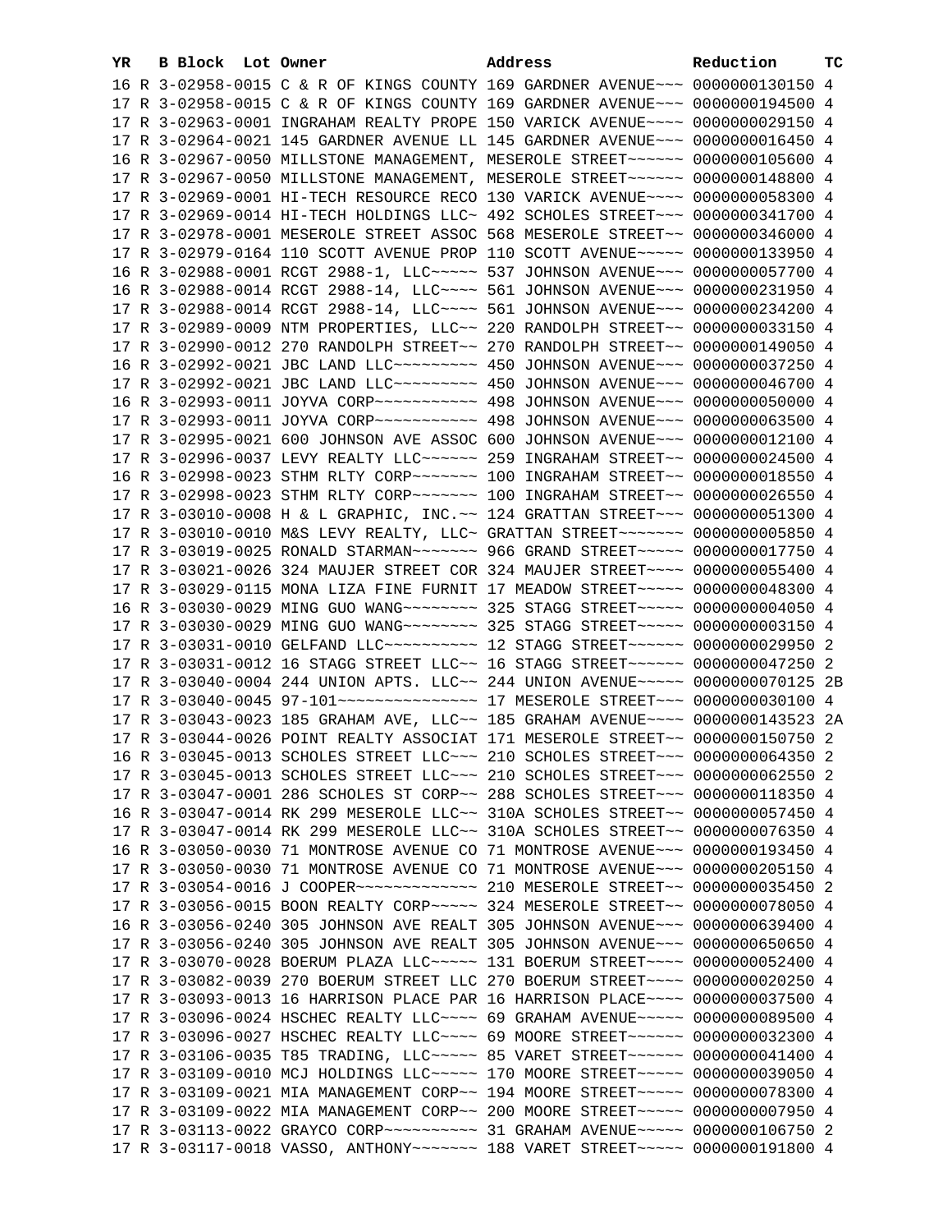| YR | B | Block | Lot | Owner | Address | Reduction | TC |
|---|---|---|---|---|---|---|---|
| 16 | R | 3-02958-0015 | | C & R OF KINGS COUNTY | 169 GARDNER AVENUE~~~ | 0000000130150 | 4 |
| 17 | R | 3-02958-0015 | | C & R OF KINGS COUNTY | 169 GARDNER AVENUE~~~ | 0000000194500 | 4 |
| 17 | R | 3-02963-0001 | | INGRAHAM REALTY PROPE | 150 VARICK AVENUE~~~~ | 0000000029150 | 4 |
| 17 | R | 3-02964-0021 | | 145 GARDNER AVENUE LL | 145 GARDNER AVENUE~~~ | 0000000016450 | 4 |
| 16 | R | 3-02967-0050 | | MILLSTONE MANAGEMENT, | MESEROLE STREET~~~~~~ | 0000000105600 | 4 |
| 17 | R | 3-02967-0050 | | MILLSTONE MANAGEMENT, | MESEROLE STREET~~~~~~ | 0000000148800 | 4 |
| 17 | R | 3-02969-0001 | | HI-TECH RESOURCE RECO | 130 VARICK AVENUE~~~~ | 0000000058300 | 4 |
| 17 | R | 3-02969-0014 | | HI-TECH HOLDINGS LLC~ | 492 SCHOLES STREET~~~ | 0000000341700 | 4 |
| 17 | R | 3-02978-0001 | | MESEROLE STREET ASSOC | 568 MESEROLE STREET~~ | 0000000346000 | 4 |
| 17 | R | 3-02979-0164 | | 110 SCOTT AVENUE PROP | 110 SCOTT AVENUE~~~~~ | 0000000133950 | 4 |
| 16 | R | 3-02988-0001 | | RCGT 2988-1, LLC~~~~~ | 537 JOHNSON AVENUE~~~ | 0000000057700 | 4 |
| 16 | R | 3-02988-0014 | | RCGT 2988-14, LLC~~~~ | 561 JOHNSON AVENUE~~~ | 0000000231950 | 4 |
| 17 | R | 3-02988-0014 | | RCGT 2988-14, LLC~~~~ | 561 JOHNSON AVENUE~~~ | 0000000234200 | 4 |
| 17 | R | 3-02989-0009 | | NTM PROPERTIES, LLC~~ | 220 RANDOLPH STREET~~ | 0000000033150 | 4 |
| 17 | R | 3-02990-0012 | | 270 RANDOLPH STREET~~ | 270 RANDOLPH STREET~~ | 0000000149050 | 4 |
| 16 | R | 3-02992-0021 | | JBC LAND LLC~~~~~~~~~ | 450 JOHNSON AVENUE~~~ | 0000000037250 | 4 |
| 17 | R | 3-02992-0021 | | JBC LAND LLC~~~~~~~~~ | 450 JOHNSON AVENUE~~~ | 0000000046700 | 4 |
| 16 | R | 3-02993-0011 | | JOYVA CORP~~~~~~~~~~~ | 498 JOHNSON AVENUE~~~ | 0000000050000 | 4 |
| 17 | R | 3-02993-0011 | | JOYVA CORP~~~~~~~~~~~ | 498 JOHNSON AVENUE~~~ | 0000000063500 | 4 |
| 17 | R | 3-02995-0021 | | 600 JOHNSON AVE ASSOC | 600 JOHNSON AVENUE~~~ | 0000000012100 | 4 |
| 17 | R | 3-02996-0037 | | LEVY REALTY LLC~~~~~~ | 259 INGRAHAM STREET~~ | 0000000024500 | 4 |
| 16 | R | 3-02998-0023 | | STHM RLTY CORP~~~~~~~ | 100 INGRAHAM STREET~~ | 0000000018550 | 4 |
| 17 | R | 3-02998-0023 | | STHM RLTY CORP~~~~~~~ | 100 INGRAHAM STREET~~ | 0000000026550 | 4 |
| 17 | R | 3-03010-0008 | | H & L GRAPHIC, INC.~~ | 124 GRATTAN STREET~~~ | 0000000051300 | 4 |
| 17 | R | 3-03010-0010 | | M&S LEVY REALTY, LLC~ | GRATTAN STREET~~~~~~~ | 0000000005850 | 4 |
| 17 | R | 3-03019-0025 | | RONALD STARMAN~~~~~~~ | 966 GRAND STREET~~~~~ | 0000000017750 | 4 |
| 17 | R | 3-03021-0026 | | 324 MAUJER STREET COR | 324 MAUJER STREET~~~~ | 0000000055400 | 4 |
| 17 | R | 3-03029-0115 | | MONA LIZA FINE FURNIT | 17 MEADOW STREET~~~~~ | 0000000048300 | 4 |
| 16 | R | 3-03030-0029 | | MING GUO WANG~~~~~~~~ | 325 STAGG STREET~~~~~ | 0000000004050 | 4 |
| 17 | R | 3-03030-0029 | | MING GUO WANG~~~~~~~~ | 325 STAGG STREET~~~~~ | 0000000003150 | 4 |
| 17 | R | 3-03031-0010 | | GELFAND LLC~~~~~~~~~~ | 12 STAGG STREET~~~~~~ | 0000000029950 | 2 |
| 17 | R | 3-03031-0012 | | 16 STAGG STREET LLC~~ | 16 STAGG STREET~~~~~~ | 0000000047250 | 2 |
| 17 | R | 3-03040-0004 | | 244 UNION APTS. LLC~~ | 244 UNION AVENUE~~~~~ | 0000000070125 | 2B |
| 17 | R | 3-03040-0045 | | 97-101~~~~~~~~~~~~~~~ | 17 MESEROLE STREET~~~ | 0000000030100 | 4 |
| 17 | R | 3-03043-0023 | | 185 GRAHAM AVE, LLC~~ | 185 GRAHAM AVENUE~~~~ | 0000000143523 | 2A |
| 17 | R | 3-03044-0026 | | POINT REALTY ASSOCIAT | 171 MESEROLE STREET~~ | 0000000150750 | 2 |
| 16 | R | 3-03045-0013 | | SCHOLES STREET LLC~~~ | 210 SCHOLES STREET~~~ | 0000000064350 | 2 |
| 17 | R | 3-03045-0013 | | SCHOLES STREET LLC~~~ | 210 SCHOLES STREET~~~ | 0000000062550 | 2 |
| 17 | R | 3-03047-0001 | | 286 SCHOLES ST CORP~~ | 288 SCHOLES STREET~~~ | 0000000118350 | 4 |
| 16 | R | 3-03047-0014 | | RK 299 MESEROLE LLC~~ | 310A SCHOLES STREET~~ | 0000000057450 | 4 |
| 17 | R | 3-03047-0014 | | RK 299 MESEROLE LLC~~ | 310A SCHOLES STREET~~ | 0000000076350 | 4 |
| 16 | R | 3-03050-0030 | | 71 MONTROSE AVENUE CO | 71 MONTROSE AVENUE~~~ | 0000000193450 | 4 |
| 17 | R | 3-03050-0030 | | 71 MONTROSE AVENUE CO | 71 MONTROSE AVENUE~~~ | 0000000205150 | 4 |
| 17 | R | 3-03054-0016 | | J COOPER~~~~~~~~~~~~~ | 210 MESEROLE STREET~~ | 0000000035450 | 2 |
| 17 | R | 3-03056-0015 | | BOON REALTY CORP~~~~~ | 324 MESEROLE STREET~~ | 0000000078050 | 4 |
| 16 | R | 3-03056-0240 | | 305 JOHNSON AVE REALT | 305 JOHNSON AVENUE~~~ | 0000000639400 | 4 |
| 17 | R | 3-03056-0240 | | 305 JOHNSON AVE REALT | 305 JOHNSON AVENUE~~~ | 0000000650650 | 4 |
| 17 | R | 3-03070-0028 | | BOERUM PLAZA LLC~~~~~ | 131 BOERUM STREET~~~~ | 0000000052400 | 4 |
| 17 | R | 3-03082-0039 | | 270 BOERUM STREET LLC | 270 BOERUM STREET~~~~ | 0000000020250 | 4 |
| 17 | R | 3-03093-0013 | | 16 HARRISON PLACE PAR | 16 HARRISON PLACE~~~~ | 0000000037500 | 4 |
| 17 | R | 3-03096-0024 | | HSCHEC REALTY LLC~~~~ | 69 GRAHAM AVENUE~~~~~ | 0000000089500 | 4 |
| 17 | R | 3-03096-0027 | | HSCHEC REALTY LLC~~~~ | 69 MOORE STREET~~~~~~ | 0000000032300 | 4 |
| 17 | R | 3-03106-0035 | | T85 TRADING, LLC~~~~~ | 85 VARET STREET~~~~~~ | 0000000041400 | 4 |
| 17 | R | 3-03109-0010 | | MCJ HOLDINGS LLC~~~~~ | 170 MOORE STREET~~~~~ | 0000000039050 | 4 |
| 17 | R | 3-03109-0021 | | MIA MANAGEMENT CORP~~ | 194 MOORE STREET~~~~~ | 0000000078300 | 4 |
| 17 | R | 3-03109-0022 | | MIA MANAGEMENT CORP~~ | 200 MOORE STREET~~~~~ | 0000000007950 | 4 |
| 17 | R | 3-03113-0022 | | GRAYCO CORP~~~~~~~~~~ | 31 GRAHAM AVENUE~~~~~ | 0000000106750 | 2 |
| 17 | R | 3-03117-0018 | | VASSO, ANTHONY~~~~~~~ | 188 VARET STREET~~~~~ | 0000000191800 | 4 |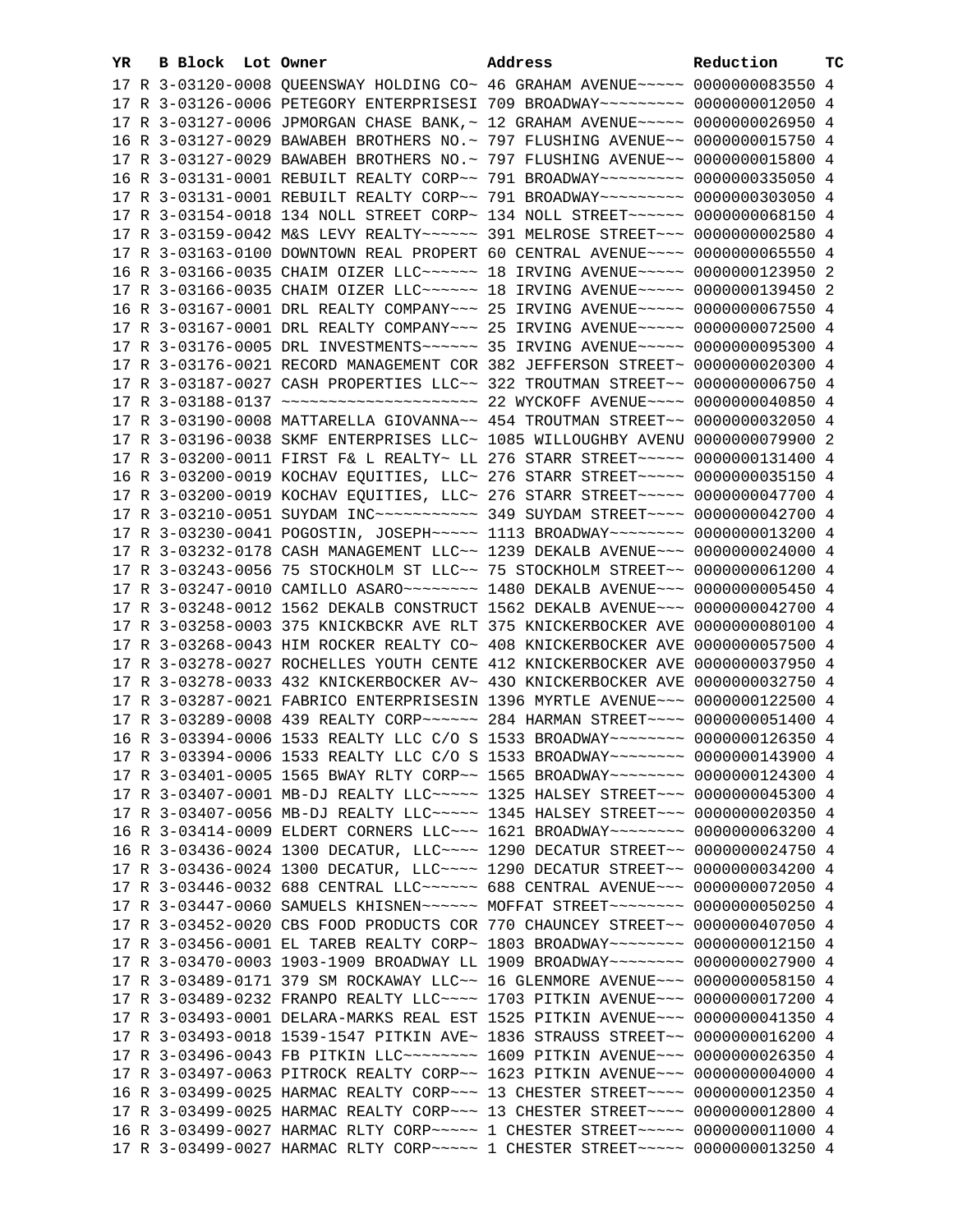| YR | B | Block | Lot | Owner | Address | Reduction | TC |
|---|---|---|---|---|---|---|---|
| 17 | R | 3-03120-0008 | | QUEENSWAY HOLDING CO~ | 46 GRAHAM AVENUE~~~~~ | 0000000083550 | 4 |
| 17 | R | 3-03126-0006 | | PETEGORY ENTERPRISESI | 709 BROADWAY~~~~~~~~~ | 0000000012050 | 4 |
| 17 | R | 3-03127-0006 | | JPMORGAN CHASE BANK,~ | 12 GRAHAM AVENUE~~~~~ | 0000000026950 | 4 |
| 16 | R | 3-03127-0029 | | BAWABEH BROTHERS NO.~ | 797 FLUSHING AVENUE~~ | 0000000015750 | 4 |
| 17 | R | 3-03127-0029 | | BAWABEH BROTHERS NO.~ | 797 FLUSHING AVENUE~~ | 0000000015800 | 4 |
| 16 | R | 3-03131-0001 | | REBUILT REALTY CORP~~ | 791 BROADWAY~~~~~~~~~ | 0000000335050 | 4 |
| 17 | R | 3-03131-0001 | | REBUILT REALTY CORP~~ | 791 BROADWAY~~~~~~~~~ | 0000000303050 | 4 |
| 17 | R | 3-03154-0018 | | 134 NOLL STREET CORP~ | 134 NOLL STREET~~~~~~ | 0000000068150 | 4 |
| 17 | R | 3-03159-0042 | | M&S LEVY REALTY~~~~~~ | 391 MELROSE STREET~~~ | 0000000002580 | 4 |
| 17 | R | 3-03163-0100 | | DOWNTOWN REAL PROPERT | 60 CENTRAL AVENUE~~~~ | 0000000065550 | 4 |
| 16 | R | 3-03166-0035 | | CHAIM OIZER LLC~~~~~~ | 18 IRVING AVENUE~~~~~ | 0000000123950 | 2 |
| 17 | R | 3-03166-0035 | | CHAIM OIZER LLC~~~~~~ | 18 IRVING AVENUE~~~~~ | 0000000139450 | 2 |
| 16 | R | 3-03167-0001 | | DRL REALTY COMPANY~~~ | 25 IRVING AVENUE~~~~~ | 0000000067550 | 4 |
| 17 | R | 3-03167-0001 | | DRL REALTY COMPANY~~~ | 25 IRVING AVENUE~~~~~ | 0000000072500 | 4 |
| 17 | R | 3-03176-0005 | | DRL INVESTMENTS~~~~~~ | 35 IRVING AVENUE~~~~~ | 0000000095300 | 4 |
| 17 | R | 3-03176-0021 | | RECORD MANAGEMENT COR | 382 JEFFERSON STREET~ | 0000000020300 | 4 |
| 17 | R | 3-03187-0027 | | CASH PROPERTIES LLC~~ | 322 TROUTMAN STREET~~ | 0000000006750 | 4 |
| 17 | R | 3-03188-0137 | | ~~~~~~~~~~~~~~~~~~~~~ | 22 WYCKOFF AVENUE~~~~ | 0000000040850 | 4 |
| 17 | R | 3-03190-0008 | | MATTARELLA GIOVANNA~~ | 454 TROUTMAN STREET~~ | 0000000032050 | 4 |
| 17 | R | 3-03196-0038 | | SKMF ENTERPRISES LLC~ | 1085 WILLOUGHBY AVENU | 0000000079900 | 2 |
| 17 | R | 3-03200-0011 | | FIRST F& L REALTY~ LL | 276 STARR STREET~~~~~ | 0000000131400 | 4 |
| 16 | R | 3-03200-0019 | | KOCHAV EQUITIES, LLC~ | 276 STARR STREET~~~~~ | 0000000035150 | 4 |
| 17 | R | 3-03200-0019 | | KOCHAV EQUITIES, LLC~ | 276 STARR STREET~~~~~ | 0000000047700 | 4 |
| 17 | R | 3-03210-0051 | | SUYDAM INC~~~~~~~~~~~ | 349 SUYDAM STREET~~~~ | 0000000042700 | 4 |
| 17 | R | 3-03230-0041 | | POGOSTIN, JOSEPH~~~~~ | 1113 BROADWAY~~~~~~~~ | 0000000013200 | 4 |
| 17 | R | 3-03232-0178 | | CASH MANAGEMENT LLC~~ | 1239 DEKALB AVENUE~~~ | 0000000024000 | 4 |
| 17 | R | 3-03243-0056 | | 75 STOCKHOLM ST LLC~~ | 75 STOCKHOLM STREET~~ | 0000000061200 | 4 |
| 17 | R | 3-03247-0010 | | CAMILLO ASARO~~~~~~~~ | 1480 DEKALB AVENUE~~~ | 0000000005450 | 4 |
| 17 | R | 3-03248-0012 | | 1562 DEKALB CONSTRUCT | 1562 DEKALB AVENUE~~~ | 0000000042700 | 4 |
| 17 | R | 3-03258-0003 | | 375 KNICKBCKR AVE RLT | 375 KNICKERBOCKER AVE | 0000000080100 | 4 |
| 17 | R | 3-03268-0043 | | HIM ROCKER REALTY CO~ | 408 KNICKERBOCKER AVE | 0000000057500 | 4 |
| 17 | R | 3-03278-0027 | | ROCHELLES YOUTH CENTE | 412 KNICKERBOCKER AVE | 0000000037950 | 4 |
| 17 | R | 3-03278-0033 | | 432 KNICKERBOCKER AV~ | 43O KNICKERBOCKER AVE | 0000000032750 | 4 |
| 17 | R | 3-03287-0021 | | FABRICO ENTERPRISESIN | 1396 MYRTLE AVENUE~~~ | 0000000122500 | 4 |
| 17 | R | 3-03289-0008 | | 439 REALTY CORP~~~~~~ | 284 HARMAN STREET~~~~ | 0000000051400 | 4 |
| 16 | R | 3-03394-0006 | | 1533 REALTY LLC C/O S | 1533 BROADWAY~~~~~~~~ | 0000000126350 | 4 |
| 17 | R | 3-03394-0006 | | 1533 REALTY LLC C/O S | 1533 BROADWAY~~~~~~~~ | 0000000143900 | 4 |
| 17 | R | 3-03401-0005 | | 1565 BWAY RLTY CORP~~ | 1565 BROADWAY~~~~~~~~ | 0000000124300 | 4 |
| 17 | R | 3-03407-0001 | | MB-DJ REALTY LLC~~~~~ | 1325 HALSEY STREET~~~ | 0000000045300 | 4 |
| 17 | R | 3-03407-0056 | | MB-DJ REALTY LLC~~~~~ | 1345 HALSEY STREET~~~ | 0000000020350 | 4 |
| 16 | R | 3-03414-0009 | | ELDERT CORNERS LLC~~~ | 1621 BROADWAY~~~~~~~~ | 0000000063200 | 4 |
| 16 | R | 3-03436-0024 | | 1300 DECATUR, LLC~~~~ | 1290 DECATUR STREET~~ | 0000000024750 | 4 |
| 17 | R | 3-03436-0024 | | 1300 DECATUR, LLC~~~~ | 1290 DECATUR STREET~~ | 0000000034200 | 4 |
| 17 | R | 3-03446-0032 | | 688 CENTRAL LLC~~~~~~ | 688 CENTRAL AVENUE~~~ | 0000000072050 | 4 |
| 17 | R | 3-03447-0060 | | SAMUELS KHISNEN~~~~~~ | MOFFAT STREET~~~~~~~~ | 0000000050250 | 4 |
| 17 | R | 3-03452-0020 | | CBS FOOD PRODUCTS COR | 770 CHAUNCEY STREET~~ | 0000000407050 | 4 |
| 17 | R | 3-03456-0001 | | EL TAREB REALTY CORP~ | 1803 BROADWAY~~~~~~~~ | 0000000012150 | 4 |
| 17 | R | 3-03470-0003 | | 1903-1909 BROADWAY LL | 1909 BROADWAY~~~~~~~~ | 0000000027900 | 4 |
| 17 | R | 3-03489-0171 | | 379 SM ROCKAWAY LLC~~ | 16 GLENMORE AVENUE~~~ | 0000000058150 | 4 |
| 17 | R | 3-03489-0232 | | FRANPO REALTY LLC~~~~ | 1703 PITKIN AVENUE~~~ | 0000000017200 | 4 |
| 17 | R | 3-03493-0001 | | DELARA-MARKS REAL EST | 1525 PITKIN AVENUE~~~ | 0000000041350 | 4 |
| 17 | R | 3-03493-0018 | | 1539-1547 PITKIN AVE~ | 1836 STRAUSS STREET~~ | 0000000016200 | 4 |
| 17 | R | 3-03496-0043 | | FB PITKIN LLC~~~~~~~~ | 1609 PITKIN AVENUE~~~ | 0000000026350 | 4 |
| 17 | R | 3-03497-0063 | | PITROCK REALTY CORP~~ | 1623 PITKIN AVENUE~~~ | 0000000004000 | 4 |
| 16 | R | 3-03499-0025 | | HARMAC REALTY CORP~~~ | 13 CHESTER STREET~~~~ | 0000000012350 | 4 |
| 17 | R | 3-03499-0025 | | HARMAC REALTY CORP~~~ | 13 CHESTER STREET~~~~ | 0000000012800 | 4 |
| 16 | R | 3-03499-0027 | | HARMAC RLTY CORP~~~~~ | 1 CHESTER STREET~~~~~ | 0000000011000 | 4 |
| 17 | R | 3-03499-0027 | | HARMAC RLTY CORP~~~~~ | 1 CHESTER STREET~~~~~ | 0000000013250 | 4 |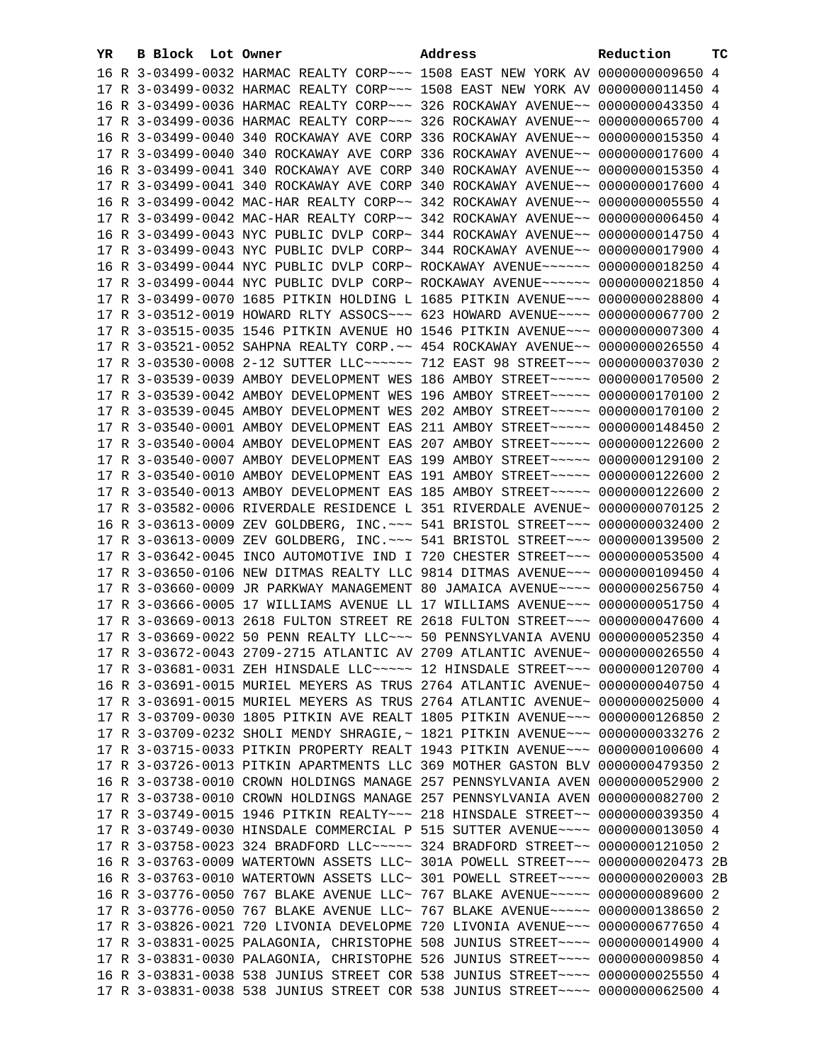| YR | B | Block | Lot | Owner | Address | Reduction | TC |
|---|---|---|---|---|---|---|---|
| 16 | R | 3-03499-0032 | | HARMAC REALTY CORP~~~ | 1508 EAST NEW YORK AV | 0000000009650 | 4 |
| 17 | R | 3-03499-0032 | | HARMAC REALTY CORP~~~ | 1508 EAST NEW YORK AV | 0000000011450 | 4 |
| 16 | R | 3-03499-0036 | | HARMAC REALTY CORP~~~ | 326 ROCKAWAY AVENUE~~ | 0000000043350 | 4 |
| 17 | R | 3-03499-0036 | | HARMAC REALTY CORP~~~ | 326 ROCKAWAY AVENUE~~ | 0000000065700 | 4 |
| 16 | R | 3-03499-0040 | | 340 ROCKAWAY AVE CORP | 336 ROCKAWAY AVENUE~~ | 0000000015350 | 4 |
| 17 | R | 3-03499-0040 | | 340 ROCKAWAY AVE CORP | 336 ROCKAWAY AVENUE~~ | 0000000017600 | 4 |
| 16 | R | 3-03499-0041 | | 340 ROCKAWAY AVE CORP | 340 ROCKAWAY AVENUE~~ | 0000000015350 | 4 |
| 17 | R | 3-03499-0041 | | 340 ROCKAWAY AVE CORP | 340 ROCKAWAY AVENUE~~ | 0000000017600 | 4 |
| 16 | R | 3-03499-0042 | | MAC-HAR REALTY CORP~~ | 342 ROCKAWAY AVENUE~~ | 0000000005550 | 4 |
| 17 | R | 3-03499-0042 | | MAC-HAR REALTY CORP~~ | 342 ROCKAWAY AVENUE~~ | 0000000006450 | 4 |
| 16 | R | 3-03499-0043 | | NYC PUBLIC DVLP CORP~ | 344 ROCKAWAY AVENUE~~ | 0000000014750 | 4 |
| 17 | R | 3-03499-0043 | | NYC PUBLIC DVLP CORP~ | 344 ROCKAWAY AVENUE~~ | 0000000017900 | 4 |
| 16 | R | 3-03499-0044 | | NYC PUBLIC DVLP CORP~ | ROCKAWAY AVENUE~~~~~~ | 0000000018250 | 4 |
| 17 | R | 3-03499-0044 | | NYC PUBLIC DVLP CORP~ | ROCKAWAY AVENUE~~~~~~ | 0000000021850 | 4 |
| 17 | R | 3-03499-0070 | | 1685 PITKIN HOLDING L | 1685 PITKIN AVENUE~~~ | 0000000028800 | 4 |
| 17 | R | 3-03512-0019 | | HOWARD RLTY ASSOCS~~~ | 623 HOWARD AVENUE~~~~ | 0000000067700 | 2 |
| 17 | R | 3-03515-0035 | | 1546 PITKIN AVENUE HO | 1546 PITKIN AVENUE~~~ | 0000000007300 | 4 |
| 17 | R | 3-03521-0052 | | SAHPNA REALTY CORP.~~ | 454 ROCKAWAY AVENUE~~ | 0000000026550 | 4 |
| 17 | R | 3-03530-0008 | | 2-12 SUTTER LLC~~~~~~ | 712 EAST 98 STREET~~~ | 0000000037030 | 2 |
| 17 | R | 3-03539-0039 | | AMBOY DEVELOPMENT WES | 186 AMBOY STREET~~~~~ | 0000000170500 | 2 |
| 17 | R | 3-03539-0042 | | AMBOY DEVELOPMENT WES | 196 AMBOY STREET~~~~~ | 0000000170100 | 2 |
| 17 | R | 3-03539-0045 | | AMBOY DEVELOPMENT WES | 202 AMBOY STREET~~~~~ | 0000000170100 | 2 |
| 17 | R | 3-03540-0001 | | AMBOY DEVELOPMENT EAS | 211 AMBOY STREET~~~~~ | 0000000148450 | 2 |
| 17 | R | 3-03540-0004 | | AMBOY DEVELOPMENT EAS | 207 AMBOY STREET~~~~~ | 0000000122600 | 2 |
| 17 | R | 3-03540-0007 | | AMBOY DEVELOPMENT EAS | 199 AMBOY STREET~~~~~ | 0000000129100 | 2 |
| 17 | R | 3-03540-0010 | | AMBOY DEVELOPMENT EAS | 191 AMBOY STREET~~~~~ | 0000000122600 | 2 |
| 17 | R | 3-03540-0013 | | AMBOY DEVELOPMENT EAS | 185 AMBOY STREET~~~~~ | 0000000122600 | 2 |
| 17 | R | 3-03582-0006 | | RIVERDALE RESIDENCE L | 351 RIVERDALE AVENUE~ | 0000000070125 | 2 |
| 16 | R | 3-03613-0009 | | ZEV GOLDBERG, INC.~~~ | 541 BRISTOL STREET~~~ | 0000000032400 | 2 |
| 17 | R | 3-03613-0009 | | ZEV GOLDBERG, INC.~~~ | 541 BRISTOL STREET~~~ | 0000000139500 | 2 |
| 17 | R | 3-03642-0045 | | INCO AUTOMOTIVE IND I | 720 CHESTER STREET~~~ | 0000000053500 | 4 |
| 17 | R | 3-03650-0106 | | NEW DITMAS REALTY LLC | 9814 DITMAS AVENUE~~~ | 0000000109450 | 4 |
| 17 | R | 3-03660-0009 | | JR PARKWAY MANAGEMENT | 80 JAMAICA AVENUE~~~~ | 0000000256750 | 4 |
| 17 | R | 3-03666-0005 | | 17 WILLIAMS AVENUE LL | 17 WILLIAMS AVENUE~~~ | 0000000051750 | 4 |
| 17 | R | 3-03669-0013 | | 2618 FULTON STREET RE | 2618 FULTON STREET~~~ | 0000000047600 | 4 |
| 17 | R | 3-03669-0022 | | 50 PENN REALTY LLC~~~ | 50 PENNSYLVANIA AVENU | 0000000052350 | 4 |
| 17 | R | 3-03672-0043 | | 2709-2715 ATLANTIC AV | 2709 ATLANTIC AVENUE~ | 0000000026550 | 4 |
| 17 | R | 3-03681-0031 | | ZEH HINSDALE LLC~~~~~ | 12 HINSDALE STREET~~~ | 0000000120700 | 4 |
| 16 | R | 3-03691-0015 | | MURIEL MEYERS AS TRUS | 2764 ATLANTIC AVENUE~ | 0000000040750 | 4 |
| 17 | R | 3-03691-0015 | | MURIEL MEYERS AS TRUS | 2764 ATLANTIC AVENUE~ | 0000000025000 | 4 |
| 17 | R | 3-03709-0030 | | 1805 PITKIN AVE REALT | 1805 PITKIN AVENUE~~~ | 0000000126850 | 2 |
| 17 | R | 3-03709-0232 | | SHOLI MENDY SHRAGIE,~ | 1821 PITKIN AVENUE~~~ | 0000000033276 | 2 |
| 17 | R | 3-03715-0033 | | PITKIN PROPERTY REALT | 1943 PITKIN AVENUE~~~ | 0000000100600 | 4 |
| 17 | R | 3-03726-0013 | | PITKIN APARTMENTS LLC | 369 MOTHER GASTON BLV | 0000000479350 | 2 |
| 16 | R | 3-03738-0010 | | CROWN HOLDINGS MANAGE | 257 PENNSYLVANIA AVEN | 0000000052900 | 2 |
| 17 | R | 3-03738-0010 | | CROWN HOLDINGS MANAGE | 257 PENNSYLVANIA AVEN | 0000000082700 | 2 |
| 17 | R | 3-03749-0015 | | 1946 PITKIN REALTY~~~ | 218 HINSDALE STREET~~ | 0000000039350 | 4 |
| 17 | R | 3-03749-0030 | | HINSDALE COMMERCIAL P | 515 SUTTER AVENUE~~~~ | 0000000013050 | 4 |
| 17 | R | 3-03758-0023 | | 324 BRADFORD LLC~~~~~ | 324 BRADFORD STREET~~ | 0000000121050 | 2 |
| 16 | R | 3-03763-0009 | | WATERTOWN ASSETS LLC~ | 301A POWELL STREET~~~ | 0000000020473 | 2B |
| 16 | R | 3-03763-0010 | | WATERTOWN ASSETS LLC~ | 301 POWELL STREET~~~~ | 0000000020003 | 2B |
| 16 | R | 3-03776-0050 | | 767 BLAKE AVENUE LLC~ | 767 BLAKE AVENUE~~~~~ | 0000000089600 | 2 |
| 17 | R | 3-03776-0050 | | 767 BLAKE AVENUE LLC~ | 767 BLAKE AVENUE~~~~~ | 0000000138650 | 2 |
| 17 | R | 3-03826-0021 | | 720 LIVONIA DEVELOPME | 720 LIVONIA AVENUE~~~ | 0000000677650 | 4 |
| 17 | R | 3-03831-0025 | | PALAGONIA, CHRISTOPHE | 508 JUNIUS STREET~~~~ | 0000000014900 | 4 |
| 17 | R | 3-03831-0030 | | PALAGONIA, CHRISTOPHE | 526 JUNIUS STREET~~~~ | 0000000009850 | 4 |
| 16 | R | 3-03831-0038 | | 538 JUNIUS STREET COR | 538 JUNIUS STREET~~~~ | 0000000025550 | 4 |
| 17 | R | 3-03831-0038 | | 538 JUNIUS STREET COR | 538 JUNIUS STREET~~~~ | 0000000062500 | 4 |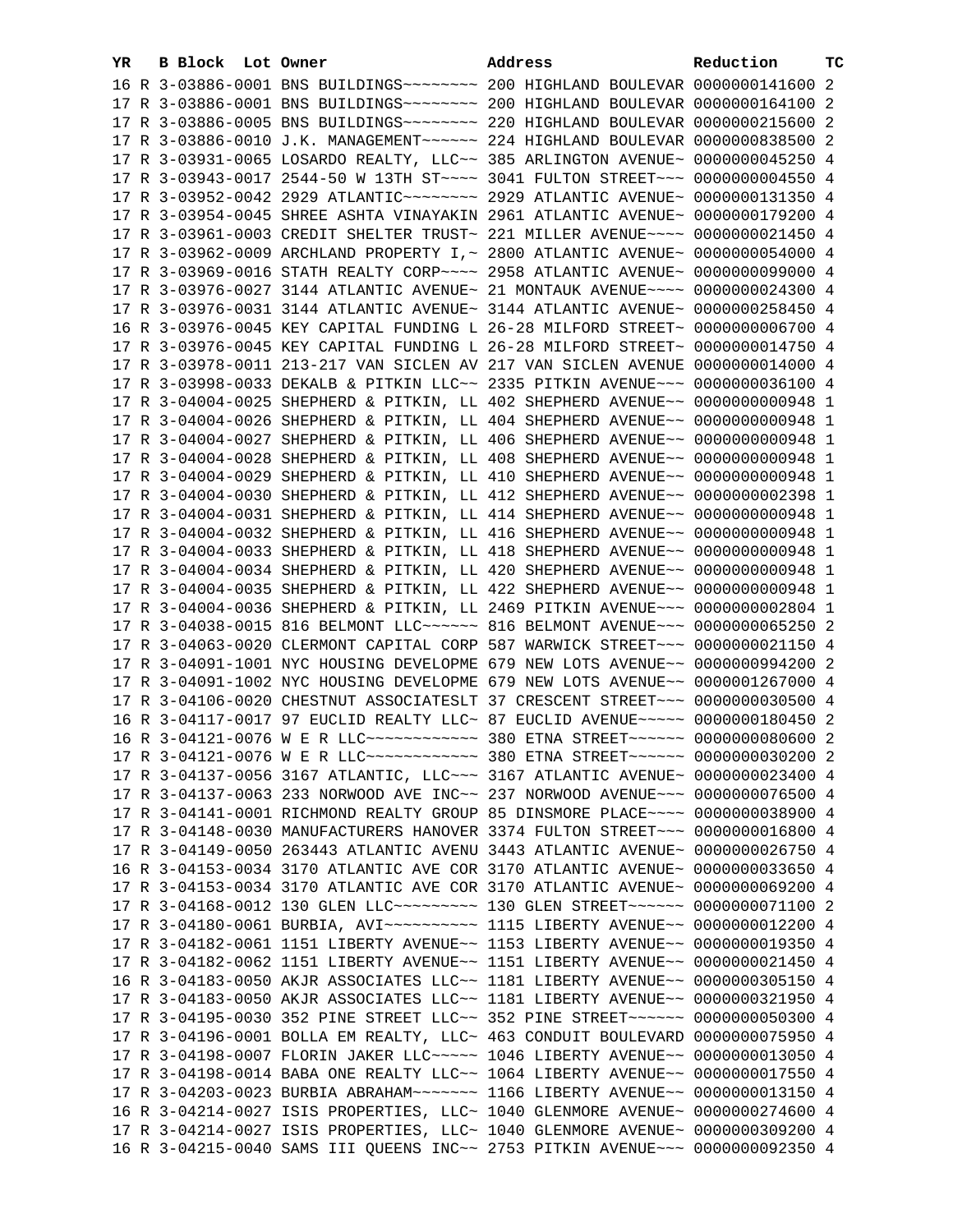| YR | B | Block | Lot | Owner | Address | Reduction | TC |
|---|---|---|---|---|---|---|---|
| 16 | R | 3-03886-0001 | | BNS BUILDINGS~~~~~~~~ | 200 HIGHLAND BOULEVAR | 0000000141600 | 2 |
| 17 | R | 3-03886-0001 | | BNS BUILDINGS~~~~~~~~ | 200 HIGHLAND BOULEVAR | 0000000164100 | 2 |
| 17 | R | 3-03886-0005 | | BNS BUILDINGS~~~~~~~~ | 220 HIGHLAND BOULEVAR | 0000000215600 | 2 |
| 17 | R | 3-03886-0010 | | J.K. MANAGEMENT~~~~~~ | 224 HIGHLAND BOULEVAR | 0000000838500 | 2 |
| 17 | R | 3-03931-0065 | | LOSARDO REALTY, LLC~~ | 385 ARLINGTON AVENUE~ | 0000000045250 | 4 |
| 17 | R | 3-03943-0017 | | 2544-50 W 13TH ST~~~~ | 3041 FULTON STREET~~~ | 0000000004550 | 4 |
| 17 | R | 3-03952-0042 | | 2929 ATLANTIC~~~~~~~~ | 2929 ATLANTIC AVENUE~ | 0000000131350 | 4 |
| 17 | R | 3-03954-0045 | | SHREE ASHTA VINAYAKIN | 2961 ATLANTIC AVENUE~ | 0000000179200 | 4 |
| 17 | R | 3-03961-0003 | | CREDIT SHELTER TRUST~ | 221 MILLER AVENUE~~~~ | 0000000021450 | 4 |
| 17 | R | 3-03962-0009 | | ARCHLAND PROPERTY I,~ | 2800 ATLANTIC AVENUE~ | 0000000054000 | 4 |
| 17 | R | 3-03969-0016 | | STATH REALTY CORP~~~~ | 2958 ATLANTIC AVENUE~ | 0000000099000 | 4 |
| 17 | R | 3-03976-0027 | | 3144 ATLANTIC AVENUE~ | 21 MONTAUK AVENUE~~~~ | 0000000024300 | 4 |
| 17 | R | 3-03976-0031 | | 3144 ATLANTIC AVENUE~ | 3144 ATLANTIC AVENUE~ | 0000000258450 | 4 |
| 16 | R | 3-03976-0045 | | KEY CAPITAL FUNDING L | 26-28 MILFORD STREET~ | 0000000006700 | 4 |
| 17 | R | 3-03976-0045 | | KEY CAPITAL FUNDING L | 26-28 MILFORD STREET~ | 0000000014750 | 4 |
| 17 | R | 3-03978-0011 | | 213-217 VAN SICLEN AV | 217 VAN SICLEN AVENUE | 0000000014000 | 4 |
| 17 | R | 3-03998-0033 | | DEKALB & PITKIN LLC~~ | 2335 PITKIN AVENUE~~~ | 0000000036100 | 4 |
| 17 | R | 3-04004-0025 | | SHEPHERD & PITKIN, LL | 402 SHEPHERD AVENUE~~ | 0000000000948 | 1 |
| 17 | R | 3-04004-0026 | | SHEPHERD & PITKIN, LL | 404 SHEPHERD AVENUE~~ | 0000000000948 | 1 |
| 17 | R | 3-04004-0027 | | SHEPHERD & PITKIN, LL | 406 SHEPHERD AVENUE~~ | 0000000000948 | 1 |
| 17 | R | 3-04004-0028 | | SHEPHERD & PITKIN, LL | 408 SHEPHERD AVENUE~~ | 0000000000948 | 1 |
| 17 | R | 3-04004-0029 | | SHEPHERD & PITKIN, LL | 410 SHEPHERD AVENUE~~ | 0000000000948 | 1 |
| 17 | R | 3-04004-0030 | | SHEPHERD & PITKIN, LL | 412 SHEPHERD AVENUE~~ | 0000000002398 | 1 |
| 17 | R | 3-04004-0031 | | SHEPHERD & PITKIN, LL | 414 SHEPHERD AVENUE~~ | 0000000000948 | 1 |
| 17 | R | 3-04004-0032 | | SHEPHERD & PITKIN, LL | 416 SHEPHERD AVENUE~~ | 0000000000948 | 1 |
| 17 | R | 3-04004-0033 | | SHEPHERD & PITKIN, LL | 418 SHEPHERD AVENUE~~ | 0000000000948 | 1 |
| 17 | R | 3-04004-0034 | | SHEPHERD & PITKIN, LL | 420 SHEPHERD AVENUE~~ | 0000000000948 | 1 |
| 17 | R | 3-04004-0035 | | SHEPHERD & PITKIN, LL | 422 SHEPHERD AVENUE~~ | 0000000000948 | 1 |
| 17 | R | 3-04004-0036 | | SHEPHERD & PITKIN, LL | 2469 PITKIN AVENUE~~~ | 0000000002804 | 1 |
| 17 | R | 3-04038-0015 | | 816 BELMONT LLC~~~~~~ | 816 BELMONT AVENUE~~~ | 0000000065250 | 2 |
| 17 | R | 3-04063-0020 | | CLERMONT CAPITAL CORP | 587 WARWICK STREET~~~ | 0000000021150 | 4 |
| 17 | R | 3-04091-1001 | | NYC HOUSING DEVELOPME | 679 NEW LOTS AVENUE~~ | 0000000994200 | 2 |
| 17 | R | 3-04091-1002 | | NYC HOUSING DEVELOPME | 679 NEW LOTS AVENUE~~ | 0000001267000 | 4 |
| 17 | R | 3-04106-0020 | | CHESTNUT ASSOCIATESLT | 37 CRESCENT STREET~~~ | 0000000030500 | 4 |
| 16 | R | 3-04117-0017 | | 97 EUCLID REALTY LLC~ | 87 EUCLID AVENUE~~~~~ | 0000000180450 | 2 |
| 16 | R | 3-04121-0076 | | W E R LLC~~~~~~~~~~~~ | 380 ETNA STREET~~~~~~ | 0000000080600 | 2 |
| 17 | R | 3-04121-0076 | | W E R LLC~~~~~~~~~~~~ | 380 ETNA STREET~~~~~~ | 0000000030200 | 2 |
| 17 | R | 3-04137-0056 | | 3167 ATLANTIC, LLC~~~ | 3167 ATLANTIC AVENUE~ | 0000000023400 | 4 |
| 17 | R | 3-04137-0063 | | 233 NORWOOD AVE INC~~ | 237 NORWOOD AVENUE~~~ | 0000000076500 | 4 |
| 17 | R | 3-04141-0001 | | RICHMOND REALTY GROUP | 85 DINSMORE PLACE~~~~ | 0000000038900 | 4 |
| 17 | R | 3-04148-0030 | | MANUFACTURERS HANOVER | 3374 FULTON STREET~~~ | 0000000016800 | 4 |
| 17 | R | 3-04149-0050 | | 263443 ATLANTIC AVENU | 3443 ATLANTIC AVENUE~ | 0000000026750 | 4 |
| 16 | R | 3-04153-0034 | | 3170 ATLANTIC AVE COR | 3170 ATLANTIC AVENUE~ | 0000000033650 | 4 |
| 17 | R | 3-04153-0034 | | 3170 ATLANTIC AVE COR | 3170 ATLANTIC AVENUE~ | 0000000069200 | 4 |
| 17 | R | 3-04168-0012 | | 130 GLEN LLC~~~~~~~~~ | 130 GLEN STREET~~~~~~ | 0000000071100 | 2 |
| 17 | R | 3-04180-0061 | | BURBIA, AVI~~~~~~~~~~ | 1115 LIBERTY AVENUE~~ | 0000000012200 | 4 |
| 17 | R | 3-04182-0061 | | 1151 LIBERTY AVENUE~~ | 1153 LIBERTY AVENUE~~ | 0000000019350 | 4 |
| 17 | R | 3-04182-0062 | | 1151 LIBERTY AVENUE~~ | 1151 LIBERTY AVENUE~~ | 0000000021450 | 4 |
| 16 | R | 3-04183-0050 | | AKJR ASSOCIATES LLC~~ | 1181 LIBERTY AVENUE~~ | 0000000305150 | 4 |
| 17 | R | 3-04183-0050 | | AKJR ASSOCIATES LLC~~ | 1181 LIBERTY AVENUE~~ | 0000000321950 | 4 |
| 17 | R | 3-04195-0030 | | 352 PINE STREET LLC~~ | 352 PINE STREET~~~~~~ | 0000000050300 | 4 |
| 17 | R | 3-04196-0001 | | BOLLA EM REALTY, LLC~ | 463 CONDUIT BOULEVARD | 0000000075950 | 4 |
| 17 | R | 3-04198-0007 | | FLORIN JAKER LLC~~~~~ | 1046 LIBERTY AVENUE~~ | 0000000013050 | 4 |
| 17 | R | 3-04198-0014 | | BABA ONE REALTY LLC~~ | 1064 LIBERTY AVENUE~~ | 0000000017550 | 4 |
| 17 | R | 3-04203-0023 | | BURBIA ABRAHAM~~~~~~~ | 1166 LIBERTY AVENUE~~ | 0000000013150 | 4 |
| 16 | R | 3-04214-0027 | | ISIS PROPERTIES, LLC~ | 1040 GLENMORE AVENUE~ | 0000000274600 | 4 |
| 17 | R | 3-04214-0027 | | ISIS PROPERTIES, LLC~ | 1040 GLENMORE AVENUE~ | 0000000309200 | 4 |
| 16 | R | 3-04215-0040 | | SAMS III QUEENS INC~~ | 2753 PITKIN AVENUE~~~ | 0000000092350 | 4 |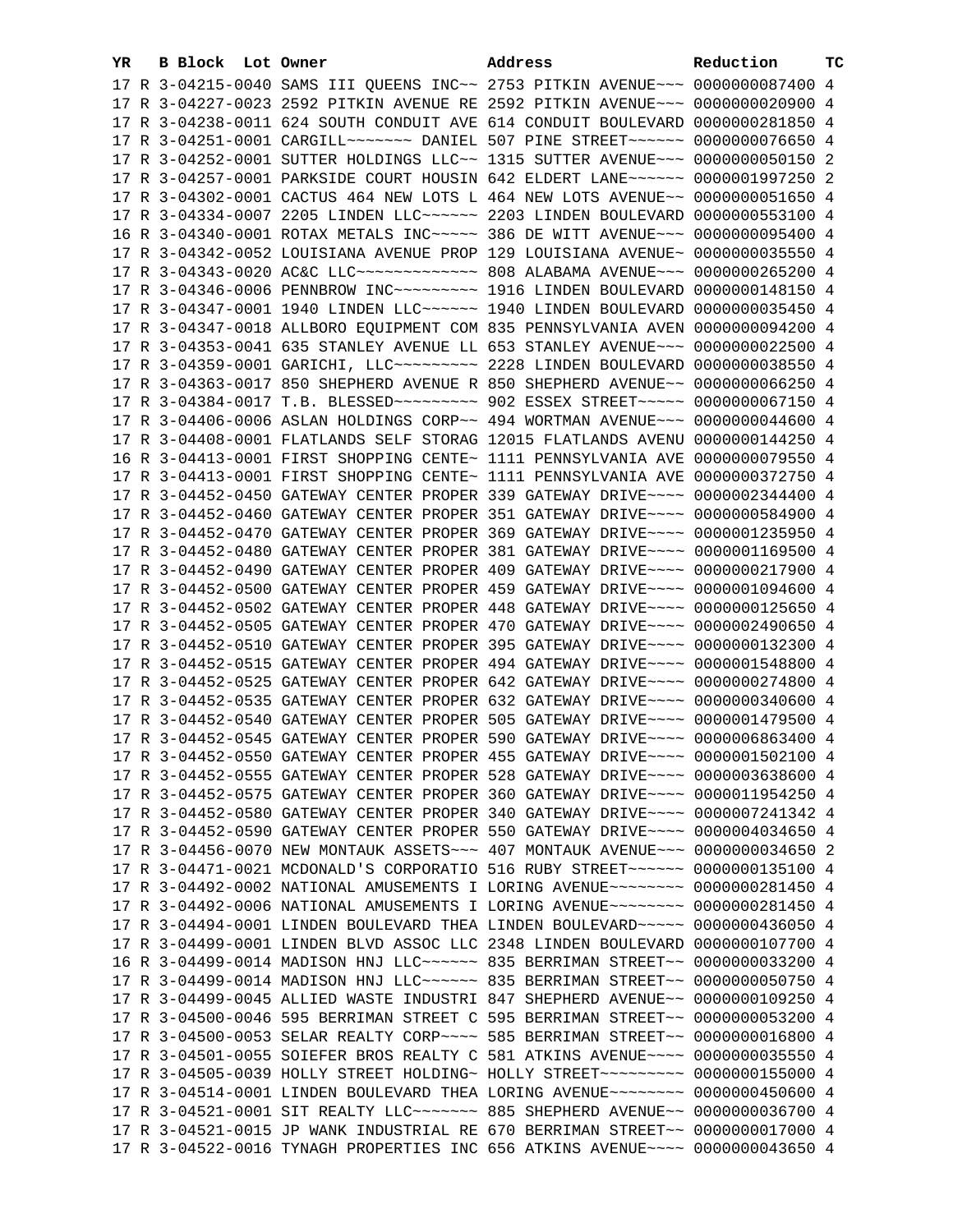| YR | B | Block | Lot | Owner | Address | Reduction | TC |
|---|---|---|---|---|---|---|---|
| 17 | R | 3-04215-0040 | | SAMS III QUEENS INC~~ | 2753 PITKIN AVENUE~~~ | 0000000087400 | 4 |
| 17 | R | 3-04227-0023 | | 2592 PITKIN AVENUE RE | 2592 PITKIN AVENUE~~~ | 0000000020900 | 4 |
| 17 | R | 3-04238-0011 | | 624 SOUTH CONDUIT AVE | 614 CONDUIT BOULEVARD | 0000000281850 | 4 |
| 17 | R | 3-04251-0001 | | CARGILL~~~~~~~ DANIEL | 507 PINE STREET~~~~~~ | 0000000076650 | 4 |
| 17 | R | 3-04252-0001 | | SUTTER HOLDINGS LLC~~ | 1315 SUTTER AVENUE~~~ | 0000000050150 | 2 |
| 17 | R | 3-04257-0001 | | PARKSIDE COURT HOUSIN | 642 ELDERT LANE~~~~~~ | 0000001997250 | 2 |
| 17 | R | 3-04302-0001 | | CACTUS 464 NEW LOTS L | 464 NEW LOTS AVENUE~~ | 0000000051650 | 4 |
| 17 | R | 3-04334-0007 | | 2205 LINDEN LLC~~~~~~ | 2203 LINDEN BOULEVARD | 0000000553100 | 4 |
| 16 | R | 3-04340-0001 | | ROTAX METALS INC~~~~~ | 386 DE WITT AVENUE~~~ | 0000000095400 | 4 |
| 17 | R | 3-04342-0052 | | LOUISIANA AVENUE PROP | 129 LOUISIANA AVENUE~ | 0000000035550 | 4 |
| 17 | R | 3-04343-0020 | | AC&C LLC~~~~~~~~~~~~~ | 808 ALABAMA AVENUE~~~ | 0000000265200 | 4 |
| 17 | R | 3-04346-0006 | | PENNBROW INC~~~~~~~~~ | 1916 LINDEN BOULEVARD | 0000000148150 | 4 |
| 17 | R | 3-04347-0001 | | 1940 LINDEN LLC~~~~~~ | 1940 LINDEN BOULEVARD | 0000000035450 | 4 |
| 17 | R | 3-04347-0018 | | ALLBORO EQUIPMENT COM | 835 PENNSYLVANIA AVEN | 0000000094200 | 4 |
| 17 | R | 3-04353-0041 | | 635 STANLEY AVENUE LL | 653 STANLEY AVENUE~~~ | 0000000022500 | 4 |
| 17 | R | 3-04359-0001 | | GARICHI, LLC~~~~~~~~~ | 2228 LINDEN BOULEVARD | 0000000038550 | 4 |
| 17 | R | 3-04363-0017 | | 850 SHEPHERD AVENUE R | 850 SHEPHERD AVENUE~~ | 0000000066250 | 4 |
| 17 | R | 3-04384-0017 | | T.B. BLESSED~~~~~~~~~ | 902 ESSEX STREET~~~~~ | 0000000067150 | 4 |
| 17 | R | 3-04406-0006 | | ASLAN HOLDINGS CORP~~ | 494 WORTMAN AVENUE~~~ | 0000000044600 | 4 |
| 17 | R | 3-04408-0001 | | FLATLANDS SELF STORAG | 12015 FLATLANDS AVENU | 0000000144250 | 4 |
| 16 | R | 3-04413-0001 | | FIRST SHOPPING CENTE~ | 1111 PENNSYLVANIA AVE | 0000000079550 | 4 |
| 17 | R | 3-04413-0001 | | FIRST SHOPPING CENTE~ | 1111 PENNSYLVANIA AVE | 0000000372750 | 4 |
| 17 | R | 3-04452-0450 | | GATEWAY CENTER PROPER | 339 GATEWAY DRIVE~~~~ | 0000002344400 | 4 |
| 17 | R | 3-04452-0460 | | GATEWAY CENTER PROPER | 351 GATEWAY DRIVE~~~~ | 0000000584900 | 4 |
| 17 | R | 3-04452-0470 | | GATEWAY CENTER PROPER | 369 GATEWAY DRIVE~~~~ | 0000001235950 | 4 |
| 17 | R | 3-04452-0480 | | GATEWAY CENTER PROPER | 381 GATEWAY DRIVE~~~~ | 0000001169500 | 4 |
| 17 | R | 3-04452-0490 | | GATEWAY CENTER PROPER | 409 GATEWAY DRIVE~~~~ | 0000000217900 | 4 |
| 17 | R | 3-04452-0500 | | GATEWAY CENTER PROPER | 459 GATEWAY DRIVE~~~~ | 0000001094600 | 4 |
| 17 | R | 3-04452-0502 | | GATEWAY CENTER PROPER | 448 GATEWAY DRIVE~~~~ | 0000000125650 | 4 |
| 17 | R | 3-04452-0505 | | GATEWAY CENTER PROPER | 470 GATEWAY DRIVE~~~~ | 0000002490650 | 4 |
| 17 | R | 3-04452-0510 | | GATEWAY CENTER PROPER | 395 GATEWAY DRIVE~~~~ | 0000000132300 | 4 |
| 17 | R | 3-04452-0515 | | GATEWAY CENTER PROPER | 494 GATEWAY DRIVE~~~~ | 0000001548800 | 4 |
| 17 | R | 3-04452-0525 | | GATEWAY CENTER PROPER | 642 GATEWAY DRIVE~~~~ | 0000000274800 | 4 |
| 17 | R | 3-04452-0535 | | GATEWAY CENTER PROPER | 632 GATEWAY DRIVE~~~~ | 0000000340600 | 4 |
| 17 | R | 3-04452-0540 | | GATEWAY CENTER PROPER | 505 GATEWAY DRIVE~~~~ | 0000001479500 | 4 |
| 17 | R | 3-04452-0545 | | GATEWAY CENTER PROPER | 590 GATEWAY DRIVE~~~~ | 0000006863400 | 4 |
| 17 | R | 3-04452-0550 | | GATEWAY CENTER PROPER | 455 GATEWAY DRIVE~~~~ | 0000001502100 | 4 |
| 17 | R | 3-04452-0555 | | GATEWAY CENTER PROPER | 528 GATEWAY DRIVE~~~~ | 0000003638600 | 4 |
| 17 | R | 3-04452-0575 | | GATEWAY CENTER PROPER | 360 GATEWAY DRIVE~~~~ | 0000011954250 | 4 |
| 17 | R | 3-04452-0580 | | GATEWAY CENTER PROPER | 340 GATEWAY DRIVE~~~~ | 0000007241342 | 4 |
| 17 | R | 3-04452-0590 | | GATEWAY CENTER PROPER | 550 GATEWAY DRIVE~~~~ | 0000004034650 | 4 |
| 17 | R | 3-04456-0070 | | NEW MONTAUK ASSETS~~~ | 407 MONTAUK AVENUE~~~ | 0000000034650 | 2 |
| 17 | R | 3-04471-0021 | | MCDONALD'S CORPORATIO | 516 RUBY STREET~~~~~~ | 0000000135100 | 4 |
| 17 | R | 3-04492-0002 | | NATIONAL AMUSEMENTS I | LORING AVENUE~~~~~~~~ | 0000000281450 | 4 |
| 17 | R | 3-04492-0006 | | NATIONAL AMUSEMENTS I | LORING AVENUE~~~~~~~~ | 0000000281450 | 4 |
| 17 | R | 3-04494-0001 | | LINDEN BOULEVARD THEA | LINDEN BOULEVARD~~~~~ | 0000000436050 | 4 |
| 17 | R | 3-04499-0001 | | LINDEN BLVD ASSOC LLC | 2348 LINDEN BOULEVARD | 0000000107700 | 4 |
| 16 | R | 3-04499-0014 | | MADISON HNJ LLC~~~~~~ | 835 BERRIMAN STREET~~ | 0000000033200 | 4 |
| 17 | R | 3-04499-0014 | | MADISON HNJ LLC~~~~~~ | 835 BERRIMAN STREET~~ | 0000000050750 | 4 |
| 17 | R | 3-04499-0045 | | ALLIED WASTE INDUSTRI | 847 SHEPHERD AVENUE~~ | 0000000109250 | 4 |
| 17 | R | 3-04500-0046 | | 595 BERRIMAN STREET C | 595 BERRIMAN STREET~~ | 0000000053200 | 4 |
| 17 | R | 3-04500-0053 | | SELAR REALTY CORP~~~~ | 585 BERRIMAN STREET~~ | 0000000016800 | 4 |
| 17 | R | 3-04501-0055 | | SOIEFER BROS REALTY C | 581 ATKINS AVENUE~~~~ | 0000000035550 | 4 |
| 17 | R | 3-04505-0039 | | HOLLY STREET HOLDING~ | HOLLY STREET~~~~~~~~~ | 0000000155000 | 4 |
| 17 | R | 3-04514-0001 | | LINDEN BOULEVARD THEA | LORING AVENUE~~~~~~~~ | 0000000450600 | 4 |
| 17 | R | 3-04521-0001 | | SIT REALTY LLC~~~~~~~ | 885 SHEPHERD AVENUE~~ | 0000000036700 | 4 |
| 17 | R | 3-04521-0015 | | JP WANK INDUSTRIAL RE | 670 BERRIMAN STREET~~ | 0000000017000 | 4 |
| 17 | R | 3-04522-0016 | | TYNAGH PROPERTIES INC | 656 ATKINS AVENUE~~~~ | 0000000043650 | 4 |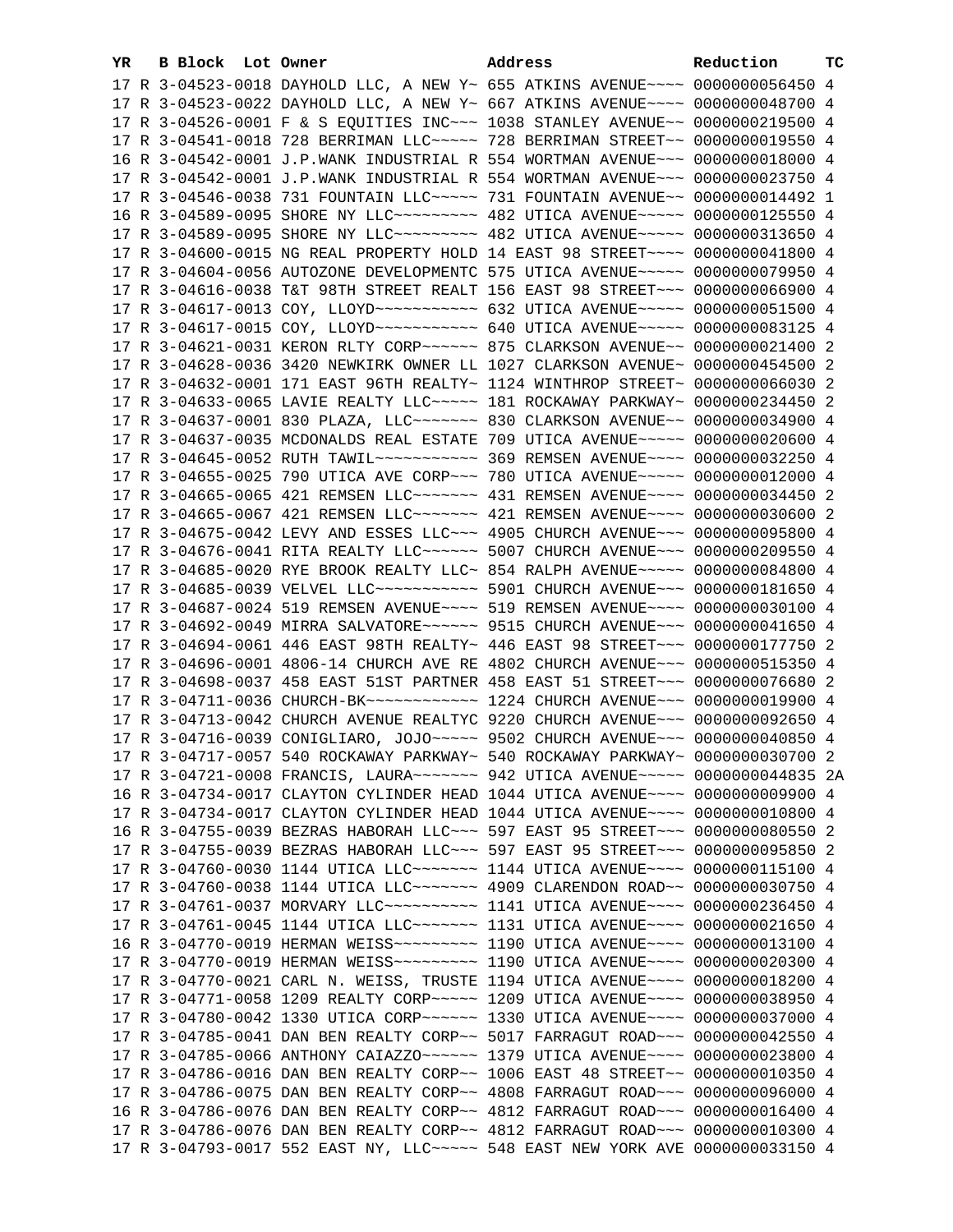| YR | B | Block | Lot | Owner | Address | Reduction | TC |
|---|---|---|---|---|---|---|---|
| 17 | R | 3-04523-0018 | | DAYHOLD LLC, A NEW Y~ | 655 ATKINS AVENUE~~~~ | 0000000056450 | 4 |
| 17 | R | 3-04523-0022 | | DAYHOLD LLC, A NEW Y~ | 667 ATKINS AVENUE~~~~ | 0000000048700 | 4 |
| 17 | R | 3-04526-0001 | | F & S EQUITIES INC~~~ | 1038 STANLEY AVENUE~~ | 0000000219500 | 4 |
| 17 | R | 3-04541-0018 | | 728 BERRIMAN LLC~~~~~ | 728 BERRIMAN STREET~~ | 0000000019550 | 4 |
| 16 | R | 3-04542-0001 | | J.P.WANK INDUSTRIAL R | 554 WORTMAN AVENUE~~~ | 0000000018000 | 4 |
| 17 | R | 3-04542-0001 | | J.P.WANK INDUSTRIAL R | 554 WORTMAN AVENUE~~~ | 0000000023750 | 4 |
| 17 | R | 3-04546-0038 | | 731 FOUNTAIN LLC~~~~~ | 731 FOUNTAIN AVENUE~~ | 0000000014492 | 1 |
| 16 | R | 3-04589-0095 | | SHORE NY LLC~~~~~~~~~ | 482 UTICA AVENUE~~~~~ | 0000000125550 | 4 |
| 17 | R | 3-04589-0095 | | SHORE NY LLC~~~~~~~~~ | 482 UTICA AVENUE~~~~~ | 0000000313650 | 4 |
| 17 | R | 3-04600-0015 | | NG REAL PROPERTY HOLD | 14 EAST 98 STREET~~~~ | 0000000041800 | 4 |
| 17 | R | 3-04604-0056 | | AUTOZONE DEVELOPMENTC | 575 UTICA AVENUE~~~~~ | 0000000079950 | 4 |
| 17 | R | 3-04616-0038 | | T&T 98TH STREET REALT | 156 EAST 98 STREET~~~ | 0000000066900 | 4 |
| 17 | R | 3-04617-0013 | | COY, LLOYD~~~~~~~~~~~ | 632 UTICA AVENUE~~~~~ | 0000000051500 | 4 |
| 17 | R | 3-04617-0015 | | COY, LLOYD~~~~~~~~~~~ | 640 UTICA AVENUE~~~~~ | 0000000083125 | 4 |
| 17 | R | 3-04621-0031 | | KERON RLTY CORP~~~~~~ | 875 CLARKSON AVENUE~~ | 0000000021400 | 2 |
| 17 | R | 3-04628-0036 | | 3420 NEWKIRK OWNER LL | 1027 CLARKSON AVENUE~ | 0000000454500 | 2 |
| 17 | R | 3-04632-0001 | | 171 EAST 96TH REALTY~ | 1124 WINTHROP STREET~ | 0000000066030 | 2 |
| 17 | R | 3-04633-0065 | | LAVIE REALTY LLC~~~~~ | 181 ROCKAWAY PARKWAY~ | 0000000234450 | 2 |
| 17 | R | 3-04637-0001 | | 830 PLAZA, LLC~~~~~~~ | 830 CLARKSON AVENUE~~ | 0000000034900 | 4 |
| 17 | R | 3-04637-0035 | | MCDONALDS REAL ESTATE | 709 UTICA AVENUE~~~~~ | 0000000020600 | 4 |
| 17 | R | 3-04645-0052 | | RUTH TAWIL~~~~~~~~~~~ | 369 REMSEN AVENUE~~~~ | 0000000032250 | 4 |
| 17 | R | 3-04655-0025 | | 790 UTICA AVE CORP~~~ | 780 UTICA AVENUE~~~~~ | 0000000012000 | 4 |
| 17 | R | 3-04665-0065 | | 421 REMSEN LLC~~~~~~~ | 431 REMSEN AVENUE~~~~ | 0000000034450 | 2 |
| 17 | R | 3-04665-0067 | | 421 REMSEN LLC~~~~~~~ | 421 REMSEN AVENUE~~~~ | 0000000030600 | 2 |
| 17 | R | 3-04675-0042 | | LEVY AND ESSES LLC~~~ | 4905 CHURCH AVENUE~~~ | 0000000095800 | 4 |
| 17 | R | 3-04676-0041 | | RITA REALTY LLC~~~~~~ | 5007 CHURCH AVENUE~~~ | 0000000209550 | 4 |
| 17 | R | 3-04685-0020 | | RYE BROOK REALTY LLC~ | 854 RALPH AVENUE~~~~~ | 0000000084800 | 4 |
| 17 | R | 3-04685-0039 | | VELVEL LLC~~~~~~~~~~~ | 5901 CHURCH AVENUE~~~ | 0000000181650 | 4 |
| 17 | R | 3-04687-0024 | | 519 REMSEN AVENUE~~~~ | 519 REMSEN AVENUE~~~~ | 0000000030100 | 4 |
| 17 | R | 3-04692-0049 | | MIRRA SALVATORE~~~~~~ | 9515 CHURCH AVENUE~~~ | 0000000041650 | 4 |
| 17 | R | 3-04694-0061 | | 446 EAST 98TH REALTY~ | 446 EAST 98 STREET~~~ | 0000000177750 | 2 |
| 17 | R | 3-04696-0001 | | 4806-14 CHURCH AVE RE | 4802 CHURCH AVENUE~~~ | 0000000515350 | 4 |
| 17 | R | 3-04698-0037 | | 458 EAST 51ST PARTNER | 458 EAST 51 STREET~~~ | 0000000076680 | 2 |
| 17 | R | 3-04711-0036 | | CHURCH-BK~~~~~~~~~~~~ | 1224 CHURCH AVENUE~~~ | 0000000019900 | 4 |
| 17 | R | 3-04713-0042 | | CHURCH AVENUE REALTYC | 9220 CHURCH AVENUE~~~ | 0000000092650 | 4 |
| 17 | R | 3-04716-0039 | | CONIGLIARO, JOJO~~~~~ | 9502 CHURCH AVENUE~~~ | 0000000040850 | 4 |
| 17 | R | 3-04717-0057 | | 540 ROCKAWAY PARKWAY~ | 540 ROCKAWAY PARKWAY~ | 0000000030700 | 2 |
| 17 | R | 3-04721-0008 | | FRANCIS, LAURA~~~~~~~ | 942 UTICA AVENUE~~~~~ | 0000000044835 | 2A |
| 16 | R | 3-04734-0017 | | CLAYTON CYLINDER HEAD | 1044 UTICA AVENUE~~~~ | 0000000009900 | 4 |
| 17 | R | 3-04734-0017 | | CLAYTON CYLINDER HEAD | 1044 UTICA AVENUE~~~~ | 0000000010800 | 4 |
| 16 | R | 3-04755-0039 | | BEZRAS HABORAH LLC~~~ | 597 EAST 95 STREET~~~ | 0000000080550 | 2 |
| 17 | R | 3-04755-0039 | | BEZRAS HABORAH LLC~~~ | 597 EAST 95 STREET~~~ | 0000000095850 | 2 |
| 17 | R | 3-04760-0030 | | 1144 UTICA LLC~~~~~~~ | 1144 UTICA AVENUE~~~~ | 0000000115100 | 4 |
| 17 | R | 3-04760-0038 | | 1144 UTICA LLC~~~~~~~ | 4909 CLARENDON ROAD~~ | 0000000030750 | 4 |
| 17 | R | 3-04761-0037 | | MORVARY LLC~~~~~~~~~~ | 1141 UTICA AVENUE~~~~ | 0000000236450 | 4 |
| 17 | R | 3-04761-0045 | | 1144 UTICA LLC~~~~~~~ | 1131 UTICA AVENUE~~~~ | 0000000021650 | 4 |
| 16 | R | 3-04770-0019 | | HERMAN WEISS~~~~~~~~~ | 1190 UTICA AVENUE~~~~ | 0000000013100 | 4 |
| 17 | R | 3-04770-0019 | | HERMAN WEISS~~~~~~~~~ | 1190 UTICA AVENUE~~~~ | 0000000020300 | 4 |
| 17 | R | 3-04770-0021 | | CARL N. WEISS, TRUSTE | 1194 UTICA AVENUE~~~~ | 0000000018200 | 4 |
| 17 | R | 3-04771-0058 | | 1209 REALTY CORP~~~~~ | 1209 UTICA AVENUE~~~~ | 0000000038950 | 4 |
| 17 | R | 3-04780-0042 | | 1330 UTICA CORP~~~~~~ | 1330 UTICA AVENUE~~~~ | 0000000037000 | 4 |
| 17 | R | 3-04785-0041 | | DAN BEN REALTY CORP~~ | 5017 FARRAGUT ROAD~~~ | 0000000042550 | 4 |
| 17 | R | 3-04785-0066 | | ANTHONY CAIAZZO~~~~~~ | 1379 UTICA AVENUE~~~~ | 0000000023800 | 4 |
| 17 | R | 3-04786-0016 | | DAN BEN REALTY CORP~~ | 1006 EAST 48 STREET~~ | 0000000010350 | 4 |
| 17 | R | 3-04786-0075 | | DAN BEN REALTY CORP~~ | 4808 FARRAGUT ROAD~~~ | 0000000096000 | 4 |
| 16 | R | 3-04786-0076 | | DAN BEN REALTY CORP~~ | 4812 FARRAGUT ROAD~~~ | 0000000016400 | 4 |
| 17 | R | 3-04786-0076 | | DAN BEN REALTY CORP~~ | 4812 FARRAGUT ROAD~~~ | 0000000010300 | 4 |
| 17 | R | 3-04793-0017 | | 552 EAST NY, LLC~~~~~ | 548 EAST NEW YORK AVE | 0000000033150 | 4 |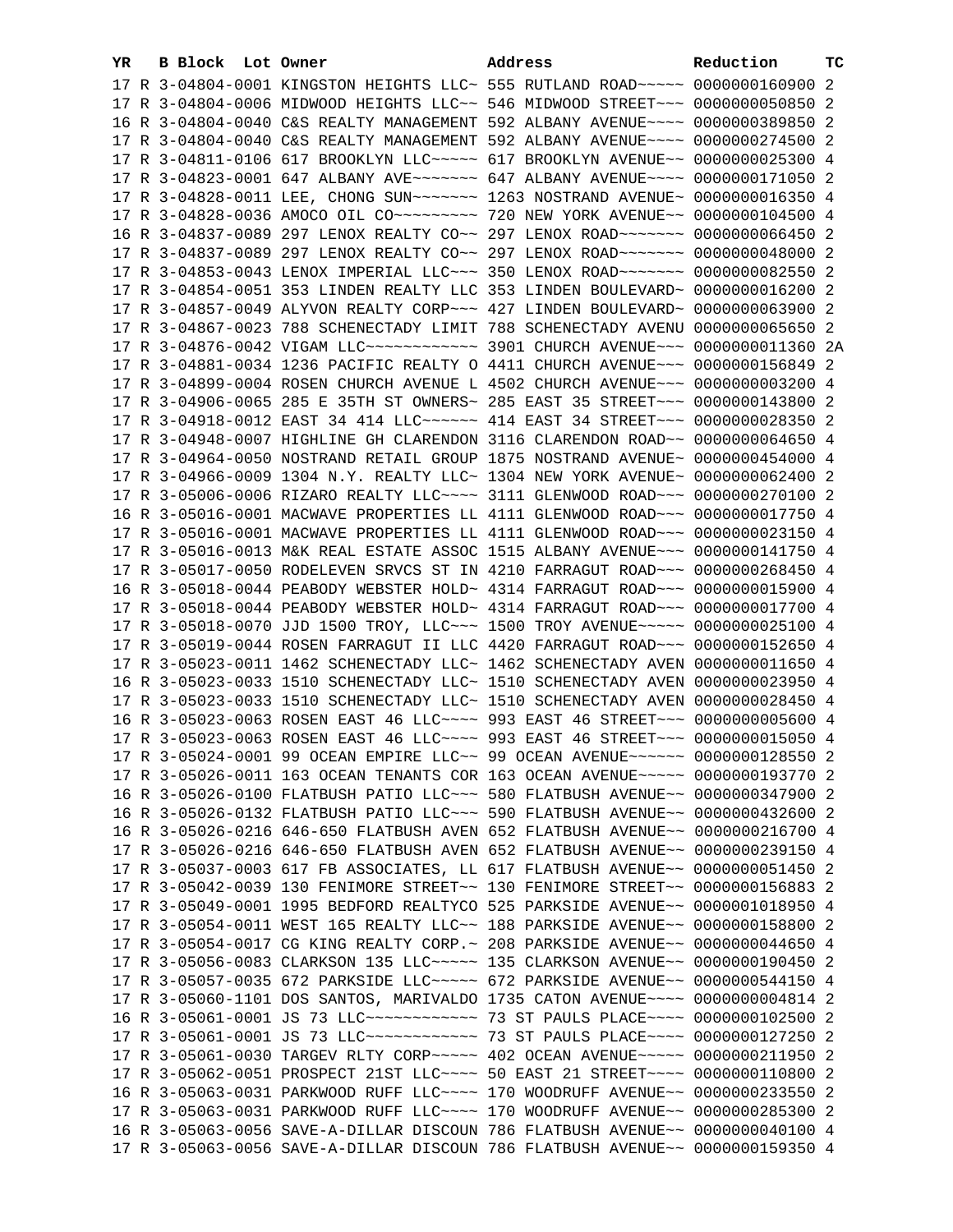| YR | B | Block | Lot | Owner | Address | Reduction | TC |
|---|---|---|---|---|---|---|---|
| 17 | R | 3-04804-0001 | | KINGSTON HEIGHTS LLC~ | 555 RUTLAND ROAD~~~~~ | 0000000160900 | 2 |
| 17 | R | 3-04804-0006 | | MIDWOOD HEIGHTS LLC~~ | 546 MIDWOOD STREET~~~ | 0000000050850 | 2 |
| 16 | R | 3-04804-0040 | | C&S REALTY MANAGEMENT | 592 ALBANY AVENUE~~~~ | 0000000389850 | 2 |
| 17 | R | 3-04804-0040 | | C&S REALTY MANAGEMENT | 592 ALBANY AVENUE~~~~ | 0000000274500 | 2 |
| 17 | R | 3-04811-0106 | | 617 BROOKLYN LLC~~~~~ | 617 BROOKLYN AVENUE~~ | 0000000025300 | 4 |
| 17 | R | 3-04823-0001 | | 647 ALBANY AVE~~~~~~~ | 647 ALBANY AVENUE~~~~ | 0000000171050 | 2 |
| 17 | R | 3-04828-0011 | | LEE, CHONG SUN~~~~~~~ | 1263 NOSTRAND AVENUE~ | 0000000016350 | 4 |
| 17 | R | 3-04828-0036 | | AMOCO OIL CO~~~~~~~~~ | 720 NEW YORK AVENUE~~ | 0000000104500 | 4 |
| 16 | R | 3-04837-0089 | | 297 LENOX REALTY CO~~ | 297 LENOX ROAD~~~~~~~ | 0000000066450 | 2 |
| 17 | R | 3-04837-0089 | | 297 LENOX REALTY CO~~ | 297 LENOX ROAD~~~~~~~ | 0000000048000 | 2 |
| 17 | R | 3-04853-0043 | | LENOX IMPERIAL LLC~~~ | 350 LENOX ROAD~~~~~~~ | 0000000082550 | 2 |
| 17 | R | 3-04854-0051 | | 353 LINDEN REALTY LLC | 353 LINDEN BOULEVARD~ | 0000000016200 | 2 |
| 17 | R | 3-04857-0049 | | ALYVON REALTY CORP~~~ | 427 LINDEN BOULEVARD~ | 0000000063900 | 2 |
| 17 | R | 3-04867-0023 | | 788 SCHENECTADY LIMIT | 788 SCHENECTADY AVENU | 0000000065650 | 2 |
| 17 | R | 3-04876-0042 | | VIGAM LLC~~~~~~~~~~~~ | 3901 CHURCH AVENUE~~~ | 0000000011360 | 2A |
| 17 | R | 3-04881-0034 | | 1236 PACIFIC REALTY O | 4411 CHURCH AVENUE~~~ | 0000000156849 | 2 |
| 17 | R | 3-04899-0004 | | ROSEN CHURCH AVENUE L | 4502 CHURCH AVENUE~~~ | 0000000003200 | 4 |
| 17 | R | 3-04906-0065 | | 285 E 35TH ST OWNERS~ | 285 EAST 35 STREET~~~ | 0000000143800 | 2 |
| 17 | R | 3-04918-0012 | | EAST 34 414 LLC~~~~~~ | 414 EAST 34 STREET~~~ | 0000000028350 | 2 |
| 17 | R | 3-04948-0007 | | HIGHLINE GH CLARENDON | 3116 CLARENDON ROAD~~ | 0000000064650 | 4 |
| 17 | R | 3-04964-0050 | | NOSTRAND RETAIL GROUP | 1875 NOSTRAND AVENUE~ | 0000000454000 | 4 |
| 17 | R | 3-04966-0009 | | 1304 N.Y. REALTY LLC~ | 1304 NEW YORK AVENUE~ | 0000000062400 | 2 |
| 17 | R | 3-05006-0006 | | RIZARO REALTY LLC~~~~ | 3111 GLENWOOD ROAD~~~ | 0000000270100 | 2 |
| 16 | R | 3-05016-0001 | | MACWAVE PROPERTIES LL | 4111 GLENWOOD ROAD~~~ | 0000000017750 | 4 |
| 17 | R | 3-05016-0001 | | MACWAVE PROPERTIES LL | 4111 GLENWOOD ROAD~~~ | 0000000023150 | 4 |
| 17 | R | 3-05016-0013 | | M&K REAL ESTATE ASSOC | 1515 ALBANY AVENUE~~~ | 0000000141750 | 4 |
| 17 | R | 3-05017-0050 | | RODELEVEN SRVCS ST IN | 4210 FARRAGUT ROAD~~~ | 0000000268450 | 4 |
| 16 | R | 3-05018-0044 | | PEABODY WEBSTER HOLD~ | 4314 FARRAGUT ROAD~~~ | 0000000015900 | 4 |
| 17 | R | 3-05018-0044 | | PEABODY WEBSTER HOLD~ | 4314 FARRAGUT ROAD~~~ | 0000000017700 | 4 |
| 17 | R | 3-05018-0070 | | JJD 1500 TROY, LLC~~~ | 1500 TROY AVENUE~~~~~ | 0000000025100 | 4 |
| 17 | R | 3-05019-0044 | | ROSEN FARRAGUT II LLC | 4420 FARRAGUT ROAD~~~ | 0000000152650 | 4 |
| 17 | R | 3-05023-0011 | | 1462 SCHENECTADY LLC~ | 1462 SCHENECTADY AVEN | 0000000011650 | 4 |
| 16 | R | 3-05023-0033 | | 1510 SCHENECTADY LLC~ | 1510 SCHENECTADY AVEN | 0000000023950 | 4 |
| 17 | R | 3-05023-0033 | | 1510 SCHENECTADY LLC~ | 1510 SCHENECTADY AVEN | 0000000028450 | 4 |
| 16 | R | 3-05023-0063 | | ROSEN EAST 46 LLC~~~~ | 993 EAST 46 STREET~~~ | 0000000005600 | 4 |
| 17 | R | 3-05023-0063 | | ROSEN EAST 46 LLC~~~~ | 993 EAST 46 STREET~~~ | 0000000015050 | 4 |
| 17 | R | 3-05024-0001 | | 99 OCEAN EMPIRE LLC~~ | 99 OCEAN AVENUE~~~~~~ | 0000000128550 | 2 |
| 17 | R | 3-05026-0011 | | 163 OCEAN TENANTS COR | 163 OCEAN AVENUE~~~~~ | 0000000193770 | 2 |
| 16 | R | 3-05026-0100 | | FLATBUSH PATIO LLC~~~ | 580 FLATBUSH AVENUE~~ | 0000000347900 | 2 |
| 16 | R | 3-05026-0132 | | FLATBUSH PATIO LLC~~~ | 590 FLATBUSH AVENUE~~ | 0000000432600 | 2 |
| 16 | R | 3-05026-0216 | | 646-650 FLATBUSH AVEN | 652 FLATBUSH AVENUE~~ | 0000000216700 | 4 |
| 17 | R | 3-05026-0216 | | 646-650 FLATBUSH AVEN | 652 FLATBUSH AVENUE~~ | 0000000239150 | 4 |
| 17 | R | 3-05037-0003 | | 617 FB ASSOCIATES, LL | 617 FLATBUSH AVENUE~~ | 0000000051450 | 2 |
| 17 | R | 3-05042-0039 | | 130 FENIMORE STREET~~ | 130 FENIMORE STREET~~ | 0000000156883 | 2 |
| 17 | R | 3-05049-0001 | | 1995 BEDFORD REALTYCO | 525 PARKSIDE AVENUE~~ | 0000001018950 | 4 |
| 17 | R | 3-05054-0011 | | WEST 165 REALTY LLC~~ | 188 PARKSIDE AVENUE~~ | 0000000158800 | 2 |
| 17 | R | 3-05054-0017 | | CG KING REALTY CORP.~ | 208 PARKSIDE AVENUE~~ | 0000000044650 | 4 |
| 17 | R | 3-05056-0083 | | CLARKSON 135 LLC~~~~~ | 135 CLARKSON AVENUE~~ | 0000000190450 | 2 |
| 17 | R | 3-05057-0035 | | 672 PARKSIDE LLC~~~~~ | 672 PARKSIDE AVENUE~~ | 0000000544150 | 4 |
| 17 | R | 3-05060-1101 | | DOS SANTOS, MARIVALDO | 1735 CATON AVENUE~~~~ | 0000000004814 | 2 |
| 16 | R | 3-05061-0001 | | JS 73 LLC~~~~~~~~~~~~ | 73 ST PAULS PLACE~~~~ | 0000000102500 | 2 |
| 17 | R | 3-05061-0001 | | JS 73 LLC~~~~~~~~~~~~ | 73 ST PAULS PLACE~~~~ | 0000000127250 | 2 |
| 17 | R | 3-05061-0030 | | TARGEV RLTY CORP~~~~~ | 402 OCEAN AVENUE~~~~~ | 0000000211950 | 2 |
| 17 | R | 3-05062-0051 | | PROSPECT 21ST LLC~~~~ | 50 EAST 21 STREET~~~~ | 0000000110800 | 2 |
| 16 | R | 3-05063-0031 | | PARKWOOD RUFF LLC~~~~ | 170 WOODRUFF AVENUE~~ | 0000000233550 | 2 |
| 17 | R | 3-05063-0031 | | PARKWOOD RUFF LLC~~~~ | 170 WOODRUFF AVENUE~~ | 0000000285300 | 2 |
| 16 | R | 3-05063-0056 | | SAVE-A-DILLAR DISCOUN | 786 FLATBUSH AVENUE~~ | 0000000040100 | 4 |
| 17 | R | 3-05063-0056 | | SAVE-A-DILLAR DISCOUN | 786 FLATBUSH AVENUE~~ | 0000000159350 | 4 |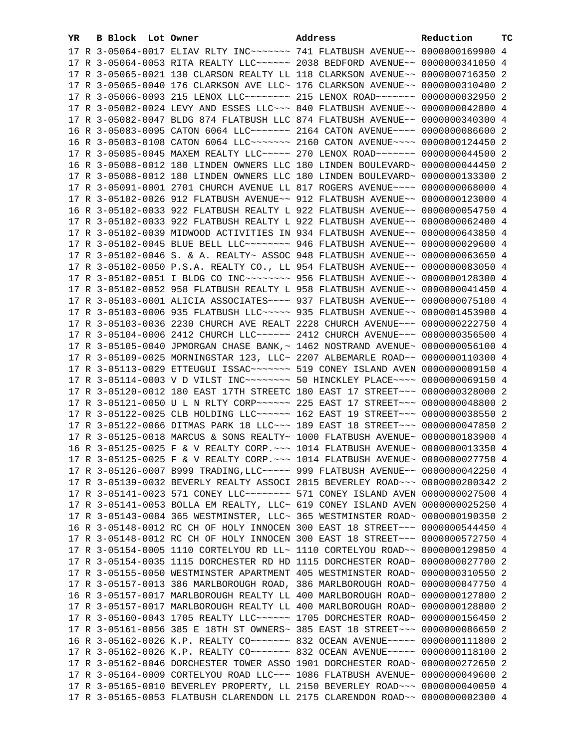| YR | B | Block | Lot | Owner | Address | Reduction | TC |
|---|---|---|---|---|---|---|---|
| 17 | R | 3-05064-0017 | | ELIAV RLTY INC~~~~~~~ | 741 FLATBUSH AVENUE~~ | 0000000169900 | 4 |
| 17 | R | 3-05064-0053 | | RITA REALTY LLC~~~~~~ | 2038 BEDFORD AVENUE~~ | 0000000341050 | 4 |
| 17 | R | 3-05065-0021 | | 130 CLARKSON REALTY LL | 118 CLARKSON AVENUE~~ | 0000000716350 | 2 |
| 17 | R | 3-05065-0040 | | 176 CLARKSON AVE LLC~ | 176 CLARKSON AVENUE~~ | 0000000310400 | 2 |
| 17 | R | 3-05066-0093 | | 215 LENOX LLC~~~~~~~~ | 215 LENOX ROAD~~~~~~~ | 0000000032950 | 2 |
| 17 | R | 3-05082-0024 | | LEVY AND ESSES LLC~~~ | 840 FLATBUSH AVENUE~~ | 0000000042800 | 4 |
| 17 | R | 3-05082-0047 | | BLDG 874 FLATBUSH LLC | 874 FLATBUSH AVENUE~~ | 0000000340300 | 4 |
| 16 | R | 3-05083-0095 | | CATON 6064 LLC~~~~~~~ | 2164 CATON AVENUE~~~~ | 0000000086600 | 2 |
| 16 | R | 3-05083-0108 | | CATON 6064 LLC~~~~~~~ | 2160 CATON AVENUE~~~~ | 0000000124450 | 2 |
| 17 | R | 3-05085-0045 | | MAXEM REALTY LLC~~~~~ | 270 LENOX ROAD~~~~~~~ | 0000000044500 | 2 |
| 16 | R | 3-05088-0012 | | 180 LINDEN OWNERS LLC | 180 LINDEN BOULEVARD~ | 0000000044450 | 2 |
| 17 | R | 3-05088-0012 | | 180 LINDEN OWNERS LLC | 180 LINDEN BOULEVARD~ | 0000000133300 | 2 |
| 17 | R | 3-05091-0001 | | 2701 CHURCH AVENUE LL | 817 ROGERS AVENUE~~~~ | 0000000068000 | 4 |
| 17 | R | 3-05102-0026 | | 912 FLATBUSH AVENUE~~ | 912 FLATBUSH AVENUE~~ | 0000000123000 | 4 |
| 16 | R | 3-05102-0033 | | 922 FLATBUSH REALTY L | 922 FLATBUSH AVENUE~~ | 0000000054750 | 4 |
| 17 | R | 3-05102-0033 | | 922 FLATBUSH REALTY L | 922 FLATBUSH AVENUE~~ | 0000000062400 | 4 |
| 17 | R | 3-05102-0039 | | MIDWOOD ACTIVITIES IN | 934 FLATBUSH AVENUE~~ | 0000000643850 | 4 |
| 17 | R | 3-05102-0045 | | BLUE BELL LLC~~~~~~~~ | 946 FLATBUSH AVENUE~~ | 0000000029600 | 4 |
| 17 | R | 3-05102-0046 | | S. & A. REALTY~ ASSOC | 948 FLATBUSH AVENUE~~ | 0000000063650 | 4 |
| 17 | R | 3-05102-0050 | | P.S.A. REALTY CO., LL | 954 FLATBUSH AVENUE~~ | 0000000083050 | 4 |
| 17 | R | 3-05102-0051 | | I BLDG CO INC~~~~~~~~ | 956 FLATBUSH AVENUE~~ | 0000000128300 | 4 |
| 17 | R | 3-05102-0052 | | 958 FLATBUSH REALTY L | 958 FLATBUSH AVENUE~~ | 0000000041450 | 4 |
| 17 | R | 3-05103-0001 | | ALICIA ASSOCIATES~~~~ | 937 FLATBUSH AVENUE~~ | 0000000075100 | 4 |
| 17 | R | 3-05103-0006 | | 935 FLATBUSH LLC~~~~~ | 935 FLATBUSH AVENUE~~ | 0000001453900 | 4 |
| 17 | R | 3-05103-0036 | | 2230 CHURCH AVE REALT | 2228 CHURCH AVENUE~~~ | 0000000222750 | 4 |
| 17 | R | 3-05104-0006 | | 2412 CHURCH LLC~~~~~~ | 2412 CHURCH AVENUE~~~ | 0000000356500 | 4 |
| 17 | R | 3-05105-0040 | | JPMORGAN CHASE BANK,~ | 1462 NOSTRAND AVENUE~ | 0000000056100 | 4 |
| 17 | R | 3-05109-0025 | | MORNINGSTAR 123, LLC~ | 2207 ALBEMARLE ROAD~~ | 0000000110300 | 4 |
| 17 | R | 3-05113-0029 | | ETTEUGUI ISSAC~~~~~~~ | 519 CONEY ISLAND AVEN | 0000000009150 | 4 |
| 17 | R | 3-05114-0003 | | V D VILST INC~~~~~~~~ | 50 HINCKLEY PLACE~~~~ | 0000000069150 | 4 |
| 17 | R | 3-05120-0012 | | 180 EAST 17TH STREETC | 180 EAST 17 STREET~~~ | 0000000328000 | 2 |
| 17 | R | 3-05121-0050 | | U L N RLTY CORP~~~~~~ | 225 EAST 17 STREET~~~ | 0000000048800 | 2 |
| 17 | R | 3-05122-0025 | | CLB HOLDING LLC~~~~~~ | 162 EAST 19 STREET~~~ | 0000000038550 | 2 |
| 17 | R | 3-05122-0066 | | DITMAS PARK 18 LLC~~~ | 189 EAST 18 STREET~~~ | 0000000047850 | 2 |
| 17 | R | 3-05125-0018 | | MARCUS & SONS REALTY~ | 1000 FLATBUSH AVENUE~ | 0000000183900 | 4 |
| 16 | R | 3-05125-0025 | | F & V REALTY CORP.~~~ | 1014 FLATBUSH AVENUE~ | 0000000013350 | 4 |
| 17 | R | 3-05125-0025 | | F & V REALTY CORP.~~~ | 1014 FLATBUSH AVENUE~ | 0000000027750 | 4 |
| 17 | R | 3-05126-0007 | | B999 TRADING,LLC~~~~~ | 999 FLATBUSH AVENUE~~ | 0000000042250 | 4 |
| 17 | R | 3-05139-0032 | | BEVERLY REALTY ASSOCI | 2815 BEVERLEY ROAD~~~ | 0000000200342 | 2 |
| 17 | R | 3-05141-0023 | | 571 CONEY LLC~~~~~~~~ | 571 CONEY ISLAND AVEN | 0000000027500 | 4 |
| 17 | R | 3-05141-0053 | | BOLLA EM REALTY, LLC~ | 619 CONEY ISLAND AVEN | 0000000025250 | 4 |
| 17 | R | 3-05143-0084 | | 365 WESTMINSTER, LLC~ | 365 WESTMINSTER ROAD~ | 0000000190350 | 2 |
| 16 | R | 3-05148-0012 | | RC CH OF HOLY INNOCEN | 300 EAST 18 STREET~~~ | 0000000544450 | 4 |
| 17 | R | 3-05148-0012 | | RC CH OF HOLY INNOCEN | 300 EAST 18 STREET~~~ | 0000000572750 | 4 |
| 17 | R | 3-05154-0005 | | 1110 CORTELYOU RD LL~ | 1110 CORTELYOU ROAD~~ | 0000000129850 | 4 |
| 17 | R | 3-05154-0035 | | 1115 DORCHESTER RD HD | 1115 DORCHESTER ROAD~ | 0000000027700 | 2 |
| 17 | R | 3-05155-0050 | | WESTMINSTER APARTMENT | 405 WESTMINSTER ROAD~ | 0000000310550 | 2 |
| 17 | R | 3-05157-0013 | | 386 MARLBOROUGH ROAD, | 386 MARLBOROUGH ROAD~ | 0000000047750 | 4 |
| 16 | R | 3-05157-0017 | | MARLBOROUGH REALTY LL | 400 MARLBOROUGH ROAD~ | 0000000127800 | 2 |
| 17 | R | 3-05157-0017 | | MARLBOROUGH REALTY LL | 400 MARLBOROUGH ROAD~ | 0000000128800 | 2 |
| 17 | R | 3-05160-0043 | | 1705 REALTY LLC~~~~~~ | 1705 DORCHESTER ROAD~ | 0000000156450 | 2 |
| 17 | R | 3-05161-0056 | | 385 E 18TH ST OWNERS~ | 385 EAST 18 STREET~~~ | 0000000086650 | 2 |
| 16 | R | 3-05162-0026 | | K.P. REALTY CO~~~~~~~ | 832 OCEAN AVENUE~~~~~ | 0000000111800 | 2 |
| 17 | R | 3-05162-0026 | | K.P. REALTY CO~~~~~~~ | 832 OCEAN AVENUE~~~~~ | 0000000118100 | 2 |
| 17 | R | 3-05162-0046 | | DORCHESTER TOWER ASSO | 1901 DORCHESTER ROAD~ | 0000000272650 | 2 |
| 17 | R | 3-05164-0009 | | CORTELYOU ROAD LLC~~~ | 1086 FLATBUSH AVENUE~ | 0000000049600 | 2 |
| 17 | R | 3-05165-0010 | | BEVERLEY PROPERTY, LL | 2150 BEVERLEY ROAD~~~ | 0000000040050 | 4 |
| 17 | R | 3-05165-0053 | | FLATBUSH CLARENDON LL | 2175 CLARENDON ROAD~~ | 0000000002300 | 4 |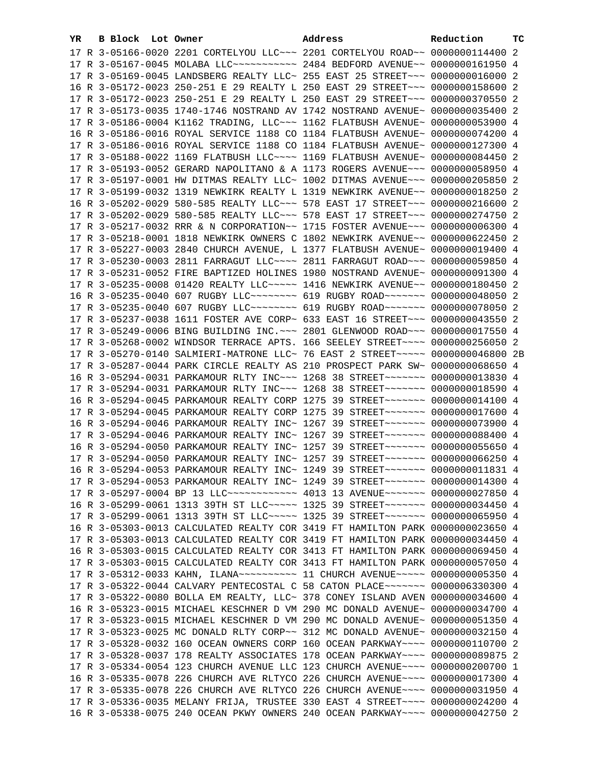| YR | B | Block | Lot | Owner | Address | Reduction | TC |
|---|---|---|---|---|---|---|---|
| 17 | R | 3-05166-0020 | | 2201 CORTELYOU LLC~~~ | 2201 CORTELYOU ROAD~~ | 0000000114400 | 2 |
| 17 | R | 3-05167-0045 | | MOLABA LLC~~~~~~~~~~~ | 2484 BEDFORD AVENUE~~ | 0000000161950 | 4 |
| 17 | R | 3-05169-0045 | | LANDSBERG REALTY LLC~ | 255 EAST 25 STREET~~~ | 0000000016000 | 2 |
| 16 | R | 3-05172-0023 | | 250-251 E 29 REALTY L | 250 EAST 29 STREET~~~ | 0000000158600 | 2 |
| 17 | R | 3-05172-0023 | | 250-251 E 29 REALTY L | 250 EAST 29 STREET~~~ | 0000000370550 | 2 |
| 17 | R | 3-05173-0035 | | 1740-1746 NOSTRAND AV | 1742 NOSTRAND AVENUE~ | 0000000035400 | 2 |
| 17 | R | 3-05186-0004 | | K1162 TRADING, LLC~~~ | 1162 FLATBUSH AVENUE~ | 0000000053900 | 4 |
| 16 | R | 3-05186-0016 | | ROYAL SERVICE 1188 CO | 1184 FLATBUSH AVENUE~ | 0000000074200 | 4 |
| 17 | R | 3-05186-0016 | | ROYAL SERVICE 1188 CO | 1184 FLATBUSH AVENUE~ | 0000000127300 | 4 |
| 17 | R | 3-05188-0022 | | 1169 FLATBUSH LLC~~~~ | 1169 FLATBUSH AVENUE~ | 0000000084450 | 2 |
| 17 | R | 3-05193-0052 | | GERARD NAPOLITANO & A | 1173 ROGERS AVENUE~~~ | 0000000058950 | 4 |
| 17 | R | 3-05197-0001 | | HW DITMAS REALTY LLC~ | 1002 DITMAS AVENUE~~~ | 0000000205850 | 2 |
| 17 | R | 3-05199-0032 | | 1319 NEWKIRK REALTY L | 1319 NEWKIRK AVENUE~~ | 0000000018250 | 2 |
| 16 | R | 3-05202-0029 | | 580-585 REALTY LLC~~~ | 578 EAST 17 STREET~~~ | 0000000216600 | 2 |
| 17 | R | 3-05202-0029 | | 580-585 REALTY LLC~~~ | 578 EAST 17 STREET~~~ | 0000000274750 | 2 |
| 17 | R | 3-05217-0032 | | RRR & N CORPORATION~~ | 1715 FOSTER AVENUE~~~ | 0000000006300 | 4 |
| 17 | R | 3-05218-0001 | | 1818 NEWKIRK OWNERS C | 1802 NEWKIRK AVENUE~~ | 0000000622450 | 2 |
| 17 | R | 3-05227-0003 | | 2840 CHURCH AVENUE, L | 1377 FLATBUSH AVENUE~ | 0000000019400 | 4 |
| 17 | R | 3-05230-0003 | | 2811 FARRAGUT LLC~~~~ | 2811 FARRAGUT ROAD~~~ | 0000000059850 | 4 |
| 17 | R | 3-05231-0052 | | FIRE BAPTIZED HOLINES | 1980 NOSTRAND AVENUE~ | 0000000091300 | 4 |
| 17 | R | 3-05235-0008 | | 01420 REALTY LLC~~~~~ | 1416 NEWKIRK AVENUE~~ | 0000000180450 | 2 |
| 16 | R | 3-05235-0040 | | 607 RUGBY LLC~~~~~~~~ | 619 RUGBY ROAD~~~~~~~ | 0000000048050 | 2 |
| 17 | R | 3-05235-0040 | | 607 RUGBY LLC~~~~~~~~ | 619 RUGBY ROAD~~~~~~~ | 0000000078050 | 2 |
| 17 | R | 3-05237-0038 | | 1611 FOSTER AVE CORP~ | 633 EAST 16 STREET~~~ | 0000000043550 | 2 |
| 17 | R | 3-05249-0006 | | BING BUILDING INC.~~~ | 2801 GLENWOOD ROAD~~~ | 0000000017550 | 4 |
| 17 | R | 3-05268-0002 | | WINDSOR TERRACE APTS. | 166 SEELEY STREET~~~~ | 0000000256050 | 2 |
| 17 | R | 3-05270-0140 | | SALMIERI-MATRONE LLC~ | 76 EAST 2 STREET~~~~~ | 0000000046800 | 2B |
| 17 | R | 3-05287-0044 | | PARK CIRCLE REALTY AS | 210 PROSPECT PARK SW~ | 0000000068650 | 4 |
| 16 | R | 3-05294-0031 | | PARKAMOUR RLTY INC~~~ | 1268 38 STREET~~~~~~~ | 0000000013830 | 4 |
| 17 | R | 3-05294-0031 | | PARKAMOUR RLTY INC~~~ | 1268 38 STREET~~~~~~~ | 0000000018590 | 4 |
| 16 | R | 3-05294-0045 | | PARKAMOUR REALTY CORP | 1275 39 STREET~~~~~~~ | 0000000014100 | 4 |
| 17 | R | 3-05294-0045 | | PARKAMOUR REALTY CORP | 1275 39 STREET~~~~~~~ | 0000000017600 | 4 |
| 16 | R | 3-05294-0046 | | PARKAMOUR REALTY INC~ | 1267 39 STREET~~~~~~~ | 0000000073900 | 4 |
| 17 | R | 3-05294-0046 | | PARKAMOUR REALTY INC~ | 1267 39 STREET~~~~~~~ | 0000000088400 | 4 |
| 16 | R | 3-05294-0050 | | PARKAMOUR REALTY INC~ | 1257 39 STREET~~~~~~~ | 0000000055650 | 4 |
| 17 | R | 3-05294-0050 | | PARKAMOUR REALTY INC~ | 1257 39 STREET~~~~~~~ | 0000000066250 | 4 |
| 16 | R | 3-05294-0053 | | PARKAMOUR REALTY INC~ | 1249 39 STREET~~~~~~~ | 0000000011831 | 4 |
| 17 | R | 3-05294-0053 | | PARKAMOUR REALTY INC~ | 1249 39 STREET~~~~~~~ | 0000000014300 | 4 |
| 17 | R | 3-05297-0004 | | BP 13 LLC~~~~~~~~~~~~ | 4013 13 AVENUE~~~~~~~ | 0000000027850 | 4 |
| 16 | R | 3-05299-0061 | | 1313 39TH ST LLC~~~~~ | 1325 39 STREET~~~~~~~ | 0000000034450 | 4 |
| 17 | R | 3-05299-0061 | | 1313 39TH ST LLC~~~~~ | 1325 39 STREET~~~~~~~ | 0000000065950 | 4 |
| 16 | R | 3-05303-0013 | | CALCULATED REALTY COR | 3419 FT HAMILTON PARK | 0000000023650 | 4 |
| 17 | R | 3-05303-0013 | | CALCULATED REALTY COR | 3419 FT HAMILTON PARK | 0000000034450 | 4 |
| 16 | R | 3-05303-0015 | | CALCULATED REALTY COR | 3413 FT HAMILTON PARK | 0000000069450 | 4 |
| 17 | R | 3-05303-0015 | | CALCULATED REALTY COR | 3413 FT HAMILTON PARK | 0000000057050 | 4 |
| 17 | R | 3-05312-0033 | | KAHN, ILANA~~~~~~~~~~ | 11 CHURCH AVENUE~~~~~ | 0000000005350 | 4 |
| 17 | R | 3-05322-0044 | | CALVARY PENTECOSTAL C | 58 CATON PLACE~~~~~~~ | 0000006330300 | 4 |
| 17 | R | 3-05322-0080 | | BOLLA EM REALTY, LLC~ | 378 CONEY ISLAND AVEN | 0000000034600 | 4 |
| 16 | R | 3-05323-0015 | | MICHAEL KESCHNER D VM | 290 MC DONALD AVENUE~ | 0000000034700 | 4 |
| 17 | R | 3-05323-0015 | | MICHAEL KESCHNER D VM | 290 MC DONALD AVENUE~ | 0000000051350 | 4 |
| 17 | R | 3-05323-0025 | | MC DONALD RLTY CORP~~ | 312 MC DONALD AVENUE~ | 0000000032150 | 4 |
| 17 | R | 3-05328-0032 | | 160 OCEAN OWNERS CORP | 160 OCEAN PARKWAY~~~~ | 0000000110700 | 2 |
| 17 | R | 3-05328-0037 | | 178 REALTY ASSOCIATES | 178 OCEAN PARKWAY~~~~ | 0000000089875 | 2 |
| 17 | R | 3-05334-0054 | | 123 CHURCH AVENUE LLC | 123 CHURCH AVENUE~~~~ | 0000000200700 | 1 |
| 16 | R | 3-05335-0078 | | 226 CHURCH AVE RLTYCO | 226 CHURCH AVENUE~~~~ | 0000000017300 | 4 |
| 17 | R | 3-05335-0078 | | 226 CHURCH AVE RLTYCO | 226 CHURCH AVENUE~~~~ | 0000000031950 | 4 |
| 17 | R | 3-05336-0035 | | MELANY FRIJA, TRUSTEE | 330 EAST 4 STREET~~~~ | 0000000024200 | 4 |
| 16 | R | 3-05338-0075 | | 240 OCEAN PKWY OWNERS | 240 OCEAN PARKWAY~~~~ | 0000000042750 | 2 |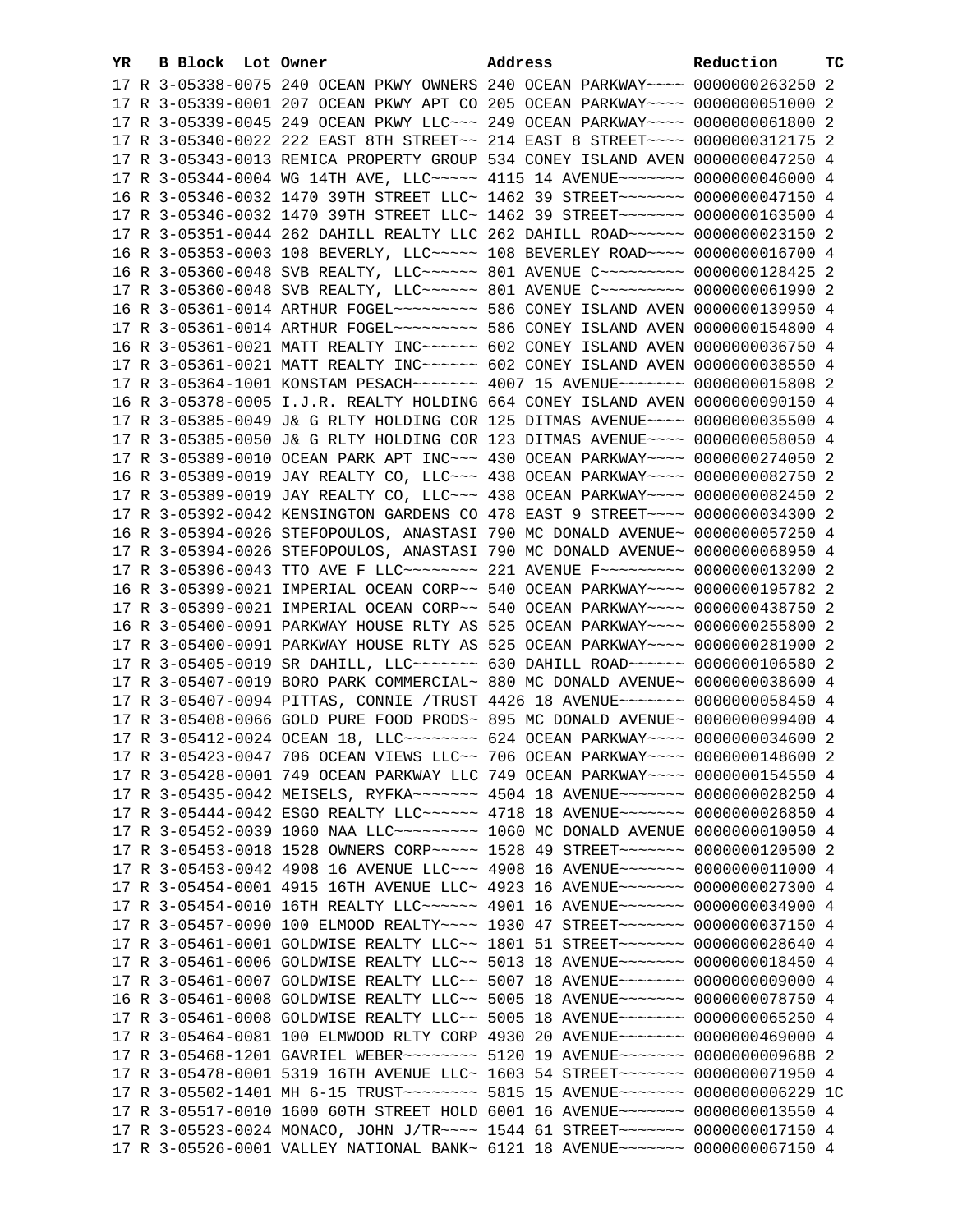| YR | B | Block | Lot | Owner | Address | Reduction | TC |
|---|---|---|---|---|---|---|---|
| 17 | R | 3-05338-0075 | | 240 OCEAN PKWY OWNERS | 240 OCEAN PARKWAY~~~~ | 0000000263250 | 2 |
| 17 | R | 3-05339-0001 | | 207 OCEAN PKWY APT CO | 205 OCEAN PARKWAY~~~~ | 0000000051000 | 2 |
| 17 | R | 3-05339-0045 | | 249 OCEAN PKWY LLC~~~ | 249 OCEAN PARKWAY~~~~ | 0000000061800 | 2 |
| 17 | R | 3-05340-0022 | | 222 EAST 8TH STREET~~ | 214 EAST 8 STREET~~~~ | 0000000312175 | 2 |
| 17 | R | 3-05343-0013 | | REMICA PROPERTY GROUP | 534 CONEY ISLAND AVEN | 0000000047250 | 4 |
| 17 | R | 3-05344-0004 | | WG 14TH AVE, LLC~~~~~ | 4115 14 AVENUE~~~~~~~ | 0000000046000 | 4 |
| 16 | R | 3-05346-0032 | | 1470 39TH STREET LLC~ | 1462 39 STREET~~~~~~~ | 0000000047150 | 4 |
| 17 | R | 3-05346-0032 | | 1470 39TH STREET LLC~ | 1462 39 STREET~~~~~~~ | 0000000163500 | 4 |
| 17 | R | 3-05351-0044 | | 262 DAHILL REALTY LLC | 262 DAHILL ROAD~~~~~~ | 0000000023150 | 2 |
| 16 | R | 3-05353-0003 | | 108 BEVERLY, LLC~~~~~ | 108 BEVERLEY ROAD~~~~ | 0000000016700 | 4 |
| 16 | R | 3-05360-0048 | | SVB REALTY, LLC~~~~~~ | 801 AVENUE C~~~~~~~~~ | 0000000128425 | 2 |
| 17 | R | 3-05360-0048 | | SVB REALTY, LLC~~~~~~ | 801 AVENUE C~~~~~~~~~ | 0000000061990 | 2 |
| 16 | R | 3-05361-0014 | | ARTHUR FOGEL~~~~~~~~~ | 586 CONEY ISLAND AVEN | 0000000139950 | 4 |
| 17 | R | 3-05361-0014 | | ARTHUR FOGEL~~~~~~~~~ | 586 CONEY ISLAND AVEN | 0000000154800 | 4 |
| 16 | R | 3-05361-0021 | | MATT REALTY INC~~~~~~ | 602 CONEY ISLAND AVEN | 0000000036750 | 4 |
| 17 | R | 3-05361-0021 | | MATT REALTY INC~~~~~~ | 602 CONEY ISLAND AVEN | 0000000038550 | 4 |
| 17 | R | 3-05364-1001 | | KONSTAM PESACH~~~~~~~ | 4007 15 AVENUE~~~~~~~ | 0000000015808 | 2 |
| 16 | R | 3-05378-0005 | | I.J.R. REALTY HOLDING | 664 CONEY ISLAND AVEN | 0000000090150 | 4 |
| 17 | R | 3-05385-0049 | | J& G RLTY HOLDING COR | 125 DITMAS AVENUE~~~~ | 0000000035500 | 4 |
| 17 | R | 3-05385-0050 | | J& G RLTY HOLDING COR | 123 DITMAS AVENUE~~~~ | 0000000058050 | 4 |
| 17 | R | 3-05389-0010 | | OCEAN PARK APT INC~~~ | 430 OCEAN PARKWAY~~~~ | 0000000274050 | 2 |
| 16 | R | 3-05389-0019 | | JAY REALTY CO, LLC~~~ | 438 OCEAN PARKWAY~~~~ | 0000000082750 | 2 |
| 17 | R | 3-05389-0019 | | JAY REALTY CO, LLC~~~ | 438 OCEAN PARKWAY~~~~ | 0000000082450 | 2 |
| 17 | R | 3-05392-0042 | | KENSINGTON GARDENS CO | 478 EAST 9 STREET~~~~ | 0000000034300 | 2 |
| 16 | R | 3-05394-0026 | | STEFOPOULOS, ANASTASI | 790 MC DONALD AVENUE~ | 0000000057250 | 4 |
| 17 | R | 3-05394-0026 | | STEFOPOULOS, ANASTASI | 790 MC DONALD AVENUE~ | 0000000068950 | 4 |
| 17 | R | 3-05396-0043 | | TTO AVE F LLC~~~~~~~~ | 221 AVENUE F~~~~~~~~~ | 0000000013200 | 2 |
| 16 | R | 3-05399-0021 | | IMPERIAL OCEAN CORP~~ | 540 OCEAN PARKWAY~~~~ | 0000000195782 | 2 |
| 17 | R | 3-05399-0021 | | IMPERIAL OCEAN CORP~~ | 540 OCEAN PARKWAY~~~~ | 0000000438750 | 2 |
| 16 | R | 3-05400-0091 | | PARKWAY HOUSE RLTY AS | 525 OCEAN PARKWAY~~~~ | 0000000255800 | 2 |
| 17 | R | 3-05400-0091 | | PARKWAY HOUSE RLTY AS | 525 OCEAN PARKWAY~~~~ | 0000000281900 | 2 |
| 17 | R | 3-05405-0019 | | SR DAHILL, LLC~~~~~~~ | 630 DAHILL ROAD~~~~~~ | 0000000106580 | 2 |
| 17 | R | 3-05407-0019 | | BORO PARK COMMERCIAL~ | 880 MC DONALD AVENUE~ | 0000000038600 | 4 |
| 17 | R | 3-05407-0094 | | PITTAS, CONNIE /TRUST | 4426 18 AVENUE~~~~~~~ | 0000000058450 | 4 |
| 17 | R | 3-05408-0066 | | GOLD PURE FOOD PRODS~ | 895 MC DONALD AVENUE~ | 0000000099400 | 4 |
| 17 | R | 3-05412-0024 | | OCEAN 18, LLC~~~~~~~~ | 624 OCEAN PARKWAY~~~~ | 0000000034600 | 2 |
| 17 | R | 3-05423-0047 | | 706 OCEAN VIEWS LLC~~ | 706 OCEAN PARKWAY~~~~ | 0000000148600 | 2 |
| 17 | R | 3-05428-0001 | | 749 OCEAN PARKWAY LLC | 749 OCEAN PARKWAY~~~~ | 0000000154550 | 4 |
| 17 | R | 3-05435-0042 | | MEISELS, RYFKA~~~~~~~ | 4504 18 AVENUE~~~~~~~ | 0000000028250 | 4 |
| 17 | R | 3-05444-0042 | | ESGO REALTY LLC~~~~~~ | 4718 18 AVENUE~~~~~~~ | 0000000026850 | 4 |
| 17 | R | 3-05452-0039 | | 1060 NAA LLC~~~~~~~~~ | 1060 MC DONALD AVENUE | 0000000010050 | 4 |
| 17 | R | 3-05453-0018 | | 1528 OWNERS CORP~~~~~ | 1528 49 STREET~~~~~~~ | 0000000120500 | 2 |
| 17 | R | 3-05453-0042 | | 4908 16 AVENUE LLC~~~ | 4908 16 AVENUE~~~~~~~ | 0000000011000 | 4 |
| 17 | R | 3-05454-0001 | | 4915 16TH AVENUE LLC~ | 4923 16 AVENUE~~~~~~~ | 0000000027300 | 4 |
| 17 | R | 3-05454-0010 | | 16TH REALTY LLC~~~~~~ | 4901 16 AVENUE~~~~~~~ | 0000000034900 | 4 |
| 17 | R | 3-05457-0090 | | 100 ELMOOD REALTY~~~~ | 1930 47 STREET~~~~~~~ | 0000000037150 | 4 |
| 17 | R | 3-05461-0001 | | GOLDWISE REALTY LLC~~ | 1801 51 STREET~~~~~~~ | 0000000028640 | 4 |
| 17 | R | 3-05461-0006 | | GOLDWISE REALTY LLC~~ | 5013 18 AVENUE~~~~~~~ | 0000000018450 | 4 |
| 17 | R | 3-05461-0007 | | GOLDWISE REALTY LLC~~ | 5007 18 AVENUE~~~~~~~ | 0000000009000 | 4 |
| 16 | R | 3-05461-0008 | | GOLDWISE REALTY LLC~~ | 5005 18 AVENUE~~~~~~~ | 0000000078750 | 4 |
| 17 | R | 3-05461-0008 | | GOLDWISE REALTY LLC~~ | 5005 18 AVENUE~~~~~~~ | 0000000065250 | 4 |
| 17 | R | 3-05464-0081 | | 100 ELMWOOD RLTY CORP | 4930 20 AVENUE~~~~~~~ | 0000000469000 | 4 |
| 17 | R | 3-05468-1201 | | GAVRIEL WEBER~~~~~~~~ | 5120 19 AVENUE~~~~~~~ | 0000000009688 | 2 |
| 17 | R | 3-05478-0001 | | 5319 16TH AVENUE LLC~ | 1603 54 STREET~~~~~~~ | 0000000071950 | 4 |
| 17 | R | 3-05502-1401 | | MH 6-15 TRUST~~~~~~~~ | 5815 15 AVENUE~~~~~~~ | 0000000006229 | 1C |
| 17 | R | 3-05517-0010 | | 1600 60TH STREET HOLD | 6001 16 AVENUE~~~~~~~ | 0000000013550 | 4 |
| 17 | R | 3-05523-0024 | | MONACO, JOHN J/TR~~~~ | 1544 61 STREET~~~~~~~ | 0000000017150 | 4 |
| 17 | R | 3-05526-0001 | | VALLEY NATIONAL BANK~ | 6121 18 AVENUE~~~~~~~ | 0000000067150 | 4 |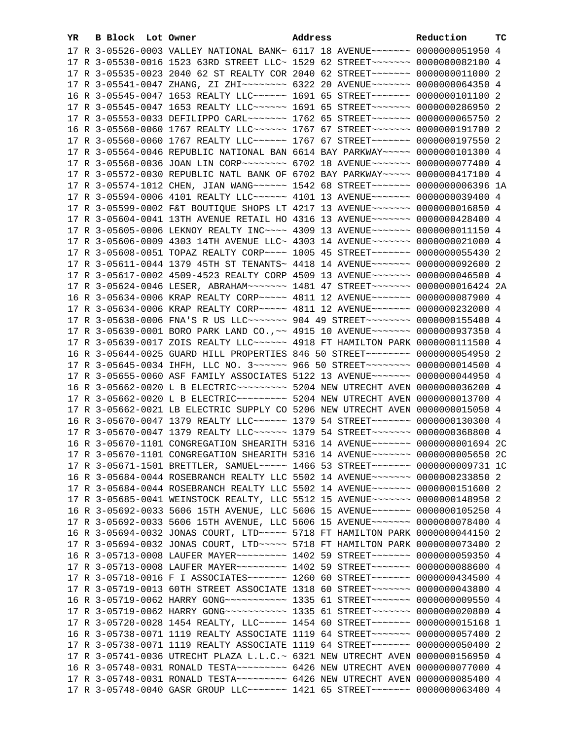| YR | B | Block | Lot | Owner | Address | Reduction | TC |
|---|---|---|---|---|---|---|---|
| 17 | R | 3-05526-0003 | | VALLEY NATIONAL BANK~ | 6117 18 AVENUE~~~~~~~ | 0000000051950 | 4 |
| 17 | R | 3-05530-0016 | | 1523 63RD STREET LLC~ | 1529 62 STREET~~~~~~~ | 0000000082100 | 4 |
| 17 | R | 3-05535-0023 | | 2040 62 ST REALTY COR | 2040 62 STREET~~~~~~~ | 0000000011000 | 2 |
| 17 | R | 3-05541-0047 | | ZHANG, ZI ZHI~~~~~~~~ | 6322 20 AVENUE~~~~~~~ | 0000000064350 | 4 |
| 16 | R | 3-05545-0047 | | 1653 REALTY LLC~~~~~~ | 1691 65 STREET~~~~~~~ | 0000000101100 | 2 |
| 17 | R | 3-05545-0047 | | 1653 REALTY LLC~~~~~~ | 1691 65 STREET~~~~~~~ | 0000000286950 | 2 |
| 17 | R | 3-05553-0033 | | DEFILIPPO CARL~~~~~~~ | 1762 65 STREET~~~~~~~ | 0000000065750 | 2 |
| 16 | R | 3-05560-0060 | | 1767 REALTY LLC~~~~~~ | 1767 67 STREET~~~~~~~ | 0000000191700 | 2 |
| 17 | R | 3-05560-0060 | | 1767 REALTY LLC~~~~~~ | 1767 67 STREET~~~~~~~ | 0000000197550 | 2 |
| 17 | R | 3-05564-0046 | | REPUBLIC NATIONAL BAN | 6614 BAY PARKWAY~~~~~ | 0000000101300 | 4 |
| 17 | R | 3-05568-0036 | | JOAN LIN CORP~~~~~~~~ | 6702 18 AVENUE~~~~~~~ | 0000000077400 | 4 |
| 17 | R | 3-05572-0030 | | REPUBLIC NATL BANK OF | 6702 BAY PARKWAY~~~~~ | 0000000417100 | 4 |
| 17 | R | 3-05574-1012 | | CHEN, JIAN WANG~~~~~~ | 1542 68 STREET~~~~~~~ | 0000000006396 | 1A |
| 17 | R | 3-05594-0006 | | 4101 REALTY LLC~~~~~~ | 4101 13 AVENUE~~~~~~~ | 0000000039400 | 4 |
| 17 | R | 3-05599-0002 | | F&T BOUTIQUE SHOPS LT | 4217 13 AVENUE~~~~~~~ | 0000000016850 | 4 |
| 17 | R | 3-05604-0041 | | 13TH AVENUE RETAIL HO | 4316 13 AVENUE~~~~~~~ | 0000000428400 | 4 |
| 17 | R | 3-05605-0006 | | LEKNOY REALTY INC~~~~ | 4309 13 AVENUE~~~~~~~ | 0000000011150 | 4 |
| 17 | R | 3-05606-0009 | | 4303 14TH AVENUE LLC~ | 4303 14 AVENUE~~~~~~~ | 0000000021000 | 4 |
| 17 | R | 3-05608-0051 | | TOPAZ REALTY CORP~~~~ | 1005 45 STREET~~~~~~~ | 0000000055430 | 2 |
| 17 | R | 3-05611-0044 | | 1379 45TH ST TENANTS~ | 4418 14 AVENUE~~~~~~~ | 0000000092600 | 2 |
| 17 | R | 3-05617-0002 | | 4509-4523 REALTY CORP | 4509 13 AVENUE~~~~~~~ | 0000000046500 | 4 |
| 17 | R | 3-05624-0046 | | LESER, ABRAHAM~~~~~~~ | 1481 47 STREET~~~~~~~ | 0000000016424 | 2A |
| 16 | R | 3-05634-0006 | | KRAP REALTY CORP~~~~~ | 4811 12 AVENUE~~~~~~~ | 0000000087900 | 4 |
| 17 | R | 3-05634-0006 | | KRAP REALTY CORP~~~~~ | 4811 12 AVENUE~~~~~~~ | 0000000232000 | 4 |
| 17 | R | 3-05638-0006 | | FNA'S R US LLC~~~~~~~ | 904 49 STREET~~~~~~~~ | 0000000155400 | 4 |
| 17 | R | 3-05639-0001 | | BORO PARK LAND CO.,~~ | 4915 10 AVENUE~~~~~~~ | 0000000937350 | 4 |
| 17 | R | 3-05639-0017 | | ZOIS REALTY LLC~~~~~~ | 4918 FT HAMILTON PARK | 0000000111500 | 4 |
| 16 | R | 3-05644-0025 | | GUARD HILL PROPERTIES | 846 50 STREET~~~~~~~~ | 0000000054950 | 2 |
| 17 | R | 3-05645-0034 | | IHFH, LLC NO. 3~~~~~~ | 966 50 STREET~~~~~~~~ | 0000000014500 | 4 |
| 17 | R | 3-05655-0060 | | ASF FAMILY ASSOCIATES | 5122 13 AVENUE~~~~~~~ | 0000000044950 | 4 |
| 16 | R | 3-05662-0020 | | L B ELECTRIC~~~~~~~~~ | 5204 NEW UTRECHT AVEN | 0000000036200 | 4 |
| 17 | R | 3-05662-0020 | | L B ELECTRIC~~~~~~~~~ | 5204 NEW UTRECHT AVEN | 0000000013700 | 4 |
| 17 | R | 3-05662-0021 | | LB ELECTRIC SUPPLY CO | 5206 NEW UTRECHT AVEN | 0000000015050 | 4 |
| 16 | R | 3-05670-0047 | | 1379 REALTY LLC~~~~~~ | 1379 54 STREET~~~~~~~ | 0000000130300 | 4 |
| 17 | R | 3-05670-0047 | | 1379 REALTY LLC~~~~~~ | 1379 54 STREET~~~~~~~ | 0000000368800 | 4 |
| 16 | R | 3-05670-1101 | | CONGREGATION SHEARITH | 5316 14 AVENUE~~~~~~~ | 0000000001694 | 2C |
| 17 | R | 3-05670-1101 | | CONGREGATION SHEARITH | 5316 14 AVENUE~~~~~~~ | 0000000005650 | 2C |
| 17 | R | 3-05671-1501 | | BRETTLER, SAMUEL~~~~~ | 1466 53 STREET~~~~~~~ | 0000000009731 | 1C |
| 16 | R | 3-05684-0044 | | ROSEBRANCH REALTY LLC | 5502 14 AVENUE~~~~~~~ | 0000000233850 | 2 |
| 17 | R | 3-05684-0044 | | ROSEBRANCH REALTY LLC | 5502 14 AVENUE~~~~~~~ | 0000000151600 | 2 |
| 17 | R | 3-05685-0041 | | WEINSTOCK REALTY, LLC | 5512 15 AVENUE~~~~~~~ | 0000000148950 | 2 |
| 16 | R | 3-05692-0033 | | 5606 15TH AVENUE, LLC | 5606 15 AVENUE~~~~~~~ | 0000000105250 | 4 |
| 17 | R | 3-05692-0033 | | 5606 15TH AVENUE, LLC | 5606 15 AVENUE~~~~~~~ | 0000000078400 | 4 |
| 16 | R | 3-05694-0032 | | JONAS COURT, LTD~~~~~ | 5718 FT HAMILTON PARK | 0000000044150 | 2 |
| 17 | R | 3-05694-0032 | | JONAS COURT, LTD~~~~~ | 5718 FT HAMILTON PARK | 0000000073400 | 2 |
| 16 | R | 3-05713-0008 | | LAUFER MAYER~~~~~~~~~ | 1402 59 STREET~~~~~~~ | 0000000059350 | 4 |
| 17 | R | 3-05713-0008 | | LAUFER MAYER~~~~~~~~~ | 1402 59 STREET~~~~~~~ | 0000000088600 | 4 |
| 17 | R | 3-05718-0016 | | F I ASSOCIATES~~~~~~~ | 1260 60 STREET~~~~~~~ | 0000000434500 | 4 |
| 17 | R | 3-05719-0013 | | 60TH STREET ASSOCIATE | 1318 60 STREET~~~~~~~ | 0000000043800 | 4 |
| 16 | R | 3-05719-0062 | | HARRY GONG~~~~~~~~~~~ | 1335 61 STREET~~~~~~~ | 0000000009550 | 4 |
| 17 | R | 3-05719-0062 | | HARRY GONG~~~~~~~~~~~ | 1335 61 STREET~~~~~~~ | 0000000020800 | 4 |
| 17 | R | 3-05720-0028 | | 1454 REALTY, LLC~~~~~ | 1454 60 STREET~~~~~~~ | 0000000015168 | 1 |
| 16 | R | 3-05738-0071 | | 1119 REALTY ASSOCIATE | 1119 64 STREET~~~~~~~ | 0000000057400 | 2 |
| 17 | R | 3-05738-0071 | | 1119 REALTY ASSOCIATE | 1119 64 STREET~~~~~~~ | 0000000050400 | 2 |
| 17 | R | 3-05741-0036 | | UTRECHT PLAZA L.L.C.~ | 6321 NEW UTRECHT AVEN | 0000000156950 | 4 |
| 16 | R | 3-05748-0031 | | RONALD TESTA~~~~~~~~~ | 6426 NEW UTRECHT AVEN | 0000000077000 | 4 |
| 17 | R | 3-05748-0031 | | RONALD TESTA~~~~~~~~~ | 6426 NEW UTRECHT AVEN | 0000000085400 | 4 |
| 17 | R | 3-05748-0040 | | GASR GROUP LLC~~~~~~~ | 1421 65 STREET~~~~~~~ | 0000000063400 | 4 |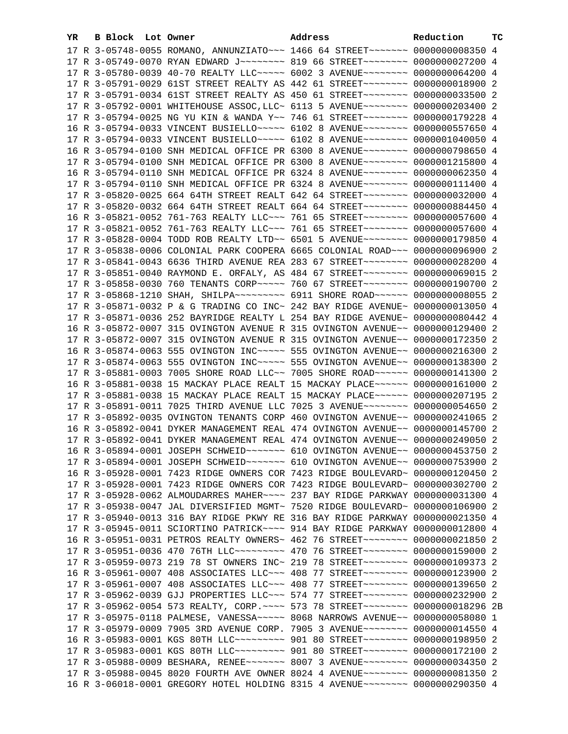| YR | B | Block | Lot | Owner | Address | Reduction | TC |
|---|---|---|---|---|---|---|---|
| 17 | R | 3-05748-0055 | | ROMANO, ANNUNZIATO~~~ | 1466 64 STREET~~~~~~~ | 0000000008350 | 4 |
| 17 | R | 3-05749-0070 | | RYAN EDWARD J~~~~~~~~ | 819 66 STREET~~~~~~~~ | 0000000027200 | 4 |
| 17 | R | 3-05780-0039 | | 40-70 REALTY LLC~~~~~ | 6002 3 AVENUE~~~~~~~~ | 0000000064200 | 4 |
| 17 | R | 3-05791-0029 | | 61ST STREET REALTY AS | 442 61 STREET~~~~~~~~ | 0000000018900 | 2 |
| 17 | R | 3-05791-0034 | | 61ST STREET REALTY AS | 450 61 STREET~~~~~~~~ | 0000000033500 | 2 |
| 17 | R | 3-05792-0001 | | WHITEHOUSE ASSOC,LLC~ | 6113 5 AVENUE~~~~~~~~ | 0000000203400 | 2 |
| 17 | R | 3-05794-0025 | | NG YU KIN & WANDA Y~~ | 746 61 STREET~~~~~~~~ | 0000000179228 | 4 |
| 16 | R | 3-05794-0033 | | VINCENT BUSIELLO~~~~~ | 6102 8 AVENUE~~~~~~~~ | 0000000557650 | 4 |
| 17 | R | 3-05794-0033 | | VINCENT BUSIELLO~~~~~ | 6102 8 AVENUE~~~~~~~~ | 0000001040050 | 4 |
| 16 | R | 3-05794-0100 | | SNH MEDICAL OFFICE PR | 6300 8 AVENUE~~~~~~~~ | 0000000798650 | 4 |
| 17 | R | 3-05794-0100 | | SNH MEDICAL OFFICE PR | 6300 8 AVENUE~~~~~~~~ | 0000001215800 | 4 |
| 16 | R | 3-05794-0110 | | SNH MEDICAL OFFICE PR | 6324 8 AVENUE~~~~~~~~ | 0000000062350 | 4 |
| 17 | R | 3-05794-0110 | | SNH MEDICAL OFFICE PR | 6324 8 AVENUE~~~~~~~~ | 0000000111400 | 4 |
| 17 | R | 3-05820-0025 | | 664 64TH STREET REALT | 642 64 STREET~~~~~~~~ | 0000000032000 | 4 |
| 17 | R | 3-05820-0032 | | 664 64TH STREET REALT | 664 64 STREET~~~~~~~~ | 0000000884450 | 4 |
| 16 | R | 3-05821-0052 | | 761-763 REALTY LLC~~~ | 761 65 STREET~~~~~~~~ | 0000000057600 | 4 |
| 17 | R | 3-05821-0052 | | 761-763 REALTY LLC~~~ | 761 65 STREET~~~~~~~~ | 0000000057600 | 4 |
| 17 | R | 3-05828-0004 | | TODD ROB REALTY LTD~~ | 6501 5 AVENUE~~~~~~~~ | 0000000179850 | 4 |
| 17 | R | 3-05838-0006 | | COLONIAL PARK COOPERA | 6665 COLONIAL ROAD~~~ | 0000000096900 | 2 |
| 17 | R | 3-05841-0043 | | 6636 THIRD AVENUE REA | 283 67 STREET~~~~~~~~ | 0000000028200 | 4 |
| 17 | R | 3-05851-0040 | | RAYMOND E. ORFALY, AS | 484 67 STREET~~~~~~~~ | 0000000069015 | 2 |
| 17 | R | 3-05858-0030 | | 760 TENANTS CORP~~~~~ | 760 67 STREET~~~~~~~~ | 0000000190700 | 2 |
| 17 | R | 3-05868-1210 | | SHAH, SHILPA~~~~~~~~~ | 6911 SHORE ROAD~~~~~~ | 0000000008055 | 2 |
| 17 | R | 3-05871-0032 | | P & G TRADING CO INC~ | 242 BAY RIDGE AVENUE~ | 0000000013050 | 4 |
| 17 | R | 3-05871-0036 | | 252 BAYRIDGE REALTY L | 254 BAY RIDGE AVENUE~ | 0000000080442 | 4 |
| 16 | R | 3-05872-0007 | | 315 OVINGTON AVENUE R | 315 OVINGTON AVENUE~~ | 0000000129400 | 2 |
| 17 | R | 3-05872-0007 | | 315 OVINGTON AVENUE R | 315 OVINGTON AVENUE~~ | 0000000172350 | 2 |
| 16 | R | 3-05874-0063 | | 555 OVINGTON INC~~~~~ | 555 OVINGTON AVENUE~~ | 0000000216300 | 2 |
| 17 | R | 3-05874-0063 | | 555 OVINGTON INC~~~~~ | 555 OVINGTON AVENUE~~ | 0000000138300 | 2 |
| 17 | R | 3-05881-0003 | | 7005 SHORE ROAD LLC~~ | 7005 SHORE ROAD~~~~~~ | 0000000141300 | 2 |
| 16 | R | 3-05881-0038 | | 15 MACKAY PLACE REALT | 15 MACKAY PLACE~~~~~~ | 0000000161000 | 2 |
| 17 | R | 3-05881-0038 | | 15 MACKAY PLACE REALT | 15 MACKAY PLACE~~~~~~ | 0000000207195 | 2 |
| 17 | R | 3-05891-0011 | | 7025 THIRD AVENUE LLC | 7025 3 AVENUE~~~~~~~~ | 0000000054650 | 2 |
| 17 | R | 3-05892-0035 | | OVINGTON TENANTS CORP | 460 OVINGTON AVENUE~~ | 0000000241065 | 2 |
| 16 | R | 3-05892-0041 | | DYKER MANAGEMENT REAL | 474 OVINGTON AVENUE~~ | 0000000145700 | 2 |
| 17 | R | 3-05892-0041 | | DYKER MANAGEMENT REAL | 474 OVINGTON AVENUE~~ | 0000000249050 | 2 |
| 16 | R | 3-05894-0001 | | JOSEPH SCHWEID~~~~~~~ | 610 OVINGTON AVENUE~~ | 0000000453750 | 2 |
| 17 | R | 3-05894-0001 | | JOSEPH SCHWEID~~~~~~~ | 610 OVINGTON AVENUE~~ | 0000000753900 | 2 |
| 16 | R | 3-05928-0001 | | 7423 RIDGE OWNERS COR | 7423 RIDGE BOULEVARD~ | 0000000120450 | 2 |
| 17 | R | 3-05928-0001 | | 7423 RIDGE OWNERS COR | 7423 RIDGE BOULEVARD~ | 0000000302700 | 2 |
| 17 | R | 3-05928-0062 | | ALMOUDARRES MAHER~~~~ | 237 BAY RIDGE PARKWAY | 0000000031300 | 4 |
| 17 | R | 3-05938-0047 | | JAL DIVERSIFIED MGMT~ | 7520 RIDGE BOULEVARD~ | 0000000106900 | 2 |
| 17 | R | 3-05940-0013 | | 316 BAY RIDGE PKWY RE | 316 BAY RIDGE PARKWAY | 0000000021350 | 4 |
| 17 | R | 3-05945-0011 | | SCIORTINO PATRICK~~~~ | 914 BAY RIDGE PARKWAY | 0000000012800 | 4 |
| 16 | R | 3-05951-0031 | | PETROS REALTY OWNERS~ | 462 76 STREET~~~~~~~~ | 0000000021850 | 2 |
| 17 | R | 3-05951-0036 | | 470 76TH LLC~~~~~~~~~ | 470 76 STREET~~~~~~~~ | 0000000159000 | 2 |
| 17 | R | 3-05959-0073 | | 219 78 ST OWNERS INC~ | 219 78 STREET~~~~~~~~ | 0000000109373 | 2 |
| 16 | R | 3-05961-0007 | | 408 ASSOCIATES LLC~~~ | 408 77 STREET~~~~~~~~ | 0000000123900 | 2 |
| 17 | R | 3-05961-0007 | | 408 ASSOCIATES LLC~~~ | 408 77 STREET~~~~~~~~ | 0000000139650 | 2 |
| 17 | R | 3-05962-0039 | | GJJ PROPERTIES LLC~~~ | 574 77 STREET~~~~~~~~ | 0000000232900 | 2 |
| 17 | R | 3-05962-0054 | | 573 REALTY, CORP.~~~~ | 573 78 STREET~~~~~~~~ | 0000000018296 | 2B |
| 17 | R | 3-05975-0118 | | PALMESE, VANESSA~~~~~ | 8068 NARROWS AVENUE~~ | 0000000058080 | 1 |
| 17 | R | 3-05979-0009 | | 7905 3RD AVENUE CORP. | 7905 3 AVENUE~~~~~~~~ | 0000000014550 | 4 |
| 16 | R | 3-05983-0001 | | KGS 80TH LLC~~~~~~~~~ | 901 80 STREET~~~~~~~~ | 0000000198950 | 2 |
| 17 | R | 3-05983-0001 | | KGS 80TH LLC~~~~~~~~~ | 901 80 STREET~~~~~~~~ | 0000000172100 | 2 |
| 17 | R | 3-05988-0009 | | BESHARA, RENEE~~~~~~~ | 8007 3 AVENUE~~~~~~~~ | 0000000034350 | 2 |
| 17 | R | 3-05988-0045 | | 8020 FOURTH AVE OWNER | 8024 4 AVENUE~~~~~~~~ | 0000000081350 | 2 |
| 16 | R | 3-06018-0001 | | GREGORY HOTEL HOLDING | 8315 4 AVENUE~~~~~~~~ | 0000000290350 | 4 |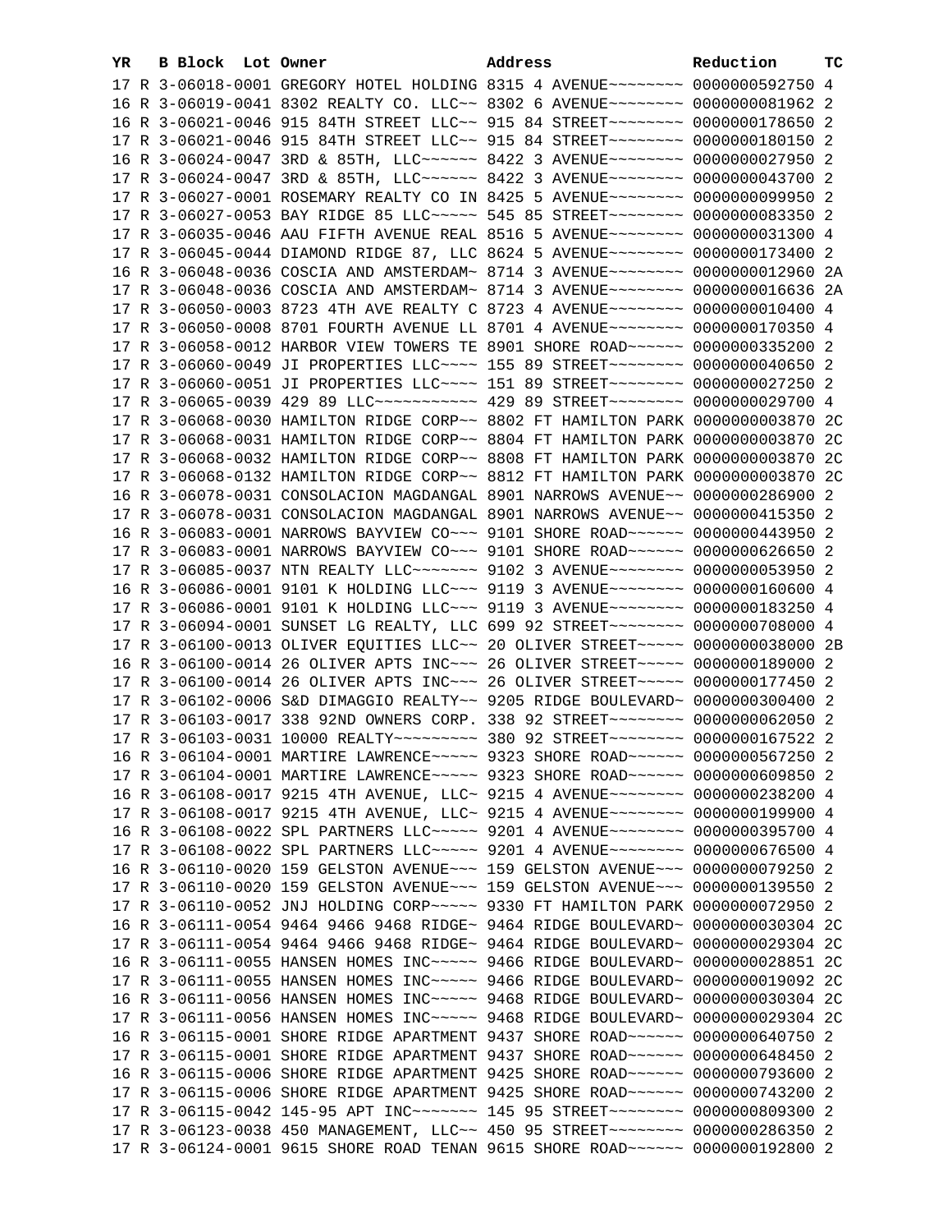| YR | B | Block | Lot | Owner | Address | Reduction | TC |
|---|---|---|---|---|---|---|---|
| 17 | R | 3-06018-0001 | | GREGORY HOTEL HOLDING | 8315 4 AVENUE~~~~~~~~ | 0000000592750 | 4 |
| 16 | R | 3-06019-0041 | | 8302 REALTY CO. LLC~~ | 8302 6 AVENUE~~~~~~~~ | 0000000081962 | 2 |
| 16 | R | 3-06021-0046 | | 915 84TH STREET LLC~~ | 915 84 STREET~~~~~~~~ | 0000000178650 | 2 |
| 17 | R | 3-06021-0046 | | 915 84TH STREET LLC~~ | 915 84 STREET~~~~~~~~ | 0000000180150 | 2 |
| 16 | R | 3-06024-0047 | | 3RD & 85TH, LLC~~~~~~ | 8422 3 AVENUE~~~~~~~~ | 0000000027950 | 2 |
| 17 | R | 3-06024-0047 | | 3RD & 85TH, LLC~~~~~~ | 8422 3 AVENUE~~~~~~~~ | 0000000043700 | 2 |
| 17 | R | 3-06027-0001 | | ROSEMARY REALTY CO IN | 8425 5 AVENUE~~~~~~~~ | 0000000099950 | 2 |
| 17 | R | 3-06027-0053 | | BAY RIDGE 85 LLC~~~~~ | 545 85 STREET~~~~~~~~ | 0000000083350 | 2 |
| 17 | R | 3-06035-0046 | | AAU FIFTH AVENUE REAL | 8516 5 AVENUE~~~~~~~~ | 0000000031300 | 4 |
| 17 | R | 3-06045-0044 | | DIAMOND RIDGE 87, LLC | 8624 5 AVENUE~~~~~~~~ | 0000000173400 | 2 |
| 16 | R | 3-06048-0036 | | COSCIA AND AMSTERDAM~ | 8714 3 AVENUE~~~~~~~~ | 0000000012960 | 2A |
| 17 | R | 3-06048-0036 | | COSCIA AND AMSTERDAM~ | 8714 3 AVENUE~~~~~~~~ | 0000000016636 | 2A |
| 17 | R | 3-06050-0003 | | 8723 4TH AVE REALTY C | 8723 4 AVENUE~~~~~~~~ | 0000000010400 | 4 |
| 17 | R | 3-06050-0008 | | 8701 FOURTH AVENUE LL | 8701 4 AVENUE~~~~~~~~ | 0000000170350 | 4 |
| 17 | R | 3-06058-0012 | | HARBOR VIEW TOWERS TE | 8901 SHORE ROAD~~~~~~ | 0000000335200 | 2 |
| 17 | R | 3-06060-0049 | | JI PROPERTIES LLC~~~~ | 155 89 STREET~~~~~~~~ | 0000000040650 | 2 |
| 17 | R | 3-06060-0051 | | JI PROPERTIES LLC~~~~ | 151 89 STREET~~~~~~~~ | 0000000027250 | 2 |
| 17 | R | 3-06065-0039 | | 429 89 LLC~~~~~~~~~~~ | 429 89 STREET~~~~~~~~ | 0000000029700 | 4 |
| 17 | R | 3-06068-0030 | | HAMILTON RIDGE CORP~~ | 8802 FT HAMILTON PARK | 0000000003870 | 2C |
| 17 | R | 3-06068-0031 | | HAMILTON RIDGE CORP~~ | 8804 FT HAMILTON PARK | 0000000003870 | 2C |
| 17 | R | 3-06068-0032 | | HAMILTON RIDGE CORP~~ | 8808 FT HAMILTON PARK | 0000000003870 | 2C |
| 17 | R | 3-06068-0132 | | HAMILTON RIDGE CORP~~ | 8812 FT HAMILTON PARK | 0000000003870 | 2C |
| 16 | R | 3-06078-0031 | | CONSOLACION MAGDANGAL | 8901 NARROWS AVENUE~~ | 0000000286900 | 2 |
| 17 | R | 3-06078-0031 | | CONSOLACION MAGDANGAL | 8901 NARROWS AVENUE~~ | 0000000415350 | 2 |
| 16 | R | 3-06083-0001 | | NARROWS BAYVIEW CO~~~ | 9101 SHORE ROAD~~~~~~ | 0000000443950 | 2 |
| 17 | R | 3-06083-0001 | | NARROWS BAYVIEW CO~~~ | 9101 SHORE ROAD~~~~~~ | 0000000626650 | 2 |
| 17 | R | 3-06085-0037 | | NTN REALTY LLC~~~~~~~ | 9102 3 AVENUE~~~~~~~~ | 0000000053950 | 2 |
| 16 | R | 3-06086-0001 | | 9101 K HOLDING LLC~~~ | 9119 3 AVENUE~~~~~~~~ | 0000000160600 | 4 |
| 17 | R | 3-06086-0001 | | 9101 K HOLDING LLC~~~ | 9119 3 AVENUE~~~~~~~~ | 0000000183250 | 4 |
| 17 | R | 3-06094-0001 | | SUNSET LG REALTY, LLC | 699 92 STREET~~~~~~~~ | 0000000708000 | 4 |
| 17 | R | 3-06100-0013 | | OLIVER EQUITIES LLC~~ | 20 OLIVER STREET~~~~~ | 0000000038000 | 2B |
| 16 | R | 3-06100-0014 | | 26 OLIVER APTS INC~~~ | 26 OLIVER STREET~~~~~ | 0000000189000 | 2 |
| 17 | R | 3-06100-0014 | | 26 OLIVER APTS INC~~~ | 26 OLIVER STREET~~~~~ | 0000000177450 | 2 |
| 17 | R | 3-06102-0006 | | S&D DIMAGGIO REALTY~~ | 9205 RIDGE BOULEVARD~ | 0000000300400 | 2 |
| 17 | R | 3-06103-0017 | | 338 92ND OWNERS CORP. | 338 92 STREET~~~~~~~~ | 0000000062050 | 2 |
| 17 | R | 3-06103-0031 | | 10000 REALTY~~~~~~~~~ | 380 92 STREET~~~~~~~~ | 0000000167522 | 2 |
| 16 | R | 3-06104-0001 | | MARTIRE LAWRENCE~~~~~ | 9323 SHORE ROAD~~~~~~ | 0000000567250 | 2 |
| 17 | R | 3-06104-0001 | | MARTIRE LAWRENCE~~~~~ | 9323 SHORE ROAD~~~~~~ | 0000000609850 | 2 |
| 16 | R | 3-06108-0017 | | 9215 4TH AVENUE, LLC~ | 9215 4 AVENUE~~~~~~~~ | 0000000238200 | 4 |
| 17 | R | 3-06108-0017 | | 9215 4TH AVENUE, LLC~ | 9215 4 AVENUE~~~~~~~~ | 0000000199900 | 4 |
| 16 | R | 3-06108-0022 | | SPL PARTNERS LLC~~~~~ | 9201 4 AVENUE~~~~~~~~ | 0000000395700 | 4 |
| 17 | R | 3-06108-0022 | | SPL PARTNERS LLC~~~~~ | 9201 4 AVENUE~~~~~~~~ | 0000000676500 | 4 |
| 16 | R | 3-06110-0020 | | 159 GELSTON AVENUE~~~ | 159 GELSTON AVENUE~~~ | 0000000079250 | 2 |
| 17 | R | 3-06110-0020 | | 159 GELSTON AVENUE~~~ | 159 GELSTON AVENUE~~~ | 0000000139550 | 2 |
| 17 | R | 3-06110-0052 | | JNJ HOLDING CORP~~~~~ | 9330 FT HAMILTON PARK | 0000000072950 | 2 |
| 16 | R | 3-06111-0054 | | 9464 9466 9468 RIDGE~ | 9464 RIDGE BOULEVARD~ | 0000000030304 | 2C |
| 17 | R | 3-06111-0054 | | 9464 9466 9468 RIDGE~ | 9464 RIDGE BOULEVARD~ | 0000000029304 | 2C |
| 16 | R | 3-06111-0055 | | HANSEN HOMES INC~~~~~ | 9466 RIDGE BOULEVARD~ | 0000000028851 | 2C |
| 17 | R | 3-06111-0055 | | HANSEN HOMES INC~~~~~ | 9466 RIDGE BOULEVARD~ | 0000000019092 | 2C |
| 16 | R | 3-06111-0056 | | HANSEN HOMES INC~~~~~ | 9468 RIDGE BOULEVARD~ | 0000000030304 | 2C |
| 17 | R | 3-06111-0056 | | HANSEN HOMES INC~~~~~ | 9468 RIDGE BOULEVARD~ | 0000000029304 | 2C |
| 16 | R | 3-06115-0001 | | SHORE RIDGE APARTMENT | 9437 SHORE ROAD~~~~~~ | 0000000640750 | 2 |
| 17 | R | 3-06115-0001 | | SHORE RIDGE APARTMENT | 9437 SHORE ROAD~~~~~~ | 0000000648450 | 2 |
| 16 | R | 3-06115-0006 | | SHORE RIDGE APARTMENT | 9425 SHORE ROAD~~~~~~ | 0000000793600 | 2 |
| 17 | R | 3-06115-0006 | | SHORE RIDGE APARTMENT | 9425 SHORE ROAD~~~~~~ | 0000000743200 | 2 |
| 17 | R | 3-06115-0042 | | 145-95 APT INC~~~~~~~ | 145 95 STREET~~~~~~~~ | 0000000809300 | 2 |
| 17 | R | 3-06123-0038 | | 450 MANAGEMENT, LLC~~ | 450 95 STREET~~~~~~~~ | 0000000286350 | 2 |
| 17 | R | 3-06124-0001 | | 9615 SHORE ROAD TENAN | 9615 SHORE ROAD~~~~~~ | 0000000192800 | 2 |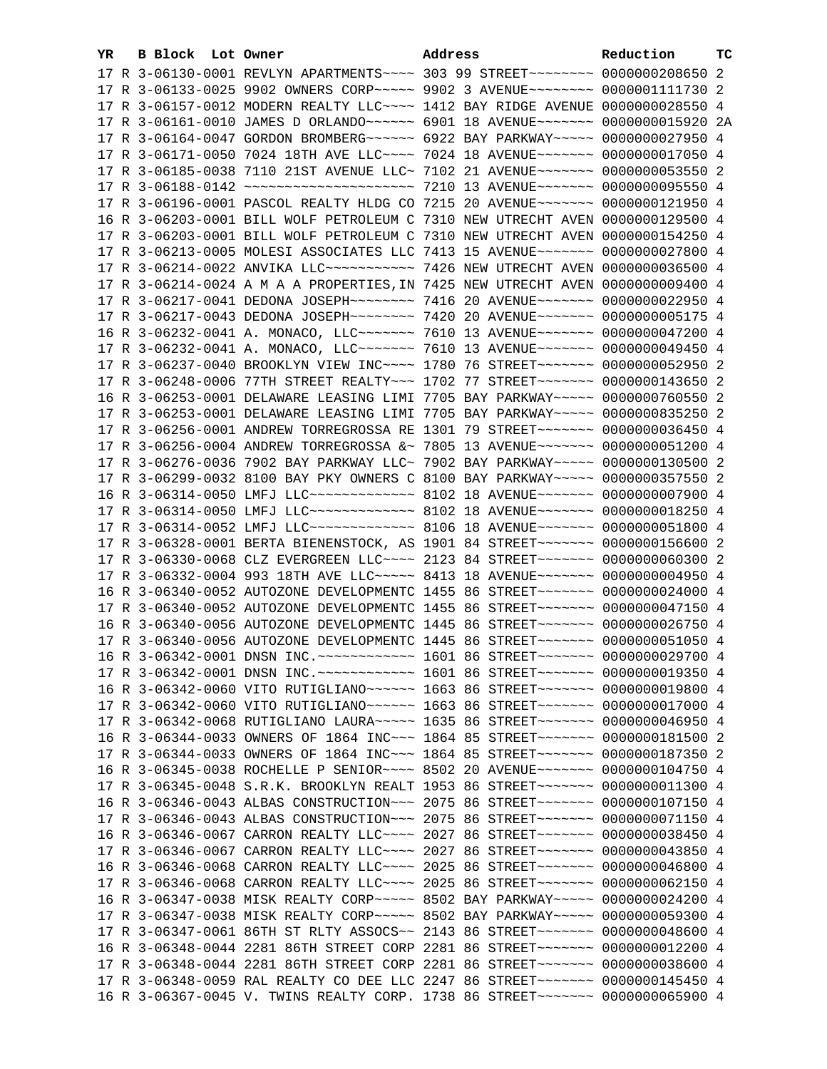| YR | B | Block | Lot | Owner | Address | Reduction | TC |
|---|---|---|---|---|---|---|---|
| 17 | R | 3-06130-0001 | | REVLYN APARTMENTS~~~~ | 303 99 STREET~~~~~~~~ | 0000000208650 | 2 |
| 17 | R | 3-06133-0025 | | 9902 OWNERS CORP~~~~~ | 9902 3 AVENUE~~~~~~~~ | 0000001111730 | 2 |
| 17 | R | 3-06157-0012 | | MODERN REALTY LLC~~~~ | 1412 BAY RIDGE AVENUE | 0000000028550 | 4 |
| 17 | R | 3-06161-0010 | | JAMES D ORLANDO~~~~~~ | 6901 18 AVENUE~~~~~~~ | 0000000015920 | 2A |
| 17 | R | 3-06164-0047 | | GORDON BROMBERG~~~~~~ | 6922 BAY PARKWAY~~~~~ | 0000000027950 | 4 |
| 17 | R | 3-06171-0050 | | 7024 18TH AVE LLC~~~~ | 7024 18 AVENUE~~~~~~~ | 0000000017050 | 4 |
| 17 | R | 3-06185-0038 | | 7110 21ST AVENUE LLC~ | 7102 21 AVENUE~~~~~~~ | 0000000053550 | 2 |
| 17 | R | 3-06188-0142 | | ~~~~~~~~~~~~~~~~~~~~~ | 7210 13 AVENUE~~~~~~~ | 0000000095550 | 4 |
| 17 | R | 3-06196-0001 | | PASCOL REALTY HLDG CO | 7215 20 AVENUE~~~~~~~ | 0000000121950 | 4 |
| 16 | R | 3-06203-0001 | | BILL WOLF PETROLEUM C | 7310 NEW UTRECHT AVEN | 0000000129500 | 4 |
| 17 | R | 3-06203-0001 | | BILL WOLF PETROLEUM C | 7310 NEW UTRECHT AVEN | 0000000154250 | 4 |
| 17 | R | 3-06213-0005 | | MOLESI ASSOCIATES LLC | 7413 15 AVENUE~~~~~~~ | 0000000027800 | 4 |
| 17 | R | 3-06214-0022 | | ANVIKA LLC~~~~~~~~~~~ | 7426 NEW UTRECHT AVEN | 0000000036500 | 4 |
| 17 | R | 3-06214-0024 | | A M A A PROPERTIES,IN | 7425 NEW UTRECHT AVEN | 0000000009400 | 4 |
| 17 | R | 3-06217-0041 | | DEDONA JOSEPH~~~~~~~~ | 7416 20 AVENUE~~~~~~~ | 0000000022950 | 4 |
| 17 | R | 3-06217-0043 | | DEDONA JOSEPH~~~~~~~~ | 7420 20 AVENUE~~~~~~~ | 0000000005175 | 4 |
| 16 | R | 3-06232-0041 | | A. MONACO, LLC~~~~~~~ | 7610 13 AVENUE~~~~~~~ | 0000000047200 | 4 |
| 17 | R | 3-06232-0041 | | A. MONACO, LLC~~~~~~~ | 7610 13 AVENUE~~~~~~~ | 0000000049450 | 4 |
| 17 | R | 3-06237-0040 | | BROOKLYN VIEW INC~~~~ | 1780 76 STREET~~~~~~~ | 0000000052950 | 2 |
| 17 | R | 3-06248-0006 | | 77TH STREET REALTY~~~ | 1702 77 STREET~~~~~~~ | 0000000143650 | 2 |
| 16 | R | 3-06253-0001 | | DELAWARE LEASING LIMI | 7705 BAY PARKWAY~~~~~ | 0000000760550 | 2 |
| 17 | R | 3-06253-0001 | | DELAWARE LEASING LIMI | 7705 BAY PARKWAY~~~~~ | 0000000835250 | 2 |
| 17 | R | 3-06256-0001 | | ANDREW TORREGROSSA RE | 1301 79 STREET~~~~~~~ | 0000000036450 | 4 |
| 17 | R | 3-06256-0004 | | ANDREW TORREGROSSA &~ | 7805 13 AVENUE~~~~~~~ | 0000000051200 | 4 |
| 17 | R | 3-06276-0036 | | 7902 BAY PARKWAY LLC~ | 7902 BAY PARKWAY~~~~~ | 0000000130500 | 2 |
| 17 | R | 3-06299-0032 | | 8100 BAY PKY OWNERS C | 8100 BAY PARKWAY~~~~~ | 0000000357550 | 2 |
| 16 | R | 3-06314-0050 | | LMFJ LLC~~~~~~~~~~~~~ | 8102 18 AVENUE~~~~~~~ | 0000000007900 | 4 |
| 17 | R | 3-06314-0050 | | LMFJ LLC~~~~~~~~~~~~~ | 8102 18 AVENUE~~~~~~~ | 0000000018250 | 4 |
| 17 | R | 3-06314-0052 | | LMFJ LLC~~~~~~~~~~~~~ | 8106 18 AVENUE~~~~~~~ | 0000000051800 | 4 |
| 17 | R | 3-06328-0001 | | BERTA BIENENSTOCK, AS | 1901 84 STREET~~~~~~~ | 0000000156600 | 2 |
| 17 | R | 3-06330-0068 | | CLZ EVERGREEN LLC~~~~ | 2123 84 STREET~~~~~~~ | 0000000060300 | 2 |
| 17 | R | 3-06332-0004 | | 993 18TH AVE LLC~~~~~ | 8413 18 AVENUE~~~~~~~ | 0000000004950 | 4 |
| 16 | R | 3-06340-0052 | | AUTOZONE DEVELOPMENTC | 1455 86 STREET~~~~~~~ | 0000000024000 | 4 |
| 17 | R | 3-06340-0052 | | AUTOZONE DEVELOPMENTC | 1455 86 STREET~~~~~~~ | 0000000047150 | 4 |
| 16 | R | 3-06340-0056 | | AUTOZONE DEVELOPMENTC | 1445 86 STREET~~~~~~~ | 0000000026750 | 4 |
| 17 | R | 3-06340-0056 | | AUTOZONE DEVELOPMENTC | 1445 86 STREET~~~~~~~ | 0000000051050 | 4 |
| 16 | R | 3-06342-0001 | | DNSN INC.~~~~~~~~~~~~ | 1601 86 STREET~~~~~~~ | 0000000029700 | 4 |
| 17 | R | 3-06342-0001 | | DNSN INC.~~~~~~~~~~~~ | 1601 86 STREET~~~~~~~ | 0000000019350 | 4 |
| 16 | R | 3-06342-0060 | | VITO RUTIGLIANO~~~~~~ | 1663 86 STREET~~~~~~~ | 0000000019800 | 4 |
| 17 | R | 3-06342-0060 | | VITO RUTIGLIANO~~~~~~ | 1663 86 STREET~~~~~~~ | 0000000017000 | 4 |
| 17 | R | 3-06342-0068 | | RUTIGLIANO LAURA~~~~~ | 1635 86 STREET~~~~~~~ | 0000000046950 | 4 |
| 16 | R | 3-06344-0033 | | OWNERS OF 1864 INC~~~ | 1864 85 STREET~~~~~~~ | 0000000181500 | 2 |
| 17 | R | 3-06344-0033 | | OWNERS OF 1864 INC~~~ | 1864 85 STREET~~~~~~~ | 0000000187350 | 2 |
| 16 | R | 3-06345-0038 | | ROCHELLE P SENIOR~~~~ | 8502 20 AVENUE~~~~~~~ | 0000000104750 | 4 |
| 17 | R | 3-06345-0048 | | S.R.K. BROOKLYN REALT | 1953 86 STREET~~~~~~~ | 0000000011300 | 4 |
| 16 | R | 3-06346-0043 | | ALBAS CONSTRUCTION~~~ | 2075 86 STREET~~~~~~~ | 0000000107150 | 4 |
| 17 | R | 3-06346-0043 | | ALBAS CONSTRUCTION~~~ | 2075 86 STREET~~~~~~~ | 0000000071150 | 4 |
| 16 | R | 3-06346-0067 | | CARRON REALTY LLC~~~~ | 2027 86 STREET~~~~~~~ | 0000000038450 | 4 |
| 17 | R | 3-06346-0067 | | CARRON REALTY LLC~~~~ | 2027 86 STREET~~~~~~~ | 0000000043850 | 4 |
| 16 | R | 3-06346-0068 | | CARRON REALTY LLC~~~~ | 2025 86 STREET~~~~~~~ | 0000000046800 | 4 |
| 17 | R | 3-06346-0068 | | CARRON REALTY LLC~~~~ | 2025 86 STREET~~~~~~~ | 0000000062150 | 4 |
| 16 | R | 3-06347-0038 | | MISK REALTY CORP~~~~~ | 8502 BAY PARKWAY~~~~~ | 0000000024200 | 4 |
| 17 | R | 3-06347-0038 | | MISK REALTY CORP~~~~~ | 8502 BAY PARKWAY~~~~~ | 0000000059300 | 4 |
| 17 | R | 3-06347-0061 | | 86TH ST RLTY ASSOCS~~ | 2143 86 STREET~~~~~~~ | 0000000048600 | 4 |
| 16 | R | 3-06348-0044 | | 2281 86TH STREET CORP | 2281 86 STREET~~~~~~~ | 0000000012200 | 4 |
| 17 | R | 3-06348-0044 | | 2281 86TH STREET CORP | 2281 86 STREET~~~~~~~ | 0000000038600 | 4 |
| 17 | R | 3-06348-0059 | | RAL REALTY CO DEE LLC | 2247 86 STREET~~~~~~~ | 0000000145450 | 4 |
| 16 | R | 3-06367-0045 | | V. TWINS REALTY CORP. | 1738 86 STREET~~~~~~~ | 0000000065900 | 4 |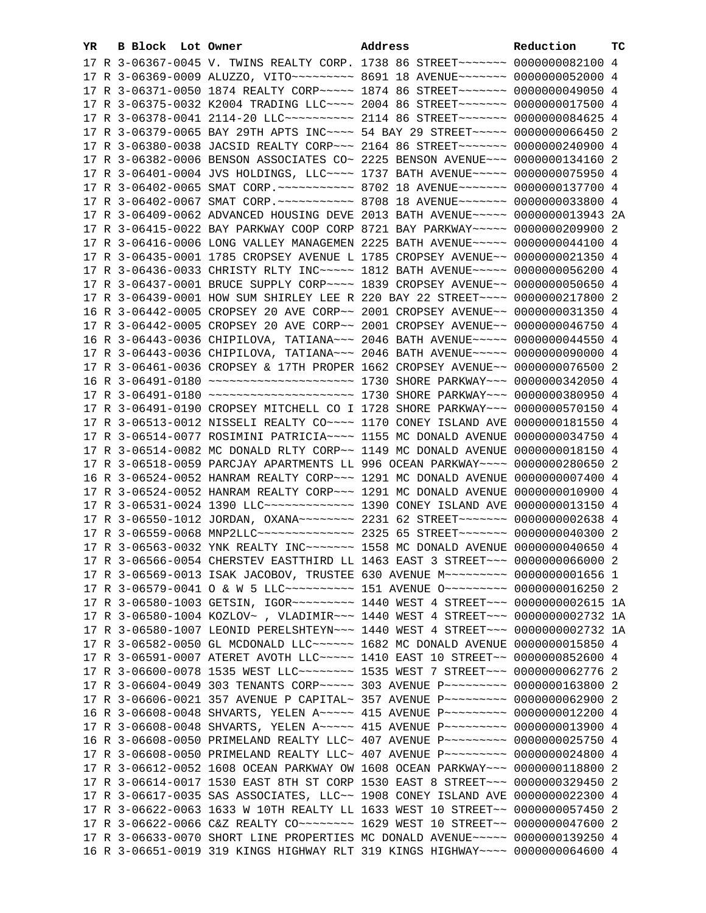| YR | B | Block | Lot | Owner | Address | Reduction | TC |
|---|---|---|---|---|---|---|---|
| 17 | R | 3-06367-0045 | | V. TWINS REALTY CORP. | 1738 86 STREET~~~~~~~ | 0000000082100 | 4 |
| 17 | R | 3-06369-0009 | | ALUZZO, VITO~~~~~~~~~ | 8691 18 AVENUE~~~~~~~ | 0000000052000 | 4 |
| 17 | R | 3-06371-0050 | | 1874 REALTY CORP~~~~~ | 1874 86 STREET~~~~~~~ | 0000000049050 | 4 |
| 17 | R | 3-06375-0032 | | K2004 TRADING LLC~~~~ | 2004 86 STREET~~~~~~~ | 0000000017500 | 4 |
| 17 | R | 3-06378-0041 | | 2114-20 LLC~~~~~~~~~~ | 2114 86 STREET~~~~~~~ | 0000000084625 | 4 |
| 17 | R | 3-06379-0065 | | BAY 29TH APTS INC~~~~ | 54 BAY 29 STREET~~~~~ | 0000000066450 | 2 |
| 17 | R | 3-06380-0038 | | JACSID REALTY CORP~~~ | 2164 86 STREET~~~~~~~ | 0000000240900 | 4 |
| 17 | R | 3-06382-0006 | | BENSON ASSOCIATES CO~ | 2225 BENSON AVENUE~~~ | 0000000134160 | 2 |
| 17 | R | 3-06401-0004 | | JVS HOLDINGS, LLC~~~~ | 1737 BATH AVENUE~~~~~ | 0000000075950 | 4 |
| 17 | R | 3-06402-0065 | | SMAT CORP.~~~~~~~~~~~ | 8702 18 AVENUE~~~~~~~ | 0000000137700 | 4 |
| 17 | R | 3-06402-0067 | | SMAT CORP.~~~~~~~~~~~ | 8708 18 AVENUE~~~~~~~ | 0000000033800 | 4 |
| 17 | R | 3-06409-0062 | | ADVANCED HOUSING DEVE | 2013 BATH AVENUE~~~~~ | 0000000013943 | 2A |
| 17 | R | 3-06415-0022 | | BAY PARKWAY COOP CORP | 8721 BAY PARKWAY~~~~~ | 0000000209900 | 2 |
| 17 | R | 3-06416-0006 | | LONG VALLEY MANAGEMEN | 2225 BATH AVENUE~~~~~ | 0000000044100 | 4 |
| 17 | R | 3-06435-0001 | | 1785 CROPSEY AVENUE L | 1785 CROPSEY AVENUE~~ | 0000000021350 | 4 |
| 17 | R | 3-06436-0033 | | CHRISTY RLTY INC~~~~~ | 1812 BATH AVENUE~~~~~ | 0000000056200 | 4 |
| 17 | R | 3-06437-0001 | | BRUCE SUPPLY CORP~~~~ | 1839 CROPSEY AVENUE~~ | 0000000050650 | 4 |
| 17 | R | 3-06439-0001 | | HOW SUM SHIRLEY LEE R | 220 BAY 22 STREET~~~~ | 0000000217800 | 2 |
| 16 | R | 3-06442-0005 | | CROPSEY 20 AVE CORP~~ | 2001 CROPSEY AVENUE~~ | 0000000031350 | 4 |
| 17 | R | 3-06442-0005 | | CROPSEY 20 AVE CORP~~ | 2001 CROPSEY AVENUE~~ | 0000000046750 | 4 |
| 16 | R | 3-06443-0036 | | CHIPILOVA, TATIANA~~~ | 2046 BATH AVENUE~~~~~ | 0000000044550 | 4 |
| 17 | R | 3-06443-0036 | | CHIPILOVA, TATIANA~~~ | 2046 BATH AVENUE~~~~~ | 0000000090000 | 4 |
| 17 | R | 3-06461-0036 | | CROPSEY & 17TH PROPER | 1662 CROPSEY AVENUE~~ | 0000000076500 | 2 |
| 16 | R | 3-06491-0180 | | ~~~~~~~~~~~~~~~~~~~~~ | 1730 SHORE PARKWAY~~~ | 0000000342050 | 4 |
| 17 | R | 3-06491-0180 | | ~~~~~~~~~~~~~~~~~~~~~ | 1730 SHORE PARKWAY~~~ | 0000000380950 | 4 |
| 17 | R | 3-06491-0190 | | CROPSEY MITCHELL CO I | 1728 SHORE PARKWAY~~~ | 0000000570150 | 4 |
| 17 | R | 3-06513-0012 | | NISSELI REALTY CO~~~~ | 1170 CONEY ISLAND AVE | 0000000181550 | 4 |
| 17 | R | 3-06514-0077 | | ROSIMINI PATRICIA~~~~ | 1155 MC DONALD AVENUE | 0000000034750 | 4 |
| 17 | R | 3-06514-0082 | | MC DONALD RLTY CORP~~ | 1149 MC DONALD AVENUE | 0000000018150 | 4 |
| 17 | R | 3-06518-0059 | | PARCJAY APARTMENTS LL | 996 OCEAN PARKWAY~~~~ | 0000000280650 | 2 |
| 16 | R | 3-06524-0052 | | HANRAM REALTY CORP~~~ | 1291 MC DONALD AVENUE | 0000000007400 | 4 |
| 17 | R | 3-06524-0052 | | HANRAM REALTY CORP~~~ | 1291 MC DONALD AVENUE | 0000000010900 | 4 |
| 17 | R | 3-06531-0024 | | 1390 LLC~~~~~~~~~~~~~ | 1390 CONEY ISLAND AVE | 0000000013150 | 4 |
| 17 | R | 3-06550-1012 | | JORDAN, OXANA~~~~~~~~ | 2231 62 STREET~~~~~~~ | 0000000002638 | 4 |
| 17 | R | 3-06559-0068 | | MNP2LLC~~~~~~~~~~~~~~ | 2325 65 STREET~~~~~~~ | 0000000040300 | 2 |
| 17 | R | 3-06563-0032 | | YNK REALTY INC~~~~~~~ | 1558 MC DONALD AVENUE | 0000000040650 | 4 |
| 17 | R | 3-06566-0054 | | CHERSTEV EASTTHIRD LL | 1463 EAST 3 STREET~~~ | 0000000066000 | 2 |
| 17 | R | 3-06569-0013 | | ISAK JACOBOV, TRUSTEE | 630 AVENUE M~~~~~~~~~ | 0000000001656 | 1 |
| 17 | R | 3-06579-0041 | | O & W 5 LLC~~~~~~~~~~ | 151 AVENUE O~~~~~~~~~ | 0000000016250 | 2 |
| 17 | R | 3-06580-1003 | | GETSIN, IGOR~~~~~~~~~ | 1440 WEST 4 STREET~~~ | 0000000002615 | 1A |
| 17 | R | 3-06580-1004 | | KOZLOV~ , VLADIMIR~~~ | 1440 WEST 4 STREET~~~ | 0000000002732 | 1A |
| 17 | R | 3-06580-1007 | | LEONID PERELSHTEYN~~~ | 1440 WEST 4 STREET~~~ | 0000000002732 | 1A |
| 17 | R | 3-06582-0050 | | GL MCDONALD LLC~~~~~~ | 1682 MC DONALD AVENUE | 0000000015850 | 4 |
| 17 | R | 3-06591-0007 | | ATERET AVOTH LLC~~~~~ | 1410 EAST 10 STREET~~ | 0000000852600 | 4 |
| 17 | R | 3-06600-0078 | | 1535 WEST LLC~~~~~~~~ | 1535 WEST 7 STREET~~~ | 0000000062776 | 2 |
| 17 | R | 3-06604-0049 | | 303 TENANTS CORP~~~~~ | 303 AVENUE P~~~~~~~~~ | 0000000163800 | 2 |
| 17 | R | 3-06606-0021 | | 357 AVENUE P CAPITAL~ | 357 AVENUE P~~~~~~~~~ | 0000000062900 | 2 |
| 16 | R | 3-06608-0048 | | SHVARTS, YELEN A~~~~~ | 415 AVENUE P~~~~~~~~~ | 0000000012200 | 4 |
| 17 | R | 3-06608-0048 | | SHVARTS, YELEN A~~~~~ | 415 AVENUE P~~~~~~~~~ | 0000000013900 | 4 |
| 16 | R | 3-06608-0050 | | PRIMELAND REALTY LLC~ | 407 AVENUE P~~~~~~~~~ | 0000000025750 | 4 |
| 17 | R | 3-06608-0050 | | PRIMELAND REALTY LLC~ | 407 AVENUE P~~~~~~~~~ | 0000000024800 | 4 |
| 17 | R | 3-06612-0052 | | 1608 OCEAN PARKWAY OW | 1608 OCEAN PARKWAY~~~ | 0000000118800 | 2 |
| 17 | R | 3-06614-0017 | | 1530 EAST 8TH ST CORP | 1530 EAST 8 STREET~~~ | 0000000329450 | 2 |
| 17 | R | 3-06617-0035 | | SAS ASSOCIATES, LLC~~ | 1908 CONEY ISLAND AVE | 0000000022300 | 4 |
| 17 | R | 3-06622-0063 | | 1633 W 10TH REALTY LL | 1633 WEST 10 STREET~~ | 0000000057450 | 2 |
| 17 | R | 3-06622-0066 | | C&Z REALTY CO~~~~~~~~ | 1629 WEST 10 STREET~~ | 0000000047600 | 2 |
| 17 | R | 3-06633-0070 | | SHORT LINE PROPERTIES | MC DONALD AVENUE~~~~~ | 0000000139250 | 4 |
| 16 | R | 3-06651-0019 | | 319 KINGS HIGHWAY RLT | 319 KINGS HIGHWAY~~~~ | 0000000064600 | 4 |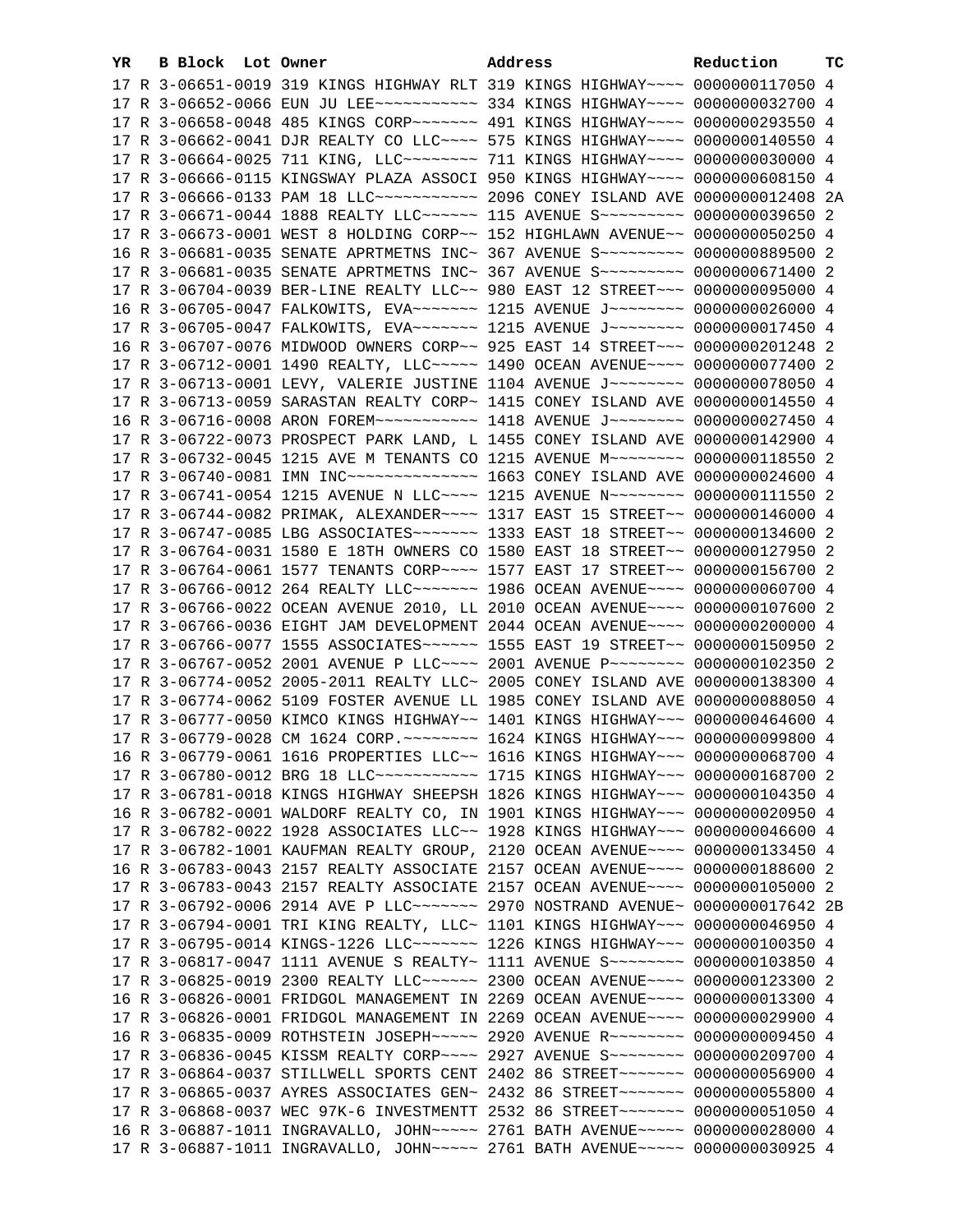| YR | B | Block | Lot | Owner | Address | Reduction | TC |
|---|---|---|---|---|---|---|---|
| 17 | R | 3-06651-0019 | | 319 KINGS HIGHWAY RLT | 319 KINGS HIGHWAY~~~~ | 0000000117050 | 4 |
| 17 | R | 3-06652-0066 | | EUN JU LEE~~~~~~~~~~~ | 334 KINGS HIGHWAY~~~~ | 0000000032700 | 4 |
| 17 | R | 3-06658-0048 | | 485 KINGS CORP~~~~~~~ | 491 KINGS HIGHWAY~~~~ | 0000000293550 | 4 |
| 17 | R | 3-06662-0041 | | DJR REALTY CO LLC~~~~ | 575 KINGS HIGHWAY~~~~ | 0000000140550 | 4 |
| 17 | R | 3-06664-0025 | | 711 KING, LLC~~~~~~~~ | 711 KINGS HIGHWAY~~~~ | 0000000030000 | 4 |
| 17 | R | 3-06666-0115 | | KINGSWAY PLAZA ASSOCI | 950 KINGS HIGHWAY~~~~ | 0000000608150 | 4 |
| 17 | R | 3-06666-0133 | | PAM 18 LLC~~~~~~~~~~~ | 2096 CONEY ISLAND AVE | 0000000012408 | 2A |
| 17 | R | 3-06671-0044 | | 1888 REALTY LLC~~~~~~ | 115 AVENUE S~~~~~~~~~ | 0000000039650 | 2 |
| 17 | R | 3-06673-0001 | | WEST 8 HOLDING CORP~~ | 152 HIGHLAWN AVENUE~~ | 0000000050250 | 4 |
| 16 | R | 3-06681-0035 | | SENATE APRTMETNS INC~ | 367 AVENUE S~~~~~~~~~ | 0000000889500 | 2 |
| 17 | R | 3-06681-0035 | | SENATE APRTMETNS INC~ | 367 AVENUE S~~~~~~~~~ | 0000000671400 | 2 |
| 17 | R | 3-06704-0039 | | BER-LINE REALTY LLC~~ | 980 EAST 12 STREET~~~ | 0000000095000 | 4 |
| 16 | R | 3-06705-0047 | | FALKOWITS, EVA~~~~~~~ | 1215 AVENUE J~~~~~~~~ | 0000000026000 | 4 |
| 17 | R | 3-06705-0047 | | FALKOWITS, EVA~~~~~~~ | 1215 AVENUE J~~~~~~~~ | 0000000017450 | 4 |
| 16 | R | 3-06707-0076 | | MIDWOOD OWNERS CORP~~ | 925 EAST 14 STREET~~~ | 0000000201248 | 2 |
| 17 | R | 3-06712-0001 | | 1490 REALTY, LLC~~~~~ | 1490 OCEAN AVENUE~~~~ | 0000000077400 | 2 |
| 17 | R | 3-06713-0001 | | LEVY, VALERIE JUSTINE | 1104 AVENUE J~~~~~~~~ | 0000000078050 | 4 |
| 17 | R | 3-06713-0059 | | SARASTAN REALTY CORP~ | 1415 CONEY ISLAND AVE | 0000000014550 | 4 |
| 16 | R | 3-06716-0008 | | ARON FOREM~~~~~~~~~~~ | 1418 AVENUE J~~~~~~~~ | 0000000027450 | 4 |
| 17 | R | 3-06722-0073 | | PROSPECT PARK LAND, L | 1455 CONEY ISLAND AVE | 0000000142900 | 4 |
| 17 | R | 3-06732-0045 | | 1215 AVE M TENANTS CO | 1215 AVENUE M~~~~~~~~ | 0000000118550 | 2 |
| 17 | R | 3-06740-0081 | | IMN INC~~~~~~~~~~~~~~ | 1663 CONEY ISLAND AVE | 0000000024600 | 4 |
| 17 | R | 3-06741-0054 | | 1215 AVENUE N LLC~~~~ | 1215 AVENUE N~~~~~~~~ | 0000000111550 | 2 |
| 17 | R | 3-06744-0082 | | PRIMAK, ALEXANDER~~~~ | 1317 EAST 15 STREET~~ | 0000000146000 | 4 |
| 17 | R | 3-06747-0085 | | LBG ASSOCIATES~~~~~~~ | 1333 EAST 18 STREET~~ | 0000000134600 | 2 |
| 17 | R | 3-06764-0031 | | 1580 E 18TH OWNERS CO | 1580 EAST 18 STREET~~ | 0000000127950 | 2 |
| 17 | R | 3-06764-0061 | | 1577 TENANTS CORP~~~~ | 1577 EAST 17 STREET~~ | 0000000156700 | 2 |
| 17 | R | 3-06766-0012 | | 264 REALTY LLC~~~~~~~ | 1986 OCEAN AVENUE~~~~ | 0000000060700 | 4 |
| 17 | R | 3-06766-0022 | | OCEAN AVENUE 2010, LL | 2010 OCEAN AVENUE~~~~ | 0000000107600 | 2 |
| 17 | R | 3-06766-0036 | | EIGHT JAM DEVELOPMENT | 2044 OCEAN AVENUE~~~~ | 0000000200000 | 4 |
| 17 | R | 3-06766-0077 | | 1555 ASSOCIATES~~~~~~ | 1555 EAST 19 STREET~~ | 0000000150950 | 2 |
| 17 | R | 3-06767-0052 | | 2001 AVENUE P LLC~~~~ | 2001 AVENUE P~~~~~~~~ | 0000000102350 | 2 |
| 17 | R | 3-06774-0052 | | 2005-2011 REALTY LLC~ | 2005 CONEY ISLAND AVE | 0000000138300 | 4 |
| 17 | R | 3-06774-0062 | | 5109 FOSTER AVENUE LL | 1985 CONEY ISLAND AVE | 0000000088050 | 4 |
| 17 | R | 3-06777-0050 | | KIMCO KINGS HIGHWAY~~ | 1401 KINGS HIGHWAY~~~ | 0000000464600 | 4 |
| 17 | R | 3-06779-0028 | | CM 1624 CORP.~~~~~~~~ | 1624 KINGS HIGHWAY~~~ | 0000000099800 | 4 |
| 16 | R | 3-06779-0061 | | 1616 PROPERTIES LLC~~ | 1616 KINGS HIGHWAY~~~ | 0000000068700 | 4 |
| 17 | R | 3-06780-0012 | | BRG 18 LLC~~~~~~~~~~~ | 1715 KINGS HIGHWAY~~~ | 0000000168700 | 2 |
| 17 | R | 3-06781-0018 | | KINGS HIGHWAY SHEEPSH | 1826 KINGS HIGHWAY~~~ | 0000000104350 | 4 |
| 16 | R | 3-06782-0001 | | WALDORF REALTY CO, IN | 1901 KINGS HIGHWAY~~~ | 0000000020950 | 4 |
| 17 | R | 3-06782-0022 | | 1928 ASSOCIATES LLC~~ | 1928 KINGS HIGHWAY~~~ | 0000000046600 | 4 |
| 17 | R | 3-06782-1001 | | KAUFMAN REALTY GROUP, | 2120 OCEAN AVENUE~~~~ | 0000000133450 | 4 |
| 16 | R | 3-06783-0043 | | 2157 REALTY ASSOCIATE | 2157 OCEAN AVENUE~~~~ | 0000000188600 | 2 |
| 17 | R | 3-06783-0043 | | 2157 REALTY ASSOCIATE | 2157 OCEAN AVENUE~~~~ | 0000000105000 | 2 |
| 17 | R | 3-06792-0006 | | 2914 AVE P LLC~~~~~~~ | 2970 NOSTRAND AVENUE~ | 0000000017642 | 2B |
| 17 | R | 3-06794-0001 | | TRI KING REALTY, LLC~ | 1101 KINGS HIGHWAY~~~ | 0000000046950 | 4 |
| 17 | R | 3-06795-0014 | | KINGS-1226 LLC~~~~~~~ | 1226 KINGS HIGHWAY~~~ | 0000000100350 | 4 |
| 17 | R | 3-06817-0047 | | 1111 AVENUE S REALTY~ | 1111 AVENUE S~~~~~~~~ | 0000000103850 | 4 |
| 17 | R | 3-06825-0019 | | 2300 REALTY LLC~~~~~~ | 2300 OCEAN AVENUE~~~~ | 0000000123300 | 2 |
| 16 | R | 3-06826-0001 | | FRIDGOL MANAGEMENT IN | 2269 OCEAN AVENUE~~~~ | 0000000013300 | 4 |
| 17 | R | 3-06826-0001 | | FRIDGOL MANAGEMENT IN | 2269 OCEAN AVENUE~~~~ | 0000000029900 | 4 |
| 16 | R | 3-06835-0009 | | ROTHSTEIN JOSEPH~~~~~ | 2920 AVENUE R~~~~~~~~ | 0000000009450 | 4 |
| 17 | R | 3-06836-0045 | | KISSM REALTY CORP~~~~ | 2927 AVENUE S~~~~~~~~ | 0000000209700 | 4 |
| 17 | R | 3-06864-0037 | | STILLWELL SPORTS CENT | 2402 86 STREET~~~~~~~ | 0000000056900 | 4 |
| 17 | R | 3-06865-0037 | | AYRES ASSOCIATES GEN~ | 2432 86 STREET~~~~~~~ | 0000000055800 | 4 |
| 17 | R | 3-06868-0037 | | WEC 97K-6 INVESTMENTT | 2532 86 STREET~~~~~~~ | 0000000051050 | 4 |
| 16 | R | 3-06887-1011 | | INGRAVALLO, JOHN~~~~~ | 2761 BATH AVENUE~~~~~ | 0000000028000 | 4 |
| 17 | R | 3-06887-1011 | | INGRAVALLO, JOHN~~~~~ | 2761 BATH AVENUE~~~~~ | 0000000030925 | 4 |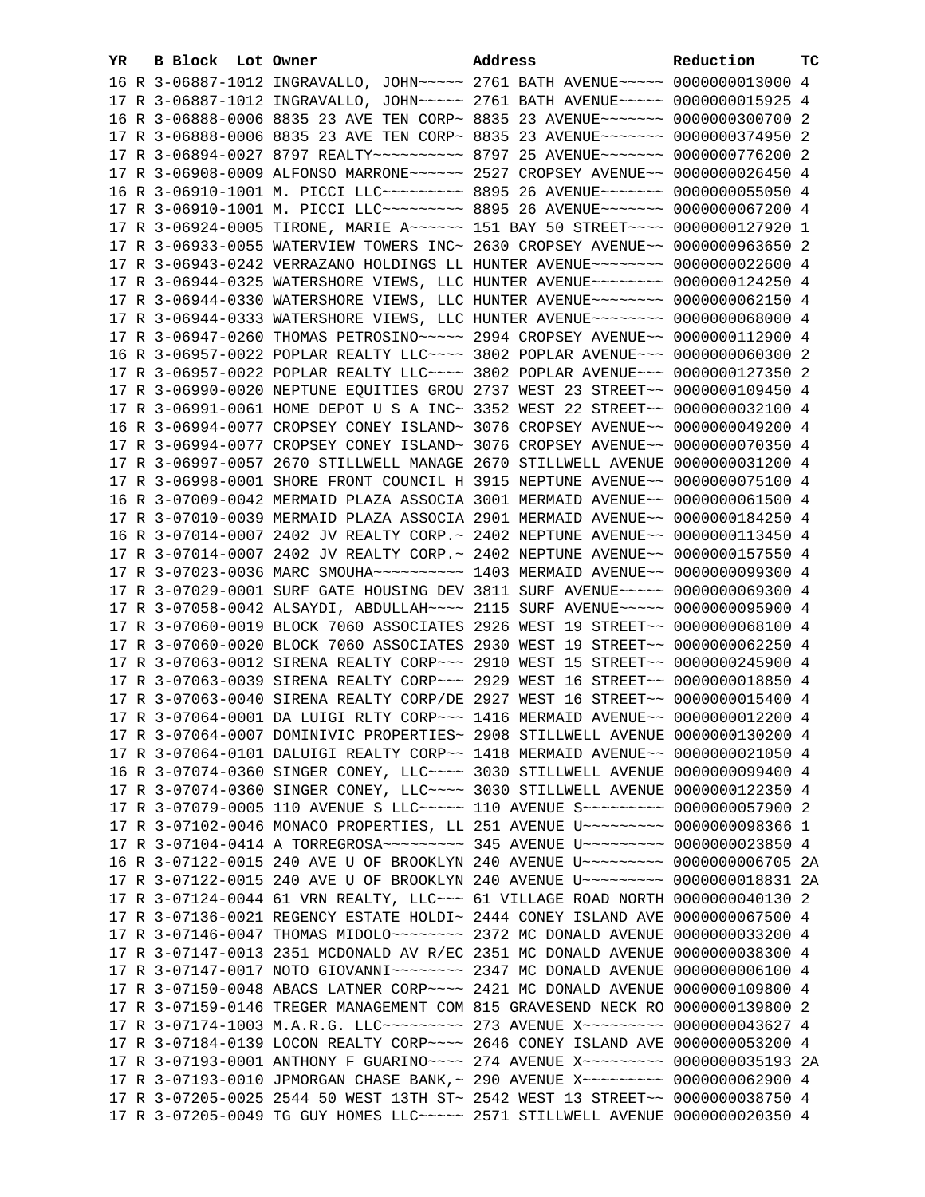| YR | B | Block | Lot | Owner | Address | Reduction | TC |
|---|---|---|---|---|---|---|---|
| 16 | R | 3-06887-1012 | | INGRAVALLO, JOHN~~~~~ | 2761 BATH AVENUE~~~~~ | 0000000013000 | 4 |
| 17 | R | 3-06887-1012 | | INGRAVALLO, JOHN~~~~~ | 2761 BATH AVENUE~~~~~ | 0000000015925 | 4 |
| 16 | R | 3-06888-0006 | | 8835 23 AVE TEN CORP~ | 8835 23 AVENUE~~~~~~~ | 0000000300700 | 2 |
| 17 | R | 3-06888-0006 | | 8835 23 AVE TEN CORP~ | 8835 23 AVENUE~~~~~~~ | 0000000374950 | 2 |
| 17 | R | 3-06894-0027 | | 8797 REALTY~~~~~~~~~~ | 8797 25 AVENUE~~~~~~~ | 0000000776200 | 2 |
| 17 | R | 3-06908-0009 | | ALFONSO MARRONE~~~~~~ | 2527 CROPSEY AVENUE~~ | 0000000026450 | 4 |
| 16 | R | 3-06910-1001 | | M. PICCI LLC~~~~~~~~~ | 8895 26 AVENUE~~~~~~~ | 0000000055050 | 4 |
| 17 | R | 3-06910-1001 | | M. PICCI LLC~~~~~~~~~ | 8895 26 AVENUE~~~~~~~ | 0000000067200 | 4 |
| 17 | R | 3-06924-0005 | | TIRONE, MARIE A~~~~~~ | 151 BAY 50 STREET~~~~ | 0000000127920 | 1 |
| 17 | R | 3-06933-0055 | | WATERVIEW TOWERS INC~ | 2630 CROPSEY AVENUE~~ | 0000000963650 | 2 |
| 17 | R | 3-06943-0242 | | VERRAZANO HOLDINGS LL | HUNTER AVENUE~~~~~~~~ | 0000000022600 | 4 |
| 17 | R | 3-06944-0325 | | WATERSHORE VIEWS, LLC | HUNTER AVENUE~~~~~~~~ | 0000000124250 | 4 |
| 17 | R | 3-06944-0330 | | WATERSHORE VIEWS, LLC | HUNTER AVENUE~~~~~~~~ | 0000000062150 | 4 |
| 17 | R | 3-06944-0333 | | WATERSHORE VIEWS, LLC | HUNTER AVENUE~~~~~~~~ | 0000000068000 | 4 |
| 17 | R | 3-06947-0260 | | THOMAS PETROSINO~~~~~ | 2994 CROPSEY AVENUE~~ | 0000000112900 | 4 |
| 16 | R | 3-06957-0022 | | POPLAR REALTY LLC~~~~ | 3802 POPLAR AVENUE~~~ | 0000000060300 | 2 |
| 17 | R | 3-06957-0022 | | POPLAR REALTY LLC~~~~ | 3802 POPLAR AVENUE~~~ | 0000000127350 | 2 |
| 17 | R | 3-06990-0020 | | NEPTUNE EQUITIES GROU | 2737 WEST 23 STREET~~ | 0000000109450 | 4 |
| 17 | R | 3-06991-0061 | | HOME DEPOT U S A INC~ | 3352 WEST 22 STREET~~ | 0000000032100 | 4 |
| 16 | R | 3-06994-0077 | | CROPSEY CONEY ISLAND~ | 3076 CROPSEY AVENUE~~ | 0000000049200 | 4 |
| 17 | R | 3-06994-0077 | | CROPSEY CONEY ISLAND~ | 3076 CROPSEY AVENUE~~ | 0000000070350 | 4 |
| 17 | R | 3-06997-0057 | | 2670 STILLWELL MANAGE | 2670 STILLWELL AVENUE | 0000000031200 | 4 |
| 17 | R | 3-06998-0001 | | SHORE FRONT COUNCIL H | 3915 NEPTUNE AVENUE~~ | 0000000075100 | 4 |
| 16 | R | 3-07009-0042 | | MERMAID PLAZA ASSOCIA | 3001 MERMAID AVENUE~~ | 0000000061500 | 4 |
| 17 | R | 3-07010-0039 | | MERMAID PLAZA ASSOCIA | 2901 MERMAID AVENUE~~ | 0000000184250 | 4 |
| 16 | R | 3-07014-0007 | | 2402 JV REALTY CORP.~ | 2402 NEPTUNE AVENUE~~ | 0000000113450 | 4 |
| 17 | R | 3-07014-0007 | | 2402 JV REALTY CORP.~ | 2402 NEPTUNE AVENUE~~ | 0000000157550 | 4 |
| 17 | R | 3-07023-0036 | | MARC SMOUHA~~~~~~~~~~ | 1403 MERMAID AVENUE~~ | 0000000099300 | 4 |
| 17 | R | 3-07029-0001 | | SURF GATE HOUSING DEV | 3811 SURF AVENUE~~~~~ | 0000000069300 | 4 |
| 17 | R | 3-07058-0042 | | ALSAYDI, ABDULLAH~~~~ | 2115 SURF AVENUE~~~~~ | 0000000095900 | 4 |
| 17 | R | 3-07060-0019 | | BLOCK 7060 ASSOCIATES | 2926 WEST 19 STREET~~ | 0000000068100 | 4 |
| 17 | R | 3-07060-0020 | | BLOCK 7060 ASSOCIATES | 2930 WEST 19 STREET~~ | 0000000062250 | 4 |
| 17 | R | 3-07063-0012 | | SIRENA REALTY CORP~~~ | 2910 WEST 15 STREET~~ | 0000000245900 | 4 |
| 17 | R | 3-07063-0039 | | SIRENA REALTY CORP~~~ | 2929 WEST 16 STREET~~ | 0000000018850 | 4 |
| 17 | R | 3-07063-0040 | | SIRENA REALTY CORP/DE | 2927 WEST 16 STREET~~ | 0000000015400 | 4 |
| 17 | R | 3-07064-0001 | | DA LUIGI RLTY CORP~~~ | 1416 MERMAID AVENUE~~ | 0000000012200 | 4 |
| 17 | R | 3-07064-0007 | | DOMINIVIC PROPERTIES~ | 2908 STILLWELL AVENUE | 0000000130200 | 4 |
| 17 | R | 3-07064-0101 | | DALUIGI REALTY CORP~~ | 1418 MERMAID AVENUE~~ | 0000000021050 | 4 |
| 16 | R | 3-07074-0360 | | SINGER CONEY, LLC~~~~ | 3030 STILLWELL AVENUE | 0000000099400 | 4 |
| 17 | R | 3-07074-0360 | | SINGER CONEY, LLC~~~~ | 3030 STILLWELL AVENUE | 0000000122350 | 4 |
| 17 | R | 3-07079-0005 | | 110 AVENUE S LLC~~~~~ | 110 AVENUE S~~~~~~~~~ | 0000000057900 | 2 |
| 17 | R | 3-07102-0046 | | MONACO PROPERTIES, LL | 251 AVENUE U~~~~~~~~~ | 0000000098366 | 1 |
| 17 | R | 3-07104-0414 | | A TORREGROSA~~~~~~~~~ | 345 AVENUE U~~~~~~~~~ | 0000000023850 | 4 |
| 16 | R | 3-07122-0015 | | 240 AVE U OF BROOKLYN | 240 AVENUE U~~~~~~~~~ | 0000000006705 | 2A |
| 17 | R | 3-07122-0015 | | 240 AVE U OF BROOKLYN | 240 AVENUE U~~~~~~~~~ | 0000000018831 | 2A |
| 17 | R | 3-07124-0044 | | 61 VRN REALTY, LLC~~~ | 61 VILLAGE ROAD NORTH | 0000000040130 | 2 |
| 17 | R | 3-07136-0021 | | REGENCY ESTATE HOLDI~ | 2444 CONEY ISLAND AVE | 0000000067500 | 4 |
| 17 | R | 3-07146-0047 | | THOMAS MIDOLO~~~~~~~~ | 2372 MC DONALD AVENUE | 0000000033200 | 4 |
| 17 | R | 3-07147-0013 | | 2351 MCDONALD AV R/EC | 2351 MC DONALD AVENUE | 0000000038300 | 4 |
| 17 | R | 3-07147-0017 | | NOTO GIOVANNI~~~~~~~~ | 2347 MC DONALD AVENUE | 0000000006100 | 4 |
| 17 | R | 3-07150-0048 | | ABACS LATNER CORP~~~~ | 2421 MC DONALD AVENUE | 0000000109800 | 4 |
| 17 | R | 3-07159-0146 | | TREGER MANAGEMENT COM | 815 GRAVESEND NECK RO | 0000000139800 | 2 |
| 17 | R | 3-07174-1003 | | M.A.R.G. LLC~~~~~~~~~ | 273 AVENUE X~~~~~~~~~ | 0000000043627 | 4 |
| 17 | R | 3-07184-0139 | | LOCON REALTY CORP~~~~ | 2646 CONEY ISLAND AVE | 0000000053200 | 4 |
| 17 | R | 3-07193-0001 | | ANTHONY F GUARINO~~~~ | 274 AVENUE X~~~~~~~~~ | 0000000035193 | 2A |
| 17 | R | 3-07193-0010 | | JPMORGAN CHASE BANK,~ | 290 AVENUE X~~~~~~~~~ | 0000000062900 | 4 |
| 17 | R | 3-07205-0025 | | 2544 50 WEST 13TH ST~ | 2542 WEST 13 STREET~~ | 0000000038750 | 4 |
| 17 | R | 3-07205-0049 | | TG GUY HOMES LLC~~~~~ | 2571 STILLWELL AVENUE | 0000000020350 | 4 |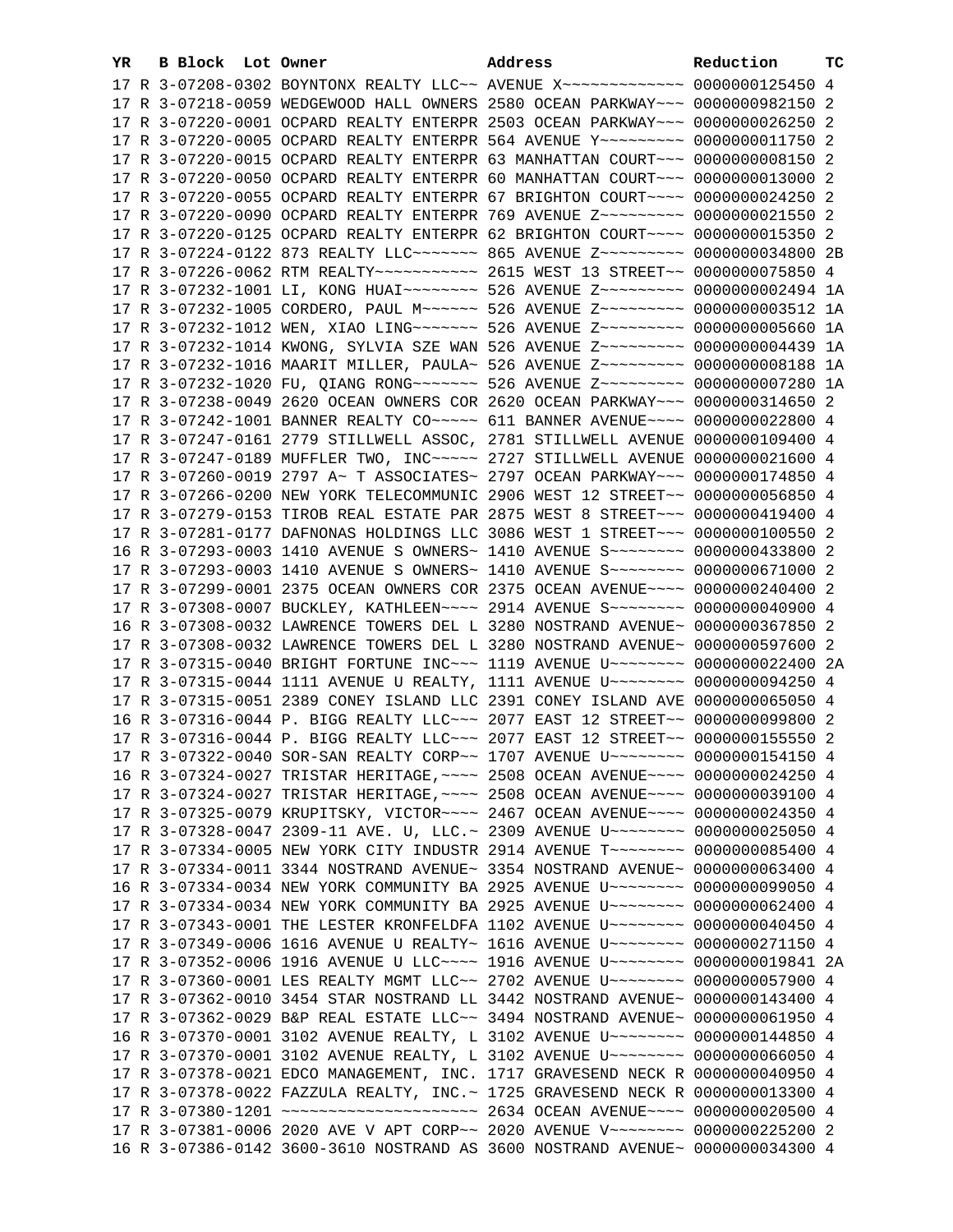| YR | B | Block | Lot | Owner | Address | Reduction | TC |
|---|---|---|---|---|---|---|---|
| 17 | R | 3-07208-0302 | | BOYNTONX REALTY LLC~~ | AVENUE X~~~~~~~~~~~~~ | 0000000125450 | 4 |
| 17 | R | 3-07218-0059 | | WEDGEWOOD HALL OWNERS | 2580 OCEAN PARKWAY~~~ | 0000000982150 | 2 |
| 17 | R | 3-07220-0001 | | OCPARD REALTY ENTERPR | 2503 OCEAN PARKWAY~~~ | 0000000026250 | 2 |
| 17 | R | 3-07220-0005 | | OCPARD REALTY ENTERPR | 564 AVENUE Y~~~~~~~~~ | 0000000011750 | 2 |
| 17 | R | 3-07220-0015 | | OCPARD REALTY ENTERPR | 63 MANHATTAN COURT~~~ | 0000000008150 | 2 |
| 17 | R | 3-07220-0050 | | OCPARD REALTY ENTERPR | 60 MANHATTAN COURT~~~ | 0000000013000 | 2 |
| 17 | R | 3-07220-0055 | | OCPARD REALTY ENTERPR | 67 BRIGHTON COURT~~~~ | 0000000024250 | 2 |
| 17 | R | 3-07220-0090 | | OCPARD REALTY ENTERPR | 769 AVENUE Z~~~~~~~~~ | 0000000021550 | 2 |
| 17 | R | 3-07220-0125 | | OCPARD REALTY ENTERPR | 62 BRIGHTON COURT~~~~ | 0000000015350 | 2 |
| 17 | R | 3-07224-0122 | | 873 REALTY LLC~~~~~~~ | 865 AVENUE Z~~~~~~~~~ | 0000000034800 | 2B |
| 17 | R | 3-07226-0062 | | RTM REALTY~~~~~~~~~~~ | 2615 WEST 13 STREET~~ | 0000000075850 | 4 |
| 17 | R | 3-07232-1001 | | LI, KONG HUAI~~~~~~~~ | 526 AVENUE Z~~~~~~~~~ | 0000000002494 | 1A |
| 17 | R | 3-07232-1005 | | CORDERO, PAUL M~~~~~~ | 526 AVENUE Z~~~~~~~~~ | 0000000003512 | 1A |
| 17 | R | 3-07232-1012 | | WEN, XIAO LING~~~~~~~ | 526 AVENUE Z~~~~~~~~~ | 0000000005660 | 1A |
| 17 | R | 3-07232-1014 | | KWONG, SYLVIA SZE WAN | 526 AVENUE Z~~~~~~~~~ | 0000000004439 | 1A |
| 17 | R | 3-07232-1016 | | MAARIT MILLER, PAULA~ | 526 AVENUE Z~~~~~~~~~ | 0000000008188 | 1A |
| 17 | R | 3-07232-1020 | | FU, QIANG RONG~~~~~~~ | 526 AVENUE Z~~~~~~~~~ | 0000000007280 | 1A |
| 17 | R | 3-07238-0049 | | 2620 OCEAN OWNERS COR | 2620 OCEAN PARKWAY~~~ | 0000000314650 | 2 |
| 17 | R | 3-07242-1001 | | BANNER REALTY CO~~~~~ | 611 BANNER AVENUE~~~~ | 0000000022800 | 4 |
| 17 | R | 3-07247-0161 | | 2779 STILLWELL ASSOC, | 2781 STILLWELL AVENUE | 0000000109400 | 4 |
| 17 | R | 3-07247-0189 | | MUFFLER TWO, INC~~~~~ | 2727 STILLWELL AVENUE | 0000000021600 | 4 |
| 17 | R | 3-07260-0019 | | 2797 A~ T ASSOCIATES~ | 2797 OCEAN PARKWAY~~~ | 0000000174850 | 4 |
| 17 | R | 3-07266-0200 | | NEW YORK TELECOMMUNIC | 2906 WEST 12 STREET~~ | 0000000056850 | 4 |
| 17 | R | 3-07279-0153 | | TIROB REAL ESTATE PAR | 2875 WEST 8 STREET~~~ | 0000000419400 | 4 |
| 17 | R | 3-07281-0177 | | DAFNONAS HOLDINGS LLC | 3086 WEST 1 STREET~~~ | 0000000100550 | 2 |
| 16 | R | 3-07293-0003 | | 1410 AVENUE S OWNERS~ | 1410 AVENUE S~~~~~~~~ | 0000000433800 | 2 |
| 17 | R | 3-07293-0003 | | 1410 AVENUE S OWNERS~ | 1410 AVENUE S~~~~~~~~ | 0000000671000 | 2 |
| 17 | R | 3-07299-0001 | | 2375 OCEAN OWNERS COR | 2375 OCEAN AVENUE~~~~ | 0000000240400 | 2 |
| 17 | R | 3-07308-0007 | | BUCKLEY, KATHLEEN~~~~ | 2914 AVENUE S~~~~~~~~ | 0000000040900 | 4 |
| 16 | R | 3-07308-0032 | | LAWRENCE TOWERS DEL L | 3280 NOSTRAND AVENUE~ | 0000000367850 | 2 |
| 17 | R | 3-07308-0032 | | LAWRENCE TOWERS DEL L | 3280 NOSTRAND AVENUE~ | 0000000597600 | 2 |
| 17 | R | 3-07315-0040 | | BRIGHT FORTUNE INC~~~ | 1119 AVENUE U~~~~~~~~ | 0000000022400 | 2A |
| 17 | R | 3-07315-0044 | | 1111 AVENUE U REALTY, | 1111 AVENUE U~~~~~~~~ | 0000000094250 | 4 |
| 17 | R | 3-07315-0051 | | 2389 CONEY ISLAND LLC | 2391 CONEY ISLAND AVE | 0000000065050 | 4 |
| 16 | R | 3-07316-0044 | | P. BIGG REALTY LLC~~~ | 2077 EAST 12 STREET~~ | 0000000099800 | 2 |
| 17 | R | 3-07316-0044 | | P. BIGG REALTY LLC~~~ | 2077 EAST 12 STREET~~ | 0000000155550 | 2 |
| 17 | R | 3-07322-0040 | | SOR-SAN REALTY CORP~~ | 1707 AVENUE U~~~~~~~~ | 0000000154150 | 4 |
| 16 | R | 3-07324-0027 | | TRISTAR HERITAGE,~~~~ | 2508 OCEAN AVENUE~~~~ | 0000000024250 | 4 |
| 17 | R | 3-07324-0027 | | TRISTAR HERITAGE,~~~~ | 2508 OCEAN AVENUE~~~~ | 0000000039100 | 4 |
| 17 | R | 3-07325-0079 | | KRUPITSKY, VICTOR~~~~ | 2467 OCEAN AVENUE~~~~ | 0000000024350 | 4 |
| 17 | R | 3-07328-0047 | | 2309-11 AVE. U, LLC.~ | 2309 AVENUE U~~~~~~~~ | 0000000025050 | 4 |
| 17 | R | 3-07334-0005 | | NEW YORK CITY INDUSTR | 2914 AVENUE T~~~~~~~~ | 0000000085400 | 4 |
| 17 | R | 3-07334-0011 | | 3344 NOSTRAND AVENUE~ | 3354 NOSTRAND AVENUE~ | 0000000063400 | 4 |
| 16 | R | 3-07334-0034 | | NEW YORK COMMUNITY BA | 2925 AVENUE U~~~~~~~~ | 0000000099050 | 4 |
| 17 | R | 3-07334-0034 | | NEW YORK COMMUNITY BA | 2925 AVENUE U~~~~~~~~ | 0000000062400 | 4 |
| 17 | R | 3-07343-0001 | | THE LESTER KRONFELDFA | 1102 AVENUE U~~~~~~~~ | 0000000040450 | 4 |
| 17 | R | 3-07349-0006 | | 1616 AVENUE U REALTY~ | 1616 AVENUE U~~~~~~~~ | 0000000271150 | 4 |
| 17 | R | 3-07352-0006 | | 1916 AVENUE U LLC~~~~ | 1916 AVENUE U~~~~~~~~ | 0000000019841 | 2A |
| 17 | R | 3-07360-0001 | | LES REALTY MGMT LLC~~ | 2702 AVENUE U~~~~~~~~ | 0000000057900 | 4 |
| 17 | R | 3-07362-0010 | | 3454 STAR NOSTRAND LL | 3442 NOSTRAND AVENUE~ | 0000000143400 | 4 |
| 17 | R | 3-07362-0029 | | B&P REAL ESTATE LLC~~ | 3494 NOSTRAND AVENUE~ | 0000000061950 | 4 |
| 16 | R | 3-07370-0001 | | 3102 AVENUE REALTY, L | 3102 AVENUE U~~~~~~~~ | 0000000144850 | 4 |
| 17 | R | 3-07370-0001 | | 3102 AVENUE REALTY, L | 3102 AVENUE U~~~~~~~~ | 0000000066050 | 4 |
| 17 | R | 3-07378-0021 | | EDCO MANAGEMENT, INC. | 1717 GRAVESEND NECK R | 0000000040950 | 4 |
| 17 | R | 3-07378-0022 | | FAZZULA REALTY, INC.~ | 1725 GRAVESEND NECK R | 0000000013300 | 4 |
| 17 | R | 3-07380-1201 | | ~~~~~~~~~~~~~~~~~~~~~ | 2634 OCEAN AVENUE~~~~ | 0000000020500 | 4 |
| 17 | R | 3-07381-0006 | | 2020 AVE V APT CORP~~ | 2020 AVENUE V~~~~~~~~ | 0000000225200 | 2 |
| 16 | R | 3-07386-0142 | | 3600-3610 NOSTRAND AS | 3600 NOSTRAND AVENUE~ | 0000000034300 | 4 |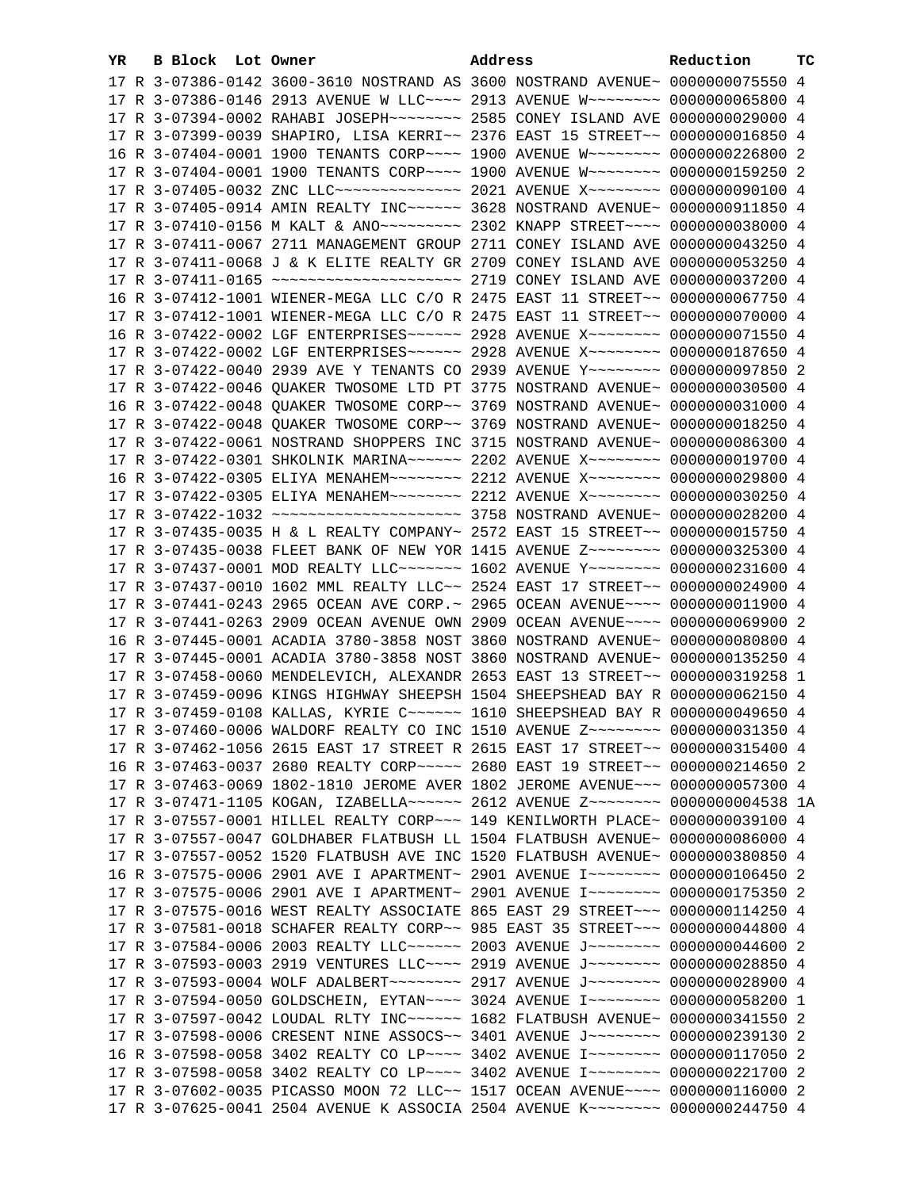| YR | B | Block | Lot | Owner | Address | Reduction | TC |
|---|---|---|---|---|---|---|---|
| 17 | R | 3-07386-0142 | | 3600-3610 NOSTRAND AS | 3600 NOSTRAND AVENUE~ | 0000000075550 | 4 |
| 17 | R | 3-07386-0146 | | 2913 AVENUE W LLC~~~~ | 2913 AVENUE W~~~~~~~~ | 0000000065800 | 4 |
| 17 | R | 3-07394-0002 | | RAHABI JOSEPH~~~~~~~~ | 2585 CONEY ISLAND AVE | 0000000029000 | 4 |
| 17 | R | 3-07399-0039 | | SHAPIRO, LISA KERRI~~ | 2376 EAST 15 STREET~~ | 0000000016850 | 4 |
| 16 | R | 3-07404-0001 | | 1900 TENANTS CORP~~~~ | 1900 AVENUE W~~~~~~~~ | 0000000226800 | 2 |
| 17 | R | 3-07404-0001 | | 1900 TENANTS CORP~~~~ | 1900 AVENUE W~~~~~~~~ | 0000000159250 | 2 |
| 17 | R | 3-07405-0032 | | ZNC LLC~~~~~~~~~~~~~~ | 2021 AVENUE X~~~~~~~~ | 0000000090100 | 4 |
| 17 | R | 3-07405-0914 | | AMIN REALTY INC~~~~~~ | 3628 NOSTRAND AVENUE~ | 0000000911850 | 4 |
| 17 | R | 3-07410-0156 | | M KALT & ANO~~~~~~~~~ | 2302 KNAPP STREET~~~~ | 0000000038000 | 4 |
| 17 | R | 3-07411-0067 | | 2711 MANAGEMENT GROUP | 2711 CONEY ISLAND AVE | 0000000043250 | 4 |
| 17 | R | 3-07411-0068 | | J & K ELITE REALTY GR | 2709 CONEY ISLAND AVE | 0000000053250 | 4 |
| 17 | R | 3-07411-0165 | | ~~~~~~~~~~~~~~~~~~~~~ | 2719 CONEY ISLAND AVE | 0000000037200 | 4 |
| 16 | R | 3-07412-1001 | | WIENER-MEGA LLC C/O R | 2475 EAST 11 STREET~~ | 0000000067750 | 4 |
| 17 | R | 3-07412-1001 | | WIENER-MEGA LLC C/O R | 2475 EAST 11 STREET~~ | 0000000070000 | 4 |
| 16 | R | 3-07422-0002 | | LGF ENTERPRISES~~~~~~ | 2928 AVENUE X~~~~~~~~ | 0000000071550 | 4 |
| 17 | R | 3-07422-0002 | | LGF ENTERPRISES~~~~~~ | 2928 AVENUE X~~~~~~~~ | 0000000187650 | 4 |
| 17 | R | 3-07422-0040 | | 2939 AVE Y TENANTS CO | 2939 AVENUE Y~~~~~~~~ | 0000000097850 | 2 |
| 17 | R | 3-07422-0046 | | QUAKER TWOSOME LTD PT | 3775 NOSTRAND AVENUE~ | 0000000030500 | 4 |
| 16 | R | 3-07422-0048 | | QUAKER TWOSOME CORP~~ | 3769 NOSTRAND AVENUE~ | 0000000031000 | 4 |
| 17 | R | 3-07422-0048 | | QUAKER TWOSOME CORP~~ | 3769 NOSTRAND AVENUE~ | 0000000018250 | 4 |
| 17 | R | 3-07422-0061 | | NOSTRAND SHOPPERS INC | 3715 NOSTRAND AVENUE~ | 0000000086300 | 4 |
| 17 | R | 3-07422-0301 | | SHKOLNIK MARINA~~~~~~ | 2202 AVENUE X~~~~~~~~ | 0000000019700 | 4 |
| 16 | R | 3-07422-0305 | | ELIYA MENAHEM~~~~~~~~ | 2212 AVENUE X~~~~~~~~ | 0000000029800 | 4 |
| 17 | R | 3-07422-0305 | | ELIYA MENAHEM~~~~~~~~ | 2212 AVENUE X~~~~~~~~ | 0000000030250 | 4 |
| 17 | R | 3-07422-1032 | | ~~~~~~~~~~~~~~~~~~~~~ | 3758 NOSTRAND AVENUE~ | 0000000028200 | 4 |
| 17 | R | 3-07435-0035 | | H & L REALTY COMPANY~ | 2572 EAST 15 STREET~~ | 0000000015750 | 4 |
| 17 | R | 3-07435-0038 | | FLEET BANK OF NEW YOR | 1415 AVENUE Z~~~~~~~~ | 0000000325300 | 4 |
| 17 | R | 3-07437-0001 | | MOD REALTY LLC~~~~~~~ | 1602 AVENUE Y~~~~~~~~ | 0000000231600 | 4 |
| 17 | R | 3-07437-0010 | | 1602 MML REALTY LLC~~ | 2524 EAST 17 STREET~~ | 0000000024900 | 4 |
| 17 | R | 3-07441-0243 | | 2965 OCEAN AVE CORP.~ | 2965 OCEAN AVENUE~~~~ | 0000000011900 | 4 |
| 17 | R | 3-07441-0263 | | 2909 OCEAN AVENUE OWN | 2909 OCEAN AVENUE~~~~ | 0000000069900 | 2 |
| 16 | R | 3-07445-0001 | | ACADIA 3780-3858 NOST | 3860 NOSTRAND AVENUE~ | 0000000080800 | 4 |
| 17 | R | 3-07445-0001 | | ACADIA 3780-3858 NOST | 3860 NOSTRAND AVENUE~ | 0000000135250 | 4 |
| 17 | R | 3-07458-0060 | | MENDELEVICH, ALEXANDR | 2653 EAST 13 STREET~~ | 0000000319258 | 1 |
| 17 | R | 3-07459-0096 | | KINGS HIGHWAY SHEEPSH | 1504 SHEEPSHEAD BAY R | 0000000062150 | 4 |
| 17 | R | 3-07459-0108 | | KALLAS, KYRIE C~~~~~~ | 1610 SHEEPSHEAD BAY R | 0000000049650 | 4 |
| 17 | R | 3-07460-0006 | | WALDORF REALTY CO INC | 1510 AVENUE Z~~~~~~~~ | 0000000031350 | 4 |
| 17 | R | 3-07462-1056 | | 2615 EAST 17 STREET R | 2615 EAST 17 STREET~~ | 0000000315400 | 4 |
| 16 | R | 3-07463-0037 | | 2680 REALTY CORP~~~~~ | 2680 EAST 19 STREET~~ | 0000000214650 | 2 |
| 17 | R | 3-07463-0069 | | 1802-1810 JEROME AVER | 1802 JEROME AVENUE~~~ | 0000000057300 | 4 |
| 17 | R | 3-07471-1105 | | KOGAN, IZABELLA~~~~~~ | 2612 AVENUE Z~~~~~~~~ | 0000000004538 | 1A |
| 17 | R | 3-07557-0001 | | HILLEL REALTY CORP~~~ | 149 KENILWORTH PLACE~ | 0000000039100 | 4 |
| 17 | R | 3-07557-0047 | | GOLDHABER FLATBUSH LL | 1504 FLATBUSH AVENUE~ | 0000000086000 | 4 |
| 17 | R | 3-07557-0052 | | 1520 FLATBUSH AVE INC | 1520 FLATBUSH AVENUE~ | 0000000380850 | 4 |
| 16 | R | 3-07575-0006 | | 2901 AVE I APARTMENT~ | 2901 AVENUE I~~~~~~~~ | 0000000106450 | 2 |
| 17 | R | 3-07575-0006 | | 2901 AVE I APARTMENT~ | 2901 AVENUE I~~~~~~~~ | 0000000175350 | 2 |
| 17 | R | 3-07575-0016 | | WEST REALTY ASSOCIATE | 865 EAST 29 STREET~~~ | 0000000114250 | 4 |
| 17 | R | 3-07581-0018 | | SCHAFER REALTY CORP~~ | 985 EAST 35 STREET~~~ | 0000000044800 | 4 |
| 17 | R | 3-07584-0006 | | 2003 REALTY LLC~~~~~~ | 2003 AVENUE J~~~~~~~~ | 0000000044600 | 2 |
| 17 | R | 3-07593-0003 | | 2919 VENTURES LLC~~~~ | 2919 AVENUE J~~~~~~~~ | 0000000028850 | 4 |
| 17 | R | 3-07593-0004 | | WOLF ADALBERT~~~~~~~~ | 2917 AVENUE J~~~~~~~~ | 0000000028900 | 4 |
| 17 | R | 3-07594-0050 | | GOLDSCHEIN, EYTAN~~~~ | 3024 AVENUE I~~~~~~~~ | 0000000058200 | 1 |
| 17 | R | 3-07597-0042 | | LOUDAL RLTY INC~~~~~~ | 1682 FLATBUSH AVENUE~ | 0000000341550 | 2 |
| 17 | R | 3-07598-0006 | | CRESENT NINE ASSOCS~~ | 3401 AVENUE J~~~~~~~~ | 0000000239130 | 2 |
| 16 | R | 3-07598-0058 | | 3402 REALTY CO LP~~~~ | 3402 AVENUE I~~~~~~~~ | 0000000117050 | 2 |
| 17 | R | 3-07598-0058 | | 3402 REALTY CO LP~~~~ | 3402 AVENUE I~~~~~~~~ | 0000000221700 | 2 |
| 17 | R | 3-07602-0035 | | PICASSO MOON 72 LLC~~ | 1517 OCEAN AVENUE~~~~ | 0000000116000 | 2 |
| 17 | R | 3-07625-0041 | | 2504 AVENUE K ASSOCIA | 2504 AVENUE K~~~~~~~~ | 0000000244750 | 4 |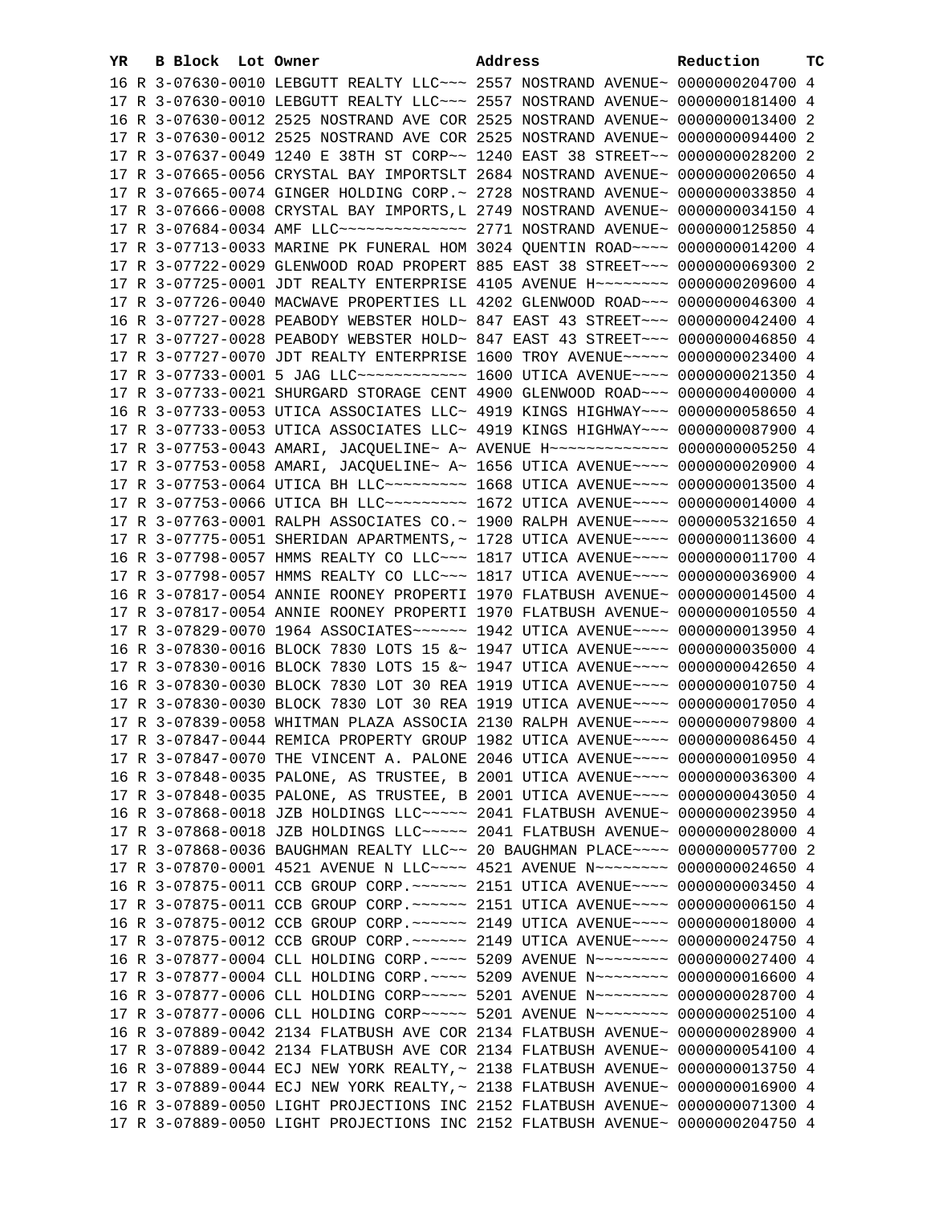| YR | B | Block | Lot | Owner | Address | Reduction | TC |
|---|---|---|---|---|---|---|---|
| 16 | R | 3-07630-0010 | | LEBGUTT REALTY LLC~~~ | 2557 NOSTRAND AVENUE~ | 0000000204700 | 4 |
| 17 | R | 3-07630-0010 | | LEBGUTT REALTY LLC~~~ | 2557 NOSTRAND AVENUE~ | 0000000181400 | 4 |
| 16 | R | 3-07630-0012 | | 2525 NOSTRAND AVE COR | 2525 NOSTRAND AVENUE~ | 0000000013400 | 2 |
| 17 | R | 3-07630-0012 | | 2525 NOSTRAND AVE COR | 2525 NOSTRAND AVENUE~ | 0000000094400 | 2 |
| 17 | R | 3-07637-0049 | | 1240 E 38TH ST CORP~~ | 1240 EAST 38 STREET~~ | 0000000028200 | 2 |
| 17 | R | 3-07665-0056 | | CRYSTAL BAY IMPORTSLT | 2684 NOSTRAND AVENUE~ | 0000000020650 | 4 |
| 17 | R | 3-07665-0074 | | GINGER HOLDING CORP.~ | 2728 NOSTRAND AVENUE~ | 0000000033850 | 4 |
| 17 | R | 3-07666-0008 | | CRYSTAL BAY IMPORTS,L | 2749 NOSTRAND AVENUE~ | 0000000034150 | 4 |
| 17 | R | 3-07684-0034 | | AMF LLC~~~~~~~~~~~~~~ | 2771 NOSTRAND AVENUE~ | 0000000125850 | 4 |
| 17 | R | 3-07713-0033 | | MARINE PK FUNERAL HOM | 3024 QUENTIN ROAD~~~~ | 0000000014200 | 4 |
| 17 | R | 3-07722-0029 | | GLENWOOD ROAD PROPERT | 885 EAST 38 STREET~~~ | 0000000069300 | 2 |
| 17 | R | 3-07725-0001 | | JDT REALTY ENTERPRISE | 4105 AVENUE H~~~~~~~~ | 0000000209600 | 4 |
| 17 | R | 3-07726-0040 | | MACWAVE PROPERTIES LL | 4202 GLENWOOD ROAD~~~ | 0000000046300 | 4 |
| 16 | R | 3-07727-0028 | | PEABODY WEBSTER HOLD~ | 847 EAST 43 STREET~~~ | 0000000042400 | 4 |
| 17 | R | 3-07727-0028 | | PEABODY WEBSTER HOLD~ | 847 EAST 43 STREET~~~ | 0000000046850 | 4 |
| 17 | R | 3-07727-0070 | | JDT REALTY ENTERPRISE | 1600 TROY AVENUE~~~~~ | 0000000023400 | 4 |
| 17 | R | 3-07733-0001 | | 5 JAG LLC~~~~~~~~~~~~ | 1600 UTICA AVENUE~~~~ | 0000000021350 | 4 |
| 17 | R | 3-07733-0021 | | SHURGARD STORAGE CENT | 4900 GLENWOOD ROAD~~~ | 0000000400000 | 4 |
| 16 | R | 3-07733-0053 | | UTICA ASSOCIATES LLC~ | 4919 KINGS HIGHWAY~~~ | 0000000058650 | 4 |
| 17 | R | 3-07733-0053 | | UTICA ASSOCIATES LLC~ | 4919 KINGS HIGHWAY~~~ | 0000000087900 | 4 |
| 17 | R | 3-07753-0043 | | AMARI, JACQUELINE~ A~ | AVENUE H~~~~~~~~~~~~~ | 0000000005250 | 4 |
| 17 | R | 3-07753-0058 | | AMARI, JACQUELINE~ A~ | 1656 UTICA AVENUE~~~~ | 0000000020900 | 4 |
| 17 | R | 3-07753-0064 | | UTICA BH LLC~~~~~~~~~ | 1668 UTICA AVENUE~~~~ | 0000000013500 | 4 |
| 17 | R | 3-07753-0066 | | UTICA BH LLC~~~~~~~~~ | 1672 UTICA AVENUE~~~~ | 0000000014000 | 4 |
| 17 | R | 3-07763-0001 | | RALPH ASSOCIATES CO.~ | 1900 RALPH AVENUE~~~~ | 0000005321650 | 4 |
| 17 | R | 3-07775-0051 | | SHERIDAN APARTMENTS,~ | 1728 UTICA AVENUE~~~~ | 0000000113600 | 4 |
| 16 | R | 3-07798-0057 | | HMMS REALTY CO LLC~~~ | 1817 UTICA AVENUE~~~~ | 0000000011700 | 4 |
| 17 | R | 3-07798-0057 | | HMMS REALTY CO LLC~~~ | 1817 UTICA AVENUE~~~~ | 0000000036900 | 4 |
| 16 | R | 3-07817-0054 | | ANNIE ROONEY PROPERTI | 1970 FLATBUSH AVENUE~ | 0000000014500 | 4 |
| 17 | R | 3-07817-0054 | | ANNIE ROONEY PROPERTI | 1970 FLATBUSH AVENUE~ | 0000000010550 | 4 |
| 17 | R | 3-07829-0070 | | 1964 ASSOCIATES~~~~~~ | 1942 UTICA AVENUE~~~~ | 0000000013950 | 4 |
| 16 | R | 3-07830-0016 | | BLOCK 7830 LOTS 15 &~ | 1947 UTICA AVENUE~~~~ | 0000000035000 | 4 |
| 17 | R | 3-07830-0016 | | BLOCK 7830 LOTS 15 &~ | 1947 UTICA AVENUE~~~~ | 0000000042650 | 4 |
| 16 | R | 3-07830-0030 | | BLOCK 7830 LOT 30 REA | 1919 UTICA AVENUE~~~~ | 0000000010750 | 4 |
| 17 | R | 3-07830-0030 | | BLOCK 7830 LOT 30 REA | 1919 UTICA AVENUE~~~~ | 0000000017050 | 4 |
| 17 | R | 3-07839-0058 | | WHITMAN PLAZA ASSOCIA | 2130 RALPH AVENUE~~~~ | 0000000079800 | 4 |
| 17 | R | 3-07847-0044 | | REMICA PROPERTY GROUP | 1982 UTICA AVENUE~~~~ | 0000000086450 | 4 |
| 17 | R | 3-07847-0070 | | THE VINCENT A. PALONE | 2046 UTICA AVENUE~~~~ | 0000000010950 | 4 |
| 16 | R | 3-07848-0035 | | PALONE, AS TRUSTEE, B | 2001 UTICA AVENUE~~~~ | 0000000036300 | 4 |
| 17 | R | 3-07848-0035 | | PALONE, AS TRUSTEE, B | 2001 UTICA AVENUE~~~~ | 0000000043050 | 4 |
| 16 | R | 3-07868-0018 | | JZB HOLDINGS LLC~~~~~ | 2041 FLATBUSH AVENUE~ | 0000000023950 | 4 |
| 17 | R | 3-07868-0018 | | JZB HOLDINGS LLC~~~~~ | 2041 FLATBUSH AVENUE~ | 0000000028000 | 4 |
| 17 | R | 3-07868-0036 | | BAUGHMAN REALTY LLC~~ | 20 BAUGHMAN PLACE~~~~ | 0000000057700 | 2 |
| 17 | R | 3-07870-0001 | | 4521 AVENUE N LLC~~~~ | 4521 AVENUE N~~~~~~~~ | 0000000024650 | 4 |
| 16 | R | 3-07875-0011 | | CCB GROUP CORP.~~~~~~ | 2151 UTICA AVENUE~~~~ | 0000000003450 | 4 |
| 17 | R | 3-07875-0011 | | CCB GROUP CORP.~~~~~~ | 2151 UTICA AVENUE~~~~ | 0000000006150 | 4 |
| 16 | R | 3-07875-0012 | | CCB GROUP CORP.~~~~~~ | 2149 UTICA AVENUE~~~~ | 0000000018000 | 4 |
| 17 | R | 3-07875-0012 | | CCB GROUP CORP.~~~~~~ | 2149 UTICA AVENUE~~~~ | 0000000024750 | 4 |
| 16 | R | 3-07877-0004 | | CLL HOLDING CORP.~~~~ | 5209 AVENUE N~~~~~~~~ | 0000000027400 | 4 |
| 17 | R | 3-07877-0004 | | CLL HOLDING CORP.~~~~ | 5209 AVENUE N~~~~~~~~ | 0000000016600 | 4 |
| 16 | R | 3-07877-0006 | | CLL HOLDING CORP~~~~~ | 5201 AVENUE N~~~~~~~~ | 0000000028700 | 4 |
| 17 | R | 3-07877-0006 | | CLL HOLDING CORP~~~~~ | 5201 AVENUE N~~~~~~~~ | 0000000025100 | 4 |
| 16 | R | 3-07889-0042 | | 2134 FLATBUSH AVE COR | 2134 FLATBUSH AVENUE~ | 0000000028900 | 4 |
| 17 | R | 3-07889-0042 | | 2134 FLATBUSH AVE COR | 2134 FLATBUSH AVENUE~ | 0000000054100 | 4 |
| 16 | R | 3-07889-0044 | | ECJ NEW YORK REALTY,~ | 2138 FLATBUSH AVENUE~ | 0000000013750 | 4 |
| 17 | R | 3-07889-0044 | | ECJ NEW YORK REALTY,~ | 2138 FLATBUSH AVENUE~ | 0000000016900 | 4 |
| 16 | R | 3-07889-0050 | | LIGHT PROJECTIONS INC | 2152 FLATBUSH AVENUE~ | 0000000071300 | 4 |
| 17 | R | 3-07889-0050 | | LIGHT PROJECTIONS INC | 2152 FLATBUSH AVENUE~ | 0000000204750 | 4 |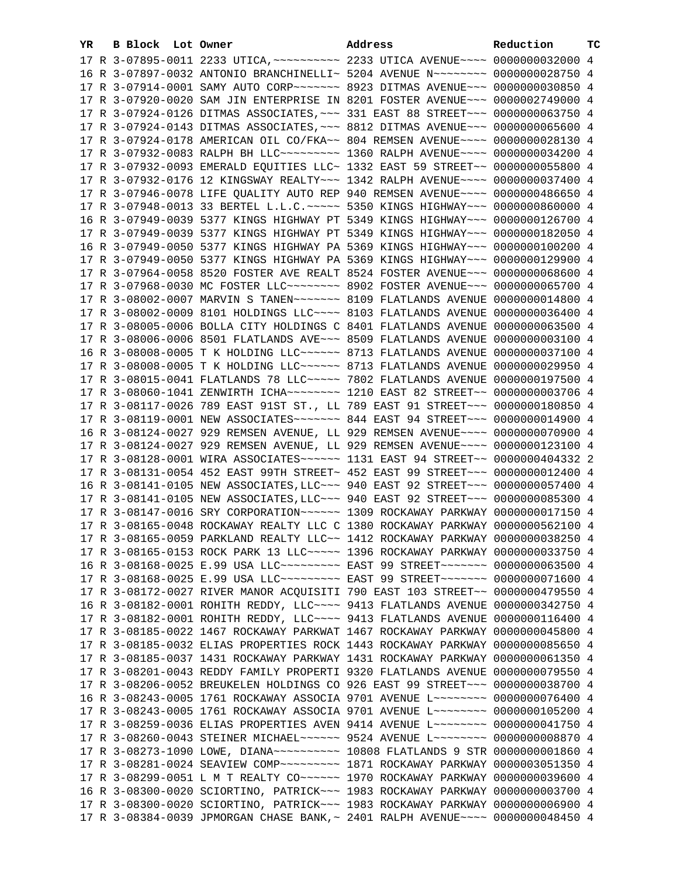| YR | B | Block | Lot | Owner | Address | Reduction | TC |
|---|---|---|---|---|---|---|---|
| 17 | R | 3-07895-0011 | | 2233 UTICA,~~~~~~~~~~ | 2233 UTICA AVENUE~~~~ | 0000000032000 | 4 |
| 16 | R | 3-07897-0032 | | ANTONIO BRANCHINELLI~ | 5204 AVENUE N~~~~~~~~ | 0000000028750 | 4 |
| 17 | R | 3-07914-0001 | | SAMY AUTO CORP~~~~~~~ | 8923 DITMAS AVENUE~~~ | 0000000030850 | 4 |
| 17 | R | 3-07920-0020 | | SAM JIN ENTERPRISE IN | 8201 FOSTER AVENUE~~~ | 0000002749000 | 4 |
| 17 | R | 3-07924-0126 | | DITMAS ASSOCIATES,~~~ | 331 EAST 88 STREET~~~ | 0000000063750 | 4 |
| 17 | R | 3-07924-0143 | | DITMAS ASSOCIATES,~~~ | 8812 DITMAS AVENUE~~~ | 0000000065600 | 4 |
| 17 | R | 3-07924-0178 | | AMERICAN OIL CO/FKA~~ | 804 REMSEN AVENUE~~~~ | 0000000028130 | 4 |
| 17 | R | 3-07932-0083 | | RALPH BH LLC~~~~~~~~~ | 1360 RALPH AVENUE~~~~ | 0000000034200 | 4 |
| 17 | R | 3-07932-0093 | | EMERALD EQUITIES LLC~ | 1332 EAST 59 STREET~~ | 0000000055800 | 4 |
| 17 | R | 3-07932-0176 | | 12 KINGSWAY REALTY~~~ | 1342 RALPH AVENUE~~~~ | 0000000037400 | 4 |
| 17 | R | 3-07946-0078 | | LIFE QUALITY AUTO REP | 940 REMSEN AVENUE~~~~ | 0000000486650 | 4 |
| 17 | R | 3-07948-0013 | | 33 BERTEL L.L.C.~~~~~ | 5350 KINGS HIGHWAY~~~ | 0000000860000 | 4 |
| 16 | R | 3-07949-0039 | | 5377 KINGS HIGHWAY PT | 5349 KINGS HIGHWAY~~~ | 0000000126700 | 4 |
| 17 | R | 3-07949-0039 | | 5377 KINGS HIGHWAY PT | 5349 KINGS HIGHWAY~~~ | 0000000182050 | 4 |
| 16 | R | 3-07949-0050 | | 5377 KINGS HIGHWAY PA | 5369 KINGS HIGHWAY~~~ | 0000000100200 | 4 |
| 17 | R | 3-07949-0050 | | 5377 KINGS HIGHWAY PA | 5369 KINGS HIGHWAY~~~ | 0000000129900 | 4 |
| 17 | R | 3-07964-0058 | | 8520 FOSTER AVE REALT | 8524 FOSTER AVENUE~~~ | 0000000068600 | 4 |
| 17 | R | 3-07968-0030 | | MC FOSTER LLC~~~~~~~~ | 8902 FOSTER AVENUE~~~ | 0000000065700 | 4 |
| 17 | R | 3-08002-0007 | | MARVIN S TANEN~~~~~~~ | 8109 FLATLANDS AVENUE | 0000000014800 | 4 |
| 17 | R | 3-08002-0009 | | 8101 HOLDINGS LLC~~~~ | 8103 FLATLANDS AVENUE | 0000000036400 | 4 |
| 17 | R | 3-08005-0006 | | BOLLA CITY HOLDINGS C | 8401 FLATLANDS AVENUE | 0000000063500 | 4 |
| 17 | R | 3-08006-0006 | | 8501 FLATLANDS AVE~~~ | 8509 FLATLANDS AVENUE | 0000000003100 | 4 |
| 16 | R | 3-08008-0005 | | T K HOLDING LLC~~~~~~ | 8713 FLATLANDS AVENUE | 0000000037100 | 4 |
| 17 | R | 3-08008-0005 | | T K HOLDING LLC~~~~~~ | 8713 FLATLANDS AVENUE | 0000000029950 | 4 |
| 17 | R | 3-08015-0041 | | FLATLANDS 78 LLC~~~~~ | 7802 FLATLANDS AVENUE | 0000000197500 | 4 |
| 17 | R | 3-08060-1041 | | ZENWIRTH ICHA~~~~~~~~ | 1210 EAST 82 STREET~~ | 0000000003706 | 4 |
| 17 | R | 3-08117-0026 | | 789 EAST 91ST ST., LL | 789 EAST 91 STREET~~~ | 0000000180850 | 4 |
| 17 | R | 3-08119-0001 | | NEW ASSOCIATES~~~~~~~ | 844 EAST 94 STREET~~~ | 0000000014900 | 4 |
| 16 | R | 3-08124-0027 | | 929 REMSEN AVENUE, LL | 929 REMSEN AVENUE~~~~ | 0000000070900 | 4 |
| 17 | R | 3-08124-0027 | | 929 REMSEN AVENUE, LL | 929 REMSEN AVENUE~~~~ | 0000000123100 | 4 |
| 17 | R | 3-08128-0001 | | WIRA ASSOCIATES~~~~~~ | 1131 EAST 94 STREET~~ | 0000000404332 | 2 |
| 17 | R | 3-08131-0054 | | 452 EAST 99TH STREET~ | 452 EAST 99 STREET~~~ | 0000000012400 | 4 |
| 16 | R | 3-08141-0105 | | NEW ASSOCIATES,LLC~~~ | 940 EAST 92 STREET~~~ | 0000000057400 | 4 |
| 17 | R | 3-08141-0105 | | NEW ASSOCIATES,LLC~~~ | 940 EAST 92 STREET~~~ | 0000000085300 | 4 |
| 17 | R | 3-08147-0016 | | SRY CORPORATION~~~~~~ | 1309 ROCKAWAY PARKWAY | 0000000017150 | 4 |
| 17 | R | 3-08165-0048 | | ROCKAWAY REALTY LLC C | 1380 ROCKAWAY PARKWAY | 0000000562100 | 4 |
| 17 | R | 3-08165-0059 | | PARKLAND REALTY LLC~~ | 1412 ROCKAWAY PARKWAY | 0000000038250 | 4 |
| 17 | R | 3-08165-0153 | | ROCK PARK 13 LLC~~~~~ | 1396 ROCKAWAY PARKWAY | 0000000033750 | 4 |
| 16 | R | 3-08168-0025 | | E.99 USA LLC~~~~~~~~~ | EAST 99 STREET~~~~~~~ | 0000000063500 | 4 |
| 17 | R | 3-08168-0025 | | E.99 USA LLC~~~~~~~~~ | EAST 99 STREET~~~~~~~ | 0000000071600 | 4 |
| 17 | R | 3-08172-0027 | | RIVER MANOR ACQUISITI | 790 EAST 103 STREET~~ | 0000000479550 | 4 |
| 16 | R | 3-08182-0001 | | ROHITH REDDY, LLC~~~~ | 9413 FLATLANDS AVENUE | 0000000342750 | 4 |
| 17 | R | 3-08182-0001 | | ROHITH REDDY, LLC~~~~ | 9413 FLATLANDS AVENUE | 0000000116400 | 4 |
| 17 | R | 3-08185-0022 | | 1467 ROCKAWAY PARKWAT | 1467 ROCKAWAY PARKWAY | 0000000045800 | 4 |
| 17 | R | 3-08185-0032 | | ELIAS PROPERTIES ROCK | 1443 ROCKAWAY PARKWAY | 0000000085650 | 4 |
| 17 | R | 3-08185-0037 | | 1431 ROCKAWAY PARKWAY | 1431 ROCKAWAY PARKWAY | 0000000061350 | 4 |
| 17 | R | 3-08201-0043 | | REDDY FAMILY PROPERTI | 9320 FLATLANDS AVENUE | 0000000079550 | 4 |
| 17 | R | 3-08206-0052 | | BREUKELEN HOLDINGS CO | 926 EAST 99 STREET~~~ | 0000000038700 | 4 |
| 16 | R | 3-08243-0005 | | 1761 ROCKAWAY ASSOCIA | 9701 AVENUE L~~~~~~~~ | 0000000076400 | 4 |
| 17 | R | 3-08243-0005 | | 1761 ROCKAWAY ASSOCIA | 9701 AVENUE L~~~~~~~~ | 0000000105200 | 4 |
| 17 | R | 3-08259-0036 | | ELIAS PROPERTIES AVEN | 9414 AVENUE L~~~~~~~~ | 0000000041750 | 4 |
| 17 | R | 3-08260-0043 | | STEINER MICHAEL~~~~~~ | 9524 AVENUE L~~~~~~~~ | 0000000008870 | 4 |
| 17 | R | 3-08273-1090 | | LOWE, DIANA~~~~~~~~~~ | 10808 FLATLANDS 9 STR | 0000000001860 | 4 |
| 17 | R | 3-08281-0024 | | SEAVIEW COMP~~~~~~~~~ | 1871 ROCKAWAY PARKWAY | 0000003051350 | 4 |
| 17 | R | 3-08299-0051 | | L M T REALTY CO~~~~~~ | 1970 ROCKAWAY PARKWAY | 0000000039600 | 4 |
| 16 | R | 3-08300-0020 | | SCIORTINO, PATRICK~~~ | 1983 ROCKAWAY PARKWAY | 0000000003700 | 4 |
| 17 | R | 3-08300-0020 | | SCIORTINO, PATRICK~~~ | 1983 ROCKAWAY PARKWAY | 0000000006900 | 4 |
| 17 | R | 3-08384-0039 | | JPMORGAN CHASE BANK,~ | 2401 RALPH AVENUE~~~~ | 0000000048450 | 4 |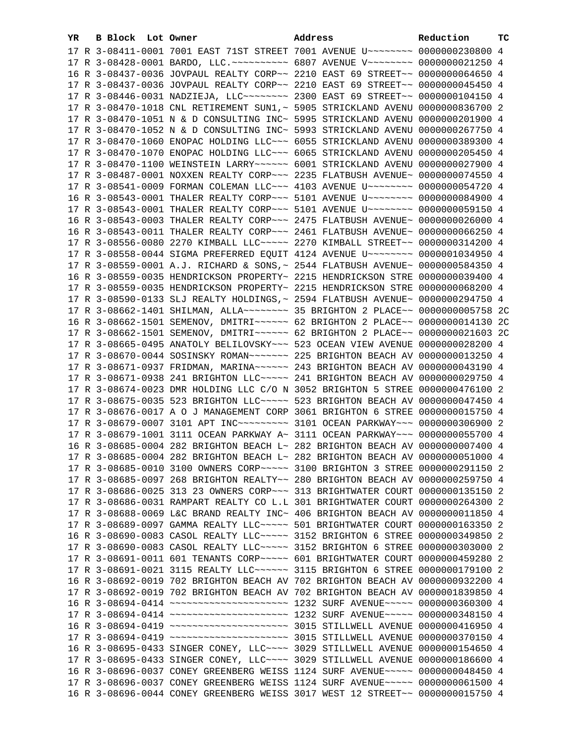| YR | B | Block | Lot | Owner | Address | Reduction | TC |
|---|---|---|---|---|---|---|---|
| 17 | R | 3-08411-0001 | | 7001 EAST 71ST STREET | 7001 AVENUE U~~~~~~~~ | 0000000230800 | 4 |
| 17 | R | 3-08428-0001 | | BARDO, LLC.~~~~~~~~~~ | 6807 AVENUE V~~~~~~~~ | 0000000021250 | 4 |
| 16 | R | 3-08437-0036 | | JOVPAUL REALTY CORP~~ | 2210 EAST 69 STREET~~ | 0000000064650 | 4 |
| 17 | R | 3-08437-0036 | | JOVPAUL REALTY CORP~~ | 2210 EAST 69 STREET~~ | 0000000045450 | 4 |
| 17 | R | 3-08446-0031 | | NADZIEJA, LLC~~~~~~~~ | 2300 EAST 69 STREET~~ | 0000000104150 | 4 |
| 17 | R | 3-08470-1018 | | CNL RETIREMENT SUN1,~ | 5905 STRICKLAND AVENU | 0000000836700 | 2 |
| 17 | R | 3-08470-1051 | | N & D CONSULTING INC~ | 5995 STRICKLAND AVENU | 0000000201900 | 4 |
| 17 | R | 3-08470-1052 | | N & D CONSULTING INC~ | 5993 STRICKLAND AVENU | 0000000267750 | 4 |
| 17 | R | 3-08470-1060 | | ENOPAC HOLDING LLC~~~ | 6055 STRICKLAND AVENU | 0000000389300 | 4 |
| 17 | R | 3-08470-1070 | | ENOPAC HOLDING LLC~~~ | 6065 STRICKLAND AVENU | 0000000205450 | 4 |
| 17 | R | 3-08470-1100 | | WEINSTEIN LARRY~~~~~~ | 6001 STRICKLAND AVENU | 0000000027900 | 4 |
| 17 | R | 3-08487-0001 | | NOXXEN REALTY CORP~~~ | 2235 FLATBUSH AVENUE~ | 0000000074550 | 4 |
| 17 | R | 3-08541-0009 | | FORMAN COLEMAN LLC~~~ | 4103 AVENUE U~~~~~~~~ | 0000000054720 | 4 |
| 16 | R | 3-08543-0001 | | THALER REALTY CORP~~~ | 5101 AVENUE U~~~~~~~~ | 0000000084900 | 4 |
| 17 | R | 3-08543-0001 | | THALER REALTY CORP~~~ | 5101 AVENUE U~~~~~~~~ | 0000000059150 | 4 |
| 16 | R | 3-08543-0003 | | THALER REALTY CORP~~~ | 2475 FLATBUSH AVENUE~ | 0000000026000 | 4 |
| 16 | R | 3-08543-0011 | | THALER REALTY CORP~~~ | 2461 FLATBUSH AVENUE~ | 0000000066250 | 4 |
| 17 | R | 3-08556-0080 | | 2270 KIMBALL LLC~~~~~ | 2270 KIMBALL STREET~~ | 0000000314200 | 4 |
| 17 | R | 3-08558-0044 | | SIGMA PREFERRED EQUIT | 4124 AVENUE U~~~~~~~~ | 0000001034950 | 4 |
| 17 | R | 3-08559-0001 | | A.J. RICHARD & SONS,~ | 2544 FLATBUSH AVENUE~ | 0000000584350 | 4 |
| 16 | R | 3-08559-0035 | | HENDRICKSON PROPERTY~ | 2215 HENDRICKSON STRE | 0000000039400 | 4 |
| 17 | R | 3-08559-0035 | | HENDRICKSON PROPERTY~ | 2215 HENDRICKSON STRE | 0000000068200 | 4 |
| 17 | R | 3-08590-0133 | | SLJ REALTY HOLDINGS,~ | 2594 FLATBUSH AVENUE~ | 0000000294750 | 4 |
| 17 | R | 3-08662-1401 | | SHILMAN, ALLA~~~~~~~~ | 35 BRIGHTON 2 PLACE~~ | 0000000005758 | 2C |
| 16 | R | 3-08662-1501 | | SEMENOV, DMITRI~~~~~~ | 62 BRIGHTON 2 PLACE~~ | 0000000014130 | 2C |
| 17 | R | 3-08662-1501 | | SEMENOV, DMITRI~~~~~~ | 62 BRIGHTON 2 PLACE~~ | 0000000021603 | 2C |
| 17 | R | 3-08665-0495 | | ANATOLY BELILOVSKY~~~ | 523 OCEAN VIEW AVENUE | 0000000028200 | 4 |
| 17 | R | 3-08670-0044 | | SOSINSKY ROMAN~~~~~~~ | 225 BRIGHTON BEACH AV | 0000000013250 | 4 |
| 17 | R | 3-08671-0937 | | FRIDMAN, MARINA~~~~~~ | 243 BRIGHTON BEACH AV | 0000000043190 | 4 |
| 17 | R | 3-08671-0938 | | 241 BRIGHTON LLC~~~~~ | 241 BRIGHTON BEACH AV | 0000000029750 | 4 |
| 17 | R | 3-08674-0023 | | DMR HOLDING LLC C/O N | 3052 BRIGHTON 5 STREE | 0000000476100 | 2 |
| 17 | R | 3-08675-0035 | | 523 BRIGHTON LLC~~~~~ | 523 BRIGHTON BEACH AV | 0000000047450 | 4 |
| 17 | R | 3-08676-0017 | | A O J MANAGEMENT CORP | 3061 BRIGHTON 6 STREE | 0000000015750 | 4 |
| 17 | R | 3-08679-0007 | | 3101 APT INC~~~~~~~~~ | 3101 OCEAN PARKWAY~~~ | 0000000306900 | 2 |
| 17 | R | 3-08679-1001 | | 3111 OCEAN PARKWAY A~ | 3111 OCEAN PARKWAY~~~ | 0000000055700 | 4 |
| 16 | R | 3-08685-0004 | | 282 BRIGHTON BEACH L~ | 282 BRIGHTON BEACH AV | 0000000007400 | 4 |
| 17 | R | 3-08685-0004 | | 282 BRIGHTON BEACH L~ | 282 BRIGHTON BEACH AV | 0000000051000 | 4 |
| 17 | R | 3-08685-0010 | | 3100 OWNERS CORP~~~~~ | 3100 BRIGHTON 3 STREE | 0000000291150 | 2 |
| 17 | R | 3-08685-0097 | | 268 BRIGHTON REALTY~~ | 280 BRIGHTON BEACH AV | 0000000259750 | 4 |
| 17 | R | 3-08686-0025 | | 313 23 OWNERS CORP~~~ | 313 BRIGHTWATER COURT | 0000000135150 | 2 |
| 17 | R | 3-08686-0031 | | RAMPART REALTY CO L.L | 301 BRIGHTWATER COURT | 0000000264300 | 2 |
| 17 | R | 3-08688-0069 | | L&C BRAND REALTY INC~ | 406 BRIGHTON BEACH AV | 0000000011850 | 4 |
| 17 | R | 3-08689-0097 | | GAMMA REALTY LLC~~~~~ | 501 BRIGHTWATER COURT | 0000000163350 | 2 |
| 16 | R | 3-08690-0083 | | CASOL REALTY LLC~~~~~ | 3152 BRIGHTON 6 STREE | 0000000349850 | 2 |
| 17 | R | 3-08690-0083 | | CASOL REALTY LLC~~~~~ | 3152 BRIGHTON 6 STREE | 0000000303000 | 2 |
| 17 | R | 3-08691-0011 | | 601 TENANTS CORP~~~~~ | 601 BRIGHTWATER COURT | 0000000459280 | 2 |
| 17 | R | 3-08691-0021 | | 3115 REALTY LLC~~~~~~ | 3115 BRIGHTON 6 STREE | 0000000179100 | 2 |
| 16 | R | 3-08692-0019 | | 702 BRIGHTON BEACH AV | 702 BRIGHTON BEACH AV | 0000000932200 | 4 |
| 17 | R | 3-08692-0019 | | 702 BRIGHTON BEACH AV | 702 BRIGHTON BEACH AV | 0000001839850 | 4 |
| 16 | R | 3-08694-0414 | | ~~~~~~~~~~~~~~~~~~~~~ | 1232 SURF AVENUE~~~~~ | 0000000360300 | 4 |
| 17 | R | 3-08694-0414 | | ~~~~~~~~~~~~~~~~~~~~~ | 1232 SURF AVENUE~~~~~ | 0000000348150 | 4 |
| 16 | R | 3-08694-0419 | | ~~~~~~~~~~~~~~~~~~~~~ | 3015 STILLWELL AVENUE | 0000000416950 | 4 |
| 17 | R | 3-08694-0419 | | ~~~~~~~~~~~~~~~~~~~~~ | 3015 STILLWELL AVENUE | 0000000370150 | 4 |
| 16 | R | 3-08695-0433 | | SINGER CONEY, LLC~~~~ | 3029 STILLWELL AVENUE | 0000000154650 | 4 |
| 17 | R | 3-08695-0433 | | SINGER CONEY, LLC~~~~ | 3029 STILLWELL AVENUE | 0000000186600 | 4 |
| 16 | R | 3-08696-0037 | | CONEY GREENBERG WEISS | 1124 SURF AVENUE~~~~~ | 0000000048450 | 4 |
| 17 | R | 3-08696-0037 | | CONEY GREENBERG WEISS | 1124 SURF AVENUE~~~~~ | 0000000061500 | 4 |
| 16 | R | 3-08696-0044 | | CONEY GREENBERG WEISS | 3017 WEST 12 STREET~~ | 0000000015750 | 4 |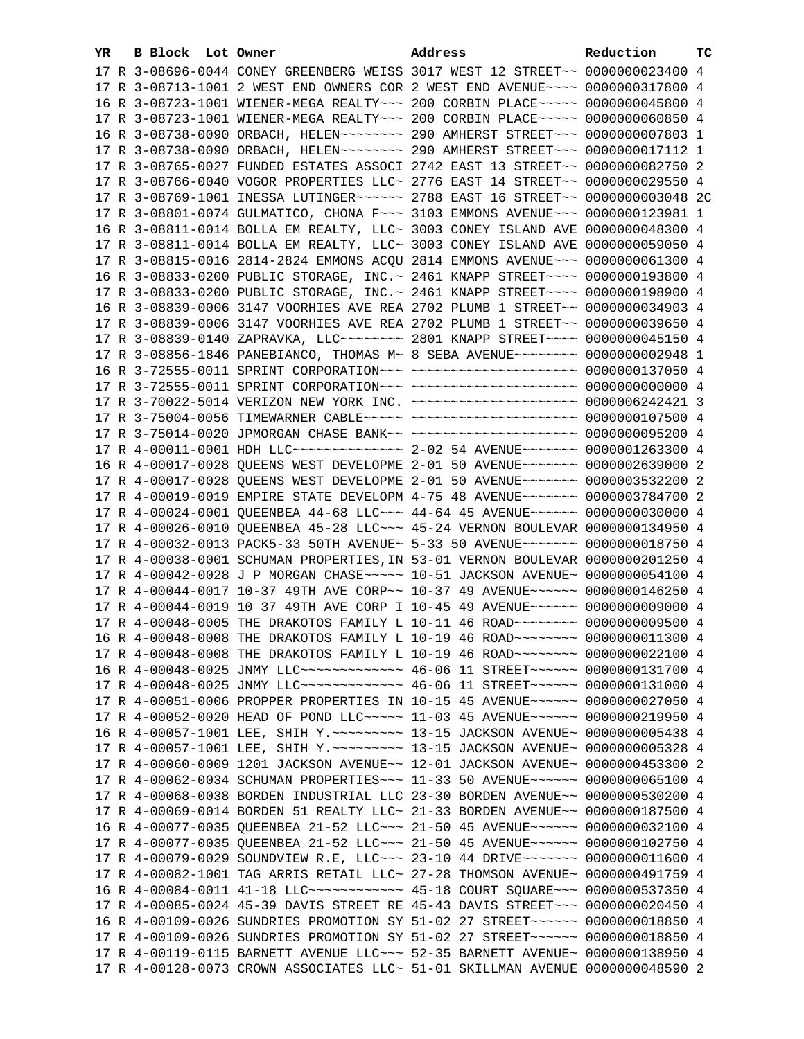| YR | B | Block | Lot | Owner | Address | Reduction | TC |
|---|---|---|---|---|---|---|---|
| 17 | R | 3-08696-0044 | | CONEY GREENBERG WEISS | 3017 WEST 12 STREET~~ | 0000000023400 | 4 |
| 17 | R | 3-08713-1001 | | 2 WEST END OWNERS COR | 2 WEST END AVENUE~~~~ | 0000000317800 | 4 |
| 16 | R | 3-08723-1001 | | WIENER-MEGA REALTY~~~ | 200 CORBIN PLACE~~~~~ | 0000000045800 | 4 |
| 17 | R | 3-08723-1001 | | WIENER-MEGA REALTY~~~ | 200 CORBIN PLACE~~~~~ | 0000000060850 | 4 |
| 16 | R | 3-08738-0090 | | ORBACH, HELEN~~~~~~~~ | 290 AMHERST STREET~~~ | 0000000007803 | 1 |
| 17 | R | 3-08738-0090 | | ORBACH, HELEN~~~~~~~~ | 290 AMHERST STREET~~~ | 0000000017112 | 1 |
| 17 | R | 3-08765-0027 | | FUNDED ESTATES ASSOCI | 2742 EAST 13 STREET~~ | 0000000082750 | 2 |
| 17 | R | 3-08766-0040 | | VOGOR PROPERTIES LLC~ | 2776 EAST 14 STREET~~ | 0000000029550 | 4 |
| 17 | R | 3-08769-1001 | | INESSA LUTINGER~~~~~~ | 2788 EAST 16 STREET~~ | 0000000003048 | 2C |
| 17 | R | 3-08801-0074 | | GULMATICO, CHONA F~~~ | 3103 EMMONS AVENUE~~~ | 0000000123981 | 1 |
| 16 | R | 3-08811-0014 | | BOLLA EM REALTY, LLC~ | 3003 CONEY ISLAND AVE | 0000000048300 | 4 |
| 17 | R | 3-08811-0014 | | BOLLA EM REALTY, LLC~ | 3003 CONEY ISLAND AVE | 0000000059050 | 4 |
| 17 | R | 3-08815-0016 | | 2814-2824 EMMONS ACQU | 2814 EMMONS AVENUE~~~ | 0000000061300 | 4 |
| 16 | R | 3-08833-0200 | | PUBLIC STORAGE, INC.~ | 2461 KNAPP STREET~~~~ | 0000000193800 | 4 |
| 17 | R | 3-08833-0200 | | PUBLIC STORAGE, INC.~ | 2461 KNAPP STREET~~~~ | 0000000198900 | 4 |
| 16 | R | 3-08839-0006 | | 3147 VOORHIES AVE REA | 2702 PLUMB 1 STREET~~ | 0000000034903 | 4 |
| 17 | R | 3-08839-0006 | | 3147 VOORHIES AVE REA | 2702 PLUMB 1 STREET~~ | 0000000039650 | 4 |
| 17 | R | 3-08839-0140 | | ZAPRAVKA, LLC~~~~~~~~ | 2801 KNAPP STREET~~~~ | 0000000045150 | 4 |
| 17 | R | 3-08856-1846 | | PANEBIANCO, THOMAS M~ | 8 SEBA AVENUE~~~~~~~~ | 0000000002948 | 1 |
| 16 | R | 3-72555-0011 | | SPRINT CORPORATION~~~ | ~~~~~~~~~~~~~~~~~~~~~ | 0000000137050 | 4 |
| 17 | R | 3-72555-0011 | | SPRINT CORPORATION~~~ | ~~~~~~~~~~~~~~~~~~~~~ | 0000000000000 | 4 |
| 17 | R | 3-70022-5014 | | VERIZON NEW YORK INC. | ~~~~~~~~~~~~~~~~~~~~~ | 0000006242421 | 3 |
| 17 | R | 3-75004-0056 | | TIMEWARNER CABLE~~~~~ | ~~~~~~~~~~~~~~~~~~~~~ | 0000000107500 | 4 |
| 17 | R | 3-75014-0020 | | JPMORGAN CHASE BANK~~ | ~~~~~~~~~~~~~~~~~~~~~ | 0000000095200 | 4 |
| 17 | R | 4-00011-0001 | | HDH LLC~~~~~~~~~~~~~~ | 2-02 54 AVENUE~~~~~~~ | 0000001263300 | 4 |
| 16 | R | 4-00017-0028 | | QUEENS WEST DEVELOPME | 2-01 50 AVENUE~~~~~~~ | 0000002639000 | 2 |
| 17 | R | 4-00017-0028 | | QUEENS WEST DEVELOPME | 2-01 50 AVENUE~~~~~~~ | 0000003532200 | 2 |
| 17 | R | 4-00019-0019 | | EMPIRE STATE DEVELOPM | 4-75 48 AVENUE~~~~~~~ | 0000003784700 | 2 |
| 17 | R | 4-00024-0001 | | QUEENBEA 44-68 LLC~~~ | 44-64 45 AVENUE~~~~~~ | 0000000030000 | 4 |
| 17 | R | 4-00026-0010 | | QUEENBEA 45-28 LLC~~~ | 45-24 VERNON BOULEVAR | 0000000134950 | 4 |
| 17 | R | 4-00032-0013 | | PACK5-33 50TH AVENUE~ | 5-33 50 AVENUE~~~~~~~ | 0000000018750 | 4 |
| 17 | R | 4-00038-0001 | | SCHUMAN PROPERTIES,IN | 53-01 VERNON BOULEVAR | 0000000201250 | 4 |
| 17 | R | 4-00042-0028 | | J P MORGAN CHASE~~~~~ | 10-51 JACKSON AVENUE~ | 0000000054100 | 4 |
| 17 | R | 4-00044-0017 | | 10-37 49TH AVE CORP~~ | 10-37 49 AVENUE~~~~~~ | 0000000146250 | 4 |
| 17 | R | 4-00044-0019 | | 10 37 49TH AVE CORP I | 10-45 49 AVENUE~~~~~~ | 0000000009000 | 4 |
| 17 | R | 4-00048-0005 | | THE DRAKOTOS FAMILY L | 10-11 46 ROAD~~~~~~~~ | 0000000009500 | 4 |
| 16 | R | 4-00048-0008 | | THE DRAKOTOS FAMILY L | 10-19 46 ROAD~~~~~~~~ | 0000000011300 | 4 |
| 17 | R | 4-00048-0008 | | THE DRAKOTOS FAMILY L | 10-19 46 ROAD~~~~~~~~ | 0000000022100 | 4 |
| 16 | R | 4-00048-0025 | | JNMY LLC~~~~~~~~~~~~~ | 46-06 11 STREET~~~~~~ | 0000000131700 | 4 |
| 17 | R | 4-00048-0025 | | JNMY LLC~~~~~~~~~~~~~ | 46-06 11 STREET~~~~~~ | 0000000131000 | 4 |
| 17 | R | 4-00051-0006 | | PROPPER PROPERTIES IN | 10-15 45 AVENUE~~~~~~ | 0000000027050 | 4 |
| 17 | R | 4-00052-0020 | | HEAD OF POND LLC~~~~~ | 11-03 45 AVENUE~~~~~~ | 0000000219950 | 4 |
| 16 | R | 4-00057-1001 | | LEE, SHIH Y.~~~~~~~~~ | 13-15 JACKSON AVENUE~ | 0000000005438 | 4 |
| 17 | R | 4-00057-1001 | | LEE, SHIH Y.~~~~~~~~~ | 13-15 JACKSON AVENUE~ | 0000000005328 | 4 |
| 17 | R | 4-00060-0009 | | 1201 JACKSON AVENUE~~ | 12-01 JACKSON AVENUE~ | 0000000453300 | 2 |
| 17 | R | 4-00062-0034 | | SCHUMAN PROPERTIES~~~ | 11-33 50 AVENUE~~~~~~ | 0000000065100 | 4 |
| 17 | R | 4-00068-0038 | | BORDEN INDUSTRIAL LLC | 23-30 BORDEN AVENUE~~ | 0000000530200 | 4 |
| 17 | R | 4-00069-0014 | | BORDEN 51 REALTY LLC~ | 21-33 BORDEN AVENUE~~ | 0000000187500 | 4 |
| 16 | R | 4-00077-0035 | | QUEENBEA 21-52 LLC~~~ | 21-50 45 AVENUE~~~~~~ | 0000000032100 | 4 |
| 17 | R | 4-00077-0035 | | QUEENBEA 21-52 LLC~~~ | 21-50 45 AVENUE~~~~~~ | 0000000102750 | 4 |
| 17 | R | 4-00079-0029 | | SOUNDVIEW R.E, LLC~~~ | 23-10 44 DRIVE~~~~~~~ | 0000000011600 | 4 |
| 17 | R | 4-00082-1001 | | TAG ARRIS RETAIL LLC~ | 27-28 THOMSON AVENUE~ | 0000000491759 | 4 |
| 16 | R | 4-00084-0011 | | 41-18 LLC~~~~~~~~~~~~ | 45-18 COURT SQUARE~~~ | 0000000537350 | 4 |
| 17 | R | 4-00085-0024 | | 45-39 DAVIS STREET RE | 45-43 DAVIS STREET~~~ | 0000000020450 | 4 |
| 16 | R | 4-00109-0026 | | SUNDRIES PROMOTION SY | 51-02 27 STREET~~~~~~ | 0000000018850 | 4 |
| 17 | R | 4-00109-0026 | | SUNDRIES PROMOTION SY | 51-02 27 STREET~~~~~~ | 0000000018850 | 4 |
| 17 | R | 4-00119-0115 | | BARNETT AVENUE LLC~~~ | 52-35 BARNETT AVENUE~ | 0000000138950 | 4 |
| 17 | R | 4-00128-0073 | | CROWN ASSOCIATES LLC~ | 51-01 SKILLMAN AVENUE | 0000000048590 | 2 |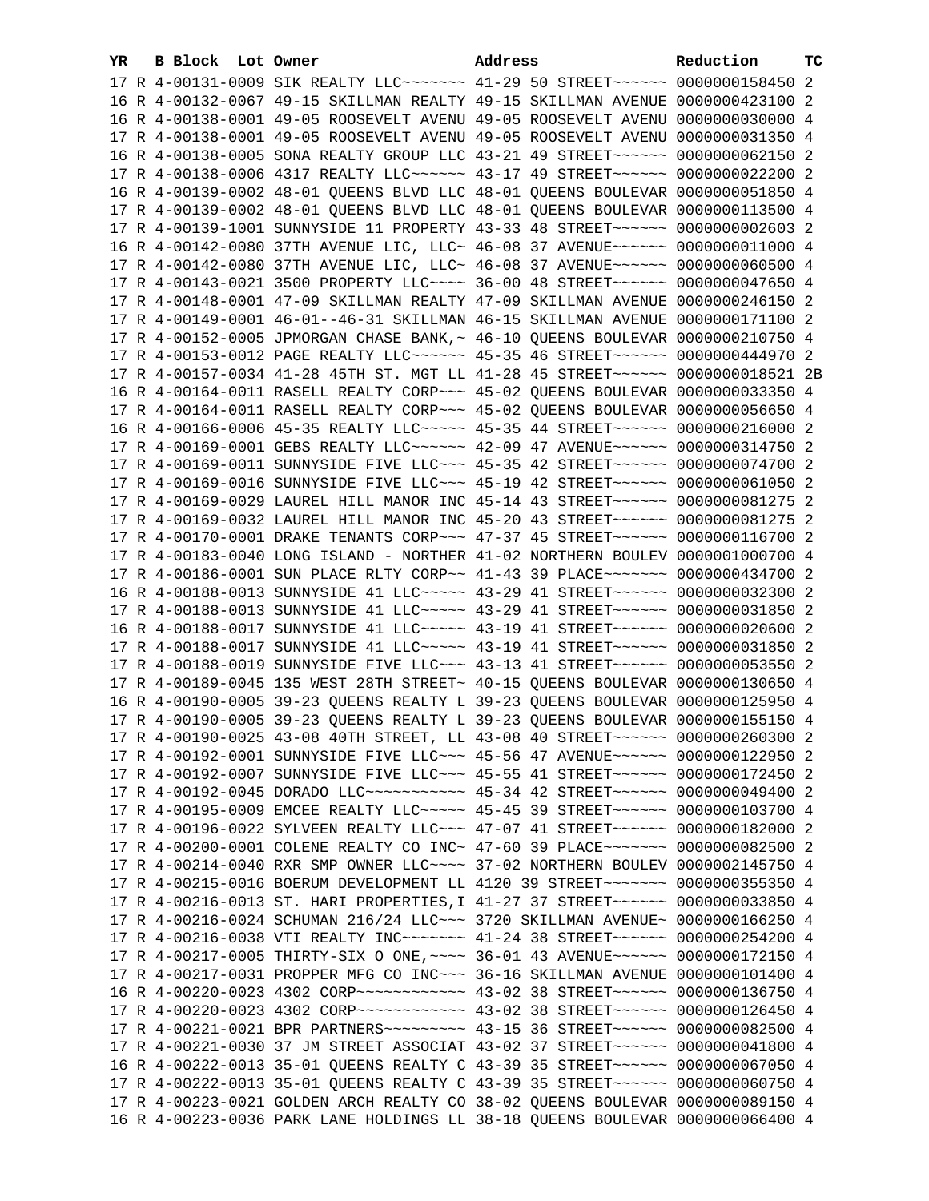| YR | B | Block | Lot | Owner | Address | Reduction | TC |
|---|---|---|---|---|---|---|---|
| 17 | R | 4-00131-0009 | | SIK REALTY LLC~~~~~~~ | 41-29 50 STREET~~~~~~ | 0000000158450 | 2 |
| 16 | R | 4-00132-0067 | | 49-15 SKILLMAN REALTY | 49-15 SKILLMAN AVENUE | 0000000423100 | 2 |
| 16 | R | 4-00138-0001 | | 49-05 ROOSEVELT AVENU | 49-05 ROOSEVELT AVENU | 0000000030000 | 4 |
| 17 | R | 4-00138-0001 | | 49-05 ROOSEVELT AVENU | 49-05 ROOSEVELT AVENU | 0000000031350 | 4 |
| 16 | R | 4-00138-0005 | | SONA REALTY GROUP LLC | 43-21 49 STREET~~~~~~ | 0000000062150 | 2 |
| 17 | R | 4-00138-0006 | | 4317 REALTY LLC~~~~~~ | 43-17 49 STREET~~~~~~ | 0000000022200 | 2 |
| 16 | R | 4-00139-0002 | | 48-01 QUEENS BLVD LLC | 48-01 QUEENS BOULEVAR | 0000000051850 | 4 |
| 17 | R | 4-00139-0002 | | 48-01 QUEENS BLVD LLC | 48-01 QUEENS BOULEVAR | 0000000113500 | 4 |
| 17 | R | 4-00139-1001 | | SUNNYSIDE 11 PROPERTY | 43-33 48 STREET~~~~~~ | 0000000002603 | 2 |
| 16 | R | 4-00142-0080 | | 37TH AVENUE LIC, LLC~ | 46-08 37 AVENUE~~~~~~ | 0000000011000 | 4 |
| 17 | R | 4-00142-0080 | | 37TH AVENUE LIC, LLC~ | 46-08 37 AVENUE~~~~~~ | 0000000060500 | 4 |
| 17 | R | 4-00143-0021 | | 3500 PROPERTY LLC~~~~ | 36-00 48 STREET~~~~~~ | 0000000047650 | 4 |
| 17 | R | 4-00148-0001 | | 47-09 SKILLMAN REALTY | 47-09 SKILLMAN AVENUE | 0000000246150 | 2 |
| 17 | R | 4-00149-0001 | | 46-01--46-31 SKILLMAN | 46-15 SKILLMAN AVENUE | 0000000171100 | 2 |
| 17 | R | 4-00152-0005 | | JPMORGAN CHASE BANK,~ | 46-10 QUEENS BOULEVAR | 0000000210750 | 4 |
| 17 | R | 4-00153-0012 | | PAGE REALTY LLC~~~~~~ | 45-35 46 STREET~~~~~~ | 0000000444970 | 2 |
| 17 | R | 4-00157-0034 | | 41-28 45TH ST. MGT LL | 41-28 45 STREET~~~~~~ | 0000000018521 | 2B |
| 16 | R | 4-00164-0011 | | RASELL REALTY CORP~~~ | 45-02 QUEENS BOULEVAR | 0000000033350 | 4 |
| 17 | R | 4-00164-0011 | | RASELL REALTY CORP~~~ | 45-02 QUEENS BOULEVAR | 0000000056650 | 4 |
| 16 | R | 4-00166-0006 | | 45-35 REALTY LLC~~~~~ | 45-35 44 STREET~~~~~~ | 0000000216000 | 2 |
| 17 | R | 4-00169-0001 | | GEBS REALTY LLC~~~~~~ | 42-09 47 AVENUE~~~~~~ | 0000000314750 | 2 |
| 17 | R | 4-00169-0011 | | SUNNYSIDE FIVE LLC~~~ | 45-35 42 STREET~~~~~~ | 0000000074700 | 2 |
| 17 | R | 4-00169-0016 | | SUNNYSIDE FIVE LLC~~~ | 45-19 42 STREET~~~~~~ | 0000000061050 | 2 |
| 17 | R | 4-00169-0029 | | LAUREL HILL MANOR INC | 45-14 43 STREET~~~~~~ | 0000000081275 | 2 |
| 17 | R | 4-00169-0032 | | LAUREL HILL MANOR INC | 45-20 43 STREET~~~~~~ | 0000000081275 | 2 |
| 17 | R | 4-00170-0001 | | DRAKE TENANTS CORP~~~ | 47-37 45 STREET~~~~~~ | 0000000116700 | 2 |
| 17 | R | 4-00183-0040 | | LONG ISLAND - NORTHER | 41-02 NORTHERN BOULEV | 0000001000700 | 4 |
| 17 | R | 4-00186-0001 | | SUN PLACE RLTY CORP~~ | 41-43 39 PLACE~~~~~~~ | 0000000434700 | 2 |
| 16 | R | 4-00188-0013 | | SUNNYSIDE 41 LLC~~~~~ | 43-29 41 STREET~~~~~~ | 0000000032300 | 2 |
| 17 | R | 4-00188-0013 | | SUNNYSIDE 41 LLC~~~~~ | 43-29 41 STREET~~~~~~ | 0000000031850 | 2 |
| 16 | R | 4-00188-0017 | | SUNNYSIDE 41 LLC~~~~~ | 43-19 41 STREET~~~~~~ | 0000000020600 | 2 |
| 17 | R | 4-00188-0017 | | SUNNYSIDE 41 LLC~~~~~ | 43-19 41 STREET~~~~~~ | 0000000031850 | 2 |
| 17 | R | 4-00188-0019 | | SUNNYSIDE FIVE LLC~~~ | 43-13 41 STREET~~~~~~ | 0000000053550 | 2 |
| 17 | R | 4-00189-0045 | | 135 WEST 28TH STREET~ | 40-15 QUEENS BOULEVAR | 0000000130650 | 4 |
| 16 | R | 4-00190-0005 | | 39-23 QUEENS REALTY L | 39-23 QUEENS BOULEVAR | 0000000125950 | 4 |
| 17 | R | 4-00190-0005 | | 39-23 QUEENS REALTY L | 39-23 QUEENS BOULEVAR | 0000000155150 | 4 |
| 17 | R | 4-00190-0025 | | 43-08 40TH STREET, LL | 43-08 40 STREET~~~~~~ | 0000000260300 | 2 |
| 17 | R | 4-00192-0001 | | SUNNYSIDE FIVE LLC~~~ | 45-56 47 AVENUE~~~~~~ | 0000000122950 | 2 |
| 17 | R | 4-00192-0007 | | SUNNYSIDE FIVE LLC~~~ | 45-55 41 STREET~~~~~~ | 0000000172450 | 2 |
| 17 | R | 4-00192-0045 | | DORADO LLC~~~~~~~~~~~ | 45-34 42 STREET~~~~~~ | 0000000049400 | 2 |
| 17 | R | 4-00195-0009 | | EMCEE REALTY LLC~~~~~ | 45-45 39 STREET~~~~~~ | 0000000103700 | 4 |
| 17 | R | 4-00196-0022 | | SYLVEEN REALTY LLC~~~ | 47-07 41 STREET~~~~~~ | 0000000182000 | 2 |
| 17 | R | 4-00200-0001 | | COLENE REALTY CO INC~ | 47-60 39 PLACE~~~~~~~ | 0000000082500 | 2 |
| 17 | R | 4-00214-0040 | | RXR SMP OWNER LLC~~~~ | 37-02 NORTHERN BOULEV | 0000002145750 | 4 |
| 17 | R | 4-00215-0016 | | BOERUM DEVELOPMENT LL | 4120 39 STREET~~~~~~~ | 0000000355350 | 4 |
| 17 | R | 4-00216-0013 | | ST. HARI PROPERTIES,I | 41-27 37 STREET~~~~~~ | 0000000033850 | 4 |
| 17 | R | 4-00216-0024 | | SCHUMAN 216/24 LLC~~~ | 3720 SKILLMAN AVENUE~ | 0000000166250 | 4 |
| 17 | R | 4-00216-0038 | | VTI REALTY INC~~~~~~~ | 41-24 38 STREET~~~~~~ | 0000000254200 | 4 |
| 17 | R | 4-00217-0005 | | THIRTY-SIX O ONE,~~~~ | 36-01 43 AVENUE~~~~~~ | 0000000172150 | 4 |
| 17 | R | 4-00217-0031 | | PROPPER MFG CO INC~~~ | 36-16 SKILLMAN AVENUE | 0000000101400 | 4 |
| 16 | R | 4-00220-0023 | | 4302 CORP~~~~~~~~~~~~ | 43-02 38 STREET~~~~~~ | 0000000136750 | 4 |
| 17 | R | 4-00220-0023 | | 4302 CORP~~~~~~~~~~~~ | 43-02 38 STREET~~~~~~ | 0000000126450 | 4 |
| 17 | R | 4-00221-0021 | | BPR PARTNERS~~~~~~~~~ | 43-15 36 STREET~~~~~~ | 0000000082500 | 4 |
| 17 | R | 4-00221-0030 | | 37 JM STREET ASSOCIAT | 43-02 37 STREET~~~~~~ | 0000000041800 | 4 |
| 16 | R | 4-00222-0013 | | 35-01 QUEENS REALTY C | 43-39 35 STREET~~~~~~ | 0000000067050 | 4 |
| 17 | R | 4-00222-0013 | | 35-01 QUEENS REALTY C | 43-39 35 STREET~~~~~~ | 0000000060750 | 4 |
| 17 | R | 4-00223-0021 | | GOLDEN ARCH REALTY CO | 38-02 QUEENS BOULEVAR | 0000000089150 | 4 |
| 16 | R | 4-00223-0036 | | PARK LANE HOLDINGS LL | 38-18 QUEENS BOULEVAR | 0000000066400 | 4 |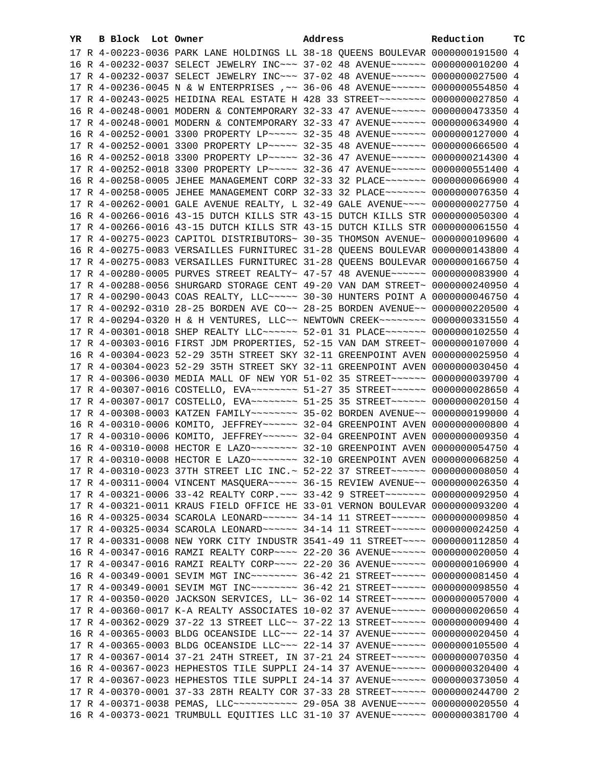| YR | B | Block | Lot | Owner | Address | Reduction | TC |
|---|---|---|---|---|---|---|---|
| 17 | R | 4-00223-0036 | | PARK LANE HOLDINGS LL | 38-18 QUEENS BOULEVAR | 0000000191500 | 4 |
| 16 | R | 4-00232-0037 | | SELECT JEWELRY INC~~~ | 37-02 48 AVENUE~~~~~~ | 0000000010200 | 4 |
| 17 | R | 4-00232-0037 | | SELECT JEWELRY INC~~~ | 37-02 48 AVENUE~~~~~~ | 0000000027500 | 4 |
| 17 | R | 4-00236-0045 | | N & W ENTERPRISES ,~~ | 36-06 48 AVENUE~~~~~~ | 0000000554850 | 4 |
| 17 | R | 4-00243-0025 | | HEIDINA REAL ESTATE H | 428 33 STREET~~~~~~~~ | 0000000027850 | 4 |
| 16 | R | 4-00248-0001 | | MODERN & CONTEMPORARY | 32-33 47 AVENUE~~~~~~ | 0000000473350 | 4 |
| 17 | R | 4-00248-0001 | | MODERN & CONTEMPORARY | 32-33 47 AVENUE~~~~~~ | 0000000634900 | 4 |
| 16 | R | 4-00252-0001 | | 3300 PROPERTY LP~~~~~ | 32-35 48 AVENUE~~~~~~ | 0000000127000 | 4 |
| 17 | R | 4-00252-0001 | | 3300 PROPERTY LP~~~~~ | 32-35 48 AVENUE~~~~~~ | 0000000666500 | 4 |
| 16 | R | 4-00252-0018 | | 3300 PROPERTY LP~~~~~ | 32-36 47 AVENUE~~~~~~ | 0000000214300 | 4 |
| 17 | R | 4-00252-0018 | | 3300 PROPERTY LP~~~~~ | 32-36 47 AVENUE~~~~~~ | 0000000551400 | 4 |
| 16 | R | 4-00258-0005 | | JEHEE MANAGEMENT CORP | 32-33 32 PLACE~~~~~~~ | 0000000066900 | 4 |
| 17 | R | 4-00258-0005 | | JEHEE MANAGEMENT CORP | 32-33 32 PLACE~~~~~~~ | 0000000076350 | 4 |
| 17 | R | 4-00262-0001 | | GALE AVENUE REALTY, L | 32-49 GALE AVENUE~~~~ | 0000000027750 | 4 |
| 16 | R | 4-00266-0016 | | 43-15 DUTCH KILLS STR | 43-15 DUTCH KILLS STR | 0000000050300 | 4 |
| 17 | R | 4-00266-0016 | | 43-15 DUTCH KILLS STR | 43-15 DUTCH KILLS STR | 0000000061550 | 4 |
| 17 | R | 4-00275-0023 | | CAPITOL DISTRIBUTORS~ | 30-35 THOMSON AVENUE~ | 0000000109600 | 4 |
| 16 | R | 4-00275-0083 | | VERSAILLES FURNITUREC | 31-28 QUEENS BOULEVAR | 0000000143800 | 4 |
| 17 | R | 4-00275-0083 | | VERSAILLES FURNITUREC | 31-28 QUEENS BOULEVAR | 0000000166750 | 4 |
| 17 | R | 4-00280-0005 | | PURVES STREET REALTY~ | 47-57 48 AVENUE~~~~~~ | 0000000083900 | 4 |
| 17 | R | 4-00288-0056 | | SHURGARD STORAGE CENT | 49-20 VAN DAM STREET~ | 0000000240950 | 4 |
| 17 | R | 4-00290-0043 | | COAS REALTY, LLC~~~~~ | 30-30 HUNTERS POINT A | 0000000046750 | 4 |
| 17 | R | 4-00292-0310 | | 28-25 BORDEN AVE CO~~ | 28-25 BORDEN AVENUE~~ | 0000000220500 | 4 |
| 17 | R | 4-00294-0320 | | H & H VENTURES, LLC~~ | NEWTOWN CREEK~~~~~~~~ | 0000000331550 | 4 |
| 17 | R | 4-00301-0018 | | SHEP REALTY LLC~~~~~~ | 52-01 31 PLACE~~~~~~~ | 0000000102550 | 4 |
| 17 | R | 4-00303-0016 | | FIRST JDM PROPERTIES, | 52-15 VAN DAM STREET~ | 0000000107000 | 4 |
| 16 | R | 4-00304-0023 | | 52-29 35TH STREET SKY | 32-11 GREENPOINT AVEN | 0000000025950 | 4 |
| 17 | R | 4-00304-0023 | | 52-29 35TH STREET SKY | 32-11 GREENPOINT AVEN | 0000000030450 | 4 |
| 17 | R | 4-00306-0030 | | MEDIA MALL OF NEW YOR | 51-02 35 STREET~~~~~~ | 0000000039700 | 4 |
| 17 | R | 4-00307-0016 | | COSTELLO, EVA~~~~~~~~ | 51-27 35 STREET~~~~~~ | 0000000028650 | 4 |
| 17 | R | 4-00307-0017 | | COSTELLO, EVA~~~~~~~~ | 51-25 35 STREET~~~~~~ | 0000000020150 | 4 |
| 17 | R | 4-00308-0003 | | KATZEN FAMILY~~~~~~~~ | 35-02 BORDEN AVENUE~~ | 0000000199000 | 4 |
| 16 | R | 4-00310-0006 | | KOMITO, JEFFREY~~~~~~ | 32-04 GREENPOINT AVEN | 0000000000800 | 4 |
| 17 | R | 4-00310-0006 | | KOMITO, JEFFREY~~~~~~ | 32-04 GREENPOINT AVEN | 0000000009350 | 4 |
| 16 | R | 4-00310-0008 | | HECTOR E LAZO~~~~~~~~ | 32-10 GREENPOINT AVEN | 0000000054750 | 4 |
| 17 | R | 4-00310-0008 | | HECTOR E LAZO~~~~~~~~ | 32-10 GREENPOINT AVEN | 0000000068250 | 4 |
| 17 | R | 4-00310-0023 | | 37TH STREET LIC INC.~ | 52-22 37 STREET~~~~~~ | 0000000008050 | 4 |
| 17 | R | 4-00311-0004 | | VINCENT MASQUERA~~~~~ | 36-15 REVIEW AVENUE~~ | 0000000026350 | 4 |
| 17 | R | 4-00321-0006 | | 33-42 REALTY CORP.~~~ | 33-42 9 STREET~~~~~~~ | 0000000092950 | 4 |
| 17 | R | 4-00321-0011 | | KRAUS FIELD OFFICE HE | 33-01 VERNON BOULEVAR | 0000000093200 | 4 |
| 16 | R | 4-00325-0034 | | SCAROLA LEONARD~~~~~~ | 34-14 11 STREET~~~~~~ | 0000000009850 | 4 |
| 17 | R | 4-00325-0034 | | SCAROLA LEONARD~~~~~~ | 34-14 11 STREET~~~~~~ | 0000000024250 | 4 |
| 17 | R | 4-00331-0008 | | NEW YORK CITY INDUSTR | 3541-49 11 STREET~~~~ | 0000000112850 | 4 |
| 16 | R | 4-00347-0016 | | RAMZI REALTY CORP~~~~ | 22-20 36 AVENUE~~~~~~ | 0000000020050 | 4 |
| 17 | R | 4-00347-0016 | | RAMZI REALTY CORP~~~~ | 22-20 36 AVENUE~~~~~~ | 0000000106900 | 4 |
| 16 | R | 4-00349-0001 | | SEVIM MGT INC~~~~~~~~ | 36-42 21 STREET~~~~~~ | 0000000081450 | 4 |
| 17 | R | 4-00349-0001 | | SEVIM MGT INC~~~~~~~~ | 36-42 21 STREET~~~~~~ | 0000000098550 | 4 |
| 17 | R | 4-00350-0020 | | JACKSON SERVICES, LL~ | 36-02 14 STREET~~~~~~ | 0000000057000 | 4 |
| 17 | R | 4-00360-0017 | | K-A REALTY ASSOCIATES | 10-02 37 AVENUE~~~~~~ | 0000000020650 | 4 |
| 17 | R | 4-00362-0029 | | 37-22 13 STREET LLC~~ | 37-22 13 STREET~~~~~~ | 0000000009400 | 4 |
| 16 | R | 4-00365-0003 | | BLDG OCEANSIDE LLC~~~ | 22-14 37 AVENUE~~~~~~ | 0000000020450 | 4 |
| 17 | R | 4-00365-0003 | | BLDG OCEANSIDE LLC~~~ | 22-14 37 AVENUE~~~~~~ | 0000000105500 | 4 |
| 17 | R | 4-00367-0014 | | 37-21 24TH STREET, IN | 37-21 24 STREET~~~~~~ | 0000000070350 | 4 |
| 16 | R | 4-00367-0023 | | HEPHESTOS TILE SUPPLI | 24-14 37 AVENUE~~~~~~ | 0000000320400 | 4 |
| 17 | R | 4-00367-0023 | | HEPHESTOS TILE SUPPLI | 24-14 37 AVENUE~~~~~~ | 0000000373050 | 4 |
| 17 | R | 4-00370-0001 | | 37-33 28TH REALTY COR | 37-33 28 STREET~~~~~~ | 0000000244700 | 2 |
| 17 | R | 4-00371-0038 | | PEMAS, LLC~~~~~~~~~~~ | 29-05A 38 AVENUE~~~~~ | 0000000020550 | 4 |
| 16 | R | 4-00373-0021 | | TRUMBULL EQUITIES LLC | 31-10 37 AVENUE~~~~~~ | 0000000381700 | 4 |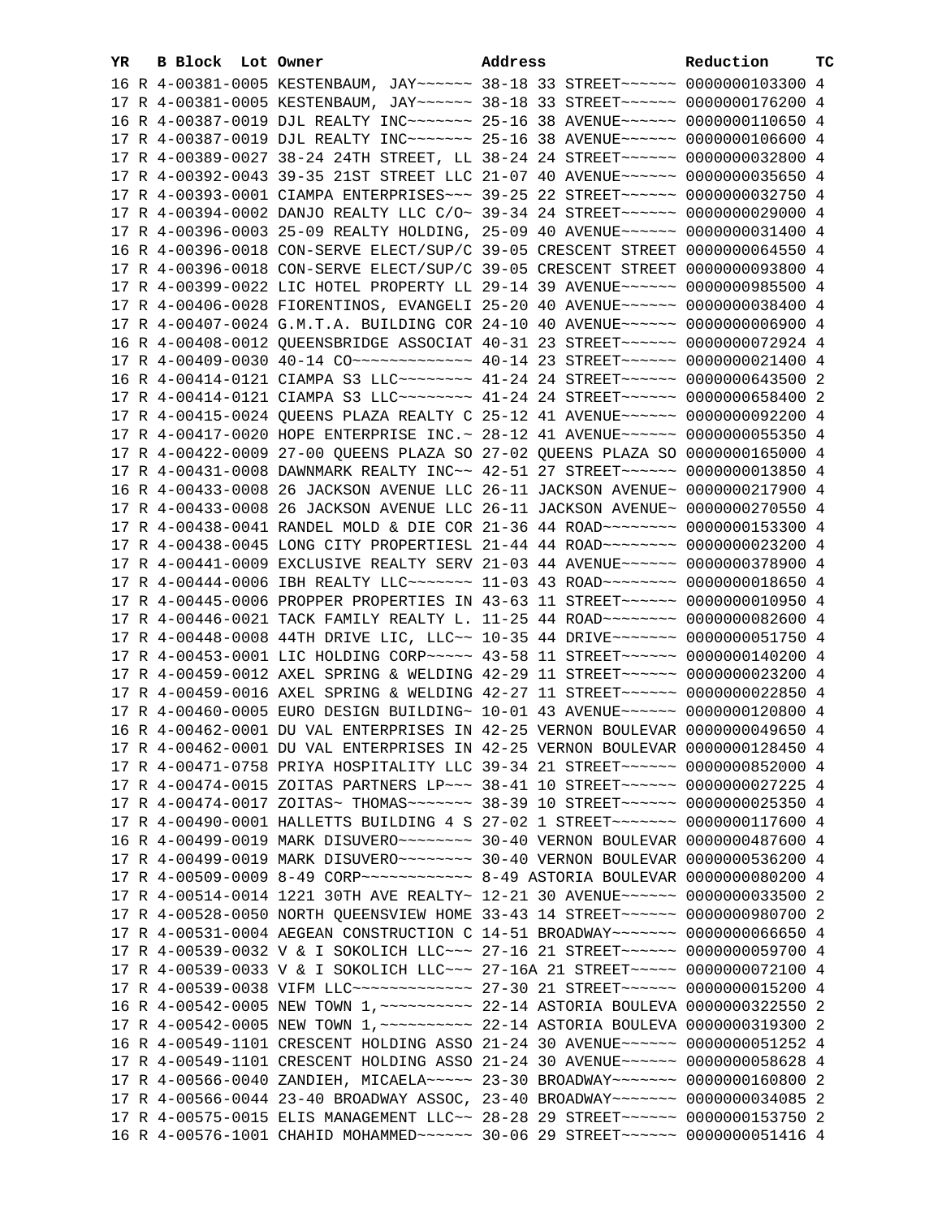| YR | B | Block | Lot | Owner | Address | Reduction | TC |
|---|---|---|---|---|---|---|---|
| 16 | R | 4-00381-0005 | | KESTENBAUM, JAY~~~~~~ | 38-18 33 STREET~~~~~~ | 0000000103300 | 4 |
| 17 | R | 4-00381-0005 | | KESTENBAUM, JAY~~~~~~ | 38-18 33 STREET~~~~~~ | 0000000176200 | 4 |
| 16 | R | 4-00387-0019 | | DJL REALTY INC~~~~~~~ | 25-16 38 AVENUE~~~~~~ | 0000000110650 | 4 |
| 17 | R | 4-00387-0019 | | DJL REALTY INC~~~~~~~ | 25-16 38 AVENUE~~~~~~ | 0000000106600 | 4 |
| 17 | R | 4-00389-0027 | | 38-24 24TH STREET, LL | 38-24 24 STREET~~~~~~ | 0000000032800 | 4 |
| 17 | R | 4-00392-0043 | | 39-35 21ST STREET LLC | 21-07 40 AVENUE~~~~~~ | 0000000035650 | 4 |
| 17 | R | 4-00393-0001 | | CIAMPA ENTERPRISES~~~ | 39-25 22 STREET~~~~~~ | 0000000032750 | 4 |
| 17 | R | 4-00394-0002 | | DANJO REALTY LLC C/O~ | 39-34 24 STREET~~~~~~ | 0000000029000 | 4 |
| 17 | R | 4-00396-0003 | | 25-09 REALTY HOLDING, | 25-09 40 AVENUE~~~~~~ | 0000000031400 | 4 |
| 16 | R | 4-00396-0018 | | CON-SERVE ELECT/SUP/C | 39-05 CRESCENT STREET | 0000000064550 | 4 |
| 17 | R | 4-00396-0018 | | CON-SERVE ELECT/SUP/C | 39-05 CRESCENT STREET | 0000000093800 | 4 |
| 17 | R | 4-00399-0022 | | LIC HOTEL PROPERTY LL | 29-14 39 AVENUE~~~~~~ | 0000000985500 | 4 |
| 17 | R | 4-00406-0028 | | FIORENTINOS, EVANGELI | 25-20 40 AVENUE~~~~~~ | 0000000038400 | 4 |
| 17 | R | 4-00407-0024 | | G.M.T.A. BUILDING COR | 24-10 40 AVENUE~~~~~~ | 0000000006900 | 4 |
| 16 | R | 4-00408-0012 | | QUEENSBRIDGE ASSOCIAT | 40-31 23 STREET~~~~~~ | 0000000072924 | 4 |
| 17 | R | 4-00409-0030 | | 40-14 CO~~~~~~~~~~~~~ | 40-14 23 STREET~~~~~~ | 0000000021400 | 4 |
| 16 | R | 4-00414-0121 | | CIAMPA S3 LLC~~~~~~~~ | 41-24 24 STREET~~~~~~ | 0000000643500 | 2 |
| 17 | R | 4-00414-0121 | | CIAMPA S3 LLC~~~~~~~~ | 41-24 24 STREET~~~~~~ | 0000000658400 | 2 |
| 17 | R | 4-00415-0024 | | QUEENS PLAZA REALTY C | 25-12 41 AVENUE~~~~~~ | 0000000092200 | 4 |
| 17 | R | 4-00417-0020 | | HOPE ENTERPRISE INC.~ | 28-12 41 AVENUE~~~~~~ | 0000000055350 | 4 |
| 17 | R | 4-00422-0009 | | 27-00 QUEENS PLAZA SO | 27-02 QUEENS PLAZA SO | 0000000165000 | 4 |
| 17 | R | 4-00431-0008 | | DAWNMARK REALTY INC~~ | 42-51 27 STREET~~~~~~ | 0000000013850 | 4 |
| 16 | R | 4-00433-0008 | | 26 JACKSON AVENUE LLC | 26-11 JACKSON AVENUE~ | 0000000217900 | 4 |
| 17 | R | 4-00433-0008 | | 26 JACKSON AVENUE LLC | 26-11 JACKSON AVENUE~ | 0000000270550 | 4 |
| 17 | R | 4-00438-0041 | | RANDEL MOLD & DIE COR | 21-36 44 ROAD~~~~~~~~ | 0000000153300 | 4 |
| 17 | R | 4-00438-0045 | | LONG CITY PROPERTIESL | 21-44 44 ROAD~~~~~~~~ | 0000000023200 | 4 |
| 17 | R | 4-00441-0009 | | EXCLUSIVE REALTY SERV | 21-03 44 AVENUE~~~~~~ | 0000000378900 | 4 |
| 17 | R | 4-00444-0006 | | IBH REALTY LLC~~~~~~~ | 11-03 43 ROAD~~~~~~~~ | 0000000018650 | 4 |
| 17 | R | 4-00445-0006 | | PROPPER PROPERTIES IN | 43-63 11 STREET~~~~~~ | 0000000010950 | 4 |
| 17 | R | 4-00446-0021 | | TACK FAMILY REALTY L. | 11-25 44 ROAD~~~~~~~~ | 0000000082600 | 4 |
| 17 | R | 4-00448-0008 | | 44TH DRIVE LIC, LLC~~ | 10-35 44 DRIVE~~~~~~~ | 0000000051750 | 4 |
| 17 | R | 4-00453-0001 | | LIC HOLDING CORP~~~~~ | 43-58 11 STREET~~~~~~ | 0000000140200 | 4 |
| 17 | R | 4-00459-0012 | | AXEL SPRING & WELDING | 42-29 11 STREET~~~~~~ | 0000000023200 | 4 |
| 17 | R | 4-00459-0016 | | AXEL SPRING & WELDING | 42-27 11 STREET~~~~~~ | 0000000022850 | 4 |
| 17 | R | 4-00460-0005 | | EURO DESIGN BUILDING~ | 10-01 43 AVENUE~~~~~~ | 0000000120800 | 4 |
| 16 | R | 4-00462-0001 | | DU VAL ENTERPRISES IN | 42-25 VERNON BOULEVAR | 0000000049650 | 4 |
| 17 | R | 4-00462-0001 | | DU VAL ENTERPRISES IN | 42-25 VERNON BOULEVAR | 0000000128450 | 4 |
| 17 | R | 4-00471-0758 | | PRIYA HOSPITALITY LLC | 39-34 21 STREET~~~~~~ | 0000000852000 | 4 |
| 17 | R | 4-00474-0015 | | ZOITAS PARTNERS LP~~~ | 38-41 10 STREET~~~~~~ | 0000000027225 | 4 |
| 17 | R | 4-00474-0017 | | ZOITAS~ THOMAS~~~~~~~ | 38-39 10 STREET~~~~~~ | 0000000025350 | 4 |
| 17 | R | 4-00490-0001 | | HALLETTS BUILDING 4 S | 27-02 1 STREET~~~~~~~ | 0000000117600 | 4 |
| 16 | R | 4-00499-0019 | | MARK DISUVERO~~~~~~~~ | 30-40 VERNON BOULEVAR | 0000000487600 | 4 |
| 17 | R | 4-00499-0019 | | MARK DISUVERO~~~~~~~~ | 30-40 VERNON BOULEVAR | 0000000536200 | 4 |
| 17 | R | 4-00509-0009 | | 8-49 CORP~~~~~~~~~~~~ | 8-49 ASTORIA BOULEVAR | 0000000080200 | 4 |
| 17 | R | 4-00514-0014 | | 1221 30TH AVE REALTY~ | 12-21 30 AVENUE~~~~~~ | 0000000033500 | 2 |
| 17 | R | 4-00528-0050 | | NORTH QUEENSVIEW HOME | 33-43 14 STREET~~~~~~ | 0000000980700 | 2 |
| 17 | R | 4-00531-0004 | | AEGEAN CONSTRUCTION C | 14-51 BROADWAY~~~~~~~ | 0000000066650 | 4 |
| 17 | R | 4-00539-0032 | | V & I SOKOLICH LLC~~~ | 27-16 21 STREET~~~~~~ | 0000000059700 | 4 |
| 17 | R | 4-00539-0033 | | V & I SOKOLICH LLC~~~ | 27-16A 21 STREET~~~~~ | 0000000072100 | 4 |
| 17 | R | 4-00539-0038 | | VIFM LLC~~~~~~~~~~~~~ | 27-30 21 STREET~~~~~~ | 0000000015200 | 4 |
| 16 | R | 4-00542-0005 | | NEW TOWN 1,~~~~~~~~~~ | 22-14 ASTORIA BOULEVA | 0000000322550 | 2 |
| 17 | R | 4-00542-0005 | | NEW TOWN 1,~~~~~~~~~~ | 22-14 ASTORIA BOULEVA | 0000000319300 | 2 |
| 16 | R | 4-00549-1101 | | CRESCENT HOLDING ASSO | 21-24 30 AVENUE~~~~~~ | 0000000051252 | 4 |
| 17 | R | 4-00549-1101 | | CRESCENT HOLDING ASSO | 21-24 30 AVENUE~~~~~~ | 0000000058628 | 4 |
| 17 | R | 4-00566-0040 | | ZANDIEH, MICAELA~~~~~ | 23-30 BROADWAY~~~~~~~ | 0000000160800 | 2 |
| 17 | R | 4-00566-0044 | | 23-40 BROADWAY ASSOC, | 23-40 BROADWAY~~~~~~~ | 0000000034085 | 2 |
| 17 | R | 4-00575-0015 | | ELIS MANAGEMENT LLC~~ | 28-28 29 STREET~~~~~~ | 0000000153750 | 2 |
| 16 | R | 4-00576-1001 | | CHAHID MOHAMMED~~~~~~ | 30-06 29 STREET~~~~~~ | 0000000051416 | 4 |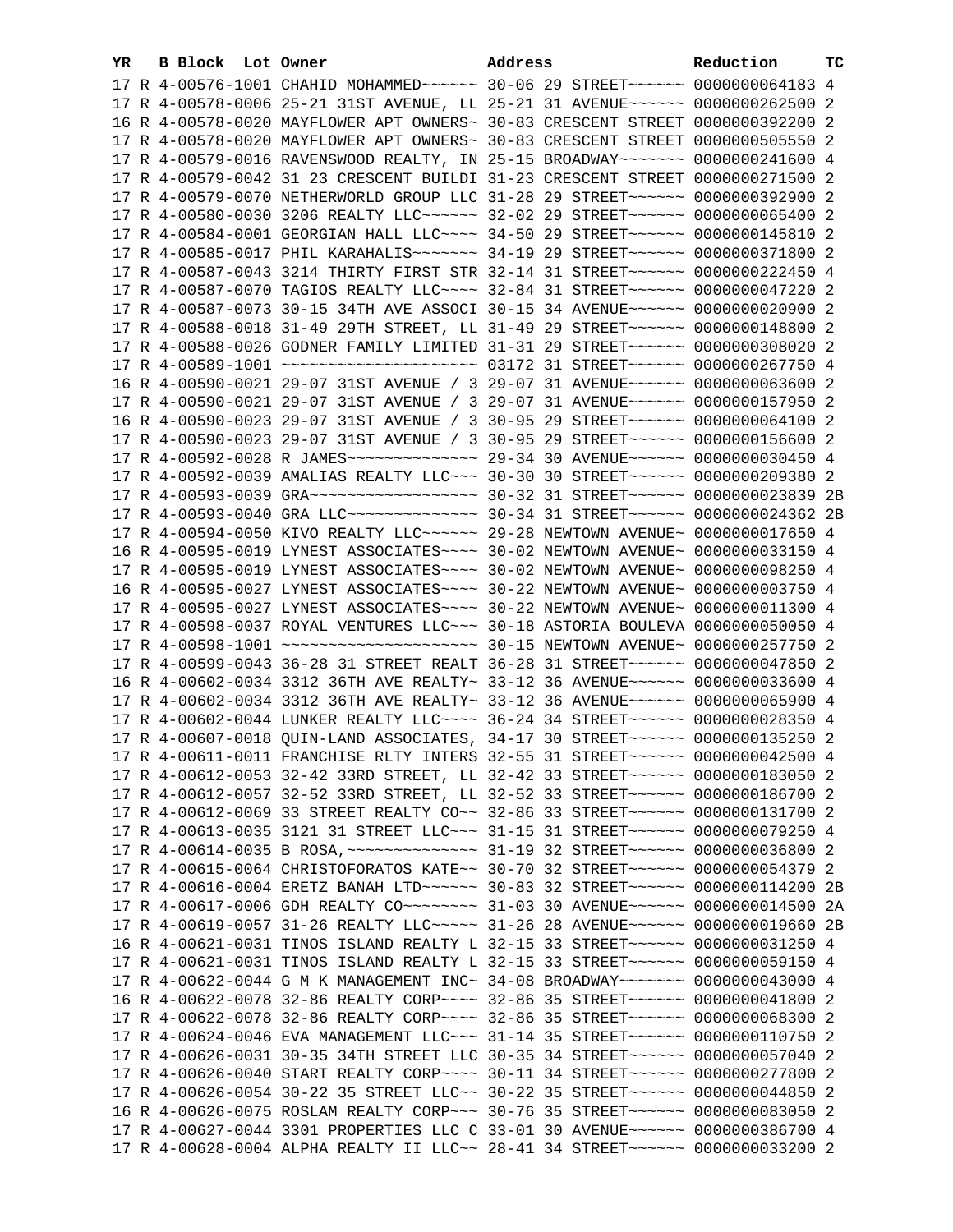| YR | B | Block | Lot | Owner | Address | Reduction | TC |
|---|---|---|---|---|---|---|---|
| 17 | R | 4-00576-1001 | | CHAHID MOHAMMED~~~~~~ | 30-06 29 STREET~~~~~~ | 0000000064183 | 4 |
| 17 | R | 4-00578-0006 | | 25-21 31ST AVENUE, LL | 25-21 31 AVENUE~~~~~~ | 0000000262500 | 2 |
| 16 | R | 4-00578-0020 | | MAYFLOWER APT OWNERS~ | 30-83 CRESCENT STREET | 0000000392200 | 2 |
| 17 | R | 4-00578-0020 | | MAYFLOWER APT OWNERS~ | 30-83 CRESCENT STREET | 0000000505550 | 2 |
| 17 | R | 4-00579-0016 | | RAVENSWOOD REALTY, IN | 25-15 BROADWAY~~~~~~~ | 0000000241600 | 4 |
| 17 | R | 4-00579-0042 | | 31 23 CRESCENT BUILDI | 31-23 CRESCENT STREET | 0000000271500 | 2 |
| 17 | R | 4-00579-0070 | | NETHERWORLD GROUP LLC | 31-28 29 STREET~~~~~~ | 0000000392900 | 2 |
| 17 | R | 4-00580-0030 | | 3206 REALTY LLC~~~~~~ | 32-02 29 STREET~~~~~~ | 0000000065400 | 2 |
| 17 | R | 4-00584-0001 | | GEORGIAN HALL LLC~~~~ | 34-50 29 STREET~~~~~~ | 0000000145810 | 2 |
| 17 | R | 4-00585-0017 | | PHIL KARAHALIS~~~~~~~ | 34-19 29 STREET~~~~~~ | 0000000371800 | 2 |
| 17 | R | 4-00587-0043 | | 3214 THIRTY FIRST STR | 32-14 31 STREET~~~~~~ | 0000000222450 | 4 |
| 17 | R | 4-00587-0070 | | TAGIOS REALTY LLC~~~~ | 32-84 31 STREET~~~~~~ | 0000000047220 | 2 |
| 17 | R | 4-00587-0073 | | 30-15 34TH AVE ASSOCI | 30-15 34 AVENUE~~~~~~ | 0000000020900 | 2 |
| 17 | R | 4-00588-0018 | | 31-49 29TH STREET, LL | 31-49 29 STREET~~~~~~ | 0000000148800 | 2 |
| 17 | R | 4-00588-0026 | | GODNER FAMILY LIMITED | 31-31 29 STREET~~~~~~ | 0000000308020 | 2 |
| 17 | R | 4-00589-1001 | | ~~~~~~~~~~~~~~~~~~~~~ | 03172 31 STREET~~~~~~ | 0000000267750 | 4 |
| 16 | R | 4-00590-0021 | | 29-07 31ST AVENUE / 3 | 29-07 31 AVENUE~~~~~~ | 0000000063600 | 2 |
| 17 | R | 4-00590-0021 | | 29-07 31ST AVENUE / 3 | 29-07 31 AVENUE~~~~~~ | 0000000157950 | 2 |
| 16 | R | 4-00590-0023 | | 29-07 31ST AVENUE / 3 | 30-95 29 STREET~~~~~~ | 0000000064100 | 2 |
| 17 | R | 4-00590-0023 | | 29-07 31ST AVENUE / 3 | 30-95 29 STREET~~~~~~ | 0000000156600 | 2 |
| 17 | R | 4-00592-0028 | | R JAMES~~~~~~~~~~~~~~ | 29-34 30 AVENUE~~~~~~ | 0000000030450 | 4 |
| 17 | R | 4-00592-0039 | | AMALIAS REALTY LLC~~~ | 30-30 30 STREET~~~~~~ | 0000000209380 | 2 |
| 17 | R | 4-00593-0039 | | GRA~~~~~~~~~~~~~~~~~~ | 30-32 31 STREET~~~~~~ | 0000000023839 | 2B |
| 17 | R | 4-00593-0040 | | GRA LLC~~~~~~~~~~~~~~ | 30-34 31 STREET~~~~~~ | 0000000024362 | 2B |
| 17 | R | 4-00594-0050 | | KIVO REALTY LLC~~~~~~ | 29-28 NEWTOWN AVENUE~ | 0000000017650 | 4 |
| 16 | R | 4-00595-0019 | | LYNEST ASSOCIATES~~~~ | 30-02 NEWTOWN AVENUE~ | 0000000033150 | 4 |
| 17 | R | 4-00595-0019 | | LYNEST ASSOCIATES~~~~ | 30-02 NEWTOWN AVENUE~ | 0000000098250 | 4 |
| 16 | R | 4-00595-0027 | | LYNEST ASSOCIATES~~~~ | 30-22 NEWTOWN AVENUE~ | 0000000003750 | 4 |
| 17 | R | 4-00595-0027 | | LYNEST ASSOCIATES~~~~ | 30-22 NEWTOWN AVENUE~ | 0000000011300 | 4 |
| 17 | R | 4-00598-0037 | | ROYAL VENTURES LLC~~~ | 30-18 ASTORIA BOULEVA | 0000000050050 | 4 |
| 17 | R | 4-00598-1001 | | ~~~~~~~~~~~~~~~~~~~~~ | 30-15 NEWTOWN AVENUE~ | 0000000257750 | 2 |
| 17 | R | 4-00599-0043 | | 36-28 31 STREET REALT | 36-28 31 STREET~~~~~~ | 0000000047850 | 2 |
| 16 | R | 4-00602-0034 | | 3312 36TH AVE REALTY~ | 33-12 36 AVENUE~~~~~~ | 0000000033600 | 4 |
| 17 | R | 4-00602-0034 | | 3312 36TH AVE REALTY~ | 33-12 36 AVENUE~~~~~~ | 0000000065900 | 4 |
| 17 | R | 4-00602-0044 | | LUNKER REALTY LLC~~~~ | 36-24 34 STREET~~~~~~ | 0000000028350 | 4 |
| 17 | R | 4-00607-0018 | | QUIN-LAND ASSOCIATES, | 34-17 30 STREET~~~~~~ | 0000000135250 | 2 |
| 17 | R | 4-00611-0011 | | FRANCHISE RLTY INTERS | 32-55 31 STREET~~~~~~ | 0000000042500 | 4 |
| 17 | R | 4-00612-0053 | | 32-42 33RD STREET, LL | 32-42 33 STREET~~~~~~ | 0000000183050 | 2 |
| 17 | R | 4-00612-0057 | | 32-52 33RD STREET, LL | 32-52 33 STREET~~~~~~ | 0000000186700 | 2 |
| 17 | R | 4-00612-0069 | | 33 STREET REALTY CO~~ | 32-86 33 STREET~~~~~~ | 0000000131700 | 2 |
| 17 | R | 4-00613-0035 | | 3121 31 STREET LLC~~~ | 31-15 31 STREET~~~~~~ | 0000000079250 | 4 |
| 17 | R | 4-00614-0035 | | B ROSA,~~~~~~~~~~~~~~ | 31-19 32 STREET~~~~~~ | 0000000036800 | 2 |
| 17 | R | 4-00615-0064 | | CHRISTOFORATOS KATE~~ | 30-70 32 STREET~~~~~~ | 0000000054379 | 2 |
| 17 | R | 4-00616-0004 | | ERETZ BANAH LTD~~~~~~ | 30-83 32 STREET~~~~~~ | 0000000114200 | 2B |
| 17 | R | 4-00617-0006 | | GDH REALTY CO~~~~~~~~ | 31-03 30 AVENUE~~~~~~ | 0000000014500 | 2A |
| 17 | R | 4-00619-0057 | | 31-26 REALTY LLC~~~~~ | 31-26 28 AVENUE~~~~~~ | 0000000019660 | 2B |
| 16 | R | 4-00621-0031 | | TINOS ISLAND REALTY L | 32-15 33 STREET~~~~~~ | 0000000031250 | 4 |
| 17 | R | 4-00621-0031 | | TINOS ISLAND REALTY L | 32-15 33 STREET~~~~~~ | 0000000059150 | 4 |
| 17 | R | 4-00622-0044 | | G M K MANAGEMENT INC~ | 34-08 BROADWAY~~~~~~~ | 0000000043000 | 4 |
| 16 | R | 4-00622-0078 | | 32-86 REALTY CORP~~~~ | 32-86 35 STREET~~~~~~ | 0000000041800 | 2 |
| 17 | R | 4-00622-0078 | | 32-86 REALTY CORP~~~~ | 32-86 35 STREET~~~~~~ | 0000000068300 | 2 |
| 17 | R | 4-00624-0046 | | EVA MANAGEMENT LLC~~~ | 31-14 35 STREET~~~~~~ | 0000000110750 | 2 |
| 17 | R | 4-00626-0031 | | 30-35 34TH STREET LLC | 30-35 34 STREET~~~~~~ | 0000000057040 | 2 |
| 17 | R | 4-00626-0040 | | START REALTY CORP~~~~ | 30-11 34 STREET~~~~~~ | 0000000277800 | 2 |
| 17 | R | 4-00626-0054 | | 30-22 35 STREET LLC~~ | 30-22 35 STREET~~~~~~ | 0000000044850 | 2 |
| 16 | R | 4-00626-0075 | | ROSLAM REALTY CORP~~~ | 30-76 35 STREET~~~~~~ | 0000000083050 | 2 |
| 17 | R | 4-00627-0044 | | 3301 PROPERTIES LLC C | 33-01 30 AVENUE~~~~~~ | 0000000386700 | 4 |
| 17 | R | 4-00628-0004 | | ALPHA REALTY II LLC~~ | 28-41 34 STREET~~~~~~ | 0000000033200 | 2 |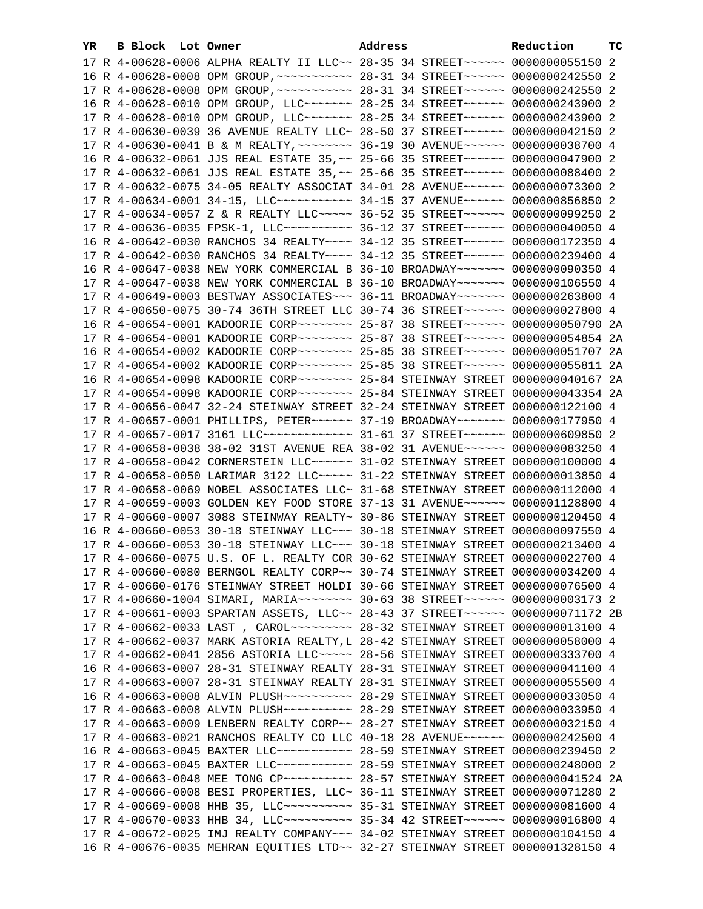| YR | B | Block | Lot | Owner | Address | Reduction | TC |
|---|---|---|---|---|---|---|---|
| 17 | R | 4-00628-0006 | | ALPHA REALTY II LLC~~ | 28-35 34 STREET~~~~~~ | 0000000055150 | 2 |
| 16 | R | 4-00628-0008 | | OPM GROUP,~~~~~~~~~~~ | 28-31 34 STREET~~~~~~ | 0000000242550 | 2 |
| 17 | R | 4-00628-0008 | | OPM GROUP,~~~~~~~~~~~ | 28-31 34 STREET~~~~~~ | 0000000242550 | 2 |
| 16 | R | 4-00628-0010 | | OPM GROUP, LLC~~~~~~~ | 28-25 34 STREET~~~~~~ | 0000000243900 | 2 |
| 17 | R | 4-00628-0010 | | OPM GROUP, LLC~~~~~~~ | 28-25 34 STREET~~~~~~ | 0000000243900 | 2 |
| 17 | R | 4-00630-0039 | | 36 AVENUE REALTY LLC~ | 28-50 37 STREET~~~~~~ | 0000000042150 | 2 |
| 17 | R | 4-00630-0041 | | B & M REALTY,~~~~~~~~ | 36-19 30 AVENUE~~~~~~ | 0000000038700 | 4 |
| 16 | R | 4-00632-0061 | | JJS REAL ESTATE 35,~~ | 25-66 35 STREET~~~~~~ | 0000000047900 | 2 |
| 17 | R | 4-00632-0061 | | JJS REAL ESTATE 35,~~ | 25-66 35 STREET~~~~~~ | 0000000088400 | 2 |
| 17 | R | 4-00632-0075 | | 34-05 REALTY ASSOCIAT | 34-01 28 AVENUE~~~~~~ | 0000000073300 | 2 |
| 17 | R | 4-00634-0001 | | 34-15, LLC~~~~~~~~~~~ | 34-15 37 AVENUE~~~~~~ | 0000000856850 | 2 |
| 17 | R | 4-00634-0057 | | Z & R REALTY LLC~~~~~ | 36-52 35 STREET~~~~~~ | 0000000099250 | 2 |
| 17 | R | 4-00636-0035 | | FPSK-1, LLC~~~~~~~~~~ | 36-12 37 STREET~~~~~~ | 0000000040050 | 4 |
| 16 | R | 4-00642-0030 | | RANCHOS 34 REALTY~~~~ | 34-12 35 STREET~~~~~~ | 0000000172350 | 4 |
| 17 | R | 4-00642-0030 | | RANCHOS 34 REALTY~~~~ | 34-12 35 STREET~~~~~~ | 0000000239400 | 4 |
| 16 | R | 4-00647-0038 | | NEW YORK COMMERCIAL B | 36-10 BROADWAY~~~~~~~ | 0000000090350 | 4 |
| 17 | R | 4-00647-0038 | | NEW YORK COMMERCIAL B | 36-10 BROADWAY~~~~~~~ | 0000000106550 | 4 |
| 17 | R | 4-00649-0003 | | BESTWAY ASSOCIATES~~~ | 36-11 BROADWAY~~~~~~~ | 0000000263800 | 4 |
| 17 | R | 4-00650-0075 | | 30-74 36TH STREET LLC | 30-74 36 STREET~~~~~~ | 0000000027800 | 4 |
| 16 | R | 4-00654-0001 | | KADOORIE CORP~~~~~~~~ | 25-87 38 STREET~~~~~~ | 0000000050790 | 2A |
| 17 | R | 4-00654-0001 | | KADOORIE CORP~~~~~~~~ | 25-87 38 STREET~~~~~~ | 0000000054854 | 2A |
| 16 | R | 4-00654-0002 | | KADOORIE CORP~~~~~~~~ | 25-85 38 STREET~~~~~~ | 0000000051707 | 2A |
| 17 | R | 4-00654-0002 | | KADOORIE CORP~~~~~~~~ | 25-85 38 STREET~~~~~~ | 0000000055811 | 2A |
| 16 | R | 4-00654-0098 | | KADOORIE CORP~~~~~~~~ | 25-84 STEINWAY STREET | 0000000040167 | 2A |
| 17 | R | 4-00654-0098 | | KADOORIE CORP~~~~~~~~ | 25-84 STEINWAY STREET | 0000000043354 | 2A |
| 17 | R | 4-00656-0047 | | 32-24 STEINWAY STREET | 32-24 STEINWAY STREET | 0000000122100 | 4 |
| 17 | R | 4-00657-0001 | | PHILLIPS, PETER~~~~~~ | 37-19 BROADWAY~~~~~~~ | 0000000177950 | 4 |
| 17 | R | 4-00657-0017 | | 3161 LLC~~~~~~~~~~~~~ | 31-61 37 STREET~~~~~~ | 0000000609850 | 2 |
| 17 | R | 4-00658-0038 | | 38-02 31ST AVENUE REA | 38-02 31 AVENUE~~~~~~ | 0000000083250 | 4 |
| 17 | R | 4-00658-0042 | | CORNERSTEIN LLC~~~~~~ | 31-02 STEINWAY STREET | 0000000100000 | 4 |
| 17 | R | 4-00658-0050 | | LARIMAR 3122 LLC~~~~~ | 31-22 STEINWAY STREET | 0000000013850 | 4 |
| 17 | R | 4-00658-0069 | | NOBEL ASSOCIATES LLC~ | 31-68 STEINWAY STREET | 0000000112000 | 4 |
| 17 | R | 4-00659-0003 | | GOLDEN KEY FOOD STORE | 37-13 31 AVENUE~~~~~~ | 0000001128800 | 4 |
| 17 | R | 4-00660-0007 | | 3088 STEINWAY REALTY~ | 30-86 STEINWAY STREET | 0000000120450 | 4 |
| 16 | R | 4-00660-0053 | | 30-18 STEINWAY LLC~~~ | 30-18 STEINWAY STREET | 0000000097550 | 4 |
| 17 | R | 4-00660-0053 | | 30-18 STEINWAY LLC~~~ | 30-18 STEINWAY STREET | 0000000213400 | 4 |
| 17 | R | 4-00660-0075 | | U.S. OF L. REALTY COR | 30-62 STEINWAY STREET | 0000000022700 | 4 |
| 17 | R | 4-00660-0080 | | BERNGOL REALTY CORP~~ | 30-74 STEINWAY STREET | 0000000034200 | 4 |
| 17 | R | 4-00660-0176 | | STEINWAY STREET HOLDI | 30-66 STEINWAY STREET | 0000000076500 | 4 |
| 17 | R | 4-00660-1004 | | SIMARI, MARIA~~~~~~~~ | 30-63 38 STREET~~~~~~ | 0000000003173 | 2 |
| 17 | R | 4-00661-0003 | | SPARTAN ASSETS, LLC~~ | 28-43 37 STREET~~~~~~ | 0000000071172 | 2B |
| 17 | R | 4-00662-0033 | | LAST , CAROL~~~~~~~~~ | 28-32 STEINWAY STREET | 0000000013100 | 4 |
| 17 | R | 4-00662-0037 | | MARK ASTORIA REALTY,L | 28-42 STEINWAY STREET | 0000000058000 | 4 |
| 17 | R | 4-00662-0041 | | 2856 ASTORIA LLC~~~~~ | 28-56 STEINWAY STREET | 0000000333700 | 4 |
| 16 | R | 4-00663-0007 | | 28-31 STEINWAY REALTY | 28-31 STEINWAY STREET | 0000000041100 | 4 |
| 17 | R | 4-00663-0007 | | 28-31 STEINWAY REALTY | 28-31 STEINWAY STREET | 0000000055500 | 4 |
| 16 | R | 4-00663-0008 | | ALVIN PLUSH~~~~~~~~~~ | 28-29 STEINWAY STREET | 0000000033050 | 4 |
| 17 | R | 4-00663-0008 | | ALVIN PLUSH~~~~~~~~~~ | 28-29 STEINWAY STREET | 0000000033950 | 4 |
| 17 | R | 4-00663-0009 | | LENBERN REALTY CORP~~ | 28-27 STEINWAY STREET | 0000000032150 | 4 |
| 17 | R | 4-00663-0021 | | RANCHOS REALTY CO LLC | 40-18 28 AVENUE~~~~~~ | 0000000242500 | 4 |
| 16 | R | 4-00663-0045 | | BAXTER LLC~~~~~~~~~~~ | 28-59 STEINWAY STREET | 0000000239450 | 2 |
| 17 | R | 4-00663-0045 | | BAXTER LLC~~~~~~~~~~~ | 28-59 STEINWAY STREET | 0000000248000 | 2 |
| 17 | R | 4-00663-0048 | | MEE TONG CP~~~~~~~~~~ | 28-57 STEINWAY STREET | 0000000041524 | 2A |
| 17 | R | 4-00666-0008 | | BESI PROPERTIES, LLC~ | 36-11 STEINWAY STREET | 0000000071280 | 2 |
| 17 | R | 4-00669-0008 | | HHB 35, LLC~~~~~~~~~~ | 35-31 STEINWAY STREET | 0000000081600 | 4 |
| 17 | R | 4-00670-0033 | | HHB 34, LLC~~~~~~~~~~ | 35-34 42 STREET~~~~~~ | 0000000016800 | 4 |
| 17 | R | 4-00672-0025 | | IMJ REALTY COMPANY~~~ | 34-02 STEINWAY STREET | 0000000104150 | 4 |
| 16 | R | 4-00676-0035 | | MEHRAN EQUITIES LTD~~ | 32-27 STEINWAY STREET | 0000001328150 | 4 |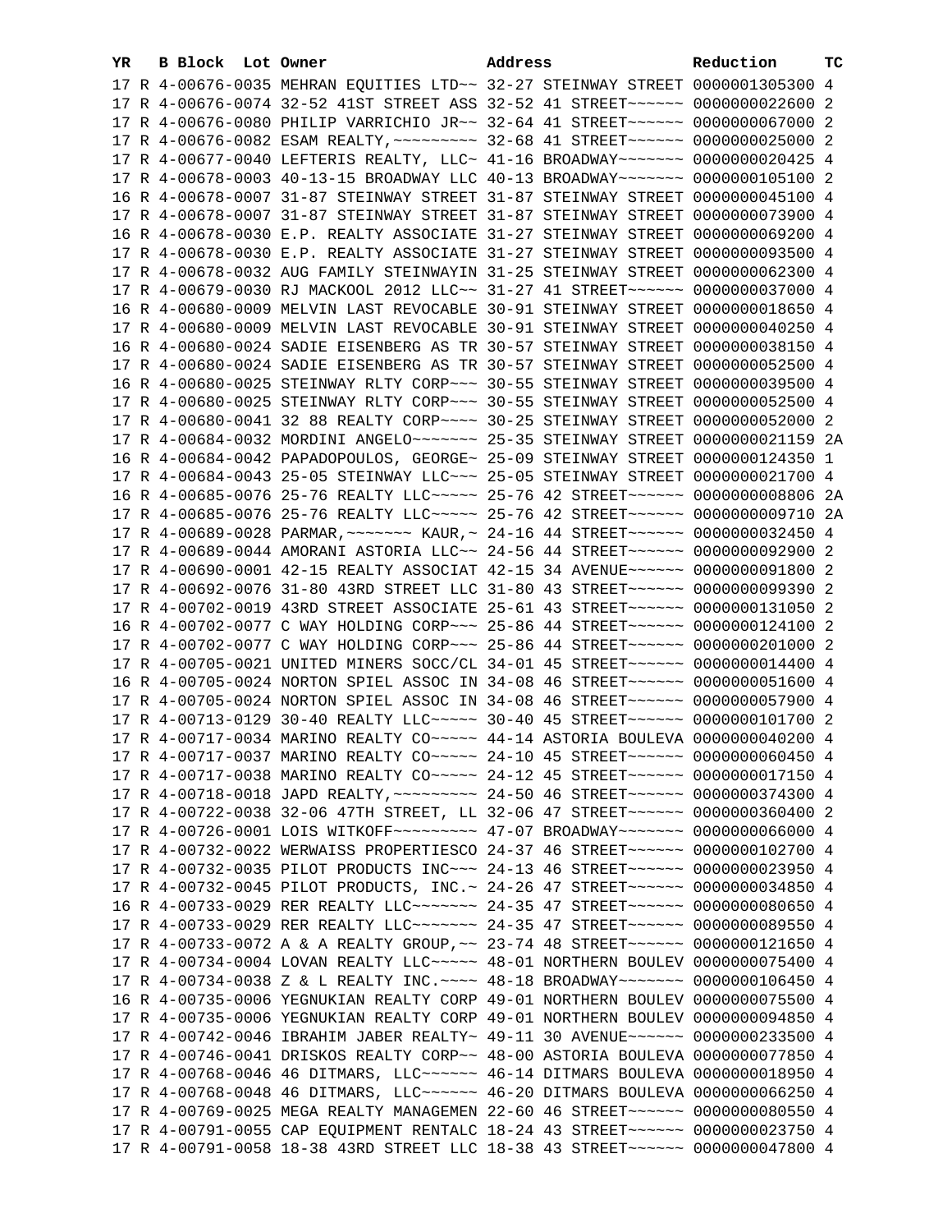| YR | B | Block | Lot | Owner | Address | Reduction | TC |
|---|---|---|---|---|---|---|---|
| 17 | R | 4-00676-0035 | | MEHRAN EQUITIES LTD~~ | 32-27 STEINWAY STREET | 0000001305300 | 4 |
| 17 | R | 4-00676-0074 | | 32-52 41ST STREET ASS | 32-52 41 STREET~~~~~~ | 0000000022600 | 2 |
| 17 | R | 4-00676-0080 | | PHILIP VARRICHIO JR~~ | 32-64 41 STREET~~~~~~ | 0000000067000 | 2 |
| 17 | R | 4-00676-0082 | | ESAM REALTY,~~~~~~~~~ | 32-68 41 STREET~~~~~~ | 0000000025000 | 2 |
| 17 | R | 4-00677-0040 | | LEFTERIS REALTY, LLC~ | 41-16 BROADWAY~~~~~~~ | 0000000020425 | 4 |
| 17 | R | 4-00678-0003 | | 40-13-15 BROADWAY LLC | 40-13 BROADWAY~~~~~~~ | 0000000105100 | 2 |
| 16 | R | 4-00678-0007 | | 31-87 STEINWAY STREET | 31-87 STEINWAY STREET | 0000000045100 | 4 |
| 17 | R | 4-00678-0007 | | 31-87 STEINWAY STREET | 31-87 STEINWAY STREET | 0000000073900 | 4 |
| 16 | R | 4-00678-0030 | | E.P. REALTY ASSOCIATE | 31-27 STEINWAY STREET | 0000000069200 | 4 |
| 17 | R | 4-00678-0030 | | E.P. REALTY ASSOCIATE | 31-27 STEINWAY STREET | 0000000093500 | 4 |
| 17 | R | 4-00678-0032 | | AUG FAMILY STEINWAYIN | 31-25 STEINWAY STREET | 0000000062300 | 4 |
| 17 | R | 4-00679-0030 | | RJ MACKOOL 2012 LLC~~ | 31-27 41 STREET~~~~~~ | 0000000037000 | 4 |
| 16 | R | 4-00680-0009 | | MELVIN LAST REVOCABLE | 30-91 STEINWAY STREET | 0000000018650 | 4 |
| 17 | R | 4-00680-0009 | | MELVIN LAST REVOCABLE | 30-91 STEINWAY STREET | 0000000040250 | 4 |
| 16 | R | 4-00680-0024 | | SADIE EISENBERG AS TR | 30-57 STEINWAY STREET | 0000000038150 | 4 |
| 17 | R | 4-00680-0024 | | SADIE EISENBERG AS TR | 30-57 STEINWAY STREET | 0000000052500 | 4 |
| 16 | R | 4-00680-0025 | | STEINWAY RLTY CORP~~~ | 30-55 STEINWAY STREET | 0000000039500 | 4 |
| 17 | R | 4-00680-0025 | | STEINWAY RLTY CORP~~~ | 30-55 STEINWAY STREET | 0000000052500 | 4 |
| 17 | R | 4-00680-0041 | | 32 88 REALTY CORP~~~~ | 30-25 STEINWAY STREET | 0000000052000 | 2 |
| 17 | R | 4-00684-0032 | | MORDINI ANGELO~~~~~~~ | 25-35 STEINWAY STREET | 0000000021159 | 2A |
| 16 | R | 4-00684-0042 | | PAPADOPOULOS, GEORGE~ | 25-09 STEINWAY STREET | 0000000124350 | 1 |
| 17 | R | 4-00684-0043 | | 25-05 STEINWAY LLC~~~ | 25-05 STEINWAY STREET | 0000000021700 | 4 |
| 16 | R | 4-00685-0076 | | 25-76 REALTY LLC~~~~~ | 25-76 42 STREET~~~~~~ | 0000000008806 | 2A |
| 17 | R | 4-00685-0076 | | 25-76 REALTY LLC~~~~~ | 25-76 42 STREET~~~~~~ | 0000000009710 | 2A |
| 17 | R | 4-00689-0028 | | PARMAR,~~~~~~~ KAUR,~ | 24-16 44 STREET~~~~~~ | 0000000032450 | 4 |
| 17 | R | 4-00689-0044 | | AMORANI ASTORIA LLC~~ | 24-56 44 STREET~~~~~~ | 0000000092900 | 2 |
| 17 | R | 4-00690-0001 | | 42-15 REALTY ASSOCIAT | 42-15 34 AVENUE~~~~~~ | 0000000091800 | 2 |
| 17 | R | 4-00692-0076 | | 31-80 43RD STREET LLC | 31-80 43 STREET~~~~~~ | 0000000099390 | 2 |
| 17 | R | 4-00702-0019 | | 43RD STREET ASSOCIATE | 25-61 43 STREET~~~~~~ | 0000000131050 | 2 |
| 16 | R | 4-00702-0077 | | C WAY HOLDING CORP~~~ | 25-86 44 STREET~~~~~~ | 0000000124100 | 2 |
| 17 | R | 4-00702-0077 | | C WAY HOLDING CORP~~~ | 25-86 44 STREET~~~~~~ | 0000000201000 | 2 |
| 17 | R | 4-00705-0021 | | UNITED MINERS SOCC/CL | 34-01 45 STREET~~~~~~ | 0000000014400 | 4 |
| 16 | R | 4-00705-0024 | | NORTON SPIEL ASSOC IN | 34-08 46 STREET~~~~~~ | 0000000051600 | 4 |
| 17 | R | 4-00705-0024 | | NORTON SPIEL ASSOC IN | 34-08 46 STREET~~~~~~ | 0000000057900 | 4 |
| 17 | R | 4-00713-0129 | | 30-40 REALTY LLC~~~~~ | 30-40 45 STREET~~~~~~ | 0000000101700 | 2 |
| 17 | R | 4-00717-0034 | | MARINO REALTY CO~~~~~ | 44-14 ASTORIA BOULEVA | 0000000040200 | 4 |
| 17 | R | 4-00717-0037 | | MARINO REALTY CO~~~~~ | 24-10 45 STREET~~~~~~ | 0000000060450 | 4 |
| 17 | R | 4-00717-0038 | | MARINO REALTY CO~~~~~ | 24-12 45 STREET~~~~~~ | 0000000017150 | 4 |
| 17 | R | 4-00718-0018 | | JAPD REALTY,~~~~~~~~~ | 24-50 46 STREET~~~~~~ | 0000000374300 | 4 |
| 17 | R | 4-00722-0038 | | 32-06 47TH STREET, LL | 32-06 47 STREET~~~~~~ | 0000000360400 | 2 |
| 17 | R | 4-00726-0001 | | LOIS WITKOFF~~~~~~~~~ | 47-07 BROADWAY~~~~~~~ | 0000000066000 | 4 |
| 17 | R | 4-00732-0022 | | WERWAISS PROPERTIESCO | 24-37 46 STREET~~~~~~ | 0000000102700 | 4 |
| 17 | R | 4-00732-0035 | | PILOT PRODUCTS INC~~~ | 24-13 46 STREET~~~~~~ | 0000000023950 | 4 |
| 17 | R | 4-00732-0045 | | PILOT PRODUCTS, INC.~ | 24-26 47 STREET~~~~~~ | 0000000034850 | 4 |
| 16 | R | 4-00733-0029 | | RER REALTY LLC~~~~~~~ | 24-35 47 STREET~~~~~~ | 0000000080650 | 4 |
| 17 | R | 4-00733-0029 | | RER REALTY LLC~~~~~~~ | 24-35 47 STREET~~~~~~ | 0000000089550 | 4 |
| 17 | R | 4-00733-0072 | | A & A REALTY GROUP,~~ | 23-74 48 STREET~~~~~~ | 0000000121650 | 4 |
| 17 | R | 4-00734-0004 | | LOVAN REALTY LLC~~~~~ | 48-01 NORTHERN BOULEV | 0000000075400 | 4 |
| 17 | R | 4-00734-0038 | | Z & L REALTY INC.~~~~ | 48-18 BROADWAY~~~~~~~ | 0000000106450 | 4 |
| 16 | R | 4-00735-0006 | | YEGNUKIAN REALTY CORP | 49-01 NORTHERN BOULEV | 0000000075500 | 4 |
| 17 | R | 4-00735-0006 | | YEGNUKIAN REALTY CORP | 49-01 NORTHERN BOULEV | 0000000094850 | 4 |
| 17 | R | 4-00742-0046 | | IBRAHIM JABER REALTY~ | 49-11 30 AVENUE~~~~~~ | 0000000233500 | 4 |
| 17 | R | 4-00746-0041 | | DRISKOS REALTY CORP~~ | 48-00 ASTORIA BOULEVA | 0000000077850 | 4 |
| 17 | R | 4-00768-0046 | | 46 DITMARS, LLC~~~~~~ | 46-14 DITMARS BOULEVA | 0000000018950 | 4 |
| 17 | R | 4-00768-0048 | | 46 DITMARS, LLC~~~~~~ | 46-20 DITMARS BOULEVA | 0000000066250 | 4 |
| 17 | R | 4-00769-0025 | | MEGA REALTY MANAGEMEN | 22-60 46 STREET~~~~~~ | 0000000080550 | 4 |
| 17 | R | 4-00791-0055 | | CAP EQUIPMENT RENTALC | 18-24 43 STREET~~~~~~ | 0000000023750 | 4 |
| 17 | R | 4-00791-0058 | | 18-38 43RD STREET LLC | 18-38 43 STREET~~~~~~ | 0000000047800 | 4 |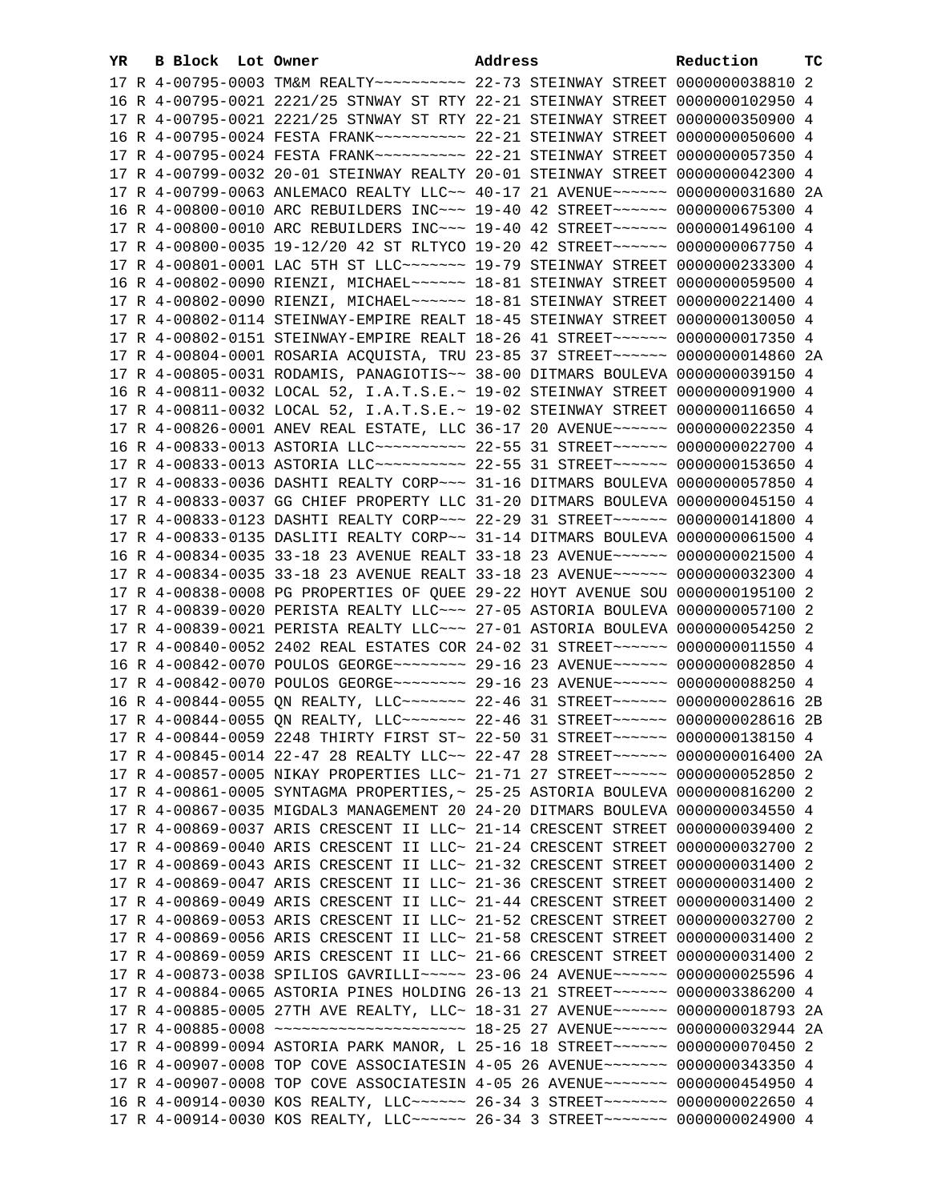| YR | B | Block | Lot | Owner | Address | Reduction | TC |
|---|---|---|---|---|---|---|---|
| 17 | R | 4-00795-0003 | | TM&M REALTY~~~~~~~~~~ | 22-73 STEINWAY STREET | 0000000038810 | 2 |
| 16 | R | 4-00795-0021 | | 2221/25 STNWAY ST RTY | 22-21 STEINWAY STREET | 0000000102950 | 4 |
| 17 | R | 4-00795-0021 | | 2221/25 STNWAY ST RTY | 22-21 STEINWAY STREET | 0000000350900 | 4 |
| 16 | R | 4-00795-0024 | | FESTA FRANK~~~~~~~~~~ | 22-21 STEINWAY STREET | 0000000050600 | 4 |
| 17 | R | 4-00795-0024 | | FESTA FRANK~~~~~~~~~~ | 22-21 STEINWAY STREET | 0000000057350 | 4 |
| 17 | R | 4-00799-0032 | | 20-01 STEINWAY REALTY | 20-01 STEINWAY STREET | 0000000042300 | 4 |
| 17 | R | 4-00799-0063 | | ANLEMACO REALTY LLC~~ | 40-17 21 AVENUE~~~~~~ | 0000000031680 | 2A |
| 16 | R | 4-00800-0010 | | ARC REBUILDERS INC~~~ | 19-40 42 STREET~~~~~~ | 0000000675300 | 4 |
| 17 | R | 4-00800-0010 | | ARC REBUILDERS INC~~~ | 19-40 42 STREET~~~~~~ | 0000001496100 | 4 |
| 17 | R | 4-00800-0035 | | 19-12/20 42 ST RLTYCO | 19-20 42 STREET~~~~~~ | 0000000067750 | 4 |
| 17 | R | 4-00801-0001 | | LAC 5TH ST LLC~~~~~~~ | 19-79 STEINWAY STREET | 0000000233300 | 4 |
| 16 | R | 4-00802-0090 | | RIENZI, MICHAEL~~~~~~ | 18-81 STEINWAY STREET | 0000000059500 | 4 |
| 17 | R | 4-00802-0090 | | RIENZI, MICHAEL~~~~~~ | 18-81 STEINWAY STREET | 0000000221400 | 4 |
| 17 | R | 4-00802-0114 | | STEINWAY-EMPIRE REALT | 18-45 STEINWAY STREET | 0000000130050 | 4 |
| 17 | R | 4-00802-0151 | | STEINWAY-EMPIRE REALT | 18-26 41 STREET~~~~~~ | 0000000017350 | 4 |
| 17 | R | 4-00804-0001 | | ROSARIA ACQUISTA, TRU | 23-85 37 STREET~~~~~~ | 0000000014860 | 2A |
| 17 | R | 4-00805-0031 | | RODAMIS, PANAGIOTIS~~ | 38-00 DITMARS BOULEVA | 0000000039150 | 4 |
| 16 | R | 4-00811-0032 | | LOCAL 52, I.A.T.S.E.~ | 19-02 STEINWAY STREET | 0000000091900 | 4 |
| 17 | R | 4-00811-0032 | | LOCAL 52, I.A.T.S.E.~ | 19-02 STEINWAY STREET | 0000000116650 | 4 |
| 17 | R | 4-00826-0001 | | ANEV REAL ESTATE, LLC | 36-17 20 AVENUE~~~~~~ | 0000000022350 | 4 |
| 16 | R | 4-00833-0013 | | ASTORIA LLC~~~~~~~~~~ | 22-55 31 STREET~~~~~~ | 0000000022700 | 4 |
| 17 | R | 4-00833-0013 | | ASTORIA LLC~~~~~~~~~~ | 22-55 31 STREET~~~~~~ | 0000000153650 | 4 |
| 17 | R | 4-00833-0036 | | DASHTI REALTY CORP~~~ | 31-16 DITMARS BOULEVA | 0000000057850 | 4 |
| 17 | R | 4-00833-0037 | | GG CHIEF PROPERTY LLC | 31-20 DITMARS BOULEVA | 0000000045150 | 4 |
| 17 | R | 4-00833-0123 | | DASHTI REALTY CORP~~~ | 22-29 31 STREET~~~~~~ | 0000000141800 | 4 |
| 17 | R | 4-00833-0135 | | DASLITI REALTY CORP~~ | 31-14 DITMARS BOULEVA | 0000000061500 | 4 |
| 16 | R | 4-00834-0035 | | 33-18 23 AVENUE REALT | 33-18 23 AVENUE~~~~~~ | 0000000021500 | 4 |
| 17 | R | 4-00834-0035 | | 33-18 23 AVENUE REALT | 33-18 23 AVENUE~~~~~~ | 0000000032300 | 4 |
| 17 | R | 4-00838-0008 | | PG PROPERTIES OF QUEE | 29-22 HOYT AVENUE SOU | 0000000195100 | 2 |
| 17 | R | 4-00839-0020 | | PERISTA REALTY LLC~~~ | 27-05 ASTORIA BOULEVA | 0000000057100 | 2 |
| 17 | R | 4-00839-0021 | | PERISTA REALTY LLC~~~ | 27-01 ASTORIA BOULEVA | 0000000054250 | 2 |
| 17 | R | 4-00840-0052 | | 2402 REAL ESTATES COR | 24-02 31 STREET~~~~~~ | 0000000011550 | 4 |
| 16 | R | 4-00842-0070 | | POULOS GEORGE~~~~~~~~ | 29-16 23 AVENUE~~~~~~ | 0000000082850 | 4 |
| 17 | R | 4-00842-0070 | | POULOS GEORGE~~~~~~~~ | 29-16 23 AVENUE~~~~~~ | 0000000088250 | 4 |
| 16 | R | 4-00844-0055 | | QN REALTY, LLC~~~~~~~ | 22-46 31 STREET~~~~~~ | 0000000028616 | 2B |
| 17 | R | 4-00844-0055 | | QN REALTY, LLC~~~~~~~ | 22-46 31 STREET~~~~~~ | 0000000028616 | 2B |
| 17 | R | 4-00844-0059 | | 2248 THIRTY FIRST ST~ | 22-50 31 STREET~~~~~~ | 0000000138150 | 4 |
| 17 | R | 4-00845-0014 | | 22-47 28 REALTY LLC~~ | 22-47 28 STREET~~~~~~ | 0000000016400 | 2A |
| 17 | R | 4-00857-0005 | | NIKAY PROPERTIES LLC~ | 21-71 27 STREET~~~~~~ | 0000000052850 | 2 |
| 17 | R | 4-00861-0005 | | SYNTAGMA PROPERTIES,~ | 25-25 ASTORIA BOULEVA | 0000000816200 | 2 |
| 17 | R | 4-00867-0035 | | MIGDAL3 MANAGEMENT 20 | 24-20 DITMARS BOULEVA | 0000000034550 | 4 |
| 17 | R | 4-00869-0037 | | ARIS CRESCENT II LLC~ | 21-14 CRESCENT STREET | 0000000039400 | 2 |
| 17 | R | 4-00869-0040 | | ARIS CRESCENT II LLC~ | 21-24 CRESCENT STREET | 0000000032700 | 2 |
| 17 | R | 4-00869-0043 | | ARIS CRESCENT II LLC~ | 21-32 CRESCENT STREET | 0000000031400 | 2 |
| 17 | R | 4-00869-0047 | | ARIS CRESCENT II LLC~ | 21-36 CRESCENT STREET | 0000000031400 | 2 |
| 17 | R | 4-00869-0049 | | ARIS CRESCENT II LLC~ | 21-44 CRESCENT STREET | 0000000031400 | 2 |
| 17 | R | 4-00869-0053 | | ARIS CRESCENT II LLC~ | 21-52 CRESCENT STREET | 0000000032700 | 2 |
| 17 | R | 4-00869-0056 | | ARIS CRESCENT II LLC~ | 21-58 CRESCENT STREET | 0000000031400 | 2 |
| 17 | R | 4-00869-0059 | | ARIS CRESCENT II LLC~ | 21-66 CRESCENT STREET | 0000000031400 | 2 |
| 17 | R | 4-00873-0038 | | SPILIOS GAVRILLI~~~~~ | 23-06 24 AVENUE~~~~~~ | 0000000025596 | 4 |
| 17 | R | 4-00884-0065 | | ASTORIA PINES HOLDING | 26-13 21 STREET~~~~~~ | 0000003386200 | 4 |
| 17 | R | 4-00885-0005 | | 27TH AVE REALTY, LLC~ | 18-31 27 AVENUE~~~~~~ | 0000000018793 | 2A |
| 17 | R | 4-00885-0008 | | ~~~~~~~~~~~~~~~~~~~~~ | 18-25 27 AVENUE~~~~~~ | 0000000032944 | 2A |
| 17 | R | 4-00899-0094 | | ASTORIA PARK MANOR, L | 25-16 18 STREET~~~~~~ | 0000000070450 | 2 |
| 16 | R | 4-00907-0008 | | TOP COVE ASSOCIATESIN | 4-05 26 AVENUE~~~~~~~ | 0000000343350 | 4 |
| 17 | R | 4-00907-0008 | | TOP COVE ASSOCIATESIN | 4-05 26 AVENUE~~~~~~~ | 0000000454950 | 4 |
| 16 | R | 4-00914-0030 | | KOS REALTY, LLC~~~~~~ | 26-34 3 STREET~~~~~~~ | 0000000022650 | 4 |
| 17 | R | 4-00914-0030 | | KOS REALTY, LLC~~~~~~ | 26-34 3 STREET~~~~~~~ | 0000000024900 | 4 |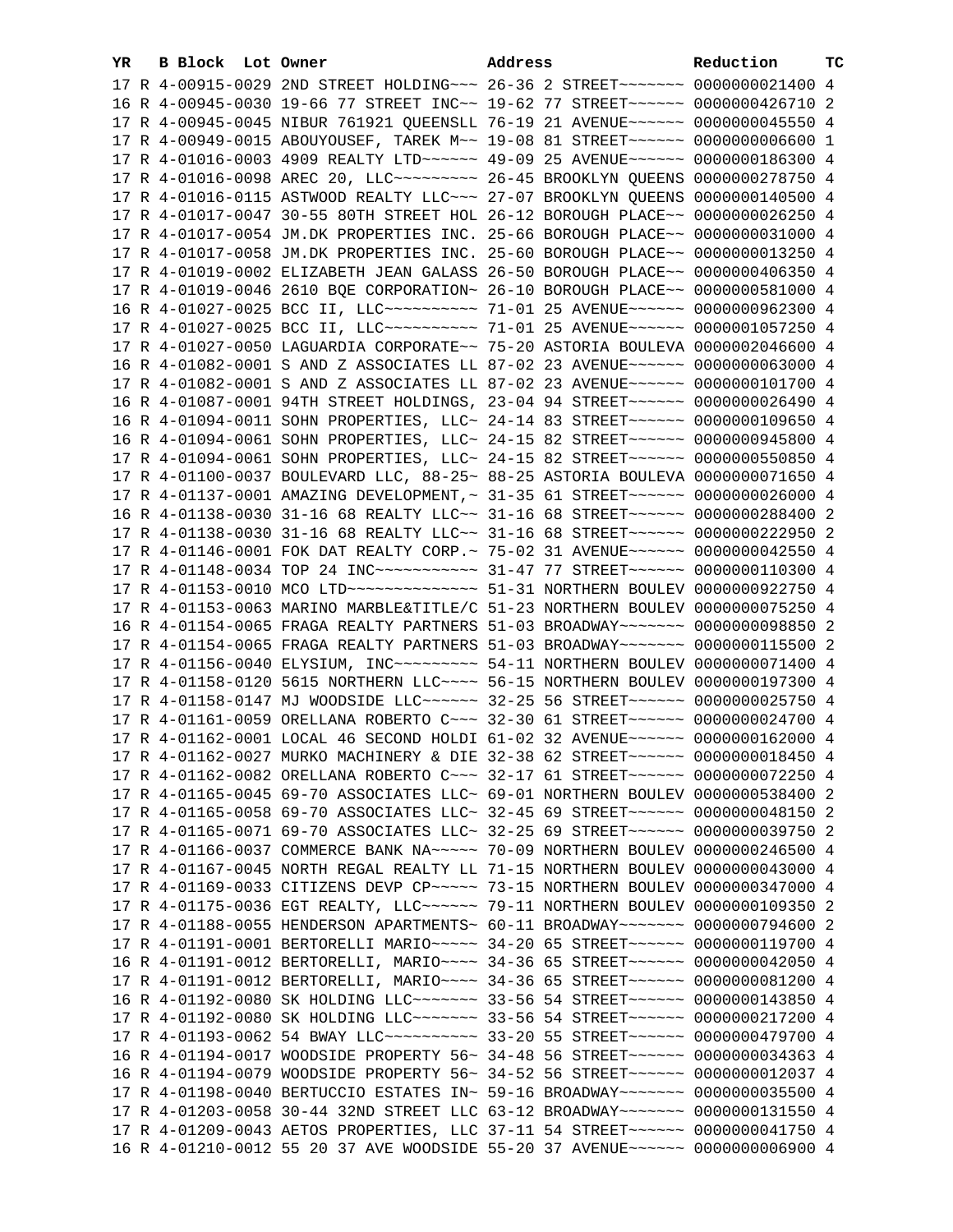| YR | B | Block | Lot | Owner | Address | Reduction | TC |
|---|---|---|---|---|---|---|---|
| 17 | R | 4-00915-0029 | | 2ND STREET HOLDING~~~ | 26-36 2 STREET~~~~~~~ | 0000000021400 | 4 |
| 16 | R | 4-00945-0030 | | 19-66 77 STREET INC~~ | 19-62 77 STREET~~~~~~ | 0000000426710 | 2 |
| 17 | R | 4-00945-0045 | | NIBUR 761921 QUEENSLL | 76-19 21 AVENUE~~~~~~ | 0000000045550 | 4 |
| 17 | R | 4-00949-0015 | | ABOUYOUSEF, TAREK M~~ | 19-08 81 STREET~~~~~~ | 0000000006600 | 1 |
| 17 | R | 4-01016-0003 | | 4909 REALTY LTD~~~~~~ | 49-09 25 AVENUE~~~~~~ | 0000000186300 | 4 |
| 17 | R | 4-01016-0098 | | AREC 20, LLC~~~~~~~~~ | 26-45 BROOKLYN QUEENS | 0000000278750 | 4 |
| 17 | R | 4-01016-0115 | | ASTWOOD REALTY LLC~~~ | 27-07 BROOKLYN QUEENS | 0000000140500 | 4 |
| 17 | R | 4-01017-0047 | | 30-55 80TH STREET HOL | 26-12 BOROUGH PLACE~~ | 0000000026250 | 4 |
| 17 | R | 4-01017-0054 | | JM.DK PROPERTIES INC. | 25-66 BOROUGH PLACE~~ | 0000000031000 | 4 |
| 17 | R | 4-01017-0058 | | JM.DK PROPERTIES INC. | 25-60 BOROUGH PLACE~~ | 0000000013250 | 4 |
| 17 | R | 4-01019-0002 | | ELIZABETH JEAN GALASS | 26-50 BOROUGH PLACE~~ | 0000000406350 | 4 |
| 17 | R | 4-01019-0046 | | 2610 BQE CORPORATION~ | 26-10 BOROUGH PLACE~~ | 0000000581000 | 4 |
| 16 | R | 4-01027-0025 | | BCC II, LLC~~~~~~~~~~ | 71-01 25 AVENUE~~~~~~ | 0000000962300 | 4 |
| 17 | R | 4-01027-0025 | | BCC II, LLC~~~~~~~~~~ | 71-01 25 AVENUE~~~~~~ | 0000001057250 | 4 |
| 17 | R | 4-01027-0050 | | LAGUARDIA CORPORATE~~ | 75-20 ASTORIA BOULEVA | 0000002046600 | 4 |
| 16 | R | 4-01082-0001 | | S AND Z ASSOCIATES LL | 87-02 23 AVENUE~~~~~~ | 0000000063000 | 4 |
| 17 | R | 4-01082-0001 | | S AND Z ASSOCIATES LL | 87-02 23 AVENUE~~~~~~ | 0000000101700 | 4 |
| 16 | R | 4-01087-0001 | | 94TH STREET HOLDINGS, | 23-04 94 STREET~~~~~~ | 0000000026490 | 4 |
| 16 | R | 4-01094-0011 | | SOHN PROPERTIES, LLC~ | 24-14 83 STREET~~~~~~ | 0000000109650 | 4 |
| 16 | R | 4-01094-0061 | | SOHN PROPERTIES, LLC~ | 24-15 82 STREET~~~~~~ | 0000000945800 | 4 |
| 17 | R | 4-01094-0061 | | SOHN PROPERTIES, LLC~ | 24-15 82 STREET~~~~~~ | 0000000550850 | 4 |
| 17 | R | 4-01100-0037 | | BOULEVARD LLC, 88-25~ | 88-25 ASTORIA BOULEVA | 0000000071650 | 4 |
| 17 | R | 4-01137-0001 | | AMAZING DEVELOPMENT,~ | 31-35 61 STREET~~~~~~ | 0000000026000 | 4 |
| 16 | R | 4-01138-0030 | | 31-16 68 REALTY LLC~~ | 31-16 68 STREET~~~~~~ | 0000000288400 | 2 |
| 17 | R | 4-01138-0030 | | 31-16 68 REALTY LLC~~ | 31-16 68 STREET~~~~~~ | 0000000222950 | 2 |
| 17 | R | 4-01146-0001 | | FOK DAT REALTY CORP.~ | 75-02 31 AVENUE~~~~~~ | 0000000042550 | 4 |
| 17 | R | 4-01148-0034 | | TOP 24 INC~~~~~~~~~~~ | 31-47 77 STREET~~~~~~ | 0000000110300 | 4 |
| 17 | R | 4-01153-0010 | | MCO LTD~~~~~~~~~~~~~~ | 51-31 NORTHERN BOULEV | 0000000922750 | 4 |
| 17 | R | 4-01153-0063 | | MARINO MARBLE&TITLE/C | 51-23 NORTHERN BOULEV | 0000000075250 | 4 |
| 16 | R | 4-01154-0065 | | FRAGA REALTY PARTNERS | 51-03 BROADWAY~~~~~~~ | 0000000098850 | 2 |
| 17 | R | 4-01154-0065 | | FRAGA REALTY PARTNERS | 51-03 BROADWAY~~~~~~~ | 0000000115500 | 2 |
| 17 | R | 4-01156-0040 | | ELYSIUM, INC~~~~~~~~~ | 54-11 NORTHERN BOULEV | 0000000071400 | 4 |
| 17 | R | 4-01158-0120 | | 5615 NORTHERN LLC~~~~ | 56-15 NORTHERN BOULEV | 0000000197300 | 4 |
| 17 | R | 4-01158-0147 | | MJ WOODSIDE LLC~~~~~~ | 32-25 56 STREET~~~~~~ | 0000000025750 | 4 |
| 17 | R | 4-01161-0059 | | ORELLANA ROBERTO C~~~ | 32-30 61 STREET~~~~~~ | 0000000024700 | 4 |
| 17 | R | 4-01162-0001 | | LOCAL 46 SECOND HOLDI | 61-02 32 AVENUE~~~~~~ | 0000000162000 | 4 |
| 17 | R | 4-01162-0027 | | MURKO MACHINERY & DIE | 32-38 62 STREET~~~~~~ | 0000000018450 | 4 |
| 17 | R | 4-01162-0082 | | ORELLANA ROBERTO C~~~ | 32-17 61 STREET~~~~~~ | 0000000072250 | 4 |
| 17 | R | 4-01165-0045 | | 69-70 ASSOCIATES LLC~ | 69-01 NORTHERN BOULEV | 0000000538400 | 2 |
| 17 | R | 4-01165-0058 | | 69-70 ASSOCIATES LLC~ | 32-45 69 STREET~~~~~~ | 0000000048150 | 2 |
| 17 | R | 4-01165-0071 | | 69-70 ASSOCIATES LLC~ | 32-25 69 STREET~~~~~~ | 0000000039750 | 2 |
| 17 | R | 4-01166-0037 | | COMMERCE BANK NA~~~~~ | 70-09 NORTHERN BOULEV | 0000000246500 | 4 |
| 17 | R | 4-01167-0045 | | NORTH REGAL REALTY LL | 71-15 NORTHERN BOULEV | 0000000043000 | 4 |
| 17 | R | 4-01169-0033 | | CITIZENS DEVP CP~~~~~ | 73-15 NORTHERN BOULEV | 0000000347000 | 4 |
| 17 | R | 4-01175-0036 | | EGT REALTY, LLC~~~~~~ | 79-11 NORTHERN BOULEV | 0000000109350 | 2 |
| 17 | R | 4-01188-0055 | | HENDERSON APARTMENTS~ | 60-11 BROADWAY~~~~~~~ | 0000000794600 | 2 |
| 17 | R | 4-01191-0001 | | BERTORELLI MARIO~~~~~ | 34-20 65 STREET~~~~~~ | 0000000119700 | 4 |
| 16 | R | 4-01191-0012 | | BERTORELLI, MARIO~~~~ | 34-36 65 STREET~~~~~~ | 0000000042050 | 4 |
| 17 | R | 4-01191-0012 | | BERTORELLI, MARIO~~~~ | 34-36 65 STREET~~~~~~ | 0000000081200 | 4 |
| 16 | R | 4-01192-0080 | | SK HOLDING LLC~~~~~~~ | 33-56 54 STREET~~~~~~ | 0000000143850 | 4 |
| 17 | R | 4-01192-0080 | | SK HOLDING LLC~~~~~~~ | 33-56 54 STREET~~~~~~ | 0000000217200 | 4 |
| 17 | R | 4-01193-0062 | | 54 BWAY LLC~~~~~~~~~~ | 33-20 55 STREET~~~~~~ | 0000000479700 | 4 |
| 16 | R | 4-01194-0017 | | WOODSIDE PROPERTY 56~ | 34-48 56 STREET~~~~~~ | 0000000034363 | 4 |
| 16 | R | 4-01194-0079 | | WOODSIDE PROPERTY 56~ | 34-52 56 STREET~~~~~~ | 0000000012037 | 4 |
| 17 | R | 4-01198-0040 | | BERTUCCIO ESTATES IN~ | 59-16 BROADWAY~~~~~~~ | 0000000035500 | 4 |
| 17 | R | 4-01203-0058 | | 30-44 32ND STREET LLC | 63-12 BROADWAY~~~~~~~ | 0000000131550 | 4 |
| 17 | R | 4-01209-0043 | | AETOS PROPERTIES, LLC | 37-11 54 STREET~~~~~~ | 0000000041750 | 4 |
| 16 | R | 4-01210-0012 | | 55 20 37 AVE WOODSIDE | 55-20 37 AVENUE~~~~~~ | 0000000006900 | 4 |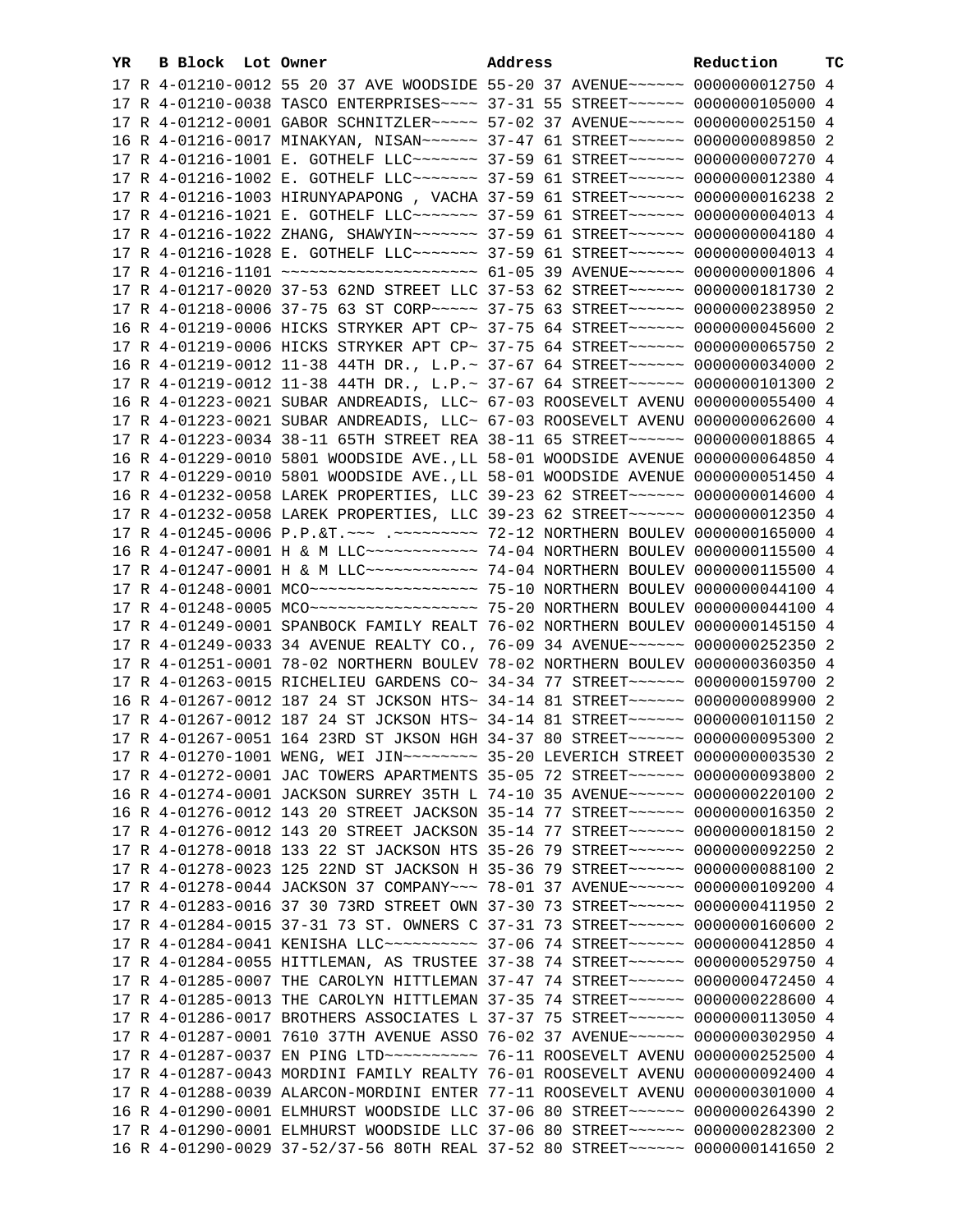| YR | B | Block | Lot | Owner | Address | Reduction | TC |
|---|---|---|---|---|---|---|---|
| 17 | R | 4-01210-0012 | | 55 20 37 AVE WOODSIDE | 55-20 37 AVENUE~~~~~~ | 0000000012750 | 4 |
| 17 | R | 4-01210-0038 | | TASCO ENTERPRISES~~~~ | 37-31 55 STREET~~~~~~ | 0000000105000 | 4 |
| 17 | R | 4-01212-0001 | | GABOR SCHNITZLER~~~~~ | 57-02 37 AVENUE~~~~~~ | 0000000025150 | 4 |
| 16 | R | 4-01216-0017 | | MINAKYAN, NISAN~~~~~~ | 37-47 61 STREET~~~~~~ | 0000000089850 | 2 |
| 17 | R | 4-01216-1001 | | E. GOTHELF LLC~~~~~~~ | 37-59 61 STREET~~~~~~ | 0000000007270 | 4 |
| 17 | R | 4-01216-1002 | | E. GOTHELF LLC~~~~~~~ | 37-59 61 STREET~~~~~~ | 0000000012380 | 4 |
| 17 | R | 4-01216-1003 | | HIRUNYAPAPONG , VACHA | 37-59 61 STREET~~~~~~ | 0000000016238 | 2 |
| 17 | R | 4-01216-1021 | | E. GOTHELF LLC~~~~~~~ | 37-59 61 STREET~~~~~~ | 0000000004013 | 4 |
| 17 | R | 4-01216-1022 | | ZHANG, SHAWYIN~~~~~~~ | 37-59 61 STREET~~~~~~ | 0000000004180 | 4 |
| 17 | R | 4-01216-1028 | | E. GOTHELF LLC~~~~~~~ | 37-59 61 STREET~~~~~~ | 0000000004013 | 4 |
| 17 | R | 4-01216-1101 | | ~~~~~~~~~~~~~~~~~~~~~ | 61-05 39 AVENUE~~~~~~ | 0000000001806 | 4 |
| 17 | R | 4-01217-0020 | | 37-53 62ND STREET LLC | 37-53 62 STREET~~~~~~ | 0000000181730 | 2 |
| 17 | R | 4-01218-0006 | | 37-75 63 ST CORP~~~~~ | 37-75 63 STREET~~~~~~ | 0000000238950 | 2 |
| 16 | R | 4-01219-0006 | | HICKS STRYKER APT CP~ | 37-75 64 STREET~~~~~~ | 0000000045600 | 2 |
| 17 | R | 4-01219-0006 | | HICKS STRYKER APT CP~ | 37-75 64 STREET~~~~~~ | 0000000065750 | 2 |
| 16 | R | 4-01219-0012 | | 11-38 44TH DR., L.P.~ | 37-67 64 STREET~~~~~~ | 0000000034000 | 2 |
| 17 | R | 4-01219-0012 | | 11-38 44TH DR., L.P.~ | 37-67 64 STREET~~~~~~ | 0000000101300 | 2 |
| 16 | R | 4-01223-0021 | | SUBAR ANDREADIS, LLC~ | 67-03 ROOSEVELT AVENU | 0000000055400 | 4 |
| 17 | R | 4-01223-0021 | | SUBAR ANDREADIS, LLC~ | 67-03 ROOSEVELT AVENU | 0000000062600 | 4 |
| 17 | R | 4-01223-0034 | | 38-11 65TH STREET REA | 38-11 65 STREET~~~~~~ | 0000000018865 | 4 |
| 16 | R | 4-01229-0010 | | 5801 WOODSIDE AVE.,LL | 58-01 WOODSIDE AVENUE | 0000000064850 | 4 |
| 17 | R | 4-01229-0010 | | 5801 WOODSIDE AVE.,LL | 58-01 WOODSIDE AVENUE | 0000000051450 | 4 |
| 16 | R | 4-01232-0058 | | LAREK PROPERTIES, LLC | 39-23 62 STREET~~~~~~ | 0000000014600 | 4 |
| 17 | R | 4-01232-0058 | | LAREK PROPERTIES, LLC | 39-23 62 STREET~~~~~~ | 0000000012350 | 4 |
| 17 | R | 4-01245-0006 | | P.P.&T.~~~ .~~~~~~~~~ | 72-12 NORTHERN BOULEV | 0000000165000 | 4 |
| 16 | R | 4-01247-0001 | | H & M LLC~~~~~~~~~~~~ | 74-04 NORTHERN BOULEV | 0000000115500 | 4 |
| 17 | R | 4-01247-0001 | | H & M LLC~~~~~~~~~~~~ | 74-04 NORTHERN BOULEV | 0000000115500 | 4 |
| 17 | R | 4-01248-0001 | | MCO~~~~~~~~~~~~~~~~~~ | 75-10 NORTHERN BOULEV | 0000000044100 | 4 |
| 17 | R | 4-01248-0005 | | MCO~~~~~~~~~~~~~~~~~~ | 75-20 NORTHERN BOULEV | 0000000044100 | 4 |
| 17 | R | 4-01249-0001 | | SPANBOCK FAMILY REALT | 76-02 NORTHERN BOULEV | 0000000145150 | 4 |
| 17 | R | 4-01249-0033 | | 34 AVENUE REALTY CO., | 76-09 34 AVENUE~~~~~~ | 0000000252350 | 2 |
| 17 | R | 4-01251-0001 | | 78-02 NORTHERN BOULEV | 78-02 NORTHERN BOULEV | 0000000360350 | 4 |
| 17 | R | 4-01263-0015 | | RICHELIEU GARDENS CO~ | 34-34 77 STREET~~~~~~ | 0000000159700 | 2 |
| 16 | R | 4-01267-0012 | | 187 24 ST JCKSON HTS~ | 34-14 81 STREET~~~~~~ | 0000000089900 | 2 |
| 17 | R | 4-01267-0012 | | 187 24 ST JCKSON HTS~ | 34-14 81 STREET~~~~~~ | 0000000101150 | 2 |
| 17 | R | 4-01267-0051 | | 164 23RD ST JKSON HGH | 34-37 80 STREET~~~~~~ | 0000000095300 | 2 |
| 17 | R | 4-01270-1001 | | WENG, WEI JIN~~~~~~~~ | 35-20 LEVERICH STREET | 0000000003530 | 2 |
| 17 | R | 4-01272-0001 | | JAC TOWERS APARTMENTS | 35-05 72 STREET~~~~~~ | 0000000093800 | 2 |
| 16 | R | 4-01274-0001 | | JACKSON SURREY 35TH L | 74-10 35 AVENUE~~~~~~ | 0000000220100 | 2 |
| 16 | R | 4-01276-0012 | | 143 20 STREET JACKSON | 35-14 77 STREET~~~~~~ | 0000000016350 | 2 |
| 17 | R | 4-01276-0012 | | 143 20 STREET JACKSON | 35-14 77 STREET~~~~~~ | 0000000018150 | 2 |
| 17 | R | 4-01278-0018 | | 133 22 ST JACKSON HTS | 35-26 79 STREET~~~~~~ | 0000000092250 | 2 |
| 17 | R | 4-01278-0023 | | 125 22ND ST JACKSON H | 35-36 79 STREET~~~~~~ | 0000000088100 | 2 |
| 17 | R | 4-01278-0044 | | JACKSON 37 COMPANY~~~ | 78-01 37 AVENUE~~~~~~ | 0000000109200 | 4 |
| 17 | R | 4-01283-0016 | | 37 30 73RD STREET OWN | 37-30 73 STREET~~~~~~ | 0000000411950 | 2 |
| 17 | R | 4-01284-0015 | | 37-31 73 ST. OWNERS C | 37-31 73 STREET~~~~~~ | 0000000160600 | 2 |
| 17 | R | 4-01284-0041 | | KENISHA LLC~~~~~~~~~~ | 37-06 74 STREET~~~~~~ | 0000000412850 | 4 |
| 17 | R | 4-01284-0055 | | HITTLEMAN, AS TRUSTEE | 37-38 74 STREET~~~~~~ | 0000000529750 | 4 |
| 17 | R | 4-01285-0007 | | THE CAROLYN HITTLEMAN | 37-47 74 STREET~~~~~~ | 0000000472450 | 4 |
| 17 | R | 4-01285-0013 | | THE CAROLYN HITTLEMAN | 37-35 74 STREET~~~~~~ | 0000000228600 | 4 |
| 17 | R | 4-01286-0017 | | BROTHERS ASSOCIATES L | 37-37 75 STREET~~~~~~ | 0000000113050 | 4 |
| 17 | R | 4-01287-0001 | | 7610 37TH AVENUE ASSO | 76-02 37 AVENUE~~~~~~ | 0000000302950 | 4 |
| 17 | R | 4-01287-0037 | | EN PING LTD~~~~~~~~~~ | 76-11 ROOSEVELT AVENU | 0000000252500 | 4 |
| 17 | R | 4-01287-0043 | | MORDINI FAMILY REALTY | 76-01 ROOSEVELT AVENU | 0000000092400 | 4 |
| 17 | R | 4-01288-0039 | | ALARCON-MORDINI ENTER | 77-11 ROOSEVELT AVENU | 0000000301000 | 4 |
| 16 | R | 4-01290-0001 | | ELMHURST WOODSIDE LLC | 37-06 80 STREET~~~~~~ | 0000000264390 | 2 |
| 17 | R | 4-01290-0001 | | ELMHURST WOODSIDE LLC | 37-06 80 STREET~~~~~~ | 0000000282300 | 2 |
| 16 | R | 4-01290-0029 | | 37-52/37-56 80TH REAL | 37-52 80 STREET~~~~~~ | 0000000141650 | 2 |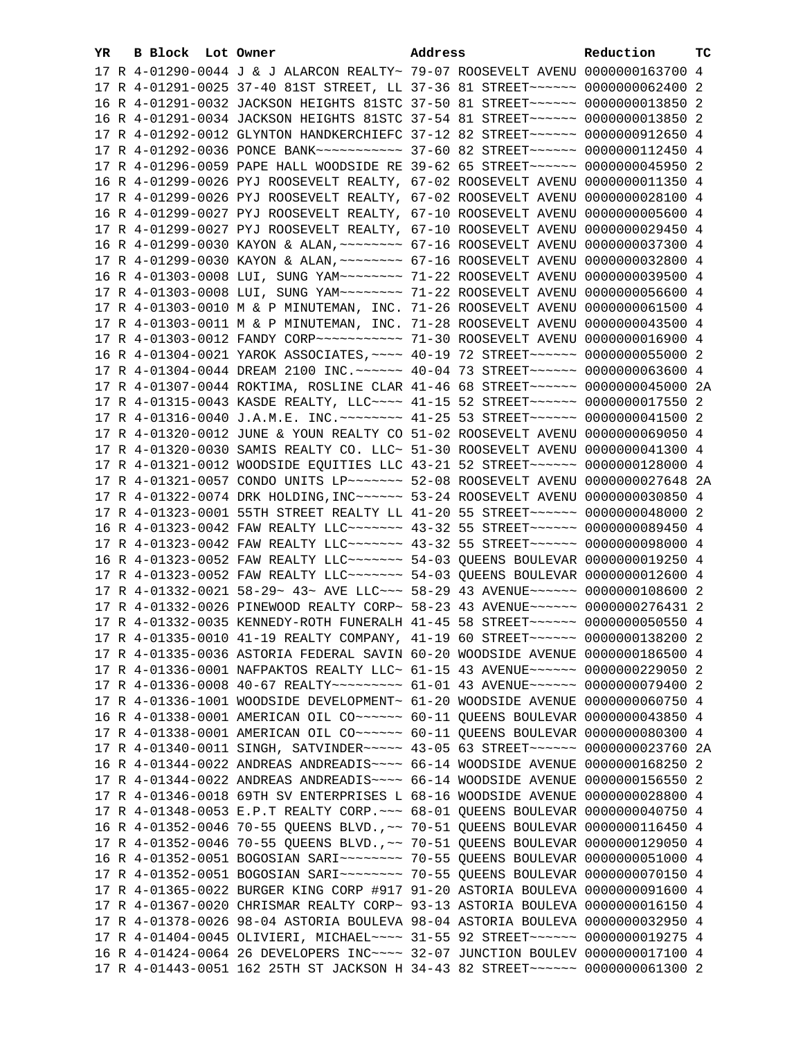| YR | B | Block | Lot | Owner | Address | Reduction | TC |
|---|---|---|---|---|---|---|---|
| 17 | R | 4-01290-0044 | | J & J ALARCON REALTY~ | 79-07 ROOSEVELT AVENU | 0000000163700 | 4 |
| 17 | R | 4-01291-0025 | | 37-40 81ST STREET, LL | 37-36 81 STREET~~~~~~ | 0000000062400 | 2 |
| 16 | R | 4-01291-0032 | | JACKSON HEIGHTS 81STC | 37-50 81 STREET~~~~~~ | 0000000013850 | 2 |
| 16 | R | 4-01291-0034 | | JACKSON HEIGHTS 81STC | 37-54 81 STREET~~~~~~ | 0000000013850 | 2 |
| 17 | R | 4-01292-0012 | | GLYNTON HANDKERCHIEFC | 37-12 82 STREET~~~~~~ | 0000000912650 | 4 |
| 17 | R | 4-01292-0036 | | PONCE BANK~~~~~~~~~~~ | 37-60 82 STREET~~~~~~ | 0000000112450 | 4 |
| 17 | R | 4-01296-0059 | | PAPE HALL WOODSIDE RE | 39-62 65 STREET~~~~~~ | 0000000045950 | 2 |
| 16 | R | 4-01299-0026 | | PYJ ROOSEVELT REALTY, | 67-02 ROOSEVELT AVENU | 0000000011350 | 4 |
| 17 | R | 4-01299-0026 | | PYJ ROOSEVELT REALTY, | 67-02 ROOSEVELT AVENU | 0000000028100 | 4 |
| 16 | R | 4-01299-0027 | | PYJ ROOSEVELT REALTY, | 67-10 ROOSEVELT AVENU | 0000000005600 | 4 |
| 17 | R | 4-01299-0027 | | PYJ ROOSEVELT REALTY, | 67-10 ROOSEVELT AVENU | 0000000029450 | 4 |
| 16 | R | 4-01299-0030 | | KAYON & ALAN,~~~~~~~~ | 67-16 ROOSEVELT AVENU | 0000000037300 | 4 |
| 17 | R | 4-01299-0030 | | KAYON & ALAN,~~~~~~~~ | 67-16 ROOSEVELT AVENU | 0000000032800 | 4 |
| 16 | R | 4-01303-0008 | | LUI, SUNG YAM~~~~~~~~ | 71-22 ROOSEVELT AVENU | 0000000039500 | 4 |
| 17 | R | 4-01303-0008 | | LUI, SUNG YAM~~~~~~~~ | 71-22 ROOSEVELT AVENU | 0000000056600 | 4 |
| 17 | R | 4-01303-0010 | | M & P MINUTEMAN, INC. | 71-26 ROOSEVELT AVENU | 0000000061500 | 4 |
| 17 | R | 4-01303-0011 | | M & P MINUTEMAN, INC. | 71-28 ROOSEVELT AVENU | 0000000043500 | 4 |
| 17 | R | 4-01303-0012 | | FANDY CORP~~~~~~~~~~~ | 71-30 ROOSEVELT AVENU | 0000000016900 | 4 |
| 16 | R | 4-01304-0021 | | YAROK ASSOCIATES,~~~~ | 40-19 72 STREET~~~~~~ | 0000000055000 | 2 |
| 17 | R | 4-01304-0044 | | DREAM 2100 INC.~~~~~~ | 40-04 73 STREET~~~~~~ | 0000000063600 | 4 |
| 17 | R | 4-01307-0044 | | ROKTIMA, ROSLINE CLAR | 41-46 68 STREET~~~~~~ | 0000000045000 | 2A |
| 17 | R | 4-01315-0043 | | KASDE REALTY, LLC~~~~ | 41-15 52 STREET~~~~~~ | 0000000017550 | 2 |
| 17 | R | 4-01316-0040 | | J.A.M.E. INC.~~~~~~~~ | 41-25 53 STREET~~~~~~ | 0000000041500 | 2 |
| 17 | R | 4-01320-0012 | | JUNE & YOUN REALTY CO | 51-02 ROOSEVELT AVENU | 0000000069050 | 4 |
| 17 | R | 4-01320-0030 | | SAMIS REALTY CO. LLC~ | 51-30 ROOSEVELT AVENU | 0000000041300 | 4 |
| 17 | R | 4-01321-0012 | | WOODSIDE EQUITIES LLC | 43-21 52 STREET~~~~~~ | 0000000128000 | 4 |
| 17 | R | 4-01321-0057 | | CONDO UNITS LP~~~~~~~ | 52-08 ROOSEVELT AVENU | 0000000027648 | 2A |
| 17 | R | 4-01322-0074 | | DRK HOLDING,INC~~~~~~ | 53-24 ROOSEVELT AVENU | 0000000030850 | 4 |
| 17 | R | 4-01323-0001 | | 55TH STREET REALTY LL | 41-20 55 STREET~~~~~~ | 0000000048000 | 2 |
| 16 | R | 4-01323-0042 | | FAW REALTY LLC~~~~~~~ | 43-32 55 STREET~~~~~~ | 0000000089450 | 4 |
| 17 | R | 4-01323-0042 | | FAW REALTY LLC~~~~~~~ | 43-32 55 STREET~~~~~~ | 0000000098000 | 4 |
| 16 | R | 4-01323-0052 | | FAW REALTY LLC~~~~~~~ | 54-03 QUEENS BOULEVAR | 0000000019250 | 4 |
| 17 | R | 4-01323-0052 | | FAW REALTY LLC~~~~~~~ | 54-03 QUEENS BOULEVAR | 0000000012600 | 4 |
| 17 | R | 4-01332-0021 | | 58-29~ 43~ AVE LLC~~~ | 58-29 43 AVENUE~~~~~~ | 0000000108600 | 2 |
| 17 | R | 4-01332-0026 | | PINEWOOD REALTY CORP~ | 58-23 43 AVENUE~~~~~~ | 0000000276431 | 2 |
| 17 | R | 4-01332-0035 | | KENNEDY-ROTH FUNERALH | 41-45 58 STREET~~~~~~ | 0000000050550 | 4 |
| 17 | R | 4-01335-0010 | | 41-19 REALTY COMPANY, | 41-19 60 STREET~~~~~~ | 0000000138200 | 2 |
| 17 | R | 4-01335-0036 | | ASTORIA FEDERAL SAVIN | 60-20 WOODSIDE AVENUE | 0000000186500 | 4 |
| 17 | R | 4-01336-0001 | | NAFPAKTOS REALTY LLC~ | 61-15 43 AVENUE~~~~~~ | 0000000229050 | 2 |
| 17 | R | 4-01336-0008 | | 40-67 REALTY~~~~~~~~~ | 61-01 43 AVENUE~~~~~~ | 0000000079400 | 2 |
| 17 | R | 4-01336-1001 | | WOODSIDE DEVELOPMENT~ | 61-20 WOODSIDE AVENUE | 0000000060750 | 4 |
| 16 | R | 4-01338-0001 | | AMERICAN OIL CO~~~~~~ | 60-11 QUEENS BOULEVAR | 0000000043850 | 4 |
| 17 | R | 4-01338-0001 | | AMERICAN OIL CO~~~~~~ | 60-11 QUEENS BOULEVAR | 0000000080300 | 4 |
| 17 | R | 4-01340-0011 | | SINGH, SATVINDER~~~~~ | 43-05 63 STREET~~~~~~ | 0000000023760 | 2A |
| 16 | R | 4-01344-0022 | | ANDREAS ANDREADIS~~~~ | 66-14 WOODSIDE AVENUE | 0000000168250 | 2 |
| 17 | R | 4-01344-0022 | | ANDREAS ANDREADIS~~~~ | 66-14 WOODSIDE AVENUE | 0000000156550 | 2 |
| 17 | R | 4-01346-0018 | | 69TH SV ENTERPRISES L | 68-16 WOODSIDE AVENUE | 0000000028800 | 4 |
| 17 | R | 4-01348-0053 | | E.P.T REALTY CORP.~~~ | 68-01 QUEENS BOULEVAR | 0000000040750 | 4 |
| 16 | R | 4-01352-0046 | | 70-55 QUEENS BLVD.,~~ | 70-51 QUEENS BOULEVAR | 0000000116450 | 4 |
| 17 | R | 4-01352-0046 | | 70-55 QUEENS BLVD.,~~ | 70-51 QUEENS BOULEVAR | 0000000129050 | 4 |
| 16 | R | 4-01352-0051 | | BOGOSIAN SARI~~~~~~~~ | 70-55 QUEENS BOULEVAR | 0000000051000 | 4 |
| 17 | R | 4-01352-0051 | | BOGOSIAN SARI~~~~~~~~ | 70-55 QUEENS BOULEVAR | 0000000070150 | 4 |
| 17 | R | 4-01365-0022 | | BURGER KING CORP #917 | 91-20 ASTORIA BOULEVA | 0000000091600 | 4 |
| 17 | R | 4-01367-0020 | | CHRISMAR REALTY CORP~ | 93-13 ASTORIA BOULEVA | 0000000016150 | 4 |
| 17 | R | 4-01378-0026 | | 98-04 ASTORIA BOULEVA | 98-04 ASTORIA BOULEVA | 0000000032950 | 4 |
| 17 | R | 4-01404-0045 | | OLIVIERI, MICHAEL~~~~ | 31-55 92 STREET~~~~~~ | 0000000019275 | 4 |
| 16 | R | 4-01424-0064 | | 26 DEVELOPERS INC~~~~ | 32-07 JUNCTION BOULEV | 0000000017100 | 4 |
| 17 | R | 4-01443-0051 | | 162 25TH ST JACKSON H | 34-43 82 STREET~~~~~~ | 0000000061300 | 2 |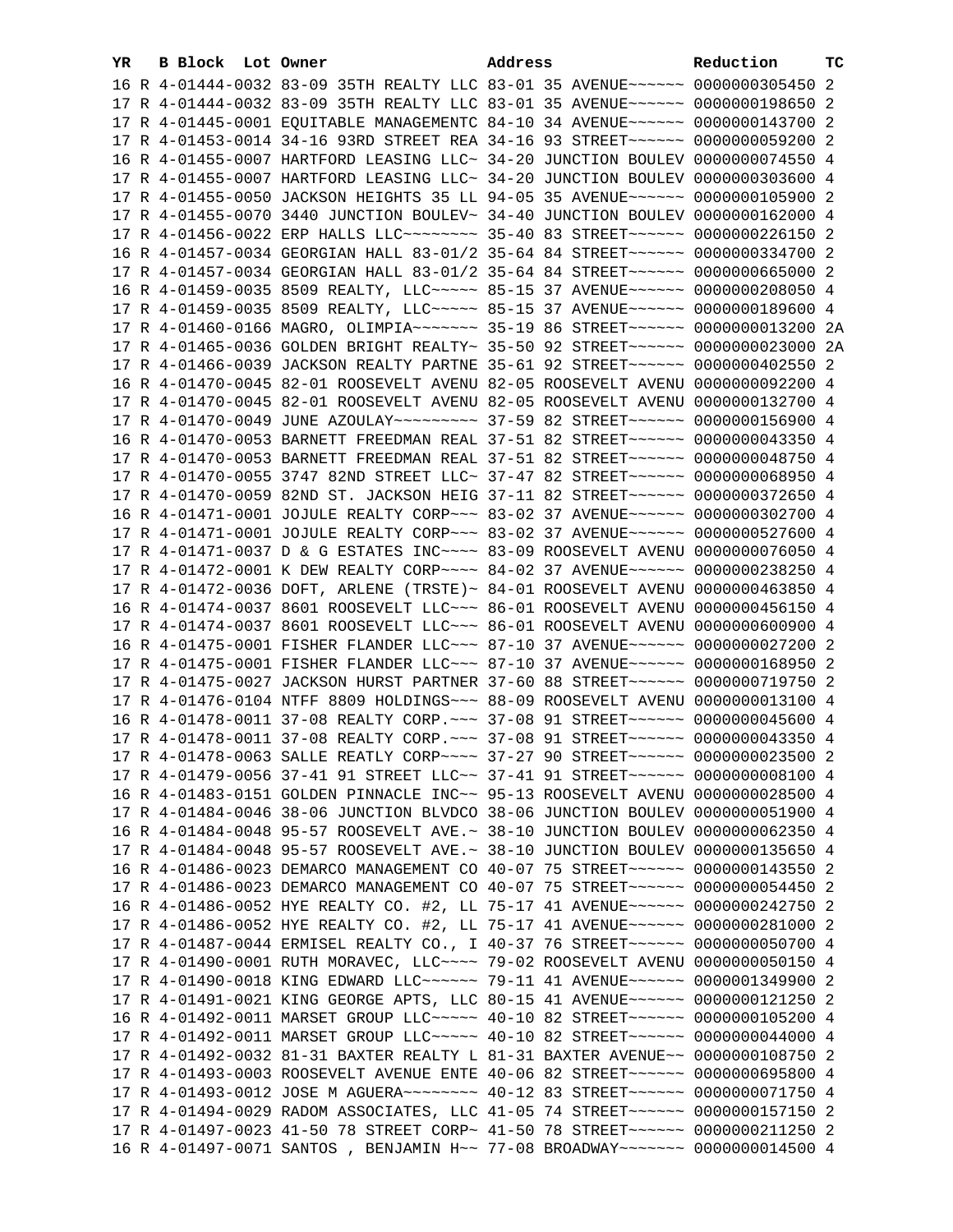| YR | B | Block | Lot | Owner | Address | Reduction | TC |
|---|---|---|---|---|---|---|---|
| 16 | R | 4-01444-0032 | | 83-09 35TH REALTY LLC | 83-01 35 AVENUE~~~~~~ | 0000000305450 | 2 |
| 17 | R | 4-01444-0032 | | 83-09 35TH REALTY LLC | 83-01 35 AVENUE~~~~~~ | 0000000198650 | 2 |
| 17 | R | 4-01445-0001 | | EQUITABLE MANAGEMENTC | 84-10 34 AVENUE~~~~~~ | 0000000143700 | 2 |
| 17 | R | 4-01453-0014 | | 34-16 93RD STREET REA | 34-16 93 STREET~~~~~~ | 0000000059200 | 2 |
| 16 | R | 4-01455-0007 | | HARTFORD LEASING LLC~ | 34-20 JUNCTION BOULEV | 0000000074550 | 4 |
| 17 | R | 4-01455-0007 | | HARTFORD LEASING LLC~ | 34-20 JUNCTION BOULEV | 0000000303600 | 4 |
| 17 | R | 4-01455-0050 | | JACKSON HEIGHTS 35 LL | 94-05 35 AVENUE~~~~~~ | 0000000105900 | 2 |
| 17 | R | 4-01455-0070 | | 3440 JUNCTION BOULEV~ | 34-40 JUNCTION BOULEV | 0000000162000 | 4 |
| 17 | R | 4-01456-0022 | | ERP HALLS LLC~~~~~~~~ | 35-40 83 STREET~~~~~~ | 0000000226150 | 2 |
| 16 | R | 4-01457-0034 | | GEORGIAN HALL 83-01/2 | 35-64 84 STREET~~~~~~ | 0000000334700 | 2 |
| 17 | R | 4-01457-0034 | | GEORGIAN HALL 83-01/2 | 35-64 84 STREET~~~~~~ | 0000000665000 | 2 |
| 16 | R | 4-01459-0035 | | 8509 REALTY, LLC~~~~~ | 85-15 37 AVENUE~~~~~~ | 0000000208050 | 4 |
| 17 | R | 4-01459-0035 | | 8509 REALTY, LLC~~~~~ | 85-15 37 AVENUE~~~~~~ | 0000000189600 | 4 |
| 17 | R | 4-01460-0166 | | MAGRO, OLIMPIA~~~~~~~ | 35-19 86 STREET~~~~~~ | 0000000013200 | 2A |
| 17 | R | 4-01465-0036 | | GOLDEN BRIGHT REALTY~ | 35-50 92 STREET~~~~~~ | 0000000023000 | 2A |
| 17 | R | 4-01466-0039 | | JACKSON REALTY PARTNE | 35-61 92 STREET~~~~~~ | 0000000402550 | 2 |
| 16 | R | 4-01470-0045 | | 82-01 ROOSEVELT AVENU | 82-05 ROOSEVELT AVENU | 0000000092200 | 4 |
| 17 | R | 4-01470-0045 | | 82-01 ROOSEVELT AVENU | 82-05 ROOSEVELT AVENU | 0000000132700 | 4 |
| 17 | R | 4-01470-0049 | | JUNE AZOULAY~~~~~~~~~ | 37-59 82 STREET~~~~~~ | 0000000156900 | 4 |
| 16 | R | 4-01470-0053 | | BARNETT FREEDMAN REAL | 37-51 82 STREET~~~~~~ | 0000000043350 | 4 |
| 17 | R | 4-01470-0053 | | BARNETT FREEDMAN REAL | 37-51 82 STREET~~~~~~ | 0000000048750 | 4 |
| 17 | R | 4-01470-0055 | | 3747 82ND STREET LLC~ | 37-47 82 STREET~~~~~~ | 0000000068950 | 4 |
| 17 | R | 4-01470-0059 | | 82ND ST. JACKSON HEIG | 37-11 82 STREET~~~~~~ | 0000000372650 | 4 |
| 16 | R | 4-01471-0001 | | JOJULE REALTY CORP~~~ | 83-02 37 AVENUE~~~~~~ | 0000000302700 | 4 |
| 17 | R | 4-01471-0001 | | JOJULE REALTY CORP~~~ | 83-02 37 AVENUE~~~~~~ | 0000000527600 | 4 |
| 17 | R | 4-01471-0037 | | D & G ESTATES INC~~~~ | 83-09 ROOSEVELT AVENU | 0000000076050 | 4 |
| 17 | R | 4-01472-0001 | | K DEW REALTY CORP~~~~ | 84-02 37 AVENUE~~~~~~ | 0000000238250 | 4 |
| 17 | R | 4-01472-0036 | | DOFT, ARLENE (TRSTE)~ | 84-01 ROOSEVELT AVENU | 0000000463850 | 4 |
| 16 | R | 4-01474-0037 | | 8601 ROOSEVELT LLC~~~ | 86-01 ROOSEVELT AVENU | 0000000456150 | 4 |
| 17 | R | 4-01474-0037 | | 8601 ROOSEVELT LLC~~~ | 86-01 ROOSEVELT AVENU | 0000000600900 | 4 |
| 16 | R | 4-01475-0001 | | FISHER FLANDER LLC~~~ | 87-10 37 AVENUE~~~~~~ | 0000000027200 | 2 |
| 17 | R | 4-01475-0001 | | FISHER FLANDER LLC~~~ | 87-10 37 AVENUE~~~~~~ | 0000000168950 | 2 |
| 17 | R | 4-01475-0027 | | JACKSON HURST PARTNER | 37-60 88 STREET~~~~~~ | 0000000719750 | 2 |
| 17 | R | 4-01476-0104 | | NTFF 8809 HOLDINGS~~~ | 88-09 ROOSEVELT AVENU | 0000000013100 | 4 |
| 16 | R | 4-01478-0011 | | 37-08 REALTY CORP.~~~ | 37-08 91 STREET~~~~~~ | 0000000045600 | 4 |
| 17 | R | 4-01478-0011 | | 37-08 REALTY CORP.~~~ | 37-08 91 STREET~~~~~~ | 0000000043350 | 4 |
| 17 | R | 4-01478-0063 | | SALLE REATLY CORP~~~~ | 37-27 90 STREET~~~~~~ | 0000000023500 | 2 |
| 17 | R | 4-01479-0056 | | 37-41 91 STREET LLC~~ | 37-41 91 STREET~~~~~~ | 0000000008100 | 4 |
| 16 | R | 4-01483-0151 | | GOLDEN PINNACLE INC~~ | 95-13 ROOSEVELT AVENU | 0000000028500 | 4 |
| 17 | R | 4-01484-0046 | | 38-06 JUNCTION BLVDCO | 38-06 JUNCTION BOULEV | 0000000051900 | 4 |
| 16 | R | 4-01484-0048 | | 95-57 ROOSEVELT AVE.~ | 38-10 JUNCTION BOULEV | 0000000062350 | 4 |
| 17 | R | 4-01484-0048 | | 95-57 ROOSEVELT AVE.~ | 38-10 JUNCTION BOULEV | 0000000135650 | 4 |
| 16 | R | 4-01486-0023 | | DEMARCO MANAGEMENT CO | 40-07 75 STREET~~~~~~ | 0000000143550 | 2 |
| 17 | R | 4-01486-0023 | | DEMARCO MANAGEMENT CO | 40-07 75 STREET~~~~~~ | 0000000054450 | 2 |
| 16 | R | 4-01486-0052 | | HYE REALTY CO. #2, LL | 75-17 41 AVENUE~~~~~~ | 0000000242750 | 2 |
| 17 | R | 4-01486-0052 | | HYE REALTY CO. #2, LL | 75-17 41 AVENUE~~~~~~ | 0000000281000 | 2 |
| 17 | R | 4-01487-0044 | | ERMISEL REALTY CO., I | 40-37 76 STREET~~~~~~ | 0000000050700 | 4 |
| 17 | R | 4-01490-0001 | | RUTH MORAVEC, LLC~~~~ | 79-02 ROOSEVELT AVENU | 0000000050150 | 4 |
| 17 | R | 4-01490-0018 | | KING EDWARD LLC~~~~~~ | 79-11 41 AVENUE~~~~~~ | 0000001349900 | 2 |
| 17 | R | 4-01491-0021 | | KING GEORGE APTS, LLC | 80-15 41 AVENUE~~~~~~ | 0000000121250 | 2 |
| 16 | R | 4-01492-0011 | | MARSET GROUP LLC~~~~~ | 40-10 82 STREET~~~~~~ | 0000000105200 | 4 |
| 17 | R | 4-01492-0011 | | MARSET GROUP LLC~~~~~ | 40-10 82 STREET~~~~~~ | 0000000044000 | 4 |
| 17 | R | 4-01492-0032 | | 81-31 BAXTER REALTY L | 81-31 BAXTER AVENUE~~ | 0000000108750 | 2 |
| 17 | R | 4-01493-0003 | | ROOSEVELT AVENUE ENTE | 40-06 82 STREET~~~~~~ | 0000000695800 | 4 |
| 17 | R | 4-01493-0012 | | JOSE M AGUERA~~~~~~~~ | 40-12 83 STREET~~~~~~ | 0000000071750 | 4 |
| 17 | R | 4-01494-0029 | | RADOM ASSOCIATES, LLC | 41-05 74 STREET~~~~~~ | 0000000157150 | 2 |
| 17 | R | 4-01497-0023 | | 41-50 78 STREET CORP~ | 41-50 78 STREET~~~~~~ | 0000000211250 | 2 |
| 16 | R | 4-01497-0071 | | SANTOS , BENJAMIN H~~ | 77-08 BROADWAY~~~~~~~ | 0000000014500 | 4 |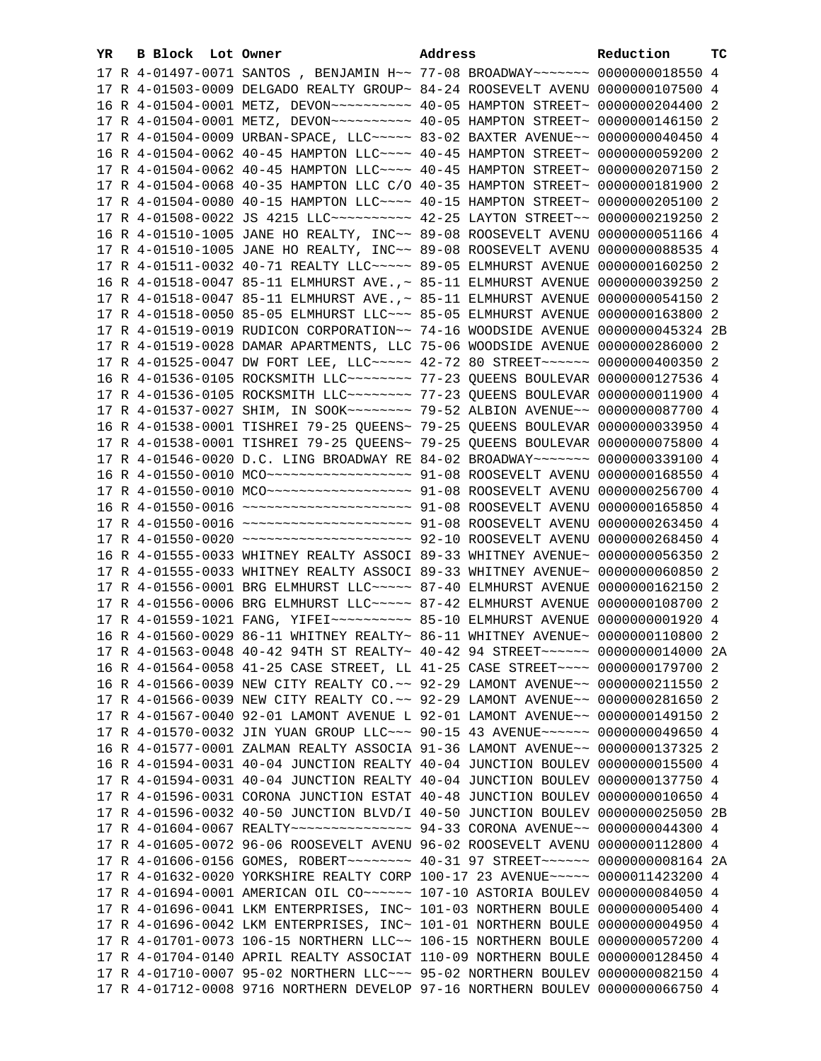| YR | B | Block | Lot | Owner | Address | Reduction | TC |
|---|---|---|---|---|---|---|---|
| 17 | R | 4-01497-0071 | | SANTOS , BENJAMIN H~~ | 77-08 BROADWAY~~~~~~~ | 0000000018550 | 4 |
| 17 | R | 4-01503-0009 | | DELGADO REALTY GROUP~ | 84-24 ROOSEVELT AVENU | 0000000107500 | 4 |
| 16 | R | 4-01504-0001 | | METZ, DEVON~~~~~~~~~~ | 40-05 HAMPTON STREET~ | 0000000204400 | 2 |
| 17 | R | 4-01504-0001 | | METZ, DEVON~~~~~~~~~~ | 40-05 HAMPTON STREET~ | 0000000146150 | 2 |
| 17 | R | 4-01504-0009 | | URBAN-SPACE, LLC~~~~~ | 83-02 BAXTER AVENUE~~ | 0000000040450 | 4 |
| 16 | R | 4-01504-0062 | | 40-45 HAMPTON LLC~~~~ | 40-45 HAMPTON STREET~ | 0000000059200 | 2 |
| 17 | R | 4-01504-0062 | | 40-45 HAMPTON LLC~~~~ | 40-45 HAMPTON STREET~ | 0000000207150 | 2 |
| 17 | R | 4-01504-0068 | | 40-35 HAMPTON LLC C/O | 40-35 HAMPTON STREET~ | 0000000181900 | 2 |
| 17 | R | 4-01504-0080 | | 40-15 HAMPTON LLC~~~~ | 40-15 HAMPTON STREET~ | 0000000205100 | 2 |
| 17 | R | 4-01508-0022 | | JS 4215 LLC~~~~~~~~~~ | 42-25 LAYTON STREET~~ | 0000000219250 | 2 |
| 16 | R | 4-01510-1005 | | JANE HO REALTY, INC~~ | 89-08 ROOSEVELT AVENU | 0000000051166 | 4 |
| 17 | R | 4-01510-1005 | | JANE HO REALTY, INC~~ | 89-08 ROOSEVELT AVENU | 0000000088535 | 4 |
| 17 | R | 4-01511-0032 | | 40-71 REALTY LLC~~~~~ | 89-05 ELMHURST AVENUE | 0000000160250 | 2 |
| 16 | R | 4-01518-0047 | | 85-11 ELMHURST AVE.,~ | 85-11 ELMHURST AVENUE | 0000000039250 | 2 |
| 17 | R | 4-01518-0047 | | 85-11 ELMHURST AVE.,~ | 85-11 ELMHURST AVENUE | 0000000054150 | 2 |
| 17 | R | 4-01518-0050 | | 85-05 ELMHURST LLC~~~ | 85-05 ELMHURST AVENUE | 0000000163800 | 2 |
| 17 | R | 4-01519-0019 | | RUDICON CORPORATION~~ | 74-16 WOODSIDE AVENUE | 0000000045324 | 2B |
| 17 | R | 4-01519-0028 | | DAMAR APARTMENTS, LLC | 75-06 WOODSIDE AVENUE | 0000000286000 | 2 |
| 17 | R | 4-01525-0047 | | DW FORT LEE, LLC~~~~~ | 42-72 80 STREET~~~~~~ | 0000000400350 | 2 |
| 16 | R | 4-01536-0105 | | ROCKSMITH LLC~~~~~~~~ | 77-23 QUEENS BOULEVAR | 0000000127536 | 4 |
| 17 | R | 4-01536-0105 | | ROCKSMITH LLC~~~~~~~~ | 77-23 QUEENS BOULEVAR | 0000000011900 | 4 |
| 17 | R | 4-01537-0027 | | SHIM, IN SOOK~~~~~~~~ | 79-52 ALBION AVENUE~~ | 0000000087700 | 4 |
| 16 | R | 4-01538-0001 | | TISHREI 79-25 QUEENS~ | 79-25 QUEENS BOULEVAR | 0000000033950 | 4 |
| 17 | R | 4-01538-0001 | | TISHREI 79-25 QUEENS~ | 79-25 QUEENS BOULEVAR | 0000000075800 | 4 |
| 17 | R | 4-01546-0020 | | D.C. LING BROADWAY RE | 84-02 BROADWAY~~~~~~~ | 0000000339100 | 4 |
| 16 | R | 4-01550-0010 | | MCO~~~~~~~~~~~~~~~~~~ | 91-08 ROOSEVELT AVENU | 0000000168550 | 4 |
| 17 | R | 4-01550-0010 | | MCO~~~~~~~~~~~~~~~~~~ | 91-08 ROOSEVELT AVENU | 0000000256700 | 4 |
| 16 | R | 4-01550-0016 | | ~~~~~~~~~~~~~~~~~~~~~ | 91-08 ROOSEVELT AVENU | 0000000165850 | 4 |
| 17 | R | 4-01550-0016 | | ~~~~~~~~~~~~~~~~~~~~~ | 91-08 ROOSEVELT AVENU | 0000000263450 | 4 |
| 17 | R | 4-01550-0020 | | ~~~~~~~~~~~~~~~~~~~~~ | 92-10 ROOSEVELT AVENU | 0000000268450 | 4 |
| 16 | R | 4-01555-0033 | | WHITNEY REALTY ASSOCI | 89-33 WHITNEY AVENUE~ | 0000000056350 | 2 |
| 17 | R | 4-01555-0033 | | WHITNEY REALTY ASSOCI | 89-33 WHITNEY AVENUE~ | 0000000060850 | 2 |
| 17 | R | 4-01556-0001 | | BRG ELMHURST LLC~~~~~ | 87-40 ELMHURST AVENUE | 0000000162150 | 2 |
| 17 | R | 4-01556-0006 | | BRG ELMHURST LLC~~~~~ | 87-42 ELMHURST AVENUE | 0000000108700 | 2 |
| 17 | R | 4-01559-1021 | | FANG, YIFEI~~~~~~~~~~ | 85-10 ELMHURST AVENUE | 0000000001920 | 4 |
| 16 | R | 4-01560-0029 | | 86-11 WHITNEY REALTY~ | 86-11 WHITNEY AVENUE~ | 0000000110800 | 2 |
| 17 | R | 4-01563-0048 | | 40-42 94TH ST REALTY~ | 40-42 94 STREET~~~~~~ | 0000000014000 | 2A |
| 16 | R | 4-01564-0058 | | 41-25 CASE STREET, LL | 41-25 CASE STREET~~~~ | 0000000179700 | 2 |
| 16 | R | 4-01566-0039 | | NEW CITY REALTY CO.~~ | 92-29 LAMONT AVENUE~~ | 0000000211550 | 2 |
| 17 | R | 4-01566-0039 | | NEW CITY REALTY CO.~~ | 92-29 LAMONT AVENUE~~ | 0000000281650 | 2 |
| 17 | R | 4-01567-0040 | | 92-01 LAMONT AVENUE L | 92-01 LAMONT AVENUE~~ | 0000000149150 | 2 |
| 17 | R | 4-01570-0032 | | JIN YUAN GROUP LLC~~~ | 90-15 43 AVENUE~~~~~~ | 0000000049650 | 4 |
| 16 | R | 4-01577-0001 | | ZALMAN REALTY ASSOCIA | 91-36 LAMONT AVENUE~~ | 0000000137325 | 2 |
| 16 | R | 4-01594-0031 | | 40-04 JUNCTION REALTY | 40-04 JUNCTION BOULEV | 0000000015500 | 4 |
| 17 | R | 4-01594-0031 | | 40-04 JUNCTION REALTY | 40-04 JUNCTION BOULEV | 0000000137750 | 4 |
| 17 | R | 4-01596-0031 | | CORONA JUNCTION ESTAT | 40-48 JUNCTION BOULEV | 0000000010650 | 4 |
| 17 | R | 4-01596-0032 | | 40-50 JUNCTION BLVD/I | 40-50 JUNCTION BOULEV | 0000000025050 | 2B |
| 17 | R | 4-01604-0067 | | REALTY~~~~~~~~~~~~~~~ | 94-33 CORONA AVENUE~~ | 0000000044300 | 4 |
| 17 | R | 4-01605-0072 | | 96-06 ROOSEVELT AVENU | 96-02 ROOSEVELT AVENU | 0000000112800 | 4 |
| 17 | R | 4-01606-0156 | | GOMES, ROBERT~~~~~~~~ | 40-31 97 STREET~~~~~~ | 0000000008164 | 2A |
| 17 | R | 4-01632-0020 | | YORKSHIRE REALTY CORP | 100-17 23 AVENUE~~~~~ | 0000011423200 | 4 |
| 17 | R | 4-01694-0001 | | AMERICAN OIL CO~~~~~~ | 107-10 ASTORIA BOULEV | 0000000084050 | 4 |
| 17 | R | 4-01696-0041 | | LKM ENTERPRISES, INC~ | 101-03 NORTHERN BOULE | 0000000005400 | 4 |
| 17 | R | 4-01696-0042 | | LKM ENTERPRISES, INC~ | 101-01 NORTHERN BOULE | 0000000004950 | 4 |
| 17 | R | 4-01701-0073 | | 106-15 NORTHERN LLC~~ | 106-15 NORTHERN BOULE | 0000000057200 | 4 |
| 17 | R | 4-01704-0140 | | APRIL REALTY ASSOCIAT | 110-09 NORTHERN BOULE | 0000000128450 | 4 |
| 17 | R | 4-01710-0007 | | 95-02 NORTHERN LLC~~~ | 95-02 NORTHERN BOULEV | 0000000082150 | 4 |
| 17 | R | 4-01712-0008 | | 9716 NORTHERN DEVELOP | 97-16 NORTHERN BOULEV | 0000000066750 | 4 |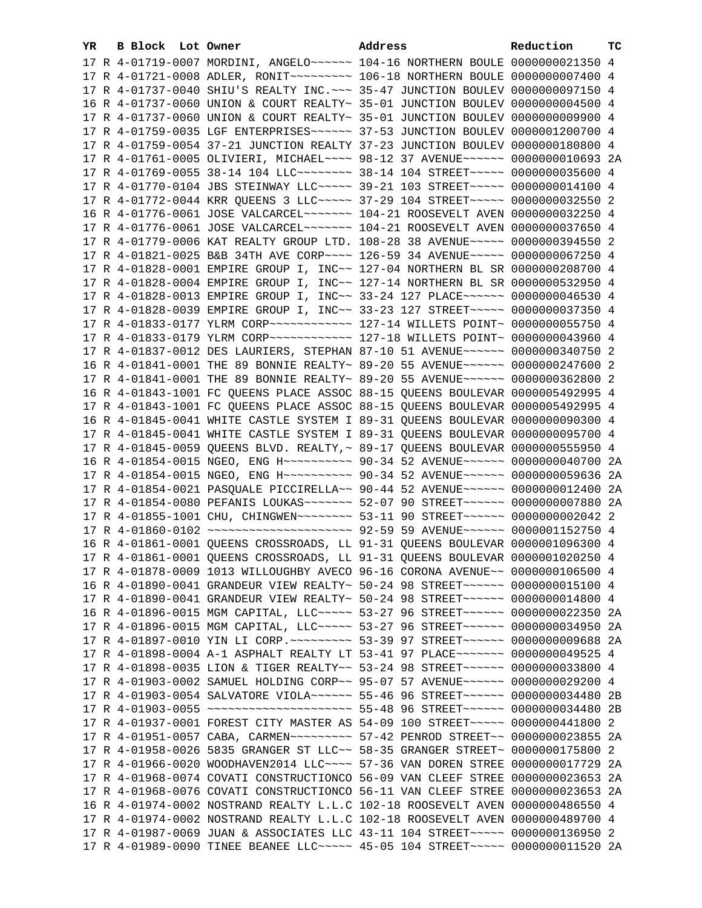| YR | B | Block | Lot | Owner | Address | Reduction | TC |
|---|---|---|---|---|---|---|---|
| 17 | R | 4-01719 | -0007 | MORDINI, ANGELO~~~~~~ | 104-16 NORTHERN BOULE | 0000000021350 | 4 |
| 17 | R | 4-01721 | -0008 | ADLER, RONIT~~~~~~~~~ | 106-18 NORTHERN BOULE | 0000000007400 | 4 |
| 17 | R | 4-01737 | -0040 | SHIU'S REALTY INC.~~~ | 35-47 JUNCTION BOULEV | 0000000097150 | 4 |
| 16 | R | 4-01737 | -0060 | UNION & COURT REALTY~ | 35-01 JUNCTION BOULEV | 0000000004500 | 4 |
| 17 | R | 4-01737 | -0060 | UNION & COURT REALTY~ | 35-01 JUNCTION BOULEV | 0000000009900 | 4 |
| 17 | R | 4-01759 | -0035 | LGF ENTERPRISES~~~~~~ | 37-53 JUNCTION BOULEV | 0000001200700 | 4 |
| 17 | R | 4-01759 | -0054 | 37-21 JUNCTION REALTY | 37-23 JUNCTION BOULEV | 0000000180800 | 4 |
| 17 | R | 4-01761 | -0005 | OLIVIERI, MICHAEL~~~~ | 98-12 37 AVENUE~~~~~~ | 0000000010693 | 2A |
| 17 | R | 4-01769 | -0055 | 38-14 104 LLC~~~~~~~~ | 38-14 104 STREET~~~~~ | 0000000035600 | 4 |
| 17 | R | 4-01770 | -0104 | JBS STEINWAY LLC~~~~~ | 39-21 103 STREET~~~~~ | 0000000014100 | 4 |
| 17 | R | 4-01772 | -0044 | KRR QUEENS 3 LLC~~~~~ | 37-29 104 STREET~~~~~ | 0000000032550 | 2 |
| 16 | R | 4-01776 | -0061 | JOSE VALCARCEL~~~~~~~ | 104-21 ROOSEVELT AVEN | 0000000032250 | 4 |
| 17 | R | 4-01776 | -0061 | JOSE VALCARCEL~~~~~~~ | 104-21 ROOSEVELT AVEN | 0000000037650 | 4 |
| 17 | R | 4-01779 | -0006 | KAT REALTY GROUP LTD. | 108-28 38 AVENUE~~~~~ | 0000000394550 | 2 |
| 17 | R | 4-01821 | -0025 | B&B 34TH AVE CORP~~~~ | 126-59 34 AVENUE~~~~~ | 0000000067250 | 4 |
| 17 | R | 4-01828 | -0001 | EMPIRE GROUP I, INC~~ | 127-04 NORTHERN BL SR | 0000000208700 | 4 |
| 17 | R | 4-01828 | -0004 | EMPIRE GROUP I, INC~~ | 127-14 NORTHERN BL SR | 0000000532950 | 4 |
| 17 | R | 4-01828 | -0013 | EMPIRE GROUP I, INC~~ | 33-24 127 PLACE~~~~~~ | 0000000046530 | 4 |
| 17 | R | 4-01828 | -0039 | EMPIRE GROUP I, INC~~ | 33-23 127 STREET~~~~~ | 0000000037350 | 4 |
| 17 | R | 4-01833 | -0177 | YLRM CORP~~~~~~~~~~~~ | 127-14 WILLETS POINT~ | 0000000055750 | 4 |
| 17 | R | 4-01833 | -0179 | YLRM CORP~~~~~~~~~~~~ | 127-18 WILLETS POINT~ | 0000000043960 | 4 |
| 17 | R | 4-01837 | -0012 | DES LAURIERS, STEPHAN | 87-10 51 AVENUE~~~~~~ | 0000000340750 | 2 |
| 16 | R | 4-01841 | -0001 | THE 89 BONNIE REALTY~ | 89-20 55 AVENUE~~~~~~ | 0000000247600 | 2 |
| 17 | R | 4-01841 | -0001 | THE 89 BONNIE REALTY~ | 89-20 55 AVENUE~~~~~~ | 0000000362800 | 2 |
| 16 | R | 4-01843 | -1001 | FC QUEENS PLACE ASSOC | 88-15 QUEENS BOULEVAR | 0000005492995 | 4 |
| 17 | R | 4-01843 | -1001 | FC QUEENS PLACE ASSOC | 88-15 QUEENS BOULEVAR | 0000005492995 | 4 |
| 16 | R | 4-01845 | -0041 | WHITE CASTLE SYSTEM I | 89-31 QUEENS BOULEVAR | 0000000090300 | 4 |
| 17 | R | 4-01845 | -0041 | WHITE CASTLE SYSTEM I | 89-31 QUEENS BOULEVAR | 0000000095700 | 4 |
| 17 | R | 4-01845 | -0059 | QUEENS BLVD. REALTY,~ | 89-17 QUEENS BOULEVAR | 0000000555950 | 4 |
| 16 | R | 4-01854 | -0015 | NGEO, ENG H~~~~~~~~~~ | 90-34 52 AVENUE~~~~~~ | 0000000040700 | 2A |
| 17 | R | 4-01854 | -0015 | NGEO, ENG H~~~~~~~~~~ | 90-34 52 AVENUE~~~~~~ | 0000000059636 | 2A |
| 17 | R | 4-01854 | -0021 | PASQUALE PICCIRELLA~~ | 90-44 52 AVENUE~~~~~~ | 0000000012400 | 2A |
| 17 | R | 4-01854 | -0080 | PEFANIS LOUKAS~~~~~~~ | 52-07 90 STREET~~~~~~ | 0000000007880 | 2A |
| 17 | R | 4-01855 | -1001 | CHU, CHINGWEN~~~~~~~~ | 53-11 90 STREET~~~~~~ | 0000000002042 | 2 |
| 17 | R | 4-01860 | -0102 | ~~~~~~~~~~~~~~~~~~~~~ | 92-59 59 AVENUE~~~~~~ | 0000001152750 | 4 |
| 16 | R | 4-01861 | -0001 | QUEENS CROSSROADS, LL | 91-31 QUEENS BOULEVAR | 0000001096300 | 4 |
| 17 | R | 4-01861 | -0001 | QUEENS CROSSROADS, LL | 91-31 QUEENS BOULEVAR | 0000001020250 | 4 |
| 17 | R | 4-01878 | -0009 | 1013 WILLOUGHBY AVECO | 96-16 CORONA AVENUE~~ | 0000000106500 | 4 |
| 16 | R | 4-01890 | -0041 | GRANDEUR VIEW REALTY~ | 50-24 98 STREET~~~~~~ | 0000000015100 | 4 |
| 17 | R | 4-01890 | -0041 | GRANDEUR VIEW REALTY~ | 50-24 98 STREET~~~~~~ | 0000000014800 | 4 |
| 16 | R | 4-01896 | -0015 | MGM CAPITAL, LLC~~~~~ | 53-27 96 STREET~~~~~~ | 0000000022350 | 2A |
| 17 | R | 4-01896 | -0015 | MGM CAPITAL, LLC~~~~~ | 53-27 96 STREET~~~~~~ | 0000000034950 | 2A |
| 17 | R | 4-01897 | -0010 | YIN LI CORP.~~~~~~~~~ | 53-39 97 STREET~~~~~~ | 0000000009688 | 2A |
| 17 | R | 4-01898 | -0004 | A-1 ASPHALT REALTY LT | 53-41 97 PLACE~~~~~~~ | 0000000049525 | 4 |
| 17 | R | 4-01898 | -0035 | LION & TIGER REALTY~~ | 53-24 98 STREET~~~~~~ | 0000000033800 | 4 |
| 17 | R | 4-01903 | -0002 | SAMUEL HOLDING CORP~~ | 95-07 57 AVENUE~~~~~~ | 0000000029200 | 4 |
| 17 | R | 4-01903 | -0054 | SALVATORE VIOLA~~~~~~ | 55-46 96 STREET~~~~~~ | 0000000034480 | 2B |
| 17 | R | 4-01903 | -0055 | ~~~~~~~~~~~~~~~~~~~~~ | 55-48 96 STREET~~~~~~ | 0000000034480 | 2B |
| 17 | R | 4-01937 | -0001 | FOREST CITY MASTER AS | 54-09 100 STREET~~~~~ | 0000000441800 | 2 |
| 17 | R | 4-01951 | -0057 | CABA, CARMEN~~~~~~~~~ | 57-42 PENROD STREET~~ | 0000000023855 | 2A |
| 17 | R | 4-01958 | -0026 | 5835 GRANGER ST LLC~~ | 58-35 GRANGER STREET~ | 0000000175800 | 2 |
| 17 | R | 4-01966 | -0020 | WOODHAVEN2014 LLC~~~~ | 57-36 VAN DOREN STREE | 0000000017729 | 2A |
| 17 | R | 4-01968 | -0074 | COVATI CONSTRUCTIONCO | 56-09 VAN CLEEF STREE | 0000000023653 | 2A |
| 17 | R | 4-01968 | -0076 | COVATI CONSTRUCTIONCO | 56-11 VAN CLEEF STREE | 0000000023653 | 2A |
| 16 | R | 4-01974 | -0002 | NOSTRAND REALTY L.L.C | 102-18 ROOSEVELT AVEN | 0000000486550 | 4 |
| 17 | R | 4-01974 | -0002 | NOSTRAND REALTY L.L.C | 102-18 ROOSEVELT AVEN | 0000000489700 | 4 |
| 17 | R | 4-01987 | -0069 | JUAN & ASSOCIATES LLC | 43-11 104 STREET~~~~~ | 0000000136950 | 2 |
| 17 | R | 4-01989 | -0090 | TINEE BEANEE LLC~~~~~ | 45-05 104 STREET~~~~~ | 0000000011520 | 2A |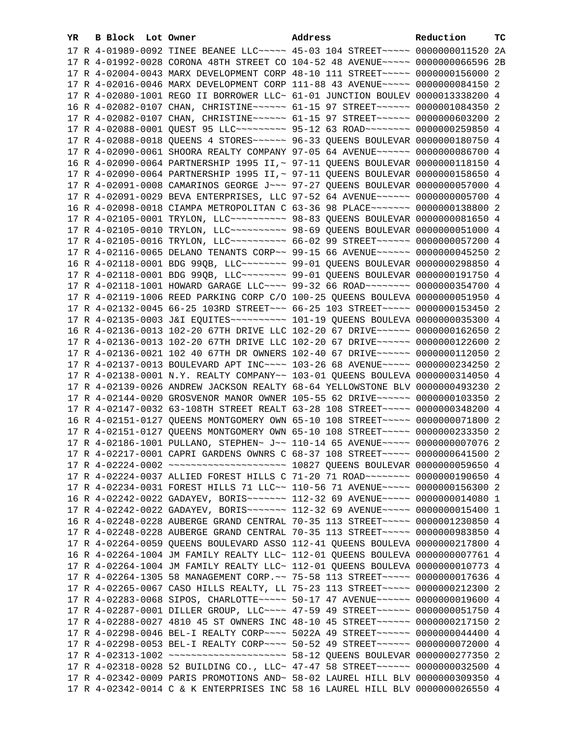| YR | B | Block | Lot | Owner | Address | Reduction | TC |
|---|---|---|---|---|---|---|---|
| 17 | R | 4-01989-0092 | | TINEE BEANEE LLC~~~~~ | 45-03 104 STREET~~~~~ | 0000000011520 | 2A |
| 17 | R | 4-01992-0028 | | CORONA 48TH STREET CO | 104-52 48 AVENUE~~~~~ | 0000000066596 | 2B |
| 17 | R | 4-02004-0043 | | MARX DEVELOPMENT CORP | 48-10 111 STREET~~~~~ | 0000000156000 | 2 |
| 17 | R | 4-02016-0046 | | MARX DEVELOPMENT CORP | 111-88 43 AVENUE~~~~~ | 0000000084150 | 2 |
| 17 | R | 4-02080-1001 | | REGO II BORROWER LLC~ | 61-01 JUNCTION BOULEV | 0000013338200 | 4 |
| 16 | R | 4-02082-0107 | | CHAN, CHRISTINE~~~~~~ | 61-15 97 STREET~~~~~~ | 0000001084350 | 2 |
| 17 | R | 4-02082-0107 | | CHAN, CHRISTINE~~~~~~ | 61-15 97 STREET~~~~~~ | 0000000603200 | 2 |
| 17 | R | 4-02088-0001 | | QUEST 95 LLC~~~~~~~~~ | 95-12 63 ROAD~~~~~~~~ | 0000000259850 | 4 |
| 17 | R | 4-02088-0018 | | QUEENS 4 STORES~~~~~~ | 96-33 QUEENS BOULEVAR | 0000000180750 | 4 |
| 17 | R | 4-02090-0061 | | SHOORA REALTY COMPANY | 97-05 64 AVENUE~~~~~~ | 0000000086700 | 4 |
| 16 | R | 4-02090-0064 | | PARTNERSHIP 1995 II,~ | 97-11 QUEENS BOULEVAR | 0000000118150 | 4 |
| 17 | R | 4-02090-0064 | | PARTNERSHIP 1995 II,~ | 97-11 QUEENS BOULEVAR | 0000000158650 | 4 |
| 17 | R | 4-02091-0008 | | CAMARINOS GEORGE J~~~ | 97-27 QUEENS BOULEVAR | 0000000057000 | 4 |
| 17 | R | 4-02091-0029 | | BEVA ENTERPRISES, LLC | 97-52 64 AVENUE~~~~~~ | 0000000005700 | 4 |
| 16 | R | 4-02098-0018 | | CIAMPA METROPOLITAN C | 63-36 98 PLACE~~~~~~~ | 0000000138800 | 2 |
| 17 | R | 4-02105-0001 | | TRYLON, LLC~~~~~~~~~~ | 98-83 QUEENS BOULEVAR | 0000000081650 | 4 |
| 17 | R | 4-02105-0010 | | TRYLON, LLC~~~~~~~~~~ | 98-69 QUEENS BOULEVAR | 0000000051000 | 4 |
| 17 | R | 4-02105-0016 | | TRYLON, LLC~~~~~~~~~~ | 66-02 99 STREET~~~~~~ | 0000000057200 | 4 |
| 17 | R | 4-02116-0065 | | DELANO TENANTS CORP~~ | 99-15 66 AVENUE~~~~~~ | 0000000045250 | 2 |
| 16 | R | 4-02118-0001 | | BDG 99QB, LLC~~~~~~~~ | 99-01 QUEENS BOULEVAR | 0000000298850 | 4 |
| 17 | R | 4-02118-0001 | | BDG 99QB, LLC~~~~~~~~ | 99-01 QUEENS BOULEVAR | 0000000191750 | 4 |
| 17 | R | 4-02118-1001 | | HOWARD GARAGE LLC~~~~ | 99-32 66 ROAD~~~~~~~~ | 0000000354700 | 4 |
| 17 | R | 4-02119-1006 | | REED PARKING CORP C/O | 100-25 QUEENS BOULEVA | 0000000051950 | 4 |
| 17 | R | 4-02132-0045 | | 66-25 103RD STREET~~~ | 66-25 103 STREET~~~~~ | 0000000153450 | 2 |
| 17 | R | 4-02135-0003 | | J&I EQUITES~~~~~~~~~~ | 101-19 QUEENS BOULEVA | 0000000035300 | 4 |
| 16 | R | 4-02136-0013 | | 102-20 67TH DRIVE LLC | 102-20 67 DRIVE~~~~~~ | 0000000162650 | 2 |
| 17 | R | 4-02136-0013 | | 102-20 67TH DRIVE LLC | 102-20 67 DRIVE~~~~~~ | 0000000122600 | 2 |
| 17 | R | 4-02136-0021 | | 102 40 67TH DR OWNERS | 102-40 67 DRIVE~~~~~~ | 0000000112050 | 2 |
| 17 | R | 4-02137-0013 | | BOULEVARD APT INC~~~~ | 103-26 68 AVENUE~~~~~ | 0000000234250 | 2 |
| 17 | R | 4-02138-0001 | | N.Y. REALTY COMPANY~~ | 103-01 QUEENS BOULEVA | 0000000314050 | 4 |
| 17 | R | 4-02139-0026 | | ANDREW JACKSON REALTY | 68-64 YELLOWSTONE BLV | 0000000493230 | 2 |
| 17 | R | 4-02144-0020 | | GROSVENOR MANOR OWNER | 105-55 62 DRIVE~~~~~~ | 0000000103350 | 2 |
| 17 | R | 4-02147-0032 | | 63-108TH STREET REALT | 63-28 108 STREET~~~~~ | 0000000348200 | 4 |
| 16 | R | 4-02151-0127 | | QUEENS MONTGOMERY OWN | 65-10 108 STREET~~~~~ | 0000000071800 | 2 |
| 17 | R | 4-02151-0127 | | QUEENS MONTGOMERY OWN | 65-10 108 STREET~~~~~ | 0000000233350 | 2 |
| 17 | R | 4-02186-1001 | | PULLANO, STEPHEN~ J~~ | 110-14 65 AVENUE~~~~~ | 0000000007076 | 2 |
| 17 | R | 4-02217-0001 | | CAPRI GARDENS OWNRS C | 68-37 108 STREET~~~~~ | 0000000641500 | 2 |
| 17 | R | 4-02224-0002 | | ~~~~~~~~~~~~~~~~~~~~~ | 10827 QUEENS BOULEVAR | 0000000059650 | 4 |
| 17 | R | 4-02224-0037 | | ALLIED FOREST HILLS C | 71-20 71 ROAD~~~~~~~~ | 0000000190650 | 4 |
| 17 | R | 4-02234-0031 | | FOREST HILLS 71 LLC~~ | 110-56 71 AVENUE~~~~~ | 0000000156300 | 2 |
| 16 | R | 4-02242-0022 | | GADAYEV, BORIS~~~~~~~ | 112-32 69 AVENUE~~~~~ | 0000000014080 | 1 |
| 17 | R | 4-02242-0022 | | GADAYEV, BORIS~~~~~~~ | 112-32 69 AVENUE~~~~~ | 0000000015400 | 1 |
| 16 | R | 4-02248-0228 | | AUBERGE GRAND CENTRAL | 70-35 113 STREET~~~~~ | 0000001230850 | 4 |
| 17 | R | 4-02248-0228 | | AUBERGE GRAND CENTRAL | 70-35 113 STREET~~~~~ | 0000000983850 | 4 |
| 17 | R | 4-02264-0059 | | QUEENS BOULEVARD ASSO | 112-41 QUEENS BOULEVA | 0000000217800 | 4 |
| 16 | R | 4-02264-1004 | | JM FAMILY REALTY LLC~ | 112-01 QUEENS BOULEVA | 0000000007761 | 4 |
| 17 | R | 4-02264-1004 | | JM FAMILY REALTY LLC~ | 112-01 QUEENS BOULEVA | 0000000010773 | 4 |
| 17 | R | 4-02264-1305 | | 58 MANAGEMENT CORP.~~ | 75-58 113 STREET~~~~~ | 0000000017636 | 4 |
| 17 | R | 4-02265-0067 | | CASO HILLS REALTY, LL | 75-23 113 STREET~~~~~ | 0000000212300 | 2 |
| 17 | R | 4-02283-0068 | | SIPOS, CHARLOTTE~~~~~ | 50-17 47 AVENUE~~~~~~ | 0000000019600 | 4 |
| 17 | R | 4-02287-0001 | | DILLER GROUP, LLC~~~~ | 47-59 49 STREET~~~~~~ | 0000000051750 | 4 |
| 17 | R | 4-02288-0027 | | 4810 45 ST OWNERS INC | 48-10 45 STREET~~~~~~ | 0000000217150 | 2 |
| 17 | R | 4-02298-0046 | | BEL-I REALTY CORP~~~~ | 5022A 49 STREET~~~~~~ | 0000000044400 | 4 |
| 17 | R | 4-02298-0053 | | BEL-I REALTY CORP~~~~ | 50-52 49 STREET~~~~~~ | 0000000072000 | 4 |
| 17 | R | 4-02313-1002 | | ~~~~~~~~~~~~~~~~~~~~~ | 58-12 QUEENS BOULEVAR | 0000000277350 | 2 |
| 17 | R | 4-02318-0028 | | 52 BUILDING CO., LLC~ | 47-47 58 STREET~~~~~~ | 0000000032500 | 4 |
| 17 | R | 4-02342-0009 | | PARIS PROMOTIONS AND~ | 58-02 LAUREL HILL BLV | 0000000309350 | 4 |
| 17 | R | 4-02342-0014 | | C & K ENTERPRISES INC | 58 16 LAUREL HILL BLV | 0000000026550 | 4 |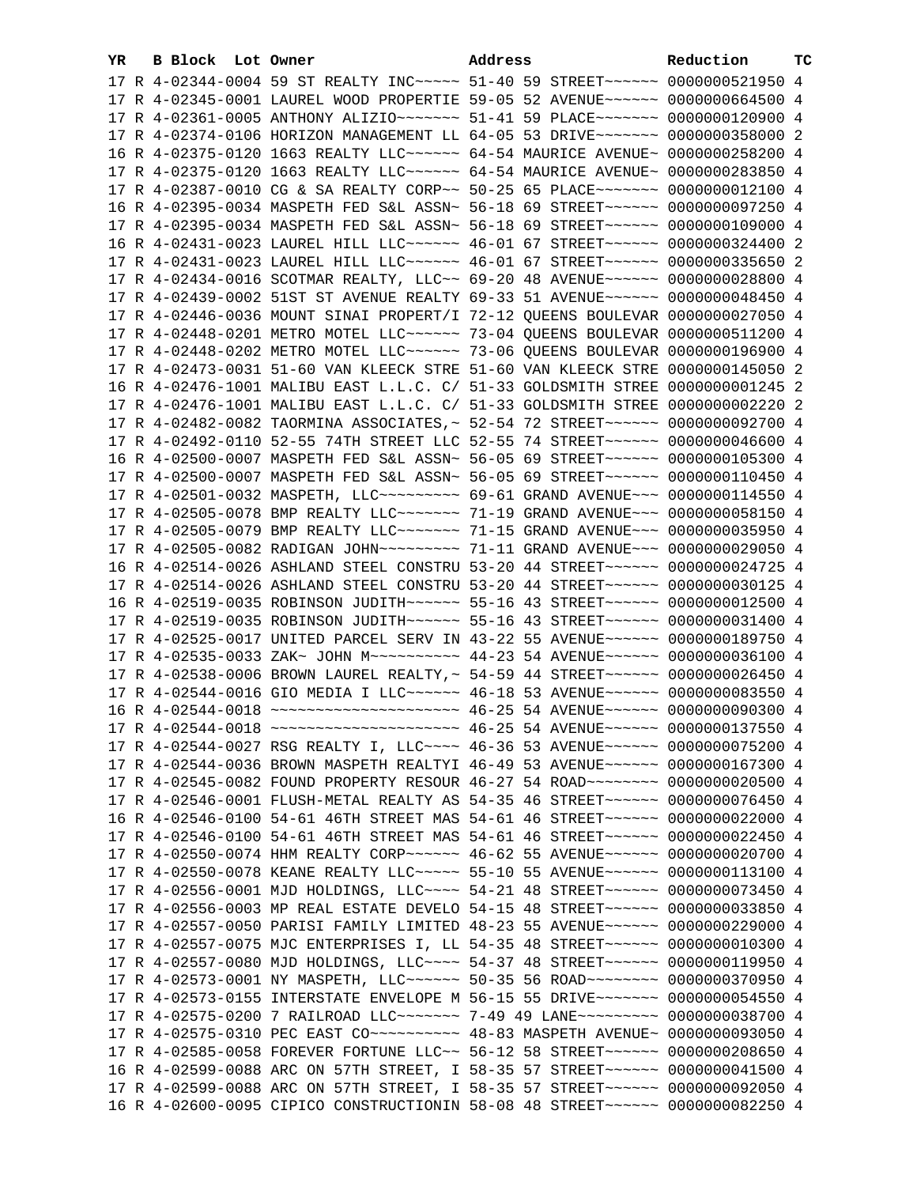| YR | B | Block | Lot | Owner | Address | Reduction | TC |
|---|---|---|---|---|---|---|---|
| 17 | R | 4-02344-0004 | | 59 ST REALTY INC~~~~~ | 51-40 59 STREET~~~~~~ | 0000000521950 | 4 |
| 17 | R | 4-02345-0001 | | LAUREL WOOD PROPERTIE | 59-05 52 AVENUE~~~~~~ | 0000000664500 | 4 |
| 17 | R | 4-02361-0005 | | ANTHONY ALIZIO~~~~~~~ | 51-41 59 PLACE~~~~~~~ | 0000000120900 | 4 |
| 17 | R | 4-02374-0106 | | HORIZON MANAGEMENT LL | 64-05 53 DRIVE~~~~~~~ | 0000000358000 | 2 |
| 16 | R | 4-02375-0120 | | 1663 REALTY LLC~~~~~~ | 64-54 MAURICE AVENUE~ | 0000000258200 | 4 |
| 17 | R | 4-02375-0120 | | 1663 REALTY LLC~~~~~~ | 64-54 MAURICE AVENUE~ | 0000000283850 | 4 |
| 17 | R | 4-02387-0010 | | CG & SA REALTY CORP~~ | 50-25 65 PLACE~~~~~~~ | 0000000012100 | 4 |
| 16 | R | 4-02395-0034 | | MASPETH FED S&L ASSN~ | 56-18 69 STREET~~~~~~ | 0000000097250 | 4 |
| 17 | R | 4-02395-0034 | | MASPETH FED S&L ASSN~ | 56-18 69 STREET~~~~~~ | 0000000109000 | 4 |
| 16 | R | 4-02431-0023 | | LAUREL HILL LLC~~~~~~ | 46-01 67 STREET~~~~~~ | 0000000324400 | 2 |
| 17 | R | 4-02431-0023 | | LAUREL HILL LLC~~~~~~ | 46-01 67 STREET~~~~~~ | 0000000335650 | 2 |
| 17 | R | 4-02434-0016 | | SCOTMAR REALTY, LLC~~ | 69-20 48 AVENUE~~~~~~ | 0000000028800 | 4 |
| 17 | R | 4-02439-0002 | | 51ST ST AVENUE REALTY | 69-33 51 AVENUE~~~~~~ | 0000000048450 | 4 |
| 17 | R | 4-02446-0036 | | MOUNT SINAI PROPERT/I | 72-12 QUEENS BOULEVAR | 0000000027050 | 4 |
| 17 | R | 4-02448-0201 | | METRO MOTEL LLC~~~~~~ | 73-04 QUEENS BOULEVAR | 0000000511200 | 4 |
| 17 | R | 4-02448-0202 | | METRO MOTEL LLC~~~~~~ | 73-06 QUEENS BOULEVAR | 0000000196900 | 4 |
| 17 | R | 4-02473-0031 | | 51-60 VAN KLEECK STRE | 51-60 VAN KLEECK STRE | 0000000145050 | 2 |
| 16 | R | 4-02476-1001 | | MALIBU EAST L.L.C. C/ | 51-33 GOLDSMITH STREE | 0000000001245 | 2 |
| 17 | R | 4-02476-1001 | | MALIBU EAST L.L.C. C/ | 51-33 GOLDSMITH STREE | 0000000002220 | 2 |
| 17 | R | 4-02482-0082 | | TAORMINA ASSOCIATES,~ | 52-54 72 STREET~~~~~~ | 0000000092700 | 4 |
| 17 | R | 4-02492-0110 | | 52-55 74TH STREET LLC | 52-55 74 STREET~~~~~~ | 0000000046600 | 4 |
| 16 | R | 4-02500-0007 | | MASPETH FED S&L ASSN~ | 56-05 69 STREET~~~~~~ | 0000000105300 | 4 |
| 17 | R | 4-02500-0007 | | MASPETH FED S&L ASSN~ | 56-05 69 STREET~~~~~~ | 0000000110450 | 4 |
| 17 | R | 4-02501-0032 | | MASPETH, LLC~~~~~~~~~ | 69-61 GRAND AVENUE~~~ | 0000000114550 | 4 |
| 17 | R | 4-02505-0078 | | BMP REALTY LLC~~~~~~~ | 71-19 GRAND AVENUE~~~ | 0000000058150 | 4 |
| 17 | R | 4-02505-0079 | | BMP REALTY LLC~~~~~~~ | 71-15 GRAND AVENUE~~~ | 0000000035950 | 4 |
| 17 | R | 4-02505-0082 | | RADIGAN JOHN~~~~~~~~~ | 71-11 GRAND AVENUE~~~ | 0000000029050 | 4 |
| 16 | R | 4-02514-0026 | | ASHLAND STEEL CONSTRU | 53-20 44 STREET~~~~~~ | 0000000024725 | 4 |
| 17 | R | 4-02514-0026 | | ASHLAND STEEL CONSTRU | 53-20 44 STREET~~~~~~ | 0000000030125 | 4 |
| 16 | R | 4-02519-0035 | | ROBINSON JUDITH~~~~~~ | 55-16 43 STREET~~~~~~ | 0000000012500 | 4 |
| 17 | R | 4-02519-0035 | | ROBINSON JUDITH~~~~~~ | 55-16 43 STREET~~~~~~ | 0000000031400 | 4 |
| 17 | R | 4-02525-0017 | | UNITED PARCEL SERV IN | 43-22 55 AVENUE~~~~~~ | 0000000189750 | 4 |
| 17 | R | 4-02535-0033 | | ZAK~ JOHN M~~~~~~~~~~ | 44-23 54 AVENUE~~~~~~ | 0000000036100 | 4 |
| 17 | R | 4-02538-0006 | | BROWN LAUREL REALTY,~ | 54-59 44 STREET~~~~~~ | 0000000026450 | 4 |
| 17 | R | 4-02544-0016 | | GIO MEDIA I LLC~~~~~~ | 46-18 53 AVENUE~~~~~~ | 0000000083550 | 4 |
| 16 | R | 4-02544-0018 | | ~~~~~~~~~~~~~~~~~~~~~ | 46-25 54 AVENUE~~~~~~ | 0000000090300 | 4 |
| 17 | R | 4-02544-0018 | | ~~~~~~~~~~~~~~~~~~~~~ | 46-25 54 AVENUE~~~~~~ | 0000000137550 | 4 |
| 17 | R | 4-02544-0027 | | RSG REALTY I, LLC~~~~ | 46-36 53 AVENUE~~~~~~ | 0000000075200 | 4 |
| 17 | R | 4-02544-0036 | | BROWN MASPETH REALTYI | 46-49 53 AVENUE~~~~~~ | 0000000167300 | 4 |
| 17 | R | 4-02545-0082 | | FOUND PROPERTY RESOUR | 46-27 54 ROAD~~~~~~~~ | 0000000020500 | 4 |
| 17 | R | 4-02546-0001 | | FLUSH-METAL REALTY AS | 54-35 46 STREET~~~~~~ | 0000000076450 | 4 |
| 16 | R | 4-02546-0100 | | 54-61 46TH STREET MAS | 54-61 46 STREET~~~~~~ | 0000000022000 | 4 |
| 17 | R | 4-02546-0100 | | 54-61 46TH STREET MAS | 54-61 46 STREET~~~~~~ | 0000000022450 | 4 |
| 17 | R | 4-02550-0074 | | HHM REALTY CORP~~~~~~ | 46-62 55 AVENUE~~~~~~ | 0000000020700 | 4 |
| 17 | R | 4-02550-0078 | | KEANE REALTY LLC~~~~~ | 55-10 55 AVENUE~~~~~~ | 0000000113100 | 4 |
| 17 | R | 4-02556-0001 | | MJD HOLDINGS, LLC~~~~ | 54-21 48 STREET~~~~~~ | 0000000073450 | 4 |
| 17 | R | 4-02556-0003 | | MP REAL ESTATE DEVELO | 54-15 48 STREET~~~~~~ | 0000000033850 | 4 |
| 17 | R | 4-02557-0050 | | PARISI FAMILY LIMITED | 48-23 55 AVENUE~~~~~~ | 0000000229000 | 4 |
| 17 | R | 4-02557-0075 | | MJC ENTERPRISES I, LL | 54-35 48 STREET~~~~~~ | 0000000010300 | 4 |
| 17 | R | 4-02557-0080 | | MJD HOLDINGS, LLC~~~~ | 54-37 48 STREET~~~~~~ | 0000000119950 | 4 |
| 17 | R | 4-02573-0001 | | NY MASPETH, LLC~~~~~~ | 50-35 56 ROAD~~~~~~~~ | 0000000370950 | 4 |
| 17 | R | 4-02573-0155 | | INTERSTATE ENVELOPE M | 56-15 55 DRIVE~~~~~~~ | 0000000054550 | 4 |
| 17 | R | 4-02575-0200 | | 7 RAILROAD LLC~~~~~~~ | 7-49 49 LANE~~~~~~~~~ | 0000000038700 | 4 |
| 17 | R | 4-02575-0310 | | PEC EAST CO~~~~~~~~~~ | 48-83 MASPETH AVENUE~ | 0000000093050 | 4 |
| 17 | R | 4-02585-0058 | | FOREVER FORTUNE LLC~~ | 56-12 58 STREET~~~~~~ | 0000000208650 | 4 |
| 16 | R | 4-02599-0088 | | ARC ON 57TH STREET, I | 58-35 57 STREET~~~~~~ | 0000000041500 | 4 |
| 17 | R | 4-02599-0088 | | ARC ON 57TH STREET, I | 58-35 57 STREET~~~~~~ | 0000000092050 | 4 |
| 16 | R | 4-02600-0095 | | CIPICO CONSTRUCTIONIN | 58-08 48 STREET~~~~~~ | 0000000082250 | 4 |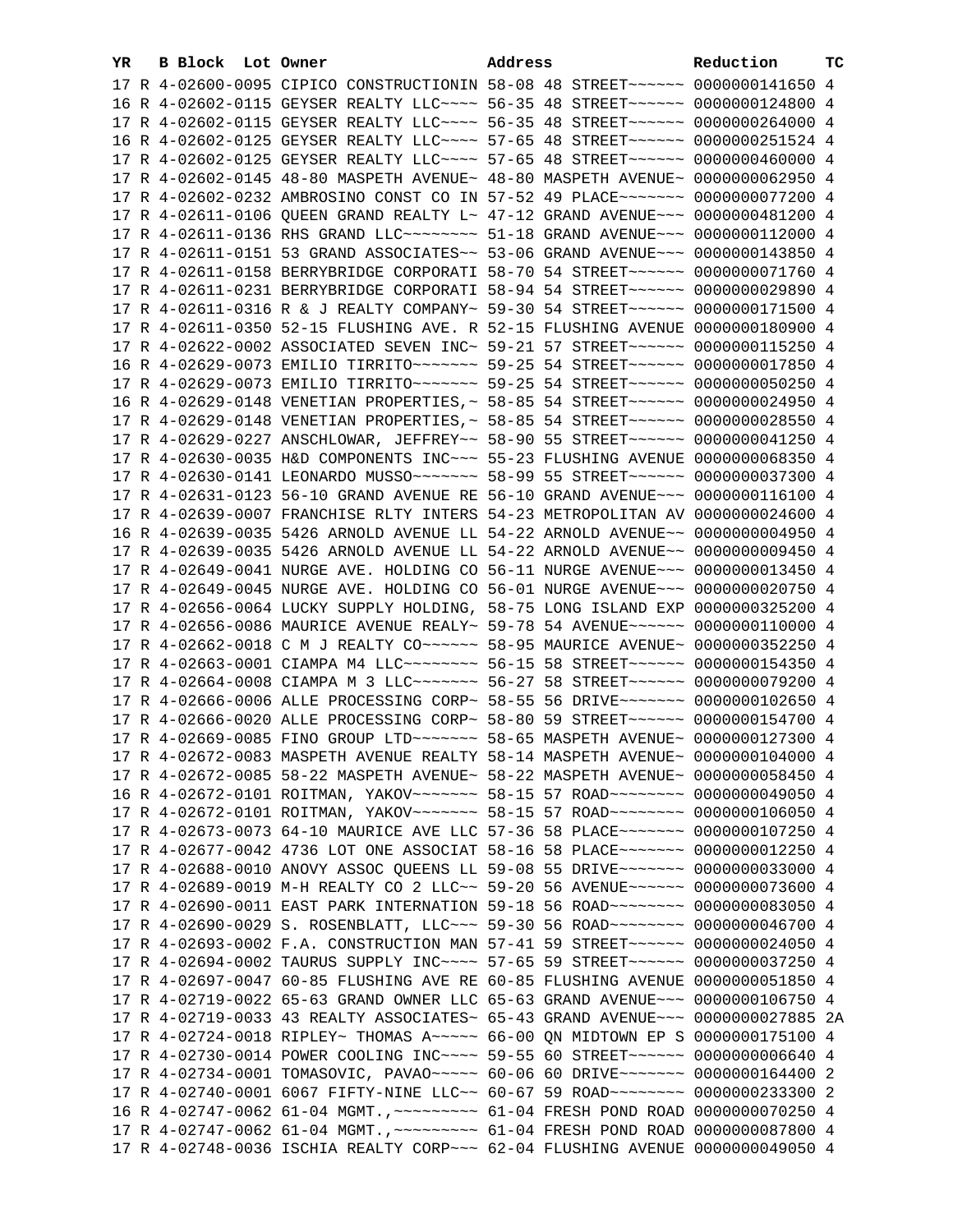| YR | B | Block | Lot | Owner | Address | Reduction | TC |
|---|---|---|---|---|---|---|---|
| 17 | R | 4-02600-0095 | | CIPICO CONSTRUCTIONIN | 58-08 48 STREET~~~~~~ | 0000000141650 | 4 |
| 16 | R | 4-02602-0115 | | GEYSER REALTY LLC~~~~ | 56-35 48 STREET~~~~~~ | 0000000124800 | 4 |
| 17 | R | 4-02602-0115 | | GEYSER REALTY LLC~~~~ | 56-35 48 STREET~~~~~~ | 0000000264000 | 4 |
| 16 | R | 4-02602-0125 | | GEYSER REALTY LLC~~~~ | 57-65 48 STREET~~~~~~ | 0000000251524 | 4 |
| 17 | R | 4-02602-0125 | | GEYSER REALTY LLC~~~~ | 57-65 48 STREET~~~~~~ | 0000000460000 | 4 |
| 17 | R | 4-02602-0145 | | 48-80 MASPETH AVENUE~ | 48-80 MASPETH AVENUE~ | 0000000062950 | 4 |
| 17 | R | 4-02602-0232 | | AMBROSINO CONST CO IN | 57-52 49 PLACE~~~~~~~ | 0000000077200 | 4 |
| 17 | R | 4-02611-0106 | | QUEEN GRAND REALTY L~ | 47-12 GRAND AVENUE~~~ | 0000000481200 | 4 |
| 17 | R | 4-02611-0136 | | RHS GRAND LLC~~~~~~~~ | 51-18 GRAND AVENUE~~~ | 0000000112000 | 4 |
| 17 | R | 4-02611-0151 | | 53 GRAND ASSOCIATES~~ | 53-06 GRAND AVENUE~~~ | 0000000143850 | 4 |
| 17 | R | 4-02611-0158 | | BERRYBRIDGE CORPORATI | 58-70 54 STREET~~~~~~ | 0000000071760 | 4 |
| 17 | R | 4-02611-0231 | | BERRYBRIDGE CORPORATI | 58-94 54 STREET~~~~~~ | 0000000029890 | 4 |
| 17 | R | 4-02611-0316 | | R & J REALTY COMPANY~ | 59-30 54 STREET~~~~~~ | 0000000171500 | 4 |
| 17 | R | 4-02611-0350 | | 52-15 FLUSHING AVE. R | 52-15 FLUSHING AVENUE | 0000000180900 | 4 |
| 17 | R | 4-02622-0002 | | ASSOCIATED SEVEN INC~ | 59-21 57 STREET~~~~~~ | 0000000115250 | 4 |
| 16 | R | 4-02629-0073 | | EMILIO TIRRITO~~~~~~~ | 59-25 54 STREET~~~~~~ | 0000000017850 | 4 |
| 17 | R | 4-02629-0073 | | EMILIO TIRRITO~~~~~~~ | 59-25 54 STREET~~~~~~ | 0000000050250 | 4 |
| 16 | R | 4-02629-0148 | | VENETIAN PROPERTIES,~ | 58-85 54 STREET~~~~~~ | 0000000024950 | 4 |
| 17 | R | 4-02629-0148 | | VENETIAN PROPERTIES,~ | 58-85 54 STREET~~~~~~ | 0000000028550 | 4 |
| 17 | R | 4-02629-0227 | | ANSCHLOWAR, JEFFREY~~ | 58-90 55 STREET~~~~~~ | 0000000041250 | 4 |
| 17 | R | 4-02630-0035 | | H&D COMPONENTS INC~~~ | 55-23 FLUSHING AVENUE | 0000000068350 | 4 |
| 17 | R | 4-02630-0141 | | LEONARDO MUSSO~~~~~~~ | 58-99 55 STREET~~~~~~ | 0000000037300 | 4 |
| 17 | R | 4-02631-0123 | | 56-10 GRAND AVENUE RE | 56-10 GRAND AVENUE~~~ | 0000000116100 | 4 |
| 17 | R | 4-02639-0007 | | FRANCHISE RLTY INTERS | 54-23 METROPOLITAN AV | 0000000024600 | 4 |
| 16 | R | 4-02639-0035 | | 5426 ARNOLD AVENUE LL | 54-22 ARNOLD AVENUE~~ | 0000000004950 | 4 |
| 17 | R | 4-02639-0035 | | 5426 ARNOLD AVENUE LL | 54-22 ARNOLD AVENUE~~ | 0000000009450 | 4 |
| 17 | R | 4-02649-0041 | | NURGE AVE. HOLDING CO | 56-11 NURGE AVENUE~~~ | 0000000013450 | 4 |
| 17 | R | 4-02649-0045 | | NURGE AVE. HOLDING CO | 56-01 NURGE AVENUE~~~ | 0000000020750 | 4 |
| 17 | R | 4-02656-0064 | | LUCKY SUPPLY HOLDING, | 58-75 LONG ISLAND EXP | 0000000325200 | 4 |
| 17 | R | 4-02656-0086 | | MAURICE AVENUE REALY~ | 59-78 54 AVENUE~~~~~~ | 0000000110000 | 4 |
| 17 | R | 4-02662-0018 | | C M J REALTY CO~~~~~~ | 58-95 MAURICE AVENUE~ | 0000000352250 | 4 |
| 17 | R | 4-02663-0001 | | CIAMPA M4 LLC~~~~~~~~ | 56-15 58 STREET~~~~~~ | 0000000154350 | 4 |
| 17 | R | 4-02664-0008 | | CIAMPA M 3 LLC~~~~~~~ | 56-27 58 STREET~~~~~~ | 0000000079200 | 4 |
| 17 | R | 4-02666-0006 | | ALLE PROCESSING CORP~ | 58-55 56 DRIVE~~~~~~~ | 0000000102650 | 4 |
| 17 | R | 4-02666-0020 | | ALLE PROCESSING CORP~ | 58-80 59 STREET~~~~~~ | 0000000154700 | 4 |
| 17 | R | 4-02669-0085 | | FINO GROUP LTD~~~~~~~ | 58-65 MASPETH AVENUE~ | 0000000127300 | 4 |
| 17 | R | 4-02672-0083 | | MASPETH AVENUE REALTY | 58-14 MASPETH AVENUE~ | 0000000104000 | 4 |
| 17 | R | 4-02672-0085 | | 58-22 MASPETH AVENUE~ | 58-22 MASPETH AVENUE~ | 0000000058450 | 4 |
| 16 | R | 4-02672-0101 | | ROITMAN, YAKOV~~~~~~~ | 58-15 57 ROAD~~~~~~~~ | 0000000049050 | 4 |
| 17 | R | 4-02672-0101 | | ROITMAN, YAKOV~~~~~~~ | 58-15 57 ROAD~~~~~~~~ | 0000000106050 | 4 |
| 17 | R | 4-02673-0073 | | 64-10 MAURICE AVE LLC | 57-36 58 PLACE~~~~~~~ | 0000000107250 | 4 |
| 17 | R | 4-02677-0042 | | 4736 LOT ONE ASSOCIAT | 58-16 58 PLACE~~~~~~~ | 0000000012250 | 4 |
| 17 | R | 4-02688-0010 | | ANOVY ASSOC QUEENS LL | 59-08 55 DRIVE~~~~~~~ | 0000000033000 | 4 |
| 17 | R | 4-02689-0019 | | M-H REALTY CO 2 LLC~~ | 59-20 56 AVENUE~~~~~~ | 0000000073600 | 4 |
| 17 | R | 4-02690-0011 | | EAST PARK INTERNATION | 59-18 56 ROAD~~~~~~~~ | 0000000083050 | 4 |
| 17 | R | 4-02690-0029 | | S. ROSENBLATT, LLC~~~ | 59-30 56 ROAD~~~~~~~~ | 0000000046700 | 4 |
| 17 | R | 4-02693-0002 | | F.A. CONSTRUCTION MAN | 57-41 59 STREET~~~~~~ | 0000000024050 | 4 |
| 17 | R | 4-02694-0002 | | TAURUS SUPPLY INC~~~~ | 57-65 59 STREET~~~~~~ | 0000000037250 | 4 |
| 17 | R | 4-02697-0047 | | 60-85 FLUSHING AVE RE | 60-85 FLUSHING AVENUE | 0000000051850 | 4 |
| 17 | R | 4-02719-0022 | | 65-63 GRAND OWNER LLC | 65-63 GRAND AVENUE~~~ | 0000000106750 | 4 |
| 17 | R | 4-02719-0033 | | 43 REALTY ASSOCIATES~ | 65-43 GRAND AVENUE~~~ | 0000000027885 | 2A |
| 17 | R | 4-02724-0018 | | RIPLEY~ THOMAS A~~~~~ | 66-00 QN MIDTOWN EP S | 0000000175100 | 4 |
| 17 | R | 4-02730-0014 | | POWER COOLING INC~~~~ | 59-55 60 STREET~~~~~~ | 0000000006640 | 4 |
| 17 | R | 4-02734-0001 | | TOMASOVIC, PAVAO~~~~~ | 60-06 60 DRIVE~~~~~~~ | 0000000164400 | 2 |
| 17 | R | 4-02740-0001 | | 6067 FIFTY-NINE LLC~~ | 60-67 59 ROAD~~~~~~~~ | 0000000233300 | 2 |
| 16 | R | 4-02747-0062 | | 61-04 MGMT.,~~~~~~~~~ | 61-04 FRESH POND ROAD | 0000000070250 | 4 |
| 17 | R | 4-02747-0062 | | 61-04 MGMT.,~~~~~~~~~ | 61-04 FRESH POND ROAD | 0000000087800 | 4 |
| 17 | R | 4-02748-0036 | | ISCHIA REALTY CORP~~~ | 62-04 FLUSHING AVENUE | 0000000049050 | 4 |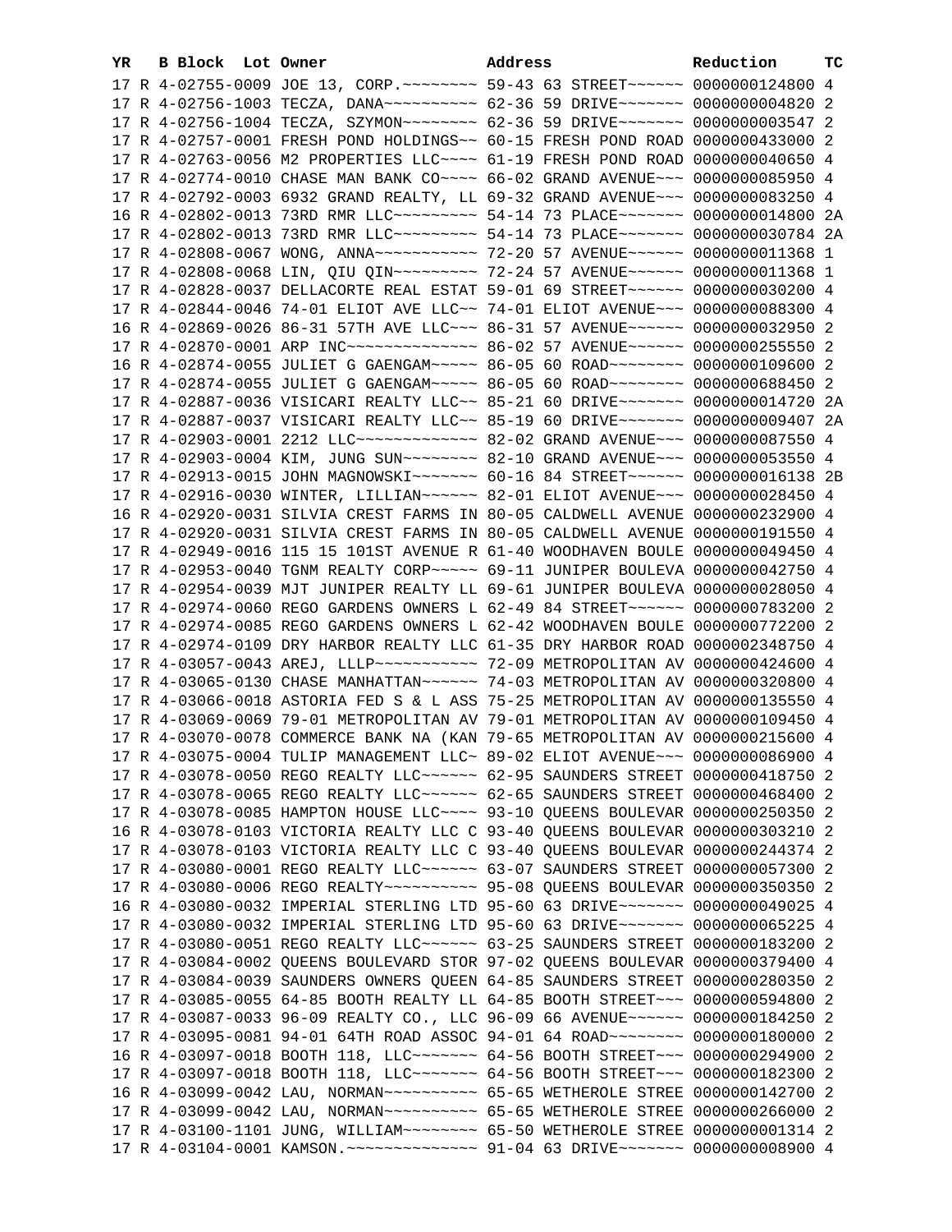| YR | B | Block | Lot | Owner | Address | Reduction | TC |
|---|---|---|---|---|---|---|---|
| 17 | R | 4-02755-0009 | | JOE 13, CORP.~~~~~~~~ | 59-43 63 STREET~~~~~~ | 0000000124800 | 4 |
| 17 | R | 4-02756-1003 | | TECZA, DANA~~~~~~~~~~ | 62-36 59 DRIVE~~~~~~~ | 0000000004820 | 2 |
| 17 | R | 4-02756-1004 | | TECZA, SZYMON~~~~~~~~ | 62-36 59 DRIVE~~~~~~~ | 0000000003547 | 2 |
| 17 | R | 4-02757-0001 | | FRESH POND HOLDINGS~~ | 60-15 FRESH POND ROAD | 0000000433000 | 2 |
| 17 | R | 4-02763-0056 | | M2 PROPERTIES LLC~~~~ | 61-19 FRESH POND ROAD | 0000000040650 | 4 |
| 17 | R | 4-02774-0010 | | CHASE MAN BANK CO~~~~ | 66-02 GRAND AVENUE~~~ | 0000000085950 | 4 |
| 17 | R | 4-02792-0003 | | 6932 GRAND REALTY, LL | 69-32 GRAND AVENUE~~~ | 0000000083250 | 4 |
| 16 | R | 4-02802-0013 | | 73RD RMR LLC~~~~~~~~~ | 54-14 73 PLACE~~~~~~~ | 0000000014800 | 2A |
| 17 | R | 4-02802-0013 | | 73RD RMR LLC~~~~~~~~~ | 54-14 73 PLACE~~~~~~~ | 0000000030784 | 2A |
| 17 | R | 4-02808-0067 | | WONG, ANNA~~~~~~~~~~~ | 72-20 57 AVENUE~~~~~~ | 0000000011368 | 1 |
| 17 | R | 4-02808-0068 | | LIN, QIU QIN~~~~~~~~~ | 72-24 57 AVENUE~~~~~~ | 0000000011368 | 1 |
| 17 | R | 4-02828-0037 | | DELLACORTE REAL ESTAT | 59-01 69 STREET~~~~~~ | 0000000030200 | 4 |
| 17 | R | 4-02844-0046 | | 74-01 ELIOT AVE LLC~~ | 74-01 ELIOT AVENUE~~~ | 0000000088300 | 4 |
| 16 | R | 4-02869-0026 | | 86-31 57TH AVE LLC~~~ | 86-31 57 AVENUE~~~~~~ | 0000000032950 | 2 |
| 17 | R | 4-02870-0001 | | ARP INC~~~~~~~~~~~~~~ | 86-02 57 AVENUE~~~~~~ | 0000000255550 | 2 |
| 16 | R | 4-02874-0055 | | JULIET G GAENGAM~~~~~ | 86-05 60 ROAD~~~~~~~~ | 0000000109600 | 2 |
| 17 | R | 4-02874-0055 | | JULIET G GAENGAM~~~~~ | 86-05 60 ROAD~~~~~~~~ | 0000000688450 | 2 |
| 17 | R | 4-02887-0036 | | VISICARI REALTY LLC~~ | 85-21 60 DRIVE~~~~~~~ | 0000000014720 | 2A |
| 17 | R | 4-02887-0037 | | VISICARI REALTY LLC~~ | 85-19 60 DRIVE~~~~~~~ | 0000000009407 | 2A |
| 17 | R | 4-02903-0001 | | 2212 LLC~~~~~~~~~~~~~ | 82-02 GRAND AVENUE~~~ | 0000000087550 | 4 |
| 17 | R | 4-02903-0004 | | KIM, JUNG SUN~~~~~~~~ | 82-10 GRAND AVENUE~~~ | 0000000053550 | 4 |
| 17 | R | 4-02913-0015 | | JOHN MAGNOWSKI~~~~~~~ | 60-16 84 STREET~~~~~~ | 0000000016138 | 2B |
| 17 | R | 4-02916-0030 | | WINTER, LILLIAN~~~~~~ | 82-01 ELIOT AVENUE~~~ | 0000000028450 | 4 |
| 16 | R | 4-02920-0031 | | SILVIA CREST FARMS IN | 80-05 CALDWELL AVENUE | 0000000232900 | 4 |
| 17 | R | 4-02920-0031 | | SILVIA CREST FARMS IN | 80-05 CALDWELL AVENUE | 0000000191550 | 4 |
| 17 | R | 4-02949-0016 | | 115 15 101ST AVENUE R | 61-40 WOODHAVEN BOULE | 0000000049450 | 4 |
| 17 | R | 4-02953-0040 | | TGNM REALTY CORP~~~~~ | 69-11 JUNIPER BOULEVA | 0000000042750 | 4 |
| 17 | R | 4-02954-0039 | | MJT JUNIPER REALTY LL | 69-61 JUNIPER BOULEVA | 0000000028050 | 4 |
| 17 | R | 4-02974-0060 | | REGO GARDENS OWNERS L | 62-49 84 STREET~~~~~~ | 0000000783200 | 2 |
| 17 | R | 4-02974-0085 | | REGO GARDENS OWNERS L | 62-42 WOODHAVEN BOULE | 0000000772200 | 2 |
| 17 | R | 4-02974-0109 | | DRY HARBOR REALTY LLC | 61-35 DRY HARBOR ROAD | 0000002348750 | 4 |
| 17 | R | 4-03057-0043 | | AREJ, LLLP~~~~~~~~~~~ | 72-09 METROPOLITAN AV | 0000000424600 | 4 |
| 17 | R | 4-03065-0130 | | CHASE MANHATTAN~~~~~~ | 74-03 METROPOLITAN AV | 0000000320800 | 4 |
| 17 | R | 4-03066-0018 | | ASTORIA FED S & L ASS | 75-25 METROPOLITAN AV | 0000000135550 | 4 |
| 17 | R | 4-03069-0069 | | 79-01 METROPOLITAN AV | 79-01 METROPOLITAN AV | 0000000109450 | 4 |
| 17 | R | 4-03070-0078 | | COMMERCE BANK NA (KAN | 79-65 METROPOLITAN AV | 0000000215600 | 4 |
| 17 | R | 4-03075-0004 | | TULIP MANAGEMENT LLC~ | 89-02 ELIOT AVENUE~~~ | 0000000086900 | 4 |
| 17 | R | 4-03078-0050 | | REGO REALTY LLC~~~~~~ | 62-95 SAUNDERS STREET | 0000000418750 | 2 |
| 17 | R | 4-03078-0065 | | REGO REALTY LLC~~~~~~ | 62-65 SAUNDERS STREET | 0000000468400 | 2 |
| 17 | R | 4-03078-0085 | | HAMPTON HOUSE LLC~~~~ | 93-10 QUEENS BOULEVAR | 0000000250350 | 2 |
| 16 | R | 4-03078-0103 | | VICTORIA REALTY LLC C | 93-40 QUEENS BOULEVAR | 0000000303210 | 2 |
| 17 | R | 4-03078-0103 | | VICTORIA REALTY LLC C | 93-40 QUEENS BOULEVAR | 0000000244374 | 2 |
| 17 | R | 4-03080-0001 | | REGO REALTY LLC~~~~~~ | 63-07 SAUNDERS STREET | 0000000057300 | 2 |
| 17 | R | 4-03080-0006 | | REGO REALTY~~~~~~~~~~ | 95-08 QUEENS BOULEVAR | 0000000350350 | 2 |
| 16 | R | 4-03080-0032 | | IMPERIAL STERLING LTD | 95-60 63 DRIVE~~~~~~~ | 0000000049025 | 4 |
| 17 | R | 4-03080-0032 | | IMPERIAL STERLING LTD | 95-60 63 DRIVE~~~~~~~ | 0000000065225 | 4 |
| 17 | R | 4-03080-0051 | | REGO REALTY LLC~~~~~~ | 63-25 SAUNDERS STREET | 0000000183200 | 2 |
| 17 | R | 4-03084-0002 | | QUEENS BOULEVARD STOR | 97-02 QUEENS BOULEVAR | 0000000379400 | 4 |
| 17 | R | 4-03084-0039 | | SAUNDERS OWNERS QUEEN | 64-85 SAUNDERS STREET | 0000000280350 | 2 |
| 17 | R | 4-03085-0055 | | 64-85 BOOTH REALTY LL | 64-85 BOOTH STREET~~~ | 0000000594800 | 2 |
| 17 | R | 4-03087-0033 | | 96-09 REALTY CO., LLC | 96-09 66 AVENUE~~~~~~ | 0000000184250 | 2 |
| 17 | R | 4-03095-0081 | | 94-01 64TH ROAD ASSOC | 94-01 64 ROAD~~~~~~~~ | 0000000180000 | 2 |
| 16 | R | 4-03097-0018 | | BOOTH 118, LLC~~~~~~~ | 64-56 BOOTH STREET~~~ | 0000000294900 | 2 |
| 17 | R | 4-03097-0018 | | BOOTH 118, LLC~~~~~~~ | 64-56 BOOTH STREET~~~ | 0000000182300 | 2 |
| 16 | R | 4-03099-0042 | | LAU, NORMAN~~~~~~~~~~ | 65-65 WETHEROLE STREE | 0000000142700 | 2 |
| 17 | R | 4-03099-0042 | | LAU, NORMAN~~~~~~~~~~ | 65-65 WETHEROLE STREE | 0000000266000 | 2 |
| 17 | R | 4-03100-1101 | | JUNG, WILLIAM~~~~~~~~ | 65-50 WETHEROLE STREE | 0000000001314 | 2 |
| 17 | R | 4-03104-0001 | | KAMSON.~~~~~~~~~~~~~~ | 91-04 63 DRIVE~~~~~~~ | 0000000008900 | 4 |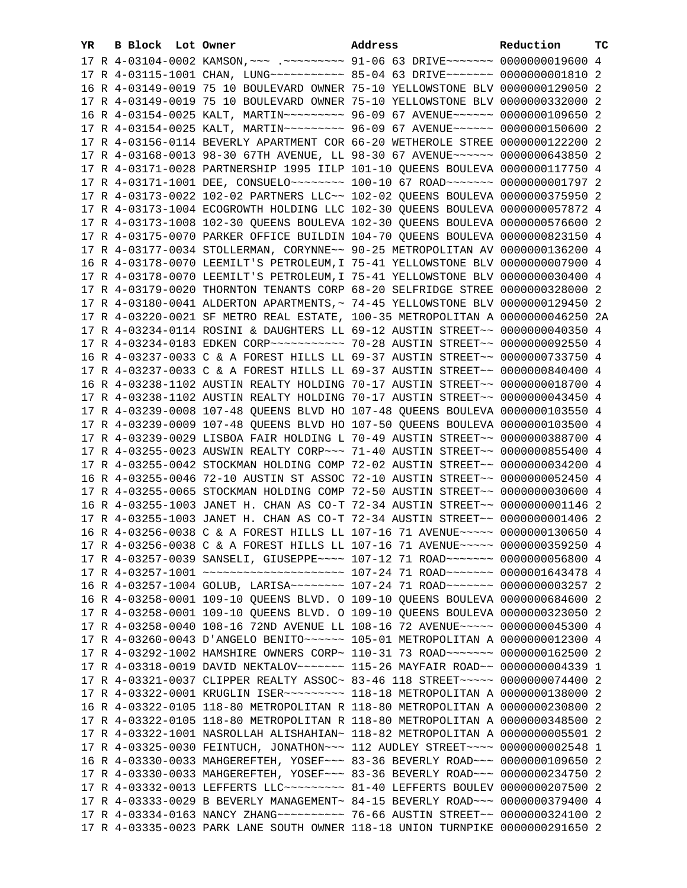| YR | B | Block | Lot | Owner | Address | Reduction | TC |
|---|---|---|---|---|---|---|---|
| 17 | R | 4-03104-0002 | | KAMSON,~~~ .~~~~~~~~~ | 91-06 63 DRIVE~~~~~~~ | 0000000019600 | 4 |
| 17 | R | 4-03115-1001 | | CHAN, LUNG~~~~~~~~~~~ | 85-04 63 DRIVE~~~~~~~ | 0000000001810 | 2 |
| 16 | R | 4-03149-0019 | | 75 10 BOULEVARD OWNER | 75-10 YELLOWSTONE BLV | 0000000129050 | 2 |
| 17 | R | 4-03149-0019 | | 75 10 BOULEVARD OWNER | 75-10 YELLOWSTONE BLV | 0000000332000 | 2 |
| 16 | R | 4-03154-0025 | | KALT, MARTIN~~~~~~~~~ | 96-09 67 AVENUE~~~~~~ | 0000000109650 | 2 |
| 17 | R | 4-03154-0025 | | KALT, MARTIN~~~~~~~~~ | 96-09 67 AVENUE~~~~~~ | 0000000150600 | 2 |
| 17 | R | 4-03156-0114 | | BEVERLY APARTMENT COR | 66-20 WETHEROLE STREE | 0000000122200 | 2 |
| 17 | R | 4-03168-0013 | | 98-30 67TH AVENUE, LL | 98-30 67 AVENUE~~~~~~ | 0000000643850 | 2 |
| 17 | R | 4-03171-0028 | | PARTNERSHIP 1995 IILP | 101-10 QUEENS BOULEVA | 0000000117750 | 4 |
| 17 | R | 4-03171-1001 | | DEE, CONSUELO~~~~~~~~ | 100-10 67 ROAD~~~~~~~ | 0000000001797 | 2 |
| 17 | R | 4-03173-0022 | | 102-02 PARTNERS LLC~~ | 102-02 QUEENS BOULEVA | 0000000375950 | 2 |
| 17 | R | 4-03173-1004 | | ECOGROWTH HOLDING LLC | 102-30 QUEENS BOULEVA | 0000000057872 | 4 |
| 17 | R | 4-03173-1008 | | 102-30 QUEENS BOULEVA | 102-30 QUEENS BOULEVA | 0000000576600 | 2 |
| 17 | R | 4-03175-0070 | | PARKER OFFICE BUILDIN | 104-70 QUEENS BOULEVA | 0000000823150 | 4 |
| 17 | R | 4-03177-0034 | | STOLLERMAN, CORYNNE~~ | 90-25 METROPOLITAN AV | 0000000136200 | 4 |
| 16 | R | 4-03178-0070 | | LEEMILT'S PETROLEUM,I | 75-41 YELLOWSTONE BLV | 0000000007900 | 4 |
| 17 | R | 4-03178-0070 | | LEEMILT'S PETROLEUM,I | 75-41 YELLOWSTONE BLV | 0000000030400 | 4 |
| 17 | R | 4-03179-0020 | | THORNTON TENANTS CORP | 68-20 SELFRIDGE STREE | 0000000328000 | 2 |
| 17 | R | 4-03180-0041 | | ALDERTON APARTMENTS,~ | 74-45 YELLOWSTONE BLV | 0000000129450 | 2 |
| 17 | R | 4-03220-0021 | | SF METRO REAL ESTATE, | 100-35 METROPOLITAN A | 0000000046250 | 2A |
| 17 | R | 4-03234-0114 | | ROSINI & DAUGHTERS LL | 69-12 AUSTIN STREET~~ | 0000000040350 | 4 |
| 17 | R | 4-03234-0183 | | EDKEN CORP~~~~~~~~~~~ | 70-28 AUSTIN STREET~~ | 0000000092550 | 4 |
| 16 | R | 4-03237-0033 | | C & A FOREST HILLS LL | 69-37 AUSTIN STREET~~ | 0000000733750 | 4 |
| 17 | R | 4-03237-0033 | | C & A FOREST HILLS LL | 69-37 AUSTIN STREET~~ | 0000000840400 | 4 |
| 16 | R | 4-03238-1102 | | AUSTIN REALTY HOLDING | 70-17 AUSTIN STREET~~ | 0000000018700 | 4 |
| 17 | R | 4-03238-1102 | | AUSTIN REALTY HOLDING | 70-17 AUSTIN STREET~~ | 0000000043450 | 4 |
| 17 | R | 4-03239-0008 | | 107-48 QUEENS BLVD HO | 107-48 QUEENS BOULEVA | 0000000103550 | 4 |
| 17 | R | 4-03239-0009 | | 107-48 QUEENS BLVD HO | 107-50 QUEENS BOULEVA | 0000000103500 | 4 |
| 17 | R | 4-03239-0029 | | LISBOA FAIR HOLDING L | 70-49 AUSTIN STREET~~ | 0000000388700 | 4 |
| 17 | R | 4-03255-0023 | | AUSWIN REALTY CORP~~~ | 71-40 AUSTIN STREET~~ | 0000000855400 | 4 |
| 17 | R | 4-03255-0042 | | STOCKMAN HOLDING COMP | 72-02 AUSTIN STREET~~ | 0000000034200 | 4 |
| 16 | R | 4-03255-0046 | | 72-10 AUSTIN ST ASSOC | 72-10 AUSTIN STREET~~ | 0000000052450 | 4 |
| 17 | R | 4-03255-0065 | | STOCKMAN HOLDING COMP | 72-50 AUSTIN STREET~~ | 0000000030600 | 4 |
| 16 | R | 4-03255-1003 | | JANET H. CHAN AS CO-T | 72-34 AUSTIN STREET~~ | 0000000001146 | 2 |
| 17 | R | 4-03255-1003 | | JANET H. CHAN AS CO-T | 72-34 AUSTIN STREET~~ | 0000000001406 | 2 |
| 16 | R | 4-03256-0038 | | C & A FOREST HILLS LL | 107-16 71 AVENUE~~~~~ | 0000000130650 | 4 |
| 17 | R | 4-03256-0038 | | C & A FOREST HILLS LL | 107-16 71 AVENUE~~~~~ | 0000000359250 | 4 |
| 17 | R | 4-03257-0039 | | SANSELI, GIUSEPPE~~~~ | 107-12 71 ROAD~~~~~~~ | 0000000056800 | 4 |
| 17 | R | 4-03257-1001 | | ~~~~~~~~~~~~~~~~~~~~~ | 107-24 71 ROAD~~~~~~~ | 0000001643478 | 4 |
| 16 | R | 4-03257-1004 | | GOLUB, LARISA~~~~~~~~ | 107-24 71 ROAD~~~~~~~ | 0000000003257 | 2 |
| 16 | R | 4-03258-0001 | | 109-10 QUEENS BLVD. O | 109-10 QUEENS BOULEVA | 0000000684600 | 2 |
| 17 | R | 4-03258-0001 | | 109-10 QUEENS BLVD. O | 109-10 QUEENS BOULEVA | 0000000323050 | 2 |
| 17 | R | 4-03258-0040 | | 108-16 72ND AVENUE LL | 108-16 72 AVENUE~~~~~ | 0000000045300 | 4 |
| 17 | R | 4-03260-0043 | | D'ANGELO BENITO~~~~~~ | 105-01 METROPOLITAN A | 0000000012300 | 4 |
| 17 | R | 4-03292-1002 | | HAMSHIRE OWNERS CORP~ | 110-31 73 ROAD~~~~~~~ | 0000000162500 | 2 |
| 17 | R | 4-03318-0019 | | DAVID NEKTALOV~~~~~~~ | 115-26 MAYFAIR ROAD~~ | 0000000004339 | 1 |
| 17 | R | 4-03321-0037 | | CLIPPER REALTY ASSOC~ | 83-46 118 STREET~~~~~ | 0000000074400 | 2 |
| 17 | R | 4-03322-0001 | | KRUGLIN ISER~~~~~~~~~ | 118-18 METROPOLITAN A | 0000000138000 | 2 |
| 16 | R | 4-03322-0105 | | 118-80 METROPOLITAN R | 118-80 METROPOLITAN A | 0000000230800 | 2 |
| 17 | R | 4-03322-0105 | | 118-80 METROPOLITAN R | 118-80 METROPOLITAN A | 0000000348500 | 2 |
| 17 | R | 4-03322-1001 | | NASROLLAH ALISHAHIAN~ | 118-82 METROPOLITAN A | 0000000005501 | 2 |
| 17 | R | 4-03325-0030 | | FEINTUCH, JONATHON~~~ | 112 AUDLEY STREET~~~~ | 0000000002548 | 1 |
| 16 | R | 4-03330-0033 | | MAHGEREFTEH, YOSEF~~~ | 83-36 BEVERLY ROAD~~~ | 0000000109650 | 2 |
| 17 | R | 4-03330-0033 | | MAHGEREFTEH, YOSEF~~~ | 83-36 BEVERLY ROAD~~~ | 0000000234750 | 2 |
| 17 | R | 4-03332-0013 | | LEFFERTS LLC~~~~~~~~~ | 81-40 LEFFERTS BOULEV | 0000000207500 | 2 |
| 17 | R | 4-03333-0029 | | B BEVERLY MANAGEMENT~ | 84-15 BEVERLY ROAD~~~ | 0000000379400 | 4 |
| 17 | R | 4-03334-0163 | | NANCY ZHANG~~~~~~~~~~ | 76-66 AUSTIN STREET~~ | 0000000324100 | 2 |
| 17 | R | 4-03335-0023 | | PARK LANE SOUTH OWNER | 118-18 UNION TURNPIKE | 0000000291650 | 2 |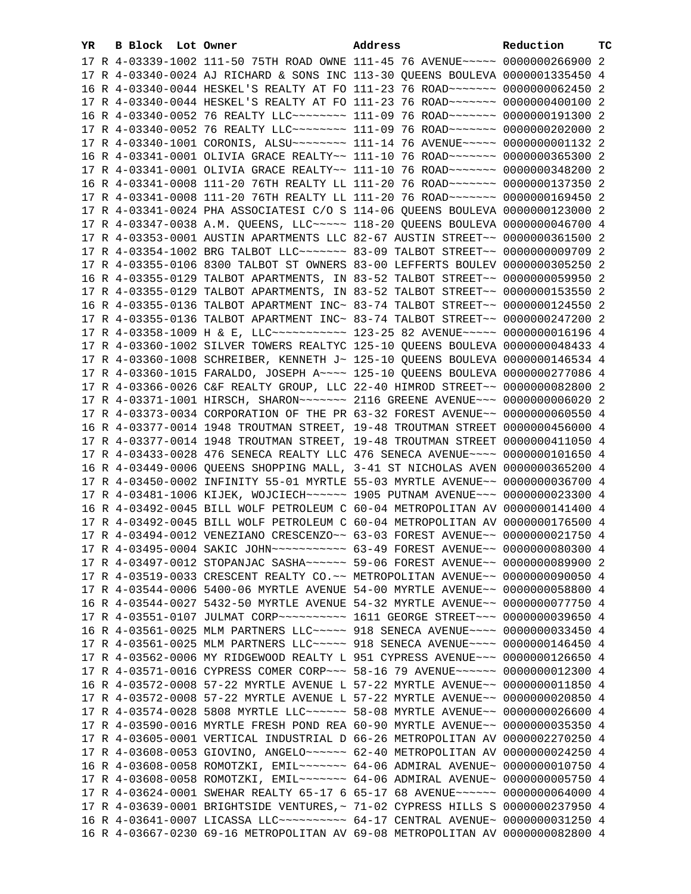| YR | B | Block | Lot | Owner | Address | Reduction | TC |
|---|---|---|---|---|---|---|---|
| 17 | R | 4-03339-1002 | | 111-50 75TH ROAD OWNE | 111-45 76 AVENUE~~~~~ | 0000000266900 | 2 |
| 17 | R | 4-03340-0024 | | AJ RICHARD & SONS INC | 113-30 QUEENS BOULEVA | 0000001335450 | 4 |
| 16 | R | 4-03340-0044 | | HESKEL'S REALTY AT FO | 111-23 76 ROAD~~~~~~~ | 0000000062450 | 2 |
| 17 | R | 4-03340-0044 | | HESKEL'S REALTY AT FO | 111-23 76 ROAD~~~~~~~ | 0000000400100 | 2 |
| 16 | R | 4-03340-0052 | | 76 REALTY LLC~~~~~~~~ | 111-09 76 ROAD~~~~~~~ | 0000000191300 | 2 |
| 17 | R | 4-03340-0052 | | 76 REALTY LLC~~~~~~~~ | 111-09 76 ROAD~~~~~~~ | 0000000202000 | 2 |
| 17 | R | 4-03340-1001 | | CORONIS, ALSU~~~~~~~~ | 111-14 76 AVENUE~~~~~ | 0000000001132 | 2 |
| 16 | R | 4-03341-0001 | | OLIVIA GRACE REALTY~~ | 111-10 76 ROAD~~~~~~~ | 0000000365300 | 2 |
| 17 | R | 4-03341-0001 | | OLIVIA GRACE REALTY~~ | 111-10 76 ROAD~~~~~~~ | 0000000348200 | 2 |
| 16 | R | 4-03341-0008 | | 111-20 76TH REALTY LL | 111-20 76 ROAD~~~~~~~ | 0000000137350 | 2 |
| 17 | R | 4-03341-0008 | | 111-20 76TH REALTY LL | 111-20 76 ROAD~~~~~~~ | 0000000169450 | 2 |
| 17 | R | 4-03341-0024 | | PHA ASSOCIATESI C/O S | 114-06 QUEENS BOULEVA | 0000000123000 | 2 |
| 17 | R | 4-03347-0038 | | A.M. QUEENS, LLC~~~~~ | 118-20 QUEENS BOULEVA | 0000000046700 | 4 |
| 17 | R | 4-03353-0001 | | AUSTIN APARTMENTS LLC | 82-67 AUSTIN STREET~~ | 0000000361500 | 2 |
| 17 | R | 4-03354-1002 | | BRG TALBOT LLC~~~~~~~ | 83-09 TALBOT STREET~~ | 0000000009709 | 2 |
| 17 | R | 4-03355-0106 | | 8300 TALBOT ST OWNERS | 83-00 LEFFERTS BOULEV | 0000000305250 | 2 |
| 16 | R | 4-03355-0129 | | TALBOT APARTMENTS, IN | 83-52 TALBOT STREET~~ | 0000000059950 | 2 |
| 17 | R | 4-03355-0129 | | TALBOT APARTMENTS, IN | 83-52 TALBOT STREET~~ | 0000000153550 | 2 |
| 16 | R | 4-03355-0136 | | TALBOT APARTMENT INC~ | 83-74 TALBOT STREET~~ | 0000000124550 | 2 |
| 17 | R | 4-03355-0136 | | TALBOT APARTMENT INC~ | 83-74 TALBOT STREET~~ | 0000000247200 | 2 |
| 17 | R | 4-03358-1009 | | H & E, LLC~~~~~~~~~~~ | 123-25 82 AVENUE~~~~~ | 0000000016196 | 4 |
| 17 | R | 4-03360-1002 | | SILVER TOWERS REALTYC | 125-10 QUEENS BOULEVA | 0000000048433 | 4 |
| 17 | R | 4-03360-1008 | | SCHREIBER, KENNETH J~ | 125-10 QUEENS BOULEVA | 0000000146534 | 4 |
| 17 | R | 4-03360-1015 | | FARALDO, JOSEPH A~~~~ | 125-10 QUEENS BOULEVA | 0000000277086 | 4 |
| 17 | R | 4-03366-0026 | | C&F REALTY GROUP, LLC | 22-40 HIMROD STREET~~ | 0000000082800 | 2 |
| 17 | R | 4-03371-1001 | | HIRSCH, SHARON~~~~~~~ | 2116 GREENE AVENUE~~~ | 0000000006020 | 2 |
| 17 | R | 4-03373-0034 | | CORPORATION OF THE PR | 63-32 FOREST AVENUE~~ | 0000000060550 | 4 |
| 16 | R | 4-03377-0014 | | 1948 TROUTMAN STREET, | 19-48 TROUTMAN STREET | 0000000456000 | 4 |
| 17 | R | 4-03377-0014 | | 1948 TROUTMAN STREET, | 19-48 TROUTMAN STREET | 0000000411050 | 4 |
| 17 | R | 4-03433-0028 | | 476 SENECA REALTY LLC | 476 SENECA AVENUE~~~~ | 0000000101650 | 4 |
| 16 | R | 4-03449-0006 | | QUEENS SHOPPING MALL, | 3-41 ST NICHOLAS AVEN | 0000000365200 | 4 |
| 17 | R | 4-03450-0002 | | INFINITY 55-01 MYRTLE | 55-03 MYRTLE AVENUE~~ | 0000000036700 | 4 |
| 17 | R | 4-03481-1006 | | KIJEK, WOJCIECH~~~~~~ | 1905 PUTNAM AVENUE~~~ | 0000000023300 | 4 |
| 16 | R | 4-03492-0045 | | BILL WOLF PETROLEUM C | 60-04 METROPOLITAN AV | 0000000141400 | 4 |
| 17 | R | 4-03492-0045 | | BILL WOLF PETROLEUM C | 60-04 METROPOLITAN AV | 0000000176500 | 4 |
| 17 | R | 4-03494-0012 | | VENEZIANO CRESCENZO~~ | 63-03 FOREST AVENUE~~ | 0000000021750 | 4 |
| 17 | R | 4-03495-0004 | | SAKIC JOHN~~~~~~~~~~~ | 63-49 FOREST AVENUE~~ | 0000000080300 | 4 |
| 17 | R | 4-03497-0012 | | STOPANJAC SASHA~~~~~~ | 59-06 FOREST AVENUE~~ | 0000000089900 | 2 |
| 17 | R | 4-03519-0033 | | CRESCENT REALTY CO.~~ | METROPOLITAN AVENUE~~ | 0000000090050 | 4 |
| 17 | R | 4-03544-0006 | | 5400-06 MYRTLE AVENUE | 54-00 MYRTLE AVENUE~~ | 0000000058800 | 4 |
| 16 | R | 4-03544-0027 | | 5432-50 MYRTLE AVENUE | 54-32 MYRTLE AVENUE~~ | 0000000077750 | 4 |
| 17 | R | 4-03551-0107 | | JULMAT CORP~~~~~~~~~~ | 1611 GEORGE STREET~~~ | 0000000039650 | 4 |
| 16 | R | 4-03561-0025 | | MLM PARTNERS LLC~~~~~ | 918 SENECA AVENUE~~~~ | 0000000033450 | 4 |
| 17 | R | 4-03561-0025 | | MLM PARTNERS LLC~~~~~ | 918 SENECA AVENUE~~~~ | 0000000146450 | 4 |
| 17 | R | 4-03562-0006 | | MY RIDGEWOOD REALTY L | 951 CYPRESS AVENUE~~~ | 0000000126650 | 4 |
| 17 | R | 4-03571-0016 | | CYPRESS COMER CORP~~~ | 58-16 79 AVENUE~~~~~~ | 0000000012300 | 4 |
| 16 | R | 4-03572-0008 | | 57-22 MYRTLE AVENUE L | 57-22 MYRTLE AVENUE~~ | 0000000011850 | 4 |
| 17 | R | 4-03572-0008 | | 57-22 MYRTLE AVENUE L | 57-22 MYRTLE AVENUE~~ | 0000000020850 | 4 |
| 17 | R | 4-03574-0028 | | 5808 MYRTLE LLC~~~~~~ | 58-08 MYRTLE AVENUE~~ | 0000000026600 | 4 |
| 17 | R | 4-03590-0016 | | MYRTLE FRESH POND REA | 60-90 MYRTLE AVENUE~~ | 0000000035350 | 4 |
| 17 | R | 4-03605-0001 | | VERTICAL INDUSTRIAL D | 66-26 METROPOLITAN AV | 0000002270250 | 4 |
| 17 | R | 4-03608-0053 | | GIOVINO, ANGELO~~~~~~ | 62-40 METROPOLITAN AV | 0000000024250 | 4 |
| 16 | R | 4-03608-0058 | | ROMOTZKI, EMIL~~~~~~~ | 64-06 ADMIRAL AVENUE~ | 0000000010750 | 4 |
| 17 | R | 4-03608-0058 | | ROMOTZKI, EMIL~~~~~~~ | 64-06 ADMIRAL AVENUE~ | 0000000005750 | 4 |
| 17 | R | 4-03624-0001 | | SWEHAR REALTY 65-17 6 | 65-17 68 AVENUE~~~~~~ | 0000000064000 | 4 |
| 17 | R | 4-03639-0001 | | BRIGHTSIDE VENTURES,~ | 71-02 CYPRESS HILLS S | 0000000237950 | 4 |
| 16 | R | 4-03641-0007 | | LICASSA LLC~~~~~~~~~~ | 64-17 CENTRAL AVENUE~ | 0000000031250 | 4 |
| 16 | R | 4-03667-0230 | | 69-16 METROPOLITAN AV | 69-08 METROPOLITAN AV | 0000000082800 | 4 |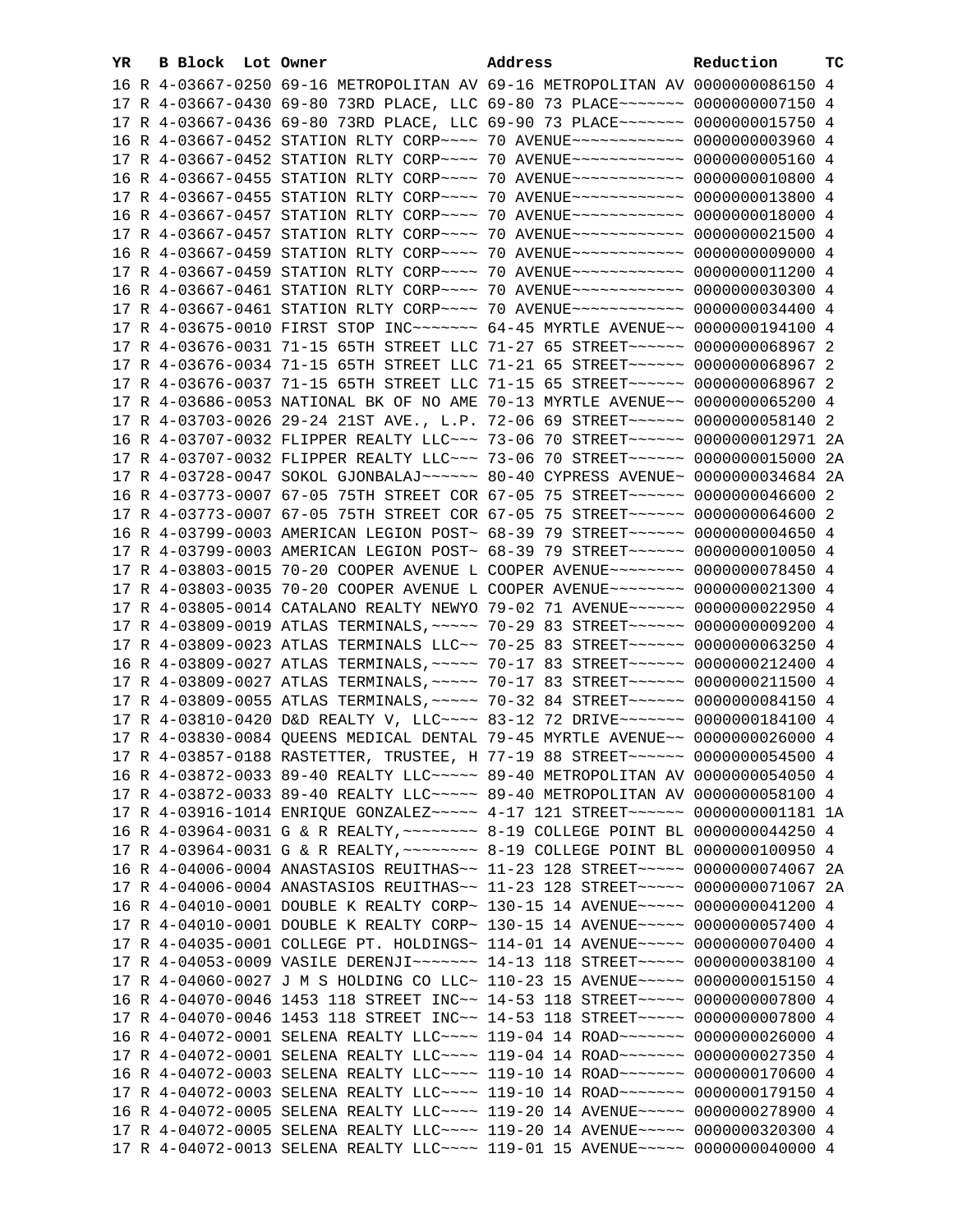| YR | B | Block | Lot | Owner | Address | Reduction | TC |
|---|---|---|---|---|---|---|---|
| 16 | R | 4-03667-0250 | | 69-16 METROPOLITAN AV | 69-16 METROPOLITAN AV | 0000000086150 | 4 |
| 17 | R | 4-03667-0430 | | 69-80 73RD PLACE, LLC | 69-80 73 PLACE~~~~~~~ | 0000000007150 | 4 |
| 17 | R | 4-03667-0436 | | 69-80 73RD PLACE, LLC | 69-90 73 PLACE~~~~~~~ | 0000000015750 | 4 |
| 16 | R | 4-03667-0452 | | STATION RLTY CORP~~~~ | 70 AVENUE~~~~~~~~~~~~ | 0000000003960 | 4 |
| 17 | R | 4-03667-0452 | | STATION RLTY CORP~~~~ | 70 AVENUE~~~~~~~~~~~~ | 0000000005160 | 4 |
| 16 | R | 4-03667-0455 | | STATION RLTY CORP~~~~ | 70 AVENUE~~~~~~~~~~~~ | 0000000010800 | 4 |
| 17 | R | 4-03667-0455 | | STATION RLTY CORP~~~~ | 70 AVENUE~~~~~~~~~~~~ | 0000000013800 | 4 |
| 16 | R | 4-03667-0457 | | STATION RLTY CORP~~~~ | 70 AVENUE~~~~~~~~~~~~ | 0000000018000 | 4 |
| 17 | R | 4-03667-0457 | | STATION RLTY CORP~~~~ | 70 AVENUE~~~~~~~~~~~~ | 0000000021500 | 4 |
| 16 | R | 4-03667-0459 | | STATION RLTY CORP~~~~ | 70 AVENUE~~~~~~~~~~~~ | 0000000009000 | 4 |
| 17 | R | 4-03667-0459 | | STATION RLTY CORP~~~~ | 70 AVENUE~~~~~~~~~~~~ | 0000000011200 | 4 |
| 16 | R | 4-03667-0461 | | STATION RLTY CORP~~~~ | 70 AVENUE~~~~~~~~~~~~ | 0000000030300 | 4 |
| 17 | R | 4-03667-0461 | | STATION RLTY CORP~~~~ | 70 AVENUE~~~~~~~~~~~~ | 0000000034400 | 4 |
| 17 | R | 4-03675-0010 | | FIRST STOP INC~~~~~~~ | 64-45 MYRTLE AVENUE~~ | 0000000194100 | 4 |
| 17 | R | 4-03676-0031 | | 71-15 65TH STREET LLC | 71-27 65 STREET~~~~~~ | 0000000068967 | 2 |
| 17 | R | 4-03676-0034 | | 71-15 65TH STREET LLC | 71-21 65 STREET~~~~~~ | 0000000068967 | 2 |
| 17 | R | 4-03676-0037 | | 71-15 65TH STREET LLC | 71-15 65 STREET~~~~~~ | 0000000068967 | 2 |
| 17 | R | 4-03686-0053 | | NATIONAL BK OF NO AME | 70-13 MYRTLE AVENUE~~ | 0000000065200 | 4 |
| 17 | R | 4-03703-0026 | | 29-24 21ST AVE., L.P. | 72-06 69 STREET~~~~~~ | 0000000058140 | 2 |
| 16 | R | 4-03707-0032 | | FLIPPER REALTY LLC~~~ | 73-06 70 STREET~~~~~~ | 0000000012971 | 2A |
| 17 | R | 4-03707-0032 | | FLIPPER REALTY LLC~~~ | 73-06 70 STREET~~~~~~ | 0000000015000 | 2A |
| 17 | R | 4-03728-0047 | | SOKOL GJONBALAJ~~~~~~ | 80-40 CYPRESS AVENUE~ | 0000000034684 | 2A |
| 16 | R | 4-03773-0007 | | 67-05 75TH STREET COR | 67-05 75 STREET~~~~~~ | 0000000046600 | 2 |
| 17 | R | 4-03773-0007 | | 67-05 75TH STREET COR | 67-05 75 STREET~~~~~~ | 0000000064600 | 2 |
| 16 | R | 4-03799-0003 | | AMERICAN LEGION POST~ | 68-39 79 STREET~~~~~~ | 0000000004650 | 4 |
| 17 | R | 4-03799-0003 | | AMERICAN LEGION POST~ | 68-39 79 STREET~~~~~~ | 0000000010050 | 4 |
| 17 | R | 4-03803-0015 | | 70-20 COOPER AVENUE L | COOPER AVENUE~~~~~~~~ | 0000000078450 | 4 |
| 17 | R | 4-03803-0035 | | 70-20 COOPER AVENUE L | COOPER AVENUE~~~~~~~~ | 0000000021300 | 4 |
| 17 | R | 4-03805-0014 | | CATALANO REALTY NEWYO | 79-02 71 AVENUE~~~~~~ | 0000000022950 | 4 |
| 17 | R | 4-03809-0019 | | ATLAS TERMINALS,~~~~~ | 70-29 83 STREET~~~~~~ | 0000000009200 | 4 |
| 17 | R | 4-03809-0023 | | ATLAS TERMINALS LLC~~ | 70-25 83 STREET~~~~~~ | 0000000063250 | 4 |
| 16 | R | 4-03809-0027 | | ATLAS TERMINALS,~~~~~ | 70-17 83 STREET~~~~~~ | 0000000212400 | 4 |
| 17 | R | 4-03809-0027 | | ATLAS TERMINALS,~~~~~ | 70-17 83 STREET~~~~~~ | 0000000211500 | 4 |
| 17 | R | 4-03809-0055 | | ATLAS TERMINALS,~~~~~ | 70-32 84 STREET~~~~~~ | 0000000084150 | 4 |
| 17 | R | 4-03810-0420 | | D&D REALTY V, LLC~~~~ | 83-12 72 DRIVE~~~~~~~ | 0000000184100 | 4 |
| 17 | R | 4-03830-0084 | | QUEENS MEDICAL DENTAL | 79-45 MYRTLE AVENUE~~ | 0000000026000 | 4 |
| 17 | R | 4-03857-0188 | | RASTETTER, TRUSTEE, H | 77-19 88 STREET~~~~~~ | 0000000054500 | 4 |
| 16 | R | 4-03872-0033 | | 89-40 REALTY LLC~~~~~ | 89-40 METROPOLITAN AV | 0000000054050 | 4 |
| 17 | R | 4-03872-0033 | | 89-40 REALTY LLC~~~~~ | 89-40 METROPOLITAN AV | 0000000058100 | 4 |
| 17 | R | 4-03916-1014 | | ENRIQUE GONZALEZ~~~~~ | 4-17 121 STREET~~~~~~ | 0000000001181 | 1A |
| 16 | R | 4-03964-0031 | | G & R REALTY,~~~~~~~~ | 8-19 COLLEGE POINT BL | 0000000044250 | 4 |
| 17 | R | 4-03964-0031 | | G & R REALTY,~~~~~~~~ | 8-19 COLLEGE POINT BL | 0000000100950 | 4 |
| 16 | R | 4-04006-0004 | | ANASTASIOS REUITHAS~~ | 11-23 128 STREET~~~~~ | 0000000074067 | 2A |
| 17 | R | 4-04006-0004 | | ANASTASIOS REUITHAS~~ | 11-23 128 STREET~~~~~ | 0000000071067 | 2A |
| 16 | R | 4-04010-0001 | | DOUBLE K REALTY CORP~ | 130-15 14 AVENUE~~~~~ | 0000000041200 | 4 |
| 17 | R | 4-04010-0001 | | DOUBLE K REALTY CORP~ | 130-15 14 AVENUE~~~~~ | 0000000057400 | 4 |
| 17 | R | 4-04035-0001 | | COLLEGE PT. HOLDINGS~ | 114-01 14 AVENUE~~~~~ | 0000000070400 | 4 |
| 17 | R | 4-04053-0009 | | VASILE DERENJI~~~~~~~ | 14-13 118 STREET~~~~~ | 0000000038100 | 4 |
| 17 | R | 4-04060-0027 | | J M S HOLDING CO LLC~ | 110-23 15 AVENUE~~~~~ | 0000000015150 | 4 |
| 16 | R | 4-04070-0046 | | 1453 118 STREET INC~~ | 14-53 118 STREET~~~~~ | 0000000007800 | 4 |
| 17 | R | 4-04070-0046 | | 1453 118 STREET INC~~ | 14-53 118 STREET~~~~~ | 0000000007800 | 4 |
| 16 | R | 4-04072-0001 | | SELENA REALTY LLC~~~~ | 119-04 14 ROAD~~~~~~~ | 0000000026000 | 4 |
| 17 | R | 4-04072-0001 | | SELENA REALTY LLC~~~~ | 119-04 14 ROAD~~~~~~~ | 0000000027350 | 4 |
| 16 | R | 4-04072-0003 | | SELENA REALTY LLC~~~~ | 119-10 14 ROAD~~~~~~~ | 0000000170600 | 4 |
| 17 | R | 4-04072-0003 | | SELENA REALTY LLC~~~~ | 119-10 14 ROAD~~~~~~~ | 0000000179150 | 4 |
| 16 | R | 4-04072-0005 | | SELENA REALTY LLC~~~~ | 119-20 14 AVENUE~~~~~ | 0000000278900 | 4 |
| 17 | R | 4-04072-0005 | | SELENA REALTY LLC~~~~ | 119-20 14 AVENUE~~~~~ | 0000000320300 | 4 |
| 17 | R | 4-04072-0013 | | SELENA REALTY LLC~~~~ | 119-01 15 AVENUE~~~~~ | 0000000040000 | 4 |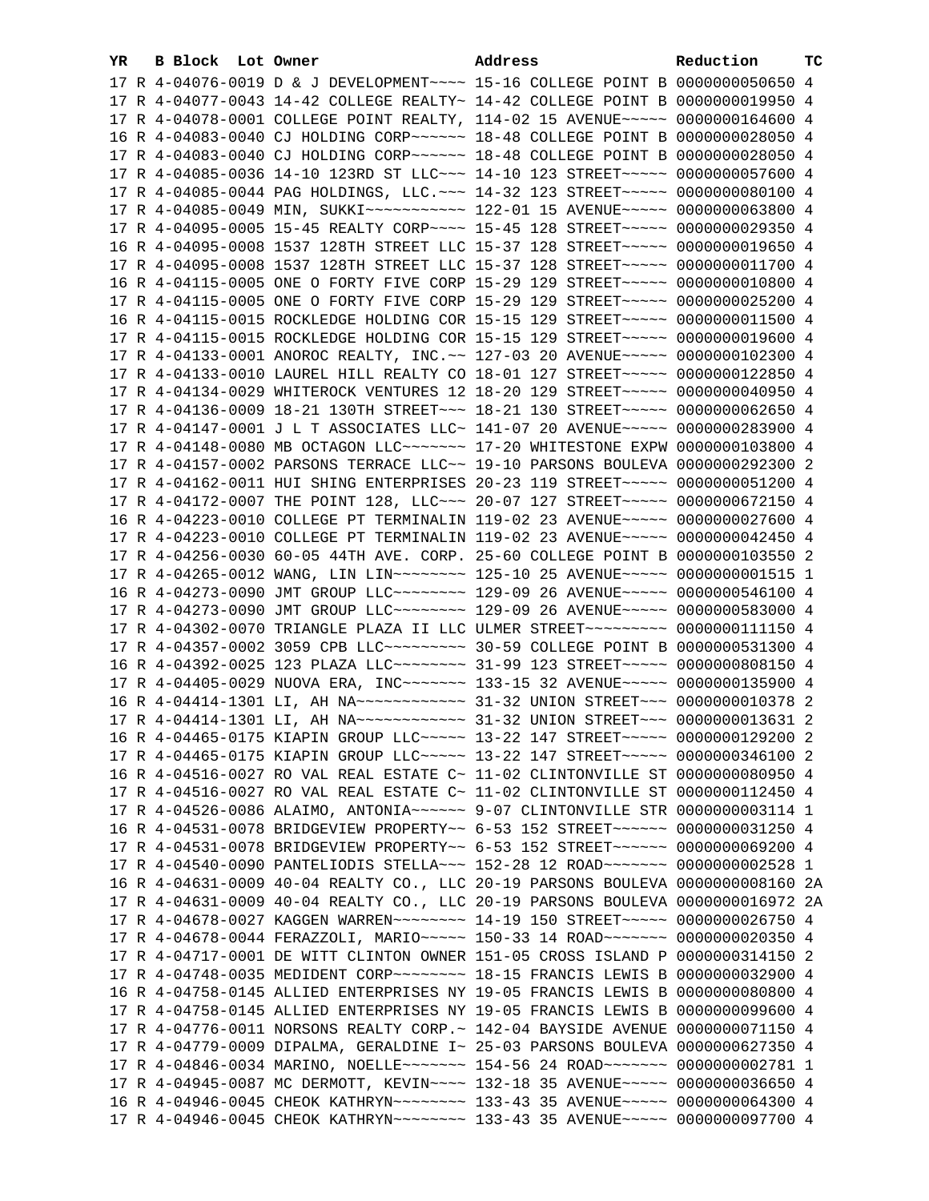| YR | B | Block | Lot | Owner | Address | Reduction | TC |
|---|---|---|---|---|---|---|---|
| 17 | R | 4-04076-0019 | | D & J DEVELOPMENT~~~~ | 15-16 COLLEGE POINT B | 0000000050650 | 4 |
| 17 | R | 4-04077-0043 | | 14-42 COLLEGE REALTY~ | 14-42 COLLEGE POINT B | 0000000019950 | 4 |
| 17 | R | 4-04078-0001 | | COLLEGE POINT REALTY, | 114-02 15 AVENUE~~~~~ | 0000000164600 | 4 |
| 16 | R | 4-04083-0040 | | CJ HOLDING CORP~~~~~~ | 18-48 COLLEGE POINT B | 0000000028050 | 4 |
| 17 | R | 4-04083-0040 | | CJ HOLDING CORP~~~~~~ | 18-48 COLLEGE POINT B | 0000000028050 | 4 |
| 17 | R | 4-04085-0036 | | 14-10 123RD ST LLC~~~ | 14-10 123 STREET~~~~~ | 0000000057600 | 4 |
| 17 | R | 4-04085-0044 | | PAG HOLDINGS, LLC.~~~ | 14-32 123 STREET~~~~~ | 0000000080100 | 4 |
| 17 | R | 4-04085-0049 | | MIN, SUKKI~~~~~~~~~~~ | 122-01 15 AVENUE~~~~~ | 0000000063800 | 4 |
| 17 | R | 4-04095-0005 | | 15-45 REALTY CORP~~~~ | 15-45 128 STREET~~~~~ | 0000000029350 | 4 |
| 16 | R | 4-04095-0008 | | 1537 128TH STREET LLC | 15-37 128 STREET~~~~~ | 0000000019650 | 4 |
| 17 | R | 4-04095-0008 | | 1537 128TH STREET LLC | 15-37 128 STREET~~~~~ | 0000000011700 | 4 |
| 16 | R | 4-04115-0005 | | ONE O FORTY FIVE CORP | 15-29 129 STREET~~~~~ | 0000000010800 | 4 |
| 17 | R | 4-04115-0005 | | ONE O FORTY FIVE CORP | 15-29 129 STREET~~~~~ | 0000000025200 | 4 |
| 16 | R | 4-04115-0015 | | ROCKLEDGE HOLDING COR | 15-15 129 STREET~~~~~ | 0000000011500 | 4 |
| 17 | R | 4-04115-0015 | | ROCKLEDGE HOLDING COR | 15-15 129 STREET~~~~~ | 0000000019600 | 4 |
| 17 | R | 4-04133-0001 | | ANOROC REALTY, INC.~~ | 127-03 20 AVENUE~~~~~ | 0000000102300 | 4 |
| 17 | R | 4-04133-0010 | | LAUREL HILL REALTY CO | 18-01 127 STREET~~~~~ | 0000000122850 | 4 |
| 17 | R | 4-04134-0029 | | WHITEROCK VENTURES 12 | 18-20 129 STREET~~~~~ | 0000000040950 | 4 |
| 17 | R | 4-04136-0009 | | 18-21 130TH STREET~~~ | 18-21 130 STREET~~~~~ | 0000000062650 | 4 |
| 17 | R | 4-04147-0001 | | J L T ASSOCIATES LLC~ | 141-07 20 AVENUE~~~~~ | 0000000283900 | 4 |
| 17 | R | 4-04148-0080 | | MB OCTAGON LLC~~~~~~~ | 17-20 WHITESTONE EXPW | 0000000103800 | 4 |
| 17 | R | 4-04157-0002 | | PARSONS TERRACE LLC~~ | 19-10 PARSONS BOULEVA | 0000000292300 | 2 |
| 17 | R | 4-04162-0011 | | HUI SHING ENTERPRISES | 20-23 119 STREET~~~~~ | 0000000051200 | 4 |
| 17 | R | 4-04172-0007 | | THE POINT 128, LLC~~~ | 20-07 127 STREET~~~~~ | 0000000672150 | 4 |
| 16 | R | 4-04223-0010 | | COLLEGE PT TERMINALIN | 119-02 23 AVENUE~~~~~ | 0000000027600 | 4 |
| 17 | R | 4-04223-0010 | | COLLEGE PT TERMINALIN | 119-02 23 AVENUE~~~~~ | 0000000042450 | 4 |
| 17 | R | 4-04256-0030 | | 60-05 44TH AVE. CORP. | 25-60 COLLEGE POINT B | 0000000103550 | 2 |
| 17 | R | 4-04265-0012 | | WANG, LIN LIN~~~~~~~~ | 125-10 25 AVENUE~~~~~ | 0000000001515 | 1 |
| 16 | R | 4-04273-0090 | | JMT GROUP LLC~~~~~~~~ | 129-09 26 AVENUE~~~~~ | 0000000546100 | 4 |
| 17 | R | 4-04273-0090 | | JMT GROUP LLC~~~~~~~~ | 129-09 26 AVENUE~~~~~ | 0000000583000 | 4 |
| 17 | R | 4-04302-0070 | | TRIANGLE PLAZA II LLC | ULMER STREET~~~~~~~~~ | 0000000111150 | 4 |
| 17 | R | 4-04357-0002 | | 3059 CPB LLC~~~~~~~~~ | 30-59 COLLEGE POINT B | 0000000531300 | 4 |
| 16 | R | 4-04392-0025 | | 123 PLAZA LLC~~~~~~~~ | 31-99 123 STREET~~~~~ | 0000000808150 | 4 |
| 17 | R | 4-04405-0029 | | NUOVA ERA, INC~~~~~~~ | 133-15 32 AVENUE~~~~~ | 0000000135900 | 4 |
| 16 | R | 4-04414-1301 | | LI, AH NA~~~~~~~~~~~~ | 31-32 UNION STREET~~~ | 0000000010378 | 2 |
| 17 | R | 4-04414-1301 | | LI, AH NA~~~~~~~~~~~~ | 31-32 UNION STREET~~~ | 0000000013631 | 2 |
| 16 | R | 4-04465-0175 | | KIAPIN GROUP LLC~~~~~ | 13-22 147 STREET~~~~~ | 0000000129200 | 2 |
| 17 | R | 4-04465-0175 | | KIAPIN GROUP LLC~~~~~ | 13-22 147 STREET~~~~~ | 0000000346100 | 2 |
| 16 | R | 4-04516-0027 | | RO VAL REAL ESTATE C~ | 11-02 CLINTONVILLE ST | 0000000080950 | 4 |
| 17 | R | 4-04516-0027 | | RO VAL REAL ESTATE C~ | 11-02 CLINTONVILLE ST | 0000000112450 | 4 |
| 17 | R | 4-04526-0086 | | ALAIMO, ANTONIA~~~~~~ | 9-07 CLINTONVILLE STR | 0000000003114 | 1 |
| 16 | R | 4-04531-0078 | | BRIDGEVIEW PROPERTY~~ | 6-53 152 STREET~~~~~~ | 0000000031250 | 4 |
| 17 | R | 4-04531-0078 | | BRIDGEVIEW PROPERTY~~ | 6-53 152 STREET~~~~~~ | 0000000069200 | 4 |
| 17 | R | 4-04540-0090 | | PANTELIODIS STELLA~~~ | 152-28 12 ROAD~~~~~~~ | 0000000002528 | 1 |
| 16 | R | 4-04631-0009 | | 40-04 REALTY CO., LLC | 20-19 PARSONS BOULEVA | 0000000008160 | 2A |
| 17 | R | 4-04631-0009 | | 40-04 REALTY CO., LLC | 20-19 PARSONS BOULEVA | 0000000016972 | 2A |
| 17 | R | 4-04678-0027 | | KAGGEN WARREN~~~~~~~~ | 14-19 150 STREET~~~~~ | 0000000026750 | 4 |
| 17 | R | 4-04678-0044 | | FERAZZOLI, MARIO~~~~~ | 150-33 14 ROAD~~~~~~~ | 0000000020350 | 4 |
| 17 | R | 4-04717-0001 | | DE WITT CLINTON OWNER | 151-05 CROSS ISLAND P | 0000000314150 | 2 |
| 17 | R | 4-04748-0035 | | MEDIDENT CORP~~~~~~~~ | 18-15 FRANCIS LEWIS B | 0000000032900 | 4 |
| 16 | R | 4-04758-0145 | | ALLIED ENTERPRISES NY | 19-05 FRANCIS LEWIS B | 0000000080800 | 4 |
| 17 | R | 4-04758-0145 | | ALLIED ENTERPRISES NY | 19-05 FRANCIS LEWIS B | 0000000099600 | 4 |
| 17 | R | 4-04776-0011 | | NORSONS REALTY CORP.~ | 142-04 BAYSIDE AVENUE | 0000000071150 | 4 |
| 17 | R | 4-04779-0009 | | DIPALMA, GERALDINE I~ | 25-03 PARSONS BOULEVA | 0000000627350 | 4 |
| 17 | R | 4-04846-0034 | | MARINO, NOELLE~~~~~~~ | 154-56 24 ROAD~~~~~~~ | 0000000002781 | 1 |
| 17 | R | 4-04945-0087 | | MC DERMOTT, KEVIN~~~~ | 132-18 35 AVENUE~~~~~ | 0000000036650 | 4 |
| 16 | R | 4-04946-0045 | | CHEOK KATHRYN~~~~~~~~ | 133-43 35 AVENUE~~~~~ | 0000000064300 | 4 |
| 17 | R | 4-04946-0045 | | CHEOK KATHRYN~~~~~~~~ | 133-43 35 AVENUE~~~~~ | 0000000097700 | 4 |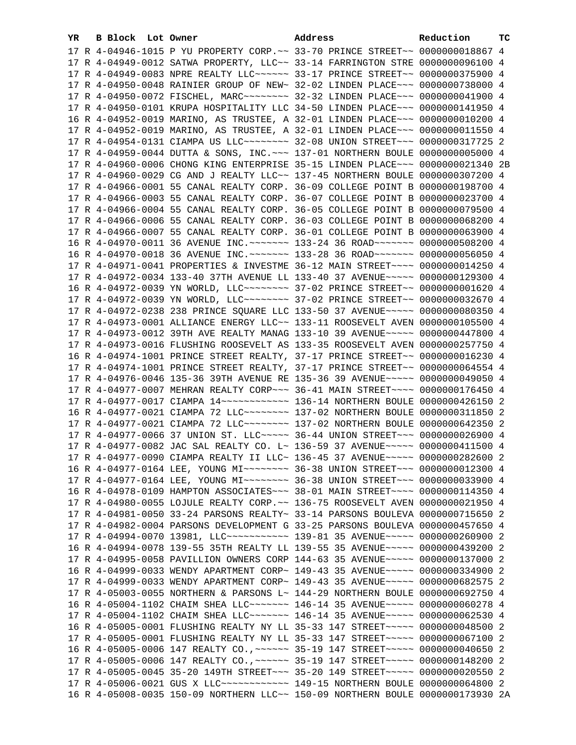| YR | B | Block | Lot | Owner | Address | Reduction | TC |
|---|---|---|---|---|---|---|---|
| 17 | R | 4-04946-1015 | | P YU PROPERTY CORP.~~ | 33-70 PRINCE STREET~~ | 0000000018867 | 4 |
| 17 | R | 4-04949-0012 | | SATWA PROPERTY, LLC~~ | 33-14 FARRINGTON STRE | 0000000096100 | 4 |
| 17 | R | 4-04949-0083 | | NPRE REALTY LLC~~~~~~ | 33-17 PRINCE STREET~~ | 0000000375900 | 4 |
| 17 | R | 4-04950-0048 | | RAINIER GROUP OF NEW~ | 32-02 LINDEN PLACE~~~ | 0000000738000 | 4 |
| 17 | R | 4-04950-0072 | | FISCHEL, MARC~~~~~~~~ | 32-32 LINDEN PLACE~~~ | 0000000041900 | 4 |
| 17 | R | 4-04950-0101 | | KRUPA HOSPITALITY LLC | 34-50 LINDEN PLACE~~~ | 0000000141950 | 4 |
| 16 | R | 4-04952-0019 | | MARINO, AS TRUSTEE, A | 32-01 LINDEN PLACE~~~ | 0000000010200 | 4 |
| 17 | R | 4-04952-0019 | | MARINO, AS TRUSTEE, A | 32-01 LINDEN PLACE~~~ | 0000000011550 | 4 |
| 17 | R | 4-04954-0131 | | CIAMPA US LLC~~~~~~~~ | 32-08 UNION STREET~~~ | 0000000317725 | 2 |
| 17 | R | 4-04959-0044 | | DUTTA & SONS, INC.~~~ | 137-01 NORTHERN BOULE | 0000000005000 | 4 |
| 17 | R | 4-04960-0006 | | CHONG KING ENTERPRISE | 35-15 LINDEN PLACE~~~ | 0000000021340 | 2B |
| 17 | R | 4-04960-0029 | | CG AND J REALTY LLC~~ | 137-45 NORTHERN BOULE | 0000000307200 | 4 |
| 17 | R | 4-04966-0001 | | 55 CANAL REALTY CORP. | 36-09 COLLEGE POINT B | 0000000198700 | 4 |
| 17 | R | 4-04966-0003 | | 55 CANAL REALTY CORP. | 36-07 COLLEGE POINT B | 0000000023700 | 4 |
| 17 | R | 4-04966-0004 | | 55 CANAL REALTY CORP. | 36-05 COLLEGE POINT B | 0000000079500 | 4 |
| 17 | R | 4-04966-0006 | | 55 CANAL REALTY CORP. | 36-03 COLLEGE POINT B | 0000000068200 | 4 |
| 17 | R | 4-04966-0007 | | 55 CANAL REALTY CORP. | 36-01 COLLEGE POINT B | 0000000063900 | 4 |
| 16 | R | 4-04970-0011 | | 36 AVENUE INC.~~~~~~~ | 133-24 36 ROAD~~~~~~~ | 0000000508200 | 4 |
| 16 | R | 4-04970-0018 | | 36 AVENUE INC.~~~~~~~ | 133-28 36 ROAD~~~~~~~ | 0000000056050 | 4 |
| 17 | R | 4-04971-0041 | | PROPERTIES & INVESTME | 36-12 MAIN STREET~~~~ | 0000000014250 | 4 |
| 17 | R | 4-04972-0034 | | 133-40 37TH AVENUE LL | 133-40 37 AVENUE~~~~~ | 0000000129300 | 4 |
| 16 | R | 4-04972-0039 | | YN WORLD, LLC~~~~~~~~ | 37-02 PRINCE STREET~~ | 0000000001620 | 4 |
| 17 | R | 4-04972-0039 | | YN WORLD, LLC~~~~~~~~ | 37-02 PRINCE STREET~~ | 0000000032670 | 4 |
| 17 | R | 4-04972-0238 | | 238 PRINCE SQUARE LLC | 133-50 37 AVENUE~~~~~ | 0000000080350 | 4 |
| 17 | R | 4-04973-0001 | | ALLIANCE ENERGY LLC~~ | 133-11 ROOSEVELT AVEN | 0000000105500 | 4 |
| 17 | R | 4-04973-0012 | | 39TH AVE REALTY MANAG | 133-10 39 AVENUE~~~~~ | 0000000447800 | 4 |
| 17 | R | 4-04973-0016 | | FLUSHING ROOSEVELT AS | 133-35 ROOSEVELT AVEN | 0000000257750 | 4 |
| 16 | R | 4-04974-1001 | | PRINCE STREET REALTY, | 37-17 PRINCE STREET~~ | 0000000016230 | 4 |
| 17 | R | 4-04974-1001 | | PRINCE STREET REALTY, | 37-17 PRINCE STREET~~ | 0000000064554 | 4 |
| 17 | R | 4-04976-0046 | | 135-36 39TH AVENUE RE | 135-36 39 AVENUE~~~~~ | 0000000049050 | 4 |
| 17 | R | 4-04977-0007 | | MEHRAN REALTY CORP~~~ | 36-41 MAIN STREET~~~~ | 0000000176450 | 4 |
| 17 | R | 4-04977-0017 | | CIAMPA 14~~~~~~~~~~~~ | 136-14 NORTHERN BOULE | 0000000426150 | 2 |
| 16 | R | 4-04977-0021 | | CIAMPA 72 LLC~~~~~~~~ | 137-02 NORTHERN BOULE | 0000000311850 | 2 |
| 17 | R | 4-04977-0021 | | CIAMPA 72 LLC~~~~~~~~ | 137-02 NORTHERN BOULE | 0000000642350 | 2 |
| 17 | R | 4-04977-0066 | | 37 UNION ST. LLC~~~~~ | 36-44 UNION STREET~~~ | 0000000026900 | 4 |
| 17 | R | 4-04977-0082 | | JAC SAL REALTY CO. L~ | 136-59 37 AVENUE~~~~~ | 0000000411500 | 4 |
| 17 | R | 4-04977-0090 | | CIAMPA REALTY II LLC~ | 136-45 37 AVENUE~~~~~ | 0000000282600 | 2 |
| 16 | R | 4-04977-0164 | | LEE, YOUNG MI~~~~~~~~ | 36-38 UNION STREET~~~ | 0000000012300 | 4 |
| 17 | R | 4-04977-0164 | | LEE, YOUNG MI~~~~~~~~ | 36-38 UNION STREET~~~ | 0000000033900 | 4 |
| 16 | R | 4-04978-0109 | | HAMPTON ASSOCIATES~~~ | 38-01 MAIN STREET~~~~ | 0000000114350 | 4 |
| 17 | R | 4-04980-0055 | | LOJULE REALTY CORP.~~ | 136-75 ROOSEVELT AVEN | 0000000021950 | 4 |
| 17 | R | 4-04981-0050 | | 33-24 PARSONS REALTY~ | 33-14 PARSONS BOULEVA | 0000000715650 | 2 |
| 17 | R | 4-04982-0004 | | PARSONS DEVELOPMENT G | 33-25 PARSONS BOULEVA | 0000000457650 | 4 |
| 17 | R | 4-04994-0070 | | 13981, LLC~~~~~~~~~~~ | 139-81 35 AVENUE~~~~~ | 0000000260900 | 2 |
| 16 | R | 4-04994-0078 | | 139-55 35TH REALTY LL | 139-55 35 AVENUE~~~~~ | 0000000439200 | 2 |
| 17 | R | 4-04995-0058 | | PAVILLION OWNERS CORP | 144-63 35 AVENUE~~~~~ | 0000000137000 | 2 |
| 16 | R | 4-04999-0033 | | WENDY APARTMENT CORP~ | 149-43 35 AVENUE~~~~~ | 0000000334900 | 2 |
| 17 | R | 4-04999-0033 | | WENDY APARTMENT CORP~ | 149-43 35 AVENUE~~~~~ | 0000000682575 | 2 |
| 17 | R | 4-05003-0055 | | NORTHERN & PARSONS L~ | 144-29 NORTHERN BOULE | 0000000692750 | 4 |
| 16 | R | 4-05004-1102 | | CHAIM SHEA LLC~~~~~~~ | 146-14 35 AVENUE~~~~~ | 0000000060278 | 4 |
| 17 | R | 4-05004-1102 | | CHAIM SHEA LLC~~~~~~~ | 146-14 35 AVENUE~~~~~ | 0000000062530 | 4 |
| 16 | R | 4-05005-0001 | | FLUSHING REALTY NY LL | 35-33 147 STREET~~~~~ | 0000000048500 | 2 |
| 17 | R | 4-05005-0001 | | FLUSHING REALTY NY LL | 35-33 147 STREET~~~~~ | 0000000067100 | 2 |
| 16 | R | 4-05005-0006 | | 147 REALTY CO.,~~~~~~ | 35-19 147 STREET~~~~~ | 0000000040650 | 2 |
| 17 | R | 4-05005-0006 | | 147 REALTY CO.,~~~~~~ | 35-19 147 STREET~~~~~ | 0000000148200 | 2 |
| 17 | R | 4-05005-0045 | | 35-20 149TH STREET~~~ | 35-20 149 STREET~~~~~ | 0000000020550 | 2 |
| 17 | R | 4-05006-0021 | | GUS X LLC~~~~~~~~~~~~ | 149-15 NORTHERN BOULE | 0000000064800 | 2 |
| 16 | R | 4-05008-0035 | | 150-09 NORTHERN LLC~~ | 150-09 NORTHERN BOULE | 0000000173930 | 2A |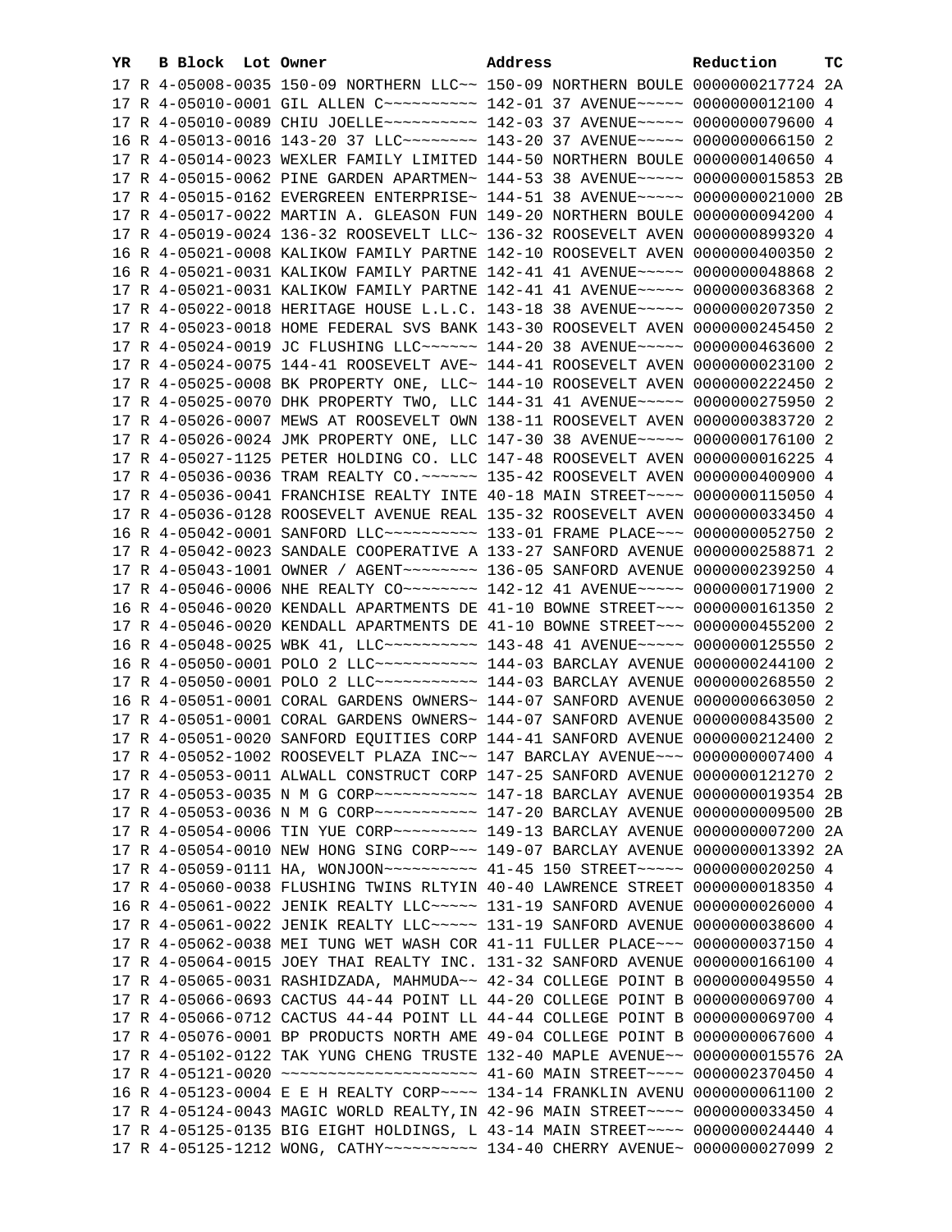| YR | B | Block | Lot | Owner | Address | Reduction | TC |
|---|---|---|---|---|---|---|---|
| 17 | R | 4-05008-0035 | | 150-09 NORTHERN LLC~~ | 150-09 NORTHERN BOULE | 0000000217724 | 2A |
| 17 | R | 4-05010-0001 | | GIL ALLEN C~~~~~~~~~~ | 142-01 37 AVENUE~~~~~ | 0000000012100 | 4 |
| 17 | R | 4-05010-0089 | | CHIU JOELLE~~~~~~~~~~ | 142-03 37 AVENUE~~~~~ | 0000000079600 | 4 |
| 16 | R | 4-05013-0016 | | 143-20 37 LLC~~~~~~~~ | 143-20 37 AVENUE~~~~~ | 0000000066150 | 2 |
| 17 | R | 4-05014-0023 | | WEXLER FAMILY LIMITED | 144-50 NORTHERN BOULE | 0000000140650 | 4 |
| 17 | R | 4-05015-0062 | | PINE GARDEN APARTMEN~ | 144-53 38 AVENUE~~~~~ | 0000000015853 | 2B |
| 17 | R | 4-05015-0162 | | EVERGREEN ENTERPRISE~ | 144-51 38 AVENUE~~~~~ | 0000000021000 | 2B |
| 17 | R | 4-05017-0022 | | MARTIN A. GLEASON FUN | 149-20 NORTHERN BOULE | 0000000094200 | 4 |
| 17 | R | 4-05019-0024 | | 136-32 ROOSEVELT LLC~ | 136-32 ROOSEVELT AVEN | 0000000899320 | 4 |
| 16 | R | 4-05021-0008 | | KALIKOW FAMILY PARTNE | 142-10 ROOSEVELT AVEN | 0000000400350 | 2 |
| 16 | R | 4-05021-0031 | | KALIKOW FAMILY PARTNE | 142-41 41 AVENUE~~~~~ | 0000000048868 | 2 |
| 17 | R | 4-05021-0031 | | KALIKOW FAMILY PARTNE | 142-41 41 AVENUE~~~~~ | 0000000368368 | 2 |
| 17 | R | 4-05022-0018 | | HERITAGE HOUSE L.L.C. | 143-18 38 AVENUE~~~~~ | 0000000207350 | 2 |
| 17 | R | 4-05023-0018 | | HOME FEDERAL SVS BANK | 143-30 ROOSEVELT AVEN | 0000000245450 | 2 |
| 17 | R | 4-05024-0019 | | JC FLUSHING LLC~~~~~~ | 144-20 38 AVENUE~~~~~ | 0000000463600 | 2 |
| 17 | R | 4-05024-0075 | | 144-41 ROOSEVELT AVE~ | 144-41 ROOSEVELT AVEN | 0000000023100 | 2 |
| 17 | R | 4-05025-0008 | | BK PROPERTY ONE, LLC~ | 144-10 ROOSEVELT AVEN | 0000000222450 | 2 |
| 17 | R | 4-05025-0070 | | DHK PROPERTY TWO, LLC | 144-31 41 AVENUE~~~~~ | 0000000275950 | 2 |
| 17 | R | 4-05026-0007 | | MEWS AT ROOSEVELT OWN | 138-11 ROOSEVELT AVEN | 0000000383720 | 2 |
| 17 | R | 4-05026-0024 | | JMK PROPERTY ONE, LLC | 147-30 38 AVENUE~~~~~ | 0000000176100 | 2 |
| 17 | R | 4-05027-1125 | | PETER HOLDING CO. LLC | 147-48 ROOSEVELT AVEN | 0000000016225 | 4 |
| 17 | R | 4-05036-0036 | | TRAM REALTY CO.~~~~~~ | 135-42 ROOSEVELT AVEN | 0000000400900 | 4 |
| 17 | R | 4-05036-0041 | | FRANCHISE REALTY INTE | 40-18 MAIN STREET~~~~ | 0000000115050 | 4 |
| 17 | R | 4-05036-0128 | | ROOSEVELT AVENUE REAL | 135-32 ROOSEVELT AVEN | 0000000033450 | 4 |
| 16 | R | 4-05042-0001 | | SANFORD LLC~~~~~~~~~~ | 133-01 FRAME PLACE~~~ | 0000000052750 | 2 |
| 17 | R | 4-05042-0023 | | SANDALE COOPERATIVE A | 133-27 SANFORD AVENUE | 0000000258871 | 2 |
| 17 | R | 4-05043-1001 | | OWNER / AGENT~~~~~~~~ | 136-05 SANFORD AVENUE | 0000000239250 | 4 |
| 17 | R | 4-05046-0006 | | NHE REALTY CO~~~~~~~~ | 142-12 41 AVENUE~~~~~ | 0000000171900 | 2 |
| 16 | R | 4-05046-0020 | | KENDALL APARTMENTS DE | 41-10 BOWNE STREET~~~ | 0000000161350 | 2 |
| 17 | R | 4-05046-0020 | | KENDALL APARTMENTS DE | 41-10 BOWNE STREET~~~ | 0000000455200 | 2 |
| 16 | R | 4-05048-0025 | | WBK 41, LLC~~~~~~~~~~ | 143-48 41 AVENUE~~~~~ | 0000000125550 | 2 |
| 16 | R | 4-05050-0001 | | POLO 2 LLC~~~~~~~~~~~ | 144-03 BARCLAY AVENUE | 0000000244100 | 2 |
| 17 | R | 4-05050-0001 | | POLO 2 LLC~~~~~~~~~~~ | 144-03 BARCLAY AVENUE | 0000000268550 | 2 |
| 16 | R | 4-05051-0001 | | CORAL GARDENS OWNERS~ | 144-07 SANFORD AVENUE | 0000000663050 | 2 |
| 17 | R | 4-05051-0001 | | CORAL GARDENS OWNERS~ | 144-07 SANFORD AVENUE | 0000000843500 | 2 |
| 17 | R | 4-05051-0020 | | SANFORD EQUITIES CORP | 144-41 SANFORD AVENUE | 0000000212400 | 2 |
| 17 | R | 4-05052-1002 | | ROOSEVELT PLAZA INC~~ | 147 BARCLAY AVENUE~~~ | 0000000007400 | 4 |
| 17 | R | 4-05053-0011 | | ALWALL CONSTRUCT CORP | 147-25 SANFORD AVENUE | 0000000121270 | 2 |
| 17 | R | 4-05053-0035 | | N M G CORP~~~~~~~~~~~ | 147-18 BARCLAY AVENUE | 0000000019354 | 2B |
| 17 | R | 4-05053-0036 | | N M G CORP~~~~~~~~~~~ | 147-20 BARCLAY AVENUE | 0000000009500 | 2B |
| 17 | R | 4-05054-0006 | | TIN YUE CORP~~~~~~~~~ | 149-13 BARCLAY AVENUE | 0000000007200 | 2A |
| 17 | R | 4-05054-0010 | | NEW HONG SING CORP~~~ | 149-07 BARCLAY AVENUE | 0000000013392 | 2A |
| 17 | R | 4-05059-0111 | | HA, WONJOON~~~~~~~~~~ | 41-45 150 STREET~~~~~ | 0000000020250 | 4 |
| 17 | R | 4-05060-0038 | | FLUSHING TWINS RLTYIN | 40-40 LAWRENCE STREET | 0000000018350 | 4 |
| 16 | R | 4-05061-0022 | | JENIK REALTY LLC~~~~~ | 131-19 SANFORD AVENUE | 0000000026000 | 4 |
| 17 | R | 4-05061-0022 | | JENIK REALTY LLC~~~~~ | 131-19 SANFORD AVENUE | 0000000038600 | 4 |
| 17 | R | 4-05062-0038 | | MEI TUNG WET WASH COR | 41-11 FULLER PLACE~~~ | 0000000037150 | 4 |
| 17 | R | 4-05064-0015 | | JOEY THAI REALTY INC. | 131-32 SANFORD AVENUE | 0000000166100 | 4 |
| 17 | R | 4-05065-0031 | | RASHIDZADA, MAHMUDA~~ | 42-34 COLLEGE POINT B | 0000000049550 | 4 |
| 17 | R | 4-05066-0693 | | CACTUS 44-44 POINT LL | 44-20 COLLEGE POINT B | 0000000069700 | 4 |
| 17 | R | 4-05066-0712 | | CACTUS 44-44 POINT LL | 44-44 COLLEGE POINT B | 0000000069700 | 4 |
| 17 | R | 4-05076-0001 | | BP PRODUCTS NORTH AME | 49-04 COLLEGE POINT B | 0000000067600 | 4 |
| 17 | R | 4-05102-0122 | | TAK YUNG CHENG TRUSTE | 132-40 MAPLE AVENUE~~ | 0000000015576 | 2A |
| 17 | R | 4-05121-0020 | | ~~~~~~~~~~~~~~~~~~~~~ | 41-60 MAIN STREET~~~~ | 0000002370450 | 4 |
| 16 | R | 4-05123-0004 | | E E H REALTY CORP~~~~ | 134-14 FRANKLIN AVENU | 0000000061100 | 2 |
| 17 | R | 4-05124-0043 | | MAGIC WORLD REALTY,IN | 42-96 MAIN STREET~~~~ | 0000000033450 | 4 |
| 17 | R | 4-05125-0135 | | BIG EIGHT HOLDINGS, L | 43-14 MAIN STREET~~~~ | 0000000024440 | 4 |
| 17 | R | 4-05125-1212 | | WONG, CATHY~~~~~~~~~~ | 134-40 CHERRY AVENUE~ | 0000000027099 | 2 |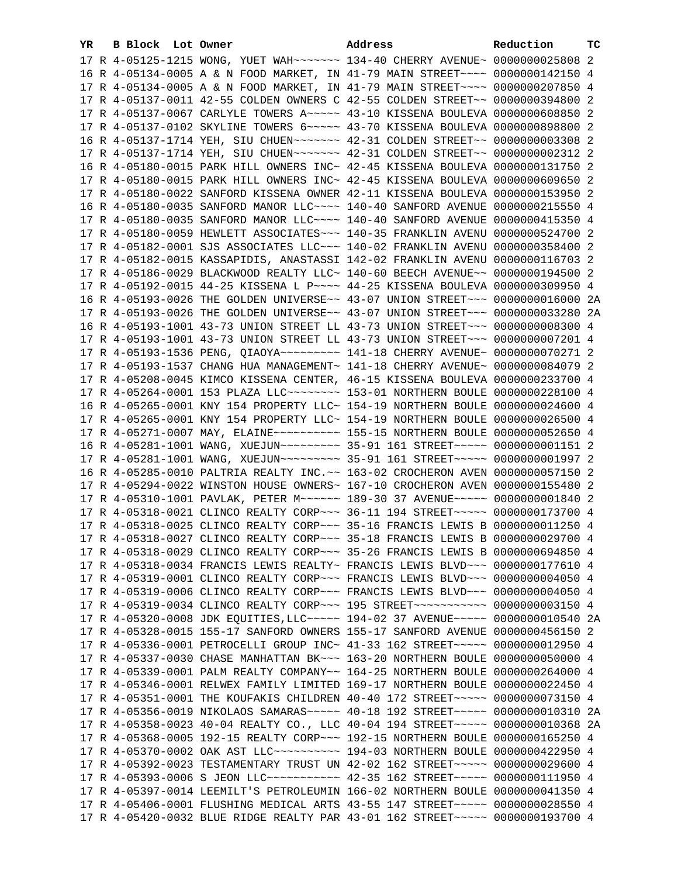| YR | B | Block | Lot | Owner | Address | Reduction | TC |
|---|---|---|---|---|---|---|---|
| 17 | R | 4-05125-1215 | | WONG, YUET WAH~~~~~~~ | 134-40 CHERRY AVENUE~ | 0000000025808 | 2 |
| 16 | R | 4-05134-0005 | | A & N FOOD MARKET, IN | 41-79 MAIN STREET~~~~ | 0000000142150 | 4 |
| 17 | R | 4-05134-0005 | | A & N FOOD MARKET, IN | 41-79 MAIN STREET~~~~ | 0000000207850 | 4 |
| 17 | R | 4-05137-0011 | | 42-55 COLDEN OWNERS C | 42-55 COLDEN STREET~~ | 0000000394800 | 2 |
| 17 | R | 4-05137-0067 | | CARLYLE TOWERS A~~~~~ | 43-10 KISSENA BOULEVA | 0000000608850 | 2 |
| 17 | R | 4-05137-0102 | | SKYLINE TOWERS 6~~~~~ | 43-70 KISSENA BOULEVA | 0000000898800 | 2 |
| 16 | R | 4-05137-1714 | | YEH, SIU CHUEN~~~~~~~ | 42-31 COLDEN STREET~~ | 0000000003308 | 2 |
| 17 | R | 4-05137-1714 | | YEH, SIU CHUEN~~~~~~~ | 42-31 COLDEN STREET~~ | 0000000002312 | 2 |
| 16 | R | 4-05180-0015 | | PARK HILL OWNERS INC~ | 42-45 KISSENA BOULEVA | 0000000131750 | 2 |
| 17 | R | 4-05180-0015 | | PARK HILL OWNERS INC~ | 42-45 KISSENA BOULEVA | 0000000609650 | 2 |
| 17 | R | 4-05180-0022 | | SANFORD KISSENA OWNER | 42-11 KISSENA BOULEVA | 0000000153950 | 2 |
| 16 | R | 4-05180-0035 | | SANFORD MANOR LLC~~~~ | 140-40 SANFORD AVENUE | 0000000215550 | 4 |
| 17 | R | 4-05180-0035 | | SANFORD MANOR LLC~~~~ | 140-40 SANFORD AVENUE | 0000000415350 | 4 |
| 17 | R | 4-05180-0059 | | HEWLETT ASSOCIATES~~~ | 140-35 FRANKLIN AVENU | 0000000524700 | 2 |
| 17 | R | 4-05182-0001 | | SJS ASSOCIATES LLC~~~ | 140-02 FRANKLIN AVENU | 0000000358400 | 2 |
| 17 | R | 4-05182-0015 | | KASSAPIDIS, ANASTASSI | 142-02 FRANKLIN AVENU | 0000000116703 | 2 |
| 17 | R | 4-05186-0029 | | BLACKWOOD REALTY LLC~ | 140-60 BEECH AVENUE~~ | 0000000194500 | 2 |
| 17 | R | 4-05192-0015 | | 44-25 KISSENA L P~~~~ | 44-25 KISSENA BOULEVA | 0000000309950 | 4 |
| 16 | R | 4-05193-0026 | | THE GOLDEN UNIVERSE~~ | 43-07 UNION STREET~~~ | 0000000016000 | 2A |
| 17 | R | 4-05193-0026 | | THE GOLDEN UNIVERSE~~ | 43-07 UNION STREET~~~ | 0000000033280 | 2A |
| 16 | R | 4-05193-1001 | | 43-73 UNION STREET LL | 43-73 UNION STREET~~~ | 0000000008300 | 4 |
| 17 | R | 4-05193-1001 | | 43-73 UNION STREET LL | 43-73 UNION STREET~~~ | 0000000007201 | 4 |
| 17 | R | 4-05193-1536 | | PENG, QIAOYA~~~~~~~~~ | 141-18 CHERRY AVENUE~ | 0000000070271 | 2 |
| 17 | R | 4-05193-1537 | | CHANG HUA MANAGEMENT~ | 141-18 CHERRY AVENUE~ | 0000000084079 | 2 |
| 17 | R | 4-05208-0045 | | KIMCO KISSENA CENTER, | 46-15 KISSENA BOULEVA | 0000000233700 | 4 |
| 17 | R | 4-05264-0001 | | 153 PLAZA LLC~~~~~~~~ | 153-01 NORTHERN BOULE | 0000000228100 | 4 |
| 16 | R | 4-05265-0001 | | KNY 154 PROPERTY LLC~ | 154-19 NORTHERN BOULE | 0000000024600 | 4 |
| 17 | R | 4-05265-0001 | | KNY 154 PROPERTY LLC~ | 154-19 NORTHERN BOULE | 0000000026500 | 4 |
| 17 | R | 4-05271-0007 | | MAY, ELAINE~~~~~~~~~~ | 155-15 NORTHERN BOULE | 0000000052650 | 4 |
| 16 | R | 4-05281-1001 | | WANG, XUEJUN~~~~~~~~~ | 35-91 161 STREET~~~~~ | 0000000001151 | 2 |
| 17 | R | 4-05281-1001 | | WANG, XUEJUN~~~~~~~~~ | 35-91 161 STREET~~~~~ | 0000000001997 | 2 |
| 16 | R | 4-05285-0010 | | PALTRIA REALTY INC.~~ | 163-02 CROCHERON AVEN | 0000000057150 | 2 |
| 17 | R | 4-05294-0022 | | WINSTON HOUSE OWNERS~ | 167-10 CROCHERON AVEN | 0000000155480 | 2 |
| 17 | R | 4-05310-1001 | | PAVLAK, PETER M~~~~~~ | 189-30 37 AVENUE~~~~~ | 0000000001840 | 2 |
| 17 | R | 4-05318-0021 | | CLINCO REALTY CORP~~~ | 36-11 194 STREET~~~~~ | 0000000173700 | 4 |
| 17 | R | 4-05318-0025 | | CLINCO REALTY CORP~~~ | 35-16 FRANCIS LEWIS B | 0000000011250 | 4 |
| 17 | R | 4-05318-0027 | | CLINCO REALTY CORP~~~ | 35-18 FRANCIS LEWIS B | 0000000029700 | 4 |
| 17 | R | 4-05318-0029 | | CLINCO REALTY CORP~~~ | 35-26 FRANCIS LEWIS B | 0000000694850 | 4 |
| 17 | R | 4-05318-0034 | | FRANCIS LEWIS REALTY~ | FRANCIS LEWIS BLVD~~~ | 0000000177610 | 4 |
| 17 | R | 4-05319-0001 | | CLINCO REALTY CORP~~~ | FRANCIS LEWIS BLVD~~~ | 0000000004050 | 4 |
| 17 | R | 4-05319-0006 | | CLINCO REALTY CORP~~~ | FRANCIS LEWIS BLVD~~~ | 0000000004050 | 4 |
| 17 | R | 4-05319-0034 | | CLINCO REALTY CORP~~~ | 195 STREET~~~~~~~~~~~ | 0000000003150 | 4 |
| 17 | R | 4-05320-0008 | | JDK EQUITIES,LLC~~~~~ | 194-02 37 AVENUE~~~~~ | 0000000010540 | 2A |
| 17 | R | 4-05328-0015 | | 155-17 SANFORD OWNERS | 155-17 SANFORD AVENUE | 0000000456150 | 2 |
| 17 | R | 4-05336-0001 | | PETROCELLI GROUP INC~ | 41-33 162 STREET~~~~~ | 0000000012950 | 4 |
| 17 | R | 4-05337-0030 | | CHASE MANHATTAN BK~~~ | 163-20 NORTHERN BOULE | 0000000050000 | 4 |
| 17 | R | 4-05339-0001 | | PALM REALTY COMPANY~~ | 164-25 NORTHERN BOULE | 0000000264000 | 4 |
| 17 | R | 4-05346-0001 | | RELWEX FAMILY LIMITED | 169-17 NORTHERN BOULE | 0000000022450 | 4 |
| 17 | R | 4-05351-0001 | | THE KOUFAKIS CHILDREN | 40-40 172 STREET~~~~~ | 0000000073150 | 4 |
| 17 | R | 4-05356-0019 | | NIKOLAOS SAMARAS~~~~~ | 40-18 192 STREET~~~~~ | 0000000010310 | 2A |
| 17 | R | 4-05358-0023 | | 40-04 REALTY CO., LLC | 40-04 194 STREET~~~~~ | 0000000010368 | 2A |
| 17 | R | 4-05368-0005 | | 192-15 REALTY CORP~~~ | 192-15 NORTHERN BOULE | 0000000165250 | 4 |
| 17 | R | 4-05370-0002 | | OAK AST LLC~~~~~~~~~~ | 194-03 NORTHERN BOULE | 0000000422950 | 4 |
| 17 | R | 4-05392-0023 | | TESTAMENTARY TRUST UN | 42-02 162 STREET~~~~~ | 0000000029600 | 4 |
| 17 | R | 4-05393-0006 | | S JEON LLC~~~~~~~~~~~ | 42-35 162 STREET~~~~~ | 0000000111950 | 4 |
| 17 | R | 4-05397-0014 | | LEEMILT'S PETROLEUMIN | 166-02 NORTHERN BOULE | 0000000041350 | 4 |
| 17 | R | 4-05406-0001 | | FLUSHING MEDICAL ARTS | 43-55 147 STREET~~~~~ | 0000000028550 | 4 |
| 17 | R | 4-05420-0032 | | BLUE RIDGE REALTY PAR | 43-01 162 STREET~~~~~ | 0000000193700 | 4 |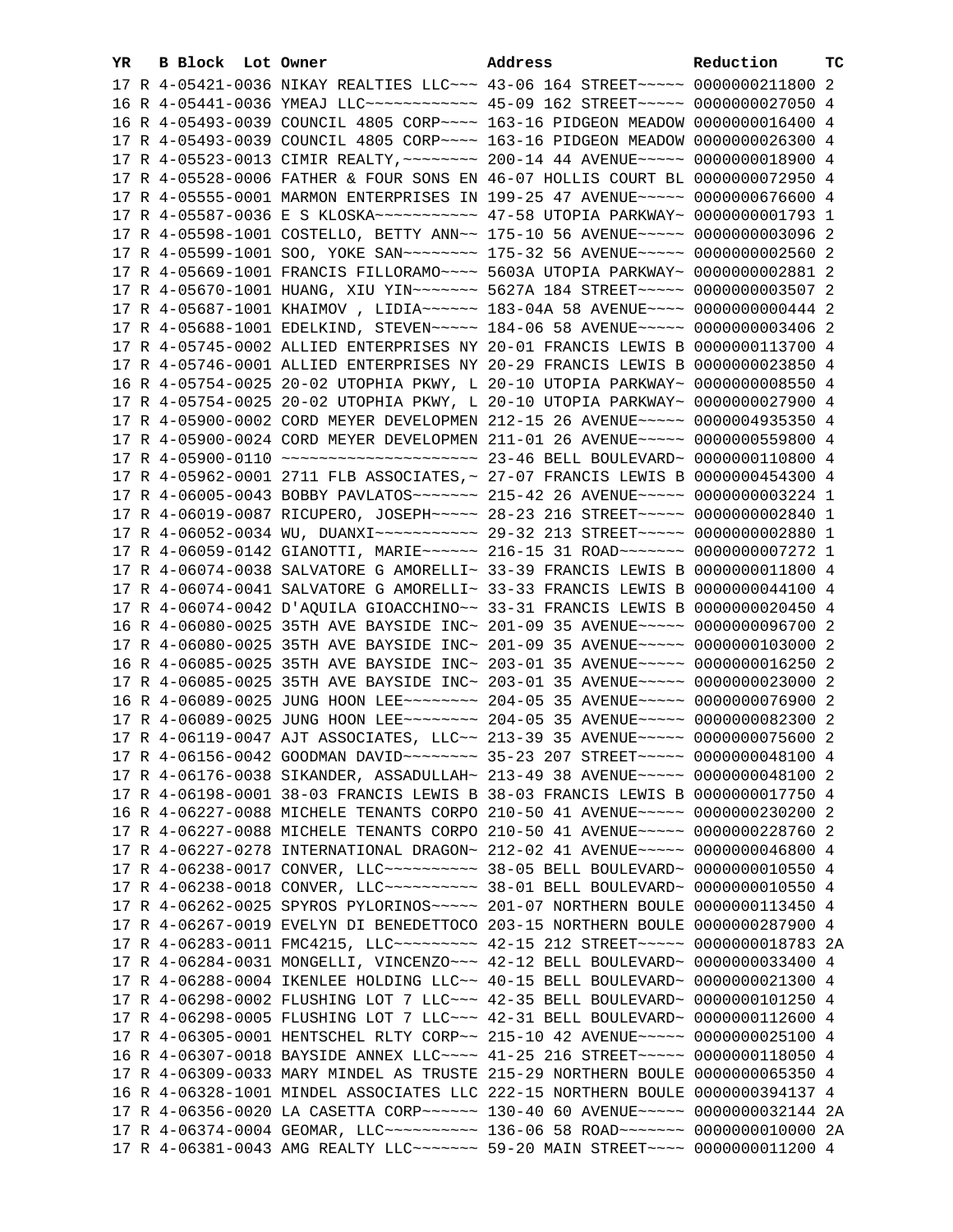| YR | B | Block | Lot | Owner | Address | Reduction | TC |
|---|---|---|---|---|---|---|---|
| 17 | R | 4-05421-0036 | | NIKAY REALTIES LLC~~~ | 43-06 164 STREET~~~~~ | 0000000211800 | 2 |
| 16 | R | 4-05441-0036 | | YMEAJ LLC~~~~~~~~~~~~ | 45-09 162 STREET~~~~~ | 0000000027050 | 4 |
| 16 | R | 4-05493-0039 | | COUNCIL 4805 CORP~~~~ | 163-16 PIDGEON MEADOW | 0000000016400 | 4 |
| 17 | R | 4-05493-0039 | | COUNCIL 4805 CORP~~~~ | 163-16 PIDGEON MEADOW | 0000000026300 | 4 |
| 17 | R | 4-05523-0013 | | CIMIR REALTY,~~~~~~~~ | 200-14 44 AVENUE~~~~~ | 0000000018900 | 4 |
| 17 | R | 4-05528-0006 | | FATHER & FOUR SONS EN | 46-07 HOLLIS COURT BL | 0000000072950 | 4 |
| 17 | R | 4-05555-0001 | | MARMON ENTERPRISES IN | 199-25 47 AVENUE~~~~~ | 0000000676600 | 4 |
| 17 | R | 4-05587-0036 | | E S KLOSKA~~~~~~~~~~~ | 47-58 UTOPIA PARKWAY~ | 0000000001793 | 1 |
| 17 | R | 4-05598-1001 | | COSTELLO, BETTY ANN~~ | 175-10 56 AVENUE~~~~~ | 0000000003096 | 2 |
| 17 | R | 4-05599-1001 | | SOO, YOKE SAN~~~~~~~~ | 175-32 56 AVENUE~~~~~ | 0000000002560 | 2 |
| 17 | R | 4-05669-1001 | | FRANCIS FILLORAMO~~~~ | 5603A UTOPIA PARKWAY~ | 0000000002881 | 2 |
| 17 | R | 4-05670-1001 | | HUANG, XIU YIN~~~~~~~ | 5627A 184 STREET~~~~~ | 0000000003507 | 2 |
| 17 | R | 4-05687-1001 | | KHAIMOV , LIDIA~~~~~~ | 183-04A 58 AVENUE~~~~ | 0000000000444 | 2 |
| 17 | R | 4-05688-1001 | | EDELKIND, STEVEN~~~~~ | 184-06 58 AVENUE~~~~~ | 0000000003406 | 2 |
| 17 | R | 4-05745-0002 | | ALLIED ENTERPRISES NY | 20-01 FRANCIS LEWIS B | 0000000113700 | 4 |
| 17 | R | 4-05746-0001 | | ALLIED ENTERPRISES NY | 20-29 FRANCIS LEWIS B | 0000000023850 | 4 |
| 16 | R | 4-05754-0025 | | 20-02 UTOPHIA PKWY, L | 20-10 UTOPIA PARKWAY~ | 0000000008550 | 4 |
| 17 | R | 4-05754-0025 | | 20-02 UTOPHIA PKWY, L | 20-10 UTOPIA PARKWAY~ | 0000000027900 | 4 |
| 17 | R | 4-05900-0002 | | CORD MEYER DEVELOPMEN | 212-15 26 AVENUE~~~~~ | 0000004935350 | 4 |
| 17 | R | 4-05900-0024 | | CORD MEYER DEVELOPMEN | 211-01 26 AVENUE~~~~~ | 0000000559800 | 4 |
| 17 | R | 4-05900-0110 | | ~~~~~~~~~~~~~~~~~~~~~ | 23-46 BELL BOULEVARD~ | 0000000110800 | 4 |
| 17 | R | 4-05962-0001 | | 2711 FLB ASSOCIATES,~ | 27-07 FRANCIS LEWIS B | 0000000454300 | 4 |
| 17 | R | 4-06005-0043 | | BOBBY PAVLATOS~~~~~~~ | 215-42 26 AVENUE~~~~~ | 0000000003224 | 1 |
| 17 | R | 4-06019-0087 | | RICUPERO, JOSEPH~~~~~ | 28-23 216 STREET~~~~~ | 0000000002840 | 1 |
| 17 | R | 4-06052-0034 | | WU, DUANXI~~~~~~~~~~~ | 29-32 213 STREET~~~~~ | 0000000002880 | 1 |
| 17 | R | 4-06059-0142 | | GIANOTTI, MARIE~~~~~~ | 216-15 31 ROAD~~~~~~~ | 0000000007272 | 1 |
| 17 | R | 4-06074-0038 | | SALVATORE G AMORELLI~ | 33-39 FRANCIS LEWIS B | 0000000011800 | 4 |
| 17 | R | 4-06074-0041 | | SALVATORE G AMORELLI~ | 33-33 FRANCIS LEWIS B | 0000000044100 | 4 |
| 17 | R | 4-06074-0042 | | D'AQUILA GIOACCHINO~~ | 33-31 FRANCIS LEWIS B | 0000000020450 | 4 |
| 16 | R | 4-06080-0025 | | 35TH AVE BAYSIDE INC~ | 201-09 35 AVENUE~~~~~ | 0000000096700 | 2 |
| 17 | R | 4-06080-0025 | | 35TH AVE BAYSIDE INC~ | 201-09 35 AVENUE~~~~~ | 0000000103000 | 2 |
| 16 | R | 4-06085-0025 | | 35TH AVE BAYSIDE INC~ | 203-01 35 AVENUE~~~~~ | 0000000016250 | 2 |
| 17 | R | 4-06085-0025 | | 35TH AVE BAYSIDE INC~ | 203-01 35 AVENUE~~~~~ | 0000000023000 | 2 |
| 16 | R | 4-06089-0025 | | JUNG HOON LEE~~~~~~~~ | 204-05 35 AVENUE~~~~~ | 0000000076900 | 2 |
| 17 | R | 4-06089-0025 | | JUNG HOON LEE~~~~~~~~ | 204-05 35 AVENUE~~~~~ | 0000000082300 | 2 |
| 17 | R | 4-06119-0047 | | AJT ASSOCIATES, LLC~~ | 213-39 35 AVENUE~~~~~ | 0000000075600 | 2 |
| 17 | R | 4-06156-0042 | | GOODMAN DAVID~~~~~~~~ | 35-23 207 STREET~~~~~ | 0000000048100 | 4 |
| 17 | R | 4-06176-0038 | | SIKANDER, ASSADULLAH~ | 213-49 38 AVENUE~~~~~ | 0000000048100 | 2 |
| 17 | R | 4-06198-0001 | | 38-03 FRANCIS LEWIS B | 38-03 FRANCIS LEWIS B | 0000000017750 | 4 |
| 16 | R | 4-06227-0088 | | MICHELE TENANTS CORPO | 210-50 41 AVENUE~~~~~ | 0000000230200 | 2 |
| 17 | R | 4-06227-0088 | | MICHELE TENANTS CORPO | 210-50 41 AVENUE~~~~~ | 0000000228760 | 2 |
| 17 | R | 4-06227-0278 | | INTERNATIONAL DRAGON~ | 212-02 41 AVENUE~~~~~ | 0000000046800 | 4 |
| 17 | R | 4-06238-0017 | | CONVER, LLC~~~~~~~~~~ | 38-05 BELL BOULEVARD~ | 0000000010550 | 4 |
| 17 | R | 4-06238-0018 | | CONVER, LLC~~~~~~~~~~ | 38-01 BELL BOULEVARD~ | 0000000010550 | 4 |
| 17 | R | 4-06262-0025 | | SPYROS PYLORINOS~~~~~ | 201-07 NORTHERN BOULE | 0000000113450 | 4 |
| 17 | R | 4-06267-0019 | | EVELYN DI BENEDETTOCO | 203-15 NORTHERN BOULE | 0000000287900 | 4 |
| 17 | R | 4-06283-0011 | | FMC4215, LLC~~~~~~~~~ | 42-15 212 STREET~~~~~ | 0000000018783 | 2A |
| 17 | R | 4-06284-0031 | | MONGELLI, VINCENZO~~~ | 42-12 BELL BOULEVARD~ | 0000000033400 | 4 |
| 17 | R | 4-06288-0004 | | IKENLEE HOLDING LLC~~ | 40-15 BELL BOULEVARD~ | 0000000021300 | 4 |
| 17 | R | 4-06298-0002 | | FLUSHING LOT 7 LLC~~~ | 42-35 BELL BOULEVARD~ | 0000000101250 | 4 |
| 17 | R | 4-06298-0005 | | FLUSHING LOT 7 LLC~~~ | 42-31 BELL BOULEVARD~ | 0000000112600 | 4 |
| 17 | R | 4-06305-0001 | | HENTSCHEL RLTY CORP~~ | 215-10 42 AVENUE~~~~~ | 0000000025100 | 4 |
| 16 | R | 4-06307-0018 | | BAYSIDE ANNEX LLC~~~~ | 41-25 216 STREET~~~~~ | 0000000118050 | 4 |
| 17 | R | 4-06309-0033 | | MARY MINDEL AS TRUSTE | 215-29 NORTHERN BOULE | 0000000065350 | 4 |
| 16 | R | 4-06328-1001 | | MINDEL ASSOCIATES LLC | 222-15 NORTHERN BOULE | 0000000394137 | 4 |
| 17 | R | 4-06356-0020 | | LA CASETTA CORP~~~~~~ | 130-40 60 AVENUE~~~~~ | 0000000032144 | 2A |
| 17 | R | 4-06374-0004 | | GEOMAR, LLC~~~~~~~~~~ | 136-06 58 ROAD~~~~~~~ | 0000000010000 | 2A |
| 17 | R | 4-06381-0043 | | AMG REALTY LLC~~~~~~~ | 59-20 MAIN STREET~~~~ | 0000000011200 | 4 |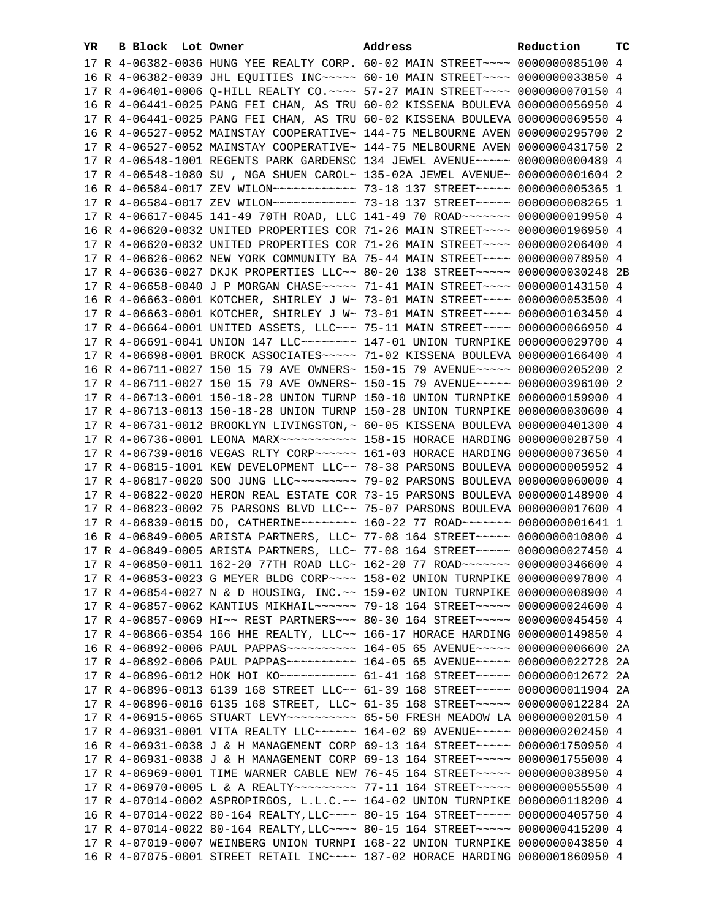| YR | B | Block | Lot | Owner | Address | Reduction | TC |
|---|---|---|---|---|---|---|---|
| 17 | R | 4-06382-0036 | | HUNG YEE REALTY CORP. | 60-02 MAIN STREET~~~~ | 0000000085100 | 4 |
| 16 | R | 4-06382-0039 | | JHL EQUITIES INC~~~~~ | 60-10 MAIN STREET~~~~ | 0000000033850 | 4 |
| 17 | R | 4-06401-0006 | | Q-HILL REALTY CO.~~~~ | 57-27 MAIN STREET~~~~ | 0000000070150 | 4 |
| 16 | R | 4-06441-0025 | | PANG FEI CHAN, AS TRU | 60-02 KISSENA BOULEVA | 0000000056950 | 4 |
| 17 | R | 4-06441-0025 | | PANG FEI CHAN, AS TRU | 60-02 KISSENA BOULEVA | 0000000069550 | 4 |
| 16 | R | 4-06527-0052 | | MAINSTAY COOPERATIVE~ | 144-75 MELBOURNE AVEN | 0000000295700 | 2 |
| 17 | R | 4-06527-0052 | | MAINSTAY COOPERATIVE~ | 144-75 MELBOURNE AVEN | 0000000431750 | 2 |
| 17 | R | 4-06548-1001 | | REGENTS PARK GARDENSC | 134 JEWEL AVENUE~~~~~ | 0000000000489 | 4 |
| 17 | R | 4-06548-1080 | | SU , NGA SHUEN CAROL~ | 135-02A JEWEL AVENUE~ | 0000000001604 | 2 |
| 16 | R | 4-06584-0017 | | ZEV WILON~~~~~~~~~~~~ | 73-18 137 STREET~~~~~ | 0000000005365 | 1 |
| 17 | R | 4-06584-0017 | | ZEV WILON~~~~~~~~~~~~ | 73-18 137 STREET~~~~~ | 0000000008265 | 1 |
| 17 | R | 4-06617-0045 | | 141-49 70TH ROAD, LLC | 141-49 70 ROAD~~~~~~~ | 0000000019950 | 4 |
| 16 | R | 4-06620-0032 | | UNITED PROPERTIES COR | 71-26 MAIN STREET~~~~ | 0000000196950 | 4 |
| 17 | R | 4-06620-0032 | | UNITED PROPERTIES COR | 71-26 MAIN STREET~~~~ | 0000000206400 | 4 |
| 17 | R | 4-06626-0062 | | NEW YORK COMMUNITY BA | 75-44 MAIN STREET~~~~ | 0000000078950 | 4 |
| 17 | R | 4-06636-0027 | | DKJK PROPERTIES LLC~~ | 80-20 138 STREET~~~~~ | 0000000030248 | 2B |
| 17 | R | 4-06658-0040 | | J P MORGAN CHASE~~~~~ | 71-41 MAIN STREET~~~~ | 0000000143150 | 4 |
| 16 | R | 4-06663-0001 | | KOTCHER, SHIRLEY J W~ | 73-01 MAIN STREET~~~~ | 0000000053500 | 4 |
| 17 | R | 4-06663-0001 | | KOTCHER, SHIRLEY J W~ | 73-01 MAIN STREET~~~~ | 0000000103450 | 4 |
| 17 | R | 4-06664-0001 | | UNITED ASSETS, LLC~~~ | 75-11 MAIN STREET~~~~ | 0000000066950 | 4 |
| 17 | R | 4-06691-0041 | | UNION 147 LLC~~~~~~~~ | 147-01 UNION TURNPIKE | 0000000029700 | 4 |
| 17 | R | 4-06698-0001 | | BROCK ASSOCIATES~~~~~ | 71-02 KISSENA BOULEVA | 0000000166400 | 4 |
| 16 | R | 4-06711-0027 | | 150 15 79 AVE OWNERS~ | 150-15 79 AVENUE~~~~~ | 0000000205200 | 2 |
| 17 | R | 4-06711-0027 | | 150 15 79 AVE OWNERS~ | 150-15 79 AVENUE~~~~~ | 0000000396100 | 2 |
| 17 | R | 4-06713-0001 | | 150-18-28 UNION TURNP | 150-10 UNION TURNPIKE | 0000000159900 | 4 |
| 17 | R | 4-06713-0013 | | 150-18-28 UNION TURNP | 150-28 UNION TURNPIKE | 0000000030600 | 4 |
| 17 | R | 4-06731-0012 | | BROOKLYN LIVINGSTON,~ | 60-05 KISSENA BOULEVA | 0000000401300 | 4 |
| 17 | R | 4-06736-0001 | | LEONA MARX~~~~~~~~~~~ | 158-15 HORACE HARDING | 0000000028750 | 4 |
| 17 | R | 4-06739-0016 | | VEGAS RLTY CORP~~~~~~ | 161-03 HORACE HARDING | 0000000073650 | 4 |
| 17 | R | 4-06815-1001 | | KEW DEVELOPMENT LLC~~ | 78-38 PARSONS BOULEVA | 0000000005952 | 4 |
| 17 | R | 4-06817-0020 | | SOO JUNG LLC~~~~~~~~~ | 79-02 PARSONS BOULEVA | 0000000060000 | 4 |
| 17 | R | 4-06822-0020 | | HERON REAL ESTATE COR | 73-15 PARSONS BOULEVA | 0000000148900 | 4 |
| 17 | R | 4-06823-0002 | | 75 PARSONS BLVD LLC~~ | 75-07 PARSONS BOULEVA | 0000000017600 | 4 |
| 17 | R | 4-06839-0015 | | DO, CATHERINE~~~~~~~~ | 160-22 77 ROAD~~~~~~~ | 0000000001641 | 1 |
| 16 | R | 4-06849-0005 | | ARISTA PARTNERS, LLC~ | 77-08 164 STREET~~~~~ | 0000000010800 | 4 |
| 17 | R | 4-06849-0005 | | ARISTA PARTNERS, LLC~ | 77-08 164 STREET~~~~~ | 0000000027450 | 4 |
| 17 | R | 4-06850-0011 | | 162-20 77TH ROAD LLC~ | 162-20 77 ROAD~~~~~~~ | 0000000346600 | 4 |
| 17 | R | 4-06853-0023 | | G MEYER BLDG CORP~~~~ | 158-02 UNION TURNPIKE | 0000000097800 | 4 |
| 17 | R | 4-06854-0027 | | N & D HOUSING, INC.~~ | 159-02 UNION TURNPIKE | 0000000008900 | 4 |
| 17 | R | 4-06857-0062 | | KANTIUS MIKHAIL~~~~~~ | 79-18 164 STREET~~~~~ | 0000000024600 | 4 |
| 17 | R | 4-06857-0069 | | HI~~ REST PARTNERS~~~ | 80-30 164 STREET~~~~~ | 0000000045450 | 4 |
| 17 | R | 4-06866-0354 | | 166 HHE REALTY, LLC~~ | 166-17 HORACE HARDING | 0000000149850 | 4 |
| 16 | R | 4-06892-0006 | | PAUL PAPPAS~~~~~~~~~~ | 164-05 65 AVENUE~~~~~ | 0000000006600 | 2A |
| 17 | R | 4-06892-0006 | | PAUL PAPPAS~~~~~~~~~~ | 164-05 65 AVENUE~~~~~ | 0000000022728 | 2A |
| 17 | R | 4-06896-0012 | | HOK HOI KO~~~~~~~~~~~ | 61-41 168 STREET~~~~~ | 0000000012672 | 2A |
| 17 | R | 4-06896-0013 | | 6139 168 STREET LLC~~ | 61-39 168 STREET~~~~~ | 0000000011904 | 2A |
| 17 | R | 4-06896-0016 | | 6135 168 STREET, LLC~ | 61-35 168 STREET~~~~~ | 0000000012284 | 2A |
| 17 | R | 4-06915-0065 | | STUART LEVY~~~~~~~~~~ | 65-50 FRESH MEADOW LA | 0000000020150 | 4 |
| 17 | R | 4-06931-0001 | | VITA REALTY LLC~~~~~~ | 164-02 69 AVENUE~~~~~ | 0000000202450 | 4 |
| 16 | R | 4-06931-0038 | | J & H MANAGEMENT CORP | 69-13 164 STREET~~~~~ | 0000001750950 | 4 |
| 17 | R | 4-06931-0038 | | J & H MANAGEMENT CORP | 69-13 164 STREET~~~~~ | 0000001755000 | 4 |
| 17 | R | 4-06969-0001 | | TIME WARNER CABLE NEW | 76-45 164 STREET~~~~~ | 0000000038950 | 4 |
| 17 | R | 4-06970-0005 | | L & A REALTY~~~~~~~~~ | 77-11 164 STREET~~~~~ | 0000000055500 | 4 |
| 17 | R | 4-07014-0002 | | ASPROPIRGOS, L.L.C.~~ | 164-02 UNION TURNPIKE | 0000000118200 | 4 |
| 16 | R | 4-07014-0022 | | 80-164 REALTY,LLC~~~~ | 80-15 164 STREET~~~~~ | 0000000405750 | 4 |
| 17 | R | 4-07014-0022 | | 80-164 REALTY,LLC~~~~ | 80-15 164 STREET~~~~~ | 0000000415200 | 4 |
| 17 | R | 4-07019-0007 | | WEINBERG UNION TURNPI | 168-22 UNION TURNPIKE | 0000000043850 | 4 |
| 16 | R | 4-07075-0001 | | STREET RETAIL INC~~~~ | 187-02 HORACE HARDING | 0000001860950 | 4 |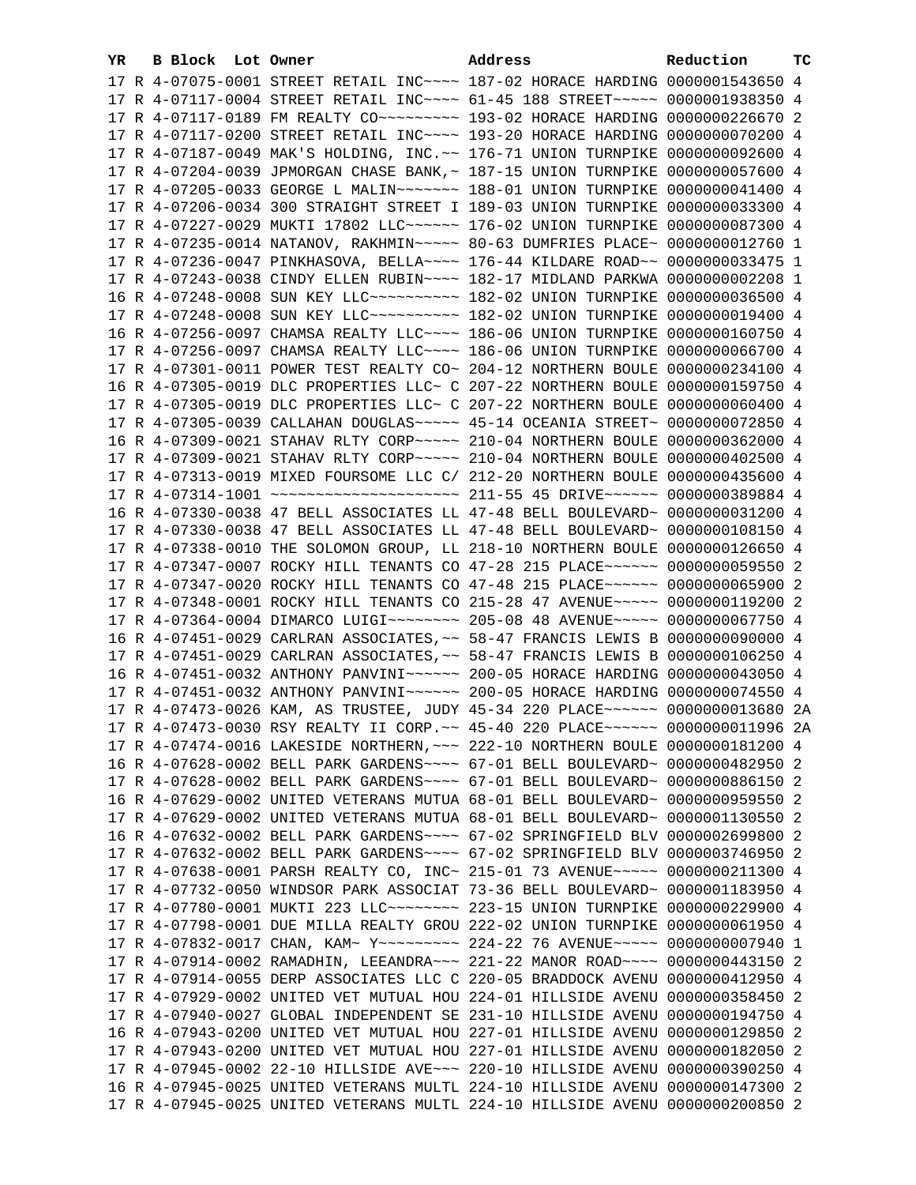| YR | B | Block | Lot | Owner | Address | Reduction | TC |
|---|---|---|---|---|---|---|---|
| 17 | R | 4-07075-0001 | | STREET RETAIL INC~~~~ | 187-02 HORACE HARDING | 0000001543650 | 4 |
| 17 | R | 4-07117-0004 | | STREET RETAIL INC~~~~ | 61-45 188 STREET~~~~~ | 0000001938350 | 4 |
| 17 | R | 4-07117-0189 | | FM REALTY CO~~~~~~~~~ | 193-02 HORACE HARDING | 0000000226670 | 2 |
| 17 | R | 4-07117-0200 | | STREET RETAIL INC~~~~ | 193-20 HORACE HARDING | 0000000070200 | 4 |
| 17 | R | 4-07187-0049 | | MAK'S HOLDING, INC.~~ | 176-71 UNION TURNPIKE | 0000000092600 | 4 |
| 17 | R | 4-07204-0039 | | JPMORGAN CHASE BANK,~ | 187-15 UNION TURNPIKE | 0000000057600 | 4 |
| 17 | R | 4-07205-0033 | | GEORGE L MALIN~~~~~~~ | 188-01 UNION TURNPIKE | 0000000041400 | 4 |
| 17 | R | 4-07206-0034 | | 300 STRAIGHT STREET I | 189-03 UNION TURNPIKE | 0000000033300 | 4 |
| 17 | R | 4-07227-0029 | | MUKTI 17802 LLC~~~~~~ | 176-02 UNION TURNPIKE | 0000000087300 | 4 |
| 17 | R | 4-07235-0014 | | NATANOV, RAKHMIN~~~~~ | 80-63 DUMFRIES PLACE~ | 0000000012760 | 1 |
| 17 | R | 4-07236-0047 | | PINKHASOVA, BELLA~~~~ | 176-44 KILDARE ROAD~~ | 0000000033475 | 1 |
| 17 | R | 4-07243-0038 | | CINDY ELLEN RUBIN~~~~ | 182-17 MIDLAND PARKWA | 0000000002208 | 1 |
| 16 | R | 4-07248-0008 | | SUN KEY LLC~~~~~~~~~~ | 182-02 UNION TURNPIKE | 0000000036500 | 4 |
| 17 | R | 4-07248-0008 | | SUN KEY LLC~~~~~~~~~~ | 182-02 UNION TURNPIKE | 0000000019400 | 4 |
| 16 | R | 4-07256-0097 | | CHAMSA REALTY LLC~~~~ | 186-06 UNION TURNPIKE | 0000000160750 | 4 |
| 17 | R | 4-07256-0097 | | CHAMSA REALTY LLC~~~~ | 186-06 UNION TURNPIKE | 0000000066700 | 4 |
| 17 | R | 4-07301-0011 | | POWER TEST REALTY CO~ | 204-12 NORTHERN BOULE | 0000000234100 | 4 |
| 16 | R | 4-07305-0019 | | DLC PROPERTIES LLC~ C | 207-22 NORTHERN BOULE | 0000000159750 | 4 |
| 17 | R | 4-07305-0019 | | DLC PROPERTIES LLC~ C | 207-22 NORTHERN BOULE | 0000000060400 | 4 |
| 17 | R | 4-07305-0039 | | CALLAHAN DOUGLAS~~~~~ | 45-14 OCEANIA STREET~ | 0000000072850 | 4 |
| 16 | R | 4-07309-0021 | | STAHAV RLTY CORP~~~~~ | 210-04 NORTHERN BOULE | 0000000362000 | 4 |
| 17 | R | 4-07309-0021 | | STAHAV RLTY CORP~~~~~ | 210-04 NORTHERN BOULE | 0000000402500 | 4 |
| 17 | R | 4-07313-0019 | | MIXED FOURSOME LLC C/ | 212-20 NORTHERN BOULE | 0000000435600 | 4 |
| 17 | R | 4-07314-1001 | | ~~~~~~~~~~~~~~~~~~~~~ | 211-55 45 DRIVE~~~~~~ | 0000000389884 | 4 |
| 16 | R | 4-07330-0038 | | 47 BELL ASSOCIATES LL | 47-48 BELL BOULEVARD~ | 0000000031200 | 4 |
| 17 | R | 4-07330-0038 | | 47 BELL ASSOCIATES LL | 47-48 BELL BOULEVARD~ | 0000000108150 | 4 |
| 17 | R | 4-07338-0010 | | THE SOLOMON GROUP, LL | 218-10 NORTHERN BOULE | 0000000126650 | 4 |
| 17 | R | 4-07347-0007 | | ROCKY HILL TENANTS CO | 47-28 215 PLACE~~~~~~ | 0000000059550 | 2 |
| 17 | R | 4-07347-0020 | | ROCKY HILL TENANTS CO | 47-48 215 PLACE~~~~~~ | 0000000065900 | 2 |
| 17 | R | 4-07348-0001 | | ROCKY HILL TENANTS CO | 215-28 47 AVENUE~~~~~ | 0000000119200 | 2 |
| 17 | R | 4-07364-0004 | | DIMARCO LUIGI~~~~~~~~ | 205-08 48 AVENUE~~~~~ | 0000000067750 | 4 |
| 16 | R | 4-07451-0029 | | CARLRAN ASSOCIATES,~~ | 58-47 FRANCIS LEWIS B | 0000000090000 | 4 |
| 17 | R | 4-07451-0029 | | CARLRAN ASSOCIATES,~~ | 58-47 FRANCIS LEWIS B | 0000000106250 | 4 |
| 16 | R | 4-07451-0032 | | ANTHONY PANVINI~~~~~~ | 200-05 HORACE HARDING | 0000000043050 | 4 |
| 17 | R | 4-07451-0032 | | ANTHONY PANVINI~~~~~~ | 200-05 HORACE HARDING | 0000000074550 | 4 |
| 17 | R | 4-07473-0026 | | KAM, AS TRUSTEE, JUDY | 45-34 220 PLACE~~~~~~ | 0000000013680 | 2A |
| 17 | R | 4-07473-0030 | | RSY REALTY II CORP.~~ | 45-40 220 PLACE~~~~~~ | 0000000011996 | 2A |
| 17 | R | 4-07474-0016 | | LAKESIDE NORTHERN,~~~ | 222-10 NORTHERN BOULE | 0000000181200 | 4 |
| 16 | R | 4-07628-0002 | | BELL PARK GARDENS~~~~ | 67-01 BELL BOULEVARD~ | 0000000482950 | 2 |
| 17 | R | 4-07628-0002 | | BELL PARK GARDENS~~~~ | 67-01 BELL BOULEVARD~ | 0000000886150 | 2 |
| 16 | R | 4-07629-0002 | | UNITED VETERANS MUTUA | 68-01 BELL BOULEVARD~ | 0000000959550 | 2 |
| 17 | R | 4-07629-0002 | | UNITED VETERANS MUTUA | 68-01 BELL BOULEVARD~ | 0000001130550 | 2 |
| 16 | R | 4-07632-0002 | | BELL PARK GARDENS~~~~ | 67-02 SPRINGFIELD BLV | 0000002699800 | 2 |
| 17 | R | 4-07632-0002 | | BELL PARK GARDENS~~~~ | 67-02 SPRINGFIELD BLV | 0000003746950 | 2 |
| 17 | R | 4-07638-0001 | | PARSH REALTY CO, INC~ | 215-01 73 AVENUE~~~~~ | 0000000211300 | 4 |
| 17 | R | 4-07732-0050 | | WINDSOR PARK ASSOCIAT | 73-36 BELL BOULEVARD~ | 0000001183950 | 4 |
| 17 | R | 4-07780-0001 | | MUKTI 223 LLC~~~~~~~~ | 223-15 UNION TURNPIKE | 0000000229900 | 4 |
| 17 | R | 4-07798-0001 | | DUE MILLA REALTY GROU | 222-02 UNION TURNPIKE | 0000000061950 | 4 |
| 17 | R | 4-07832-0017 | | CHAN, KAM~ Y~~~~~~~~~ | 224-22 76 AVENUE~~~~~ | 0000000007940 | 1 |
| 17 | R | 4-07914-0002 | | RAMADHIN, LEEANDRA~~~ | 221-22 MANOR ROAD~~~~ | 0000000443150 | 2 |
| 17 | R | 4-07914-0055 | | DERP ASSOCIATES LLC C | 220-05 BRADDOCK AVENU | 0000000412950 | 4 |
| 17 | R | 4-07929-0002 | | UNITED VET MUTUAL HOU | 224-01 HILLSIDE AVENU | 0000000358450 | 2 |
| 17 | R | 4-07940-0027 | | GLOBAL INDEPENDENT SE | 231-10 HILLSIDE AVENU | 0000000194750 | 4 |
| 16 | R | 4-07943-0200 | | UNITED VET MUTUAL HOU | 227-01 HILLSIDE AVENU | 0000000129850 | 2 |
| 17 | R | 4-07943-0200 | | UNITED VET MUTUAL HOU | 227-01 HILLSIDE AVENU | 0000000182050 | 2 |
| 17 | R | 4-07945-0002 | | 22-10 HILLSIDE AVE~~~ | 220-10 HILLSIDE AVENU | 0000000390250 | 4 |
| 16 | R | 4-07945-0025 | | UNITED VETERANS MULTL | 224-10 HILLSIDE AVENU | 0000000147300 | 2 |
| 17 | R | 4-07945-0025 | | UNITED VETERANS MULTL | 224-10 HILLSIDE AVENU | 0000000200850 | 2 |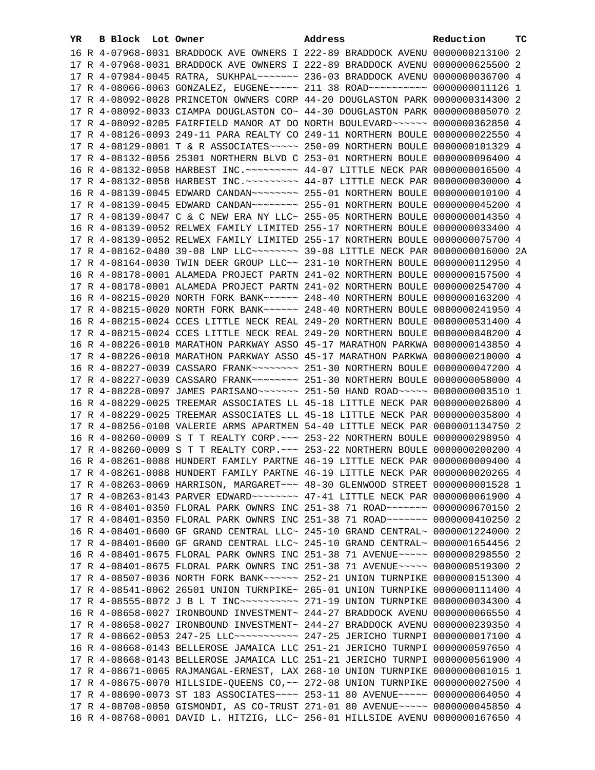| YR | B | Block | Lot | Owner | Address | Reduction | TC |
|---|---|---|---|---|---|---|---|
| 16 | R | 4-07968-0031 | | BRADDOCK AVE OWNERS I | 222-89 BRADDOCK AVENU | 0000000213100 | 2 |
| 17 | R | 4-07968-0031 | | BRADDOCK AVE OWNERS I | 222-89 BRADDOCK AVENU | 0000000625500 | 2 |
| 17 | R | 4-07984-0045 | | RATRA, SUKHPAL~~~~~~~ | 236-03 BRADDOCK AVENU | 0000000036700 | 4 |
| 17 | R | 4-08066-0063 | | GONZALEZ, EUGENE~~~~~ | 211 38 ROAD~~~~~~~~~~ | 0000000011126 | 1 |
| 17 | R | 4-08092-0028 | | PRINCETON OWNERS CORP | 44-20 DOUGLASTON PARK | 0000000314300 | 2 |
| 17 | R | 4-08092-0033 | | CIAMPA DOUGLASTON CO~ | 44-30 DOUGLASTON PARK | 0000000805070 | 2 |
| 17 | R | 4-08092-0205 | | FAIRFIELD MANOR AT DO | NORTH BOULEVARD~~~~~~ | 0000000362850 | 4 |
| 17 | R | 4-08126-0093 | | 249-11 PARA REALTY CO | 249-11 NORTHERN BOULE | 0000000022550 | 4 |
| 17 | R | 4-08129-0001 | | T & R ASSOCIATES~~~~~ | 250-09 NORTHERN BOULE | 0000000101329 | 4 |
| 17 | R | 4-08132-0056 | | 25301 NORTHERN BLVD C | 253-01 NORTHERN BOULE | 0000000096400 | 4 |
| 16 | R | 4-08132-0058 | | HARBEST INC.~~~~~~~~~ | 44-07 LITTLE NECK PAR | 0000000016500 | 4 |
| 17 | R | 4-08132-0058 | | HARBEST INC.~~~~~~~~~ | 44-07 LITTLE NECK PAR | 0000000030000 | 4 |
| 16 | R | 4-08139-0045 | | EDWARD CANDAN~~~~~~~~ | 255-01 NORTHERN BOULE | 0000000010100 | 4 |
| 17 | R | 4-08139-0045 | | EDWARD CANDAN~~~~~~~~ | 255-01 NORTHERN BOULE | 0000000045200 | 4 |
| 17 | R | 4-08139-0047 | | C & C NEW ERA NY LLC~ | 255-05 NORTHERN BOULE | 0000000014350 | 4 |
| 16 | R | 4-08139-0052 | | RELWEX FAMILY LIMITED | 255-17 NORTHERN BOULE | 0000000033400 | 4 |
| 17 | R | 4-08139-0052 | | RELWEX FAMILY LIMITED | 255-17 NORTHERN BOULE | 0000000075700 | 4 |
| 17 | R | 4-08162-0480 | | 39-08 LNP LLC~~~~~~~~ | 39-08 LITTLE NECK PAR | 0000000016000 | 2A |
| 17 | R | 4-08164-0030 | | TWIN DEER GROUP LLC~~ | 231-10 NORTHERN BOULE | 0000000112950 | 4 |
| 16 | R | 4-08178-0001 | | ALAMEDA PROJECT PARTN | 241-02 NORTHERN BOULE | 0000000157500 | 4 |
| 17 | R | 4-08178-0001 | | ALAMEDA PROJECT PARTN | 241-02 NORTHERN BOULE | 0000000254700 | 4 |
| 16 | R | 4-08215-0020 | | NORTH FORK BANK~~~~~~ | 248-40 NORTHERN BOULE | 0000000163200 | 4 |
| 17 | R | 4-08215-0020 | | NORTH FORK BANK~~~~~~ | 248-40 NORTHERN BOULE | 0000000241950 | 4 |
| 16 | R | 4-08215-0024 | | CCES LITTLE NECK REAL | 249-20 NORTHERN BOULE | 0000000531400 | 4 |
| 17 | R | 4-08215-0024 | | CCES LITTLE NECK REAL | 249-20 NORTHERN BOULE | 0000000848200 | 4 |
| 16 | R | 4-08226-0010 | | MARATHON PARKWAY ASSO | 45-17 MARATHON PARKWA | 0000000143850 | 4 |
| 17 | R | 4-08226-0010 | | MARATHON PARKWAY ASSO | 45-17 MARATHON PARKWA | 0000000210000 | 4 |
| 16 | R | 4-08227-0039 | | CASSARO FRANK~~~~~~~~ | 251-30 NORTHERN BOULE | 0000000047200 | 4 |
| 17 | R | 4-08227-0039 | | CASSARO FRANK~~~~~~~~ | 251-30 NORTHERN BOULE | 0000000058000 | 4 |
| 17 | R | 4-08228-0097 | | JAMES PARISANO~~~~~~~ | 251-50 HAND ROAD~~~~~ | 0000000003510 | 1 |
| 16 | R | 4-08229-0025 | | TREEMAR ASSOCIATES LL | 45-18 LITTLE NECK PAR | 0000000026800 | 4 |
| 17 | R | 4-08229-0025 | | TREEMAR ASSOCIATES LL | 45-18 LITTLE NECK PAR | 0000000035800 | 4 |
| 17 | R | 4-08256-0108 | | VALERIE ARMS APARTMEN | 54-40 LITTLE NECK PAR | 0000001134750 | 2 |
| 16 | R | 4-08260-0009 | | S T T REALTY CORP.~~~ | 253-22 NORTHERN BOULE | 0000000298950 | 4 |
| 17 | R | 4-08260-0009 | | S T T REALTY CORP.~~~ | 253-22 NORTHERN BOULE | 0000000200200 | 4 |
| 16 | R | 4-08261-0088 | | HUNDERT FAMILY PARTNE | 46-19 LITTLE NECK PAR | 0000000009400 | 4 |
| 17 | R | 4-08261-0088 | | HUNDERT FAMILY PARTNE | 46-19 LITTLE NECK PAR | 0000000020265 | 4 |
| 17 | R | 4-08263-0069 | | HARRISON, MARGARET~~~ | 48-30 GLENWOOD STREET | 0000000001528 | 1 |
| 17 | R | 4-08263-0143 | | PARVER EDWARD~~~~~~~~ | 47-41 LITTLE NECK PAR | 0000000061900 | 4 |
| 16 | R | 4-08401-0350 | | FLORAL PARK OWNRS INC | 251-38 71 ROAD~~~~~~~ | 0000000670150 | 2 |
| 17 | R | 4-08401-0350 | | FLORAL PARK OWNRS INC | 251-38 71 ROAD~~~~~~~ | 0000000410250 | 2 |
| 16 | R | 4-08401-0600 | | GF GRAND CENTRAL LLC~ | 245-10 GRAND CENTRAL~ | 0000001224000 | 2 |
| 17 | R | 4-08401-0600 | | GF GRAND CENTRAL LLC~ | 245-10 GRAND CENTRAL~ | 0000001654456 | 2 |
| 16 | R | 4-08401-0675 | | FLORAL PARK OWNRS INC | 251-38 71 AVENUE~~~~~ | 0000000298550 | 2 |
| 17 | R | 4-08401-0675 | | FLORAL PARK OWNRS INC | 251-38 71 AVENUE~~~~~ | 0000000519300 | 2 |
| 17 | R | 4-08507-0036 | | NORTH FORK BANK~~~~~~ | 252-21 UNION TURNPIKE | 0000000151300 | 4 |
| 17 | R | 4-08541-0062 | | 26501 UNION TURNPIKE~ | 265-01 UNION TURNPIKE | 0000000111400 | 4 |
| 17 | R | 4-08555-0072 | | J B L T INC~~~~~~~~~~ | 271-19 UNION TURNPIKE | 0000000034300 | 4 |
| 16 | R | 4-08658-0027 | | IRONBOUND INVESTMENT~ | 244-27 BRADDOCK AVENU | 0000000066550 | 4 |
| 17 | R | 4-08658-0027 | | IRONBOUND INVESTMENT~ | 244-27 BRADDOCK AVENU | 0000000239350 | 4 |
| 17 | R | 4-08662-0053 | | 247-25 LLC~~~~~~~~~~~ | 247-25 JERICHO TURNPI | 0000000017100 | 4 |
| 16 | R | 4-08668-0143 | | BELLEROSE JAMAICA LLC | 251-21 JERICHO TURNPI | 0000000597650 | 4 |
| 17 | R | 4-08668-0143 | | BELLEROSE JAMAICA LLC | 251-21 JERICHO TURNPI | 0000000561900 | 4 |
| 17 | R | 4-08671-0065 | | RAJMANGAL-ERNEST, LAX | 268-10 UNION TURNPIKE | 0000000001015 | 1 |
| 17 | R | 4-08675-0070 | | HILLSIDE-QUEENS CO,~~ | 272-08 UNION TURNPIKE | 0000000027500 | 4 |
| 17 | R | 4-08690-0073 | | ST 183 ASSOCIATES~~~~ | 253-11 80 AVENUE~~~~~ | 0000000064050 | 4 |
| 17 | R | 4-08708-0050 | | GISMONDI, AS CO-TRUST | 271-01 80 AVENUE~~~~~ | 0000000045850 | 4 |
| 16 | R | 4-08768-0001 | | DAVID L. HITZIG, LLC~ | 256-01 HILLSIDE AVENU | 0000000167650 | 4 |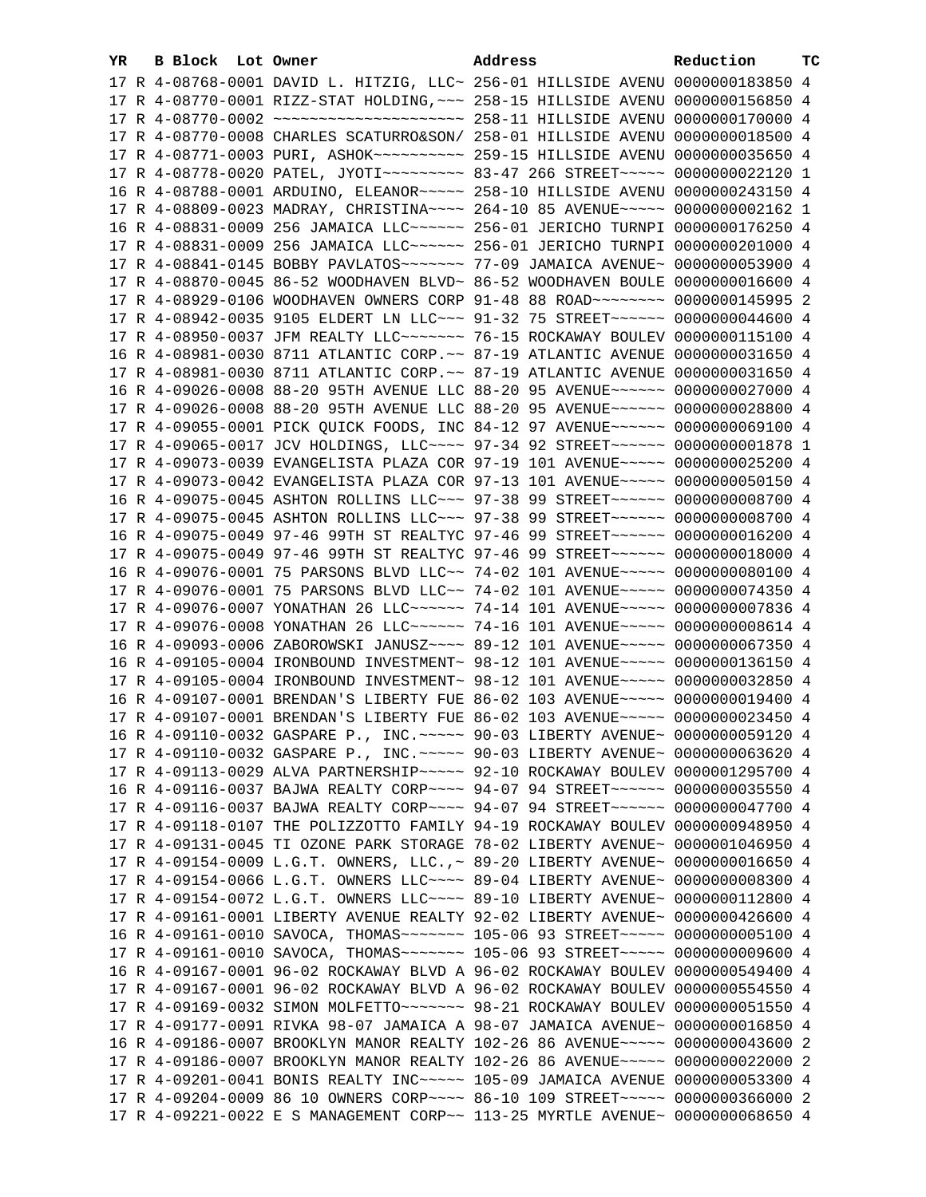| YR | B | Block | Lot | Owner | Address | Reduction | TC |
|---|---|---|---|---|---|---|---|
| 17 | R | 4-08768-0001 | | DAVID L. HITZIG, LLC~ | 256-01 HILLSIDE AVENU | 0000000183850 | 4 |
| 17 | R | 4-08770-0001 | | RIZZ-STAT HOLDING,~~~ | 258-15 HILLSIDE AVENU | 0000000156850 | 4 |
| 17 | R | 4-08770-0002 | | ~~~~~~~~~~~~~~~~~~~~~ | 258-11 HILLSIDE AVENU | 0000000170000 | 4 |
| 17 | R | 4-08770-0008 | | CHARLES SCATURRO&SON/ | 258-01 HILLSIDE AVENU | 0000000018500 | 4 |
| 17 | R | 4-08771-0003 | | PURI, ASHOK~~~~~~~~~~ | 259-15 HILLSIDE AVENU | 0000000035650 | 4 |
| 17 | R | 4-08778-0020 | | PATEL, JYOTI~~~~~~~~~ | 83-47 266 STREET~~~~~ | 0000000022120 | 1 |
| 16 | R | 4-08788-0001 | | ARDUINO, ELEANOR~~~~~ | 258-10 HILLSIDE AVENU | 0000000243150 | 4 |
| 17 | R | 4-08809-0023 | | MADRAY, CHRISTINA~~~~ | 264-10 85 AVENUE~~~~~ | 0000000002162 | 1 |
| 16 | R | 4-08831-0009 | | 256 JAMAICA LLC~~~~~~ | 256-01 JERICHO TURNPI | 0000000176250 | 4 |
| 17 | R | 4-08831-0009 | | 256 JAMAICA LLC~~~~~~ | 256-01 JERICHO TURNPI | 0000000201000 | 4 |
| 17 | R | 4-08841-0145 | | BOBBY PAVLATOS~~~~~~~ | 77-09 JAMAICA AVENUE~ | 0000000053900 | 4 |
| 17 | R | 4-08870-0045 | | 86-52 WOODHAVEN BLVD~ | 86-52 WOODHAVEN BOULE | 0000000016600 | 4 |
| 17 | R | 4-08929-0106 | | WOODHAVEN OWNERS CORP | 91-48 88 ROAD~~~~~~~~ | 0000000145995 | 2 |
| 17 | R | 4-08942-0035 | | 9105 ELDERT LN LLC~~~ | 91-32 75 STREET~~~~~~ | 0000000044600 | 4 |
| 17 | R | 4-08950-0037 | | JFM REALTY LLC~~~~~~~ | 76-15 ROCKAWAY BOULEV | 0000000115100 | 4 |
| 16 | R | 4-08981-0030 | | 8711 ATLANTIC CORP.~~ | 87-19 ATLANTIC AVENUE | 0000000031650 | 4 |
| 17 | R | 4-08981-0030 | | 8711 ATLANTIC CORP.~~ | 87-19 ATLANTIC AVENUE | 0000000031650 | 4 |
| 16 | R | 4-09026-0008 | | 88-20 95TH AVENUE LLC | 88-20 95 AVENUE~~~~~~ | 0000000027000 | 4 |
| 17 | R | 4-09026-0008 | | 88-20 95TH AVENUE LLC | 88-20 95 AVENUE~~~~~~ | 0000000028800 | 4 |
| 17 | R | 4-09055-0001 | | PICK QUICK FOODS, INC | 84-12 97 AVENUE~~~~~~ | 0000000069100 | 4 |
| 17 | R | 4-09065-0017 | | JCV HOLDINGS, LLC~~~~ | 97-34 92 STREET~~~~~~ | 0000000001878 | 1 |
| 17 | R | 4-09073-0039 | | EVANGELISTA PLAZA COR | 97-19 101 AVENUE~~~~~ | 0000000025200 | 4 |
| 17 | R | 4-09073-0042 | | EVANGELISTA PLAZA COR | 97-13 101 AVENUE~~~~~ | 0000000050150 | 4 |
| 16 | R | 4-09075-0045 | | ASHTON ROLLINS LLC~~~ | 97-38 99 STREET~~~~~~ | 0000000008700 | 4 |
| 17 | R | 4-09075-0045 | | ASHTON ROLLINS LLC~~~ | 97-38 99 STREET~~~~~~ | 0000000008700 | 4 |
| 16 | R | 4-09075-0049 | | 97-46 99TH ST REALTYC | 97-46 99 STREET~~~~~~ | 0000000016200 | 4 |
| 17 | R | 4-09075-0049 | | 97-46 99TH ST REALTYC | 97-46 99 STREET~~~~~~ | 0000000018000 | 4 |
| 16 | R | 4-09076-0001 | | 75 PARSONS BLVD LLC~~ | 74-02 101 AVENUE~~~~~ | 0000000080100 | 4 |
| 17 | R | 4-09076-0001 | | 75 PARSONS BLVD LLC~~ | 74-02 101 AVENUE~~~~~ | 0000000074350 | 4 |
| 17 | R | 4-09076-0007 | | YONATHAN 26 LLC~~~~~~ | 74-14 101 AVENUE~~~~~ | 0000000007836 | 4 |
| 17 | R | 4-09076-0008 | | YONATHAN 26 LLC~~~~~~ | 74-16 101 AVENUE~~~~~ | 0000000008614 | 4 |
| 16 | R | 4-09093-0006 | | ZABOROWSKI JANUSZ~~~~ | 89-12 101 AVENUE~~~~~ | 0000000067350 | 4 |
| 16 | R | 4-09105-0004 | | IRONBOUND INVESTMENT~ | 98-12 101 AVENUE~~~~~ | 0000000136150 | 4 |
| 17 | R | 4-09105-0004 | | IRONBOUND INVESTMENT~ | 98-12 101 AVENUE~~~~~ | 0000000032850 | 4 |
| 16 | R | 4-09107-0001 | | BRENDAN'S LIBERTY FUE | 86-02 103 AVENUE~~~~~ | 0000000019400 | 4 |
| 17 | R | 4-09107-0001 | | BRENDAN'S LIBERTY FUE | 86-02 103 AVENUE~~~~~ | 0000000023450 | 4 |
| 16 | R | 4-09110-0032 | | GASPARE P., INC.~~~~~ | 90-03 LIBERTY AVENUE~ | 0000000059120 | 4 |
| 17 | R | 4-09110-0032 | | GASPARE P., INC.~~~~~ | 90-03 LIBERTY AVENUE~ | 0000000063620 | 4 |
| 17 | R | 4-09113-0029 | | ALVA PARTNERSHIP~~~~~ | 92-10 ROCKAWAY BOULEV | 0000001295700 | 4 |
| 16 | R | 4-09116-0037 | | BAJWA REALTY CORP~~~~ | 94-07 94 STREET~~~~~~ | 0000000035550 | 4 |
| 17 | R | 4-09116-0037 | | BAJWA REALTY CORP~~~~ | 94-07 94 STREET~~~~~~ | 0000000047700 | 4 |
| 17 | R | 4-09118-0107 | | THE POLIZZOTTO FAMILY | 94-19 ROCKAWAY BOULEV | 0000000948950 | 4 |
| 17 | R | 4-09131-0045 | | TI OZONE PARK STORAGE | 78-02 LIBERTY AVENUE~ | 0000001046950 | 4 |
| 17 | R | 4-09154-0009 | | L.G.T. OWNERS, LLC.,~ | 89-20 LIBERTY AVENUE~ | 0000000016650 | 4 |
| 17 | R | 4-09154-0066 | | L.G.T. OWNERS LLC~~~~ | 89-04 LIBERTY AVENUE~ | 0000000008300 | 4 |
| 17 | R | 4-09154-0072 | | L.G.T. OWNERS LLC~~~~ | 89-10 LIBERTY AVENUE~ | 0000000112800 | 4 |
| 17 | R | 4-09161-0001 | | LIBERTY AVENUE REALTY | 92-02 LIBERTY AVENUE~ | 0000000426600 | 4 |
| 16 | R | 4-09161-0010 | | SAVOCA, THOMAS~~~~~~~ | 105-06 93 STREET~~~~~ | 0000000005100 | 4 |
| 17 | R | 4-09161-0010 | | SAVOCA, THOMAS~~~~~~~ | 105-06 93 STREET~~~~~ | 0000000009600 | 4 |
| 16 | R | 4-09167-0001 | | 96-02 ROCKAWAY BLVD A | 96-02 ROCKAWAY BOULEV | 0000000549400 | 4 |
| 17 | R | 4-09167-0001 | | 96-02 ROCKAWAY BLVD A | 96-02 ROCKAWAY BOULEV | 0000000554550 | 4 |
| 17 | R | 4-09169-0032 | | SIMON MOLFETTO~~~~~~~ | 98-21 ROCKAWAY BOULEV | 0000000051550 | 4 |
| 17 | R | 4-09177-0091 | | RIVKA 98-07 JAMAICA A | 98-07 JAMAICA AVENUE~ | 0000000016850 | 4 |
| 16 | R | 4-09186-0007 | | BROOKLYN MANOR REALTY | 102-26 86 AVENUE~~~~~ | 0000000043600 | 2 |
| 17 | R | 4-09186-0007 | | BROOKLYN MANOR REALTY | 102-26 86 AVENUE~~~~~ | 0000000022000 | 2 |
| 17 | R | 4-09201-0041 | | BONIS REALTY INC~~~~~ | 105-09 JAMAICA AVENUE | 0000000053300 | 4 |
| 17 | R | 4-09204-0009 | | 86 10 OWNERS CORP~~~~ | 86-10 109 STREET~~~~~ | 0000000366000 | 2 |
| 17 | R | 4-09221-0022 | | E S MANAGEMENT CORP~~ | 113-25 MYRTLE AVENUE~ | 0000000068650 | 4 |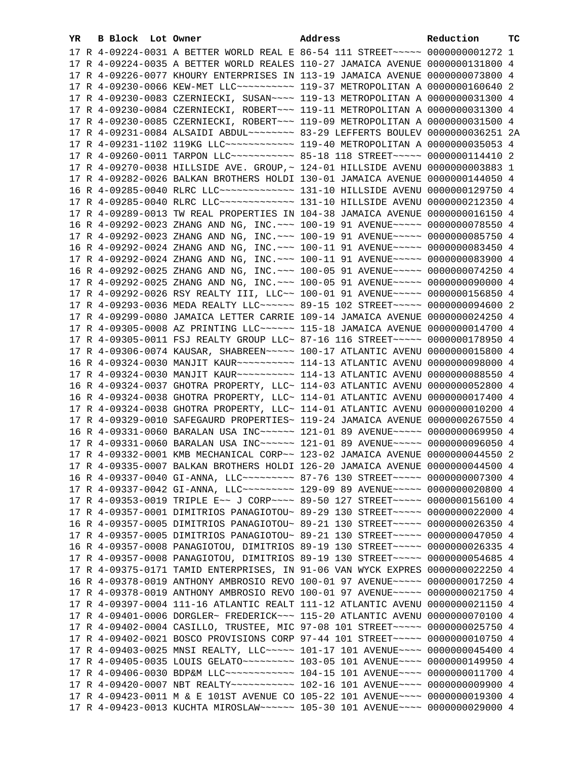| YR | B | Block | Lot | Owner | Address | Reduction | TC |
|---|---|---|---|---|---|---|---|
| 17 | R | 4-09224-0031 | | A BETTER WORLD REAL E | 86-54 111 STREET~~~~~ | 0000000001272 | 1 |
| 17 | R | 4-09224-0035 | | A BETTER WORLD REALES | 110-27 JAMAICA AVENUE | 0000000131800 | 4 |
| 17 | R | 4-09226-0077 | | KHOURY ENTERPRISES IN | 113-19 JAMAICA AVENUE | 0000000073800 | 4 |
| 17 | R | 4-09230-0066 | | KEW-MET LLC~~~~~~~~~~ | 119-37 METROPOLITAN A | 0000000160640 | 2 |
| 17 | R | 4-09230-0083 | | CZERNIECKI, SUSAN~~~~ | 119-13 METROPOLITAN A | 0000000031300 | 4 |
| 17 | R | 4-09230-0084 | | CZERNIECKI, ROBERT~~~ | 119-11 METROPOLITAN A | 0000000031300 | 4 |
| 17 | R | 4-09230-0085 | | CZERNIECKI, ROBERT~~~ | 119-09 METROPOLITAN A | 0000000031500 | 4 |
| 17 | R | 4-09231-0084 | | ALSAIDI ABDUL~~~~~~~~ | 83-29 LEFFERTS BOULEV | 0000000036251 | 2A |
| 17 | R | 4-09231-1102 | | 119KG LLC~~~~~~~~~~~~ | 119-40 METROPOLITAN A | 0000000035053 | 4 |
| 17 | R | 4-09260-0011 | | TARPON LLC~~~~~~~~~~~ | 85-18 118 STREET~~~~~ | 0000000114410 | 2 |
| 17 | R | 4-09270-0038 | | HILLSIDE AVE. GROUP,~ | 124-01 HILLSIDE AVENU | 0000000003883 | 1 |
| 17 | R | 4-09282-0026 | | BALKAN BROTHERS HOLDI | 130-01 JAMAICA AVENUE | 0000000144050 | 4 |
| 16 | R | 4-09285-0040 | | RLRC LLC~~~~~~~~~~~~~ | 131-10 HILLSIDE AVENU | 0000000129750 | 4 |
| 17 | R | 4-09285-0040 | | RLRC LLC~~~~~~~~~~~~~ | 131-10 HILLSIDE AVENU | 0000000212350 | 4 |
| 17 | R | 4-09289-0013 | | TW REAL PROPERTIES IN | 104-38 JAMAICA AVENUE | 0000000016150 | 4 |
| 16 | R | 4-09292-0023 | | ZHANG AND NG, INC.~~~ | 100-19 91 AVENUE~~~~~ | 0000000078550 | 4 |
| 17 | R | 4-09292-0023 | | ZHANG AND NG, INC.~~~ | 100-19 91 AVENUE~~~~~ | 0000000085750 | 4 |
| 16 | R | 4-09292-0024 | | ZHANG AND NG, INC.~~~ | 100-11 91 AVENUE~~~~~ | 0000000083450 | 4 |
| 17 | R | 4-09292-0024 | | ZHANG AND NG, INC.~~~ | 100-11 91 AVENUE~~~~~ | 0000000083900 | 4 |
| 16 | R | 4-09292-0025 | | ZHANG AND NG, INC.~~~ | 100-05 91 AVENUE~~~~~ | 0000000074250 | 4 |
| 17 | R | 4-09292-0025 | | ZHANG AND NG, INC.~~~ | 100-05 91 AVENUE~~~~~ | 0000000090000 | 4 |
| 17 | R | 4-09292-0026 | | RSY REALTY III, LLC~~ | 100-01 91 AVENUE~~~~~ | 0000000156850 | 4 |
| 17 | R | 4-09293-0036 | | MEDA REALTY LLC~~~~~~ | 89-15 102 STREET~~~~~ | 0000000094600 | 2 |
| 17 | R | 4-09299-0080 | | JAMAICA LETTER CARRIE | 109-14 JAMAICA AVENUE | 0000000024250 | 4 |
| 17 | R | 4-09305-0008 | | AZ PRINTING LLC~~~~~~ | 115-18 JAMAICA AVENUE | 0000000014700 | 4 |
| 17 | R | 4-09305-0011 | | FSJ REALTY GROUP LLC~ | 87-16 116 STREET~~~~~ | 0000000178950 | 4 |
| 17 | R | 4-09306-0074 | | KAUSAR, SHABREEN~~~~~ | 100-17 ATLANTIC AVENU | 0000000015800 | 4 |
| 16 | R | 4-09324-0030 | | MANJIT KAUR~~~~~~~~~~ | 114-13 ATLANTIC AVENU | 0000000098000 | 4 |
| 17 | R | 4-09324-0030 | | MANJIT KAUR~~~~~~~~~~ | 114-13 ATLANTIC AVENU | 0000000088550 | 4 |
| 16 | R | 4-09324-0037 | | GHOTRA PROPERTY, LLC~ | 114-03 ATLANTIC AVENU | 0000000052800 | 4 |
| 16 | R | 4-09324-0038 | | GHOTRA PROPERTY, LLC~ | 114-01 ATLANTIC AVENU | 0000000017400 | 4 |
| 17 | R | 4-09324-0038 | | GHOTRA PROPERTY, LLC~ | 114-01 ATLANTIC AVENU | 0000000010200 | 4 |
| 17 | R | 4-09329-0010 | | SAFEGAURD PROPERTIES~ | 119-24 JAMAICA AVENUE | 0000000267550 | 4 |
| 16 | R | 4-09331-0060 | | BARALAN USA INC~~~~~~ | 121-01 89 AVENUE~~~~~ | 0000000069950 | 4 |
| 17 | R | 4-09331-0060 | | BARALAN USA INC~~~~~~ | 121-01 89 AVENUE~~~~~ | 0000000096050 | 4 |
| 17 | R | 4-09332-0001 | | KMB MECHANICAL CORP~~ | 123-02 JAMAICA AVENUE | 0000000044550 | 2 |
| 17 | R | 4-09335-0007 | | BALKAN BROTHERS HOLDI | 126-20 JAMAICA AVENUE | 0000000044500 | 4 |
| 16 | R | 4-09337-0040 | | GI-ANNA, LLC~~~~~~~~~ | 87-76 130 STREET~~~~~ | 0000000007300 | 4 |
| 17 | R | 4-09337-0042 | | GI-ANNA, LLC~~~~~~~~~ | 129-09 89 AVENUE~~~~~ | 0000000020800 | 4 |
| 17 | R | 4-09353-0019 | | TRIPLE E~~ J CORP~~~~ | 89-50 127 STREET~~~~~ | 0000000156100 | 4 |
| 17 | R | 4-09357-0001 | | DIMITRIOS PANAGIOTOU~ | 89-29 130 STREET~~~~~ | 0000000022000 | 4 |
| 16 | R | 4-09357-0005 | | DIMITRIOS PANAGIOTOU~ | 89-21 130 STREET~~~~~ | 0000000026350 | 4 |
| 17 | R | 4-09357-0005 | | DIMITRIOS PANAGIOTOU~ | 89-21 130 STREET~~~~~ | 0000000047050 | 4 |
| 16 | R | 4-09357-0008 | | PANAGIOTOU, DIMITRIOS | 89-19 130 STREET~~~~~ | 0000000026335 | 4 |
| 17 | R | 4-09357-0008 | | PANAGIOTOU, DIMITRIOS | 89-19 130 STREET~~~~~ | 0000000054685 | 4 |
| 17 | R | 4-09375-0171 | | TAMID ENTERPRISES, IN | 91-06 VAN WYCK EXPRES | 0000000022250 | 4 |
| 16 | R | 4-09378-0019 | | ANTHONY AMBROSIO REVO | 100-01 97 AVENUE~~~~~ | 0000000017250 | 4 |
| 17 | R | 4-09378-0019 | | ANTHONY AMBROSIO REVO | 100-01 97 AVENUE~~~~~ | 0000000021750 | 4 |
| 17 | R | 4-09397-0004 | | 111-16 ATLANTIC REALT | 111-12 ATLANTIC AVENU | 0000000021150 | 4 |
| 17 | R | 4-09401-0006 | | DORGLER~ FREDERICK~~~ | 115-20 ATLANTIC AVENU | 0000000070100 | 4 |
| 17 | R | 4-09402-0004 | | CASILLO, TRUSTEE, MIC | 97-08 101 STREET~~~~~ | 0000000025750 | 4 |
| 17 | R | 4-09402-0021 | | BOSCO PROVISIONS CORP | 97-44 101 STREET~~~~~ | 0000000010750 | 4 |
| 17 | R | 4-09403-0025 | | MNSI REALTY, LLC~~~~~ | 101-17 101 AVENUE~~~~ | 0000000045400 | 4 |
| 17 | R | 4-09405-0035 | | LOUIS GELATO~~~~~~~~~ | 103-05 101 AVENUE~~~~ | 0000000149950 | 4 |
| 17 | R | 4-09406-0030 | | BDP&M LLC~~~~~~~~~~~~ | 104-15 101 AVENUE~~~~ | 0000000011700 | 4 |
| 17 | R | 4-09420-0007 | | NBT REALTY~~~~~~~~~~~ | 102-16 101 AVENUE~~~~ | 0000000009900 | 4 |
| 17 | R | 4-09423-0011 | | M & E 101ST AVENUE CO | 105-22 101 AVENUE~~~~ | 0000000019300 | 4 |
| 17 | R | 4-09423-0013 | | KUCHTA MIROSLAW~~~~~~ | 105-30 101 AVENUE~~~~ | 0000000029000 | 4 |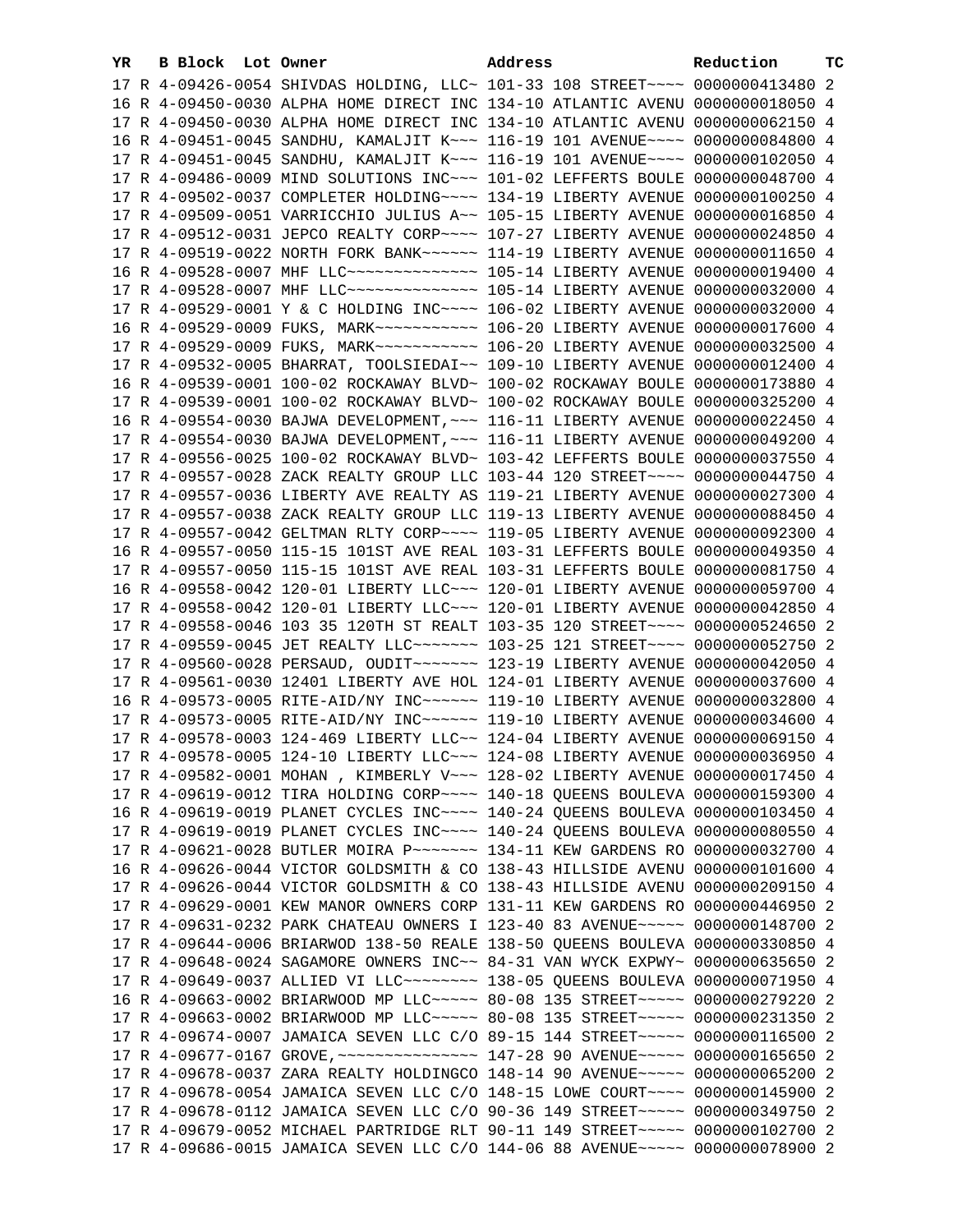| YR | B | Block | Lot | Owner | Address | Reduction | TC |
|---|---|---|---|---|---|---|---|
| 17 | R | 4-09426-0054 | | SHIVDAS HOLDING, LLC~ | 101-33 108 STREET~~~~ | 0000000413480 | 2 |
| 16 | R | 4-09450-0030 | | ALPHA HOME DIRECT INC | 134-10 ATLANTIC AVENU | 0000000018050 | 4 |
| 17 | R | 4-09450-0030 | | ALPHA HOME DIRECT INC | 134-10 ATLANTIC AVENU | 0000000062150 | 4 |
| 16 | R | 4-09451-0045 | | SANDHU, KAMALJIT K~~~ | 116-19 101 AVENUE~~~~ | 0000000084800 | 4 |
| 17 | R | 4-09451-0045 | | SANDHU, KAMALJIT K~~~ | 116-19 101 AVENUE~~~~ | 0000000102050 | 4 |
| 17 | R | 4-09486-0009 | | MIND SOLUTIONS INC~~~ | 101-02 LEFFERTS BOULE | 0000000048700 | 4 |
| 17 | R | 4-09502-0037 | | COMPLETER HOLDING~~~~ | 134-19 LIBERTY AVENUE | 0000000100250 | 4 |
| 17 | R | 4-09509-0051 | | VARRICCHIO JULIUS A~~ | 105-15 LIBERTY AVENUE | 0000000016850 | 4 |
| 17 | R | 4-09512-0031 | | JEPCO REALTY CORP~~~~ | 107-27 LIBERTY AVENUE | 0000000024850 | 4 |
| 17 | R | 4-09519-0022 | | NORTH FORK BANK~~~~~~ | 114-19 LIBERTY AVENUE | 0000000011650 | 4 |
| 16 | R | 4-09528-0007 | | MHF LLC~~~~~~~~~~~~~~ | 105-14 LIBERTY AVENUE | 0000000019400 | 4 |
| 17 | R | 4-09528-0007 | | MHF LLC~~~~~~~~~~~~~~ | 105-14 LIBERTY AVENUE | 0000000032000 | 4 |
| 17 | R | 4-09529-0001 | | Y & C HOLDING INC~~~~ | 106-02 LIBERTY AVENUE | 0000000032000 | 4 |
| 16 | R | 4-09529-0009 | | FUKS, MARK~~~~~~~~~~~ | 106-20 LIBERTY AVENUE | 0000000017600 | 4 |
| 17 | R | 4-09529-0009 | | FUKS, MARK~~~~~~~~~~~ | 106-20 LIBERTY AVENUE | 0000000032500 | 4 |
| 17 | R | 4-09532-0005 | | BHARRAT, TOOLSIEDAI~~ | 109-10 LIBERTY AVENUE | 0000000012400 | 4 |
| 16 | R | 4-09539-0001 | | 100-02 ROCKAWAY BLVD~ | 100-02 ROCKAWAY BOULE | 0000000173880 | 4 |
| 17 | R | 4-09539-0001 | | 100-02 ROCKAWAY BLVD~ | 100-02 ROCKAWAY BOULE | 0000000325200 | 4 |
| 16 | R | 4-09554-0030 | | BAJWA DEVELOPMENT,~~~ | 116-11 LIBERTY AVENUE | 0000000022450 | 4 |
| 17 | R | 4-09554-0030 | | BAJWA DEVELOPMENT,~~~ | 116-11 LIBERTY AVENUE | 0000000049200 | 4 |
| 17 | R | 4-09556-0025 | | 100-02 ROCKAWAY BLVD~ | 103-42 LEFFERTS BOULE | 0000000037550 | 4 |
| 17 | R | 4-09557-0028 | | ZACK REALTY GROUP LLC | 103-44 120 STREET~~~~ | 0000000044750 | 4 |
| 17 | R | 4-09557-0036 | | LIBERTY AVE REALTY AS | 119-21 LIBERTY AVENUE | 0000000027300 | 4 |
| 17 | R | 4-09557-0038 | | ZACK REALTY GROUP LLC | 119-13 LIBERTY AVENUE | 0000000088450 | 4 |
| 17 | R | 4-09557-0042 | | GELTMAN RLTY CORP~~~~ | 119-05 LIBERTY AVENUE | 0000000092300 | 4 |
| 16 | R | 4-09557-0050 | | 115-15 101ST AVE REAL | 103-31 LEFFERTS BOULE | 0000000049350 | 4 |
| 17 | R | 4-09557-0050 | | 115-15 101ST AVE REAL | 103-31 LEFFERTS BOULE | 0000000081750 | 4 |
| 16 | R | 4-09558-0042 | | 120-01 LIBERTY LLC~~~ | 120-01 LIBERTY AVENUE | 0000000059700 | 4 |
| 17 | R | 4-09558-0042 | | 120-01 LIBERTY LLC~~~ | 120-01 LIBERTY AVENUE | 0000000042850 | 4 |
| 17 | R | 4-09558-0046 | | 103 35 120TH ST REALT | 103-35 120 STREET~~~~ | 0000000524650 | 2 |
| 17 | R | 4-09559-0045 | | JET REALTY LLC~~~~~~~ | 103-25 121 STREET~~~~ | 0000000052750 | 2 |
| 17 | R | 4-09560-0028 | | PERSAUD, OUDIT~~~~~~~ | 123-19 LIBERTY AVENUE | 0000000042050 | 4 |
| 17 | R | 4-09561-0030 | | 12401 LIBERTY AVE HOL | 124-01 LIBERTY AVENUE | 0000000037600 | 4 |
| 16 | R | 4-09573-0005 | | RITE-AID/NY INC~~~~~~ | 119-10 LIBERTY AVENUE | 0000000032800 | 4 |
| 17 | R | 4-09573-0005 | | RITE-AID/NY INC~~~~~~ | 119-10 LIBERTY AVENUE | 0000000034600 | 4 |
| 17 | R | 4-09578-0003 | | 124-469 LIBERTY LLC~~ | 124-04 LIBERTY AVENUE | 0000000069150 | 4 |
| 17 | R | 4-09578-0005 | | 124-10 LIBERTY LLC~~~ | 124-08 LIBERTY AVENUE | 0000000036950 | 4 |
| 17 | R | 4-09582-0001 | | MOHAN , KIMBERLY V~~~ | 128-02 LIBERTY AVENUE | 0000000017450 | 4 |
| 17 | R | 4-09619-0012 | | TIRA HOLDING CORP~~~~ | 140-18 QUEENS BOULEVA | 0000000159300 | 4 |
| 16 | R | 4-09619-0019 | | PLANET CYCLES INC~~~~ | 140-24 QUEENS BOULEVA | 0000000103450 | 4 |
| 17 | R | 4-09619-0019 | | PLANET CYCLES INC~~~~ | 140-24 QUEENS BOULEVA | 0000000080550 | 4 |
| 17 | R | 4-09621-0028 | | BUTLER MOIRA P~~~~~~~ | 134-11 KEW GARDENS RO | 0000000032700 | 4 |
| 16 | R | 4-09626-0044 | | VICTOR GOLDSMITH & CO | 138-43 HILLSIDE AVENU | 0000000101600 | 4 |
| 17 | R | 4-09626-0044 | | VICTOR GOLDSMITH & CO | 138-43 HILLSIDE AVENU | 0000000209150 | 4 |
| 17 | R | 4-09629-0001 | | KEW MANOR OWNERS CORP | 131-11 KEW GARDENS RO | 0000000446950 | 2 |
| 17 | R | 4-09631-0232 | | PARK CHATEAU OWNERS I | 123-40 83 AVENUE~~~~~ | 0000000148700 | 2 |
| 17 | R | 4-09644-0006 | | BRIARWOD 138-50 REALE | 138-50 QUEENS BOULEVA | 0000000330850 | 4 |
| 17 | R | 4-09648-0024 | | SAGAMORE OWNERS INC~~ | 84-31 VAN WYCK EXPWY~ | 0000000635650 | 2 |
| 17 | R | 4-09649-0037 | | ALLIED VI LLC~~~~~~~~ | 138-05 QUEENS BOULEVA | 0000000071950 | 4 |
| 16 | R | 4-09663-0002 | | BRIARWOOD MP LLC~~~~~ | 80-08 135 STREET~~~~~ | 0000000279220 | 2 |
| 17 | R | 4-09663-0002 | | BRIARWOOD MP LLC~~~~~ | 80-08 135 STREET~~~~~ | 0000000231350 | 2 |
| 17 | R | 4-09674-0007 | | JAMAICA SEVEN LLC C/O | 89-15 144 STREET~~~~~ | 0000000116500 | 2 |
| 17 | R | 4-09677-0167 | | GROVE,~~~~~~~~~~~~~~~ | 147-28 90 AVENUE~~~~~ | 0000000165650 | 2 |
| 17 | R | 4-09678-0037 | | ZARA REALTY HOLDINGCO | 148-14 90 AVENUE~~~~~ | 0000000065200 | 2 |
| 17 | R | 4-09678-0054 | | JAMAICA SEVEN LLC C/O | 148-15 LOWE COURT~~~~ | 0000000145900 | 2 |
| 17 | R | 4-09678-0112 | | JAMAICA SEVEN LLC C/O | 90-36 149 STREET~~~~~ | 0000000349750 | 2 |
| 17 | R | 4-09679-0052 | | MICHAEL PARTRIDGE RLT | 90-11 149 STREET~~~~~ | 0000000102700 | 2 |
| 17 | R | 4-09686-0015 | | JAMAICA SEVEN LLC C/O | 144-06 88 AVENUE~~~~~ | 0000000078900 | 2 |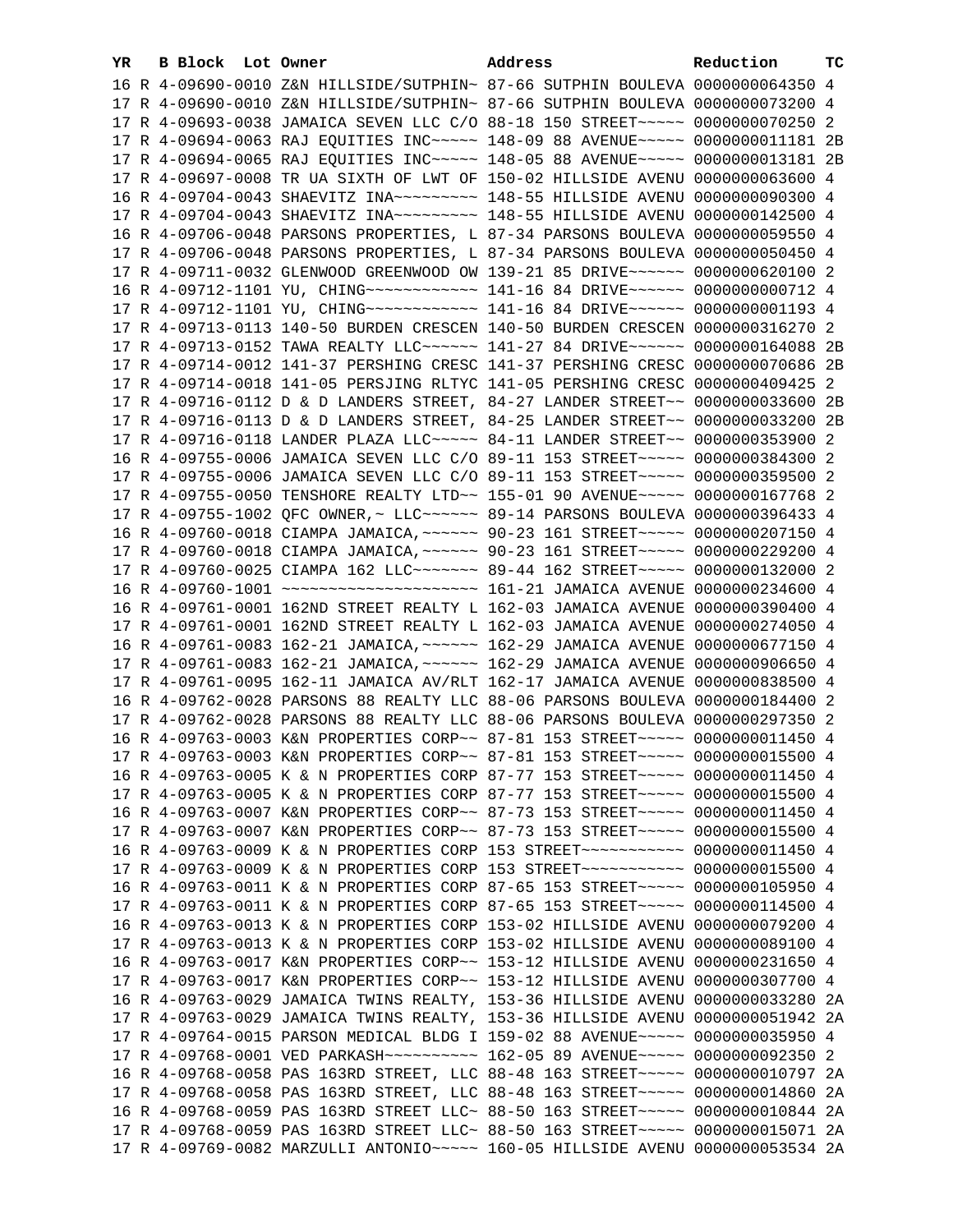| YR | B | Block | Lot | Owner | Address | Reduction | TC |
|---|---|---|---|---|---|---|---|
| 16 | R | 4-09690-0010 | | Z&N HILLSIDE/SUTPHIN~ | 87-66 SUTPHIN BOULEVA | 0000000064350 | 4 |
| 17 | R | 4-09690-0010 | | Z&N HILLSIDE/SUTPHIN~ | 87-66 SUTPHIN BOULEVA | 0000000073200 | 4 |
| 17 | R | 4-09693-0038 | | JAMAICA SEVEN LLC C/O | 88-18 150 STREET~~~~~ | 0000000070250 | 2 |
| 17 | R | 4-09694-0063 | | RAJ EQUITIES INC~~~~~ | 148-09 88 AVENUE~~~~~ | 0000000011181 | 2B |
| 17 | R | 4-09694-0065 | | RAJ EQUITIES INC~~~~~ | 148-05 88 AVENUE~~~~~ | 0000000013181 | 2B |
| 17 | R | 4-09697-0008 | | TR UA SIXTH OF LWT OF | 150-02 HILLSIDE AVENU | 0000000063600 | 4 |
| 16 | R | 4-09704-0043 | | SHAEVITZ INA~~~~~~~~~ | 148-55 HILLSIDE AVENU | 0000000090300 | 4 |
| 17 | R | 4-09704-0043 | | SHAEVITZ INA~~~~~~~~~ | 148-55 HILLSIDE AVENU | 0000000142500 | 4 |
| 16 | R | 4-09706-0048 | | PARSONS PROPERTIES, L | 87-34 PARSONS BOULEVA | 0000000059550 | 4 |
| 17 | R | 4-09706-0048 | | PARSONS PROPERTIES, L | 87-34 PARSONS BOULEVA | 0000000050450 | 4 |
| 17 | R | 4-09711-0032 | | GLENWOOD GREENWOOD OW | 139-21 85 DRIVE~~~~~~ | 0000000620100 | 2 |
| 16 | R | 4-09712-1101 | | YU, CHING~~~~~~~~~~~~ | 141-16 84 DRIVE~~~~~~ | 0000000000712 | 4 |
| 17 | R | 4-09712-1101 | | YU, CHING~~~~~~~~~~~~ | 141-16 84 DRIVE~~~~~~ | 0000000001193 | 4 |
| 17 | R | 4-09713-0113 | | 140-50 BURDEN CRESCEN | 140-50 BURDEN CRESCEN | 0000000316270 | 2 |
| 17 | R | 4-09713-0152 | | TAWA REALTY LLC~~~~~~ | 141-27 84 DRIVE~~~~~~ | 0000000164088 | 2B |
| 17 | R | 4-09714-0012 | | 141-37 PERSHING CRESC | 141-37 PERSHING CRESC | 0000000070686 | 2B |
| 17 | R | 4-09714-0018 | | 141-05 PERSJING RLTYC | 141-05 PERSHING CRESC | 0000000409425 | 2 |
| 17 | R | 4-09716-0112 | | D & D LANDERS STREET, | 84-27 LANDER STREET~~ | 0000000033600 | 2B |
| 17 | R | 4-09716-0113 | | D & D LANDERS STREET, | 84-25 LANDER STREET~~ | 0000000033200 | 2B |
| 17 | R | 4-09716-0118 | | LANDER PLAZA LLC~~~~~ | 84-11 LANDER STREET~~ | 0000000353900 | 2 |
| 16 | R | 4-09755-0006 | | JAMAICA SEVEN LLC C/O | 89-11 153 STREET~~~~~ | 0000000384300 | 2 |
| 17 | R | 4-09755-0006 | | JAMAICA SEVEN LLC C/O | 89-11 153 STREET~~~~~ | 0000000359500 | 2 |
| 17 | R | 4-09755-0050 | | TENSHORE REALTY LTD~~ | 155-01 90 AVENUE~~~~~ | 0000000167768 | 2 |
| 17 | R | 4-09755-1002 | | QFC OWNER,~ LLC~~~~~~ | 89-14 PARSONS BOULEVA | 0000000396433 | 4 |
| 16 | R | 4-09760-0018 | | CIAMPA JAMAICA,~~~~~~ | 90-23 161 STREET~~~~~ | 0000000207150 | 4 |
| 17 | R | 4-09760-0018 | | CIAMPA JAMAICA,~~~~~~ | 90-23 161 STREET~~~~~ | 0000000229200 | 4 |
| 17 | R | 4-09760-0025 | | CIAMPA 162 LLC~~~~~~~ | 89-44 162 STREET~~~~~ | 0000000132000 | 2 |
| 16 | R | 4-09760-1001 | | ~~~~~~~~~~~~~~~~~~~~~ | 161-21 JAMAICA AVENUE | 0000000234600 | 4 |
| 16 | R | 4-09761-0001 | | 162ND STREET REALTY L | 162-03 JAMAICA AVENUE | 0000000390400 | 4 |
| 17 | R | 4-09761-0001 | | 162ND STREET REALTY L | 162-03 JAMAICA AVENUE | 0000000274050 | 4 |
| 16 | R | 4-09761-0083 | | 162-21 JAMAICA,~~~~~~ | 162-29 JAMAICA AVENUE | 0000000677150 | 4 |
| 17 | R | 4-09761-0083 | | 162-21 JAMAICA,~~~~~~ | 162-29 JAMAICA AVENUE | 0000000906650 | 4 |
| 17 | R | 4-09761-0095 | | 162-11 JAMAICA AV/RLT | 162-17 JAMAICA AVENUE | 0000000838500 | 4 |
| 16 | R | 4-09762-0028 | | PARSONS 88 REALTY LLC | 88-06 PARSONS BOULEVA | 0000000184400 | 2 |
| 17 | R | 4-09762-0028 | | PARSONS 88 REALTY LLC | 88-06 PARSONS BOULEVA | 0000000297350 | 2 |
| 16 | R | 4-09763-0003 | | K&N PROPERTIES CORP~~ | 87-81 153 STREET~~~~~ | 0000000011450 | 4 |
| 17 | R | 4-09763-0003 | | K&N PROPERTIES CORP~~ | 87-81 153 STREET~~~~~ | 0000000015500 | 4 |
| 16 | R | 4-09763-0005 | | K & N PROPERTIES CORP | 87-77 153 STREET~~~~~ | 0000000011450 | 4 |
| 17 | R | 4-09763-0005 | | K & N PROPERTIES CORP | 87-77 153 STREET~~~~~ | 0000000015500 | 4 |
| 16 | R | 4-09763-0007 | | K&N PROPERTIES CORP~~ | 87-73 153 STREET~~~~~ | 0000000011450 | 4 |
| 17 | R | 4-09763-0007 | | K&N PROPERTIES CORP~~ | 87-73 153 STREET~~~~~ | 0000000015500 | 4 |
| 16 | R | 4-09763-0009 | | K & N PROPERTIES CORP | 153 STREET~~~~~~~~~~~ | 0000000011450 | 4 |
| 17 | R | 4-09763-0009 | | K & N PROPERTIES CORP | 153 STREET~~~~~~~~~~~ | 0000000015500 | 4 |
| 16 | R | 4-09763-0011 | | K & N PROPERTIES CORP | 87-65 153 STREET~~~~~ | 0000000105950 | 4 |
| 17 | R | 4-09763-0011 | | K & N PROPERTIES CORP | 87-65 153 STREET~~~~~ | 0000000114500 | 4 |
| 16 | R | 4-09763-0013 | | K & N PROPERTIES CORP | 153-02 HILLSIDE AVENU | 0000000079200 | 4 |
| 17 | R | 4-09763-0013 | | K & N PROPERTIES CORP | 153-02 HILLSIDE AVENU | 0000000089100 | 4 |
| 16 | R | 4-09763-0017 | | K&N PROPERTIES CORP~~ | 153-12 HILLSIDE AVENU | 0000000231650 | 4 |
| 17 | R | 4-09763-0017 | | K&N PROPERTIES CORP~~ | 153-12 HILLSIDE AVENU | 0000000307700 | 4 |
| 16 | R | 4-09763-0029 | | JAMAICA TWINS REALTY, | 153-36 HILLSIDE AVENU | 0000000033280 | 2A |
| 17 | R | 4-09763-0029 | | JAMAICA TWINS REALTY, | 153-36 HILLSIDE AVENU | 0000000051942 | 2A |
| 17 | R | 4-09764-0015 | | PARSON MEDICAL BLDG I | 159-02 88 AVENUE~~~~~ | 0000000035950 | 4 |
| 17 | R | 4-09768-0001 | | VED PARKASH~~~~~~~~~~ | 162-05 89 AVENUE~~~~~ | 0000000092350 | 2 |
| 16 | R | 4-09768-0058 | | PAS 163RD STREET, LLC | 88-48 163 STREET~~~~~ | 0000000010797 | 2A |
| 17 | R | 4-09768-0058 | | PAS 163RD STREET, LLC | 88-48 163 STREET~~~~~ | 0000000014860 | 2A |
| 16 | R | 4-09768-0059 | | PAS 163RD STREET LLC~ | 88-50 163 STREET~~~~~ | 0000000010844 | 2A |
| 17 | R | 4-09768-0059 | | PAS 163RD STREET LLC~ | 88-50 163 STREET~~~~~ | 0000000015071 | 2A |
| 17 | R | 4-09769-0082 | | MARZULLI ANTONIO~~~~~ | 160-05 HILLSIDE AVENU | 0000000053534 | 2A |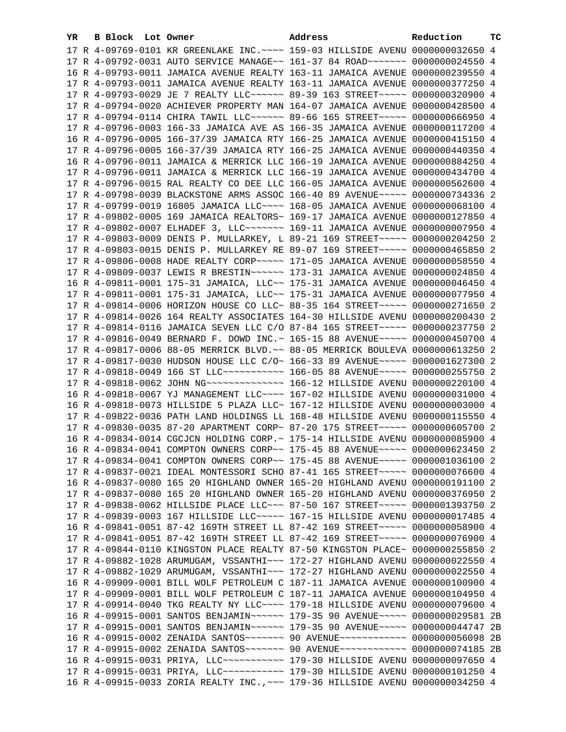| YR | B | Block | Lot | Owner | Address | Reduction | TC |
|---|---|---|---|---|---|---|---|
| 17 | R | 4-09769-0101 | | KR GREENLAKE INC.~~~~ | 159-03 HILLSIDE AVENU | 0000000032650 | 4 |
| 17 | R | 4-09792-0031 | | AUTO SERVICE MANAGE~~ | 161-37 84 ROAD~~~~~~~ | 0000000024550 | 4 |
| 16 | R | 4-09793-0011 | | JAMAICA AVENUE REALTY | 163-11 JAMAICA AVENUE | 0000000239550 | 4 |
| 17 | R | 4-09793-0011 | | JAMAICA AVENUE REALTY | 163-11 JAMAICA AVENUE | 0000000377250 | 4 |
| 17 | R | 4-09793-0029 | | JE 7 REALTY LLC~~~~~~ | 89-39 163 STREET~~~~~ | 0000000320900 | 4 |
| 17 | R | 4-09794-0020 | | ACHIEVER PROPERTY MAN | 164-07 JAMAICA AVENUE | 0000000428500 | 4 |
| 17 | R | 4-09794-0114 | | CHIRA TAWIL LLC~~~~~~ | 89-66 165 STREET~~~~~ | 0000000666950 | 4 |
| 17 | R | 4-09796-0003 | | 166-33 JAMAICA AVE AS | 166-35 JAMAICA AVENUE | 0000000117200 | 4 |
| 16 | R | 4-09796-0005 | | 166-37/39 JAMAICA RTY | 166-25 JAMAICA AVENUE | 0000000415150 | 4 |
| 17 | R | 4-09796-0005 | | 166-37/39 JAMAICA RTY | 166-25 JAMAICA AVENUE | 0000000440350 | 4 |
| 16 | R | 4-09796-0011 | | JAMAICA & MERRICK LLC | 166-19 JAMAICA AVENUE | 0000000884250 | 4 |
| 17 | R | 4-09796-0011 | | JAMAICA & MERRICK LLC | 166-19 JAMAICA AVENUE | 0000000434700 | 4 |
| 17 | R | 4-09796-0015 | | RAL REALTY CO DEE LLC | 166-05 JAMAICA AVENUE | 0000000562600 | 4 |
| 17 | R | 4-09798-0039 | | BLACKSTONE ARMS ASSOC | 166-40 89 AVENUE~~~~~ | 0000000734336 | 2 |
| 17 | R | 4-09799-0019 | | 16805 JAMAICA LLC~~~~ | 168-05 JAMAICA AVENUE | 0000000068100 | 4 |
| 17 | R | 4-09802-0005 | | 169 JAMAICA REALTORS~ | 169-17 JAMAICA AVENUE | 0000000127850 | 4 |
| 17 | R | 4-09802-0007 | | ELHADEF 3, LLC~~~~~~~ | 169-11 JAMAICA AVENUE | 0000000007950 | 4 |
| 17 | R | 4-09803-0009 | | DENIS P. MULLARKEY, L | 89-21 169 STREET~~~~~ | 0000000204250 | 2 |
| 17 | R | 4-09803-0015 | | DENIS P. MULLARKEY RE | 89-07 169 STREET~~~~~ | 0000000465850 | 2 |
| 17 | R | 4-09806-0008 | | HADE REALTY CORP~~~~~ | 171-05 JAMAICA AVENUE | 0000000058550 | 4 |
| 17 | R | 4-09809-0037 | | LEWIS R BRESTIN~~~~~~ | 173-31 JAMAICA AVENUE | 0000000024850 | 4 |
| 16 | R | 4-09811-0001 | | 175-31 JAMAICA, LLC~~ | 175-31 JAMAICA AVENUE | 0000000046450 | 4 |
| 17 | R | 4-09811-0001 | | 175-31 JAMAICA, LLC~~ | 175-31 JAMAICA AVENUE | 0000000077950 | 4 |
| 17 | R | 4-09814-0006 | | HORIZON HOUSE CO LLC~ | 88-35 164 STREET~~~~~ | 0000000271650 | 2 |
| 17 | R | 4-09814-0026 | | 164 REALTY ASSOCIATES | 164-30 HILLSIDE AVENU | 0000000200430 | 2 |
| 17 | R | 4-09814-0116 | | JAMAICA SEVEN LLC C/O | 87-84 165 STREET~~~~~ | 0000000237750 | 2 |
| 17 | R | 4-09816-0049 | | BERNARD F. DOWD INC.~ | 165-15 88 AVENUE~~~~~ | 0000000450700 | 4 |
| 17 | R | 4-09817-0006 | | 88-05 MERRICK BLVD.~~ | 88-05 MERRICK BOULEVA | 0000000613250 | 2 |
| 17 | R | 4-09817-0030 | | HUDSON HOUSE LLC C/O~ | 166-33 89 AVENUE~~~~~ | 0000001627300 | 2 |
| 17 | R | 4-09818-0049 | | 166 ST LLC~~~~~~~~~~~ | 166-05 88 AVENUE~~~~~ | 0000000255750 | 2 |
| 17 | R | 4-09818-0062 | | JOHN NG~~~~~~~~~~~~~~ | 166-12 HILLSIDE AVENU | 0000000220100 | 4 |
| 16 | R | 4-09818-0067 | | YJ MANAGEMENT LLC~~~~ | 167-02 HILLSIDE AVENU | 0000000031000 | 4 |
| 16 | R | 4-09818-0073 | | HILLSIDE 5 PLAZA LLC~ | 167-12 HILLSIDE AVENU | 0000000003000 | 4 |
| 17 | R | 4-09822-0036 | | PATH LAND HOLDINGS LL | 168-48 HILLSIDE AVENU | 0000000115550 | 4 |
| 17 | R | 4-09830-0035 | | 87-20 APARTMENT CORP~ | 87-20 175 STREET~~~~~ | 0000000605700 | 2 |
| 16 | R | 4-09834-0014 | | CGCJCN HOLDING CORP.~ | 175-14 HILLSIDE AVENU | 0000000085900 | 4 |
| 16 | R | 4-09834-0041 | | COMPTON OWNERS CORP~~ | 175-45 88 AVENUE~~~~~ | 0000000623450 | 2 |
| 17 | R | 4-09834-0041 | | COMPTON OWNERS CORP~~ | 175-45 88 AVENUE~~~~~ | 0000001036100 | 2 |
| 17 | R | 4-09837-0021 | | IDEAL MONTESSORI SCHO | 87-41 165 STREET~~~~~ | 0000000076600 | 4 |
| 16 | R | 4-09837-0080 | | 165 20 HIGHLAND OWNER | 165-20 HIGHLAND AVENU | 0000000191100 | 2 |
| 17 | R | 4-09837-0080 | | 165 20 HIGHLAND OWNER | 165-20 HIGHLAND AVENU | 0000000376950 | 2 |
| 17 | R | 4-09838-0062 | | HILLSIDE PLACE LLC~~~ | 87-50 167 STREET~~~~~ | 0000001393750 | 2 |
| 17 | R | 4-09839-0003 | | 167 HILLSIDE LLC~~~~~ | 167-15 HILLSIDE AVENU | 0000000017485 | 4 |
| 16 | R | 4-09841-0051 | | 87-42 169TH STREET LL | 87-42 169 STREET~~~~~ | 0000000058900 | 4 |
| 17 | R | 4-09841-0051 | | 87-42 169TH STREET LL | 87-42 169 STREET~~~~~ | 0000000076900 | 4 |
| 17 | R | 4-09844-0110 | | KINGSTON PLACE REALTY | 87-50 KINGSTON PLACE~ | 0000000255850 | 2 |
| 17 | R | 4-09882-1028 | | ARUMUGAM, VSSANTHI~~~ | 172-27 HIGHLAND AVENU | 0000000022550 | 4 |
| 17 | R | 4-09882-1029 | | ARUMUGAM, VSSANTHI~~~ | 172-27 HIGHLAND AVENU | 0000000022550 | 4 |
| 16 | R | 4-09909-0001 | | BILL WOLF PETROLEUM C | 187-11 JAMAICA AVENUE | 0000000100900 | 4 |
| 17 | R | 4-09909-0001 | | BILL WOLF PETROLEUM C | 187-11 JAMAICA AVENUE | 0000000104950 | 4 |
| 17 | R | 4-09914-0040 | | TKG REALTY NY LLC~~~~ | 179-18 HILLSIDE AVENU | 0000000079600 | 4 |
| 16 | R | 4-09915-0001 | | SANTOS BENJAMIN~~~~~~ | 179-35 90 AVENUE~~~~~ | 0000000029581 | 2B |
| 17 | R | 4-09915-0001 | | SANTOS BENJAMIN~~~~~~ | 179-35 90 AVENUE~~~~~ | 0000000044747 | 2B |
| 16 | R | 4-09915-0002 | | ZENAIDA SANTOS~~~~~~~ | 90 AVENUE~~~~~~~~~~~~ | 0000000056098 | 2B |
| 17 | R | 4-09915-0002 | | ZENAIDA SANTOS~~~~~~~ | 90 AVENUE~~~~~~~~~~~~ | 0000000074185 | 2B |
| 16 | R | 4-09915-0031 | | PRIYA, LLC~~~~~~~~~~~ | 179-30 HILLSIDE AVENU | 0000000097650 | 4 |
| 17 | R | 4-09915-0031 | | PRIYA, LLC~~~~~~~~~~~ | 179-30 HILLSIDE AVENU | 0000000101250 | 4 |
| 16 | R | 4-09915-0033 | | ZORIA REALTY INC.,~~~ | 179-36 HILLSIDE AVENU | 0000000034250 | 4 |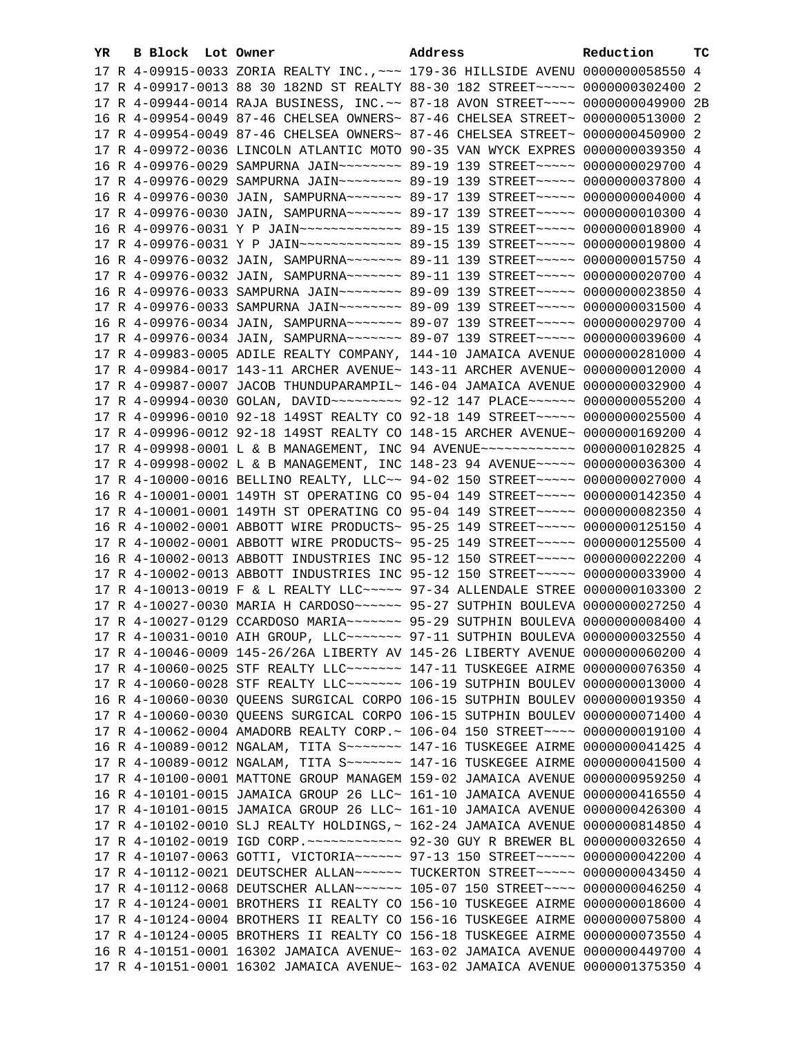| YR | B | Block | Lot | Owner | Address | Reduction | TC |
|---|---|---|---|---|---|---|---|
| 17 | R | 4-09915-0033 | | ZORIA REALTY INC.,~~~ | 179-36 HILLSIDE AVENU | 0000000058550 | 4 |
| 17 | R | 4-09917-0013 | | 88 30 182ND ST REALTY | 88-30 182 STREET~~~~~ | 0000000302400 | 2 |
| 17 | R | 4-09944-0014 | | RAJA BUSINESS, INC.~~ | 87-18 AVON STREET~~~~ | 0000000049900 | 2B |
| 16 | R | 4-09954-0049 | | 87-46 CHELSEA OWNERS~ | 87-46 CHELSEA STREET~ | 0000000513000 | 2 |
| 17 | R | 4-09954-0049 | | 87-46 CHELSEA OWNERS~ | 87-46 CHELSEA STREET~ | 0000000450900 | 2 |
| 17 | R | 4-09972-0036 | | LINCOLN ATLANTIC MOTO | 90-35 VAN WYCK EXPRES | 0000000039350 | 4 |
| 16 | R | 4-09976-0029 | | SAMPURNA JAIN~~~~~~~~ | 89-19 139 STREET~~~~~ | 0000000029700 | 4 |
| 17 | R | 4-09976-0029 | | SAMPURNA JAIN~~~~~~~~ | 89-19 139 STREET~~~~~ | 0000000037800 | 4 |
| 16 | R | 4-09976-0030 | | JAIN, SAMPURNA~~~~~~~ | 89-17 139 STREET~~~~~ | 0000000004000 | 4 |
| 17 | R | 4-09976-0030 | | JAIN, SAMPURNA~~~~~~~ | 89-17 139 STREET~~~~~ | 0000000010300 | 4 |
| 16 | R | 4-09976-0031 | | Y P JAIN~~~~~~~~~~~~~ | 89-15 139 STREET~~~~~ | 0000000018900 | 4 |
| 17 | R | 4-09976-0031 | | Y P JAIN~~~~~~~~~~~~~ | 89-15 139 STREET~~~~~ | 0000000019800 | 4 |
| 16 | R | 4-09976-0032 | | JAIN, SAMPURNA~~~~~~~ | 89-11 139 STREET~~~~~ | 0000000015750 | 4 |
| 17 | R | 4-09976-0032 | | JAIN, SAMPURNA~~~~~~~ | 89-11 139 STREET~~~~~ | 0000000020700 | 4 |
| 16 | R | 4-09976-0033 | | SAMPURNA JAIN~~~~~~~~ | 89-09 139 STREET~~~~~ | 0000000023850 | 4 |
| 17 | R | 4-09976-0033 | | SAMPURNA JAIN~~~~~~~~ | 89-09 139 STREET~~~~~ | 0000000031500 | 4 |
| 16 | R | 4-09976-0034 | | JAIN, SAMPURNA~~~~~~~ | 89-07 139 STREET~~~~~ | 0000000029700 | 4 |
| 17 | R | 4-09976-0034 | | JAIN, SAMPURNA~~~~~~~ | 89-07 139 STREET~~~~~ | 0000000039600 | 4 |
| 17 | R | 4-09983-0005 | | ADILE REALTY COMPANY, | 144-10 JAMAICA AVENUE | 0000000281000 | 4 |
| 17 | R | 4-09984-0017 | | 143-11 ARCHER AVENUE~ | 143-11 ARCHER AVENUE~ | 0000000012000 | 4 |
| 17 | R | 4-09987-0007 | | JACOB THUNDUPARAMPIL~ | 146-04 JAMAICA AVENUE | 0000000032900 | 4 |
| 17 | R | 4-09994-0030 | | GOLAN, DAVID~~~~~~~~~ | 92-12 147 PLACE~~~~~~ | 0000000055200 | 4 |
| 17 | R | 4-09996-0010 | | 92-18 149ST REALTY CO | 92-18 149 STREET~~~~~ | 0000000025500 | 4 |
| 17 | R | 4-09996-0012 | | 92-18 149ST REALTY CO | 148-15 ARCHER AVENUE~ | 0000000169200 | 4 |
| 17 | R | 4-09998-0001 | | L & B MANAGEMENT, INC | 94 AVENUE~~~~~~~~~~~~ | 0000000102825 | 4 |
| 17 | R | 4-09998-0002 | | L & B MANAGEMENT, INC | 148-23 94 AVENUE~~~~~ | 0000000036300 | 4 |
| 17 | R | 4-10000-0016 | | BELLINO REALTY, LLC~~ | 94-02 150 STREET~~~~~ | 0000000027000 | 4 |
| 16 | R | 4-10001-0001 | | 149TH ST OPERATING CO | 95-04 149 STREET~~~~~ | 0000000142350 | 4 |
| 17 | R | 4-10001-0001 | | 149TH ST OPERATING CO | 95-04 149 STREET~~~~~ | 0000000082350 | 4 |
| 16 | R | 4-10002-0001 | | ABBOTT WIRE PRODUCTS~ | 95-25 149 STREET~~~~~ | 0000000125150 | 4 |
| 17 | R | 4-10002-0001 | | ABBOTT WIRE PRODUCTS~ | 95-25 149 STREET~~~~~ | 0000000125500 | 4 |
| 16 | R | 4-10002-0013 | | ABBOTT INDUSTRIES INC | 95-12 150 STREET~~~~~ | 0000000022200 | 4 |
| 17 | R | 4-10002-0013 | | ABBOTT INDUSTRIES INC | 95-12 150 STREET~~~~~ | 0000000033900 | 4 |
| 17 | R | 4-10013-0019 | | F & L REALTY LLC~~~~~ | 97-34 ALLENDALE STREE | 0000000103300 | 2 |
| 17 | R | 4-10027-0030 | | MARIA H CARDOSO~~~~~~ | 95-27 SUTPHIN BOULEVA | 0000000027250 | 4 |
| 17 | R | 4-10027-0129 | | CCARDOSO MARIA~~~~~~~ | 95-29 SUTPHIN BOULEVA | 0000000008400 | 4 |
| 17 | R | 4-10031-0010 | | AIH GROUP, LLC~~~~~~~ | 97-11 SUTPHIN BOULEVA | 0000000032550 | 4 |
| 17 | R | 4-10046-0009 | | 145-26/26A LIBERTY AV | 145-26 LIBERTY AVENUE | 0000000060200 | 4 |
| 17 | R | 4-10060-0025 | | STF REALTY LLC~~~~~~~ | 147-11 TUSKEGEE AIRME | 0000000076350 | 4 |
| 17 | R | 4-10060-0028 | | STF REALTY LLC~~~~~~~ | 106-19 SUTPHIN BOULEV | 0000000013000 | 4 |
| 16 | R | 4-10060-0030 | | QUEENS SURGICAL CORPO | 106-15 SUTPHIN BOULEV | 0000000019350 | 4 |
| 17 | R | 4-10060-0030 | | QUEENS SURGICAL CORPO | 106-15 SUTPHIN BOULEV | 0000000071400 | 4 |
| 17 | R | 4-10062-0004 | | AMADORB REALTY CORP.~ | 106-04 150 STREET~~~~ | 0000000019100 | 4 |
| 16 | R | 4-10089-0012 | | NGALAM, TITA S~~~~~~~ | 147-16 TUSKEGEE AIRME | 0000000041425 | 4 |
| 17 | R | 4-10089-0012 | | NGALAM, TITA S~~~~~~~ | 147-16 TUSKEGEE AIRME | 0000000041500 | 4 |
| 17 | R | 4-10100-0001 | | MATTONE GROUP MANAGEM | 159-02 JAMAICA AVENUE | 0000000959250 | 4 |
| 16 | R | 4-10101-0015 | | JAMAICA GROUP 26 LLC~ | 161-10 JAMAICA AVENUE | 0000000416550 | 4 |
| 17 | R | 4-10101-0015 | | JAMAICA GROUP 26 LLC~ | 161-10 JAMAICA AVENUE | 0000000426300 | 4 |
| 17 | R | 4-10102-0010 | | SLJ REALTY HOLDINGS,~ | 162-24 JAMAICA AVENUE | 0000000814850 | 4 |
| 17 | R | 4-10102-0019 | | IGD CORP.~~~~~~~~~~~~ | 92-30 GUY R BREWER BL | 0000000032650 | 4 |
| 17 | R | 4-10107-0063 | | GOTTI, VICTORIA~~~~~~ | 97-13 150 STREET~~~~~ | 0000000042200 | 4 |
| 17 | R | 4-10112-0021 | | DEUTSCHER ALLAN~~~~~~ | TUCKERTON STREET~~~~~ | 0000000043450 | 4 |
| 17 | R | 4-10112-0068 | | DEUTSCHER ALLAN~~~~~~ | 105-07 150 STREET~~~~ | 0000000046250 | 4 |
| 17 | R | 4-10124-0001 | | BROTHERS II REALTY CO | 156-10 TUSKEGEE AIRME | 0000000018600 | 4 |
| 17 | R | 4-10124-0004 | | BROTHERS II REALTY CO | 156-16 TUSKEGEE AIRME | 0000000075800 | 4 |
| 17 | R | 4-10124-0005 | | BROTHERS II REALTY CO | 156-18 TUSKEGEE AIRME | 0000000073550 | 4 |
| 16 | R | 4-10151-0001 | | 16302 JAMAICA AVENUE~ | 163-02 JAMAICA AVENUE | 0000000449700 | 4 |
| 17 | R | 4-10151-0001 | | 16302 JAMAICA AVENUE~ | 163-02 JAMAICA AVENUE | 0000001375350 | 4 |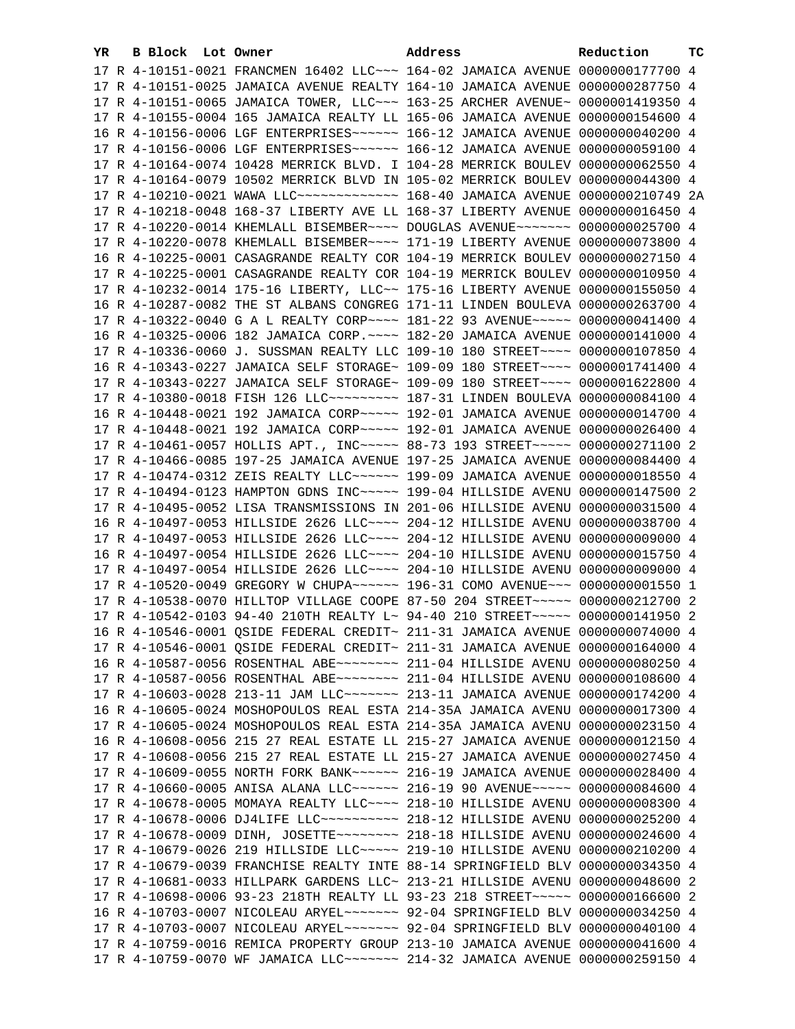| YR | B | Block | Lot | Owner | Address | Reduction | TC |
|---|---|---|---|---|---|---|---|
| 17 | R | 4-10151-0021 | | FRANCMEN 16402 LLC~~~ | 164-02 JAMAICA AVENUE | 0000000177700 | 4 |
| 17 | R | 4-10151-0025 | | JAMAICA AVENUE REALTY | 164-10 JAMAICA AVENUE | 0000000287750 | 4 |
| 17 | R | 4-10151-0065 | | JAMAICA TOWER, LLC~~~ | 163-25 ARCHER AVENUE~ | 0000001419350 | 4 |
| 17 | R | 4-10155-0004 | | 165 JAMAICA REALTY LL | 165-06 JAMAICA AVENUE | 0000000154600 | 4 |
| 16 | R | 4-10156-0006 | | LGF ENTERPRISES~~~~~~ | 166-12 JAMAICA AVENUE | 0000000040200 | 4 |
| 17 | R | 4-10156-0006 | | LGF ENTERPRISES~~~~~~ | 166-12 JAMAICA AVENUE | 0000000059100 | 4 |
| 17 | R | 4-10164-0074 | | 10428 MERRICK BLVD. I | 104-28 MERRICK BOULEV | 0000000062550 | 4 |
| 17 | R | 4-10164-0079 | | 10502 MERRICK BLVD IN | 105-02 MERRICK BOULEV | 0000000044300 | 4 |
| 17 | R | 4-10210-0021 | | WAWA LLC~~~~~~~~~~~~~ | 168-40 JAMAICA AVENUE | 0000000210749 | 2A |
| 17 | R | 4-10218-0048 | | 168-37 LIBERTY AVE LL | 168-37 LIBERTY AVENUE | 0000000016450 | 4 |
| 17 | R | 4-10220-0014 | | KHEMLALL BISEMBER~~~~ | DOUGLAS AVENUE~~~~~~~ | 0000000025700 | 4 |
| 17 | R | 4-10220-0078 | | KHEMLALL BISEMBER~~~~ | 171-19 LIBERTY AVENUE | 0000000073800 | 4 |
| 16 | R | 4-10225-0001 | | CASAGRANDE REALTY COR | 104-19 MERRICK BOULEV | 0000000027150 | 4 |
| 17 | R | 4-10225-0001 | | CASAGRANDE REALTY COR | 104-19 MERRICK BOULEV | 0000000010950 | 4 |
| 17 | R | 4-10232-0014 | | 175-16 LIBERTY, LLC~~ | 175-16 LIBERTY AVENUE | 0000000155050 | 4 |
| 16 | R | 4-10287-0082 | | THE ST ALBANS CONGREG | 171-11 LINDEN BOULEVA | 0000000263700 | 4 |
| 17 | R | 4-10322-0040 | | G A L REALTY CORP~~~~ | 181-22 93 AVENUE~~~~~ | 0000000041400 | 4 |
| 16 | R | 4-10325-0006 | | 182 JAMAICA CORP.~~~~ | 182-20 JAMAICA AVENUE | 0000000141000 | 4 |
| 17 | R | 4-10336-0060 | | J. SUSSMAN REALTY LLC | 109-10 180 STREET~~~~ | 0000000107850 | 4 |
| 16 | R | 4-10343-0227 | | JAMAICA SELF STORAGE~ | 109-09 180 STREET~~~~ | 0000001741400 | 4 |
| 17 | R | 4-10343-0227 | | JAMAICA SELF STORAGE~ | 109-09 180 STREET~~~~ | 0000001622800 | 4 |
| 17 | R | 4-10380-0018 | | FISH 126 LLC~~~~~~~~~ | 187-31 LINDEN BOULEVA | 0000000084100 | 4 |
| 16 | R | 4-10448-0021 | | 192 JAMAICA CORP~~~~~ | 192-01 JAMAICA AVENUE | 0000000014700 | 4 |
| 17 | R | 4-10448-0021 | | 192 JAMAICA CORP~~~~~ | 192-01 JAMAICA AVENUE | 0000000026400 | 4 |
| 17 | R | 4-10461-0057 | | HOLLIS APT., INC~~~~~ | 88-73 193 STREET~~~~~ | 0000000271100 | 2 |
| 17 | R | 4-10466-0085 | | 197-25 JAMAICA AVENUE | 197-25 JAMAICA AVENUE | 0000000084400 | 4 |
| 17 | R | 4-10474-0312 | | ZEIS REALTY LLC~~~~~~ | 199-09 JAMAICA AVENUE | 0000000018550 | 4 |
| 17 | R | 4-10494-0123 | | HAMPTON GDNS INC~~~~~ | 199-04 HILLSIDE AVENU | 0000000147500 | 2 |
| 17 | R | 4-10495-0052 | | LISA TRANSMISSIONS IN | 201-06 HILLSIDE AVENU | 0000000031500 | 4 |
| 16 | R | 4-10497-0053 | | HILLSIDE 2626 LLC~~~~ | 204-12 HILLSIDE AVENU | 0000000038700 | 4 |
| 17 | R | 4-10497-0053 | | HILLSIDE 2626 LLC~~~~ | 204-12 HILLSIDE AVENU | 0000000009000 | 4 |
| 16 | R | 4-10497-0054 | | HILLSIDE 2626 LLC~~~~ | 204-10 HILLSIDE AVENU | 0000000015750 | 4 |
| 17 | R | 4-10497-0054 | | HILLSIDE 2626 LLC~~~~ | 204-10 HILLSIDE AVENU | 0000000009000 | 4 |
| 17 | R | 4-10520-0049 | | GREGORY W CHUPA~~~~~~ | 196-31 COMO AVENUE~~~ | 0000000001550 | 1 |
| 17 | R | 4-10538-0070 | | HILLTOP VILLAGE COOPE | 87-50 204 STREET~~~~~ | 0000000212700 | 2 |
| 17 | R | 4-10542-0103 | | 94-40 210TH REALTY L~ | 94-40 210 STREET~~~~~ | 0000000141950 | 2 |
| 16 | R | 4-10546-0001 | | QSIDE FEDERAL CREDIT~ | 211-31 JAMAICA AVENUE | 0000000074000 | 4 |
| 17 | R | 4-10546-0001 | | QSIDE FEDERAL CREDIT~ | 211-31 JAMAICA AVENUE | 0000000164000 | 4 |
| 16 | R | 4-10587-0056 | | ROSENTHAL ABE~~~~~~~~ | 211-04 HILLSIDE AVENU | 0000000080250 | 4 |
| 17 | R | 4-10587-0056 | | ROSENTHAL ABE~~~~~~~~ | 211-04 HILLSIDE AVENU | 0000000108600 | 4 |
| 17 | R | 4-10603-0028 | | 213-11 JAM LLC~~~~~~~ | 213-11 JAMAICA AVENUE | 0000000174200 | 4 |
| 16 | R | 4-10605-0024 | | MOSHOPOULOS REAL ESTA | 214-35A JAMAICA AVENU | 0000000017300 | 4 |
| 17 | R | 4-10605-0024 | | MOSHOPOULOS REAL ESTA | 214-35A JAMAICA AVENU | 0000000023150 | 4 |
| 16 | R | 4-10608-0056 | | 215 27 REAL ESTATE LL | 215-27 JAMAICA AVENUE | 0000000012150 | 4 |
| 17 | R | 4-10608-0056 | | 215 27 REAL ESTATE LL | 215-27 JAMAICA AVENUE | 0000000027450 | 4 |
| 17 | R | 4-10609-0055 | | NORTH FORK BANK~~~~~~ | 216-19 JAMAICA AVENUE | 0000000028400 | 4 |
| 17 | R | 4-10660-0005 | | ANISA ALANA LLC~~~~~~ | 216-19 90 AVENUE~~~~~ | 0000000084600 | 4 |
| 17 | R | 4-10678-0005 | | MOMAYA REALTY LLC~~~~ | 218-10 HILLSIDE AVENU | 0000000008300 | 4 |
| 17 | R | 4-10678-0006 | | DJ4LIFE LLC~~~~~~~~~~ | 218-12 HILLSIDE AVENU | 0000000025200 | 4 |
| 17 | R | 4-10678-0009 | | DINH, JOSETTE~~~~~~~~ | 218-18 HILLSIDE AVENU | 0000000024600 | 4 |
| 17 | R | 4-10679-0026 | | 219 HILLSIDE LLC~~~~~ | 219-10 HILLSIDE AVENU | 0000000210200 | 4 |
| 17 | R | 4-10679-0039 | | FRANCHISE REALTY INTE | 88-14 SPRINGFIELD BLV | 0000000034350 | 4 |
| 17 | R | 4-10681-0033 | | HILLPARK GARDENS LLC~ | 213-21 HILLSIDE AVENU | 0000000048600 | 2 |
| 17 | R | 4-10698-0006 | | 93-23 218TH REALTY LL | 93-23 218 STREET~~~~~ | 0000000166600 | 2 |
| 16 | R | 4-10703-0007 | | NICOLEAU ARYEL~~~~~~~ | 92-04 SPRINGFIELD BLV | 0000000034250 | 4 |
| 17 | R | 4-10703-0007 | | NICOLEAU ARYEL~~~~~~~ | 92-04 SPRINGFIELD BLV | 0000000040100 | 4 |
| 17 | R | 4-10759-0016 | | REMICA PROPERTY GROUP | 213-10 JAMAICA AVENUE | 0000000041600 | 4 |
| 17 | R | 4-10759-0070 | | WF JAMAICA LLC~~~~~~~ | 214-32 JAMAICA AVENUE | 0000000259150 | 4 |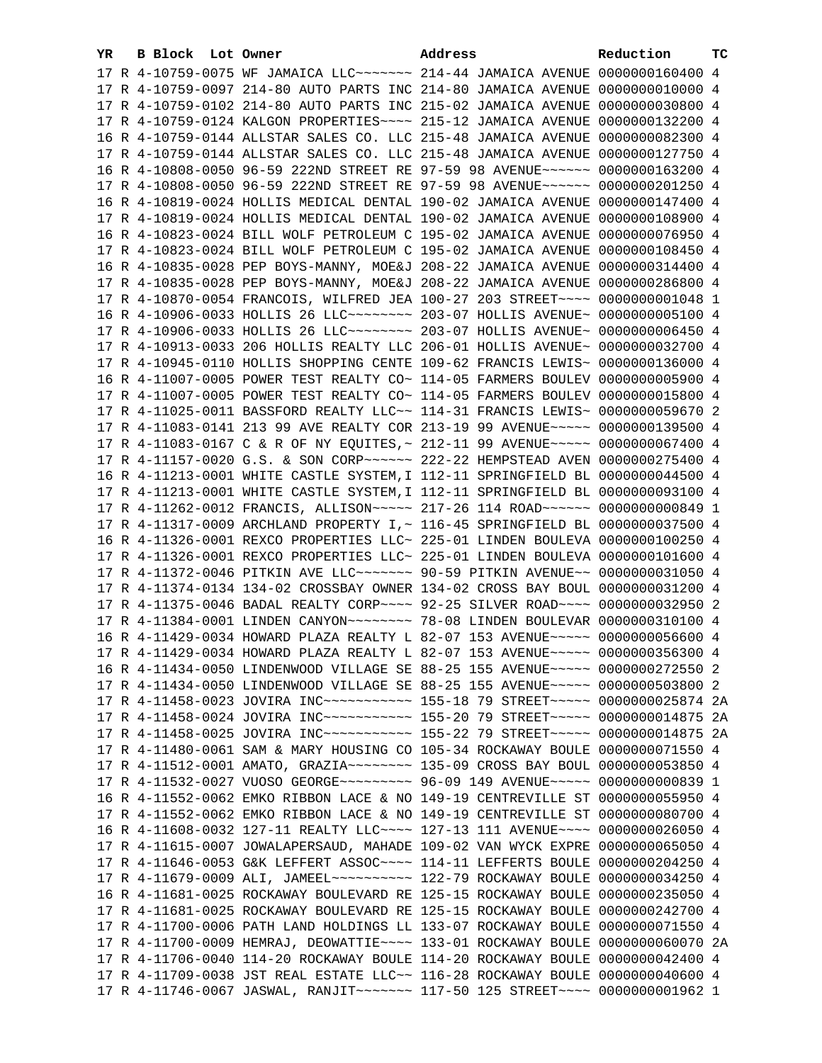| YR | B | Block | Lot | Owner | Address | Reduction | TC |
|---|---|---|---|---|---|---|---|
| 17 | R | 4-10759-0075 | | WF JAMAICA LLC~~~~~~~ | 214-44 JAMAICA AVENUE | 0000000160400 | 4 |
| 17 | R | 4-10759-0097 | | 214-80 AUTO PARTS INC | 214-80 JAMAICA AVENUE | 0000000010000 | 4 |
| 17 | R | 4-10759-0102 | | 214-80 AUTO PARTS INC | 215-02 JAMAICA AVENUE | 0000000030800 | 4 |
| 17 | R | 4-10759-0124 | | KALGON PROPERTIES~~~~ | 215-12 JAMAICA AVENUE | 0000000132200 | 4 |
| 16 | R | 4-10759-0144 | | ALLSTAR SALES CO. LLC | 215-48 JAMAICA AVENUE | 0000000082300 | 4 |
| 17 | R | 4-10759-0144 | | ALLSTAR SALES CO. LLC | 215-48 JAMAICA AVENUE | 0000000127750 | 4 |
| 16 | R | 4-10808-0050 | | 96-59 222ND STREET RE | 97-59 98 AVENUE~~~~~~ | 0000000163200 | 4 |
| 17 | R | 4-10808-0050 | | 96-59 222ND STREET RE | 97-59 98 AVENUE~~~~~~ | 0000000201250 | 4 |
| 16 | R | 4-10819-0024 | | HOLLIS MEDICAL DENTAL | 190-02 JAMAICA AVENUE | 0000000147400 | 4 |
| 17 | R | 4-10819-0024 | | HOLLIS MEDICAL DENTAL | 190-02 JAMAICA AVENUE | 0000000108900 | 4 |
| 16 | R | 4-10823-0024 | | BILL WOLF PETROLEUM C | 195-02 JAMAICA AVENUE | 0000000076950 | 4 |
| 17 | R | 4-10823-0024 | | BILL WOLF PETROLEUM C | 195-02 JAMAICA AVENUE | 0000000108450 | 4 |
| 16 | R | 4-10835-0028 | | PEP BOYS-MANNY, MOE&J | 208-22 JAMAICA AVENUE | 0000000314400 | 4 |
| 17 | R | 4-10835-0028 | | PEP BOYS-MANNY, MOE&J | 208-22 JAMAICA AVENUE | 0000000286800 | 4 |
| 17 | R | 4-10870-0054 | | FRANCOIS, WILFRED JEA | 100-27 203 STREET~~~~ | 0000000001048 | 1 |
| 16 | R | 4-10906-0033 | | HOLLIS 26 LLC~~~~~~~~ | 203-07 HOLLIS AVENUE~ | 0000000005100 | 4 |
| 17 | R | 4-10906-0033 | | HOLLIS 26 LLC~~~~~~~~ | 203-07 HOLLIS AVENUE~ | 0000000006450 | 4 |
| 17 | R | 4-10913-0033 | | 206 HOLLIS REALTY LLC | 206-01 HOLLIS AVENUE~ | 0000000032700 | 4 |
| 17 | R | 4-10945-0110 | | HOLLIS SHOPPING CENTE | 109-62 FRANCIS LEWIS~ | 0000000136000 | 4 |
| 16 | R | 4-11007-0005 | | POWER TEST REALTY CO~ | 114-05 FARMERS BOULEV | 0000000005900 | 4 |
| 17 | R | 4-11007-0005 | | POWER TEST REALTY CO~ | 114-05 FARMERS BOULEV | 0000000015800 | 4 |
| 17 | R | 4-11025-0011 | | BASSFORD REALTY LLC~~ | 114-31 FRANCIS LEWIS~ | 0000000059670 | 2 |
| 17 | R | 4-11083-0141 | | 213 99 AVE REALTY COR | 213-19 99 AVENUE~~~~~ | 0000000139500 | 4 |
| 17 | R | 4-11083-0167 | | C & R OF NY EQUITES,~ | 212-11 99 AVENUE~~~~~ | 0000000067400 | 4 |
| 17 | R | 4-11157-0020 | | G.S. & SON CORP~~~~~~ | 222-22 HEMPSTEAD AVEN | 0000000275400 | 4 |
| 16 | R | 4-11213-0001 | | WHITE CASTLE SYSTEM,I | 112-11 SPRINGFIELD BL | 0000000044500 | 4 |
| 17 | R | 4-11213-0001 | | WHITE CASTLE SYSTEM,I | 112-11 SPRINGFIELD BL | 0000000093100 | 4 |
| 17 | R | 4-11262-0012 | | FRANCIS, ALLISON~~~~~ | 217-26 114 ROAD~~~~~~ | 0000000000849 | 1 |
| 17 | R | 4-11317-0009 | | ARCHLAND PROPERTY I,~ | 116-45 SPRINGFIELD BL | 0000000037500 | 4 |
| 16 | R | 4-11326-0001 | | REXCO PROPERTIES LLC~ | 225-01 LINDEN BOULEVA | 0000000100250 | 4 |
| 17 | R | 4-11326-0001 | | REXCO PROPERTIES LLC~ | 225-01 LINDEN BOULEVA | 0000000101600 | 4 |
| 17 | R | 4-11372-0046 | | PITKIN AVE LLC~~~~~~~ | 90-59 PITKIN AVENUE~~ | 0000000031050 | 4 |
| 17 | R | 4-11374-0134 | | 134-02 CROSSBAY OWNER | 134-02 CROSS BAY BOUL | 0000000031200 | 4 |
| 17 | R | 4-11375-0046 | | BADAL REALTY CORP~~~~ | 92-25 SILVER ROAD~~~~ | 0000000032950 | 2 |
| 17 | R | 4-11384-0001 | | LINDEN CANYON~~~~~~~~ | 78-08 LINDEN BOULEVAR | 0000000310100 | 4 |
| 16 | R | 4-11429-0034 | | HOWARD PLAZA REALTY L | 82-07 153 AVENUE~~~~~ | 0000000056600 | 4 |
| 17 | R | 4-11429-0034 | | HOWARD PLAZA REALTY L | 82-07 153 AVENUE~~~~~ | 0000000356300 | 4 |
| 16 | R | 4-11434-0050 | | LINDENWOOD VILLAGE SE | 88-25 155 AVENUE~~~~~ | 0000000272550 | 2 |
| 17 | R | 4-11434-0050 | | LINDENWOOD VILLAGE SE | 88-25 155 AVENUE~~~~~ | 0000000503800 | 2 |
| 17 | R | 4-11458-0023 | | JOVIRA INC~~~~~~~~~~~ | 155-18 79 STREET~~~~~ | 0000000025874 | 2A |
| 17 | R | 4-11458-0024 | | JOVIRA INC~~~~~~~~~~~ | 155-20 79 STREET~~~~~ | 0000000014875 | 2A |
| 17 | R | 4-11458-0025 | | JOVIRA INC~~~~~~~~~~~ | 155-22 79 STREET~~~~~ | 0000000014875 | 2A |
| 17 | R | 4-11480-0061 | | SAM & MARY HOUSING CO | 105-34 ROCKAWAY BOULE | 0000000071550 | 4 |
| 17 | R | 4-11512-0001 | | AMATO, GRAZIA~~~~~~~~ | 135-09 CROSS BAY BOUL | 0000000053850 | 4 |
| 17 | R | 4-11532-0027 | | VUOSO GEORGE~~~~~~~~~ | 96-09 149 AVENUE~~~~~ | 0000000000839 | 1 |
| 16 | R | 4-11552-0062 | | EMKO RIBBON LACE & NO | 149-19 CENTREVILLE ST | 0000000055950 | 4 |
| 17 | R | 4-11552-0062 | | EMKO RIBBON LACE & NO | 149-19 CENTREVILLE ST | 0000000080700 | 4 |
| 16 | R | 4-11608-0032 | | 127-11 REALTY LLC~~~~ | 127-13 111 AVENUE~~~~ | 0000000026050 | 4 |
| 17 | R | 4-11615-0007 | | JOWALAPERSAUD, MAHADE | 109-02 VAN WYCK EXPRE | 0000000065050 | 4 |
| 17 | R | 4-11646-0053 | | G&K LEFFERT ASSOC~~~~ | 114-11 LEFFERTS BOULE | 0000000204250 | 4 |
| 17 | R | 4-11679-0009 | | ALI, JAMEEL~~~~~~~~~~ | 122-79 ROCKAWAY BOULE | 0000000034250 | 4 |
| 16 | R | 4-11681-0025 | | ROCKAWAY BOULEVARD RE | 125-15 ROCKAWAY BOULE | 0000000235050 | 4 |
| 17 | R | 4-11681-0025 | | ROCKAWAY BOULEVARD RE | 125-15 ROCKAWAY BOULE | 0000000242700 | 4 |
| 17 | R | 4-11700-0006 | | PATH LAND HOLDINGS LL | 133-07 ROCKAWAY BOULE | 0000000071550 | 4 |
| 17 | R | 4-11700-0009 | | HEMRAJ, DEOWATTIE~~~~ | 133-01 ROCKAWAY BOULE | 0000000060070 | 2A |
| 17 | R | 4-11706-0040 | | 114-20 ROCKAWAY BOULE | 114-20 ROCKAWAY BOULE | 0000000042400 | 4 |
| 17 | R | 4-11709-0038 | | JST REAL ESTATE LLC~~ | 116-28 ROCKAWAY BOULE | 0000000040600 | 4 |
| 17 | R | 4-11746-0067 | | JASWAL, RANJIT~~~~~~~ | 117-50 125 STREET~~~~ | 0000000001962 | 1 |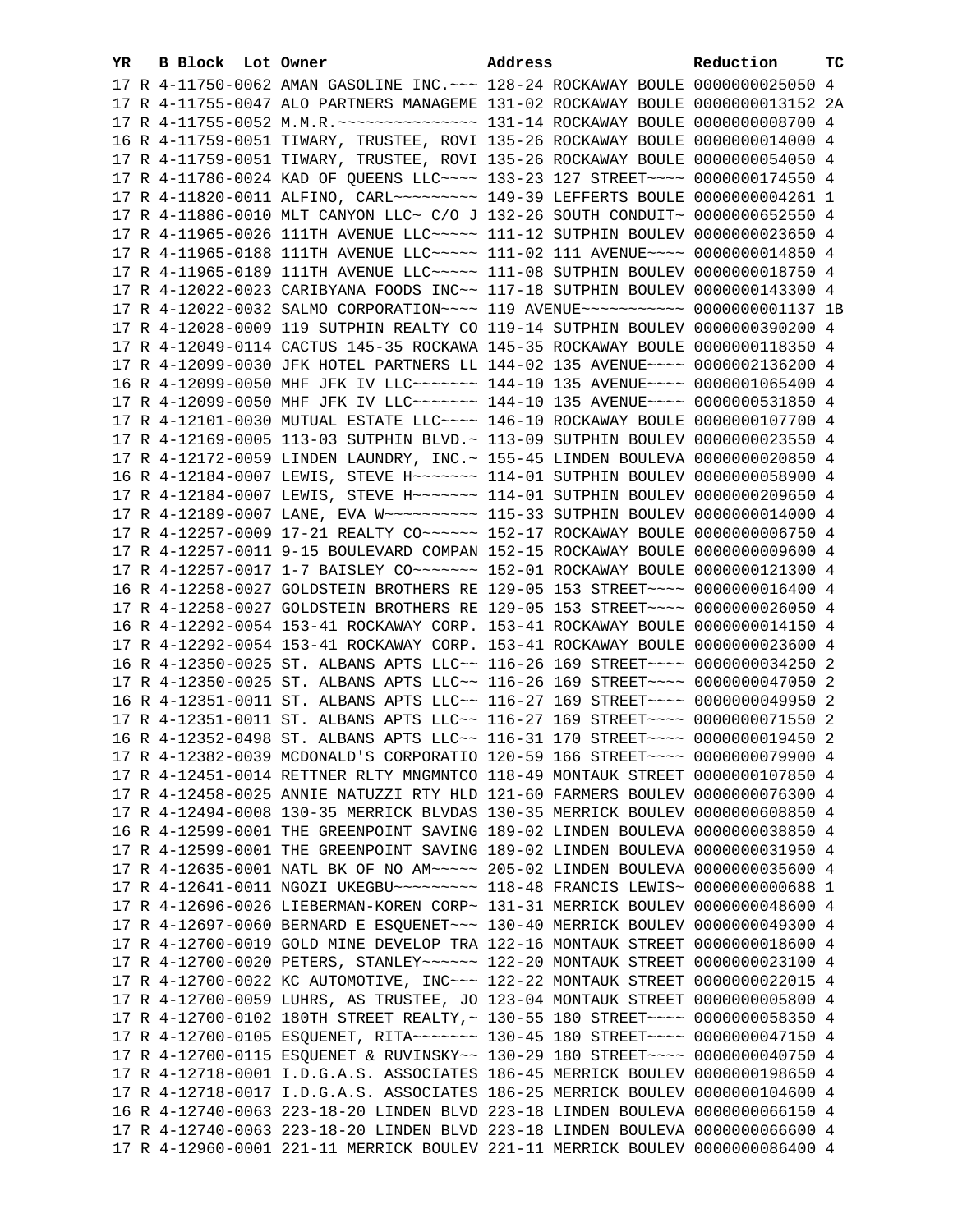| YR | B | Block | Lot | Owner | Address | Reduction | TC |
|---|---|---|---|---|---|---|---|
| 17 | R | 4-11750 | 0062 | AMAN GASOLINE INC.~~~ | 128-24 ROCKAWAY BOULE | 0000000025050 | 4 |
| 17 | R | 4-11755 | 0047 | ALO PARTNERS MANAGEME | 131-02 ROCKAWAY BOULE | 0000000013152 | 2A |
| 17 | R | 4-11755 | 0052 | M.M.R.~~~~~~~~~~~~~~~ | 131-14 ROCKAWAY BOULE | 0000000008700 | 4 |
| 16 | R | 4-11759 | 0051 | TIWARY, TRUSTEE, ROVI | 135-26 ROCKAWAY BOULE | 0000000014000 | 4 |
| 17 | R | 4-11759 | 0051 | TIWARY, TRUSTEE, ROVI | 135-26 ROCKAWAY BOULE | 0000000054050 | 4 |
| 17 | R | 4-11786 | 0024 | KAD OF QUEENS LLC~~~~ | 133-23 127 STREET~~~~ | 0000000174550 | 4 |
| 17 | R | 4-11820 | 0011 | ALFINO, CARL~~~~~~~~~ | 149-39 LEFFERTS BOULE | 0000000004261 | 1 |
| 17 | R | 4-11886 | 0010 | MLT CANYON LLC~ C/O J | 132-26 SOUTH CONDUIT~ | 0000000652550 | 4 |
| 17 | R | 4-11965 | 0026 | 111TH AVENUE LLC~~~~~ | 111-12 SUTPHIN BOULEV | 0000000023650 | 4 |
| 17 | R | 4-11965 | 0188 | 111TH AVENUE LLC~~~~~ | 111-02 111 AVENUE~~~~ | 0000000014850 | 4 |
| 17 | R | 4-11965 | 0189 | 111TH AVENUE LLC~~~~~ | 111-08 SUTPHIN BOULEV | 0000000018750 | 4 |
| 17 | R | 4-12022 | 0023 | CARIBYANA FOODS INC~~ | 117-18 SUTPHIN BOULEV | 0000000143300 | 4 |
| 17 | R | 4-12022 | 0032 | SALMO CORPORATION~~~~ | 119 AVENUE~~~~~~~~~~~ | 0000000001137 | 1B |
| 17 | R | 4-12028 | 0009 | 119 SUTPHIN REALTY CO | 119-14 SUTPHIN BOULEV | 0000000390200 | 4 |
| 17 | R | 4-12049 | 0114 | CACTUS 145-35 ROCKAWA | 145-35 ROCKAWAY BOULE | 0000000118350 | 4 |
| 17 | R | 4-12099 | 0030 | JFK HOTEL PARTNERS LL | 144-02 135 AVENUE~~~~ | 0000002136200 | 4 |
| 16 | R | 4-12099 | 0050 | MHF JFK IV LLC~~~~~~~ | 144-10 135 AVENUE~~~~ | 0000001065400 | 4 |
| 17 | R | 4-12099 | 0050 | MHF JFK IV LLC~~~~~~~ | 144-10 135 AVENUE~~~~ | 0000000531850 | 4 |
| 17 | R | 4-12101 | 0030 | MUTUAL ESTATE LLC~~~~ | 146-10 ROCKAWAY BOULE | 0000000107700 | 4 |
| 17 | R | 4-12169 | 0005 | 113-03 SUTPHIN BLVD.~ | 113-09 SUTPHIN BOULEV | 0000000023550 | 4 |
| 17 | R | 4-12172 | 0059 | LINDEN LAUNDRY, INC.~ | 155-45 LINDEN BOULEVA | 0000000020850 | 4 |
| 16 | R | 4-12184 | 0007 | LEWIS, STEVE H~~~~~~~ | 114-01 SUTPHIN BOULEV | 0000000058900 | 4 |
| 17 | R | 4-12184 | 0007 | LEWIS, STEVE H~~~~~~~ | 114-01 SUTPHIN BOULEV | 0000000209650 | 4 |
| 17 | R | 4-12189 | 0007 | LANE, EVA W~~~~~~~~~~ | 115-33 SUTPHIN BOULEV | 0000000014000 | 4 |
| 17 | R | 4-12257 | 0009 | 17-21 REALTY CO~~~~~~ | 152-17 ROCKAWAY BOULE | 0000000006750 | 4 |
| 17 | R | 4-12257 | 0011 | 9-15 BOULEVARD COMPAN | 152-15 ROCKAWAY BOULE | 0000000009600 | 4 |
| 17 | R | 4-12257 | 0017 | 1-7 BAISLEY CO~~~~~~~ | 152-01 ROCKAWAY BOULE | 0000000121300 | 4 |
| 16 | R | 4-12258 | 0027 | GOLDSTEIN BROTHERS RE | 129-05 153 STREET~~~~ | 0000000016400 | 4 |
| 17 | R | 4-12258 | 0027 | GOLDSTEIN BROTHERS RE | 129-05 153 STREET~~~~ | 0000000026050 | 4 |
| 16 | R | 4-12292 | 0054 | 153-41 ROCKAWAY CORP. | 153-41 ROCKAWAY BOULE | 0000000014150 | 4 |
| 17 | R | 4-12292 | 0054 | 153-41 ROCKAWAY CORP. | 153-41 ROCKAWAY BOULE | 0000000023600 | 4 |
| 16 | R | 4-12350 | 0025 | ST. ALBANS APTS LLC~~ | 116-26 169 STREET~~~~ | 0000000034250 | 2 |
| 17 | R | 4-12350 | 0025 | ST. ALBANS APTS LLC~~ | 116-26 169 STREET~~~~ | 0000000047050 | 2 |
| 16 | R | 4-12351 | 0011 | ST. ALBANS APTS LLC~~ | 116-27 169 STREET~~~~ | 0000000049950 | 2 |
| 17 | R | 4-12351 | 0011 | ST. ALBANS APTS LLC~~ | 116-27 169 STREET~~~~ | 0000000071550 | 2 |
| 16 | R | 4-12352 | 0498 | ST. ALBANS APTS LLC~~ | 116-31 170 STREET~~~~ | 0000000019450 | 2 |
| 17 | R | 4-12382 | 0039 | MCDONALD'S CORPORATIO | 120-59 166 STREET~~~~ | 0000000079900 | 4 |
| 17 | R | 4-12451 | 0014 | RETTNER RLTY MNGMNTCO | 118-49 MONTAUK STREET | 0000000107850 | 4 |
| 17 | R | 4-12458 | 0025 | ANNIE NATUZZI RTY HLD | 121-60 FARMERS BOULEV | 0000000076300 | 4 |
| 17 | R | 4-12494 | 0008 | 130-35 MERRICK BLVDAS | 130-35 MERRICK BOULEV | 0000000608850 | 4 |
| 16 | R | 4-12599 | 0001 | THE GREENPOINT SAVING | 189-02 LINDEN BOULEVA | 0000000038850 | 4 |
| 17 | R | 4-12599 | 0001 | THE GREENPOINT SAVING | 189-02 LINDEN BOULEVA | 0000000031950 | 4 |
| 17 | R | 4-12635 | 0001 | NATL BK OF NO AM~~~~~ | 205-02 LINDEN BOULEVA | 0000000035600 | 4 |
| 17 | R | 4-12641 | 0011 | NGOZI UKEGBU~~~~~~~~~ | 118-48 FRANCIS LEWIS~ | 0000000000688 | 1 |
| 17 | R | 4-12696 | 0026 | LIEBERMAN-KOREN CORP~ | 131-31 MERRICK BOULEV | 0000000048600 | 4 |
| 17 | R | 4-12697 | 0060 | BERNARD E ESQUENET~~~ | 130-40 MERRICK BOULEV | 0000000049300 | 4 |
| 17 | R | 4-12700 | 0019 | GOLD MINE DEVELOP TRA | 122-16 MONTAUK STREET | 0000000018600 | 4 |
| 17 | R | 4-12700 | 0020 | PETERS, STANLEY~~~~~~ | 122-20 MONTAUK STREET | 0000000023100 | 4 |
| 17 | R | 4-12700 | 0022 | KC AUTOMOTIVE, INC~~~ | 122-22 MONTAUK STREET | 0000000022015 | 4 |
| 17 | R | 4-12700 | 0059 | LUHRS, AS TRUSTEE, JO | 123-04 MONTAUK STREET | 0000000005800 | 4 |
| 17 | R | 4-12700 | 0102 | 180TH STREET REALTY,~ | 130-55 180 STREET~~~~ | 0000000058350 | 4 |
| 17 | R | 4-12700 | 0105 | ESQUENET, RITA~~~~~~~ | 130-45 180 STREET~~~~ | 0000000047150 | 4 |
| 17 | R | 4-12700 | 0115 | ESQUENET & RUVINSKY~~ | 130-29 180 STREET~~~~ | 0000000040750 | 4 |
| 17 | R | 4-12718 | 0001 | I.D.G.A.S. ASSOCIATES | 186-45 MERRICK BOULEV | 0000000198650 | 4 |
| 17 | R | 4-12718 | 0017 | I.D.G.A.S. ASSOCIATES | 186-25 MERRICK BOULEV | 0000000104600 | 4 |
| 16 | R | 4-12740 | 0063 | 223-18-20 LINDEN BLVD | 223-18 LINDEN BOULEVA | 0000000066150 | 4 |
| 17 | R | 4-12740 | 0063 | 223-18-20 LINDEN BLVD | 223-18 LINDEN BOULEVA | 0000000066600 | 4 |
| 17 | R | 4-12960 | 0001 | 221-11 MERRICK BOULEV | 221-11 MERRICK BOULEV | 0000000086400 | 4 |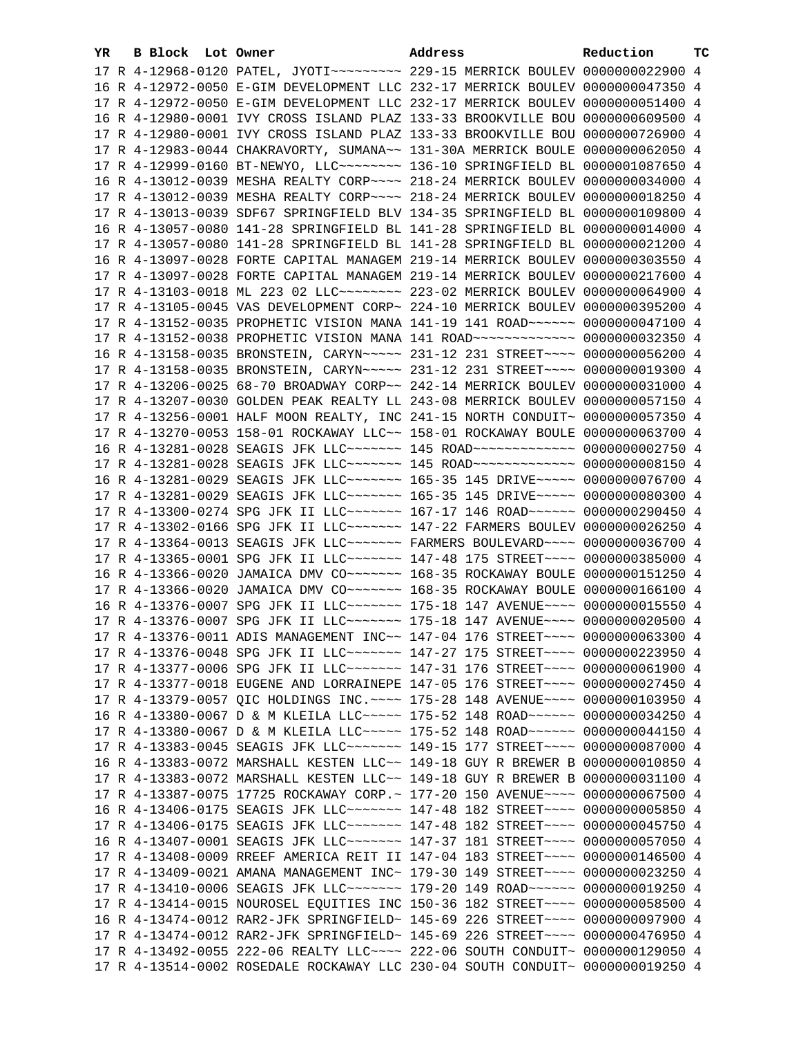| YR | B | Block | Lot | Owner | Address | Reduction | TC |
|---|---|---|---|---|---|---|---|
| 17 | R | 4-12968-0120 | | PATEL, JYOTI~~~~~~~~~ | 229-15 MERRICK BOULEV | 0000000022900 | 4 |
| 16 | R | 4-12972-0050 | | E-GIM DEVELOPMENT LLC | 232-17 MERRICK BOULEV | 0000000047350 | 4 |
| 17 | R | 4-12972-0050 | | E-GIM DEVELOPMENT LLC | 232-17 MERRICK BOULEV | 0000000051400 | 4 |
| 16 | R | 4-12980-0001 | | IVY CROSS ISLAND PLAZ | 133-33 BROOKVILLE BOU | 0000000609500 | 4 |
| 17 | R | 4-12980-0001 | | IVY CROSS ISLAND PLAZ | 133-33 BROOKVILLE BOU | 0000000726900 | 4 |
| 17 | R | 4-12983-0044 | | CHAKRAVORTY, SUMANA~~ | 131-30A MERRICK BOULE | 0000000062050 | 4 |
| 17 | R | 4-12999-0160 | | BT-NEWYO, LLC~~~~~~~~ | 136-10 SPRINGFIELD BL | 0000001087650 | 4 |
| 16 | R | 4-13012-0039 | | MESHA REALTY CORP~~~~ | 218-24 MERRICK BOULEV | 0000000034000 | 4 |
| 17 | R | 4-13012-0039 | | MESHA REALTY CORP~~~~ | 218-24 MERRICK BOULEV | 0000000018250 | 4 |
| 17 | R | 4-13013-0039 | | SDF67 SPRINGFIELD BLV | 134-35 SPRINGFIELD BL | 0000000109800 | 4 |
| 16 | R | 4-13057-0080 | | 141-28 SPRINGFIELD BL | 141-28 SPRINGFIELD BL | 0000000014000 | 4 |
| 17 | R | 4-13057-0080 | | 141-28 SPRINGFIELD BL | 141-28 SPRINGFIELD BL | 0000000021200 | 4 |
| 16 | R | 4-13097-0028 | | FORTE CAPITAL MANAGEM | 219-14 MERRICK BOULEV | 0000000303550 | 4 |
| 17 | R | 4-13097-0028 | | FORTE CAPITAL MANAGEM | 219-14 MERRICK BOULEV | 0000000217600 | 4 |
| 17 | R | 4-13103-0018 | | ML 223 02 LLC~~~~~~~~ | 223-02 MERRICK BOULEV | 0000000064900 | 4 |
| 17 | R | 4-13105-0045 | | VAS DEVELOPMENT CORP~ | 224-10 MERRICK BOULEV | 0000000395200 | 4 |
| 17 | R | 4-13152-0035 | | PROPHETIC VISION MANA | 141-19 141 ROAD~~~~~~ | 0000000047100 | 4 |
| 17 | R | 4-13152-0038 | | PROPHETIC VISION MANA | 141 ROAD~~~~~~~~~~~~~ | 0000000032350 | 4 |
| 16 | R | 4-13158-0035 | | BRONSTEIN, CARYN~~~~~ | 231-12 231 STREET~~~~ | 0000000056200 | 4 |
| 17 | R | 4-13158-0035 | | BRONSTEIN, CARYN~~~~~ | 231-12 231 STREET~~~~ | 0000000019300 | 4 |
| 17 | R | 4-13206-0025 | | 68-70 BROADWAY CORP~~ | 242-14 MERRICK BOULEV | 0000000031000 | 4 |
| 17 | R | 4-13207-0030 | | GOLDEN PEAK REALTY LL | 243-08 MERRICK BOULEV | 0000000057150 | 4 |
| 17 | R | 4-13256-0001 | | HALF MOON REALTY, INC | 241-15 NORTH CONDUIT~ | 0000000057350 | 4 |
| 17 | R | 4-13270-0053 | | 158-01 ROCKAWAY LLC~~ | 158-01 ROCKAWAY BOULE | 0000000063700 | 4 |
| 16 | R | 4-13281-0028 | | SEAGIS JFK LLC~~~~~~~ | 145 ROAD~~~~~~~~~~~~~ | 0000000002750 | 4 |
| 17 | R | 4-13281-0028 | | SEAGIS JFK LLC~~~~~~~ | 145 ROAD~~~~~~~~~~~~~ | 0000000008150 | 4 |
| 16 | R | 4-13281-0029 | | SEAGIS JFK LLC~~~~~~~ | 165-35 145 DRIVE~~~~~ | 0000000076700 | 4 |
| 17 | R | 4-13281-0029 | | SEAGIS JFK LLC~~~~~~~ | 165-35 145 DRIVE~~~~~ | 0000000080300 | 4 |
| 17 | R | 4-13300-0274 | | SPG JFK II LLC~~~~~~~ | 167-17 146 ROAD~~~~~~ | 0000000290450 | 4 |
| 17 | R | 4-13302-0166 | | SPG JFK II LLC~~~~~~~ | 147-22 FARMERS BOULEV | 0000000026250 | 4 |
| 17 | R | 4-13364-0013 | | SEAGIS JFK LLC~~~~~~~ | FARMERS BOULEVARD~~~~ | 0000000036700 | 4 |
| 17 | R | 4-13365-0001 | | SPG JFK II LLC~~~~~~~ | 147-48 175 STREET~~~~ | 0000000385000 | 4 |
| 16 | R | 4-13366-0020 | | JAMAICA DMV CO~~~~~~~ | 168-35 ROCKAWAY BOULE | 0000000151250 | 4 |
| 17 | R | 4-13366-0020 | | JAMAICA DMV CO~~~~~~~ | 168-35 ROCKAWAY BOULE | 0000000166100 | 4 |
| 16 | R | 4-13376-0007 | | SPG JFK II LLC~~~~~~~ | 175-18 147 AVENUE~~~~ | 0000000015550 | 4 |
| 17 | R | 4-13376-0007 | | SPG JFK II LLC~~~~~~~ | 175-18 147 AVENUE~~~~ | 0000000020500 | 4 |
| 17 | R | 4-13376-0011 | | ADIS MANAGEMENT INC~~ | 147-04 176 STREET~~~~ | 0000000063300 | 4 |
| 17 | R | 4-13376-0048 | | SPG JFK II LLC~~~~~~~ | 147-27 175 STREET~~~~ | 0000000223950 | 4 |
| 17 | R | 4-13377-0006 | | SPG JFK II LLC~~~~~~~ | 147-31 176 STREET~~~~ | 0000000061900 | 4 |
| 17 | R | 4-13377-0018 | | EUGENE AND LORRAINEPE | 147-05 176 STREET~~~~ | 0000000027450 | 4 |
| 17 | R | 4-13379-0057 | | QIC HOLDINGS INC.~~~~ | 175-28 148 AVENUE~~~~ | 0000000103950 | 4 |
| 16 | R | 4-13380-0067 | | D & M KLEILA LLC~~~~~ | 175-52 148 ROAD~~~~~~ | 0000000034250 | 4 |
| 17 | R | 4-13380-0067 | | D & M KLEILA LLC~~~~~ | 175-52 148 ROAD~~~~~~ | 0000000044150 | 4 |
| 17 | R | 4-13383-0045 | | SEAGIS JFK LLC~~~~~~~ | 149-15 177 STREET~~~~ | 0000000087000 | 4 |
| 16 | R | 4-13383-0072 | | MARSHALL KESTEN LLC~~ | 149-18 GUY R BREWER B | 0000000010850 | 4 |
| 17 | R | 4-13383-0072 | | MARSHALL KESTEN LLC~~ | 149-18 GUY R BREWER B | 0000000031100 | 4 |
| 17 | R | 4-13387-0075 | | 17725 ROCKAWAY CORP.~ | 177-20 150 AVENUE~~~~ | 0000000067500 | 4 |
| 16 | R | 4-13406-0175 | | SEAGIS JFK LLC~~~~~~~ | 147-48 182 STREET~~~~ | 0000000005850 | 4 |
| 17 | R | 4-13406-0175 | | SEAGIS JFK LLC~~~~~~~ | 147-48 182 STREET~~~~ | 0000000045750 | 4 |
| 16 | R | 4-13407-0001 | | SEAGIS JFK LLC~~~~~~~ | 147-37 181 STREET~~~~ | 0000000057050 | 4 |
| 17 | R | 4-13408-0009 | | RREEF AMERICA REIT II | 147-04 183 STREET~~~~ | 0000000146500 | 4 |
| 17 | R | 4-13409-0021 | | AMANA MANAGEMENT INC~ | 179-30 149 STREET~~~~ | 0000000023250 | 4 |
| 17 | R | 4-13410-0006 | | SEAGIS JFK LLC~~~~~~~ | 179-20 149 ROAD~~~~~~ | 0000000019250 | 4 |
| 17 | R | 4-13414-0015 | | NOUROSEL EQUITIES INC | 150-36 182 STREET~~~~ | 0000000058500 | 4 |
| 16 | R | 4-13474-0012 | | RAR2-JFK SPRINGFIELD~ | 145-69 226 STREET~~~~ | 0000000097900 | 4 |
| 17 | R | 4-13474-0012 | | RAR2-JFK SPRINGFIELD~ | 145-69 226 STREET~~~~ | 0000000476950 | 4 |
| 17 | R | 4-13492-0055 | | 222-06 REALTY LLC~~~~ | 222-06 SOUTH CONDUIT~ | 0000000129050 | 4 |
| 17 | R | 4-13514-0002 | | ROSEDALE ROCKAWAY LLC | 230-04 SOUTH CONDUIT~ | 0000000019250 | 4 |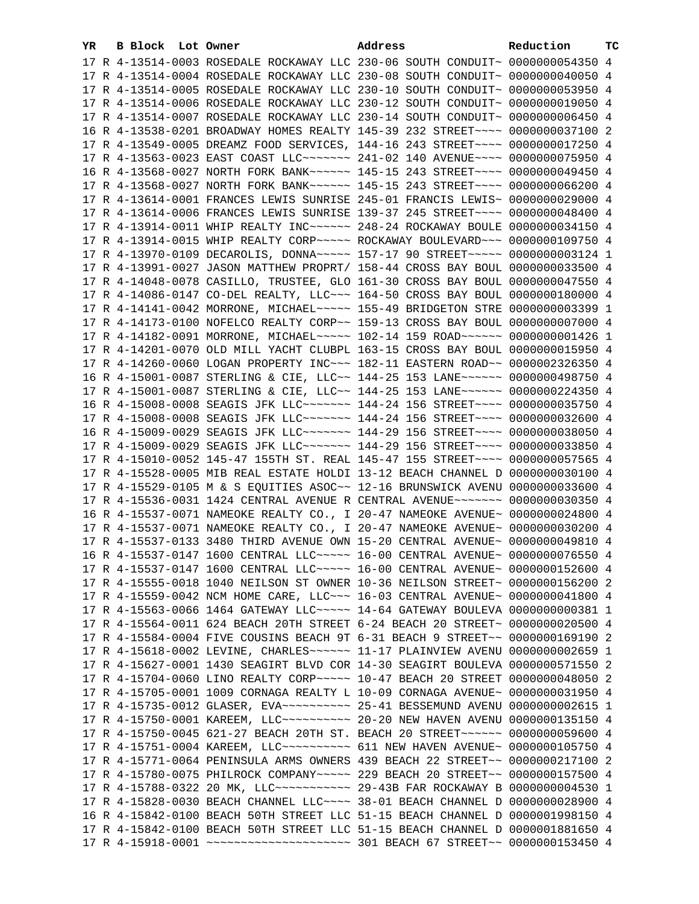| YR | B | Block | Lot | Owner | Address | Reduction | TC |
|---|---|---|---|---|---|---|---|
| 17 | R | 4-13514-0003 | | ROSEDALE ROCKAWAY LLC | 230-06 SOUTH CONDUIT~ | 0000000054350 | 4 |
| 17 | R | 4-13514-0004 | | ROSEDALE ROCKAWAY LLC | 230-08 SOUTH CONDUIT~ | 0000000040050 | 4 |
| 17 | R | 4-13514-0005 | | ROSEDALE ROCKAWAY LLC | 230-10 SOUTH CONDUIT~ | 0000000053950 | 4 |
| 17 | R | 4-13514-0006 | | ROSEDALE ROCKAWAY LLC | 230-12 SOUTH CONDUIT~ | 0000000019050 | 4 |
| 17 | R | 4-13514-0007 | | ROSEDALE ROCKAWAY LLC | 230-14 SOUTH CONDUIT~ | 0000000006450 | 4 |
| 16 | R | 4-13538-0201 | | BROADWAY HOMES REALTY | 145-39 232 STREET~~~~ | 0000000037100 | 2 |
| 17 | R | 4-13549-0005 | | DREAMZ FOOD SERVICES, | 144-16 243 STREET~~~~ | 0000000017250 | 4 |
| 17 | R | 4-13563-0023 | | EAST COAST LLC~~~~~~~ | 241-02 140 AVENUE~~~~ | 0000000075950 | 4 |
| 16 | R | 4-13568-0027 | | NORTH FORK BANK~~~~~~ | 145-15 243 STREET~~~~ | 0000000049450 | 4 |
| 17 | R | 4-13568-0027 | | NORTH FORK BANK~~~~~~ | 145-15 243 STREET~~~~ | 0000000066200 | 4 |
| 17 | R | 4-13614-0001 | | FRANCES LEWIS SUNRISE | 245-01 FRANCIS LEWIS~ | 0000000029000 | 4 |
| 17 | R | 4-13614-0006 | | FRANCES LEWIS SUNRISE | 139-37 245 STREET~~~~ | 0000000048400 | 4 |
| 17 | R | 4-13914-0011 | | WHIP REALTY INC~~~~~~ | 248-24 ROCKAWAY BOULE | 0000000034150 | 4 |
| 17 | R | 4-13914-0015 | | WHIP REALTY CORP~~~~~ | ROCKAWAY BOULEVARD~~~ | 0000000109750 | 4 |
| 17 | R | 4-13970-0109 | | DECAROLIS, DONNA~~~~~ | 157-17 90 STREET~~~~~ | 0000000003124 | 1 |
| 17 | R | 4-13991-0027 | | JASON MATTHEW PROPRT/ | 158-44 CROSS BAY BOUL | 0000000033500 | 4 |
| 17 | R | 4-14048-0078 | | CASILLO, TRUSTEE, GLO | 161-30 CROSS BAY BOUL | 0000000047550 | 4 |
| 17 | R | 4-14086-0147 | | CO-DEL REALTY, LLC~~~ | 164-50 CROSS BAY BOUL | 0000000180000 | 4 |
| 17 | R | 4-14141-0042 | | MORRONE, MICHAEL~~~~~ | 155-49 BRIDGETON STRE | 0000000003399 | 1 |
| 17 | R | 4-14173-0100 | | NOFELCO REALTY CORP~~ | 159-13 CROSS BAY BOUL | 0000000007000 | 4 |
| 17 | R | 4-14182-0091 | | MORRONE, MICHAEL~~~~~ | 102-14 159 ROAD~~~~~~ | 0000000001426 | 1 |
| 17 | R | 4-14201-0070 | | OLD MILL YACHT CLUBPL | 163-15 CROSS BAY BOUL | 0000000015950 | 4 |
| 17 | R | 4-14260-0060 | | LOGAN PROPERTY INC~~~ | 182-11 EASTERN ROAD~~ | 0000002326350 | 4 |
| 16 | R | 4-15001-0087 | | STERLING & CIE, LLC~~ | 144-25 153 LANE~~~~~~ | 0000000498750 | 4 |
| 17 | R | 4-15001-0087 | | STERLING & CIE, LLC~~ | 144-25 153 LANE~~~~~~ | 0000000224350 | 4 |
| 16 | R | 4-15008-0008 | | SEAGIS JFK LLC~~~~~~~ | 144-24 156 STREET~~~~ | 0000000035750 | 4 |
| 17 | R | 4-15008-0008 | | SEAGIS JFK LLC~~~~~~~ | 144-24 156 STREET~~~~ | 0000000032600 | 4 |
| 16 | R | 4-15009-0029 | | SEAGIS JFK LLC~~~~~~~ | 144-29 156 STREET~~~~ | 0000000038050 | 4 |
| 17 | R | 4-15009-0029 | | SEAGIS JFK LLC~~~~~~~ | 144-29 156 STREET~~~~ | 0000000033850 | 4 |
| 17 | R | 4-15010-0052 | | 145-47 155TH ST. REAL | 145-47 155 STREET~~~~ | 0000000057565 | 4 |
| 17 | R | 4-15528-0005 | | MIB REAL ESTATE HOLDI | 13-12 BEACH CHANNEL D | 0000000030100 | 4 |
| 17 | R | 4-15529-0105 | | M & S EQUITIES ASOC~~ | 12-16 BRUNSWICK AVENU | 0000000033600 | 4 |
| 17 | R | 4-15536-0031 | | 1424 CENTRAL AVENUE R | CENTRAL AVENUE~~~~~~~ | 0000000030350 | 4 |
| 16 | R | 4-15537-0071 | | NAMEOKE REALTY CO., I | 20-47 NAMEOKE AVENUE~ | 0000000024800 | 4 |
| 17 | R | 4-15537-0071 | | NAMEOKE REALTY CO., I | 20-47 NAMEOKE AVENUE~ | 0000000030200 | 4 |
| 17 | R | 4-15537-0133 | | 3480 THIRD AVENUE OWN | 15-20 CENTRAL AVENUE~ | 0000000049810 | 4 |
| 16 | R | 4-15537-0147 | | 1600 CENTRAL LLC~~~~~ | 16-00 CENTRAL AVENUE~ | 0000000076550 | 4 |
| 17 | R | 4-15537-0147 | | 1600 CENTRAL LLC~~~~~ | 16-00 CENTRAL AVENUE~ | 0000000152600 | 4 |
| 17 | R | 4-15555-0018 | | 1040 NEILSON ST OWNER | 10-36 NEILSON STREET~ | 0000000156200 | 2 |
| 17 | R | 4-15559-0042 | | NCM HOME CARE, LLC~~~ | 16-03 CENTRAL AVENUE~ | 0000000041800 | 4 |
| 17 | R | 4-15563-0066 | | 1464 GATEWAY LLC~~~~~ | 14-64 GATEWAY BOULEVA | 0000000000381 | 1 |
| 17 | R | 4-15564-0011 | | 624 BEACH 20TH STREET | 6-24 BEACH 20 STREET~ | 0000000020500 | 4 |
| 17 | R | 4-15584-0004 | | FIVE COUSINS BEACH 9T | 6-31 BEACH 9 STREET~~ | 0000000169190 | 2 |
| 17 | R | 4-15618-0002 | | LEVINE, CHARLES~~~~~~ | 11-17 PLAINVIEW AVENU | 0000000002659 | 1 |
| 17 | R | 4-15627-0001 | | 1430 SEAGIRT BLVD COR | 14-30 SEAGIRT BOULEVA | 0000000571550 | 2 |
| 17 | R | 4-15704-0060 | | LINO REALTY CORP~~~~~ | 10-47 BEACH 20 STREET | 0000000048050 | 2 |
| 17 | R | 4-15705-0001 | | 1009 CORNAGA REALTY L | 10-09 CORNAGA AVENUE~ | 0000000031950 | 4 |
| 17 | R | 4-15735-0012 | | GLASER, EVA~~~~~~~~~~ | 25-41 BESSEMUND AVENU | 0000000002615 | 1 |
| 17 | R | 4-15750-0001 | | KAREEM, LLC~~~~~~~~~~ | 20-20 NEW HAVEN AVENU | 0000000135150 | 4 |
| 17 | R | 4-15750-0045 | | 621-27 BEACH 20TH ST. | BEACH 20 STREET~~~~~~ | 0000000059600 | 4 |
| 17 | R | 4-15751-0004 | | KAREEM, LLC~~~~~~~~~~ | 611 NEW HAVEN AVENUE~ | 0000000105750 | 4 |
| 17 | R | 4-15771-0064 | | PENINSULA ARMS OWNERS | 439 BEACH 22 STREET~~ | 0000000217100 | 2 |
| 17 | R | 4-15780-0075 | | PHILROCK COMPANY~~~~~ | 229 BEACH 20 STREET~~ | 0000000157500 | 4 |
| 17 | R | 4-15788-0322 | | 20 MK, LLC~~~~~~~~~~~ | 29-43B FAR ROCKAWAY B | 0000000004530 | 1 |
| 17 | R | 4-15828-0030 | | BEACH CHANNEL LLC~~~~ | 38-01 BEACH CHANNEL D | 0000000028900 | 4 |
| 16 | R | 4-15842-0100 | | BEACH 50TH STREET LLC | 51-15 BEACH CHANNEL D | 0000001998150 | 4 |
| 17 | R | 4-15842-0100 | | BEACH 50TH STREET LLC | 51-15 BEACH CHANNEL D | 0000001881650 | 4 |
| 17 | R | 4-15918-0001 | | ~~~~~~~~~~~~~~~~~~~~~ | 301 BEACH 67 STREET~~ | 0000000153450 | 4 |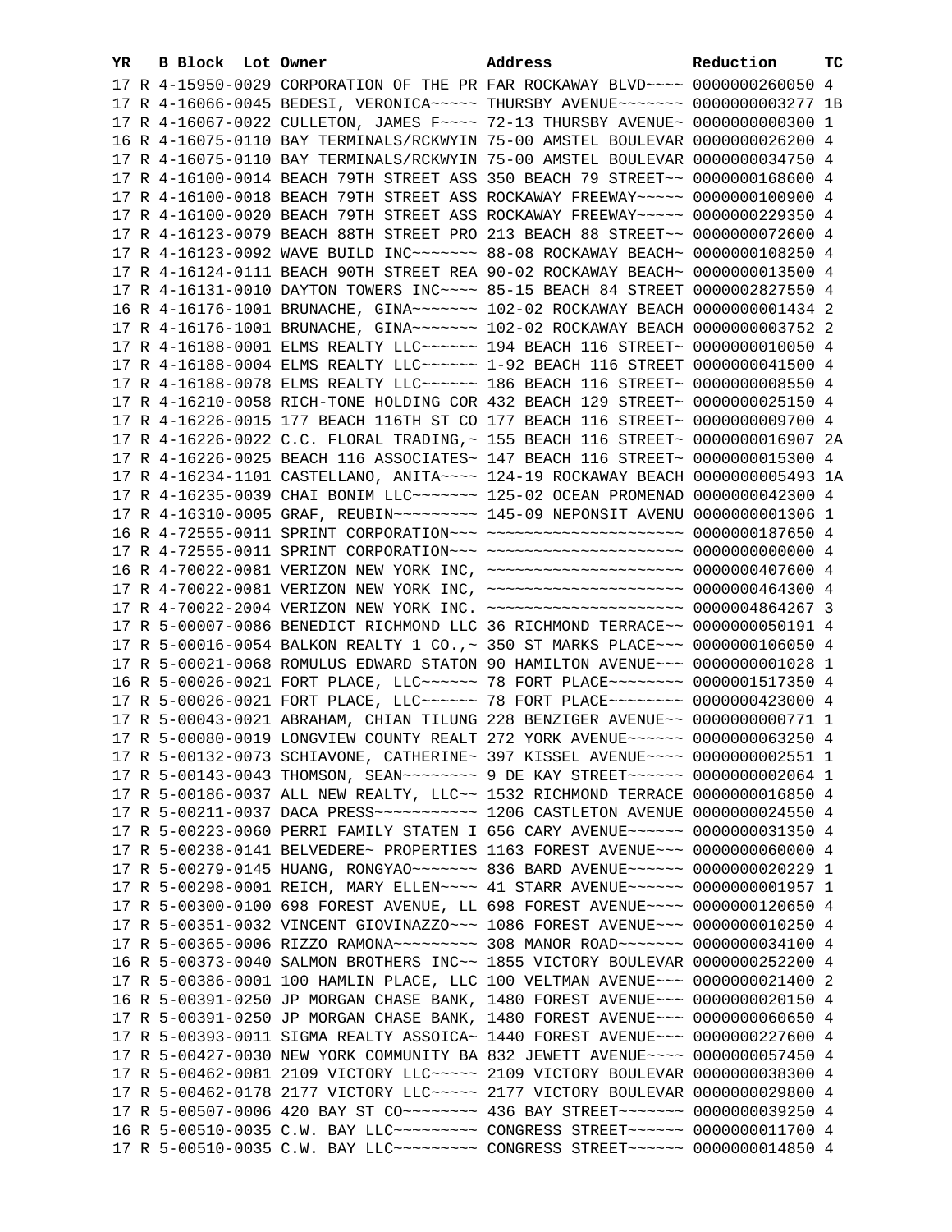| YR | B | Block | Lot | Owner | Address | Reduction | TC |
|---|---|---|---|---|---|---|---|
| 17 | R | 4-15950-0029 | | CORPORATION OF THE PR | FAR ROCKAWAY BLVD~~~~ | 0000000260050 | 4 |
| 17 | R | 4-16066-0045 | | BEDESI, VERONICA~~~~~ | THURSBY AVENUE~~~~~~~ | 0000000003277 | 1B |
| 17 | R | 4-16067-0022 | | CULLETON, JAMES F~~~~ | 72-13 THURSBY AVENUE~ | 0000000000300 | 1 |
| 16 | R | 4-16075-0110 | | BAY TERMINALS/RCKWYIN | 75-00 AMSTEL BOULEVAR | 0000000026200 | 4 |
| 17 | R | 4-16075-0110 | | BAY TERMINALS/RCKWYIN | 75-00 AMSTEL BOULEVAR | 0000000034750 | 4 |
| 17 | R | 4-16100-0014 | | BEACH 79TH STREET ASS | 350 BEACH 79 STREET~~ | 0000000168600 | 4 |
| 17 | R | 4-16100-0018 | | BEACH 79TH STREET ASS | ROCKAWAY FREEWAY~~~~~ | 0000000100900 | 4 |
| 17 | R | 4-16100-0020 | | BEACH 79TH STREET ASS | ROCKAWAY FREEWAY~~~~~ | 0000000229350 | 4 |
| 17 | R | 4-16123-0079 | | BEACH 88TH STREET PRO | 213 BEACH 88 STREET~~ | 0000000072600 | 4 |
| 17 | R | 4-16123-0092 | | WAVE BUILD INC~~~~~~~ | 88-08 ROCKAWAY BEACH~ | 0000000108250 | 4 |
| 17 | R | 4-16124-0111 | | BEACH 90TH STREET REA | 90-02 ROCKAWAY BEACH~ | 0000000013500 | 4 |
| 17 | R | 4-16131-0010 | | DAYTON TOWERS INC~~~~ | 85-15 BEACH 84 STREET | 0000002827550 | 4 |
| 16 | R | 4-16176-1001 | | BRUNACHE, GINA~~~~~~~ | 102-02 ROCKAWAY BEACH | 0000000001434 | 2 |
| 17 | R | 4-16176-1001 | | BRUNACHE, GINA~~~~~~~ | 102-02 ROCKAWAY BEACH | 0000000003752 | 2 |
| 17 | R | 4-16188-0001 | | ELMS REALTY LLC~~~~~~ | 194 BEACH 116 STREET~ | 0000000010050 | 4 |
| 17 | R | 4-16188-0004 | | ELMS REALTY LLC~~~~~~ | 1-92 BEACH 116 STREET | 0000000041500 | 4 |
| 17 | R | 4-16188-0078 | | ELMS REALTY LLC~~~~~~ | 186 BEACH 116 STREET~ | 0000000008550 | 4 |
| 17 | R | 4-16210-0058 | | RICH-TONE HOLDING COR | 432 BEACH 129 STREET~ | 0000000025150 | 4 |
| 17 | R | 4-16226-0015 | | 177 BEACH 116TH ST CO | 177 BEACH 116 STREET~ | 0000000009700 | 4 |
| 17 | R | 4-16226-0022 | | C.C. FLORAL TRADING,~ | 155 BEACH 116 STREET~ | 0000000016907 | 2A |
| 17 | R | 4-16226-0025 | | BEACH 116 ASSOCIATES~ | 147 BEACH 116 STREET~ | 0000000015300 | 4 |
| 17 | R | 4-16234-1101 | | CASTELLANO, ANITA~~~~ | 124-19 ROCKAWAY BEACH | 0000000005493 | 1A |
| 17 | R | 4-16235-0039 | | CHAI BONIM LLC~~~~~~~ | 125-02 OCEAN PROMENAD | 0000000042300 | 4 |
| 17 | R | 4-16310-0005 | | GRAF, REUBIN~~~~~~~~~ | 145-09 NEPONSIT AVENU | 0000000001306 | 1 |
| 16 | R | 4-72555-0011 | | SPRINT CORPORATION~~~ | ~~~~~~~~~~~~~~~~~~~~~ | 0000000187650 | 4 |
| 17 | R | 4-72555-0011 | | SPRINT CORPORATION~~~ | ~~~~~~~~~~~~~~~~~~~~~ | 0000000000000 | 4 |
| 16 | R | 4-70022-0081 | | VERIZON NEW YORK INC, | ~~~~~~~~~~~~~~~~~~~~~ | 0000000407600 | 4 |
| 17 | R | 4-70022-0081 | | VERIZON NEW YORK INC, | ~~~~~~~~~~~~~~~~~~~~~ | 0000000464300 | 4 |
| 17 | R | 4-70022-2004 | | VERIZON NEW YORK INC. | ~~~~~~~~~~~~~~~~~~~~~ | 0000004864267 | 3 |
| 17 | R | 5-00007-0086 | | BENEDICT RICHMOND LLC | 36 RICHMOND TERRACE~~ | 0000000050191 | 4 |
| 17 | R | 5-00016-0054 | | BALKON REALTY 1 CO.,~ | 350 ST MARKS PLACE~~~ | 0000000106050 | 4 |
| 17 | R | 5-00021-0068 | | ROMULUS EDWARD STATON | 90 HAMILTON AVENUE~~~ | 0000000001028 | 1 |
| 16 | R | 5-00026-0021 | | FORT PLACE, LLC~~~~~~ | 78 FORT PLACE~~~~~~~~ | 0000001517350 | 4 |
| 17 | R | 5-00026-0021 | | FORT PLACE, LLC~~~~~~ | 78 FORT PLACE~~~~~~~~ | 0000000423000 | 4 |
| 17 | R | 5-00043-0021 | | ABRAHAM, CHIAN TILUNG | 228 BENZIGER AVENUE~~ | 0000000000771 | 1 |
| 17 | R | 5-00080-0019 | | LONGVIEW COUNTY REALT | 272 YORK AVENUE~~~~~~ | 0000000063250 | 4 |
| 17 | R | 5-00132-0073 | | SCHIAVONE, CATHERINE~ | 397 KISSEL AVENUE~~~~ | 0000000002551 | 1 |
| 17 | R | 5-00143-0043 | | THOMSON, SEAN~~~~~~~~ | 9 DE KAY STREET~~~~~~ | 0000000002064 | 1 |
| 17 | R | 5-00186-0037 | | ALL NEW REALTY, LLC~~ | 1532 RICHMOND TERRACE | 0000000016850 | 4 |
| 17 | R | 5-00211-0037 | | DACA PRESS~~~~~~~~~~~ | 1206 CASTLETON AVENUE | 0000000024550 | 4 |
| 17 | R | 5-00223-0060 | | PERRI FAMILY STATEN I | 656 CARY AVENUE~~~~~~ | 0000000031350 | 4 |
| 17 | R | 5-00238-0141 | | BELVEDERE~ PROPERTIES | 1163 FOREST AVENUE~~~ | 0000000060000 | 4 |
| 17 | R | 5-00279-0145 | | HUANG, RONGYAO~~~~~~~ | 836 BARD AVENUE~~~~~~ | 0000000020229 | 1 |
| 17 | R | 5-00298-0001 | | REICH, MARY ELLEN~~~~ | 41 STARR AVENUE~~~~~~ | 0000000001957 | 1 |
| 17 | R | 5-00300-0100 | | 698 FOREST AVENUE, LL | 698 FOREST AVENUE~~~~ | 0000000120650 | 4 |
| 17 | R | 5-00351-0032 | | VINCENT GIOVINAZZO~~~ | 1086 FOREST AVENUE~~~ | 0000000010250 | 4 |
| 17 | R | 5-00365-0006 | | RIZZO RAMONA~~~~~~~~~ | 308 MANOR ROAD~~~~~~~ | 0000000034100 | 4 |
| 16 | R | 5-00373-0040 | | SALMON BROTHERS INC~~ | 1855 VICTORY BOULEVAR | 0000000252200 | 4 |
| 17 | R | 5-00386-0001 | | 100 HAMLIN PLACE, LLC | 100 VELTMAN AVENUE~~~ | 0000000021400 | 2 |
| 16 | R | 5-00391-0250 | | JP MORGAN CHASE BANK, | 1480 FOREST AVENUE~~~ | 0000000020150 | 4 |
| 17 | R | 5-00391-0250 | | JP MORGAN CHASE BANK, | 1480 FOREST AVENUE~~~ | 0000000060650 | 4 |
| 17 | R | 5-00393-0011 | | SIGMA REALTY ASSOICA~ | 1440 FOREST AVENUE~~~ | 0000000227600 | 4 |
| 17 | R | 5-00427-0030 | | NEW YORK COMMUNITY BA | 832 JEWETT AVENUE~~~~ | 0000000057450 | 4 |
| 17 | R | 5-00462-0081 | | 2109 VICTORY LLC~~~~~ | 2109 VICTORY BOULEVAR | 0000000038300 | 4 |
| 17 | R | 5-00462-0178 | | 2177 VICTORY LLC~~~~~ | 2177 VICTORY BOULEVAR | 0000000029800 | 4 |
| 17 | R | 5-00507-0006 | | 420 BAY ST CO~~~~~~~~ | 436 BAY STREET~~~~~~~ | 0000000039250 | 4 |
| 16 | R | 5-00510-0035 | | C.W. BAY LLC~~~~~~~~~ | CONGRESS STREET~~~~~~ | 0000000011700 | 4 |
| 17 | R | 5-00510-0035 | | C.W. BAY LLC~~~~~~~~~ | CONGRESS STREET~~~~~~ | 0000000014850 | 4 |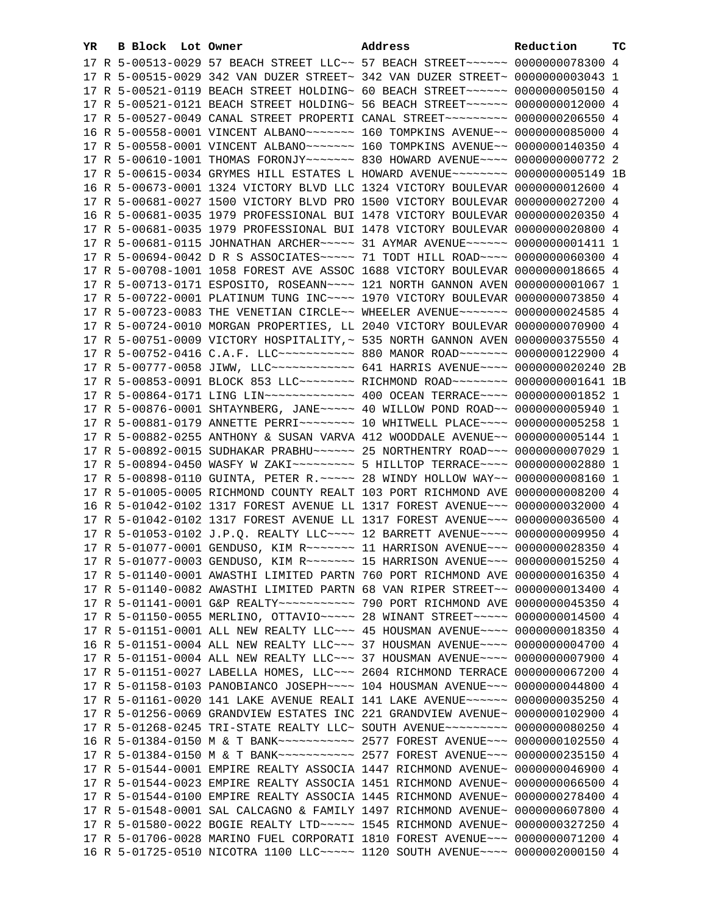| YR | B | Block | Lot | Owner | Address | Reduction | TC |
|---|---|---|---|---|---|---|---|
| 17 | R | 5-00513-0029 | | 57 BEACH STREET LLC~~ | 57 BEACH STREET~~~~~~ | 0000000078300 | 4 |
| 17 | R | 5-00515-0029 | | 342 VAN DUZER STREET~ | 342 VAN DUZER STREET~ | 0000000003043 | 1 |
| 17 | R | 5-00521-0119 | | BEACH STREET HOLDING~ | 60 BEACH STREET~~~~~~ | 0000000050150 | 4 |
| 17 | R | 5-00521-0121 | | BEACH STREET HOLDING~ | 56 BEACH STREET~~~~~~ | 0000000012000 | 4 |
| 17 | R | 5-00527-0049 | | CANAL STREET PROPERTI | CANAL STREET~~~~~~~~~ | 0000000206550 | 4 |
| 16 | R | 5-00558-0001 | | VINCENT ALBANO~~~~~~~ | 160 TOMPKINS AVENUE~~ | 0000000085000 | 4 |
| 17 | R | 5-00558-0001 | | VINCENT ALBANO~~~~~~~ | 160 TOMPKINS AVENUE~~ | 0000000140350 | 4 |
| 17 | R | 5-00610-1001 | | THOMAS FORONJY~~~~~~~ | 830 HOWARD AVENUE~~~~ | 0000000000772 | 2 |
| 17 | R | 5-00615-0034 | | GRYMES HILL ESTATES L | HOWARD AVENUE~~~~~~~~ | 0000000005149 | 1B |
| 16 | R | 5-00673-0001 | | 1324 VICTORY BLVD LLC | 1324 VICTORY BOULEVAR | 0000000012600 | 4 |
| 17 | R | 5-00681-0027 | | 1500 VICTORY BLVD PRO | 1500 VICTORY BOULEVAR | 0000000027200 | 4 |
| 16 | R | 5-00681-0035 | | 1979 PROFESSIONAL BUI | 1478 VICTORY BOULEVAR | 0000000020350 | 4 |
| 17 | R | 5-00681-0035 | | 1979 PROFESSIONAL BUI | 1478 VICTORY BOULEVAR | 0000000020800 | 4 |
| 17 | R | 5-00681-0115 | | JOHNATHAN ARCHER~~~~~ | 31 AYMAR AVENUE~~~~~~ | 0000000001411 | 1 |
| 17 | R | 5-00694-0042 | | D R S ASSOCIATES~~~~~ | 71 TODT HILL ROAD~~~~ | 0000000060300 | 4 |
| 17 | R | 5-00708-1001 | | 1058 FOREST AVE ASSOC | 1688 VICTORY BOULEVAR | 0000000018665 | 4 |
| 17 | R | 5-00713-0171 | | ESPOSITO, ROSEANN~~~~ | 121 NORTH GANNON AVEN | 0000000001067 | 1 |
| 17 | R | 5-00722-0001 | | PLATINUM TUNG INC~~~~ | 1970 VICTORY BOULEVAR | 0000000073850 | 4 |
| 17 | R | 5-00723-0083 | | THE VENETIAN CIRCLE~~ | WHEELER AVENUE~~~~~~~ | 0000000024585 | 4 |
| 17 | R | 5-00724-0010 | | MORGAN PROPERTIES, LL | 2040 VICTORY BOULEVAR | 0000000070900 | 4 |
| 17 | R | 5-00751-0009 | | VICTORY HOSPITALITY,~ | 535 NORTH GANNON AVEN | 0000000375550 | 4 |
| 17 | R | 5-00752-0416 | | C.A.F. LLC~~~~~~~~~~~ | 880 MANOR ROAD~~~~~~~ | 0000000122900 | 4 |
| 17 | R | 5-00777-0058 | | JIWW, LLC~~~~~~~~~~~~ | 641 HARRIS AVENUE~~~~ | 0000000020240 | 2B |
| 17 | R | 5-00853-0091 | | BLOCK 853 LLC~~~~~~~~ | RICHMOND ROAD~~~~~~~~ | 0000000001641 | 1B |
| 17 | R | 5-00864-0171 | | LING LIN~~~~~~~~~~~~~ | 400 OCEAN TERRACE~~~~ | 0000000001852 | 1 |
| 17 | R | 5-00876-0001 | | SHTAYNBERG, JANE~~~~~ | 40 WILLOW POND ROAD~~ | 0000000005940 | 1 |
| 17 | R | 5-00881-0179 | | ANNETTE PERRI~~~~~~~~ | 10 WHITWELL PLACE~~~~ | 0000000005258 | 1 |
| 17 | R | 5-00882-0255 | | ANTHONY & SUSAN VARVA | 412 WOODDALE AVENUE~~ | 0000000005144 | 1 |
| 17 | R | 5-00892-0015 | | SUDHAKAR PRABHU~~~~~~ | 25 NORTHENTRY ROAD~~~ | 0000000007029 | 1 |
| 17 | R | 5-00894-0450 | | WASFY W ZAKI~~~~~~~~~ | 5 HILLTOP TERRACE~~~~ | 0000000002880 | 1 |
| 17 | R | 5-00898-0110 | | GUINTA, PETER R.~~~~~ | 28 WINDY HOLLOW WAY~~ | 0000000008160 | 1 |
| 17 | R | 5-01005-0005 | | RICHMOND COUNTY REALT | 103 PORT RICHMOND AVE | 0000000008200 | 4 |
| 16 | R | 5-01042-0102 | | 1317 FOREST AVENUE LL | 1317 FOREST AVENUE~~~ | 0000000032000 | 4 |
| 17 | R | 5-01042-0102 | | 1317 FOREST AVENUE LL | 1317 FOREST AVENUE~~~ | 0000000036500 | 4 |
| 17 | R | 5-01053-0102 | | J.P.Q. REALTY LLC~~~~ | 12 BARRETT AVENUE~~~~ | 0000000009950 | 4 |
| 17 | R | 5-01077-0001 | | GENDUSO, KIM R~~~~~~~ | 11 HARRISON AVENUE~~~ | 0000000028350 | 4 |
| 17 | R | 5-01077-0003 | | GENDUSO, KIM R~~~~~~~ | 15 HARRISON AVENUE~~~ | 0000000015250 | 4 |
| 17 | R | 5-01140-0001 | | AWASTHI LIMITED PARTN | 760 PORT RICHMOND AVE | 0000000016350 | 4 |
| 17 | R | 5-01140-0082 | | AWASTHI LIMITED PARTN | 68 VAN RIPER STREET~~ | 0000000013400 | 4 |
| 17 | R | 5-01141-0001 | | G&P REALTY~~~~~~~~~~~ | 790 PORT RICHMOND AVE | 0000000045350 | 4 |
| 17 | R | 5-01150-0055 | | MERLINO, OTTAVIO~~~~~ | 28 WINANT STREET~~~~~ | 0000000014500 | 4 |
| 17 | R | 5-01151-0001 | | ALL NEW REALTY LLC~~~ | 45 HOUSMAN AVENUE~~~~ | 0000000018350 | 4 |
| 16 | R | 5-01151-0004 | | ALL NEW REALTY LLC~~~ | 37 HOUSMAN AVENUE~~~~ | 0000000004700 | 4 |
| 17 | R | 5-01151-0004 | | ALL NEW REALTY LLC~~~ | 37 HOUSMAN AVENUE~~~~ | 0000000007900 | 4 |
| 17 | R | 5-01151-0027 | | LABELLA HOMES, LLC~~~ | 2604 RICHMOND TERRACE | 0000000067200 | 4 |
| 17 | R | 5-01158-0103 | | PANOBIANCO JOSEPH~~~~ | 104 HOUSMAN AVENUE~~~ | 0000000044800 | 4 |
| 17 | R | 5-01161-0020 | | 141 LAKE AVENUE REALI | 141 LAKE AVENUE~~~~~~ | 0000000035250 | 4 |
| 17 | R | 5-01256-0069 | | GRANDVIEW ESTATES INC | 221 GRANDVIEW AVENUE~ | 0000000102900 | 4 |
| 17 | R | 5-01268-0245 | | TRI-STATE REALTY LLC~ | SOUTH AVENUE~~~~~~~~~ | 0000000080250 | 4 |
| 16 | R | 5-01384-0150 | | M & T BANK~~~~~~~~~~~ | 2577 FOREST AVENUE~~~ | 0000000102550 | 4 |
| 17 | R | 5-01384-0150 | | M & T BANK~~~~~~~~~~~ | 2577 FOREST AVENUE~~~ | 0000000235150 | 4 |
| 17 | R | 5-01544-0001 | | EMPIRE REALTY ASSOCIA | 1447 RICHMOND AVENUE~ | 0000000046900 | 4 |
| 17 | R | 5-01544-0023 | | EMPIRE REALTY ASSOCIA | 1451 RICHMOND AVENUE~ | 0000000066500 | 4 |
| 17 | R | 5-01544-0100 | | EMPIRE REALTY ASSOCIA | 1445 RICHMOND AVENUE~ | 0000000278400 | 4 |
| 17 | R | 5-01548-0001 | | SAL CALCAGNO & FAMILY | 1497 RICHMOND AVENUE~ | 0000000607800 | 4 |
| 17 | R | 5-01580-0022 | | BOGIE REALTY LTD~~~~~ | 1545 RICHMOND AVENUE~ | 0000000327250 | 4 |
| 17 | R | 5-01706-0028 | | MARINO FUEL CORPORATI | 1810 FOREST AVENUE~~~ | 0000000071200 | 4 |
| 16 | R | 5-01725-0510 | | NICOTRA 1100 LLC~~~~~ | 1120 SOUTH AVENUE~~~~ | 0000002000150 | 4 |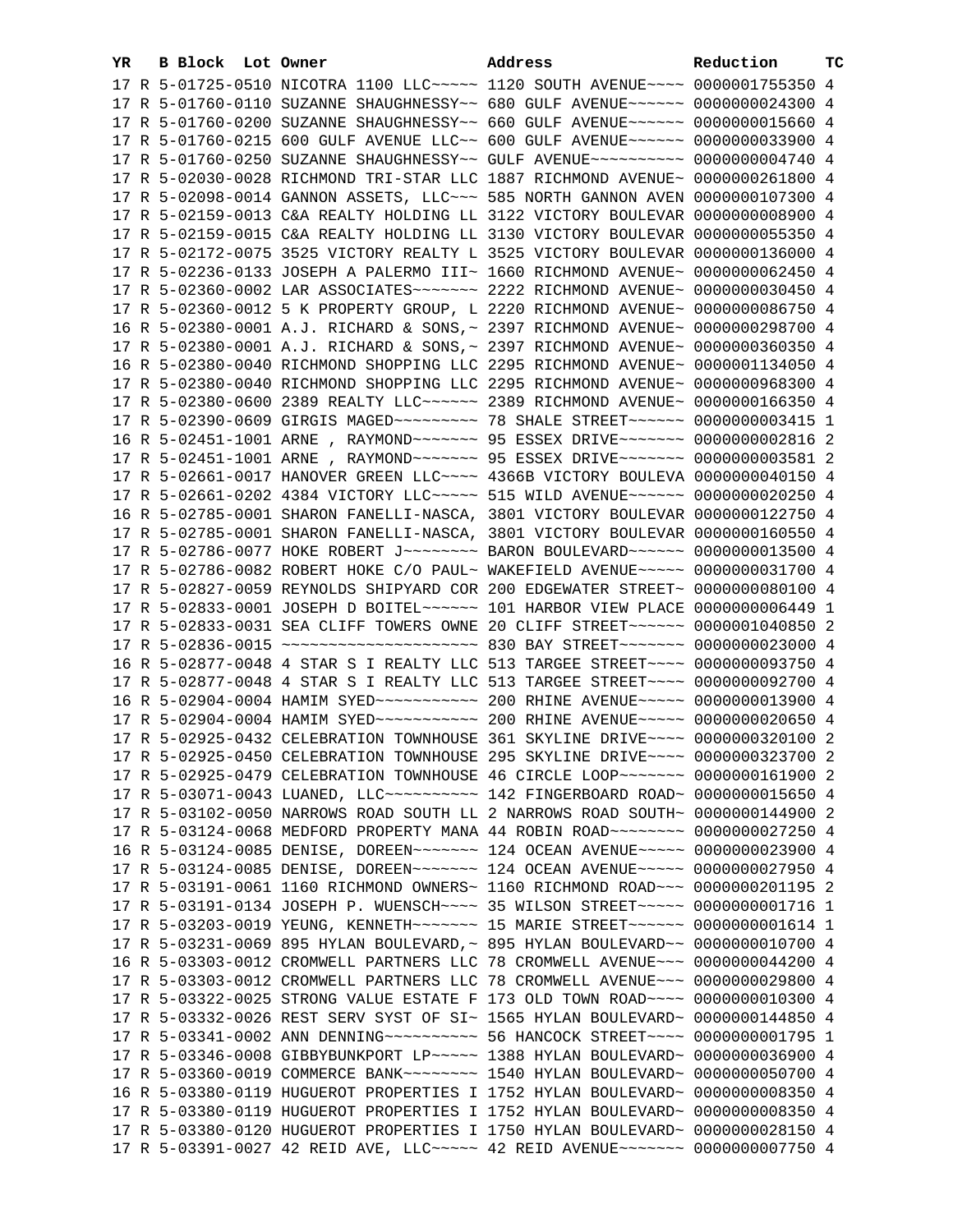| YR | B | Block | Lot | Owner | Address | Reduction | TC |
|---|---|---|---|---|---|---|---|
| 17 | R | 5-01725-0510 | | NICOTRA 1100 LLC~~~~~ | 1120 SOUTH AVENUE~~~~ | 0000001755350 | 4 |
| 17 | R | 5-01760-0110 | | SUZANNE SHAUGHNESSY~~ | 680 GULF AVENUE~~~~~~ | 0000000024300 | 4 |
| 17 | R | 5-01760-0200 | | SUZANNE SHAUGHNESSY~~ | 660 GULF AVENUE~~~~~~ | 0000000015660 | 4 |
| 17 | R | 5-01760-0215 | | 600 GULF AVENUE LLC~~ | 600 GULF AVENUE~~~~~~ | 0000000033900 | 4 |
| 17 | R | 5-01760-0250 | | SUZANNE SHAUGHNESSY~~ | GULF AVENUE~~~~~~~~~~ | 0000000004740 | 4 |
| 17 | R | 5-02030-0028 | | RICHMOND TRI-STAR LLC | 1887 RICHMOND AVENUE~ | 0000000261800 | 4 |
| 17 | R | 5-02098-0014 | | GANNON ASSETS, LLC~~~ | 585 NORTH GANNON AVEN | 0000000107300 | 4 |
| 17 | R | 5-02159-0013 | | C&A REALTY HOLDING LL | 3122 VICTORY BOULEVAR | 0000000008900 | 4 |
| 17 | R | 5-02159-0015 | | C&A REALTY HOLDING LL | 3130 VICTORY BOULEVAR | 0000000055350 | 4 |
| 17 | R | 5-02172-0075 | | 3525 VICTORY REALTY L | 3525 VICTORY BOULEVAR | 0000000136000 | 4 |
| 17 | R | 5-02236-0133 | | JOSEPH A PALERMO III~ | 1660 RICHMOND AVENUE~ | 0000000062450 | 4 |
| 17 | R | 5-02360-0002 | | LAR ASSOCIATES~~~~~~~ | 2222 RICHMOND AVENUE~ | 0000000030450 | 4 |
| 17 | R | 5-02360-0012 | | 5 K PROPERTY GROUP, L | 2220 RICHMOND AVENUE~ | 0000000086750 | 4 |
| 16 | R | 5-02380-0001 | | A.J. RICHARD & SONS,~ | 2397 RICHMOND AVENUE~ | 0000000298700 | 4 |
| 17 | R | 5-02380-0001 | | A.J. RICHARD & SONS,~ | 2397 RICHMOND AVENUE~ | 0000000360350 | 4 |
| 16 | R | 5-02380-0040 | | RICHMOND SHOPPING LLC | 2295 RICHMOND AVENUE~ | 0000001134050 | 4 |
| 17 | R | 5-02380-0040 | | RICHMOND SHOPPING LLC | 2295 RICHMOND AVENUE~ | 0000000968300 | 4 |
| 17 | R | 5-02380-0600 | | 2389 REALTY LLC~~~~~~ | 2389 RICHMOND AVENUE~ | 0000000166350 | 4 |
| 17 | R | 5-02390-0609 | | GIRGIS MAGED~~~~~~~~~ | 78 SHALE STREET~~~~~~ | 0000000003415 | 1 |
| 16 | R | 5-02451-1001 | | ARNE , RAYMOND~~~~~~~ | 95 ESSEX DRIVE~~~~~~~ | 0000000002816 | 2 |
| 17 | R | 5-02451-1001 | | ARNE , RAYMOND~~~~~~~ | 95 ESSEX DRIVE~~~~~~~ | 0000000003581 | 2 |
| 17 | R | 5-02661-0017 | | HANOVER GREEN LLC~~~~ | 4366B VICTORY BOULEVA | 0000000040150 | 4 |
| 17 | R | 5-02661-0202 | | 4384 VICTORY LLC~~~~~ | 515 WILD AVENUE~~~~~~ | 0000000020250 | 4 |
| 16 | R | 5-02785-0001 | | SHARON FANELLI-NASCA, | 3801 VICTORY BOULEVAR | 0000000122750 | 4 |
| 17 | R | 5-02785-0001 | | SHARON FANELLI-NASCA, | 3801 VICTORY BOULEVAR | 0000000160550 | 4 |
| 17 | R | 5-02786-0077 | | HOKE ROBERT J~~~~~~~~ | BARON BOULEVARD~~~~~~ | 0000000013500 | 4 |
| 17 | R | 5-02786-0082 | | ROBERT HOKE C/O PAUL~ | WAKEFIELD AVENUE~~~~~ | 0000000031700 | 4 |
| 17 | R | 5-02827-0059 | | REYNOLDS SHIPYARD COR | 200 EDGEWATER STREET~ | 0000000080100 | 4 |
| 17 | R | 5-02833-0001 | | JOSEPH D BOITEL~~~~~~ | 101 HARBOR VIEW PLACE | 0000000006449 | 1 |
| 17 | R | 5-02833-0031 | | SEA CLIFF TOWERS OWNE | 20 CLIFF STREET~~~~~~ | 0000001040850 | 2 |
| 17 | R | 5-02836-0015 | | ~~~~~~~~~~~~~~~~~~~~~ | 830 BAY STREET~~~~~~~ | 0000000023000 | 4 |
| 16 | R | 5-02877-0048 | | 4 STAR S I REALTY LLC | 513 TARGEE STREET~~~~ | 0000000093750 | 4 |
| 17 | R | 5-02877-0048 | | 4 STAR S I REALTY LLC | 513 TARGEE STREET~~~~ | 0000000092700 | 4 |
| 16 | R | 5-02904-0004 | | HAMIM SYED~~~~~~~~~~~ | 200 RHINE AVENUE~~~~~ | 0000000013900 | 4 |
| 17 | R | 5-02904-0004 | | HAMIM SYED~~~~~~~~~~~ | 200 RHINE AVENUE~~~~~ | 0000000020650 | 4 |
| 17 | R | 5-02925-0432 | | CELEBRATION TOWNHOUSE | 361 SKYLINE DRIVE~~~~ | 0000000320100 | 2 |
| 17 | R | 5-02925-0450 | | CELEBRATION TOWNHOUSE | 295 SKYLINE DRIVE~~~~ | 0000000323700 | 2 |
| 17 | R | 5-02925-0479 | | CELEBRATION TOWNHOUSE | 46 CIRCLE LOOP~~~~~~~ | 0000000161900 | 2 |
| 17 | R | 5-03071-0043 | | LUANED, LLC~~~~~~~~~~ | 142 FINGERBOARD ROAD~ | 0000000015650 | 4 |
| 17 | R | 5-03102-0050 | | NARROWS ROAD SOUTH LL | 2 NARROWS ROAD SOUTH~ | 0000000144900 | 2 |
| 17 | R | 5-03124-0068 | | MEDFORD PROPERTY MANA | 44 ROBIN ROAD~~~~~~~~ | 0000000027250 | 4 |
| 16 | R | 5-03124-0085 | | DENISE, DOREEN~~~~~~~ | 124 OCEAN AVENUE~~~~~ | 0000000023900 | 4 |
| 17 | R | 5-03124-0085 | | DENISE, DOREEN~~~~~~~ | 124 OCEAN AVENUE~~~~~ | 0000000027950 | 4 |
| 17 | R | 5-03191-0061 | | 1160 RICHMOND OWNERS~ | 1160 RICHMOND ROAD~~~ | 0000000201195 | 2 |
| 17 | R | 5-03191-0134 | | JOSEPH P. WUENSCH~~~~ | 35 WILSON STREET~~~~~ | 0000000001716 | 1 |
| 17 | R | 5-03203-0019 | | YEUNG, KENNETH~~~~~~~ | 15 MARIE STREET~~~~~~ | 0000000001614 | 1 |
| 17 | R | 5-03231-0069 | | 895 HYLAN BOULEVARD,~ | 895 HYLAN BOULEVARD~~ | 0000000010700 | 4 |
| 16 | R | 5-03303-0012 | | CROMWELL PARTNERS LLC | 78 CROMWELL AVENUE~~~ | 0000000044200 | 4 |
| 17 | R | 5-03303-0012 | | CROMWELL PARTNERS LLC | 78 CROMWELL AVENUE~~~ | 0000000029800 | 4 |
| 17 | R | 5-03322-0025 | | STRONG VALUE ESTATE F | 173 OLD TOWN ROAD~~~~ | 0000000010300 | 4 |
| 17 | R | 5-03332-0026 | | REST SERV SYST OF SI~ | 1565 HYLAN BOULEVARD~ | 0000000144850 | 4 |
| 17 | R | 5-03341-0002 | | ANN DENNING~~~~~~~~~~ | 56 HANCOCK STREET~~~~ | 0000000001795 | 1 |
| 17 | R | 5-03346-0008 | | GIBBYBUNKPORT LP~~~~~ | 1388 HYLAN BOULEVARD~ | 0000000036900 | 4 |
| 17 | R | 5-03360-0019 | | COMMERCE BANK~~~~~~~~ | 1540 HYLAN BOULEVARD~ | 0000000050700 | 4 |
| 16 | R | 5-03380-0119 | | HUGUEROT PROPERTIES I | 1752 HYLAN BOULEVARD~ | 0000000008350 | 4 |
| 17 | R | 5-03380-0119 | | HUGUEROT PROPERTIES I | 1752 HYLAN BOULEVARD~ | 0000000008350 | 4 |
| 17 | R | 5-03380-0120 | | HUGUEROT PROPERTIES I | 1750 HYLAN BOULEVARD~ | 0000000028150 | 4 |
| 17 | R | 5-03391-0027 | | 42 REID AVE, LLC~~~~~ | 42 REID AVENUE~~~~~~~ | 0000000007750 | 4 |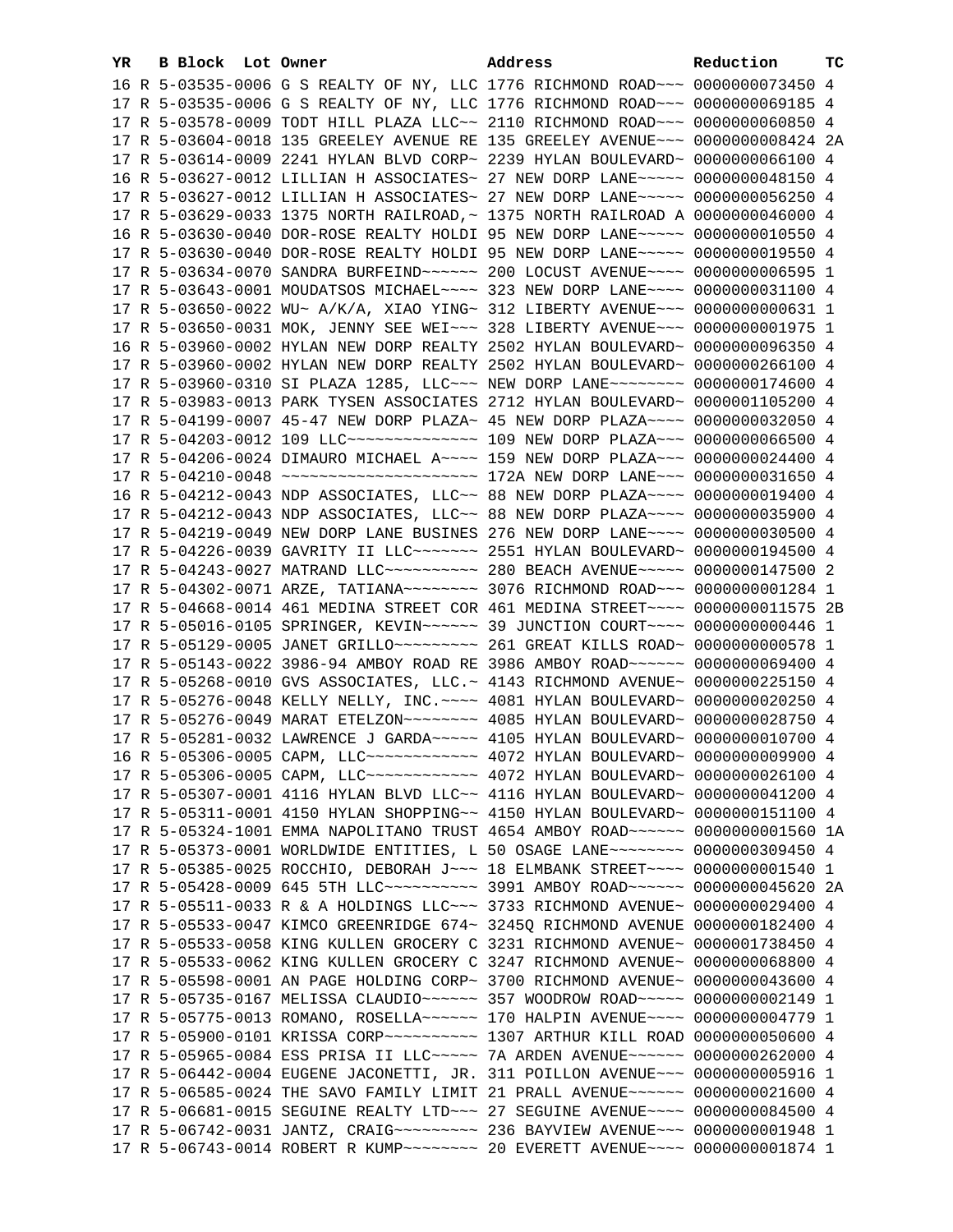| YR | B | Block | Lot | Owner | Address | Reduction | TC |
|---|---|---|---|---|---|---|---|
| 16 | R | 5-03535-0006 | | G S REALTY OF NY, LLC | 1776 RICHMOND ROAD~~~ | 0000000073450 | 4 |
| 17 | R | 5-03535-0006 | | G S REALTY OF NY, LLC | 1776 RICHMOND ROAD~~~ | 0000000069185 | 4 |
| 17 | R | 5-03578-0009 | | TODT HILL PLAZA LLC~~ | 2110 RICHMOND ROAD~~~ | 0000000060850 | 4 |
| 17 | R | 5-03604-0018 | | 135 GREELEY AVENUE RE | 135 GREELEY AVENUE~~~ | 0000000008424 | 2A |
| 17 | R | 5-03614-0009 | | 2241 HYLAN BLVD CORP~ | 2239 HYLAN BOULEVARD~ | 0000000066100 | 4 |
| 16 | R | 5-03627-0012 | | LILLIAN H ASSOCIATES~ | 27 NEW DORP LANE~~~~~ | 0000000048150 | 4 |
| 17 | R | 5-03627-0012 | | LILLIAN H ASSOCIATES~ | 27 NEW DORP LANE~~~~~ | 0000000056250 | 4 |
| 17 | R | 5-03629-0033 | | 1375 NORTH RAILROAD,~ | 1375 NORTH RAILROAD A | 0000000046000 | 4 |
| 16 | R | 5-03630-0040 | | DOR-ROSE REALTY HOLDI | 95 NEW DORP LANE~~~~~ | 0000000010550 | 4 |
| 17 | R | 5-03630-0040 | | DOR-ROSE REALTY HOLDI | 95 NEW DORP LANE~~~~~ | 0000000019550 | 4 |
| 17 | R | 5-03634-0070 | | SANDRA BURFEIND~~~~~~ | 200 LOCUST AVENUE~~~~ | 0000000006595 | 1 |
| 17 | R | 5-03643-0001 | | MOUDATSOS MICHAEL~~~~ | 323 NEW DORP LANE~~~~ | 0000000031100 | 4 |
| 17 | R | 5-03650-0022 | | WU~ A/K/A, XIAO YING~ | 312 LIBERTY AVENUE~~~ | 0000000000631 | 1 |
| 17 | R | 5-03650-0031 | | MOK, JENNY SEE WEI~~~ | 328 LIBERTY AVENUE~~~ | 0000000001975 | 1 |
| 16 | R | 5-03960-0002 | | HYLAN NEW DORP REALTY | 2502 HYLAN BOULEVARD~ | 0000000096350 | 4 |
| 17 | R | 5-03960-0002 | | HYLAN NEW DORP REALTY | 2502 HYLAN BOULEVARD~ | 0000000266100 | 4 |
| 17 | R | 5-03960-0310 | | SI PLAZA 1285, LLC~~~ | NEW DORP LANE~~~~~~~~ | 0000000174600 | 4 |
| 17 | R | 5-03983-0013 | | PARK TYSEN ASSOCIATES | 2712 HYLAN BOULEVARD~ | 0000001105200 | 4 |
| 17 | R | 5-04199-0007 | | 45-47 NEW DORP PLAZA~ | 45 NEW DORP PLAZA~~~~ | 0000000032050 | 4 |
| 17 | R | 5-04203-0012 | | 109 LLC~~~~~~~~~~~~~~ | 109 NEW DORP PLAZA~~~ | 0000000066500 | 4 |
| 17 | R | 5-04206-0024 | | DIMAURO MICHAEL A~~~~ | 159 NEW DORP PLAZA~~~ | 0000000024400 | 4 |
| 17 | R | 5-04210-0048 | | ~~~~~~~~~~~~~~~~~~~~~ | 172A NEW DORP LANE~~~ | 0000000031650 | 4 |
| 16 | R | 5-04212-0043 | | NDP ASSOCIATES, LLC~~ | 88 NEW DORP PLAZA~~~~ | 0000000019400 | 4 |
| 17 | R | 5-04212-0043 | | NDP ASSOCIATES, LLC~~ | 88 NEW DORP PLAZA~~~~ | 0000000035900 | 4 |
| 17 | R | 5-04219-0049 | | NEW DORP LANE BUSINES | 276 NEW DORP LANE~~~~ | 0000000030500 | 4 |
| 17 | R | 5-04226-0039 | | GAVRITY II LLC~~~~~~~ | 2551 HYLAN BOULEVARD~ | 0000000194500 | 4 |
| 17 | R | 5-04243-0027 | | MATRAND LLC~~~~~~~~~~ | 280 BEACH AVENUE~~~~~ | 0000000147500 | 2 |
| 17 | R | 5-04302-0071 | | ARZE, TATIANA~~~~~~~~ | 3076 RICHMOND ROAD~~~ | 0000000001284 | 1 |
| 17 | R | 5-04668-0014 | | 461 MEDINA STREET COR | 461 MEDINA STREET~~~~ | 0000000011575 | 2B |
| 17 | R | 5-05016-0105 | | SPRINGER, KEVIN~~~~~~ | 39 JUNCTION COURT~~~~ | 0000000000446 | 1 |
| 17 | R | 5-05129-0005 | | JANET GRILLO~~~~~~~~~ | 261 GREAT KILLS ROAD~ | 0000000000578 | 1 |
| 17 | R | 5-05143-0022 | | 3986-94 AMBOY ROAD RE | 3986 AMBOY ROAD~~~~~~ | 0000000069400 | 4 |
| 17 | R | 5-05268-0010 | | GVS ASSOCIATES, LLC.~ | 4143 RICHMOND AVENUE~ | 0000000225150 | 4 |
| 17 | R | 5-05276-0048 | | KELLY NELLY, INC.~~~~ | 4081 HYLAN BOULEVARD~ | 0000000020250 | 4 |
| 17 | R | 5-05276-0049 | | MARAT ETELZON~~~~~~~~ | 4085 HYLAN BOULEVARD~ | 0000000028750 | 4 |
| 17 | R | 5-05281-0032 | | LAWRENCE J GARDA~~~~~ | 4105 HYLAN BOULEVARD~ | 0000000010700 | 4 |
| 16 | R | 5-05306-0005 | | CAPM, LLC~~~~~~~~~~~~ | 4072 HYLAN BOULEVARD~ | 0000000009900 | 4 |
| 17 | R | 5-05306-0005 | | CAPM, LLC~~~~~~~~~~~~ | 4072 HYLAN BOULEVARD~ | 0000000026100 | 4 |
| 17 | R | 5-05307-0001 | | 4116 HYLAN BLVD LLC~~ | 4116 HYLAN BOULEVARD~ | 0000000041200 | 4 |
| 17 | R | 5-05311-0001 | | 4150 HYLAN SHOPPING~~ | 4150 HYLAN BOULEVARD~ | 0000000151100 | 4 |
| 17 | R | 5-05324-1001 | | EMMA NAPOLITANO TRUST | 4654 AMBOY ROAD~~~~~~ | 0000000001560 | 1A |
| 17 | R | 5-05373-0001 | | WORLDWIDE ENTITIES, L | 50 OSAGE LANE~~~~~~~~ | 0000000309450 | 4 |
| 17 | R | 5-05385-0025 | | ROCCHIO, DEBORAH J~~~ | 18 ELMBANK STREET~~~~ | 0000000001540 | 1 |
| 17 | R | 5-05428-0009 | | 645 5TH LLC~~~~~~~~~~ | 3991 AMBOY ROAD~~~~~~ | 0000000045620 | 2A |
| 17 | R | 5-05511-0033 | | R & A HOLDINGS LLC~~~ | 3733 RICHMOND AVENUE~ | 0000000029400 | 4 |
| 17 | R | 5-05533-0047 | | KIMCO GREENRIDGE 674~ | 3245Q RICHMOND AVENUE | 0000000182400 | 4 |
| 17 | R | 5-05533-0058 | | KING KULLEN GROCERY C | 3231 RICHMOND AVENUE~ | 0000001738450 | 4 |
| 17 | R | 5-05533-0062 | | KING KULLEN GROCERY C | 3247 RICHMOND AVENUE~ | 0000000068800 | 4 |
| 17 | R | 5-05598-0001 | | AN PAGE HOLDING CORP~ | 3700 RICHMOND AVENUE~ | 0000000043600 | 4 |
| 17 | R | 5-05735-0167 | | MELISSA CLAUDIO~~~~~~ | 357 WOODROW ROAD~~~~~ | 0000000002149 | 1 |
| 17 | R | 5-05775-0013 | | ROMANO, ROSELLA~~~~~~ | 170 HALPIN AVENUE~~~~ | 0000000004779 | 1 |
| 17 | R | 5-05900-0101 | | KRISSA CORP~~~~~~~~~~ | 1307 ARTHUR KILL ROAD | 0000000050600 | 4 |
| 17 | R | 5-05965-0084 | | ESS PRISA II LLC~~~~~ | 7A ARDEN AVENUE~~~~~~ | 0000000262000 | 4 |
| 17 | R | 5-06442-0004 | | EUGENE JACONETTI, JR. | 311 POILLON AVENUE~~~ | 0000000005916 | 1 |
| 17 | R | 5-06585-0024 | | THE SAVO FAMILY LIMIT | 21 PRALL AVENUE~~~~~~ | 0000000021600 | 4 |
| 17 | R | 5-06681-0015 | | SEGUINE REALTY LTD~~~ | 27 SEGUINE AVENUE~~~~ | 0000000084500 | 4 |
| 17 | R | 5-06742-0031 | | JANTZ, CRAIG~~~~~~~~~ | 236 BAYVIEW AVENUE~~~ | 0000000001948 | 1 |
| 17 | R | 5-06743-0014 | | ROBERT R KUMP~~~~~~~~ | 20 EVERETT AVENUE~~~~ | 0000000001874 | 1 |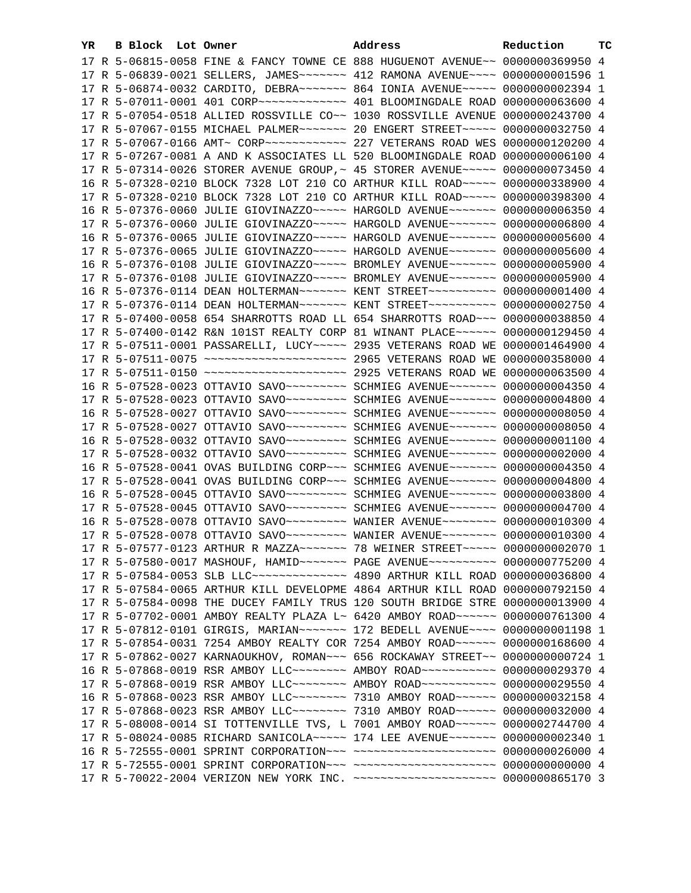| YR | | B Block | Lot | Owner | Address | Reduction | TC |
|---|---|---|---|---|---|---|---|
| 17 | R | 5-06815-0058 | | FINE & FANCY TOWNE CE | 888 HUGUENOT AVENUE~~ | 0000000369950 | 4 |
| 17 | R | 5-06839-0021 | | SELLERS, JAMES~~~~~~~ | 412 RAMONA AVENUE~~~~ | 0000000001596 | 1 |
| 17 | R | 5-06874-0032 | | CARDITO, DEBRA~~~~~~~ | 864 IONIA AVENUE~~~~~ | 0000000002394 | 1 |
| 17 | R | 5-07011-0001 | | 401 CORP~~~~~~~~~~~~~ | 401 BLOOMINGDALE ROAD | 0000000063600 | 4 |
| 17 | R | 5-07054-0518 | | ALLIED ROSSVILLE CO~~ | 1030 ROSSVILLE AVENUE | 0000000243700 | 4 |
| 17 | R | 5-07067-0155 | | MICHAEL PALMER~~~~~~~ | 20 ENGERT STREET~~~~~ | 0000000032750 | 4 |
| 17 | R | 5-07067-0166 | | AMT~ CORP~~~~~~~~~~~~ | 227 VETERANS ROAD WES | 0000000120200 | 4 |
| 17 | R | 5-07267-0081 | | A AND K ASSOCIATES LL | 520 BLOOMINGDALE ROAD | 0000000006100 | 4 |
| 17 | R | 5-07314-0026 | | STORER AVENUE GROUP,~ | 45 STORER AVENUE~~~~~ | 0000000073450 | 4 |
| 16 | R | 5-07328-0210 | | BLOCK 7328 LOT 210 CO | ARTHUR KILL ROAD~~~~~ | 0000000338900 | 4 |
| 17 | R | 5-07328-0210 | | BLOCK 7328 LOT 210 CO | ARTHUR KILL ROAD~~~~~ | 0000000398300 | 4 |
| 16 | R | 5-07376-0060 | | JULIE GIOVINAZZO~~~~~ | HARGOLD AVENUE~~~~~~~ | 0000000006350 | 4 |
| 17 | R | 5-07376-0060 | | JULIE GIOVINAZZO~~~~~ | HARGOLD AVENUE~~~~~~~ | 0000000006800 | 4 |
| 16 | R | 5-07376-0065 | | JULIE GIOVINAZZO~~~~~ | HARGOLD AVENUE~~~~~~~ | 0000000005600 | 4 |
| 17 | R | 5-07376-0065 | | JULIE GIOVINAZZO~~~~~ | HARGOLD AVENUE~~~~~~~ | 0000000005600 | 4 |
| 16 | R | 5-07376-0108 | | JULIE GIOVINAZZO~~~~~ | BROMLEY AVENUE~~~~~~~ | 0000000005900 | 4 |
| 17 | R | 5-07376-0108 | | JULIE GIOVINAZZO~~~~~ | BROMLEY AVENUE~~~~~~~ | 0000000005900 | 4 |
| 16 | R | 5-07376-0114 | | DEAN HOLTERMAN~~~~~~~ | KENT STREET~~~~~~~~~~ | 0000000001400 | 4 |
| 17 | R | 5-07376-0114 | | DEAN HOLTERMAN~~~~~~~ | KENT STREET~~~~~~~~~~ | 0000000002750 | 4 |
| 17 | R | 5-07400-0058 | | 654 SHARROTTS ROAD LL | 654 SHARROTTS ROAD~~~ | 0000000038850 | 4 |
| 17 | R | 5-07400-0142 | | R&N 101ST REALTY CORP | 81 WINANT PLACE~~~~~~ | 0000000129450 | 4 |
| 17 | R | 5-07511-0001 | | PASSARELLI, LUCY~~~~~ | 2935 VETERANS ROAD WE | 0000001464900 | 4 |
| 17 | R | 5-07511-0075 | | ~~~~~~~~~~~~~~~~~~~~~ | 2965 VETERANS ROAD WE | 0000000358000 | 4 |
| 17 | R | 5-07511-0150 | | ~~~~~~~~~~~~~~~~~~~~~ | 2925 VETERANS ROAD WE | 0000000063500 | 4 |
| 16 | R | 5-07528-0023 | | OTTAVIO SAVO~~~~~~~~~ | SCHMIEG AVENUE~~~~~~~ | 0000000004350 | 4 |
| 17 | R | 5-07528-0023 | | OTTAVIO SAVO~~~~~~~~~ | SCHMIEG AVENUE~~~~~~~ | 0000000004800 | 4 |
| 16 | R | 5-07528-0027 | | OTTAVIO SAVO~~~~~~~~~ | SCHMIEG AVENUE~~~~~~~ | 0000000008050 | 4 |
| 17 | R | 5-07528-0027 | | OTTAVIO SAVO~~~~~~~~~ | SCHMIEG AVENUE~~~~~~~ | 0000000008050 | 4 |
| 16 | R | 5-07528-0032 | | OTTAVIO SAVO~~~~~~~~~ | SCHMIEG AVENUE~~~~~~~ | 0000000001100 | 4 |
| 17 | R | 5-07528-0032 | | OTTAVIO SAVO~~~~~~~~~ | SCHMIEG AVENUE~~~~~~~ | 0000000002000 | 4 |
| 16 | R | 5-07528-0041 | | OVAS BUILDING CORP~~~ | SCHMIEG AVENUE~~~~~~~ | 0000000004350 | 4 |
| 17 | R | 5-07528-0041 | | OVAS BUILDING CORP~~~ | SCHMIEG AVENUE~~~~~~~ | 0000000004800 | 4 |
| 16 | R | 5-07528-0045 | | OTTAVIO SAVO~~~~~~~~~ | SCHMIEG AVENUE~~~~~~~ | 0000000003800 | 4 |
| 17 | R | 5-07528-0045 | | OTTAVIO SAVO~~~~~~~~~ | SCHMIEG AVENUE~~~~~~~ | 0000000004700 | 4 |
| 16 | R | 5-07528-0078 | | OTTAVIO SAVO~~~~~~~~~ | WANIER AVENUE~~~~~~~~ | 0000000010300 | 4 |
| 17 | R | 5-07528-0078 | | OTTAVIO SAVO~~~~~~~~~ | WANIER AVENUE~~~~~~~~ | 0000000010300 | 4 |
| 17 | R | 5-07577-0123 | | ARTHUR R MAZZA~~~~~~~ | 78 WEINER STREET~~~~~ | 0000000002070 | 1 |
| 17 | R | 5-07580-0017 | | MASHOUF, HAMID~~~~~~~ | PAGE AVENUE~~~~~~~~~~ | 0000000775200 | 4 |
| 17 | R | 5-07584-0053 | | SLB LLC~~~~~~~~~~~~~~ | 4890 ARTHUR KILL ROAD | 0000000036800 | 4 |
| 17 | R | 5-07584-0065 | | ARTHUR KILL DEVELOPME | 4864 ARTHUR KILL ROAD | 0000000792150 | 4 |
| 17 | R | 5-07584-0098 | | THE DUCEY FAMILY TRUS | 120 SOUTH BRIDGE STRE | 0000000013900 | 4 |
| 17 | R | 5-07702-0001 | | AMBOY REALTY PLAZA L~ | 6420 AMBOY ROAD~~~~~~ | 0000000761300 | 4 |
| 17 | R | 5-07812-0101 | | GIRGIS, MARIAN~~~~~~~ | 172 BEDELL AVENUE~~~~ | 0000000001198 | 1 |
| 17 | R | 5-07854-0031 | | 7254 AMBOY REALTY COR | 7254 AMBOY ROAD~~~~~~ | 0000000168600 | 4 |
| 17 | R | 5-07862-0027 | | KARNAOUKHOV, ROMAN~~~ | 656 ROCKAWAY STREET~~ | 0000000000724 | 1 |
| 16 | R | 5-07868-0019 | | RSR AMBOY LLC~~~~~~~~ | AMBOY ROAD~~~~~~~~~~~ | 0000000029370 | 4 |
| 17 | R | 5-07868-0019 | | RSR AMBOY LLC~~~~~~~~ | AMBOY ROAD~~~~~~~~~~~ | 0000000029550 | 4 |
| 16 | R | 5-07868-0023 | | RSR AMBOY LLC~~~~~~~~ | 7310 AMBOY ROAD~~~~~~ | 0000000032158 | 4 |
| 17 | R | 5-07868-0023 | | RSR AMBOY LLC~~~~~~~~ | 7310 AMBOY ROAD~~~~~~ | 0000000032000 | 4 |
| 17 | R | 5-08008-0014 | | SI TOTTENVILLE TVS, L | 7001 AMBOY ROAD~~~~~~ | 0000002744700 | 4 |
| 17 | R | 5-08024-0085 | | RICHARD SANICOLA~~~~~ | 174 LEE AVENUE~~~~~~~ | 0000000002340 | 1 |
| 16 | R | 5-72555-0001 | | SPRINT CORPORATION~~~ | ~~~~~~~~~~~~~~~~~~~~~ | 0000000026000 | 4 |
| 17 | R | 5-72555-0001 | | SPRINT CORPORATION~~~ | ~~~~~~~~~~~~~~~~~~~~~ | 0000000000000 | 4 |
| 17 | R | 5-70022-2004 | | VERIZON NEW YORK INC. | ~~~~~~~~~~~~~~~~~~~~~ | 0000000865170 | 3 |